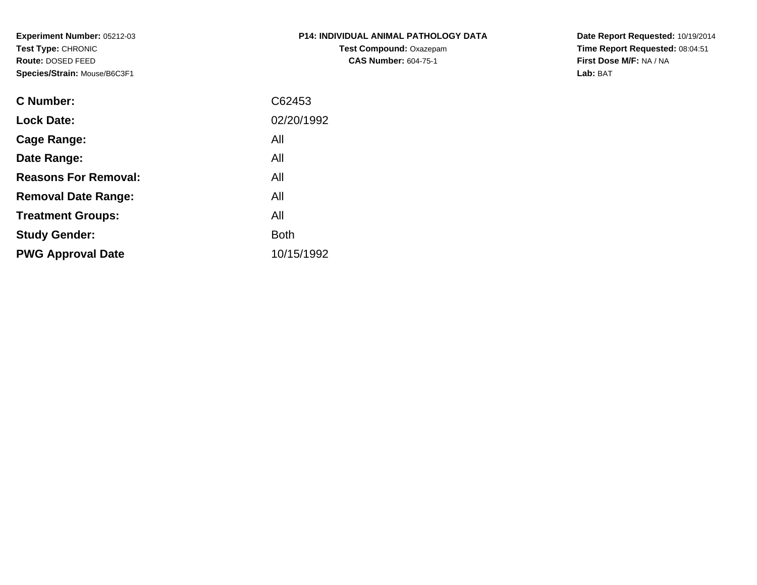**Experiment Number:** 05212-03
**Test Type:** CHRONIC
**Route:** DOSED FEED
**Species/Strain:** Mouse/B6C3F1

**P14: INDIVIDUAL ANIMAL PATHOLOGY DATA**
**Test Compound:** Oxazepam
**CAS Number:** 604-75-1

**Date Report Requested:** 10/19/2014
**Time Report Requested:** 08:04:51
**First Dose M/F:** NA / NA
**Lab:** BAT

| | |
|---|---|
| **C Number:** | C62453 |
| **Lock Date:** | 02/20/1992 |
| **Cage Range:** | All |
| **Date Range:** | All |
| **Reasons For Removal:** | All |
| **Removal Date Range:** | All |
| **Treatment Groups:** | All |
| **Study Gender:** | Both |
| **PWG Approval Date** | 10/15/1992 |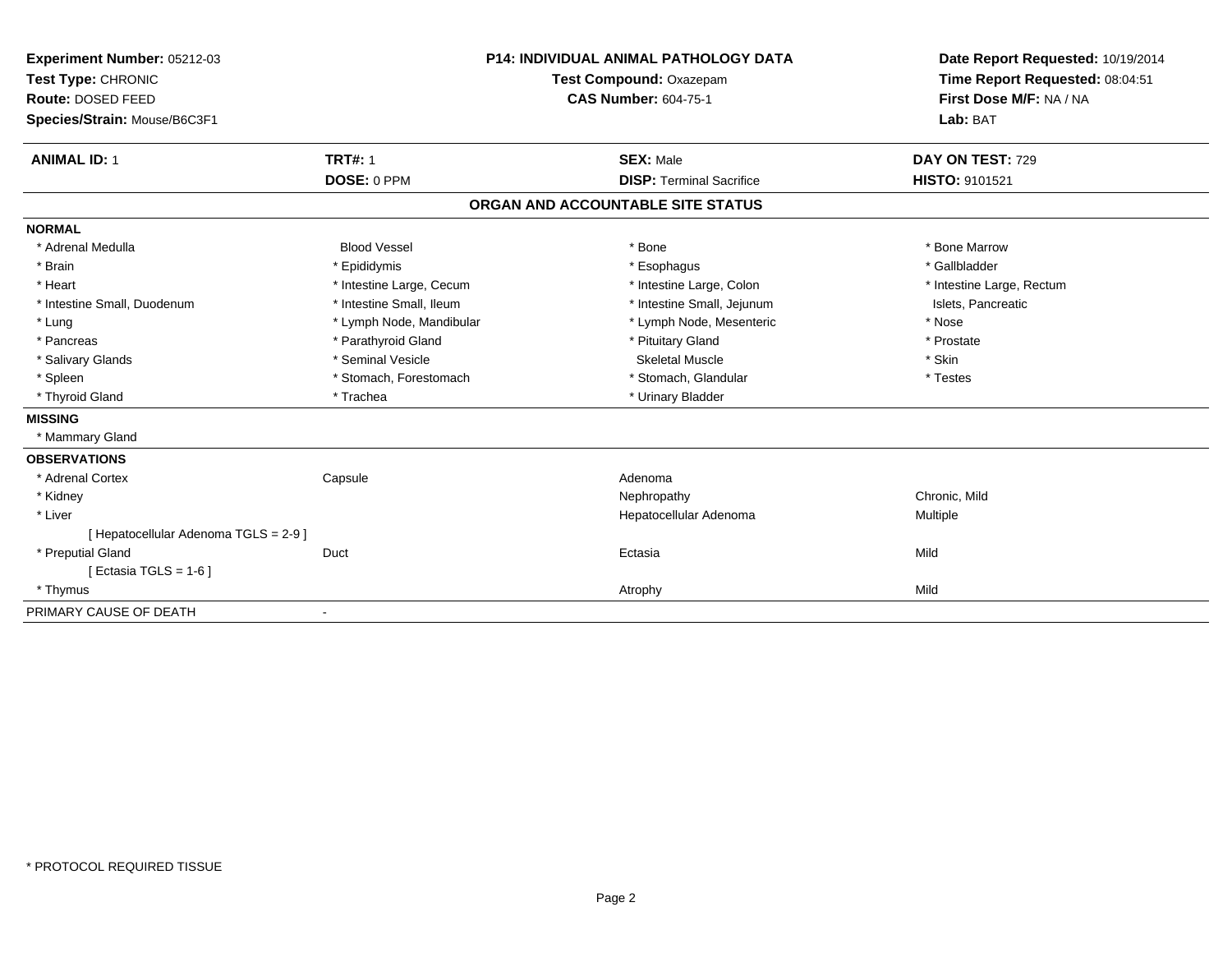**Experiment Number:** 05212-03
**Test Type:** CHRONIC
**Route:** DOSED FEED
**Species/Strain:** Mouse/B6C3F1

**P14: INDIVIDUAL ANIMAL PATHOLOGY DATA**
**Test Compound:** Oxazepam
**CAS Number:** 604-75-1

**Date Report Requested:** 10/19/2014
**Time Report Requested:** 08:04:51
**First Dose M/F:** NA / NA
**Lab:** BAT

| **ANIMAL ID:** 1 | **TRT#:** 1 | **SEX:** Male | **DAY ON TEST:** 729 |
|---|---|---|---|
| | **DOSE:** 0 PPM | **DISP:** Terminal Sacrifice | **HISTO:** 9101521 |

## ORGAN AND ACCOUNTABLE SITE STATUS

**NORMAL**

| | | | |
|---|---|---|---|
| * Adrenal Medulla | Blood Vessel | * Bone | * Bone Marrow |
| * Brain | * Epididymis | * Esophagus | * Gallbladder |
| * Heart | * Intestine Large, Cecum | * Intestine Large, Colon | * Intestine Large, Rectum |
| * Intestine Small, Duodenum | * Intestine Small, Ileum | * Intestine Small, Jejunum | Islets, Pancreatic |
| * Lung | * Lymph Node, Mandibular | * Lymph Node, Mesenteric | * Nose |
| * Pancreas | * Parathyroid Gland | * Pituitary Gland | * Prostate |
| * Salivary Glands | * Seminal Vesicle | Skeletal Muscle | * Skin |
| * Spleen | * Stomach, Forestomach | * Stomach, Glandular | * Testes |
| * Thyroid Gland | * Trachea | * Urinary Bladder | |

**MISSING**

* Mammary Gland

**OBSERVATIONS**

| | | | |
|---|---|---|---|
| * Adrenal Cortex | Capsule | Adenoma | |
| * Kidney | | Nephropathy | Chronic, Mild |
| * Liver | | Hepatocellular Adenoma | Multiple |
| [ Hepatocellular Adenoma TGLS = 2-9 ] | | | |
| * Preputial Gland | Duct | Ectasia | Mild |
| [ Ectasia TGLS = 1-6 ] | | | |
| * Thymus | | Atrophy | Mild |

PRIMARY CAUSE OF DEATH -

* PROTOCOL REQUIRED TISSUE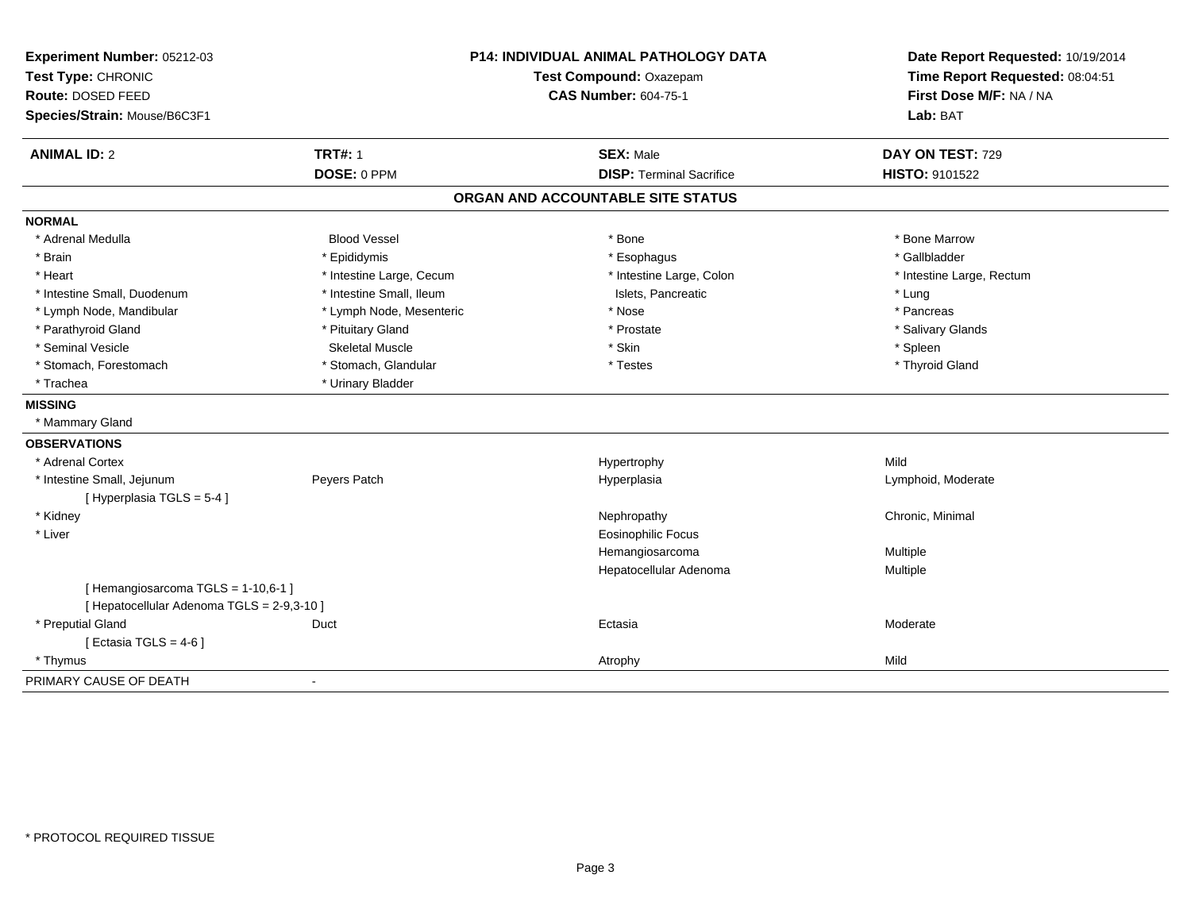**Experiment Number:** 05212-03
**Test Type:** CHRONIC
**Route:** DOSED FEED
**Species/Strain:** Mouse/B6C3F1

**P14: INDIVIDUAL ANIMAL PATHOLOGY DATA**
**Test Compound:** Oxazepam
**CAS Number:** 604-75-1

**Date Report Requested:** 10/19/2014
**Time Report Requested:** 08:04:51
**First Dose M/F:** NA / NA
**Lab:** BAT

| **ANIMAL ID:** 2 | **TRT#:** 1 | **SEX:** Male | **DAY ON TEST:** 729 |
|---|---|---|---|
| | **DOSE:** 0 PPM | **DISP:** Terminal Sacrifice | **HISTO:** 9101522 |

## ORGAN AND ACCOUNTABLE SITE STATUS

**NORMAL**

| | | | |
|---|---|---|---|
| * Adrenal Medulla | Blood Vessel | * Bone | * Bone Marrow |
| * Brain | * Epididymis | * Esophagus | * Gallbladder |
| * Heart | * Intestine Large, Cecum | * Intestine Large, Colon | * Intestine Large, Rectum |
| * Intestine Small, Duodenum | * Intestine Small, Ileum | Islets, Pancreatic | * Lung |
| * Lymph Node, Mandibular | * Lymph Node, Mesenteric | * Nose | * Pancreas |
| * Parathyroid Gland | * Pituitary Gland | * Prostate | * Salivary Glands |
| * Seminal Vesicle | Skeletal Muscle | * Skin | * Spleen |
| * Stomach, Forestomach | * Stomach, Glandular | * Testes | * Thyroid Gland |
| * Trachea | * Urinary Bladder | | |

**MISSING**

* Mammary Gland

**OBSERVATIONS**

| | | | |
|---|---|---|---|
| * Adrenal Cortex | | Hypertrophy | Mild |
| * Intestine Small, Jejunum | Peyers Patch | Hyperplasia | Lymphoid, Moderate |
| [ Hyperplasia TGLS = 5-4 ] | | | |
| * Kidney | | Nephropathy | Chronic, Minimal |
| * Liver | | Eosinophilic Focus | |
| | | Hemangiosarcoma | Multiple |
| | | Hepatocellular Adenoma | Multiple |
| [ Hemangiosarcoma TGLS = 1-10,6-1 ] | | | |
| [ Hepatocellular Adenoma TGLS = 2-9,3-10 ] | | | |
| * Preputial Gland | Duct | Ectasia | Moderate |
| [ Ectasia TGLS = 4-6 ] | | | |
| * Thymus | | Atrophy | Mild |

PRIMARY CAUSE OF DEATH -

* PROTOCOL REQUIRED TISSUE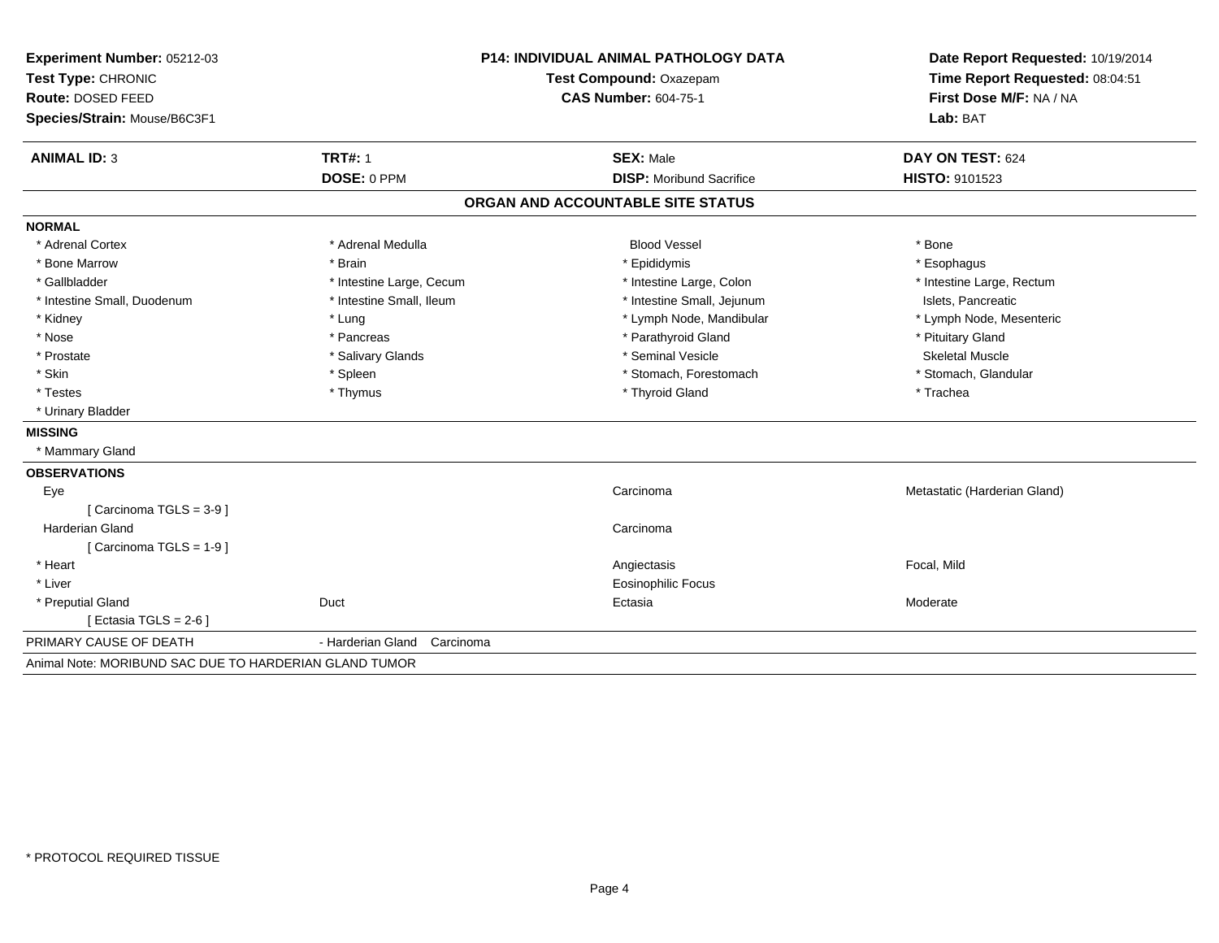**Experiment Number:** 05212-03
**Test Type:** CHRONIC
**Route:** DOSED FEED
**Species/Strain:** Mouse/B6C3F1

**P14: INDIVIDUAL ANIMAL PATHOLOGY DATA**
**Test Compound:** Oxazepam
**CAS Number:** 604-75-1

**Date Report Requested:** 10/19/2014
**Time Report Requested:** 08:04:51
**First Dose M/F:** NA / NA
**Lab:** BAT

| **ANIMAL ID:** 3 | **TRT#:** 1 | **SEX:** Male | **DAY ON TEST:** 624 |
|---|---|---|---|
| | **DOSE:** 0 PPM | **DISP:** Moribund Sacrifice | **HISTO:** 9101523 |

## ORGAN AND ACCOUNTABLE SITE STATUS

**NORMAL**

| | | | |
|---|---|---|---|
| * Adrenal Cortex | * Adrenal Medulla | Blood Vessel | * Bone |
| * Bone Marrow | * Brain | * Epididymis | * Esophagus |
| * Gallbladder | * Intestine Large, Cecum | * Intestine Large, Colon | * Intestine Large, Rectum |
| * Intestine Small, Duodenum | * Intestine Small, Ileum | * Intestine Small, Jejunum | Islets, Pancreatic |
| * Kidney | * Lung | * Lymph Node, Mandibular | * Lymph Node, Mesenteric |
| * Nose | * Pancreas | * Parathyroid Gland | * Pituitary Gland |
| * Prostate | * Salivary Glands | * Seminal Vesicle | Skeletal Muscle |
| * Skin | * Spleen | * Stomach, Forestomach | * Stomach, Glandular |
| * Testes | * Thymus | * Thyroid Gland | * Trachea |
| * Urinary Bladder | | | |

**MISSING**

* Mammary Gland

**OBSERVATIONS**

| | | | |
|---|---|---|---|
| Eye | | Carcinoma | Metastatic (Harderian Gland) |
| [ Carcinoma TGLS = 3-9 ] | | | |
| Harderian Gland | | Carcinoma | |
| [ Carcinoma TGLS = 1-9 ] | | | |
| * Heart | | Angiectasis | Focal, Mild |
| * Liver | | Eosinophilic Focus | |
| * Preputial Gland | Duct | Ectasia | Moderate |
| [ Ectasia TGLS = 2-6 ] | | | |

PRIMARY CAUSE OF DEATH - Harderian Gland Carcinoma

Animal Note: MORIBUND SAC DUE TO HARDERIAN GLAND TUMOR

* PROTOCOL REQUIRED TISSUE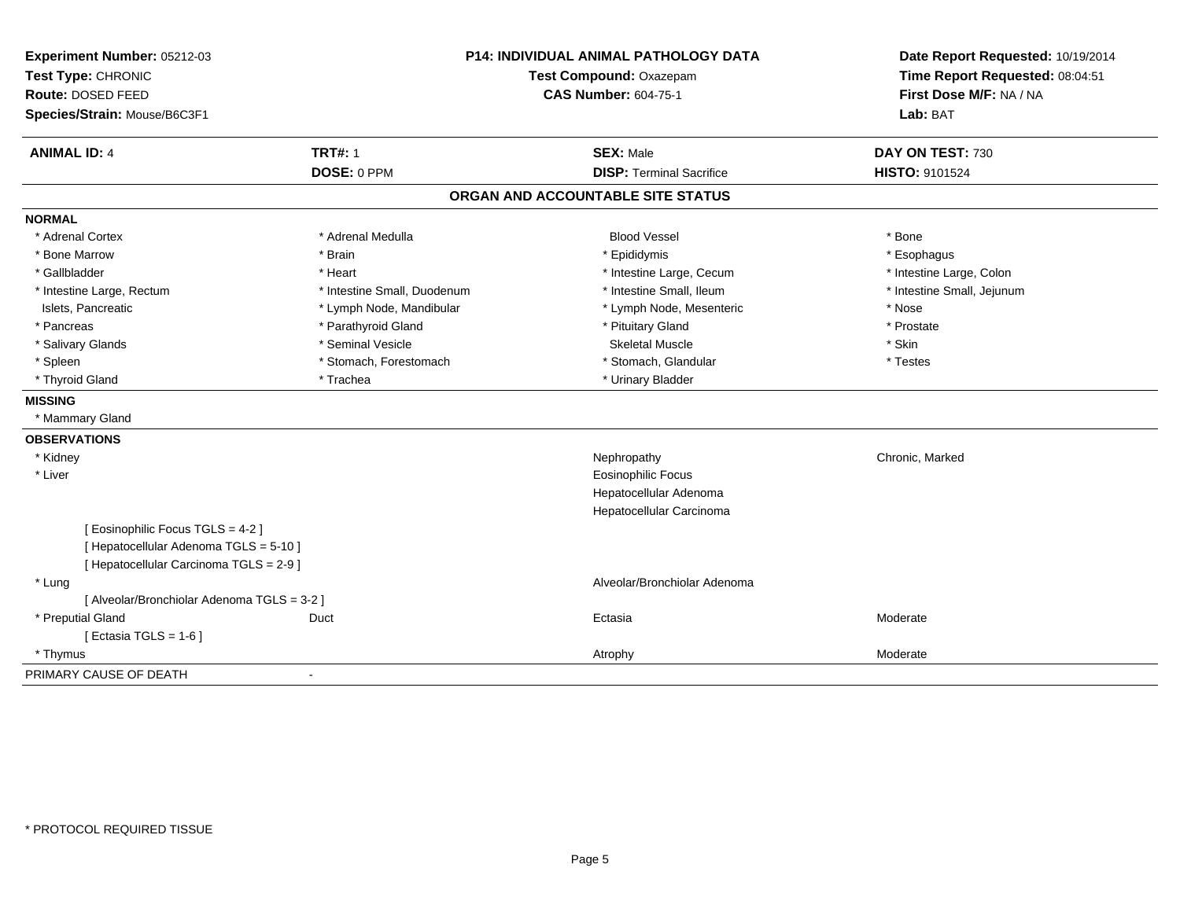**Experiment Number:** 05212-03
**Test Type:** CHRONIC
**Route:** DOSED FEED
**Species/Strain:** Mouse/B6C3F1

## P14: INDIVIDUAL ANIMAL PATHOLOGY DATA

**Test Compound:** Oxazepam
**CAS Number:** 604-75-1

**Date Report Requested:** 10/19/2014
**Time Report Requested:** 08:04:51
**First Dose M/F:** NA / NA
**Lab:** BAT

| **ANIMAL ID:** 4 | **TRT#:** 1 | **SEX:** Male | **DAY ON TEST:** 730 |
|---|---|---|---|
| | **DOSE:** 0 PPM | **DISP:** Terminal Sacrifice | **HISTO:** 9101524 |

### ORGAN AND ACCOUNTABLE SITE STATUS

**NORMAL**

| | | | |
|---|---|---|---|
| * Adrenal Cortex | * Adrenal Medulla | Blood Vessel | * Bone |
| * Bone Marrow | * Brain | * Epididymis | * Esophagus |
| * Gallbladder | * Heart | * Intestine Large, Cecum | * Intestine Large, Colon |
| * Intestine Large, Rectum | * Intestine Small, Duodenum | * Intestine Small, Ileum | * Intestine Small, Jejunum |
| Islets, Pancreatic | * Lymph Node, Mandibular | * Lymph Node, Mesenteric | * Nose |
| * Pancreas | * Parathyroid Gland | * Pituitary Gland | * Prostate |
| * Salivary Glands | * Seminal Vesicle | Skeletal Muscle | * Skin |
| * Spleen | * Stomach, Forestomach | * Stomach, Glandular | * Testes |
| * Thyroid Gland | * Trachea | * Urinary Bladder | |

**MISSING**

* Mammary Gland

**OBSERVATIONS**

| | | | |
|---|---|---|---|
| * Kidney | | Nephropathy | Chronic, Marked |
| * Liver | | Eosinophilic Focus | |
| | | Hepatocellular Adenoma | |
| | | Hepatocellular Carcinoma | |
| [ Eosinophilic Focus TGLS = 4-2 ] | | | |
| [ Hepatocellular Adenoma TGLS = 5-10 ] | | | |
| [ Hepatocellular Carcinoma TGLS = 2-9 ] | | | |
| * Lung | | Alveolar/Bronchiolar Adenoma | |
| [ Alveolar/Bronchiolar Adenoma TGLS = 3-2 ] | | | |
| * Preputial Gland | Duct | Ectasia | Moderate |
| [ Ectasia TGLS = 1-6 ] | | | |
| * Thymus | | Atrophy | Moderate |

PRIMARY CAUSE OF DEATH -

\* PROTOCOL REQUIRED TISSUE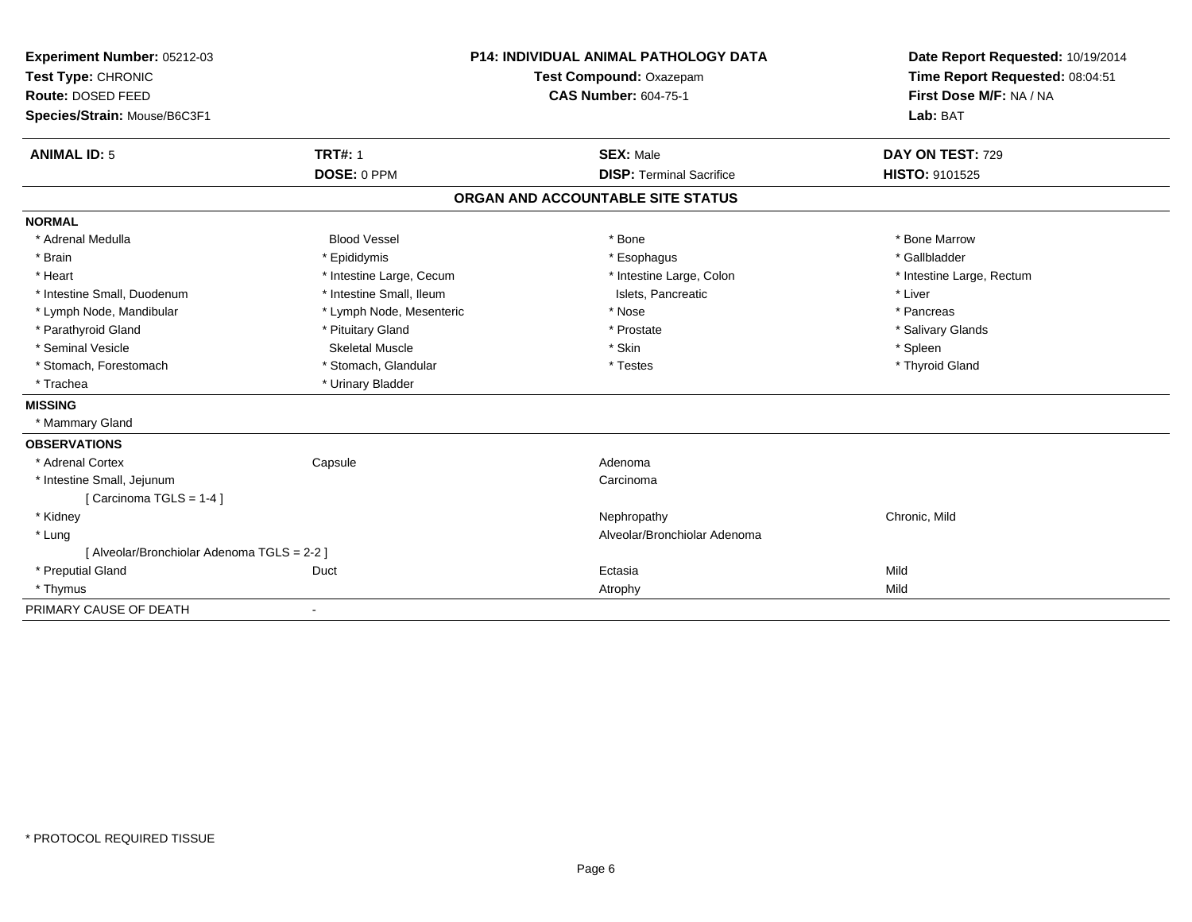**Experiment Number:** 05212-03
**Test Type:** CHRONIC
**Route:** DOSED FEED
**Species/Strain:** Mouse/B6C3F1

**P14: INDIVIDUAL ANIMAL PATHOLOGY DATA**
**Test Compound:** Oxazepam
**CAS Number:** 604-75-1

**Date Report Requested:** 10/19/2014
**Time Report Requested:** 08:04:51
**First Dose M/F:** NA / NA
**Lab:** BAT

| **ANIMAL ID:** 5 | **TRT#:** 1 | **SEX:** Male | **DAY ON TEST:** 729 |
|---|---|---|---|
| | **DOSE:** 0 PPM | **DISP:** Terminal Sacrifice | **HISTO:** 9101525 |

## ORGAN AND ACCOUNTABLE SITE STATUS

**NORMAL**

| | | | |
|---|---|---|---|
| * Adrenal Medulla | Blood Vessel | * Bone | * Bone Marrow |
| * Brain | * Epididymis | * Esophagus | * Gallbladder |
| * Heart | * Intestine Large, Cecum | * Intestine Large, Colon | * Intestine Large, Rectum |
| * Intestine Small, Duodenum | * Intestine Small, Ileum | Islets, Pancreatic | * Liver |
| * Lymph Node, Mandibular | * Lymph Node, Mesenteric | * Nose | * Pancreas |
| * Parathyroid Gland | * Pituitary Gland | * Prostate | * Salivary Glands |
| * Seminal Vesicle | Skeletal Muscle | * Skin | * Spleen |
| * Stomach, Forestomach | * Stomach, Glandular | * Testes | * Thyroid Gland |
| * Trachea | * Urinary Bladder | | |

**MISSING**

* Mammary Gland

**OBSERVATIONS**

| | | | |
|---|---|---|---|
| * Adrenal Cortex | Capsule | Adenoma | |
| * Intestine Small, Jejunum | | Carcinoma | |
| [ Carcinoma TGLS = 1-4 ] | | | |
| * Kidney | | Nephropathy | Chronic, Mild |
| * Lung | | Alveolar/Bronchiolar Adenoma | |
| [ Alveolar/Bronchiolar Adenoma TGLS = 2-2 ] | | | |
| * Preputial Gland | Duct | Ectasia | Mild |
| * Thymus | | Atrophy | Mild |

PRIMARY CAUSE OF DEATH -

* PROTOCOL REQUIRED TISSUE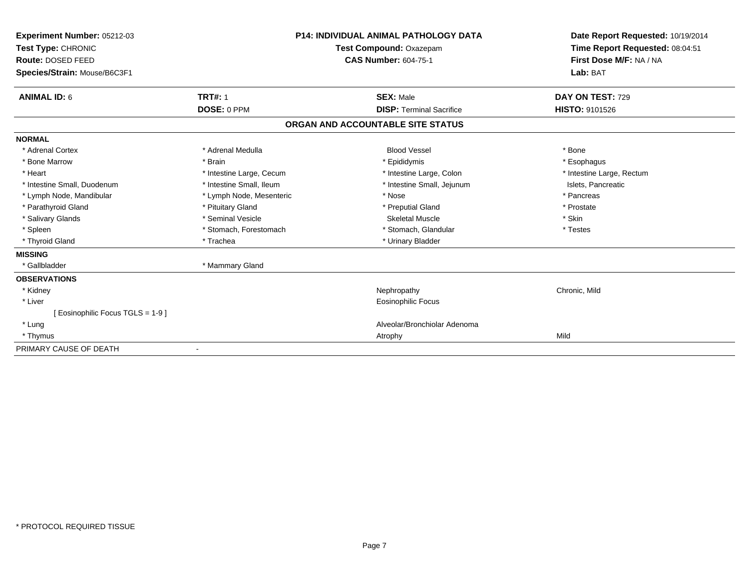**Experiment Number:** 05212-03
**Test Type:** CHRONIC
**Route:** DOSED FEED
**Species/Strain:** Mouse/B6C3F1

**P14: INDIVIDUAL ANIMAL PATHOLOGY DATA**
**Test Compound:** Oxazepam
**CAS Number:** 604-75-1

**Date Report Requested:** 10/19/2014
**Time Report Requested:** 08:04:51
**First Dose M/F:** NA / NA
**Lab:** BAT

| **ANIMAL ID:** 6 | **TRT#:** 1 | **SEX:** Male | **DAY ON TEST:** 729 |
|---|---|---|---|
| | **DOSE:** 0 PPM | **DISP:** Terminal Sacrifice | **HISTO:** 9101526 |

**ORGAN AND ACCOUNTABLE SITE STATUS**

**NORMAL**

| | | | |
|---|---|---|---|
| * Adrenal Cortex | * Adrenal Medulla | Blood Vessel | * Bone |
| * Bone Marrow | * Brain | * Epididymis | * Esophagus |
| * Heart | * Intestine Large, Cecum | * Intestine Large, Colon | * Intestine Large, Rectum |
| * Intestine Small, Duodenum | * Intestine Small, Ileum | * Intestine Small, Jejunum | Islets, Pancreatic |
| * Lymph Node, Mandibular | * Lymph Node, Mesenteric | * Nose | * Pancreas |
| * Parathyroid Gland | * Pituitary Gland | * Preputial Gland | * Prostate |
| * Salivary Glands | * Seminal Vesicle | Skeletal Muscle | * Skin |
| * Spleen | * Stomach, Forestomach | * Stomach, Glandular | * Testes |
| * Thyroid Gland | * Trachea | * Urinary Bladder | |

**MISSING**

| | |
|---|---|
| * Gallbladder | * Mammary Gland |

**OBSERVATIONS**

| | | |
|---|---|---|
| * Kidney | Nephropathy | Chronic, Mild |
| * Liver | Eosinophilic Focus | |
| [ Eosinophilic Focus TGLS = 1-9 ] | | |
| * Lung | Alveolar/Bronchiolar Adenoma | |
| * Thymus | Atrophy | Mild |

PRIMARY CAUSE OF DEATH -

* PROTOCOL REQUIRED TISSUE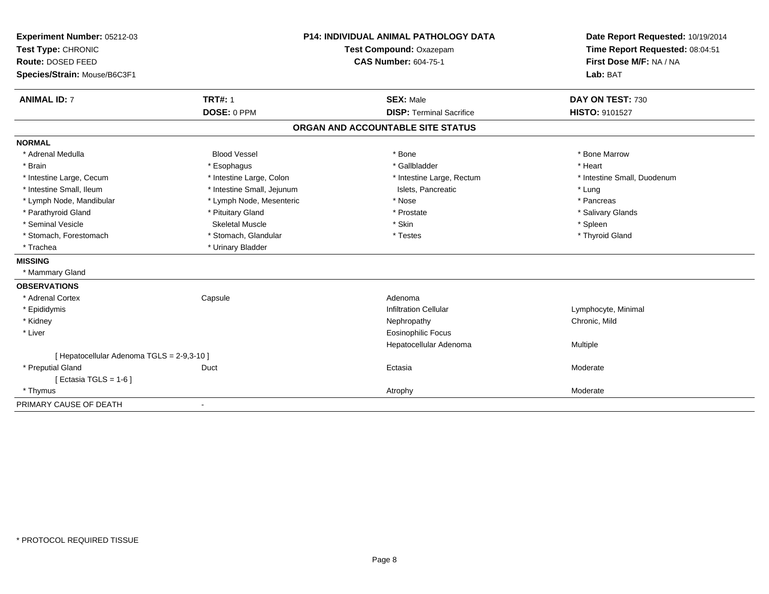**Experiment Number:** 05212-03
**Test Type:** CHRONIC
**Route:** DOSED FEED
**Species/Strain:** Mouse/B6C3F1

**P14: INDIVIDUAL ANIMAL PATHOLOGY DATA**
**Test Compound:** Oxazepam
**CAS Number:** 604-75-1

**Date Report Requested:** 10/19/2014
**Time Report Requested:** 08:04:51
**First Dose M/F:** NA / NA
**Lab:** BAT

| **ANIMAL ID:** 7 | **TRT#:** 1 | **SEX:** Male | **DAY ON TEST:** 730 |
|---|---|---|---|
| | **DOSE:** 0 PPM | **DISP:** Terminal Sacrifice | **HISTO:** 9101527 |

## ORGAN AND ACCOUNTABLE SITE STATUS

**NORMAL**

| | | | |
|---|---|---|---|
| * Adrenal Medulla | Blood Vessel | * Bone | * Bone Marrow |
| * Brain | * Esophagus | * Gallbladder | * Heart |
| * Intestine Large, Cecum | * Intestine Large, Colon | * Intestine Large, Rectum | * Intestine Small, Duodenum |
| * Intestine Small, Ileum | * Intestine Small, Jejunum | Islets, Pancreatic | * Lung |
| * Lymph Node, Mandibular | * Lymph Node, Mesenteric | * Nose | * Pancreas |
| * Parathyroid Gland | * Pituitary Gland | * Prostate | * Salivary Glands |
| * Seminal Vesicle | Skeletal Muscle | * Skin | * Spleen |
| * Stomach, Forestomach | * Stomach, Glandular | * Testes | * Thyroid Gland |
| * Trachea | * Urinary Bladder | | |

**MISSING**

* Mammary Gland

**OBSERVATIONS**

| | | | |
|---|---|---|---|
| * Adrenal Cortex | Capsule | Adenoma | |
| * Epididymis | | Infiltration Cellular | Lymphocyte, Minimal |
| * Kidney | | Nephropathy | Chronic, Mild |
| * Liver | | Eosinophilic Focus | |
| | | Hepatocellular Adenoma | Multiple |
| [ Hepatocellular Adenoma TGLS = 2-9,3-10 ] | | | |
| * Preputial Gland | Duct | Ectasia | Moderate |
| [ Ectasia TGLS = 1-6 ] | | | |
| * Thymus | | Atrophy | Moderate |

PRIMARY CAUSE OF DEATH -

* PROTOCOL REQUIRED TISSUE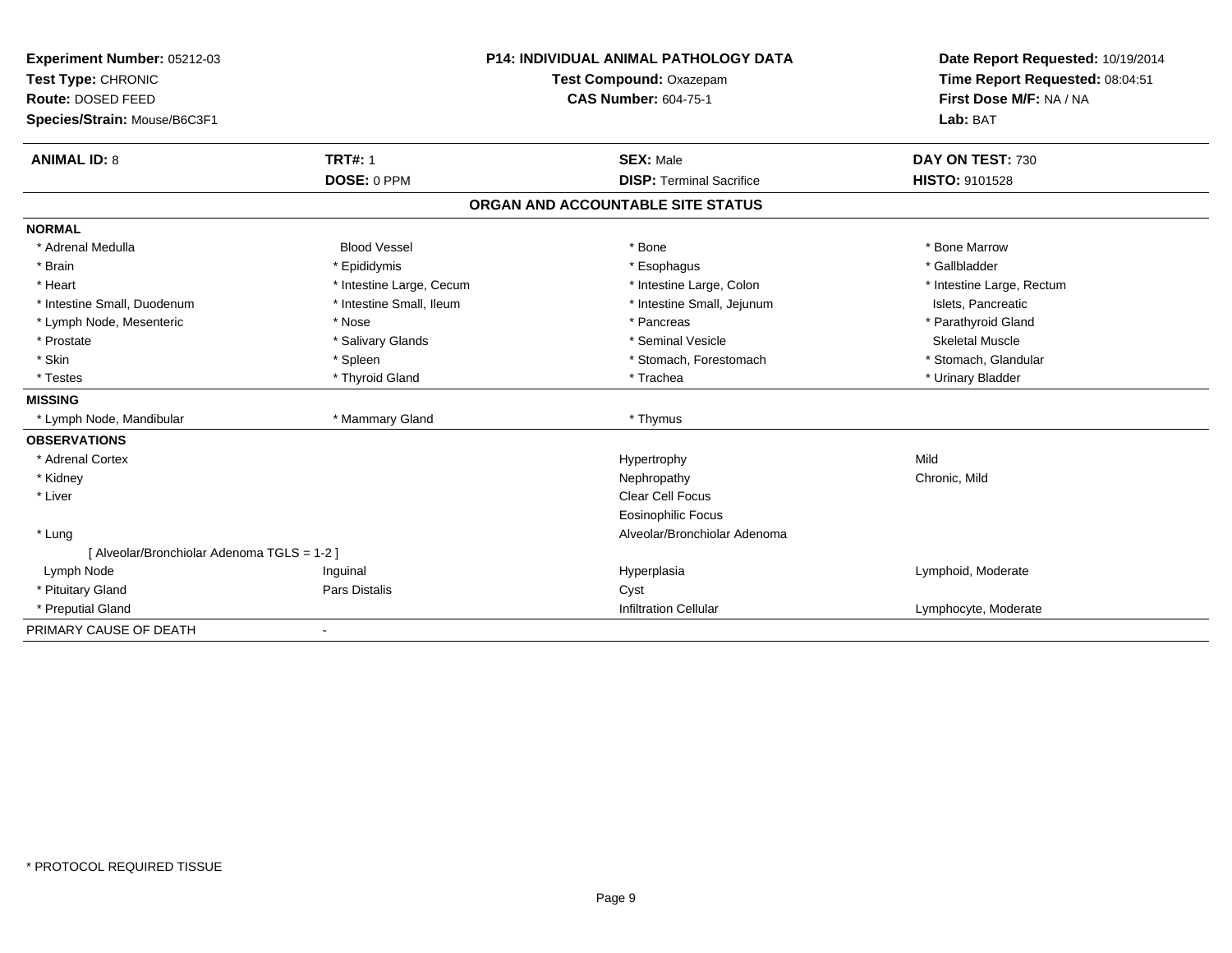**Experiment Number:** 05212-03
**Test Type:** CHRONIC
**Route:** DOSED FEED
**Species/Strain:** Mouse/B6C3F1

**P14: INDIVIDUAL ANIMAL PATHOLOGY DATA**
**Test Compound:** Oxazepam
**CAS Number:** 604-75-1

**Date Report Requested:** 10/19/2014
**Time Report Requested:** 08:04:51
**First Dose M/F:** NA / NA
**Lab:** BAT

| **ANIMAL ID:** 8 | **TRT#:** 1 | **SEX:** Male | **DAY ON TEST:** 730 |
|---|---|---|---|
| | **DOSE:** 0 PPM | **DISP:** Terminal Sacrifice | **HISTO:** 9101528 |

**ORGAN AND ACCOUNTABLE SITE STATUS**

| | | | |
|---|---|---|---|
| **NORMAL** | | | |
| * Adrenal Medulla | Blood Vessel | * Bone | * Bone Marrow |
| * Brain | * Epididymis | * Esophagus | * Gallbladder |
| * Heart | * Intestine Large, Cecum | * Intestine Large, Colon | * Intestine Large, Rectum |
| * Intestine Small, Duodenum | * Intestine Small, Ileum | * Intestine Small, Jejunum | Islets, Pancreatic |
| * Lymph Node, Mesenteric | * Nose | * Pancreas | * Parathyroid Gland |
| * Prostate | * Salivary Glands | * Seminal Vesicle | Skeletal Muscle |
| * Skin | * Spleen | * Stomach, Forestomach | * Stomach, Glandular |
| * Testes | * Thyroid Gland | * Trachea | * Urinary Bladder |
| **MISSING** | | | |
| * Lymph Node, Mandibular | * Mammary Gland | * Thymus | |
| **OBSERVATIONS** | | | |
| * Adrenal Cortex | | Hypertrophy | Mild |
| * Kidney | | Nephropathy | Chronic, Mild |
| * Liver | | Clear Cell Focus | |
| | | Eosinophilic Focus | |
| * Lung | | Alveolar/Bronchiolar Adenoma | |
| [ Alveolar/Bronchiolar Adenoma TGLS = 1-2 ] | | | |
| Lymph Node | Inguinal | Hyperplasia | Lymphoid, Moderate |
| * Pituitary Gland | Pars Distalis | Cyst | |
| * Preputial Gland | | Infiltration Cellular | Lymphocyte, Moderate |
| PRIMARY CAUSE OF DEATH | - | | |

* PROTOCOL REQUIRED TISSUE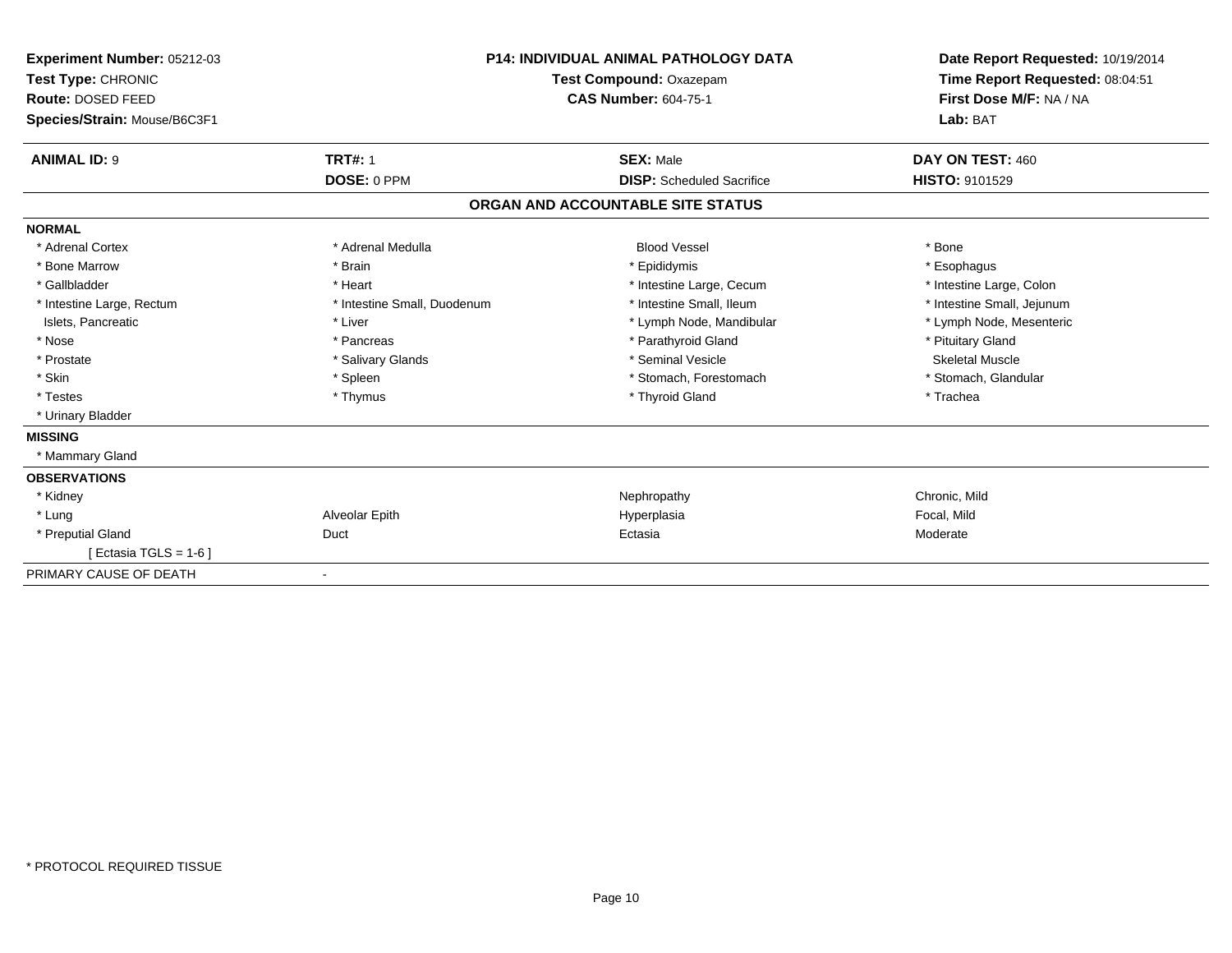**Experiment Number:** 05212-03
**Test Type:** CHRONIC
**Route:** DOSED FEED
**Species/Strain:** Mouse/B6C3F1

**P14: INDIVIDUAL ANIMAL PATHOLOGY DATA**
**Test Compound:** Oxazepam
**CAS Number:** 604-75-1

**Date Report Requested:** 10/19/2014
**Time Report Requested:** 08:04:51
**First Dose M/F:** NA / NA
**Lab:** BAT

| **ANIMAL ID:** 9 | **TRT#:** 1 | **SEX:** Male | **DAY ON TEST:** 460 |
|---|---|---|---|
| | **DOSE:** 0 PPM | **DISP:** Scheduled Sacrifice | **HISTO:** 9101529 |

## ORGAN AND ACCOUNTABLE SITE STATUS

| | | | |
|---|---|---|---|
| **NORMAL** | | | |
| * Adrenal Cortex | * Adrenal Medulla | Blood Vessel | * Bone |
| * Bone Marrow | * Brain | * Epididymis | * Esophagus |
| * Gallbladder | * Heart | * Intestine Large, Cecum | * Intestine Large, Colon |
| * Intestine Large, Rectum | * Intestine Small, Duodenum | * Intestine Small, Ileum | * Intestine Small, Jejunum |
| Islets, Pancreatic | * Liver | * Lymph Node, Mandibular | * Lymph Node, Mesenteric |
| * Nose | * Pancreas | * Parathyroid Gland | * Pituitary Gland |
| * Prostate | * Salivary Glands | * Seminal Vesicle | Skeletal Muscle |
| * Skin | * Spleen | * Stomach, Forestomach | * Stomach, Glandular |
| * Testes | * Thymus | * Thyroid Gland | * Trachea |
| * Urinary Bladder | | | |
| **MISSING** | | | |
| * Mammary Gland | | | |
| **OBSERVATIONS** | | | |
| * Kidney | | Nephropathy | Chronic, Mild |
| * Lung | Alveolar Epith | Hyperplasia | Focal, Mild |
| * Preputial Gland | Duct | Ectasia | Moderate |
| [ Ectasia TGLS = 1-6 ] | | | |
| PRIMARY CAUSE OF DEATH | - | | |

* PROTOCOL REQUIRED TISSUE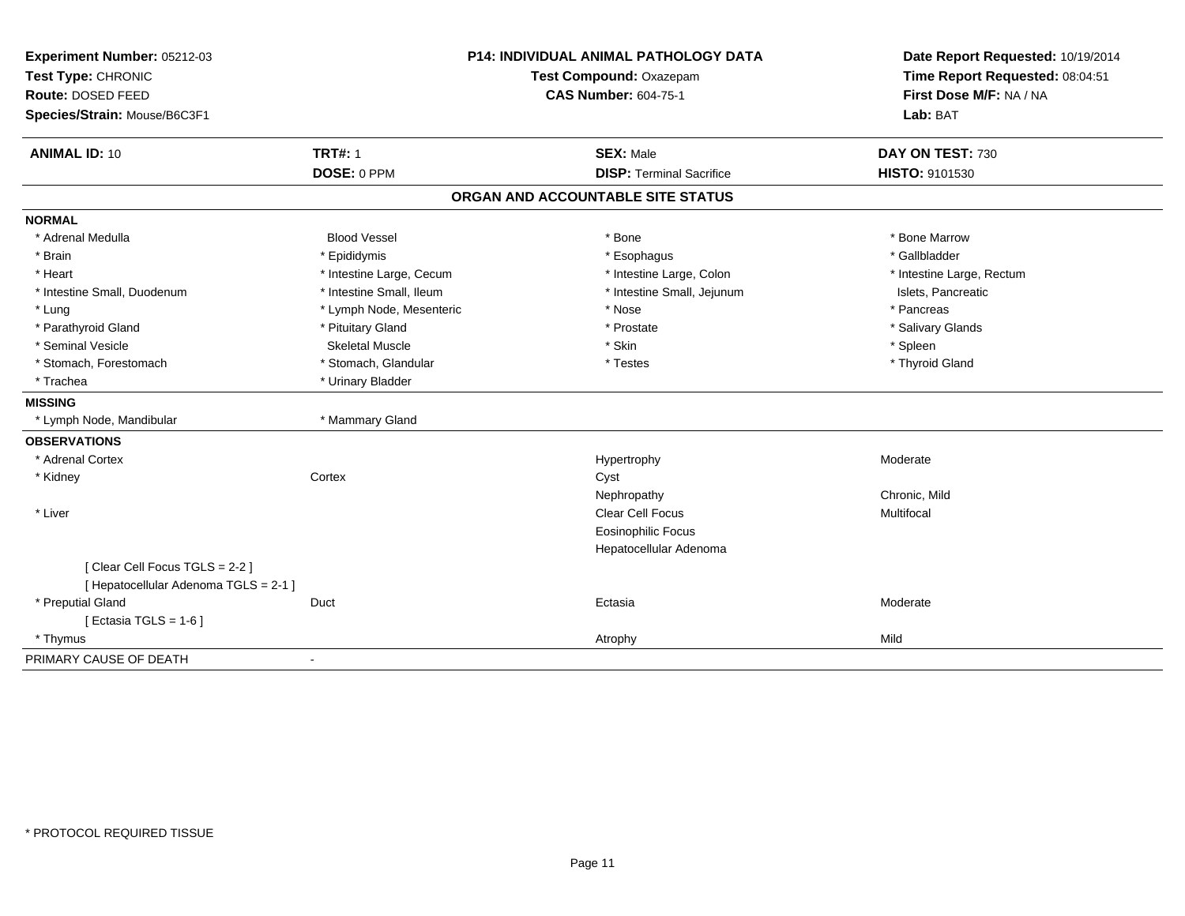**Experiment Number:** 05212-03
**Test Type:** CHRONIC
**Route:** DOSED FEED
**Species/Strain:** Mouse/B6C3F1

**P14: INDIVIDUAL ANIMAL PATHOLOGY DATA**
**Test Compound:** Oxazepam
**CAS Number:** 604-75-1

**Date Report Requested:** 10/19/2014
**Time Report Requested:** 08:04:51
**First Dose M/F:** NA / NA
**Lab:** BAT

| **ANIMAL ID:** 10 | **TRT#:** 1 | **SEX:** Male | **DAY ON TEST:** 730 |
|---|---|---|---|
| | **DOSE:** 0 PPM | **DISP:** Terminal Sacrifice | **HISTO:** 9101530 |

## ORGAN AND ACCOUNTABLE SITE STATUS

**NORMAL**

| | | | |
|---|---|---|---|
| * Adrenal Medulla | Blood Vessel | * Bone | * Bone Marrow |
| * Brain | * Epididymis | * Esophagus | * Gallbladder |
| * Heart | * Intestine Large, Cecum | * Intestine Large, Colon | * Intestine Large, Rectum |
| * Intestine Small, Duodenum | * Intestine Small, Ileum | * Intestine Small, Jejunum | Islets, Pancreatic |
| * Lung | * Lymph Node, Mesenteric | * Nose | * Pancreas |
| * Parathyroid Gland | * Pituitary Gland | * Prostate | * Salivary Glands |
| * Seminal Vesicle | Skeletal Muscle | * Skin | * Spleen |
| * Stomach, Forestomach | * Stomach, Glandular | * Testes | * Thyroid Gland |
| * Trachea | * Urinary Bladder | | |

**MISSING**

| | |
|---|---|
| * Lymph Node, Mandibular | * Mammary Gland |

**OBSERVATIONS**

| | | | |
|---|---|---|---|
| * Adrenal Cortex | | Hypertrophy | Moderate |
| * Kidney | Cortex | Cyst | |
| | | Nephropathy | Chronic, Mild |
| * Liver | | Clear Cell Focus | Multifocal |
| | | Eosinophilic Focus | |
| | | Hepatocellular Adenoma | |
| [ Clear Cell Focus TGLS = 2-2 ] | | | |
| [ Hepatocellular Adenoma TGLS = 2-1 ] | | | |
| * Preputial Gland | Duct | Ectasia | Moderate |
| [ Ectasia TGLS = 1-6 ] | | | |
| * Thymus | | Atrophy | Mild |

PRIMARY CAUSE OF DEATH -

* PROTOCOL REQUIRED TISSUE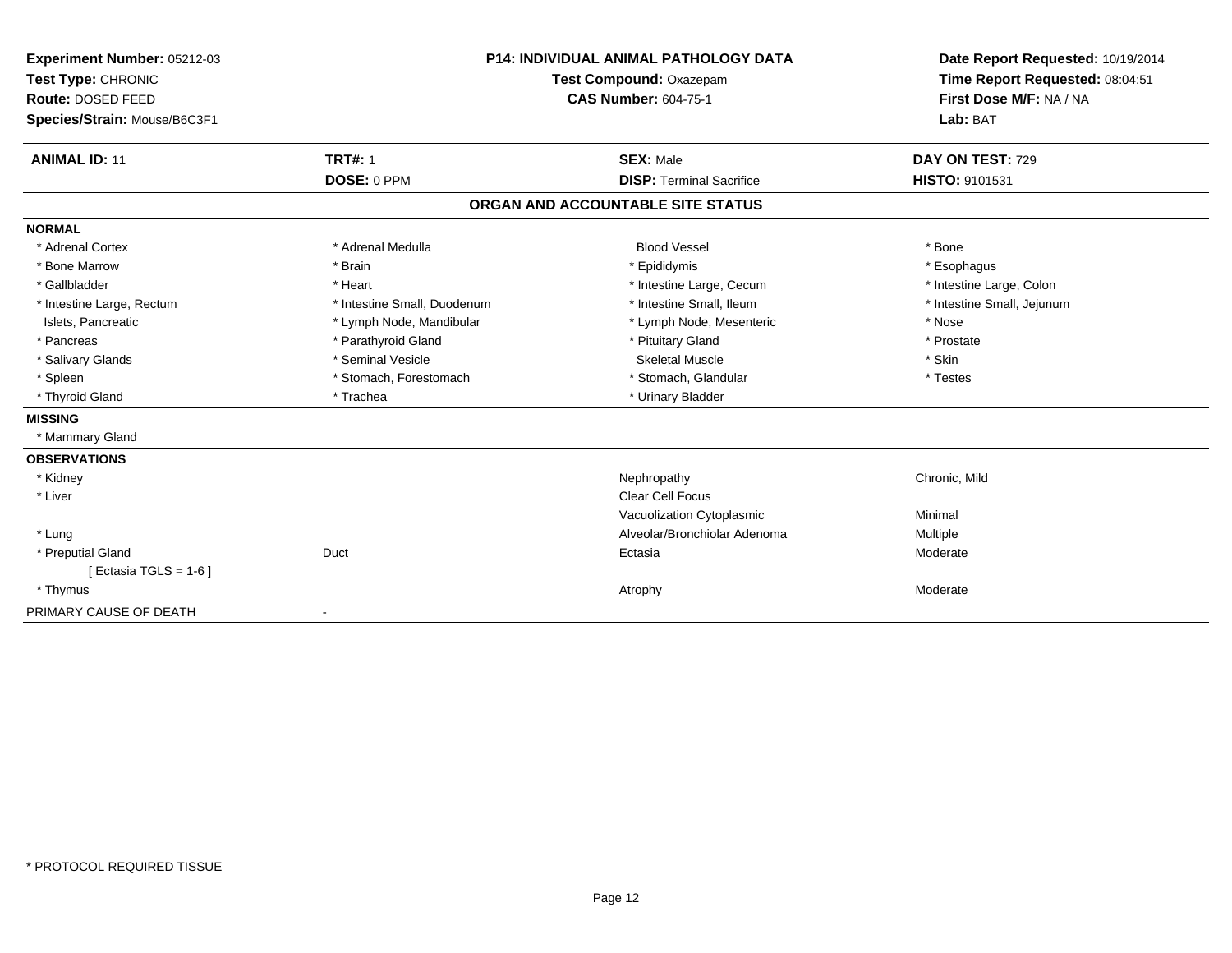**Experiment Number:** 05212-03
**Test Type:** CHRONIC
**Route:** DOSED FEED
**Species/Strain:** Mouse/B6C3F1

**P14: INDIVIDUAL ANIMAL PATHOLOGY DATA**
**Test Compound:** Oxazepam
**CAS Number:** 604-75-1

**Date Report Requested:** 10/19/2014
**Time Report Requested:** 08:04:51
**First Dose M/F:** NA / NA
**Lab:** BAT

| **ANIMAL ID:** 11 | **TRT#:** 1 | **SEX:** Male | **DAY ON TEST:** 729 |
|---|---|---|---|
| | **DOSE:** 0 PPM | **DISP:** Terminal Sacrifice | **HISTO:** 9101531 |

## ORGAN AND ACCOUNTABLE SITE STATUS

**NORMAL**

| | | | |
|---|---|---|---|
| * Adrenal Cortex | * Adrenal Medulla | Blood Vessel | * Bone |
| * Bone Marrow | * Brain | * Epididymis | * Esophagus |
| * Gallbladder | * Heart | * Intestine Large, Cecum | * Intestine Large, Colon |
| * Intestine Large, Rectum | * Intestine Small, Duodenum | * Intestine Small, Ileum | * Intestine Small, Jejunum |
| Islets, Pancreatic | * Lymph Node, Mandibular | * Lymph Node, Mesenteric | * Nose |
| * Pancreas | * Parathyroid Gland | * Pituitary Gland | * Prostate |
| * Salivary Glands | * Seminal Vesicle | Skeletal Muscle | * Skin |
| * Spleen | * Stomach, Forestomach | * Stomach, Glandular | * Testes |
| * Thyroid Gland | * Trachea | * Urinary Bladder | |

**MISSING**

* Mammary Gland

**OBSERVATIONS**

| | | | |
|---|---|---|---|
| * Kidney | | Nephropathy | Chronic, Mild |
| * Liver | | Clear Cell Focus | |
| | | Vacuolization Cytoplasmic | Minimal |
| * Lung | | Alveolar/Bronchiolar Adenoma | Multiple |
| * Preputial Gland | Duct | Ectasia | Moderate |
| [ Ectasia TGLS = 1-6 ] | | | |
| * Thymus | | Atrophy | Moderate |

PRIMARY CAUSE OF DEATH -

\* PROTOCOL REQUIRED TISSUE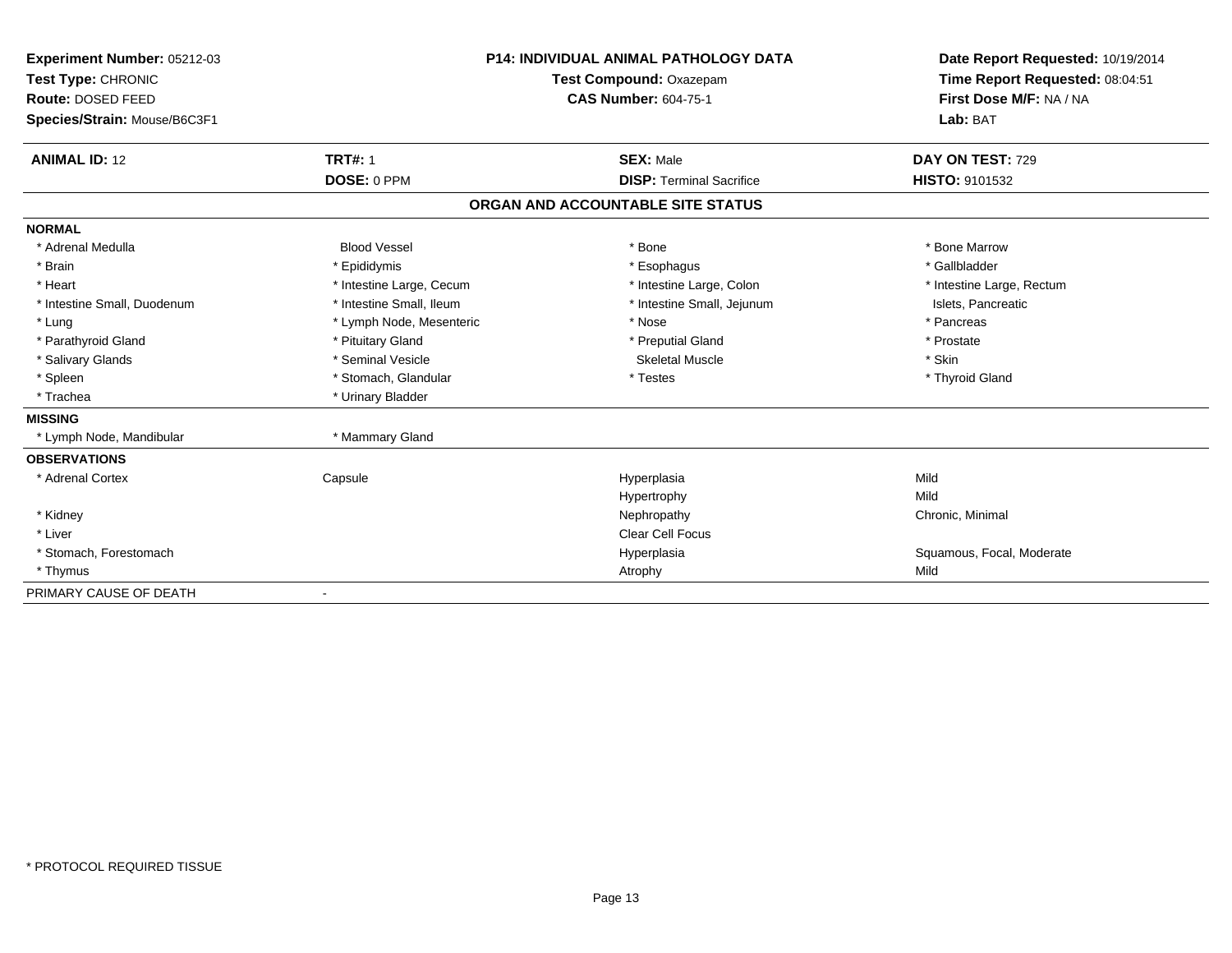**Experiment Number:** 05212-03
**Test Type:** CHRONIC
**Route:** DOSED FEED
**Species/Strain:** Mouse/B6C3F1

**P14: INDIVIDUAL ANIMAL PATHOLOGY DATA**
**Test Compound:** Oxazepam
**CAS Number:** 604-75-1

**Date Report Requested:** 10/19/2014
**Time Report Requested:** 08:04:51
**First Dose M/F:** NA / NA
**Lab:** BAT

| **ANIMAL ID:** 12 | **TRT#:** 1 | **SEX:** Male | **DAY ON TEST:** 729 |
|---|---|---|---|
| | **DOSE:** 0 PPM | **DISP:** Terminal Sacrifice | **HISTO:** 9101532 |

## ORGAN AND ACCOUNTABLE SITE STATUS

| | | | |
|---|---|---|---|
| **NORMAL** | | | |
| * Adrenal Medulla | Blood Vessel | * Bone | * Bone Marrow |
| * Brain | * Epididymis | * Esophagus | * Gallbladder |
| * Heart | * Intestine Large, Cecum | * Intestine Large, Colon | * Intestine Large, Rectum |
| * Intestine Small, Duodenum | * Intestine Small, Ileum | * Intestine Small, Jejunum | Islets, Pancreatic |
| * Lung | * Lymph Node, Mesenteric | * Nose | * Pancreas |
| * Parathyroid Gland | * Pituitary Gland | * Preputial Gland | * Prostate |
| * Salivary Glands | * Seminal Vesicle | Skeletal Muscle | * Skin |
| * Spleen | * Stomach, Glandular | * Testes | * Thyroid Gland |
| * Trachea | * Urinary Bladder | | |
| **MISSING** | | | |
| * Lymph Node, Mandibular | * Mammary Gland | | |
| **OBSERVATIONS** | | | |
| * Adrenal Cortex | Capsule | Hyperplasia | Mild |
| | | Hypertrophy | Mild |
| * Kidney | | Nephropathy | Chronic, Minimal |
| * Liver | | Clear Cell Focus | |
| * Stomach, Forestomach | | Hyperplasia | Squamous, Focal, Moderate |
| * Thymus | | Atrophy | Mild |
| PRIMARY CAUSE OF DEATH | - | | |

\* PROTOCOL REQUIRED TISSUE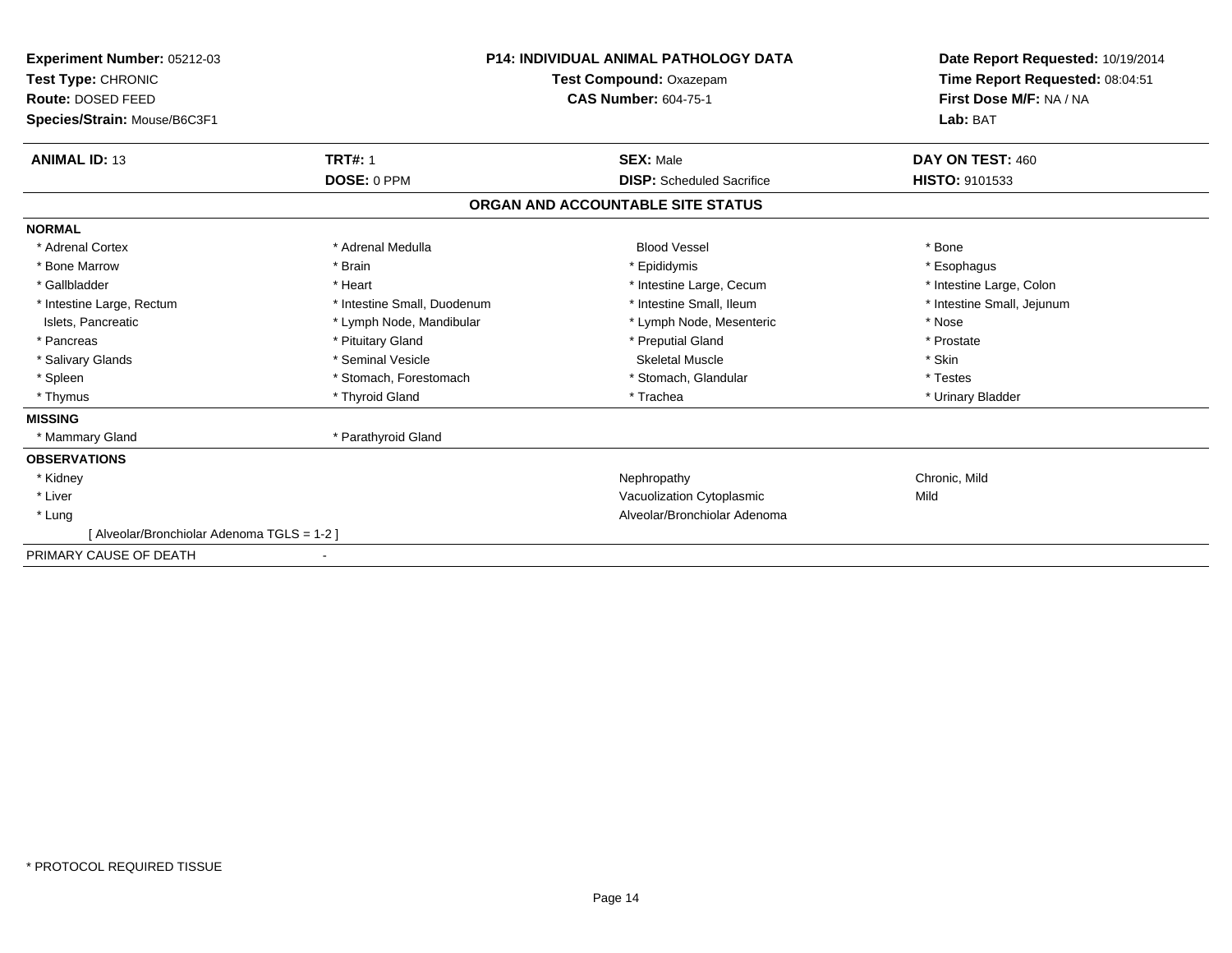**Experiment Number:** 05212-03
**Test Type:** CHRONIC
**Route:** DOSED FEED
**Species/Strain:** Mouse/B6C3F1

**P14: INDIVIDUAL ANIMAL PATHOLOGY DATA**
**Test Compound:** Oxazepam
**CAS Number:** 604-75-1

**Date Report Requested:** 10/19/2014
**Time Report Requested:** 08:04:51
**First Dose M/F:** NA / NA
**Lab:** BAT

| **ANIMAL ID:** 13 | **TRT#:** 1 | **SEX:** Male | **DAY ON TEST:** 460 |
|---|---|---|---|
| | **DOSE:** 0 PPM | **DISP:** Scheduled Sacrifice | **HISTO:** 9101533 |

## ORGAN AND ACCOUNTABLE SITE STATUS

| | | | |
|---|---|---|---|
| **NORMAL** | | | |
| * Adrenal Cortex | * Adrenal Medulla | Blood Vessel | * Bone |
| * Bone Marrow | * Brain | * Epididymis | * Esophagus |
| * Gallbladder | * Heart | * Intestine Large, Cecum | * Intestine Large, Colon |
| * Intestine Large, Rectum | * Intestine Small, Duodenum | * Intestine Small, Ileum | * Intestine Small, Jejunum |
| Islets, Pancreatic | * Lymph Node, Mandibular | * Lymph Node, Mesenteric | * Nose |
| * Pancreas | * Pituitary Gland | * Preputial Gland | * Prostate |
| * Salivary Glands | * Seminal Vesicle | Skeletal Muscle | * Skin |
| * Spleen | * Stomach, Forestomach | * Stomach, Glandular | * Testes |
| * Thymus | * Thyroid Gland | * Trachea | * Urinary Bladder |
| **MISSING** | | | |
| * Mammary Gland | * Parathyroid Gland | | |
| **OBSERVATIONS** | | | |
| * Kidney | | Nephropathy | Chronic, Mild |
| * Liver | | Vacuolization Cytoplasmic | Mild |
| * Lung | | Alveolar/Bronchiolar Adenoma | |
| [ Alveolar/Bronchiolar Adenoma TGLS = 1-2 ] | | | |
| PRIMARY CAUSE OF DEATH | - | | |

* PROTOCOL REQUIRED TISSUE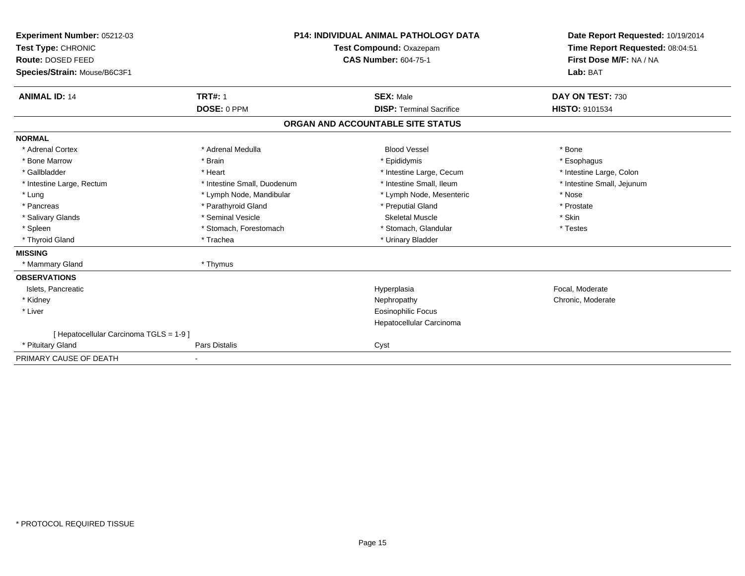**Experiment Number:** 05212-03
**Test Type:** CHRONIC
**Route:** DOSED FEED
**Species/Strain:** Mouse/B6C3F1

**P14: INDIVIDUAL ANIMAL PATHOLOGY DATA**
**Test Compound:** Oxazepam
**CAS Number:** 604-75-1

**Date Report Requested:** 10/19/2014
**Time Report Requested:** 08:04:51
**First Dose M/F:** NA / NA
**Lab:** BAT

| **ANIMAL ID:** 14 | **TRT#:** 1 | **SEX:** Male | **DAY ON TEST:** 730 |
|---|---|---|---|
| | **DOSE:** 0 PPM | **DISP:** Terminal Sacrifice | **HISTO:** 9101534 |

## ORGAN AND ACCOUNTABLE SITE STATUS

| | | | |
|---|---|---|---|
| **NORMAL** | | | |
| * Adrenal Cortex | * Adrenal Medulla | Blood Vessel | * Bone |
| * Bone Marrow | * Brain | * Epididymis | * Esophagus |
| * Gallbladder | * Heart | * Intestine Large, Cecum | * Intestine Large, Colon |
| * Intestine Large, Rectum | * Intestine Small, Duodenum | * Intestine Small, Ileum | * Intestine Small, Jejunum |
| * Lung | * Lymph Node, Mandibular | * Lymph Node, Mesenteric | * Nose |
| * Pancreas | * Parathyroid Gland | * Preputial Gland | * Prostate |
| * Salivary Glands | * Seminal Vesicle | Skeletal Muscle | * Skin |
| * Spleen | * Stomach, Forestomach | * Stomach, Glandular | * Testes |
| * Thyroid Gland | * Trachea | * Urinary Bladder | |
| **MISSING** | | | |
| * Mammary Gland | * Thymus | | |
| **OBSERVATIONS** | | | |
| Islets, Pancreatic | | Hyperplasia | Focal, Moderate |
| * Kidney | | Nephropathy | Chronic, Moderate |
| * Liver | | Eosinophilic Focus | |
| | | Hepatocellular Carcinoma | |
| [ Hepatocellular Carcinoma TGLS = 1-9 ] | | | |
| * Pituitary Gland | Pars Distalis | Cyst | |
| PRIMARY CAUSE OF DEATH | - | | |

* PROTOCOL REQUIRED TISSUE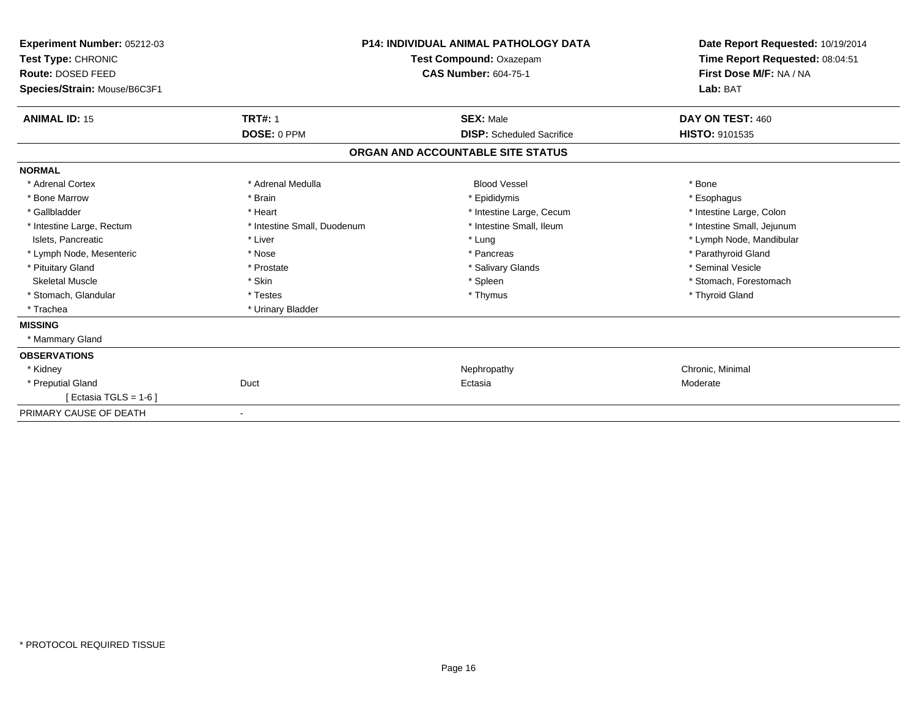**Experiment Number:** 05212-03
**Test Type:** CHRONIC
**Route:** DOSED FEED
**Species/Strain:** Mouse/B6C3F1

**P14: INDIVIDUAL ANIMAL PATHOLOGY DATA**
**Test Compound:** Oxazepam
**CAS Number:** 604-75-1

**Date Report Requested:** 10/19/2014
**Time Report Requested:** 08:04:51
**First Dose M/F:** NA / NA
**Lab:** BAT

| **ANIMAL ID:** 15 | **TRT#:** 1 | **SEX:** Male | **DAY ON TEST:** 460 |
|---|---|---|---|
| | **DOSE:** 0 PPM | **DISP:** Scheduled Sacrifice | **HISTO:** 9101535 |

## ORGAN AND ACCOUNTABLE SITE STATUS

**NORMAL**

| | | | |
|---|---|---|---|
| * Adrenal Cortex | * Adrenal Medulla | Blood Vessel | * Bone |
| * Bone Marrow | * Brain | * Epididymis | * Esophagus |
| * Gallbladder | * Heart | * Intestine Large, Cecum | * Intestine Large, Colon |
| * Intestine Large, Rectum | * Intestine Small, Duodenum | * Intestine Small, Ileum | * Intestine Small, Jejunum |
| Islets, Pancreatic | * Liver | * Lung | * Lymph Node, Mandibular |
| * Lymph Node, Mesenteric | * Nose | * Pancreas | * Parathyroid Gland |
| * Pituitary Gland | * Prostate | * Salivary Glands | * Seminal Vesicle |
| Skeletal Muscle | * Skin | * Spleen | * Stomach, Forestomach |
| * Stomach, Glandular | * Testes | * Thymus | * Thyroid Gland |
| * Trachea | * Urinary Bladder | | |

**MISSING**

* Mammary Gland

**OBSERVATIONS**

| | | | |
|---|---|---|---|
| * Kidney | | Nephropathy | Chronic, Minimal |
| * Preputial Gland | Duct | Ectasia | Moderate |
| [ Ectasia TGLS = 1-6 ] | | | |

PRIMARY CAUSE OF DEATH -

* PROTOCOL REQUIRED TISSUE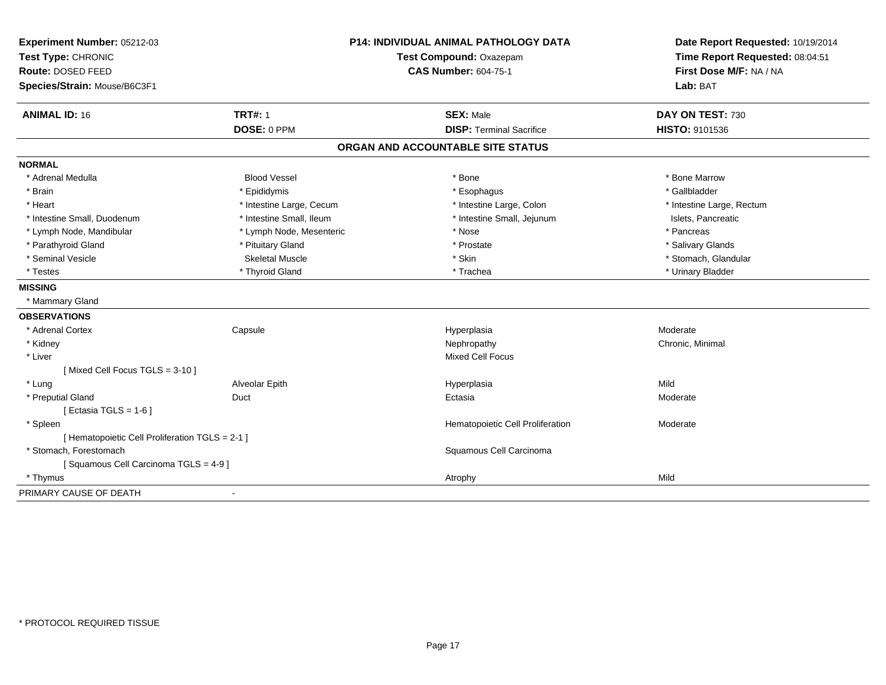**Experiment Number:** 05212-03
**Test Type:** CHRONIC
**Route:** DOSED FEED
**Species/Strain:** Mouse/B6C3F1

**P14: INDIVIDUAL ANIMAL PATHOLOGY DATA**
**Test Compound:** Oxazepam
**CAS Number:** 604-75-1

**Date Report Requested:** 10/19/2014
**Time Report Requested:** 08:04:51
**First Dose M/F:** NA / NA
**Lab:** BAT

| **ANIMAL ID:** 16 | **TRT#:** 1 | **SEX:** Male | **DAY ON TEST:** 730 |
|---|---|---|---|
| | **DOSE:** 0 PPM | **DISP:** Terminal Sacrifice | **HISTO:** 9101536 |

## ORGAN AND ACCOUNTABLE SITE STATUS

**NORMAL**

| | | | |
|---|---|---|---|
| * Adrenal Medulla | Blood Vessel | * Bone | * Bone Marrow |
| * Brain | * Epididymis | * Esophagus | * Gallbladder |
| * Heart | * Intestine Large, Cecum | * Intestine Large, Colon | * Intestine Large, Rectum |
| * Intestine Small, Duodenum | * Intestine Small, Ileum | * Intestine Small, Jejunum | Islets, Pancreatic |
| * Lymph Node, Mandibular | * Lymph Node, Mesenteric | * Nose | * Pancreas |
| * Parathyroid Gland | * Pituitary Gland | * Prostate | * Salivary Glands |
| * Seminal Vesicle | Skeletal Muscle | * Skin | * Stomach, Glandular |
| * Testes | * Thyroid Gland | * Trachea | * Urinary Bladder |

**MISSING**

* Mammary Gland

**OBSERVATIONS**

| | | | |
|---|---|---|---|
| * Adrenal Cortex | Capsule | Hyperplasia | Moderate |
| * Kidney | | Nephropathy | Chronic, Minimal |
| * Liver | | Mixed Cell Focus | |
| [ Mixed Cell Focus TGLS = 3-10 ] | | | |
| * Lung | Alveolar Epith | Hyperplasia | Mild |
| * Preputial Gland | Duct | Ectasia | Moderate |
| [ Ectasia TGLS = 1-6 ] | | | |
| * Spleen | | Hematopoietic Cell Proliferation | Moderate |
| [ Hematopoietic Cell Proliferation TGLS = 2-1 ] | | | |
| * Stomach, Forestomach | | Squamous Cell Carcinoma | |
| [ Squamous Cell Carcinoma TGLS = 4-9 ] | | | |
| * Thymus | | Atrophy | Mild |

PRIMARY CAUSE OF DEATH -

* PROTOCOL REQUIRED TISSUE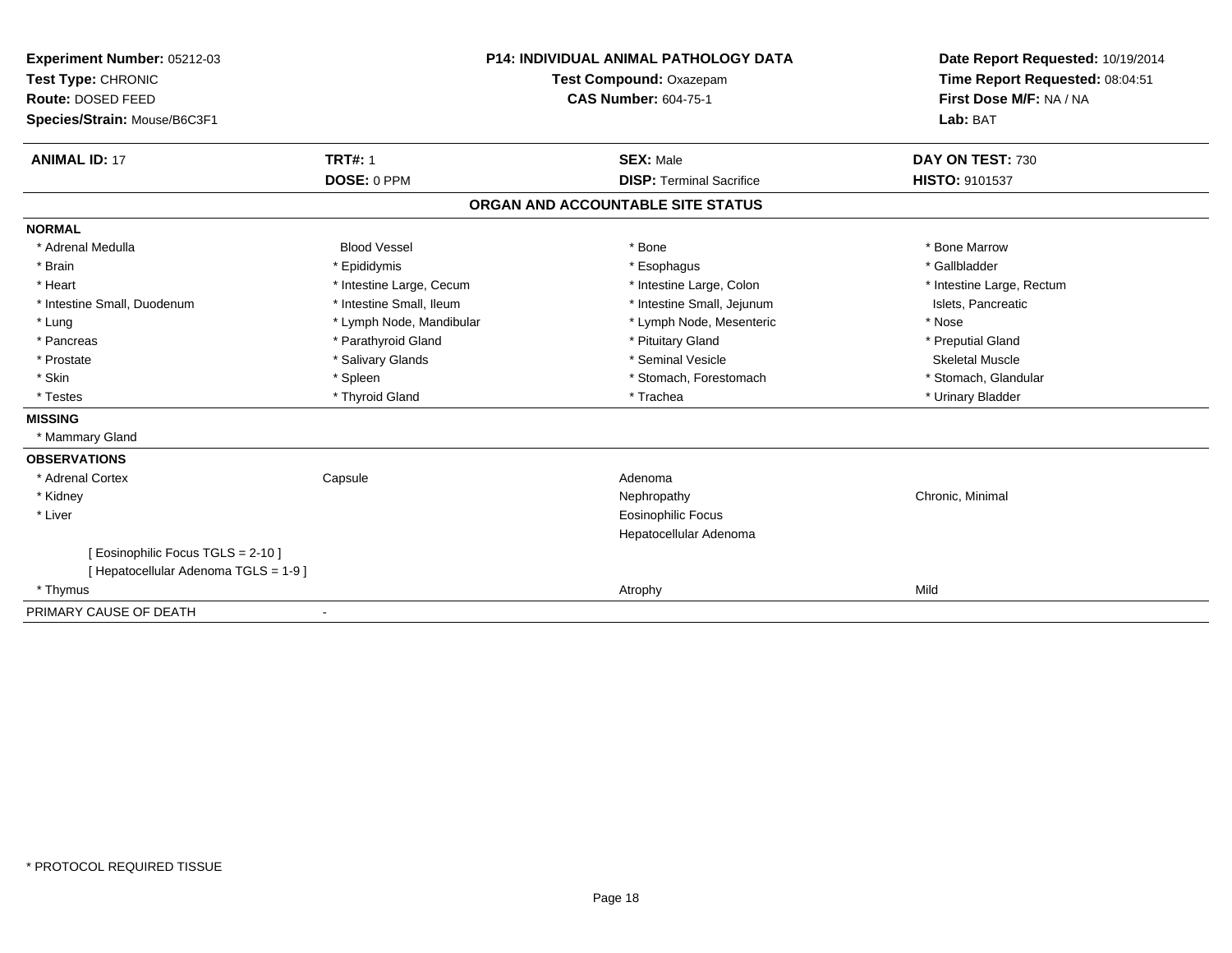**Experiment Number:** 05212-03
**Test Type:** CHRONIC
**Route:** DOSED FEED
**Species/Strain:** Mouse/B6C3F1

**P14: INDIVIDUAL ANIMAL PATHOLOGY DATA**
**Test Compound:** Oxazepam
**CAS Number:** 604-75-1

**Date Report Requested:** 10/19/2014
**Time Report Requested:** 08:04:51
**First Dose M/F:** NA / NA
**Lab:** BAT

| **ANIMAL ID:** 17 | **TRT#:** 1 | **SEX:** Male | **DAY ON TEST:** 730 |
|---|---|---|---|
| | **DOSE:** 0 PPM | **DISP:** Terminal Sacrifice | **HISTO:** 9101537 |

## ORGAN AND ACCOUNTABLE SITE STATUS

**NORMAL**

| | | | |
|---|---|---|---|
| * Adrenal Medulla | Blood Vessel | * Bone | * Bone Marrow |
| * Brain | * Epididymis | * Esophagus | * Gallbladder |
| * Heart | * Intestine Large, Cecum | * Intestine Large, Colon | * Intestine Large, Rectum |
| * Intestine Small, Duodenum | * Intestine Small, Ileum | * Intestine Small, Jejunum | Islets, Pancreatic |
| * Lung | * Lymph Node, Mandibular | * Lymph Node, Mesenteric | * Nose |
| * Pancreas | * Parathyroid Gland | * Pituitary Gland | * Preputial Gland |
| * Prostate | * Salivary Glands | * Seminal Vesicle | Skeletal Muscle |
| * Skin | * Spleen | * Stomach, Forestomach | * Stomach, Glandular |
| * Testes | * Thyroid Gland | * Trachea | * Urinary Bladder |

**MISSING**

* Mammary Gland

**OBSERVATIONS**

| | | | |
|---|---|---|---|
| * Adrenal Cortex | Capsule | Adenoma | |
| * Kidney | | Nephropathy | Chronic, Minimal |
| * Liver | | Eosinophilic Focus | |
| | | Hepatocellular Adenoma | |
| [ Eosinophilic Focus TGLS = 2-10 ] | | | |
| [ Hepatocellular Adenoma TGLS = 1-9 ] | | | |
| * Thymus | | Atrophy | Mild |

PRIMARY CAUSE OF DEATH -

* PROTOCOL REQUIRED TISSUE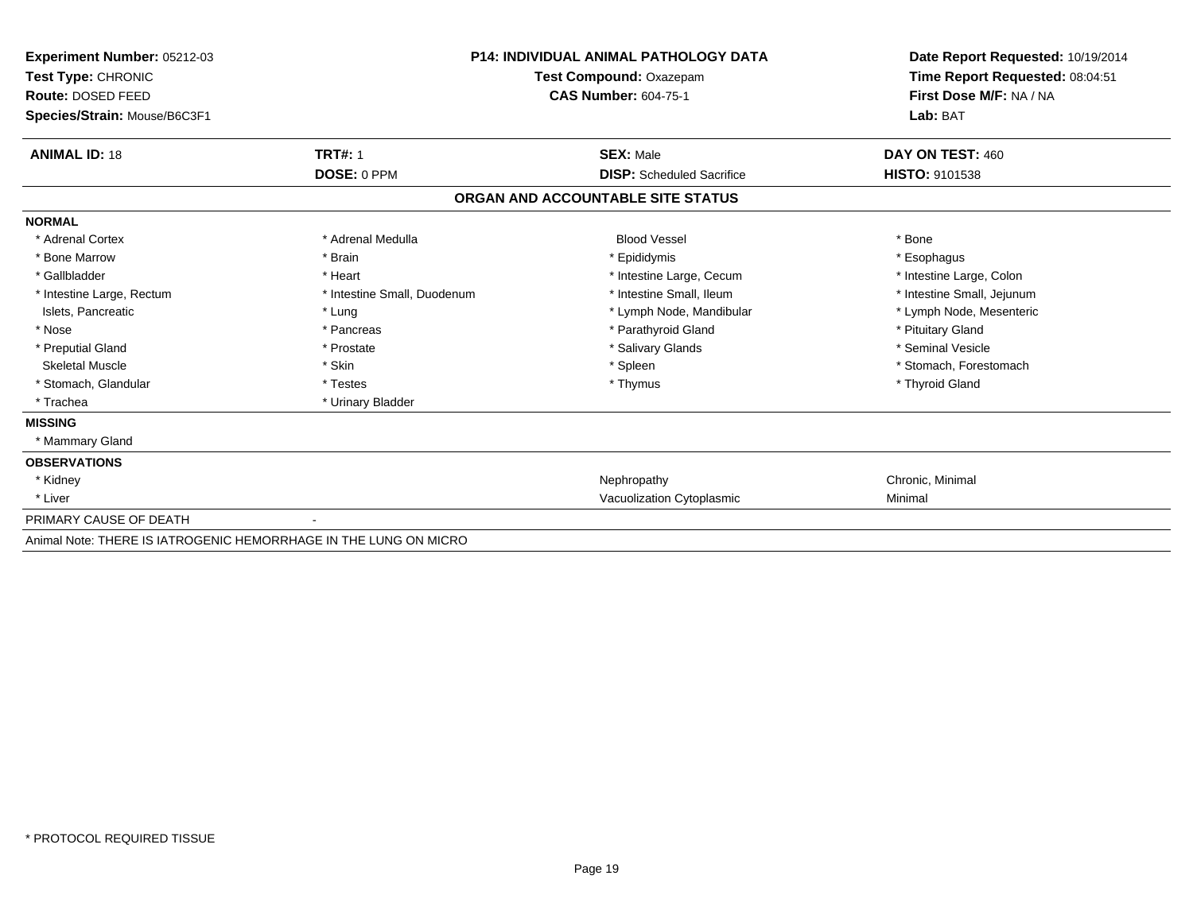**Experiment Number:** 05212-03
**Test Type:** CHRONIC
**Route:** DOSED FEED
**Species/Strain:** Mouse/B6C3F1

**P14: INDIVIDUAL ANIMAL PATHOLOGY DATA**
**Test Compound:** Oxazepam
**CAS Number:** 604-75-1

**Date Report Requested:** 10/19/2014
**Time Report Requested:** 08:04:51
**First Dose M/F:** NA / NA
**Lab:** BAT

| **ANIMAL ID:** 18 | **TRT#:** 1 | **SEX:** Male | **DAY ON TEST:** 460 |
|---|---|---|---|
| | **DOSE:** 0 PPM | **DISP:** Scheduled Sacrifice | **HISTO:** 9101538 |

## ORGAN AND ACCOUNTABLE SITE STATUS

**NORMAL**

| | | | |
|---|---|---|---|
| * Adrenal Cortex | * Adrenal Medulla | Blood Vessel | * Bone |
| * Bone Marrow | * Brain | * Epididymis | * Esophagus |
| * Gallbladder | * Heart | * Intestine Large, Cecum | * Intestine Large, Colon |
| * Intestine Large, Rectum | * Intestine Small, Duodenum | * Intestine Small, Ileum | * Intestine Small, Jejunum |
| Islets, Pancreatic | * Lung | * Lymph Node, Mandibular | * Lymph Node, Mesenteric |
| * Nose | * Pancreas | * Parathyroid Gland | * Pituitary Gland |
| * Preputial Gland | * Prostate | * Salivary Glands | * Seminal Vesicle |
| Skeletal Muscle | * Skin | * Spleen | * Stomach, Forestomach |
| * Stomach, Glandular | * Testes | * Thymus | * Thyroid Gland |
| * Trachea | * Urinary Bladder | | |

**MISSING**

* Mammary Gland

**OBSERVATIONS**

| | | |
|---|---|---|
| * Kidney | Nephropathy | Chronic, Minimal |
| * Liver | Vacuolization Cytoplasmic | Minimal |

PRIMARY CAUSE OF DEATH -

Animal Note: THERE IS IATROGENIC HEMORRHAGE IN THE LUNG ON MICRO

\* PROTOCOL REQUIRED TISSUE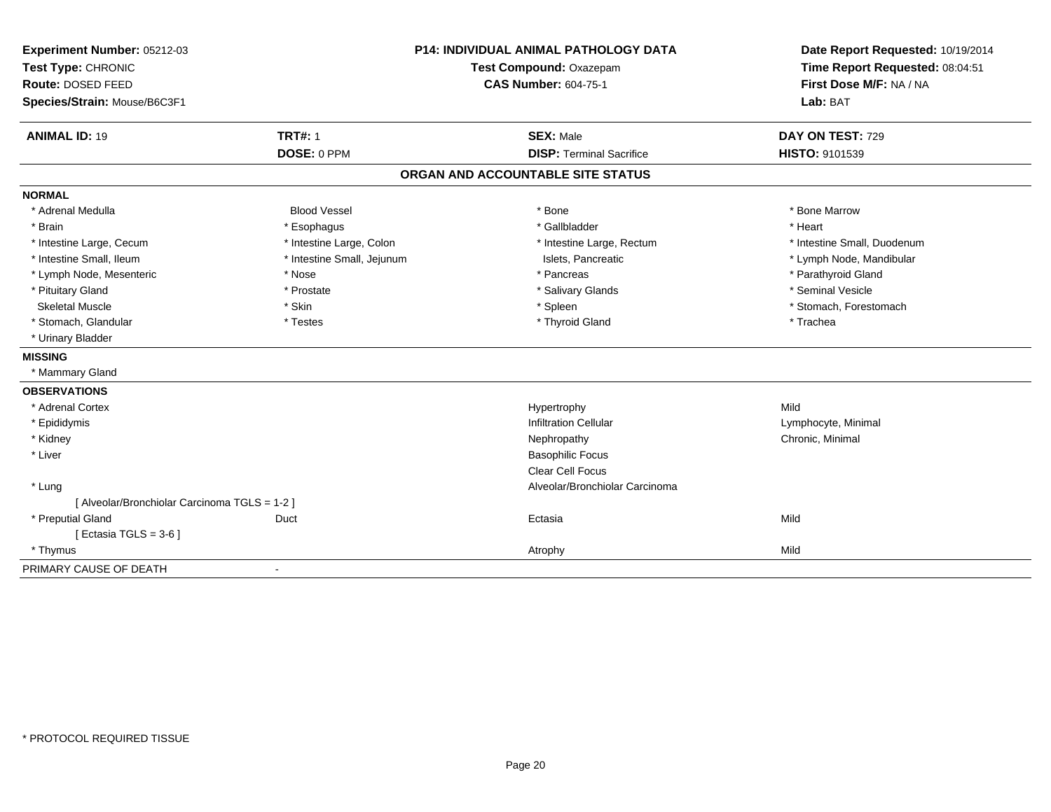**Experiment Number:** 05212-03
**Test Type:** CHRONIC
**Route:** DOSED FEED
**Species/Strain:** Mouse/B6C3F1

**P14: INDIVIDUAL ANIMAL PATHOLOGY DATA**
**Test Compound:** Oxazepam
**CAS Number:** 604-75-1

**Date Report Requested:** 10/19/2014
**Time Report Requested:** 08:04:51
**First Dose M/F:** NA / NA
**Lab:** BAT

| **ANIMAL ID:** 19 | **TRT#:** 1 | **SEX:** Male | **DAY ON TEST:** 729 |
|---|---|---|---|
| | **DOSE:** 0 PPM | **DISP:** Terminal Sacrifice | **HISTO:** 9101539 |

## ORGAN AND ACCOUNTABLE SITE STATUS

**NORMAL**

| | | | |
|---|---|---|---|
| * Adrenal Medulla | Blood Vessel | * Bone | * Bone Marrow |
| * Brain | * Esophagus | * Gallbladder | * Heart |
| * Intestine Large, Cecum | * Intestine Large, Colon | * Intestine Large, Rectum | * Intestine Small, Duodenum |
| * Intestine Small, Ileum | * Intestine Small, Jejunum | Islets, Pancreatic | * Lymph Node, Mandibular |
| * Lymph Node, Mesenteric | * Nose | * Pancreas | * Parathyroid Gland |
| * Pituitary Gland | * Prostate | * Salivary Glands | * Seminal Vesicle |
| Skeletal Muscle | * Skin | * Spleen | * Stomach, Forestomach |
| * Stomach, Glandular | * Testes | * Thyroid Gland | * Trachea |
| * Urinary Bladder | | | |

**MISSING**

* Mammary Gland

**OBSERVATIONS**

| | | | |
|---|---|---|---|
| * Adrenal Cortex | | Hypertrophy | Mild |
| * Epididymis | | Infiltration Cellular | Lymphocyte, Minimal |
| * Kidney | | Nephropathy | Chronic, Minimal |
| * Liver | | Basophilic Focus | |
| | | Clear Cell Focus | |
| * Lung | | Alveolar/Bronchiolar Carcinoma | |
| [ Alveolar/Bronchiolar Carcinoma TGLS = 1-2 ] | | | |
| * Preputial Gland | Duct | Ectasia | Mild |
| [ Ectasia TGLS = 3-6 ] | | | |
| * Thymus | | Atrophy | Mild |

PRIMARY CAUSE OF DEATH -

\* PROTOCOL REQUIRED TISSUE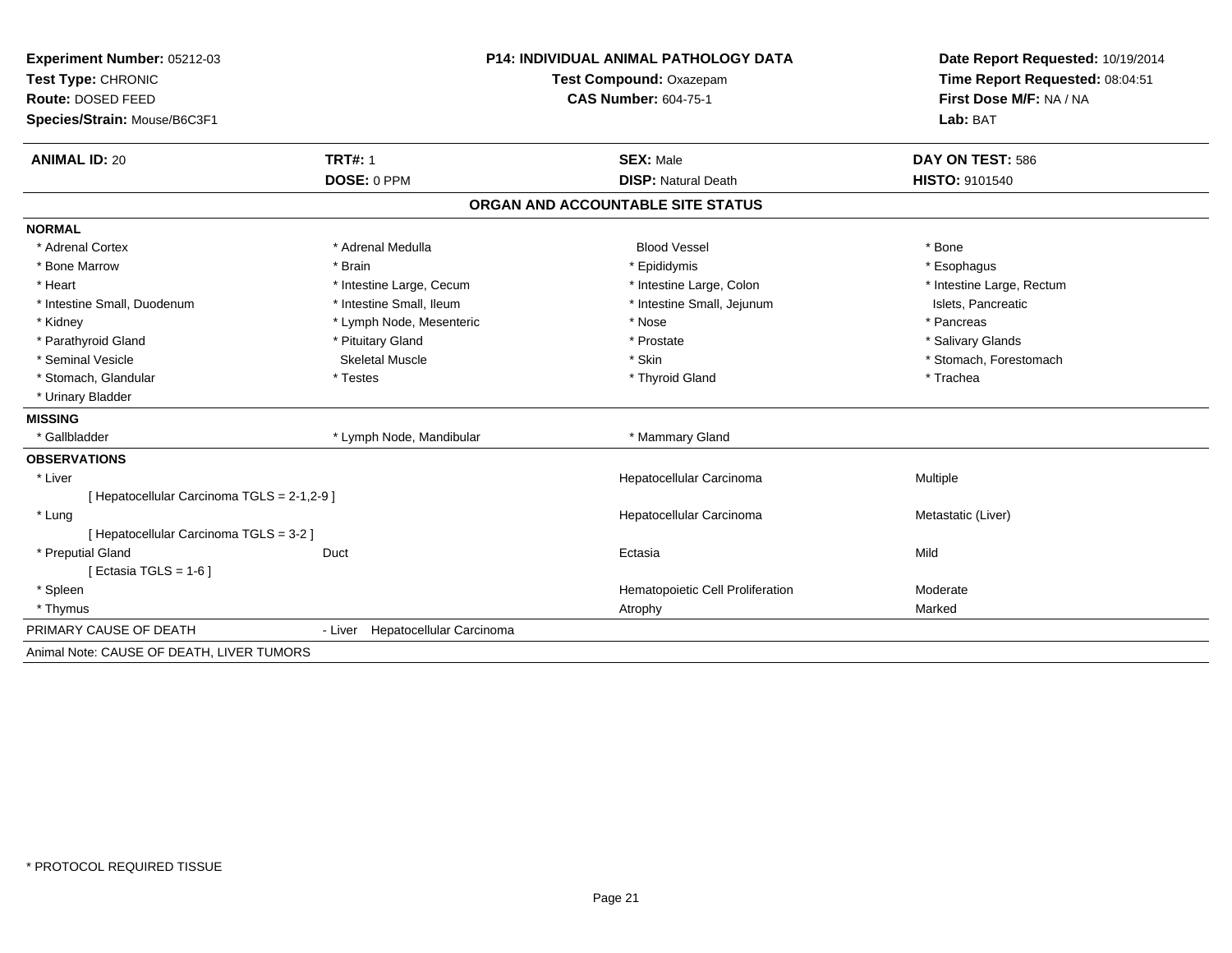**Experiment Number:** 05212-03
**Test Type:** CHRONIC
**Route:** DOSED FEED
**Species/Strain:** Mouse/B6C3F1

**P14: INDIVIDUAL ANIMAL PATHOLOGY DATA**
**Test Compound:** Oxazepam
**CAS Number:** 604-75-1

**Date Report Requested:** 10/19/2014
**Time Report Requested:** 08:04:51
**First Dose M/F:** NA / NA
**Lab:** BAT

| **ANIMAL ID:** 20 | **TRT#:** 1 | **SEX:** Male | **DAY ON TEST:** 586 |
|---|---|---|---|
| | **DOSE:** 0 PPM | **DISP:** Natural Death | **HISTO:** 9101540 |

## ORGAN AND ACCOUNTABLE SITE STATUS

**NORMAL**

| | | | |
|---|---|---|---|
| * Adrenal Cortex | * Adrenal Medulla | Blood Vessel | * Bone |
| * Bone Marrow | * Brain | * Epididymis | * Esophagus |
| * Heart | * Intestine Large, Cecum | * Intestine Large, Colon | * Intestine Large, Rectum |
| * Intestine Small, Duodenum | * Intestine Small, Ileum | * Intestine Small, Jejunum | Islets, Pancreatic |
| * Kidney | * Lymph Node, Mesenteric | * Nose | * Pancreas |
| * Parathyroid Gland | * Pituitary Gland | * Prostate | * Salivary Glands |
| * Seminal Vesicle | Skeletal Muscle | * Skin | * Stomach, Forestomach |
| * Stomach, Glandular | * Testes | * Thyroid Gland | * Trachea |
| * Urinary Bladder | | | |

**MISSING**

| | | |
|---|---|---|
| * Gallbladder | * Lymph Node, Mandibular | * Mammary Gland |

**OBSERVATIONS**

| | | | |
|---|---|---|---|
| * Liver | | Hepatocellular Carcinoma | Multiple |
| [ Hepatocellular Carcinoma TGLS = 2-1,2-9 ] | | | |
| * Lung | | Hepatocellular Carcinoma | Metastatic (Liver) |
| [ Hepatocellular Carcinoma TGLS = 3-2 ] | | | |
| * Preputial Gland | Duct | Ectasia | Mild |
| [ Ectasia TGLS = 1-6 ] | | | |
| * Spleen | | Hematopoietic Cell Proliferation | Moderate |
| * Thymus | | Atrophy | Marked |

PRIMARY CAUSE OF DEATH - Liver Hepatocellular Carcinoma

Animal Note: CAUSE OF DEATH, LIVER TUMORS

\* PROTOCOL REQUIRED TISSUE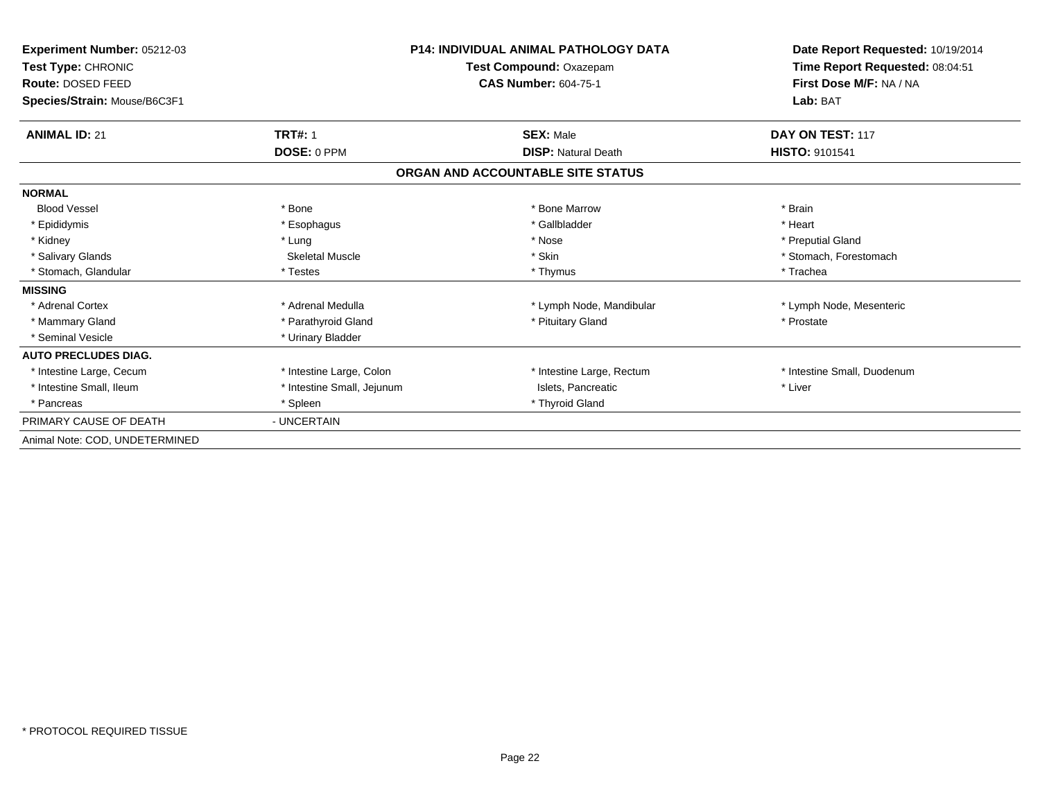**Experiment Number:** 05212-03
**Test Type:** CHRONIC
**Route:** DOSED FEED
**Species/Strain:** Mouse/B6C3F1

**P14: INDIVIDUAL ANIMAL PATHOLOGY DATA**
**Test Compound:** Oxazepam
**CAS Number:** 604-75-1

**Date Report Requested:** 10/19/2014
**Time Report Requested:** 08:04:51
**First Dose M/F:** NA / NA
**Lab:** BAT

| **ANIMAL ID:** 21 | **TRT#:** 1 | **SEX:** Male | **DAY ON TEST:** 117 |
|---|---|---|---|
| | **DOSE:** 0 PPM | **DISP:** Natural Death | **HISTO:** 9101541 |

**ORGAN AND ACCOUNTABLE SITE STATUS**

| | | | |
|---|---|---|---|
| **NORMAL** | | | |
| Blood Vessel | * Bone | * Bone Marrow | * Brain |
| * Epididymis | * Esophagus | * Gallbladder | * Heart |
| * Kidney | * Lung | * Nose | * Preputial Gland |
| * Salivary Glands | Skeletal Muscle | * Skin | * Stomach, Forestomach |
| * Stomach, Glandular | * Testes | * Thymus | * Trachea |
| **MISSING** | | | |
| * Adrenal Cortex | * Adrenal Medulla | * Lymph Node, Mandibular | * Lymph Node, Mesenteric |
| * Mammary Gland | * Parathyroid Gland | * Pituitary Gland | * Prostate |
| * Seminal Vesicle | * Urinary Bladder | | |
| **AUTO PRECLUDES DIAG.** | | | |
| * Intestine Large, Cecum | * Intestine Large, Colon | * Intestine Large, Rectum | * Intestine Small, Duodenum |
| * Intestine Small, Ileum | * Intestine Small, Jejunum | Islets, Pancreatic | * Liver |
| * Pancreas | * Spleen | * Thyroid Gland | |
| PRIMARY CAUSE OF DEATH | - UNCERTAIN | | |
| Animal Note: COD, UNDETERMINED | | | |

* PROTOCOL REQUIRED TISSUE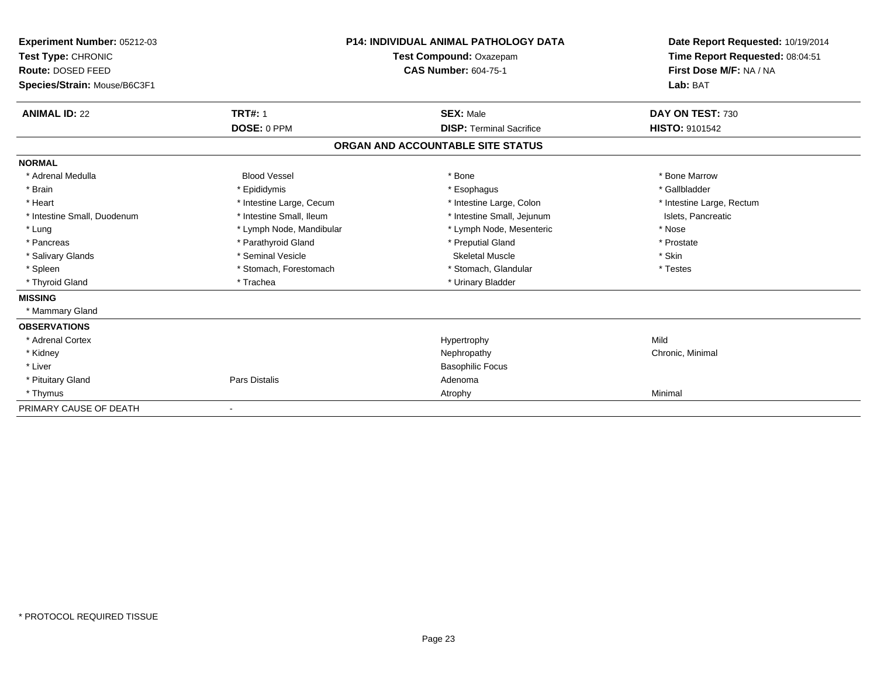**Experiment Number:** 05212-03
**Test Type:** CHRONIC
**Route:** DOSED FEED
**Species/Strain:** Mouse/B6C3F1

**P14: INDIVIDUAL ANIMAL PATHOLOGY DATA**
**Test Compound:** Oxazepam
**CAS Number:** 604-75-1

**Date Report Requested:** 10/19/2014
**Time Report Requested:** 08:04:51
**First Dose M/F:** NA / NA
**Lab:** BAT

| **ANIMAL ID:** 22 | **TRT#:** 1 | **SEX:** Male | **DAY ON TEST:** 730 |
|---|---|---|---|
| | **DOSE:** 0 PPM | **DISP:** Terminal Sacrifice | **HISTO:** 9101542 |

## ORGAN AND ACCOUNTABLE SITE STATUS

**NORMAL**

| | | | |
|---|---|---|---|
| * Adrenal Medulla | Blood Vessel | * Bone | * Bone Marrow |
| * Brain | * Epididymis | * Esophagus | * Gallbladder |
| * Heart | * Intestine Large, Cecum | * Intestine Large, Colon | * Intestine Large, Rectum |
| * Intestine Small, Duodenum | * Intestine Small, Ileum | * Intestine Small, Jejunum | Islets, Pancreatic |
| * Lung | * Lymph Node, Mandibular | * Lymph Node, Mesenteric | * Nose |
| * Pancreas | * Parathyroid Gland | * Preputial Gland | * Prostate |
| * Salivary Glands | * Seminal Vesicle | Skeletal Muscle | * Skin |
| * Spleen | * Stomach, Forestomach | * Stomach, Glandular | * Testes |
| * Thyroid Gland | * Trachea | * Urinary Bladder | |

**MISSING**

* Mammary Gland

**OBSERVATIONS**

| | | | |
|---|---|---|---|
| * Adrenal Cortex | | Hypertrophy | Mild |
| * Kidney | | Nephropathy | Chronic, Minimal |
| * Liver | | Basophilic Focus | |
| * Pituitary Gland | Pars Distalis | Adenoma | |
| * Thymus | | Atrophy | Minimal |

PRIMARY CAUSE OF DEATH -

* PROTOCOL REQUIRED TISSUE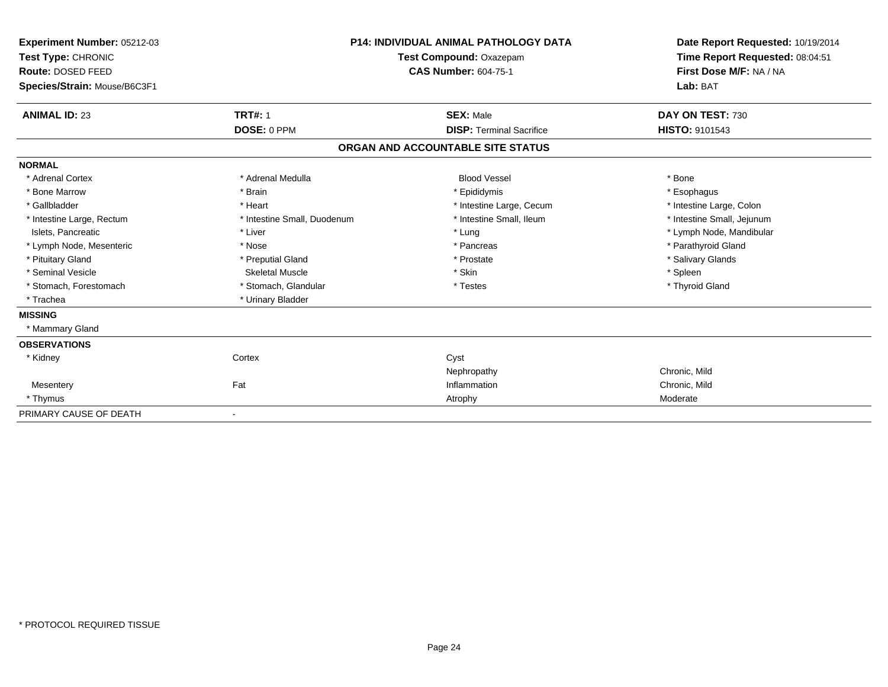**Experiment Number:** 05212-03
**Test Type:** CHRONIC
**Route:** DOSED FEED
**Species/Strain:** Mouse/B6C3F1

**P14: INDIVIDUAL ANIMAL PATHOLOGY DATA**
**Test Compound:** Oxazepam
**CAS Number:** 604-75-1

**Date Report Requested:** 10/19/2014
**Time Report Requested:** 08:04:51
**First Dose M/F:** NA / NA
**Lab:** BAT

| **ANIMAL ID:** 23 | **TRT#:** 1 | **SEX:** Male | **DAY ON TEST:** 730 |
|---|---|---|---|
| | **DOSE:** 0 PPM | **DISP:** Terminal Sacrifice | **HISTO:** 9101543 |

## ORGAN AND ACCOUNTABLE SITE STATUS

**NORMAL**

| | | | |
|---|---|---|---|
| * Adrenal Cortex | * Adrenal Medulla | Blood Vessel | * Bone |
| * Bone Marrow | * Brain | * Epididymis | * Esophagus |
| * Gallbladder | * Heart | * Intestine Large, Cecum | * Intestine Large, Colon |
| * Intestine Large, Rectum | * Intestine Small, Duodenum | * Intestine Small, Ileum | * Intestine Small, Jejunum |
| Islets, Pancreatic | * Liver | * Lung | * Lymph Node, Mandibular |
| * Lymph Node, Mesenteric | * Nose | * Pancreas | * Parathyroid Gland |
| * Pituitary Gland | * Preputial Gland | * Prostate | * Salivary Glands |
| * Seminal Vesicle | Skeletal Muscle | * Skin | * Spleen |
| * Stomach, Forestomach | * Stomach, Glandular | * Testes | * Thyroid Gland |
| * Trachea | * Urinary Bladder | | |

**MISSING**

* Mammary Gland

**OBSERVATIONS**

| | | | |
|---|---|---|---|
| * Kidney | Cortex | Cyst | |
| | | Nephropathy | Chronic, Mild |
| Mesentery | Fat | Inflammation | Chronic, Mild |
| * Thymus | | Atrophy | Moderate |

PRIMARY CAUSE OF DEATH -

\* PROTOCOL REQUIRED TISSUE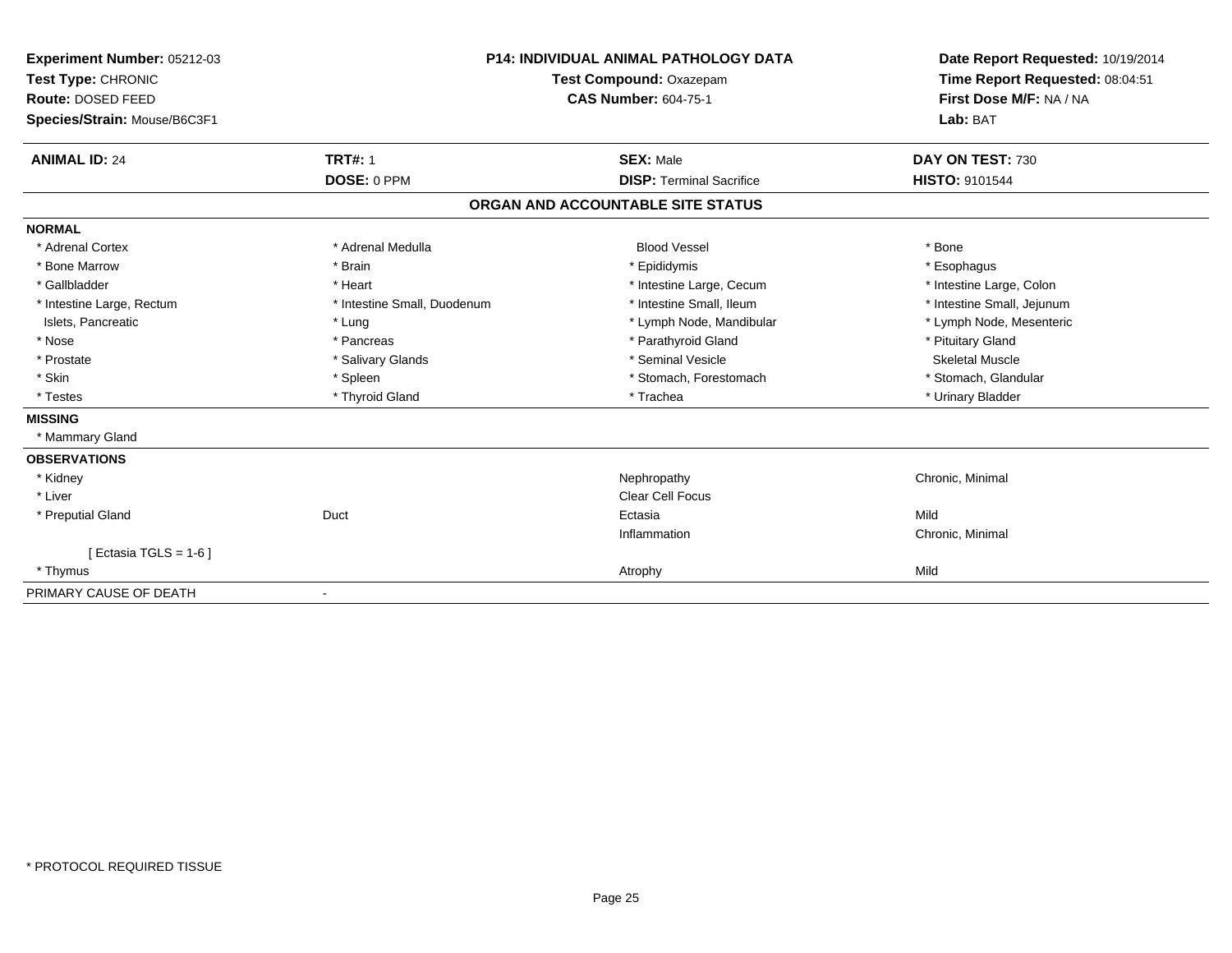**Experiment Number:** 05212-03
**Test Type:** CHRONIC
**Route:** DOSED FEED
**Species/Strain:** Mouse/B6C3F1

**P14: INDIVIDUAL ANIMAL PATHOLOGY DATA**
**Test Compound:** Oxazepam
**CAS Number:** 604-75-1

**Date Report Requested:** 10/19/2014
**Time Report Requested:** 08:04:51
**First Dose M/F:** NA / NA
**Lab:** BAT

| **ANIMAL ID:** 24 | **TRT#:** 1 | **SEX:** Male | **DAY ON TEST:** 730 |
|---|---|---|---|
| | **DOSE:** 0 PPM | **DISP:** Terminal Sacrifice | **HISTO:** 9101544 |

## ORGAN AND ACCOUNTABLE SITE STATUS

**NORMAL**

| | | | |
|---|---|---|---|
| * Adrenal Cortex | * Adrenal Medulla | Blood Vessel | * Bone |
| * Bone Marrow | * Brain | * Epididymis | * Esophagus |
| * Gallbladder | * Heart | * Intestine Large, Cecum | * Intestine Large, Colon |
| * Intestine Large, Rectum | * Intestine Small, Duodenum | * Intestine Small, Ileum | * Intestine Small, Jejunum |
| Islets, Pancreatic | * Lung | * Lymph Node, Mandibular | * Lymph Node, Mesenteric |
| * Nose | * Pancreas | * Parathyroid Gland | * Pituitary Gland |
| * Prostate | * Salivary Glands | * Seminal Vesicle | Skeletal Muscle |
| * Skin | * Spleen | * Stomach, Forestomach | * Stomach, Glandular |
| * Testes | * Thyroid Gland | * Trachea | * Urinary Bladder |

**MISSING**

* Mammary Gland

**OBSERVATIONS**

| | | | |
|---|---|---|---|
| * Kidney | | Nephropathy | Chronic, Minimal |
| * Liver | | Clear Cell Focus | |
| * Preputial Gland | Duct | Ectasia | Mild |
| | | Inflammation | Chronic, Minimal |
| [ Ectasia TGLS = 1-6 ] | | | |
| * Thymus | | Atrophy | Mild |

PRIMARY CAUSE OF DEATH -

* PROTOCOL REQUIRED TISSUE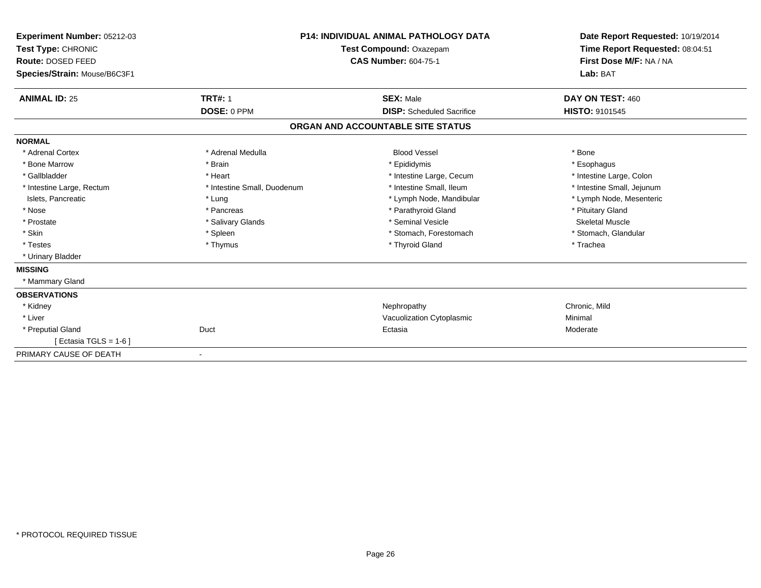**Experiment Number:** 05212-03
**Test Type:** CHRONIC
**Route:** DOSED FEED
**Species/Strain:** Mouse/B6C3F1

**P14: INDIVIDUAL ANIMAL PATHOLOGY DATA**
**Test Compound:** Oxazepam
**CAS Number:** 604-75-1

**Date Report Requested:** 10/19/2014
**Time Report Requested:** 08:04:51
**First Dose M/F:** NA / NA
**Lab:** BAT

| **ANIMAL ID:** 25 | **TRT#:** 1 | **SEX:** Male | **DAY ON TEST:** 460 |
|---|---|---|---|
| | **DOSE:** 0 PPM | **DISP:** Scheduled Sacrifice | **HISTO:** 9101545 |

**ORGAN AND ACCOUNTABLE SITE STATUS**

**NORMAL**

| | | | |
|---|---|---|---|
| * Adrenal Cortex | * Adrenal Medulla | Blood Vessel | * Bone |
| * Bone Marrow | * Brain | * Epididymis | * Esophagus |
| * Gallbladder | * Heart | * Intestine Large, Cecum | * Intestine Large, Colon |
| * Intestine Large, Rectum | * Intestine Small, Duodenum | * Intestine Small, Ileum | * Intestine Small, Jejunum |
| Islets, Pancreatic | * Lung | * Lymph Node, Mandibular | * Lymph Node, Mesenteric |
| * Nose | * Pancreas | * Parathyroid Gland | * Pituitary Gland |
| * Prostate | * Salivary Glands | * Seminal Vesicle | Skeletal Muscle |
| * Skin | * Spleen | * Stomach, Forestomach | * Stomach, Glandular |
| * Testes | * Thymus | * Thyroid Gland | * Trachea |
| * Urinary Bladder | | | |

**MISSING**

* Mammary Gland

**OBSERVATIONS**

| | | | |
|---|---|---|---|
| * Kidney | | Nephropathy | Chronic, Mild |
| * Liver | | Vacuolization Cytoplasmic | Minimal |
| * Preputial Gland | Duct | Ectasia | Moderate |
| [ Ectasia TGLS = 1-6 ] | | | |

PRIMARY CAUSE OF DEATH -

\* PROTOCOL REQUIRED TISSUE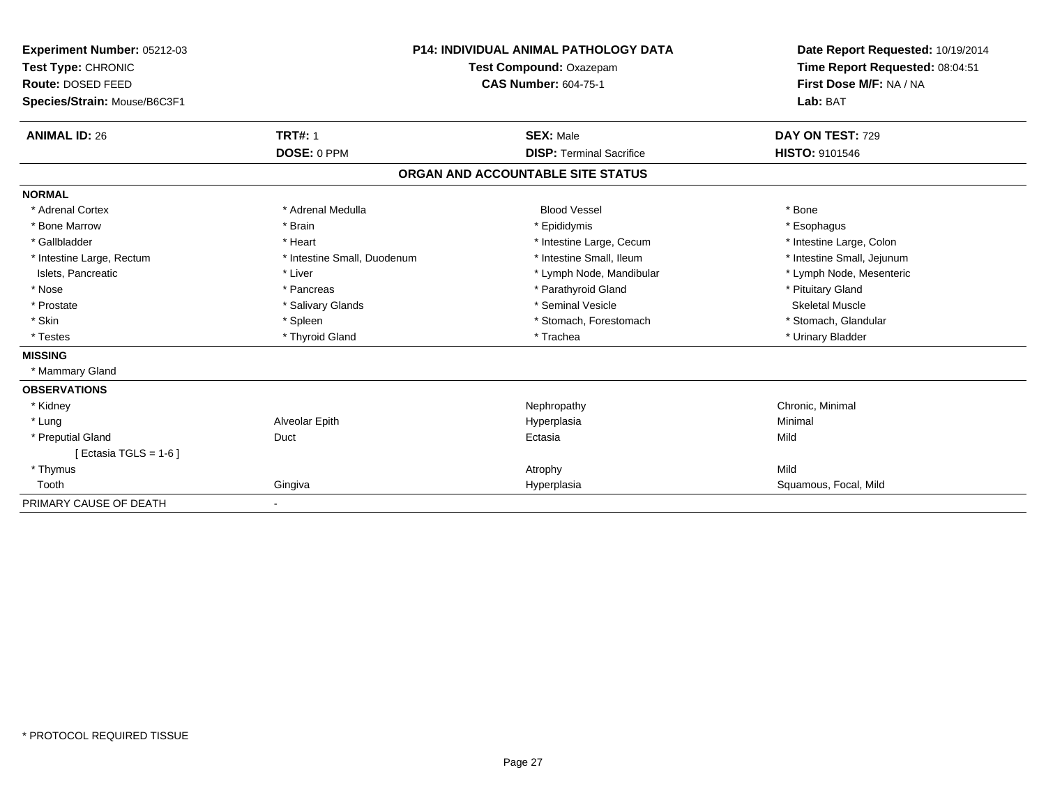**Experiment Number:** 05212-03
**Test Type:** CHRONIC
**Route:** DOSED FEED
**Species/Strain:** Mouse/B6C3F1

**P14: INDIVIDUAL ANIMAL PATHOLOGY DATA**
**Test Compound:** Oxazepam
**CAS Number:** 604-75-1

**Date Report Requested:** 10/19/2014
**Time Report Requested:** 08:04:51
**First Dose M/F:** NA / NA
**Lab:** BAT

| **ANIMAL ID:** 26 | **TRT#:** 1 | **SEX:** Male | **DAY ON TEST:** 729 |
|---|---|---|---|
| | **DOSE:** 0 PPM | **DISP:** Terminal Sacrifice | **HISTO:** 9101546 |

## ORGAN AND ACCOUNTABLE SITE STATUS

**NORMAL**

| | | | |
|---|---|---|---|
| * Adrenal Cortex | * Adrenal Medulla | Blood Vessel | * Bone |
| * Bone Marrow | * Brain | * Epididymis | * Esophagus |
| * Gallbladder | * Heart | * Intestine Large, Cecum | * Intestine Large, Colon |
| * Intestine Large, Rectum | * Intestine Small, Duodenum | * Intestine Small, Ileum | * Intestine Small, Jejunum |
| Islets, Pancreatic | * Liver | * Lymph Node, Mandibular | * Lymph Node, Mesenteric |
| * Nose | * Pancreas | * Parathyroid Gland | * Pituitary Gland |
| * Prostate | * Salivary Glands | * Seminal Vesicle | Skeletal Muscle |
| * Skin | * Spleen | * Stomach, Forestomach | * Stomach, Glandular |
| * Testes | * Thyroid Gland | * Trachea | * Urinary Bladder |

**MISSING**

* Mammary Gland

**OBSERVATIONS**

| | | | |
|---|---|---|---|
| * Kidney | | Nephropathy | Chronic, Minimal |
| * Lung | Alveolar Epith | Hyperplasia | Minimal |
| * Preputial Gland | Duct | Ectasia | Mild |
| [ Ectasia TGLS = 1-6 ] | | | |
| * Thymus | | Atrophy | Mild |
| Tooth | Gingiva | Hyperplasia | Squamous, Focal, Mild |

PRIMARY CAUSE OF DEATH -

* PROTOCOL REQUIRED TISSUE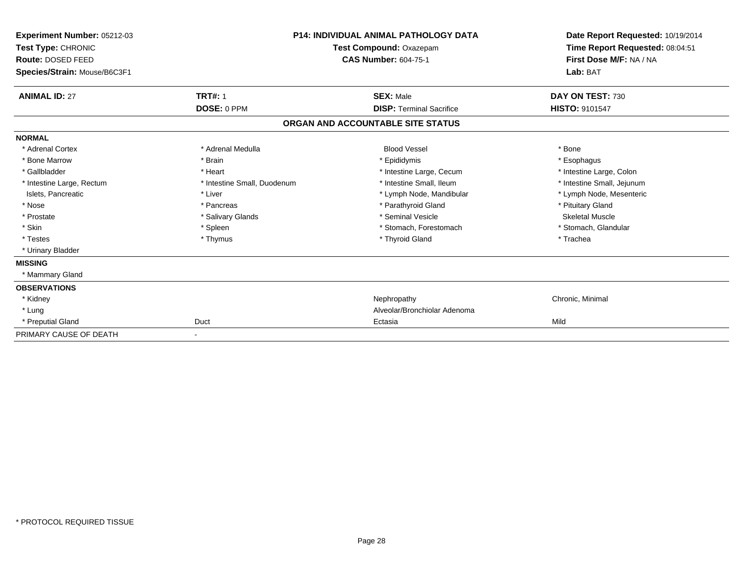**Experiment Number:** 05212-03
**Test Type:** CHRONIC
**Route:** DOSED FEED
**Species/Strain:** Mouse/B6C3F1

**P14: INDIVIDUAL ANIMAL PATHOLOGY DATA**
**Test Compound:** Oxazepam
**CAS Number:** 604-75-1

**Date Report Requested:** 10/19/2014
**Time Report Requested:** 08:04:51
**First Dose M/F:** NA / NA
**Lab:** BAT

| **ANIMAL ID:** 27 | **TRT#:** 1 | **SEX:** Male | **DAY ON TEST:** 730 |
|---|---|---|---|
| | **DOSE:** 0 PPM | **DISP:** Terminal Sacrifice | **HISTO:** 9101547 |

## ORGAN AND ACCOUNTABLE SITE STATUS

**NORMAL**

| | | | |
|---|---|---|---|
| * Adrenal Cortex | * Adrenal Medulla | Blood Vessel | * Bone |
| * Bone Marrow | * Brain | * Epididymis | * Esophagus |
| * Gallbladder | * Heart | * Intestine Large, Cecum | * Intestine Large, Colon |
| * Intestine Large, Rectum | * Intestine Small, Duodenum | * Intestine Small, Ileum | * Intestine Small, Jejunum |
| Islets, Pancreatic | * Liver | * Lymph Node, Mandibular | * Lymph Node, Mesenteric |
| * Nose | * Pancreas | * Parathyroid Gland | * Pituitary Gland |
| * Prostate | * Salivary Glands | * Seminal Vesicle | Skeletal Muscle |
| * Skin | * Spleen | * Stomach, Forestomach | * Stomach, Glandular |
| * Testes | * Thymus | * Thyroid Gland | * Trachea |
| * Urinary Bladder | | | |

**MISSING**

* Mammary Gland

**OBSERVATIONS**

| | | | |
|---|---|---|---|
| * Kidney | | Nephropathy | Chronic, Minimal |
| * Lung | | Alveolar/Bronchiolar Adenoma | |
| * Preputial Gland | Duct | Ectasia | Mild |

PRIMARY CAUSE OF DEATH -

\* PROTOCOL REQUIRED TISSUE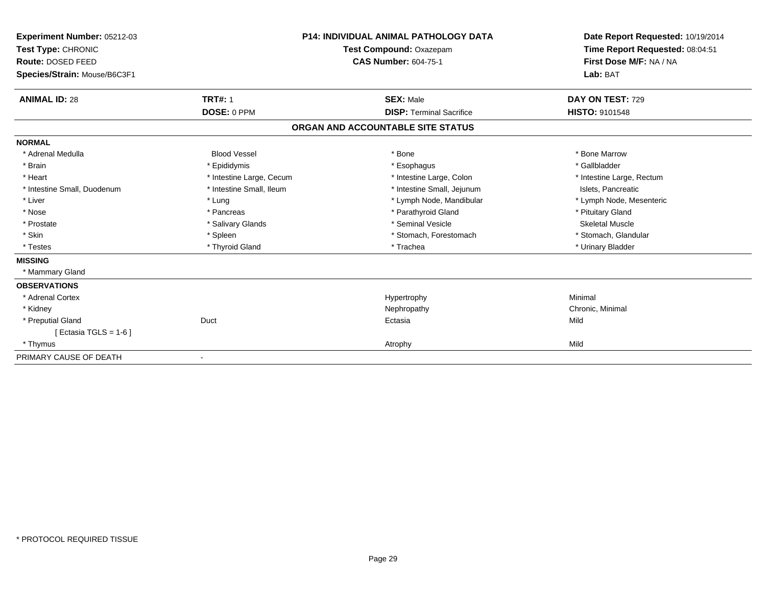**Experiment Number:** 05212-03
**Test Type:** CHRONIC
**Route:** DOSED FEED
**Species/Strain:** Mouse/B6C3F1

**P14: INDIVIDUAL ANIMAL PATHOLOGY DATA**
**Test Compound:** Oxazepam
**CAS Number:** 604-75-1

**Date Report Requested:** 10/19/2014
**Time Report Requested:** 08:04:51
**First Dose M/F:** NA / NA
**Lab:** BAT

| **ANIMAL ID:** 28 | **TRT#:** 1 | **SEX:** Male | **DAY ON TEST:** 729 |
|---|---|---|---|
| | **DOSE:** 0 PPM | **DISP:** Terminal Sacrifice | **HISTO:** 9101548 |

## ORGAN AND ACCOUNTABLE SITE STATUS

| | | | |
|---|---|---|---|
| **NORMAL** | | | |
| * Adrenal Medulla | Blood Vessel | * Bone | * Bone Marrow |
| * Brain | * Epididymis | * Esophagus | * Gallbladder |
| * Heart | * Intestine Large, Cecum | * Intestine Large, Colon | * Intestine Large, Rectum |
| * Intestine Small, Duodenum | * Intestine Small, Ileum | * Intestine Small, Jejunum | Islets, Pancreatic |
| * Liver | * Lung | * Lymph Node, Mandibular | * Lymph Node, Mesenteric |
| * Nose | * Pancreas | * Parathyroid Gland | * Pituitary Gland |
| * Prostate | * Salivary Glands | * Seminal Vesicle | Skeletal Muscle |
| * Skin | * Spleen | * Stomach, Forestomach | * Stomach, Glandular |
| * Testes | * Thyroid Gland | * Trachea | * Urinary Bladder |
| **MISSING** | | | |
| * Mammary Gland | | | |
| **OBSERVATIONS** | | | |
| * Adrenal Cortex | | Hypertrophy | Minimal |
| * Kidney | | Nephropathy | Chronic, Minimal |
| * Preputial Gland | Duct | Ectasia | Mild |
| [ Ectasia TGLS = 1-6 ] | | | |
| * Thymus | | Atrophy | Mild |
| PRIMARY CAUSE OF DEATH | - | | |

* PROTOCOL REQUIRED TISSUE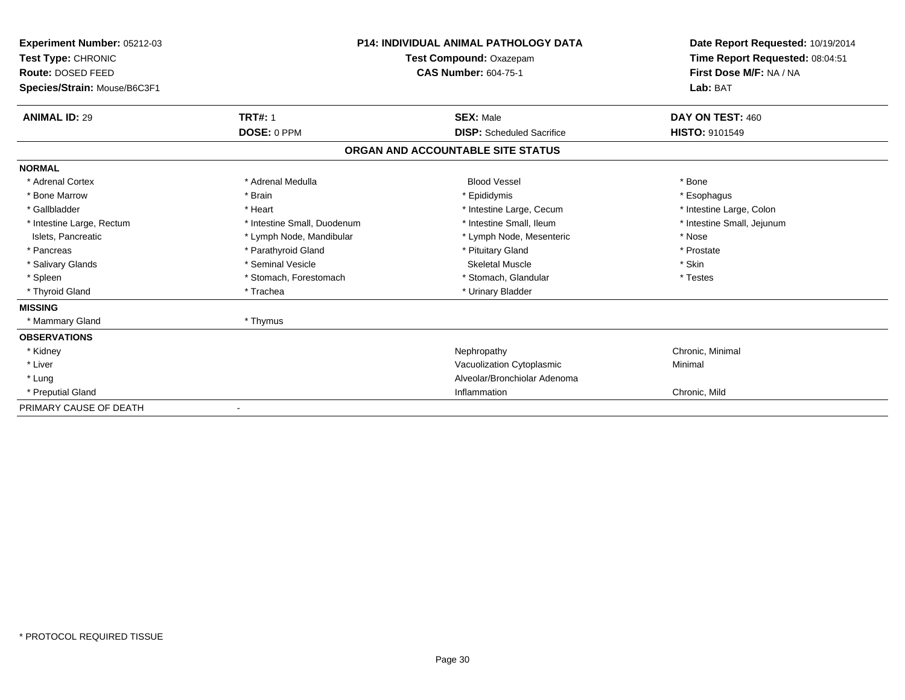**Experiment Number:** 05212-03
**Test Type:** CHRONIC
**Route:** DOSED FEED
**Species/Strain:** Mouse/B6C3F1

**P14: INDIVIDUAL ANIMAL PATHOLOGY DATA**
**Test Compound:** Oxazepam
**CAS Number:** 604-75-1

**Date Report Requested:** 10/19/2014
**Time Report Requested:** 08:04:51
**First Dose M/F:** NA / NA
**Lab:** BAT

| **ANIMAL ID:** 29 | **TRT#:** 1 | **SEX:** Male | **DAY ON TEST:** 460 |
|---|---|---|---|
| | **DOSE:** 0 PPM | **DISP:** Scheduled Sacrifice | **HISTO:** 9101549 |

## ORGAN AND ACCOUNTABLE SITE STATUS

| | | | |
|---|---|---|---|
| **NORMAL** | | | |
| * Adrenal Cortex | * Adrenal Medulla | Blood Vessel | * Bone |
| * Bone Marrow | * Brain | * Epididymis | * Esophagus |
| * Gallbladder | * Heart | * Intestine Large, Cecum | * Intestine Large, Colon |
| * Intestine Large, Rectum | * Intestine Small, Duodenum | * Intestine Small, Ileum | * Intestine Small, Jejunum |
| Islets, Pancreatic | * Lymph Node, Mandibular | * Lymph Node, Mesenteric | * Nose |
| * Pancreas | * Parathyroid Gland | * Pituitary Gland | * Prostate |
| * Salivary Glands | * Seminal Vesicle | Skeletal Muscle | * Skin |
| * Spleen | * Stomach, Forestomach | * Stomach, Glandular | * Testes |
| * Thyroid Gland | * Trachea | * Urinary Bladder | |
| **MISSING** | | | |
| * Mammary Gland | * Thymus | | |
| **OBSERVATIONS** | | | |
| * Kidney | | Nephropathy | Chronic, Minimal |
| * Liver | | Vacuolization Cytoplasmic | Minimal |
| * Lung | | Alveolar/Bronchiolar Adenoma | |
| * Preputial Gland | | Inflammation | Chronic, Mild |
| PRIMARY CAUSE OF DEATH | - | | |

* PROTOCOL REQUIRED TISSUE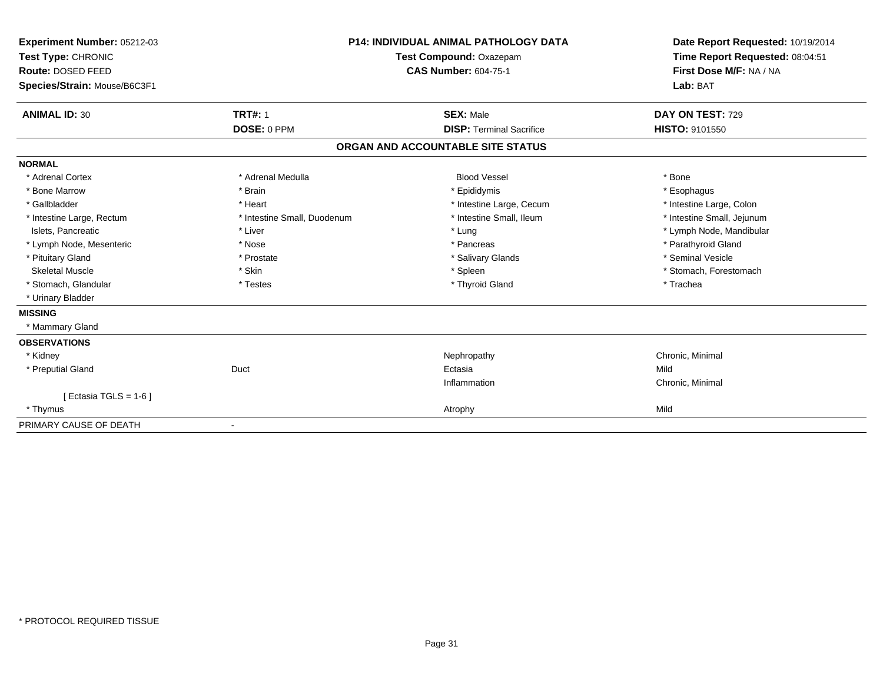**Experiment Number:** 05212-03
**Test Type:** CHRONIC
**Route:** DOSED FEED
**Species/Strain:** Mouse/B6C3F1

**P14: INDIVIDUAL ANIMAL PATHOLOGY DATA**
**Test Compound:** Oxazepam
**CAS Number:** 604-75-1

**Date Report Requested:** 10/19/2014
**Time Report Requested:** 08:04:51
**First Dose M/F:** NA / NA
**Lab:** BAT

| **ANIMAL ID:** 30 | **TRT#:** 1 | **SEX:** Male | **DAY ON TEST:** 729 |
|---|---|---|---|
| | **DOSE:** 0 PPM | **DISP:** Terminal Sacrifice | **HISTO:** 9101550 |

## ORGAN AND ACCOUNTABLE SITE STATUS

**NORMAL**

| | | | |
|---|---|---|---|
| * Adrenal Cortex | * Adrenal Medulla | Blood Vessel | * Bone |
| * Bone Marrow | * Brain | * Epididymis | * Esophagus |
| * Gallbladder | * Heart | * Intestine Large, Cecum | * Intestine Large, Colon |
| * Intestine Large, Rectum | * Intestine Small, Duodenum | * Intestine Small, Ileum | * Intestine Small, Jejunum |
| Islets, Pancreatic | * Liver | * Lung | * Lymph Node, Mandibular |
| * Lymph Node, Mesenteric | * Nose | * Pancreas | * Parathyroid Gland |
| * Pituitary Gland | * Prostate | * Salivary Glands | * Seminal Vesicle |
| Skeletal Muscle | * Skin | * Spleen | * Stomach, Forestomach |
| * Stomach, Glandular | * Testes | * Thyroid Gland | * Trachea |
| * Urinary Bladder | | | |

**MISSING**

* Mammary Gland

**OBSERVATIONS**

| | | | |
|---|---|---|---|
| * Kidney | | Nephropathy | Chronic, Minimal |
| * Preputial Gland | Duct | Ectasia | Mild |
| | | Inflammation | Chronic, Minimal |
| [ Ectasia TGLS = 1-6 ] | | | |
| * Thymus | | Atrophy | Mild |

PRIMARY CAUSE OF DEATH -

* PROTOCOL REQUIRED TISSUE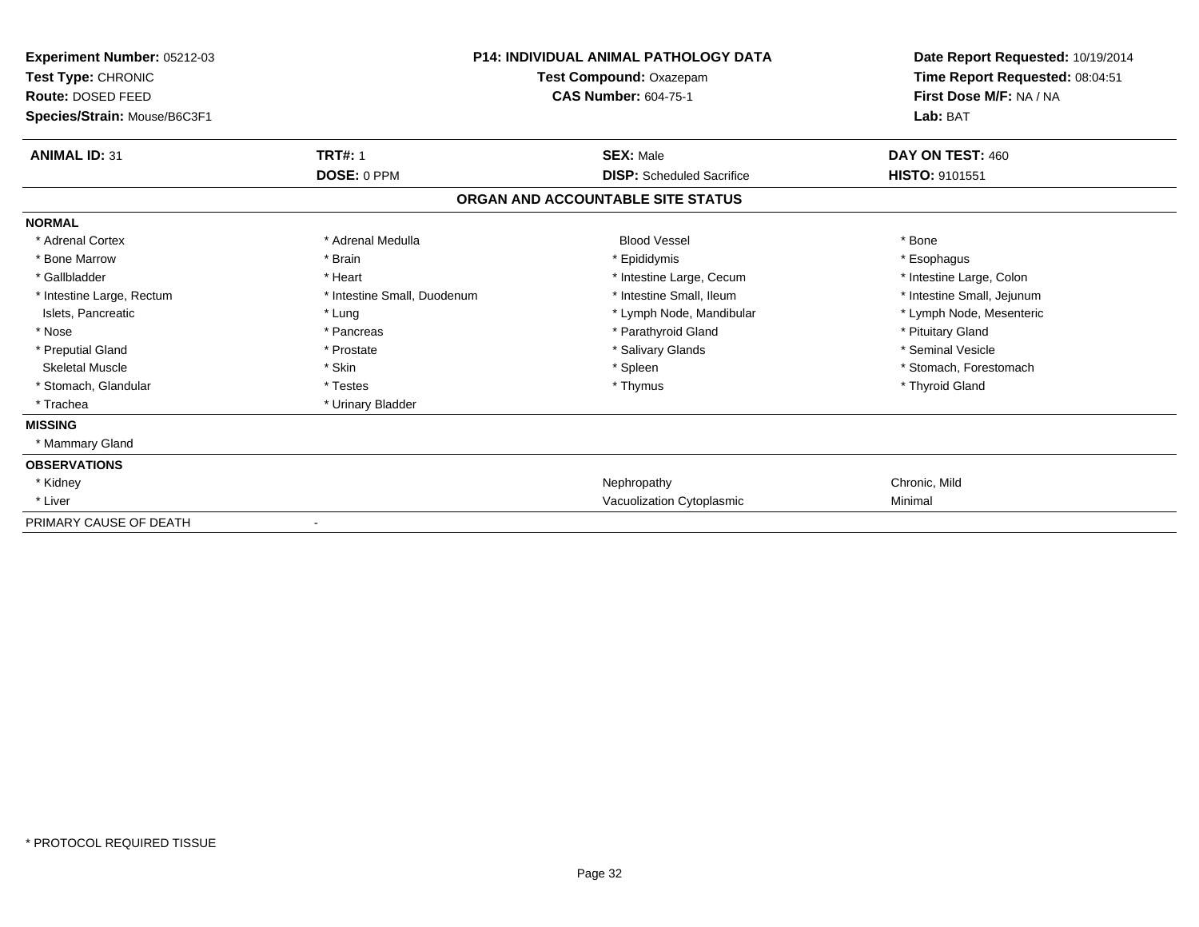**Experiment Number:** 05212-03
**Test Type:** CHRONIC
**Route:** DOSED FEED
**Species/Strain:** Mouse/B6C3F1

**P14: INDIVIDUAL ANIMAL PATHOLOGY DATA**
**Test Compound:** Oxazepam
**CAS Number:** 604-75-1

**Date Report Requested:** 10/19/2014
**Time Report Requested:** 08:04:51
**First Dose M/F:** NA / NA
**Lab:** BAT

| **ANIMAL ID:** 31 | **TRT#:** 1 | **SEX:** Male | **DAY ON TEST:** 460 |
|---|---|---|---|
| | **DOSE:** 0 PPM | **DISP:** Scheduled Sacrifice | **HISTO:** 9101551 |

## ORGAN AND ACCOUNTABLE SITE STATUS

**NORMAL**

| | | | |
|---|---|---|---|
| * Adrenal Cortex | * Adrenal Medulla | Blood Vessel | * Bone |
| * Bone Marrow | * Brain | * Epididymis | * Esophagus |
| * Gallbladder | * Heart | * Intestine Large, Cecum | * Intestine Large, Colon |
| * Intestine Large, Rectum | * Intestine Small, Duodenum | * Intestine Small, Ileum | * Intestine Small, Jejunum |
| Islets, Pancreatic | * Lung | * Lymph Node, Mandibular | * Lymph Node, Mesenteric |
| * Nose | * Pancreas | * Parathyroid Gland | * Pituitary Gland |
| * Preputial Gland | * Prostate | * Salivary Glands | * Seminal Vesicle |
| Skeletal Muscle | * Skin | * Spleen | * Stomach, Forestomach |
| * Stomach, Glandular | * Testes | * Thymus | * Thyroid Gland |
| * Trachea | * Urinary Bladder | | |

**MISSING**

* Mammary Gland

**OBSERVATIONS**

| | | |
|---|---|---|
| * Kidney | Nephropathy | Chronic, Mild |
| * Liver | Vacuolization Cytoplasmic | Minimal |

PRIMARY CAUSE OF DEATH -

* PROTOCOL REQUIRED TISSUE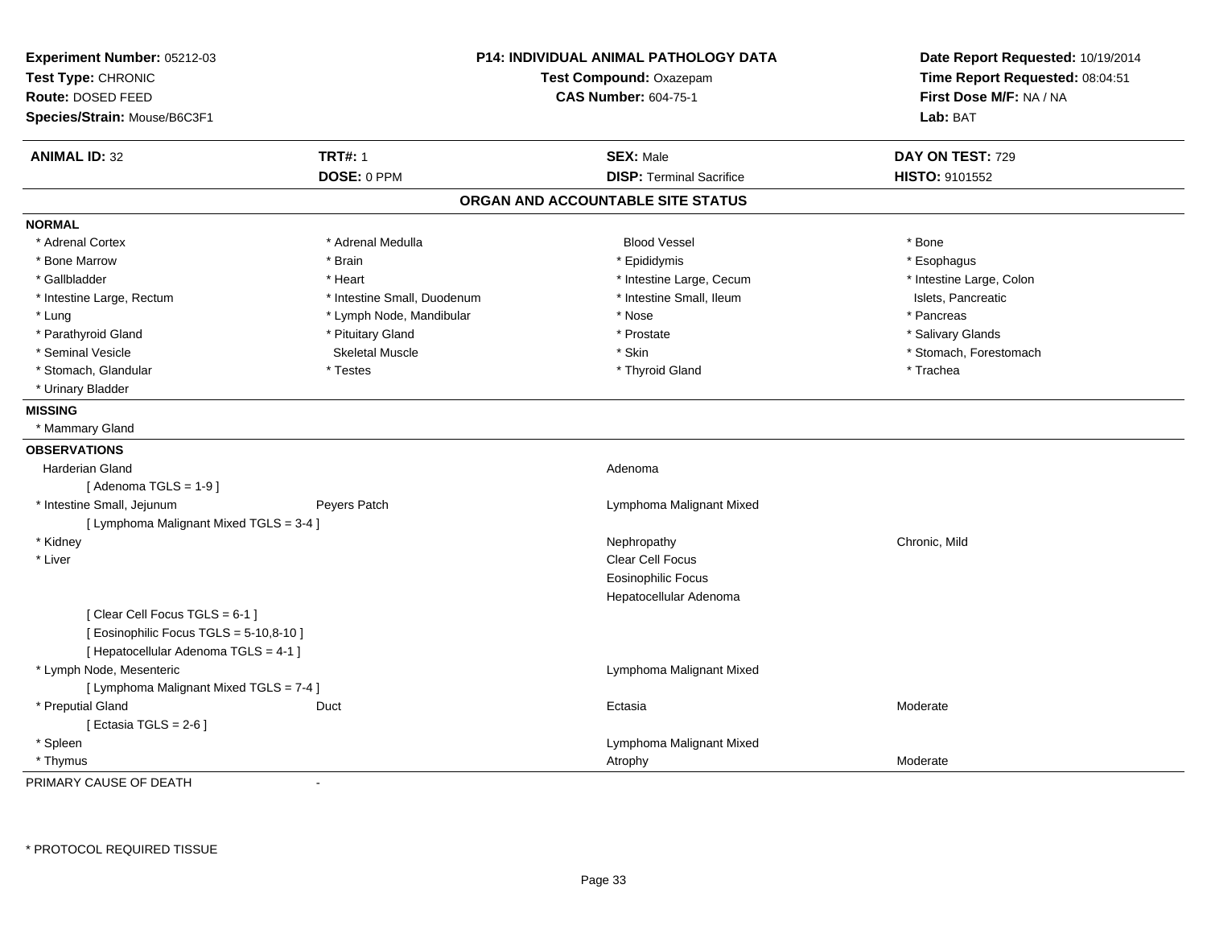**Experiment Number:** 05212-03
**Test Type:** CHRONIC
**Route:** DOSED FEED
**Species/Strain:** Mouse/B6C3F1

**P14: INDIVIDUAL ANIMAL PATHOLOGY DATA**
**Test Compound:** Oxazepam
**CAS Number:** 604-75-1

**Date Report Requested:** 10/19/2014
**Time Report Requested:** 08:04:51
**First Dose M/F:** NA / NA
**Lab:** BAT

| **ANIMAL ID:** 32 | **TRT#:** 1 | **SEX:** Male | **DAY ON TEST:** 729 |
|---|---|---|---|
| | **DOSE:** 0 PPM | **DISP:** Terminal Sacrifice | **HISTO:** 9101552 |

## ORGAN AND ACCOUNTABLE SITE STATUS

**NORMAL**

| | | | |
|---|---|---|---|
| * Adrenal Cortex | * Adrenal Medulla | Blood Vessel | * Bone |
| * Bone Marrow | * Brain | * Epididymis | * Esophagus |
| * Gallbladder | * Heart | * Intestine Large, Cecum | * Intestine Large, Colon |
| * Intestine Large, Rectum | * Intestine Small, Duodenum | * Intestine Small, Ileum | Islets, Pancreatic |
| * Lung | * Lymph Node, Mandibular | * Nose | * Pancreas |
| * Parathyroid Gland | * Pituitary Gland | * Prostate | * Salivary Glands |
| * Seminal Vesicle | Skeletal Muscle | * Skin | * Stomach, Forestomach |
| * Stomach, Glandular | * Testes | * Thyroid Gland | * Trachea |
| * Urinary Bladder | | | |

**MISSING**

* Mammary Gland

**OBSERVATIONS**

| | | | |
|---|---|---|---|
| Harderian Gland | | Adenoma | |
| [ Adenoma TGLS = 1-9 ] | | | |
| * Intestine Small, Jejunum | Peyers Patch | Lymphoma Malignant Mixed | |
| [ Lymphoma Malignant Mixed TGLS = 3-4 ] | | | |
| * Kidney | | Nephropathy | Chronic, Mild |
| * Liver | | Clear Cell Focus | |
| | | Eosinophilic Focus | |
| | | Hepatocellular Adenoma | |
| [ Clear Cell Focus TGLS = 6-1 ] | | | |
| [ Eosinophilic Focus TGLS = 5-10,8-10 ] | | | |
| [ Hepatocellular Adenoma TGLS = 4-1 ] | | | |
| * Lymph Node, Mesenteric | | Lymphoma Malignant Mixed | |
| [ Lymphoma Malignant Mixed TGLS = 7-4 ] | | | |
| * Preputial Gland | Duct | Ectasia | Moderate |
| [ Ectasia TGLS = 2-6 ] | | | |
| * Spleen | | Lymphoma Malignant Mixed | |
| * Thymus | | Atrophy | Moderate |

PRIMARY CAUSE OF DEATH -

\* PROTOCOL REQUIRED TISSUE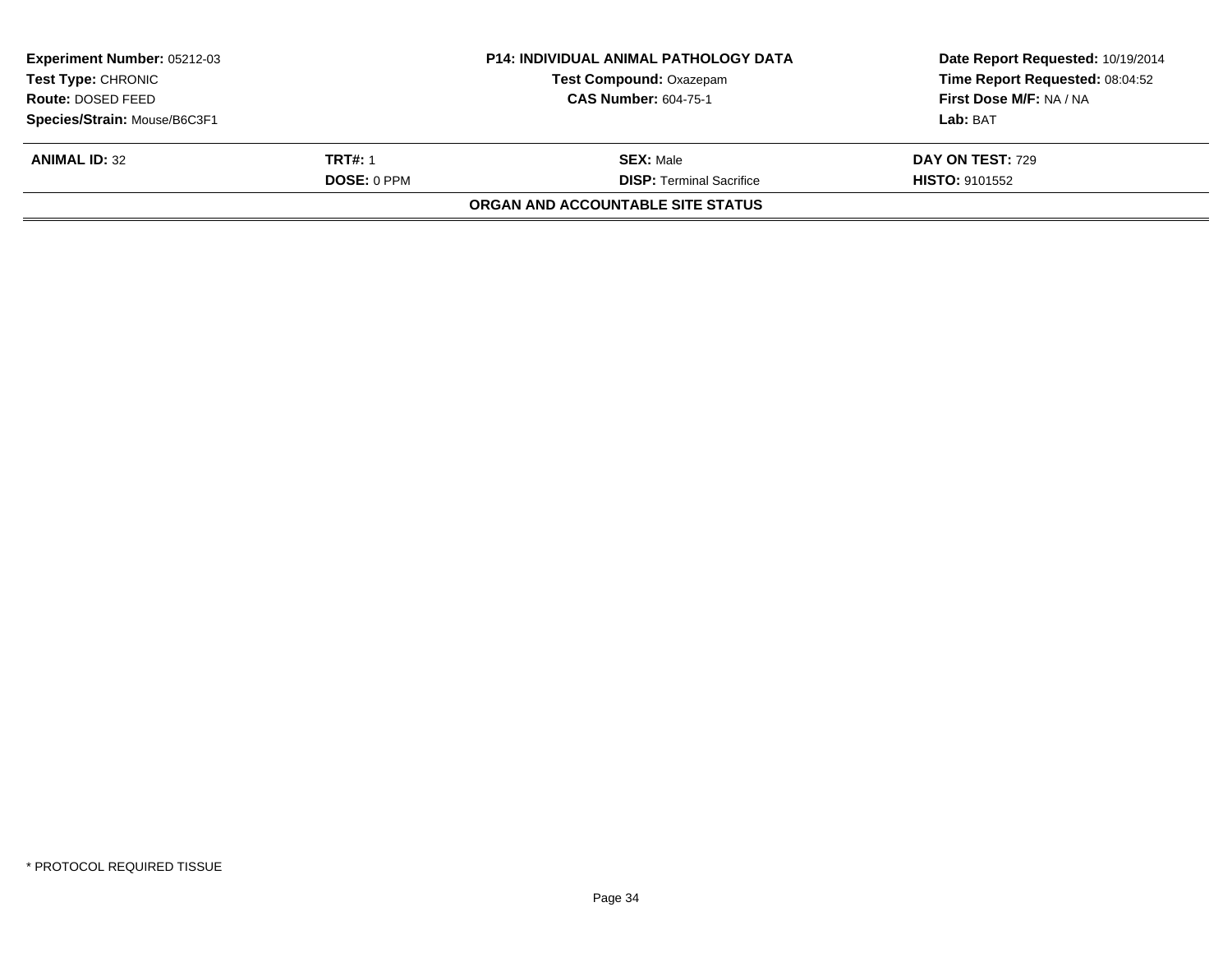| **Experiment Number:** 05212-03 | **P14: INDIVIDUAL ANIMAL PATHOLOGY DATA** | **Date Report Requested:** 10/19/2014 |
|---|---|---|
| **Test Type:** CHRONIC | **Test Compound:** Oxazepam | **Time Report Requested:** 08:04:52 |
| **Route:** DOSED FEED | **CAS Number:** 604-75-1 | **First Dose M/F:** NA / NA |
| **Species/Strain:** Mouse/B6C3F1 | | **Lab:** BAT |

| **ANIMAL ID:** 32 | **TRT#:** 1 | **SEX:** Male | **DAY ON TEST:** 729 |
|---|---|---|---|
| | **DOSE:** 0 PPM | **DISP:** Terminal Sacrifice | **HISTO:** 9101552 |

**ORGAN AND ACCOUNTABLE SITE STATUS**

\* PROTOCOL REQUIRED TISSUE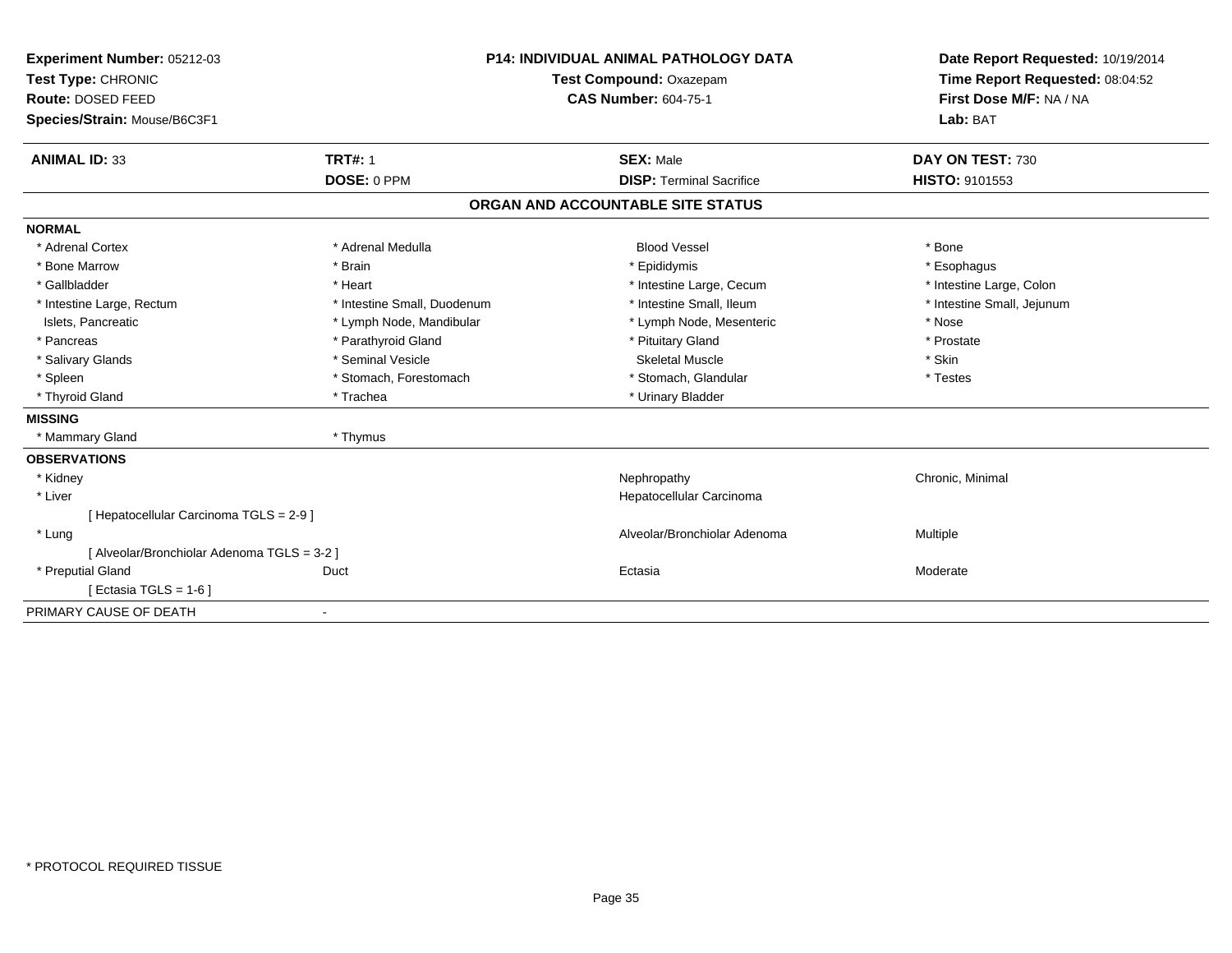**Experiment Number:** 05212-03
**Test Type:** CHRONIC
**Route:** DOSED FEED
**Species/Strain:** Mouse/B6C3F1

**P14: INDIVIDUAL ANIMAL PATHOLOGY DATA**
**Test Compound:** Oxazepam
**CAS Number:** 604-75-1

**Date Report Requested:** 10/19/2014
**Time Report Requested:** 08:04:52
**First Dose M/F:** NA / NA
**Lab:** BAT

| **ANIMAL ID:** 33 | **TRT#:** 1 | **SEX:** Male | **DAY ON TEST:** 730 |
|---|---|---|---|
| | **DOSE:** 0 PPM | **DISP:** Terminal Sacrifice | **HISTO:** 9101553 |

**ORGAN AND ACCOUNTABLE SITE STATUS**

**NORMAL**

| | | | |
|---|---|---|---|
| * Adrenal Cortex | * Adrenal Medulla | Blood Vessel | * Bone |
| * Bone Marrow | * Brain | * Epididymis | * Esophagus |
| * Gallbladder | * Heart | * Intestine Large, Cecum | * Intestine Large, Colon |
| * Intestine Large, Rectum | * Intestine Small, Duodenum | * Intestine Small, Ileum | * Intestine Small, Jejunum |
| Islets, Pancreatic | * Lymph Node, Mandibular | * Lymph Node, Mesenteric | * Nose |
| * Pancreas | * Parathyroid Gland | * Pituitary Gland | * Prostate |
| * Salivary Glands | * Seminal Vesicle | Skeletal Muscle | * Skin |
| * Spleen | * Stomach, Forestomach | * Stomach, Glandular | * Testes |
| * Thyroid Gland | * Trachea | * Urinary Bladder | |

**MISSING**

| | |
|---|---|
| * Mammary Gland | * Thymus |

**OBSERVATIONS**

| | | | |
|---|---|---|---|
| * Kidney | | Nephropathy | Chronic, Minimal |
| * Liver | | Hepatocellular Carcinoma | |
| [ Hepatocellular Carcinoma TGLS = 2-9 ] | | | |
| * Lung | | Alveolar/Bronchiolar Adenoma | Multiple |
| [ Alveolar/Bronchiolar Adenoma TGLS = 3-2 ] | | | |
| * Preputial Gland | Duct | Ectasia | Moderate |
| [ Ectasia TGLS = 1-6 ] | | | |

PRIMARY CAUSE OF DEATH -

* PROTOCOL REQUIRED TISSUE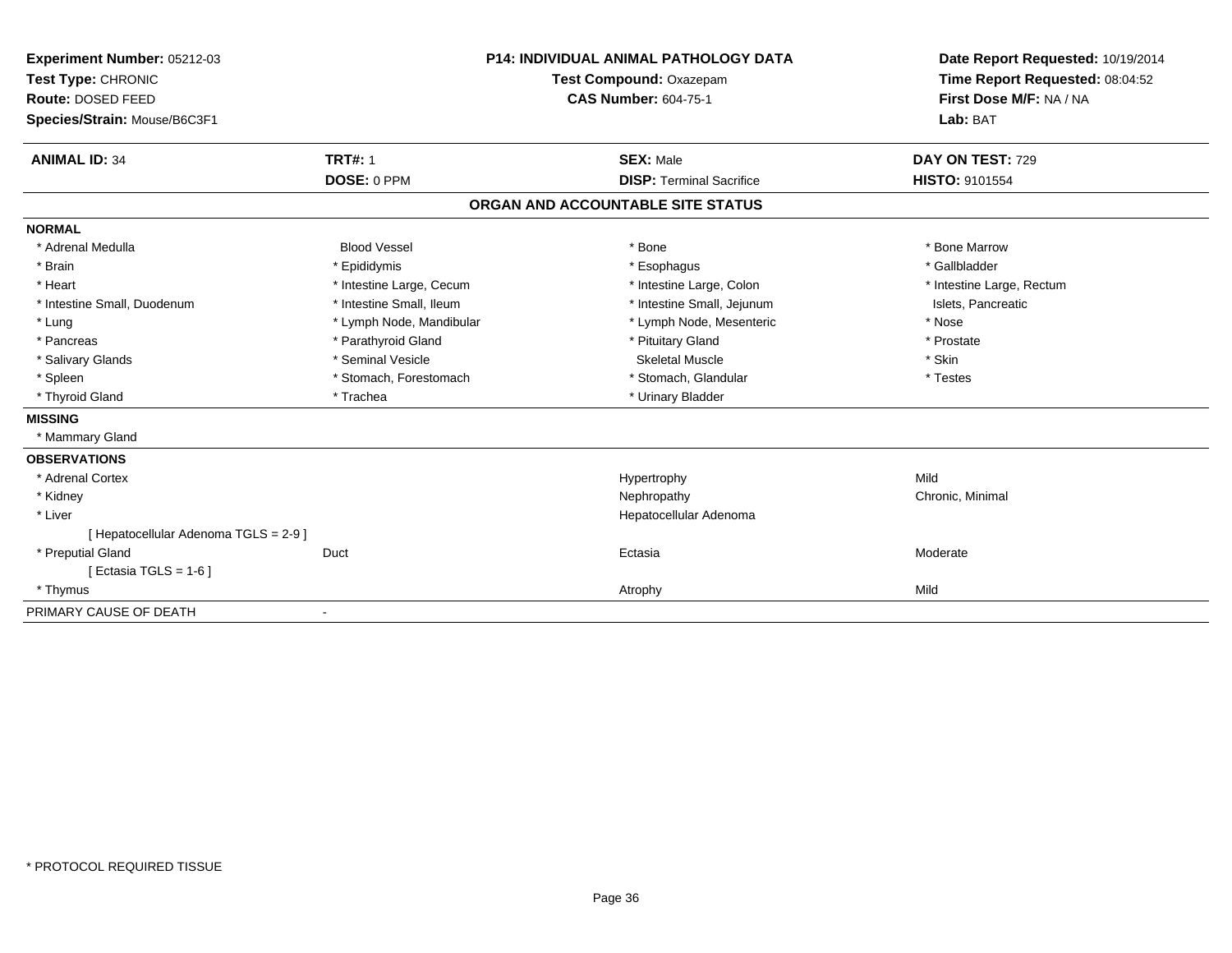**Experiment Number:** 05212-03
**Test Type:** CHRONIC
**Route:** DOSED FEED
**Species/Strain:** Mouse/B6C3F1

**P14: INDIVIDUAL ANIMAL PATHOLOGY DATA**
**Test Compound:** Oxazepam
**CAS Number:** 604-75-1

**Date Report Requested:** 10/19/2014
**Time Report Requested:** 08:04:52
**First Dose M/F:** NA / NA
**Lab:** BAT

| **ANIMAL ID:** 34 | **TRT#:** 1 | **SEX:** Male | **DAY ON TEST:** 729 |
|---|---|---|---|
| | **DOSE:** 0 PPM | **DISP:** Terminal Sacrifice | **HISTO:** 9101554 |

## ORGAN AND ACCOUNTABLE SITE STATUS

**NORMAL**

| | | | |
|---|---|---|---|
| * Adrenal Medulla | Blood Vessel | * Bone | * Bone Marrow |
| * Brain | * Epididymis | * Esophagus | * Gallbladder |
| * Heart | * Intestine Large, Cecum | * Intestine Large, Colon | * Intestine Large, Rectum |
| * Intestine Small, Duodenum | * Intestine Small, Ileum | * Intestine Small, Jejunum | Islets, Pancreatic |
| * Lung | * Lymph Node, Mandibular | * Lymph Node, Mesenteric | * Nose |
| * Pancreas | * Parathyroid Gland | * Pituitary Gland | * Prostate |
| * Salivary Glands | * Seminal Vesicle | Skeletal Muscle | * Skin |
| * Spleen | * Stomach, Forestomach | * Stomach, Glandular | * Testes |
| * Thyroid Gland | * Trachea | * Urinary Bladder | |

**MISSING**

* Mammary Gland

**OBSERVATIONS**

| | | | |
|---|---|---|---|
| * Adrenal Cortex | | Hypertrophy | Mild |
| * Kidney | | Nephropathy | Chronic, Minimal |
| * Liver | | Hepatocellular Adenoma | |
| [ Hepatocellular Adenoma TGLS = 2-9 ] | | | |
| * Preputial Gland | Duct | Ectasia | Moderate |
| [ Ectasia TGLS = 1-6 ] | | | |
| * Thymus | | Atrophy | Mild |

PRIMARY CAUSE OF DEATH -

* PROTOCOL REQUIRED TISSUE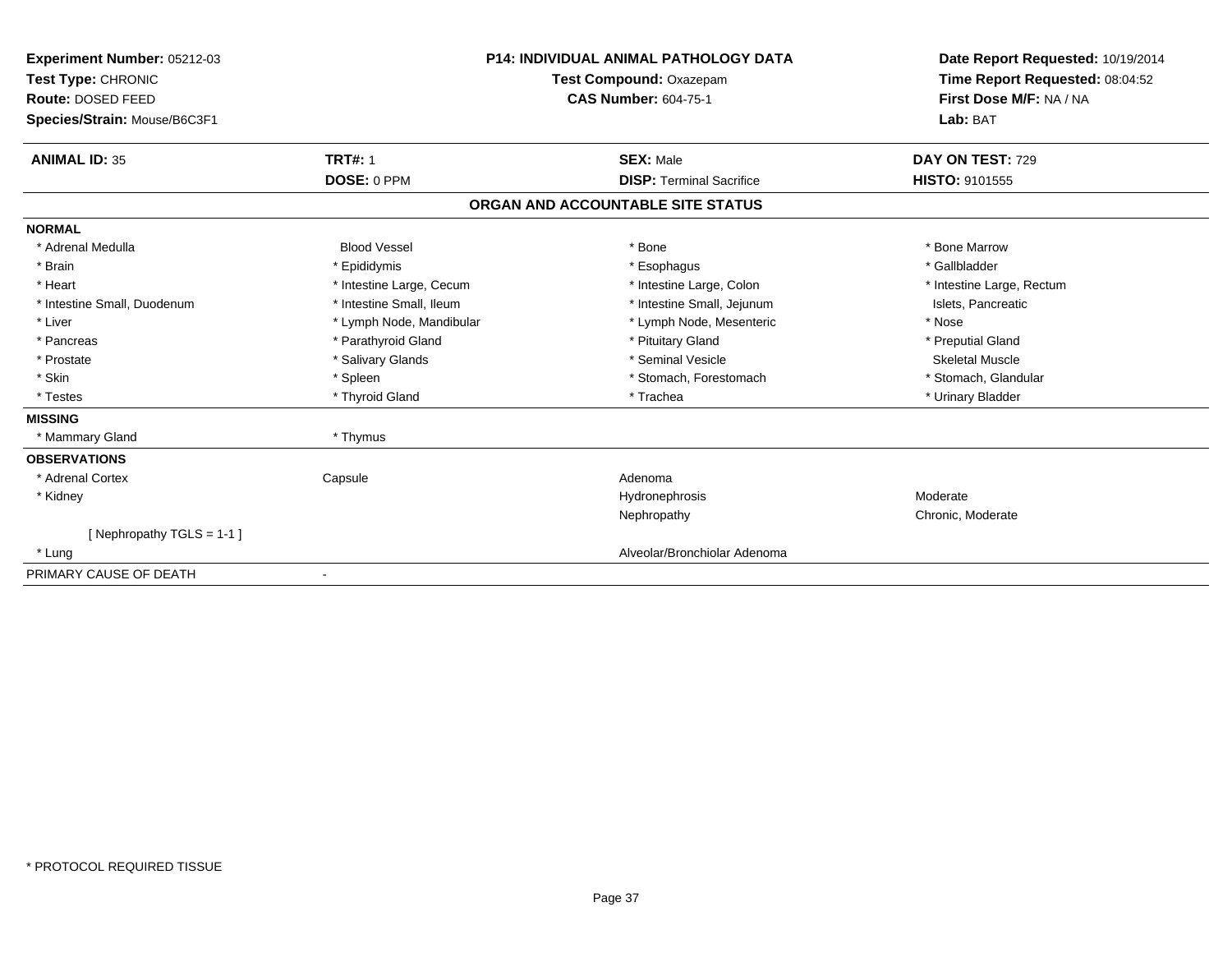**Experiment Number:** 05212-03
**Test Type:** CHRONIC
**Route:** DOSED FEED
**Species/Strain:** Mouse/B6C3F1

**P14: INDIVIDUAL ANIMAL PATHOLOGY DATA**
**Test Compound:** Oxazepam
**CAS Number:** 604-75-1

**Date Report Requested:** 10/19/2014
**Time Report Requested:** 08:04:52
**First Dose M/F:** NA / NA
**Lab:** BAT

| **ANIMAL ID:** 35 | **TRT#:** 1 | **SEX:** Male | **DAY ON TEST:** 729 |
|---|---|---|---|
| | **DOSE:** 0 PPM | **DISP:** Terminal Sacrifice | **HISTO:** 9101555 |

**ORGAN AND ACCOUNTABLE SITE STATUS**

| | | | |
|---|---|---|---|
| **NORMAL** | | | |
| * Adrenal Medulla | Blood Vessel | * Bone | * Bone Marrow |
| * Brain | * Epididymis | * Esophagus | * Gallbladder |
| * Heart | * Intestine Large, Cecum | * Intestine Large, Colon | * Intestine Large, Rectum |
| * Intestine Small, Duodenum | * Intestine Small, Ileum | * Intestine Small, Jejunum | Islets, Pancreatic |
| * Liver | * Lymph Node, Mandibular | * Lymph Node, Mesenteric | * Nose |
| * Pancreas | * Parathyroid Gland | * Pituitary Gland | * Preputial Gland |
| * Prostate | * Salivary Glands | * Seminal Vesicle | Skeletal Muscle |
| * Skin | * Spleen | * Stomach, Forestomach | * Stomach, Glandular |
| * Testes | * Thyroid Gland | * Trachea | * Urinary Bladder |
| **MISSING** | | | |
| * Mammary Gland | * Thymus | | |
| **OBSERVATIONS** | | | |
| * Adrenal Cortex | Capsule | Adenoma | |
| * Kidney | | Hydronephrosis | Moderate |
| | | Nephropathy | Chronic, Moderate |
| [ Nephropathy TGLS = 1-1 ] | | | |
| * Lung | | Alveolar/Bronchiolar Adenoma | |
| PRIMARY CAUSE OF DEATH | - | | |

* PROTOCOL REQUIRED TISSUE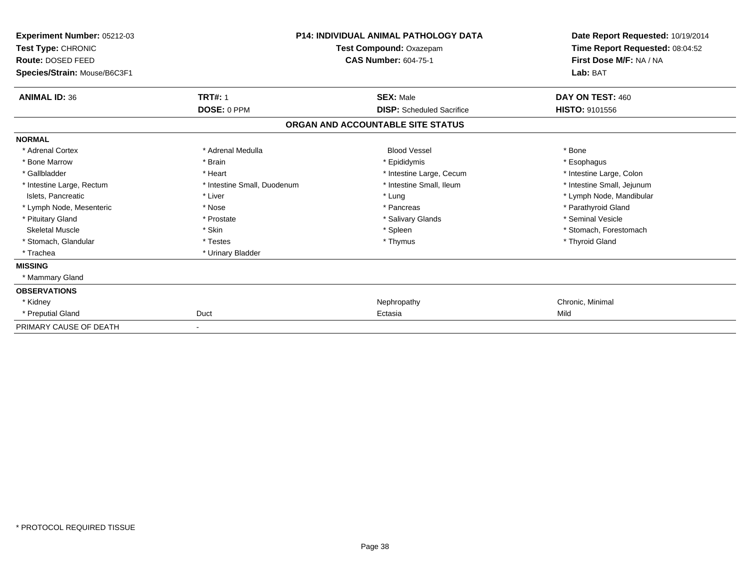**Experiment Number:** 05212-03
**Test Type:** CHRONIC
**Route:** DOSED FEED
**Species/Strain:** Mouse/B6C3F1

**P14: INDIVIDUAL ANIMAL PATHOLOGY DATA**
**Test Compound:** Oxazepam
**CAS Number:** 604-75-1

**Date Report Requested:** 10/19/2014
**Time Report Requested:** 08:04:52
**First Dose M/F:** NA / NA
**Lab:** BAT

| **ANIMAL ID:** 36 | **TRT#:** 1 | **SEX:** Male | **DAY ON TEST:** 460 |
|---|---|---|---|
| | **DOSE:** 0 PPM | **DISP:** Scheduled Sacrifice | **HISTO:** 9101556 |

**ORGAN AND ACCOUNTABLE SITE STATUS**

| | | | |
|---|---|---|---|
| **NORMAL** | | | |
| * Adrenal Cortex | * Adrenal Medulla | Blood Vessel | * Bone |
| * Bone Marrow | * Brain | * Epididymis | * Esophagus |
| * Gallbladder | * Heart | * Intestine Large, Cecum | * Intestine Large, Colon |
| * Intestine Large, Rectum | * Intestine Small, Duodenum | * Intestine Small, Ileum | * Intestine Small, Jejunum |
| Islets, Pancreatic | * Liver | * Lung | * Lymph Node, Mandibular |
| * Lymph Node, Mesenteric | * Nose | * Pancreas | * Parathyroid Gland |
| * Pituitary Gland | * Prostate | * Salivary Glands | * Seminal Vesicle |
| Skeletal Muscle | * Skin | * Spleen | * Stomach, Forestomach |
| * Stomach, Glandular | * Testes | * Thymus | * Thyroid Gland |
| * Trachea | * Urinary Bladder | | |
| **MISSING** | | | |
| * Mammary Gland | | | |
| **OBSERVATIONS** | | | |
| * Kidney | | Nephropathy | Chronic, Minimal |
| * Preputial Gland | Duct | Ectasia | Mild |
| PRIMARY CAUSE OF DEATH | - | | |

* PROTOCOL REQUIRED TISSUE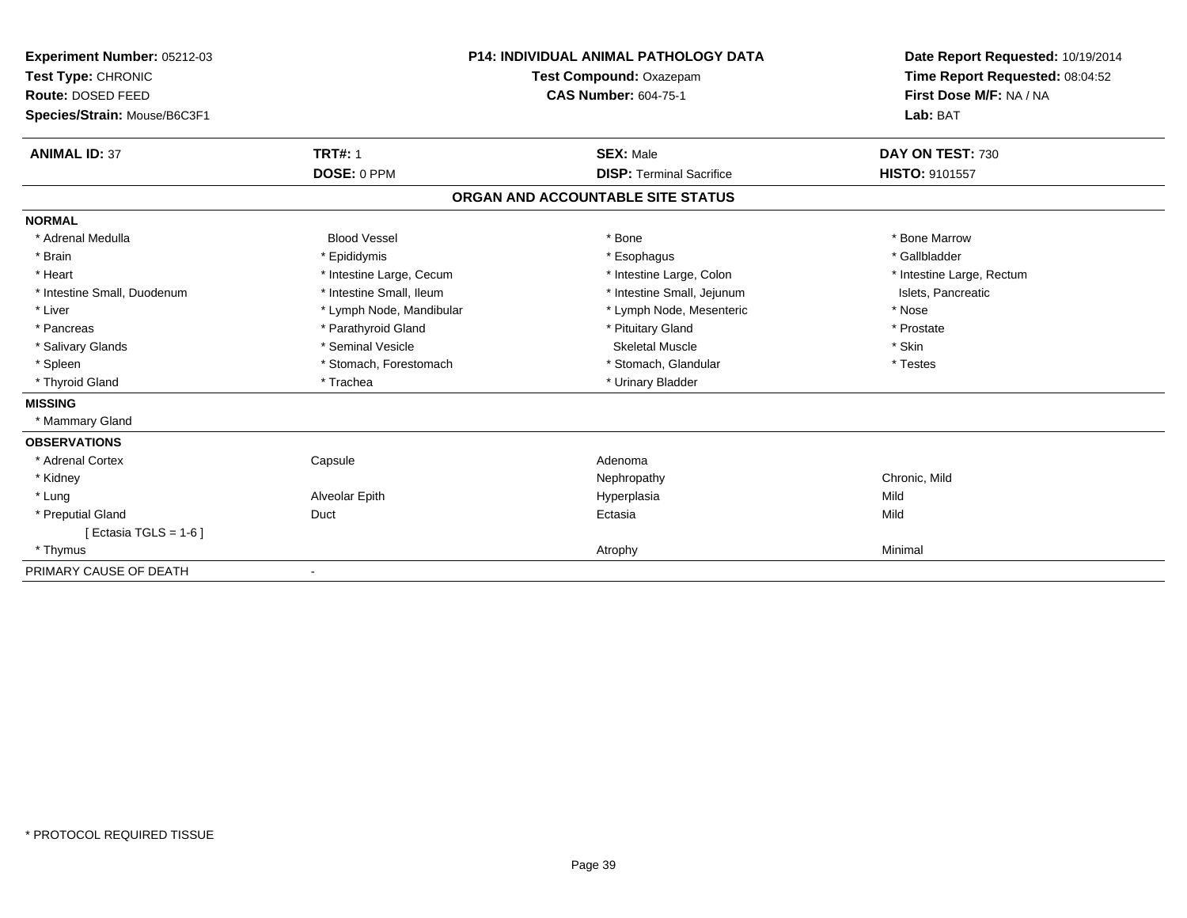**Experiment Number:** 05212-03
**Test Type:** CHRONIC
**Route:** DOSED FEED
**Species/Strain:** Mouse/B6C3F1

**P14: INDIVIDUAL ANIMAL PATHOLOGY DATA**
**Test Compound:** Oxazepam
**CAS Number:** 604-75-1

**Date Report Requested:** 10/19/2014
**Time Report Requested:** 08:04:52
**First Dose M/F:** NA / NA
**Lab:** BAT

| **ANIMAL ID:** 37 | **TRT#:** 1 | **SEX:** Male | **DAY ON TEST:** 730 |
|---|---|---|---|
| | **DOSE:** 0 PPM | **DISP:** Terminal Sacrifice | **HISTO:** 9101557 |

## ORGAN AND ACCOUNTABLE SITE STATUS

**NORMAL**

| | | | |
|---|---|---|---|
| * Adrenal Medulla | Blood Vessel | * Bone | * Bone Marrow |
| * Brain | * Epididymis | * Esophagus | * Gallbladder |
| * Heart | * Intestine Large, Cecum | * Intestine Large, Colon | * Intestine Large, Rectum |
| * Intestine Small, Duodenum | * Intestine Small, Ileum | * Intestine Small, Jejunum | Islets, Pancreatic |
| * Liver | * Lymph Node, Mandibular | * Lymph Node, Mesenteric | * Nose |
| * Pancreas | * Parathyroid Gland | * Pituitary Gland | * Prostate |
| * Salivary Glands | * Seminal Vesicle | Skeletal Muscle | * Skin |
| * Spleen | * Stomach, Forestomach | * Stomach, Glandular | * Testes |
| * Thyroid Gland | * Trachea | * Urinary Bladder | |

**MISSING**

* Mammary Gland

**OBSERVATIONS**

| | | | |
|---|---|---|---|
| * Adrenal Cortex | Capsule | Adenoma | |
| * Kidney | | Nephropathy | Chronic, Mild |
| * Lung | Alveolar Epith | Hyperplasia | Mild |
| * Preputial Gland | Duct | Ectasia | Mild |
| [ Ectasia TGLS = 1-6 ] | | | |
| * Thymus | | Atrophy | Minimal |

PRIMARY CAUSE OF DEATH -

* PROTOCOL REQUIRED TISSUE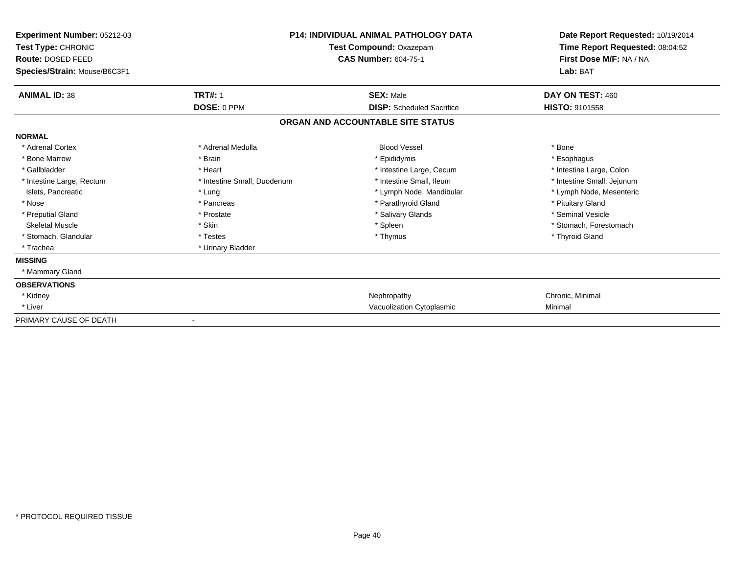**Experiment Number:** 05212-03
**Test Type:** CHRONIC
**Route:** DOSED FEED
**Species/Strain:** Mouse/B6C3F1

**P14: INDIVIDUAL ANIMAL PATHOLOGY DATA**
**Test Compound:** Oxazepam
**CAS Number:** 604-75-1

**Date Report Requested:** 10/19/2014
**Time Report Requested:** 08:04:52
**First Dose M/F:** NA / NA
**Lab:** BAT

| **ANIMAL ID:** 38 | **TRT#:** 1 | **SEX:** Male | **DAY ON TEST:** 460 |
|---|---|---|---|
| | **DOSE:** 0 PPM | **DISP:** Scheduled Sacrifice | **HISTO:** 9101558 |

**ORGAN AND ACCOUNTABLE SITE STATUS**

| | | | |
|---|---|---|---|
| **NORMAL** | | | |
| * Adrenal Cortex | * Adrenal Medulla | Blood Vessel | * Bone |
| * Bone Marrow | * Brain | * Epididymis | * Esophagus |
| * Gallbladder | * Heart | * Intestine Large, Cecum | * Intestine Large, Colon |
| * Intestine Large, Rectum | * Intestine Small, Duodenum | * Intestine Small, Ileum | * Intestine Small, Jejunum |
| Islets, Pancreatic | * Lung | * Lymph Node, Mandibular | * Lymph Node, Mesenteric |
| * Nose | * Pancreas | * Parathyroid Gland | * Pituitary Gland |
| * Preputial Gland | * Prostate | * Salivary Glands | * Seminal Vesicle |
| Skeletal Muscle | * Skin | * Spleen | * Stomach, Forestomach |
| * Stomach, Glandular | * Testes | * Thymus | * Thyroid Gland |
| * Trachea | * Urinary Bladder | | |
| **MISSING** | | | |
| * Mammary Gland | | | |
| **OBSERVATIONS** | | | |
| * Kidney | | Nephropathy | Chronic, Minimal |
| * Liver | | Vacuolization Cytoplasmic | Minimal |
| PRIMARY CAUSE OF DEATH | - | | |

\* PROTOCOL REQUIRED TISSUE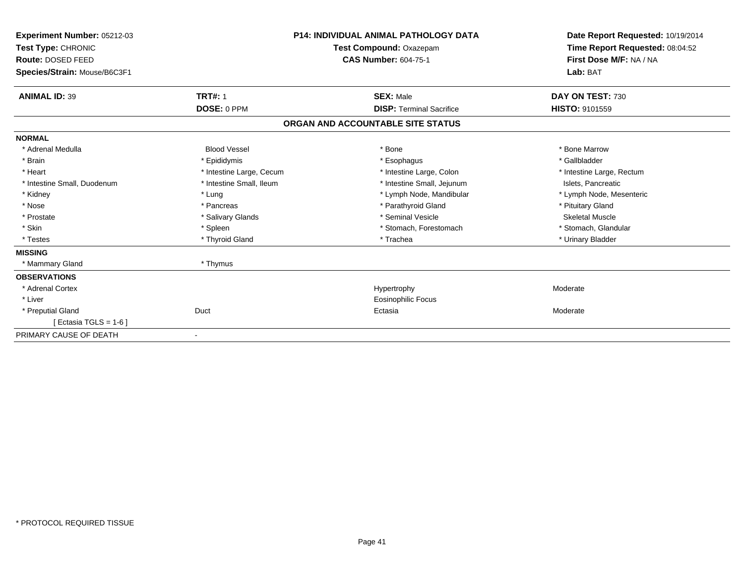**Experiment Number:** 05212-03
**Test Type:** CHRONIC
**Route:** DOSED FEED
**Species/Strain:** Mouse/B6C3F1

**P14: INDIVIDUAL ANIMAL PATHOLOGY DATA**
**Test Compound:** Oxazepam
**CAS Number:** 604-75-1

**Date Report Requested:** 10/19/2014
**Time Report Requested:** 08:04:52
**First Dose M/F:** NA / NA
**Lab:** BAT

| **ANIMAL ID:** 39 | **TRT#:** 1 | **SEX:** Male | **DAY ON TEST:** 730 |
|---|---|---|---|
| | **DOSE:** 0 PPM | **DISP:** Terminal Sacrifice | **HISTO:** 9101559 |

## ORGAN AND ACCOUNTABLE SITE STATUS

| | | | |
|---|---|---|---|
| **NORMAL** | | | |
| * Adrenal Medulla | Blood Vessel | * Bone | * Bone Marrow |
| * Brain | * Epididymis | * Esophagus | * Gallbladder |
| * Heart | * Intestine Large, Cecum | * Intestine Large, Colon | * Intestine Large, Rectum |
| * Intestine Small, Duodenum | * Intestine Small, Ileum | * Intestine Small, Jejunum | Islets, Pancreatic |
| * Kidney | * Lung | * Lymph Node, Mandibular | * Lymph Node, Mesenteric |
| * Nose | * Pancreas | * Parathyroid Gland | * Pituitary Gland |
| * Prostate | * Salivary Glands | * Seminal Vesicle | Skeletal Muscle |
| * Skin | * Spleen | * Stomach, Forestomach | * Stomach, Glandular |
| * Testes | * Thyroid Gland | * Trachea | * Urinary Bladder |
| **MISSING** | | | |
| * Mammary Gland | * Thymus | | |
| **OBSERVATIONS** | | | |
| * Adrenal Cortex | | Hypertrophy | Moderate |
| * Liver | | Eosinophilic Focus | |
| * Preputial Gland | Duct | Ectasia | Moderate |
| [ Ectasia TGLS = 1-6 ] | | | |
| PRIMARY CAUSE OF DEATH | - | | |

* PROTOCOL REQUIRED TISSUE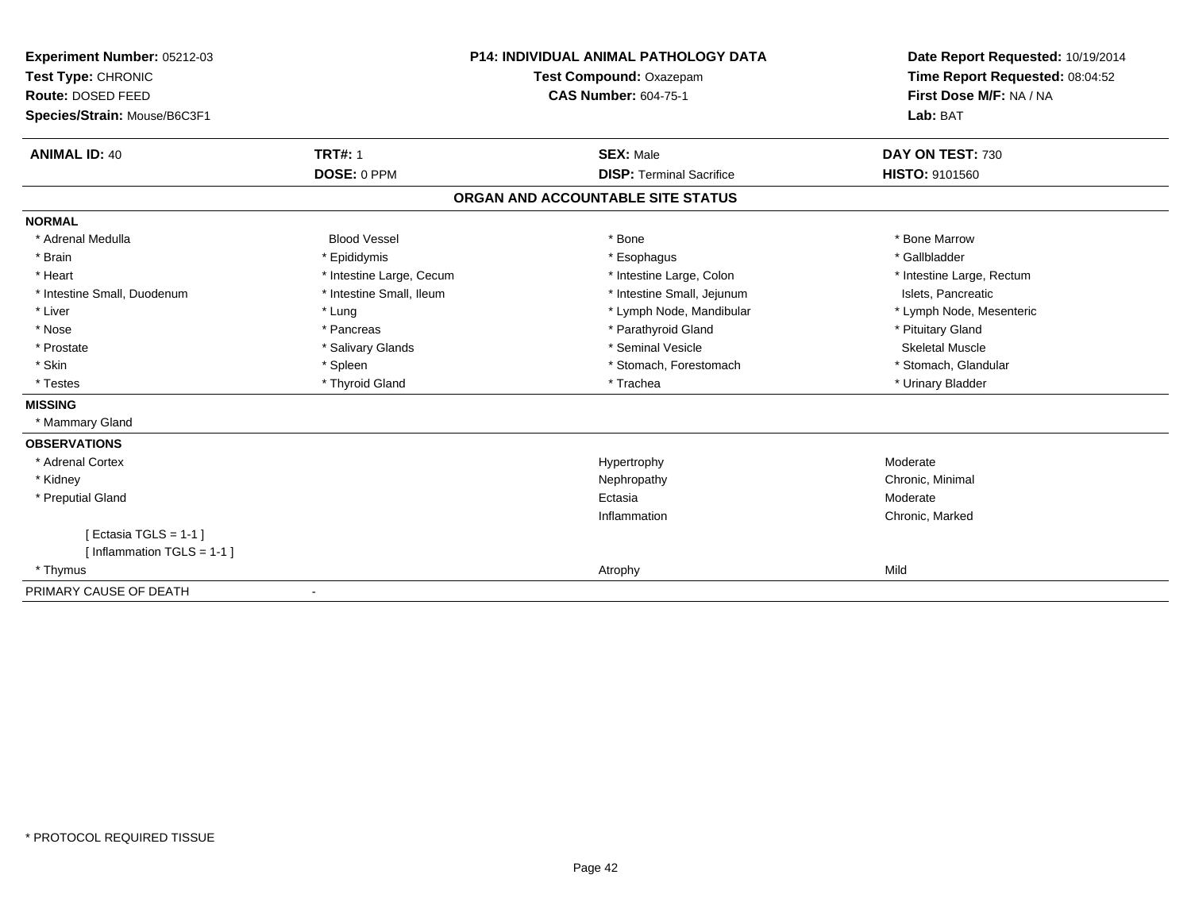**Experiment Number:** 05212-03
**Test Type:** CHRONIC
**Route:** DOSED FEED
**Species/Strain:** Mouse/B6C3F1

**P14: INDIVIDUAL ANIMAL PATHOLOGY DATA**
**Test Compound:** Oxazepam
**CAS Number:** 604-75-1

**Date Report Requested:** 10/19/2014
**Time Report Requested:** 08:04:52
**First Dose M/F:** NA / NA
**Lab:** BAT

| **ANIMAL ID:** 40 | **TRT#:** 1 | **SEX:** Male | **DAY ON TEST:** 730 |
|---|---|---|---|
| | **DOSE:** 0 PPM | **DISP:** Terminal Sacrifice | **HISTO:** 9101560 |

## ORGAN AND ACCOUNTABLE SITE STATUS

**NORMAL**

| | | | |
|---|---|---|---|
| * Adrenal Medulla | Blood Vessel | * Bone | * Bone Marrow |
| * Brain | * Epididymis | * Esophagus | * Gallbladder |
| * Heart | * Intestine Large, Cecum | * Intestine Large, Colon | * Intestine Large, Rectum |
| * Intestine Small, Duodenum | * Intestine Small, Ileum | * Intestine Small, Jejunum | Islets, Pancreatic |
| * Liver | * Lung | * Lymph Node, Mandibular | * Lymph Node, Mesenteric |
| * Nose | * Pancreas | * Parathyroid Gland | * Pituitary Gland |
| * Prostate | * Salivary Glands | * Seminal Vesicle | Skeletal Muscle |
| * Skin | * Spleen | * Stomach, Forestomach | * Stomach, Glandular |
| * Testes | * Thyroid Gland | * Trachea | * Urinary Bladder |

**MISSING**

* Mammary Gland

**OBSERVATIONS**

| | | |
|---|---|---|
| * Adrenal Cortex | Hypertrophy | Moderate |
| * Kidney | Nephropathy | Chronic, Minimal |
| * Preputial Gland | Ectasia | Moderate |
| | Inflammation | Chronic, Marked |
| [ Ectasia TGLS = 1-1 ] | | |
| [ Inflammation TGLS = 1-1 ] | | |
| * Thymus | Atrophy | Mild |

PRIMARY CAUSE OF DEATH -

* PROTOCOL REQUIRED TISSUE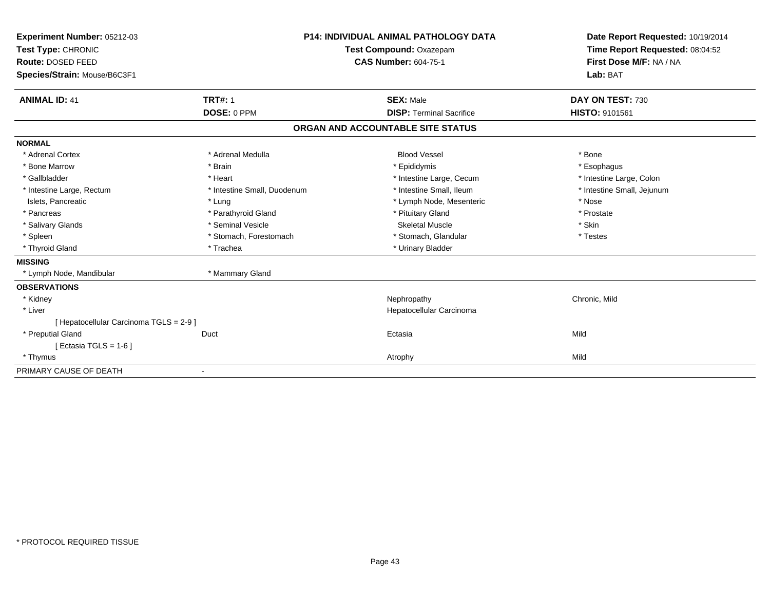**Experiment Number:** 05212-03
**Test Type:** CHRONIC
**Route:** DOSED FEED
**Species/Strain:** Mouse/B6C3F1

**P14: INDIVIDUAL ANIMAL PATHOLOGY DATA**
**Test Compound:** Oxazepam
**CAS Number:** 604-75-1

**Date Report Requested:** 10/19/2014
**Time Report Requested:** 08:04:52
**First Dose M/F:** NA / NA
**Lab:** BAT

| **ANIMAL ID:** 41 | **TRT#:** 1 | **SEX:** Male | **DAY ON TEST:** 730 |
|---|---|---|---|
| | **DOSE:** 0 PPM | **DISP:** Terminal Sacrifice | **HISTO:** 9101561 |

## ORGAN AND ACCOUNTABLE SITE STATUS

**NORMAL**

| | | | |
|---|---|---|---|
| * Adrenal Cortex | * Adrenal Medulla | Blood Vessel | * Bone |
| * Bone Marrow | * Brain | * Epididymis | * Esophagus |
| * Gallbladder | * Heart | * Intestine Large, Cecum | * Intestine Large, Colon |
| * Intestine Large, Rectum | * Intestine Small, Duodenum | * Intestine Small, Ileum | * Intestine Small, Jejunum |
| Islets, Pancreatic | * Lung | * Lymph Node, Mesenteric | * Nose |
| * Pancreas | * Parathyroid Gland | * Pituitary Gland | * Prostate |
| * Salivary Glands | * Seminal Vesicle | Skeletal Muscle | * Skin |
| * Spleen | * Stomach, Forestomach | * Stomach, Glandular | * Testes |
| * Thyroid Gland | * Trachea | * Urinary Bladder | |

**MISSING**

| | |
|---|---|
| * Lymph Node, Mandibular | * Mammary Gland |

**OBSERVATIONS**

| | | | |
|---|---|---|---|
| * Kidney | | Nephropathy | Chronic, Mild |
| * Liver | | Hepatocellular Carcinoma | |
| [ Hepatocellular Carcinoma TGLS = 2-9 ] | | | |
| * Preputial Gland | Duct | Ectasia | Mild |
| [ Ectasia TGLS = 1-6 ] | | | |
| * Thymus | | Atrophy | Mild |

PRIMARY CAUSE OF DEATH -

\* PROTOCOL REQUIRED TISSUE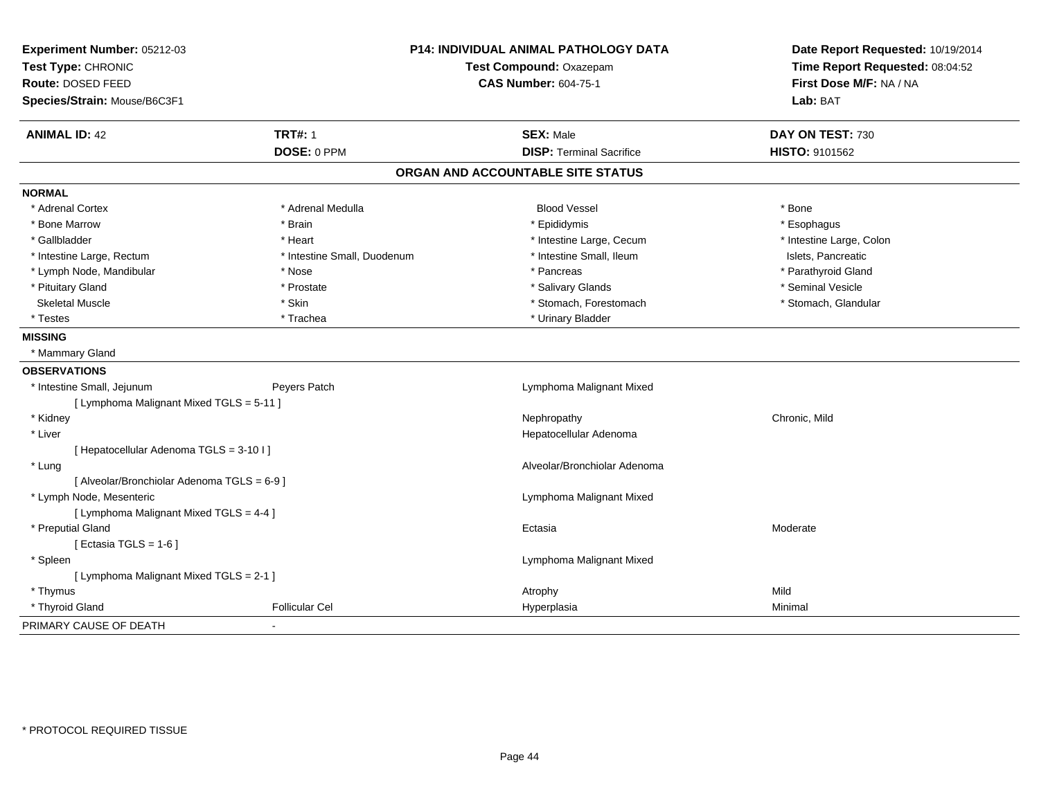**Experiment Number:** 05212-03
**Test Type:** CHRONIC
**Route:** DOSED FEED
**Species/Strain:** Mouse/B6C3F1

**P14: INDIVIDUAL ANIMAL PATHOLOGY DATA**
**Test Compound:** Oxazepam
**CAS Number:** 604-75-1

**Date Report Requested:** 10/19/2014
**Time Report Requested:** 08:04:52
**First Dose M/F:** NA / NA
**Lab:** BAT

| **ANIMAL ID:** 42 | **TRT#:** 1 | **SEX:** Male | **DAY ON TEST:** 730 |
|---|---|---|---|
| | **DOSE:** 0 PPM | **DISP:** Terminal Sacrifice | **HISTO:** 9101562 |

## ORGAN AND ACCOUNTABLE SITE STATUS

**NORMAL**

| | | | |
|---|---|---|---|
| * Adrenal Cortex | * Adrenal Medulla | Blood Vessel | * Bone |
| * Bone Marrow | * Brain | * Epididymis | * Esophagus |
| * Gallbladder | * Heart | * Intestine Large, Cecum | * Intestine Large, Colon |
| * Intestine Large, Rectum | * Intestine Small, Duodenum | * Intestine Small, Ileum | Islets, Pancreatic |
| * Lymph Node, Mandibular | * Nose | * Pancreas | * Parathyroid Gland |
| * Pituitary Gland | * Prostate | * Salivary Glands | * Seminal Vesicle |
| Skeletal Muscle | * Skin | * Stomach, Forestomach | * Stomach, Glandular |
| * Testes | * Trachea | * Urinary Bladder | |

**MISSING**

* Mammary Gland

**OBSERVATIONS**

| | | | |
|---|---|---|---|
| * Intestine Small, Jejunum | Peyers Patch | Lymphoma Malignant Mixed | |
| [ Lymphoma Malignant Mixed TGLS = 5-11 ] | | | |
| * Kidney | | Nephropathy | Chronic, Mild |
| * Liver | | Hepatocellular Adenoma | |
| [ Hepatocellular Adenoma TGLS = 3-10 I ] | | | |
| * Lung | | Alveolar/Bronchiolar Adenoma | |
| [ Alveolar/Bronchiolar Adenoma TGLS = 6-9 ] | | | |
| * Lymph Node, Mesenteric | | Lymphoma Malignant Mixed | |
| [ Lymphoma Malignant Mixed TGLS = 4-4 ] | | | |
| * Preputial Gland | | Ectasia | Moderate |
| [ Ectasia TGLS = 1-6 ] | | | |
| * Spleen | | Lymphoma Malignant Mixed | |
| [ Lymphoma Malignant Mixed TGLS = 2-1 ] | | | |
| * Thymus | | Atrophy | Mild |
| * Thyroid Gland | Follicular Cel | Hyperplasia | Minimal |

PRIMARY CAUSE OF DEATH -

* PROTOCOL REQUIRED TISSUE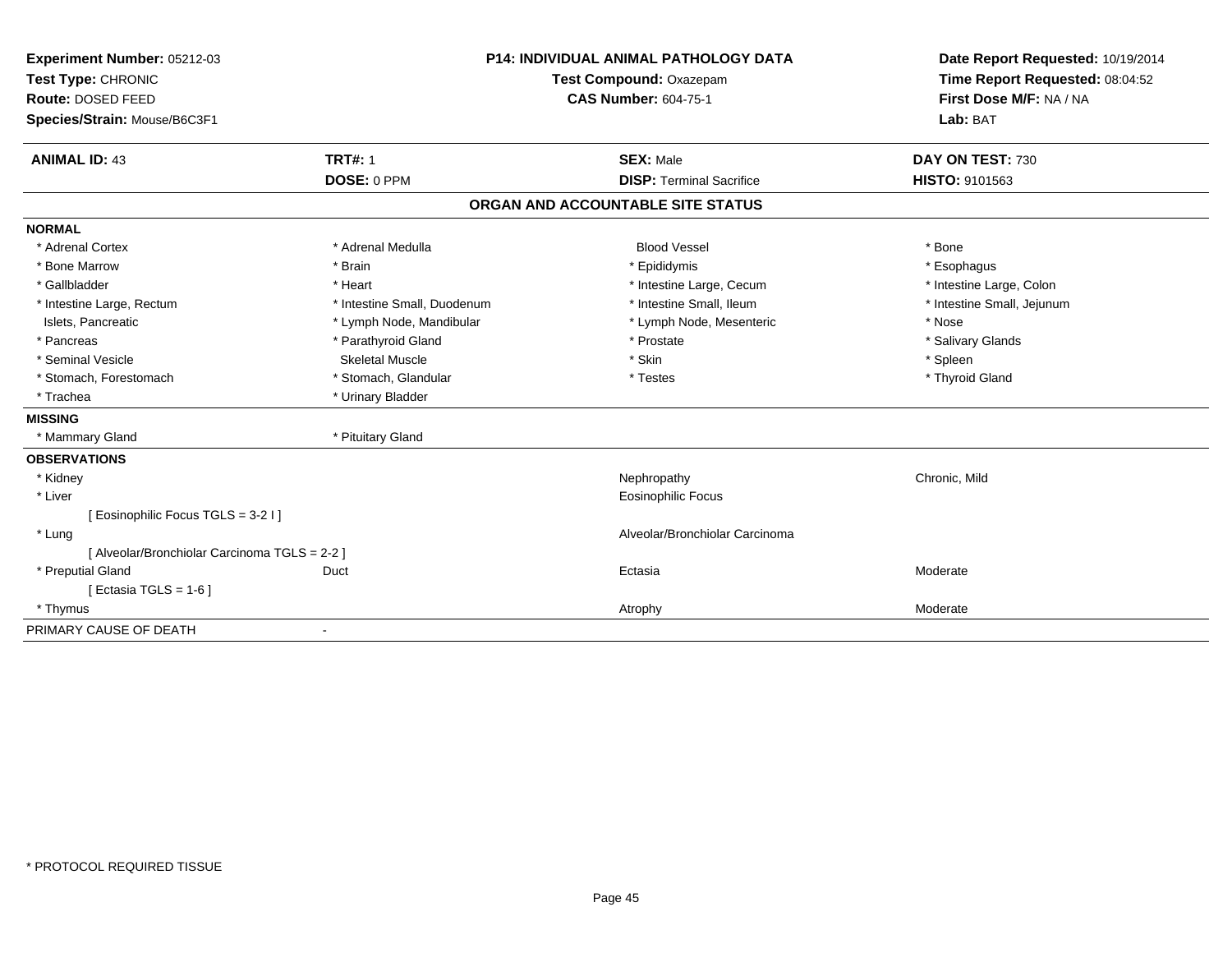| Experiment Number: 05212-03 | P14: INDIVIDUAL ANIMAL PATHOLOGY DATA | Date Report Requested: 10/19/2014 |
|---|---|---|
| Test Type: CHRONIC | Test Compound: Oxazepam | Time Report Requested: 08:04:52 |
| Route: DOSED FEED | CAS Number: 604-75-1 | First Dose M/F: NA / NA |
| Species/Strain: Mouse/B6C3F1 | | Lab: BAT |

| ANIMAL ID: 43 | TRT#: 1 | SEX: Male | DAY ON TEST: 730 |
|---|---|---|---|
| | DOSE: 0 PPM | DISP: Terminal Sacrifice | HISTO: 9101563 |

## ORGAN AND ACCOUNTABLE SITE STATUS

**NORMAL**

| | | | |
|---|---|---|---|
| * Adrenal Cortex | * Adrenal Medulla | Blood Vessel | * Bone |
| * Bone Marrow | * Brain | * Epididymis | * Esophagus |
| * Gallbladder | * Heart | * Intestine Large, Cecum | * Intestine Large, Colon |
| * Intestine Large, Rectum | * Intestine Small, Duodenum | * Intestine Small, Ileum | * Intestine Small, Jejunum |
| Islets, Pancreatic | * Lymph Node, Mandibular | * Lymph Node, Mesenteric | * Nose |
| * Pancreas | * Parathyroid Gland | * Prostate | * Salivary Glands |
| * Seminal Vesicle | Skeletal Muscle | * Skin | * Spleen |
| * Stomach, Forestomach | * Stomach, Glandular | * Testes | * Thyroid Gland |
| * Trachea | * Urinary Bladder | | |

**MISSING**

| | |
|---|---|
| * Mammary Gland | * Pituitary Gland |

**OBSERVATIONS**

| | | | |
|---|---|---|---|
| * Kidney | | Nephropathy | Chronic, Mild |
| * Liver | | Eosinophilic Focus | |
| [ Eosinophilic Focus TGLS = 3-2 I ] | | | |
| * Lung | | Alveolar/Bronchiolar Carcinoma | |
| [ Alveolar/Bronchiolar Carcinoma TGLS = 2-2 ] | | | |
| * Preputial Gland | Duct | Ectasia | Moderate |
| [ Ectasia TGLS = 1-6 ] | | | |
| * Thymus | | Atrophy | Moderate |

PRIMARY CAUSE OF DEATH -

\* PROTOCOL REQUIRED TISSUE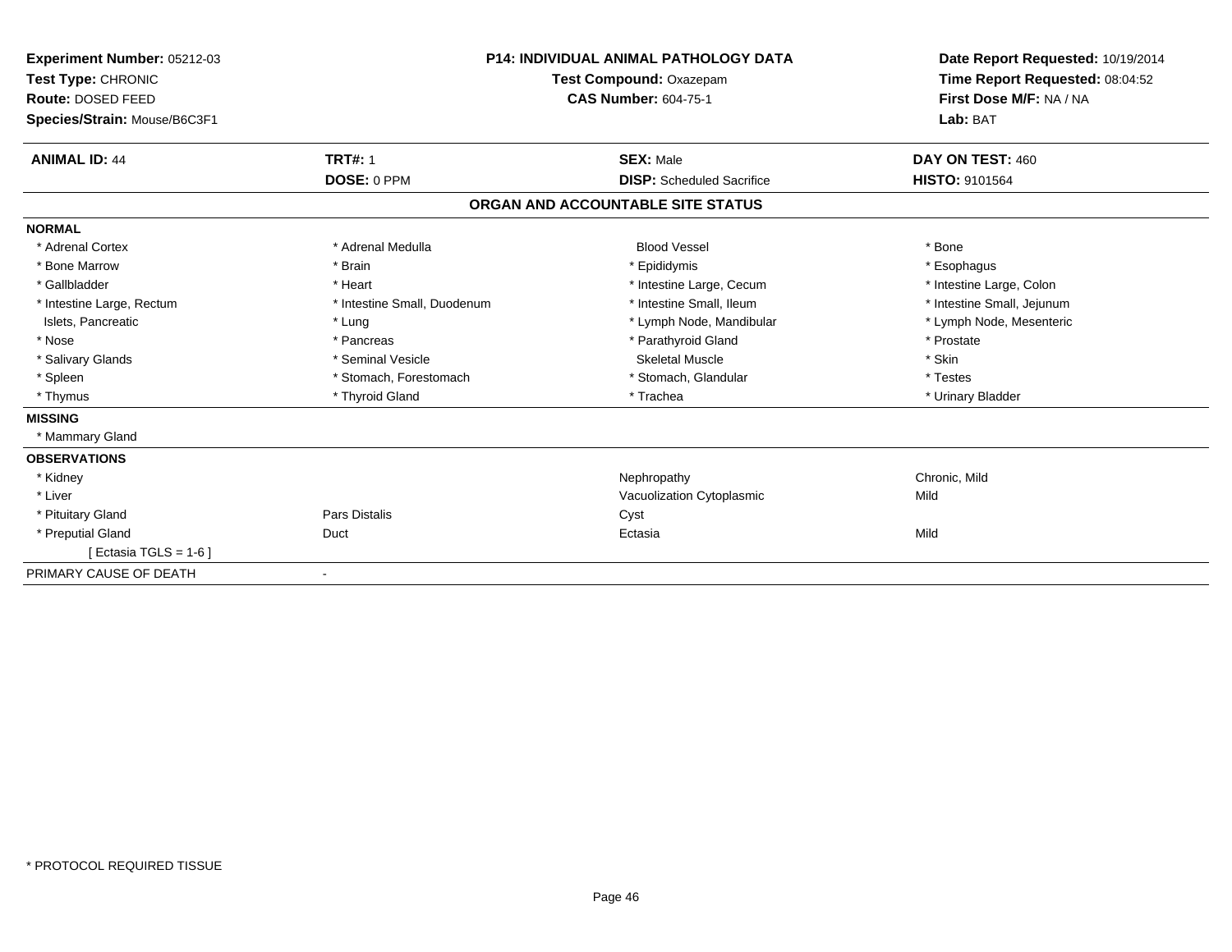**Experiment Number:** 05212-03
**Test Type:** CHRONIC
**Route:** DOSED FEED
**Species/Strain:** Mouse/B6C3F1

**P14: INDIVIDUAL ANIMAL PATHOLOGY DATA**
**Test Compound:** Oxazepam
**CAS Number:** 604-75-1

**Date Report Requested:** 10/19/2014
**Time Report Requested:** 08:04:52
**First Dose M/F:** NA / NA
**Lab:** BAT

| **ANIMAL ID:** 44 | **TRT#:** 1 | **SEX:** Male | **DAY ON TEST:** 460 |
|---|---|---|---|
| | **DOSE:** 0 PPM | **DISP:** Scheduled Sacrifice | **HISTO:** 9101564 |

## ORGAN AND ACCOUNTABLE SITE STATUS

| | | | |
|---|---|---|---|
| **NORMAL** | | | |
| * Adrenal Cortex | * Adrenal Medulla | Blood Vessel | * Bone |
| * Bone Marrow | * Brain | * Epididymis | * Esophagus |
| * Gallbladder | * Heart | * Intestine Large, Cecum | * Intestine Large, Colon |
| * Intestine Large, Rectum | * Intestine Small, Duodenum | * Intestine Small, Ileum | * Intestine Small, Jejunum |
| Islets, Pancreatic | * Lung | * Lymph Node, Mandibular | * Lymph Node, Mesenteric |
| * Nose | * Pancreas | * Parathyroid Gland | * Prostate |
| * Salivary Glands | * Seminal Vesicle | Skeletal Muscle | * Skin |
| * Spleen | * Stomach, Forestomach | * Stomach, Glandular | * Testes |
| * Thymus | * Thyroid Gland | * Trachea | * Urinary Bladder |
| **MISSING** | | | |
| * Mammary Gland | | | |
| **OBSERVATIONS** | | | |
| * Kidney | | Nephropathy | Chronic, Mild |
| * Liver | | Vacuolization Cytoplasmic | Mild |
| * Pituitary Gland | Pars Distalis | Cyst | |
| * Preputial Gland | Duct | Ectasia | Mild |
| [ Ectasia TGLS = 1-6 ] | | | |
| PRIMARY CAUSE OF DEATH | - | | |

\* PROTOCOL REQUIRED TISSUE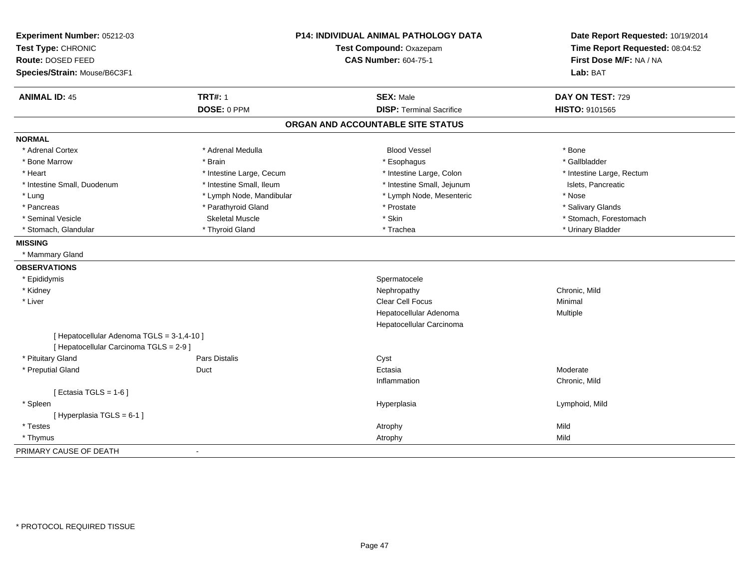**Experiment Number:** 05212-03
**Test Type:** CHRONIC
**Route:** DOSED FEED
**Species/Strain:** Mouse/B6C3F1

**P14: INDIVIDUAL ANIMAL PATHOLOGY DATA**
**Test Compound:** Oxazepam
**CAS Number:** 604-75-1

**Date Report Requested:** 10/19/2014
**Time Report Requested:** 08:04:52
**First Dose M/F:** NA / NA
**Lab:** BAT

| **ANIMAL ID:** 45 | **TRT#:** 1 | **SEX:** Male | **DAY ON TEST:** 729 |
|---|---|---|---|
| | **DOSE:** 0 PPM | **DISP:** Terminal Sacrifice | **HISTO:** 9101565 |

## ORGAN AND ACCOUNTABLE SITE STATUS

**NORMAL**

| | | | |
|---|---|---|---|
| * Adrenal Cortex | * Adrenal Medulla | Blood Vessel | * Bone |
| * Bone Marrow | * Brain | * Esophagus | * Gallbladder |
| * Heart | * Intestine Large, Cecum | * Intestine Large, Colon | * Intestine Large, Rectum |
| * Intestine Small, Duodenum | * Intestine Small, Ileum | * Intestine Small, Jejunum | Islets, Pancreatic |
| * Lung | * Lymph Node, Mandibular | * Lymph Node, Mesenteric | * Nose |
| * Pancreas | * Parathyroid Gland | * Prostate | * Salivary Glands |
| * Seminal Vesicle | Skeletal Muscle | * Skin | * Stomach, Forestomach |
| * Stomach, Glandular | * Thyroid Gland | * Trachea | * Urinary Bladder |

**MISSING**

* Mammary Gland

**OBSERVATIONS**

| | | | |
|---|---|---|---|
| * Epididymis | | Spermatocele | |
| * Kidney | | Nephropathy | Chronic, Mild |
| * Liver | | Clear Cell Focus | Minimal |
| | | Hepatocellular Adenoma | Multiple |
| | | Hepatocellular Carcinoma | |
| [ Hepatocellular Adenoma TGLS = 3-1,4-10 ] | | | |
| [ Hepatocellular Carcinoma TGLS = 2-9 ] | | | |
| * Pituitary Gland | Pars Distalis | Cyst | |
| * Preputial Gland | Duct | Ectasia | Moderate |
| | | Inflammation | Chronic, Mild |
| [ Ectasia TGLS = 1-6 ] | | | |
| * Spleen | | Hyperplasia | Lymphoid, Mild |
| [ Hyperplasia TGLS = 6-1 ] | | | |
| * Testes | | Atrophy | Mild |
| * Thymus | | Atrophy | Mild |

PRIMARY CAUSE OF DEATH -

* PROTOCOL REQUIRED TISSUE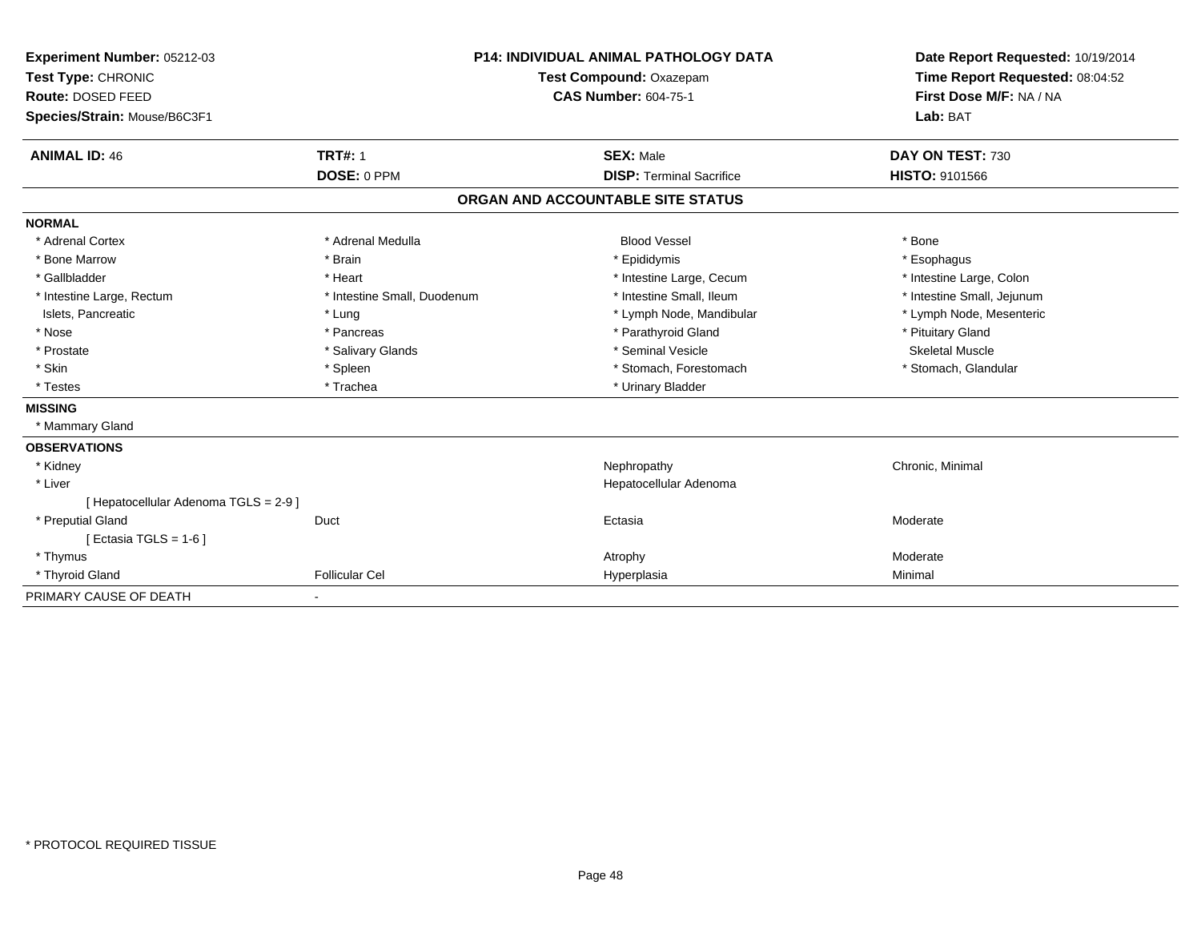**Experiment Number:** 05212-03
**Test Type:** CHRONIC
**Route:** DOSED FEED
**Species/Strain:** Mouse/B6C3F1

**P14: INDIVIDUAL ANIMAL PATHOLOGY DATA**
**Test Compound:** Oxazepam
**CAS Number:** 604-75-1

**Date Report Requested:** 10/19/2014
**Time Report Requested:** 08:04:52
**First Dose M/F:** NA / NA
**Lab:** BAT

| **ANIMAL ID:** 46 | **TRT#:** 1 | **SEX:** Male | **DAY ON TEST:** 730 |
|---|---|---|---|
| | **DOSE:** 0 PPM | **DISP:** Terminal Sacrifice | **HISTO:** 9101566 |

## ORGAN AND ACCOUNTABLE SITE STATUS

**NORMAL**

| | | | |
|---|---|---|---|
| * Adrenal Cortex | * Adrenal Medulla | Blood Vessel | * Bone |
| * Bone Marrow | * Brain | * Epididymis | * Esophagus |
| * Gallbladder | * Heart | * Intestine Large, Cecum | * Intestine Large, Colon |
| * Intestine Large, Rectum | * Intestine Small, Duodenum | * Intestine Small, Ileum | * Intestine Small, Jejunum |
| Islets, Pancreatic | * Lung | * Lymph Node, Mandibular | * Lymph Node, Mesenteric |
| * Nose | * Pancreas | * Parathyroid Gland | * Pituitary Gland |
| * Prostate | * Salivary Glands | * Seminal Vesicle | Skeletal Muscle |
| * Skin | * Spleen | * Stomach, Forestomach | * Stomach, Glandular |
| * Testes | * Trachea | * Urinary Bladder | |

**MISSING**

* Mammary Gland

**OBSERVATIONS**

| | | | |
|---|---|---|---|
| * Kidney | | Nephropathy | Chronic, Minimal |
| * Liver | | Hepatocellular Adenoma | |
| [ Hepatocellular Adenoma TGLS = 2-9 ] | | | |
| * Preputial Gland | Duct | Ectasia | Moderate |
| [ Ectasia TGLS = 1-6 ] | | | |
| * Thymus | | Atrophy | Moderate |
| * Thyroid Gland | Follicular Cel | Hyperplasia | Minimal |

PRIMARY CAUSE OF DEATH -

* PROTOCOL REQUIRED TISSUE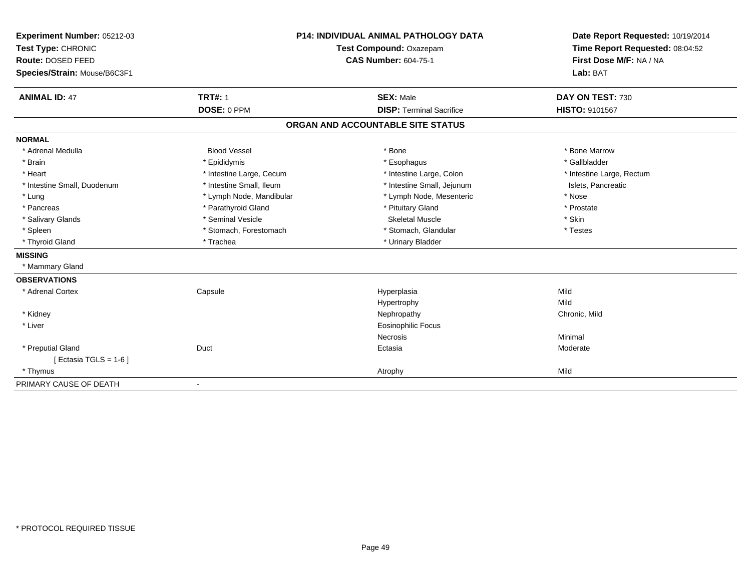**Experiment Number:** 05212-03
**Test Type:** CHRONIC
**Route:** DOSED FEED
**Species/Strain:** Mouse/B6C3F1

**P14: INDIVIDUAL ANIMAL PATHOLOGY DATA**
**Test Compound:** Oxazepam
**CAS Number:** 604-75-1

**Date Report Requested:** 10/19/2014
**Time Report Requested:** 08:04:52
**First Dose M/F:** NA / NA
**Lab:** BAT

| **ANIMAL ID:** 47 | **TRT#:** 1 | **SEX:** Male | **DAY ON TEST:** 730 |
|---|---|---|---|
| | **DOSE:** 0 PPM | **DISP:** Terminal Sacrifice | **HISTO:** 9101567 |

## ORGAN AND ACCOUNTABLE SITE STATUS

**NORMAL**

| | | | |
|---|---|---|---|
| * Adrenal Medulla | Blood Vessel | * Bone | * Bone Marrow |
| * Brain | * Epididymis | * Esophagus | * Gallbladder |
| * Heart | * Intestine Large, Cecum | * Intestine Large, Colon | * Intestine Large, Rectum |
| * Intestine Small, Duodenum | * Intestine Small, Ileum | * Intestine Small, Jejunum | Islets, Pancreatic |
| * Lung | * Lymph Node, Mandibular | * Lymph Node, Mesenteric | * Nose |
| * Pancreas | * Parathyroid Gland | * Pituitary Gland | * Prostate |
| * Salivary Glands | * Seminal Vesicle | Skeletal Muscle | * Skin |
| * Spleen | * Stomach, Forestomach | * Stomach, Glandular | * Testes |
| * Thyroid Gland | * Trachea | * Urinary Bladder | |

**MISSING**

* Mammary Gland

**OBSERVATIONS**

| | | | |
|---|---|---|---|
| * Adrenal Cortex | Capsule | Hyperplasia | Mild |
| | | Hypertrophy | Mild |
| * Kidney | | Nephropathy | Chronic, Mild |
| * Liver | | Eosinophilic Focus | |
| | | Necrosis | Minimal |
| * Preputial Gland | Duct | Ectasia | Moderate |
| [ Ectasia TGLS = 1-6 ] | | | |
| * Thymus | | Atrophy | Mild |

PRIMARY CAUSE OF DEATH -

* PROTOCOL REQUIRED TISSUE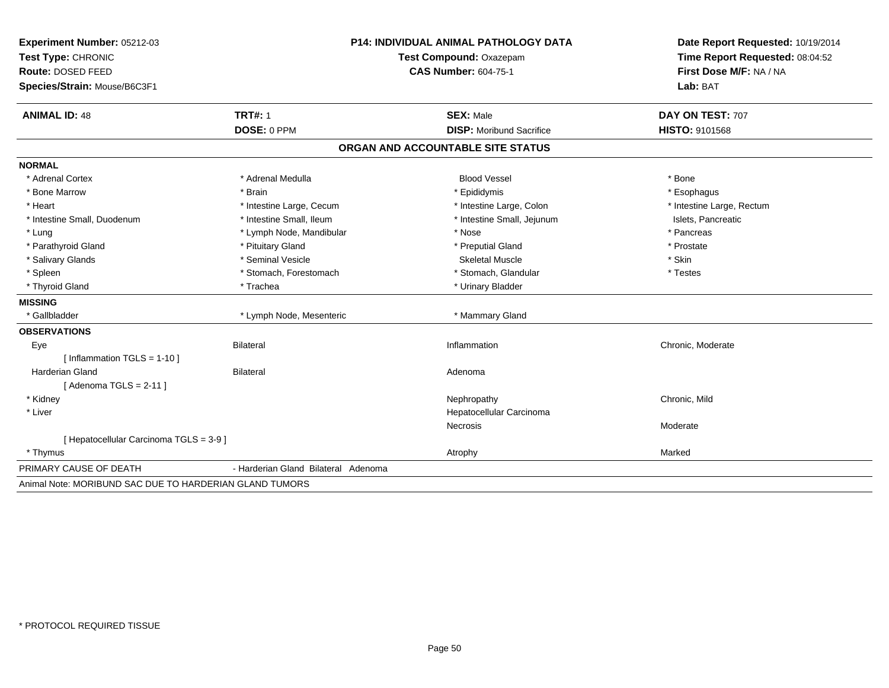**Experiment Number:** 05212-03
**Test Type:** CHRONIC
**Route:** DOSED FEED
**Species/Strain:** Mouse/B6C3F1

**P14: INDIVIDUAL ANIMAL PATHOLOGY DATA**
**Test Compound:** Oxazepam
**CAS Number:** 604-75-1

**Date Report Requested:** 10/19/2014
**Time Report Requested:** 08:04:52
**First Dose M/F:** NA / NA
**Lab:** BAT

| **ANIMAL ID:** 48 | **TRT#:** 1 | **SEX:** Male | **DAY ON TEST:** 707 |
|---|---|---|---|
| | **DOSE:** 0 PPM | **DISP:** Moribund Sacrifice | **HISTO:** 9101568 |

## ORGAN AND ACCOUNTABLE SITE STATUS

**NORMAL**

| | | | |
|---|---|---|---|
| * Adrenal Cortex | * Adrenal Medulla | Blood Vessel | * Bone |
| * Bone Marrow | * Brain | * Epididymis | * Esophagus |
| * Heart | * Intestine Large, Cecum | * Intestine Large, Colon | * Intestine Large, Rectum |
| * Intestine Small, Duodenum | * Intestine Small, Ileum | * Intestine Small, Jejunum | Islets, Pancreatic |
| * Lung | * Lymph Node, Mandibular | * Nose | * Pancreas |
| * Parathyroid Gland | * Pituitary Gland | * Preputial Gland | * Prostate |
| * Salivary Glands | * Seminal Vesicle | Skeletal Muscle | * Skin |
| * Spleen | * Stomach, Forestomach | * Stomach, Glandular | * Testes |
| * Thyroid Gland | * Trachea | * Urinary Bladder | |

**MISSING**

| | | |
|---|---|---|
| * Gallbladder | * Lymph Node, Mesenteric | * Mammary Gland |

**OBSERVATIONS**

| | | | |
|---|---|---|---|
| Eye | Bilateral | Inflammation | Chronic, Moderate |
| [ Inflammation TGLS = 1-10 ] | | | |
| Harderian Gland | Bilateral | Adenoma | |
| [ Adenoma TGLS = 2-11 ] | | | |
| * Kidney | | Nephropathy | Chronic, Mild |
| * Liver | | Hepatocellular Carcinoma | |
| | | Necrosis | Moderate |
| [ Hepatocellular Carcinoma TGLS = 3-9 ] | | | |
| * Thymus | | Atrophy | Marked |

PRIMARY CAUSE OF DEATH - Harderian Gland Bilateral Adenoma

Animal Note: MORIBUND SAC DUE TO HARDERIAN GLAND TUMORS

* PROTOCOL REQUIRED TISSUE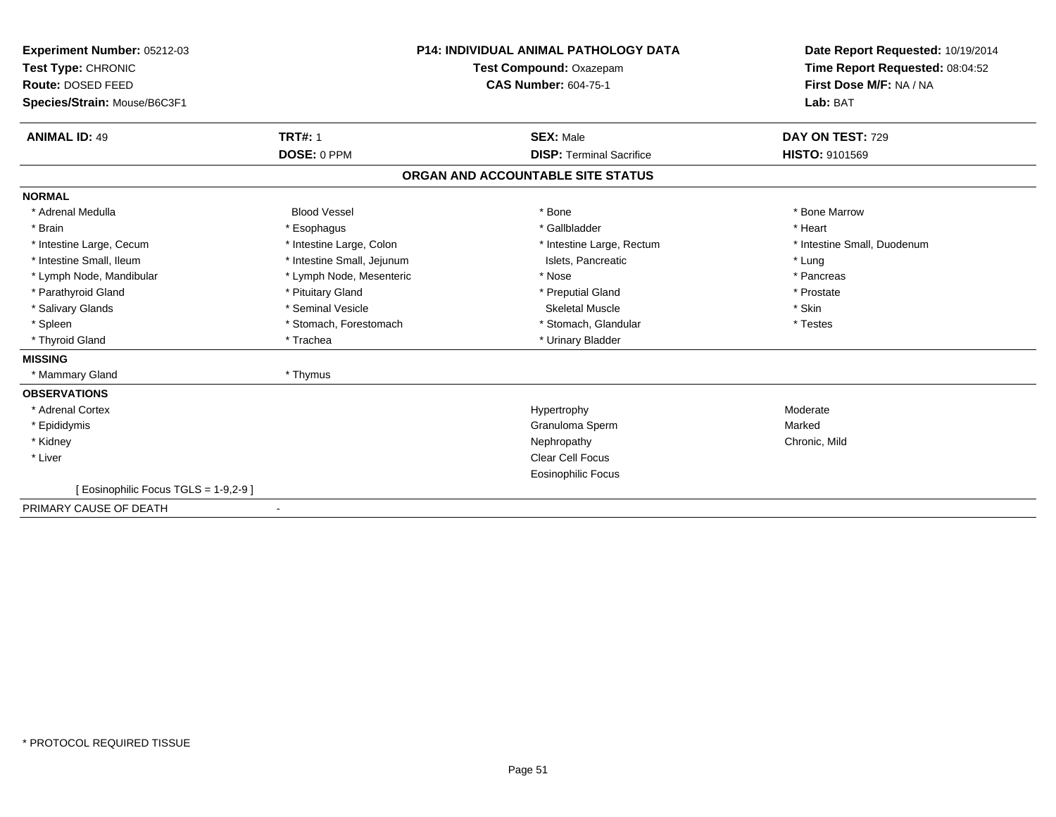**Experiment Number:** 05212-03
**Test Type:** CHRONIC
**Route:** DOSED FEED
**Species/Strain:** Mouse/B6C3F1

**P14: INDIVIDUAL ANIMAL PATHOLOGY DATA**
**Test Compound:** Oxazepam
**CAS Number:** 604-75-1

**Date Report Requested:** 10/19/2014
**Time Report Requested:** 08:04:52
**First Dose M/F:** NA / NA
**Lab:** BAT

| **ANIMAL ID:** 49 | **TRT#:** 1 | **SEX:** Male | **DAY ON TEST:** 729 |
|---|---|---|---|
| | **DOSE:** 0 PPM | **DISP:** Terminal Sacrifice | **HISTO:** 9101569 |

## ORGAN AND ACCOUNTABLE SITE STATUS

**NORMAL**

| | | | |
|---|---|---|---|
| * Adrenal Medulla | Blood Vessel | * Bone | * Bone Marrow |
| * Brain | * Esophagus | * Gallbladder | * Heart |
| * Intestine Large, Cecum | * Intestine Large, Colon | * Intestine Large, Rectum | * Intestine Small, Duodenum |
| * Intestine Small, Ileum | * Intestine Small, Jejunum | Islets, Pancreatic | * Lung |
| * Lymph Node, Mandibular | * Lymph Node, Mesenteric | * Nose | * Pancreas |
| * Parathyroid Gland | * Pituitary Gland | * Preputial Gland | * Prostate |
| * Salivary Glands | * Seminal Vesicle | Skeletal Muscle | * Skin |
| * Spleen | * Stomach, Forestomach | * Stomach, Glandular | * Testes |
| * Thyroid Gland | * Trachea | * Urinary Bladder | |

**MISSING**

| | |
|---|---|
| * Mammary Gland | * Thymus |

**OBSERVATIONS**

| | | |
|---|---|---|
| * Adrenal Cortex | Hypertrophy | Moderate |
| * Epididymis | Granuloma Sperm | Marked |
| * Kidney | Nephropathy | Chronic, Mild |
| * Liver | Clear Cell Focus | |
| | Eosinophilic Focus | |
| [ Eosinophilic Focus TGLS = 1-9,2-9 ] | | |

PRIMARY CAUSE OF DEATH -

* PROTOCOL REQUIRED TISSUE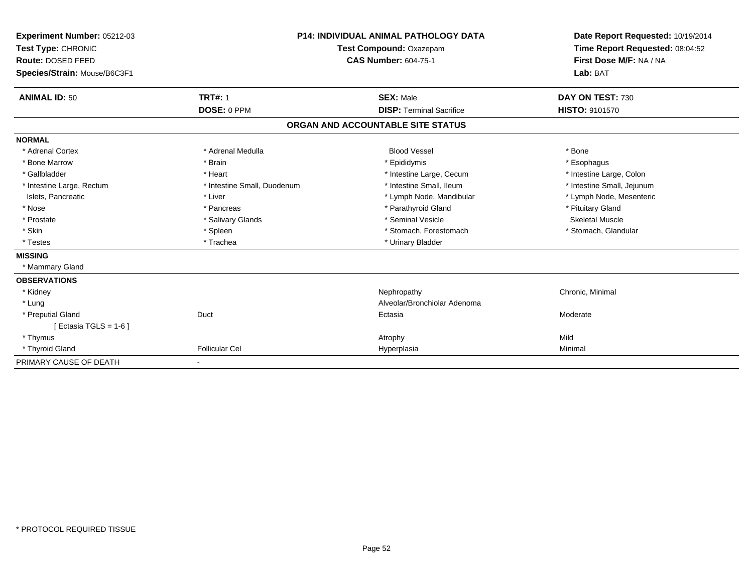**Experiment Number:** 05212-03
**Test Type:** CHRONIC
**Route:** DOSED FEED
**Species/Strain:** Mouse/B6C3F1

**P14: INDIVIDUAL ANIMAL PATHOLOGY DATA**
**Test Compound:** Oxazepam
**CAS Number:** 604-75-1

**Date Report Requested:** 10/19/2014
**Time Report Requested:** 08:04:52
**First Dose M/F:** NA / NA
**Lab:** BAT

| **ANIMAL ID:** 50 | **TRT#:** 1 | **SEX:** Male | **DAY ON TEST:** 730 |
|---|---|---|---|
| | **DOSE:** 0 PPM | **DISP:** Terminal Sacrifice | **HISTO:** 9101570 |

**ORGAN AND ACCOUNTABLE SITE STATUS**

**NORMAL**

| | | | |
|---|---|---|---|
| * Adrenal Cortex | * Adrenal Medulla | Blood Vessel | * Bone |
| * Bone Marrow | * Brain | * Epididymis | * Esophagus |
| * Gallbladder | * Heart | * Intestine Large, Cecum | * Intestine Large, Colon |
| * Intestine Large, Rectum | * Intestine Small, Duodenum | * Intestine Small, Ileum | * Intestine Small, Jejunum |
| Islets, Pancreatic | * Liver | * Lymph Node, Mandibular | * Lymph Node, Mesenteric |
| * Nose | * Pancreas | * Parathyroid Gland | * Pituitary Gland |
| * Prostate | * Salivary Glands | * Seminal Vesicle | Skeletal Muscle |
| * Skin | * Spleen | * Stomach, Forestomach | * Stomach, Glandular |
| * Testes | * Trachea | * Urinary Bladder | |

**MISSING**

* Mammary Gland

**OBSERVATIONS**

| | | | |
|---|---|---|---|
| * Kidney | | Nephropathy | Chronic, Minimal |
| * Lung | | Alveolar/Bronchiolar Adenoma | |
| * Preputial Gland | Duct | Ectasia | Moderate |
| [ Ectasia TGLS = 1-6 ] | | | |
| * Thymus | | Atrophy | Mild |
| * Thyroid Gland | Follicular Cel | Hyperplasia | Minimal |

PRIMARY CAUSE OF DEATH -

* PROTOCOL REQUIRED TISSUE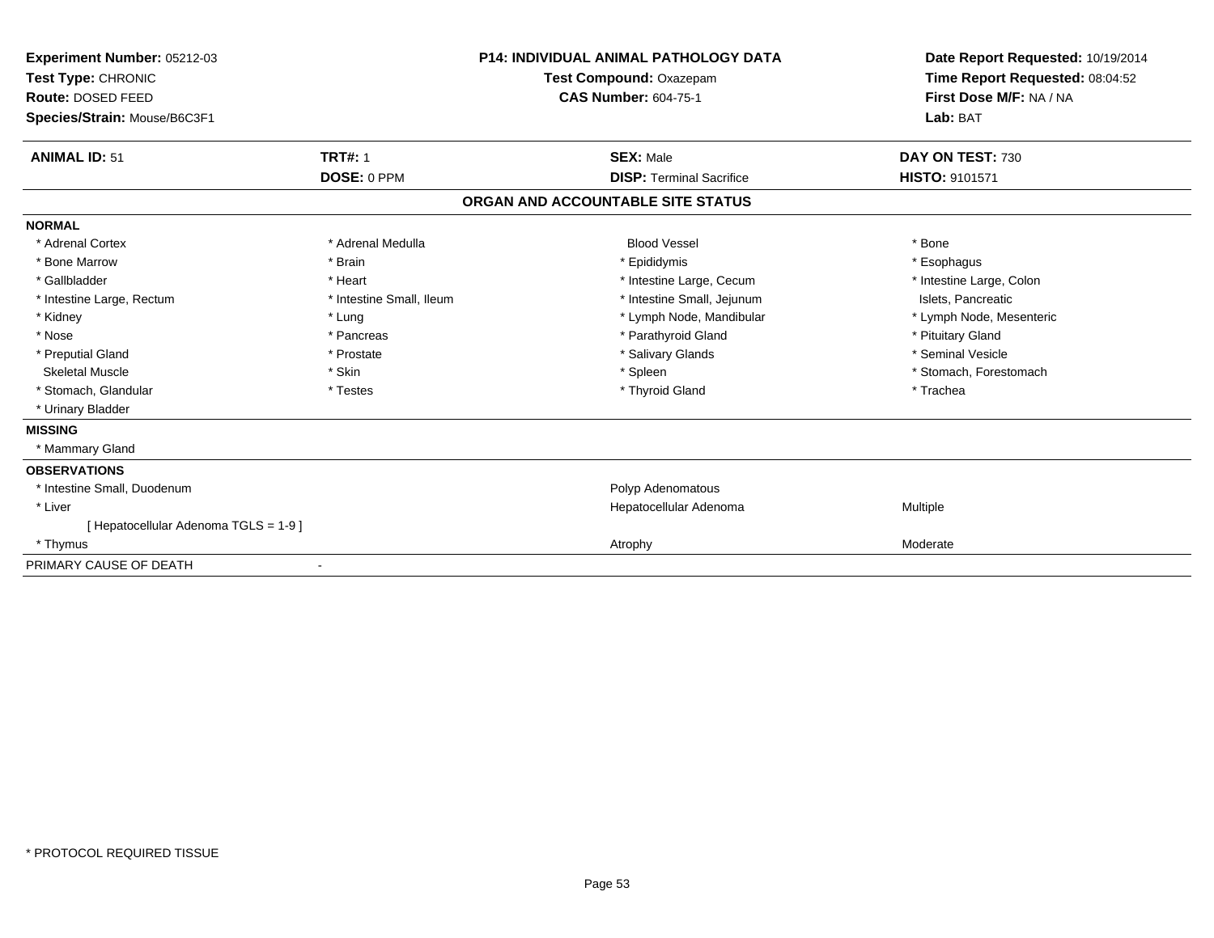**Experiment Number:** 05212-03
**Test Type:** CHRONIC
**Route:** DOSED FEED
**Species/Strain:** Mouse/B6C3F1

**P14: INDIVIDUAL ANIMAL PATHOLOGY DATA**
**Test Compound:** Oxazepam
**CAS Number:** 604-75-1

**Date Report Requested:** 10/19/2014
**Time Report Requested:** 08:04:52
**First Dose M/F:** NA / NA
**Lab:** BAT

| **ANIMAL ID:** 51 | **TRT#:** 1 | **SEX:** Male | **DAY ON TEST:** 730 |
|---|---|---|---|
| | **DOSE:** 0 PPM | **DISP:** Terminal Sacrifice | **HISTO:** 9101571 |

## ORGAN AND ACCOUNTABLE SITE STATUS

**NORMAL**

| | | | |
|---|---|---|---|
| * Adrenal Cortex | * Adrenal Medulla | Blood Vessel | * Bone |
| * Bone Marrow | * Brain | * Epididymis | * Esophagus |
| * Gallbladder | * Heart | * Intestine Large, Cecum | * Intestine Large, Colon |
| * Intestine Large, Rectum | * Intestine Small, Ileum | * Intestine Small, Jejunum | Islets, Pancreatic |
| * Kidney | * Lung | * Lymph Node, Mandibular | * Lymph Node, Mesenteric |
| * Nose | * Pancreas | * Parathyroid Gland | * Pituitary Gland |
| * Preputial Gland | * Prostate | * Salivary Glands | * Seminal Vesicle |
| Skeletal Muscle | * Skin | * Spleen | * Stomach, Forestomach |
| * Stomach, Glandular | * Testes | * Thyroid Gland | * Trachea |
| * Urinary Bladder | | | |

**MISSING**

* Mammary Gland

**OBSERVATIONS**

| | | |
|---|---|---|
| * Intestine Small, Duodenum | Polyp Adenomatous | |
| * Liver | Hepatocellular Adenoma | Multiple |
| [ Hepatocellular Adenoma TGLS = 1-9 ] | | |
| * Thymus | Atrophy | Moderate |

PRIMARY CAUSE OF DEATH -

* PROTOCOL REQUIRED TISSUE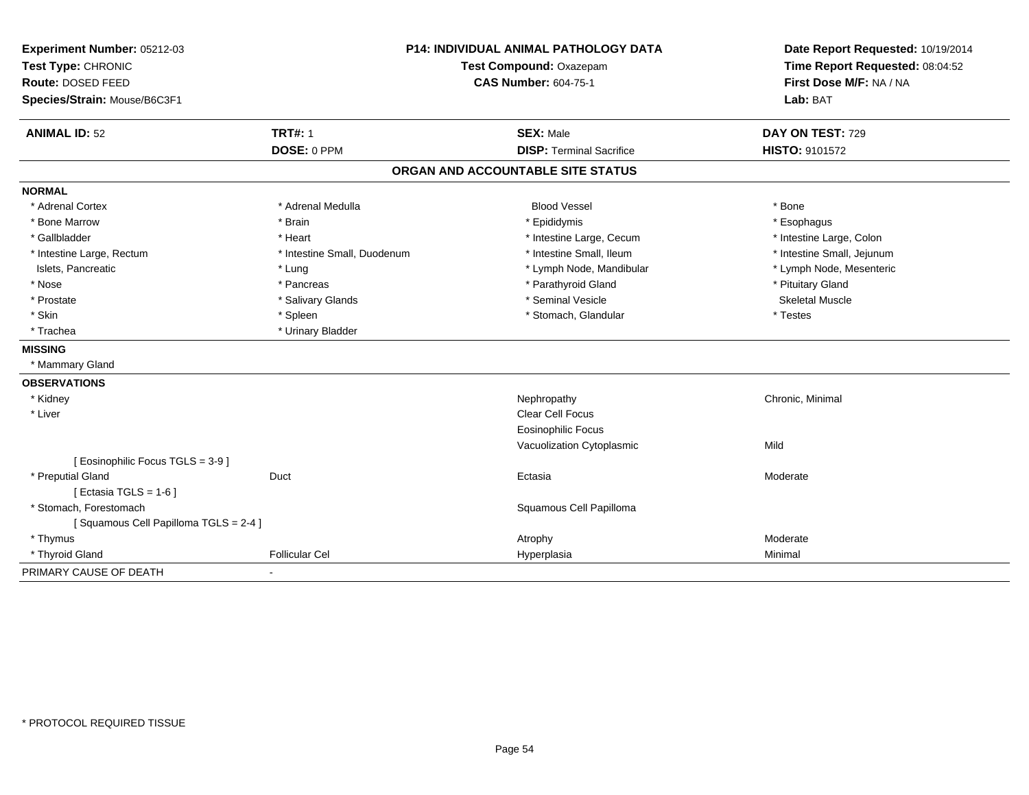**Experiment Number:** 05212-03
**Test Type:** CHRONIC
**Route:** DOSED FEED
**Species/Strain:** Mouse/B6C3F1

**P14: INDIVIDUAL ANIMAL PATHOLOGY DATA**
**Test Compound:** Oxazepam
**CAS Number:** 604-75-1

**Date Report Requested:** 10/19/2014
**Time Report Requested:** 08:04:52
**First Dose M/F:** NA / NA
**Lab:** BAT

| **ANIMAL ID:** 52 | **TRT#:** 1 | **SEX:** Male | **DAY ON TEST:** 729 |
|---|---|---|---|
| | **DOSE:** 0 PPM | **DISP:** Terminal Sacrifice | **HISTO:** 9101572 |

## ORGAN AND ACCOUNTABLE SITE STATUS

**NORMAL**

| | | | |
|---|---|---|---|
| * Adrenal Cortex | * Adrenal Medulla | Blood Vessel | * Bone |
| * Bone Marrow | * Brain | * Epididymis | * Esophagus |
| * Gallbladder | * Heart | * Intestine Large, Cecum | * Intestine Large, Colon |
| * Intestine Large, Rectum | * Intestine Small, Duodenum | * Intestine Small, Ileum | * Intestine Small, Jejunum |
| Islets, Pancreatic | * Lung | * Lymph Node, Mandibular | * Lymph Node, Mesenteric |
| * Nose | * Pancreas | * Parathyroid Gland | * Pituitary Gland |
| * Prostate | * Salivary Glands | * Seminal Vesicle | Skeletal Muscle |
| * Skin | * Spleen | * Stomach, Glandular | * Testes |
| * Trachea | * Urinary Bladder | | |

**MISSING**

* Mammary Gland

**OBSERVATIONS**

| | | | |
|---|---|---|---|
| * Kidney | | Nephropathy | Chronic, Minimal |
| * Liver | | Clear Cell Focus | |
| | | Eosinophilic Focus | |
| | | Vacuolization Cytoplasmic | Mild |
| [ Eosinophilic Focus TGLS = 3-9 ] | | | |
| * Preputial Gland | Duct | Ectasia | Moderate |
| [ Ectasia TGLS = 1-6 ] | | | |
| * Stomach, Forestomach | | Squamous Cell Papilloma | |
| [ Squamous Cell Papilloma TGLS = 2-4 ] | | | |
| * Thymus | | Atrophy | Moderate |
| * Thyroid Gland | Follicular Cel | Hyperplasia | Minimal |

PRIMARY CAUSE OF DEATH -

* PROTOCOL REQUIRED TISSUE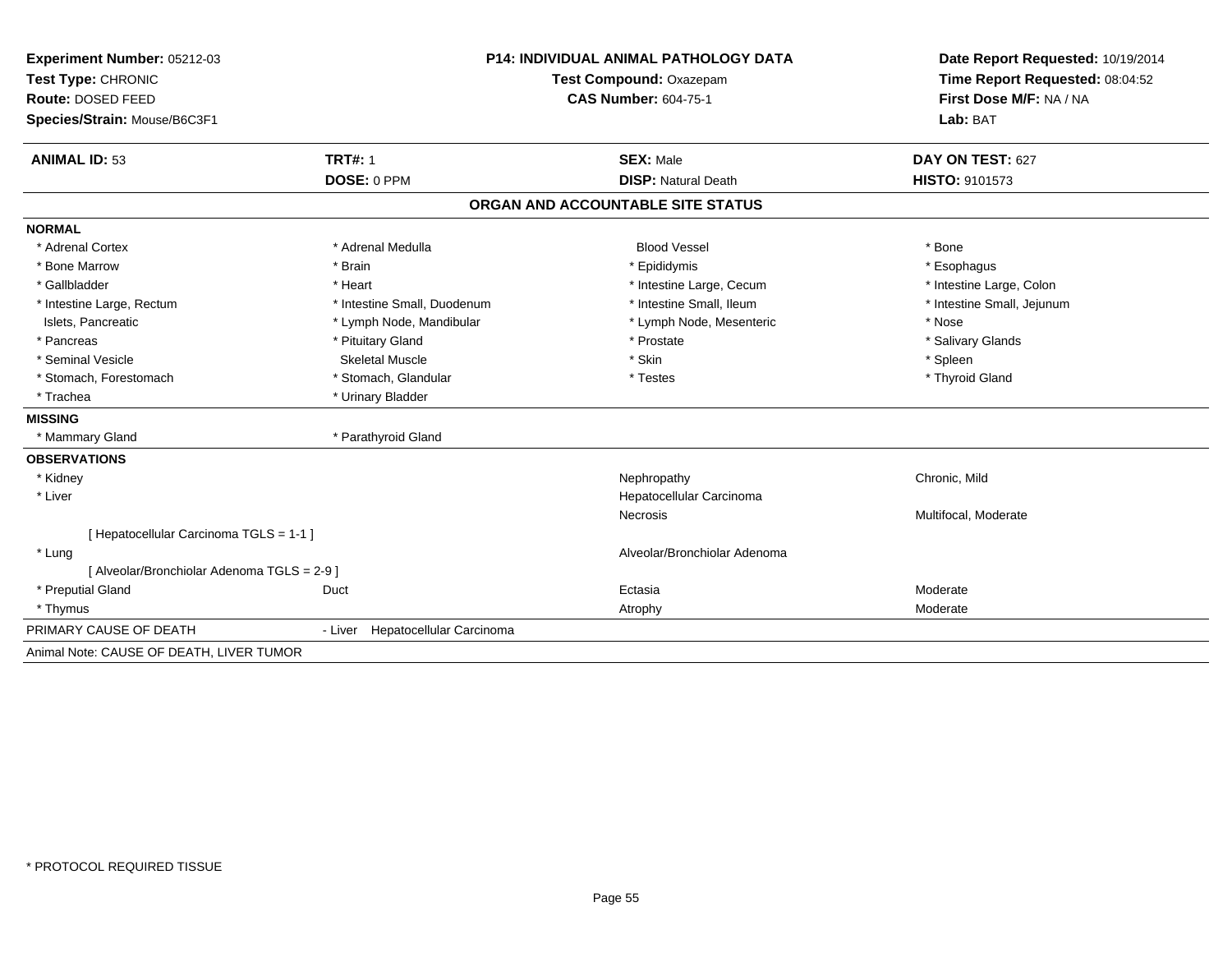**Experiment Number:** 05212-03
**Test Type:** CHRONIC
**Route:** DOSED FEED
**Species/Strain:** Mouse/B6C3F1

**P14: INDIVIDUAL ANIMAL PATHOLOGY DATA**
**Test Compound:** Oxazepam
**CAS Number:** 604-75-1

**Date Report Requested:** 10/19/2014
**Time Report Requested:** 08:04:52
**First Dose M/F:** NA / NA
**Lab:** BAT

| **ANIMAL ID:** 53 | **TRT#:** 1 | **SEX:** Male | **DAY ON TEST:** 627 |
|---|---|---|---|
| | **DOSE:** 0 PPM | **DISP:** Natural Death | **HISTO:** 9101573 |

## ORGAN AND ACCOUNTABLE SITE STATUS

**NORMAL**

| | | | |
|---|---|---|---|
| * Adrenal Cortex | * Adrenal Medulla | Blood Vessel | * Bone |
| * Bone Marrow | * Brain | * Epididymis | * Esophagus |
| * Gallbladder | * Heart | * Intestine Large, Cecum | * Intestine Large, Colon |
| * Intestine Large, Rectum | * Intestine Small, Duodenum | * Intestine Small, Ileum | * Intestine Small, Jejunum |
| Islets, Pancreatic | * Lymph Node, Mandibular | * Lymph Node, Mesenteric | * Nose |
| * Pancreas | * Pituitary Gland | * Prostate | * Salivary Glands |
| * Seminal Vesicle | Skeletal Muscle | * Skin | * Spleen |
| * Stomach, Forestomach | * Stomach, Glandular | * Testes | * Thyroid Gland |
| * Trachea | * Urinary Bladder | | |

**MISSING**

| | |
|---|---|
| * Mammary Gland | * Parathyroid Gland |

**OBSERVATIONS**

| | | | |
|---|---|---|---|
| * Kidney | | Nephropathy | Chronic, Mild |
| * Liver | | Hepatocellular Carcinoma | |
| | | Necrosis | Multifocal, Moderate |
| [ Hepatocellular Carcinoma TGLS = 1-1 ] | | | |
| * Lung | | Alveolar/Bronchiolar Adenoma | |
| [ Alveolar/Bronchiolar Adenoma TGLS = 2-9 ] | | | |
| * Preputial Gland | Duct | Ectasia | Moderate |
| * Thymus | | Atrophy | Moderate |

PRIMARY CAUSE OF DEATH - Liver Hepatocellular Carcinoma

Animal Note: CAUSE OF DEATH, LIVER TUMOR

* PROTOCOL REQUIRED TISSUE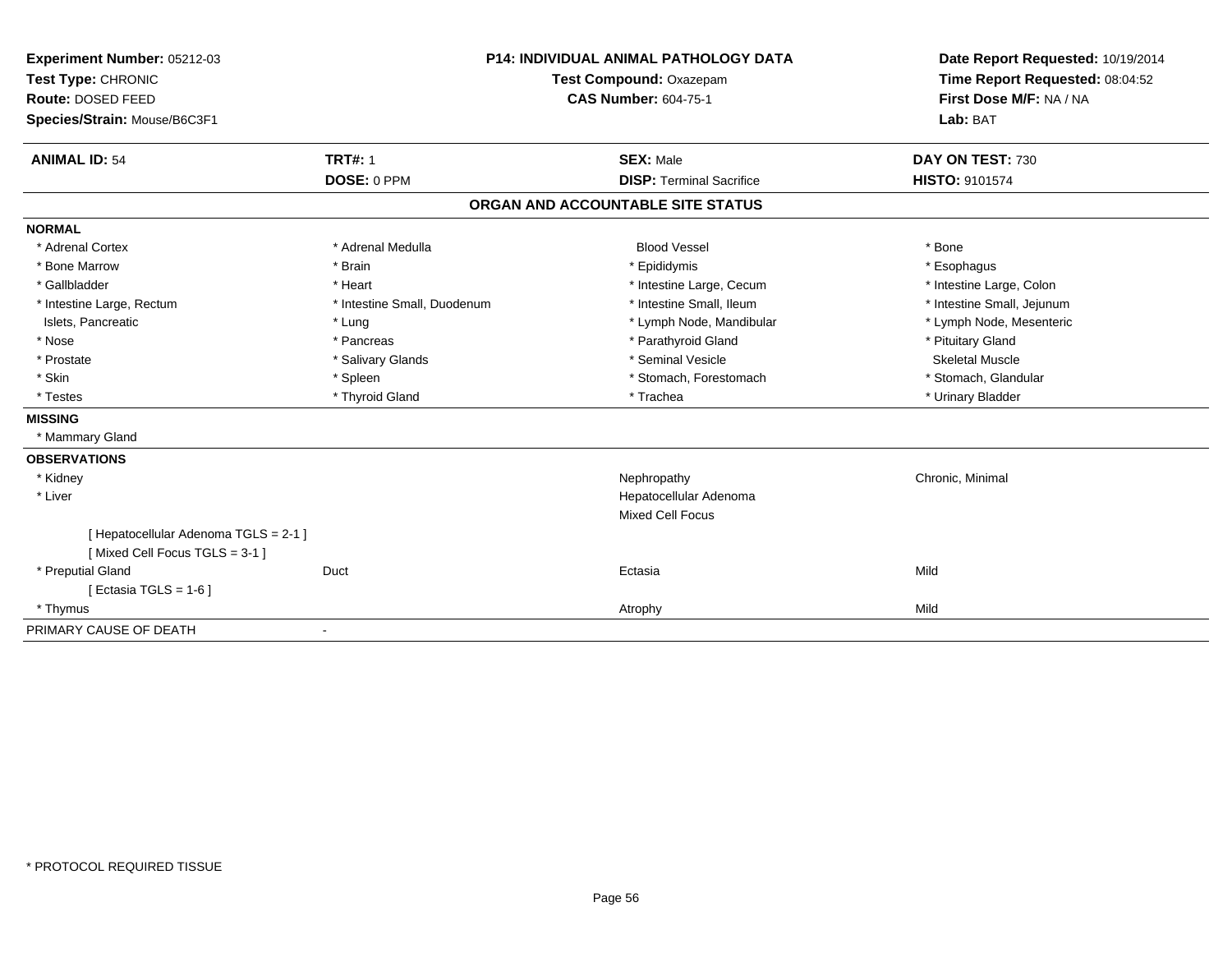**Experiment Number:** 05212-03
**Test Type:** CHRONIC
**Route:** DOSED FEED
**Species/Strain:** Mouse/B6C3F1

**P14: INDIVIDUAL ANIMAL PATHOLOGY DATA**
**Test Compound:** Oxazepam
**CAS Number:** 604-75-1

**Date Report Requested:** 10/19/2014
**Time Report Requested:** 08:04:52
**First Dose M/F:** NA / NA
**Lab:** BAT

| **ANIMAL ID:** 54 | **TRT#:** 1 | **SEX:** Male | **DAY ON TEST:** 730 |
|---|---|---|---|
| | **DOSE:** 0 PPM | **DISP:** Terminal Sacrifice | **HISTO:** 9101574 |

**ORGAN AND ACCOUNTABLE SITE STATUS**

**NORMAL**

| | | | |
|---|---|---|---|
| * Adrenal Cortex | * Adrenal Medulla | Blood Vessel | * Bone |
| * Bone Marrow | * Brain | * Epididymis | * Esophagus |
| * Gallbladder | * Heart | * Intestine Large, Cecum | * Intestine Large, Colon |
| * Intestine Large, Rectum | * Intestine Small, Duodenum | * Intestine Small, Ileum | * Intestine Small, Jejunum |
| Islets, Pancreatic | * Lung | * Lymph Node, Mandibular | * Lymph Node, Mesenteric |
| * Nose | * Pancreas | * Parathyroid Gland | * Pituitary Gland |
| * Prostate | * Salivary Glands | * Seminal Vesicle | Skeletal Muscle |
| * Skin | * Spleen | * Stomach, Forestomach | * Stomach, Glandular |
| * Testes | * Thyroid Gland | * Trachea | * Urinary Bladder |

**MISSING**

* Mammary Gland

**OBSERVATIONS**

| | | | |
|---|---|---|---|
| * Kidney | | Nephropathy | Chronic, Minimal |
| * Liver | | Hepatocellular Adenoma | |
| | | Mixed Cell Focus | |
| [ Hepatocellular Adenoma TGLS = 2-1 ] | | | |
| [ Mixed Cell Focus TGLS = 3-1 ] | | | |
| * Preputial Gland | Duct | Ectasia | Mild |
| [ Ectasia TGLS = 1-6 ] | | | |
| * Thymus | | Atrophy | Mild |

PRIMARY CAUSE OF DEATH -

* PROTOCOL REQUIRED TISSUE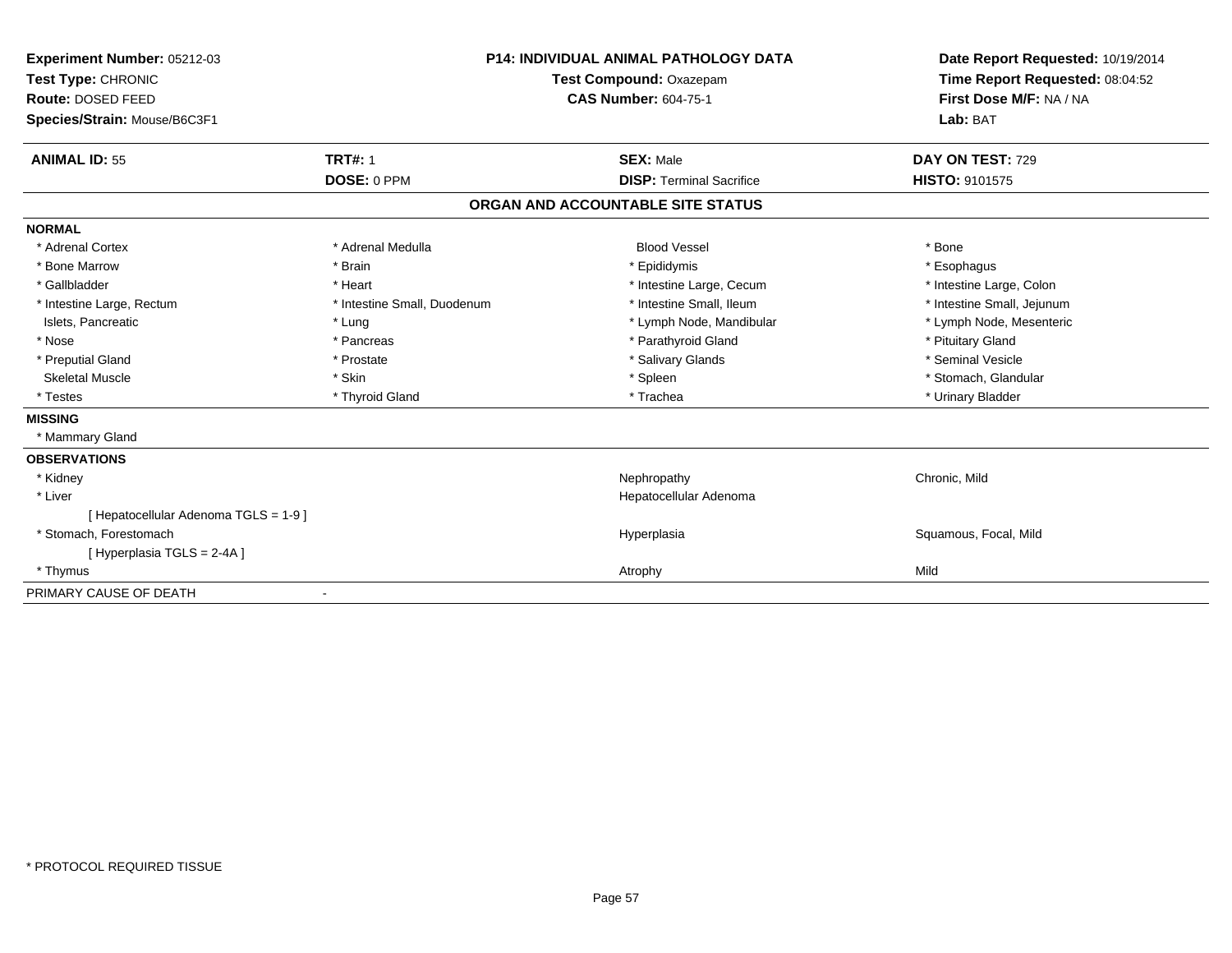**Experiment Number:** 05212-03
**Test Type:** CHRONIC
**Route:** DOSED FEED
**Species/Strain:** Mouse/B6C3F1

**P14: INDIVIDUAL ANIMAL PATHOLOGY DATA**
**Test Compound:** Oxazepam
**CAS Number:** 604-75-1

**Date Report Requested:** 10/19/2014
**Time Report Requested:** 08:04:52
**First Dose M/F:** NA / NA
**Lab:** BAT

| **ANIMAL ID:** 55 | **TRT#:** 1 | **SEX:** Male | **DAY ON TEST:** 729 |
|---|---|---|---|
| | **DOSE:** 0 PPM | **DISP:** Terminal Sacrifice | **HISTO:** 9101575 |

## ORGAN AND ACCOUNTABLE SITE STATUS

**NORMAL**

| | | | |
|---|---|---|---|
| * Adrenal Cortex | * Adrenal Medulla | Blood Vessel | * Bone |
| * Bone Marrow | * Brain | * Epididymis | * Esophagus |
| * Gallbladder | * Heart | * Intestine Large, Cecum | * Intestine Large, Colon |
| * Intestine Large, Rectum | * Intestine Small, Duodenum | * Intestine Small, Ileum | * Intestine Small, Jejunum |
| Islets, Pancreatic | * Lung | * Lymph Node, Mandibular | * Lymph Node, Mesenteric |
| * Nose | * Pancreas | * Parathyroid Gland | * Pituitary Gland |
| * Preputial Gland | * Prostate | * Salivary Glands | * Seminal Vesicle |
| Skeletal Muscle | * Skin | * Spleen | * Stomach, Glandular |
| * Testes | * Thyroid Gland | * Trachea | * Urinary Bladder |

**MISSING**

* Mammary Gland

**OBSERVATIONS**

| | | |
|---|---|---|
| * Kidney | Nephropathy | Chronic, Mild |
| * Liver | Hepatocellular Adenoma | |
| [ Hepatocellular Adenoma TGLS = 1-9 ] | | |
| * Stomach, Forestomach | Hyperplasia | Squamous, Focal, Mild |
| [ Hyperplasia TGLS = 2-4A ] | | |
| * Thymus | Atrophy | Mild |

PRIMARY CAUSE OF DEATH -

* PROTOCOL REQUIRED TISSUE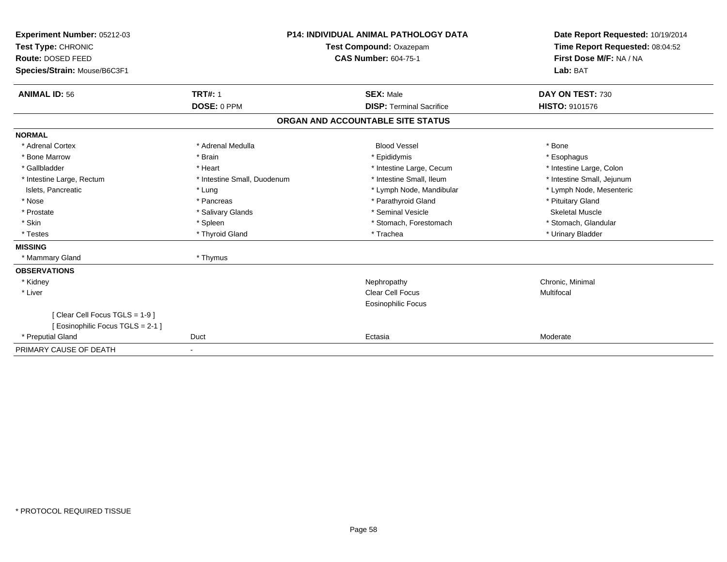**Experiment Number:** 05212-03
**Test Type:** CHRONIC
**Route:** DOSED FEED
**Species/Strain:** Mouse/B6C3F1

**P14: INDIVIDUAL ANIMAL PATHOLOGY DATA**
**Test Compound:** Oxazepam
**CAS Number:** 604-75-1

**Date Report Requested:** 10/19/2014
**Time Report Requested:** 08:04:52
**First Dose M/F:** NA / NA
**Lab:** BAT

| **ANIMAL ID:** 56 | **TRT#:** 1 | **SEX:** Male | **DAY ON TEST:** 730 |
|---|---|---|---|
| | **DOSE:** 0 PPM | **DISP:** Terminal Sacrifice | **HISTO:** 9101576 |

**ORGAN AND ACCOUNTABLE SITE STATUS**

| | | | |
|---|---|---|---|
| **NORMAL** | | | |
| * Adrenal Cortex | * Adrenal Medulla | Blood Vessel | * Bone |
| * Bone Marrow | * Brain | * Epididymis | * Esophagus |
| * Gallbladder | * Heart | * Intestine Large, Cecum | * Intestine Large, Colon |
| * Intestine Large, Rectum | * Intestine Small, Duodenum | * Intestine Small, Ileum | * Intestine Small, Jejunum |
| Islets, Pancreatic | * Lung | * Lymph Node, Mandibular | * Lymph Node, Mesenteric |
| * Nose | * Pancreas | * Parathyroid Gland | * Pituitary Gland |
| * Prostate | * Salivary Glands | * Seminal Vesicle | Skeletal Muscle |
| * Skin | * Spleen | * Stomach, Forestomach | * Stomach, Glandular |
| * Testes | * Thyroid Gland | * Trachea | * Urinary Bladder |
| **MISSING** | | | |
| * Mammary Gland | * Thymus | | |
| **OBSERVATIONS** | | | |
| * Kidney | | Nephropathy | Chronic, Minimal |
| * Liver | | Clear Cell Focus | Multifocal |
| | | Eosinophilic Focus | |
| [ Clear Cell Focus TGLS = 1-9 ] | | | |
| [ Eosinophilic Focus TGLS = 2-1 ] | | | |
| * Preputial Gland | Duct | Ectasia | Moderate |
| PRIMARY CAUSE OF DEATH | - | | |

* PROTOCOL REQUIRED TISSUE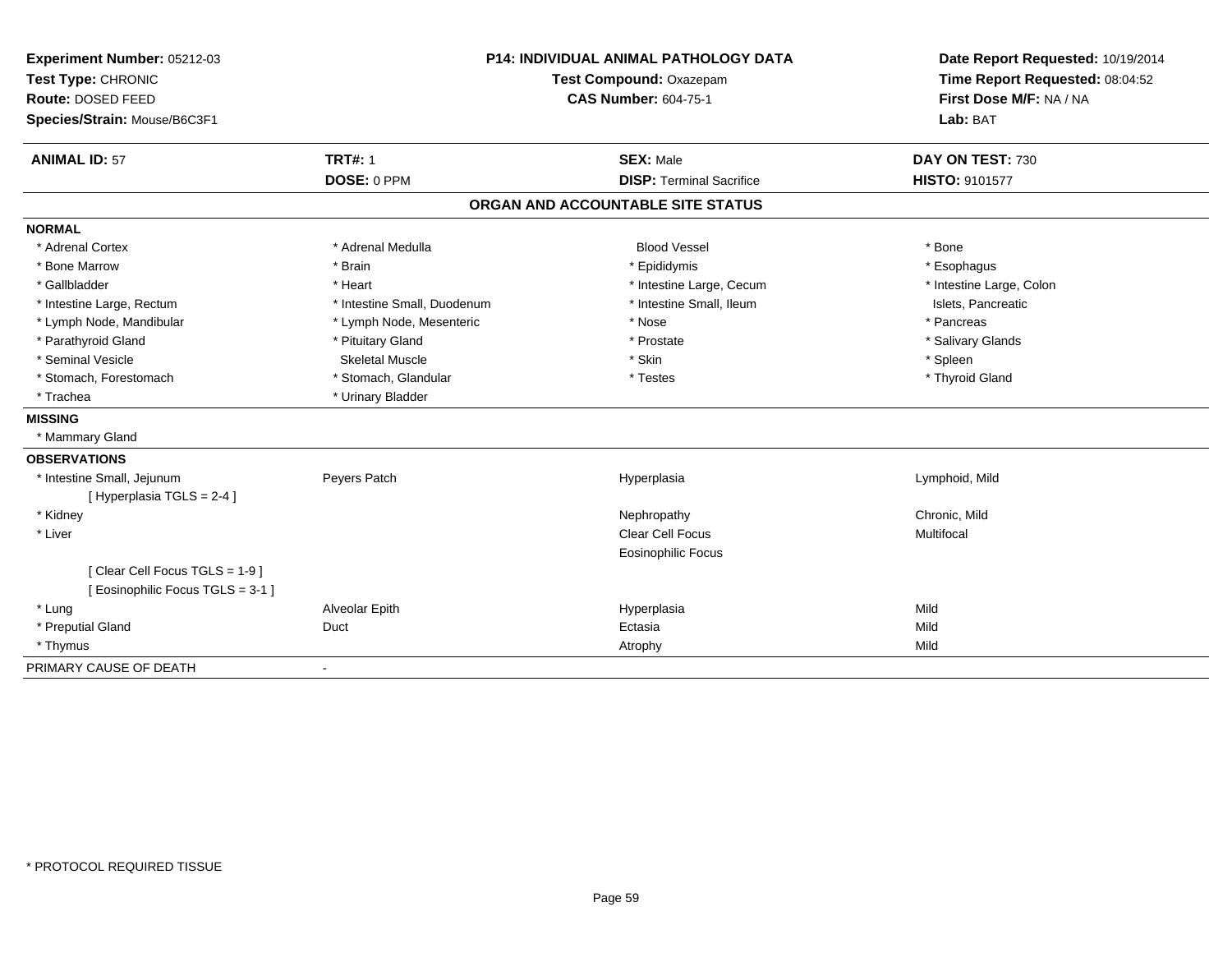**Experiment Number:** 05212-03
**Test Type:** CHRONIC
**Route:** DOSED FEED
**Species/Strain:** Mouse/B6C3F1

**P14: INDIVIDUAL ANIMAL PATHOLOGY DATA**
**Test Compound:** Oxazepam
**CAS Number:** 604-75-1

**Date Report Requested:** 10/19/2014
**Time Report Requested:** 08:04:52
**First Dose M/F:** NA / NA
**Lab:** BAT

| **ANIMAL ID:** 57 | **TRT#:** 1 | **SEX:** Male | **DAY ON TEST:** 730 |
|---|---|---|---|
| | **DOSE:** 0 PPM | **DISP:** Terminal Sacrifice | **HISTO:** 9101577 |

## ORGAN AND ACCOUNTABLE SITE STATUS

**NORMAL**

| | | | |
|---|---|---|---|
| * Adrenal Cortex | * Adrenal Medulla | Blood Vessel | * Bone |
| * Bone Marrow | * Brain | * Epididymis | * Esophagus |
| * Gallbladder | * Heart | * Intestine Large, Cecum | * Intestine Large, Colon |
| * Intestine Large, Rectum | * Intestine Small, Duodenum | * Intestine Small, Ileum | Islets, Pancreatic |
| * Lymph Node, Mandibular | * Lymph Node, Mesenteric | * Nose | * Pancreas |
| * Parathyroid Gland | * Pituitary Gland | * Prostate | * Salivary Glands |
| * Seminal Vesicle | Skeletal Muscle | * Skin | * Spleen |
| * Stomach, Forestomach | * Stomach, Glandular | * Testes | * Thyroid Gland |
| * Trachea | * Urinary Bladder | | |

**MISSING**

* Mammary Gland

**OBSERVATIONS**

| | | | |
|---|---|---|---|
| * Intestine Small, Jejunum | Peyers Patch | Hyperplasia | Lymphoid, Mild |
| [ Hyperplasia TGLS = 2-4 ] | | | |
| * Kidney | | Nephropathy | Chronic, Mild |
| * Liver | | Clear Cell Focus | Multifocal |
| | | Eosinophilic Focus | |
| [ Clear Cell Focus TGLS = 1-9 ] | | | |
| [ Eosinophilic Focus TGLS = 3-1 ] | | | |
| * Lung | Alveolar Epith | Hyperplasia | Mild |
| * Preputial Gland | Duct | Ectasia | Mild |
| * Thymus | | Atrophy | Mild |

PRIMARY CAUSE OF DEATH -

\* PROTOCOL REQUIRED TISSUE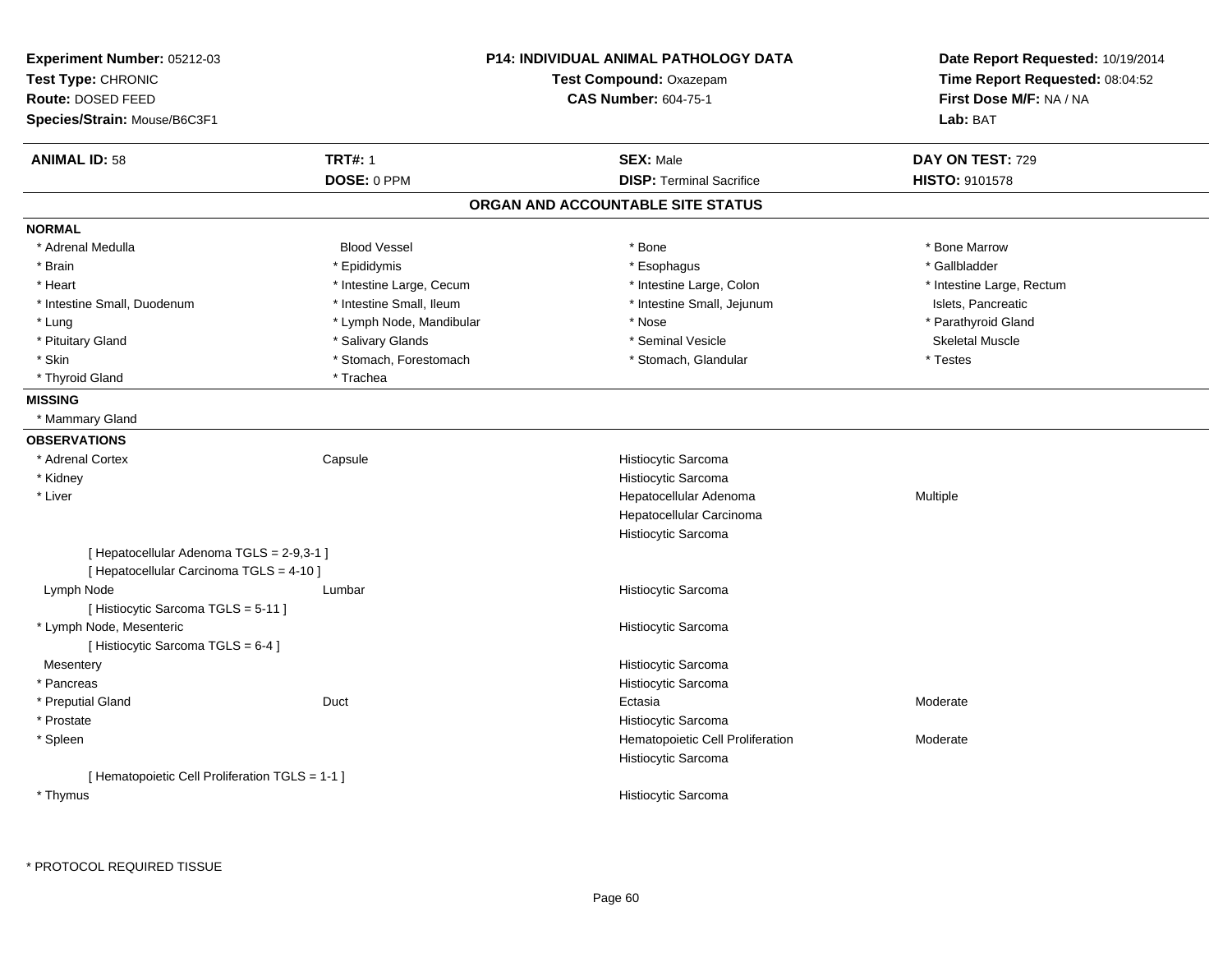**Experiment Number:** 05212-03
**Test Type:** CHRONIC
**Route:** DOSED FEED
**Species/Strain:** Mouse/B6C3F1

**P14: INDIVIDUAL ANIMAL PATHOLOGY DATA**
**Test Compound:** Oxazepam
**CAS Number:** 604-75-1

**Date Report Requested:** 10/19/2014
**Time Report Requested:** 08:04:52
**First Dose M/F:** NA / NA
**Lab:** BAT

| **ANIMAL ID:** 58 | **TRT#:** 1 | **SEX:** Male | **DAY ON TEST:** 729 |
|---|---|---|---|
| | **DOSE:** 0 PPM | **DISP:** Terminal Sacrifice | **HISTO:** 9101578 |

## ORGAN AND ACCOUNTABLE SITE STATUS

**NORMAL**

| | | | |
|---|---|---|---|
| * Adrenal Medulla | Blood Vessel | * Bone | * Bone Marrow |
| * Brain | * Epididymis | * Esophagus | * Gallbladder |
| * Heart | * Intestine Large, Cecum | * Intestine Large, Colon | * Intestine Large, Rectum |
| * Intestine Small, Duodenum | * Intestine Small, Ileum | * Intestine Small, Jejunum | Islets, Pancreatic |
| * Lung | * Lymph Node, Mandibular | * Nose | * Parathyroid Gland |
| * Pituitary Gland | * Salivary Glands | * Seminal Vesicle | Skeletal Muscle |
| * Skin | * Stomach, Forestomach | * Stomach, Glandular | * Testes |
| * Thyroid Gland | * Trachea | | |

**MISSING**

* Mammary Gland

**OBSERVATIONS**

| | | | |
|---|---|---|---|
| * Adrenal Cortex | Capsule | Histiocytic Sarcoma | |
| * Kidney | | Histiocytic Sarcoma | |
| * Liver | | Hepatocellular Adenoma | Multiple |
| | | Hepatocellular Carcinoma | |
| | | Histiocytic Sarcoma | |
| [ Hepatocellular Adenoma TGLS = 2-9,3-1 ] | | | |
| [ Hepatocellular Carcinoma TGLS = 4-10 ] | | | |
| Lymph Node | Lumbar | Histiocytic Sarcoma | |
| [ Histiocytic Sarcoma TGLS = 5-11 ] | | | |
| * Lymph Node, Mesenteric | | Histiocytic Sarcoma | |
| [ Histiocytic Sarcoma TGLS = 6-4 ] | | | |
| Mesentery | | Histiocytic Sarcoma | |
| * Pancreas | | Histiocytic Sarcoma | |
| * Preputial Gland | Duct | Ectasia | Moderate |
| * Prostate | | Histiocytic Sarcoma | |
| * Spleen | | Hematopoietic Cell Proliferation | Moderate |
| | | Histiocytic Sarcoma | |
| [ Hematopoietic Cell Proliferation TGLS = 1-1 ] | | | |
| * Thymus | | Histiocytic Sarcoma | |

* PROTOCOL REQUIRED TISSUE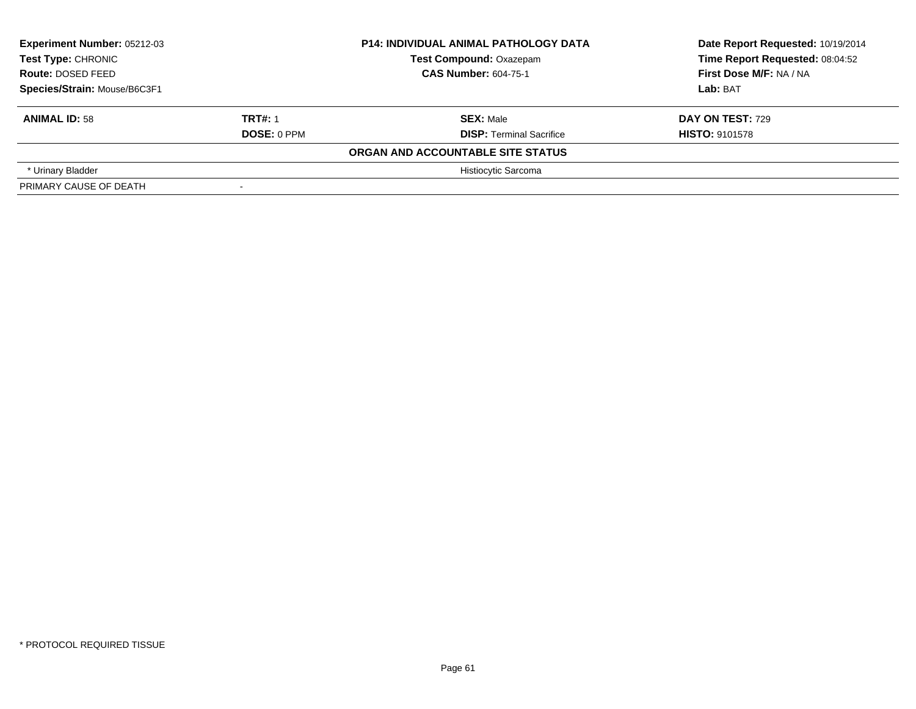| **Experiment Number:** 05212-03 | **P14: INDIVIDUAL ANIMAL PATHOLOGY DATA** | **Date Report Requested:** 10/19/2014 |
|---|---|---|
| **Test Type:** CHRONIC | **Test Compound:** Oxazepam | **Time Report Requested:** 08:04:52 |
| **Route:** DOSED FEED | **CAS Number:** 604-75-1 | **First Dose M/F:** NA / NA |
| **Species/Strain:** Mouse/B6C3F1 | | **Lab:** BAT |

| **ANIMAL ID:** 58 | **TRT#:** 1 | **SEX:** Male | **DAY ON TEST:** 729 |
|---|---|---|---|
| | **DOSE:** 0 PPM | **DISP:** Terminal Sacrifice | **HISTO:** 9101578 |
| | | **ORGAN AND ACCOUNTABLE SITE STATUS** | |
| * Urinary Bladder | | Histiocytic Sarcoma | |
| PRIMARY CAUSE OF DEATH | - | | |

* PROTOCOL REQUIRED TISSUE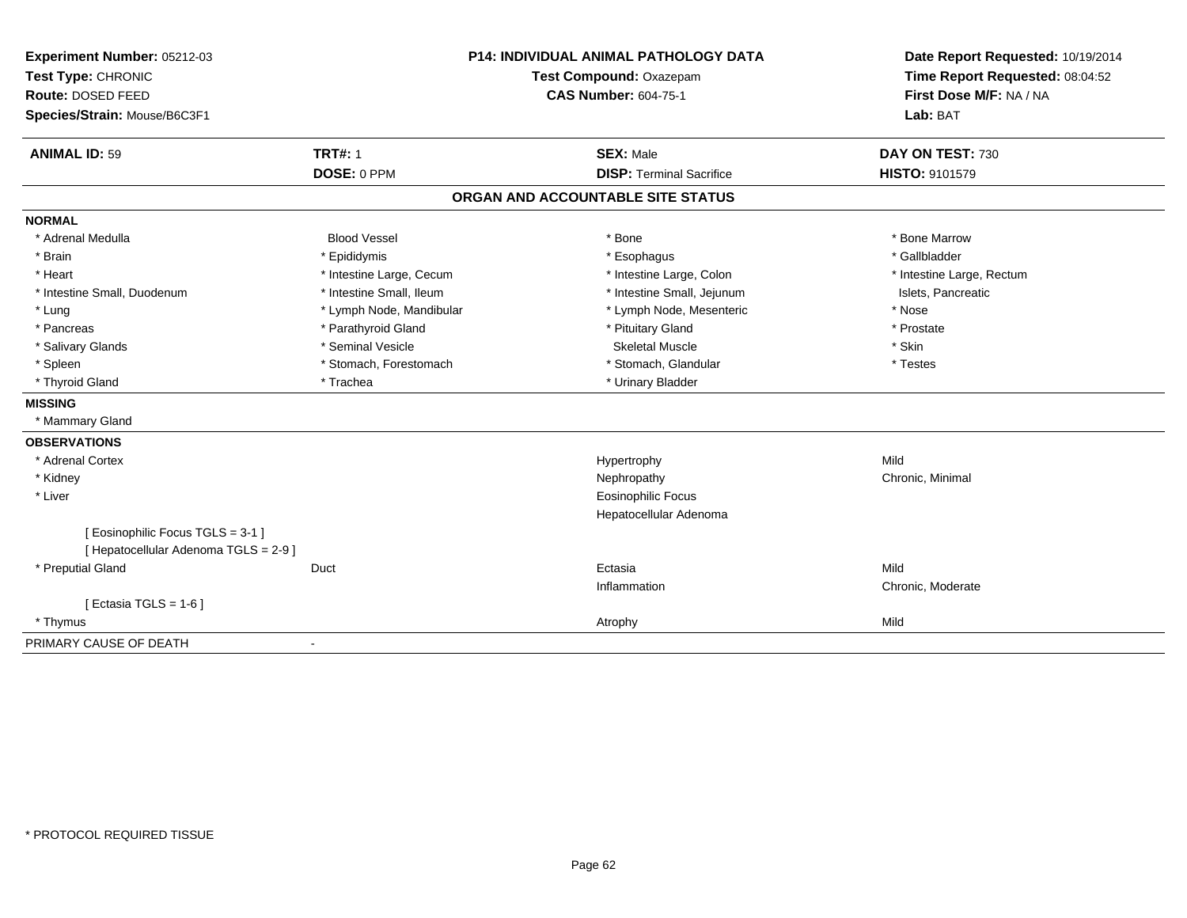**Experiment Number:** 05212-03
**Test Type:** CHRONIC
**Route:** DOSED FEED
**Species/Strain:** Mouse/B6C3F1

**P14: INDIVIDUAL ANIMAL PATHOLOGY DATA**
**Test Compound:** Oxazepam
**CAS Number:** 604-75-1

**Date Report Requested:** 10/19/2014
**Time Report Requested:** 08:04:52
**First Dose M/F:** NA / NA
**Lab:** BAT

| **ANIMAL ID:** 59 | **TRT#:** 1 | **SEX:** Male | **DAY ON TEST:** 730 |
|---|---|---|---|
| | **DOSE:** 0 PPM | **DISP:** Terminal Sacrifice | **HISTO:** 9101579 |

## ORGAN AND ACCOUNTABLE SITE STATUS

**NORMAL**

| | | | |
|---|---|---|---|
| * Adrenal Medulla | Blood Vessel | * Bone | * Bone Marrow |
| * Brain | * Epididymis | * Esophagus | * Gallbladder |
| * Heart | * Intestine Large, Cecum | * Intestine Large, Colon | * Intestine Large, Rectum |
| * Intestine Small, Duodenum | * Intestine Small, Ileum | * Intestine Small, Jejunum | Islets, Pancreatic |
| * Lung | * Lymph Node, Mandibular | * Lymph Node, Mesenteric | * Nose |
| * Pancreas | * Parathyroid Gland | * Pituitary Gland | * Prostate |
| * Salivary Glands | * Seminal Vesicle | Skeletal Muscle | * Skin |
| * Spleen | * Stomach, Forestomach | * Stomach, Glandular | * Testes |
| * Thyroid Gland | * Trachea | * Urinary Bladder | |

**MISSING**

* Mammary Gland

**OBSERVATIONS**

| | | | |
|---|---|---|---|
| * Adrenal Cortex | | Hypertrophy | Mild |
| * Kidney | | Nephropathy | Chronic, Minimal |
| * Liver | | Eosinophilic Focus | |
| | | Hepatocellular Adenoma | |
| [ Eosinophilic Focus TGLS = 3-1 ] | | | |
| [ Hepatocellular Adenoma TGLS = 2-9 ] | | | |
| * Preputial Gland | Duct | Ectasia | Mild |
| | | Inflammation | Chronic, Moderate |
| [ Ectasia TGLS = 1-6 ] | | | |
| * Thymus | | Atrophy | Mild |

PRIMARY CAUSE OF DEATH -

* PROTOCOL REQUIRED TISSUE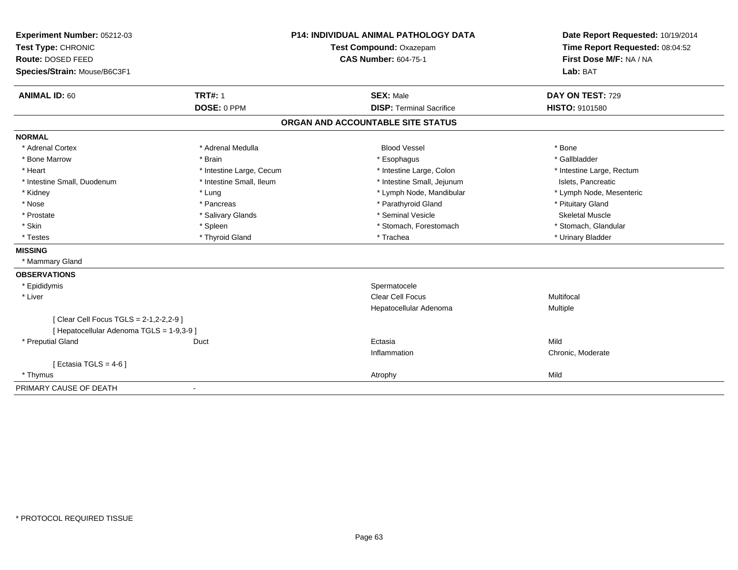**Experiment Number:** 05212-03
**Test Type:** CHRONIC
**Route:** DOSED FEED
**Species/Strain:** Mouse/B6C3F1

**P14: INDIVIDUAL ANIMAL PATHOLOGY DATA**
**Test Compound:** Oxazepam
**CAS Number:** 604-75-1

**Date Report Requested:** 10/19/2014
**Time Report Requested:** 08:04:52
**First Dose M/F:** NA / NA
**Lab:** BAT

| **ANIMAL ID:** 60 | **TRT#:** 1 | **SEX:** Male | **DAY ON TEST:** 729 |
|---|---|---|---|
| | **DOSE:** 0 PPM | **DISP:** Terminal Sacrifice | **HISTO:** 9101580 |

## ORGAN AND ACCOUNTABLE SITE STATUS

### NORMAL

| | | | |
|---|---|---|---|
| * Adrenal Cortex | * Adrenal Medulla | Blood Vessel | * Bone |
| * Bone Marrow | * Brain | * Esophagus | * Gallbladder |
| * Heart | * Intestine Large, Cecum | * Intestine Large, Colon | * Intestine Large, Rectum |
| * Intestine Small, Duodenum | * Intestine Small, Ileum | * Intestine Small, Jejunum | Islets, Pancreatic |
| * Kidney | * Lung | * Lymph Node, Mandibular | * Lymph Node, Mesenteric |
| * Nose | * Pancreas | * Parathyroid Gland | * Pituitary Gland |
| * Prostate | * Salivary Glands | * Seminal Vesicle | Skeletal Muscle |
| * Skin | * Spleen | * Stomach, Forestomach | * Stomach, Glandular |
| * Testes | * Thyroid Gland | * Trachea | * Urinary Bladder |

### MISSING

* Mammary Gland

### OBSERVATIONS

| | | | |
|---|---|---|---|
| * Epididymis | | Spermatocele | |
| * Liver | | Clear Cell Focus | Multifocal |
| | | Hepatocellular Adenoma | Multiple |
| [ Clear Cell Focus TGLS = 2-1,2-2,2-9 ] | | | |
| [ Hepatocellular Adenoma TGLS = 1-9,3-9 ] | | | |
| * Preputial Gland | Duct | Ectasia | Mild |
| | | Inflammation | Chronic, Moderate |
| [ Ectasia TGLS = 4-6 ] | | | |
| * Thymus | | Atrophy | Mild |

PRIMARY CAUSE OF DEATH -

* PROTOCOL REQUIRED TISSUE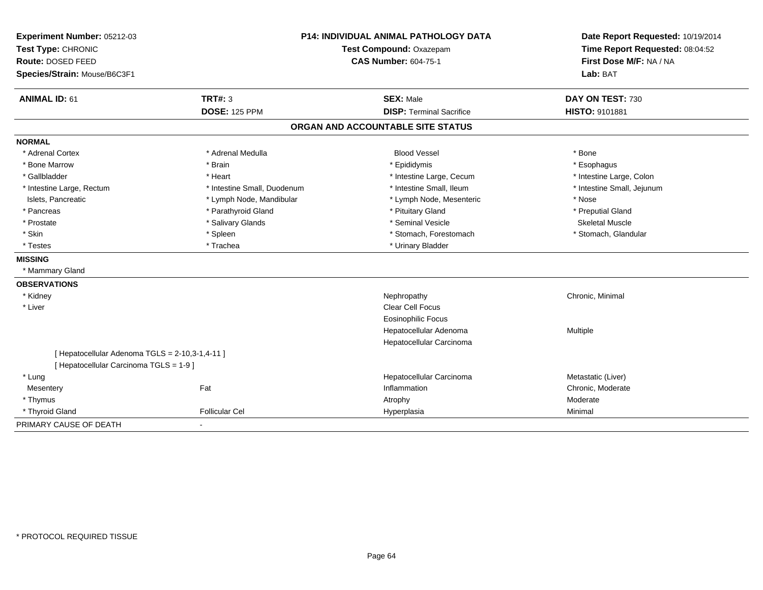**Experiment Number:** 05212-03
**Test Type:** CHRONIC
**Route:** DOSED FEED
**Species/Strain:** Mouse/B6C3F1

**P14: INDIVIDUAL ANIMAL PATHOLOGY DATA**
**Test Compound:** Oxazepam
**CAS Number:** 604-75-1

**Date Report Requested:** 10/19/2014
**Time Report Requested:** 08:04:52
**First Dose M/F:** NA / NA
**Lab:** BAT

| **ANIMAL ID:** 61 | **TRT#:** 3 | **SEX:** Male | **DAY ON TEST:** 730 |
|---|---|---|---|
| | **DOSE:** 125 PPM | **DISP:** Terminal Sacrifice | **HISTO:** 9101881 |

## ORGAN AND ACCOUNTABLE SITE STATUS

**NORMAL**

| | | | |
|---|---|---|---|
| * Adrenal Cortex | * Adrenal Medulla | Blood Vessel | * Bone |
| * Bone Marrow | * Brain | * Epididymis | * Esophagus |
| * Gallbladder | * Heart | * Intestine Large, Cecum | * Intestine Large, Colon |
| * Intestine Large, Rectum | * Intestine Small, Duodenum | * Intestine Small, Ileum | * Intestine Small, Jejunum |
| Islets, Pancreatic | * Lymph Node, Mandibular | * Lymph Node, Mesenteric | * Nose |
| * Pancreas | * Parathyroid Gland | * Pituitary Gland | * Preputial Gland |
| * Prostate | * Salivary Glands | * Seminal Vesicle | Skeletal Muscle |
| * Skin | * Spleen | * Stomach, Forestomach | * Stomach, Glandular |
| * Testes | * Trachea | * Urinary Bladder | |

**MISSING**

* Mammary Gland

**OBSERVATIONS**

| | | | |
|---|---|---|---|
| * Kidney | | Nephropathy | Chronic, Minimal |
| * Liver | | Clear Cell Focus | |
| | | Eosinophilic Focus | |
| | | Hepatocellular Adenoma | Multiple |
| | | Hepatocellular Carcinoma | |
| [ Hepatocellular Adenoma TGLS = 2-10,3-1,4-11 ] | | | |
| [ Hepatocellular Carcinoma TGLS = 1-9 ] | | | |
| * Lung | | Hepatocellular Carcinoma | Metastatic (Liver) |
| Mesentery | Fat | Inflammation | Chronic, Moderate |
| * Thymus | | Atrophy | Moderate |
| * Thyroid Gland | Follicular Cel | Hyperplasia | Minimal |

PRIMARY CAUSE OF DEATH -

* PROTOCOL REQUIRED TISSUE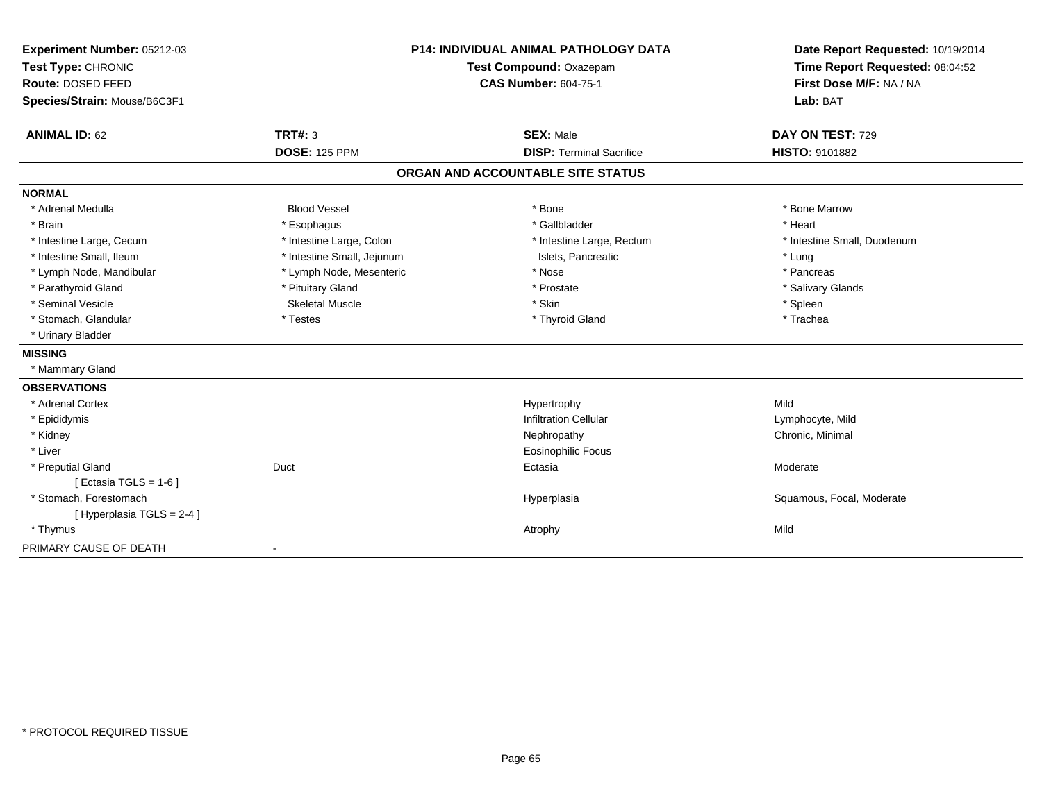**Experiment Number:** 05212-03
**Test Type:** CHRONIC
**Route:** DOSED FEED
**Species/Strain:** Mouse/B6C3F1

**P14: INDIVIDUAL ANIMAL PATHOLOGY DATA**
**Test Compound:** Oxazepam
**CAS Number:** 604-75-1

**Date Report Requested:** 10/19/2014
**Time Report Requested:** 08:04:52
**First Dose M/F:** NA / NA
**Lab:** BAT

| **ANIMAL ID:** 62 | **TRT#:** 3 | **SEX:** Male | **DAY ON TEST:** 729 |
|---|---|---|---|
| | **DOSE:** 125 PPM | **DISP:** Terminal Sacrifice | **HISTO:** 9101882 |

## ORGAN AND ACCOUNTABLE SITE STATUS

**NORMAL**

| | | | |
|---|---|---|---|
| * Adrenal Medulla | Blood Vessel | * Bone | * Bone Marrow |
| * Brain | * Esophagus | * Gallbladder | * Heart |
| * Intestine Large, Cecum | * Intestine Large, Colon | * Intestine Large, Rectum | * Intestine Small, Duodenum |
| * Intestine Small, Ileum | * Intestine Small, Jejunum | Islets, Pancreatic | * Lung |
| * Lymph Node, Mandibular | * Lymph Node, Mesenteric | * Nose | * Pancreas |
| * Parathyroid Gland | * Pituitary Gland | * Prostate | * Salivary Glands |
| * Seminal Vesicle | Skeletal Muscle | * Skin | * Spleen |
| * Stomach, Glandular | * Testes | * Thyroid Gland | * Trachea |
| * Urinary Bladder | | | |

**MISSING**

* Mammary Gland

**OBSERVATIONS**

| | | | |
|---|---|---|---|
| * Adrenal Cortex | | Hypertrophy | Mild |
| * Epididymis | | Infiltration Cellular | Lymphocyte, Mild |
| * Kidney | | Nephropathy | Chronic, Minimal |
| * Liver | | Eosinophilic Focus | |
| * Preputial Gland | Duct | Ectasia | Moderate |
| [ Ectasia TGLS = 1-6 ] | | | |
| * Stomach, Forestomach | | Hyperplasia | Squamous, Focal, Moderate |
| [ Hyperplasia TGLS = 2-4 ] | | | |
| * Thymus | | Atrophy | Mild |

PRIMARY CAUSE OF DEATH -

* PROTOCOL REQUIRED TISSUE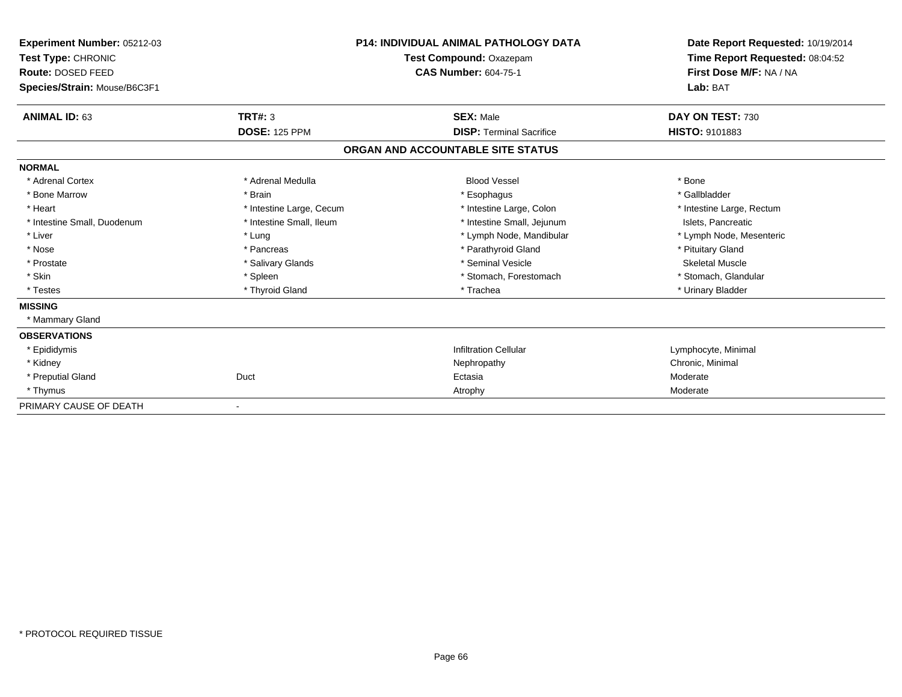| Experiment Number: 05212-03 | P14: INDIVIDUAL ANIMAL PATHOLOGY DATA | Date Report Requested: 10/19/2014 |
|---|---|---|
| Test Type: CHRONIC | Test Compound: Oxazepam | Time Report Requested: 08:04:52 |
| Route: DOSED FEED | CAS Number: 604-75-1 | First Dose M/F: NA / NA |
| Species/Strain: Mouse/B6C3F1 | | Lab: BAT |

| ANIMAL ID: 63 | TRT#: 3 | SEX: Male | DAY ON TEST: 730 |
|---|---|---|---|
| | DOSE: 125 PPM | DISP: Terminal Sacrifice | HISTO: 9101883 |

## ORGAN AND ACCOUNTABLE SITE STATUS

| | | | |
|---|---|---|---|
| **NORMAL** | | | |
| * Adrenal Cortex | * Adrenal Medulla | Blood Vessel | * Bone |
| * Bone Marrow | * Brain | * Esophagus | * Gallbladder |
| * Heart | * Intestine Large, Cecum | * Intestine Large, Colon | * Intestine Large, Rectum |
| * Intestine Small, Duodenum | * Intestine Small, Ileum | * Intestine Small, Jejunum | Islets, Pancreatic |
| * Liver | * Lung | * Lymph Node, Mandibular | * Lymph Node, Mesenteric |
| * Nose | * Pancreas | * Parathyroid Gland | * Pituitary Gland |
| * Prostate | * Salivary Glands | * Seminal Vesicle | Skeletal Muscle |
| * Skin | * Spleen | * Stomach, Forestomach | * Stomach, Glandular |
| * Testes | * Thyroid Gland | * Trachea | * Urinary Bladder |
| **MISSING** | | | |
| * Mammary Gland | | | |
| **OBSERVATIONS** | | | |
| * Epididymis | | Infiltration Cellular | Lymphocyte, Minimal |
| * Kidney | | Nephropathy | Chronic, Minimal |
| * Preputial Gland | Duct | Ectasia | Moderate |
| * Thymus | | Atrophy | Moderate |
| PRIMARY CAUSE OF DEATH | - | | |

* PROTOCOL REQUIRED TISSUE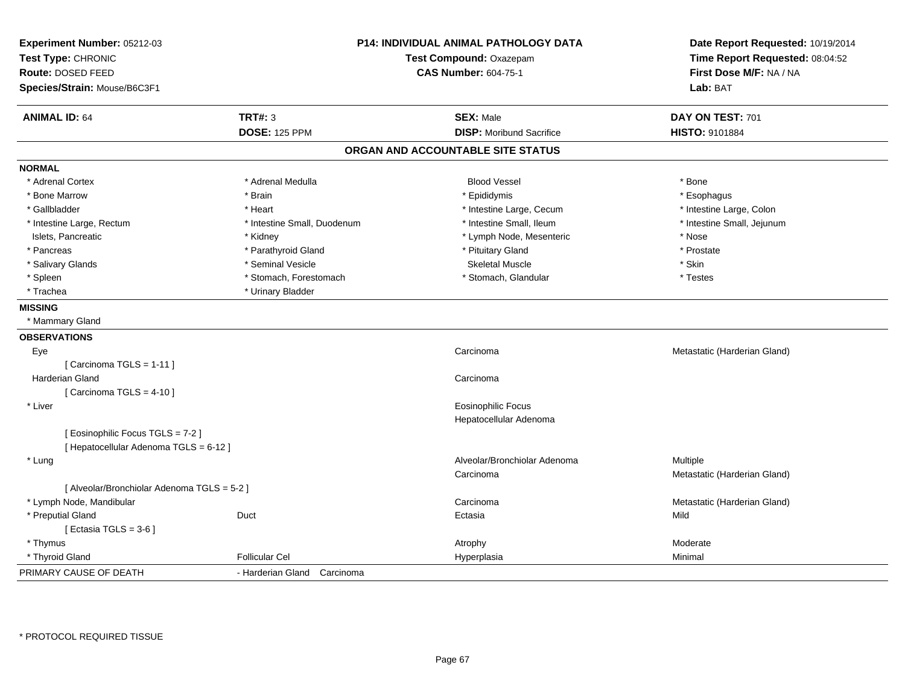**Experiment Number:** 05212-03
**Test Type:** CHRONIC
**Route:** DOSED FEED
**Species/Strain:** Mouse/B6C3F1

**P14: INDIVIDUAL ANIMAL PATHOLOGY DATA**
**Test Compound:** Oxazepam
**CAS Number:** 604-75-1

**Date Report Requested:** 10/19/2014
**Time Report Requested:** 08:04:52
**First Dose M/F:** NA / NA
**Lab:** BAT

| **ANIMAL ID:** 64 | **TRT#:** 3 | **SEX:** Male | **DAY ON TEST:** 701 |
|---|---|---|---|
| | **DOSE:** 125 PPM | **DISP:** Moribund Sacrifice | **HISTO:** 9101884 |

## ORGAN AND ACCOUNTABLE SITE STATUS

**NORMAL**

| | | | |
|---|---|---|---|
| * Adrenal Cortex | * Adrenal Medulla | Blood Vessel | * Bone |
| * Bone Marrow | * Brain | * Epididymis | * Esophagus |
| * Gallbladder | * Heart | * Intestine Large, Cecum | * Intestine Large, Colon |
| * Intestine Large, Rectum | * Intestine Small, Duodenum | * Intestine Small, Ileum | * Intestine Small, Jejunum |
| Islets, Pancreatic | * Kidney | * Lymph Node, Mesenteric | * Nose |
| * Pancreas | * Parathyroid Gland | * Pituitary Gland | * Prostate |
| * Salivary Glands | * Seminal Vesicle | Skeletal Muscle | * Skin |
| * Spleen | * Stomach, Forestomach | * Stomach, Glandular | * Testes |
| * Trachea | * Urinary Bladder | | |

**MISSING**

* Mammary Gland

**OBSERVATIONS**

| | | | |
|---|---|---|---|
| Eye | | Carcinoma | Metastatic (Harderian Gland) |
| [ Carcinoma TGLS = 1-11 ] | | | |
| Harderian Gland | | Carcinoma | |
| [ Carcinoma TGLS = 4-10 ] | | | |
| * Liver | | Eosinophilic Focus | |
| | | Hepatocellular Adenoma | |
| [ Eosinophilic Focus TGLS = 7-2 ] | | | |
| [ Hepatocellular Adenoma TGLS = 6-12 ] | | | |
| * Lung | | Alveolar/Bronchiolar Adenoma | Multiple |
| | | Carcinoma | Metastatic (Harderian Gland) |
| [ Alveolar/Bronchiolar Adenoma TGLS = 5-2 ] | | | |
| * Lymph Node, Mandibular | | Carcinoma | Metastatic (Harderian Gland) |
| * Preputial Gland | Duct | Ectasia | Mild |
| [ Ectasia TGLS = 3-6 ] | | | |
| * Thymus | | Atrophy | Moderate |
| * Thyroid Gland | Follicular Cel | Hyperplasia | Minimal |

PRIMARY CAUSE OF DEATH - Harderian Gland Carcinoma

* PROTOCOL REQUIRED TISSUE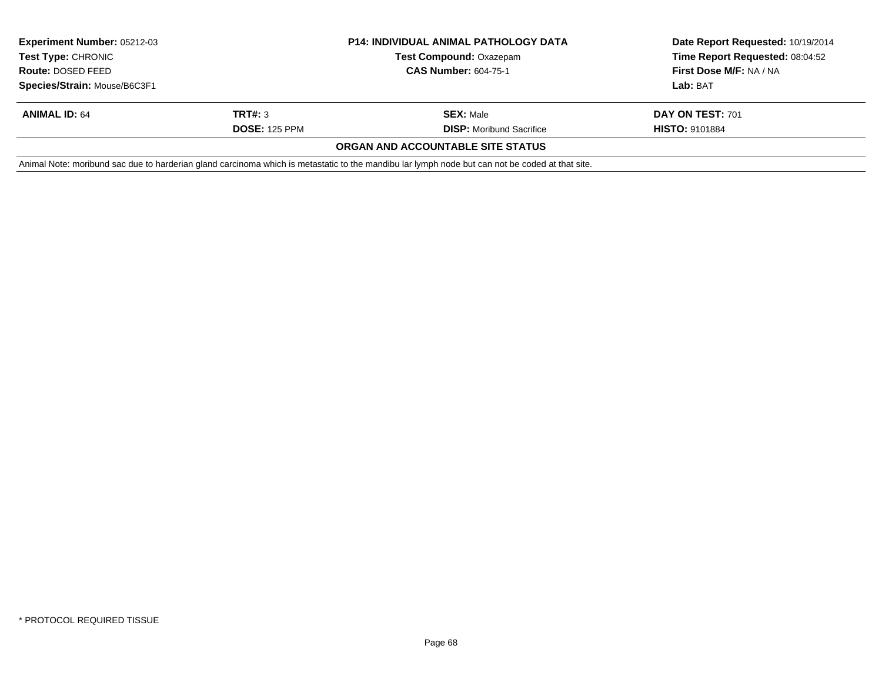| **Experiment Number:** 05212-03 | **P14: INDIVIDUAL ANIMAL PATHOLOGY DATA** | **Date Report Requested:** 10/19/2014 |
|---|---|---|
| **Test Type:** CHRONIC | **Test Compound:** Oxazepam | **Time Report Requested:** 08:04:52 |
| **Route:** DOSED FEED | **CAS Number:** 604-75-1 | **First Dose M/F:** NA / NA |
| **Species/Strain:** Mouse/B6C3F1 | | **Lab:** BAT |

| **ANIMAL ID:** 64 | **TRT#:** 3 | **SEX:** Male | **DAY ON TEST:** 701 |
|---|---|---|---|
| | **DOSE:** 125 PPM | **DISP:** Moribund Sacrifice | **HISTO:** 9101884 |

**ORGAN AND ACCOUNTABLE SITE STATUS**

Animal Note: moribund sac due to harderian gland carcinoma which is metastatic to the mandibu lar lymph node but can not be coded at that site.

* PROTOCOL REQUIRED TISSUE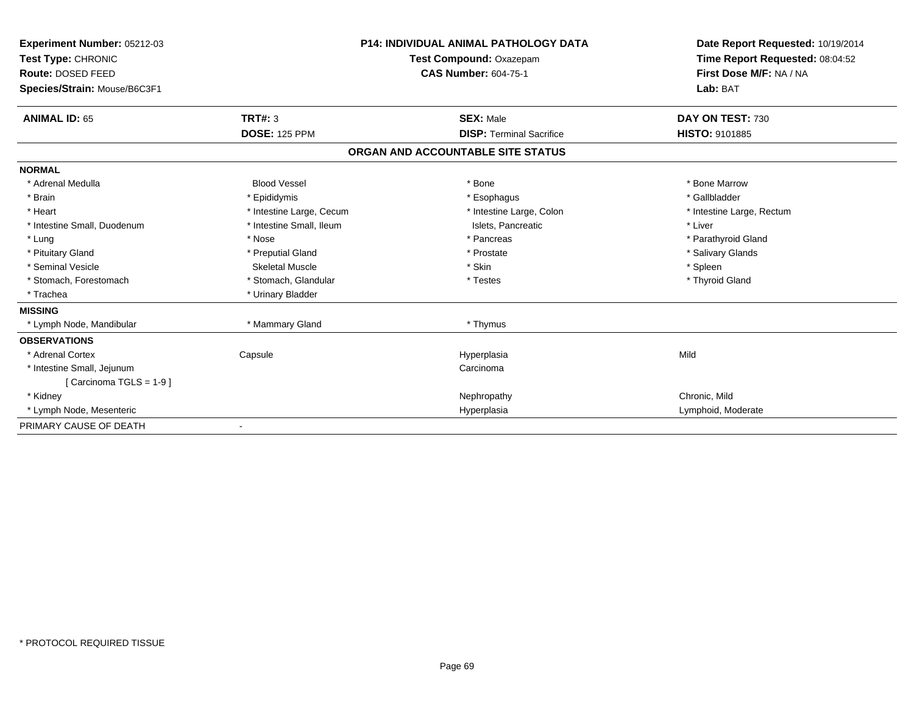**Experiment Number:** 05212-03
**Test Type:** CHRONIC
**Route:** DOSED FEED
**Species/Strain:** Mouse/B6C3F1

**P14: INDIVIDUAL ANIMAL PATHOLOGY DATA**
**Test Compound:** Oxazepam
**CAS Number:** 604-75-1

**Date Report Requested:** 10/19/2014
**Time Report Requested:** 08:04:52
**First Dose M/F:** NA / NA
**Lab:** BAT

| **ANIMAL ID:** 65 | **TRT#:** 3 | **SEX:** Male | **DAY ON TEST:** 730 |
|---|---|---|---|
| | **DOSE:** 125 PPM | **DISP:** Terminal Sacrifice | **HISTO:** 9101885 |

## ORGAN AND ACCOUNTABLE SITE STATUS

| | | | |
|---|---|---|---|
| **NORMAL** | | | |
| * Adrenal Medulla | Blood Vessel | * Bone | * Bone Marrow |
| * Brain | * Epididymis | * Esophagus | * Gallbladder |
| * Heart | * Intestine Large, Cecum | * Intestine Large, Colon | * Intestine Large, Rectum |
| * Intestine Small, Duodenum | * Intestine Small, Ileum | Islets, Pancreatic | * Liver |
| * Lung | * Nose | * Pancreas | * Parathyroid Gland |
| * Pituitary Gland | * Preputial Gland | * Prostate | * Salivary Glands |
| * Seminal Vesicle | Skeletal Muscle | * Skin | * Spleen |
| * Stomach, Forestomach | * Stomach, Glandular | * Testes | * Thyroid Gland |
| * Trachea | * Urinary Bladder | | |
| **MISSING** | | | |
| * Lymph Node, Mandibular | * Mammary Gland | * Thymus | |
| **OBSERVATIONS** | | | |
| * Adrenal Cortex | Capsule | Hyperplasia | Mild |
| * Intestine Small, Jejunum | | Carcinoma | |
| [ Carcinoma TGLS = 1-9 ] | | | |
| * Kidney | | Nephropathy | Chronic, Mild |
| * Lymph Node, Mesenteric | | Hyperplasia | Lymphoid, Moderate |
| PRIMARY CAUSE OF DEATH | - | | |

* PROTOCOL REQUIRED TISSUE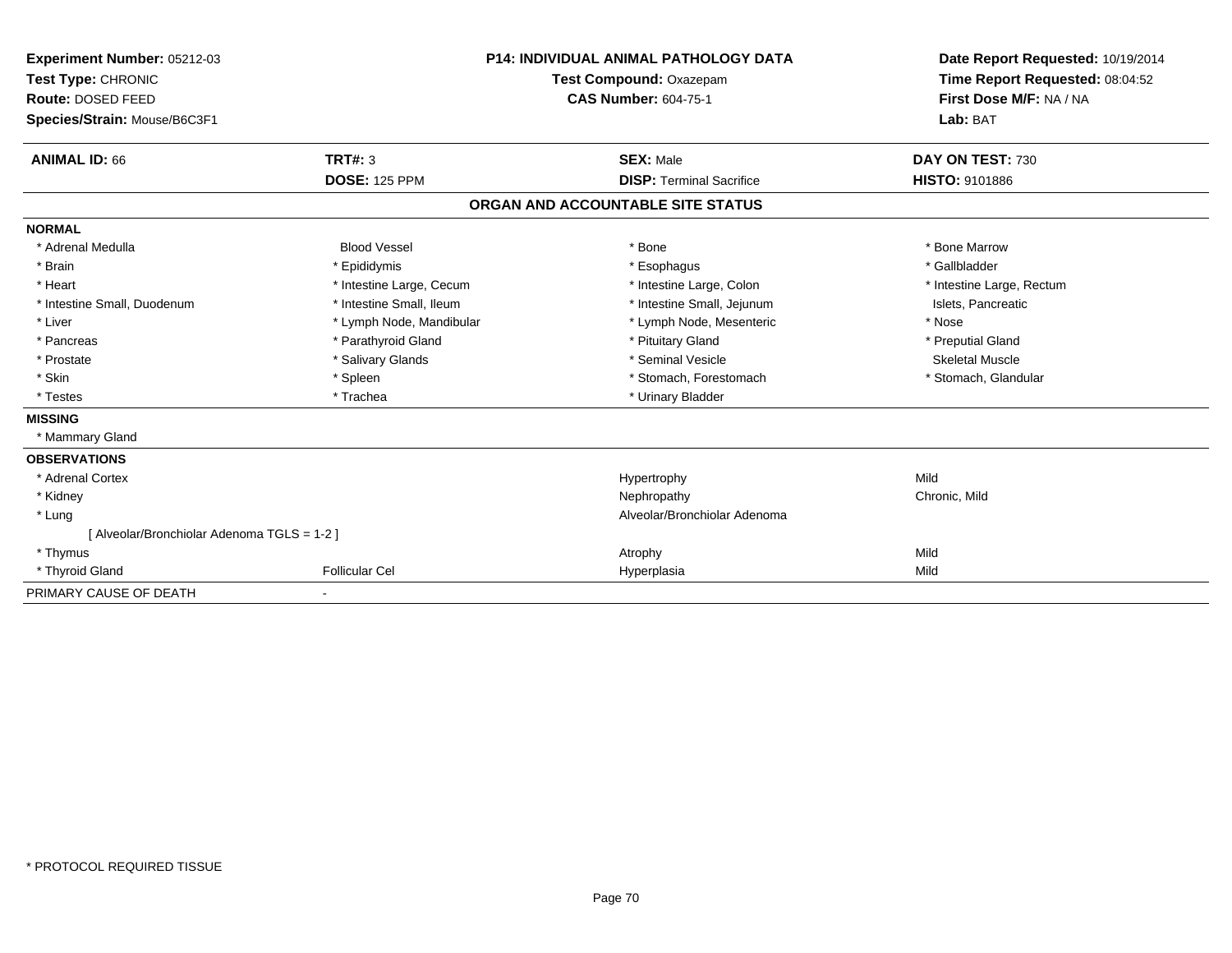**Experiment Number:** 05212-03
**Test Type:** CHRONIC
**Route:** DOSED FEED
**Species/Strain:** Mouse/B6C3F1

**P14: INDIVIDUAL ANIMAL PATHOLOGY DATA**
**Test Compound:** Oxazepam
**CAS Number:** 604-75-1

**Date Report Requested:** 10/19/2014
**Time Report Requested:** 08:04:52
**First Dose M/F:** NA / NA
**Lab:** BAT

| **ANIMAL ID:** 66 | **TRT#:** 3 | **SEX:** Male | **DAY ON TEST:** 730 |
|---|---|---|---|
| | **DOSE:** 125 PPM | **DISP:** Terminal Sacrifice | **HISTO:** 9101886 |

## ORGAN AND ACCOUNTABLE SITE STATUS

**NORMAL**

| | | | |
|---|---|---|---|
| * Adrenal Medulla | Blood Vessel | * Bone | * Bone Marrow |
| * Brain | * Epididymis | * Esophagus | * Gallbladder |
| * Heart | * Intestine Large, Cecum | * Intestine Large, Colon | * Intestine Large, Rectum |
| * Intestine Small, Duodenum | * Intestine Small, Ileum | * Intestine Small, Jejunum | Islets, Pancreatic |
| * Liver | * Lymph Node, Mandibular | * Lymph Node, Mesenteric | * Nose |
| * Pancreas | * Parathyroid Gland | * Pituitary Gland | * Preputial Gland |
| * Prostate | * Salivary Glands | * Seminal Vesicle | Skeletal Muscle |
| * Skin | * Spleen | * Stomach, Forestomach | * Stomach, Glandular |
| * Testes | * Trachea | * Urinary Bladder | |

**MISSING**

* Mammary Gland

**OBSERVATIONS**

| | | | |
|---|---|---|---|
| * Adrenal Cortex | | Hypertrophy | Mild |
| * Kidney | | Nephropathy | Chronic, Mild |
| * Lung | | Alveolar/Bronchiolar Adenoma | |
| [ Alveolar/Bronchiolar Adenoma TGLS = 1-2 ] | | | |
| * Thymus | | Atrophy | Mild |
| * Thyroid Gland | Follicular Cel | Hyperplasia | Mild |

PRIMARY CAUSE OF DEATH -

* PROTOCOL REQUIRED TISSUE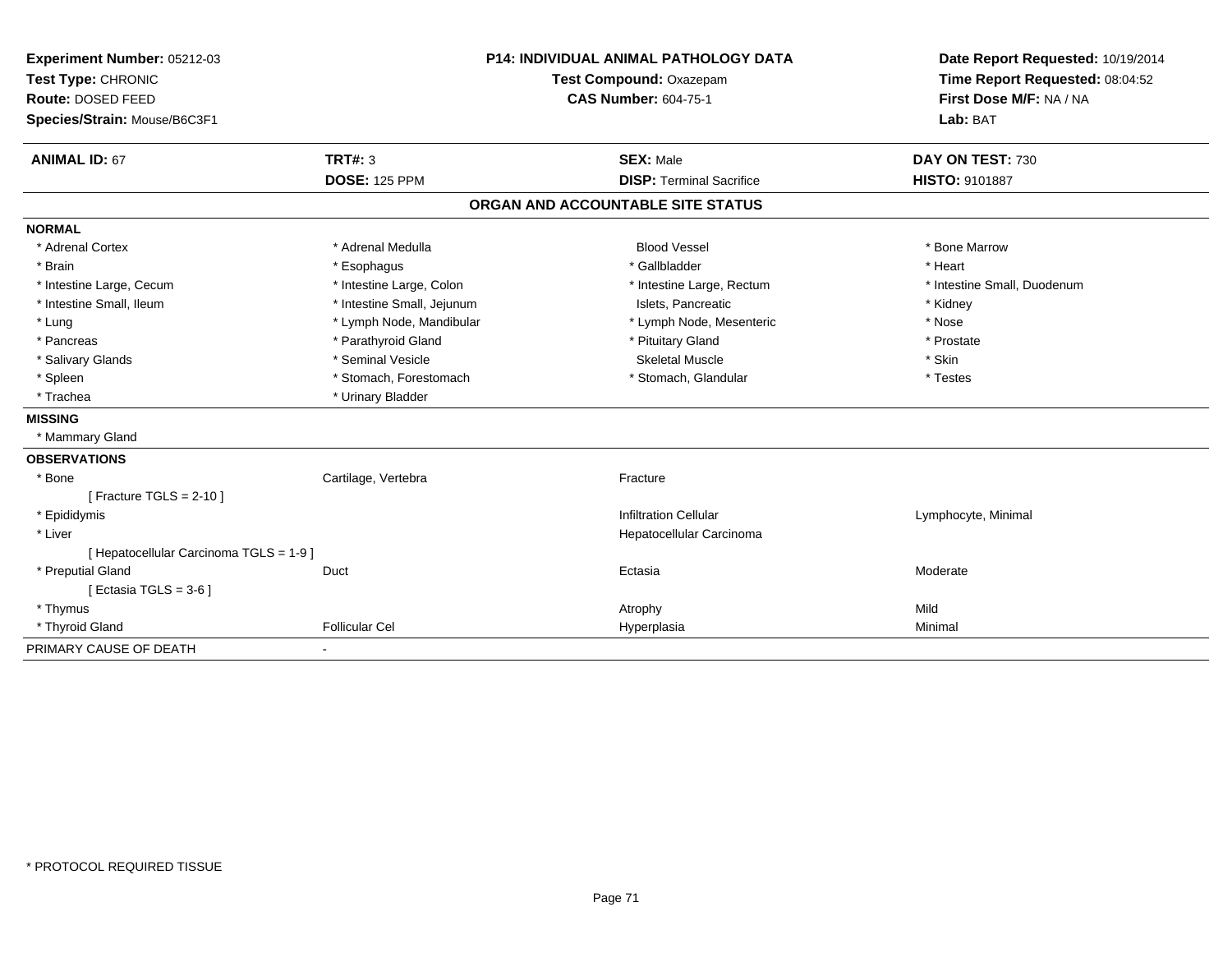**Experiment Number:** 05212-03
**Test Type:** CHRONIC
**Route:** DOSED FEED
**Species/Strain:** Mouse/B6C3F1

**P14: INDIVIDUAL ANIMAL PATHOLOGY DATA**
**Test Compound:** Oxazepam
**CAS Number:** 604-75-1

**Date Report Requested:** 10/19/2014
**Time Report Requested:** 08:04:52
**First Dose M/F:** NA / NA
**Lab:** BAT

| **ANIMAL ID:** 67 | **TRT#:** 3 | **SEX:** Male | **DAY ON TEST:** 730 |
|---|---|---|---|
| | **DOSE:** 125 PPM | **DISP:** Terminal Sacrifice | **HISTO:** 9101887 |

## ORGAN AND ACCOUNTABLE SITE STATUS

**NORMAL**

| | | | |
|---|---|---|---|
| * Adrenal Cortex | * Adrenal Medulla | Blood Vessel | * Bone Marrow |
| * Brain | * Esophagus | * Gallbladder | * Heart |
| * Intestine Large, Cecum | * Intestine Large, Colon | * Intestine Large, Rectum | * Intestine Small, Duodenum |
| * Intestine Small, Ileum | * Intestine Small, Jejunum | Islets, Pancreatic | * Kidney |
| * Lung | * Lymph Node, Mandibular | * Lymph Node, Mesenteric | * Nose |
| * Pancreas | * Parathyroid Gland | * Pituitary Gland | * Prostate |
| * Salivary Glands | * Seminal Vesicle | Skeletal Muscle | * Skin |
| * Spleen | * Stomach, Forestomach | * Stomach, Glandular | * Testes |
| * Trachea | * Urinary Bladder | | |

**MISSING**

* Mammary Gland

**OBSERVATIONS**

| | | | |
|---|---|---|---|
| * Bone | Cartilage, Vertebra | Fracture | |
| [ Fracture TGLS = 2-10 ] | | | |
| * Epididymis | | Infiltration Cellular | Lymphocyte, Minimal |
| * Liver | | Hepatocellular Carcinoma | |
| [ Hepatocellular Carcinoma TGLS = 1-9 ] | | | |
| * Preputial Gland | Duct | Ectasia | Moderate |
| [ Ectasia TGLS = 3-6 ] | | | |
| * Thymus | | Atrophy | Mild |
| * Thyroid Gland | Follicular Cel | Hyperplasia | Minimal |

PRIMARY CAUSE OF DEATH -

* PROTOCOL REQUIRED TISSUE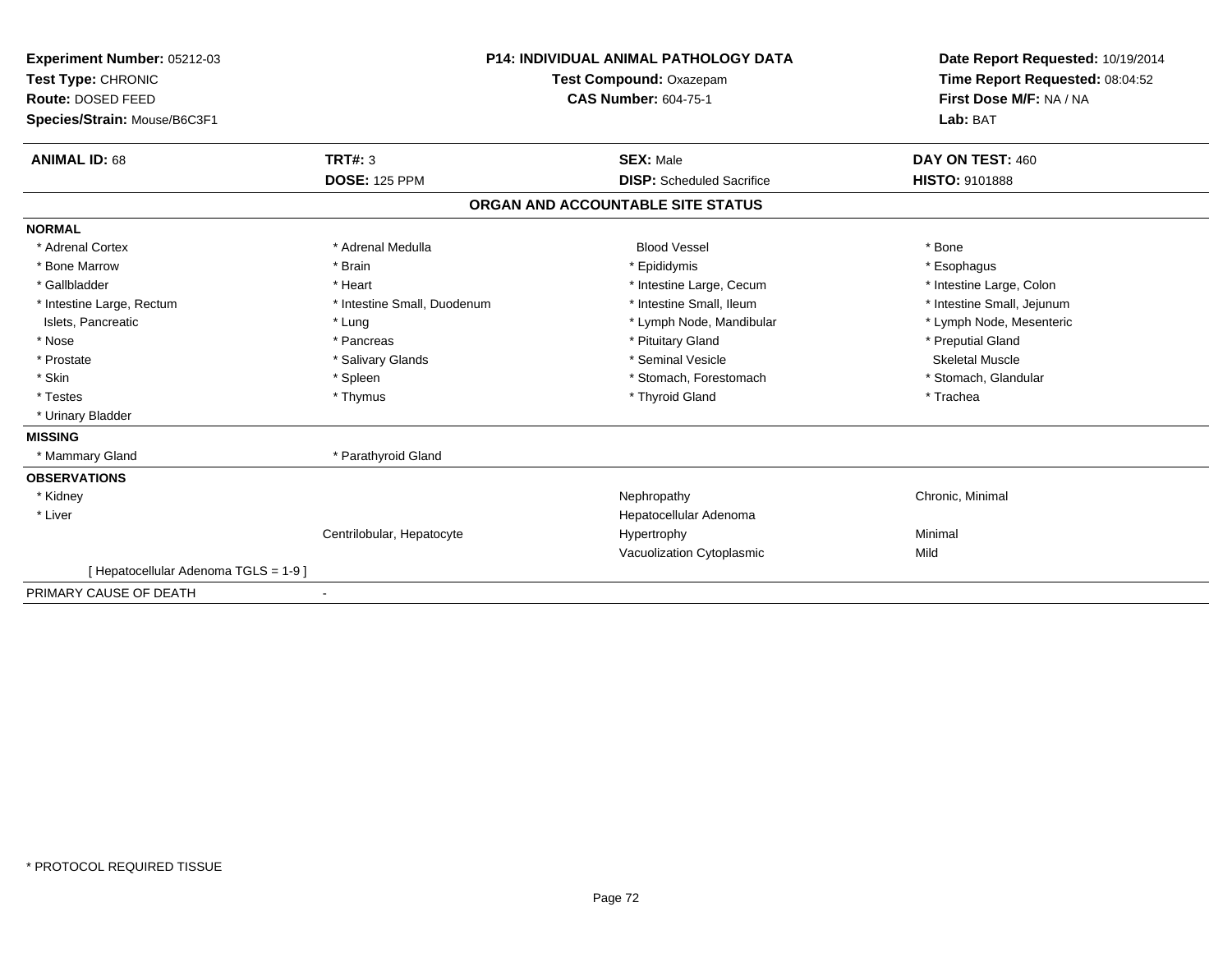**Experiment Number:** 05212-03
**Test Type:** CHRONIC
**Route:** DOSED FEED
**Species/Strain:** Mouse/B6C3F1

**P14: INDIVIDUAL ANIMAL PATHOLOGY DATA**
**Test Compound:** Oxazepam
**CAS Number:** 604-75-1

**Date Report Requested:** 10/19/2014
**Time Report Requested:** 08:04:52
**First Dose M/F:** NA / NA
**Lab:** BAT

| **ANIMAL ID:** 68 | **TRT#:** 3 | **SEX:** Male | **DAY ON TEST:** 460 |
|---|---|---|---|
| | **DOSE:** 125 PPM | **DISP:** Scheduled Sacrifice | **HISTO:** 9101888 |

## ORGAN AND ACCOUNTABLE SITE STATUS

**NORMAL**

| | | | |
|---|---|---|---|
| * Adrenal Cortex | * Adrenal Medulla | Blood Vessel | * Bone |
| * Bone Marrow | * Brain | * Epididymis | * Esophagus |
| * Gallbladder | * Heart | * Intestine Large, Cecum | * Intestine Large, Colon |
| * Intestine Large, Rectum | * Intestine Small, Duodenum | * Intestine Small, Ileum | * Intestine Small, Jejunum |
| Islets, Pancreatic | * Lung | * Lymph Node, Mandibular | * Lymph Node, Mesenteric |
| * Nose | * Pancreas | * Pituitary Gland | * Preputial Gland |
| * Prostate | * Salivary Glands | * Seminal Vesicle | Skeletal Muscle |
| * Skin | * Spleen | * Stomach, Forestomach | * Stomach, Glandular |
| * Testes | * Thymus | * Thyroid Gland | * Trachea |
| * Urinary Bladder | | | |

**MISSING**

| | |
|---|---|
| * Mammary Gland | * Parathyroid Gland |

**OBSERVATIONS**

| | | | |
|---|---|---|---|
| * Kidney | | Nephropathy | Chronic, Minimal |
| * Liver | | Hepatocellular Adenoma | |
| | Centrilobular, Hepatocyte | Hypertrophy | Minimal |
| | | Vacuolization Cytoplasmic | Mild |
| [ Hepatocellular Adenoma TGLS = 1-9 ] | | | |

PRIMARY CAUSE OF DEATH -

* PROTOCOL REQUIRED TISSUE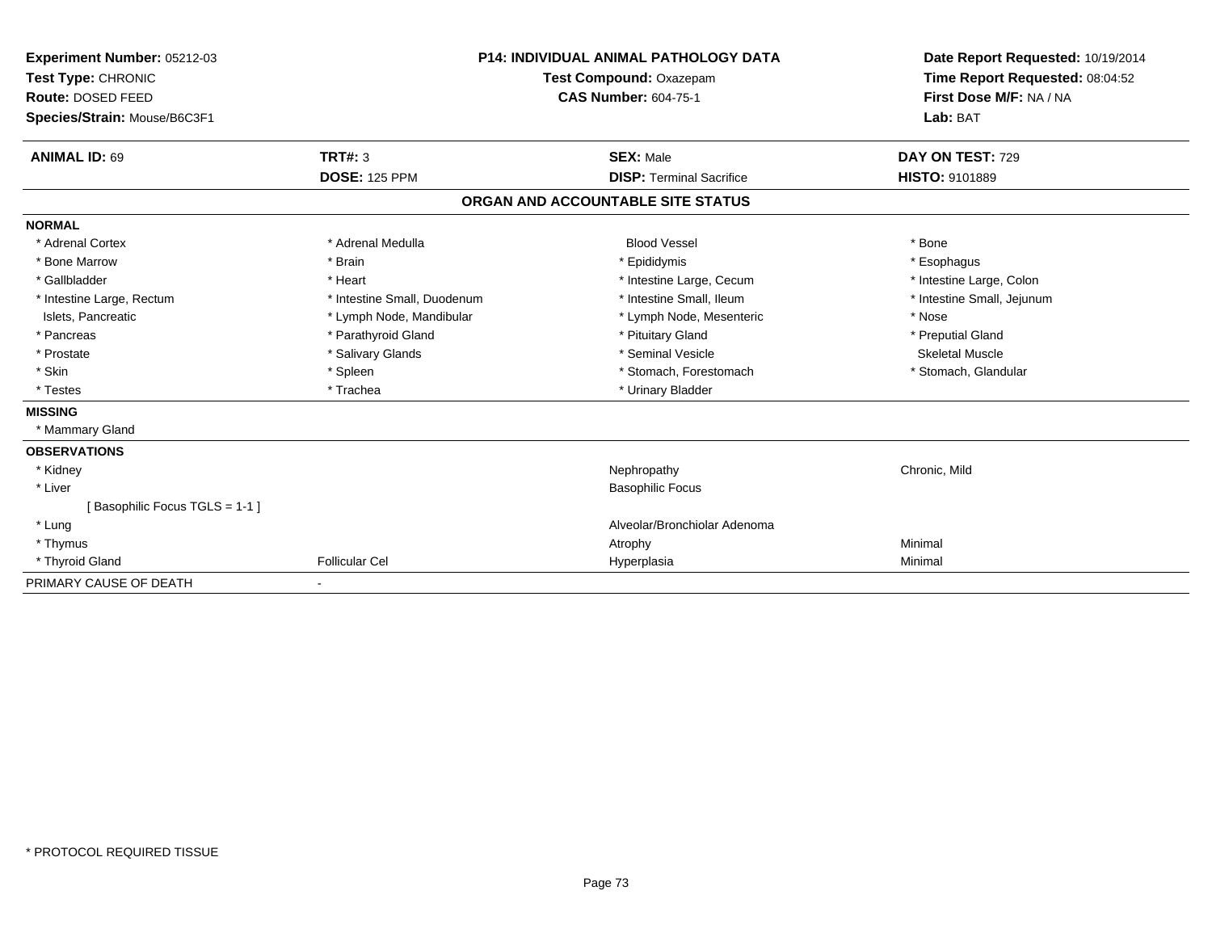**Experiment Number:** 05212-03
**Test Type:** CHRONIC
**Route:** DOSED FEED
**Species/Strain:** Mouse/B6C3F1

**P14: INDIVIDUAL ANIMAL PATHOLOGY DATA**
**Test Compound:** Oxazepam
**CAS Number:** 604-75-1

**Date Report Requested:** 10/19/2014
**Time Report Requested:** 08:04:52
**First Dose M/F:** NA / NA
**Lab:** BAT

| **ANIMAL ID:** 69 | **TRT#:** 3 | **SEX:** Male | **DAY ON TEST:** 729 |
|---|---|---|---|
| | **DOSE:** 125 PPM | **DISP:** Terminal Sacrifice | **HISTO:** 9101889 |

## ORGAN AND ACCOUNTABLE SITE STATUS

| | | | |
|---|---|---|---|
| **NORMAL** | | | |
| * Adrenal Cortex | * Adrenal Medulla | Blood Vessel | * Bone |
| * Bone Marrow | * Brain | * Epididymis | * Esophagus |
| * Gallbladder | * Heart | * Intestine Large, Cecum | * Intestine Large, Colon |
| * Intestine Large, Rectum | * Intestine Small, Duodenum | * Intestine Small, Ileum | * Intestine Small, Jejunum |
| Islets, Pancreatic | * Lymph Node, Mandibular | * Lymph Node, Mesenteric | * Nose |
| * Pancreas | * Parathyroid Gland | * Pituitary Gland | * Preputial Gland |
| * Prostate | * Salivary Glands | * Seminal Vesicle | Skeletal Muscle |
| * Skin | * Spleen | * Stomach, Forestomach | * Stomach, Glandular |
| * Testes | * Trachea | * Urinary Bladder | |
| **MISSING** | | | |
| * Mammary Gland | | | |
| **OBSERVATIONS** | | | |
| * Kidney | | Nephropathy | Chronic, Mild |
| * Liver | | Basophilic Focus | |
| [ Basophilic Focus TGLS = 1-1 ] | | | |
| * Lung | | Alveolar/Bronchiolar Adenoma | |
| * Thymus | | Atrophy | Minimal |
| * Thyroid Gland | Follicular Cel | Hyperplasia | Minimal |
| PRIMARY CAUSE OF DEATH | - | | |

* PROTOCOL REQUIRED TISSUE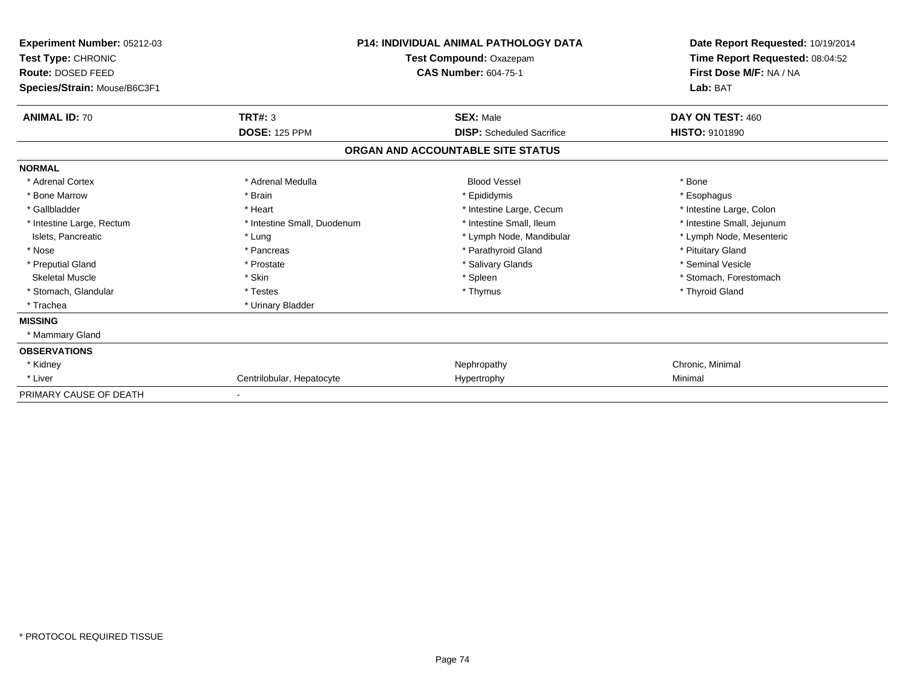**Experiment Number:** 05212-03
**Test Type:** CHRONIC
**Route:** DOSED FEED
**Species/Strain:** Mouse/B6C3F1

**P14: INDIVIDUAL ANIMAL PATHOLOGY DATA**
**Test Compound:** Oxazepam
**CAS Number:** 604-75-1

**Date Report Requested:** 10/19/2014
**Time Report Requested:** 08:04:52
**First Dose M/F:** NA / NA
**Lab:** BAT

| **ANIMAL ID:** 70 | **TRT#:** 3 | **SEX:** Male | **DAY ON TEST:** 460 |
|---|---|---|---|
| | **DOSE:** 125 PPM | **DISP:** Scheduled Sacrifice | **HISTO:** 9101890 |

### ORGAN AND ACCOUNTABLE SITE STATUS

| | | | |
|---|---|---|---|
| **NORMAL** | | | |
| * Adrenal Cortex | * Adrenal Medulla | Blood Vessel | * Bone |
| * Bone Marrow | * Brain | * Epididymis | * Esophagus |
| * Gallbladder | * Heart | * Intestine Large, Cecum | * Intestine Large, Colon |
| * Intestine Large, Rectum | * Intestine Small, Duodenum | * Intestine Small, Ileum | * Intestine Small, Jejunum |
| Islets, Pancreatic | * Lung | * Lymph Node, Mandibular | * Lymph Node, Mesenteric |
| * Nose | * Pancreas | * Parathyroid Gland | * Pituitary Gland |
| * Preputial Gland | * Prostate | * Salivary Glands | * Seminal Vesicle |
| Skeletal Muscle | * Skin | * Spleen | * Stomach, Forestomach |
| * Stomach, Glandular | * Testes | * Thymus | * Thyroid Gland |
| * Trachea | * Urinary Bladder | | |
| **MISSING** | | | |
| * Mammary Gland | | | |
| **OBSERVATIONS** | | | |
| * Kidney | | Nephropathy | Chronic, Minimal |
| * Liver | Centrilobular, Hepatocyte | Hypertrophy | Minimal |
| PRIMARY CAUSE OF DEATH | - | | |

* PROTOCOL REQUIRED TISSUE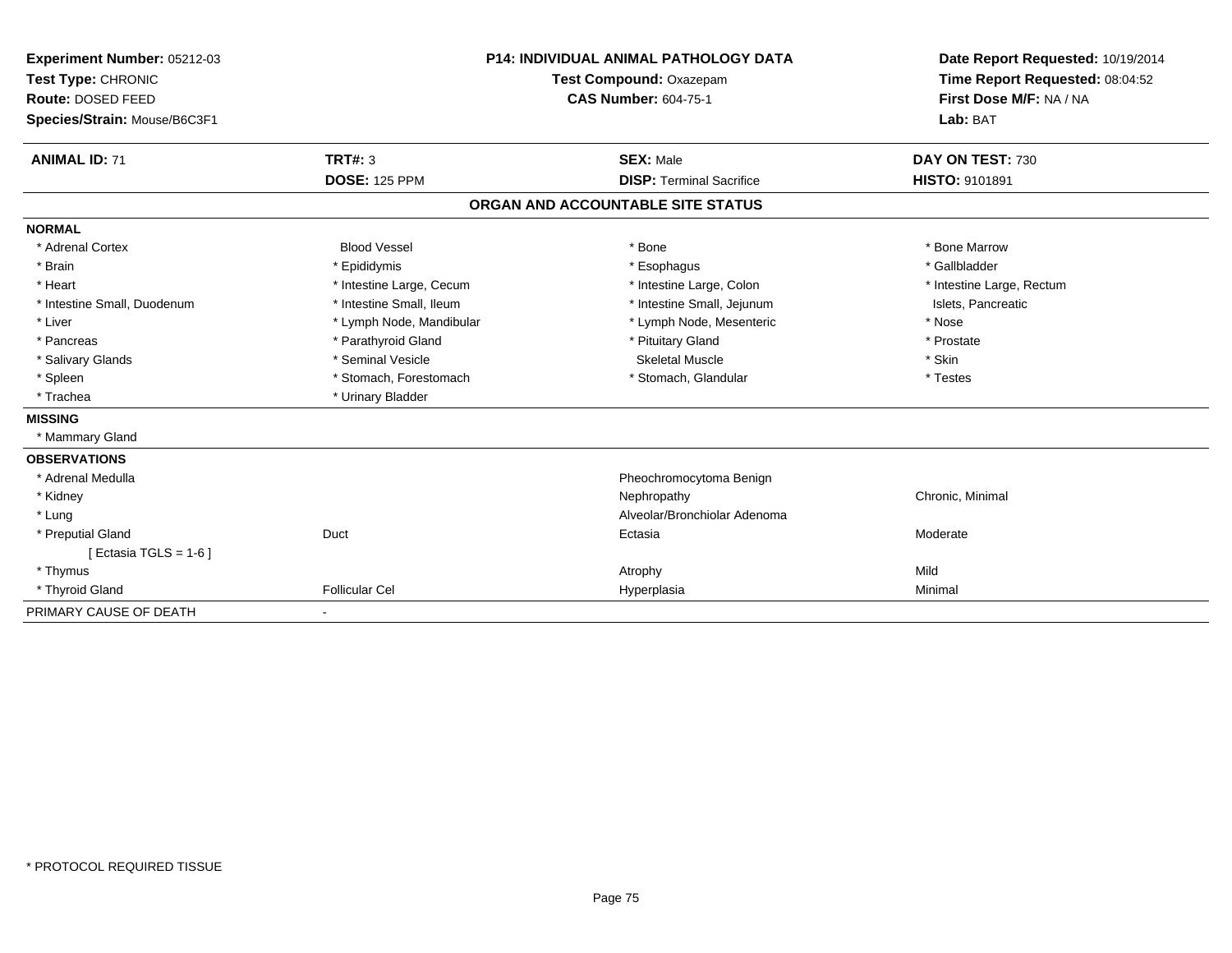**Experiment Number:** 05212-03
**Test Type:** CHRONIC
**Route:** DOSED FEED
**Species/Strain:** Mouse/B6C3F1

**P14: INDIVIDUAL ANIMAL PATHOLOGY DATA**
**Test Compound:** Oxazepam
**CAS Number:** 604-75-1

**Date Report Requested:** 10/19/2014
**Time Report Requested:** 08:04:52
**First Dose M/F:** NA / NA
**Lab:** BAT

| **ANIMAL ID:** 71 | **TRT#:** 3 | **SEX:** Male | **DAY ON TEST:** 730 |
|---|---|---|---|
| | **DOSE:** 125 PPM | **DISP:** Terminal Sacrifice | **HISTO:** 9101891 |

## ORGAN AND ACCOUNTABLE SITE STATUS

| | | | |
|---|---|---|---|
| **NORMAL** | | | |
| * Adrenal Cortex | Blood Vessel | * Bone | * Bone Marrow |
| * Brain | * Epididymis | * Esophagus | * Gallbladder |
| * Heart | * Intestine Large, Cecum | * Intestine Large, Colon | * Intestine Large, Rectum |
| * Intestine Small, Duodenum | * Intestine Small, Ileum | * Intestine Small, Jejunum | Islets, Pancreatic |
| * Liver | * Lymph Node, Mandibular | * Lymph Node, Mesenteric | * Nose |
| * Pancreas | * Parathyroid Gland | * Pituitary Gland | * Prostate |
| * Salivary Glands | * Seminal Vesicle | Skeletal Muscle | * Skin |
| * Spleen | * Stomach, Forestomach | * Stomach, Glandular | * Testes |
| * Trachea | * Urinary Bladder | | |
| **MISSING** | | | |
| * Mammary Gland | | | |
| **OBSERVATIONS** | | | |
| * Adrenal Medulla | | Pheochromocytoma Benign | |
| * Kidney | | Nephropathy | Chronic, Minimal |
| * Lung | | Alveolar/Bronchiolar Adenoma | |
| * Preputial Gland | Duct | Ectasia | Moderate |
| [ Ectasia TGLS = 1-6 ] | | | |
| * Thymus | | Atrophy | Mild |
| * Thyroid Gland | Follicular Cel | Hyperplasia | Minimal |
| PRIMARY CAUSE OF DEATH | - | | |

* PROTOCOL REQUIRED TISSUE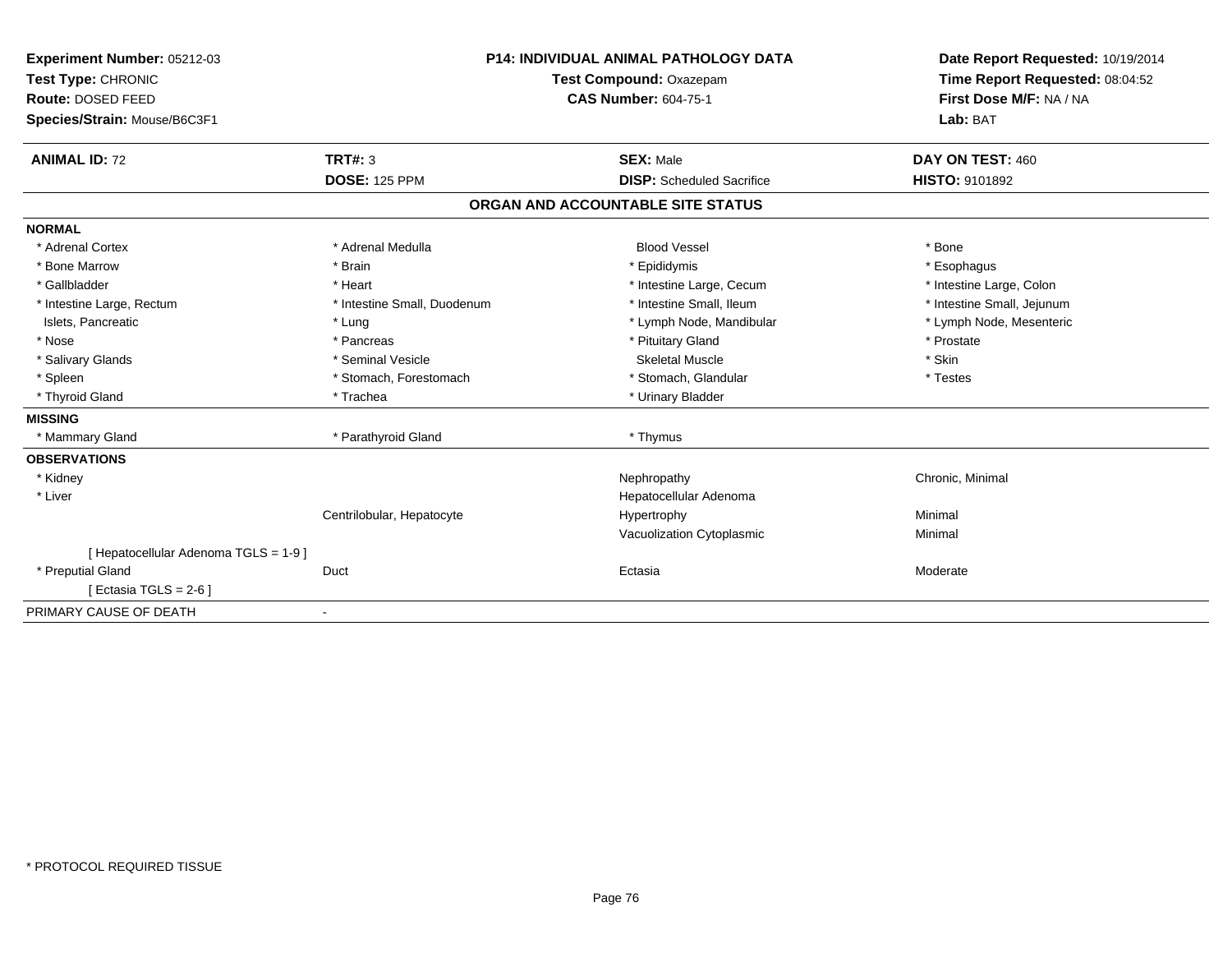**Experiment Number:** 05212-03
**Test Type:** CHRONIC
**Route:** DOSED FEED
**Species/Strain:** Mouse/B6C3F1

**P14: INDIVIDUAL ANIMAL PATHOLOGY DATA**
**Test Compound:** Oxazepam
**CAS Number:** 604-75-1

**Date Report Requested:** 10/19/2014
**Time Report Requested:** 08:04:52
**First Dose M/F:** NA / NA
**Lab:** BAT

| **ANIMAL ID:** 72 | **TRT#:** 3 | **SEX:** Male | **DAY ON TEST:** 460 |
|---|---|---|---|
| | **DOSE:** 125 PPM | **DISP:** Scheduled Sacrifice | **HISTO:** 9101892 |

## ORGAN AND ACCOUNTABLE SITE STATUS

| | | | |
|---|---|---|---|
| **NORMAL** | | | |
| * Adrenal Cortex | * Adrenal Medulla | Blood Vessel | * Bone |
| * Bone Marrow | * Brain | * Epididymis | * Esophagus |
| * Gallbladder | * Heart | * Intestine Large, Cecum | * Intestine Large, Colon |
| * Intestine Large, Rectum | * Intestine Small, Duodenum | * Intestine Small, Ileum | * Intestine Small, Jejunum |
| Islets, Pancreatic | * Lung | * Lymph Node, Mandibular | * Lymph Node, Mesenteric |
| * Nose | * Pancreas | * Pituitary Gland | * Prostate |
| * Salivary Glands | * Seminal Vesicle | Skeletal Muscle | * Skin |
| * Spleen | * Stomach, Forestomach | * Stomach, Glandular | * Testes |
| * Thyroid Gland | * Trachea | * Urinary Bladder | |
| **MISSING** | | | |
| * Mammary Gland | * Parathyroid Gland | * Thymus | |
| **OBSERVATIONS** | | | |
| * Kidney | | Nephropathy | Chronic, Minimal |
| * Liver | | Hepatocellular Adenoma | |
| | Centrilobular, Hepatocyte | Hypertrophy | Minimal |
| | | Vacuolization Cytoplasmic | Minimal |
| [ Hepatocellular Adenoma TGLS = 1-9 ] | | | |
| * Preputial Gland | Duct | Ectasia | Moderate |
| [ Ectasia TGLS = 2-6 ] | | | |
| PRIMARY CAUSE OF DEATH | - | | |

* PROTOCOL REQUIRED TISSUE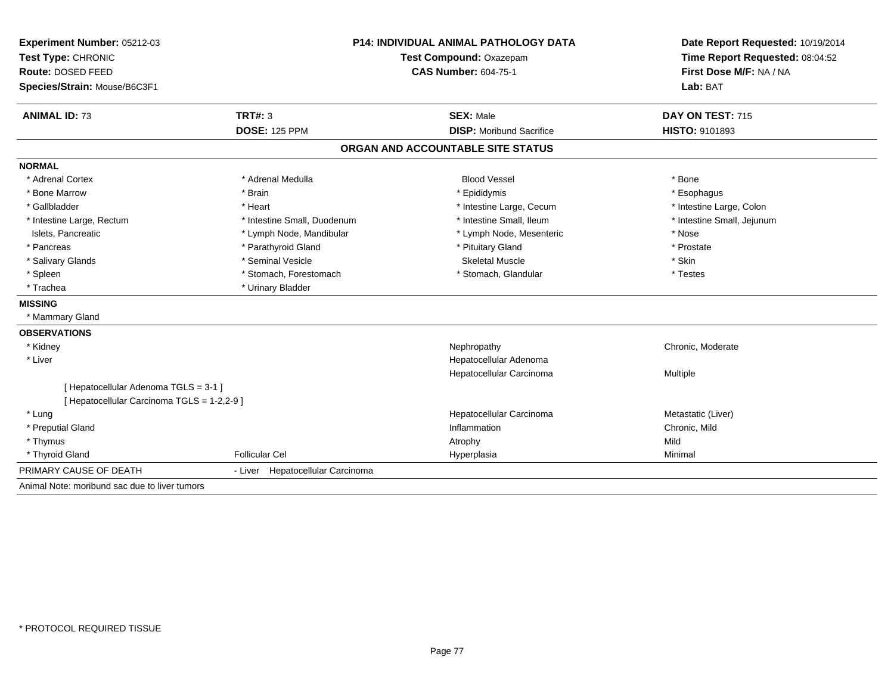**Experiment Number:** 05212-03
**Test Type:** CHRONIC
**Route:** DOSED FEED
**Species/Strain:** Mouse/B6C3F1

**P14: INDIVIDUAL ANIMAL PATHOLOGY DATA**
**Test Compound:** Oxazepam
**CAS Number:** 604-75-1

**Date Report Requested:** 10/19/2014
**Time Report Requested:** 08:04:52
**First Dose M/F:** NA / NA
**Lab:** BAT

| **ANIMAL ID:** 73 | **TRT#:** 3 | **SEX:** Male | **DAY ON TEST:** 715 |
|---|---|---|---|
| | **DOSE:** 125 PPM | **DISP:** Moribund Sacrifice | **HISTO:** 9101893 |

## ORGAN AND ACCOUNTABLE SITE STATUS

**NORMAL**

| | | | |
|---|---|---|---|
| * Adrenal Cortex | * Adrenal Medulla | Blood Vessel | * Bone |
| * Bone Marrow | * Brain | * Epididymis | * Esophagus |
| * Gallbladder | * Heart | * Intestine Large, Cecum | * Intestine Large, Colon |
| * Intestine Large, Rectum | * Intestine Small, Duodenum | * Intestine Small, Ileum | * Intestine Small, Jejunum |
| Islets, Pancreatic | * Lymph Node, Mandibular | * Lymph Node, Mesenteric | * Nose |
| * Pancreas | * Parathyroid Gland | * Pituitary Gland | * Prostate |
| * Salivary Glands | * Seminal Vesicle | Skeletal Muscle | * Skin |
| * Spleen | * Stomach, Forestomach | * Stomach, Glandular | * Testes |
| * Trachea | * Urinary Bladder | | |

**MISSING**

* Mammary Gland

**OBSERVATIONS**

| | | | |
|---|---|---|---|
| * Kidney | | Nephropathy | Chronic, Moderate |
| * Liver | | Hepatocellular Adenoma | |
| | | Hepatocellular Carcinoma | Multiple |
| [ Hepatocellular Adenoma TGLS = 3-1 ] | | | |
| [ Hepatocellular Carcinoma TGLS = 1-2,2-9 ] | | | |
| * Lung | | Hepatocellular Carcinoma | Metastatic (Liver) |
| * Preputial Gland | | Inflammation | Chronic, Mild |
| * Thymus | | Atrophy | Mild |
| * Thyroid Gland | Follicular Cel | Hyperplasia | Minimal |

PRIMARY CAUSE OF DEATH - Liver Hepatocellular Carcinoma

Animal Note: moribund sac due to liver tumors

* PROTOCOL REQUIRED TISSUE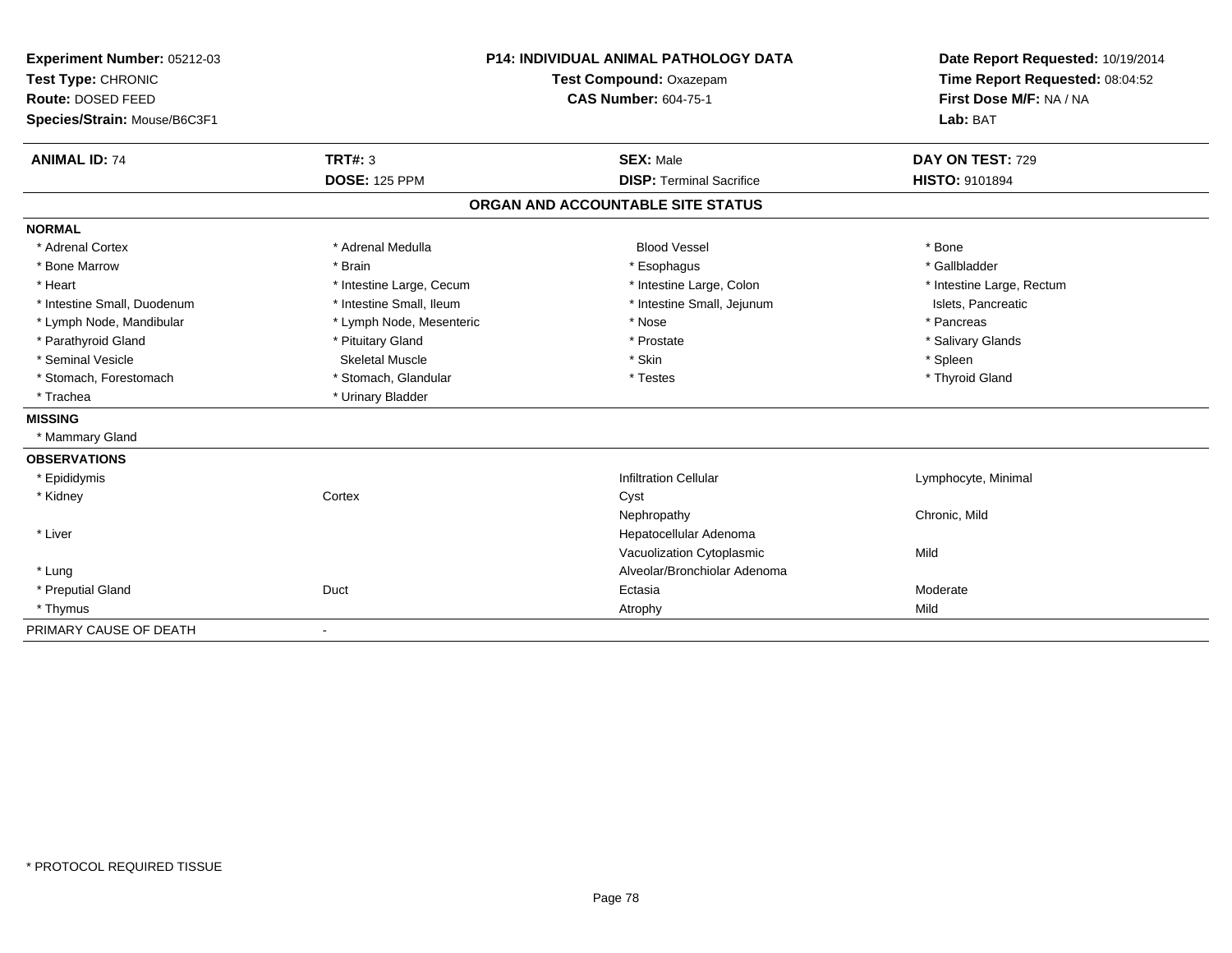**Experiment Number:** 05212-03
**Test Type:** CHRONIC
**Route:** DOSED FEED
**Species/Strain:** Mouse/B6C3F1

**P14: INDIVIDUAL ANIMAL PATHOLOGY DATA**
**Test Compound:** Oxazepam
**CAS Number:** 604-75-1

**Date Report Requested:** 10/19/2014
**Time Report Requested:** 08:04:52
**First Dose M/F:** NA / NA
**Lab:** BAT

| **ANIMAL ID:** 74 | **TRT#:** 3 | **SEX:** Male | **DAY ON TEST:** 729 |
|---|---|---|---|
| | **DOSE:** 125 PPM | **DISP:** Terminal Sacrifice | **HISTO:** 9101894 |

## ORGAN AND ACCOUNTABLE SITE STATUS

**NORMAL**

| | | | |
|---|---|---|---|
| * Adrenal Cortex | * Adrenal Medulla | Blood Vessel | * Bone |
| * Bone Marrow | * Brain | * Esophagus | * Gallbladder |
| * Heart | * Intestine Large, Cecum | * Intestine Large, Colon | * Intestine Large, Rectum |
| * Intestine Small, Duodenum | * Intestine Small, Ileum | * Intestine Small, Jejunum | Islets, Pancreatic |
| * Lymph Node, Mandibular | * Lymph Node, Mesenteric | * Nose | * Pancreas |
| * Parathyroid Gland | * Pituitary Gland | * Prostate | * Salivary Glands |
| * Seminal Vesicle | Skeletal Muscle | * Skin | * Spleen |
| * Stomach, Forestomach | * Stomach, Glandular | * Testes | * Thyroid Gland |
| * Trachea | * Urinary Bladder | | |

**MISSING**

* Mammary Gland

**OBSERVATIONS**

| | | | |
|---|---|---|---|
| * Epididymis | | Infiltration Cellular | Lymphocyte, Minimal |
| * Kidney | Cortex | Cyst | |
| | | Nephropathy | Chronic, Mild |
| * Liver | | Hepatocellular Adenoma | |
| | | Vacuolization Cytoplasmic | Mild |
| * Lung | | Alveolar/Bronchiolar Adenoma | |
| * Preputial Gland | Duct | Ectasia | Moderate |
| * Thymus | | Atrophy | Mild |

PRIMARY CAUSE OF DEATH -

* PROTOCOL REQUIRED TISSUE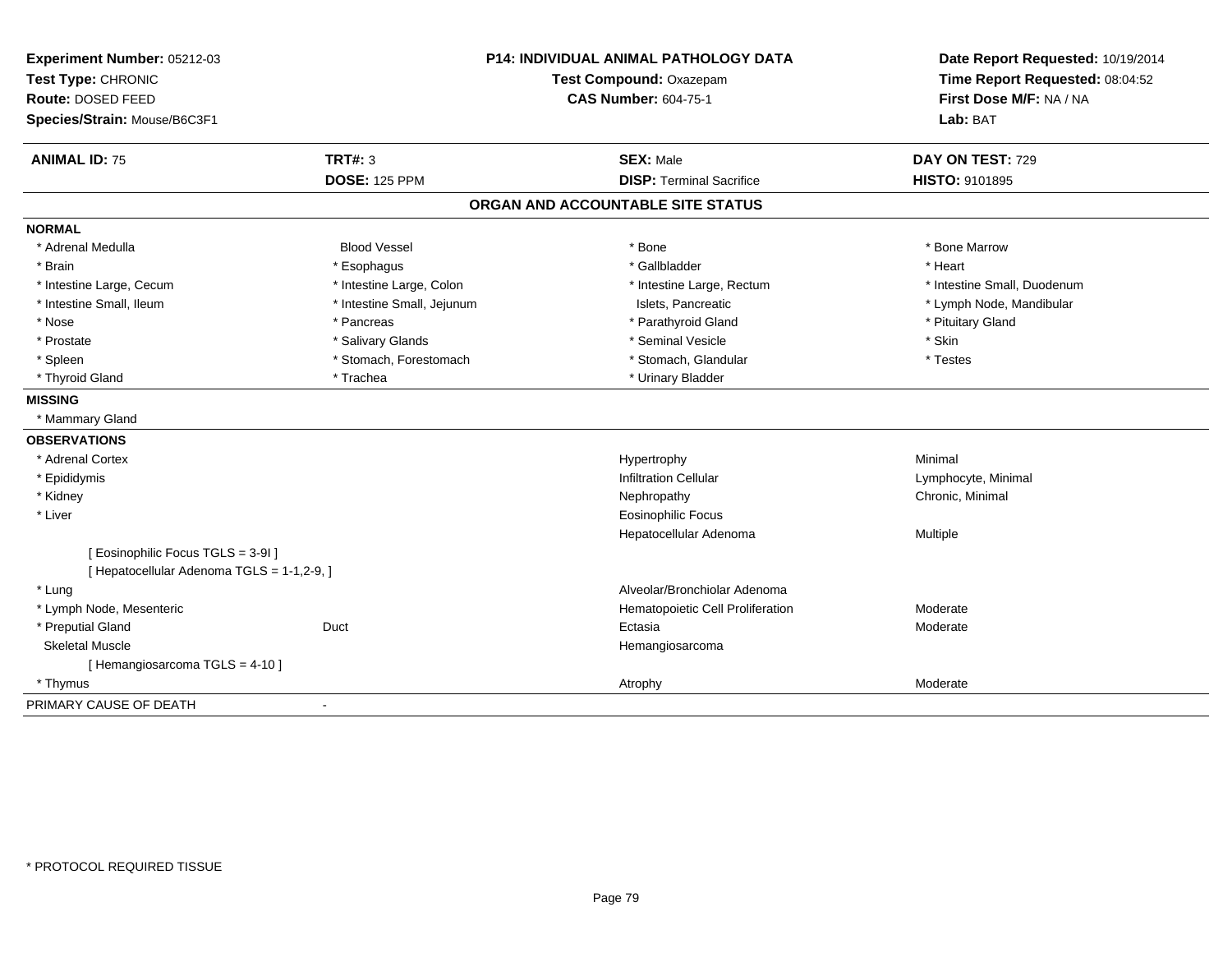**Experiment Number:** 05212-03
**Test Type:** CHRONIC
**Route:** DOSED FEED
**Species/Strain:** Mouse/B6C3F1

**P14: INDIVIDUAL ANIMAL PATHOLOGY DATA**
**Test Compound:** Oxazepam
**CAS Number:** 604-75-1

**Date Report Requested:** 10/19/2014
**Time Report Requested:** 08:04:52
**First Dose M/F:** NA / NA
**Lab:** BAT

| **ANIMAL ID:** 75 | **TRT#:** 3 | **SEX:** Male | **DAY ON TEST:** 729 |
|---|---|---|---|
| | **DOSE:** 125 PPM | **DISP:** Terminal Sacrifice | **HISTO:** 9101895 |

## ORGAN AND ACCOUNTABLE SITE STATUS

**NORMAL**

| | | | |
|---|---|---|---|
| * Adrenal Medulla | Blood Vessel | * Bone | * Bone Marrow |
| * Brain | * Esophagus | * Gallbladder | * Heart |
| * Intestine Large, Cecum | * Intestine Large, Colon | * Intestine Large, Rectum | * Intestine Small, Duodenum |
| * Intestine Small, Ileum | * Intestine Small, Jejunum | Islets, Pancreatic | * Lymph Node, Mandibular |
| * Nose | * Pancreas | * Parathyroid Gland | * Pituitary Gland |
| * Prostate | * Salivary Glands | * Seminal Vesicle | * Skin |
| * Spleen | * Stomach, Forestomach | * Stomach, Glandular | * Testes |
| * Thyroid Gland | * Trachea | * Urinary Bladder | |

**MISSING**

* Mammary Gland

**OBSERVATIONS**

| | | | |
|---|---|---|---|
| * Adrenal Cortex | | Hypertrophy | Minimal |
| * Epididymis | | Infiltration Cellular | Lymphocyte, Minimal |
| * Kidney | | Nephropathy | Chronic, Minimal |
| * Liver | | Eosinophilic Focus | |
| | | Hepatocellular Adenoma | Multiple |
| [ Eosinophilic Focus TGLS = 3-9I ] | | | |
| [ Hepatocellular Adenoma TGLS = 1-1,2-9, ] | | | |
| * Lung | | Alveolar/Bronchiolar Adenoma | |
| * Lymph Node, Mesenteric | | Hematopoietic Cell Proliferation | Moderate |
| * Preputial Gland | Duct | Ectasia | Moderate |
| Skeletal Muscle | | Hemangiosarcoma | |
| [ Hemangiosarcoma TGLS = 4-10 ] | | | |
| * Thymus | | Atrophy | Moderate |

PRIMARY CAUSE OF DEATH -

* PROTOCOL REQUIRED TISSUE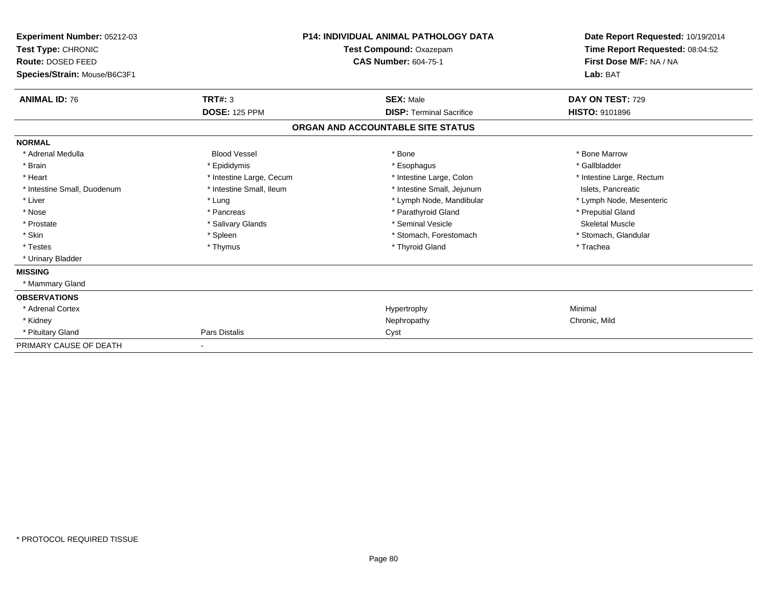**Experiment Number:** 05212-03
**Test Type:** CHRONIC
**Route:** DOSED FEED
**Species/Strain:** Mouse/B6C3F1

**P14: INDIVIDUAL ANIMAL PATHOLOGY DATA**
**Test Compound:** Oxazepam
**CAS Number:** 604-75-1

**Date Report Requested:** 10/19/2014
**Time Report Requested:** 08:04:52
**First Dose M/F:** NA / NA
**Lab:** BAT

| **ANIMAL ID:** 76 | **TRT#:** 3 | **SEX:** Male | **DAY ON TEST:** 729 |
|---|---|---|---|
| | **DOSE:** 125 PPM | **DISP:** Terminal Sacrifice | **HISTO:** 9101896 |

**ORGAN AND ACCOUNTABLE SITE STATUS**

| | | | |
|---|---|---|---|
| **NORMAL** | | | |
| * Adrenal Medulla | Blood Vessel | * Bone | * Bone Marrow |
| * Brain | * Epididymis | * Esophagus | * Gallbladder |
| * Heart | * Intestine Large, Cecum | * Intestine Large, Colon | * Intestine Large, Rectum |
| * Intestine Small, Duodenum | * Intestine Small, Ileum | * Intestine Small, Jejunum | Islets, Pancreatic |
| * Liver | * Lung | * Lymph Node, Mandibular | * Lymph Node, Mesenteric |
| * Nose | * Pancreas | * Parathyroid Gland | * Preputial Gland |
| * Prostate | * Salivary Glands | * Seminal Vesicle | Skeletal Muscle |
| * Skin | * Spleen | * Stomach, Forestomach | * Stomach, Glandular |
| * Testes | * Thymus | * Thyroid Gland | * Trachea |
| * Urinary Bladder | | | |
| **MISSING** | | | |
| * Mammary Gland | | | |
| **OBSERVATIONS** | | | |
| * Adrenal Cortex | | Hypertrophy | Minimal |
| * Kidney | | Nephropathy | Chronic, Mild |
| * Pituitary Gland | Pars Distalis | Cyst | |
| PRIMARY CAUSE OF DEATH | - | | |

\* PROTOCOL REQUIRED TISSUE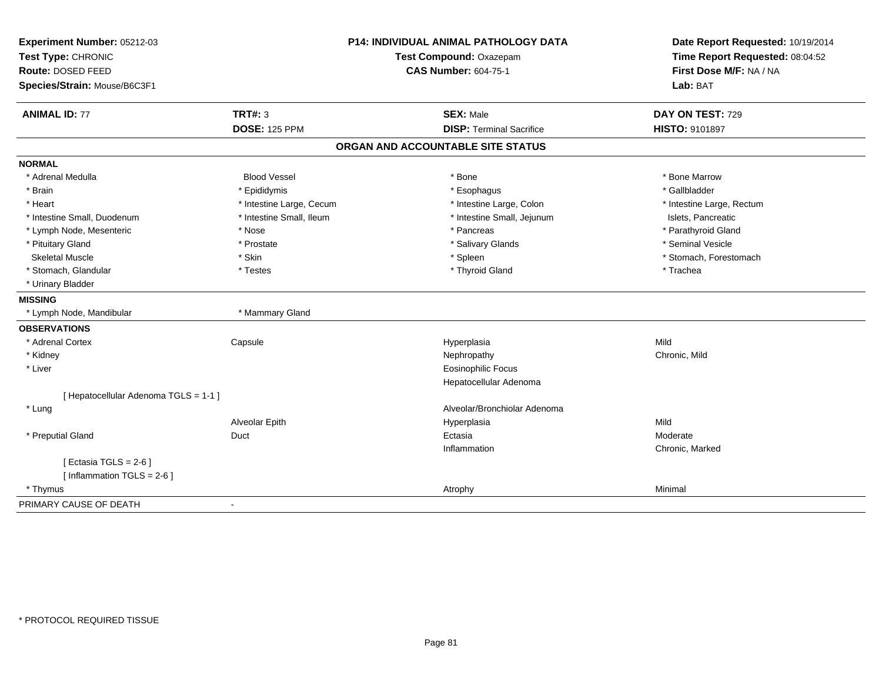**Experiment Number:** 05212-03
**Test Type:** CHRONIC
**Route:** DOSED FEED
**Species/Strain:** Mouse/B6C3F1

**P14: INDIVIDUAL ANIMAL PATHOLOGY DATA**
**Test Compound:** Oxazepam
**CAS Number:** 604-75-1

**Date Report Requested:** 10/19/2014
**Time Report Requested:** 08:04:52
**First Dose M/F:** NA / NA
**Lab:** BAT

| **ANIMAL ID:** 77 | **TRT#:** 3 | **SEX:** Male | **DAY ON TEST:** 729 |
|---|---|---|---|
| | **DOSE:** 125 PPM | **DISP:** Terminal Sacrifice | **HISTO:** 9101897 |

## ORGAN AND ACCOUNTABLE SITE STATUS

**NORMAL**

| | | | |
|---|---|---|---|
| * Adrenal Medulla | Blood Vessel | * Bone | * Bone Marrow |
| * Brain | * Epididymis | * Esophagus | * Gallbladder |
| * Heart | * Intestine Large, Cecum | * Intestine Large, Colon | * Intestine Large, Rectum |
| * Intestine Small, Duodenum | * Intestine Small, Ileum | * Intestine Small, Jejunum | Islets, Pancreatic |
| * Lymph Node, Mesenteric | * Nose | * Pancreas | * Parathyroid Gland |
| * Pituitary Gland | * Prostate | * Salivary Glands | * Seminal Vesicle |
| Skeletal Muscle | * Skin | * Spleen | * Stomach, Forestomach |
| * Stomach, Glandular | * Testes | * Thyroid Gland | * Trachea |
| * Urinary Bladder | | | |

**MISSING**

| | |
|---|---|
| * Lymph Node, Mandibular | * Mammary Gland |

**OBSERVATIONS**

| | | | |
|---|---|---|---|
| * Adrenal Cortex | Capsule | Hyperplasia | Mild |
| * Kidney | | Nephropathy | Chronic, Mild |
| * Liver | | Eosinophilic Focus | |
| | | Hepatocellular Adenoma | |
| [ Hepatocellular Adenoma TGLS = 1-1 ] | | | |
| * Lung | | Alveolar/Bronchiolar Adenoma | |
| | Alveolar Epith | Hyperplasia | Mild |
| * Preputial Gland | Duct | Ectasia | Moderate |
| | | Inflammation | Chronic, Marked |
| [ Ectasia TGLS = 2-6 ] | | | |
| [ Inflammation TGLS = 2-6 ] | | | |
| * Thymus | | Atrophy | Minimal |

PRIMARY CAUSE OF DEATH -

\* PROTOCOL REQUIRED TISSUE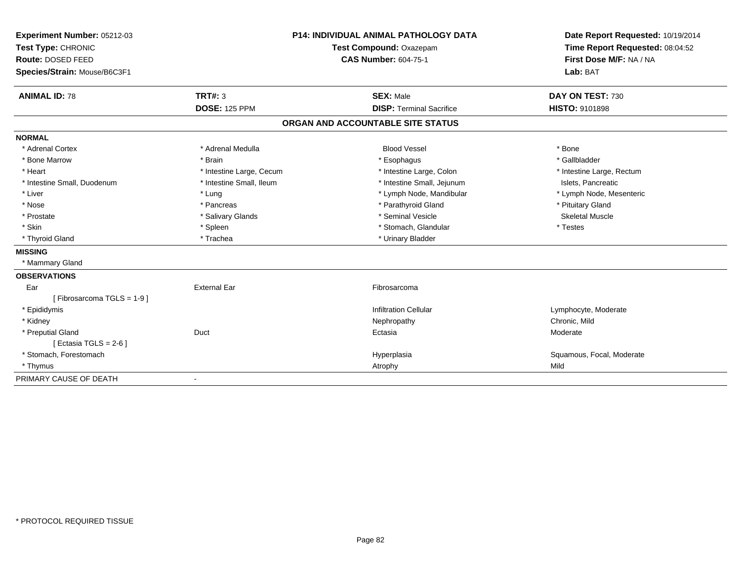**Experiment Number:** 05212-03
**Test Type:** CHRONIC
**Route:** DOSED FEED
**Species/Strain:** Mouse/B6C3F1

**P14: INDIVIDUAL ANIMAL PATHOLOGY DATA**
**Test Compound:** Oxazepam
**CAS Number:** 604-75-1

**Date Report Requested:** 10/19/2014
**Time Report Requested:** 08:04:52
**First Dose M/F:** NA / NA
**Lab:** BAT

| **ANIMAL ID:** 78 | **TRT#:** 3 | **SEX:** Male | **DAY ON TEST:** 730 |
|---|---|---|---|
| | **DOSE:** 125 PPM | **DISP:** Terminal Sacrifice | **HISTO:** 9101898 |

## ORGAN AND ACCOUNTABLE SITE STATUS

### NORMAL

| | | | |
|---|---|---|---|
| * Adrenal Cortex | * Adrenal Medulla | Blood Vessel | * Bone |
| * Bone Marrow | * Brain | * Esophagus | * Gallbladder |
| * Heart | * Intestine Large, Cecum | * Intestine Large, Colon | * Intestine Large, Rectum |
| * Intestine Small, Duodenum | * Intestine Small, Ileum | * Intestine Small, Jejunum | Islets, Pancreatic |
| * Liver | * Lung | * Lymph Node, Mandibular | * Lymph Node, Mesenteric |
| * Nose | * Pancreas | * Parathyroid Gland | * Pituitary Gland |
| * Prostate | * Salivary Glands | * Seminal Vesicle | Skeletal Muscle |
| * Skin | * Spleen | * Stomach, Glandular | * Testes |
| * Thyroid Gland | * Trachea | * Urinary Bladder | |

### MISSING

* Mammary Gland

### OBSERVATIONS

| | | | |
|---|---|---|---|
| Ear | External Ear | Fibrosarcoma | |
| [ Fibrosarcoma TGLS = 1-9 ] | | | |
| * Epididymis | | Infiltration Cellular | Lymphocyte, Moderate |
| * Kidney | | Nephropathy | Chronic, Mild |
| * Preputial Gland | Duct | Ectasia | Moderate |
| [ Ectasia TGLS = 2-6 ] | | | |
| * Stomach, Forestomach | | Hyperplasia | Squamous, Focal, Moderate |
| * Thymus | | Atrophy | Mild |

PRIMARY CAUSE OF DEATH -

* PROTOCOL REQUIRED TISSUE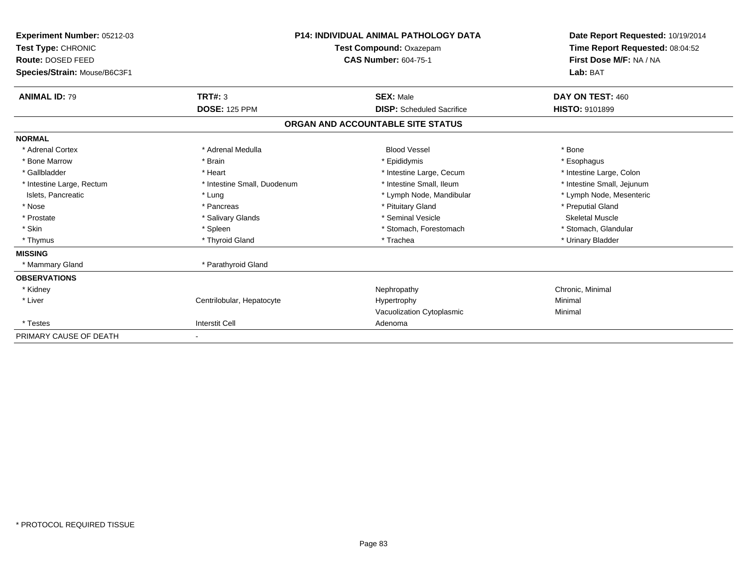**Experiment Number:** 05212-03
**Test Type:** CHRONIC
**Route:** DOSED FEED
**Species/Strain:** Mouse/B6C3F1

**P14: INDIVIDUAL ANIMAL PATHOLOGY DATA**
**Test Compound:** Oxazepam
**CAS Number:** 604-75-1

**Date Report Requested:** 10/19/2014
**Time Report Requested:** 08:04:52
**First Dose M/F:** NA / NA
**Lab:** BAT

| **ANIMAL ID:** 79 | **TRT#:** 3 | **SEX:** Male | **DAY ON TEST:** 460 |
|---|---|---|---|
| | **DOSE:** 125 PPM | **DISP:** Scheduled Sacrifice | **HISTO:** 9101899 |

## ORGAN AND ACCOUNTABLE SITE STATUS

| | | | |
|---|---|---|---|
| **NORMAL** | | | |
| * Adrenal Cortex | * Adrenal Medulla | Blood Vessel | * Bone |
| * Bone Marrow | * Brain | * Epididymis | * Esophagus |
| * Gallbladder | * Heart | * Intestine Large, Cecum | * Intestine Large, Colon |
| * Intestine Large, Rectum | * Intestine Small, Duodenum | * Intestine Small, Ileum | * Intestine Small, Jejunum |
| Islets, Pancreatic | * Lung | * Lymph Node, Mandibular | * Lymph Node, Mesenteric |
| * Nose | * Pancreas | * Pituitary Gland | * Preputial Gland |
| * Prostate | * Salivary Glands | * Seminal Vesicle | Skeletal Muscle |
| * Skin | * Spleen | * Stomach, Forestomach | * Stomach, Glandular |
| * Thymus | * Thyroid Gland | * Trachea | * Urinary Bladder |
| **MISSING** | | | |
| * Mammary Gland | * Parathyroid Gland | | |
| **OBSERVATIONS** | | | |
| * Kidney | | Nephropathy | Chronic, Minimal |
| * Liver | Centrilobular, Hepatocyte | Hypertrophy | Minimal |
| | | Vacuolization Cytoplasmic | Minimal |
| * Testes | Interstit Cell | Adenoma | |
| PRIMARY CAUSE OF DEATH | - | | |

\* PROTOCOL REQUIRED TISSUE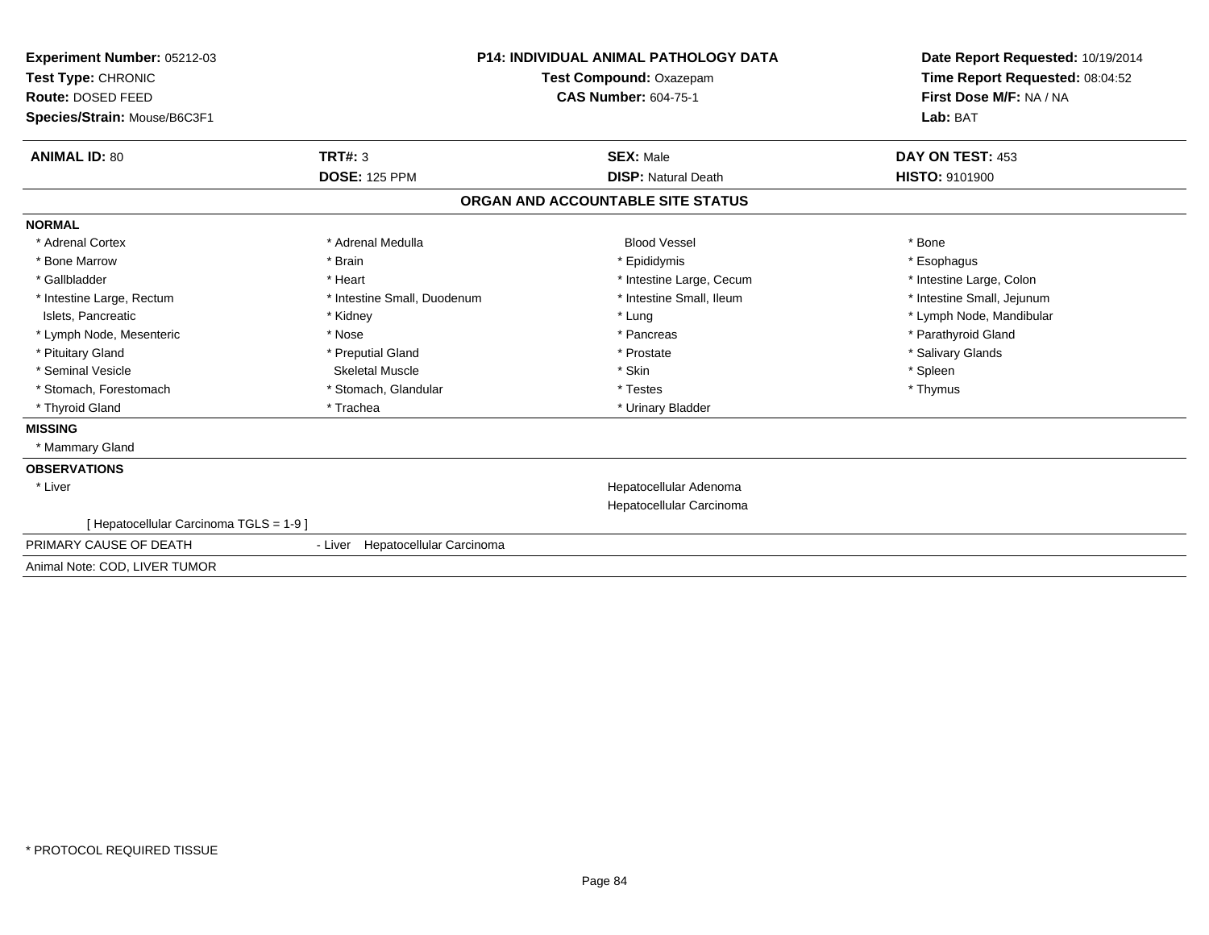**Experiment Number:** 05212-03
**Test Type:** CHRONIC
**Route:** DOSED FEED
**Species/Strain:** Mouse/B6C3F1

**P14: INDIVIDUAL ANIMAL PATHOLOGY DATA**
**Test Compound:** Oxazepam
**CAS Number:** 604-75-1

**Date Report Requested:** 10/19/2014
**Time Report Requested:** 08:04:52
**First Dose M/F:** NA / NA
**Lab:** BAT

| **ANIMAL ID:** 80 | **TRT#:** 3 | **SEX:** Male | **DAY ON TEST:** 453 |
|---|---|---|---|
| | **DOSE:** 125 PPM | **DISP:** Natural Death | **HISTO:** 9101900 |

## ORGAN AND ACCOUNTABLE SITE STATUS

**NORMAL**

| | | | |
|---|---|---|---|
| * Adrenal Cortex | * Adrenal Medulla | Blood Vessel | * Bone |
| * Bone Marrow | * Brain | * Epididymis | * Esophagus |
| * Gallbladder | * Heart | * Intestine Large, Cecum | * Intestine Large, Colon |
| * Intestine Large, Rectum | * Intestine Small, Duodenum | * Intestine Small, Ileum | * Intestine Small, Jejunum |
| Islets, Pancreatic | * Kidney | * Lung | * Lymph Node, Mandibular |
| * Lymph Node, Mesenteric | * Nose | * Pancreas | * Parathyroid Gland |
| * Pituitary Gland | * Preputial Gland | * Prostate | * Salivary Glands |
| * Seminal Vesicle | Skeletal Muscle | * Skin | * Spleen |
| * Stomach, Forestomach | * Stomach, Glandular | * Testes | * Thymus |
| * Thyroid Gland | * Trachea | * Urinary Bladder | |

**MISSING**

* Mammary Gland

**OBSERVATIONS**

* Liver — Hepatocellular Adenoma; Hepatocellular Carcinoma

[ Hepatocellular Carcinoma TGLS = 1-9 ]

PRIMARY CAUSE OF DEATH - Liver Hepatocellular Carcinoma

Animal Note: COD, LIVER TUMOR

* PROTOCOL REQUIRED TISSUE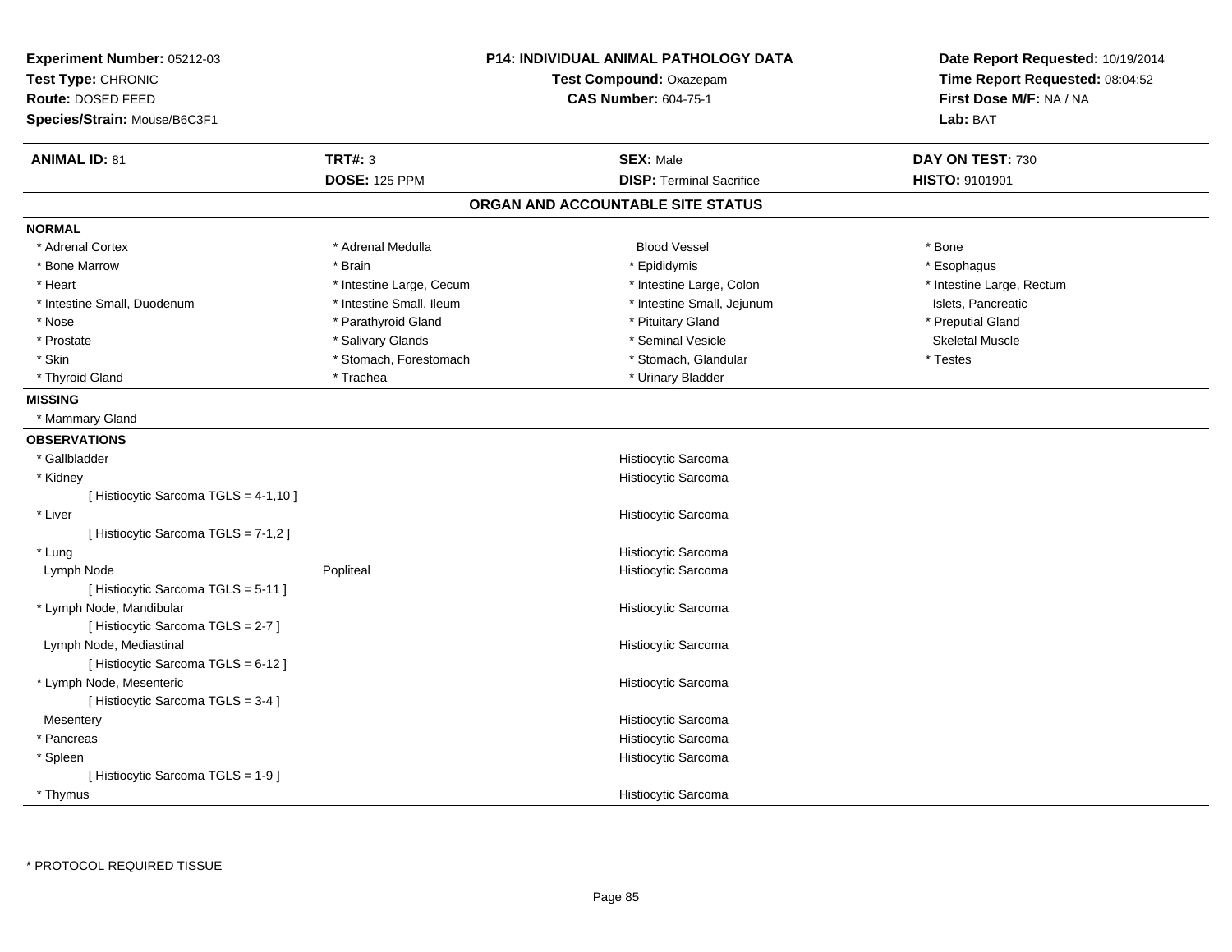**Experiment Number:** 05212-03
**Test Type:** CHRONIC
**Route:** DOSED FEED
**Species/Strain:** Mouse/B6C3F1

**P14: INDIVIDUAL ANIMAL PATHOLOGY DATA**
**Test Compound:** Oxazepam
**CAS Number:** 604-75-1

**Date Report Requested:** 10/19/2014
**Time Report Requested:** 08:04:52
**First Dose M/F:** NA / NA
**Lab:** BAT

| **ANIMAL ID:** 81 | **TRT#:** 3 | **SEX:** Male | **DAY ON TEST:** 730 |
|---|---|---|---|
| | **DOSE:** 125 PPM | **DISP:** Terminal Sacrifice | **HISTO:** 9101901 |

## ORGAN AND ACCOUNTABLE SITE STATUS

**NORMAL**

| | | | |
|---|---|---|---|
| * Adrenal Cortex | * Adrenal Medulla | Blood Vessel | * Bone |
| * Bone Marrow | * Brain | * Epididymis | * Esophagus |
| * Heart | * Intestine Large, Cecum | * Intestine Large, Colon | * Intestine Large, Rectum |
| * Intestine Small, Duodenum | * Intestine Small, Ileum | * Intestine Small, Jejunum | Islets, Pancreatic |
| * Nose | * Parathyroid Gland | * Pituitary Gland | * Preputial Gland |
| * Prostate | * Salivary Glands | * Seminal Vesicle | Skeletal Muscle |
| * Skin | * Stomach, Forestomach | * Stomach, Glandular | * Testes |
| * Thyroid Gland | * Trachea | * Urinary Bladder | |

**MISSING**

* Mammary Gland

**OBSERVATIONS**

| | | |
|---|---|---|
| * Gallbladder | | Histiocytic Sarcoma |
| * Kidney | | Histiocytic Sarcoma |
| [ Histiocytic Sarcoma TGLS = 4-1,10 ] | | |
| * Liver | | Histiocytic Sarcoma |
| [ Histiocytic Sarcoma TGLS = 7-1,2 ] | | |
| * Lung | | Histiocytic Sarcoma |
| Lymph Node | Popliteal | Histiocytic Sarcoma |
| [ Histiocytic Sarcoma TGLS = 5-11 ] | | |
| * Lymph Node, Mandibular | | Histiocytic Sarcoma |
| [ Histiocytic Sarcoma TGLS = 2-7 ] | | |
| Lymph Node, Mediastinal | | Histiocytic Sarcoma |
| [ Histiocytic Sarcoma TGLS = 6-12 ] | | |
| * Lymph Node, Mesenteric | | Histiocytic Sarcoma |
| [ Histiocytic Sarcoma TGLS = 3-4 ] | | |
| Mesentery | | Histiocytic Sarcoma |
| * Pancreas | | Histiocytic Sarcoma |
| * Spleen | | Histiocytic Sarcoma |
| [ Histiocytic Sarcoma TGLS = 1-9 ] | | |
| * Thymus | | Histiocytic Sarcoma |

* PROTOCOL REQUIRED TISSUE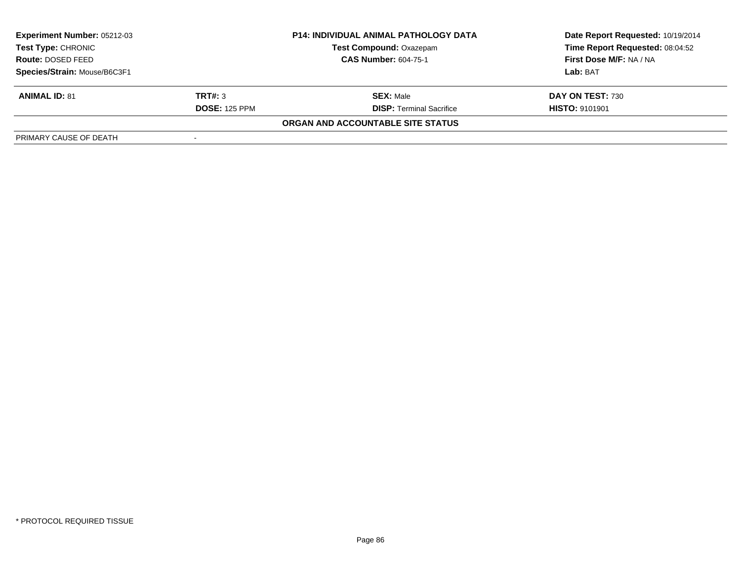| **Experiment Number:** 05212-03 | **P14: INDIVIDUAL ANIMAL PATHOLOGY DATA** | **Date Report Requested:** 10/19/2014 |
|---|---|---|
| **Test Type:** CHRONIC | **Test Compound:** Oxazepam | **Time Report Requested:** 08:04:52 |
| **Route:** DOSED FEED | **CAS Number:** 604-75-1 | **First Dose M/F:** NA / NA |
| **Species/Strain:** Mouse/B6C3F1 | | **Lab:** BAT |

| **ANIMAL ID:** 81 | **TRT#:** 3 | **SEX:** Male | **DAY ON TEST:** 730 |
|---|---|---|---|
| | **DOSE:** 125 PPM | **DISP:** Terminal Sacrifice | **HISTO:** 9101901 |

**ORGAN AND ACCOUNTABLE SITE STATUS**

| PRIMARY CAUSE OF DEATH | - |
|---|---|

\* PROTOCOL REQUIRED TISSUE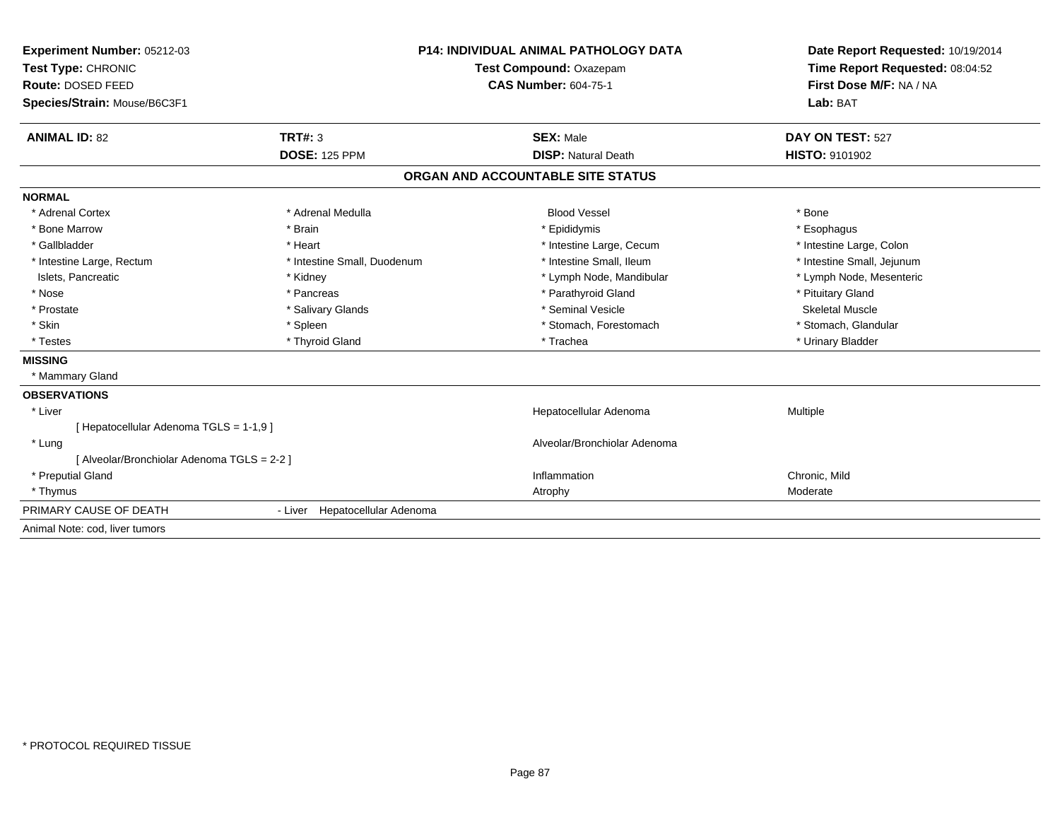**Experiment Number:** 05212-03
**Test Type:** CHRONIC
**Route:** DOSED FEED
**Species/Strain:** Mouse/B6C3F1

**P14: INDIVIDUAL ANIMAL PATHOLOGY DATA**
**Test Compound:** Oxazepam
**CAS Number:** 604-75-1

**Date Report Requested:** 10/19/2014
**Time Report Requested:** 08:04:52
**First Dose M/F:** NA / NA
**Lab:** BAT

| **ANIMAL ID:** 82 | **TRT#:** 3 | **SEX:** Male | **DAY ON TEST:** 527 |
|---|---|---|---|
| | **DOSE:** 125 PPM | **DISP:** Natural Death | **HISTO:** 9101902 |

## ORGAN AND ACCOUNTABLE SITE STATUS

**NORMAL**

| | | | |
|---|---|---|---|
| * Adrenal Cortex | * Adrenal Medulla | Blood Vessel | * Bone |
| * Bone Marrow | * Brain | * Epididymis | * Esophagus |
| * Gallbladder | * Heart | * Intestine Large, Cecum | * Intestine Large, Colon |
| * Intestine Large, Rectum | * Intestine Small, Duodenum | * Intestine Small, Ileum | * Intestine Small, Jejunum |
| Islets, Pancreatic | * Kidney | * Lymph Node, Mandibular | * Lymph Node, Mesenteric |
| * Nose | * Pancreas | * Parathyroid Gland | * Pituitary Gland |
| * Prostate | * Salivary Glands | * Seminal Vesicle | Skeletal Muscle |
| * Skin | * Spleen | * Stomach, Forestomach | * Stomach, Glandular |
| * Testes | * Thyroid Gland | * Trachea | * Urinary Bladder |

**MISSING**

* Mammary Gland

**OBSERVATIONS**

| | | |
|---|---|---|
| * Liver | Hepatocellular Adenoma | Multiple |
| [ Hepatocellular Adenoma TGLS = 1-1,9 ] | | |
| * Lung | Alveolar/Bronchiolar Adenoma | |
| [ Alveolar/Bronchiolar Adenoma TGLS = 2-2 ] | | |
| * Preputial Gland | Inflammation | Chronic, Mild |
| * Thymus | Atrophy | Moderate |

PRIMARY CAUSE OF DEATH - Liver Hepatocellular Adenoma

Animal Note: cod, liver tumors

* PROTOCOL REQUIRED TISSUE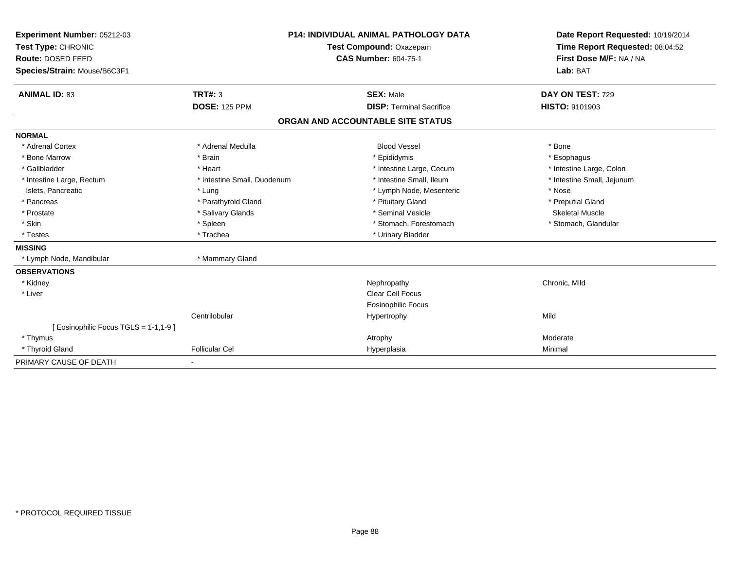**Experiment Number:** 05212-03
**Test Type:** CHRONIC
**Route:** DOSED FEED
**Species/Strain:** Mouse/B6C3F1

**P14: INDIVIDUAL ANIMAL PATHOLOGY DATA**
**Test Compound:** Oxazepam
**CAS Number:** 604-75-1

**Date Report Requested:** 10/19/2014
**Time Report Requested:** 08:04:52
**First Dose M/F:** NA / NA
**Lab:** BAT

| **ANIMAL ID:** 83 | **TRT#:** 3 | **SEX:** Male | **DAY ON TEST:** 729 |
|---|---|---|---|
| | **DOSE:** 125 PPM | **DISP:** Terminal Sacrifice | **HISTO:** 9101903 |

## ORGAN AND ACCOUNTABLE SITE STATUS

| | | | |
|---|---|---|---|
| **NORMAL** | | | |
| * Adrenal Cortex | * Adrenal Medulla | Blood Vessel | * Bone |
| * Bone Marrow | * Brain | * Epididymis | * Esophagus |
| * Gallbladder | * Heart | * Intestine Large, Cecum | * Intestine Large, Colon |
| * Intestine Large, Rectum | * Intestine Small, Duodenum | * Intestine Small, Ileum | * Intestine Small, Jejunum |
| Islets, Pancreatic | * Lung | * Lymph Node, Mesenteric | * Nose |
| * Pancreas | * Parathyroid Gland | * Pituitary Gland | * Preputial Gland |
| * Prostate | * Salivary Glands | * Seminal Vesicle | Skeletal Muscle |
| * Skin | * Spleen | * Stomach, Forestomach | * Stomach, Glandular |
| * Testes | * Trachea | * Urinary Bladder | |
| **MISSING** | | | |
| * Lymph Node, Mandibular | * Mammary Gland | | |
| **OBSERVATIONS** | | | |
| * Kidney | | Nephropathy | Chronic, Mild |
| * Liver | | Clear Cell Focus | |
| | | Eosinophilic Focus | |
| | Centrilobular | Hypertrophy | Mild |
| [ Eosinophilic Focus TGLS = 1-1,1-9 ] | | | |
| * Thymus | | Atrophy | Moderate |
| * Thyroid Gland | Follicular Cel | Hyperplasia | Minimal |
| PRIMARY CAUSE OF DEATH | - | | |

* PROTOCOL REQUIRED TISSUE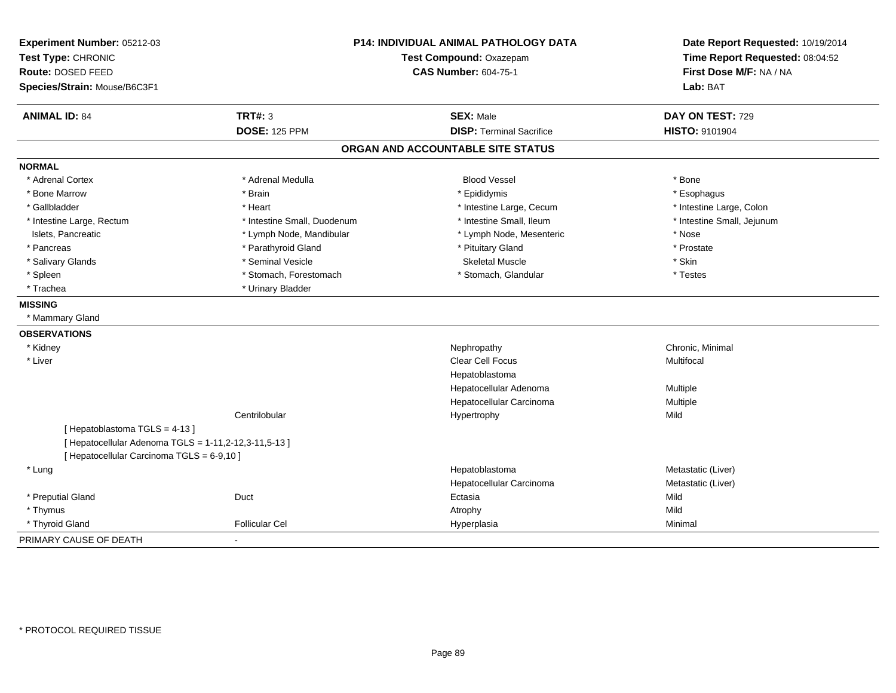**Experiment Number:** 05212-03
**Test Type:** CHRONIC
**Route:** DOSED FEED
**Species/Strain:** Mouse/B6C3F1

**P14: INDIVIDUAL ANIMAL PATHOLOGY DATA**
**Test Compound:** Oxazepam
**CAS Number:** 604-75-1

**Date Report Requested:** 10/19/2014
**Time Report Requested:** 08:04:52
**First Dose M/F:** NA / NA
**Lab:** BAT

| **ANIMAL ID:** 84 | **TRT#:** 3 | **SEX:** Male | **DAY ON TEST:** 729 |
|---|---|---|---|
| | **DOSE:** 125 PPM | **DISP:** Terminal Sacrifice | **HISTO:** 9101904 |

## ORGAN AND ACCOUNTABLE SITE STATUS

**NORMAL**

| | | | |
|---|---|---|---|
| * Adrenal Cortex | * Adrenal Medulla | Blood Vessel | * Bone |
| * Bone Marrow | * Brain | * Epididymis | * Esophagus |
| * Gallbladder | * Heart | * Intestine Large, Cecum | * Intestine Large, Colon |
| * Intestine Large, Rectum | * Intestine Small, Duodenum | * Intestine Small, Ileum | * Intestine Small, Jejunum |
| Islets, Pancreatic | * Lymph Node, Mandibular | * Lymph Node, Mesenteric | * Nose |
| * Pancreas | * Parathyroid Gland | * Pituitary Gland | * Prostate |
| * Salivary Glands | * Seminal Vesicle | Skeletal Muscle | * Skin |
| * Spleen | * Stomach, Forestomach | * Stomach, Glandular | * Testes |
| * Trachea | * Urinary Bladder | | |

**MISSING**

* Mammary Gland

**OBSERVATIONS**

| | | | |
|---|---|---|---|
| * Kidney | | Nephropathy | Chronic, Minimal |
| * Liver | | Clear Cell Focus | Multifocal |
| | | Hepatoblastoma | |
| | | Hepatocellular Adenoma | Multiple |
| | | Hepatocellular Carcinoma | Multiple |
| | Centrilobular | Hypertrophy | Mild |
| [ Hepatoblastoma TGLS = 4-13 ] | | | |
| [ Hepatocellular Adenoma TGLS = 1-11,2-12,3-11,5-13 ] | | | |
| [ Hepatocellular Carcinoma TGLS = 6-9,10 ] | | | |
| * Lung | | Hepatoblastoma | Metastatic (Liver) |
| | | Hepatocellular Carcinoma | Metastatic (Liver) |
| * Preputial Gland | Duct | Ectasia | Mild |
| * Thymus | | Atrophy | Mild |
| * Thyroid Gland | Follicular Cel | Hyperplasia | Minimal |

PRIMARY CAUSE OF DEATH -

* PROTOCOL REQUIRED TISSUE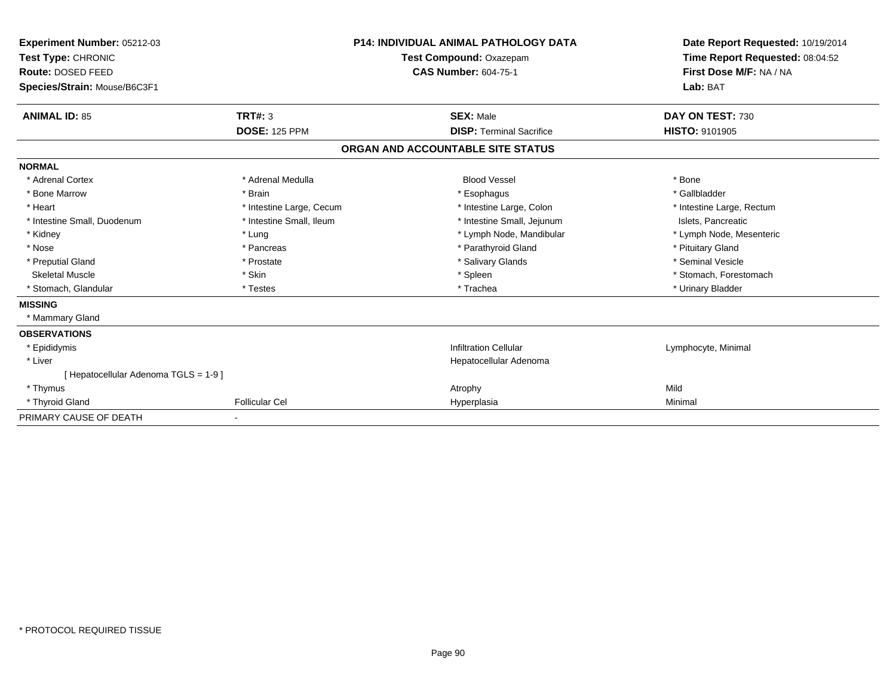**Experiment Number:** 05212-03
**Test Type:** CHRONIC
**Route:** DOSED FEED
**Species/Strain:** Mouse/B6C3F1

**P14: INDIVIDUAL ANIMAL PATHOLOGY DATA**
**Test Compound:** Oxazepam
**CAS Number:** 604-75-1

**Date Report Requested:** 10/19/2014
**Time Report Requested:** 08:04:52
**First Dose M/F:** NA / NA
**Lab:** BAT

| **ANIMAL ID:** 85 | **TRT#:** 3 | **SEX:** Male | **DAY ON TEST:** 730 |
|---|---|---|---|
| | **DOSE:** 125 PPM | **DISP:** Terminal Sacrifice | **HISTO:** 9101905 |

## ORGAN AND ACCOUNTABLE SITE STATUS

| | | | |
|---|---|---|---|
| **NORMAL** | | | |
| * Adrenal Cortex | * Adrenal Medulla | Blood Vessel | * Bone |
| * Bone Marrow | * Brain | * Esophagus | * Gallbladder |
| * Heart | * Intestine Large, Cecum | * Intestine Large, Colon | * Intestine Large, Rectum |
| * Intestine Small, Duodenum | * Intestine Small, Ileum | * Intestine Small, Jejunum | Islets, Pancreatic |
| * Kidney | * Lung | * Lymph Node, Mandibular | * Lymph Node, Mesenteric |
| * Nose | * Pancreas | * Parathyroid Gland | * Pituitary Gland |
| * Preputial Gland | * Prostate | * Salivary Glands | * Seminal Vesicle |
| Skeletal Muscle | * Skin | * Spleen | * Stomach, Forestomach |
| * Stomach, Glandular | * Testes | * Trachea | * Urinary Bladder |
| **MISSING** | | | |
| * Mammary Gland | | | |
| **OBSERVATIONS** | | | |
| * Epididymis | | Infiltration Cellular | Lymphocyte, Minimal |
| * Liver | | Hepatocellular Adenoma | |
| [ Hepatocellular Adenoma TGLS = 1-9 ] | | | |
| * Thymus | | Atrophy | Mild |
| * Thyroid Gland | Follicular Cel | Hyperplasia | Minimal |
| PRIMARY CAUSE OF DEATH | - | | |

* PROTOCOL REQUIRED TISSUE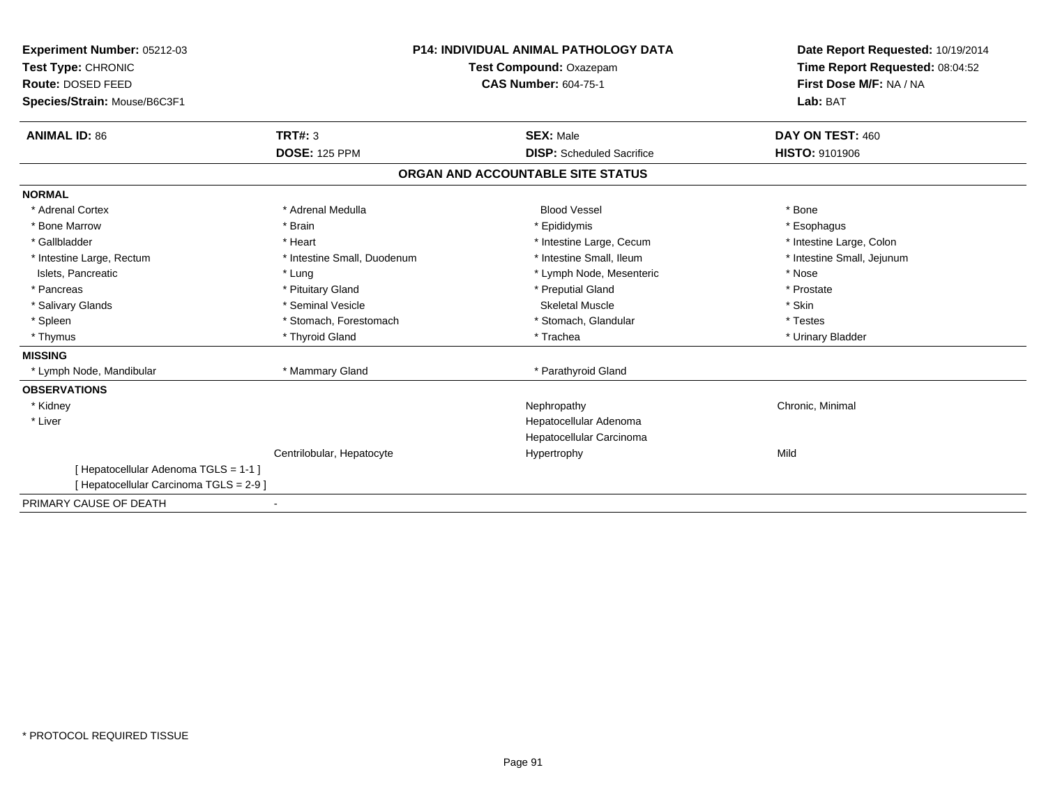**Experiment Number:** 05212-03
**Test Type:** CHRONIC
**Route:** DOSED FEED
**Species/Strain:** Mouse/B6C3F1

**P14: INDIVIDUAL ANIMAL PATHOLOGY DATA**
**Test Compound:** Oxazepam
**CAS Number:** 604-75-1

**Date Report Requested:** 10/19/2014
**Time Report Requested:** 08:04:52
**First Dose M/F:** NA / NA
**Lab:** BAT

| **ANIMAL ID:** 86 | **TRT#:** 3 | **SEX:** Male | **DAY ON TEST:** 460 |
|---|---|---|---|
| | **DOSE:** 125 PPM | **DISP:** Scheduled Sacrifice | **HISTO:** 9101906 |

## ORGAN AND ACCOUNTABLE SITE STATUS

**NORMAL**

| | | | |
|---|---|---|---|
| * Adrenal Cortex | * Adrenal Medulla | Blood Vessel | * Bone |
| * Bone Marrow | * Brain | * Epididymis | * Esophagus |
| * Gallbladder | * Heart | * Intestine Large, Cecum | * Intestine Large, Colon |
| * Intestine Large, Rectum | * Intestine Small, Duodenum | * Intestine Small, Ileum | * Intestine Small, Jejunum |
| Islets, Pancreatic | * Lung | * Lymph Node, Mesenteric | * Nose |
| * Pancreas | * Pituitary Gland | * Preputial Gland | * Prostate |
| * Salivary Glands | * Seminal Vesicle | Skeletal Muscle | * Skin |
| * Spleen | * Stomach, Forestomach | * Stomach, Glandular | * Testes |
| * Thymus | * Thyroid Gland | * Trachea | * Urinary Bladder |

**MISSING**

| | | | |
|---|---|---|---|
| * Lymph Node, Mandibular | * Mammary Gland | * Parathyroid Gland | |

**OBSERVATIONS**

| | | | |
|---|---|---|---|
| * Kidney | | Nephropathy | Chronic, Minimal |
| * Liver | | Hepatocellular Adenoma | |
| | | Hepatocellular Carcinoma | |
| | Centrilobular, Hepatocyte | Hypertrophy | Mild |

[ Hepatocellular Adenoma TGLS = 1-1 ]
[ Hepatocellular Carcinoma TGLS = 2-9 ]

PRIMARY CAUSE OF DEATH -

* PROTOCOL REQUIRED TISSUE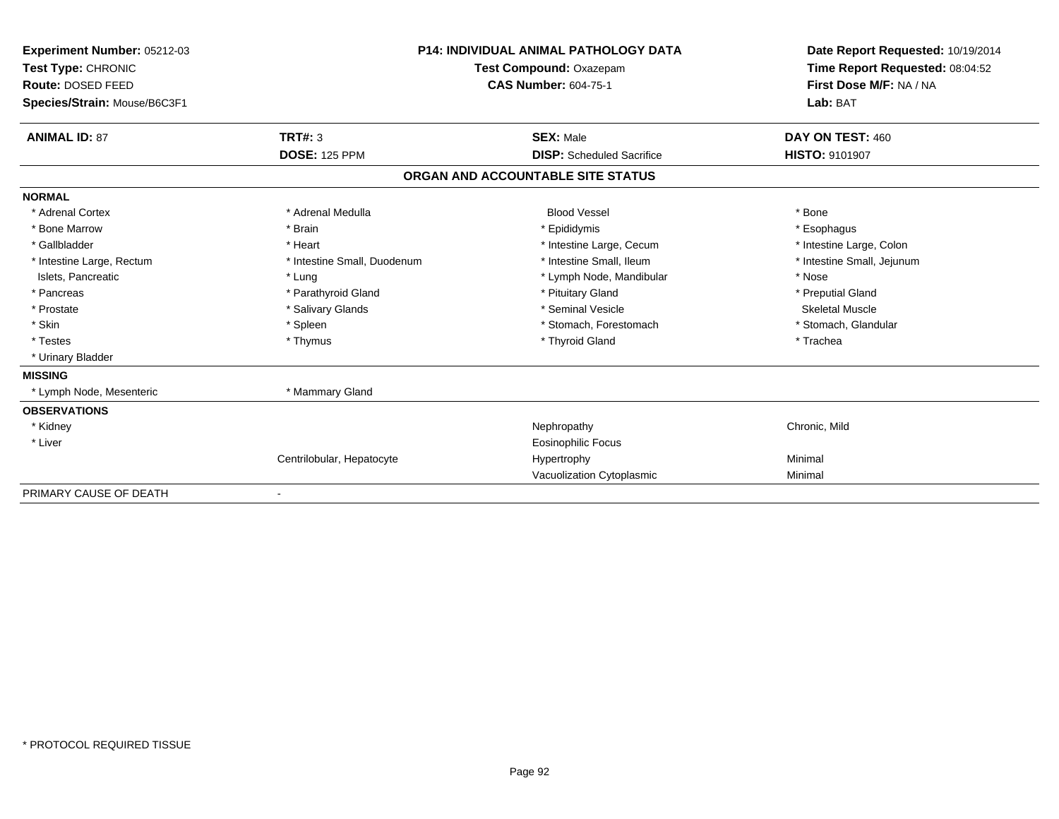**Experiment Number:** 05212-03
**Test Type:** CHRONIC
**Route:** DOSED FEED
**Species/Strain:** Mouse/B6C3F1

**P14: INDIVIDUAL ANIMAL PATHOLOGY DATA**
**Test Compound:** Oxazepam
**CAS Number:** 604-75-1

**Date Report Requested:** 10/19/2014
**Time Report Requested:** 08:04:52
**First Dose M/F:** NA / NA
**Lab:** BAT

| **ANIMAL ID:** 87 | **TRT#:** 3 | **SEX:** Male | **DAY ON TEST:** 460 |
|---|---|---|---|
| | **DOSE:** 125 PPM | **DISP:** Scheduled Sacrifice | **HISTO:** 9101907 |

## ORGAN AND ACCOUNTABLE SITE STATUS

| | | | |
|---|---|---|---|
| **NORMAL** | | | |
| * Adrenal Cortex | * Adrenal Medulla | Blood Vessel | * Bone |
| * Bone Marrow | * Brain | * Epididymis | * Esophagus |
| * Gallbladder | * Heart | * Intestine Large, Cecum | * Intestine Large, Colon |
| * Intestine Large, Rectum | * Intestine Small, Duodenum | * Intestine Small, Ileum | * Intestine Small, Jejunum |
| Islets, Pancreatic | * Lung | * Lymph Node, Mandibular | * Nose |
| * Pancreas | * Parathyroid Gland | * Pituitary Gland | * Preputial Gland |
| * Prostate | * Salivary Glands | * Seminal Vesicle | Skeletal Muscle |
| * Skin | * Spleen | * Stomach, Forestomach | * Stomach, Glandular |
| * Testes | * Thymus | * Thyroid Gland | * Trachea |
| * Urinary Bladder | | | |
| **MISSING** | | | |
| * Lymph Node, Mesenteric | * Mammary Gland | | |
| **OBSERVATIONS** | | | |
| * Kidney | | Nephropathy | Chronic, Mild |
| * Liver | | Eosinophilic Focus | |
| | Centrilobular, Hepatocyte | Hypertrophy | Minimal |
| | | Vacuolization Cytoplasmic | Minimal |
| PRIMARY CAUSE OF DEATH | - | | |

* PROTOCOL REQUIRED TISSUE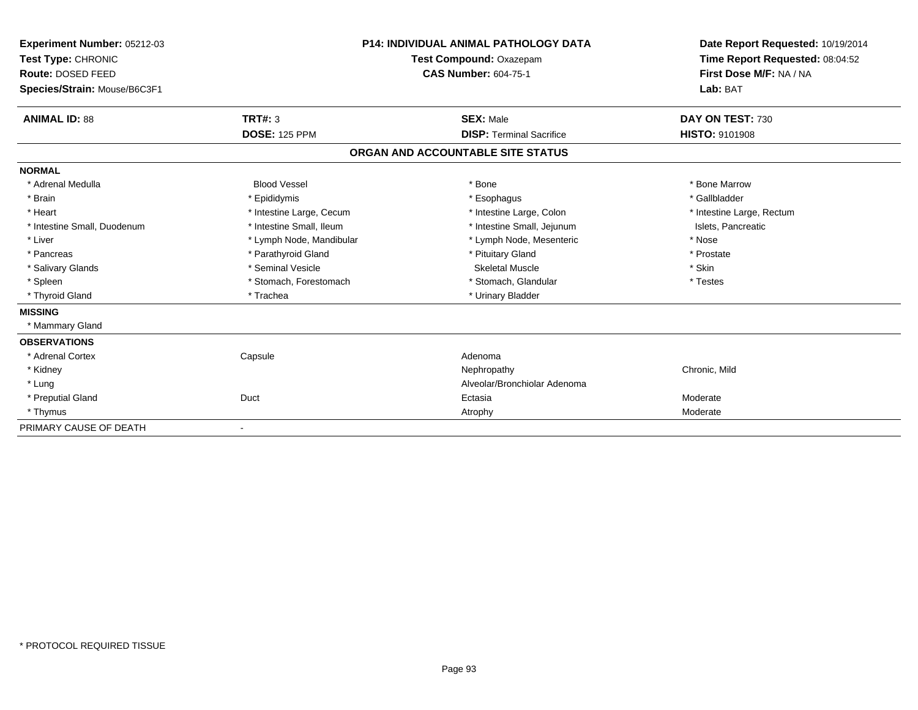**Experiment Number:** 05212-03
**Test Type:** CHRONIC
**Route:** DOSED FEED
**Species/Strain:** Mouse/B6C3F1

**P14: INDIVIDUAL ANIMAL PATHOLOGY DATA**
**Test Compound:** Oxazepam
**CAS Number:** 604-75-1

**Date Report Requested:** 10/19/2014
**Time Report Requested:** 08:04:52
**First Dose M/F:** NA / NA
**Lab:** BAT

| **ANIMAL ID:** 88 | **TRT#:** 3 | **SEX:** Male | **DAY ON TEST:** 730 |
|---|---|---|---|
| | **DOSE:** 125 PPM | **DISP:** Terminal Sacrifice | **HISTO:** 9101908 |

**ORGAN AND ACCOUNTABLE SITE STATUS**

**NORMAL**

| | | | |
|---|---|---|---|
| * Adrenal Medulla | Blood Vessel | * Bone | * Bone Marrow |
| * Brain | * Epididymis | * Esophagus | * Gallbladder |
| * Heart | * Intestine Large, Cecum | * Intestine Large, Colon | * Intestine Large, Rectum |
| * Intestine Small, Duodenum | * Intestine Small, Ileum | * Intestine Small, Jejunum | Islets, Pancreatic |
| * Liver | * Lymph Node, Mandibular | * Lymph Node, Mesenteric | * Nose |
| * Pancreas | * Parathyroid Gland | * Pituitary Gland | * Prostate |
| * Salivary Glands | * Seminal Vesicle | Skeletal Muscle | * Skin |
| * Spleen | * Stomach, Forestomach | * Stomach, Glandular | * Testes |
| * Thyroid Gland | * Trachea | * Urinary Bladder | |

**MISSING**

* Mammary Gland

**OBSERVATIONS**

| | | | |
|---|---|---|---|
| * Adrenal Cortex | Capsule | Adenoma | |
| * Kidney | | Nephropathy | Chronic, Mild |
| * Lung | | Alveolar/Bronchiolar Adenoma | |
| * Preputial Gland | Duct | Ectasia | Moderate |
| * Thymus | | Atrophy | Moderate |

PRIMARY CAUSE OF DEATH -

* PROTOCOL REQUIRED TISSUE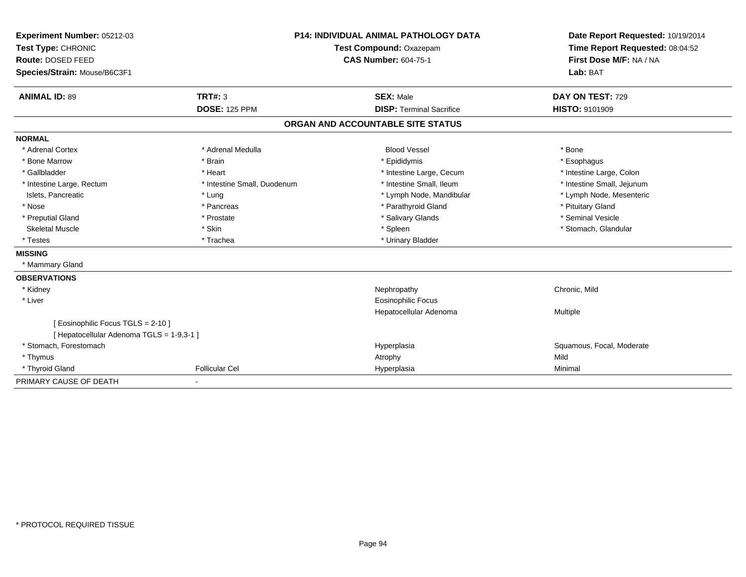**Experiment Number:** 05212-03
**Test Type:** CHRONIC
**Route:** DOSED FEED
**Species/Strain:** Mouse/B6C3F1

**P14: INDIVIDUAL ANIMAL PATHOLOGY DATA**
**Test Compound:** Oxazepam
**CAS Number:** 604-75-1

**Date Report Requested:** 10/19/2014
**Time Report Requested:** 08:04:52
**First Dose M/F:** NA / NA
**Lab:** BAT

| **ANIMAL ID:** 89 | **TRT#:** 3 | **SEX:** Male | **DAY ON TEST:** 729 |
|---|---|---|---|
| | **DOSE:** 125 PPM | **DISP:** Terminal Sacrifice | **HISTO:** 9101909 |

## ORGAN AND ACCOUNTABLE SITE STATUS

**NORMAL**

| | | | |
|---|---|---|---|
| * Adrenal Cortex | * Adrenal Medulla | Blood Vessel | * Bone |
| * Bone Marrow | * Brain | * Epididymis | * Esophagus |
| * Gallbladder | * Heart | * Intestine Large, Cecum | * Intestine Large, Colon |
| * Intestine Large, Rectum | * Intestine Small, Duodenum | * Intestine Small, Ileum | * Intestine Small, Jejunum |
| Islets, Pancreatic | * Lung | * Lymph Node, Mandibular | * Lymph Node, Mesenteric |
| * Nose | * Pancreas | * Parathyroid Gland | * Pituitary Gland |
| * Preputial Gland | * Prostate | * Salivary Glands | * Seminal Vesicle |
| Skeletal Muscle | * Skin | * Spleen | * Stomach, Glandular |
| * Testes | * Trachea | * Urinary Bladder | |

**MISSING**

* Mammary Gland

**OBSERVATIONS**

| | | | |
|---|---|---|---|
| * Kidney | | Nephropathy | Chronic, Mild |
| * Liver | | Eosinophilic Focus | |
| | | Hepatocellular Adenoma | Multiple |
| [ Eosinophilic Focus TGLS = 2-10 ] | | | |
| [ Hepatocellular Adenoma TGLS = 1-9,3-1 ] | | | |
| * Stomach, Forestomach | | Hyperplasia | Squamous, Focal, Moderate |
| * Thymus | | Atrophy | Mild |
| * Thyroid Gland | Follicular Cel | Hyperplasia | Minimal |

PRIMARY CAUSE OF DEATH -

* PROTOCOL REQUIRED TISSUE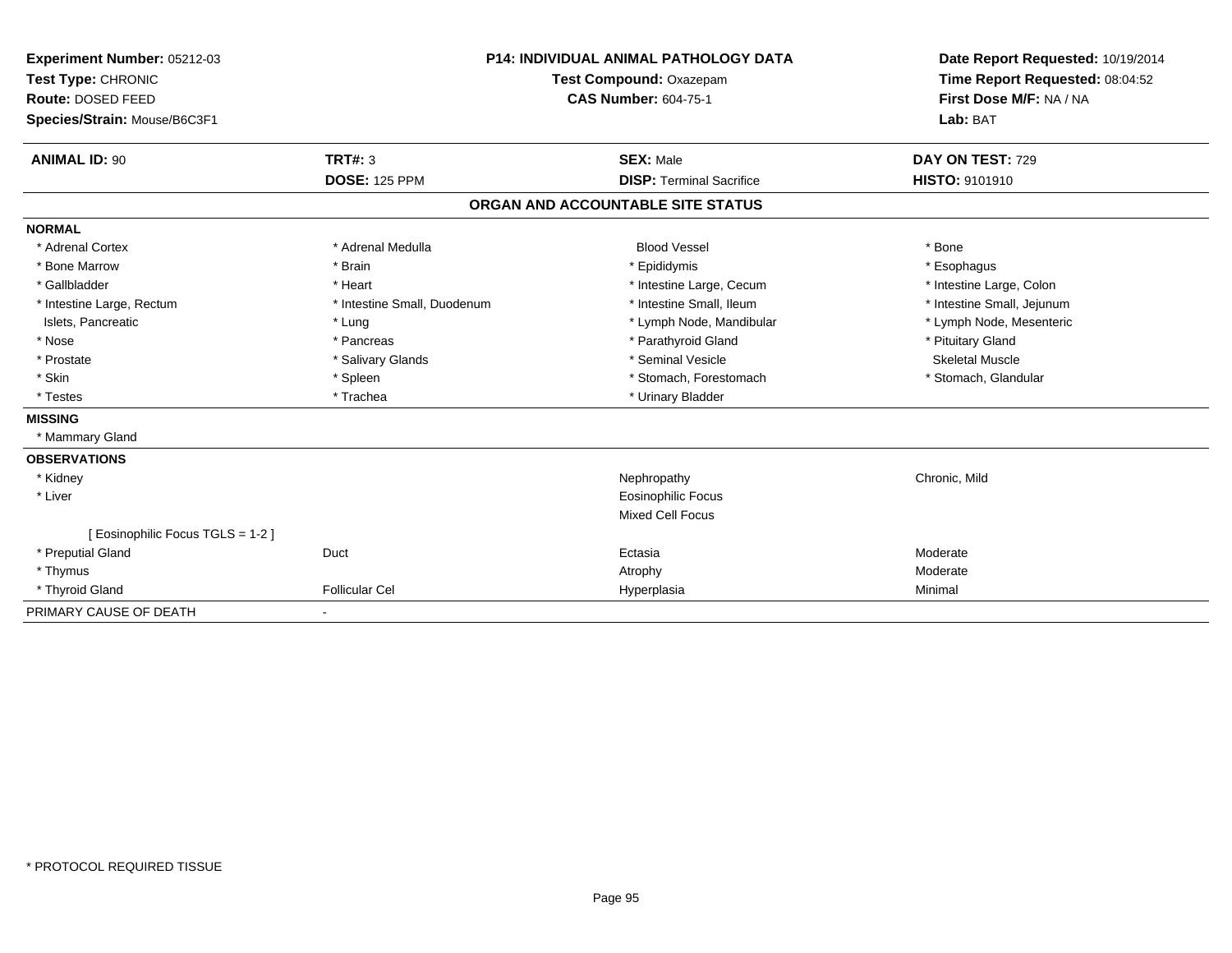**Experiment Number:** 05212-03
**Test Type:** CHRONIC
**Route:** DOSED FEED
**Species/Strain:** Mouse/B6C3F1

**P14: INDIVIDUAL ANIMAL PATHOLOGY DATA**
**Test Compound:** Oxazepam
**CAS Number:** 604-75-1

**Date Report Requested:** 10/19/2014
**Time Report Requested:** 08:04:52
**First Dose M/F:** NA / NA
**Lab:** BAT

| **ANIMAL ID:** 90 | **TRT#:** 3 | **SEX:** Male | **DAY ON TEST:** 729 |
|---|---|---|---|
| | **DOSE:** 125 PPM | **DISP:** Terminal Sacrifice | **HISTO:** 9101910 |

**ORGAN AND ACCOUNTABLE SITE STATUS**

| | | | |
|---|---|---|---|
| **NORMAL** | | | |
| * Adrenal Cortex | * Adrenal Medulla | Blood Vessel | * Bone |
| * Bone Marrow | * Brain | * Epididymis | * Esophagus |
| * Gallbladder | * Heart | * Intestine Large, Cecum | * Intestine Large, Colon |
| * Intestine Large, Rectum | * Intestine Small, Duodenum | * Intestine Small, Ileum | * Intestine Small, Jejunum |
| Islets, Pancreatic | * Lung | * Lymph Node, Mandibular | * Lymph Node, Mesenteric |
| * Nose | * Pancreas | * Parathyroid Gland | * Pituitary Gland |
| * Prostate | * Salivary Glands | * Seminal Vesicle | Skeletal Muscle |
| * Skin | * Spleen | * Stomach, Forestomach | * Stomach, Glandular |
| * Testes | * Trachea | * Urinary Bladder | |
| **MISSING** | | | |
| * Mammary Gland | | | |
| **OBSERVATIONS** | | | |
| * Kidney | | Nephropathy | Chronic, Mild |
| * Liver | | Eosinophilic Focus | |
| | | Mixed Cell Focus | |
| [ Eosinophilic Focus TGLS = 1-2 ] | | | |
| * Preputial Gland | Duct | Ectasia | Moderate |
| * Thymus | | Atrophy | Moderate |
| * Thyroid Gland | Follicular Cel | Hyperplasia | Minimal |
| PRIMARY CAUSE OF DEATH | - | | |

* PROTOCOL REQUIRED TISSUE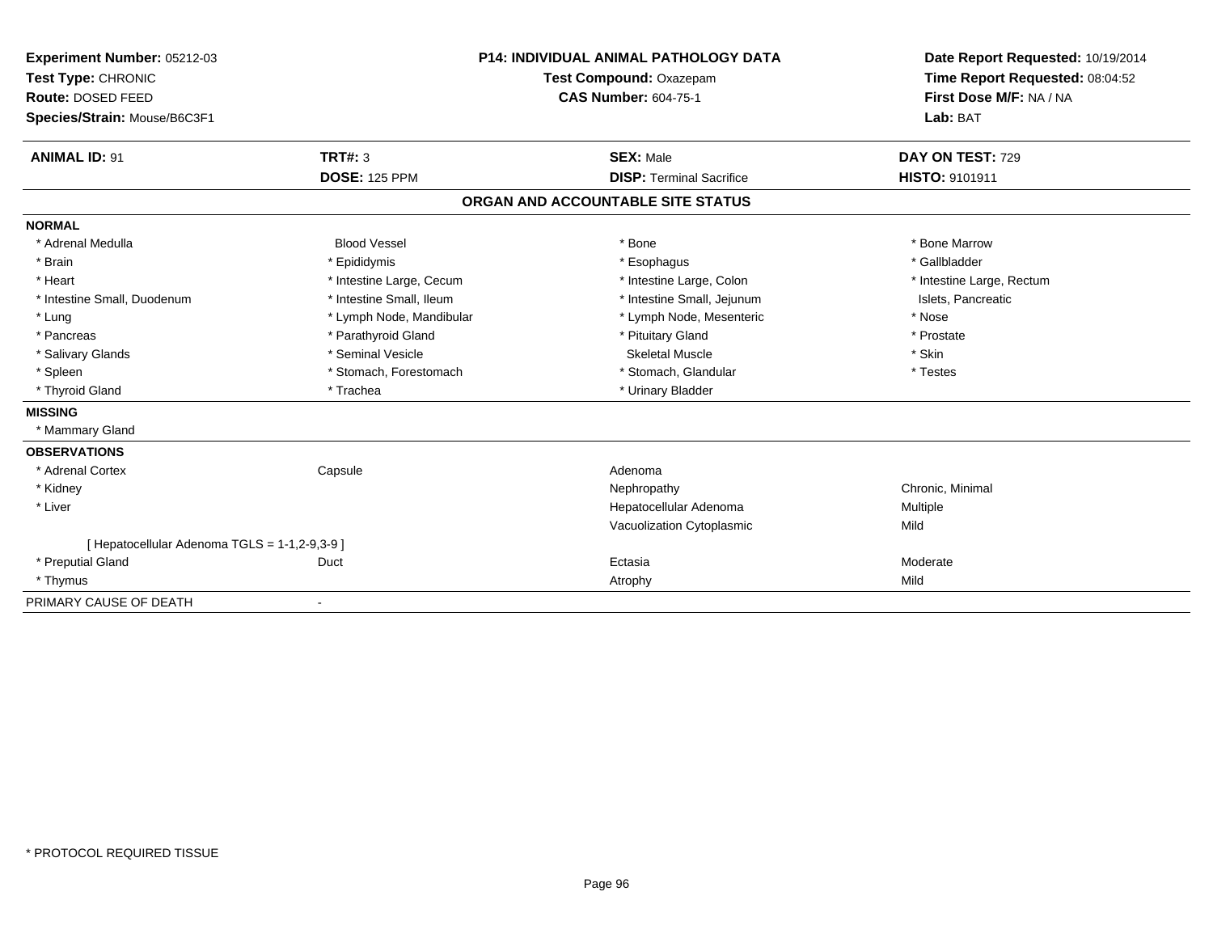**Experiment Number:** 05212-03
**Test Type:** CHRONIC
**Route:** DOSED FEED
**Species/Strain:** Mouse/B6C3F1

**P14: INDIVIDUAL ANIMAL PATHOLOGY DATA**
**Test Compound:** Oxazepam
**CAS Number:** 604-75-1

**Date Report Requested:** 10/19/2014
**Time Report Requested:** 08:04:52
**First Dose M/F:** NA / NA
**Lab:** BAT

| **ANIMAL ID:** 91 | **TRT#:** 3 | **SEX:** Male | **DAY ON TEST:** 729 |
|---|---|---|---|
| | **DOSE:** 125 PPM | **DISP:** Terminal Sacrifice | **HISTO:** 9101911 |

## ORGAN AND ACCOUNTABLE SITE STATUS

**NORMAL**

| | | | |
|---|---|---|---|
| * Adrenal Medulla | Blood Vessel | * Bone | * Bone Marrow |
| * Brain | * Epididymis | * Esophagus | * Gallbladder |
| * Heart | * Intestine Large, Cecum | * Intestine Large, Colon | * Intestine Large, Rectum |
| * Intestine Small, Duodenum | * Intestine Small, Ileum | * Intestine Small, Jejunum | Islets, Pancreatic |
| * Lung | * Lymph Node, Mandibular | * Lymph Node, Mesenteric | * Nose |
| * Pancreas | * Parathyroid Gland | * Pituitary Gland | * Prostate |
| * Salivary Glands | * Seminal Vesicle | Skeletal Muscle | * Skin |
| * Spleen | * Stomach, Forestomach | * Stomach, Glandular | * Testes |
| * Thyroid Gland | * Trachea | * Urinary Bladder | |

**MISSING**

* Mammary Gland

**OBSERVATIONS**

| | | | |
|---|---|---|---|
| * Adrenal Cortex | Capsule | Adenoma | |
| * Kidney | | Nephropathy | Chronic, Minimal |
| * Liver | | Hepatocellular Adenoma | Multiple |
| | | Vacuolization Cytoplasmic | Mild |
| [ Hepatocellular Adenoma TGLS = 1-1,2-9,3-9 ] | | | |
| * Preputial Gland | Duct | Ectasia | Moderate |
| * Thymus | | Atrophy | Mild |

PRIMARY CAUSE OF DEATH -

\* PROTOCOL REQUIRED TISSUE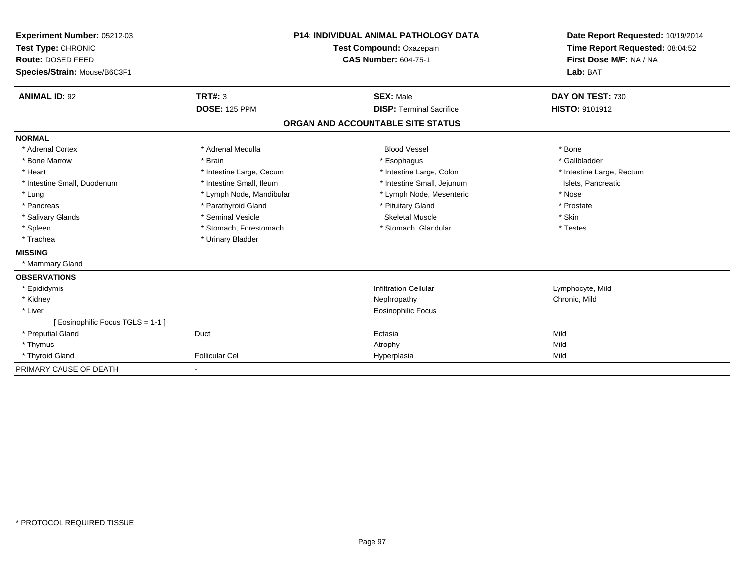**Experiment Number:** 05212-03
**Test Type:** CHRONIC
**Route:** DOSED FEED
**Species/Strain:** Mouse/B6C3F1

**P14: INDIVIDUAL ANIMAL PATHOLOGY DATA**
**Test Compound:** Oxazepam
**CAS Number:** 604-75-1

**Date Report Requested:** 10/19/2014
**Time Report Requested:** 08:04:52
**First Dose M/F:** NA / NA
**Lab:** BAT

| **ANIMAL ID:** 92 | **TRT#:** 3 | **SEX:** Male | **DAY ON TEST:** 730 |
|---|---|---|---|
| | **DOSE:** 125 PPM | **DISP:** Terminal Sacrifice | **HISTO:** 9101912 |

## ORGAN AND ACCOUNTABLE SITE STATUS

**NORMAL**

| | | | |
|---|---|---|---|
| * Adrenal Cortex | * Adrenal Medulla | Blood Vessel | * Bone |
| * Bone Marrow | * Brain | * Esophagus | * Gallbladder |
| * Heart | * Intestine Large, Cecum | * Intestine Large, Colon | * Intestine Large, Rectum |
| * Intestine Small, Duodenum | * Intestine Small, Ileum | * Intestine Small, Jejunum | Islets, Pancreatic |
| * Lung | * Lymph Node, Mandibular | * Lymph Node, Mesenteric | * Nose |
| * Pancreas | * Parathyroid Gland | * Pituitary Gland | * Prostate |
| * Salivary Glands | * Seminal Vesicle | Skeletal Muscle | * Skin |
| * Spleen | * Stomach, Forestomach | * Stomach, Glandular | * Testes |
| * Trachea | * Urinary Bladder | | |

**MISSING**

* Mammary Gland

**OBSERVATIONS**

| | | | |
|---|---|---|---|
| * Epididymis | | Infiltration Cellular | Lymphocyte, Mild |
| * Kidney | | Nephropathy | Chronic, Mild |
| * Liver | | Eosinophilic Focus | |
| [ Eosinophilic Focus TGLS = 1-1 ] | | | |
| * Preputial Gland | Duct | Ectasia | Mild |
| * Thymus | | Atrophy | Mild |
| * Thyroid Gland | Follicular Cel | Hyperplasia | Mild |

PRIMARY CAUSE OF DEATH -

* PROTOCOL REQUIRED TISSUE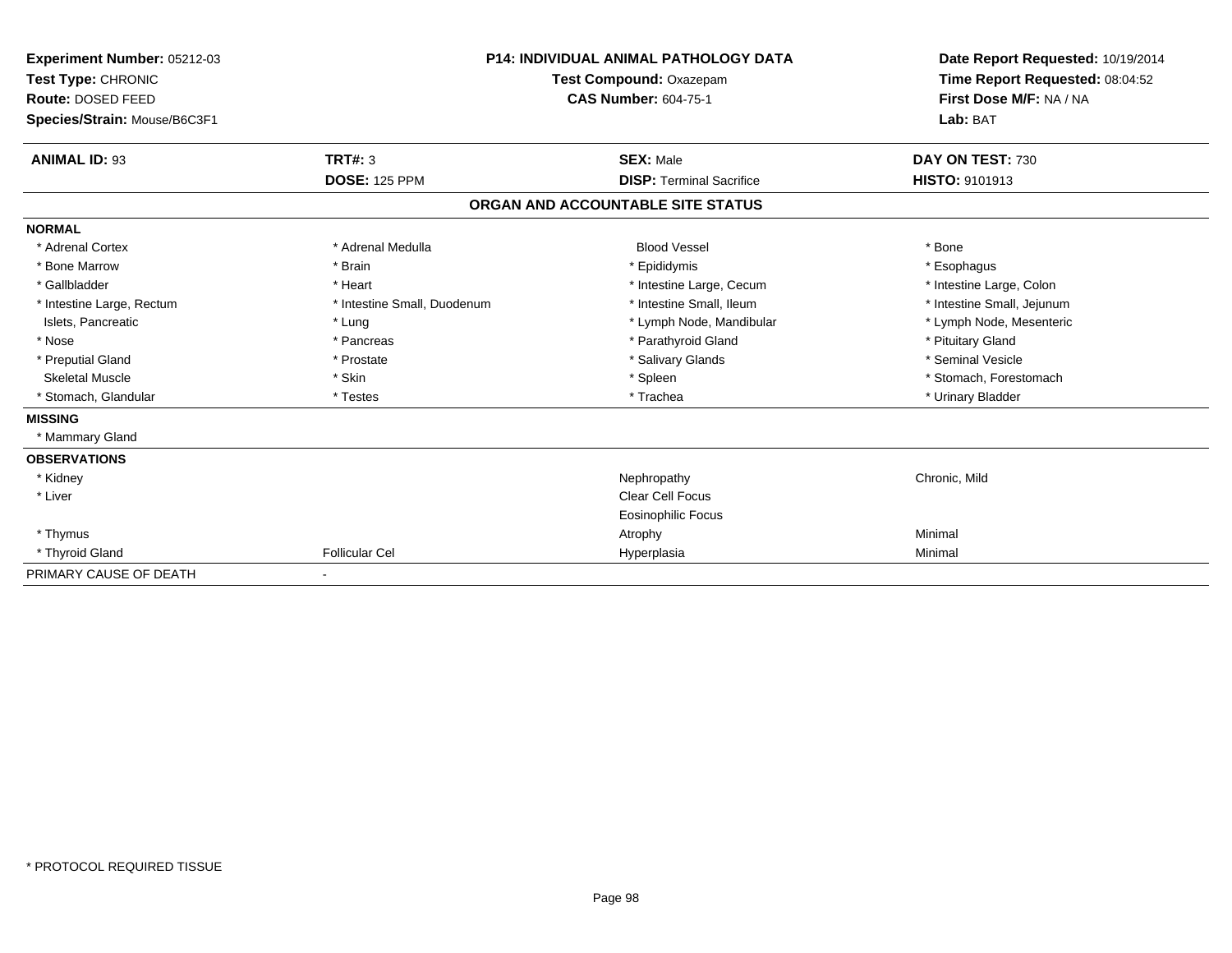**Experiment Number:** 05212-03
**Test Type:** CHRONIC
**Route:** DOSED FEED
**Species/Strain:** Mouse/B6C3F1

**P14: INDIVIDUAL ANIMAL PATHOLOGY DATA**
**Test Compound:** Oxazepam
**CAS Number:** 604-75-1

**Date Report Requested:** 10/19/2014
**Time Report Requested:** 08:04:52
**First Dose M/F:** NA / NA
**Lab:** BAT

| **ANIMAL ID:** 93 | **TRT#:** 3 | **SEX:** Male | **DAY ON TEST:** 730 |
|---|---|---|---|
| | **DOSE:** 125 PPM | **DISP:** Terminal Sacrifice | **HISTO:** 9101913 |

## ORGAN AND ACCOUNTABLE SITE STATUS

| | | | |
|---|---|---|---|
| **NORMAL** | | | |
| * Adrenal Cortex | * Adrenal Medulla | Blood Vessel | * Bone |
| * Bone Marrow | * Brain | * Epididymis | * Esophagus |
| * Gallbladder | * Heart | * Intestine Large, Cecum | * Intestine Large, Colon |
| * Intestine Large, Rectum | * Intestine Small, Duodenum | * Intestine Small, Ileum | * Intestine Small, Jejunum |
| Islets, Pancreatic | * Lung | * Lymph Node, Mandibular | * Lymph Node, Mesenteric |
| * Nose | * Pancreas | * Parathyroid Gland | * Pituitary Gland |
| * Preputial Gland | * Prostate | * Salivary Glands | * Seminal Vesicle |
| Skeletal Muscle | * Skin | * Spleen | * Stomach, Forestomach |
| * Stomach, Glandular | * Testes | * Trachea | * Urinary Bladder |
| **MISSING** | | | |
| * Mammary Gland | | | |
| **OBSERVATIONS** | | | |
| * Kidney | | Nephropathy | Chronic, Mild |
| * Liver | | Clear Cell Focus | |
| | | Eosinophilic Focus | |
| * Thymus | | Atrophy | Minimal |
| * Thyroid Gland | Follicular Cel | Hyperplasia | Minimal |
| PRIMARY CAUSE OF DEATH | - | | |

* PROTOCOL REQUIRED TISSUE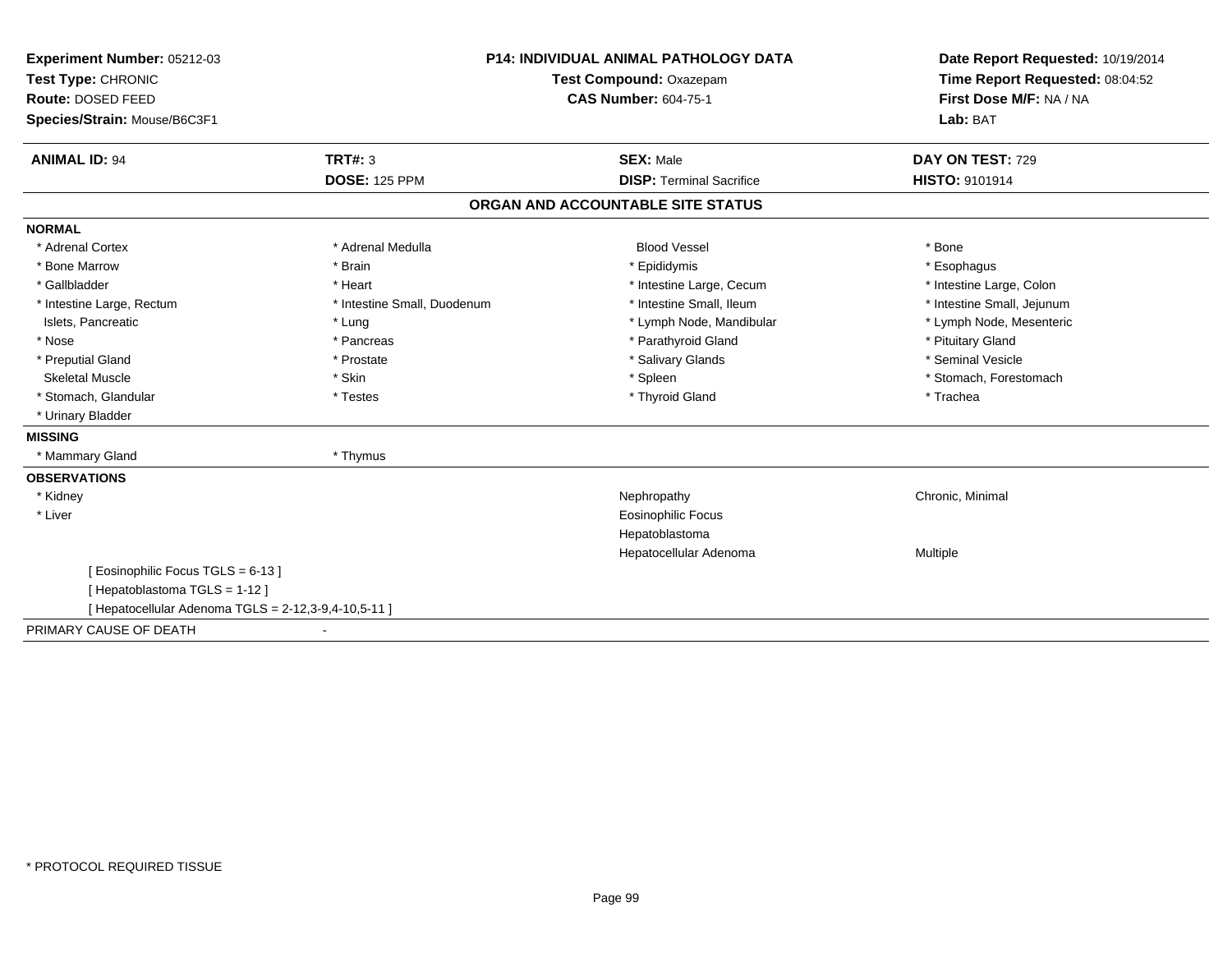**Experiment Number:** 05212-03
**Test Type:** CHRONIC
**Route:** DOSED FEED
**Species/Strain:** Mouse/B6C3F1

**P14: INDIVIDUAL ANIMAL PATHOLOGY DATA**
**Test Compound:** Oxazepam
**CAS Number:** 604-75-1

**Date Report Requested:** 10/19/2014
**Time Report Requested:** 08:04:52
**First Dose M/F:** NA / NA
**Lab:** BAT

| **ANIMAL ID:** 94 | **TRT#:** 3 | **SEX:** Male | **DAY ON TEST:** 729 |
|---|---|---|---|
| | **DOSE:** 125 PPM | **DISP:** Terminal Sacrifice | **HISTO:** 9101914 |

## ORGAN AND ACCOUNTABLE SITE STATUS

**NORMAL**

| | | | |
|---|---|---|---|
| * Adrenal Cortex | * Adrenal Medulla | Blood Vessel | * Bone |
| * Bone Marrow | * Brain | * Epididymis | * Esophagus |
| * Gallbladder | * Heart | * Intestine Large, Cecum | * Intestine Large, Colon |
| * Intestine Large, Rectum | * Intestine Small, Duodenum | * Intestine Small, Ileum | * Intestine Small, Jejunum |
| Islets, Pancreatic | * Lung | * Lymph Node, Mandibular | * Lymph Node, Mesenteric |
| * Nose | * Pancreas | * Parathyroid Gland | * Pituitary Gland |
| * Preputial Gland | * Prostate | * Salivary Glands | * Seminal Vesicle |
| Skeletal Muscle | * Skin | * Spleen | * Stomach, Forestomach |
| * Stomach, Glandular | * Testes | * Thyroid Gland | * Trachea |
| * Urinary Bladder | | | |

**MISSING**

| | |
|---|---|
| * Mammary Gland | * Thymus |

**OBSERVATIONS**

| | | |
|---|---|---|
| * Kidney | Nephropathy | Chronic, Minimal |
| * Liver | Eosinophilic Focus | |
| | Hepatoblastoma | |
| | Hepatocellular Adenoma | Multiple |

[ Eosinophilic Focus TGLS = 6-13 ]
[ Hepatoblastoma TGLS = 1-12 ]
[ Hepatocellular Adenoma TGLS = 2-12,3-9,4-10,5-11 ]

PRIMARY CAUSE OF DEATH -

* PROTOCOL REQUIRED TISSUE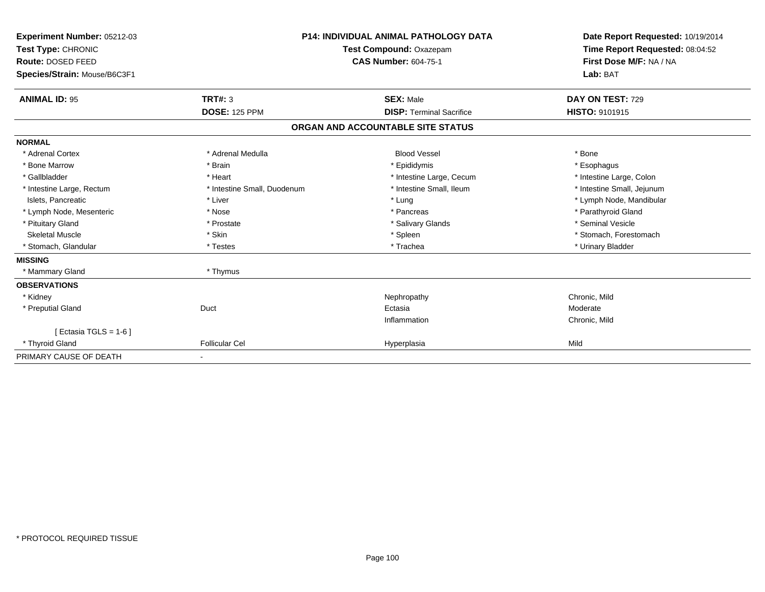**Experiment Number:** 05212-03
**Test Type:** CHRONIC
**Route:** DOSED FEED
**Species/Strain:** Mouse/B6C3F1

**P14: INDIVIDUAL ANIMAL PATHOLOGY DATA**
**Test Compound:** Oxazepam
**CAS Number:** 604-75-1

**Date Report Requested:** 10/19/2014
**Time Report Requested:** 08:04:52
**First Dose M/F:** NA / NA
**Lab:** BAT

| **ANIMAL ID:** 95 | **TRT#:** 3 | **SEX:** Male | **DAY ON TEST:** 729 |
|---|---|---|---|
| | **DOSE:** 125 PPM | **DISP:** Terminal Sacrifice | **HISTO:** 9101915 |

## ORGAN AND ACCOUNTABLE SITE STATUS

| | | | |
|---|---|---|---|
| **NORMAL** | | | |
| * Adrenal Cortex | * Adrenal Medulla | Blood Vessel | * Bone |
| * Bone Marrow | * Brain | * Epididymis | * Esophagus |
| * Gallbladder | * Heart | * Intestine Large, Cecum | * Intestine Large, Colon |
| * Intestine Large, Rectum | * Intestine Small, Duodenum | * Intestine Small, Ileum | * Intestine Small, Jejunum |
| Islets, Pancreatic | * Liver | * Lung | * Lymph Node, Mandibular |
| * Lymph Node, Mesenteric | * Nose | * Pancreas | * Parathyroid Gland |
| * Pituitary Gland | * Prostate | * Salivary Glands | * Seminal Vesicle |
| Skeletal Muscle | * Skin | * Spleen | * Stomach, Forestomach |
| * Stomach, Glandular | * Testes | * Trachea | * Urinary Bladder |
| **MISSING** | | | |
| * Mammary Gland | * Thymus | | |
| **OBSERVATIONS** | | | |
| * Kidney | | Nephropathy | Chronic, Mild |
| * Preputial Gland | Duct | Ectasia | Moderate |
| | | Inflammation | Chronic, Mild |
| [ Ectasia TGLS = 1-6 ] | | | |
| * Thyroid Gland | Follicular Cel | Hyperplasia | Mild |
| PRIMARY CAUSE OF DEATH | - | | |

* PROTOCOL REQUIRED TISSUE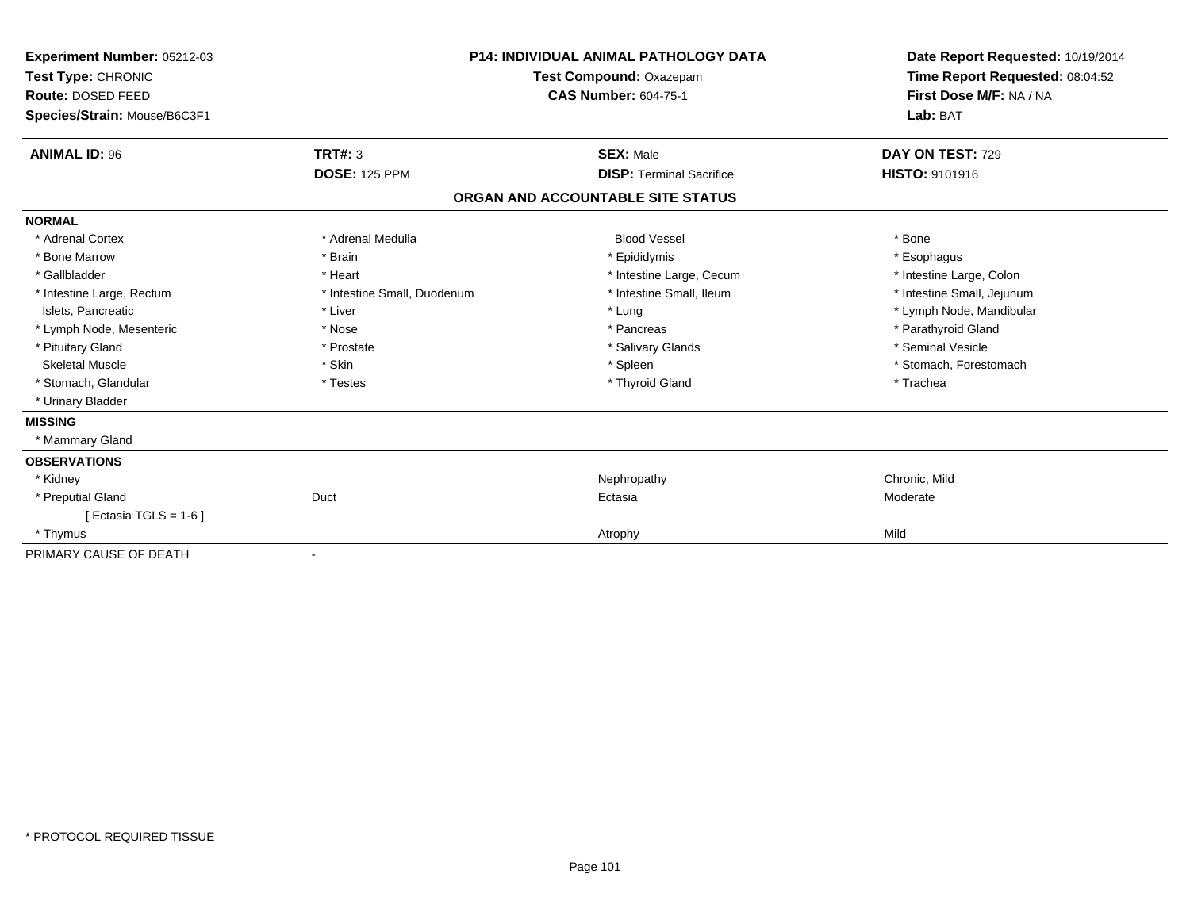**Experiment Number:** 05212-03
**Test Type:** CHRONIC
**Route:** DOSED FEED
**Species/Strain:** Mouse/B6C3F1

**P14: INDIVIDUAL ANIMAL PATHOLOGY DATA**
**Test Compound:** Oxazepam
**CAS Number:** 604-75-1

**Date Report Requested:** 10/19/2014
**Time Report Requested:** 08:04:52
**First Dose M/F:** NA / NA
**Lab:** BAT

| **ANIMAL ID:** 96 | **TRT#:** 3 | **SEX:** Male | **DAY ON TEST:** 729 |
|---|---|---|---|
| | **DOSE:** 125 PPM | **DISP:** Terminal Sacrifice | **HISTO:** 9101916 |

## ORGAN AND ACCOUNTABLE SITE STATUS

**NORMAL**

| | | | |
|---|---|---|---|
| * Adrenal Cortex | * Adrenal Medulla | Blood Vessel | * Bone |
| * Bone Marrow | * Brain | * Epididymis | * Esophagus |
| * Gallbladder | * Heart | * Intestine Large, Cecum | * Intestine Large, Colon |
| * Intestine Large, Rectum | * Intestine Small, Duodenum | * Intestine Small, Ileum | * Intestine Small, Jejunum |
| Islets, Pancreatic | * Liver | * Lung | * Lymph Node, Mandibular |
| * Lymph Node, Mesenteric | * Nose | * Pancreas | * Parathyroid Gland |
| * Pituitary Gland | * Prostate | * Salivary Glands | * Seminal Vesicle |
| Skeletal Muscle | * Skin | * Spleen | * Stomach, Forestomach |
| * Stomach, Glandular | * Testes | * Thyroid Gland | * Trachea |
| * Urinary Bladder | | | |

**MISSING**

* Mammary Gland

**OBSERVATIONS**

| | | | |
|---|---|---|---|
| * Kidney | | Nephropathy | Chronic, Mild |
| * Preputial Gland | Duct | Ectasia | Moderate |
| [ Ectasia TGLS = 1-6 ] | | | |
| * Thymus | | Atrophy | Mild |

PRIMARY CAUSE OF DEATH -

* PROTOCOL REQUIRED TISSUE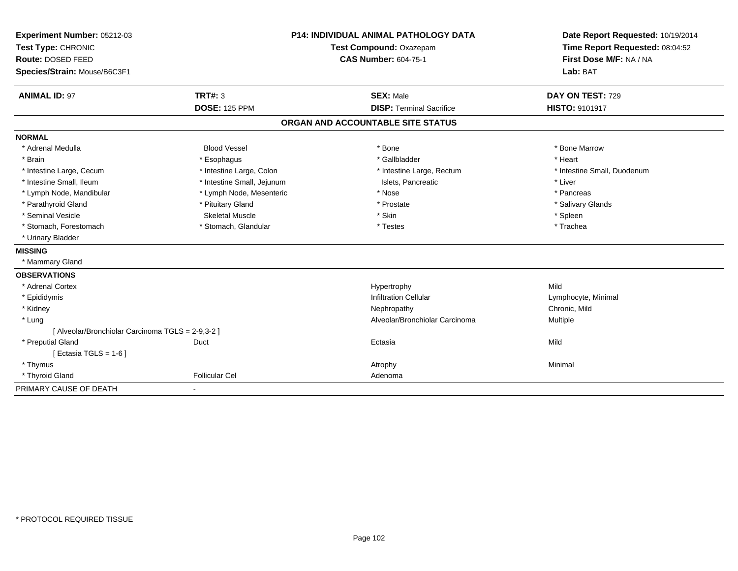**Experiment Number:** 05212-03
**Test Type:** CHRONIC
**Route:** DOSED FEED
**Species/Strain:** Mouse/B6C3F1

**P14: INDIVIDUAL ANIMAL PATHOLOGY DATA**
**Test Compound:** Oxazepam
**CAS Number:** 604-75-1

**Date Report Requested:** 10/19/2014
**Time Report Requested:** 08:04:52
**First Dose M/F:** NA / NA
**Lab:** BAT

| **ANIMAL ID:** 97 | **TRT#:** 3 | **SEX:** Male | **DAY ON TEST:** 729 |
|---|---|---|---|
| | **DOSE:** 125 PPM | **DISP:** Terminal Sacrifice | **HISTO:** 9101917 |

## ORGAN AND ACCOUNTABLE SITE STATUS

**NORMAL**

| | | | |
|---|---|---|---|
| * Adrenal Medulla | Blood Vessel | * Bone | * Bone Marrow |
| * Brain | * Esophagus | * Gallbladder | * Heart |
| * Intestine Large, Cecum | * Intestine Large, Colon | * Intestine Large, Rectum | * Intestine Small, Duodenum |
| * Intestine Small, Ileum | * Intestine Small, Jejunum | Islets, Pancreatic | * Liver |
| * Lymph Node, Mandibular | * Lymph Node, Mesenteric | * Nose | * Pancreas |
| * Parathyroid Gland | * Pituitary Gland | * Prostate | * Salivary Glands |
| * Seminal Vesicle | Skeletal Muscle | * Skin | * Spleen |
| * Stomach, Forestomach | * Stomach, Glandular | * Testes | * Trachea |
| * Urinary Bladder | | | |

**MISSING**

* Mammary Gland

**OBSERVATIONS**

| | | | |
|---|---|---|---|
| * Adrenal Cortex | | Hypertrophy | Mild |
| * Epididymis | | Infiltration Cellular | Lymphocyte, Minimal |
| * Kidney | | Nephropathy | Chronic, Mild |
| * Lung | | Alveolar/Bronchiolar Carcinoma | Multiple |
| [ Alveolar/Bronchiolar Carcinoma TGLS = 2-9,3-2 ] | | | |
| * Preputial Gland | Duct | Ectasia | Mild |
| [ Ectasia TGLS = 1-6 ] | | | |
| * Thymus | | Atrophy | Minimal |
| * Thyroid Gland | Follicular Cel | Adenoma | |

PRIMARY CAUSE OF DEATH -

* PROTOCOL REQUIRED TISSUE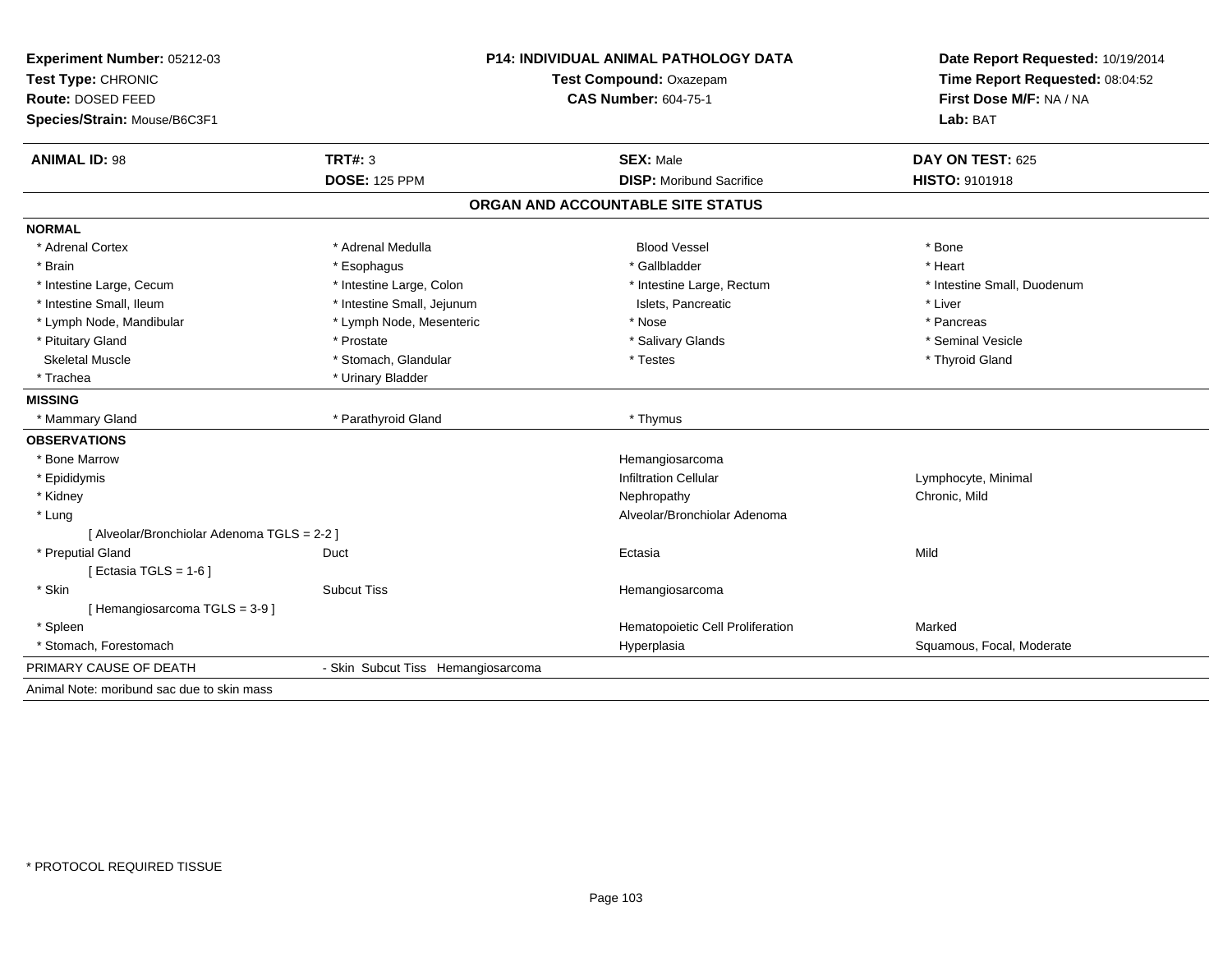**Experiment Number:** 05212-03
**Test Type:** CHRONIC
**Route:** DOSED FEED
**Species/Strain:** Mouse/B6C3F1

**P14: INDIVIDUAL ANIMAL PATHOLOGY DATA**
**Test Compound:** Oxazepam
**CAS Number:** 604-75-1

**Date Report Requested:** 10/19/2014
**Time Report Requested:** 08:04:52
**First Dose M/F:** NA / NA
**Lab:** BAT

| **ANIMAL ID:** 98 | **TRT#:** 3 | **SEX:** Male | **DAY ON TEST:** 625 |
|---|---|---|---|
| | **DOSE:** 125 PPM | **DISP:** Moribund Sacrifice | **HISTO:** 9101918 |

## ORGAN AND ACCOUNTABLE SITE STATUS

**NORMAL**

| | | | |
|---|---|---|---|
| * Adrenal Cortex | * Adrenal Medulla | Blood Vessel | * Bone |
| * Brain | * Esophagus | * Gallbladder | * Heart |
| * Intestine Large, Cecum | * Intestine Large, Colon | * Intestine Large, Rectum | * Intestine Small, Duodenum |
| * Intestine Small, Ileum | * Intestine Small, Jejunum | Islets, Pancreatic | * Liver |
| * Lymph Node, Mandibular | * Lymph Node, Mesenteric | * Nose | * Pancreas |
| * Pituitary Gland | * Prostate | * Salivary Glands | * Seminal Vesicle |
| Skeletal Muscle | * Stomach, Glandular | * Testes | * Thyroid Gland |
| * Trachea | * Urinary Bladder | | |

**MISSING**

| | | |
|---|---|---|
| * Mammary Gland | * Parathyroid Gland | * Thymus |

**OBSERVATIONS**

| | | | |
|---|---|---|---|
| * Bone Marrow | | Hemangiosarcoma | |
| * Epididymis | | Infiltration Cellular | Lymphocyte, Minimal |
| * Kidney | | Nephropathy | Chronic, Mild |
| * Lung | | Alveolar/Bronchiolar Adenoma | |
| [ Alveolar/Bronchiolar Adenoma TGLS = 2-2 ] | | | |
| * Preputial Gland | Duct | Ectasia | Mild |
| [ Ectasia TGLS = 1-6 ] | | | |
| * Skin | Subcut Tiss | Hemangiosarcoma | |
| [ Hemangiosarcoma TGLS = 3-9 ] | | | |
| * Spleen | | Hematopoietic Cell Proliferation | Marked |
| * Stomach, Forestomach | | Hyperplasia | Squamous, Focal, Moderate |

PRIMARY CAUSE OF DEATH - Skin Subcut Tiss Hemangiosarcoma

Animal Note: moribund sac due to skin mass

* PROTOCOL REQUIRED TISSUE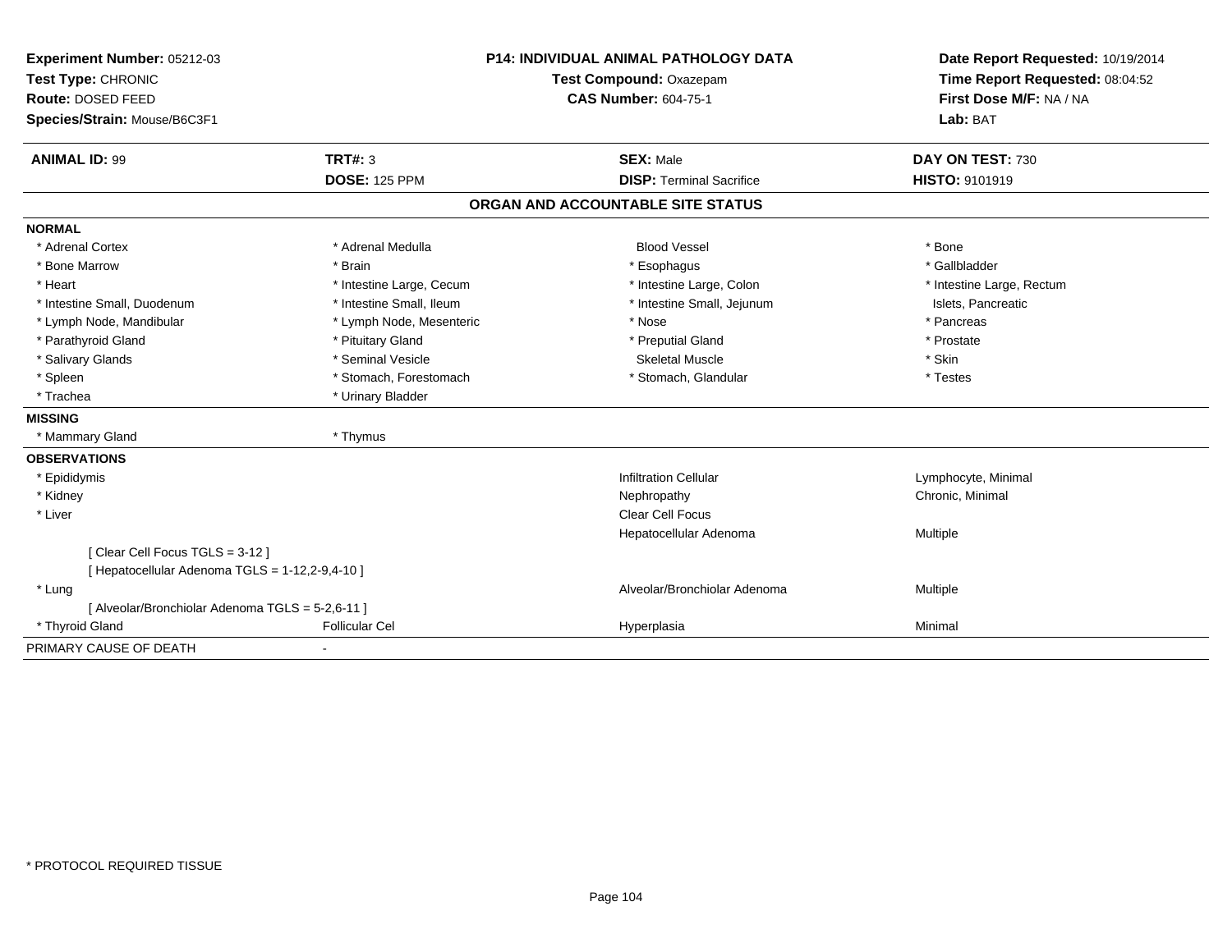**Experiment Number:** 05212-03
**Test Type:** CHRONIC
**Route:** DOSED FEED
**Species/Strain:** Mouse/B6C3F1

**P14: INDIVIDUAL ANIMAL PATHOLOGY DATA**
**Test Compound:** Oxazepam
**CAS Number:** 604-75-1

**Date Report Requested:** 10/19/2014
**Time Report Requested:** 08:04:52
**First Dose M/F:** NA / NA
**Lab:** BAT

| **ANIMAL ID:** 99 | **TRT#:** 3 | **SEX:** Male | **DAY ON TEST:** 730 |
|---|---|---|---|
| | **DOSE:** 125 PPM | **DISP:** Terminal Sacrifice | **HISTO:** 9101919 |

## ORGAN AND ACCOUNTABLE SITE STATUS

**NORMAL**

| | | | |
|---|---|---|---|
| * Adrenal Cortex | * Adrenal Medulla | Blood Vessel | * Bone |
| * Bone Marrow | * Brain | * Esophagus | * Gallbladder |
| * Heart | * Intestine Large, Cecum | * Intestine Large, Colon | * Intestine Large, Rectum |
| * Intestine Small, Duodenum | * Intestine Small, Ileum | * Intestine Small, Jejunum | Islets, Pancreatic |
| * Lymph Node, Mandibular | * Lymph Node, Mesenteric | * Nose | * Pancreas |
| * Parathyroid Gland | * Pituitary Gland | * Preputial Gland | * Prostate |
| * Salivary Glands | * Seminal Vesicle | Skeletal Muscle | * Skin |
| * Spleen | * Stomach, Forestomach | * Stomach, Glandular | * Testes |
| * Trachea | * Urinary Bladder | | |

**MISSING**

| | |
|---|---|
| * Mammary Gland | * Thymus |

**OBSERVATIONS**

| | | | |
|---|---|---|---|
| * Epididymis | | Infiltration Cellular | Lymphocyte, Minimal |
| * Kidney | | Nephropathy | Chronic, Minimal |
| * Liver | | Clear Cell Focus | |
| | | Hepatocellular Adenoma | Multiple |
| [ Clear Cell Focus TGLS = 3-12 ] | | | |
| [ Hepatocellular Adenoma TGLS = 1-12,2-9,4-10 ] | | | |
| * Lung | | Alveolar/Bronchiolar Adenoma | Multiple |
| [ Alveolar/Bronchiolar Adenoma TGLS = 5-2,6-11 ] | | | |
| * Thyroid Gland | Follicular Cel | Hyperplasia | Minimal |

PRIMARY CAUSE OF DEATH -

\* PROTOCOL REQUIRED TISSUE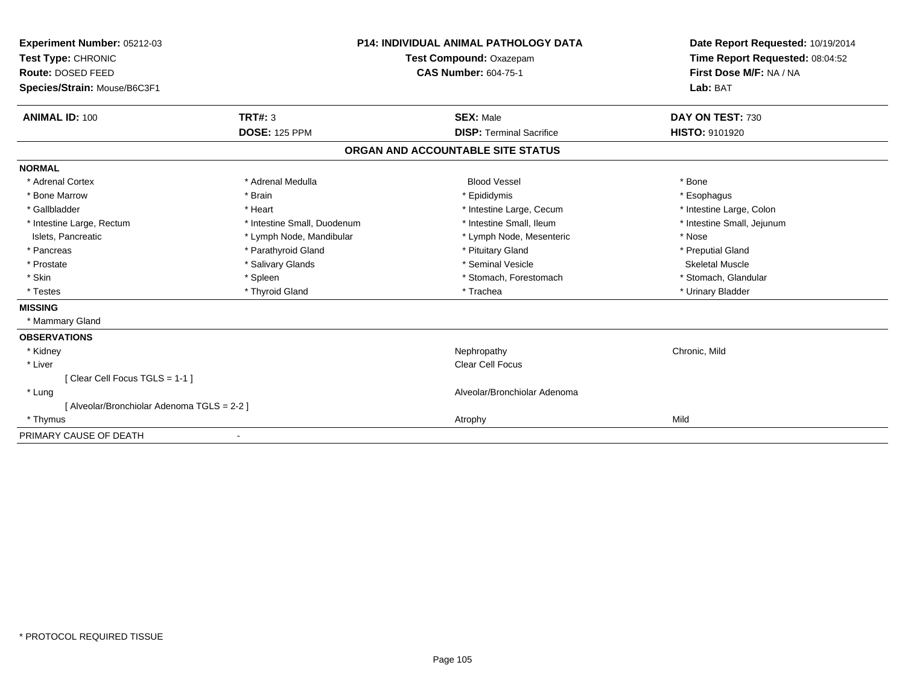**Experiment Number:** 05212-03
**Test Type:** CHRONIC
**Route:** DOSED FEED
**Species/Strain:** Mouse/B6C3F1

**P14: INDIVIDUAL ANIMAL PATHOLOGY DATA**
**Test Compound:** Oxazepam
**CAS Number:** 604-75-1

**Date Report Requested:** 10/19/2014
**Time Report Requested:** 08:04:52
**First Dose M/F:** NA / NA
**Lab:** BAT

| **ANIMAL ID:** 100 | **TRT#:** 3 | **SEX:** Male | **DAY ON TEST:** 730 |
|---|---|---|---|
| | **DOSE:** 125 PPM | **DISP:** Terminal Sacrifice | **HISTO:** 9101920 |

## ORGAN AND ACCOUNTABLE SITE STATUS

**NORMAL**

| | | | |
|---|---|---|---|
| * Adrenal Cortex | * Adrenal Medulla | Blood Vessel | * Bone |
| * Bone Marrow | * Brain | * Epididymis | * Esophagus |
| * Gallbladder | * Heart | * Intestine Large, Cecum | * Intestine Large, Colon |
| * Intestine Large, Rectum | * Intestine Small, Duodenum | * Intestine Small, Ileum | * Intestine Small, Jejunum |
| Islets, Pancreatic | * Lymph Node, Mandibular | * Lymph Node, Mesenteric | * Nose |
| * Pancreas | * Parathyroid Gland | * Pituitary Gland | * Preputial Gland |
| * Prostate | * Salivary Glands | * Seminal Vesicle | Skeletal Muscle |
| * Skin | * Spleen | * Stomach, Forestomach | * Stomach, Glandular |
| * Testes | * Thyroid Gland | * Trachea | * Urinary Bladder |

**MISSING**

* Mammary Gland

**OBSERVATIONS**

| | | |
|---|---|---|
| * Kidney | Nephropathy | Chronic, Mild |
| * Liver | Clear Cell Focus | |
| [ Clear Cell Focus TGLS = 1-1 ] | | |
| * Lung | Alveolar/Bronchiolar Adenoma | |
| [ Alveolar/Bronchiolar Adenoma TGLS = 2-2 ] | | |
| * Thymus | Atrophy | Mild |

PRIMARY CAUSE OF DEATH -

* PROTOCOL REQUIRED TISSUE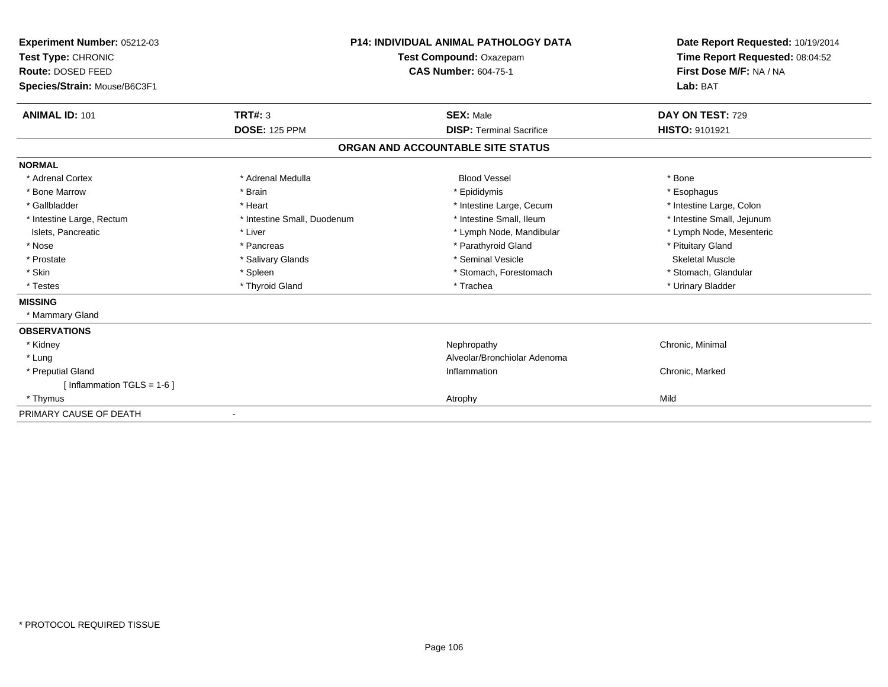**Experiment Number:** 05212-03
**Test Type:** CHRONIC
**Route:** DOSED FEED
**Species/Strain:** Mouse/B6C3F1

**P14: INDIVIDUAL ANIMAL PATHOLOGY DATA**
**Test Compound:** Oxazepam
**CAS Number:** 604-75-1

**Date Report Requested:** 10/19/2014
**Time Report Requested:** 08:04:52
**First Dose M/F:** NA / NA
**Lab:** BAT

| **ANIMAL ID:** 101 | **TRT#:** 3 | **SEX:** Male | **DAY ON TEST:** 729 |
|---|---|---|---|
| | **DOSE:** 125 PPM | **DISP:** Terminal Sacrifice | **HISTO:** 9101921 |

## ORGAN AND ACCOUNTABLE SITE STATUS

**NORMAL**

| | | | |
|---|---|---|---|
| * Adrenal Cortex | * Adrenal Medulla | Blood Vessel | * Bone |
| * Bone Marrow | * Brain | * Epididymis | * Esophagus |
| * Gallbladder | * Heart | * Intestine Large, Cecum | * Intestine Large, Colon |
| * Intestine Large, Rectum | * Intestine Small, Duodenum | * Intestine Small, Ileum | * Intestine Small, Jejunum |
| Islets, Pancreatic | * Liver | * Lymph Node, Mandibular | * Lymph Node, Mesenteric |
| * Nose | * Pancreas | * Parathyroid Gland | * Pituitary Gland |
| * Prostate | * Salivary Glands | * Seminal Vesicle | Skeletal Muscle |
| * Skin | * Spleen | * Stomach, Forestomach | * Stomach, Glandular |
| * Testes | * Thyroid Gland | * Trachea | * Urinary Bladder |

**MISSING**

* Mammary Gland

**OBSERVATIONS**

| | | |
|---|---|---|
| * Kidney | Nephropathy | Chronic, Minimal |
| * Lung | Alveolar/Bronchiolar Adenoma | |
| * Preputial Gland | Inflammation | Chronic, Marked |
| [ Inflammation TGLS = 1-6 ] | | |
| * Thymus | Atrophy | Mild |

PRIMARY CAUSE OF DEATH -

* PROTOCOL REQUIRED TISSUE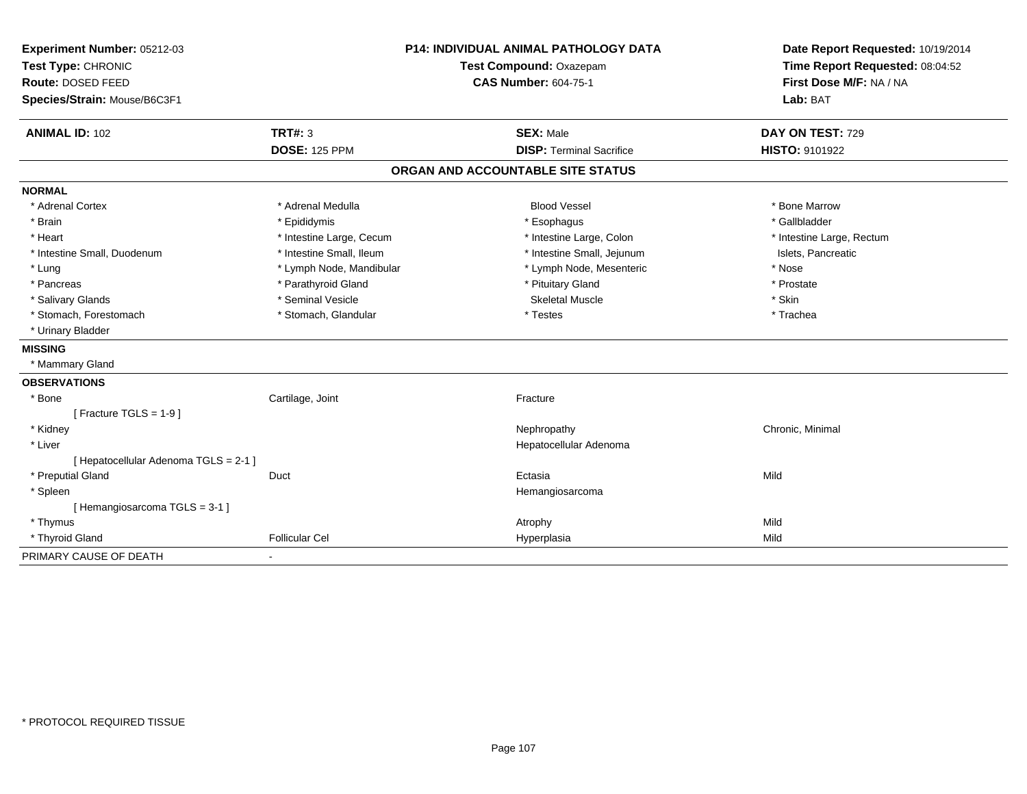**Experiment Number:** 05212-03
**Test Type:** CHRONIC
**Route:** DOSED FEED
**Species/Strain:** Mouse/B6C3F1

**P14: INDIVIDUAL ANIMAL PATHOLOGY DATA**
**Test Compound:** Oxazepam
**CAS Number:** 604-75-1

**Date Report Requested:** 10/19/2014
**Time Report Requested:** 08:04:52
**First Dose M/F:** NA / NA
**Lab:** BAT

| **ANIMAL ID:** 102 | **TRT#:** 3 | **SEX:** Male | **DAY ON TEST:** 729 |
|---|---|---|---|
| | **DOSE:** 125 PPM | **DISP:** Terminal Sacrifice | **HISTO:** 9101922 |

## ORGAN AND ACCOUNTABLE SITE STATUS

**NORMAL**

| | | | |
|---|---|---|---|
| * Adrenal Cortex | * Adrenal Medulla | Blood Vessel | * Bone Marrow |
| * Brain | * Epididymis | * Esophagus | * Gallbladder |
| * Heart | * Intestine Large, Cecum | * Intestine Large, Colon | * Intestine Large, Rectum |
| * Intestine Small, Duodenum | * Intestine Small, Ileum | * Intestine Small, Jejunum | Islets, Pancreatic |
| * Lung | * Lymph Node, Mandibular | * Lymph Node, Mesenteric | * Nose |
| * Pancreas | * Parathyroid Gland | * Pituitary Gland | * Prostate |
| * Salivary Glands | * Seminal Vesicle | Skeletal Muscle | * Skin |
| * Stomach, Forestomach | * Stomach, Glandular | * Testes | * Trachea |
| * Urinary Bladder | | | |

**MISSING**

* Mammary Gland

**OBSERVATIONS**

| | | | |
|---|---|---|---|
| * Bone | Cartilage, Joint | Fracture | |
| [ Fracture TGLS = 1-9 ] | | | |
| * Kidney | | Nephropathy | Chronic, Minimal |
| * Liver | | Hepatocellular Adenoma | |
| [ Hepatocellular Adenoma TGLS = 2-1 ] | | | |
| * Preputial Gland | Duct | Ectasia | Mild |
| * Spleen | | Hemangiosarcoma | |
| [ Hemangiosarcoma TGLS = 3-1 ] | | | |
| * Thymus | | Atrophy | Mild |
| * Thyroid Gland | Follicular Cel | Hyperplasia | Mild |

PRIMARY CAUSE OF DEATH -

\* PROTOCOL REQUIRED TISSUE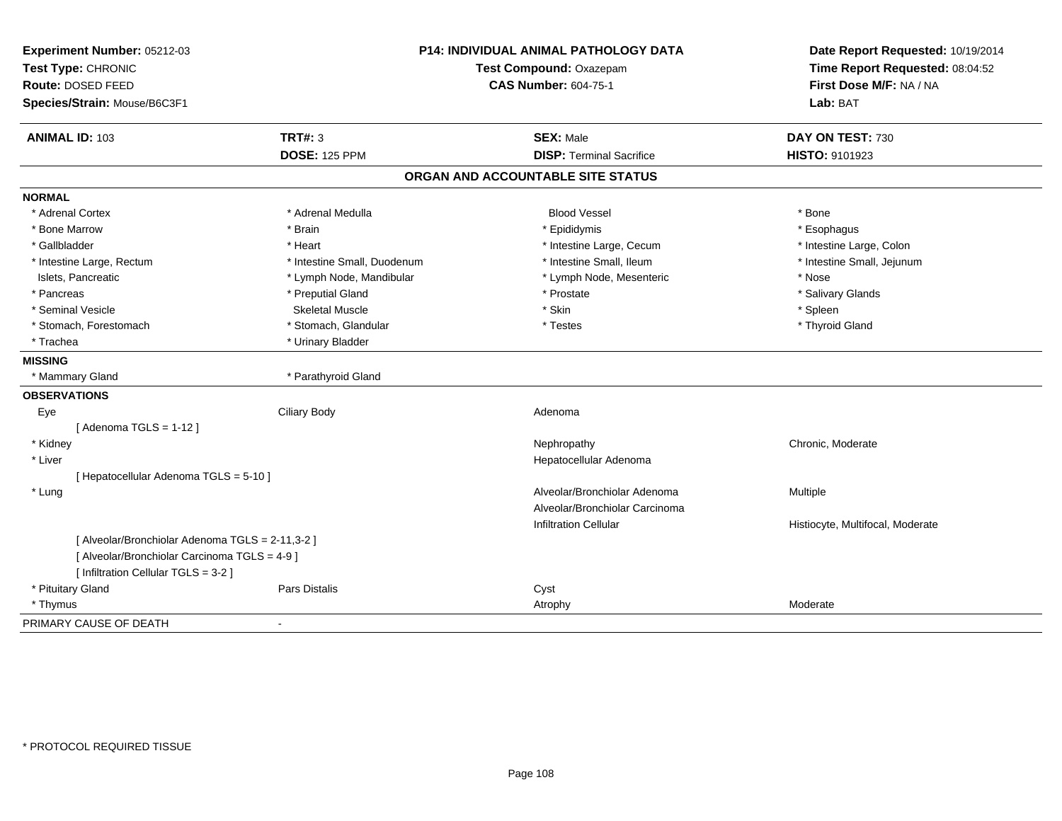**Experiment Number:** 05212-03
**Test Type:** CHRONIC
**Route:** DOSED FEED
**Species/Strain:** Mouse/B6C3F1

**P14: INDIVIDUAL ANIMAL PATHOLOGY DATA**
**Test Compound:** Oxazepam
**CAS Number:** 604-75-1

**Date Report Requested:** 10/19/2014
**Time Report Requested:** 08:04:52
**First Dose M/F:** NA / NA
**Lab:** BAT

| **ANIMAL ID:** 103 | **TRT#:** 3 | **SEX:** Male | **DAY ON TEST:** 730 |
|---|---|---|---|
| | **DOSE:** 125 PPM | **DISP:** Terminal Sacrifice | **HISTO:** 9101923 |

## ORGAN AND ACCOUNTABLE SITE STATUS

**NORMAL**

| | | | |
|---|---|---|---|
| * Adrenal Cortex | * Adrenal Medulla | Blood Vessel | * Bone |
| * Bone Marrow | * Brain | * Epididymis | * Esophagus |
| * Gallbladder | * Heart | * Intestine Large, Cecum | * Intestine Large, Colon |
| * Intestine Large, Rectum | * Intestine Small, Duodenum | * Intestine Small, Ileum | * Intestine Small, Jejunum |
| Islets, Pancreatic | * Lymph Node, Mandibular | * Lymph Node, Mesenteric | * Nose |
| * Pancreas | * Preputial Gland | * Prostate | * Salivary Glands |
| * Seminal Vesicle | Skeletal Muscle | * Skin | * Spleen |
| * Stomach, Forestomach | * Stomach, Glandular | * Testes | * Thyroid Gland |
| * Trachea | * Urinary Bladder | | |

**MISSING**

| | |
|---|---|
| * Mammary Gland | * Parathyroid Gland |

**OBSERVATIONS**

| | | | |
|---|---|---|---|
| Eye | Ciliary Body | Adenoma | |
| [ Adenoma TGLS = 1-12 ] | | | |
| * Kidney | | Nephropathy | Chronic, Moderate |
| * Liver | | Hepatocellular Adenoma | |
| [ Hepatocellular Adenoma TGLS = 5-10 ] | | | |
| * Lung | | Alveolar/Bronchiolar Adenoma | Multiple |
| | | Alveolar/Bronchiolar Carcinoma | |
| | | Infiltration Cellular | Histiocyte, Multifocal, Moderate |
| [ Alveolar/Bronchiolar Adenoma TGLS = 2-11,3-2 ] | | | |
| [ Alveolar/Bronchiolar Carcinoma TGLS = 4-9 ] | | | |
| [ Infiltration Cellular TGLS = 3-2 ] | | | |
| * Pituitary Gland | Pars Distalis | Cyst | |
| * Thymus | | Atrophy | Moderate |

PRIMARY CAUSE OF DEATH -

\* PROTOCOL REQUIRED TISSUE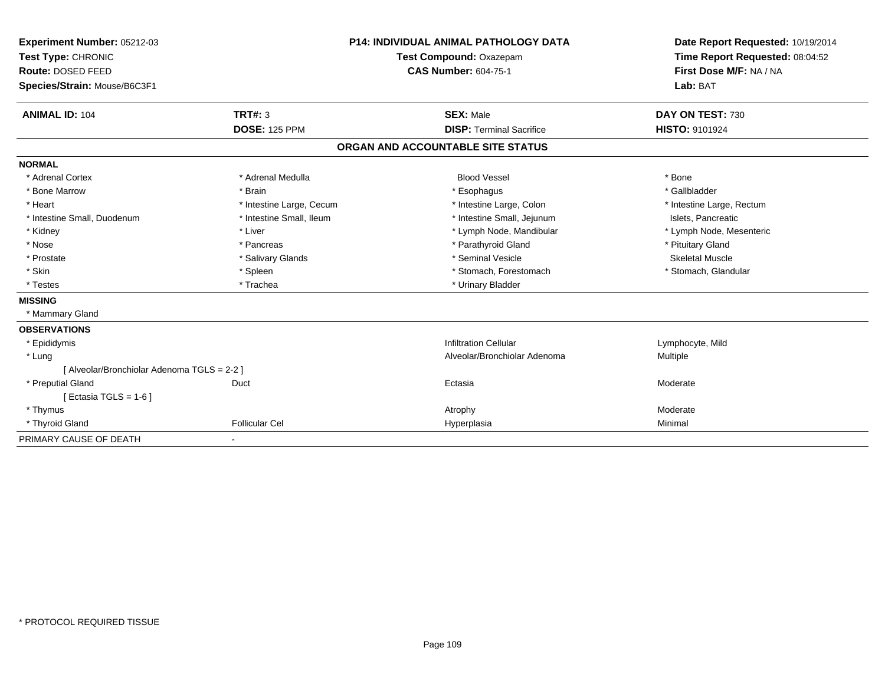| | | | |
|---|---|---|---|
| **Experiment Number:** 05212-03 | **P14: INDIVIDUAL ANIMAL PATHOLOGY DATA** | | **Date Report Requested:** 10/19/2014 |
| **Test Type:** CHRONIC | **Test Compound:** Oxazepam | | **Time Report Requested:** 08:04:52 |
| **Route:** DOSED FEED | **CAS Number:** 604-75-1 | | **First Dose M/F:** NA / NA |
| **Species/Strain:** Mouse/B6C3F1 | | | **Lab:** BAT |

| | | | |
|---|---|---|---|
| **ANIMAL ID:** 104 | **TRT#:** 3 | **SEX:** Male | **DAY ON TEST:** 730 |
| | **DOSE:** 125 PPM | **DISP:** Terminal Sacrifice | **HISTO:** 9101924 |

## ORGAN AND ACCOUNTABLE SITE STATUS

**NORMAL**

| | | | |
|---|---|---|---|
| * Adrenal Cortex | * Adrenal Medulla | Blood Vessel | * Bone |
| * Bone Marrow | * Brain | * Esophagus | * Gallbladder |
| * Heart | * Intestine Large, Cecum | * Intestine Large, Colon | * Intestine Large, Rectum |
| * Intestine Small, Duodenum | * Intestine Small, Ileum | * Intestine Small, Jejunum | Islets, Pancreatic |
| * Kidney | * Liver | * Lymph Node, Mandibular | * Lymph Node, Mesenteric |
| * Nose | * Pancreas | * Parathyroid Gland | * Pituitary Gland |
| * Prostate | * Salivary Glands | * Seminal Vesicle | Skeletal Muscle |
| * Skin | * Spleen | * Stomach, Forestomach | * Stomach, Glandular |
| * Testes | * Trachea | * Urinary Bladder | |

**MISSING**

* Mammary Gland

**OBSERVATIONS**

| | | | |
|---|---|---|---|
| * Epididymis | | Infiltration Cellular | Lymphocyte, Mild |
| * Lung | | Alveolar/Bronchiolar Adenoma | Multiple |
| [ Alveolar/Bronchiolar Adenoma TGLS = 2-2 ] | | | |
| * Preputial Gland | Duct | Ectasia | Moderate |
| [ Ectasia TGLS = 1-6 ] | | | |
| * Thymus | | Atrophy | Moderate |
| * Thyroid Gland | Follicular Cel | Hyperplasia | Minimal |

PRIMARY CAUSE OF DEATH -

* PROTOCOL REQUIRED TISSUE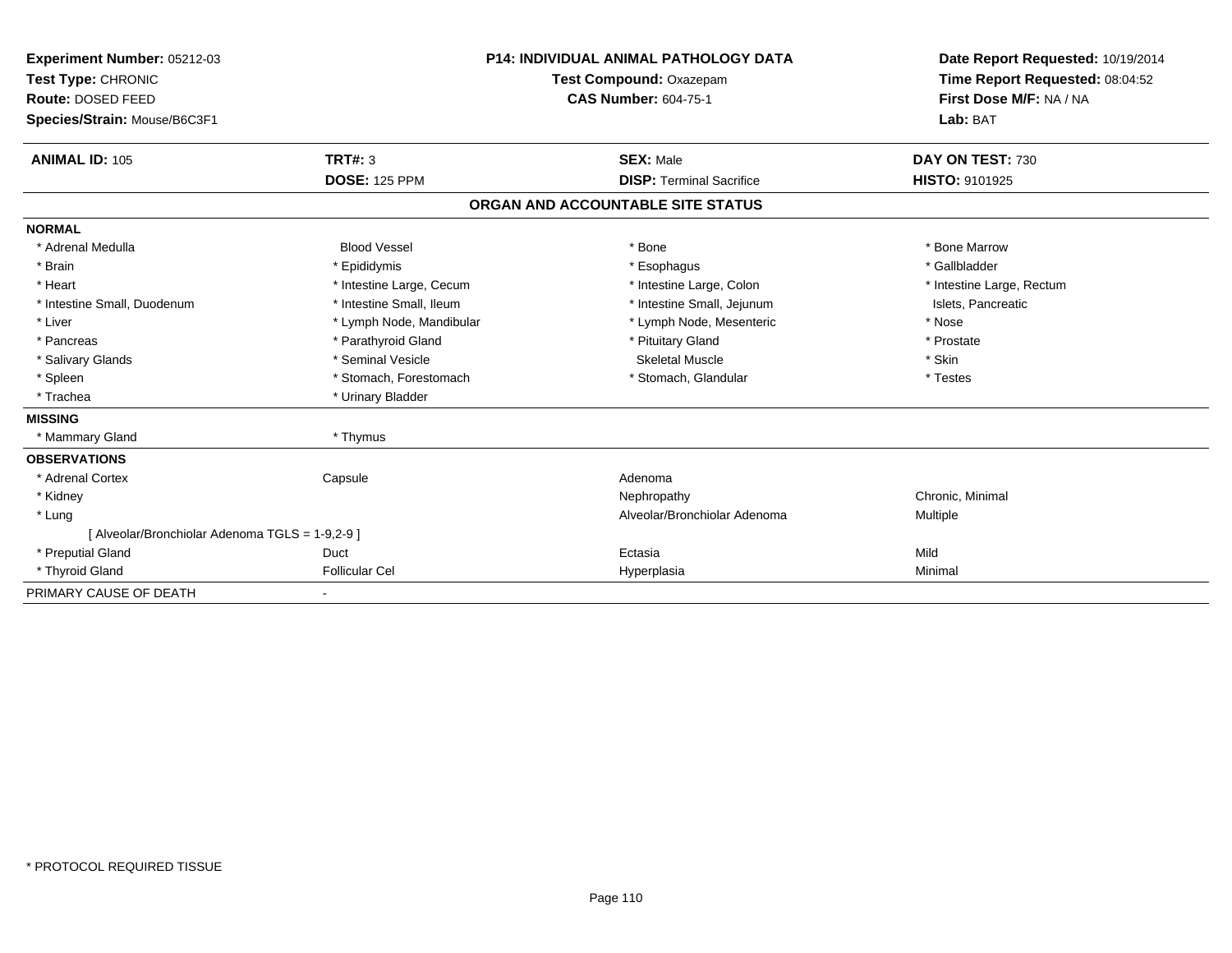**Experiment Number:** 05212-03
**Test Type:** CHRONIC
**Route:** DOSED FEED
**Species/Strain:** Mouse/B6C3F1

**P14: INDIVIDUAL ANIMAL PATHOLOGY DATA**
**Test Compound:** Oxazepam
**CAS Number:** 604-75-1

**Date Report Requested:** 10/19/2014
**Time Report Requested:** 08:04:52
**First Dose M/F:** NA / NA
**Lab:** BAT

| **ANIMAL ID:** 105 | **TRT#:** 3 | **SEX:** Male | **DAY ON TEST:** 730 |
|---|---|---|---|
| | **DOSE:** 125 PPM | **DISP:** Terminal Sacrifice | **HISTO:** 9101925 |

## ORGAN AND ACCOUNTABLE SITE STATUS

| | | | |
|---|---|---|---|
| **NORMAL** | | | |
| * Adrenal Medulla | Blood Vessel | * Bone | * Bone Marrow |
| * Brain | * Epididymis | * Esophagus | * Gallbladder |
| * Heart | * Intestine Large, Cecum | * Intestine Large, Colon | * Intestine Large, Rectum |
| * Intestine Small, Duodenum | * Intestine Small, Ileum | * Intestine Small, Jejunum | Islets, Pancreatic |
| * Liver | * Lymph Node, Mandibular | * Lymph Node, Mesenteric | * Nose |
| * Pancreas | * Parathyroid Gland | * Pituitary Gland | * Prostate |
| * Salivary Glands | * Seminal Vesicle | Skeletal Muscle | * Skin |
| * Spleen | * Stomach, Forestomach | * Stomach, Glandular | * Testes |
| * Trachea | * Urinary Bladder | | |
| **MISSING** | | | |
| * Mammary Gland | * Thymus | | |
| **OBSERVATIONS** | | | |
| * Adrenal Cortex | Capsule | Adenoma | |
| * Kidney | | Nephropathy | Chronic, Minimal |
| * Lung | | Alveolar/Bronchiolar Adenoma | Multiple |
| [ Alveolar/Bronchiolar Adenoma TGLS = 1-9,2-9 ] | | | |
| * Preputial Gland | Duct | Ectasia | Mild |
| * Thyroid Gland | Follicular Cel | Hyperplasia | Minimal |
| PRIMARY CAUSE OF DEATH | - | | |

* PROTOCOL REQUIRED TISSUE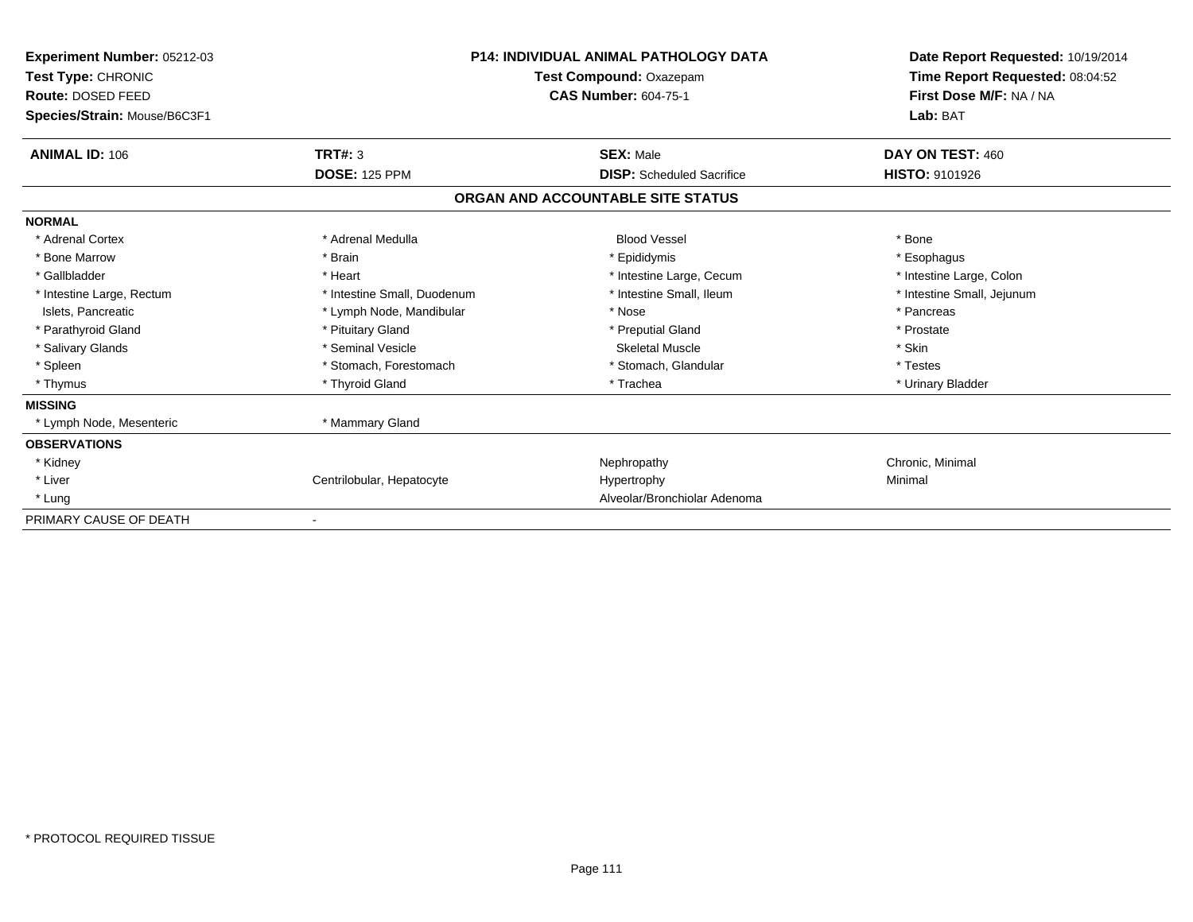**Experiment Number:** 05212-03
**Test Type:** CHRONIC
**Route:** DOSED FEED
**Species/Strain:** Mouse/B6C3F1

**P14: INDIVIDUAL ANIMAL PATHOLOGY DATA**
**Test Compound:** Oxazepam
**CAS Number:** 604-75-1

**Date Report Requested:** 10/19/2014
**Time Report Requested:** 08:04:52
**First Dose M/F:** NA / NA
**Lab:** BAT

| **ANIMAL ID:** 106 | **TRT#:** 3 | **SEX:** Male | **DAY ON TEST:** 460 |
|---|---|---|---|
| | **DOSE:** 125 PPM | **DISP:** Scheduled Sacrifice | **HISTO:** 9101926 |

## ORGAN AND ACCOUNTABLE SITE STATUS

| | | | |
|---|---|---|---|
| **NORMAL** | | | |
| * Adrenal Cortex | * Adrenal Medulla | Blood Vessel | * Bone |
| * Bone Marrow | * Brain | * Epididymis | * Esophagus |
| * Gallbladder | * Heart | * Intestine Large, Cecum | * Intestine Large, Colon |
| * Intestine Large, Rectum | * Intestine Small, Duodenum | * Intestine Small, Ileum | * Intestine Small, Jejunum |
| Islets, Pancreatic | * Lymph Node, Mandibular | * Nose | * Pancreas |
| * Parathyroid Gland | * Pituitary Gland | * Preputial Gland | * Prostate |
| * Salivary Glands | * Seminal Vesicle | Skeletal Muscle | * Skin |
| * Spleen | * Stomach, Forestomach | * Stomach, Glandular | * Testes |
| * Thymus | * Thyroid Gland | * Trachea | * Urinary Bladder |
| **MISSING** | | | |
| * Lymph Node, Mesenteric | * Mammary Gland | | |
| **OBSERVATIONS** | | | |
| * Kidney | | Nephropathy | Chronic, Minimal |
| * Liver | Centrilobular, Hepatocyte | Hypertrophy | Minimal |
| * Lung | | Alveolar/Bronchiolar Adenoma | |
| PRIMARY CAUSE OF DEATH | - | | |

* PROTOCOL REQUIRED TISSUE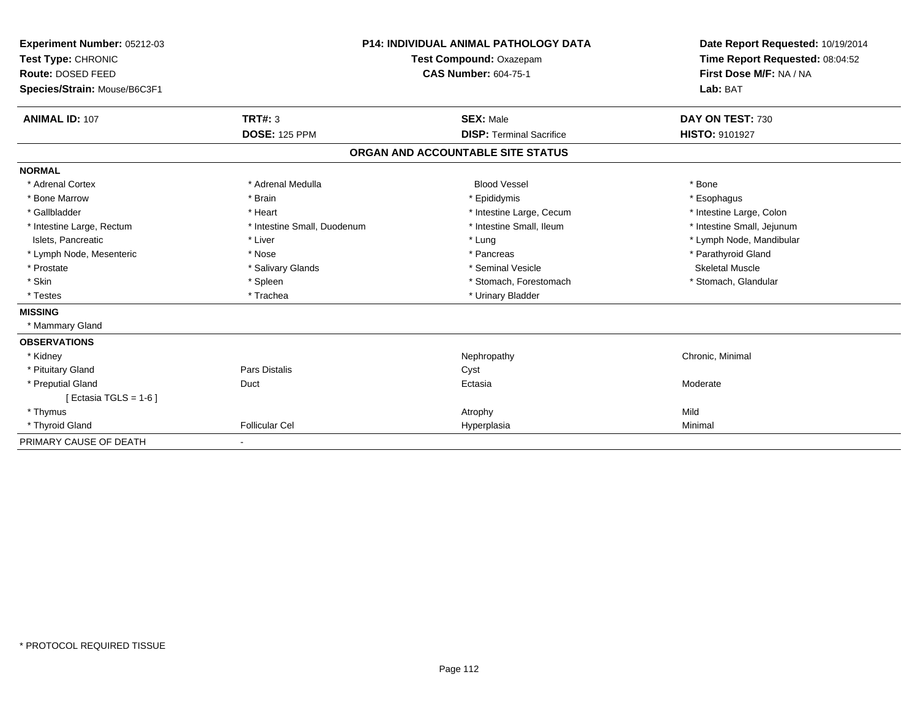**Experiment Number:** 05212-03
**Test Type:** CHRONIC
**Route:** DOSED FEED
**Species/Strain:** Mouse/B6C3F1

**P14: INDIVIDUAL ANIMAL PATHOLOGY DATA**
**Test Compound:** Oxazepam
**CAS Number:** 604-75-1

**Date Report Requested:** 10/19/2014
**Time Report Requested:** 08:04:52
**First Dose M/F:** NA / NA
**Lab:** BAT

| **ANIMAL ID:** 107 | **TRT#:** 3 | **SEX:** Male | **DAY ON TEST:** 730 |
|---|---|---|---|
| | **DOSE:** 125 PPM | **DISP:** Terminal Sacrifice | **HISTO:** 9101927 |

## ORGAN AND ACCOUNTABLE SITE STATUS

**NORMAL**

| | | | |
|---|---|---|---|
| * Adrenal Cortex | * Adrenal Medulla | Blood Vessel | * Bone |
| * Bone Marrow | * Brain | * Epididymis | * Esophagus |
| * Gallbladder | * Heart | * Intestine Large, Cecum | * Intestine Large, Colon |
| * Intestine Large, Rectum | * Intestine Small, Duodenum | * Intestine Small, Ileum | * Intestine Small, Jejunum |
| Islets, Pancreatic | * Liver | * Lung | * Lymph Node, Mandibular |
| * Lymph Node, Mesenteric | * Nose | * Pancreas | * Parathyroid Gland |
| * Prostate | * Salivary Glands | * Seminal Vesicle | Skeletal Muscle |
| * Skin | * Spleen | * Stomach, Forestomach | * Stomach, Glandular |
| * Testes | * Trachea | * Urinary Bladder | |

**MISSING**

* Mammary Gland

**OBSERVATIONS**

| | | | |
|---|---|---|---|
| * Kidney | | Nephropathy | Chronic, Minimal |
| * Pituitary Gland | Pars Distalis | Cyst | |
| * Preputial Gland | Duct | Ectasia | Moderate |
| [ Ectasia TGLS = 1-6 ] | | | |
| * Thymus | | Atrophy | Mild |
| * Thyroid Gland | Follicular Cel | Hyperplasia | Minimal |

PRIMARY CAUSE OF DEATH -

* PROTOCOL REQUIRED TISSUE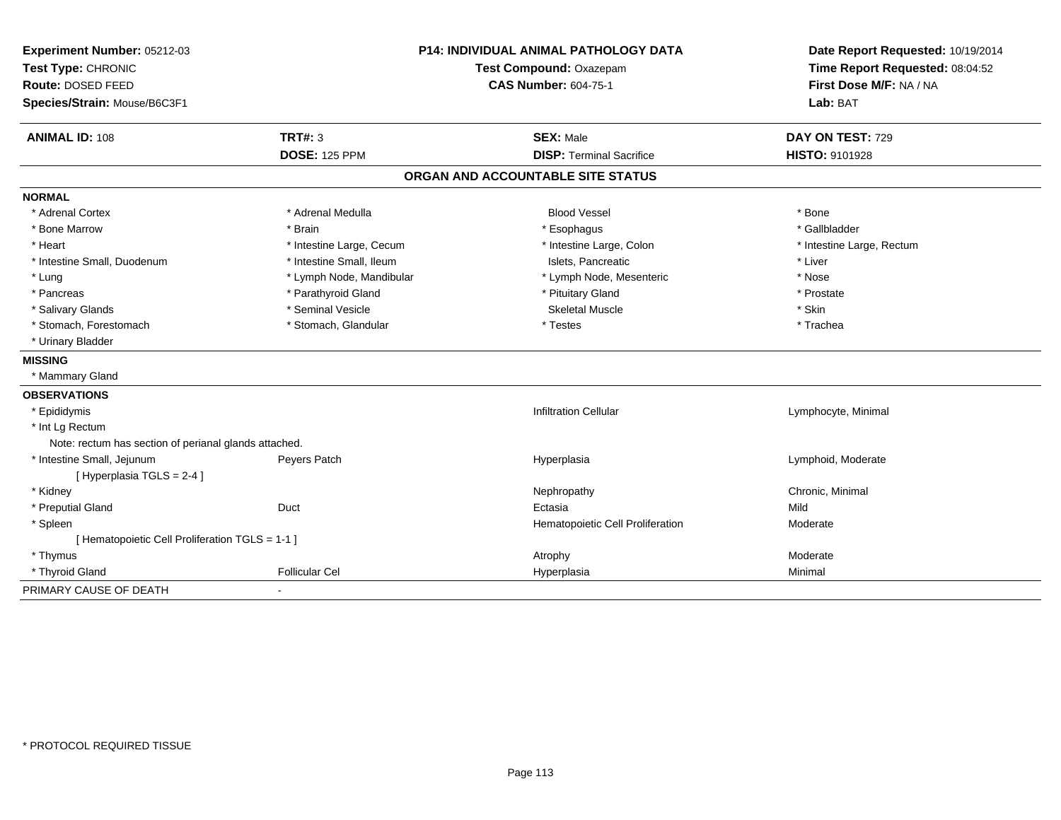**Experiment Number:** 05212-03
**Test Type:** CHRONIC
**Route:** DOSED FEED
**Species/Strain:** Mouse/B6C3F1

**P14: INDIVIDUAL ANIMAL PATHOLOGY DATA**
**Test Compound:** Oxazepam
**CAS Number:** 604-75-1

**Date Report Requested:** 10/19/2014
**Time Report Requested:** 08:04:52
**First Dose M/F:** NA / NA
**Lab:** BAT

| **ANIMAL ID:** 108 | **TRT#:** 3 | **SEX:** Male | **DAY ON TEST:** 729 |
|---|---|---|---|
| | **DOSE:** 125 PPM | **DISP:** Terminal Sacrifice | **HISTO:** 9101928 |

## ORGAN AND ACCOUNTABLE SITE STATUS

**NORMAL**

| | | | |
|---|---|---|---|
| * Adrenal Cortex | * Adrenal Medulla | Blood Vessel | * Bone |
| * Bone Marrow | * Brain | * Esophagus | * Gallbladder |
| * Heart | * Intestine Large, Cecum | * Intestine Large, Colon | * Intestine Large, Rectum |
| * Intestine Small, Duodenum | * Intestine Small, Ileum | Islets, Pancreatic | * Liver |
| * Lung | * Lymph Node, Mandibular | * Lymph Node, Mesenteric | * Nose |
| * Pancreas | * Parathyroid Gland | * Pituitary Gland | * Prostate |
| * Salivary Glands | * Seminal Vesicle | Skeletal Muscle | * Skin |
| * Stomach, Forestomach | * Stomach, Glandular | * Testes | * Trachea |
| * Urinary Bladder | | | |

**MISSING**

* Mammary Gland

**OBSERVATIONS**

| | | | |
|---|---|---|---|
| * Epididymis | | Infiltration Cellular | Lymphocyte, Minimal |
| * Int Lg Rectum | | | |
| Note: rectum has section of perianal glands attached. | | | |
| * Intestine Small, Jejunum | Peyers Patch | Hyperplasia | Lymphoid, Moderate |
| [ Hyperplasia TGLS = 2-4 ] | | | |
| * Kidney | | Nephropathy | Chronic, Minimal |
| * Preputial Gland | Duct | Ectasia | Mild |
| * Spleen | | Hematopoietic Cell Proliferation | Moderate |
| [ Hematopoietic Cell Proliferation TGLS = 1-1 ] | | | |
| * Thymus | | Atrophy | Moderate |
| * Thyroid Gland | Follicular Cel | Hyperplasia | Minimal |

PRIMARY CAUSE OF DEATH -

* PROTOCOL REQUIRED TISSUE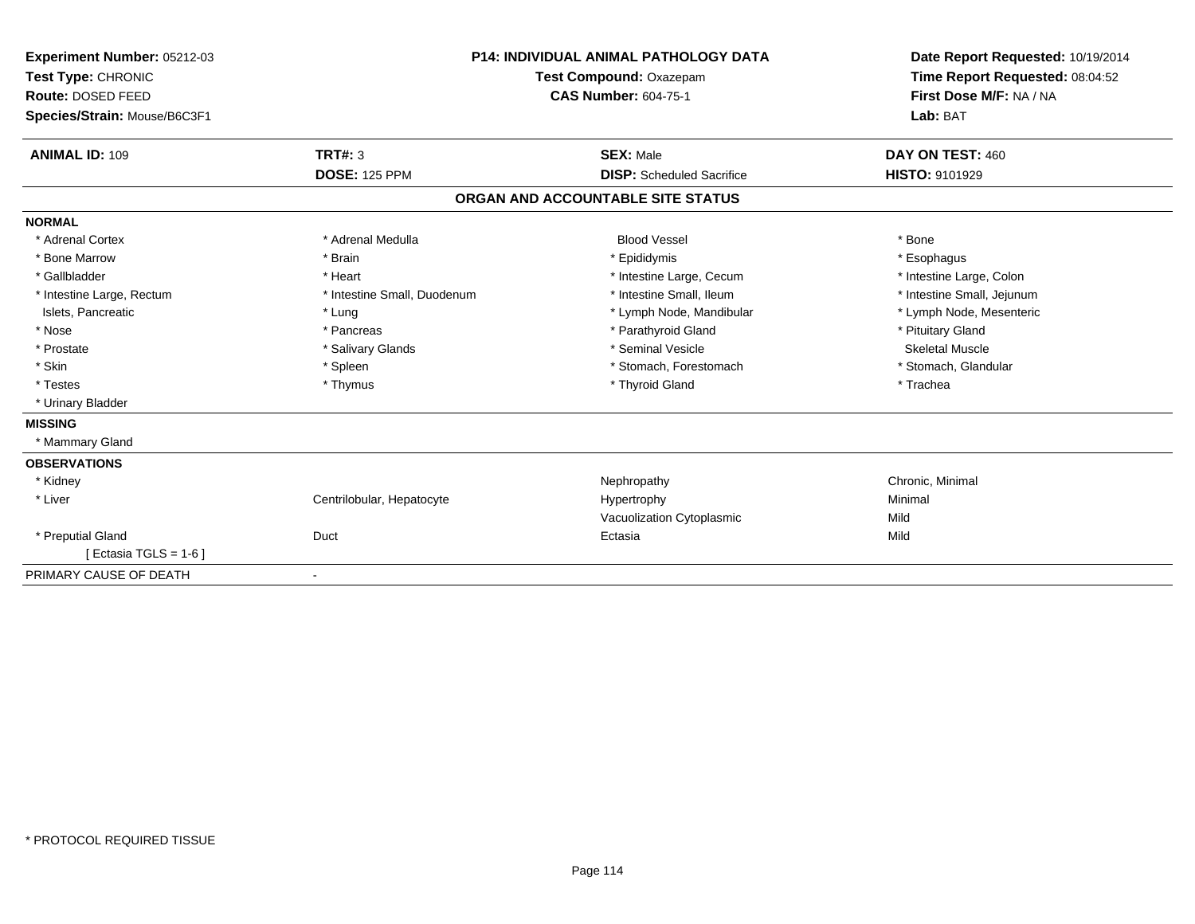**Experiment Number:** 05212-03
**Test Type:** CHRONIC
**Route:** DOSED FEED
**Species/Strain:** Mouse/B6C3F1

**P14: INDIVIDUAL ANIMAL PATHOLOGY DATA**
**Test Compound:** Oxazepam
**CAS Number:** 604-75-1

**Date Report Requested:** 10/19/2014
**Time Report Requested:** 08:04:52
**First Dose M/F:** NA / NA
**Lab:** BAT

| **ANIMAL ID:** 109 | **TRT#:** 3 | **SEX:** Male | **DAY ON TEST:** 460 |
|---|---|---|---|
| | **DOSE:** 125 PPM | **DISP:** Scheduled Sacrifice | **HISTO:** 9101929 |

## ORGAN AND ACCOUNTABLE SITE STATUS

**NORMAL**

| | | | |
|---|---|---|---|
| * Adrenal Cortex | * Adrenal Medulla | Blood Vessel | * Bone |
| * Bone Marrow | * Brain | * Epididymis | * Esophagus |
| * Gallbladder | * Heart | * Intestine Large, Cecum | * Intestine Large, Colon |
| * Intestine Large, Rectum | * Intestine Small, Duodenum | * Intestine Small, Ileum | * Intestine Small, Jejunum |
| Islets, Pancreatic | * Lung | * Lymph Node, Mandibular | * Lymph Node, Mesenteric |
| * Nose | * Pancreas | * Parathyroid Gland | * Pituitary Gland |
| * Prostate | * Salivary Glands | * Seminal Vesicle | Skeletal Muscle |
| * Skin | * Spleen | * Stomach, Forestomach | * Stomach, Glandular |
| * Testes | * Thymus | * Thyroid Gland | * Trachea |
| * Urinary Bladder | | | |

**MISSING**

* Mammary Gland

**OBSERVATIONS**

| | | | |
|---|---|---|---|
| * Kidney | | Nephropathy | Chronic, Minimal |
| * Liver | Centrilobular, Hepatocyte | Hypertrophy | Minimal |
| | | Vacuolization Cytoplasmic | Mild |
| * Preputial Gland | Duct | Ectasia | Mild |
| [ Ectasia TGLS = 1-6 ] | | | |

PRIMARY CAUSE OF DEATH -

\* PROTOCOL REQUIRED TISSUE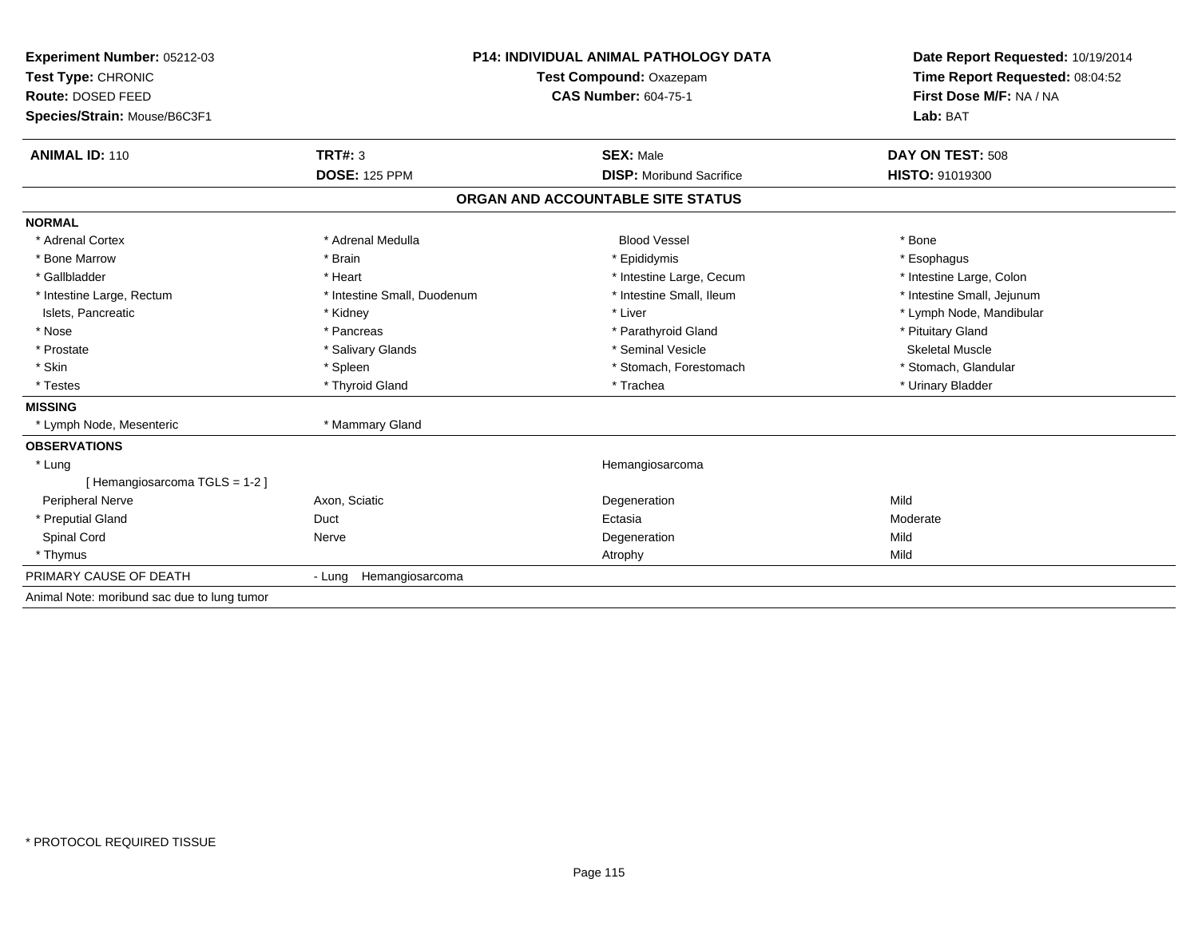**Experiment Number:** 05212-03
**Test Type:** CHRONIC
**Route:** DOSED FEED
**Species/Strain:** Mouse/B6C3F1

**P14: INDIVIDUAL ANIMAL PATHOLOGY DATA**
**Test Compound:** Oxazepam
**CAS Number:** 604-75-1

**Date Report Requested:** 10/19/2014
**Time Report Requested:** 08:04:52
**First Dose M/F:** NA / NA
**Lab:** BAT

| **ANIMAL ID:** 110 | **TRT#:** 3 | **SEX:** Male | **DAY ON TEST:** 508 |
|---|---|---|---|
| | **DOSE:** 125 PPM | **DISP:** Moribund Sacrifice | **HISTO:** 91019300 |

## ORGAN AND ACCOUNTABLE SITE STATUS

| | | | |
|---|---|---|---|
| **NORMAL** | | | |
| * Adrenal Cortex | * Adrenal Medulla | Blood Vessel | * Bone |
| * Bone Marrow | * Brain | * Epididymis | * Esophagus |
| * Gallbladder | * Heart | * Intestine Large, Cecum | * Intestine Large, Colon |
| * Intestine Large, Rectum | * Intestine Small, Duodenum | * Intestine Small, Ileum | * Intestine Small, Jejunum |
| Islets, Pancreatic | * Kidney | * Liver | * Lymph Node, Mandibular |
| * Nose | * Pancreas | * Parathyroid Gland | * Pituitary Gland |
| * Prostate | * Salivary Glands | * Seminal Vesicle | Skeletal Muscle |
| * Skin | * Spleen | * Stomach, Forestomach | * Stomach, Glandular |
| * Testes | * Thyroid Gland | * Trachea | * Urinary Bladder |
| **MISSING** | | | |
| * Lymph Node, Mesenteric | * Mammary Gland | | |
| **OBSERVATIONS** | | | |
| * Lung | | Hemangiosarcoma | |
| [ Hemangiosarcoma TGLS = 1-2 ] | | | |
| Peripheral Nerve | Axon, Sciatic | Degeneration | Mild |
| * Preputial Gland | Duct | Ectasia | Moderate |
| Spinal Cord | Nerve | Degeneration | Mild |
| * Thymus | | Atrophy | Mild |
| PRIMARY CAUSE OF DEATH | - Lung Hemangiosarcoma | | |

Animal Note: moribund sac due to lung tumor

\* PROTOCOL REQUIRED TISSUE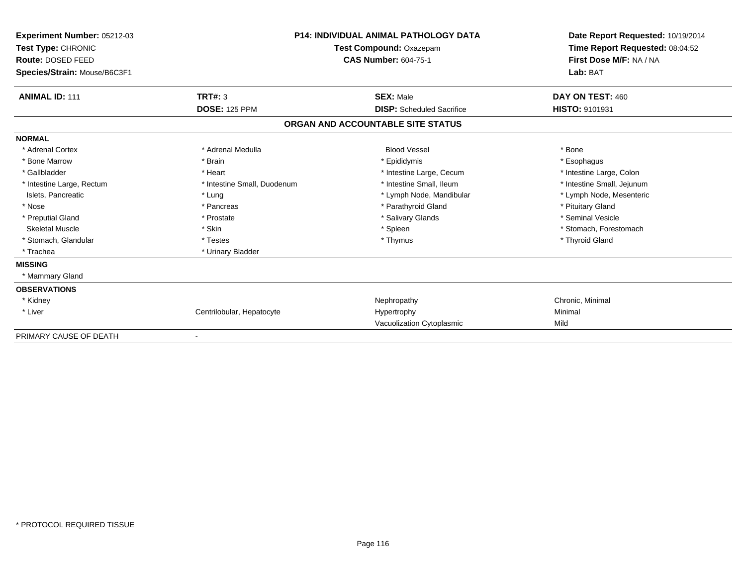**Experiment Number:** 05212-03
**Test Type:** CHRONIC
**Route:** DOSED FEED
**Species/Strain:** Mouse/B6C3F1

**P14: INDIVIDUAL ANIMAL PATHOLOGY DATA**
**Test Compound:** Oxazepam
**CAS Number:** 604-75-1

**Date Report Requested:** 10/19/2014
**Time Report Requested:** 08:04:52
**First Dose M/F:** NA / NA
**Lab:** BAT

| **ANIMAL ID:** 111 | **TRT#:** 3 | **SEX:** Male | **DAY ON TEST:** 460 |
|---|---|---|---|
| | **DOSE:** 125 PPM | **DISP:** Scheduled Sacrifice | **HISTO:** 9101931 |

## ORGAN AND ACCOUNTABLE SITE STATUS

| | | | |
|---|---|---|---|
| **NORMAL** | | | |
| * Adrenal Cortex | * Adrenal Medulla | Blood Vessel | * Bone |
| * Bone Marrow | * Brain | * Epididymis | * Esophagus |
| * Gallbladder | * Heart | * Intestine Large, Cecum | * Intestine Large, Colon |
| * Intestine Large, Rectum | * Intestine Small, Duodenum | * Intestine Small, Ileum | * Intestine Small, Jejunum |
| Islets, Pancreatic | * Lung | * Lymph Node, Mandibular | * Lymph Node, Mesenteric |
| * Nose | * Pancreas | * Parathyroid Gland | * Pituitary Gland |
| * Preputial Gland | * Prostate | * Salivary Glands | * Seminal Vesicle |
| Skeletal Muscle | * Skin | * Spleen | * Stomach, Forestomach |
| * Stomach, Glandular | * Testes | * Thymus | * Thyroid Gland |
| * Trachea | * Urinary Bladder | | |
| **MISSING** | | | |
| * Mammary Gland | | | |
| **OBSERVATIONS** | | | |
| * Kidney | | Nephropathy | Chronic, Minimal |
| * Liver | Centrilobular, Hepatocyte | Hypertrophy | Minimal |
| | | Vacuolization Cytoplasmic | Mild |
| PRIMARY CAUSE OF DEATH | - | | |

\* PROTOCOL REQUIRED TISSUE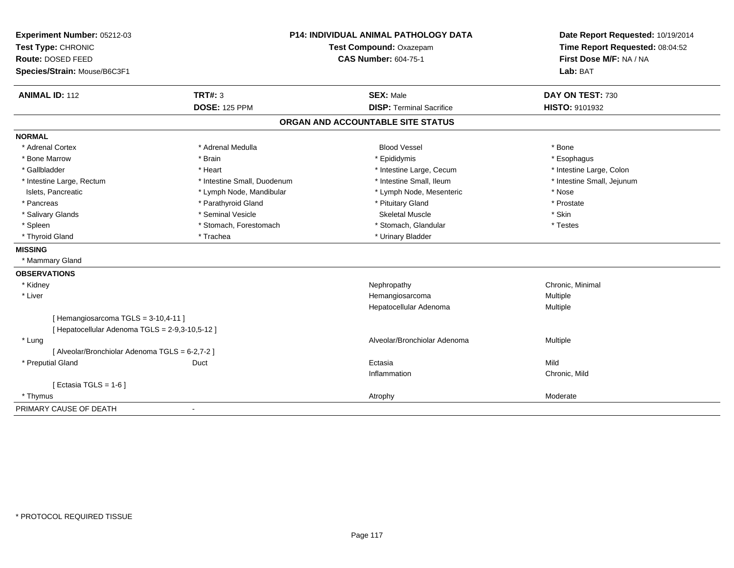**Experiment Number:** 05212-03
**Test Type:** CHRONIC
**Route:** DOSED FEED
**Species/Strain:** Mouse/B6C3F1

**P14: INDIVIDUAL ANIMAL PATHOLOGY DATA**
**Test Compound:** Oxazepam
**CAS Number:** 604-75-1

**Date Report Requested:** 10/19/2014
**Time Report Requested:** 08:04:52
**First Dose M/F:** NA / NA
**Lab:** BAT

| **ANIMAL ID:** 112 | **TRT#:** 3 | **SEX:** Male | **DAY ON TEST:** 730 |
|---|---|---|---|
| | **DOSE:** 125 PPM | **DISP:** Terminal Sacrifice | **HISTO:** 9101932 |

## ORGAN AND ACCOUNTABLE SITE STATUS

**NORMAL**

| | | | |
|---|---|---|---|
| * Adrenal Cortex | * Adrenal Medulla | Blood Vessel | * Bone |
| * Bone Marrow | * Brain | * Epididymis | * Esophagus |
| * Gallbladder | * Heart | * Intestine Large, Cecum | * Intestine Large, Colon |
| * Intestine Large, Rectum | * Intestine Small, Duodenum | * Intestine Small, Ileum | * Intestine Small, Jejunum |
| Islets, Pancreatic | * Lymph Node, Mandibular | * Lymph Node, Mesenteric | * Nose |
| * Pancreas | * Parathyroid Gland | * Pituitary Gland | * Prostate |
| * Salivary Glands | * Seminal Vesicle | Skeletal Muscle | * Skin |
| * Spleen | * Stomach, Forestomach | * Stomach, Glandular | * Testes |
| * Thyroid Gland | * Trachea | * Urinary Bladder | |

**MISSING**

* Mammary Gland

**OBSERVATIONS**

| | | | |
|---|---|---|---|
| * Kidney | | Nephropathy | Chronic, Minimal |
| * Liver | | Hemangiosarcoma | Multiple |
| | | Hepatocellular Adenoma | Multiple |
| [ Hemangiosarcoma TGLS = 3-10,4-11 ] | | | |
| [ Hepatocellular Adenoma TGLS = 2-9,3-10,5-12 ] | | | |
| * Lung | | Alveolar/Bronchiolar Adenoma | Multiple |
| [ Alveolar/Bronchiolar Adenoma TGLS = 6-2,7-2 ] | | | |
| * Preputial Gland | Duct | Ectasia | Mild |
| | | Inflammation | Chronic, Mild |
| [ Ectasia TGLS = 1-6 ] | | | |
| * Thymus | | Atrophy | Moderate |

PRIMARY CAUSE OF DEATH -

* PROTOCOL REQUIRED TISSUE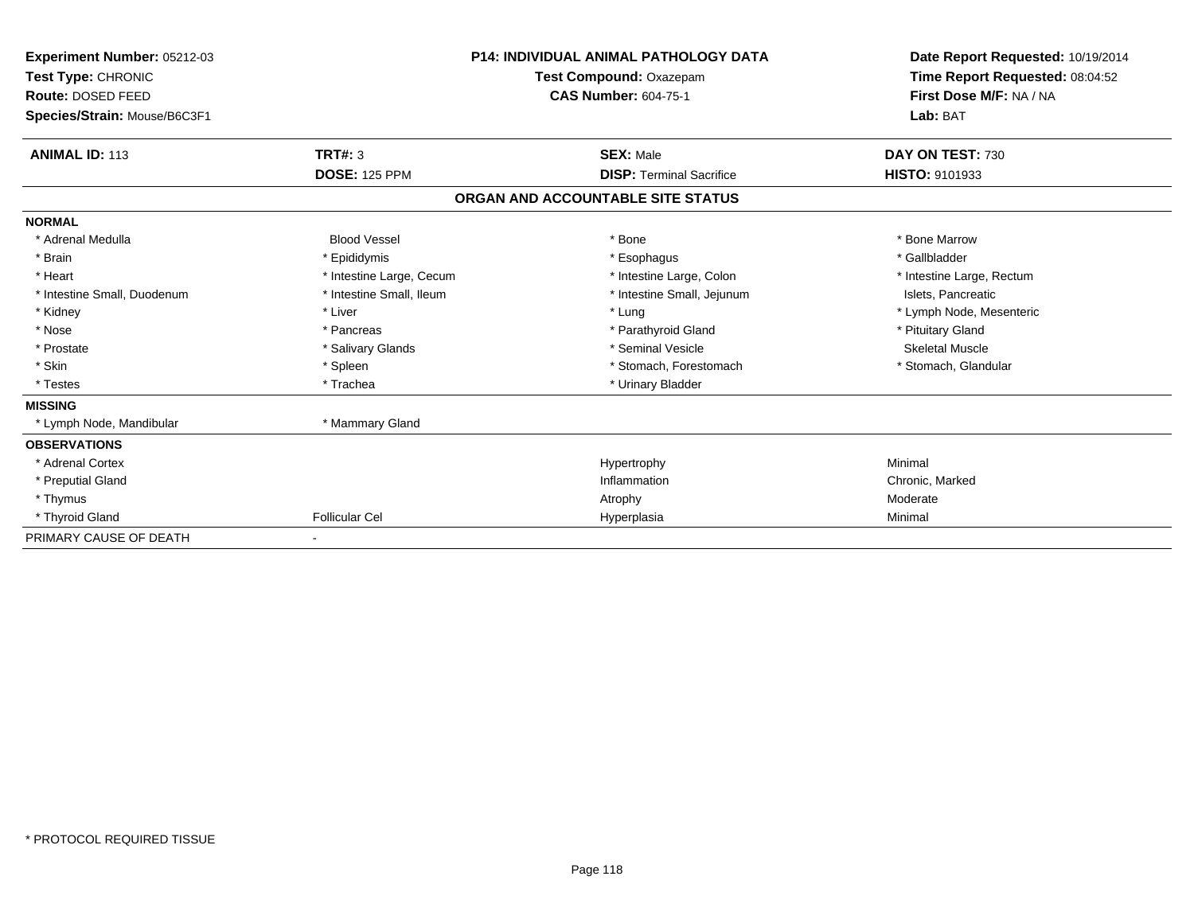| Experiment Number: 05212-03 | P14: INDIVIDUAL ANIMAL PATHOLOGY DATA | Date Report Requested: 10/19/2014 |
|---|---|---|
| Test Type: CHRONIC | Test Compound: Oxazepam | Time Report Requested: 08:04:52 |
| Route: DOSED FEED | CAS Number: 604-75-1 | First Dose M/F: NA / NA |
| Species/Strain: Mouse/B6C3F1 | | Lab: BAT |

| ANIMAL ID: 113 | TRT#: 3 | SEX: Male | DAY ON TEST: 730 |
|---|---|---|---|
| | DOSE: 125 PPM | DISP: Terminal Sacrifice | HISTO: 9101933 |

**ORGAN AND ACCOUNTABLE SITE STATUS**

**NORMAL**

| | | | |
|---|---|---|---|
| * Adrenal Medulla | Blood Vessel | * Bone | * Bone Marrow |
| * Brain | * Epididymis | * Esophagus | * Gallbladder |
| * Heart | * Intestine Large, Cecum | * Intestine Large, Colon | * Intestine Large, Rectum |
| * Intestine Small, Duodenum | * Intestine Small, Ileum | * Intestine Small, Jejunum | Islets, Pancreatic |
| * Kidney | * Liver | * Lung | * Lymph Node, Mesenteric |
| * Nose | * Pancreas | * Parathyroid Gland | * Pituitary Gland |
| * Prostate | * Salivary Glands | * Seminal Vesicle | Skeletal Muscle |
| * Skin | * Spleen | * Stomach, Forestomach | * Stomach, Glandular |
| * Testes | * Trachea | * Urinary Bladder | |

**MISSING**

| | |
|---|---|
| * Lymph Node, Mandibular | * Mammary Gland |

**OBSERVATIONS**

| | | | |
|---|---|---|---|
| * Adrenal Cortex | | Hypertrophy | Minimal |
| * Preputial Gland | | Inflammation | Chronic, Marked |
| * Thymus | | Atrophy | Moderate |
| * Thyroid Gland | Follicular Cel | Hyperplasia | Minimal |

PRIMARY CAUSE OF DEATH -

* PROTOCOL REQUIRED TISSUE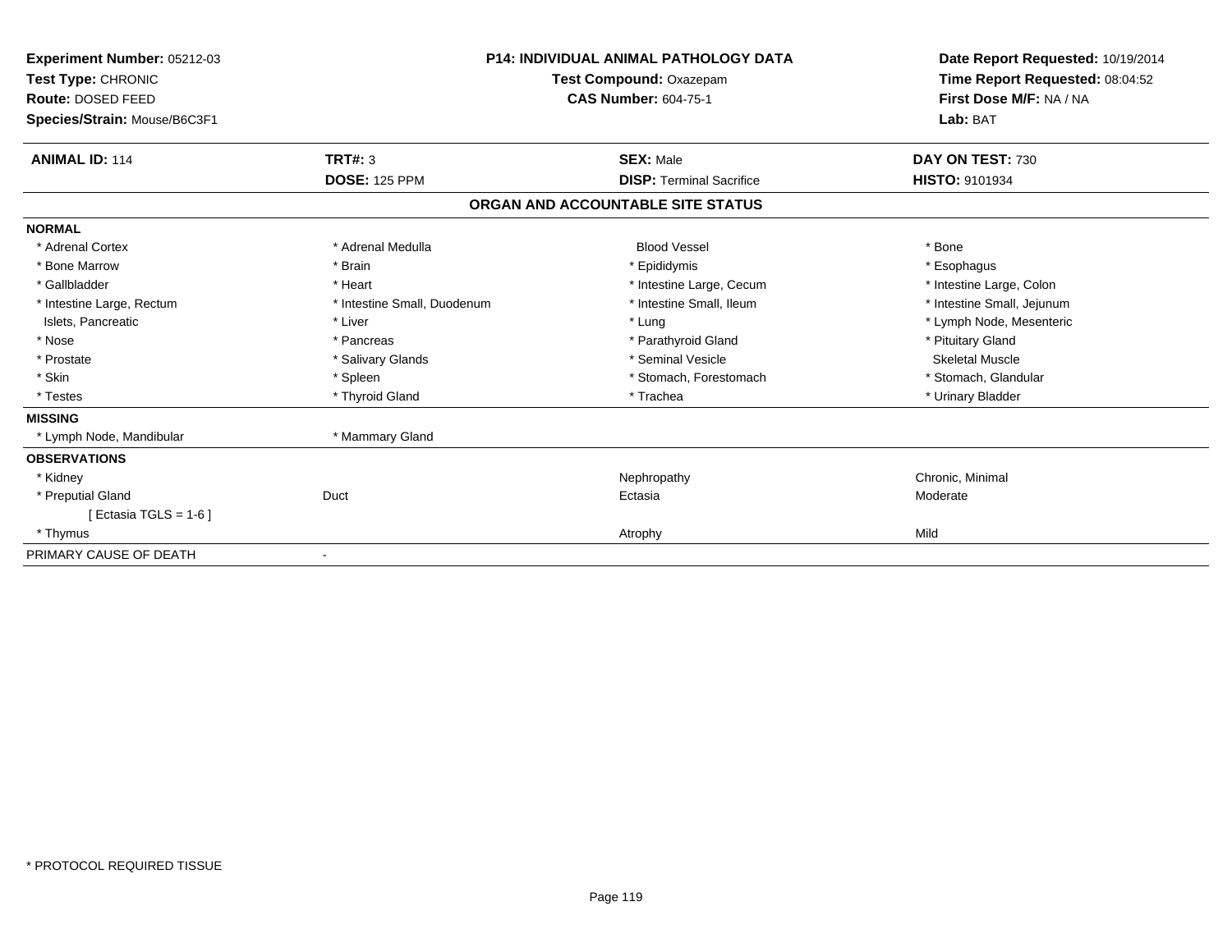**Experiment Number:** 05212-03
**Test Type:** CHRONIC
**Route:** DOSED FEED
**Species/Strain:** Mouse/B6C3F1

**P14: INDIVIDUAL ANIMAL PATHOLOGY DATA**
**Test Compound:** Oxazepam
**CAS Number:** 604-75-1

**Date Report Requested:** 10/19/2014
**Time Report Requested:** 08:04:52
**First Dose M/F:** NA / NA
**Lab:** BAT

| **ANIMAL ID:** 114 | **TRT#:** 3 | **SEX:** Male | **DAY ON TEST:** 730 |
|---|---|---|---|
| | **DOSE:** 125 PPM | **DISP:** Terminal Sacrifice | **HISTO:** 9101934 |

## ORGAN AND ACCOUNTABLE SITE STATUS

| | | | |
|---|---|---|---|
| **NORMAL** | | | |
| * Adrenal Cortex | * Adrenal Medulla | Blood Vessel | * Bone |
| * Bone Marrow | * Brain | * Epididymis | * Esophagus |
| * Gallbladder | * Heart | * Intestine Large, Cecum | * Intestine Large, Colon |
| * Intestine Large, Rectum | * Intestine Small, Duodenum | * Intestine Small, Ileum | * Intestine Small, Jejunum |
| Islets, Pancreatic | * Liver | * Lung | * Lymph Node, Mesenteric |
| * Nose | * Pancreas | * Parathyroid Gland | * Pituitary Gland |
| * Prostate | * Salivary Glands | * Seminal Vesicle | Skeletal Muscle |
| * Skin | * Spleen | * Stomach, Forestomach | * Stomach, Glandular |
| * Testes | * Thyroid Gland | * Trachea | * Urinary Bladder |
| **MISSING** | | | |
| * Lymph Node, Mandibular | * Mammary Gland | | |
| **OBSERVATIONS** | | | |
| * Kidney | | Nephropathy | Chronic, Minimal |
| * Preputial Gland | Duct | Ectasia | Moderate |
| [ Ectasia TGLS = 1-6 ] | | | |
| * Thymus | | Atrophy | Mild |
| PRIMARY CAUSE OF DEATH | - | | |

* PROTOCOL REQUIRED TISSUE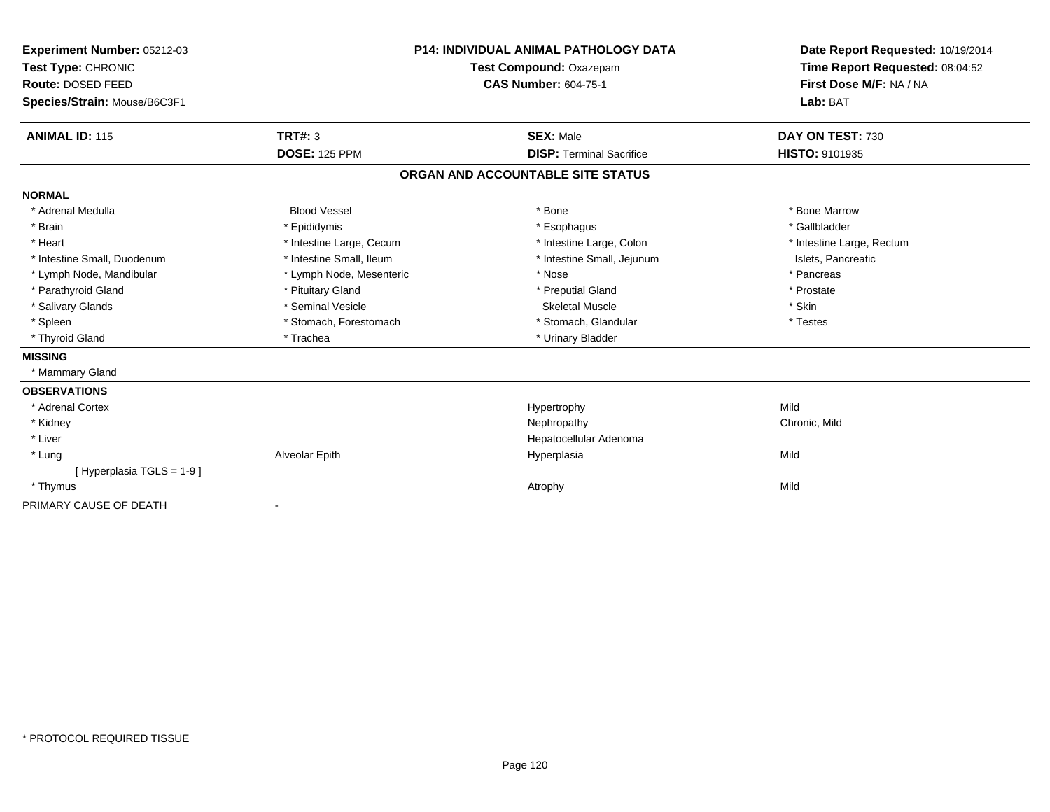**Experiment Number:** 05212-03
**Test Type:** CHRONIC
**Route:** DOSED FEED
**Species/Strain:** Mouse/B6C3F1

**P14: INDIVIDUAL ANIMAL PATHOLOGY DATA**
**Test Compound:** Oxazepam
**CAS Number:** 604-75-1

**Date Report Requested:** 10/19/2014
**Time Report Requested:** 08:04:52
**First Dose M/F:** NA / NA
**Lab:** BAT

| **ANIMAL ID:** 115 | **TRT#:** 3 | **SEX:** Male | **DAY ON TEST:** 730 |
|---|---|---|---|
| | **DOSE:** 125 PPM | **DISP:** Terminal Sacrifice | **HISTO:** 9101935 |

## ORGAN AND ACCOUNTABLE SITE STATUS

**NORMAL**

| | | | |
|---|---|---|---|
| * Adrenal Medulla | Blood Vessel | * Bone | * Bone Marrow |
| * Brain | * Epididymis | * Esophagus | * Gallbladder |
| * Heart | * Intestine Large, Cecum | * Intestine Large, Colon | * Intestine Large, Rectum |
| * Intestine Small, Duodenum | * Intestine Small, Ileum | * Intestine Small, Jejunum | Islets, Pancreatic |
| * Lymph Node, Mandibular | * Lymph Node, Mesenteric | * Nose | * Pancreas |
| * Parathyroid Gland | * Pituitary Gland | * Preputial Gland | * Prostate |
| * Salivary Glands | * Seminal Vesicle | Skeletal Muscle | * Skin |
| * Spleen | * Stomach, Forestomach | * Stomach, Glandular | * Testes |
| * Thyroid Gland | * Trachea | * Urinary Bladder | |

**MISSING**

* Mammary Gland

**OBSERVATIONS**

| | | | |
|---|---|---|---|
| * Adrenal Cortex | | Hypertrophy | Mild |
| * Kidney | | Nephropathy | Chronic, Mild |
| * Liver | | Hepatocellular Adenoma | |
| * Lung | Alveolar Epith | Hyperplasia | Mild |
| [ Hyperplasia TGLS = 1-9 ] | | | |
| * Thymus | | Atrophy | Mild |

PRIMARY CAUSE OF DEATH -

* PROTOCOL REQUIRED TISSUE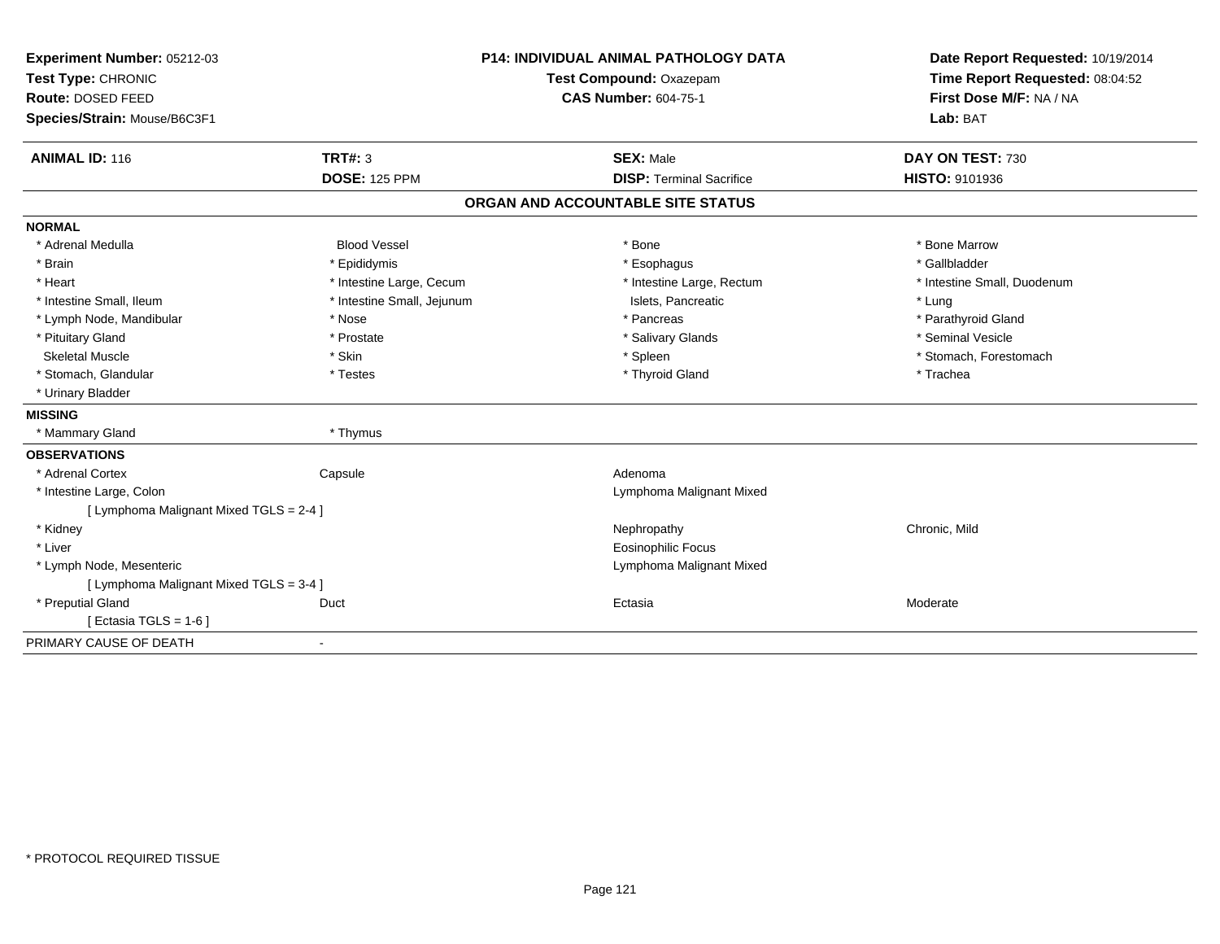**Experiment Number:** 05212-03
**Test Type:** CHRONIC
**Route:** DOSED FEED
**Species/Strain:** Mouse/B6C3F1

**P14: INDIVIDUAL ANIMAL PATHOLOGY DATA**
**Test Compound:** Oxazepam
**CAS Number:** 604-75-1

**Date Report Requested:** 10/19/2014
**Time Report Requested:** 08:04:52
**First Dose M/F:** NA / NA
**Lab:** BAT

| **ANIMAL ID:** 116 | **TRT#:** 3 | **SEX:** Male | **DAY ON TEST:** 730 |
|---|---|---|---|
| | **DOSE:** 125 PPM | **DISP:** Terminal Sacrifice | **HISTO:** 9101936 |

## ORGAN AND ACCOUNTABLE SITE STATUS

**NORMAL**

| | | | |
|---|---|---|---|
| * Adrenal Medulla | Blood Vessel | * Bone | * Bone Marrow |
| * Brain | * Epididymis | * Esophagus | * Gallbladder |
| * Heart | * Intestine Large, Cecum | * Intestine Large, Rectum | * Intestine Small, Duodenum |
| * Intestine Small, Ileum | * Intestine Small, Jejunum | Islets, Pancreatic | * Lung |
| * Lymph Node, Mandibular | * Nose | * Pancreas | * Parathyroid Gland |
| * Pituitary Gland | * Prostate | * Salivary Glands | * Seminal Vesicle |
| Skeletal Muscle | * Skin | * Spleen | * Stomach, Forestomach |
| * Stomach, Glandular | * Testes | * Thyroid Gland | * Trachea |
| * Urinary Bladder | | | |

**MISSING**

| | |
|---|---|
| * Mammary Gland | * Thymus |

**OBSERVATIONS**

| | | | |
|---|---|---|---|
| * Adrenal Cortex | Capsule | Adenoma | |
| * Intestine Large, Colon | | Lymphoma Malignant Mixed | |
| [ Lymphoma Malignant Mixed TGLS = 2-4 ] | | | |
| * Kidney | | Nephropathy | Chronic, Mild |
| * Liver | | Eosinophilic Focus | |
| * Lymph Node, Mesenteric | | Lymphoma Malignant Mixed | |
| [ Lymphoma Malignant Mixed TGLS = 3-4 ] | | | |
| * Preputial Gland | Duct | Ectasia | Moderate |
| [ Ectasia TGLS = 1-6 ] | | | |

PRIMARY CAUSE OF DEATH -

* PROTOCOL REQUIRED TISSUE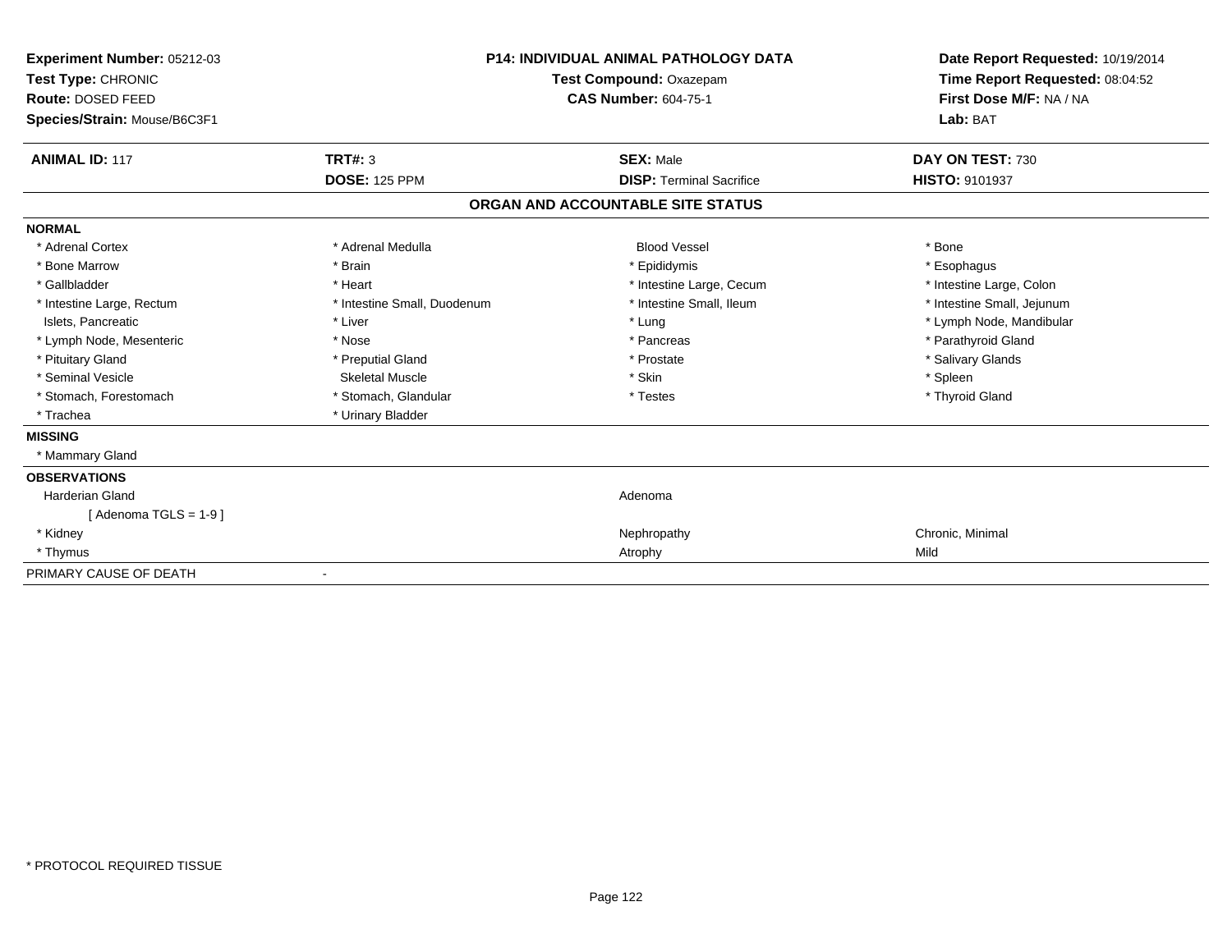**Experiment Number:** 05212-03
**Test Type:** CHRONIC
**Route:** DOSED FEED
**Species/Strain:** Mouse/B6C3F1

**P14: INDIVIDUAL ANIMAL PATHOLOGY DATA**
**Test Compound:** Oxazepam
**CAS Number:** 604-75-1

**Date Report Requested:** 10/19/2014
**Time Report Requested:** 08:04:52
**First Dose M/F:** NA / NA
**Lab:** BAT

| **ANIMAL ID:** 117 | **TRT#:** 3 | **SEX:** Male | **DAY ON TEST:** 730 |
|---|---|---|---|
| | **DOSE:** 125 PPM | **DISP:** Terminal Sacrifice | **HISTO:** 9101937 |

## ORGAN AND ACCOUNTABLE SITE STATUS

**NORMAL**

| | | | |
|---|---|---|---|
| * Adrenal Cortex | * Adrenal Medulla | Blood Vessel | * Bone |
| * Bone Marrow | * Brain | * Epididymis | * Esophagus |
| * Gallbladder | * Heart | * Intestine Large, Cecum | * Intestine Large, Colon |
| * Intestine Large, Rectum | * Intestine Small, Duodenum | * Intestine Small, Ileum | * Intestine Small, Jejunum |
| Islets, Pancreatic | * Liver | * Lung | * Lymph Node, Mandibular |
| * Lymph Node, Mesenteric | * Nose | * Pancreas | * Parathyroid Gland |
| * Pituitary Gland | * Preputial Gland | * Prostate | * Salivary Glands |
| * Seminal Vesicle | Skeletal Muscle | * Skin | * Spleen |
| * Stomach, Forestomach | * Stomach, Glandular | * Testes | * Thyroid Gland |
| * Trachea | * Urinary Bladder | | |

**MISSING**

* Mammary Gland

**OBSERVATIONS**

| | | |
|---|---|---|
| Harderian Gland | Adenoma | |
| [ Adenoma TGLS = 1-9 ] | | |
| * Kidney | Nephropathy | Chronic, Minimal |
| * Thymus | Atrophy | Mild |

PRIMARY CAUSE OF DEATH -

* PROTOCOL REQUIRED TISSUE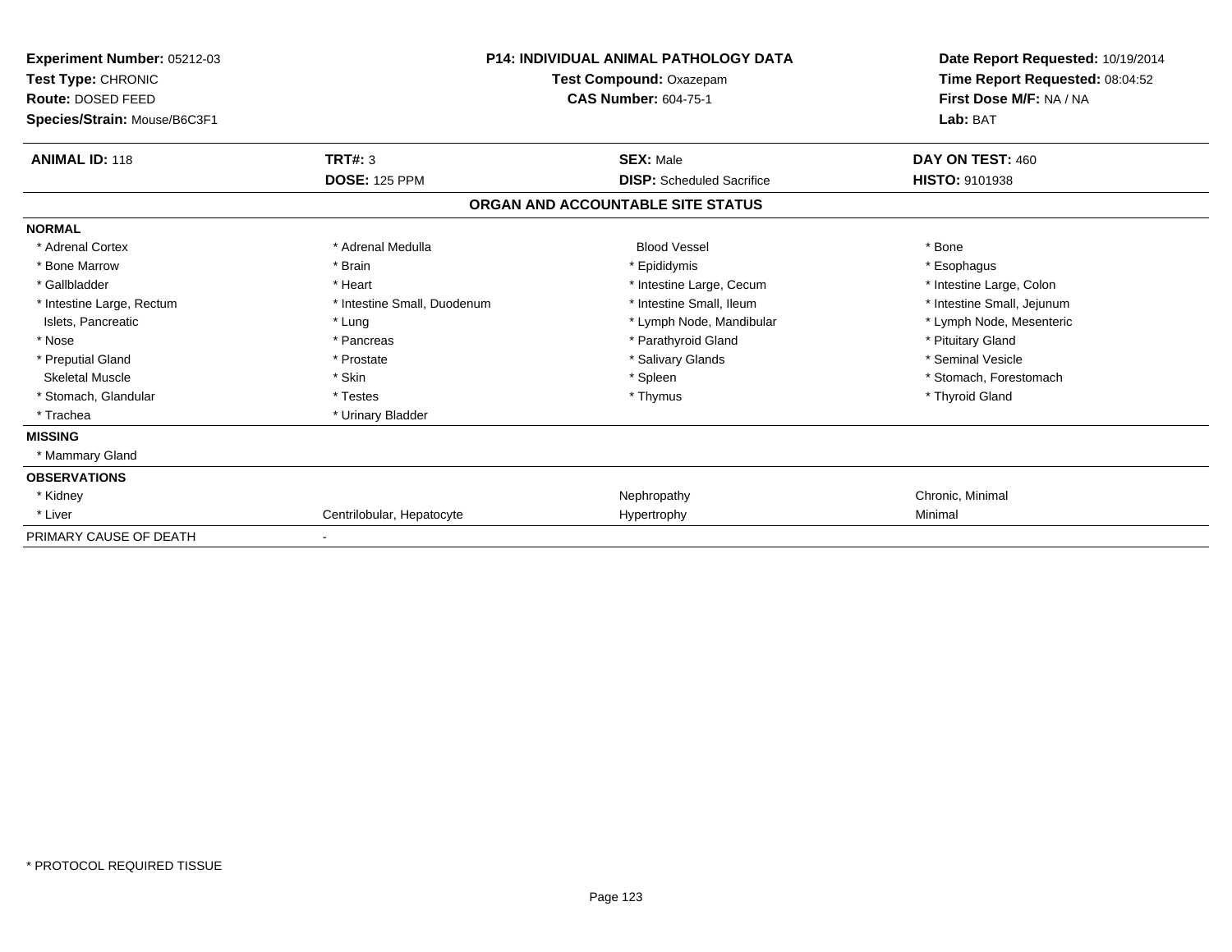**Experiment Number:** 05212-03
**Test Type:** CHRONIC
**Route:** DOSED FEED
**Species/Strain:** Mouse/B6C3F1

**P14: INDIVIDUAL ANIMAL PATHOLOGY DATA**
**Test Compound:** Oxazepam
**CAS Number:** 604-75-1

**Date Report Requested:** 10/19/2014
**Time Report Requested:** 08:04:52
**First Dose M/F:** NA / NA
**Lab:** BAT

| **ANIMAL ID:** 118 | **TRT#:** 3 | **SEX:** Male | **DAY ON TEST:** 460 |
|---|---|---|---|
| | **DOSE:** 125 PPM | **DISP:** Scheduled Sacrifice | **HISTO:** 9101938 |

## ORGAN AND ACCOUNTABLE SITE STATUS

| | | | |
|---|---|---|---|
| **NORMAL** | | | |
| * Adrenal Cortex | * Adrenal Medulla | Blood Vessel | * Bone |
| * Bone Marrow | * Brain | * Epididymis | * Esophagus |
| * Gallbladder | * Heart | * Intestine Large, Cecum | * Intestine Large, Colon |
| * Intestine Large, Rectum | * Intestine Small, Duodenum | * Intestine Small, Ileum | * Intestine Small, Jejunum |
| Islets, Pancreatic | * Lung | * Lymph Node, Mandibular | * Lymph Node, Mesenteric |
| * Nose | * Pancreas | * Parathyroid Gland | * Pituitary Gland |
| * Preputial Gland | * Prostate | * Salivary Glands | * Seminal Vesicle |
| Skeletal Muscle | * Skin | * Spleen | * Stomach, Forestomach |
| * Stomach, Glandular | * Testes | * Thymus | * Thyroid Gland |
| * Trachea | * Urinary Bladder | | |
| **MISSING** | | | |
| * Mammary Gland | | | |
| **OBSERVATIONS** | | | |
| * Kidney | | Nephropathy | Chronic, Minimal |
| * Liver | Centrilobular, Hepatocyte | Hypertrophy | Minimal |
| PRIMARY CAUSE OF DEATH | - | | |

* PROTOCOL REQUIRED TISSUE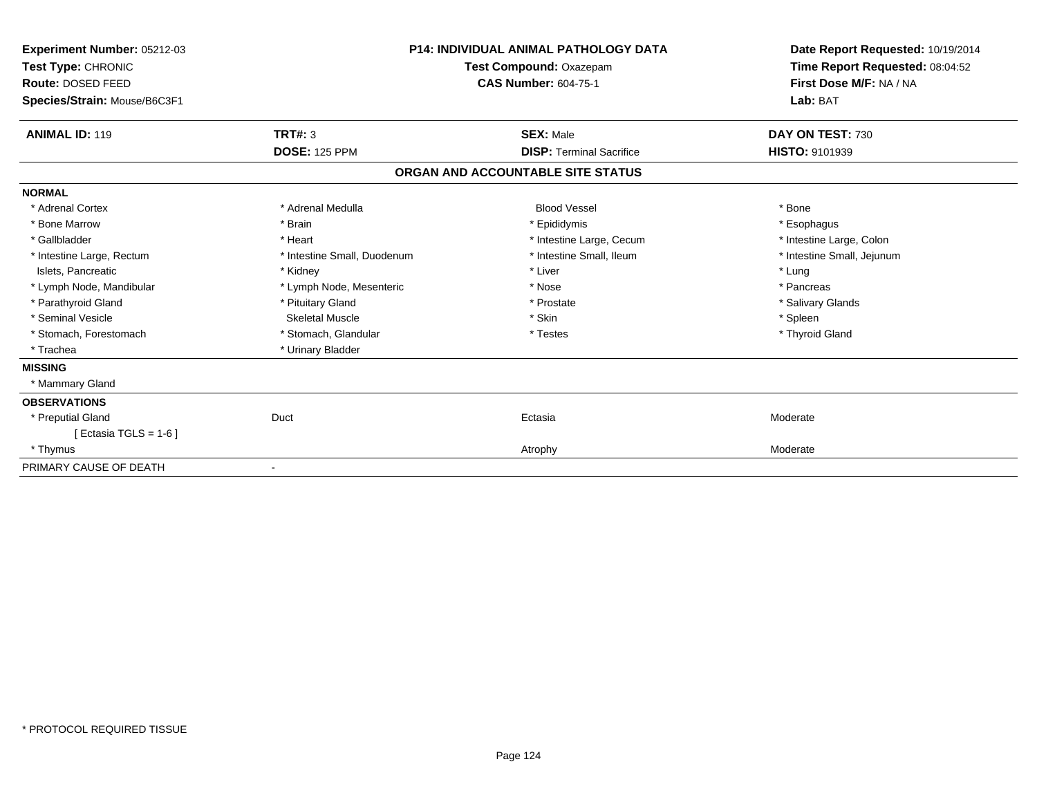**Experiment Number:** 05212-03
**Test Type:** CHRONIC
**Route:** DOSED FEED
**Species/Strain:** Mouse/B6C3F1

**P14: INDIVIDUAL ANIMAL PATHOLOGY DATA**
**Test Compound:** Oxazepam
**CAS Number:** 604-75-1

**Date Report Requested:** 10/19/2014
**Time Report Requested:** 08:04:52
**First Dose M/F:** NA / NA
**Lab:** BAT

| **ANIMAL ID:** 119 | **TRT#:** 3 | **SEX:** Male | **DAY ON TEST:** 730 |
|---|---|---|---|
| | **DOSE:** 125 PPM | **DISP:** Terminal Sacrifice | **HISTO:** 9101939 |

## ORGAN AND ACCOUNTABLE SITE STATUS

**NORMAL**

| | | | |
|---|---|---|---|
| * Adrenal Cortex | * Adrenal Medulla | Blood Vessel | * Bone |
| * Bone Marrow | * Brain | * Epididymis | * Esophagus |
| * Gallbladder | * Heart | * Intestine Large, Cecum | * Intestine Large, Colon |
| * Intestine Large, Rectum | * Intestine Small, Duodenum | * Intestine Small, Ileum | * Intestine Small, Jejunum |
| Islets, Pancreatic | * Kidney | * Liver | * Lung |
| * Lymph Node, Mandibular | * Lymph Node, Mesenteric | * Nose | * Pancreas |
| * Parathyroid Gland | * Pituitary Gland | * Prostate | * Salivary Glands |
| * Seminal Vesicle | Skeletal Muscle | * Skin | * Spleen |
| * Stomach, Forestomach | * Stomach, Glandular | * Testes | * Thyroid Gland |
| * Trachea | * Urinary Bladder | | |

**MISSING**

* Mammary Gland

**OBSERVATIONS**

| | | | |
|---|---|---|---|
| * Preputial Gland | Duct | Ectasia | Moderate |
| [ Ectasia TGLS = 1-6 ] | | | |
| * Thymus | | Atrophy | Moderate |

PRIMARY CAUSE OF DEATH -

* PROTOCOL REQUIRED TISSUE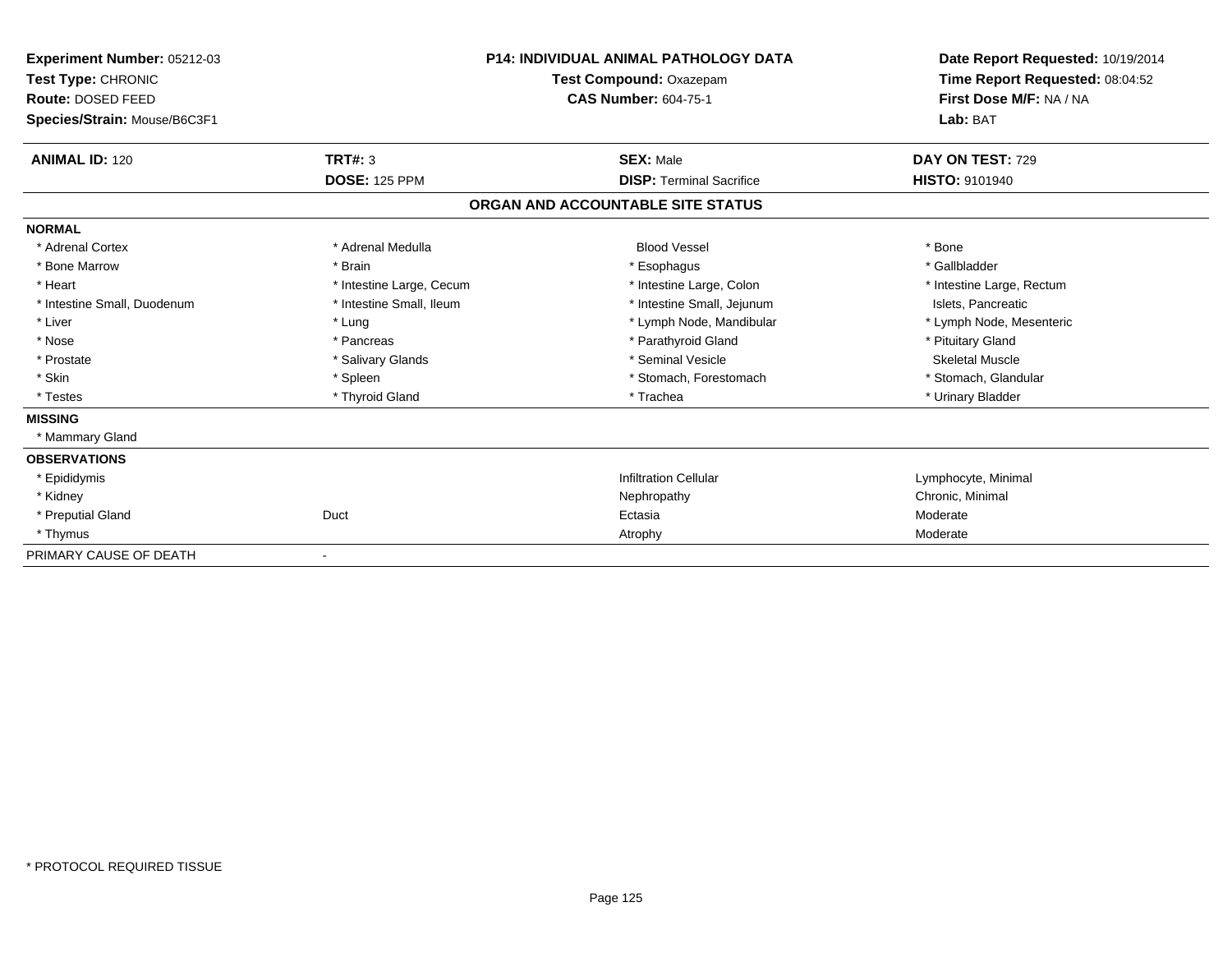**Experiment Number:** 05212-03
**Test Type:** CHRONIC
**Route:** DOSED FEED
**Species/Strain:** Mouse/B6C3F1

**P14: INDIVIDUAL ANIMAL PATHOLOGY DATA**
**Test Compound:** Oxazepam
**CAS Number:** 604-75-1

**Date Report Requested:** 10/19/2014
**Time Report Requested:** 08:04:52
**First Dose M/F:** NA / NA
**Lab:** BAT

| **ANIMAL ID:** 120 | **TRT#:** 3 | **SEX:** Male | **DAY ON TEST:** 729 |
|---|---|---|---|
| | **DOSE:** 125 PPM | **DISP:** Terminal Sacrifice | **HISTO:** 9101940 |

## ORGAN AND ACCOUNTABLE SITE STATUS

| | | | |
|---|---|---|---|
| **NORMAL** | | | |
| * Adrenal Cortex | * Adrenal Medulla | Blood Vessel | * Bone |
| * Bone Marrow | * Brain | * Esophagus | * Gallbladder |
| * Heart | * Intestine Large, Cecum | * Intestine Large, Colon | * Intestine Large, Rectum |
| * Intestine Small, Duodenum | * Intestine Small, Ileum | * Intestine Small, Jejunum | Islets, Pancreatic |
| * Liver | * Lung | * Lymph Node, Mandibular | * Lymph Node, Mesenteric |
| * Nose | * Pancreas | * Parathyroid Gland | * Pituitary Gland |
| * Prostate | * Salivary Glands | * Seminal Vesicle | Skeletal Muscle |
| * Skin | * Spleen | * Stomach, Forestomach | * Stomach, Glandular |
| * Testes | * Thyroid Gland | * Trachea | * Urinary Bladder |
| **MISSING** | | | |
| * Mammary Gland | | | |
| **OBSERVATIONS** | | | |
| * Epididymis | | Infiltration Cellular | Lymphocyte, Minimal |
| * Kidney | | Nephropathy | Chronic, Minimal |
| * Preputial Gland | Duct | Ectasia | Moderate |
| * Thymus | | Atrophy | Moderate |
| PRIMARY CAUSE OF DEATH | - | | |

* PROTOCOL REQUIRED TISSUE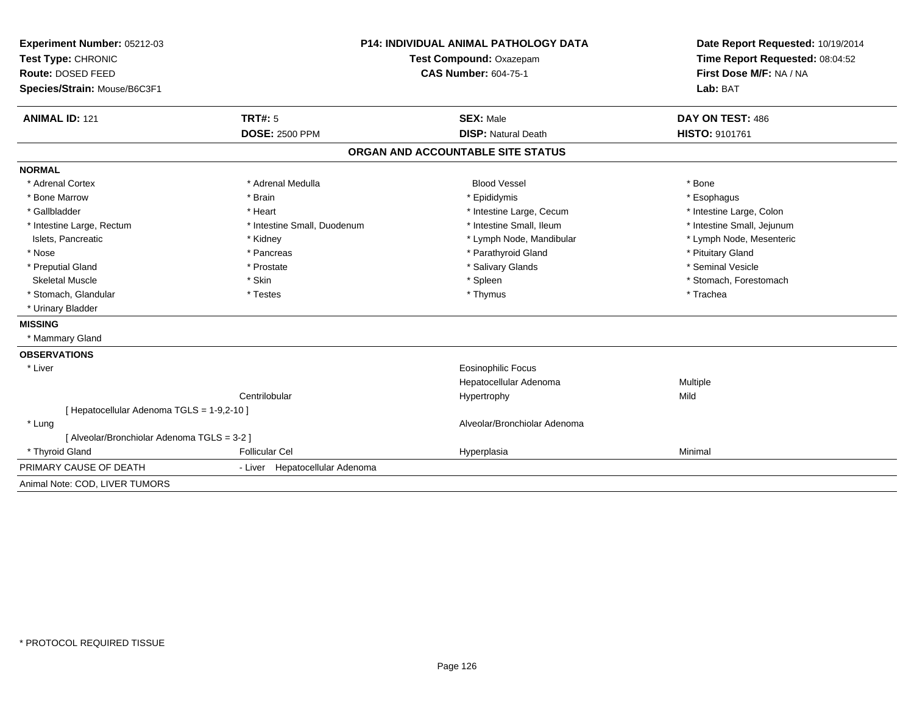**Experiment Number:** 05212-03
**Test Type:** CHRONIC
**Route:** DOSED FEED
**Species/Strain:** Mouse/B6C3F1

**P14: INDIVIDUAL ANIMAL PATHOLOGY DATA**
**Test Compound:** Oxazepam
**CAS Number:** 604-75-1

**Date Report Requested:** 10/19/2014
**Time Report Requested:** 08:04:52
**First Dose M/F:** NA / NA
**Lab:** BAT

| **ANIMAL ID:** 121 | **TRT#:** 5 | **SEX:** Male | **DAY ON TEST:** 486 |
|---|---|---|---|
| | **DOSE:** 2500 PPM | **DISP:** Natural Death | **HISTO:** 9101761 |

## ORGAN AND ACCOUNTABLE SITE STATUS

**NORMAL**

| | | | |
|---|---|---|---|
| * Adrenal Cortex | * Adrenal Medulla | Blood Vessel | * Bone |
| * Bone Marrow | * Brain | * Epididymis | * Esophagus |
| * Gallbladder | * Heart | * Intestine Large, Cecum | * Intestine Large, Colon |
| * Intestine Large, Rectum | * Intestine Small, Duodenum | * Intestine Small, Ileum | * Intestine Small, Jejunum |
| Islets, Pancreatic | * Kidney | * Lymph Node, Mandibular | * Lymph Node, Mesenteric |
| * Nose | * Pancreas | * Parathyroid Gland | * Pituitary Gland |
| * Preputial Gland | * Prostate | * Salivary Glands | * Seminal Vesicle |
| Skeletal Muscle | * Skin | * Spleen | * Stomach, Forestomach |
| * Stomach, Glandular | * Testes | * Thymus | * Trachea |
| * Urinary Bladder | | | |

**MISSING**

* Mammary Gland

**OBSERVATIONS**

| | | | |
|---|---|---|---|
| * Liver | | Eosinophilic Focus | |
| | | Hepatocellular Adenoma | Multiple |
| | Centrilobular | Hypertrophy | Mild |
| [ Hepatocellular Adenoma TGLS = 1-9,2-10 ] | | | |
| * Lung | | Alveolar/Bronchiolar Adenoma | |
| [ Alveolar/Bronchiolar Adenoma TGLS = 3-2 ] | | | |
| * Thyroid Gland | Follicular Cel | Hyperplasia | Minimal |

PRIMARY CAUSE OF DEATH - Liver Hepatocellular Adenoma

Animal Note: COD, LIVER TUMORS

\* PROTOCOL REQUIRED TISSUE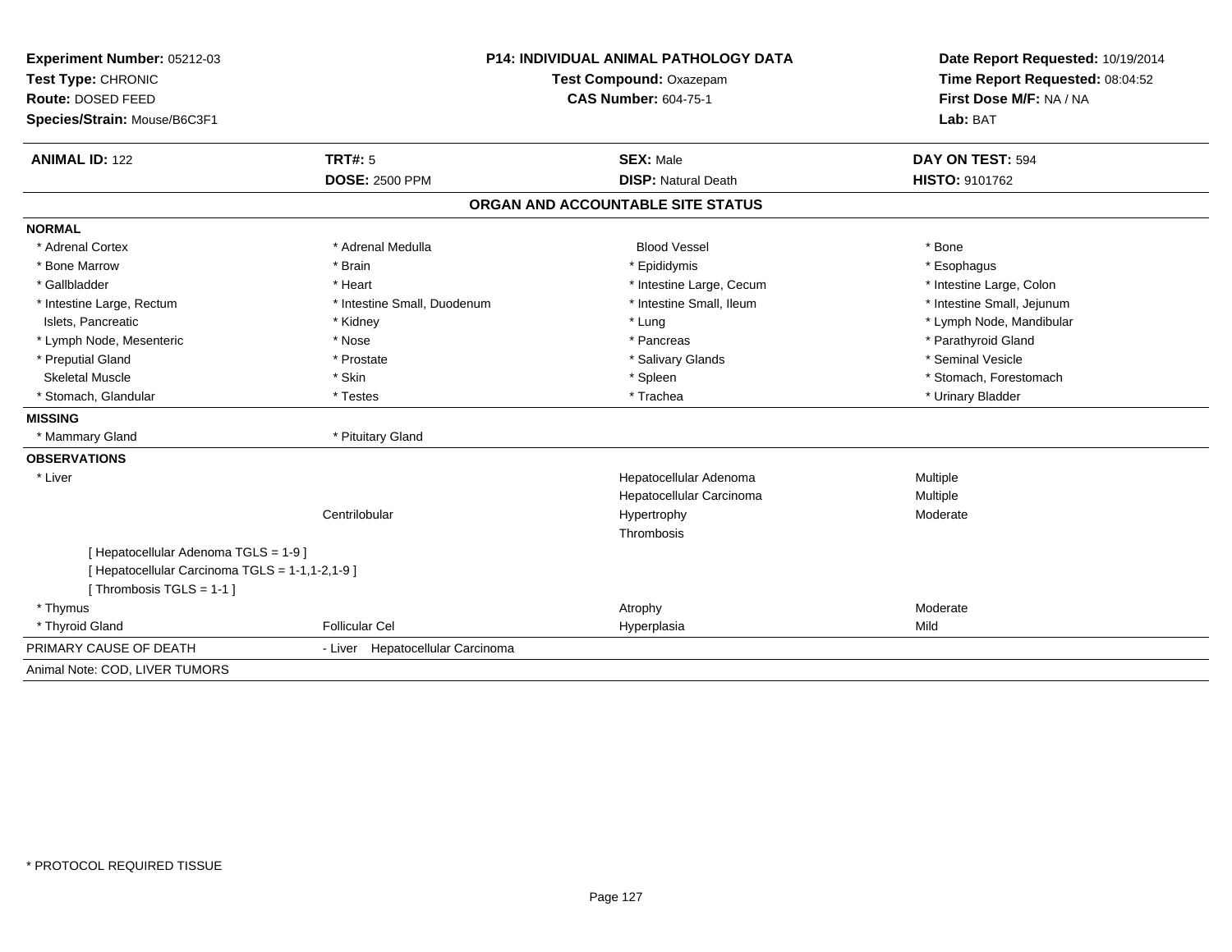**Experiment Number:** 05212-03
**Test Type:** CHRONIC
**Route:** DOSED FEED
**Species/Strain:** Mouse/B6C3F1

**P14: INDIVIDUAL ANIMAL PATHOLOGY DATA**
**Test Compound:** Oxazepam
**CAS Number:** 604-75-1

**Date Report Requested:** 10/19/2014
**Time Report Requested:** 08:04:52
**First Dose M/F:** NA / NA
**Lab:** BAT

| **ANIMAL ID:** 122 | **TRT#:** 5 | **SEX:** Male | **DAY ON TEST:** 594 |
|---|---|---|---|
| | **DOSE:** 2500 PPM | **DISP:** Natural Death | **HISTO:** 9101762 |

## ORGAN AND ACCOUNTABLE SITE STATUS

**NORMAL**

| | | | |
|---|---|---|---|
| * Adrenal Cortex | * Adrenal Medulla | Blood Vessel | * Bone |
| * Bone Marrow | * Brain | * Epididymis | * Esophagus |
| * Gallbladder | * Heart | * Intestine Large, Cecum | * Intestine Large, Colon |
| * Intestine Large, Rectum | * Intestine Small, Duodenum | * Intestine Small, Ileum | * Intestine Small, Jejunum |
| Islets, Pancreatic | * Kidney | * Lung | * Lymph Node, Mandibular |
| * Lymph Node, Mesenteric | * Nose | * Pancreas | * Parathyroid Gland |
| * Preputial Gland | * Prostate | * Salivary Glands | * Seminal Vesicle |
| Skeletal Muscle | * Skin | * Spleen | * Stomach, Forestomach |
| * Stomach, Glandular | * Testes | * Trachea | * Urinary Bladder |

**MISSING**

| | |
|---|---|
| * Mammary Gland | * Pituitary Gland |

**OBSERVATIONS**

| | | | |
|---|---|---|---|
| * Liver | | Hepatocellular Adenoma | Multiple |
| | | Hepatocellular Carcinoma | Multiple |
| | Centrilobular | Hypertrophy | Moderate |
| | | Thrombosis | |
| [ Hepatocellular Adenoma TGLS = 1-9 ] | | | |
| [ Hepatocellular Carcinoma TGLS = 1-1,1-2,1-9 ] | | | |
| [ Thrombosis TGLS = 1-1 ] | | | |
| * Thymus | | Atrophy | Moderate |
| * Thyroid Gland | Follicular Cel | Hyperplasia | Mild |

PRIMARY CAUSE OF DEATH - Liver Hepatocellular Carcinoma

Animal Note: COD, LIVER TUMORS

* PROTOCOL REQUIRED TISSUE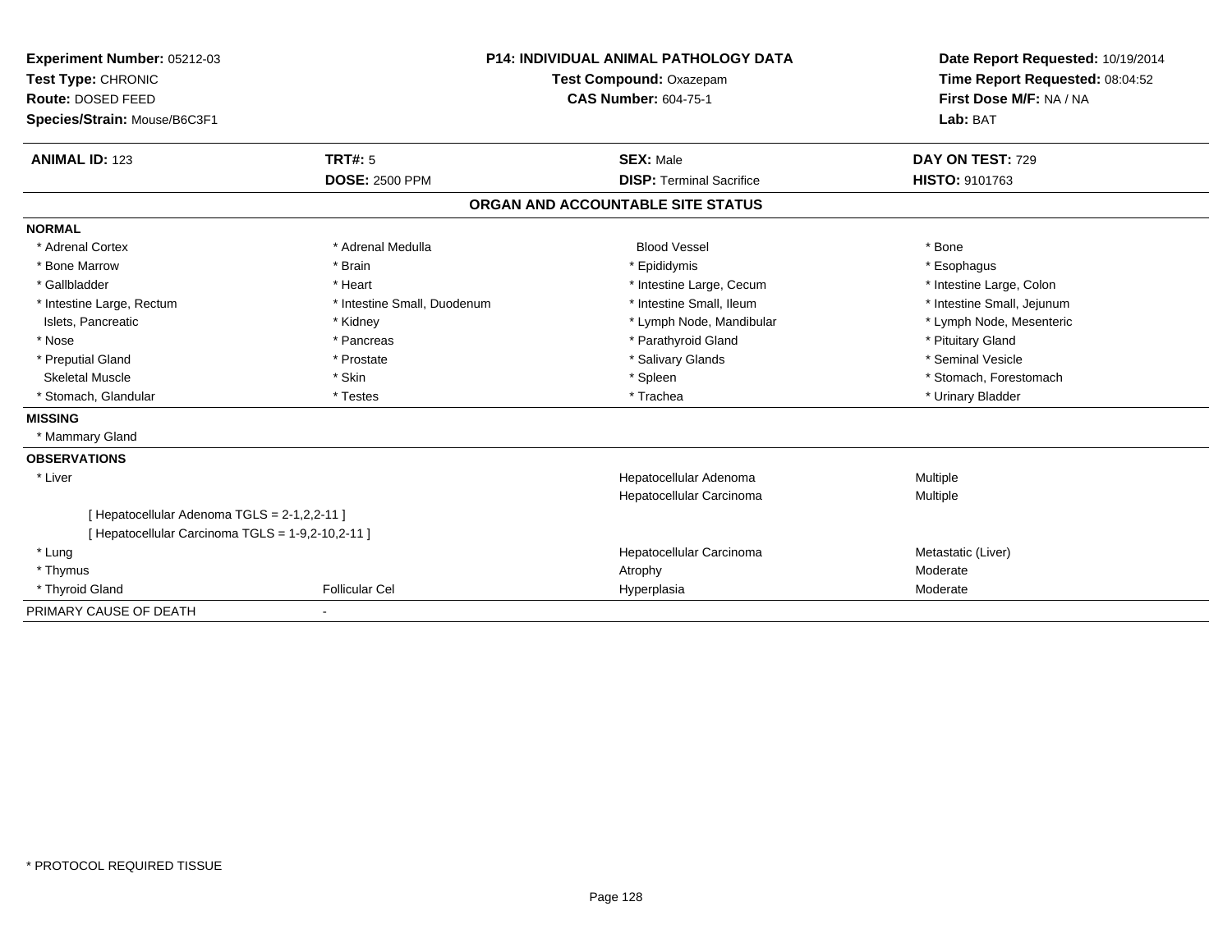**Experiment Number:** 05212-03
**Test Type:** CHRONIC
**Route:** DOSED FEED
**Species/Strain:** Mouse/B6C3F1

**P14: INDIVIDUAL ANIMAL PATHOLOGY DATA**
**Test Compound:** Oxazepam
**CAS Number:** 604-75-1

**Date Report Requested:** 10/19/2014
**Time Report Requested:** 08:04:52
**First Dose M/F:** NA / NA
**Lab:** BAT

| **ANIMAL ID:** 123 | **TRT#:** 5 | **SEX:** Male | **DAY ON TEST:** 729 |
|---|---|---|---|
| | **DOSE:** 2500 PPM | **DISP:** Terminal Sacrifice | **HISTO:** 9101763 |

## ORGAN AND ACCOUNTABLE SITE STATUS

**NORMAL**

| | | | |
|---|---|---|---|
| * Adrenal Cortex | * Adrenal Medulla | Blood Vessel | * Bone |
| * Bone Marrow | * Brain | * Epididymis | * Esophagus |
| * Gallbladder | * Heart | * Intestine Large, Cecum | * Intestine Large, Colon |
| * Intestine Large, Rectum | * Intestine Small, Duodenum | * Intestine Small, Ileum | * Intestine Small, Jejunum |
| Islets, Pancreatic | * Kidney | * Lymph Node, Mandibular | * Lymph Node, Mesenteric |
| * Nose | * Pancreas | * Parathyroid Gland | * Pituitary Gland |
| * Preputial Gland | * Prostate | * Salivary Glands | * Seminal Vesicle |
| Skeletal Muscle | * Skin | * Spleen | * Stomach, Forestomach |
| * Stomach, Glandular | * Testes | * Trachea | * Urinary Bladder |

**MISSING**

* Mammary Gland

**OBSERVATIONS**

| | | | |
|---|---|---|---|
| * Liver | | Hepatocellular Adenoma | Multiple |
| | | Hepatocellular Carcinoma | Multiple |
| [ Hepatocellular Adenoma TGLS = 2-1,2,2-11 ] | | | |
| [ Hepatocellular Carcinoma TGLS = 1-9,2-10,2-11 ] | | | |
| * Lung | | Hepatocellular Carcinoma | Metastatic (Liver) |
| * Thymus | | Atrophy | Moderate |
| * Thyroid Gland | Follicular Cel | Hyperplasia | Moderate |

PRIMARY CAUSE OF DEATH -

\* PROTOCOL REQUIRED TISSUE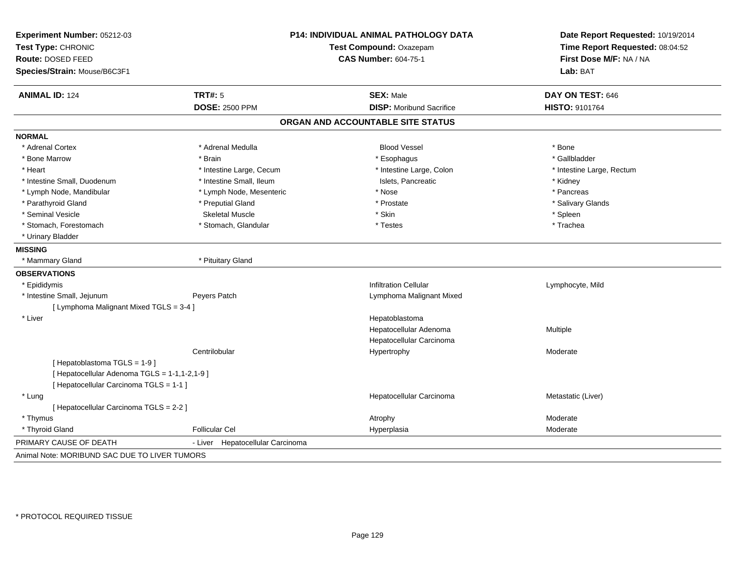**Experiment Number:** 05212-03
**Test Type:** CHRONIC
**Route:** DOSED FEED
**Species/Strain:** Mouse/B6C3F1

**P14: INDIVIDUAL ANIMAL PATHOLOGY DATA**
**Test Compound:** Oxazepam
**CAS Number:** 604-75-1

**Date Report Requested:** 10/19/2014
**Time Report Requested:** 08:04:52
**First Dose M/F:** NA / NA
**Lab:** BAT

| **ANIMAL ID:** 124 | **TRT#:** 5 | **SEX:** Male | **DAY ON TEST:** 646 |
|---|---|---|---|
| | **DOSE:** 2500 PPM | **DISP:** Moribund Sacrifice | **HISTO:** 9101764 |

## ORGAN AND ACCOUNTABLE SITE STATUS

**NORMAL**

| | | | |
|---|---|---|---|
| * Adrenal Cortex | * Adrenal Medulla | Blood Vessel | * Bone |
| * Bone Marrow | * Brain | * Esophagus | * Gallbladder |
| * Heart | * Intestine Large, Cecum | * Intestine Large, Colon | * Intestine Large, Rectum |
| * Intestine Small, Duodenum | * Intestine Small, Ileum | Islets, Pancreatic | * Kidney |
| * Lymph Node, Mandibular | * Lymph Node, Mesenteric | * Nose | * Pancreas |
| * Parathyroid Gland | * Preputial Gland | * Prostate | * Salivary Glands |
| * Seminal Vesicle | Skeletal Muscle | * Skin | * Spleen |
| * Stomach, Forestomach | * Stomach, Glandular | * Testes | * Trachea |
| * Urinary Bladder | | | |

**MISSING**

| | |
|---|---|
| * Mammary Gland | * Pituitary Gland |

**OBSERVATIONS**

| | | | |
|---|---|---|---|
| * Epididymis | | Infiltration Cellular | Lymphocyte, Mild |
| * Intestine Small, Jejunum | Peyers Patch | Lymphoma Malignant Mixed | |
| [ Lymphoma Malignant Mixed TGLS = 3-4 ] | | | |
| * Liver | | Hepatoblastoma | |
| | | Hepatocellular Adenoma | Multiple |
| | | Hepatocellular Carcinoma | |
| | Centrilobular | Hypertrophy | Moderate |
| [ Hepatoblastoma TGLS = 1-9 ] | | | |
| [ Hepatocellular Adenoma TGLS = 1-1,1-2,1-9 ] | | | |
| [ Hepatocellular Carcinoma TGLS = 1-1 ] | | | |
| * Lung | | Hepatocellular Carcinoma | Metastatic (Liver) |
| [ Hepatocellular Carcinoma TGLS = 2-2 ] | | | |
| * Thymus | | Atrophy | Moderate |
| * Thyroid Gland | Follicular Cel | Hyperplasia | Moderate |

PRIMARY CAUSE OF DEATH - Liver Hepatocellular Carcinoma

Animal Note: MORIBUND SAC DUE TO LIVER TUMORS

\* PROTOCOL REQUIRED TISSUE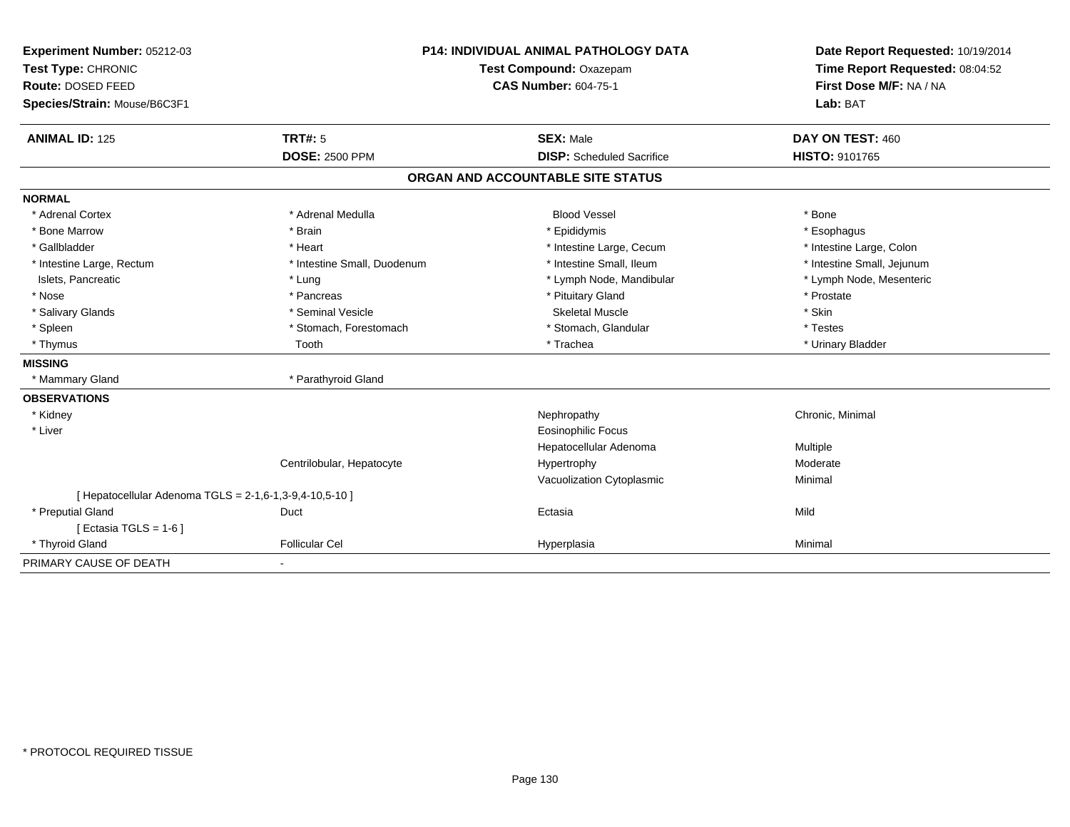**Experiment Number:** 05212-03
**Test Type:** CHRONIC
**Route:** DOSED FEED
**Species/Strain:** Mouse/B6C3F1

**P14: INDIVIDUAL ANIMAL PATHOLOGY DATA**
**Test Compound:** Oxazepam
**CAS Number:** 604-75-1

**Date Report Requested:** 10/19/2014
**Time Report Requested:** 08:04:52
**First Dose M/F:** NA / NA
**Lab:** BAT

| **ANIMAL ID:** 125 | **TRT#:** 5 | **SEX:** Male | **DAY ON TEST:** 460 |
|---|---|---|---|
| | **DOSE:** 2500 PPM | **DISP:** Scheduled Sacrifice | **HISTO:** 9101765 |

## ORGAN AND ACCOUNTABLE SITE STATUS

| | | | |
|---|---|---|---|
| **NORMAL** | | | |
| * Adrenal Cortex | * Adrenal Medulla | Blood Vessel | * Bone |
| * Bone Marrow | * Brain | * Epididymis | * Esophagus |
| * Gallbladder | * Heart | * Intestine Large, Cecum | * Intestine Large, Colon |
| * Intestine Large, Rectum | * Intestine Small, Duodenum | * Intestine Small, Ileum | * Intestine Small, Jejunum |
| Islets, Pancreatic | * Lung | * Lymph Node, Mandibular | * Lymph Node, Mesenteric |
| * Nose | * Pancreas | * Pituitary Gland | * Prostate |
| * Salivary Glands | * Seminal Vesicle | Skeletal Muscle | * Skin |
| * Spleen | * Stomach, Forestomach | * Stomach, Glandular | * Testes |
| * Thymus | Tooth | * Trachea | * Urinary Bladder |
| **MISSING** | | | |
| * Mammary Gland | * Parathyroid Gland | | |
| **OBSERVATIONS** | | | |
| * Kidney | | Nephropathy | Chronic, Minimal |
| * Liver | | Eosinophilic Focus | |
| | | Hepatocellular Adenoma | Multiple |
| | Centrilobular, Hepatocyte | Hypertrophy | Moderate |
| | | Vacuolization Cytoplasmic | Minimal |
| [ Hepatocellular Adenoma TGLS = 2-1,6-1,3-9,4-10,5-10 ] | | | |
| * Preputial Gland | Duct | Ectasia | Mild |
| [ Ectasia TGLS = 1-6 ] | | | |
| * Thyroid Gland | Follicular Cel | Hyperplasia | Minimal |
| PRIMARY CAUSE OF DEATH | - | | |

* PROTOCOL REQUIRED TISSUE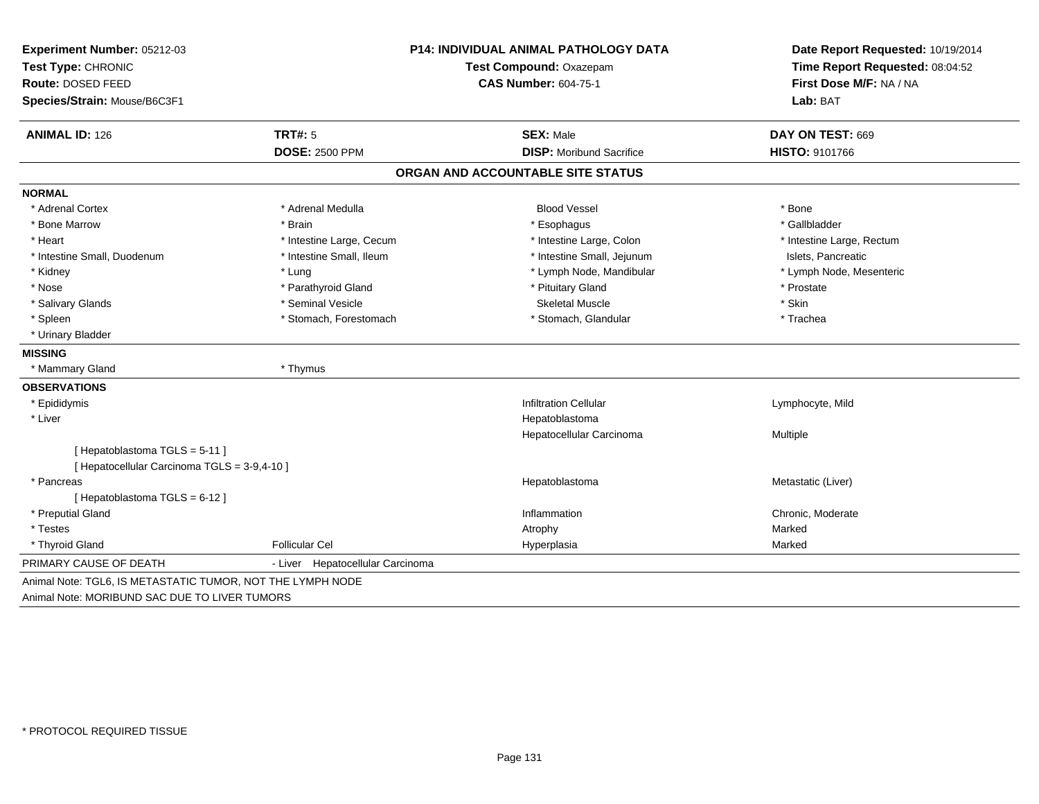**Experiment Number:** 05212-03
**Test Type:** CHRONIC
**Route:** DOSED FEED
**Species/Strain:** Mouse/B6C3F1

**P14: INDIVIDUAL ANIMAL PATHOLOGY DATA**
**Test Compound:** Oxazepam
**CAS Number:** 604-75-1

**Date Report Requested:** 10/19/2014
**Time Report Requested:** 08:04:52
**First Dose M/F:** NA / NA
**Lab:** BAT

| **ANIMAL ID:** 126 | **TRT#:** 5 | **SEX:** Male | **DAY ON TEST:** 669 |
|---|---|---|---|
| | **DOSE:** 2500 PPM | **DISP:** Moribund Sacrifice | **HISTO:** 9101766 |

## ORGAN AND ACCOUNTABLE SITE STATUS

**NORMAL**

| | | | |
|---|---|---|---|
| * Adrenal Cortex | * Adrenal Medulla | Blood Vessel | * Bone |
| * Bone Marrow | * Brain | * Esophagus | * Gallbladder |
| * Heart | * Intestine Large, Cecum | * Intestine Large, Colon | * Intestine Large, Rectum |
| * Intestine Small, Duodenum | * Intestine Small, Ileum | * Intestine Small, Jejunum | Islets, Pancreatic |
| * Kidney | * Lung | * Lymph Node, Mandibular | * Lymph Node, Mesenteric |
| * Nose | * Parathyroid Gland | * Pituitary Gland | * Prostate |
| * Salivary Glands | * Seminal Vesicle | Skeletal Muscle | * Skin |
| * Spleen | * Stomach, Forestomach | * Stomach, Glandular | * Trachea |
| * Urinary Bladder | | | |

**MISSING**

| | |
|---|---|
| * Mammary Gland | * Thymus |

**OBSERVATIONS**

| | | | |
|---|---|---|---|
| * Epididymis | | Infiltration Cellular | Lymphocyte, Mild |
| * Liver | | Hepatoblastoma | |
| | | Hepatocellular Carcinoma | Multiple |
| [ Hepatoblastoma TGLS = 5-11 ] | | | |
| [ Hepatocellular Carcinoma TGLS = 3-9,4-10 ] | | | |
| * Pancreas | | Hepatoblastoma | Metastatic (Liver) |
| [ Hepatoblastoma TGLS = 6-12 ] | | | |
| * Preputial Gland | | Inflammation | Chronic, Moderate |
| * Testes | | Atrophy | Marked |
| * Thyroid Gland | Follicular Cel | Hyperplasia | Marked |

PRIMARY CAUSE OF DEATH - Liver Hepatocellular Carcinoma

Animal Note: TGL6, IS METASTATIC TUMOR, NOT THE LYMPH NODE
Animal Note: MORIBUND SAC DUE TO LIVER TUMORS

* PROTOCOL REQUIRED TISSUE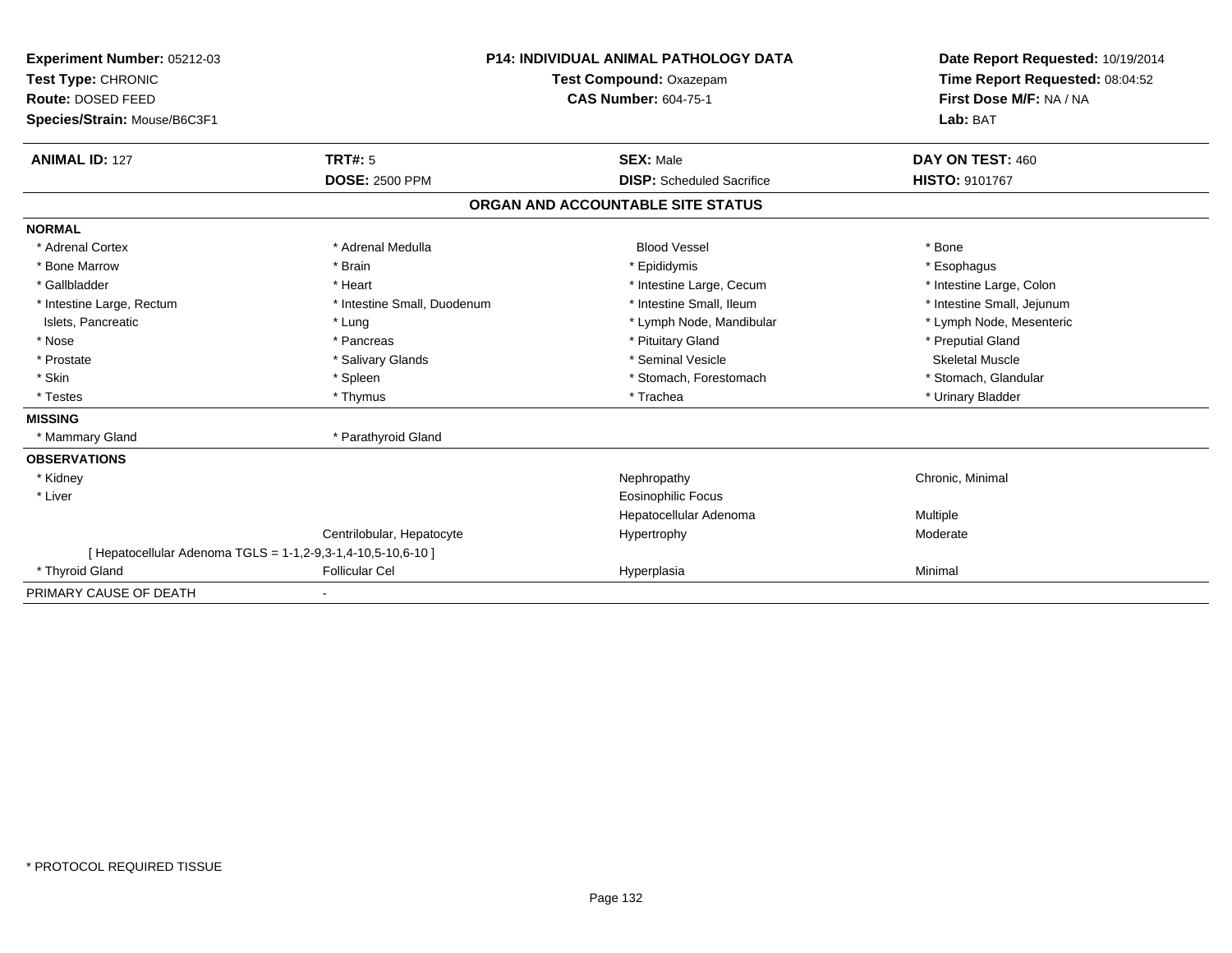**Experiment Number:** 05212-03
**Test Type:** CHRONIC
**Route:** DOSED FEED
**Species/Strain:** Mouse/B6C3F1

**P14: INDIVIDUAL ANIMAL PATHOLOGY DATA**
**Test Compound:** Oxazepam
**CAS Number:** 604-75-1

**Date Report Requested:** 10/19/2014
**Time Report Requested:** 08:04:52
**First Dose M/F:** NA / NA
**Lab:** BAT

| **ANIMAL ID:** 127 | **TRT#:** 5 | **SEX:** Male | **DAY ON TEST:** 460 |
|---|---|---|---|
| | **DOSE:** 2500 PPM | **DISP:** Scheduled Sacrifice | **HISTO:** 9101767 |

## ORGAN AND ACCOUNTABLE SITE STATUS

**NORMAL**

| | | | |
|---|---|---|---|
| * Adrenal Cortex | * Adrenal Medulla | Blood Vessel | * Bone |
| * Bone Marrow | * Brain | * Epididymis | * Esophagus |
| * Gallbladder | * Heart | * Intestine Large, Cecum | * Intestine Large, Colon |
| * Intestine Large, Rectum | * Intestine Small, Duodenum | * Intestine Small, Ileum | * Intestine Small, Jejunum |
| Islets, Pancreatic | * Lung | * Lymph Node, Mandibular | * Lymph Node, Mesenteric |
| * Nose | * Pancreas | * Pituitary Gland | * Preputial Gland |
| * Prostate | * Salivary Glands | * Seminal Vesicle | Skeletal Muscle |
| * Skin | * Spleen | * Stomach, Forestomach | * Stomach, Glandular |
| * Testes | * Thymus | * Trachea | * Urinary Bladder |

**MISSING**

| | |
|---|---|
| * Mammary Gland | * Parathyroid Gland |

**OBSERVATIONS**

| | | | |
|---|---|---|---|
| * Kidney | | Nephropathy | Chronic, Minimal |
| * Liver | | Eosinophilic Focus | |
| | | Hepatocellular Adenoma | Multiple |
| | Centrilobular, Hepatocyte | Hypertrophy | Moderate |
| [ Hepatocellular Adenoma TGLS = 1-1,2-9,3-1,4-10,5-10,6-10 ] | | | |
| * Thyroid Gland | Follicular Cel | Hyperplasia | Minimal |

PRIMARY CAUSE OF DEATH -

* PROTOCOL REQUIRED TISSUE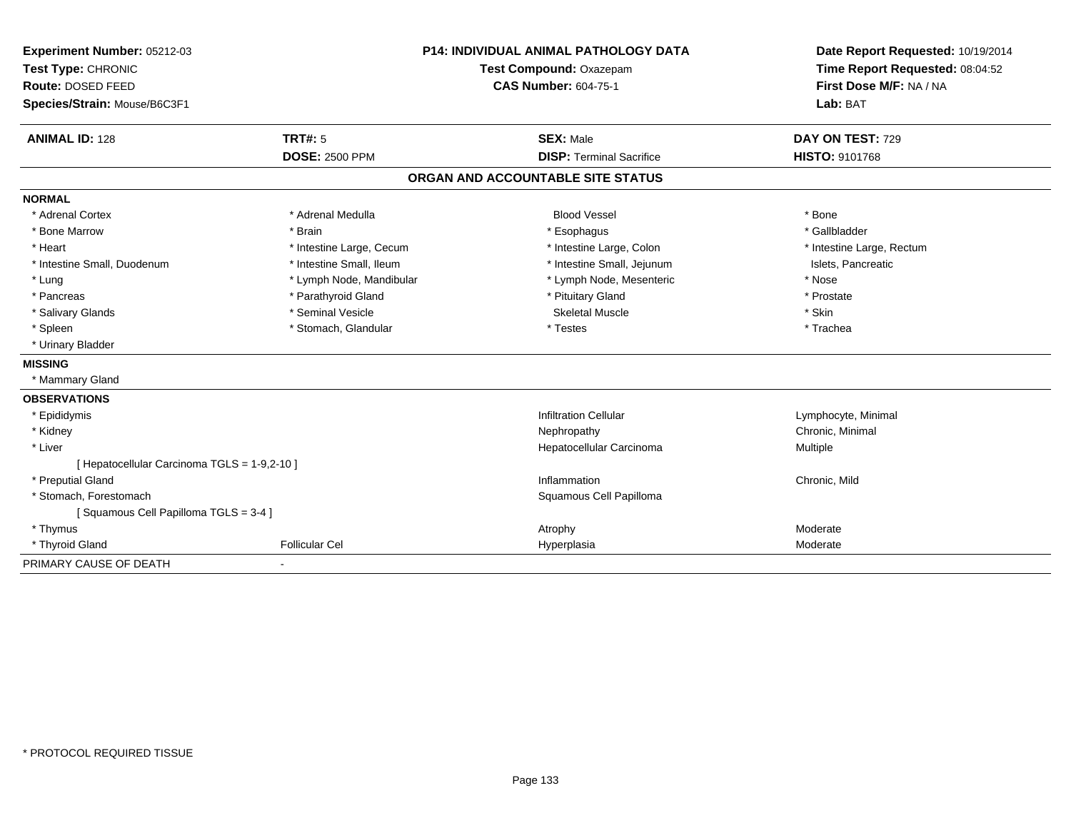**Experiment Number:** 05212-03
**Test Type:** CHRONIC
**Route:** DOSED FEED
**Species/Strain:** Mouse/B6C3F1

**P14: INDIVIDUAL ANIMAL PATHOLOGY DATA**
**Test Compound:** Oxazepam
**CAS Number:** 604-75-1

**Date Report Requested:** 10/19/2014
**Time Report Requested:** 08:04:52
**First Dose M/F:** NA / NA
**Lab:** BAT

| **ANIMAL ID:** 128 | **TRT#:** 5 | **SEX:** Male | **DAY ON TEST:** 729 |
|---|---|---|---|
| | **DOSE:** 2500 PPM | **DISP:** Terminal Sacrifice | **HISTO:** 9101768 |

## ORGAN AND ACCOUNTABLE SITE STATUS

**NORMAL**

| | | | |
|---|---|---|---|
| * Adrenal Cortex | * Adrenal Medulla | Blood Vessel | * Bone |
| * Bone Marrow | * Brain | * Esophagus | * Gallbladder |
| * Heart | * Intestine Large, Cecum | * Intestine Large, Colon | * Intestine Large, Rectum |
| * Intestine Small, Duodenum | * Intestine Small, Ileum | * Intestine Small, Jejunum | Islets, Pancreatic |
| * Lung | * Lymph Node, Mandibular | * Lymph Node, Mesenteric | * Nose |
| * Pancreas | * Parathyroid Gland | * Pituitary Gland | * Prostate |
| * Salivary Glands | * Seminal Vesicle | Skeletal Muscle | * Skin |
| * Spleen | * Stomach, Glandular | * Testes | * Trachea |
| * Urinary Bladder | | | |

**MISSING**

* Mammary Gland

**OBSERVATIONS**

| | | | |
|---|---|---|---|
| * Epididymis | | Infiltration Cellular | Lymphocyte, Minimal |
| * Kidney | | Nephropathy | Chronic, Minimal |
| * Liver | | Hepatocellular Carcinoma | Multiple |
| [ Hepatocellular Carcinoma TGLS = 1-9,2-10 ] | | | |
| * Preputial Gland | | Inflammation | Chronic, Mild |
| * Stomach, Forestomach | | Squamous Cell Papilloma | |
| [ Squamous Cell Papilloma TGLS = 3-4 ] | | | |
| * Thymus | | Atrophy | Moderate |
| * Thyroid Gland | Follicular Cel | Hyperplasia | Moderate |

PRIMARY CAUSE OF DEATH -

* PROTOCOL REQUIRED TISSUE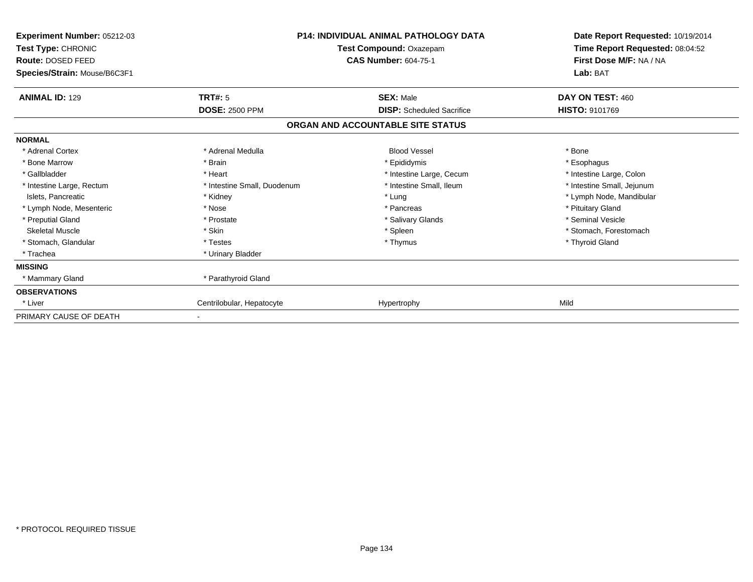**Experiment Number:** 05212-03
**Test Type:** CHRONIC
**Route:** DOSED FEED
**Species/Strain:** Mouse/B6C3F1

**P14: INDIVIDUAL ANIMAL PATHOLOGY DATA**
**Test Compound:** Oxazepam
**CAS Number:** 604-75-1

**Date Report Requested:** 10/19/2014
**Time Report Requested:** 08:04:52
**First Dose M/F:** NA / NA
**Lab:** BAT

| **ANIMAL ID:** 129 | **TRT#:** 5 | **SEX:** Male | **DAY ON TEST:** 460 |
|---|---|---|---|
| | **DOSE:** 2500 PPM | **DISP:** Scheduled Sacrifice | **HISTO:** 9101769 |

## ORGAN AND ACCOUNTABLE SITE STATUS

| | | | |
|---|---|---|---|
| **NORMAL** | | | |
| * Adrenal Cortex | * Adrenal Medulla | Blood Vessel | * Bone |
| * Bone Marrow | * Brain | * Epididymis | * Esophagus |
| * Gallbladder | * Heart | * Intestine Large, Cecum | * Intestine Large, Colon |
| * Intestine Large, Rectum | * Intestine Small, Duodenum | * Intestine Small, Ileum | * Intestine Small, Jejunum |
| Islets, Pancreatic | * Kidney | * Lung | * Lymph Node, Mandibular |
| * Lymph Node, Mesenteric | * Nose | * Pancreas | * Pituitary Gland |
| * Preputial Gland | * Prostate | * Salivary Glands | * Seminal Vesicle |
| Skeletal Muscle | * Skin | * Spleen | * Stomach, Forestomach |
| * Stomach, Glandular | * Testes | * Thymus | * Thyroid Gland |
| * Trachea | * Urinary Bladder | | |
| **MISSING** | | | |
| * Mammary Gland | * Parathyroid Gland | | |
| **OBSERVATIONS** | | | |
| * Liver | Centrilobular, Hepatocyte | Hypertrophy | Mild |
| PRIMARY CAUSE OF DEATH | - | | |

* PROTOCOL REQUIRED TISSUE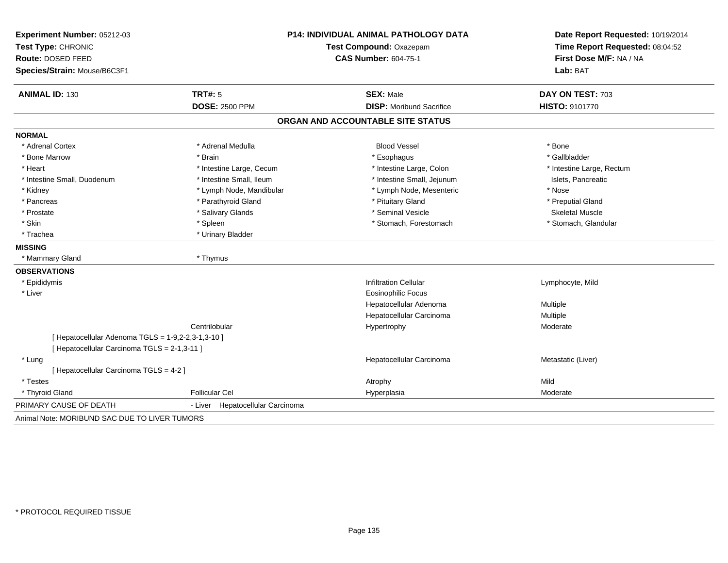**Experiment Number:** 05212-03
**Test Type:** CHRONIC
**Route:** DOSED FEED
**Species/Strain:** Mouse/B6C3F1

**P14: INDIVIDUAL ANIMAL PATHOLOGY DATA**
**Test Compound:** Oxazepam
**CAS Number:** 604-75-1

**Date Report Requested:** 10/19/2014
**Time Report Requested:** 08:04:52
**First Dose M/F:** NA / NA
**Lab:** BAT

| **ANIMAL ID:** 130 | **TRT#:** 5 | **SEX:** Male | **DAY ON TEST:** 703 |
|---|---|---|---|
| | **DOSE:** 2500 PPM | **DISP:** Moribund Sacrifice | **HISTO:** 9101770 |

## ORGAN AND ACCOUNTABLE SITE STATUS

**NORMAL**

| | | | |
|---|---|---|---|
| * Adrenal Cortex | * Adrenal Medulla | Blood Vessel | * Bone |
| * Bone Marrow | * Brain | * Esophagus | * Gallbladder |
| * Heart | * Intestine Large, Cecum | * Intestine Large, Colon | * Intestine Large, Rectum |
| * Intestine Small, Duodenum | * Intestine Small, Ileum | * Intestine Small, Jejunum | Islets, Pancreatic |
| * Kidney | * Lymph Node, Mandibular | * Lymph Node, Mesenteric | * Nose |
| * Pancreas | * Parathyroid Gland | * Pituitary Gland | * Preputial Gland |
| * Prostate | * Salivary Glands | * Seminal Vesicle | Skeletal Muscle |
| * Skin | * Spleen | * Stomach, Forestomach | * Stomach, Glandular |
| * Trachea | * Urinary Bladder | | |

**MISSING**

| | |
|---|---|
| * Mammary Gland | * Thymus |

**OBSERVATIONS**

| | | | |
|---|---|---|---|
| * Epididymis | | Infiltration Cellular | Lymphocyte, Mild |
| * Liver | | Eosinophilic Focus | |
| | | Hepatocellular Adenoma | Multiple |
| | | Hepatocellular Carcinoma | Multiple |
| | Centrilobular | Hypertrophy | Moderate |
| [ Hepatocellular Adenoma TGLS = 1-9,2-2,3-1,3-10 ] | | | |
| [ Hepatocellular Carcinoma TGLS = 2-1,3-11 ] | | | |
| * Lung | | Hepatocellular Carcinoma | Metastatic (Liver) |
| [ Hepatocellular Carcinoma TGLS = 4-2 ] | | | |
| * Testes | | Atrophy | Mild |
| * Thyroid Gland | Follicular Cel | Hyperplasia | Moderate |

PRIMARY CAUSE OF DEATH - Liver Hepatocellular Carcinoma

Animal Note: MORIBUND SAC DUE TO LIVER TUMORS

* PROTOCOL REQUIRED TISSUE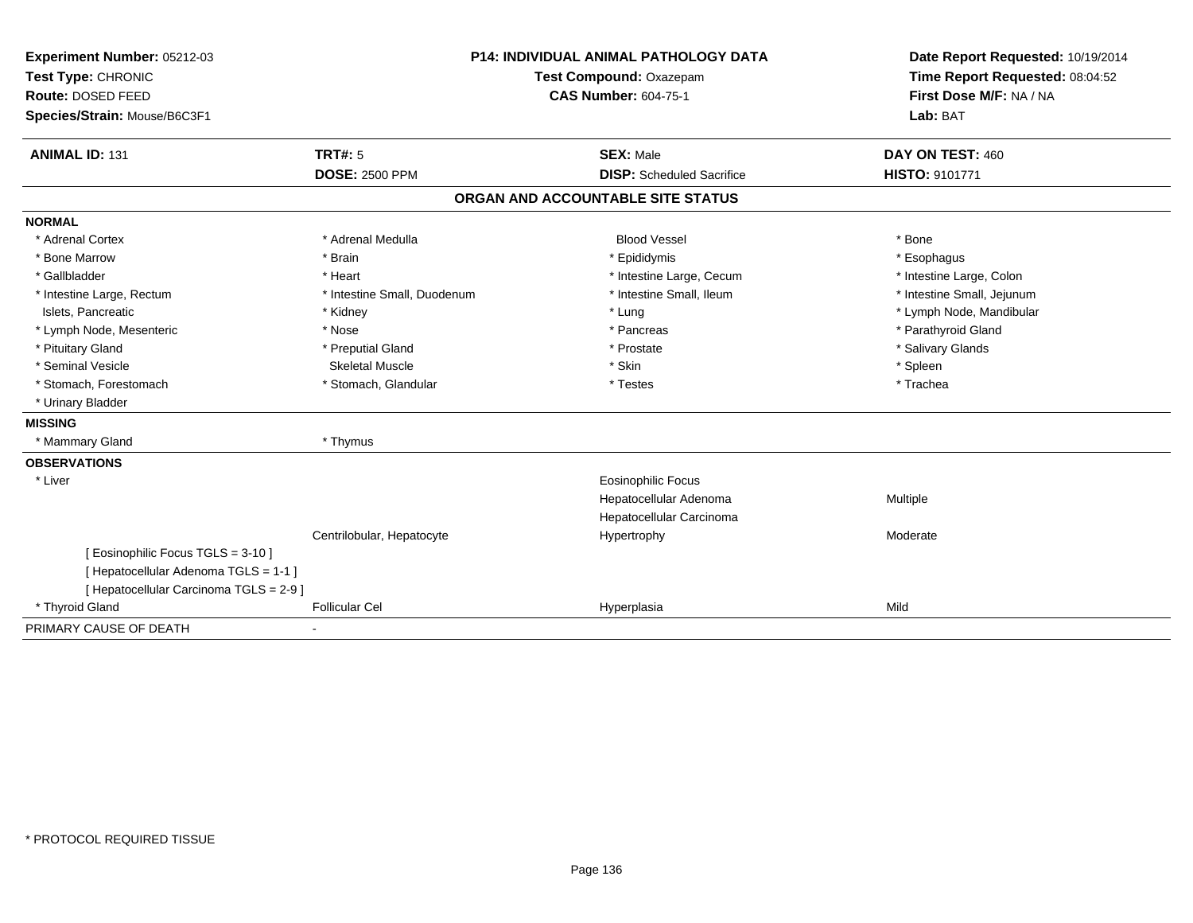**Experiment Number:** 05212-03
**Test Type:** CHRONIC
**Route:** DOSED FEED
**Species/Strain:** Mouse/B6C3F1

**P14: INDIVIDUAL ANIMAL PATHOLOGY DATA**
**Test Compound:** Oxazepam
**CAS Number:** 604-75-1

**Date Report Requested:** 10/19/2014
**Time Report Requested:** 08:04:52
**First Dose M/F:** NA / NA
**Lab:** BAT

| **ANIMAL ID:** 131 | **TRT#:** 5 | **SEX:** Male | **DAY ON TEST:** 460 |
|---|---|---|---|
| | **DOSE:** 2500 PPM | **DISP:** Scheduled Sacrifice | **HISTO:** 9101771 |

**ORGAN AND ACCOUNTABLE SITE STATUS**

**NORMAL**

| | | | |
|---|---|---|---|
| * Adrenal Cortex | * Adrenal Medulla | Blood Vessel | * Bone |
| * Bone Marrow | * Brain | * Epididymis | * Esophagus |
| * Gallbladder | * Heart | * Intestine Large, Cecum | * Intestine Large, Colon |
| * Intestine Large, Rectum | * Intestine Small, Duodenum | * Intestine Small, Ileum | * Intestine Small, Jejunum |
| Islets, Pancreatic | * Kidney | * Lung | * Lymph Node, Mandibular |
| * Lymph Node, Mesenteric | * Nose | * Pancreas | * Parathyroid Gland |
| * Pituitary Gland | * Preputial Gland | * Prostate | * Salivary Glands |
| * Seminal Vesicle | Skeletal Muscle | * Skin | * Spleen |
| * Stomach, Forestomach | * Stomach, Glandular | * Testes | * Trachea |
| * Urinary Bladder | | | |

**MISSING**

| | |
|---|---|
| * Mammary Gland | * Thymus |

**OBSERVATIONS**

| | | | |
|---|---|---|---|
| * Liver | | Eosinophilic Focus | |
| | | Hepatocellular Adenoma | Multiple |
| | | Hepatocellular Carcinoma | |
| | Centrilobular, Hepatocyte | Hypertrophy | Moderate |
| [ Eosinophilic Focus TGLS = 3-10 ] | | | |
| [ Hepatocellular Adenoma TGLS = 1-1 ] | | | |
| [ Hepatocellular Carcinoma TGLS = 2-9 ] | | | |
| * Thyroid Gland | Follicular Cel | Hyperplasia | Mild |

PRIMARY CAUSE OF DEATH -

* PROTOCOL REQUIRED TISSUE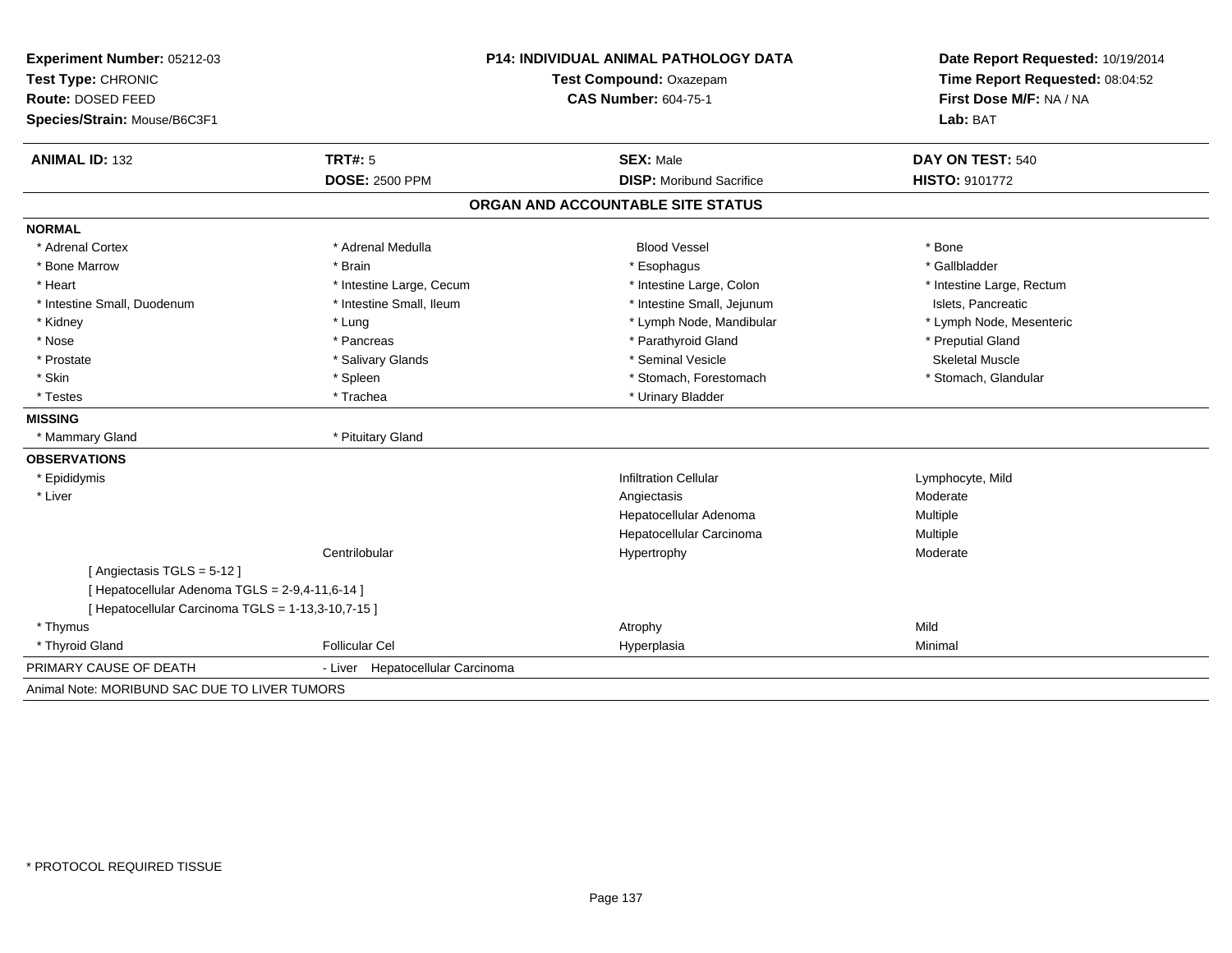**Experiment Number:** 05212-03
**Test Type:** CHRONIC
**Route:** DOSED FEED
**Species/Strain:** Mouse/B6C3F1

**P14: INDIVIDUAL ANIMAL PATHOLOGY DATA**
**Test Compound:** Oxazepam
**CAS Number:** 604-75-1

**Date Report Requested:** 10/19/2014
**Time Report Requested:** 08:04:52
**First Dose M/F:** NA / NA
**Lab:** BAT

| **ANIMAL ID:** 132 | **TRT#:** 5 | **SEX:** Male | **DAY ON TEST:** 540 |
|---|---|---|---|
| | **DOSE:** 2500 PPM | **DISP:** Moribund Sacrifice | **HISTO:** 9101772 |

## ORGAN AND ACCOUNTABLE SITE STATUS

| | | | |
|---|---|---|---|
| **NORMAL** | | | |
| * Adrenal Cortex | * Adrenal Medulla | Blood Vessel | * Bone |
| * Bone Marrow | * Brain | * Esophagus | * Gallbladder |
| * Heart | * Intestine Large, Cecum | * Intestine Large, Colon | * Intestine Large, Rectum |
| * Intestine Small, Duodenum | * Intestine Small, Ileum | * Intestine Small, Jejunum | Islets, Pancreatic |
| * Kidney | * Lung | * Lymph Node, Mandibular | * Lymph Node, Mesenteric |
| * Nose | * Pancreas | * Parathyroid Gland | * Preputial Gland |
| * Prostate | * Salivary Glands | * Seminal Vesicle | Skeletal Muscle |
| * Skin | * Spleen | * Stomach, Forestomach | * Stomach, Glandular |
| * Testes | * Trachea | * Urinary Bladder | |
| **MISSING** | | | |
| * Mammary Gland | * Pituitary Gland | | |
| **OBSERVATIONS** | | | |
| * Epididymis | | Infiltration Cellular | Lymphocyte, Mild |
| * Liver | | Angiectasis | Moderate |
| | | Hepatocellular Adenoma | Multiple |
| | | Hepatocellular Carcinoma | Multiple |
| | Centrilobular | Hypertrophy | Moderate |
| [ Angiectasis TGLS = 5-12 ] | | | |
| [ Hepatocellular Adenoma TGLS = 2-9,4-11,6-14 ] | | | |
| [ Hepatocellular Carcinoma TGLS = 1-13,3-10,7-15 ] | | | |
| * Thymus | | Atrophy | Mild |
| * Thyroid Gland | Follicular Cel | Hyperplasia | Minimal |
| PRIMARY CAUSE OF DEATH | - Liver Hepatocellular Carcinoma | | |

Animal Note: MORIBUND SAC DUE TO LIVER TUMORS

* PROTOCOL REQUIRED TISSUE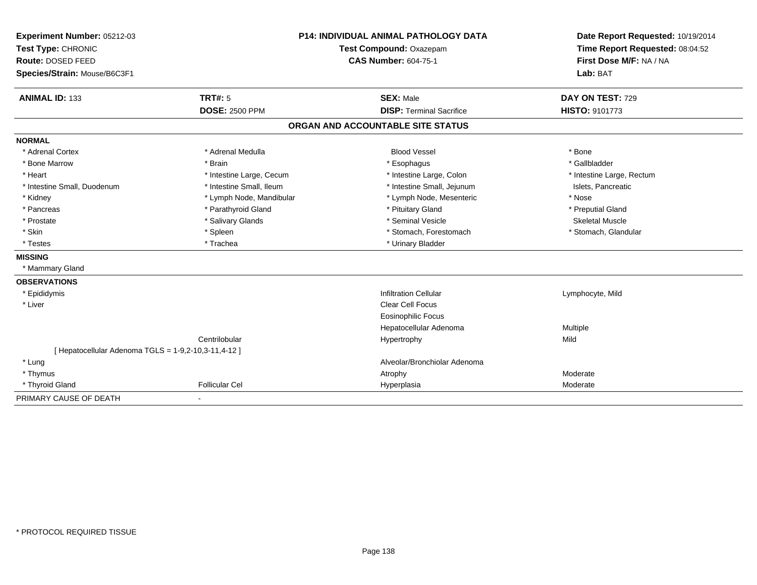**Experiment Number:** 05212-03
**Test Type:** CHRONIC
**Route:** DOSED FEED
**Species/Strain:** Mouse/B6C3F1

**P14: INDIVIDUAL ANIMAL PATHOLOGY DATA**
**Test Compound:** Oxazepam
**CAS Number:** 604-75-1

**Date Report Requested:** 10/19/2014
**Time Report Requested:** 08:04:52
**First Dose M/F:** NA / NA
**Lab:** BAT

| **ANIMAL ID:** 133 | **TRT#:** 5 | **SEX:** Male | **DAY ON TEST:** 729 |
|---|---|---|---|
| | **DOSE:** 2500 PPM | **DISP:** Terminal Sacrifice | **HISTO:** 9101773 |

## ORGAN AND ACCOUNTABLE SITE STATUS

**NORMAL**

| | | | |
|---|---|---|---|
| * Adrenal Cortex | * Adrenal Medulla | Blood Vessel | * Bone |
| * Bone Marrow | * Brain | * Esophagus | * Gallbladder |
| * Heart | * Intestine Large, Cecum | * Intestine Large, Colon | * Intestine Large, Rectum |
| * Intestine Small, Duodenum | * Intestine Small, Ileum | * Intestine Small, Jejunum | Islets, Pancreatic |
| * Kidney | * Lymph Node, Mandibular | * Lymph Node, Mesenteric | * Nose |
| * Pancreas | * Parathyroid Gland | * Pituitary Gland | * Preputial Gland |
| * Prostate | * Salivary Glands | * Seminal Vesicle | Skeletal Muscle |
| * Skin | * Spleen | * Stomach, Forestomach | * Stomach, Glandular |
| * Testes | * Trachea | * Urinary Bladder | |

**MISSING**

* Mammary Gland

**OBSERVATIONS**

| | | | |
|---|---|---|---|
| * Epididymis | | Infiltration Cellular | Lymphocyte, Mild |
| * Liver | | Clear Cell Focus | |
| | | Eosinophilic Focus | |
| | | Hepatocellular Adenoma | Multiple |
| | Centrilobular | Hypertrophy | Mild |
| [ Hepatocellular Adenoma TGLS = 1-9,2-10,3-11,4-12 ] | | | |
| * Lung | | Alveolar/Bronchiolar Adenoma | |
| * Thymus | | Atrophy | Moderate |
| * Thyroid Gland | Follicular Cel | Hyperplasia | Moderate |

PRIMARY CAUSE OF DEATH -

* PROTOCOL REQUIRED TISSUE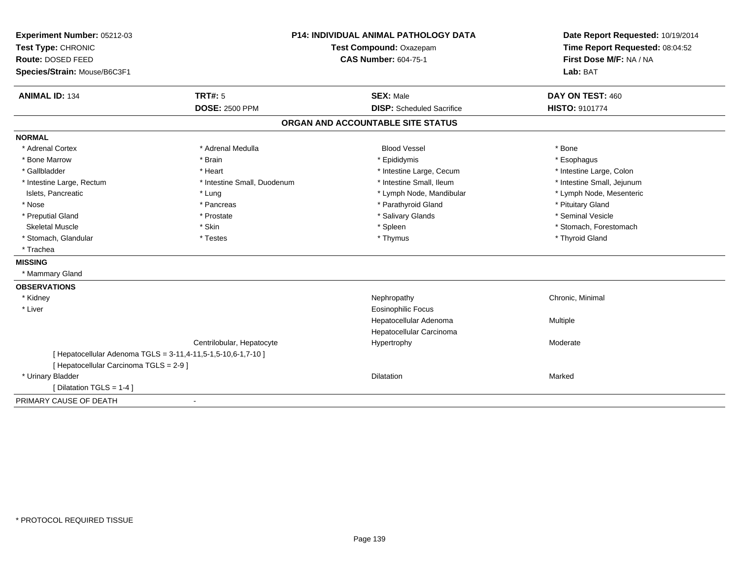**Experiment Number:** 05212-03
**Test Type:** CHRONIC
**Route:** DOSED FEED
**Species/Strain:** Mouse/B6C3F1

**P14: INDIVIDUAL ANIMAL PATHOLOGY DATA**
**Test Compound:** Oxazepam
**CAS Number:** 604-75-1

**Date Report Requested:** 10/19/2014
**Time Report Requested:** 08:04:52
**First Dose M/F:** NA / NA
**Lab:** BAT

| **ANIMAL ID:** 134 | **TRT#:** 5 | **SEX:** Male | **DAY ON TEST:** 460 |
|---|---|---|---|
| | **DOSE:** 2500 PPM | **DISP:** Scheduled Sacrifice | **HISTO:** 9101774 |

## ORGAN AND ACCOUNTABLE SITE STATUS

**NORMAL**

| | | | |
|---|---|---|---|
| * Adrenal Cortex | * Adrenal Medulla | Blood Vessel | * Bone |
| * Bone Marrow | * Brain | * Epididymis | * Esophagus |
| * Gallbladder | * Heart | * Intestine Large, Cecum | * Intestine Large, Colon |
| * Intestine Large, Rectum | * Intestine Small, Duodenum | * Intestine Small, Ileum | * Intestine Small, Jejunum |
| Islets, Pancreatic | * Lung | * Lymph Node, Mandibular | * Lymph Node, Mesenteric |
| * Nose | * Pancreas | * Parathyroid Gland | * Pituitary Gland |
| * Preputial Gland | * Prostate | * Salivary Glands | * Seminal Vesicle |
| Skeletal Muscle | * Skin | * Spleen | * Stomach, Forestomach |
| * Stomach, Glandular | * Testes | * Thymus | * Thyroid Gland |
| * Trachea | | | |

**MISSING**

* Mammary Gland

**OBSERVATIONS**

| | | | |
|---|---|---|---|
| * Kidney | | Nephropathy | Chronic, Minimal |
| * Liver | | Eosinophilic Focus | |
| | | Hepatocellular Adenoma | Multiple |
| | | Hepatocellular Carcinoma | |
| | Centrilobular, Hepatocyte | Hypertrophy | Moderate |
| [ Hepatocellular Adenoma TGLS = 3-11,4-11,5-1,5-10,6-1,7-10 ] | | | |
| [ Hepatocellular Carcinoma TGLS = 2-9 ] | | | |
| * Urinary Bladder | | Dilatation | Marked |
| [ Dilatation TGLS = 1-4 ] | | | |

PRIMARY CAUSE OF DEATH -

* PROTOCOL REQUIRED TISSUE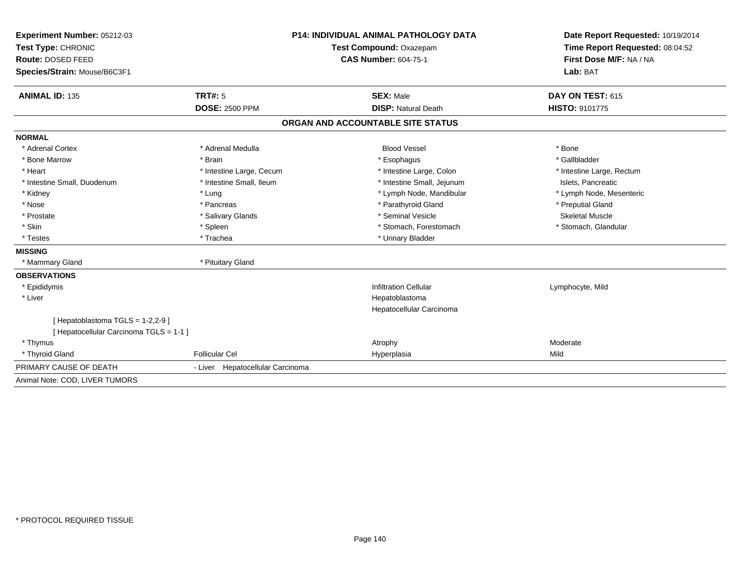**Experiment Number:** 05212-03
**Test Type:** CHRONIC
**Route:** DOSED FEED
**Species/Strain:** Mouse/B6C3F1

**P14: INDIVIDUAL ANIMAL PATHOLOGY DATA**
**Test Compound:** Oxazepam
**CAS Number:** 604-75-1

**Date Report Requested:** 10/19/2014
**Time Report Requested:** 08:04:52
**First Dose M/F:** NA / NA
**Lab:** BAT

| **ANIMAL ID:** 135 | **TRT#:** 5 | **SEX:** Male | **DAY ON TEST:** 615 |
|---|---|---|---|
| | **DOSE:** 2500 PPM | **DISP:** Natural Death | **HISTO:** 9101775 |

## ORGAN AND ACCOUNTABLE SITE STATUS

**NORMAL**

| | | | |
|---|---|---|---|
| * Adrenal Cortex | * Adrenal Medulla | Blood Vessel | * Bone |
| * Bone Marrow | * Brain | * Esophagus | * Gallbladder |
| * Heart | * Intestine Large, Cecum | * Intestine Large, Colon | * Intestine Large, Rectum |
| * Intestine Small, Duodenum | * Intestine Small, Ileum | * Intestine Small, Jejunum | Islets, Pancreatic |
| * Kidney | * Lung | * Lymph Node, Mandibular | * Lymph Node, Mesenteric |
| * Nose | * Pancreas | * Parathyroid Gland | * Preputial Gland |
| * Prostate | * Salivary Glands | * Seminal Vesicle | Skeletal Muscle |
| * Skin | * Spleen | * Stomach, Forestomach | * Stomach, Glandular |
| * Testes | * Trachea | * Urinary Bladder | |

**MISSING**

| | |
|---|---|
| * Mammary Gland | * Pituitary Gland |

**OBSERVATIONS**

| | | | |
|---|---|---|---|
| * Epididymis | | Infiltration Cellular | Lymphocyte, Mild |
| * Liver | | Hepatoblastoma | |
| | | Hepatocellular Carcinoma | |
| [ Hepatoblastoma TGLS = 1-2,2-9 ] | | | |
| [ Hepatocellular Carcinoma TGLS = 1-1 ] | | | |
| * Thymus | | Atrophy | Moderate |
| * Thyroid Gland | Follicular Cel | Hyperplasia | Mild |

PRIMARY CAUSE OF DEATH - Liver Hepatocellular Carcinoma

Animal Note: COD, LIVER TUMORS

* PROTOCOL REQUIRED TISSUE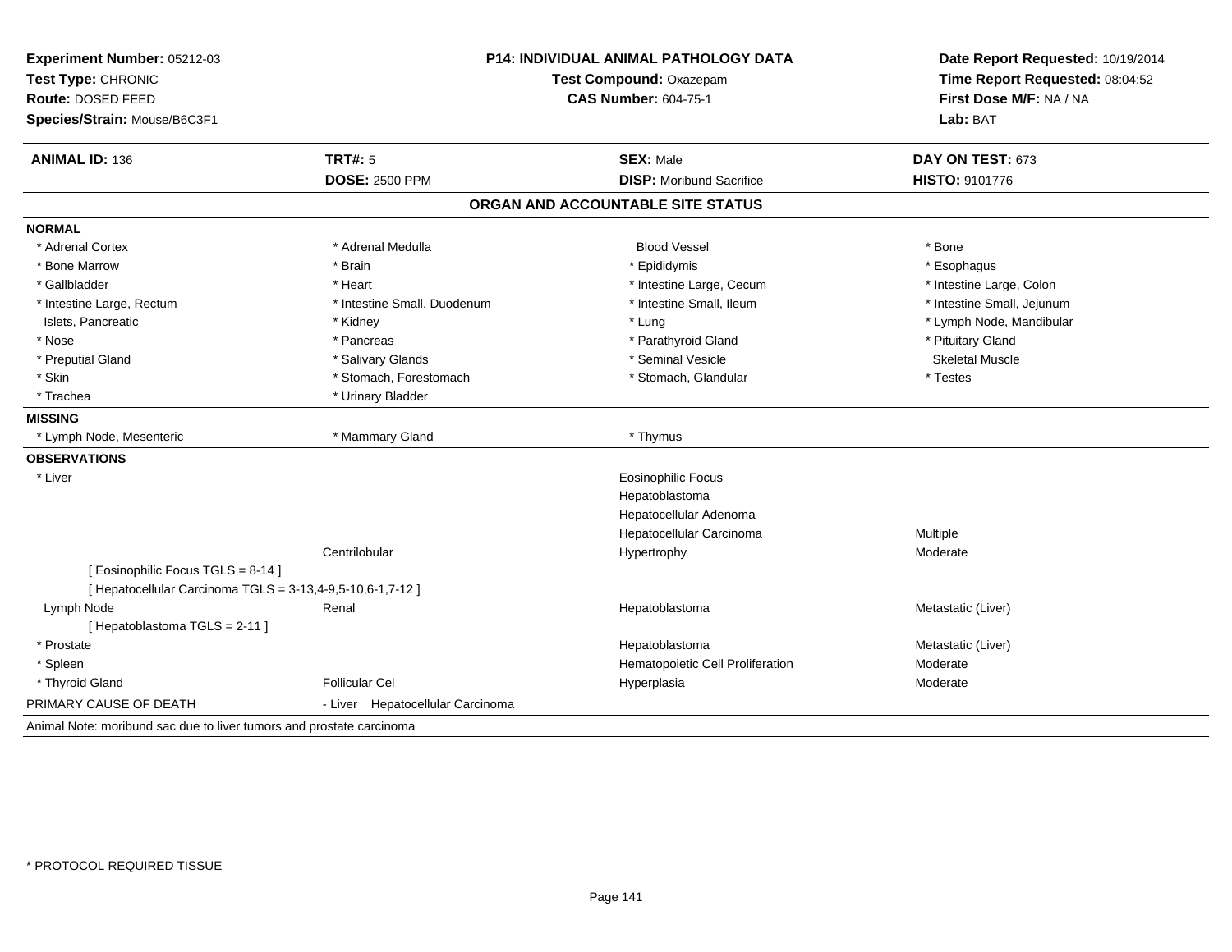**Experiment Number:** 05212-03
**Test Type:** CHRONIC
**Route:** DOSED FEED
**Species/Strain:** Mouse/B6C3F1

**P14: INDIVIDUAL ANIMAL PATHOLOGY DATA**
**Test Compound:** Oxazepam
**CAS Number:** 604-75-1

**Date Report Requested:** 10/19/2014
**Time Report Requested:** 08:04:52
**First Dose M/F:** NA / NA
**Lab:** BAT

| **ANIMAL ID:** 136 | **TRT#:** 5 | **SEX:** Male | **DAY ON TEST:** 673 |
|---|---|---|---|
| | **DOSE:** 2500 PPM | **DISP:** Moribund Sacrifice | **HISTO:** 9101776 |

## ORGAN AND ACCOUNTABLE SITE STATUS

**NORMAL**

| | | | |
|---|---|---|---|
| * Adrenal Cortex | * Adrenal Medulla | Blood Vessel | * Bone |
| * Bone Marrow | * Brain | * Epididymis | * Esophagus |
| * Gallbladder | * Heart | * Intestine Large, Cecum | * Intestine Large, Colon |
| * Intestine Large, Rectum | * Intestine Small, Duodenum | * Intestine Small, Ileum | * Intestine Small, Jejunum |
| Islets, Pancreatic | * Kidney | * Lung | * Lymph Node, Mandibular |
| * Nose | * Pancreas | * Parathyroid Gland | * Pituitary Gland |
| * Preputial Gland | * Salivary Glands | * Seminal Vesicle | Skeletal Muscle |
| * Skin | * Stomach, Forestomach | * Stomach, Glandular | * Testes |
| * Trachea | * Urinary Bladder | | |

**MISSING**

| | | | |
|---|---|---|---|
| * Lymph Node, Mesenteric | * Mammary Gland | * Thymus | |

**OBSERVATIONS**

| | | | |
|---|---|---|---|
| * Liver | | Eosinophilic Focus | |
| | | Hepatoblastoma | |
| | | Hepatocellular Adenoma | |
| | | Hepatocellular Carcinoma | Multiple |
| | Centrilobular | Hypertrophy | Moderate |
| [ Eosinophilic Focus TGLS = 8-14 ] | | | |
| [ Hepatocellular Carcinoma TGLS = 3-13,4-9,5-10,6-1,7-12 ] | | | |
| Lymph Node | Renal | Hepatoblastoma | Metastatic (Liver) |
| [ Hepatoblastoma TGLS = 2-11 ] | | | |
| * Prostate | | Hepatoblastoma | Metastatic (Liver) |
| * Spleen | | Hematopoietic Cell Proliferation | Moderate |
| * Thyroid Gland | Follicular Cel | Hyperplasia | Moderate |

PRIMARY CAUSE OF DEATH - Liver Hepatocellular Carcinoma

Animal Note: moribund sac due to liver tumors and prostate carcinoma

* PROTOCOL REQUIRED TISSUE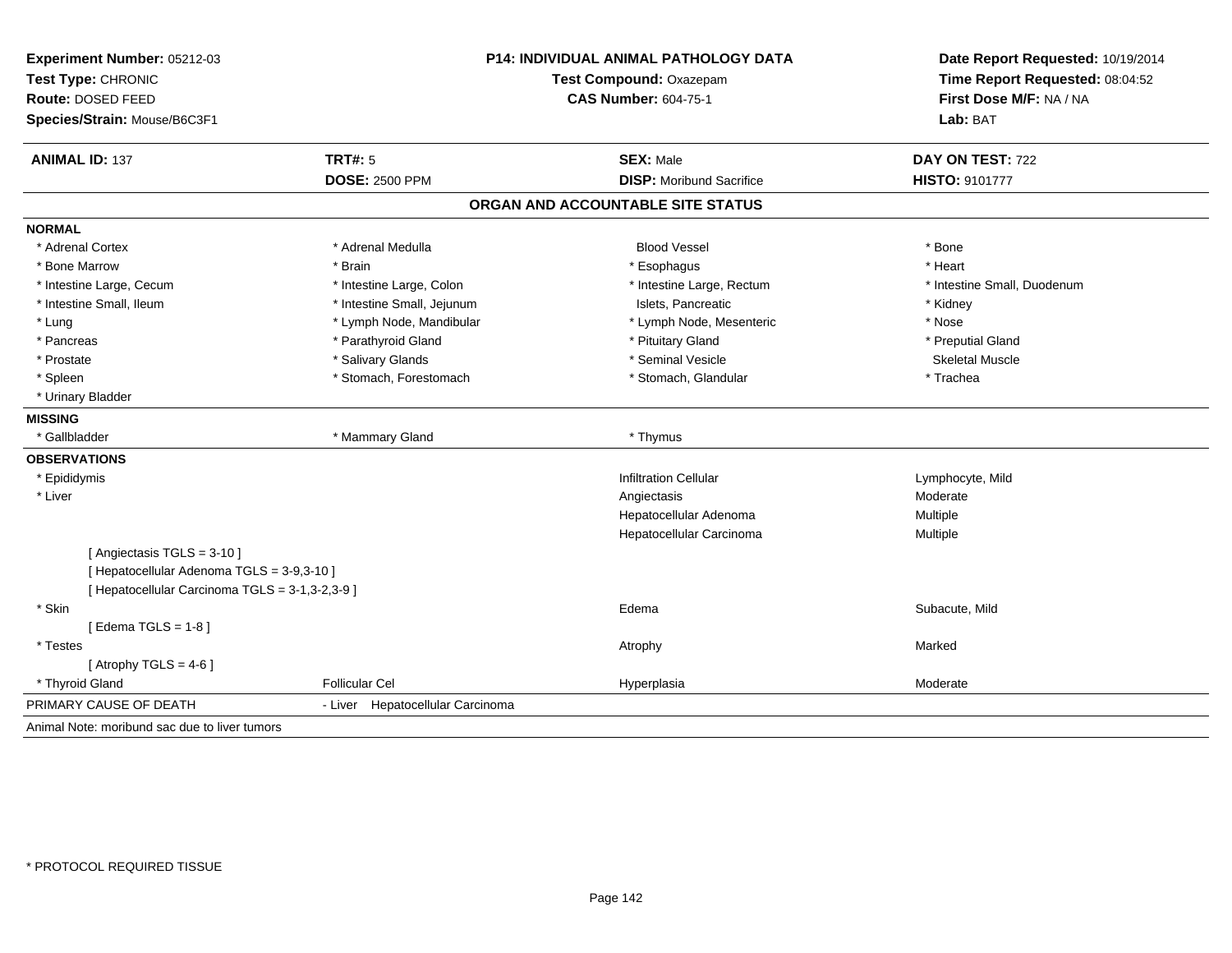**Experiment Number:** 05212-03
**Test Type:** CHRONIC
**Route:** DOSED FEED
**Species/Strain:** Mouse/B6C3F1

**P14: INDIVIDUAL ANIMAL PATHOLOGY DATA**
**Test Compound:** Oxazepam
**CAS Number:** 604-75-1

**Date Report Requested:** 10/19/2014
**Time Report Requested:** 08:04:52
**First Dose M/F:** NA / NA
**Lab:** BAT

| **ANIMAL ID:** 137 | **TRT#:** 5 | **SEX:** Male | **DAY ON TEST:** 722 |
|---|---|---|---|
| | **DOSE:** 2500 PPM | **DISP:** Moribund Sacrifice | **HISTO:** 9101777 |

## ORGAN AND ACCOUNTABLE SITE STATUS

**NORMAL**

| | | | |
|---|---|---|---|
| * Adrenal Cortex | * Adrenal Medulla | Blood Vessel | * Bone |
| * Bone Marrow | * Brain | * Esophagus | * Heart |
| * Intestine Large, Cecum | * Intestine Large, Colon | * Intestine Large, Rectum | * Intestine Small, Duodenum |
| * Intestine Small, Ileum | * Intestine Small, Jejunum | Islets, Pancreatic | * Kidney |
| * Lung | * Lymph Node, Mandibular | * Lymph Node, Mesenteric | * Nose |
| * Pancreas | * Parathyroid Gland | * Pituitary Gland | * Preputial Gland |
| * Prostate | * Salivary Glands | * Seminal Vesicle | Skeletal Muscle |
| * Spleen | * Stomach, Forestomach | * Stomach, Glandular | * Trachea |
| * Urinary Bladder | | | |

**MISSING**

| | | |
|---|---|---|
| * Gallbladder | * Mammary Gland | * Thymus |

**OBSERVATIONS**

| | | | |
|---|---|---|---|
| * Epididymis | | Infiltration Cellular | Lymphocyte, Mild |
| * Liver | | Angiectasis | Moderate |
| | | Hepatocellular Adenoma | Multiple |
| | | Hepatocellular Carcinoma | Multiple |
| [ Angiectasis TGLS = 3-10 ] | | | |
| [ Hepatocellular Adenoma TGLS = 3-9,3-10 ] | | | |
| [ Hepatocellular Carcinoma TGLS = 3-1,3-2,3-9 ] | | | |
| * Skin | | Edema | Subacute, Mild |
| [ Edema TGLS = 1-8 ] | | | |
| * Testes | | Atrophy | Marked |
| [ Atrophy TGLS = 4-6 ] | | | |
| * Thyroid Gland | Follicular Cel | Hyperplasia | Moderate |

PRIMARY CAUSE OF DEATH - Liver Hepatocellular Carcinoma

Animal Note: moribund sac due to liver tumors

* PROTOCOL REQUIRED TISSUE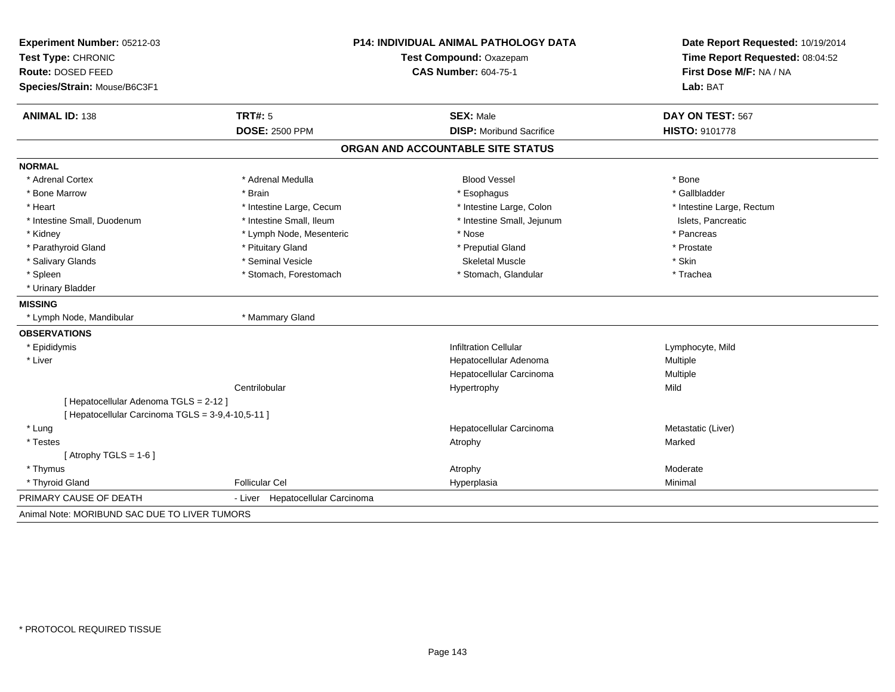**Experiment Number:** 05212-03
**Test Type:** CHRONIC
**Route:** DOSED FEED
**Species/Strain:** Mouse/B6C3F1

**P14: INDIVIDUAL ANIMAL PATHOLOGY DATA**
**Test Compound:** Oxazepam
**CAS Number:** 604-75-1

**Date Report Requested:** 10/19/2014
**Time Report Requested:** 08:04:52
**First Dose M/F:** NA / NA
**Lab:** BAT

| **ANIMAL ID:** 138 | **TRT#:** 5 | **SEX:** Male | **DAY ON TEST:** 567 |
|---|---|---|---|
| | **DOSE:** 2500 PPM | **DISP:** Moribund Sacrifice | **HISTO:** 9101778 |

## ORGAN AND ACCOUNTABLE SITE STATUS

**NORMAL**

| | | | |
|---|---|---|---|
| * Adrenal Cortex | * Adrenal Medulla | Blood Vessel | * Bone |
| * Bone Marrow | * Brain | * Esophagus | * Gallbladder |
| * Heart | * Intestine Large, Cecum | * Intestine Large, Colon | * Intestine Large, Rectum |
| * Intestine Small, Duodenum | * Intestine Small, Ileum | * Intestine Small, Jejunum | Islets, Pancreatic |
| * Kidney | * Lymph Node, Mesenteric | * Nose | * Pancreas |
| * Parathyroid Gland | * Pituitary Gland | * Preputial Gland | * Prostate |
| * Salivary Glands | * Seminal Vesicle | Skeletal Muscle | * Skin |
| * Spleen | * Stomach, Forestomach | * Stomach, Glandular | * Trachea |
| * Urinary Bladder | | | |

**MISSING**

| | |
|---|---|
| * Lymph Node, Mandibular | * Mammary Gland |

**OBSERVATIONS**

| | | | |
|---|---|---|---|
| * Epididymis | | Infiltration Cellular | Lymphocyte, Mild |
| * Liver | | Hepatocellular Adenoma | Multiple |
| | | Hepatocellular Carcinoma | Multiple |
| | Centrilobular | Hypertrophy | Mild |
| [ Hepatocellular Adenoma TGLS = 2-12 ] | | | |
| [ Hepatocellular Carcinoma TGLS = 3-9,4-10,5-11 ] | | | |
| * Lung | | Hepatocellular Carcinoma | Metastatic (Liver) |
| * Testes | | Atrophy | Marked |
| [ Atrophy TGLS = 1-6 ] | | | |
| * Thymus | | Atrophy | Moderate |
| * Thyroid Gland | Follicular Cel | Hyperplasia | Minimal |

PRIMARY CAUSE OF DEATH - Liver Hepatocellular Carcinoma

Animal Note: MORIBUND SAC DUE TO LIVER TUMORS

* PROTOCOL REQUIRED TISSUE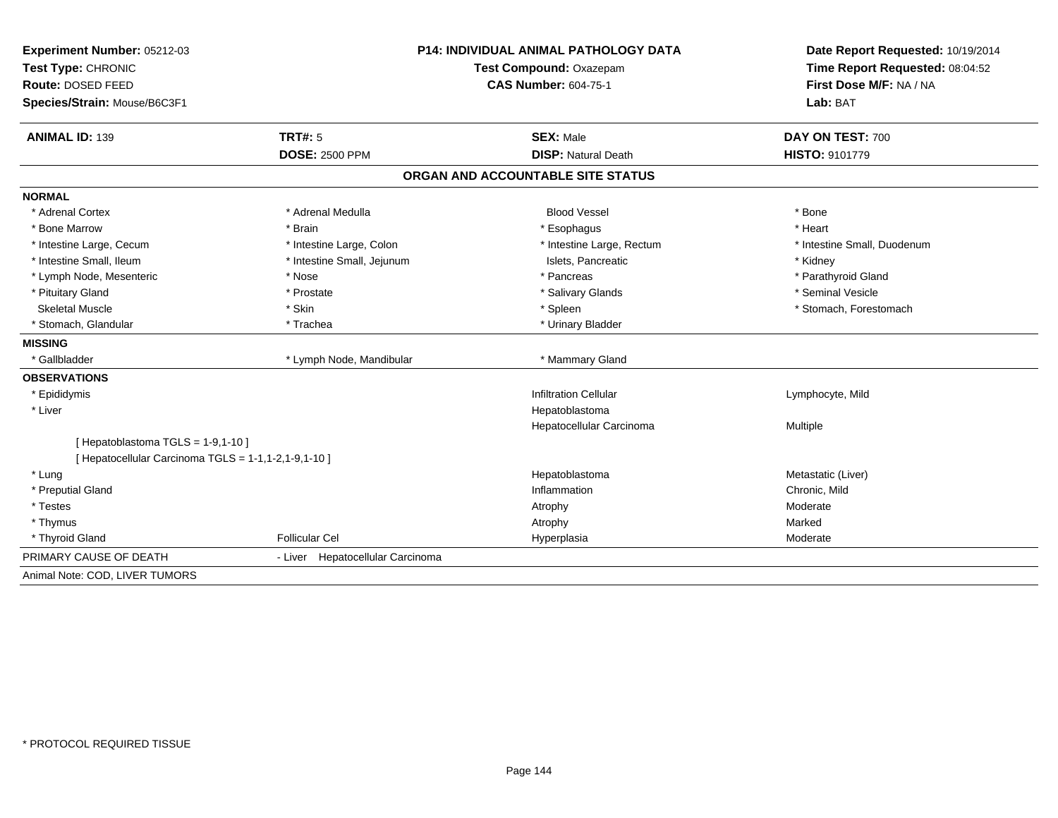**Experiment Number:** 05212-03
**Test Type:** CHRONIC
**Route:** DOSED FEED
**Species/Strain:** Mouse/B6C3F1

**P14: INDIVIDUAL ANIMAL PATHOLOGY DATA**
**Test Compound:** Oxazepam
**CAS Number:** 604-75-1

**Date Report Requested:** 10/19/2014
**Time Report Requested:** 08:04:52
**First Dose M/F:** NA / NA
**Lab:** BAT

| **ANIMAL ID:** 139 | **TRT#:** 5 | **SEX:** Male | **DAY ON TEST:** 700 |
|---|---|---|---|
| | **DOSE:** 2500 PPM | **DISP:** Natural Death | **HISTO:** 9101779 |

## ORGAN AND ACCOUNTABLE SITE STATUS

| | | | |
|---|---|---|---|
| **NORMAL** | | | |
| * Adrenal Cortex | * Adrenal Medulla | Blood Vessel | * Bone |
| * Bone Marrow | * Brain | * Esophagus | * Heart |
| * Intestine Large, Cecum | * Intestine Large, Colon | * Intestine Large, Rectum | * Intestine Small, Duodenum |
| * Intestine Small, Ileum | * Intestine Small, Jejunum | Islets, Pancreatic | * Kidney |
| * Lymph Node, Mesenteric | * Nose | * Pancreas | * Parathyroid Gland |
| * Pituitary Gland | * Prostate | * Salivary Glands | * Seminal Vesicle |
| Skeletal Muscle | * Skin | * Spleen | * Stomach, Forestomach |
| * Stomach, Glandular | * Trachea | * Urinary Bladder | |
| **MISSING** | | | |
| * Gallbladder | * Lymph Node, Mandibular | * Mammary Gland | |
| **OBSERVATIONS** | | | |
| * Epididymis | | Infiltration Cellular | Lymphocyte, Mild |
| * Liver | | Hepatoblastoma | |
| | | Hepatocellular Carcinoma | Multiple |
| [ Hepatoblastoma TGLS = 1-9,1-10 ] | | | |
| [ Hepatocellular Carcinoma TGLS = 1-1,1-2,1-9,1-10 ] | | | |
| * Lung | | Hepatoblastoma | Metastatic (Liver) |
| * Preputial Gland | | Inflammation | Chronic, Mild |
| * Testes | | Atrophy | Moderate |
| * Thymus | | Atrophy | Marked |
| * Thyroid Gland | Follicular Cel | Hyperplasia | Moderate |
| PRIMARY CAUSE OF DEATH | - Liver Hepatocellular Carcinoma | | |
| Animal Note: COD, LIVER TUMORS | | | |

* PROTOCOL REQUIRED TISSUE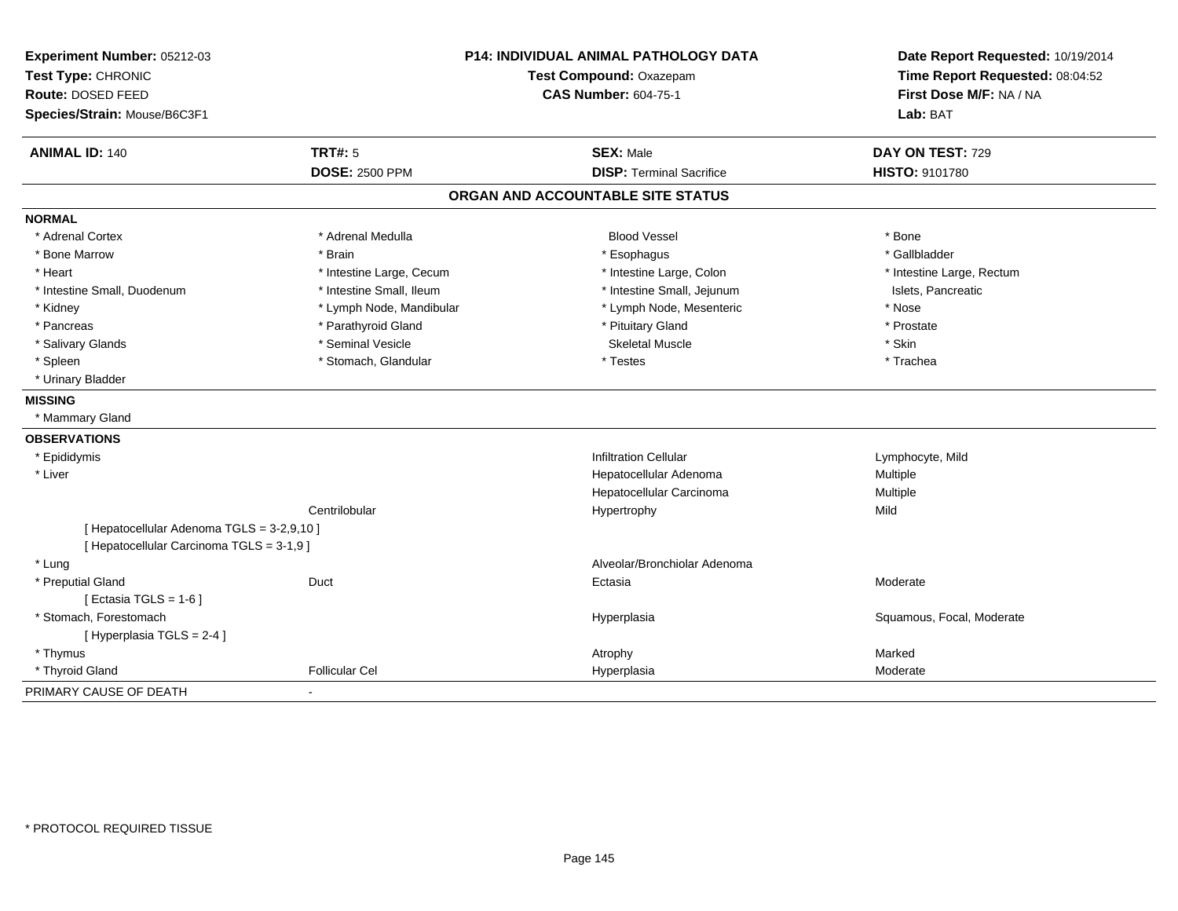**Experiment Number:** 05212-03
**Test Type:** CHRONIC
**Route:** DOSED FEED
**Species/Strain:** Mouse/B6C3F1

**P14: INDIVIDUAL ANIMAL PATHOLOGY DATA**
**Test Compound:** Oxazepam
**CAS Number:** 604-75-1

**Date Report Requested:** 10/19/2014
**Time Report Requested:** 08:04:52
**First Dose M/F:** NA / NA
**Lab:** BAT

| **ANIMAL ID:** 140 | **TRT#:** 5 | **SEX:** Male | **DAY ON TEST:** 729 |
|---|---|---|---|
| | **DOSE:** 2500 PPM | **DISP:** Terminal Sacrifice | **HISTO:** 9101780 |

## ORGAN AND ACCOUNTABLE SITE STATUS

**NORMAL**

| | | | |
|---|---|---|---|
| * Adrenal Cortex | * Adrenal Medulla | Blood Vessel | * Bone |
| * Bone Marrow | * Brain | * Esophagus | * Gallbladder |
| * Heart | * Intestine Large, Cecum | * Intestine Large, Colon | * Intestine Large, Rectum |
| * Intestine Small, Duodenum | * Intestine Small, Ileum | * Intestine Small, Jejunum | Islets, Pancreatic |
| * Kidney | * Lymph Node, Mandibular | * Lymph Node, Mesenteric | * Nose |
| * Pancreas | * Parathyroid Gland | * Pituitary Gland | * Prostate |
| * Salivary Glands | * Seminal Vesicle | Skeletal Muscle | * Skin |
| * Spleen | * Stomach, Glandular | * Testes | * Trachea |
| * Urinary Bladder | | | |

**MISSING**

* Mammary Gland

**OBSERVATIONS**

| | | | |
|---|---|---|---|
| * Epididymis | | Infiltration Cellular | Lymphocyte, Mild |
| * Liver | | Hepatocellular Adenoma | Multiple |
| | | Hepatocellular Carcinoma | Multiple |
| | Centrilobular | Hypertrophy | Mild |
| [ Hepatocellular Adenoma TGLS = 3-2,9,10 ] | | | |
| [ Hepatocellular Carcinoma TGLS = 3-1,9 ] | | | |
| * Lung | | Alveolar/Bronchiolar Adenoma | |
| * Preputial Gland | Duct | Ectasia | Moderate |
| [ Ectasia TGLS = 1-6 ] | | | |
| * Stomach, Forestomach | | Hyperplasia | Squamous, Focal, Moderate |
| [ Hyperplasia TGLS = 2-4 ] | | | |
| * Thymus | | Atrophy | Marked |
| * Thyroid Gland | Follicular Cel | Hyperplasia | Moderate |

PRIMARY CAUSE OF DEATH -

* PROTOCOL REQUIRED TISSUE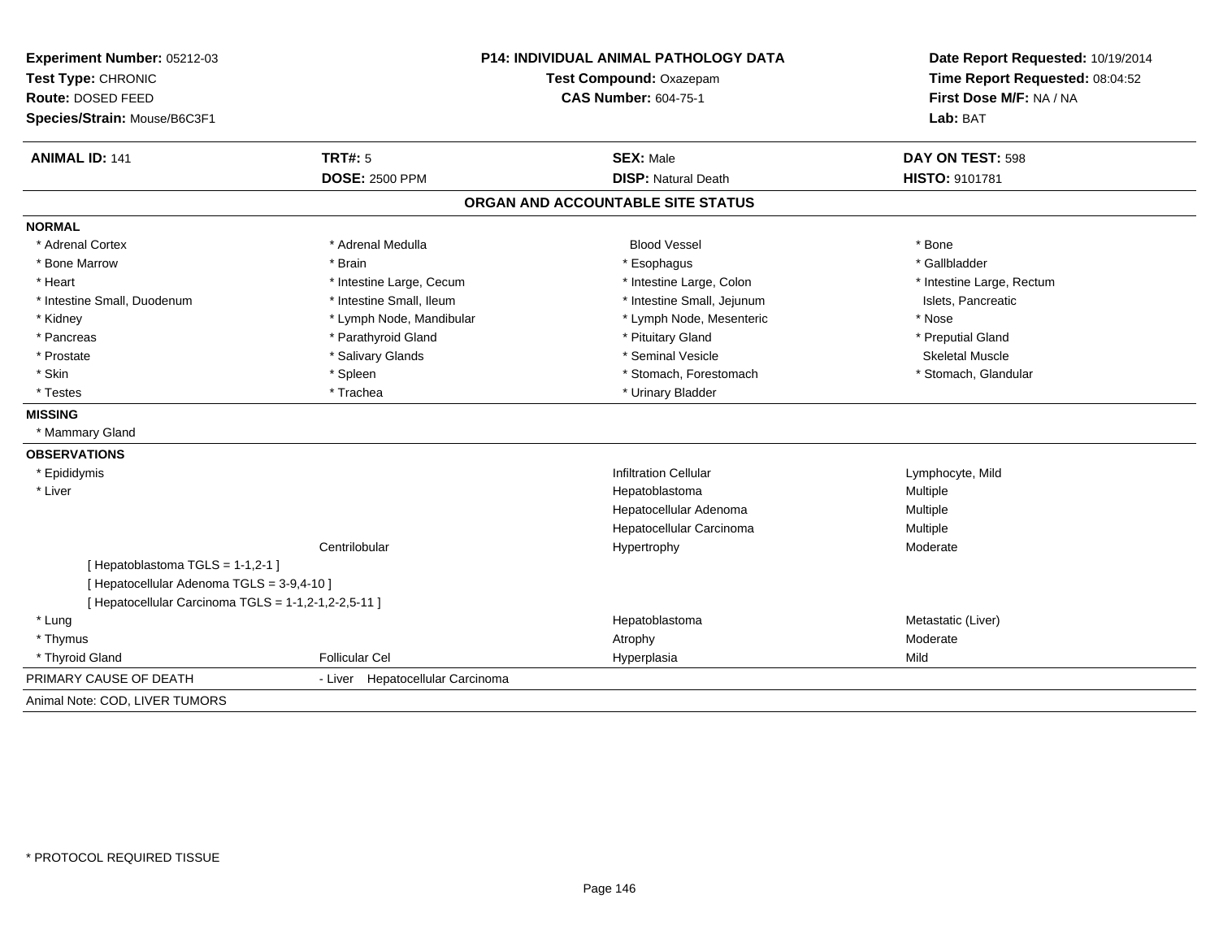**Experiment Number:** 05212-03
**Test Type:** CHRONIC
**Route:** DOSED FEED
**Species/Strain:** Mouse/B6C3F1

**P14: INDIVIDUAL ANIMAL PATHOLOGY DATA**
**Test Compound:** Oxazepam
**CAS Number:** 604-75-1

**Date Report Requested:** 10/19/2014
**Time Report Requested:** 08:04:52
**First Dose M/F:** NA / NA
**Lab:** BAT

| **ANIMAL ID:** 141 | **TRT#:** 5 | **SEX:** Male | **DAY ON TEST:** 598 |
|---|---|---|---|
| | **DOSE:** 2500 PPM | **DISP:** Natural Death | **HISTO:** 9101781 |

## ORGAN AND ACCOUNTABLE SITE STATUS

**NORMAL**

| | | | |
|---|---|---|---|
| * Adrenal Cortex | * Adrenal Medulla | Blood Vessel | * Bone |
| * Bone Marrow | * Brain | * Esophagus | * Gallbladder |
| * Heart | * Intestine Large, Cecum | * Intestine Large, Colon | * Intestine Large, Rectum |
| * Intestine Small, Duodenum | * Intestine Small, Ileum | * Intestine Small, Jejunum | Islets, Pancreatic |
| * Kidney | * Lymph Node, Mandibular | * Lymph Node, Mesenteric | * Nose |
| * Pancreas | * Parathyroid Gland | * Pituitary Gland | * Preputial Gland |
| * Prostate | * Salivary Glands | * Seminal Vesicle | Skeletal Muscle |
| * Skin | * Spleen | * Stomach, Forestomach | * Stomach, Glandular |
| * Testes | * Trachea | * Urinary Bladder | |

**MISSING**

* Mammary Gland

**OBSERVATIONS**

| | | | |
|---|---|---|---|
| * Epididymis | | Infiltration Cellular | Lymphocyte, Mild |
| * Liver | | Hepatoblastoma | Multiple |
| | | Hepatocellular Adenoma | Multiple |
| | | Hepatocellular Carcinoma | Multiple |
| | Centrilobular | Hypertrophy | Moderate |
| [ Hepatoblastoma TGLS = 1-1,2-1 ] | | | |
| [ Hepatocellular Adenoma TGLS = 3-9,4-10 ] | | | |
| [ Hepatocellular Carcinoma TGLS = 1-1,2-1,2-2,5-11 ] | | | |
| * Lung | | Hepatoblastoma | Metastatic (Liver) |
| * Thymus | | Atrophy | Moderate |
| * Thyroid Gland | Follicular Cel | Hyperplasia | Mild |

PRIMARY CAUSE OF DEATH - Liver Hepatocellular Carcinoma

Animal Note: COD, LIVER TUMORS

* PROTOCOL REQUIRED TISSUE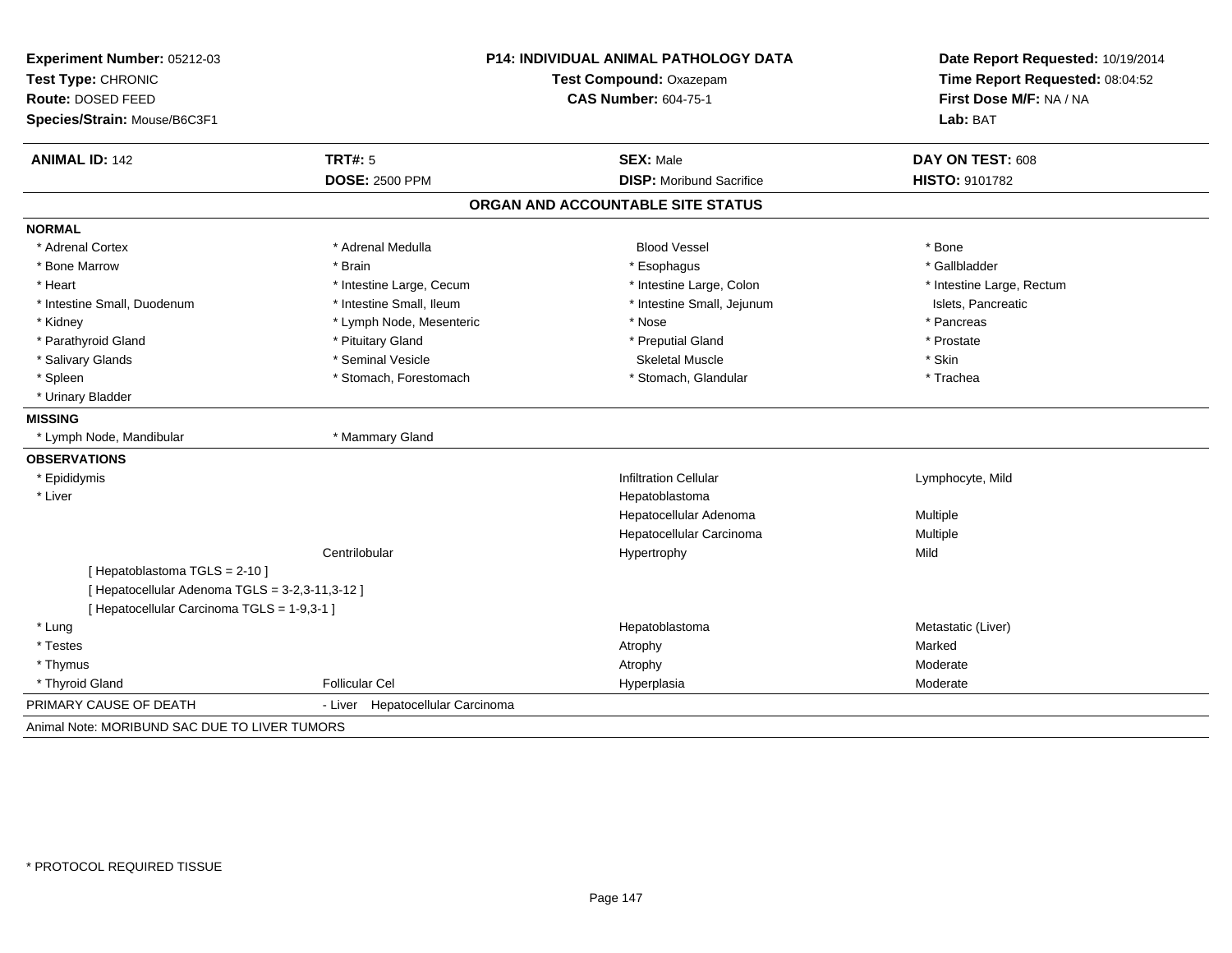**Experiment Number:** 05212-03
**Test Type:** CHRONIC
**Route:** DOSED FEED
**Species/Strain:** Mouse/B6C3F1

**P14: INDIVIDUAL ANIMAL PATHOLOGY DATA**
**Test Compound:** Oxazepam
**CAS Number:** 604-75-1

**Date Report Requested:** 10/19/2014
**Time Report Requested:** 08:04:52
**First Dose M/F:** NA / NA
**Lab:** BAT

| **ANIMAL ID:** 142 | **TRT#:** 5 | **SEX:** Male | **DAY ON TEST:** 608 |
|---|---|---|---|
| | **DOSE:** 2500 PPM | **DISP:** Moribund Sacrifice | **HISTO:** 9101782 |

## ORGAN AND ACCOUNTABLE SITE STATUS

**NORMAL**

| | | | |
|---|---|---|---|
| * Adrenal Cortex | * Adrenal Medulla | Blood Vessel | * Bone |
| * Bone Marrow | * Brain | * Esophagus | * Gallbladder |
| * Heart | * Intestine Large, Cecum | * Intestine Large, Colon | * Intestine Large, Rectum |
| * Intestine Small, Duodenum | * Intestine Small, Ileum | * Intestine Small, Jejunum | Islets, Pancreatic |
| * Kidney | * Lymph Node, Mesenteric | * Nose | * Pancreas |
| * Parathyroid Gland | * Pituitary Gland | * Preputial Gland | * Prostate |
| * Salivary Glands | * Seminal Vesicle | Skeletal Muscle | * Skin |
| * Spleen | * Stomach, Forestomach | * Stomach, Glandular | * Trachea |
| * Urinary Bladder | | | |

**MISSING**

| | |
|---|---|
| * Lymph Node, Mandibular | * Mammary Gland |

**OBSERVATIONS**

| | | | |
|---|---|---|---|
| * Epididymis | | Infiltration Cellular | Lymphocyte, Mild |
| * Liver | | Hepatoblastoma | |
| | | Hepatocellular Adenoma | Multiple |
| | | Hepatocellular Carcinoma | Multiple |
| | Centrilobular | Hypertrophy | Mild |
| [ Hepatoblastoma TGLS = 2-10 ] | | | |
| [ Hepatocellular Adenoma TGLS = 3-2,3-11,3-12 ] | | | |
| [ Hepatocellular Carcinoma TGLS = 1-9,3-1 ] | | | |
| * Lung | | Hepatoblastoma | Metastatic (Liver) |
| * Testes | | Atrophy | Marked |
| * Thymus | | Atrophy | Moderate |
| * Thyroid Gland | Follicular Cel | Hyperplasia | Moderate |

PRIMARY CAUSE OF DEATH - Liver Hepatocellular Carcinoma

Animal Note: MORIBUND SAC DUE TO LIVER TUMORS

\* PROTOCOL REQUIRED TISSUE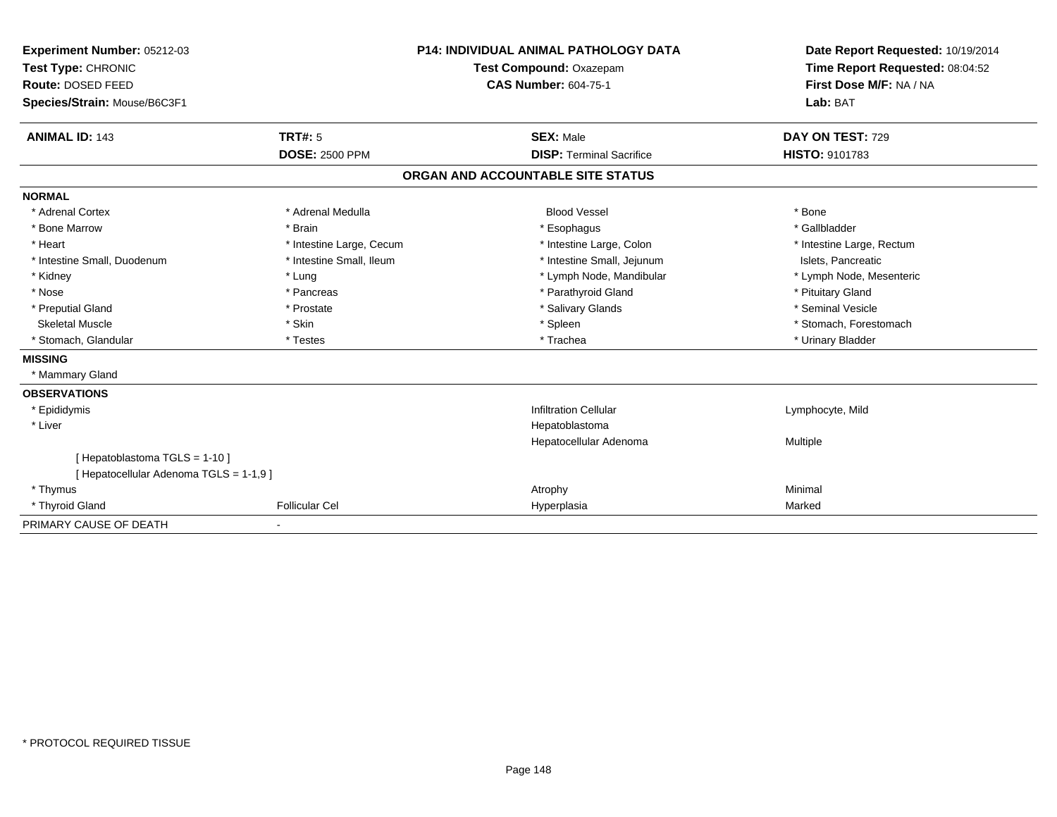**Experiment Number:** 05212-03
**Test Type:** CHRONIC
**Route:** DOSED FEED
**Species/Strain:** Mouse/B6C3F1

**P14: INDIVIDUAL ANIMAL PATHOLOGY DATA**
**Test Compound:** Oxazepam
**CAS Number:** 604-75-1

**Date Report Requested:** 10/19/2014
**Time Report Requested:** 08:04:52
**First Dose M/F:** NA / NA
**Lab:** BAT

| **ANIMAL ID:** 143 | **TRT#:** 5 | **SEX:** Male | **DAY ON TEST:** 729 |
|---|---|---|---|
| | **DOSE:** 2500 PPM | **DISP:** Terminal Sacrifice | **HISTO:** 9101783 |

## ORGAN AND ACCOUNTABLE SITE STATUS

**NORMAL**

| | | | |
|---|---|---|---|
| * Adrenal Cortex | * Adrenal Medulla | Blood Vessel | * Bone |
| * Bone Marrow | * Brain | * Esophagus | * Gallbladder |
| * Heart | * Intestine Large, Cecum | * Intestine Large, Colon | * Intestine Large, Rectum |
| * Intestine Small, Duodenum | * Intestine Small, Ileum | * Intestine Small, Jejunum | Islets, Pancreatic |
| * Kidney | * Lung | * Lymph Node, Mandibular | * Lymph Node, Mesenteric |
| * Nose | * Pancreas | * Parathyroid Gland | * Pituitary Gland |
| * Preputial Gland | * Prostate | * Salivary Glands | * Seminal Vesicle |
| Skeletal Muscle | * Skin | * Spleen | * Stomach, Forestomach |
| * Stomach, Glandular | * Testes | * Trachea | * Urinary Bladder |

**MISSING**

* Mammary Gland

**OBSERVATIONS**

| | | | |
|---|---|---|---|
| * Epididymis | | Infiltration Cellular | Lymphocyte, Mild |
| * Liver | | Hepatoblastoma | |
| | | Hepatocellular Adenoma | Multiple |
| [ Hepatoblastoma TGLS = 1-10 ] | | | |
| [ Hepatocellular Adenoma TGLS = 1-1,9 ] | | | |
| * Thymus | | Atrophy | Minimal |
| * Thyroid Gland | Follicular Cel | Hyperplasia | Marked |

PRIMARY CAUSE OF DEATH -

* PROTOCOL REQUIRED TISSUE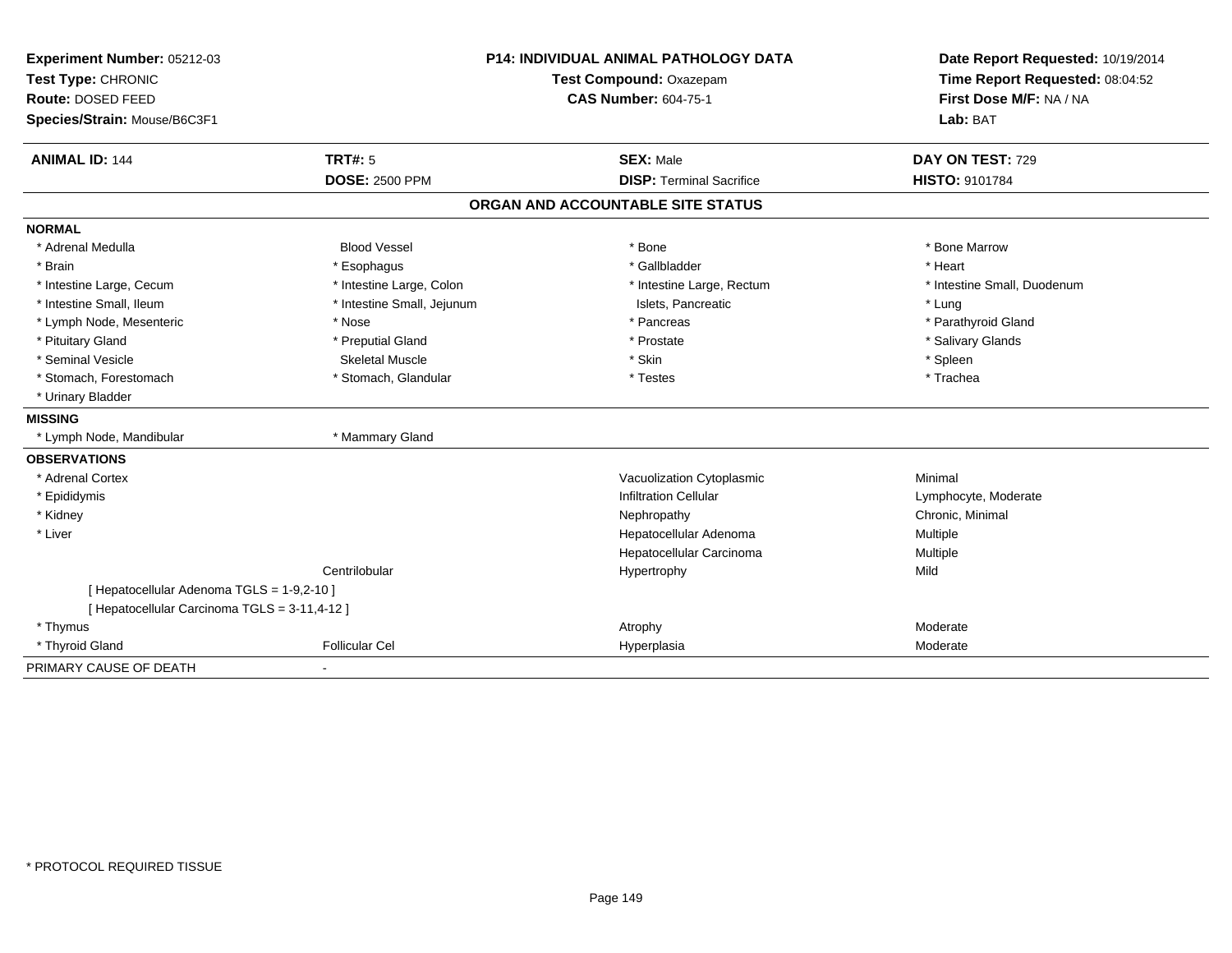**Experiment Number:** 05212-03
**Test Type:** CHRONIC
**Route:** DOSED FEED
**Species/Strain:** Mouse/B6C3F1

**P14: INDIVIDUAL ANIMAL PATHOLOGY DATA**
**Test Compound:** Oxazepam
**CAS Number:** 604-75-1

**Date Report Requested:** 10/19/2014
**Time Report Requested:** 08:04:52
**First Dose M/F:** NA / NA
**Lab:** BAT

| **ANIMAL ID:** 144 | **TRT#:** 5 | **SEX:** Male | **DAY ON TEST:** 729 |
|---|---|---|---|
| | **DOSE:** 2500 PPM | **DISP:** Terminal Sacrifice | **HISTO:** 9101784 |

## ORGAN AND ACCOUNTABLE SITE STATUS

**NORMAL**

| | | | |
|---|---|---|---|
| * Adrenal Medulla | Blood Vessel | * Bone | * Bone Marrow |
| * Brain | * Esophagus | * Gallbladder | * Heart |
| * Intestine Large, Cecum | * Intestine Large, Colon | * Intestine Large, Rectum | * Intestine Small, Duodenum |
| * Intestine Small, Ileum | * Intestine Small, Jejunum | Islets, Pancreatic | * Lung |
| * Lymph Node, Mesenteric | * Nose | * Pancreas | * Parathyroid Gland |
| * Pituitary Gland | * Preputial Gland | * Prostate | * Salivary Glands |
| * Seminal Vesicle | Skeletal Muscle | * Skin | * Spleen |
| * Stomach, Forestomach | * Stomach, Glandular | * Testes | * Trachea |
| * Urinary Bladder | | | |

**MISSING**

| | |
|---|---|
| * Lymph Node, Mandibular | * Mammary Gland |

**OBSERVATIONS**

| | | | |
|---|---|---|---|
| * Adrenal Cortex | | Vacuolization Cytoplasmic | Minimal |
| * Epididymis | | Infiltration Cellular | Lymphocyte, Moderate |
| * Kidney | | Nephropathy | Chronic, Minimal |
| * Liver | | Hepatocellular Adenoma | Multiple |
| | | Hepatocellular Carcinoma | Multiple |
| | Centrilobular | Hypertrophy | Mild |
| [ Hepatocellular Adenoma TGLS = 1-9,2-10 ] | | | |
| [ Hepatocellular Carcinoma TGLS = 3-11,4-12 ] | | | |
| * Thymus | | Atrophy | Moderate |
| * Thyroid Gland | Follicular Cel | Hyperplasia | Moderate |

PRIMARY CAUSE OF DEATH -

* PROTOCOL REQUIRED TISSUE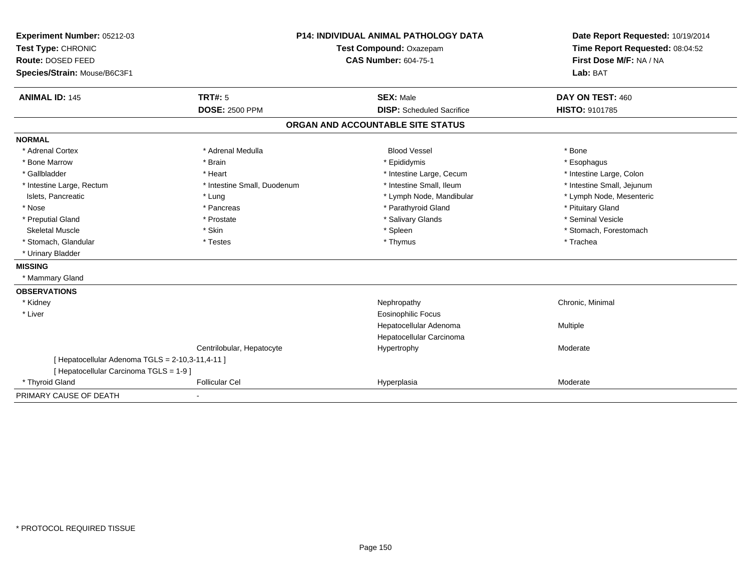**Experiment Number:** 05212-03
**Test Type:** CHRONIC
**Route:** DOSED FEED
**Species/Strain:** Mouse/B6C3F1

**P14: INDIVIDUAL ANIMAL PATHOLOGY DATA**
**Test Compound:** Oxazepam
**CAS Number:** 604-75-1

**Date Report Requested:** 10/19/2014
**Time Report Requested:** 08:04:52
**First Dose M/F:** NA / NA
**Lab:** BAT

| **ANIMAL ID:** 145 | **TRT#:** 5 | **SEX:** Male | **DAY ON TEST:** 460 |
|---|---|---|---|
| | **DOSE:** 2500 PPM | **DISP:** Scheduled Sacrifice | **HISTO:** 9101785 |

## ORGAN AND ACCOUNTABLE SITE STATUS

**NORMAL**

| | | | |
|---|---|---|---|
| * Adrenal Cortex | * Adrenal Medulla | Blood Vessel | * Bone |
| * Bone Marrow | * Brain | * Epididymis | * Esophagus |
| * Gallbladder | * Heart | * Intestine Large, Cecum | * Intestine Large, Colon |
| * Intestine Large, Rectum | * Intestine Small, Duodenum | * Intestine Small, Ileum | * Intestine Small, Jejunum |
| Islets, Pancreatic | * Lung | * Lymph Node, Mandibular | * Lymph Node, Mesenteric |
| * Nose | * Pancreas | * Parathyroid Gland | * Pituitary Gland |
| * Preputial Gland | * Prostate | * Salivary Glands | * Seminal Vesicle |
| Skeletal Muscle | * Skin | * Spleen | * Stomach, Forestomach |
| * Stomach, Glandular | * Testes | * Thymus | * Trachea |
| * Urinary Bladder | | | |

**MISSING**

* Mammary Gland

**OBSERVATIONS**

| | | | |
|---|---|---|---|
| * Kidney | | Nephropathy | Chronic, Minimal |
| * Liver | | Eosinophilic Focus | |
| | | Hepatocellular Adenoma | Multiple |
| | | Hepatocellular Carcinoma | |
| | Centrilobular, Hepatocyte | Hypertrophy | Moderate |
| [ Hepatocellular Adenoma TGLS = 2-10,3-11,4-11 ] | | | |
| [ Hepatocellular Carcinoma TGLS = 1-9 ] | | | |
| * Thyroid Gland | Follicular Cel | Hyperplasia | Moderate |

PRIMARY CAUSE OF DEATH -

* PROTOCOL REQUIRED TISSUE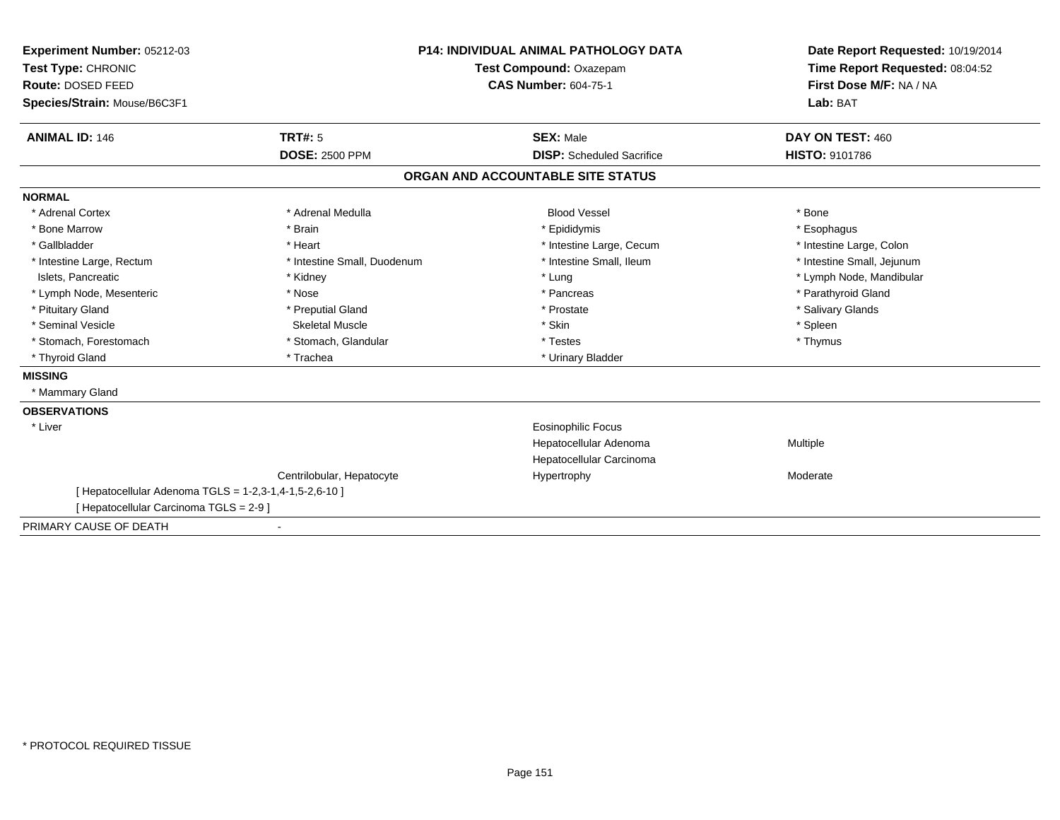**Experiment Number:** 05212-03
**Test Type:** CHRONIC
**Route:** DOSED FEED
**Species/Strain:** Mouse/B6C3F1

**P14: INDIVIDUAL ANIMAL PATHOLOGY DATA**
**Test Compound:** Oxazepam
**CAS Number:** 604-75-1

**Date Report Requested:** 10/19/2014
**Time Report Requested:** 08:04:52
**First Dose M/F:** NA / NA
**Lab:** BAT

| **ANIMAL ID:** 146 | **TRT#:** 5 | **SEX:** Male | **DAY ON TEST:** 460 |
|---|---|---|---|
| | **DOSE:** 2500 PPM | **DISP:** Scheduled Sacrifice | **HISTO:** 9101786 |

## ORGAN AND ACCOUNTABLE SITE STATUS

**NORMAL**

| | | | |
|---|---|---|---|
| * Adrenal Cortex | * Adrenal Medulla | Blood Vessel | * Bone |
| * Bone Marrow | * Brain | * Epididymis | * Esophagus |
| * Gallbladder | * Heart | * Intestine Large, Cecum | * Intestine Large, Colon |
| * Intestine Large, Rectum | * Intestine Small, Duodenum | * Intestine Small, Ileum | * Intestine Small, Jejunum |
| Islets, Pancreatic | * Kidney | * Lung | * Lymph Node, Mandibular |
| * Lymph Node, Mesenteric | * Nose | * Pancreas | * Parathyroid Gland |
| * Pituitary Gland | * Preputial Gland | * Prostate | * Salivary Glands |
| * Seminal Vesicle | Skeletal Muscle | * Skin | * Spleen |
| * Stomach, Forestomach | * Stomach, Glandular | * Testes | * Thymus |
| * Thyroid Gland | * Trachea | * Urinary Bladder | |

**MISSING**

* Mammary Gland

**OBSERVATIONS**

| | | | |
|---|---|---|---|
| * Liver | | Eosinophilic Focus | |
| | | Hepatocellular Adenoma | Multiple |
| | | Hepatocellular Carcinoma | |
| | Centrilobular, Hepatocyte | Hypertrophy | Moderate |

[ Hepatocellular Adenoma TGLS = 1-2,3-1,4-1,5-2,6-10 ]
[ Hepatocellular Carcinoma TGLS = 2-9 ]

PRIMARY CAUSE OF DEATH -

* PROTOCOL REQUIRED TISSUE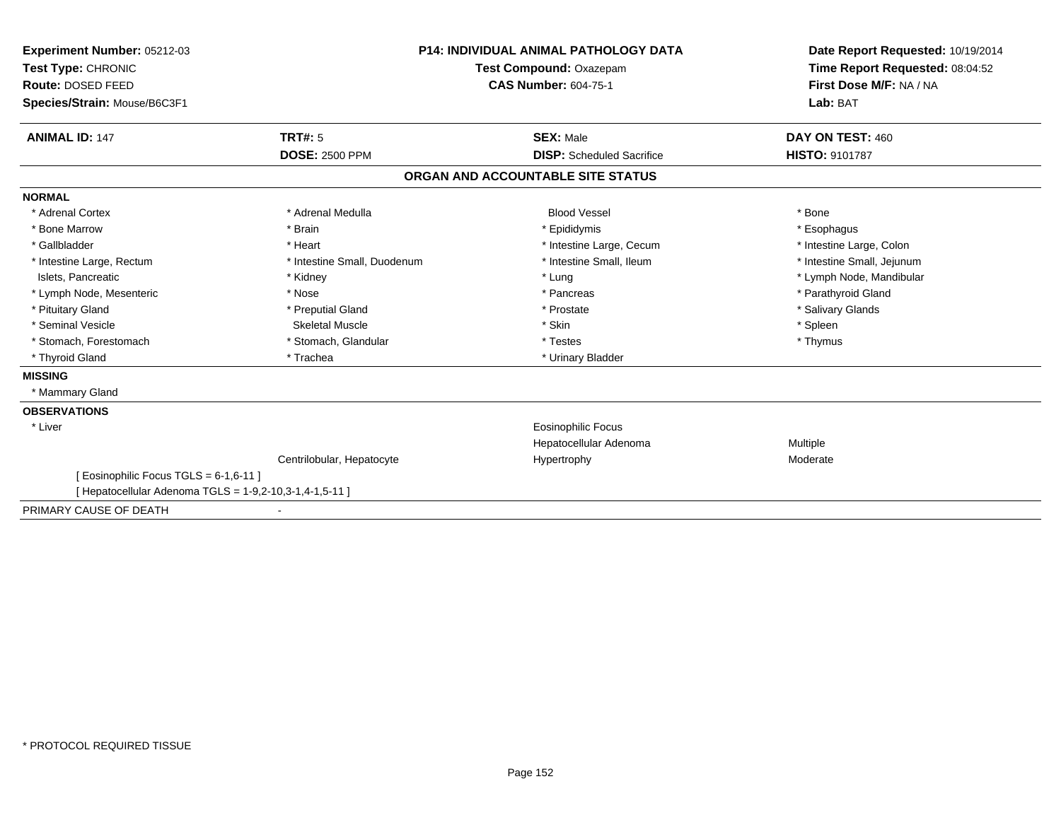**Experiment Number:** 05212-03
**Test Type:** CHRONIC
**Route:** DOSED FEED
**Species/Strain:** Mouse/B6C3F1

**P14: INDIVIDUAL ANIMAL PATHOLOGY DATA**
**Test Compound:** Oxazepam
**CAS Number:** 604-75-1

**Date Report Requested:** 10/19/2014
**Time Report Requested:** 08:04:52
**First Dose M/F:** NA / NA
**Lab:** BAT

| **ANIMAL ID:** 147 | **TRT#:** 5 | **SEX:** Male | **DAY ON TEST:** 460 |
|---|---|---|---|
| | **DOSE:** 2500 PPM | **DISP:** Scheduled Sacrifice | **HISTO:** 9101787 |

## ORGAN AND ACCOUNTABLE SITE STATUS

**NORMAL**

| | | | |
|---|---|---|---|
| * Adrenal Cortex | * Adrenal Medulla | Blood Vessel | * Bone |
| * Bone Marrow | * Brain | * Epididymis | * Esophagus |
| * Gallbladder | * Heart | * Intestine Large, Cecum | * Intestine Large, Colon |
| * Intestine Large, Rectum | * Intestine Small, Duodenum | * Intestine Small, Ileum | * Intestine Small, Jejunum |
| Islets, Pancreatic | * Kidney | * Lung | * Lymph Node, Mandibular |
| * Lymph Node, Mesenteric | * Nose | * Pancreas | * Parathyroid Gland |
| * Pituitary Gland | * Preputial Gland | * Prostate | * Salivary Glands |
| * Seminal Vesicle | Skeletal Muscle | * Skin | * Spleen |
| * Stomach, Forestomach | * Stomach, Glandular | * Testes | * Thymus |
| * Thyroid Gland | * Trachea | * Urinary Bladder | |

**MISSING**

* Mammary Gland

**OBSERVATIONS**

| | | | |
|---|---|---|---|
| * Liver | | Eosinophilic Focus | |
| | | Hepatocellular Adenoma | Multiple |
| | Centrilobular, Hepatocyte | Hypertrophy | Moderate |

[ Eosinophilic Focus TGLS = 6-1,6-11 ]
[ Hepatocellular Adenoma TGLS = 1-9,2-10,3-1,4-1,5-11 ]

PRIMARY CAUSE OF DEATH -

* PROTOCOL REQUIRED TISSUE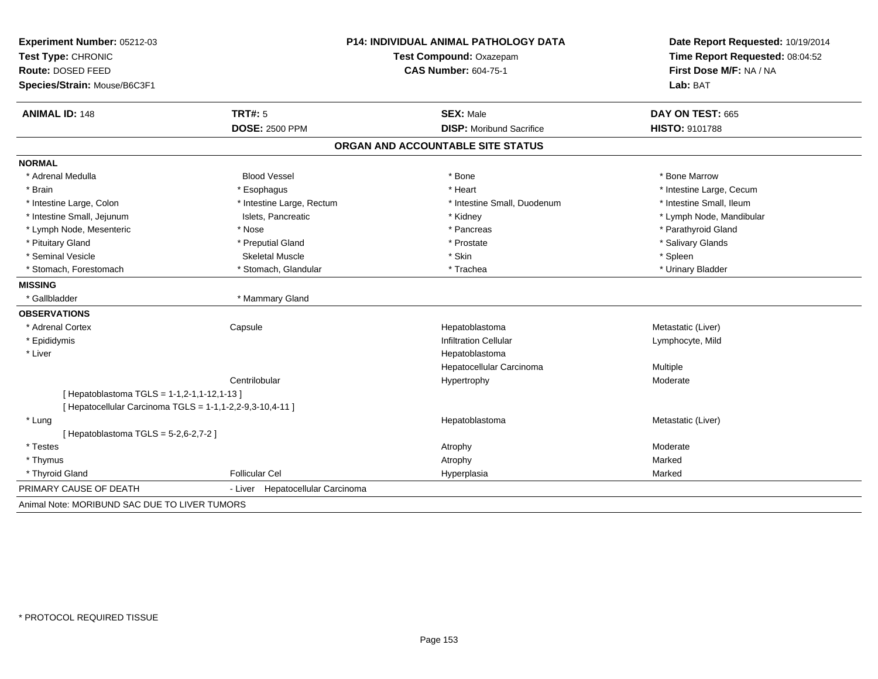**Experiment Number:** 05212-03
**Test Type:** CHRONIC
**Route:** DOSED FEED
**Species/Strain:** Mouse/B6C3F1

**P14: INDIVIDUAL ANIMAL PATHOLOGY DATA**
**Test Compound:** Oxazepam
**CAS Number:** 604-75-1

**Date Report Requested:** 10/19/2014
**Time Report Requested:** 08:04:52
**First Dose M/F:** NA / NA
**Lab:** BAT

| **ANIMAL ID:** 148 | **TRT#:** 5 | **SEX:** Male | **DAY ON TEST:** 665 |
|---|---|---|---|
| | **DOSE:** 2500 PPM | **DISP:** Moribund Sacrifice | **HISTO:** 9101788 |

## ORGAN AND ACCOUNTABLE SITE STATUS

**NORMAL**

| | | | |
|---|---|---|---|
| * Adrenal Medulla | Blood Vessel | * Bone | * Bone Marrow |
| * Brain | * Esophagus | * Heart | * Intestine Large, Cecum |
| * Intestine Large, Colon | * Intestine Large, Rectum | * Intestine Small, Duodenum | * Intestine Small, Ileum |
| * Intestine Small, Jejunum | Islets, Pancreatic | * Kidney | * Lymph Node, Mandibular |
| * Lymph Node, Mesenteric | * Nose | * Pancreas | * Parathyroid Gland |
| * Pituitary Gland | * Preputial Gland | * Prostate | * Salivary Glands |
| * Seminal Vesicle | Skeletal Muscle | * Skin | * Spleen |
| * Stomach, Forestomach | * Stomach, Glandular | * Trachea | * Urinary Bladder |

**MISSING**

* Gallbladder
* Mammary Gland

**OBSERVATIONS**

| | | | |
|---|---|---|---|
| * Adrenal Cortex | Capsule | Hepatoblastoma | Metastatic (Liver) |
| * Epididymis | | Infiltration Cellular | Lymphocyte, Mild |
| * Liver | | Hepatoblastoma | |
| | | Hepatocellular Carcinoma | Multiple |
| | Centrilobular | Hypertrophy | Moderate |
| [ Hepatoblastoma TGLS = 1-1,2-1,1-12,1-13 ] | | | |
| [ Hepatocellular Carcinoma TGLS = 1-1,1-2,2-9,3-10,4-11 ] | | | |
| * Lung | | Hepatoblastoma | Metastatic (Liver) |
| [ Hepatoblastoma TGLS = 5-2,6-2,7-2 ] | | | |
| * Testes | | Atrophy | Moderate |
| * Thymus | | Atrophy | Marked |
| * Thyroid Gland | Follicular Cel | Hyperplasia | Marked |

PRIMARY CAUSE OF DEATH - Liver Hepatocellular Carcinoma

Animal Note: MORIBUND SAC DUE TO LIVER TUMORS

* PROTOCOL REQUIRED TISSUE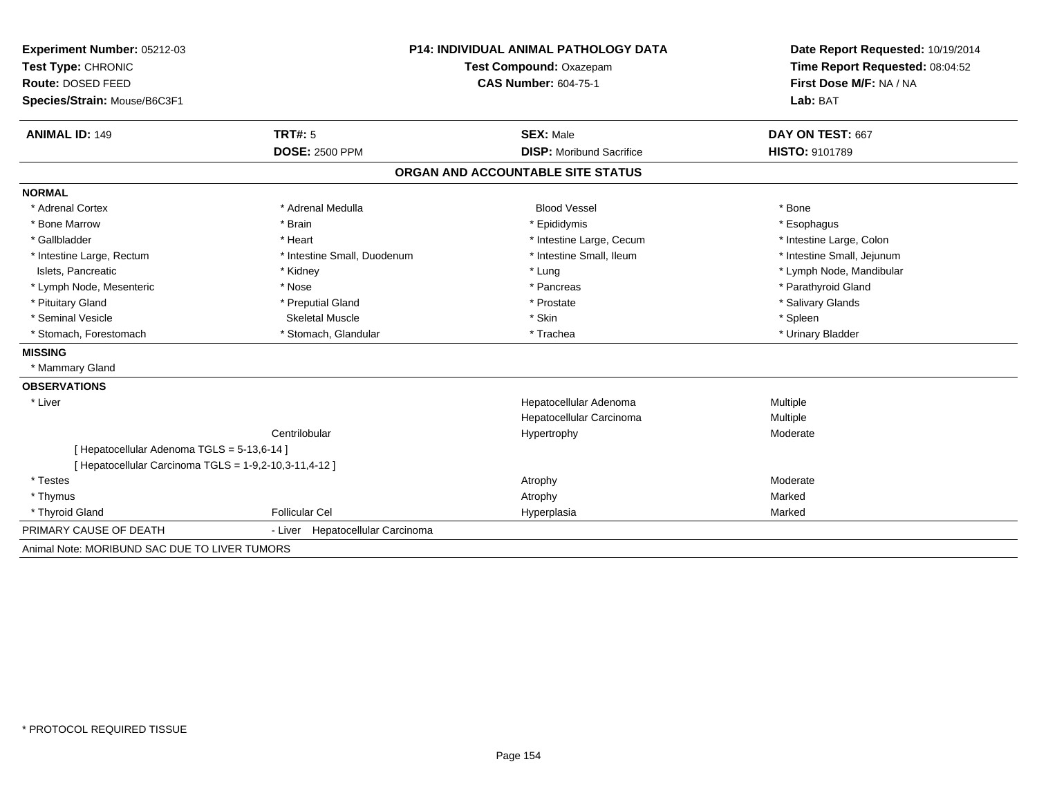**Experiment Number:** 05212-03
**Test Type:** CHRONIC
**Route:** DOSED FEED
**Species/Strain:** Mouse/B6C3F1

**P14: INDIVIDUAL ANIMAL PATHOLOGY DATA**
**Test Compound:** Oxazepam
**CAS Number:** 604-75-1

**Date Report Requested:** 10/19/2014
**Time Report Requested:** 08:04:52
**First Dose M/F:** NA / NA
**Lab:** BAT

| **ANIMAL ID:** 149 | **TRT#:** 5 | **SEX:** Male | **DAY ON TEST:** 667 |
|---|---|---|---|
| | **DOSE:** 2500 PPM | **DISP:** Moribund Sacrifice | **HISTO:** 9101789 |

## ORGAN AND ACCOUNTABLE SITE STATUS

**NORMAL**

| | | | |
|---|---|---|---|
| * Adrenal Cortex | * Adrenal Medulla | Blood Vessel | * Bone |
| * Bone Marrow | * Brain | * Epididymis | * Esophagus |
| * Gallbladder | * Heart | * Intestine Large, Cecum | * Intestine Large, Colon |
| * Intestine Large, Rectum | * Intestine Small, Duodenum | * Intestine Small, Ileum | * Intestine Small, Jejunum |
| Islets, Pancreatic | * Kidney | * Lung | * Lymph Node, Mandibular |
| * Lymph Node, Mesenteric | * Nose | * Pancreas | * Parathyroid Gland |
| * Pituitary Gland | * Preputial Gland | * Prostate | * Salivary Glands |
| * Seminal Vesicle | Skeletal Muscle | * Skin | * Spleen |
| * Stomach, Forestomach | * Stomach, Glandular | * Trachea | * Urinary Bladder |

**MISSING**

* Mammary Gland

**OBSERVATIONS**

| | | | |
|---|---|---|---|
| * Liver | | Hepatocellular Adenoma | Multiple |
| | | Hepatocellular Carcinoma | Multiple |
| | Centrilobular | Hypertrophy | Moderate |
| [ Hepatocellular Adenoma TGLS = 5-13,6-14 ] | | | |
| [ Hepatocellular Carcinoma TGLS = 1-9,2-10,3-11,4-12 ] | | | |
| * Testes | | Atrophy | Moderate |
| * Thymus | | Atrophy | Marked |
| * Thyroid Gland | Follicular Cel | Hyperplasia | Marked |

PRIMARY CAUSE OF DEATH - Liver Hepatocellular Carcinoma

Animal Note: MORIBUND SAC DUE TO LIVER TUMORS

* PROTOCOL REQUIRED TISSUE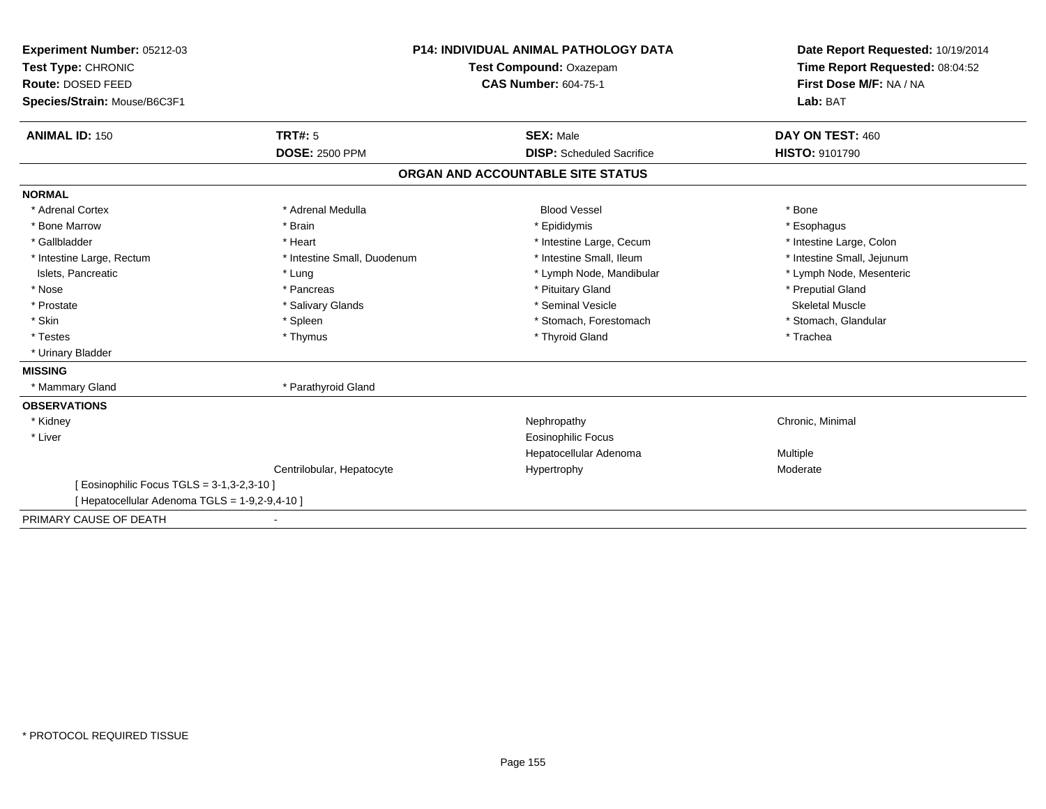**Experiment Number:** 05212-03
**Test Type:** CHRONIC
**Route:** DOSED FEED
**Species/Strain:** Mouse/B6C3F1

**P14: INDIVIDUAL ANIMAL PATHOLOGY DATA**
**Test Compound:** Oxazepam
**CAS Number:** 604-75-1

**Date Report Requested:** 10/19/2014
**Time Report Requested:** 08:04:52
**First Dose M/F:** NA / NA
**Lab:** BAT

| **ANIMAL ID:** 150 | **TRT#:** 5 | **SEX:** Male | **DAY ON TEST:** 460 |
|---|---|---|---|
| | **DOSE:** 2500 PPM | **DISP:** Scheduled Sacrifice | **HISTO:** 9101790 |

## ORGAN AND ACCOUNTABLE SITE STATUS

**NORMAL**

| | | | |
|---|---|---|---|
| * Adrenal Cortex | * Adrenal Medulla | Blood Vessel | * Bone |
| * Bone Marrow | * Brain | * Epididymis | * Esophagus |
| * Gallbladder | * Heart | * Intestine Large, Cecum | * Intestine Large, Colon |
| * Intestine Large, Rectum | * Intestine Small, Duodenum | * Intestine Small, Ileum | * Intestine Small, Jejunum |
| Islets, Pancreatic | * Lung | * Lymph Node, Mandibular | * Lymph Node, Mesenteric |
| * Nose | * Pancreas | * Pituitary Gland | * Preputial Gland |
| * Prostate | * Salivary Glands | * Seminal Vesicle | Skeletal Muscle |
| * Skin | * Spleen | * Stomach, Forestomach | * Stomach, Glandular |
| * Testes | * Thymus | * Thyroid Gland | * Trachea |
| * Urinary Bladder | | | |

**MISSING**

| | |
|---|---|
| * Mammary Gland | * Parathyroid Gland |

**OBSERVATIONS**

| | | | |
|---|---|---|---|
| * Kidney | | Nephropathy | Chronic, Minimal |
| * Liver | | Eosinophilic Focus | |
| | | Hepatocellular Adenoma | Multiple |
| | Centrilobular, Hepatocyte | Hypertrophy | Moderate |

[ Eosinophilic Focus TGLS = 3-1,3-2,3-10 ]
[ Hepatocellular Adenoma TGLS = 1-9,2-9,4-10 ]

PRIMARY CAUSE OF DEATH -

* PROTOCOL REQUIRED TISSUE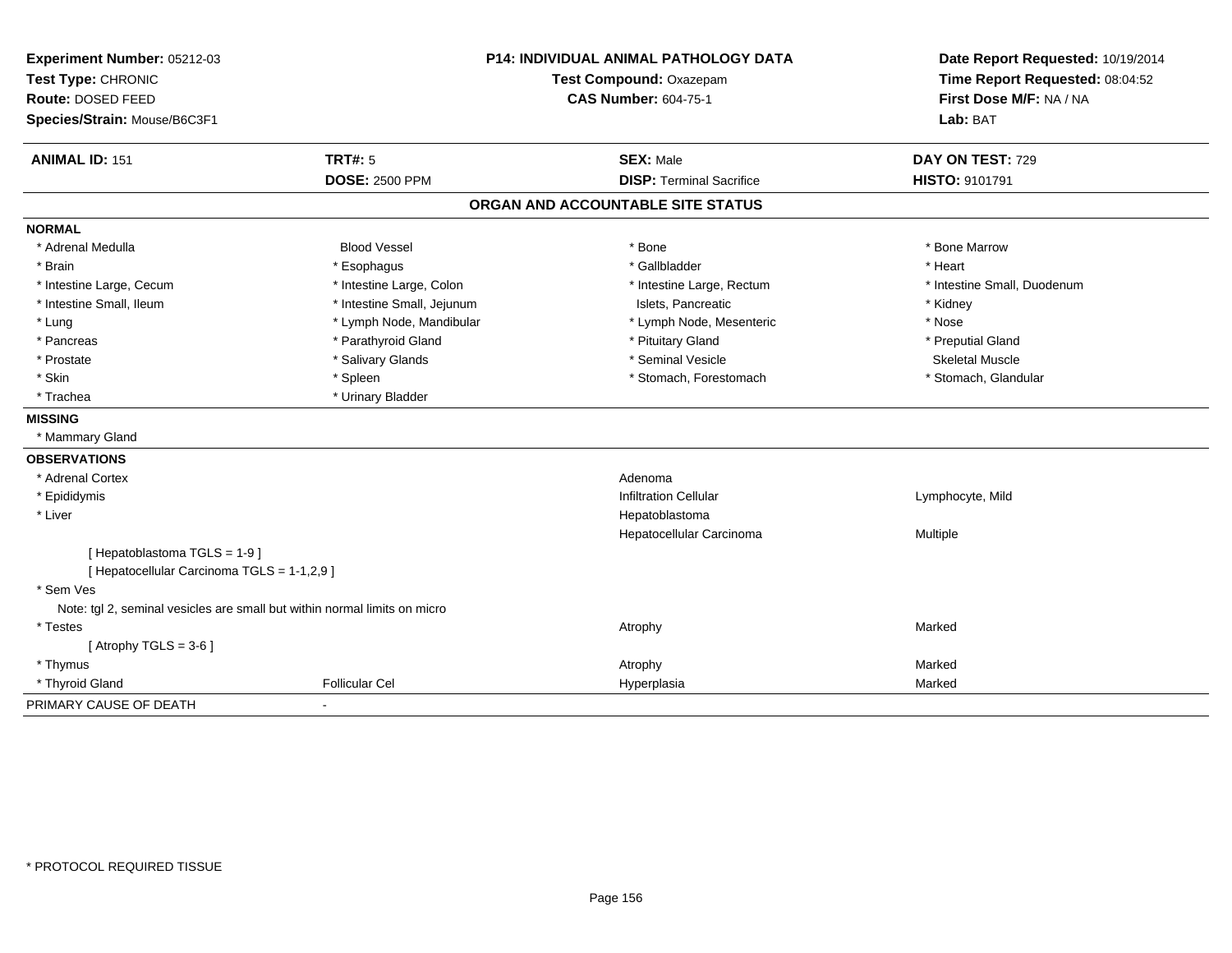**Experiment Number:** 05212-03
**Test Type:** CHRONIC
**Route:** DOSED FEED
**Species/Strain:** Mouse/B6C3F1

**P14: INDIVIDUAL ANIMAL PATHOLOGY DATA**
**Test Compound:** Oxazepam
**CAS Number:** 604-75-1

**Date Report Requested:** 10/19/2014
**Time Report Requested:** 08:04:52
**First Dose M/F:** NA / NA
**Lab:** BAT

| **ANIMAL ID:** 151 | **TRT#:** 5 | **SEX:** Male | **DAY ON TEST:** 729 |
|---|---|---|---|
| | **DOSE:** 2500 PPM | **DISP:** Terminal Sacrifice | **HISTO:** 9101791 |

## ORGAN AND ACCOUNTABLE SITE STATUS

**NORMAL**

| | | | |
|---|---|---|---|
| * Adrenal Medulla | Blood Vessel | * Bone | * Bone Marrow |
| * Brain | * Esophagus | * Gallbladder | * Heart |
| * Intestine Large, Cecum | * Intestine Large, Colon | * Intestine Large, Rectum | * Intestine Small, Duodenum |
| * Intestine Small, Ileum | * Intestine Small, Jejunum | Islets, Pancreatic | * Kidney |
| * Lung | * Lymph Node, Mandibular | * Lymph Node, Mesenteric | * Nose |
| * Pancreas | * Parathyroid Gland | * Pituitary Gland | * Preputial Gland |
| * Prostate | * Salivary Glands | * Seminal Vesicle | Skeletal Muscle |
| * Skin | * Spleen | * Stomach, Forestomach | * Stomach, Glandular |
| * Trachea | * Urinary Bladder | | |

**MISSING**

* Mammary Gland

**OBSERVATIONS**

| | | | |
|---|---|---|---|
| * Adrenal Cortex | | Adenoma | |
| * Epididymis | | Infiltration Cellular | Lymphocyte, Mild |
| * Liver | | Hepatoblastoma | |
| | | Hepatocellular Carcinoma | Multiple |
| [ Hepatoblastoma TGLS = 1-9 ] | | | |
| [ Hepatocellular Carcinoma TGLS = 1-1,2,9 ] | | | |
| * Sem Ves | | | |
| Note: tgl 2, seminal vesicles are small but within normal limits on micro | | | |
| * Testes | | Atrophy | Marked |
| [ Atrophy TGLS = 3-6 ] | | | |
| * Thymus | | Atrophy | Marked |
| * Thyroid Gland | Follicular Cel | Hyperplasia | Marked |

PRIMARY CAUSE OF DEATH -

* PROTOCOL REQUIRED TISSUE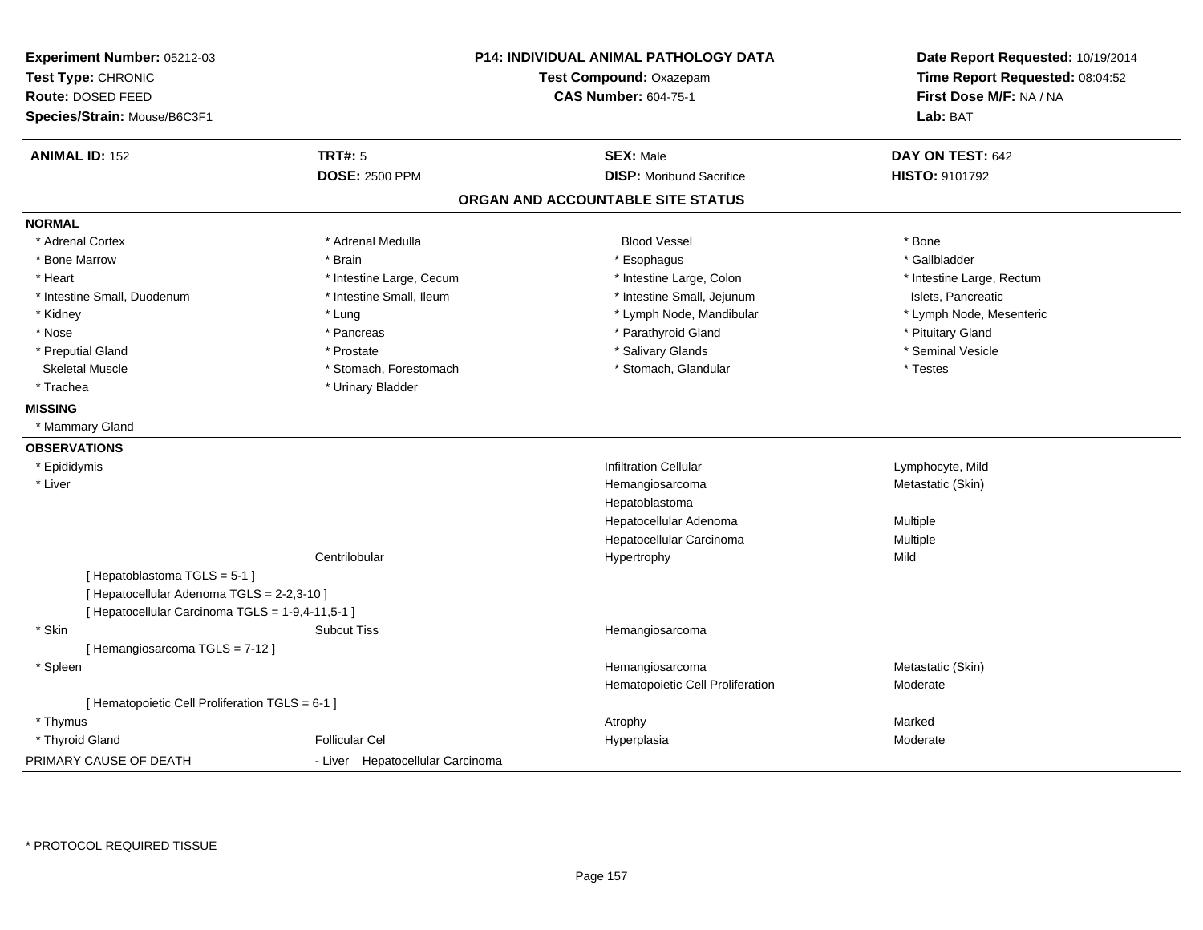**Experiment Number:** 05212-03
**Test Type:** CHRONIC
**Route:** DOSED FEED
**Species/Strain:** Mouse/B6C3F1

**P14: INDIVIDUAL ANIMAL PATHOLOGY DATA**
**Test Compound:** Oxazepam
**CAS Number:** 604-75-1

**Date Report Requested:** 10/19/2014
**Time Report Requested:** 08:04:52
**First Dose M/F:** NA / NA
**Lab:** BAT

| **ANIMAL ID:** 152 | **TRT#:** 5 | **SEX:** Male | **DAY ON TEST:** 642 |
|---|---|---|---|
| | **DOSE:** 2500 PPM | **DISP:** Moribund Sacrifice | **HISTO:** 9101792 |

## ORGAN AND ACCOUNTABLE SITE STATUS

**NORMAL**

| | | | |
|---|---|---|---|
| * Adrenal Cortex | * Adrenal Medulla | Blood Vessel | * Bone |
| * Bone Marrow | * Brain | * Esophagus | * Gallbladder |
| * Heart | * Intestine Large, Cecum | * Intestine Large, Colon | * Intestine Large, Rectum |
| * Intestine Small, Duodenum | * Intestine Small, Ileum | * Intestine Small, Jejunum | Islets, Pancreatic |
| * Kidney | * Lung | * Lymph Node, Mandibular | * Lymph Node, Mesenteric |
| * Nose | * Pancreas | * Parathyroid Gland | * Pituitary Gland |
| * Preputial Gland | * Prostate | * Salivary Glands | * Seminal Vesicle |
| Skeletal Muscle | * Stomach, Forestomach | * Stomach, Glandular | * Testes |
| * Trachea | * Urinary Bladder | | |

**MISSING**

* Mammary Gland

**OBSERVATIONS**

| | | | |
|---|---|---|---|
| * Epididymis | | Infiltration Cellular | Lymphocyte, Mild |
| * Liver | | Hemangiosarcoma | Metastatic (Skin) |
| | | Hepatoblastoma | |
| | | Hepatocellular Adenoma | Multiple |
| | | Hepatocellular Carcinoma | Multiple |
| | Centrilobular | Hypertrophy | Mild |
| [ Hepatoblastoma TGLS = 5-1 ] | | | |
| [ Hepatocellular Adenoma TGLS = 2-2,3-10 ] | | | |
| [ Hepatocellular Carcinoma TGLS = 1-9,4-11,5-1 ] | | | |
| * Skin | Subcut Tiss | Hemangiosarcoma | |
| [ Hemangiosarcoma TGLS = 7-12 ] | | | |
| * Spleen | | Hemangiosarcoma | Metastatic (Skin) |
| | | Hematopoietic Cell Proliferation | Moderate |
| [ Hematopoietic Cell Proliferation TGLS = 6-1 ] | | | |
| * Thymus | | Atrophy | Marked |
| * Thyroid Gland | Follicular Cel | Hyperplasia | Moderate |

PRIMARY CAUSE OF DEATH - Liver Hepatocellular Carcinoma

\* PROTOCOL REQUIRED TISSUE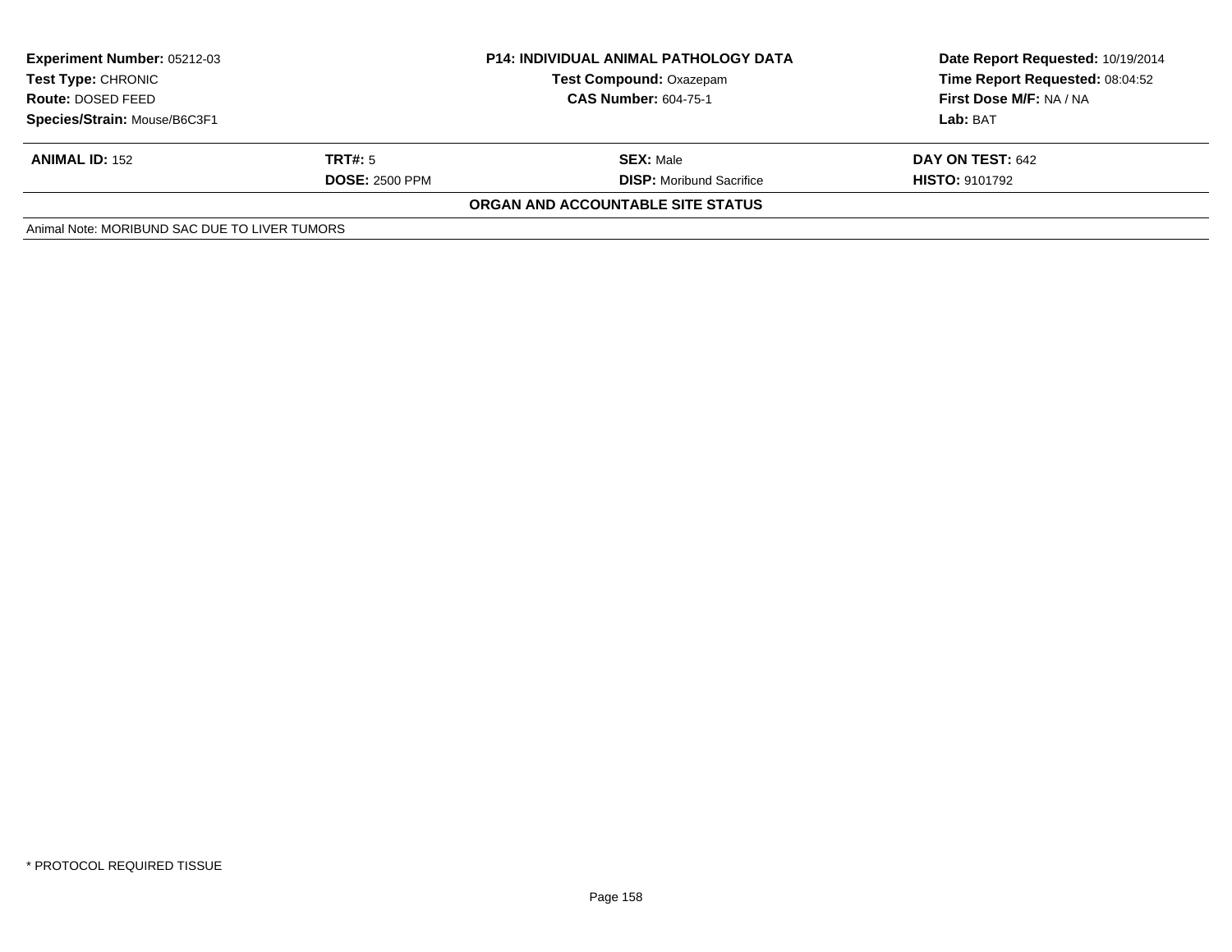**Experiment Number:** 05212-03
**Test Type:** CHRONIC
**Route:** DOSED FEED
**Species/Strain:** Mouse/B6C3F1

**P14: INDIVIDUAL ANIMAL PATHOLOGY DATA**
**Test Compound:** Oxazepam
**CAS Number:** 604-75-1

**Date Report Requested:** 10/19/2014
**Time Report Requested:** 08:04:52
**First Dose M/F:** NA / NA
**Lab:** BAT

| **ANIMAL ID:** 152 | **TRT#:** 5 | **SEX:** Male | **DAY ON TEST:** 642 |
|---|---|---|---|
| | **DOSE:** 2500 PPM | **DISP:** Moribund Sacrifice | **HISTO:** 9101792 |

**ORGAN AND ACCOUNTABLE SITE STATUS**

Animal Note: MORIBUND SAC DUE TO LIVER TUMORS

* PROTOCOL REQUIRED TISSUE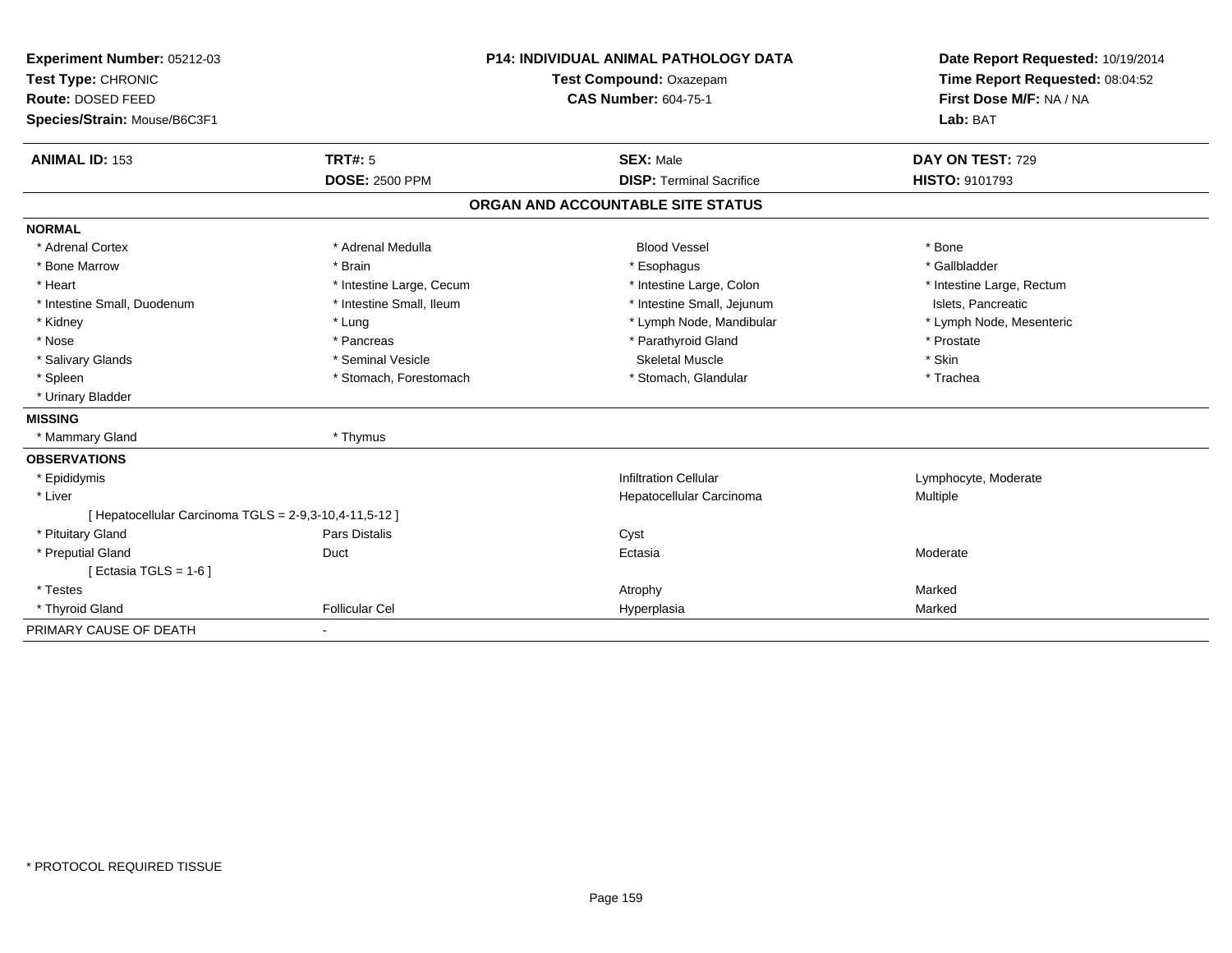**Experiment Number:** 05212-03
**Test Type:** CHRONIC
**Route:** DOSED FEED
**Species/Strain:** Mouse/B6C3F1

**P14: INDIVIDUAL ANIMAL PATHOLOGY DATA**
**Test Compound:** Oxazepam
**CAS Number:** 604-75-1

**Date Report Requested:** 10/19/2014
**Time Report Requested:** 08:04:52
**First Dose M/F:** NA / NA
**Lab:** BAT

| **ANIMAL ID:** 153 | **TRT#:** 5 | **SEX:** Male | **DAY ON TEST:** 729 |
|---|---|---|---|
| | **DOSE:** 2500 PPM | **DISP:** Terminal Sacrifice | **HISTO:** 9101793 |

## ORGAN AND ACCOUNTABLE SITE STATUS

| | | | |
|---|---|---|---|
| **NORMAL** | | | |
| * Adrenal Cortex | * Adrenal Medulla | Blood Vessel | * Bone |
| * Bone Marrow | * Brain | * Esophagus | * Gallbladder |
| * Heart | * Intestine Large, Cecum | * Intestine Large, Colon | * Intestine Large, Rectum |
| * Intestine Small, Duodenum | * Intestine Small, Ileum | * Intestine Small, Jejunum | Islets, Pancreatic |
| * Kidney | * Lung | * Lymph Node, Mandibular | * Lymph Node, Mesenteric |
| * Nose | * Pancreas | * Parathyroid Gland | * Prostate |
| * Salivary Glands | * Seminal Vesicle | Skeletal Muscle | * Skin |
| * Spleen | * Stomach, Forestomach | * Stomach, Glandular | * Trachea |
| * Urinary Bladder | | | |
| **MISSING** | | | |
| * Mammary Gland | * Thymus | | |
| **OBSERVATIONS** | | | |
| * Epididymis | | Infiltration Cellular | Lymphocyte, Moderate |
| * Liver | | Hepatocellular Carcinoma | Multiple |
| [ Hepatocellular Carcinoma TGLS = 2-9,3-10,4-11,5-12 ] | | | |
| * Pituitary Gland | Pars Distalis | Cyst | |
| * Preputial Gland | Duct | Ectasia | Moderate |
| [ Ectasia TGLS = 1-6 ] | | | |
| * Testes | | Atrophy | Marked |
| * Thyroid Gland | Follicular Cel | Hyperplasia | Marked |
| PRIMARY CAUSE OF DEATH | - | | |

* PROTOCOL REQUIRED TISSUE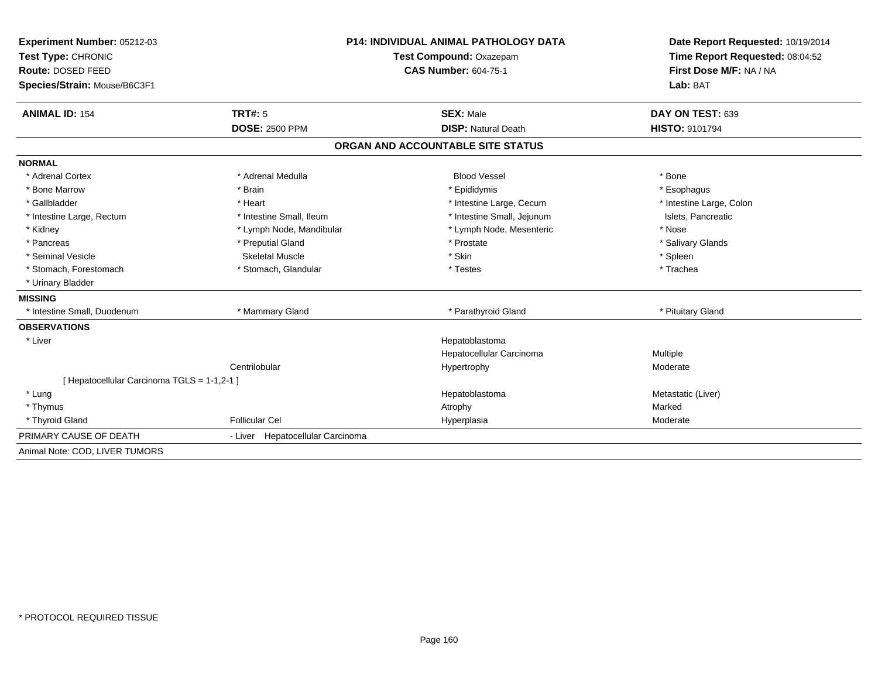**Experiment Number:** 05212-03
**Test Type:** CHRONIC
**Route:** DOSED FEED
**Species/Strain:** Mouse/B6C3F1

**P14: INDIVIDUAL ANIMAL PATHOLOGY DATA**
**Test Compound:** Oxazepam
**CAS Number:** 604-75-1

**Date Report Requested:** 10/19/2014
**Time Report Requested:** 08:04:52
**First Dose M/F:** NA / NA
**Lab:** BAT

| **ANIMAL ID:** 154 | **TRT#:** 5 | **SEX:** Male | **DAY ON TEST:** 639 |
|---|---|---|---|
| | **DOSE:** 2500 PPM | **DISP:** Natural Death | **HISTO:** 9101794 |

## ORGAN AND ACCOUNTABLE SITE STATUS

**NORMAL**

| | | | |
|---|---|---|---|
| * Adrenal Cortex | * Adrenal Medulla | Blood Vessel | * Bone |
| * Bone Marrow | * Brain | * Epididymis | * Esophagus |
| * Gallbladder | * Heart | * Intestine Large, Cecum | * Intestine Large, Colon |
| * Intestine Large, Rectum | * Intestine Small, Ileum | * Intestine Small, Jejunum | Islets, Pancreatic |
| * Kidney | * Lymph Node, Mandibular | * Lymph Node, Mesenteric | * Nose |
| * Pancreas | * Preputial Gland | * Prostate | * Salivary Glands |
| * Seminal Vesicle | Skeletal Muscle | * Skin | * Spleen |
| * Stomach, Forestomach | * Stomach, Glandular | * Testes | * Trachea |
| * Urinary Bladder | | | |

**MISSING**

| | | | |
|---|---|---|---|
| * Intestine Small, Duodenum | * Mammary Gland | * Parathyroid Gland | * Pituitary Gland |

**OBSERVATIONS**

| | | | |
|---|---|---|---|
| * Liver | | Hepatoblastoma | |
| | | Hepatocellular Carcinoma | Multiple |
| | Centrilobular | Hypertrophy | Moderate |
| [ Hepatocellular Carcinoma TGLS = 1-1,2-1 ] | | | |
| * Lung | | Hepatoblastoma | Metastatic (Liver) |
| * Thymus | | Atrophy | Marked |
| * Thyroid Gland | Follicular Cel | Hyperplasia | Moderate |

PRIMARY CAUSE OF DEATH - Liver Hepatocellular Carcinoma

Animal Note: COD, LIVER TUMORS

* PROTOCOL REQUIRED TISSUE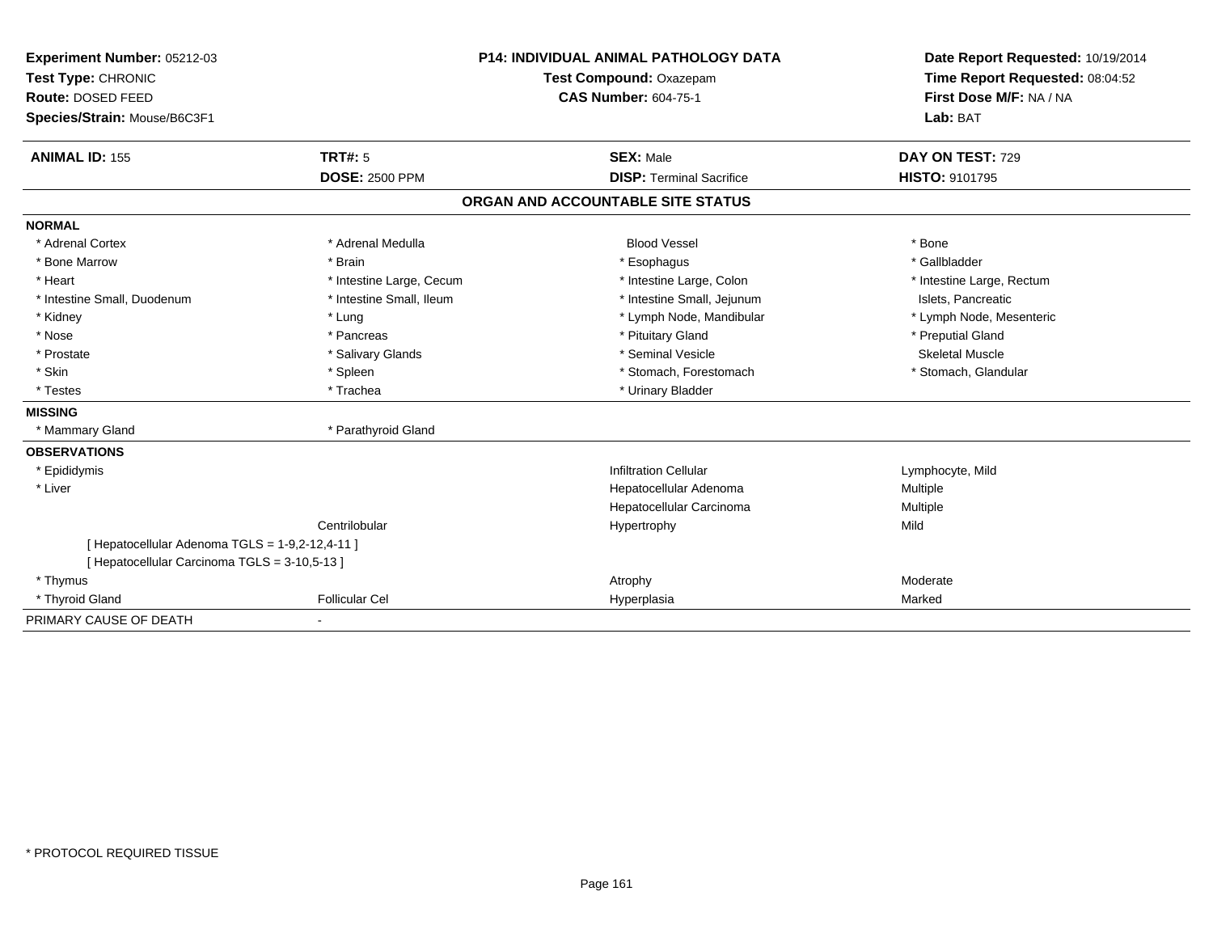**Experiment Number:** 05212-03
**Test Type:** CHRONIC
**Route:** DOSED FEED
**Species/Strain:** Mouse/B6C3F1

**P14: INDIVIDUAL ANIMAL PATHOLOGY DATA**
**Test Compound:** Oxazepam
**CAS Number:** 604-75-1

**Date Report Requested:** 10/19/2014
**Time Report Requested:** 08:04:52
**First Dose M/F:** NA / NA
**Lab:** BAT

| **ANIMAL ID:** 155 | **TRT#:** 5 | **SEX:** Male | **DAY ON TEST:** 729 |
|---|---|---|---|
| | **DOSE:** 2500 PPM | **DISP:** Terminal Sacrifice | **HISTO:** 9101795 |

## ORGAN AND ACCOUNTABLE SITE STATUS

**NORMAL**

| | | | |
|---|---|---|---|
| * Adrenal Cortex | * Adrenal Medulla | Blood Vessel | * Bone |
| * Bone Marrow | * Brain | * Esophagus | * Gallbladder |
| * Heart | * Intestine Large, Cecum | * Intestine Large, Colon | * Intestine Large, Rectum |
| * Intestine Small, Duodenum | * Intestine Small, Ileum | * Intestine Small, Jejunum | Islets, Pancreatic |
| * Kidney | * Lung | * Lymph Node, Mandibular | * Lymph Node, Mesenteric |
| * Nose | * Pancreas | * Pituitary Gland | * Preputial Gland |
| * Prostate | * Salivary Glands | * Seminal Vesicle | Skeletal Muscle |
| * Skin | * Spleen | * Stomach, Forestomach | * Stomach, Glandular |
| * Testes | * Trachea | * Urinary Bladder | |

**MISSING**

| | |
|---|---|
| * Mammary Gland | * Parathyroid Gland |

**OBSERVATIONS**

| | | | |
|---|---|---|---|
| * Epididymis | | Infiltration Cellular | Lymphocyte, Mild |
| * Liver | | Hepatocellular Adenoma | Multiple |
| | | Hepatocellular Carcinoma | Multiple |
| | Centrilobular | Hypertrophy | Mild |
| [ Hepatocellular Adenoma TGLS = 1-9,2-12,4-11 ] | | | |
| [ Hepatocellular Carcinoma TGLS = 3-10,5-13 ] | | | |
| * Thymus | | Atrophy | Moderate |
| * Thyroid Gland | Follicular Cel | Hyperplasia | Marked |

PRIMARY CAUSE OF DEATH -

\* PROTOCOL REQUIRED TISSUE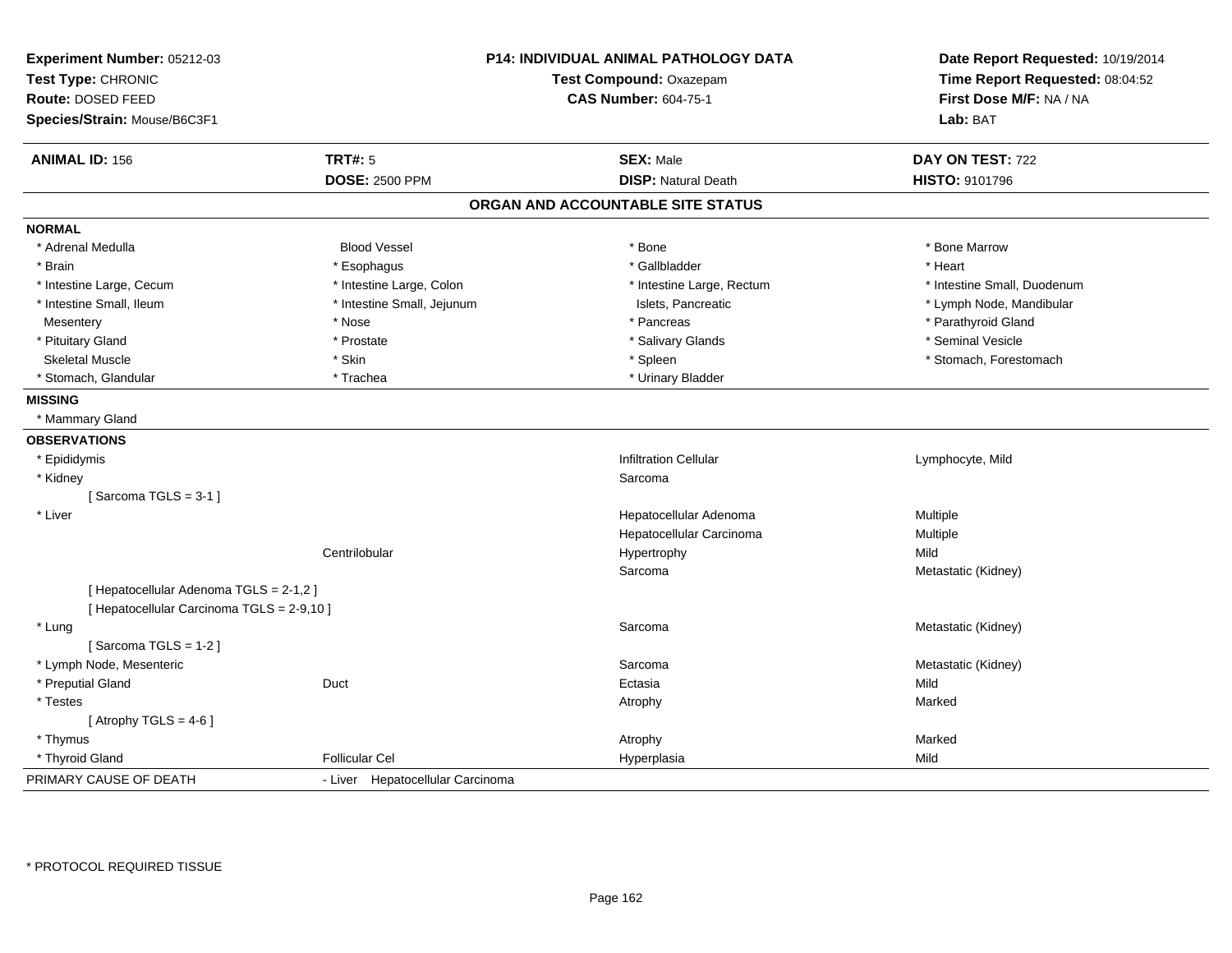**Experiment Number:** 05212-03
**Test Type:** CHRONIC
**Route:** DOSED FEED
**Species/Strain:** Mouse/B6C3F1

**P14: INDIVIDUAL ANIMAL PATHOLOGY DATA**
**Test Compound:** Oxazepam
**CAS Number:** 604-75-1

**Date Report Requested:** 10/19/2014
**Time Report Requested:** 08:04:52
**First Dose M/F:** NA / NA
**Lab:** BAT

| **ANIMAL ID:** 156 | **TRT#:** 5 | **SEX:** Male | **DAY ON TEST:** 722 |
|---|---|---|---|
| | **DOSE:** 2500 PPM | **DISP:** Natural Death | **HISTO:** 9101796 |

## ORGAN AND ACCOUNTABLE SITE STATUS

**NORMAL**

| | | | |
|---|---|---|---|
| * Adrenal Medulla | Blood Vessel | * Bone | * Bone Marrow |
| * Brain | * Esophagus | * Gallbladder | * Heart |
| * Intestine Large, Cecum | * Intestine Large, Colon | * Intestine Large, Rectum | * Intestine Small, Duodenum |
| * Intestine Small, Ileum | * Intestine Small, Jejunum | Islets, Pancreatic | * Lymph Node, Mandibular |
| Mesentery | * Nose | * Pancreas | * Parathyroid Gland |
| * Pituitary Gland | * Prostate | * Salivary Glands | * Seminal Vesicle |
| Skeletal Muscle | * Skin | * Spleen | * Stomach, Forestomach |
| * Stomach, Glandular | * Trachea | * Urinary Bladder | |

**MISSING**

* Mammary Gland

**OBSERVATIONS**

| | | | |
|---|---|---|---|
| * Epididymis | | Infiltration Cellular | Lymphocyte, Mild |
| * Kidney | | Sarcoma | |
| [ Sarcoma TGLS = 3-1 ] | | | |
| * Liver | | Hepatocellular Adenoma | Multiple |
| | | Hepatocellular Carcinoma | Multiple |
| | Centrilobular | Hypertrophy | Mild |
| | | Sarcoma | Metastatic (Kidney) |
| [ Hepatocellular Adenoma TGLS = 2-1,2 ] | | | |
| [ Hepatocellular Carcinoma TGLS = 2-9,10 ] | | | |
| * Lung | | Sarcoma | Metastatic (Kidney) |
| [ Sarcoma TGLS = 1-2 ] | | | |
| * Lymph Node, Mesenteric | | Sarcoma | Metastatic (Kidney) |
| * Preputial Gland | Duct | Ectasia | Mild |
| * Testes | | Atrophy | Marked |
| [ Atrophy TGLS = 4-6 ] | | | |
| * Thymus | | Atrophy | Marked |
| * Thyroid Gland | Follicular Cel | Hyperplasia | Mild |

PRIMARY CAUSE OF DEATH - Liver Hepatocellular Carcinoma

* PROTOCOL REQUIRED TISSUE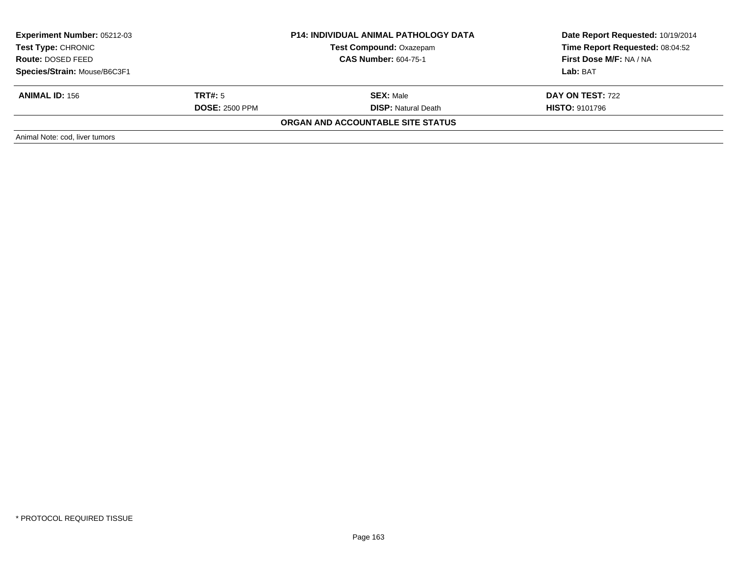| Experiment Number: 05212-03 | P14: INDIVIDUAL ANIMAL PATHOLOGY DATA | Date Report Requested: 10/19/2014 |
|---|---|---|
| Test Type: CHRONIC | Test Compound: Oxazepam | Time Report Requested: 08:04:52 |
| Route: DOSED FEED | CAS Number: 604-75-1 | First Dose M/F: NA / NA |
| Species/Strain: Mouse/B6C3F1 | | Lab: BAT |

| ANIMAL ID: 156 | TRT#: 5 | SEX: Male | DAY ON TEST: 722 |
|---|---|---|---|
| | DOSE: 2500 PPM | DISP: Natural Death | HISTO: 9101796 |

**ORGAN AND ACCOUNTABLE SITE STATUS**

Animal Note: cod, liver tumors

* PROTOCOL REQUIRED TISSUE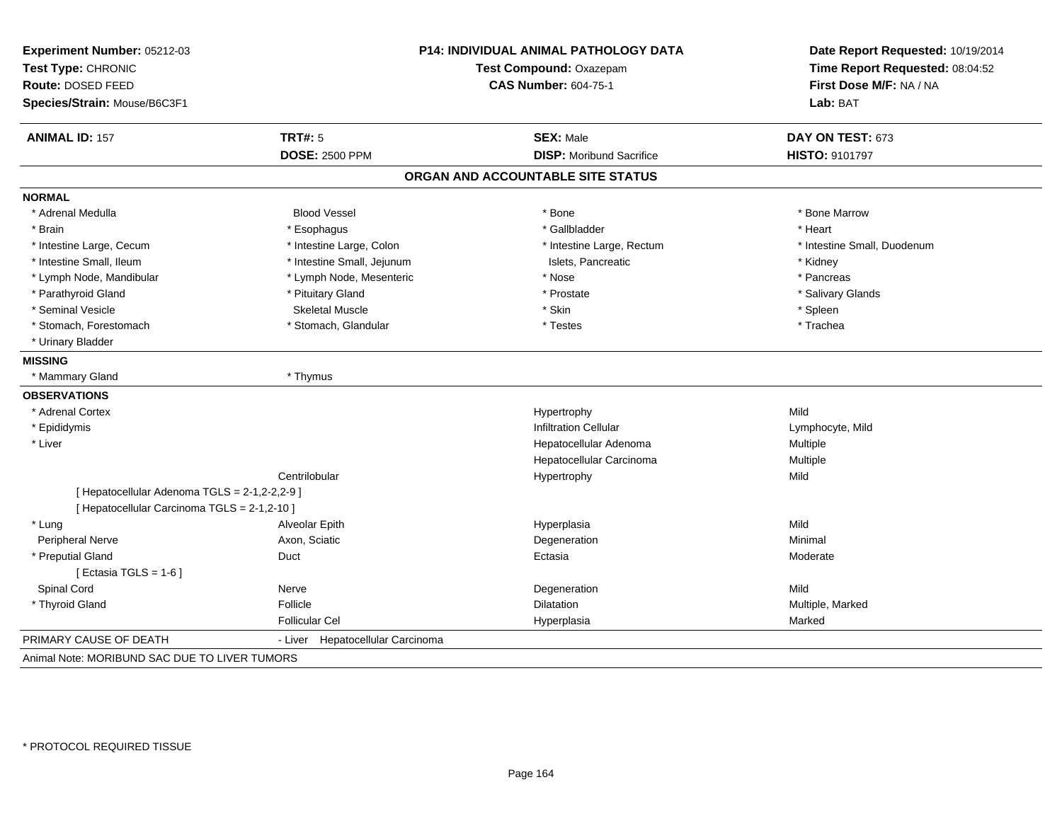**Experiment Number:** 05212-03
**Test Type:** CHRONIC
**Route:** DOSED FEED
**Species/Strain:** Mouse/B6C3F1

**P14: INDIVIDUAL ANIMAL PATHOLOGY DATA**
**Test Compound:** Oxazepam
**CAS Number:** 604-75-1

**Date Report Requested:** 10/19/2014
**Time Report Requested:** 08:04:52
**First Dose M/F:** NA / NA
**Lab:** BAT

| **ANIMAL ID:** 157 | **TRT#:** 5 | **SEX:** Male | **DAY ON TEST:** 673 |
|---|---|---|---|
| | **DOSE:** 2500 PPM | **DISP:** Moribund Sacrifice | **HISTO:** 9101797 |

## ORGAN AND ACCOUNTABLE SITE STATUS

**NORMAL**

| | | | |
|---|---|---|---|
| * Adrenal Medulla | Blood Vessel | * Bone | * Bone Marrow |
| * Brain | * Esophagus | * Gallbladder | * Heart |
| * Intestine Large, Cecum | * Intestine Large, Colon | * Intestine Large, Rectum | * Intestine Small, Duodenum |
| * Intestine Small, Ileum | * Intestine Small, Jejunum | Islets, Pancreatic | * Kidney |
| * Lymph Node, Mandibular | * Lymph Node, Mesenteric | * Nose | * Pancreas |
| * Parathyroid Gland | * Pituitary Gland | * Prostate | * Salivary Glands |
| * Seminal Vesicle | Skeletal Muscle | * Skin | * Spleen |
| * Stomach, Forestomach | * Stomach, Glandular | * Testes | * Trachea |
| * Urinary Bladder | | | |

**MISSING**

| | |
|---|---|
| * Mammary Gland | * Thymus |

**OBSERVATIONS**

| Organ | Site | Observation | Severity |
|---|---|---|---|
| * Adrenal Cortex | | Hypertrophy | Mild |
| * Epididymis | | Infiltration Cellular | Lymphocyte, Mild |
| * Liver | | Hepatocellular Adenoma | Multiple |
| | | Hepatocellular Carcinoma | Multiple |
| | Centrilobular | Hypertrophy | Mild |
| [ Hepatocellular Adenoma TGLS = 2-1,2-2,2-9 ] | | | |
| [ Hepatocellular Carcinoma TGLS = 2-1,2-10 ] | | | |
| * Lung | Alveolar Epith | Hyperplasia | Mild |
| Peripheral Nerve | Axon, Sciatic | Degeneration | Minimal |
| * Preputial Gland | Duct | Ectasia | Moderate |
| [ Ectasia TGLS = 1-6 ] | | | |
| Spinal Cord | Nerve | Degeneration | Mild |
| * Thyroid Gland | Follicle | Dilatation | Multiple, Marked |
| | Follicular Cel | Hyperplasia | Marked |

PRIMARY CAUSE OF DEATH - Liver Hepatocellular Carcinoma

Animal Note: MORIBUND SAC DUE TO LIVER TUMORS

* PROTOCOL REQUIRED TISSUE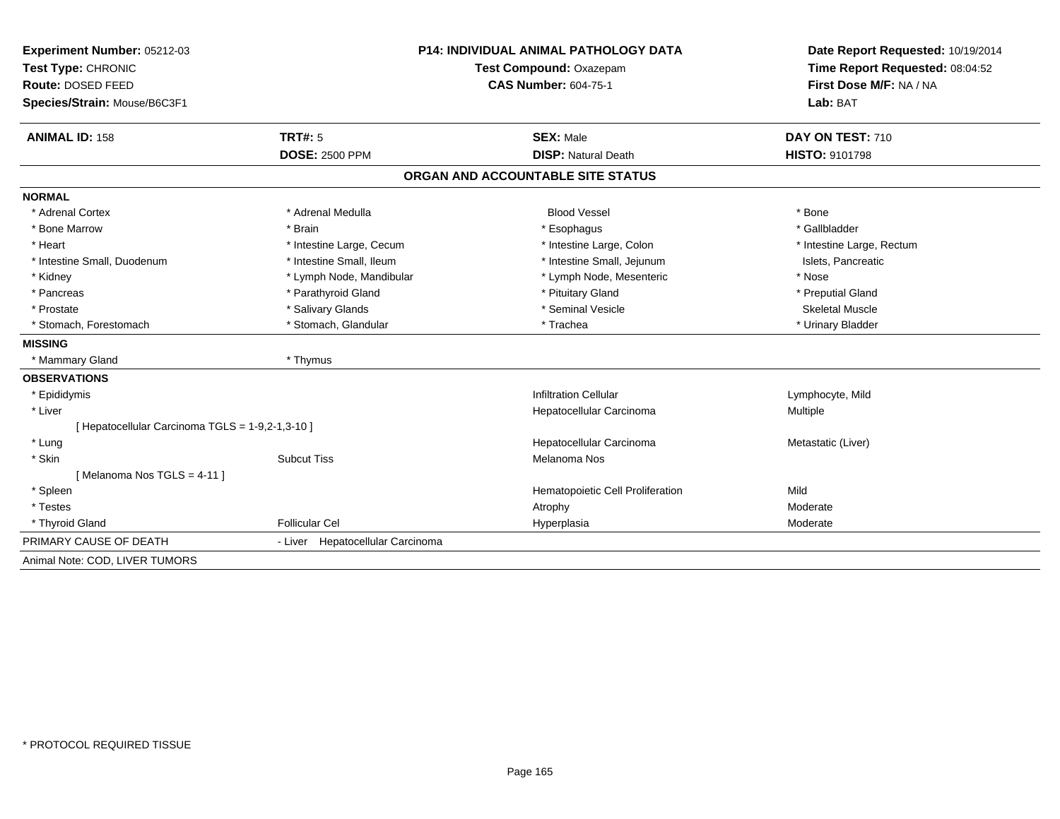**Experiment Number:** 05212-03
**Test Type:** CHRONIC
**Route:** DOSED FEED
**Species/Strain:** Mouse/B6C3F1

**P14: INDIVIDUAL ANIMAL PATHOLOGY DATA**
**Test Compound:** Oxazepam
**CAS Number:** 604-75-1

**Date Report Requested:** 10/19/2014
**Time Report Requested:** 08:04:52
**First Dose M/F:** NA / NA
**Lab:** BAT

| **ANIMAL ID:** 158 | **TRT#:** 5 | **SEX:** Male | **DAY ON TEST:** 710 |
|---|---|---|---|
| | **DOSE:** 2500 PPM | **DISP:** Natural Death | **HISTO:** 9101798 |

## ORGAN AND ACCOUNTABLE SITE STATUS

**NORMAL**

| | | | |
|---|---|---|---|
| * Adrenal Cortex | * Adrenal Medulla | Blood Vessel | * Bone |
| * Bone Marrow | * Brain | * Esophagus | * Gallbladder |
| * Heart | * Intestine Large, Cecum | * Intestine Large, Colon | * Intestine Large, Rectum |
| * Intestine Small, Duodenum | * Intestine Small, Ileum | * Intestine Small, Jejunum | Islets, Pancreatic |
| * Kidney | * Lymph Node, Mandibular | * Lymph Node, Mesenteric | * Nose |
| * Pancreas | * Parathyroid Gland | * Pituitary Gland | * Preputial Gland |
| * Prostate | * Salivary Glands | * Seminal Vesicle | Skeletal Muscle |
| * Stomach, Forestomach | * Stomach, Glandular | * Trachea | * Urinary Bladder |

**MISSING**

| | |
|---|---|
| * Mammary Gland | * Thymus |

**OBSERVATIONS**

| | | | |
|---|---|---|---|
| * Epididymis | | Infiltration Cellular | Lymphocyte, Mild |
| * Liver | | Hepatocellular Carcinoma | Multiple |
| [ Hepatocellular Carcinoma TGLS = 1-9,2-1,3-10 ] | | | |
| * Lung | | Hepatocellular Carcinoma | Metastatic (Liver) |
| * Skin | Subcut Tiss | Melanoma Nos | |
| [ Melanoma Nos TGLS = 4-11 ] | | | |
| * Spleen | | Hematopoietic Cell Proliferation | Mild |
| * Testes | | Atrophy | Moderate |
| * Thyroid Gland | Follicular Cel | Hyperplasia | Moderate |

PRIMARY CAUSE OF DEATH - Liver Hepatocellular Carcinoma

Animal Note: COD, LIVER TUMORS

* PROTOCOL REQUIRED TISSUE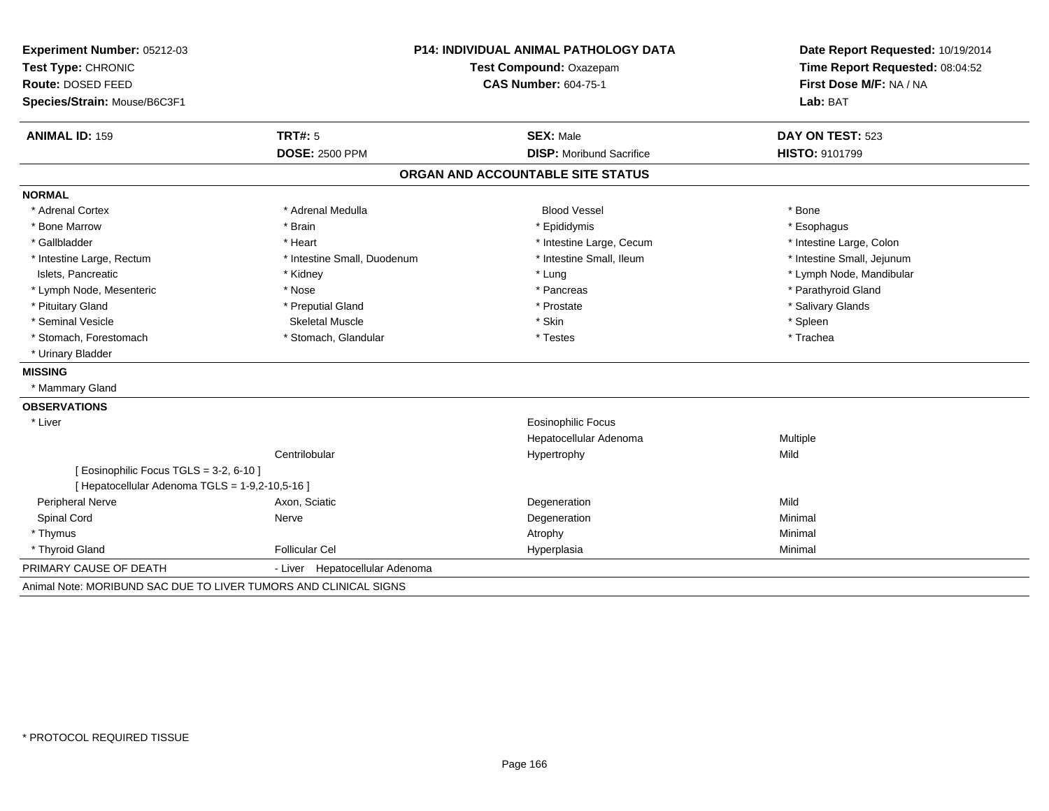**Experiment Number:** 05212-03
**Test Type:** CHRONIC
**Route:** DOSED FEED
**Species/Strain:** Mouse/B6C3F1

**P14: INDIVIDUAL ANIMAL PATHOLOGY DATA**
**Test Compound:** Oxazepam
**CAS Number:** 604-75-1

**Date Report Requested:** 10/19/2014
**Time Report Requested:** 08:04:52
**First Dose M/F:** NA / NA
**Lab:** BAT

| **ANIMAL ID:** 159 | **TRT#:** 5 | **SEX:** Male | **DAY ON TEST:** 523 |
|---|---|---|---|
| | **DOSE:** 2500 PPM | **DISP:** Moribund Sacrifice | **HISTO:** 9101799 |

## ORGAN AND ACCOUNTABLE SITE STATUS

**NORMAL**

| | | | |
|---|---|---|---|
| * Adrenal Cortex | * Adrenal Medulla | Blood Vessel | * Bone |
| * Bone Marrow | * Brain | * Epididymis | * Esophagus |
| * Gallbladder | * Heart | * Intestine Large, Cecum | * Intestine Large, Colon |
| * Intestine Large, Rectum | * Intestine Small, Duodenum | * Intestine Small, Ileum | * Intestine Small, Jejunum |
| Islets, Pancreatic | * Kidney | * Lung | * Lymph Node, Mandibular |
| * Lymph Node, Mesenteric | * Nose | * Pancreas | * Parathyroid Gland |
| * Pituitary Gland | * Preputial Gland | * Prostate | * Salivary Glands |
| * Seminal Vesicle | Skeletal Muscle | * Skin | * Spleen |
| * Stomach, Forestomach | * Stomach, Glandular | * Testes | * Trachea |
| * Urinary Bladder | | | |

**MISSING**

* Mammary Gland

**OBSERVATIONS**

| | | | |
|---|---|---|---|
| * Liver | | Eosinophilic Focus | |
| | | Hepatocellular Adenoma | Multiple |
| | Centrilobular | Hypertrophy | Mild |
| [ Eosinophilic Focus TGLS = 3-2, 6-10 ] | | | |
| [ Hepatocellular Adenoma TGLS = 1-9,2-10,5-16 ] | | | |
| Peripheral Nerve | Axon, Sciatic | Degeneration | Mild |
| Spinal Cord | Nerve | Degeneration | Minimal |
| * Thymus | | Atrophy | Minimal |
| * Thyroid Gland | Follicular Cel | Hyperplasia | Minimal |

PRIMARY CAUSE OF DEATH - Liver Hepatocellular Adenoma

Animal Note: MORIBUND SAC DUE TO LIVER TUMORS AND CLINICAL SIGNS

* PROTOCOL REQUIRED TISSUE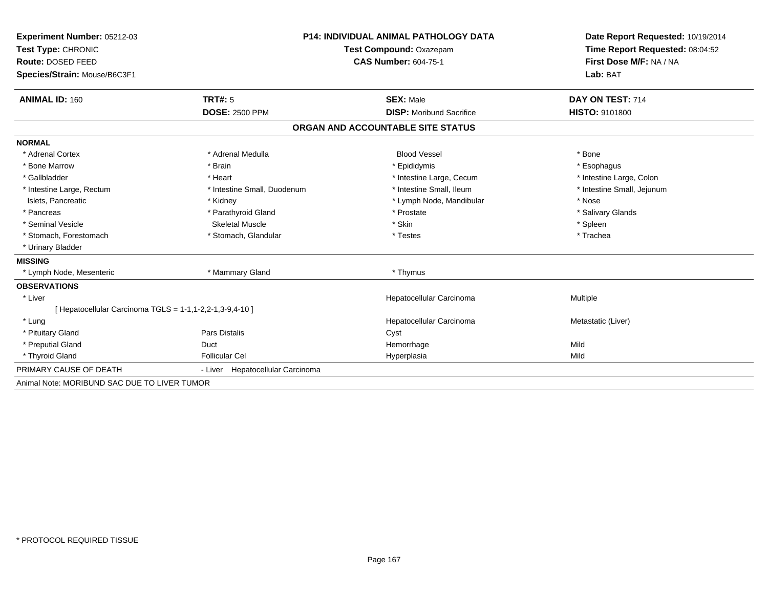**Experiment Number:** 05212-03
**Test Type:** CHRONIC
**Route:** DOSED FEED
**Species/Strain:** Mouse/B6C3F1

**P14: INDIVIDUAL ANIMAL PATHOLOGY DATA**
**Test Compound:** Oxazepam
**CAS Number:** 604-75-1

**Date Report Requested:** 10/19/2014
**Time Report Requested:** 08:04:52
**First Dose M/F:** NA / NA
**Lab:** BAT

| **ANIMAL ID:** 160 | **TRT#:** 5 | **SEX:** Male | **DAY ON TEST:** 714 |
|---|---|---|---|
| | **DOSE:** 2500 PPM | **DISP:** Moribund Sacrifice | **HISTO:** 9101800 |

## ORGAN AND ACCOUNTABLE SITE STATUS

**NORMAL**

| | | | |
|---|---|---|---|
| * Adrenal Cortex | * Adrenal Medulla | Blood Vessel | * Bone |
| * Bone Marrow | * Brain | * Epididymis | * Esophagus |
| * Gallbladder | * Heart | * Intestine Large, Cecum | * Intestine Large, Colon |
| * Intestine Large, Rectum | * Intestine Small, Duodenum | * Intestine Small, Ileum | * Intestine Small, Jejunum |
| Islets, Pancreatic | * Kidney | * Lymph Node, Mandibular | * Nose |
| * Pancreas | * Parathyroid Gland | * Prostate | * Salivary Glands |
| * Seminal Vesicle | Skeletal Muscle | * Skin | * Spleen |
| * Stomach, Forestomach | * Stomach, Glandular | * Testes | * Trachea |
| * Urinary Bladder | | | |

**MISSING**

| | | |
|---|---|---|
| * Lymph Node, Mesenteric | * Mammary Gland | * Thymus |

**OBSERVATIONS**

| | | | |
|---|---|---|---|
| * Liver | | Hepatocellular Carcinoma | Multiple |
| [ Hepatocellular Carcinoma TGLS = 1-1,1-2,2-1,3-9,4-10 ] | | | |
| * Lung | | Hepatocellular Carcinoma | Metastatic (Liver) |
| * Pituitary Gland | Pars Distalis | Cyst | |
| * Preputial Gland | Duct | Hemorrhage | Mild |
| * Thyroid Gland | Follicular Cel | Hyperplasia | Mild |

PRIMARY CAUSE OF DEATH - Liver Hepatocellular Carcinoma

Animal Note: MORIBUND SAC DUE TO LIVER TUMOR

\* PROTOCOL REQUIRED TISSUE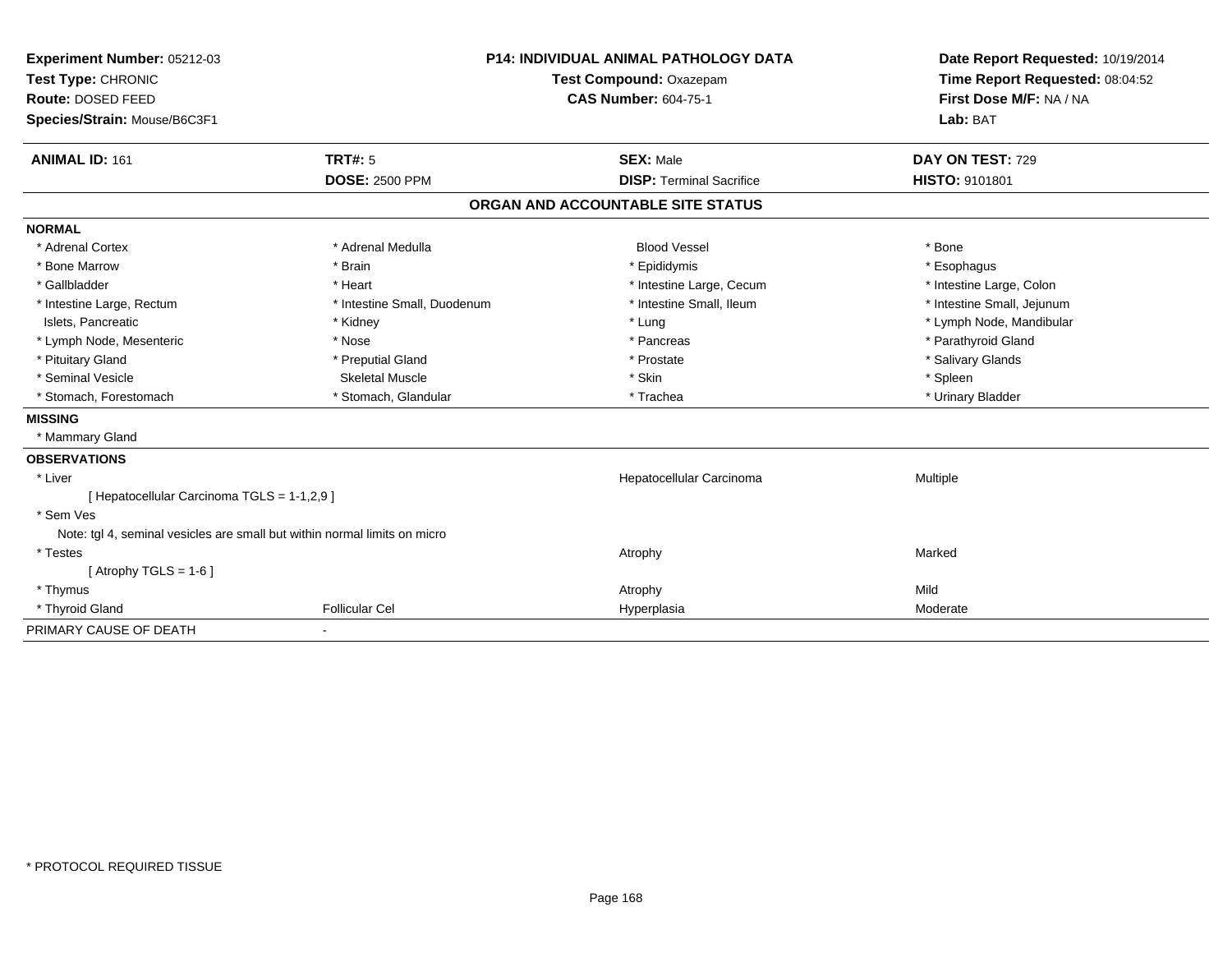**Experiment Number:** 05212-03
**Test Type:** CHRONIC
**Route:** DOSED FEED
**Species/Strain:** Mouse/B6C3F1

**P14: INDIVIDUAL ANIMAL PATHOLOGY DATA**
**Test Compound:** Oxazepam
**CAS Number:** 604-75-1

**Date Report Requested:** 10/19/2014
**Time Report Requested:** 08:04:52
**First Dose M/F:** NA / NA
**Lab:** BAT

| **ANIMAL ID:** 161 | **TRT#:** 5 | **SEX:** Male | **DAY ON TEST:** 729 |
|---|---|---|---|
| | **DOSE:** 2500 PPM | **DISP:** Terminal Sacrifice | **HISTO:** 9101801 |

## ORGAN AND ACCOUNTABLE SITE STATUS

**NORMAL**

| | | | |
|---|---|---|---|
| * Adrenal Cortex | * Adrenal Medulla | Blood Vessel | * Bone |
| * Bone Marrow | * Brain | * Epididymis | * Esophagus |
| * Gallbladder | * Heart | * Intestine Large, Cecum | * Intestine Large, Colon |
| * Intestine Large, Rectum | * Intestine Small, Duodenum | * Intestine Small, Ileum | * Intestine Small, Jejunum |
| Islets, Pancreatic | * Kidney | * Lung | * Lymph Node, Mandibular |
| * Lymph Node, Mesenteric | * Nose | * Pancreas | * Parathyroid Gland |
| * Pituitary Gland | * Preputial Gland | * Prostate | * Salivary Glands |
| * Seminal Vesicle | Skeletal Muscle | * Skin | * Spleen |
| * Stomach, Forestomach | * Stomach, Glandular | * Trachea | * Urinary Bladder |

**MISSING**

* Mammary Gland

**OBSERVATIONS**

| | | | |
|---|---|---|---|
| * Liver | | Hepatocellular Carcinoma | Multiple |
| [ Hepatocellular Carcinoma TGLS = 1-1,2,9 ] | | | |
| * Sem Ves | | | |
| Note: tgl 4, seminal vesicles are small but within normal limits on micro | | | |
| * Testes | | Atrophy | Marked |
| [ Atrophy TGLS = 1-6 ] | | | |
| * Thymus | | Atrophy | Mild |
| * Thyroid Gland | Follicular Cel | Hyperplasia | Moderate |

PRIMARY CAUSE OF DEATH -

* PROTOCOL REQUIRED TISSUE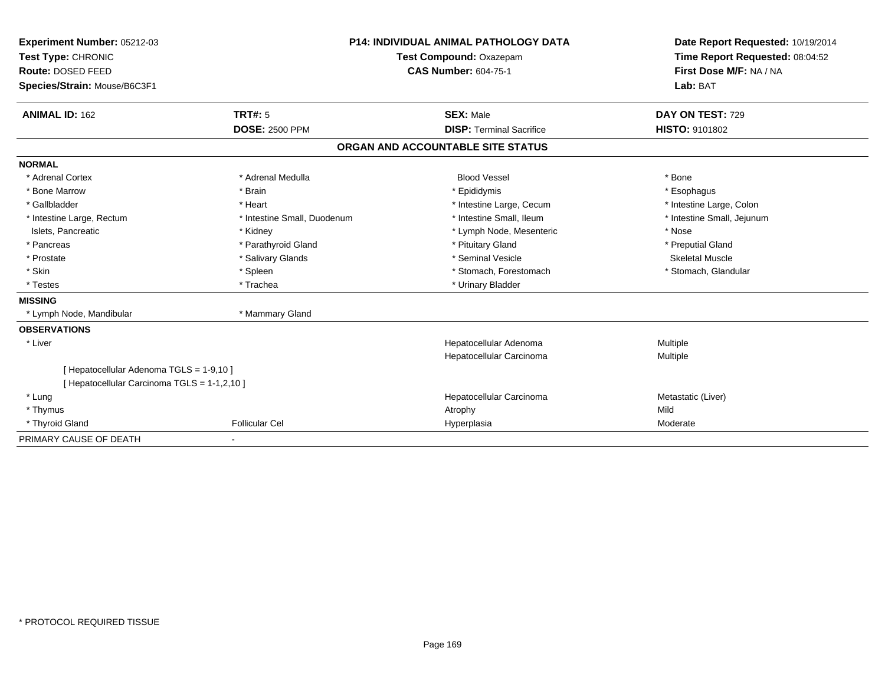**Experiment Number:** 05212-03
**Test Type:** CHRONIC
**Route:** DOSED FEED
**Species/Strain:** Mouse/B6C3F1

**P14: INDIVIDUAL ANIMAL PATHOLOGY DATA**
**Test Compound:** Oxazepam
**CAS Number:** 604-75-1

**Date Report Requested:** 10/19/2014
**Time Report Requested:** 08:04:52
**First Dose M/F:** NA / NA
**Lab:** BAT

| **ANIMAL ID:** 162 | **TRT#:** 5 | **SEX:** Male | **DAY ON TEST:** 729 |
|---|---|---|---|
| | **DOSE:** 2500 PPM | **DISP:** Terminal Sacrifice | **HISTO:** 9101802 |

## ORGAN AND ACCOUNTABLE SITE STATUS

**NORMAL**

| | | | |
|---|---|---|---|
| * Adrenal Cortex | * Adrenal Medulla | Blood Vessel | * Bone |
| * Bone Marrow | * Brain | * Epididymis | * Esophagus |
| * Gallbladder | * Heart | * Intestine Large, Cecum | * Intestine Large, Colon |
| * Intestine Large, Rectum | * Intestine Small, Duodenum | * Intestine Small, Ileum | * Intestine Small, Jejunum |
| Islets, Pancreatic | * Kidney | * Lymph Node, Mesenteric | * Nose |
| * Pancreas | * Parathyroid Gland | * Pituitary Gland | * Preputial Gland |
| * Prostate | * Salivary Glands | * Seminal Vesicle | Skeletal Muscle |
| * Skin | * Spleen | * Stomach, Forestomach | * Stomach, Glandular |
| * Testes | * Trachea | * Urinary Bladder | |

**MISSING**

| | |
|---|---|
| * Lymph Node, Mandibular | * Mammary Gland |

**OBSERVATIONS**

| | | | |
|---|---|---|---|
| * Liver | | Hepatocellular Adenoma | Multiple |
| | | Hepatocellular Carcinoma | Multiple |
| [ Hepatocellular Adenoma TGLS = 1-9,10 ] | | | |
| [ Hepatocellular Carcinoma TGLS = 1-1,2,10 ] | | | |
| * Lung | | Hepatocellular Carcinoma | Metastatic (Liver) |
| * Thymus | | Atrophy | Mild |
| * Thyroid Gland | Follicular Cel | Hyperplasia | Moderate |

PRIMARY CAUSE OF DEATH -

\* PROTOCOL REQUIRED TISSUE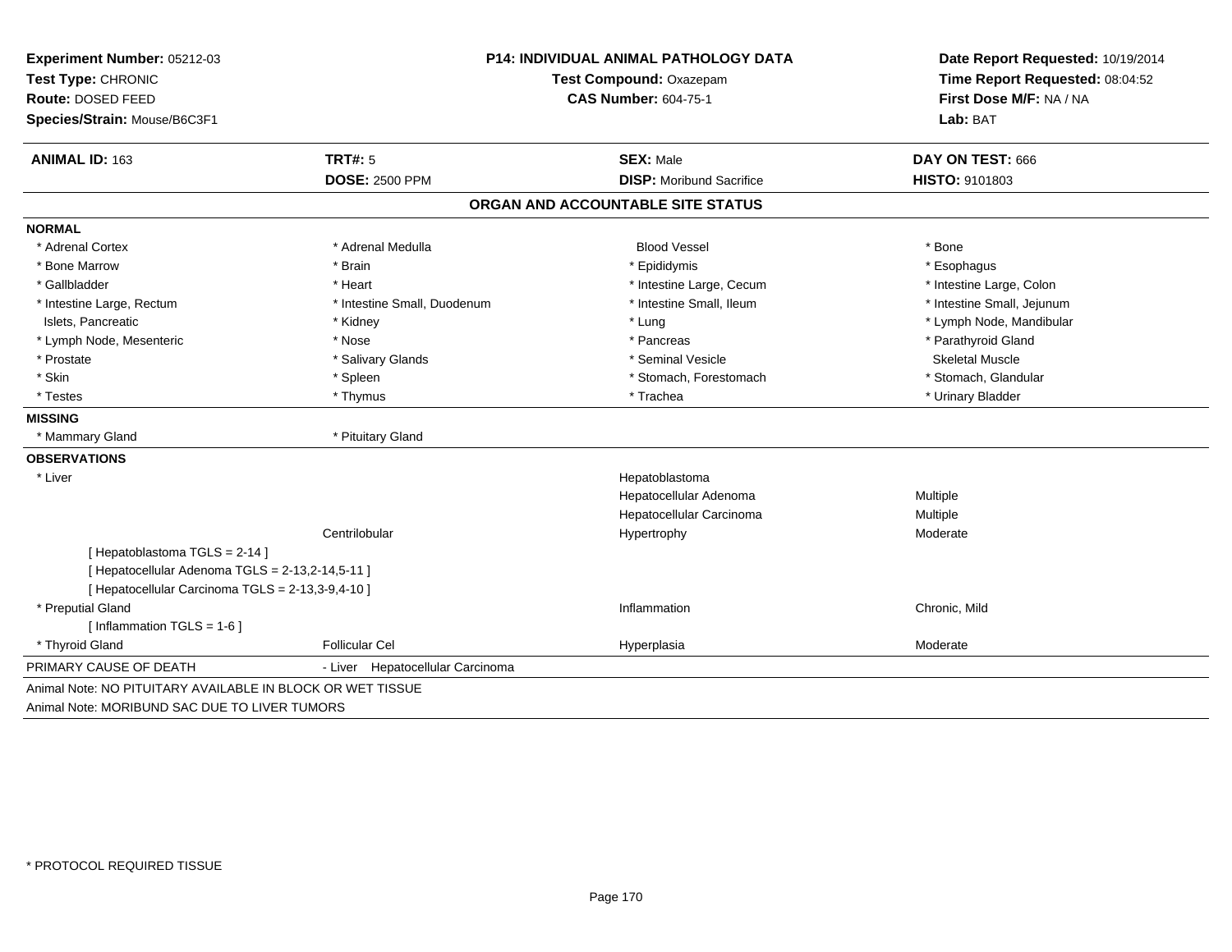**Experiment Number:** 05212-03
**Test Type:** CHRONIC
**Route:** DOSED FEED
**Species/Strain:** Mouse/B6C3F1

**P14: INDIVIDUAL ANIMAL PATHOLOGY DATA**
**Test Compound:** Oxazepam
**CAS Number:** 604-75-1

**Date Report Requested:** 10/19/2014
**Time Report Requested:** 08:04:52
**First Dose M/F:** NA / NA
**Lab:** BAT

| **ANIMAL ID:** 163 | **TRT#:** 5 | **SEX:** Male | **DAY ON TEST:** 666 |
|---|---|---|---|
| | **DOSE:** 2500 PPM | **DISP:** Moribund Sacrifice | **HISTO:** 9101803 |

## ORGAN AND ACCOUNTABLE SITE STATUS

**NORMAL**

| | | | |
|---|---|---|---|
| * Adrenal Cortex | * Adrenal Medulla | Blood Vessel | * Bone |
| * Bone Marrow | * Brain | * Epididymis | * Esophagus |
| * Gallbladder | * Heart | * Intestine Large, Cecum | * Intestine Large, Colon |
| * Intestine Large, Rectum | * Intestine Small, Duodenum | * Intestine Small, Ileum | * Intestine Small, Jejunum |
| Islets, Pancreatic | * Kidney | * Lung | * Lymph Node, Mandibular |
| * Lymph Node, Mesenteric | * Nose | * Pancreas | * Parathyroid Gland |
| * Prostate | * Salivary Glands | * Seminal Vesicle | Skeletal Muscle |
| * Skin | * Spleen | * Stomach, Forestomach | * Stomach, Glandular |
| * Testes | * Thymus | * Trachea | * Urinary Bladder |

**MISSING**

| | |
|---|---|
| * Mammary Gland | * Pituitary Gland |

**OBSERVATIONS**

| | | | |
|---|---|---|---|
| * Liver | | Hepatoblastoma | |
| | | Hepatocellular Adenoma | Multiple |
| | | Hepatocellular Carcinoma | Multiple |
| | Centrilobular | Hypertrophy | Moderate |
| [ Hepatoblastoma TGLS = 2-14 ] | | | |
| [ Hepatocellular Adenoma TGLS = 2-13,2-14,5-11 ] | | | |
| [ Hepatocellular Carcinoma TGLS = 2-13,3-9,4-10 ] | | | |
| * Preputial Gland | | Inflammation | Chronic, Mild |
| [ Inflammation TGLS = 1-6 ] | | | |
| * Thyroid Gland | Follicular Cel | Hyperplasia | Moderate |

PRIMARY CAUSE OF DEATH - Liver Hepatocellular Carcinoma

Animal Note: NO PITUITARY AVAILABLE IN BLOCK OR WET TISSUE
Animal Note: MORIBUND SAC DUE TO LIVER TUMORS

* PROTOCOL REQUIRED TISSUE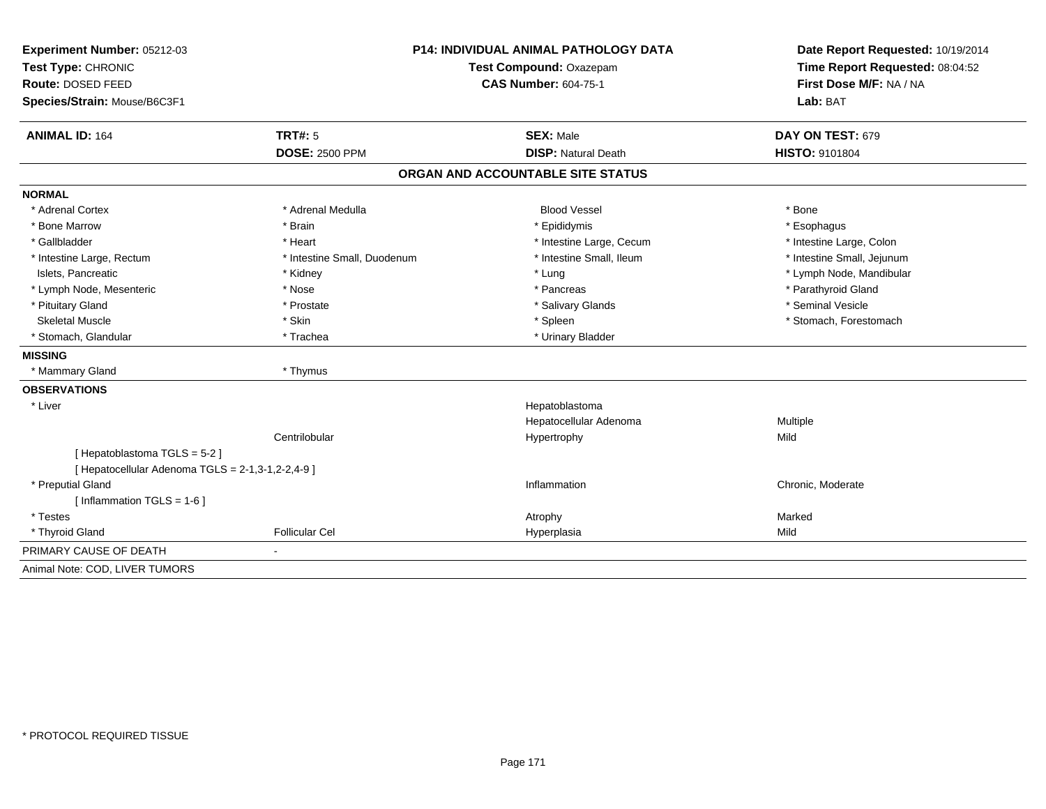**Experiment Number:** 05212-03
**Test Type:** CHRONIC
**Route:** DOSED FEED
**Species/Strain:** Mouse/B6C3F1

**P14: INDIVIDUAL ANIMAL PATHOLOGY DATA**
**Test Compound:** Oxazepam
**CAS Number:** 604-75-1

**Date Report Requested:** 10/19/2014
**Time Report Requested:** 08:04:52
**First Dose M/F:** NA / NA
**Lab:** BAT

| **ANIMAL ID:** 164 | **TRT#:** 5 | **SEX:** Male | **DAY ON TEST:** 679 |
|---|---|---|---|
| | **DOSE:** 2500 PPM | **DISP:** Natural Death | **HISTO:** 9101804 |

## ORGAN AND ACCOUNTABLE SITE STATUS

**NORMAL**

| | | | |
|---|---|---|---|
| * Adrenal Cortex | * Adrenal Medulla | Blood Vessel | * Bone |
| * Bone Marrow | * Brain | * Epididymis | * Esophagus |
| * Gallbladder | * Heart | * Intestine Large, Cecum | * Intestine Large, Colon |
| * Intestine Large, Rectum | * Intestine Small, Duodenum | * Intestine Small, Ileum | * Intestine Small, Jejunum |
| Islets, Pancreatic | * Kidney | * Lung | * Lymph Node, Mandibular |
| * Lymph Node, Mesenteric | * Nose | * Pancreas | * Parathyroid Gland |
| * Pituitary Gland | * Prostate | * Salivary Glands | * Seminal Vesicle |
| Skeletal Muscle | * Skin | * Spleen | * Stomach, Forestomach |
| * Stomach, Glandular | * Trachea | * Urinary Bladder | |

**MISSING**

| | |
|---|---|
| * Mammary Gland | * Thymus |

**OBSERVATIONS**

| | | | |
|---|---|---|---|
| * Liver | | Hepatoblastoma | |
| | | Hepatocellular Adenoma | Multiple |
| | Centrilobular | Hypertrophy | Mild |
| [ Hepatoblastoma TGLS = 5-2 ] | | | |
| [ Hepatocellular Adenoma TGLS = 2-1,3-1,2-2,4-9 ] | | | |
| * Preputial Gland | | Inflammation | Chronic, Moderate |
| [ Inflammation TGLS = 1-6 ] | | | |
| * Testes | | Atrophy | Marked |
| * Thyroid Gland | Follicular Cel | Hyperplasia | Mild |

PRIMARY CAUSE OF DEATH -

Animal Note: COD, LIVER TUMORS

* PROTOCOL REQUIRED TISSUE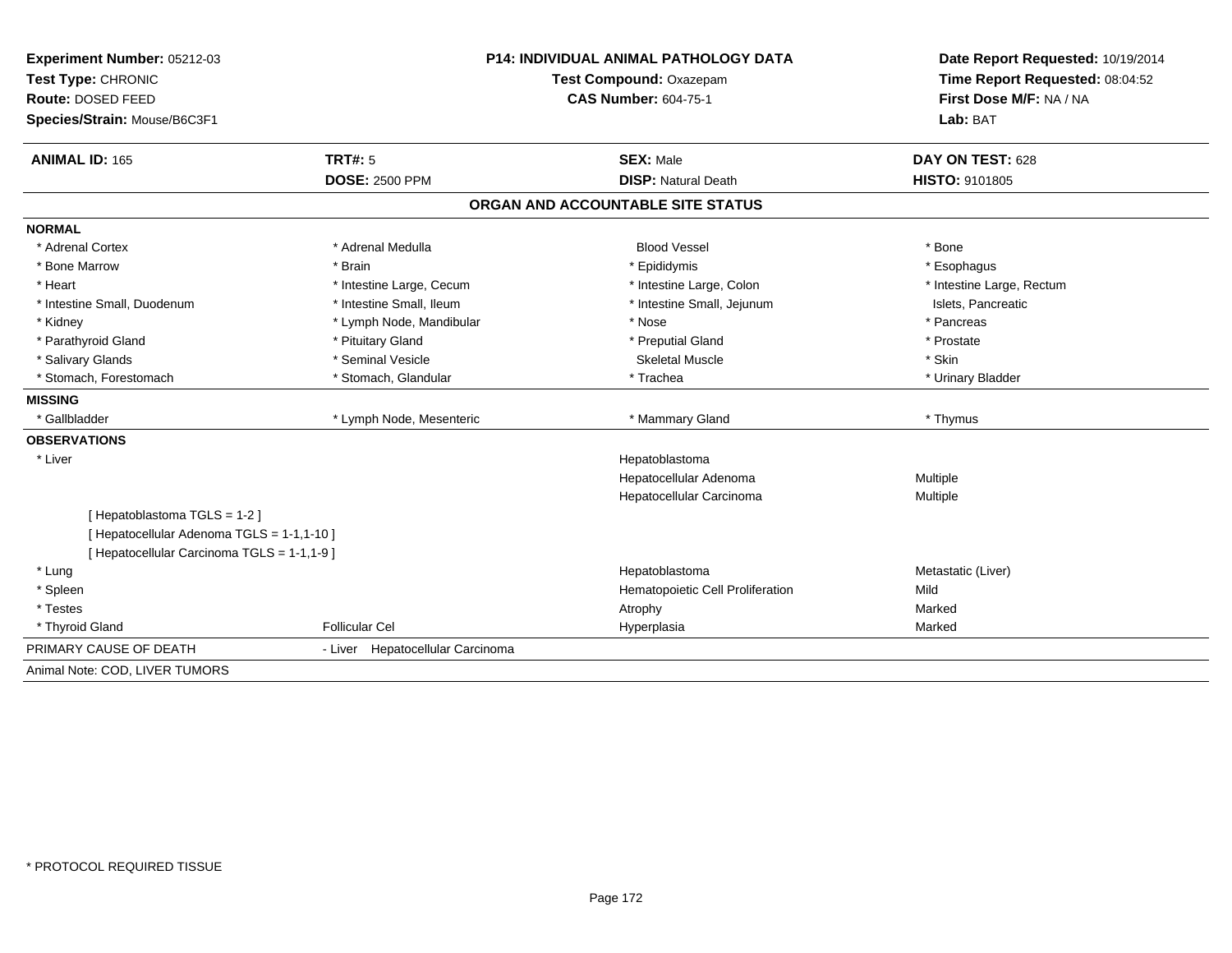**Experiment Number:** 05212-03
**Test Type:** CHRONIC
**Route:** DOSED FEED
**Species/Strain:** Mouse/B6C3F1

**P14: INDIVIDUAL ANIMAL PATHOLOGY DATA**
**Test Compound:** Oxazepam
**CAS Number:** 604-75-1

**Date Report Requested:** 10/19/2014
**Time Report Requested:** 08:04:52
**First Dose M/F:** NA / NA
**Lab:** BAT

| **ANIMAL ID:** 165 | **TRT#:** 5 | **SEX:** Male | **DAY ON TEST:** 628 |
|---|---|---|---|
| | **DOSE:** 2500 PPM | **DISP:** Natural Death | **HISTO:** 9101805 |

## ORGAN AND ACCOUNTABLE SITE STATUS

**NORMAL**

| | | | |
|---|---|---|---|
| * Adrenal Cortex | * Adrenal Medulla | Blood Vessel | * Bone |
| * Bone Marrow | * Brain | * Epididymis | * Esophagus |
| * Heart | * Intestine Large, Cecum | * Intestine Large, Colon | * Intestine Large, Rectum |
| * Intestine Small, Duodenum | * Intestine Small, Ileum | * Intestine Small, Jejunum | Islets, Pancreatic |
| * Kidney | * Lymph Node, Mandibular | * Nose | * Pancreas |
| * Parathyroid Gland | * Pituitary Gland | * Preputial Gland | * Prostate |
| * Salivary Glands | * Seminal Vesicle | Skeletal Muscle | * Skin |
| * Stomach, Forestomach | * Stomach, Glandular | * Trachea | * Urinary Bladder |

**MISSING**

| | | | |
|---|---|---|---|
| * Gallbladder | * Lymph Node, Mesenteric | * Mammary Gland | * Thymus |

**OBSERVATIONS**

| | | | |
|---|---|---|---|
| * Liver | | Hepatoblastoma | |
| | | Hepatocellular Adenoma | Multiple |
| | | Hepatocellular Carcinoma | Multiple |
| [ Hepatoblastoma TGLS = 1-2 ] | | | |
| [ Hepatocellular Adenoma TGLS = 1-1,1-10 ] | | | |
| [ Hepatocellular Carcinoma TGLS = 1-1,1-9 ] | | | |
| * Lung | | Hepatoblastoma | Metastatic (Liver) |
| * Spleen | | Hematopoietic Cell Proliferation | Mild |
| * Testes | | Atrophy | Marked |
| * Thyroid Gland | Follicular Cel | Hyperplasia | Marked |

PRIMARY CAUSE OF DEATH - Liver Hepatocellular Carcinoma

Animal Note: COD, LIVER TUMORS

* PROTOCOL REQUIRED TISSUE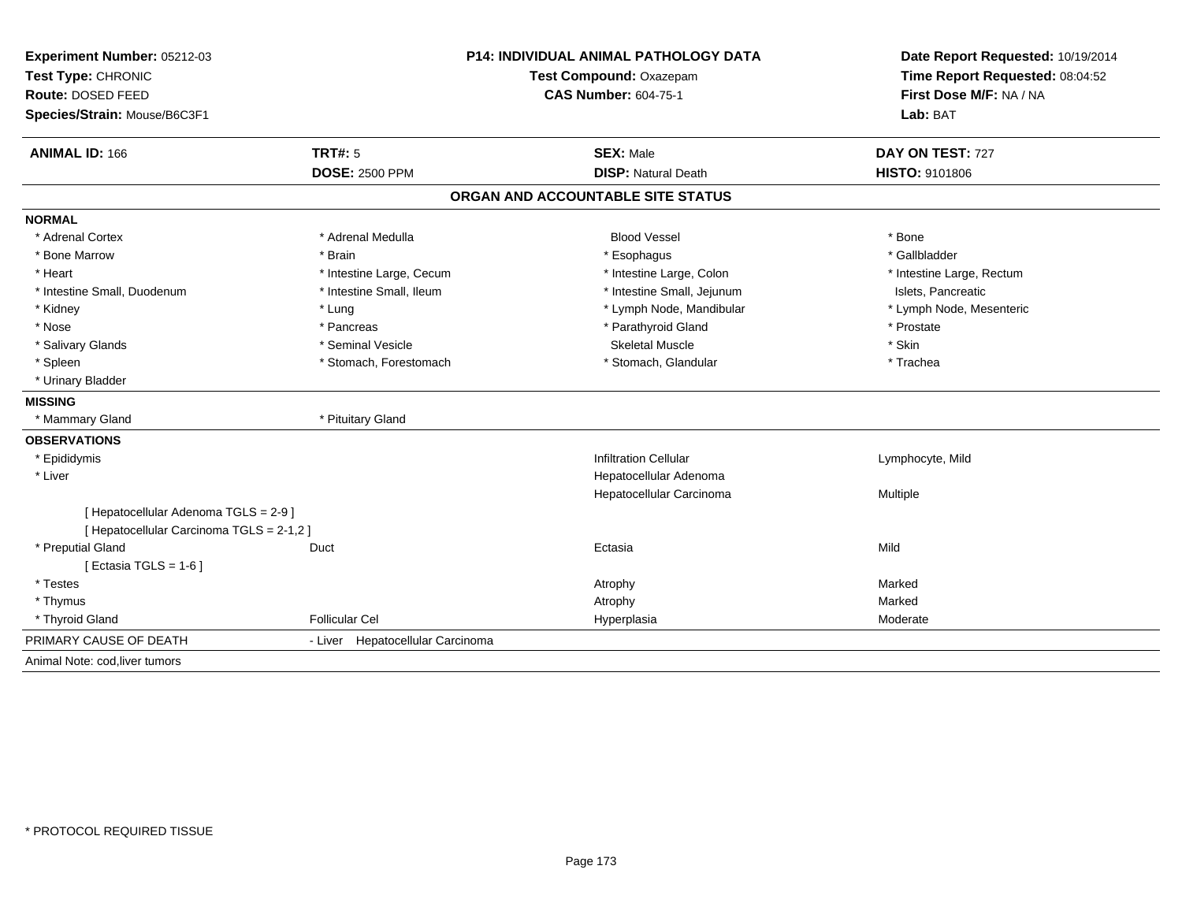**Experiment Number:** 05212-03
**Test Type:** CHRONIC
**Route:** DOSED FEED
**Species/Strain:** Mouse/B6C3F1

**P14: INDIVIDUAL ANIMAL PATHOLOGY DATA**
**Test Compound:** Oxazepam
**CAS Number:** 604-75-1

**Date Report Requested:** 10/19/2014
**Time Report Requested:** 08:04:52
**First Dose M/F:** NA / NA
**Lab:** BAT

| **ANIMAL ID:** 166 | **TRT#:** 5 | **SEX:** Male | **DAY ON TEST:** 727 |
|---|---|---|---|
| | **DOSE:** 2500 PPM | **DISP:** Natural Death | **HISTO:** 9101806 |

## ORGAN AND ACCOUNTABLE SITE STATUS

**NORMAL**

| | | | |
|---|---|---|---|
| * Adrenal Cortex | * Adrenal Medulla | Blood Vessel | * Bone |
| * Bone Marrow | * Brain | * Esophagus | * Gallbladder |
| * Heart | * Intestine Large, Cecum | * Intestine Large, Colon | * Intestine Large, Rectum |
| * Intestine Small, Duodenum | * Intestine Small, Ileum | * Intestine Small, Jejunum | Islets, Pancreatic |
| * Kidney | * Lung | * Lymph Node, Mandibular | * Lymph Node, Mesenteric |
| * Nose | * Pancreas | * Parathyroid Gland | * Prostate |
| * Salivary Glands | * Seminal Vesicle | Skeletal Muscle | * Skin |
| * Spleen | * Stomach, Forestomach | * Stomach, Glandular | * Trachea |
| * Urinary Bladder | | | |

**MISSING**

| | |
|---|---|
| * Mammary Gland | * Pituitary Gland |

**OBSERVATIONS**

| | | | |
|---|---|---|---|
| * Epididymis | | Infiltration Cellular | Lymphocyte, Mild |
| * Liver | | Hepatocellular Adenoma | |
| | | Hepatocellular Carcinoma | Multiple |
| [ Hepatocellular Adenoma TGLS = 2-9 ] | | | |
| [ Hepatocellular Carcinoma TGLS = 2-1,2 ] | | | |
| * Preputial Gland | Duct | Ectasia | Mild |
| [ Ectasia TGLS = 1-6 ] | | | |
| * Testes | | Atrophy | Marked |
| * Thymus | | Atrophy | Marked |
| * Thyroid Gland | Follicular Cel | Hyperplasia | Moderate |

PRIMARY CAUSE OF DEATH - Liver Hepatocellular Carcinoma

Animal Note: cod,liver tumors

* PROTOCOL REQUIRED TISSUE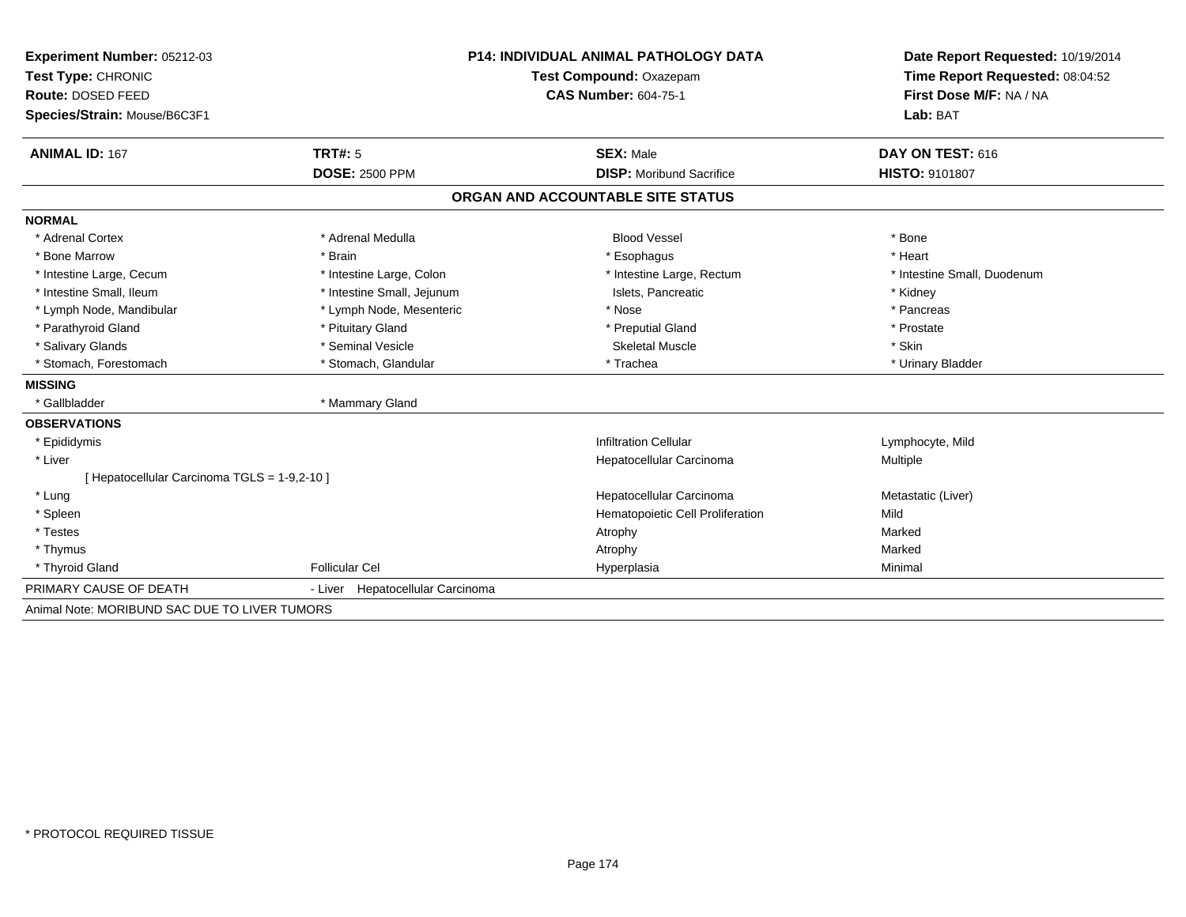**Experiment Number:** 05212-03
**Test Type:** CHRONIC
**Route:** DOSED FEED
**Species/Strain:** Mouse/B6C3F1

**P14: INDIVIDUAL ANIMAL PATHOLOGY DATA**
**Test Compound:** Oxazepam
**CAS Number:** 604-75-1

**Date Report Requested:** 10/19/2014
**Time Report Requested:** 08:04:52
**First Dose M/F:** NA / NA
**Lab:** BAT

| **ANIMAL ID:** 167 | **TRT#:** 5 | **SEX:** Male | **DAY ON TEST:** 616 |
|---|---|---|---|
| | **DOSE:** 2500 PPM | **DISP:** Moribund Sacrifice | **HISTO:** 9101807 |

## ORGAN AND ACCOUNTABLE SITE STATUS

| | | | |
|---|---|---|---|
| **NORMAL** | | | |
| * Adrenal Cortex | * Adrenal Medulla | Blood Vessel | * Bone |
| * Bone Marrow | * Brain | * Esophagus | * Heart |
| * Intestine Large, Cecum | * Intestine Large, Colon | * Intestine Large, Rectum | * Intestine Small, Duodenum |
| * Intestine Small, Ileum | * Intestine Small, Jejunum | Islets, Pancreatic | * Kidney |
| * Lymph Node, Mandibular | * Lymph Node, Mesenteric | * Nose | * Pancreas |
| * Parathyroid Gland | * Pituitary Gland | * Preputial Gland | * Prostate |
| * Salivary Glands | * Seminal Vesicle | Skeletal Muscle | * Skin |
| * Stomach, Forestomach | * Stomach, Glandular | * Trachea | * Urinary Bladder |
| **MISSING** | | | |
| * Gallbladder | * Mammary Gland | | |
| **OBSERVATIONS** | | | |
| * Epididymis | | Infiltration Cellular | Lymphocyte, Mild |
| * Liver | | Hepatocellular Carcinoma | Multiple |
| [ Hepatocellular Carcinoma TGLS = 1-9,2-10 ] | | | |
| * Lung | | Hepatocellular Carcinoma | Metastatic (Liver) |
| * Spleen | | Hematopoietic Cell Proliferation | Mild |
| * Testes | | Atrophy | Marked |
| * Thymus | | Atrophy | Marked |
| * Thyroid Gland | Follicular Cel | Hyperplasia | Minimal |
| PRIMARY CAUSE OF DEATH | - Liver Hepatocellular Carcinoma | | |

Animal Note: MORIBUND SAC DUE TO LIVER TUMORS

* PROTOCOL REQUIRED TISSUE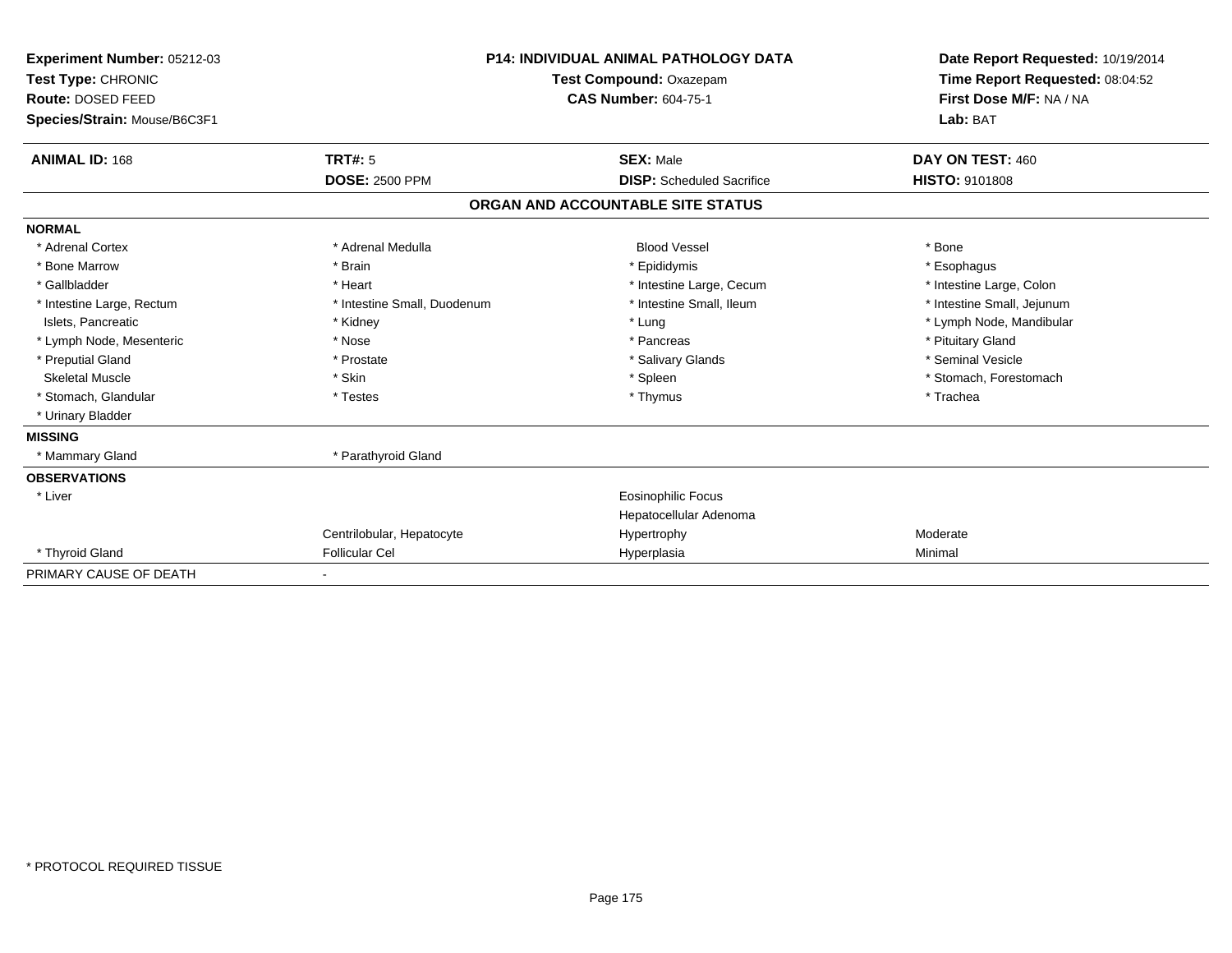**Experiment Number:** 05212-03
**Test Type:** CHRONIC
**Route:** DOSED FEED
**Species/Strain:** Mouse/B6C3F1

**P14: INDIVIDUAL ANIMAL PATHOLOGY DATA**
**Test Compound:** Oxazepam
**CAS Number:** 604-75-1

**Date Report Requested:** 10/19/2014
**Time Report Requested:** 08:04:52
**First Dose M/F:** NA / NA
**Lab:** BAT

| **ANIMAL ID:** 168 | **TRT#:** 5 | **SEX:** Male | **DAY ON TEST:** 460 |
|---|---|---|---|
| | **DOSE:** 2500 PPM | **DISP:** Scheduled Sacrifice | **HISTO:** 9101808 |

## ORGAN AND ACCOUNTABLE SITE STATUS

| | | | |
|---|---|---|---|
| **NORMAL** | | | |
| * Adrenal Cortex | * Adrenal Medulla | Blood Vessel | * Bone |
| * Bone Marrow | * Brain | * Epididymis | * Esophagus |
| * Gallbladder | * Heart | * Intestine Large, Cecum | * Intestine Large, Colon |
| * Intestine Large, Rectum | * Intestine Small, Duodenum | * Intestine Small, Ileum | * Intestine Small, Jejunum |
| Islets, Pancreatic | * Kidney | * Lung | * Lymph Node, Mandibular |
| * Lymph Node, Mesenteric | * Nose | * Pancreas | * Pituitary Gland |
| * Preputial Gland | * Prostate | * Salivary Glands | * Seminal Vesicle |
| Skeletal Muscle | * Skin | * Spleen | * Stomach, Forestomach |
| * Stomach, Glandular | * Testes | * Thymus | * Trachea |
| * Urinary Bladder | | | |
| **MISSING** | | | |
| * Mammary Gland | * Parathyroid Gland | | |
| **OBSERVATIONS** | | | |
| * Liver | | Eosinophilic Focus | |
| | | Hepatocellular Adenoma | |
| | Centrilobular, Hepatocyte | Hypertrophy | Moderate |
| * Thyroid Gland | Follicular Cel | Hyperplasia | Minimal |
| PRIMARY CAUSE OF DEATH | - | | |

* PROTOCOL REQUIRED TISSUE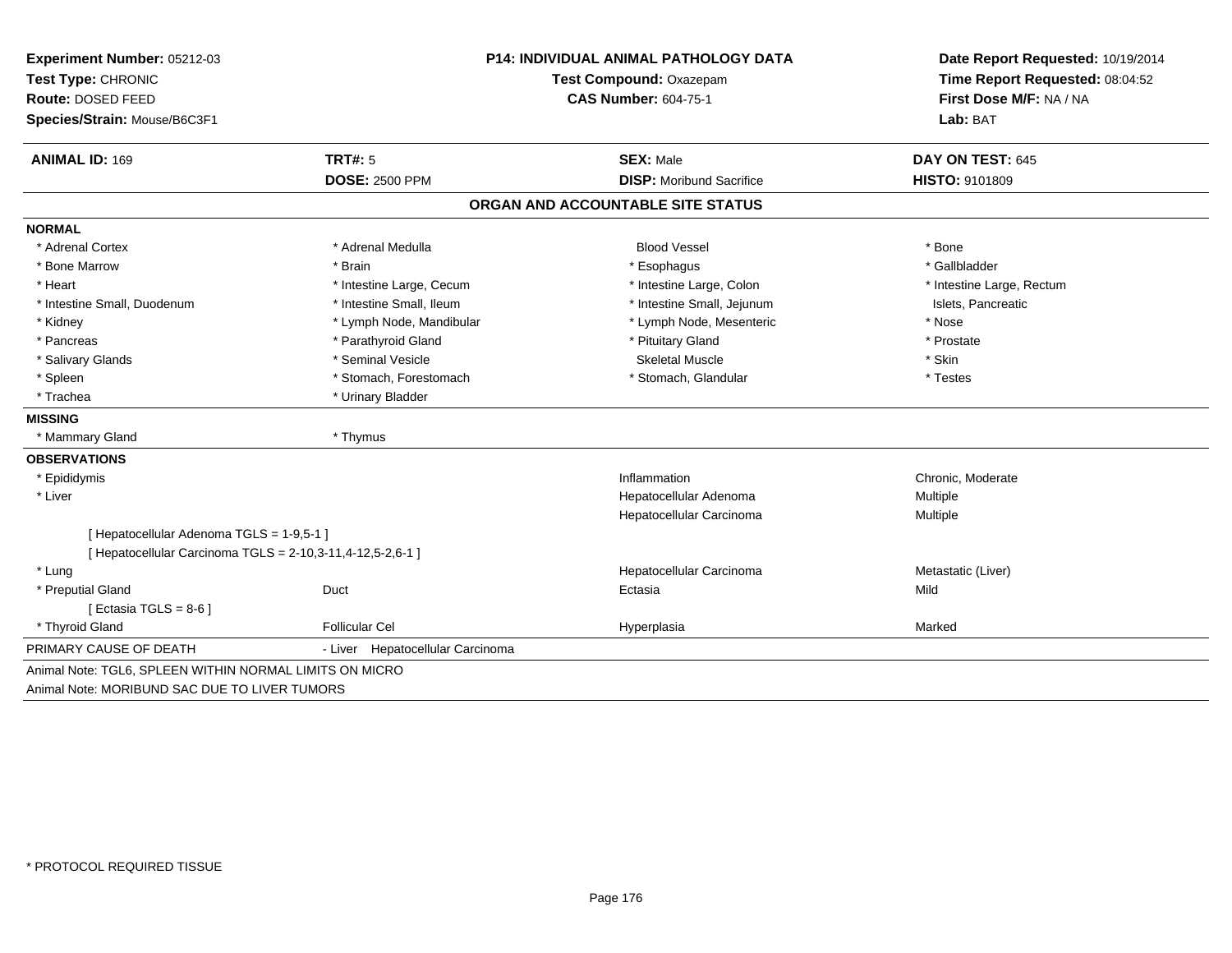**Experiment Number:** 05212-03
**Test Type:** CHRONIC
**Route:** DOSED FEED
**Species/Strain:** Mouse/B6C3F1

**P14: INDIVIDUAL ANIMAL PATHOLOGY DATA**
**Test Compound:** Oxazepam
**CAS Number:** 604-75-1

**Date Report Requested:** 10/19/2014
**Time Report Requested:** 08:04:52
**First Dose M/F:** NA / NA
**Lab:** BAT

| **ANIMAL ID:** 169 | **TRT#:** 5 | **SEX:** Male | **DAY ON TEST:** 645 |
|---|---|---|---|
| | **DOSE:** 2500 PPM | **DISP:** Moribund Sacrifice | **HISTO:** 9101809 |

## ORGAN AND ACCOUNTABLE SITE STATUS

**NORMAL**

| | | | |
|---|---|---|---|
| * Adrenal Cortex | * Adrenal Medulla | Blood Vessel | * Bone |
| * Bone Marrow | * Brain | * Esophagus | * Gallbladder |
| * Heart | * Intestine Large, Cecum | * Intestine Large, Colon | * Intestine Large, Rectum |
| * Intestine Small, Duodenum | * Intestine Small, Ileum | * Intestine Small, Jejunum | Islets, Pancreatic |
| * Kidney | * Lymph Node, Mandibular | * Lymph Node, Mesenteric | * Nose |
| * Pancreas | * Parathyroid Gland | * Pituitary Gland | * Prostate |
| * Salivary Glands | * Seminal Vesicle | Skeletal Muscle | * Skin |
| * Spleen | * Stomach, Forestomach | * Stomach, Glandular | * Testes |
| * Trachea | * Urinary Bladder | | |

**MISSING**

| | |
|---|---|
| * Mammary Gland | * Thymus |

**OBSERVATIONS**

| | | | |
|---|---|---|---|
| * Epididymis | | Inflammation | Chronic, Moderate |
| * Liver | | Hepatocellular Adenoma | Multiple |
| | | Hepatocellular Carcinoma | Multiple |
| [ Hepatocellular Adenoma TGLS = 1-9,5-1 ] | | | |
| [ Hepatocellular Carcinoma TGLS = 2-10,3-11,4-12,5-2,6-1 ] | | | |
| * Lung | | Hepatocellular Carcinoma | Metastatic (Liver) |
| * Preputial Gland | Duct | Ectasia | Mild |
| [ Ectasia TGLS = 8-6 ] | | | |
| * Thyroid Gland | Follicular Cel | Hyperplasia | Marked |

PRIMARY CAUSE OF DEATH - Liver Hepatocellular Carcinoma

Animal Note: TGL6, SPLEEN WITHIN NORMAL LIMITS ON MICRO
Animal Note: MORIBUND SAC DUE TO LIVER TUMORS

* PROTOCOL REQUIRED TISSUE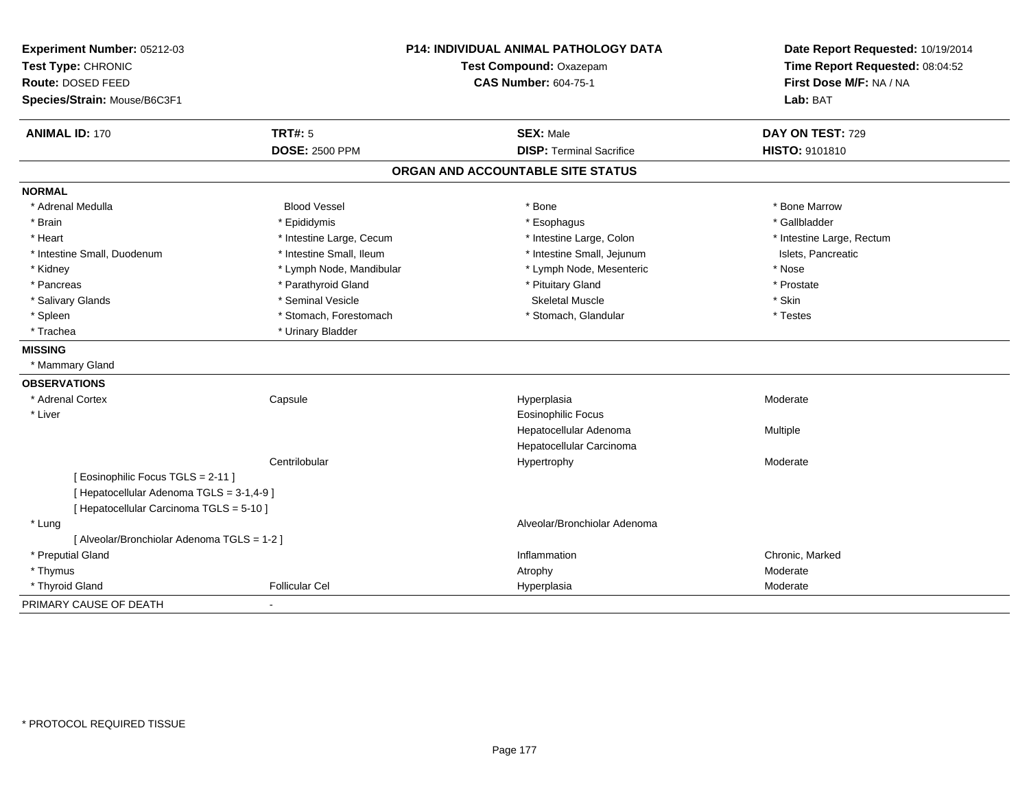**Experiment Number:** 05212-03
**Test Type:** CHRONIC
**Route:** DOSED FEED
**Species/Strain:** Mouse/B6C3F1

**P14: INDIVIDUAL ANIMAL PATHOLOGY DATA**
**Test Compound:** Oxazepam
**CAS Number:** 604-75-1

**Date Report Requested:** 10/19/2014
**Time Report Requested:** 08:04:52
**First Dose M/F:** NA / NA
**Lab:** BAT

| **ANIMAL ID:** 170 | **TRT#:** 5 | **SEX:** Male | **DAY ON TEST:** 729 |
|---|---|---|---|
| | **DOSE:** 2500 PPM | **DISP:** Terminal Sacrifice | **HISTO:** 9101810 |

## ORGAN AND ACCOUNTABLE SITE STATUS

**NORMAL**

| | | | |
|---|---|---|---|
| * Adrenal Medulla | Blood Vessel | * Bone | * Bone Marrow |
| * Brain | * Epididymis | * Esophagus | * Gallbladder |
| * Heart | * Intestine Large, Cecum | * Intestine Large, Colon | * Intestine Large, Rectum |
| * Intestine Small, Duodenum | * Intestine Small, Ileum | * Intestine Small, Jejunum | Islets, Pancreatic |
| * Kidney | * Lymph Node, Mandibular | * Lymph Node, Mesenteric | * Nose |
| * Pancreas | * Parathyroid Gland | * Pituitary Gland | * Prostate |
| * Salivary Glands | * Seminal Vesicle | Skeletal Muscle | * Skin |
| * Spleen | * Stomach, Forestomach | * Stomach, Glandular | * Testes |
| * Trachea | * Urinary Bladder | | |

**MISSING**

* Mammary Gland

**OBSERVATIONS**

| | | | |
|---|---|---|---|
| * Adrenal Cortex | Capsule | Hyperplasia | Moderate |
| * Liver | | Eosinophilic Focus | |
| | | Hepatocellular Adenoma | Multiple |
| | | Hepatocellular Carcinoma | |
| | Centrilobular | Hypertrophy | Moderate |
| [ Eosinophilic Focus TGLS = 2-11 ] | | | |
| [ Hepatocellular Adenoma TGLS = 3-1,4-9 ] | | | |
| [ Hepatocellular Carcinoma TGLS = 5-10 ] | | | |
| * Lung | | Alveolar/Bronchiolar Adenoma | |
| [ Alveolar/Bronchiolar Adenoma TGLS = 1-2 ] | | | |
| * Preputial Gland | | Inflammation | Chronic, Marked |
| * Thymus | | Atrophy | Moderate |
| * Thyroid Gland | Follicular Cel | Hyperplasia | Moderate |

PRIMARY CAUSE OF DEATH -

* PROTOCOL REQUIRED TISSUE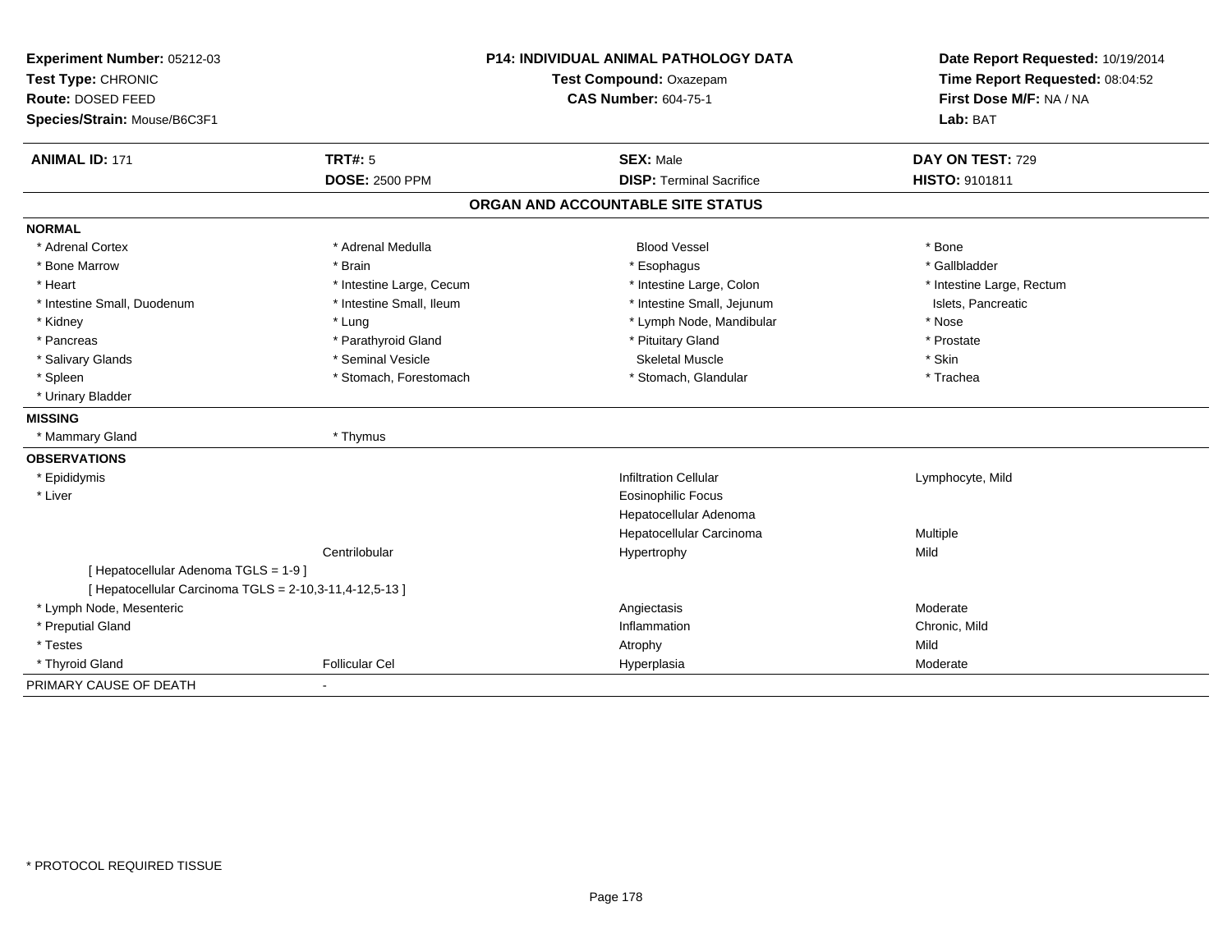**Experiment Number:** 05212-03
**Test Type:** CHRONIC
**Route:** DOSED FEED
**Species/Strain:** Mouse/B6C3F1

**P14: INDIVIDUAL ANIMAL PATHOLOGY DATA**
**Test Compound:** Oxazepam
**CAS Number:** 604-75-1

**Date Report Requested:** 10/19/2014
**Time Report Requested:** 08:04:52
**First Dose M/F:** NA / NA
**Lab:** BAT

| **ANIMAL ID:** 171 | **TRT#:** 5 | **SEX:** Male | **DAY ON TEST:** 729 |
|---|---|---|---|
| | **DOSE:** 2500 PPM | **DISP:** Terminal Sacrifice | **HISTO:** 9101811 |

## ORGAN AND ACCOUNTABLE SITE STATUS

**NORMAL**

| | | | |
|---|---|---|---|
| * Adrenal Cortex | * Adrenal Medulla | Blood Vessel | * Bone |
| * Bone Marrow | * Brain | * Esophagus | * Gallbladder |
| * Heart | * Intestine Large, Cecum | * Intestine Large, Colon | * Intestine Large, Rectum |
| * Intestine Small, Duodenum | * Intestine Small, Ileum | * Intestine Small, Jejunum | Islets, Pancreatic |
| * Kidney | * Lung | * Lymph Node, Mandibular | * Nose |
| * Pancreas | * Parathyroid Gland | * Pituitary Gland | * Prostate |
| * Salivary Glands | * Seminal Vesicle | Skeletal Muscle | * Skin |
| * Spleen | * Stomach, Forestomach | * Stomach, Glandular | * Trachea |
| * Urinary Bladder | | | |

**MISSING**

| | |
|---|---|
| * Mammary Gland | * Thymus |

**OBSERVATIONS**

| | | | |
|---|---|---|---|
| * Epididymis | | Infiltration Cellular | Lymphocyte, Mild |
| * Liver | | Eosinophilic Focus | |
| | | Hepatocellular Adenoma | |
| | | Hepatocellular Carcinoma | Multiple |
| | Centrilobular | Hypertrophy | Mild |
| [ Hepatocellular Adenoma TGLS = 1-9 ] | | | |
| [ Hepatocellular Carcinoma TGLS = 2-10,3-11,4-12,5-13 ] | | | |
| * Lymph Node, Mesenteric | | Angiectasis | Moderate |
| * Preputial Gland | | Inflammation | Chronic, Mild |
| * Testes | | Atrophy | Mild |
| * Thyroid Gland | Follicular Cel | Hyperplasia | Moderate |

PRIMARY CAUSE OF DEATH -

* PROTOCOL REQUIRED TISSUE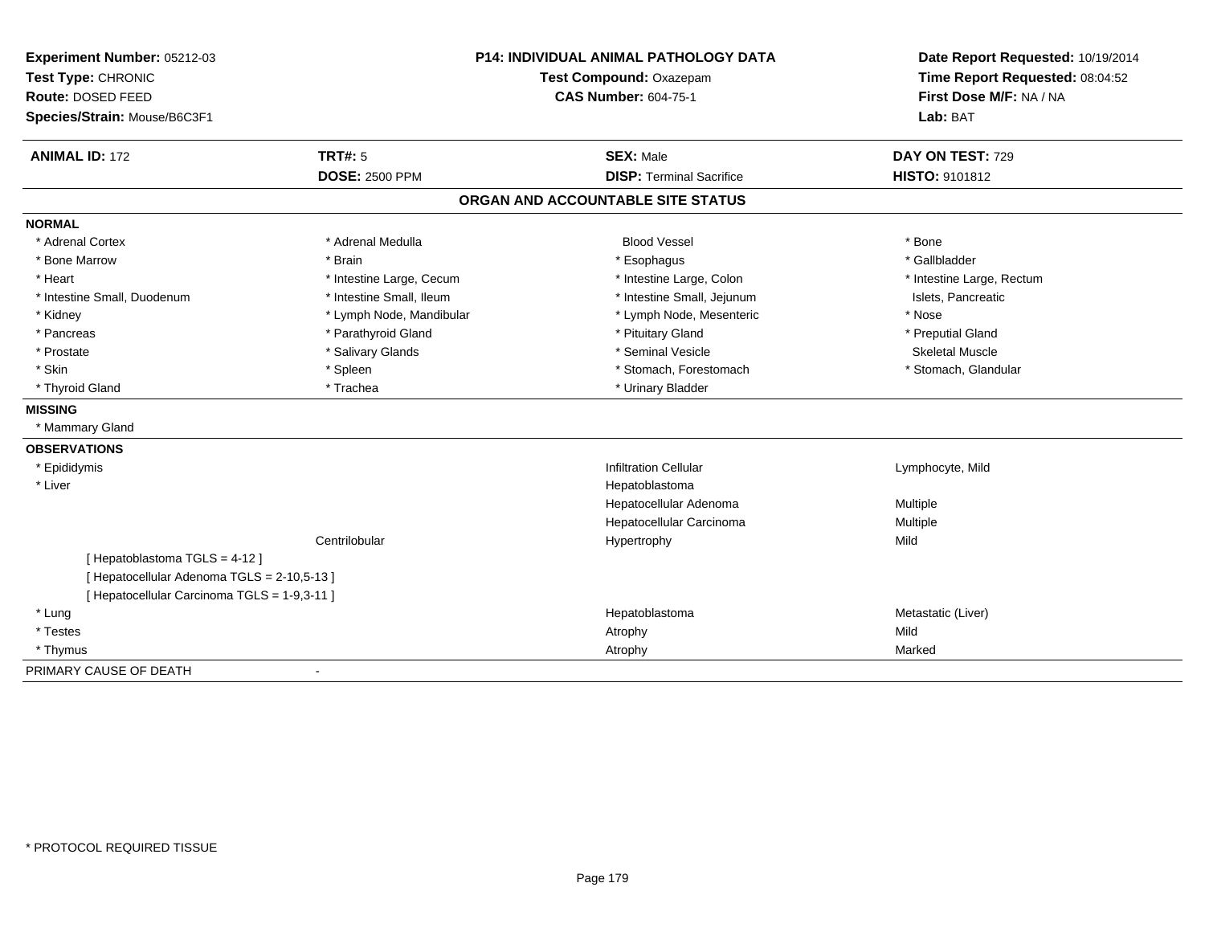**Experiment Number:** 05212-03
**Test Type:** CHRONIC
**Route:** DOSED FEED
**Species/Strain:** Mouse/B6C3F1

**P14: INDIVIDUAL ANIMAL PATHOLOGY DATA**
**Test Compound:** Oxazepam
**CAS Number:** 604-75-1

**Date Report Requested:** 10/19/2014
**Time Report Requested:** 08:04:52
**First Dose M/F:** NA / NA
**Lab:** BAT

| **ANIMAL ID:** 172 | **TRT#:** 5 | **SEX:** Male | **DAY ON TEST:** 729 |
|---|---|---|---|
| | **DOSE:** 2500 PPM | **DISP:** Terminal Sacrifice | **HISTO:** 9101812 |

## ORGAN AND ACCOUNTABLE SITE STATUS

**NORMAL**

| | | | |
|---|---|---|---|
| * Adrenal Cortex | * Adrenal Medulla | Blood Vessel | * Bone |
| * Bone Marrow | * Brain | * Esophagus | * Gallbladder |
| * Heart | * Intestine Large, Cecum | * Intestine Large, Colon | * Intestine Large, Rectum |
| * Intestine Small, Duodenum | * Intestine Small, Ileum | * Intestine Small, Jejunum | Islets, Pancreatic |
| * Kidney | * Lymph Node, Mandibular | * Lymph Node, Mesenteric | * Nose |
| * Pancreas | * Parathyroid Gland | * Pituitary Gland | * Preputial Gland |
| * Prostate | * Salivary Glands | * Seminal Vesicle | Skeletal Muscle |
| * Skin | * Spleen | * Stomach, Forestomach | * Stomach, Glandular |
| * Thyroid Gland | * Trachea | * Urinary Bladder | |

**MISSING**

* Mammary Gland

**OBSERVATIONS**

| | | | |
|---|---|---|---|
| * Epididymis | | Infiltration Cellular | Lymphocyte, Mild |
| * Liver | | Hepatoblastoma | |
| | | Hepatocellular Adenoma | Multiple |
| | | Hepatocellular Carcinoma | Multiple |
| | Centrilobular | Hypertrophy | Mild |
| [ Hepatoblastoma TGLS = 4-12 ] | | | |
| [ Hepatocellular Adenoma TGLS = 2-10,5-13 ] | | | |
| [ Hepatocellular Carcinoma TGLS = 1-9,3-11 ] | | | |
| * Lung | | Hepatoblastoma | Metastatic (Liver) |
| * Testes | | Atrophy | Mild |
| * Thymus | | Atrophy | Marked |

PRIMARY CAUSE OF DEATH -

* PROTOCOL REQUIRED TISSUE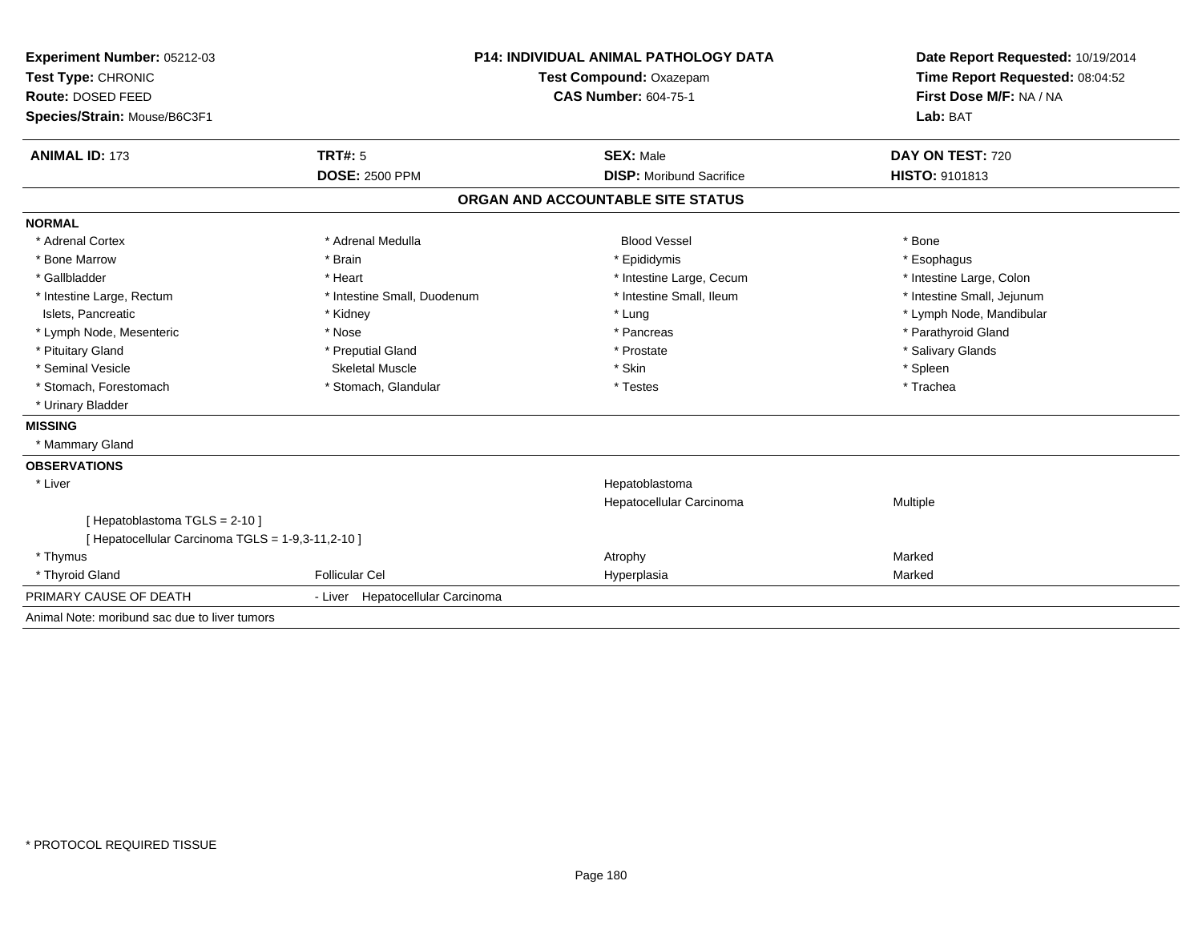**Experiment Number:** 05212-03
**Test Type:** CHRONIC
**Route:** DOSED FEED
**Species/Strain:** Mouse/B6C3F1

**P14: INDIVIDUAL ANIMAL PATHOLOGY DATA**
**Test Compound:** Oxazepam
**CAS Number:** 604-75-1

**Date Report Requested:** 10/19/2014
**Time Report Requested:** 08:04:52
**First Dose M/F:** NA / NA
**Lab:** BAT

| **ANIMAL ID:** 173 | **TRT#:** 5 | **SEX:** Male | **DAY ON TEST:** 720 |
|---|---|---|---|
| | **DOSE:** 2500 PPM | **DISP:** Moribund Sacrifice | **HISTO:** 9101813 |

## ORGAN AND ACCOUNTABLE SITE STATUS

**NORMAL**

| | | | |
|---|---|---|---|
| * Adrenal Cortex | * Adrenal Medulla | Blood Vessel | * Bone |
| * Bone Marrow | * Brain | * Epididymis | * Esophagus |
| * Gallbladder | * Heart | * Intestine Large, Cecum | * Intestine Large, Colon |
| * Intestine Large, Rectum | * Intestine Small, Duodenum | * Intestine Small, Ileum | * Intestine Small, Jejunum |
| Islets, Pancreatic | * Kidney | * Lung | * Lymph Node, Mandibular |
| * Lymph Node, Mesenteric | * Nose | * Pancreas | * Parathyroid Gland |
| * Pituitary Gland | * Preputial Gland | * Prostate | * Salivary Glands |
| * Seminal Vesicle | Skeletal Muscle | * Skin | * Spleen |
| * Stomach, Forestomach | * Stomach, Glandular | * Testes | * Trachea |
| * Urinary Bladder | | | |

**MISSING**

* Mammary Gland

**OBSERVATIONS**

| | | | |
|---|---|---|---|
| * Liver | | Hepatoblastoma | |
| | | Hepatocellular Carcinoma | Multiple |
| [ Hepatoblastoma TGLS = 2-10 ] | | | |
| [ Hepatocellular Carcinoma TGLS = 1-9,3-11,2-10 ] | | | |
| * Thymus | | Atrophy | Marked |
| * Thyroid Gland | Follicular Cel | Hyperplasia | Marked |

PRIMARY CAUSE OF DEATH - Liver Hepatocellular Carcinoma

Animal Note: moribund sac due to liver tumors

* PROTOCOL REQUIRED TISSUE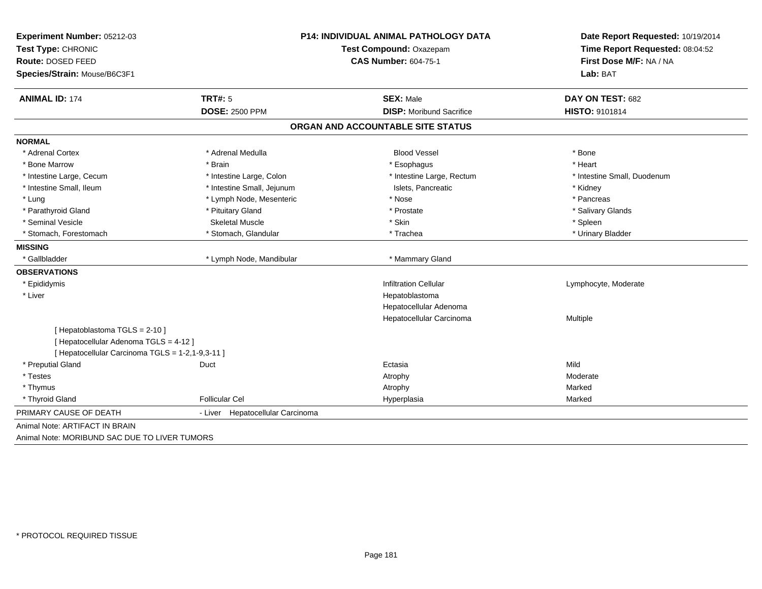**Experiment Number:** 05212-03
**Test Type:** CHRONIC
**Route:** DOSED FEED
**Species/Strain:** Mouse/B6C3F1

**P14: INDIVIDUAL ANIMAL PATHOLOGY DATA**
**Test Compound:** Oxazepam
**CAS Number:** 604-75-1

**Date Report Requested:** 10/19/2014
**Time Report Requested:** 08:04:52
**First Dose M/F:** NA / NA
**Lab:** BAT

| **ANIMAL ID:** 174 | **TRT#:** 5 | **SEX:** Male | **DAY ON TEST:** 682 |
|---|---|---|---|
| | **DOSE:** 2500 PPM | **DISP:** Moribund Sacrifice | **HISTO:** 9101814 |

## ORGAN AND ACCOUNTABLE SITE STATUS

**NORMAL**

| | | | |
|---|---|---|---|
| * Adrenal Cortex | * Adrenal Medulla | Blood Vessel | * Bone |
| * Bone Marrow | * Brain | * Esophagus | * Heart |
| * Intestine Large, Cecum | * Intestine Large, Colon | * Intestine Large, Rectum | * Intestine Small, Duodenum |
| * Intestine Small, Ileum | * Intestine Small, Jejunum | Islets, Pancreatic | * Kidney |
| * Lung | * Lymph Node, Mesenteric | * Nose | * Pancreas |
| * Parathyroid Gland | * Pituitary Gland | * Prostate | * Salivary Glands |
| * Seminal Vesicle | Skeletal Muscle | * Skin | * Spleen |
| * Stomach, Forestomach | * Stomach, Glandular | * Trachea | * Urinary Bladder |

**MISSING**

| | | |
|---|---|---|
| * Gallbladder | * Lymph Node, Mandibular | * Mammary Gland |

**OBSERVATIONS**

| | | | |
|---|---|---|---|
| * Epididymis | | Infiltration Cellular | Lymphocyte, Moderate |
| * Liver | | Hepatoblastoma | |
| | | Hepatocellular Adenoma | |
| | | Hepatocellular Carcinoma | Multiple |
| [ Hepatoblastoma TGLS = 2-10 ] | | | |
| [ Hepatocellular Adenoma TGLS = 4-12 ] | | | |
| [ Hepatocellular Carcinoma TGLS = 1-2,1-9,3-11 ] | | | |
| * Preputial Gland | Duct | Ectasia | Mild |
| * Testes | | Atrophy | Moderate |
| * Thymus | | Atrophy | Marked |
| * Thyroid Gland | Follicular Cel | Hyperplasia | Marked |

PRIMARY CAUSE OF DEATH - Liver Hepatocellular Carcinoma

Animal Note: ARTIFACT IN BRAIN

Animal Note: MORIBUND SAC DUE TO LIVER TUMORS

* PROTOCOL REQUIRED TISSUE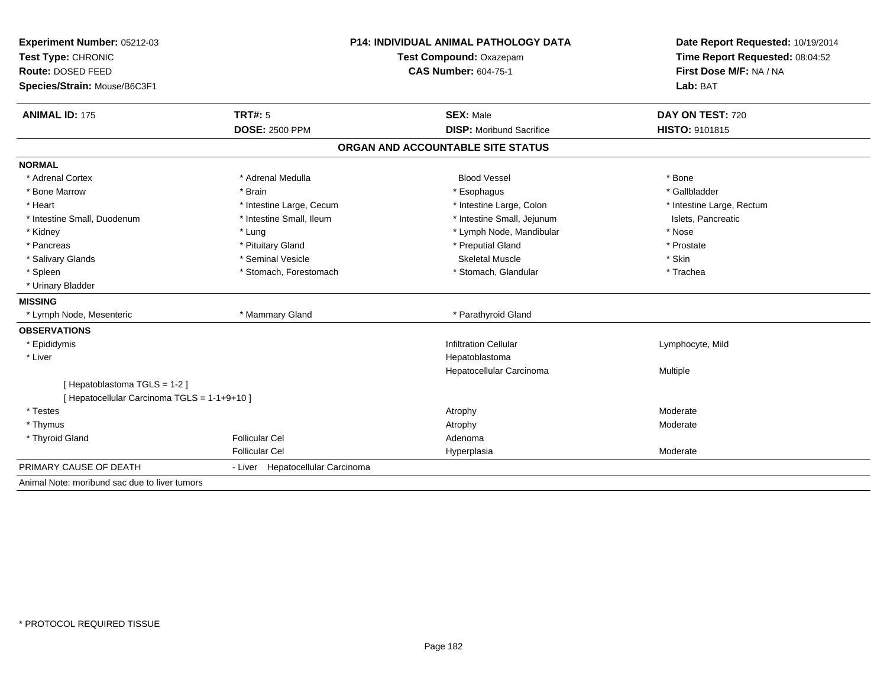**Experiment Number:** 05212-03
**Test Type:** CHRONIC
**Route:** DOSED FEED
**Species/Strain:** Mouse/B6C3F1

**P14: INDIVIDUAL ANIMAL PATHOLOGY DATA**
**Test Compound:** Oxazepam
**CAS Number:** 604-75-1

**Date Report Requested:** 10/19/2014
**Time Report Requested:** 08:04:52
**First Dose M/F:** NA / NA
**Lab:** BAT

| **ANIMAL ID:** 175 | **TRT#:** 5 | **SEX:** Male | **DAY ON TEST:** 720 |
|---|---|---|---|
| | **DOSE:** 2500 PPM | **DISP:** Moribund Sacrifice | **HISTO:** 9101815 |

## ORGAN AND ACCOUNTABLE SITE STATUS

**NORMAL**

| | | | |
|---|---|---|---|
| * Adrenal Cortex | * Adrenal Medulla | Blood Vessel | * Bone |
| * Bone Marrow | * Brain | * Esophagus | * Gallbladder |
| * Heart | * Intestine Large, Cecum | * Intestine Large, Colon | * Intestine Large, Rectum |
| * Intestine Small, Duodenum | * Intestine Small, Ileum | * Intestine Small, Jejunum | Islets, Pancreatic |
| * Kidney | * Lung | * Lymph Node, Mandibular | * Nose |
| * Pancreas | * Pituitary Gland | * Preputial Gland | * Prostate |
| * Salivary Glands | * Seminal Vesicle | Skeletal Muscle | * Skin |
| * Spleen | * Stomach, Forestomach | * Stomach, Glandular | * Trachea |
| * Urinary Bladder | | | |

**MISSING**

| | | |
|---|---|---|
| * Lymph Node, Mesenteric | * Mammary Gland | * Parathyroid Gland |

**OBSERVATIONS**

| | | | |
|---|---|---|---|
| * Epididymis | | Infiltration Cellular | Lymphocyte, Mild |
| * Liver | | Hepatoblastoma | |
| | | Hepatocellular Carcinoma | Multiple |
| [ Hepatoblastoma TGLS = 1-2 ] | | | |
| [ Hepatocellular Carcinoma TGLS = 1-1+9+10 ] | | | |
| * Testes | | Atrophy | Moderate |
| * Thymus | | Atrophy | Moderate |
| * Thyroid Gland | Follicular Cel | Adenoma | |
| | Follicular Cel | Hyperplasia | Moderate |

PRIMARY CAUSE OF DEATH - Liver Hepatocellular Carcinoma

Animal Note: moribund sac due to liver tumors

\* PROTOCOL REQUIRED TISSUE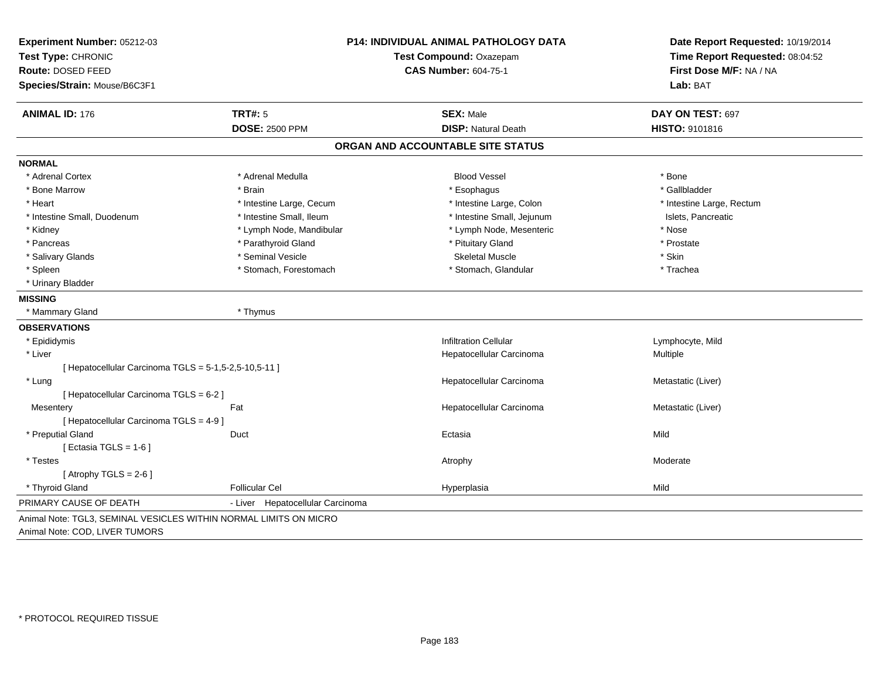**Experiment Number:** 05212-03
**Test Type:** CHRONIC
**Route:** DOSED FEED
**Species/Strain:** Mouse/B6C3F1

**P14: INDIVIDUAL ANIMAL PATHOLOGY DATA**
**Test Compound:** Oxazepam
**CAS Number:** 604-75-1

**Date Report Requested:** 10/19/2014
**Time Report Requested:** 08:04:52
**First Dose M/F:** NA / NA
**Lab:** BAT

| **ANIMAL ID:** 176 | **TRT#:** 5 | **SEX:** Male | **DAY ON TEST:** 697 |
|---|---|---|---|
| | **DOSE:** 2500 PPM | **DISP:** Natural Death | **HISTO:** 9101816 |

## ORGAN AND ACCOUNTABLE SITE STATUS

**NORMAL**

| | | | |
|---|---|---|---|
| * Adrenal Cortex | * Adrenal Medulla | Blood Vessel | * Bone |
| * Bone Marrow | * Brain | * Esophagus | * Gallbladder |
| * Heart | * Intestine Large, Cecum | * Intestine Large, Colon | * Intestine Large, Rectum |
| * Intestine Small, Duodenum | * Intestine Small, Ileum | * Intestine Small, Jejunum | Islets, Pancreatic |
| * Kidney | * Lymph Node, Mandibular | * Lymph Node, Mesenteric | * Nose |
| * Pancreas | * Parathyroid Gland | * Pituitary Gland | * Prostate |
| * Salivary Glands | * Seminal Vesicle | Skeletal Muscle | * Skin |
| * Spleen | * Stomach, Forestomach | * Stomach, Glandular | * Trachea |
| * Urinary Bladder | | | |

**MISSING**

| | |
|---|---|
| * Mammary Gland | * Thymus |

**OBSERVATIONS**

| | | | |
|---|---|---|---|
| * Epididymis | | Infiltration Cellular | Lymphocyte, Mild |
| * Liver | | Hepatocellular Carcinoma | Multiple |
| [ Hepatocellular Carcinoma TGLS = 5-1,5-2,5-10,5-11 ] | | | |
| * Lung | | Hepatocellular Carcinoma | Metastatic (Liver) |
| [ Hepatocellular Carcinoma TGLS = 6-2 ] | | | |
| Mesentery | Fat | Hepatocellular Carcinoma | Metastatic (Liver) |
| [ Hepatocellular Carcinoma TGLS = 4-9 ] | | | |
| * Preputial Gland | Duct | Ectasia | Mild |
| [ Ectasia TGLS = 1-6 ] | | | |
| * Testes | | Atrophy | Moderate |
| [ Atrophy TGLS = 2-6 ] | | | |
| * Thyroid Gland | Follicular Cel | Hyperplasia | Mild |

PRIMARY CAUSE OF DEATH - Liver Hepatocellular Carcinoma

Animal Note: TGL3, SEMINAL VESICLES WITHIN NORMAL LIMITS ON MICRO
Animal Note: COD, LIVER TUMORS

* PROTOCOL REQUIRED TISSUE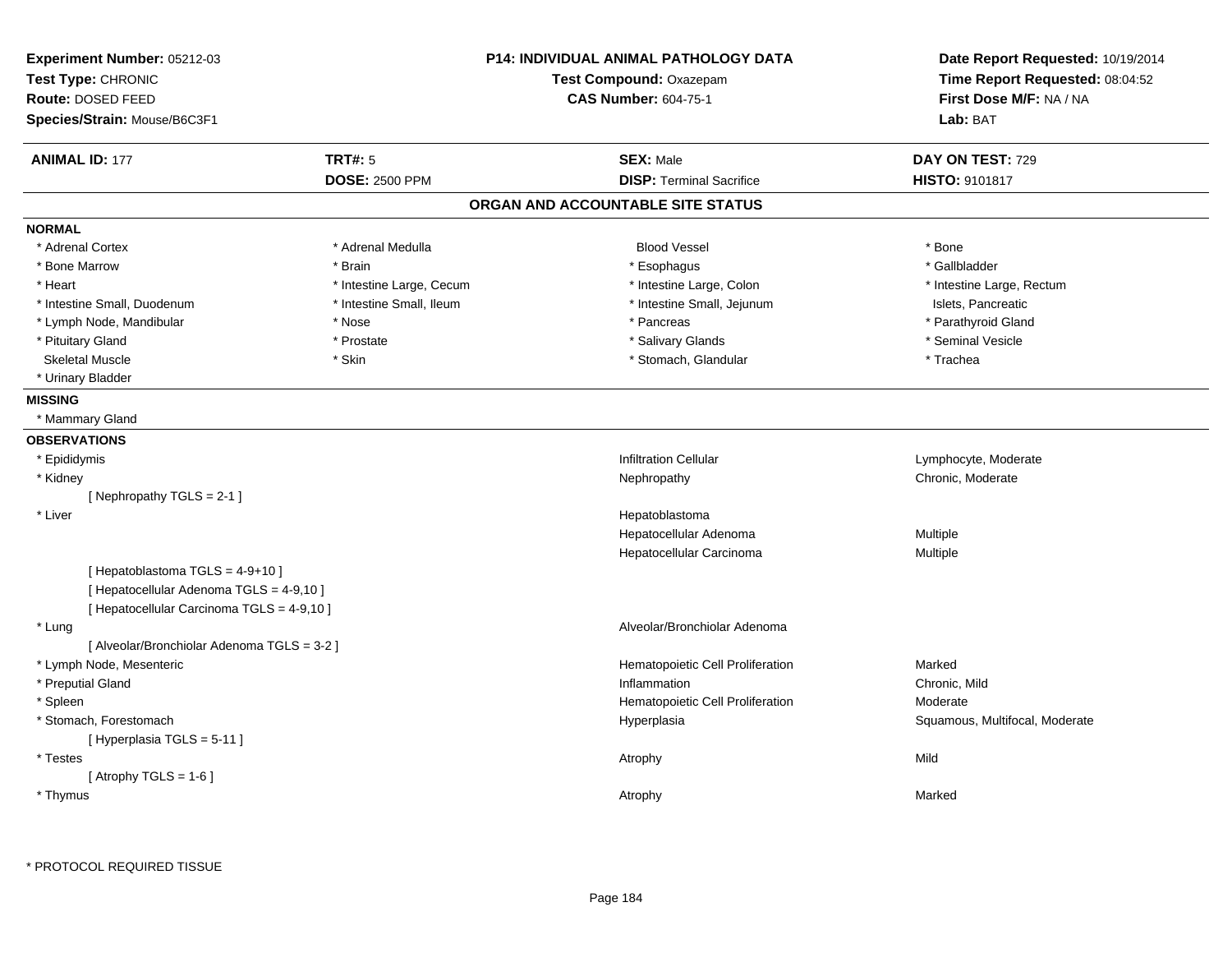**Experiment Number:** 05212-03
**Test Type:** CHRONIC
**Route:** DOSED FEED
**Species/Strain:** Mouse/B6C3F1

**P14: INDIVIDUAL ANIMAL PATHOLOGY DATA**
**Test Compound:** Oxazepam
**CAS Number:** 604-75-1

**Date Report Requested:** 10/19/2014
**Time Report Requested:** 08:04:52
**First Dose M/F:** NA / NA
**Lab:** BAT

| **ANIMAL ID:** 177 | **TRT#:** 5 | **SEX:** Male | **DAY ON TEST:** 729 |
|---|---|---|---|
| | **DOSE:** 2500 PPM | **DISP:** Terminal Sacrifice | **HISTO:** 9101817 |

## ORGAN AND ACCOUNTABLE SITE STATUS

**NORMAL**

| | | | |
|---|---|---|---|
| * Adrenal Cortex | * Adrenal Medulla | Blood Vessel | * Bone |
| * Bone Marrow | * Brain | * Esophagus | * Gallbladder |
| * Heart | * Intestine Large, Cecum | * Intestine Large, Colon | * Intestine Large, Rectum |
| * Intestine Small, Duodenum | * Intestine Small, Ileum | * Intestine Small, Jejunum | Islets, Pancreatic |
| * Lymph Node, Mandibular | * Nose | * Pancreas | * Parathyroid Gland |
| * Pituitary Gland | * Prostate | * Salivary Glands | * Seminal Vesicle |
| Skeletal Muscle | * Skin | * Stomach, Glandular | * Trachea |
| * Urinary Bladder | | | |

**MISSING**

* Mammary Gland

**OBSERVATIONS**

| | | |
|---|---|---|
| * Epididymis | Infiltration Cellular | Lymphocyte, Moderate |
| * Kidney | Nephropathy | Chronic, Moderate |
| [ Nephropathy TGLS = 2-1 ] | | |
| * Liver | Hepatoblastoma | |
| | Hepatocellular Adenoma | Multiple |
| | Hepatocellular Carcinoma | Multiple |
| [ Hepatoblastoma TGLS = 4-9+10 ] | | |
| [ Hepatocellular Adenoma TGLS = 4-9,10 ] | | |
| [ Hepatocellular Carcinoma TGLS = 4-9,10 ] | | |
| * Lung | Alveolar/Bronchiolar Adenoma | |
| [ Alveolar/Bronchiolar Adenoma TGLS = 3-2 ] | | |
| * Lymph Node, Mesenteric | Hematopoietic Cell Proliferation | Marked |
| * Preputial Gland | Inflammation | Chronic, Mild |
| * Spleen | Hematopoietic Cell Proliferation | Moderate |
| * Stomach, Forestomach | Hyperplasia | Squamous, Multifocal, Moderate |
| [ Hyperplasia TGLS = 5-11 ] | | |
| * Testes | Atrophy | Mild |
| [ Atrophy TGLS = 1-6 ] | | |
| * Thymus | Atrophy | Marked |

* PROTOCOL REQUIRED TISSUE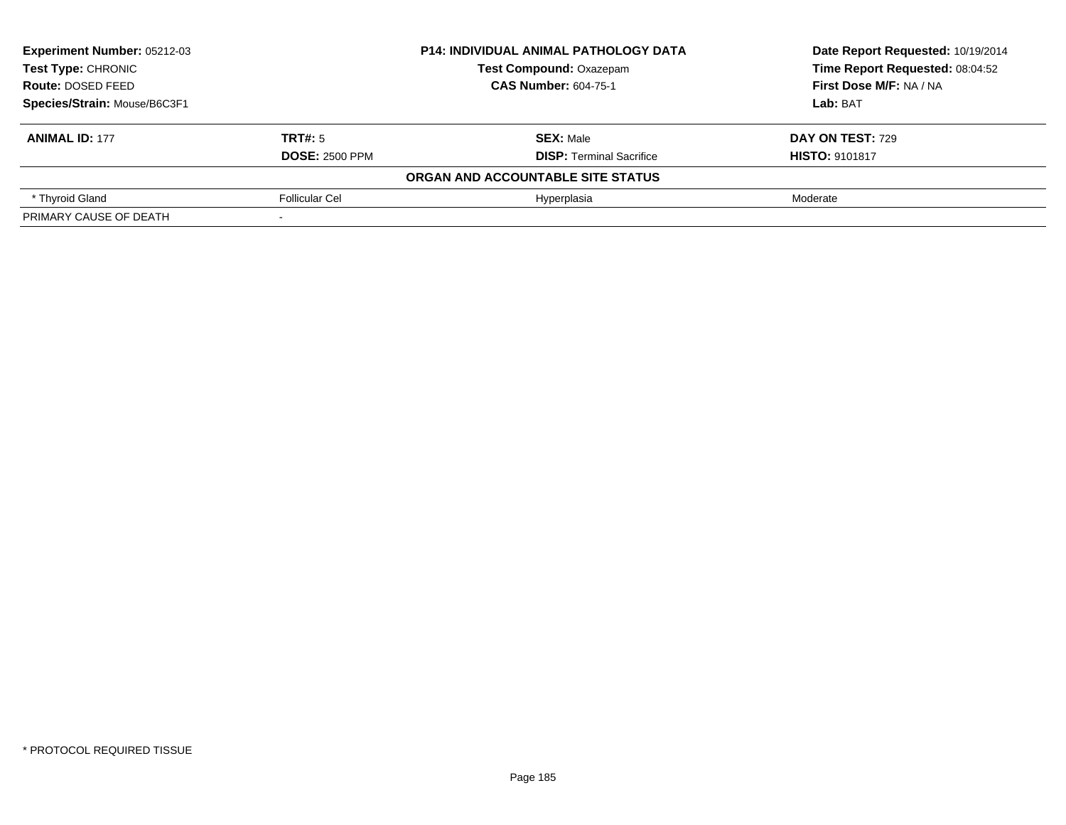| **Experiment Number:** 05212-03 | **P14: INDIVIDUAL ANIMAL PATHOLOGY DATA** | **Date Report Requested:** 10/19/2014 |
|---|---|---|
| **Test Type:** CHRONIC | **Test Compound:** Oxazepam | **Time Report Requested:** 08:04:52 |
| **Route:** DOSED FEED | **CAS Number:** 604-75-1 | **First Dose M/F:** NA / NA |
| **Species/Strain:** Mouse/B6C3F1 | | **Lab:** BAT |

| **ANIMAL ID:** 177 | **TRT#:** 5 | **SEX:** Male | **DAY ON TEST:** 729 |
|---|---|---|---|
| | **DOSE:** 2500 PPM | **DISP:** Terminal Sacrifice | **HISTO:** 9101817 |
| | | **ORGAN AND ACCOUNTABLE SITE STATUS** | |
| * Thyroid Gland | Follicular Cel | Hyperplasia | Moderate |
| PRIMARY CAUSE OF DEATH | - | | |

* PROTOCOL REQUIRED TISSUE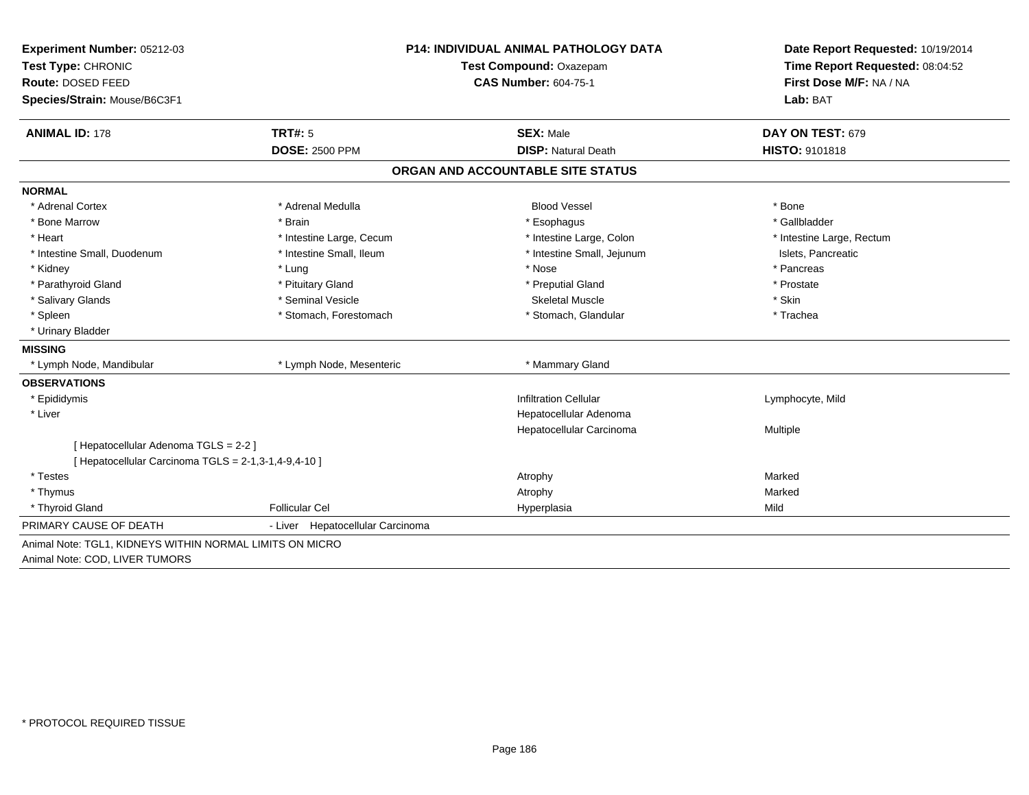**Experiment Number:** 05212-03
**Test Type:** CHRONIC
**Route:** DOSED FEED
**Species/Strain:** Mouse/B6C3F1

**P14: INDIVIDUAL ANIMAL PATHOLOGY DATA**
**Test Compound:** Oxazepam
**CAS Number:** 604-75-1

**Date Report Requested:** 10/19/2014
**Time Report Requested:** 08:04:52
**First Dose M/F:** NA / NA
**Lab:** BAT

| **ANIMAL ID:** 178 | **TRT#:** 5 | **SEX:** Male | **DAY ON TEST:** 679 |
|---|---|---|---|
| | **DOSE:** 2500 PPM | **DISP:** Natural Death | **HISTO:** 9101818 |

## ORGAN AND ACCOUNTABLE SITE STATUS

**NORMAL**

| | | | |
|---|---|---|---|
| * Adrenal Cortex | * Adrenal Medulla | Blood Vessel | * Bone |
| * Bone Marrow | * Brain | * Esophagus | * Gallbladder |
| * Heart | * Intestine Large, Cecum | * Intestine Large, Colon | * Intestine Large, Rectum |
| * Intestine Small, Duodenum | * Intestine Small, Ileum | * Intestine Small, Jejunum | Islets, Pancreatic |
| * Kidney | * Lung | * Nose | * Pancreas |
| * Parathyroid Gland | * Pituitary Gland | * Preputial Gland | * Prostate |
| * Salivary Glands | * Seminal Vesicle | Skeletal Muscle | * Skin |
| * Spleen | * Stomach, Forestomach | * Stomach, Glandular | * Trachea |
| * Urinary Bladder | | | |

**MISSING**

| | | |
|---|---|---|
| * Lymph Node, Mandibular | * Lymph Node, Mesenteric | * Mammary Gland |

**OBSERVATIONS**

| | | | |
|---|---|---|---|
| * Epididymis | | Infiltration Cellular | Lymphocyte, Mild |
| * Liver | | Hepatocellular Adenoma | |
| | | Hepatocellular Carcinoma | Multiple |
| [ Hepatocellular Adenoma TGLS = 2-2 ] | | | |
| [ Hepatocellular Carcinoma TGLS = 2-1,3-1,4-9,4-10 ] | | | |
| * Testes | | Atrophy | Marked |
| * Thymus | | Atrophy | Marked |
| * Thyroid Gland | Follicular Cel | Hyperplasia | Mild |

PRIMARY CAUSE OF DEATH - Liver Hepatocellular Carcinoma

Animal Note: TGL1, KIDNEYS WITHIN NORMAL LIMITS ON MICRO
Animal Note: COD, LIVER TUMORS

* PROTOCOL REQUIRED TISSUE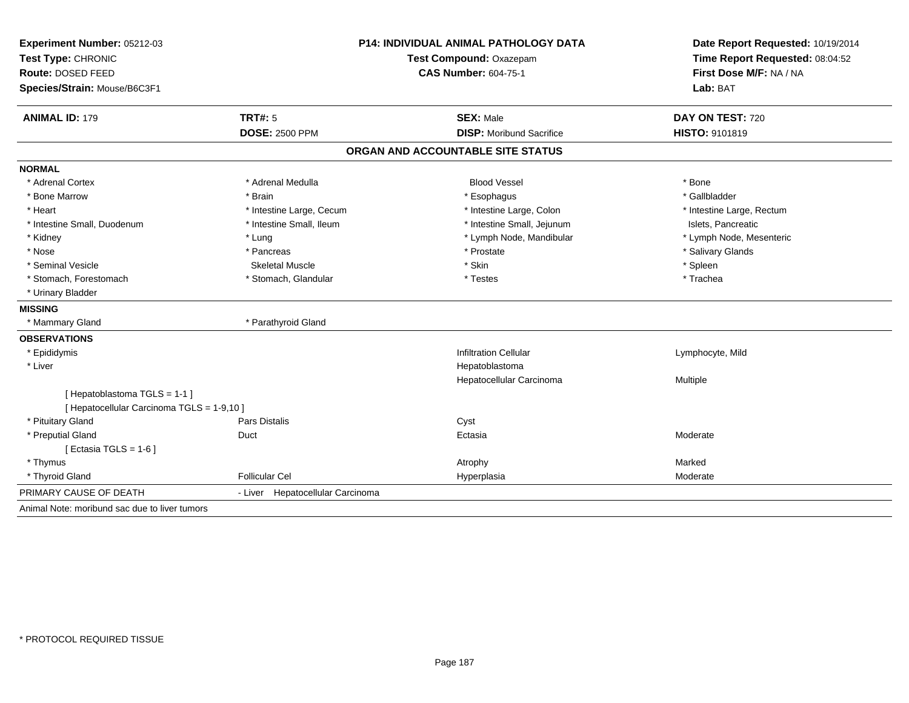**Experiment Number:** 05212-03
**Test Type:** CHRONIC
**Route:** DOSED FEED
**Species/Strain:** Mouse/B6C3F1

**P14: INDIVIDUAL ANIMAL PATHOLOGY DATA**
**Test Compound:** Oxazepam
**CAS Number:** 604-75-1

**Date Report Requested:** 10/19/2014
**Time Report Requested:** 08:04:52
**First Dose M/F:** NA / NA
**Lab:** BAT

| **ANIMAL ID:** 179 | **TRT#:** 5 | **SEX:** Male | **DAY ON TEST:** 720 |
|---|---|---|---|
| | **DOSE:** 2500 PPM | **DISP:** Moribund Sacrifice | **HISTO:** 9101819 |

## ORGAN AND ACCOUNTABLE SITE STATUS

**NORMAL**

| | | | |
|---|---|---|---|
| * Adrenal Cortex | * Adrenal Medulla | Blood Vessel | * Bone |
| * Bone Marrow | * Brain | * Esophagus | * Gallbladder |
| * Heart | * Intestine Large, Cecum | * Intestine Large, Colon | * Intestine Large, Rectum |
| * Intestine Small, Duodenum | * Intestine Small, Ileum | * Intestine Small, Jejunum | Islets, Pancreatic |
| * Kidney | * Lung | * Lymph Node, Mandibular | * Lymph Node, Mesenteric |
| * Nose | * Pancreas | * Prostate | * Salivary Glands |
| * Seminal Vesicle | Skeletal Muscle | * Skin | * Spleen |
| * Stomach, Forestomach | * Stomach, Glandular | * Testes | * Trachea |
| * Urinary Bladder | | | |

**MISSING**

| | |
|---|---|
| * Mammary Gland | * Parathyroid Gland |

**OBSERVATIONS**

| | | | |
|---|---|---|---|
| * Epididymis | | Infiltration Cellular | Lymphocyte, Mild |
| * Liver | | Hepatoblastoma | |
| | | Hepatocellular Carcinoma | Multiple |
| [ Hepatoblastoma TGLS = 1-1 ] | | | |
| [ Hepatocellular Carcinoma TGLS = 1-9,10 ] | | | |
| * Pituitary Gland | Pars Distalis | Cyst | |
| * Preputial Gland | Duct | Ectasia | Moderate |
| [ Ectasia TGLS = 1-6 ] | | | |
| * Thymus | | Atrophy | Marked |
| * Thyroid Gland | Follicular Cel | Hyperplasia | Moderate |

PRIMARY CAUSE OF DEATH - Liver Hepatocellular Carcinoma

Animal Note: moribund sac due to liver tumors

\* PROTOCOL REQUIRED TISSUE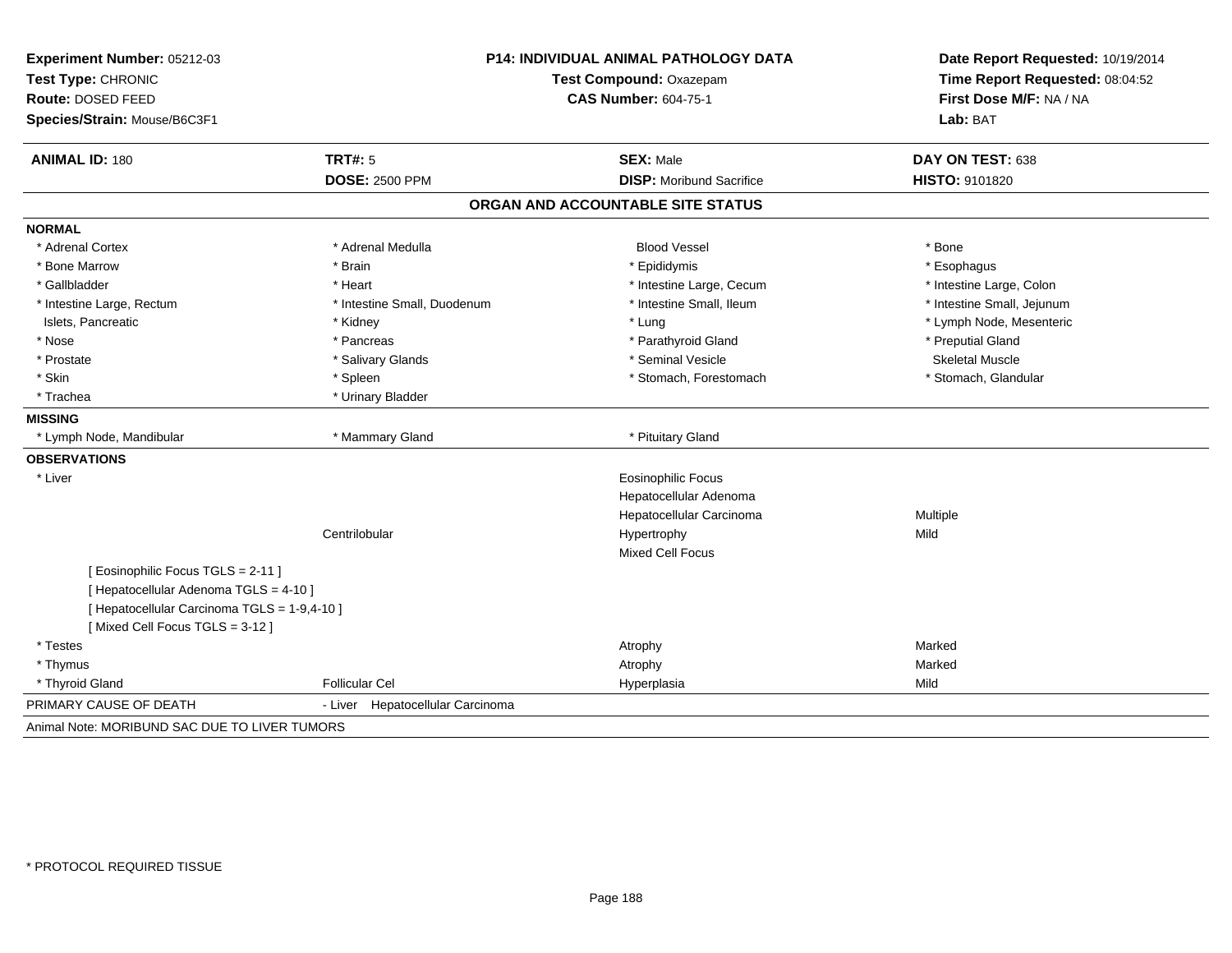**Experiment Number:** 05212-03
**Test Type:** CHRONIC
**Route:** DOSED FEED
**Species/Strain:** Mouse/B6C3F1

**P14: INDIVIDUAL ANIMAL PATHOLOGY DATA**
**Test Compound:** Oxazepam
**CAS Number:** 604-75-1

**Date Report Requested:** 10/19/2014
**Time Report Requested:** 08:04:52
**First Dose M/F:** NA / NA
**Lab:** BAT

| **ANIMAL ID:** 180 | **TRT#:** 5 | **SEX:** Male | **DAY ON TEST:** 638 |
|---|---|---|---|
| | **DOSE:** 2500 PPM | **DISP:** Moribund Sacrifice | **HISTO:** 9101820 |

## ORGAN AND ACCOUNTABLE SITE STATUS

**NORMAL**

| | | | |
|---|---|---|---|
| * Adrenal Cortex | * Adrenal Medulla | Blood Vessel | * Bone |
| * Bone Marrow | * Brain | * Epididymis | * Esophagus |
| * Gallbladder | * Heart | * Intestine Large, Cecum | * Intestine Large, Colon |
| * Intestine Large, Rectum | * Intestine Small, Duodenum | * Intestine Small, Ileum | * Intestine Small, Jejunum |
| Islets, Pancreatic | * Kidney | * Lung | * Lymph Node, Mesenteric |
| * Nose | * Pancreas | * Parathyroid Gland | * Preputial Gland |
| * Prostate | * Salivary Glands | * Seminal Vesicle | Skeletal Muscle |
| * Skin | * Spleen | * Stomach, Forestomach | * Stomach, Glandular |
| * Trachea | * Urinary Bladder | | |

**MISSING**

| | | | |
|---|---|---|---|
| * Lymph Node, Mandibular | * Mammary Gland | * Pituitary Gland | |

**OBSERVATIONS**

| | | | |
|---|---|---|---|
| * Liver | | Eosinophilic Focus | |
| | | Hepatocellular Adenoma | |
| | | Hepatocellular Carcinoma | Multiple |
| | Centrilobular | Hypertrophy | Mild |
| | | Mixed Cell Focus | |
| [ Eosinophilic Focus TGLS = 2-11 ] | | | |
| [ Hepatocellular Adenoma TGLS = 4-10 ] | | | |
| [ Hepatocellular Carcinoma TGLS = 1-9,4-10 ] | | | |
| [ Mixed Cell Focus TGLS = 3-12 ] | | | |
| * Testes | | Atrophy | Marked |
| * Thymus | | Atrophy | Marked |
| * Thyroid Gland | Follicular Cel | Hyperplasia | Mild |

PRIMARY CAUSE OF DEATH - Liver Hepatocellular Carcinoma

Animal Note: MORIBUND SAC DUE TO LIVER TUMORS

* PROTOCOL REQUIRED TISSUE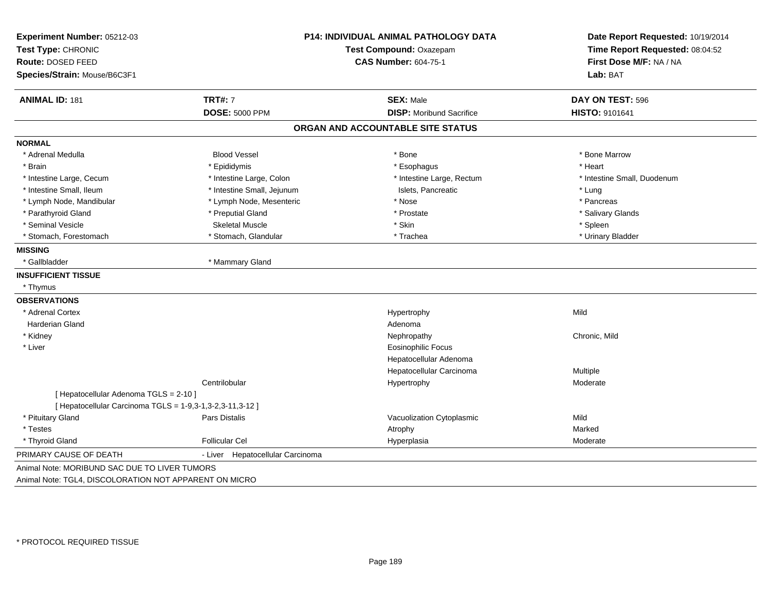**Experiment Number:** 05212-03
**Test Type:** CHRONIC
**Route:** DOSED FEED
**Species/Strain:** Mouse/B6C3F1

**P14: INDIVIDUAL ANIMAL PATHOLOGY DATA**
**Test Compound:** Oxazepam
**CAS Number:** 604-75-1

**Date Report Requested:** 10/19/2014
**Time Report Requested:** 08:04:52
**First Dose M/F:** NA / NA
**Lab:** BAT

| **ANIMAL ID:** 181 | **TRT#:** 7 | **SEX:** Male | **DAY ON TEST:** 596 |
|---|---|---|---|
| | **DOSE:** 5000 PPM | **DISP:** Moribund Sacrifice | **HISTO:** 9101641 |

## ORGAN AND ACCOUNTABLE SITE STATUS

**NORMAL**

| | | | |
|---|---|---|---|
| * Adrenal Medulla | Blood Vessel | * Bone | * Bone Marrow |
| * Brain | * Epididymis | * Esophagus | * Heart |
| * Intestine Large, Cecum | * Intestine Large, Colon | * Intestine Large, Rectum | * Intestine Small, Duodenum |
| * Intestine Small, Ileum | * Intestine Small, Jejunum | Islets, Pancreatic | * Lung |
| * Lymph Node, Mandibular | * Lymph Node, Mesenteric | * Nose | * Pancreas |
| * Parathyroid Gland | * Preputial Gland | * Prostate | * Salivary Glands |
| * Seminal Vesicle | Skeletal Muscle | * Skin | * Spleen |
| * Stomach, Forestomach | * Stomach, Glandular | * Trachea | * Urinary Bladder |

**MISSING**

* Gallbladder
* Mammary Gland

**INSUFFICIENT TISSUE**

* Thymus

**OBSERVATIONS**

| | | | |
|---|---|---|---|
| * Adrenal Cortex | | Hypertrophy | Mild |
| Harderian Gland | | Adenoma | |
| * Kidney | | Nephropathy | Chronic, Mild |
| * Liver | | Eosinophilic Focus | |
| | | Hepatocellular Adenoma | |
| | | Hepatocellular Carcinoma | Multiple |
| | Centrilobular | Hypertrophy | Moderate |
| [ Hepatocellular Adenoma TGLS = 2-10 ] | | | |
| [ Hepatocellular Carcinoma TGLS = 1-9,3-1,3-2,3-11,3-12 ] | | | |
| * Pituitary Gland | Pars Distalis | Vacuolization Cytoplasmic | Mild |
| * Testes | | Atrophy | Marked |
| * Thyroid Gland | Follicular Cel | Hyperplasia | Moderate |

PRIMARY CAUSE OF DEATH - Liver Hepatocellular Carcinoma

Animal Note: MORIBUND SAC DUE TO LIVER TUMORS

Animal Note: TGL4, DISCOLORATION NOT APPARENT ON MICRO

* PROTOCOL REQUIRED TISSUE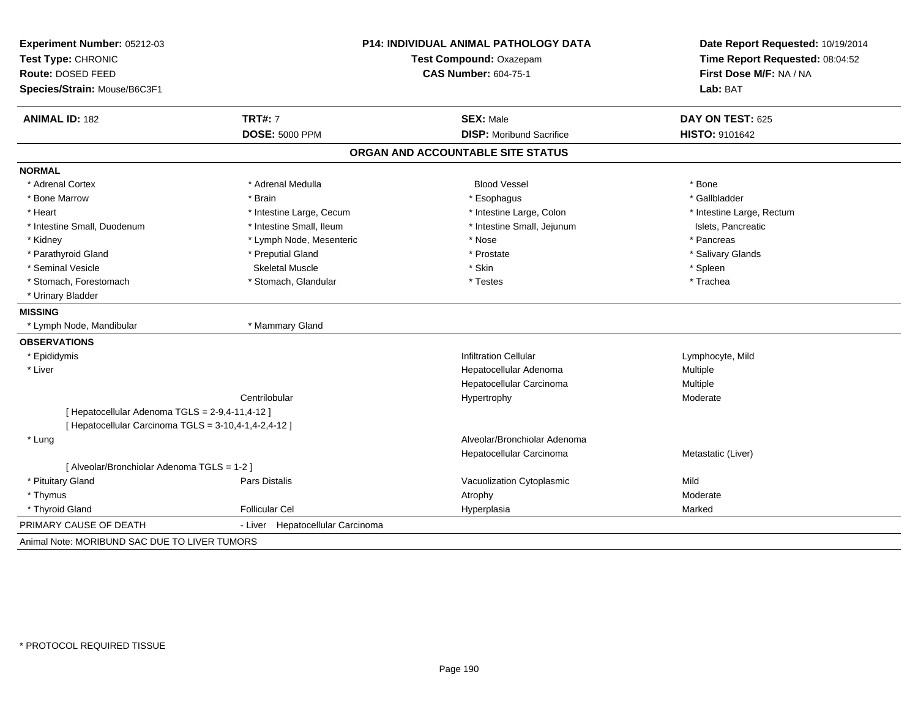**Experiment Number:** 05212-03
**Test Type:** CHRONIC
**Route:** DOSED FEED
**Species/Strain:** Mouse/B6C3F1

**P14: INDIVIDUAL ANIMAL PATHOLOGY DATA**
**Test Compound:** Oxazepam
**CAS Number:** 604-75-1

**Date Report Requested:** 10/19/2014
**Time Report Requested:** 08:04:52
**First Dose M/F:** NA / NA
**Lab:** BAT

| **ANIMAL ID:** 182 | **TRT#:** 7 | **SEX:** Male | **DAY ON TEST:** 625 |
|---|---|---|---|
| | **DOSE:** 5000 PPM | **DISP:** Moribund Sacrifice | **HISTO:** 9101642 |

## ORGAN AND ACCOUNTABLE SITE STATUS

**NORMAL**

| | | | |
|---|---|---|---|
| * Adrenal Cortex | * Adrenal Medulla | Blood Vessel | * Bone |
| * Bone Marrow | * Brain | * Esophagus | * Gallbladder |
| * Heart | * Intestine Large, Cecum | * Intestine Large, Colon | * Intestine Large, Rectum |
| * Intestine Small, Duodenum | * Intestine Small, Ileum | * Intestine Small, Jejunum | Islets, Pancreatic |
| * Kidney | * Lymph Node, Mesenteric | * Nose | * Pancreas |
| * Parathyroid Gland | * Preputial Gland | * Prostate | * Salivary Glands |
| * Seminal Vesicle | Skeletal Muscle | * Skin | * Spleen |
| * Stomach, Forestomach | * Stomach, Glandular | * Testes | * Trachea |
| * Urinary Bladder | | | |

**MISSING**

| | |
|---|---|
| * Lymph Node, Mandibular | * Mammary Gland |

**OBSERVATIONS**

| | | | |
|---|---|---|---|
| * Epididymis | | Infiltration Cellular | Lymphocyte, Mild |
| * Liver | | Hepatocellular Adenoma | Multiple |
| | | Hepatocellular Carcinoma | Multiple |
| | Centrilobular | Hypertrophy | Moderate |
| [ Hepatocellular Adenoma TGLS = 2-9,4-11,4-12 ] | | | |
| [ Hepatocellular Carcinoma TGLS = 3-10,4-1,4-2,4-12 ] | | | |
| * Lung | | Alveolar/Bronchiolar Adenoma | |
| | | Hepatocellular Carcinoma | Metastatic (Liver) |
| [ Alveolar/Bronchiolar Adenoma TGLS = 1-2 ] | | | |
| * Pituitary Gland | Pars Distalis | Vacuolization Cytoplasmic | Mild |
| * Thymus | | Atrophy | Moderate |
| * Thyroid Gland | Follicular Cel | Hyperplasia | Marked |

PRIMARY CAUSE OF DEATH - Liver Hepatocellular Carcinoma

Animal Note: MORIBUND SAC DUE TO LIVER TUMORS

\* PROTOCOL REQUIRED TISSUE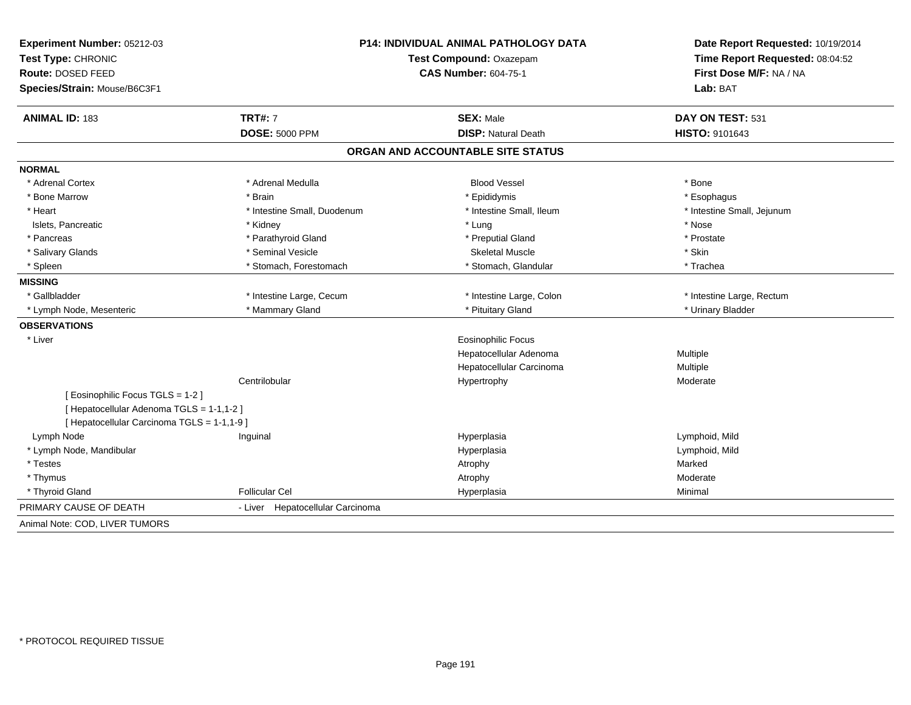**Experiment Number:** 05212-03
**Test Type:** CHRONIC
**Route:** DOSED FEED
**Species/Strain:** Mouse/B6C3F1

**P14: INDIVIDUAL ANIMAL PATHOLOGY DATA**
**Test Compound:** Oxazepam
**CAS Number:** 604-75-1

**Date Report Requested:** 10/19/2014
**Time Report Requested:** 08:04:52
**First Dose M/F:** NA / NA
**Lab:** BAT

| **ANIMAL ID:** 183 | **TRT#:** 7 | **SEX:** Male | **DAY ON TEST:** 531 |
|---|---|---|---|
| | **DOSE:** 5000 PPM | **DISP:** Natural Death | **HISTO:** 9101643 |

## ORGAN AND ACCOUNTABLE SITE STATUS

**NORMAL**

| | | | |
|---|---|---|---|
| * Adrenal Cortex | * Adrenal Medulla | Blood Vessel | * Bone |
| * Bone Marrow | * Brain | * Epididymis | * Esophagus |
| * Heart | * Intestine Small, Duodenum | * Intestine Small, Ileum | * Intestine Small, Jejunum |
| Islets, Pancreatic | * Kidney | * Lung | * Nose |
| * Pancreas | * Parathyroid Gland | * Preputial Gland | * Prostate |
| * Salivary Glands | * Seminal Vesicle | Skeletal Muscle | * Skin |
| * Spleen | * Stomach, Forestomach | * Stomach, Glandular | * Trachea |

**MISSING**

| | | | |
|---|---|---|---|
| * Gallbladder | * Intestine Large, Cecum | * Intestine Large, Colon | * Intestine Large, Rectum |
| * Lymph Node, Mesenteric | * Mammary Gland | * Pituitary Gland | * Urinary Bladder |

**OBSERVATIONS**

| | | | |
|---|---|---|---|
| * Liver | | Eosinophilic Focus | |
| | | Hepatocellular Adenoma | Multiple |
| | | Hepatocellular Carcinoma | Multiple |
| | Centrilobular | Hypertrophy | Moderate |
| [ Eosinophilic Focus TGLS = 1-2 ] | | | |
| [ Hepatocellular Adenoma TGLS = 1-1,1-2 ] | | | |
| [ Hepatocellular Carcinoma TGLS = 1-1,1-9 ] | | | |
| Lymph Node | Inguinal | Hyperplasia | Lymphoid, Mild |
| * Lymph Node, Mandibular | | Hyperplasia | Lymphoid, Mild |
| * Testes | | Atrophy | Marked |
| * Thymus | | Atrophy | Moderate |
| * Thyroid Gland | Follicular Cel | Hyperplasia | Minimal |

PRIMARY CAUSE OF DEATH - Liver Hepatocellular Carcinoma

Animal Note: COD, LIVER TUMORS

* PROTOCOL REQUIRED TISSUE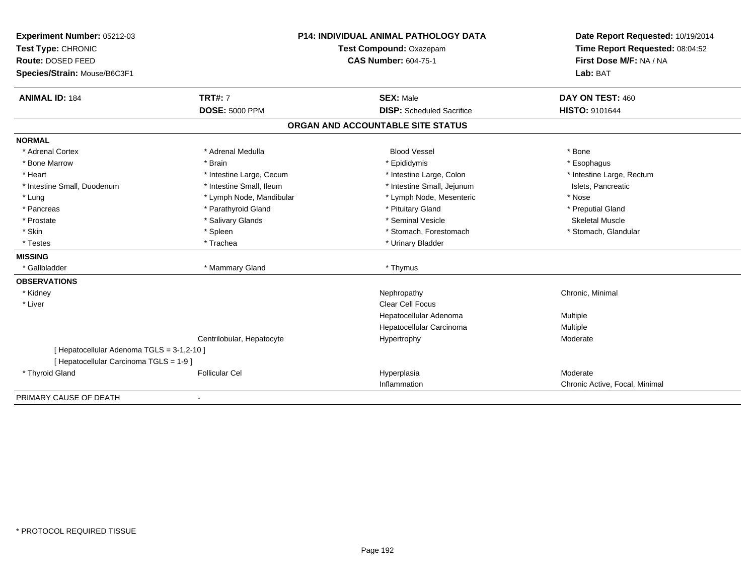**Experiment Number:** 05212-03
**Test Type:** CHRONIC
**Route:** DOSED FEED
**Species/Strain:** Mouse/B6C3F1

**P14: INDIVIDUAL ANIMAL PATHOLOGY DATA**
**Test Compound:** Oxazepam
**CAS Number:** 604-75-1

**Date Report Requested:** 10/19/2014
**Time Report Requested:** 08:04:52
**First Dose M/F:** NA / NA
**Lab:** BAT

| **ANIMAL ID:** 184 | **TRT#:** 7 | **SEX:** Male | **DAY ON TEST:** 460 |
|---|---|---|---|
| | **DOSE:** 5000 PPM | **DISP:** Scheduled Sacrifice | **HISTO:** 9101644 |

## ORGAN AND ACCOUNTABLE SITE STATUS

**NORMAL**

| | | | |
|---|---|---|---|
| * Adrenal Cortex | * Adrenal Medulla | Blood Vessel | * Bone |
| * Bone Marrow | * Brain | * Epididymis | * Esophagus |
| * Heart | * Intestine Large, Cecum | * Intestine Large, Colon | * Intestine Large, Rectum |
| * Intestine Small, Duodenum | * Intestine Small, Ileum | * Intestine Small, Jejunum | Islets, Pancreatic |
| * Lung | * Lymph Node, Mandibular | * Lymph Node, Mesenteric | * Nose |
| * Pancreas | * Parathyroid Gland | * Pituitary Gland | * Preputial Gland |
| * Prostate | * Salivary Glands | * Seminal Vesicle | Skeletal Muscle |
| * Skin | * Spleen | * Stomach, Forestomach | * Stomach, Glandular |
| * Testes | * Trachea | * Urinary Bladder | |

**MISSING**

| | | | |
|---|---|---|---|
| * Gallbladder | * Mammary Gland | * Thymus | |

**OBSERVATIONS**

| | | | |
|---|---|---|---|
| * Kidney | | Nephropathy | Chronic, Minimal |
| * Liver | | Clear Cell Focus | |
| | | Hepatocellular Adenoma | Multiple |
| | | Hepatocellular Carcinoma | Multiple |
| | Centrilobular, Hepatocyte | Hypertrophy | Moderate |
| [ Hepatocellular Adenoma TGLS = 3-1,2-10 ] | | | |
| [ Hepatocellular Carcinoma TGLS = 1-9 ] | | | |
| * Thyroid Gland | Follicular Cel | Hyperplasia | Moderate |
| | | Inflammation | Chronic Active, Focal, Minimal |

PRIMARY CAUSE OF DEATH -

* PROTOCOL REQUIRED TISSUE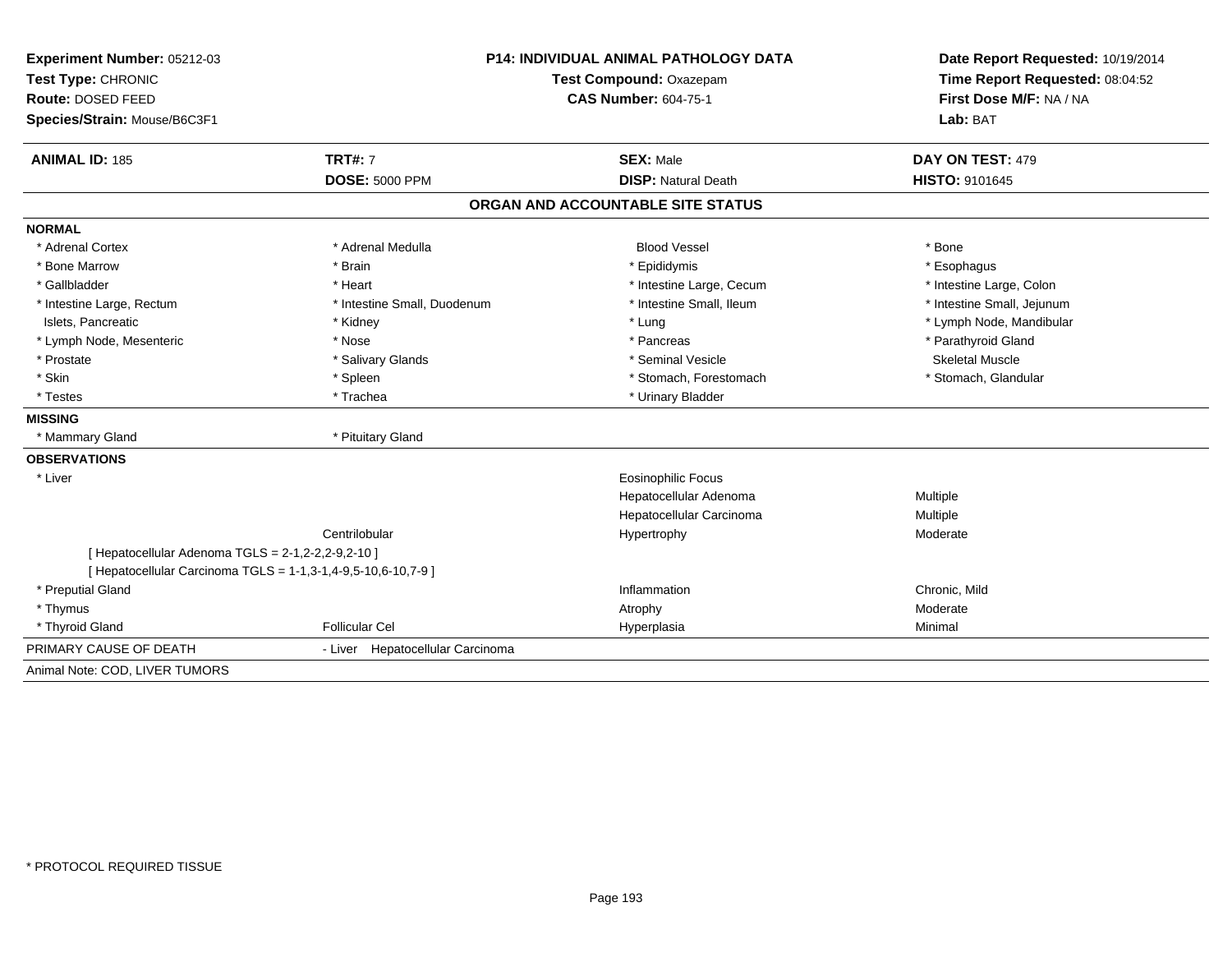**Experiment Number:** 05212-03
**Test Type:** CHRONIC
**Route:** DOSED FEED
**Species/Strain:** Mouse/B6C3F1

**P14: INDIVIDUAL ANIMAL PATHOLOGY DATA**
**Test Compound:** Oxazepam
**CAS Number:** 604-75-1

**Date Report Requested:** 10/19/2014
**Time Report Requested:** 08:04:52
**First Dose M/F:** NA / NA
**Lab:** BAT

| **ANIMAL ID:** 185 | **TRT#:** 7 | **SEX:** Male | **DAY ON TEST:** 479 |
|---|---|---|---|
| | **DOSE:** 5000 PPM | **DISP:** Natural Death | **HISTO:** 9101645 |

## ORGAN AND ACCOUNTABLE SITE STATUS

**NORMAL**

| | | | |
|---|---|---|---|
| * Adrenal Cortex | * Adrenal Medulla | Blood Vessel | * Bone |
| * Bone Marrow | * Brain | * Epididymis | * Esophagus |
| * Gallbladder | * Heart | * Intestine Large, Cecum | * Intestine Large, Colon |
| * Intestine Large, Rectum | * Intestine Small, Duodenum | * Intestine Small, Ileum | * Intestine Small, Jejunum |
| Islets, Pancreatic | * Kidney | * Lung | * Lymph Node, Mandibular |
| * Lymph Node, Mesenteric | * Nose | * Pancreas | * Parathyroid Gland |
| * Prostate | * Salivary Glands | * Seminal Vesicle | Skeletal Muscle |
| * Skin | * Spleen | * Stomach, Forestomach | * Stomach, Glandular |
| * Testes | * Trachea | * Urinary Bladder | |

**MISSING**

| | |
|---|---|
| * Mammary Gland | * Pituitary Gland |

**OBSERVATIONS**

| | | | |
|---|---|---|---|
| * Liver | | Eosinophilic Focus | |
| | | Hepatocellular Adenoma | Multiple |
| | | Hepatocellular Carcinoma | Multiple |
| | Centrilobular | Hypertrophy | Moderate |
| [ Hepatocellular Adenoma TGLS = 2-1,2-2,2-9,2-10 ] | | | |
| [ Hepatocellular Carcinoma TGLS = 1-1,3-1,4-9,5-10,6-10,7-9 ] | | | |
| * Preputial Gland | | Inflammation | Chronic, Mild |
| * Thymus | | Atrophy | Moderate |
| * Thyroid Gland | Follicular Cel | Hyperplasia | Minimal |

PRIMARY CAUSE OF DEATH - Liver Hepatocellular Carcinoma

Animal Note: COD, LIVER TUMORS

* PROTOCOL REQUIRED TISSUE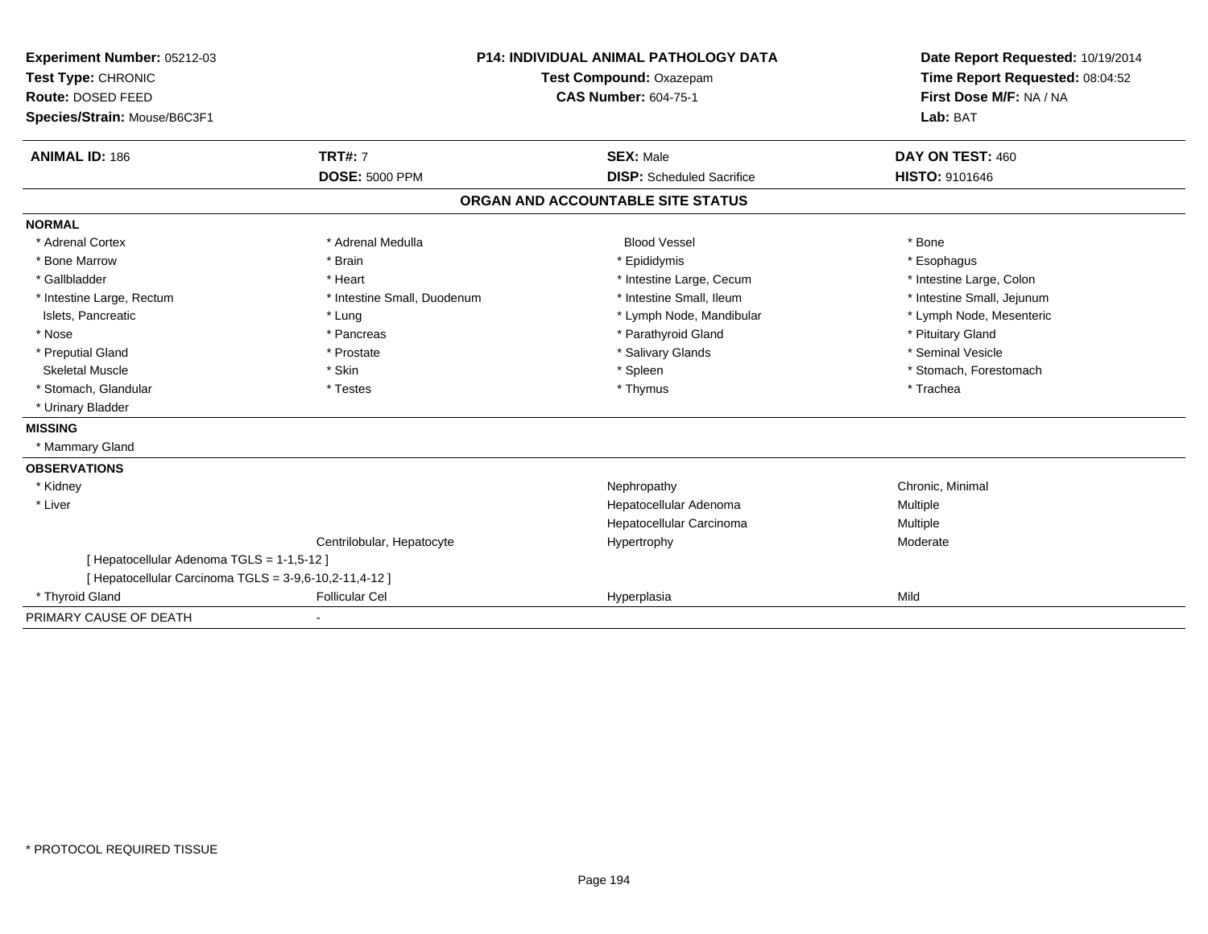**Experiment Number:** 05212-03
**Test Type:** CHRONIC
**Route:** DOSED FEED
**Species/Strain:** Mouse/B6C3F1

**P14: INDIVIDUAL ANIMAL PATHOLOGY DATA**
**Test Compound:** Oxazepam
**CAS Number:** 604-75-1

**Date Report Requested:** 10/19/2014
**Time Report Requested:** 08:04:52
**First Dose M/F:** NA / NA
**Lab:** BAT

| **ANIMAL ID:** 186 | **TRT#:** 7 | **SEX:** Male | **DAY ON TEST:** 460 |
|---|---|---|---|
| | **DOSE:** 5000 PPM | **DISP:** Scheduled Sacrifice | **HISTO:** 9101646 |

## ORGAN AND ACCOUNTABLE SITE STATUS

**NORMAL**

| | | | |
|---|---|---|---|
| * Adrenal Cortex | * Adrenal Medulla | Blood Vessel | * Bone |
| * Bone Marrow | * Brain | * Epididymis | * Esophagus |
| * Gallbladder | * Heart | * Intestine Large, Cecum | * Intestine Large, Colon |
| * Intestine Large, Rectum | * Intestine Small, Duodenum | * Intestine Small, Ileum | * Intestine Small, Jejunum |
| Islets, Pancreatic | * Lung | * Lymph Node, Mandibular | * Lymph Node, Mesenteric |
| * Nose | * Pancreas | * Parathyroid Gland | * Pituitary Gland |
| * Preputial Gland | * Prostate | * Salivary Glands | * Seminal Vesicle |
| Skeletal Muscle | * Skin | * Spleen | * Stomach, Forestomach |
| * Stomach, Glandular | * Testes | * Thymus | * Trachea |
| * Urinary Bladder | | | |

**MISSING**

* Mammary Gland

**OBSERVATIONS**

| | | | |
|---|---|---|---|
| * Kidney | | Nephropathy | Chronic, Minimal |
| * Liver | | Hepatocellular Adenoma | Multiple |
| | | Hepatocellular Carcinoma | Multiple |
| | Centrilobular, Hepatocyte | Hypertrophy | Moderate |
| [ Hepatocellular Adenoma TGLS = 1-1,5-12 ] | | | |
| [ Hepatocellular Carcinoma TGLS = 3-9,6-10,2-11,4-12 ] | | | |
| * Thyroid Gland | Follicular Cel | Hyperplasia | Mild |

PRIMARY CAUSE OF DEATH -

* PROTOCOL REQUIRED TISSUE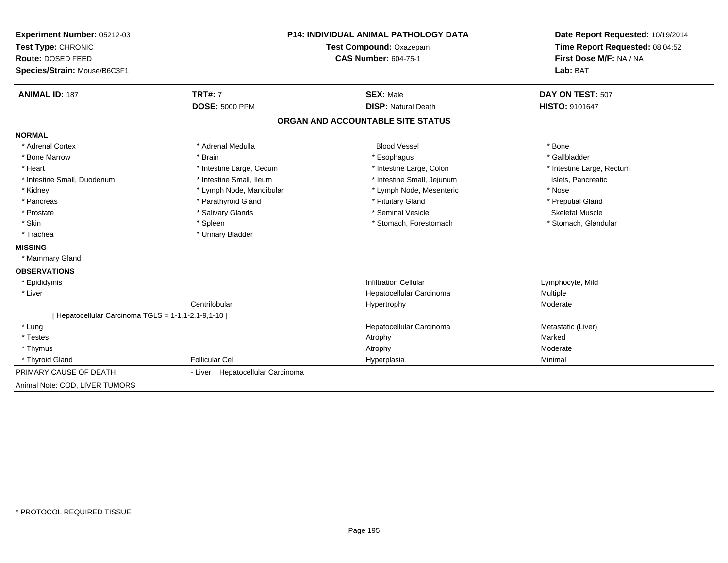**Experiment Number:** 05212-03
**Test Type:** CHRONIC
**Route:** DOSED FEED
**Species/Strain:** Mouse/B6C3F1

**P14: INDIVIDUAL ANIMAL PATHOLOGY DATA**
**Test Compound:** Oxazepam
**CAS Number:** 604-75-1

**Date Report Requested:** 10/19/2014
**Time Report Requested:** 08:04:52
**First Dose M/F:** NA / NA
**Lab:** BAT

| **ANIMAL ID:** 187 | **TRT#:** 7 | **SEX:** Male | **DAY ON TEST:** 507 |
|---|---|---|---|
| | **DOSE:** 5000 PPM | **DISP:** Natural Death | **HISTO:** 9101647 |

## ORGAN AND ACCOUNTABLE SITE STATUS

**NORMAL**

| | | | |
|---|---|---|---|
| * Adrenal Cortex | * Adrenal Medulla | Blood Vessel | * Bone |
| * Bone Marrow | * Brain | * Esophagus | * Gallbladder |
| * Heart | * Intestine Large, Cecum | * Intestine Large, Colon | * Intestine Large, Rectum |
| * Intestine Small, Duodenum | * Intestine Small, Ileum | * Intestine Small, Jejunum | Islets, Pancreatic |
| * Kidney | * Lymph Node, Mandibular | * Lymph Node, Mesenteric | * Nose |
| * Pancreas | * Parathyroid Gland | * Pituitary Gland | * Preputial Gland |
| * Prostate | * Salivary Glands | * Seminal Vesicle | Skeletal Muscle |
| * Skin | * Spleen | * Stomach, Forestomach | * Stomach, Glandular |
| * Trachea | * Urinary Bladder | | |

**MISSING**

* Mammary Gland

**OBSERVATIONS**

| | | | |
|---|---|---|---|
| * Epididymis | | Infiltration Cellular | Lymphocyte, Mild |
| * Liver | | Hepatocellular Carcinoma | Multiple |
| | Centrilobular | Hypertrophy | Moderate |
| [ Hepatocellular Carcinoma TGLS = 1-1,1-2,1-9,1-10 ] | | | |
| * Lung | | Hepatocellular Carcinoma | Metastatic (Liver) |
| * Testes | | Atrophy | Marked |
| * Thymus | | Atrophy | Moderate |
| * Thyroid Gland | Follicular Cel | Hyperplasia | Minimal |

PRIMARY CAUSE OF DEATH - Liver Hepatocellular Carcinoma

Animal Note: COD, LIVER TUMORS

* PROTOCOL REQUIRED TISSUE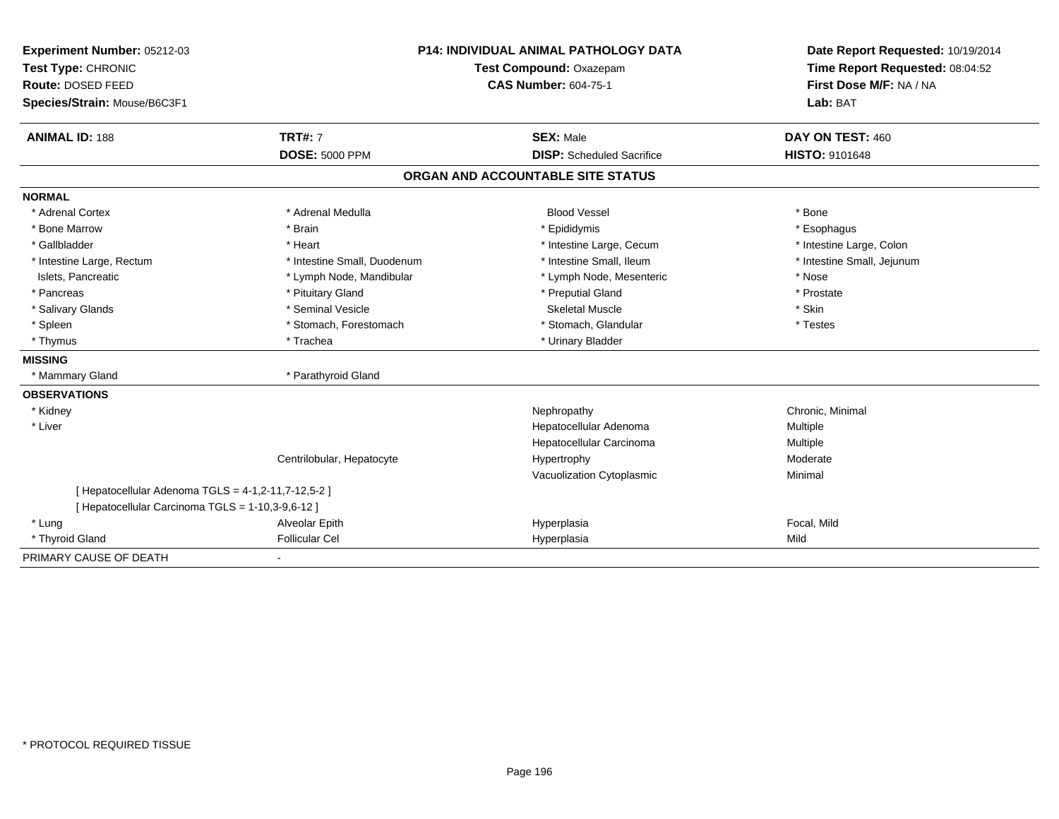**Experiment Number:** 05212-03
**Test Type:** CHRONIC
**Route:** DOSED FEED
**Species/Strain:** Mouse/B6C3F1

**P14: INDIVIDUAL ANIMAL PATHOLOGY DATA**
**Test Compound:** Oxazepam
**CAS Number:** 604-75-1

**Date Report Requested:** 10/19/2014
**Time Report Requested:** 08:04:52
**First Dose M/F:** NA / NA
**Lab:** BAT

| **ANIMAL ID:** 188 | **TRT#:** 7 | **SEX:** Male | **DAY ON TEST:** 460 |
|---|---|---|---|
| | **DOSE:** 5000 PPM | **DISP:** Scheduled Sacrifice | **HISTO:** 9101648 |

## ORGAN AND ACCOUNTABLE SITE STATUS

| | | | |
|---|---|---|---|
| **NORMAL** | | | |
| * Adrenal Cortex | * Adrenal Medulla | Blood Vessel | * Bone |
| * Bone Marrow | * Brain | * Epididymis | * Esophagus |
| * Gallbladder | * Heart | * Intestine Large, Cecum | * Intestine Large, Colon |
| * Intestine Large, Rectum | * Intestine Small, Duodenum | * Intestine Small, Ileum | * Intestine Small, Jejunum |
| Islets, Pancreatic | * Lymph Node, Mandibular | * Lymph Node, Mesenteric | * Nose |
| * Pancreas | * Pituitary Gland | * Preputial Gland | * Prostate |
| * Salivary Glands | * Seminal Vesicle | Skeletal Muscle | * Skin |
| * Spleen | * Stomach, Forestomach | * Stomach, Glandular | * Testes |
| * Thymus | * Trachea | * Urinary Bladder | |
| **MISSING** | | | |
| * Mammary Gland | * Parathyroid Gland | | |
| **OBSERVATIONS** | | | |
| * Kidney | | Nephropathy | Chronic, Minimal |
| * Liver | | Hepatocellular Adenoma | Multiple |
| | | Hepatocellular Carcinoma | Multiple |
| | Centrilobular, Hepatocyte | Hypertrophy | Moderate |
| | | Vacuolization Cytoplasmic | Minimal |
| [ Hepatocellular Adenoma TGLS = 4-1,2-11,7-12,5-2 ] | | | |
| [ Hepatocellular Carcinoma TGLS = 1-10,3-9,6-12 ] | | | |
| * Lung | Alveolar Epith | Hyperplasia | Focal, Mild |
| * Thyroid Gland | Follicular Cel | Hyperplasia | Mild |
| PRIMARY CAUSE OF DEATH | - | | |

* PROTOCOL REQUIRED TISSUE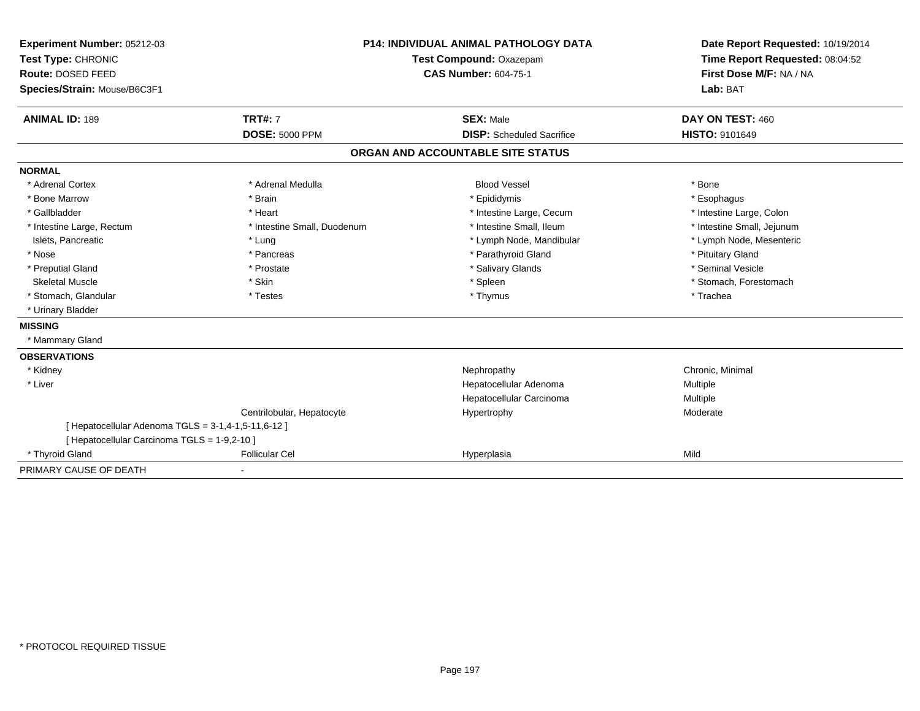**Experiment Number:** 05212-03
**Test Type:** CHRONIC
**Route:** DOSED FEED
**Species/Strain:** Mouse/B6C3F1

**P14: INDIVIDUAL ANIMAL PATHOLOGY DATA**
**Test Compound:** Oxazepam
**CAS Number:** 604-75-1

**Date Report Requested:** 10/19/2014
**Time Report Requested:** 08:04:52
**First Dose M/F:** NA / NA
**Lab:** BAT

| **ANIMAL ID:** 189 | **TRT#:** 7 | **SEX:** Male | **DAY ON TEST:** 460 |
|---|---|---|---|
| | **DOSE:** 5000 PPM | **DISP:** Scheduled Sacrifice | **HISTO:** 9101649 |

## ORGAN AND ACCOUNTABLE SITE STATUS

**NORMAL**

| | | | |
|---|---|---|---|
| * Adrenal Cortex | * Adrenal Medulla | Blood Vessel | * Bone |
| * Bone Marrow | * Brain | * Epididymis | * Esophagus |
| * Gallbladder | * Heart | * Intestine Large, Cecum | * Intestine Large, Colon |
| * Intestine Large, Rectum | * Intestine Small, Duodenum | * Intestine Small, Ileum | * Intestine Small, Jejunum |
| Islets, Pancreatic | * Lung | * Lymph Node, Mandibular | * Lymph Node, Mesenteric |
| * Nose | * Pancreas | * Parathyroid Gland | * Pituitary Gland |
| * Preputial Gland | * Prostate | * Salivary Glands | * Seminal Vesicle |
| Skeletal Muscle | * Skin | * Spleen | * Stomach, Forestomach |
| * Stomach, Glandular | * Testes | * Thymus | * Trachea |
| * Urinary Bladder | | | |

**MISSING**

* Mammary Gland

**OBSERVATIONS**

| | | | |
|---|---|---|---|
| * Kidney | | Nephropathy | Chronic, Minimal |
| * Liver | | Hepatocellular Adenoma | Multiple |
| | | Hepatocellular Carcinoma | Multiple |
| | Centrilobular, Hepatocyte | Hypertrophy | Moderate |
| [ Hepatocellular Adenoma TGLS = 3-1,4-1,5-11,6-12 ] | | | |
| [ Hepatocellular Carcinoma TGLS = 1-9,2-10 ] | | | |
| * Thyroid Gland | Follicular Cel | Hyperplasia | Mild |

PRIMARY CAUSE OF DEATH -

* PROTOCOL REQUIRED TISSUE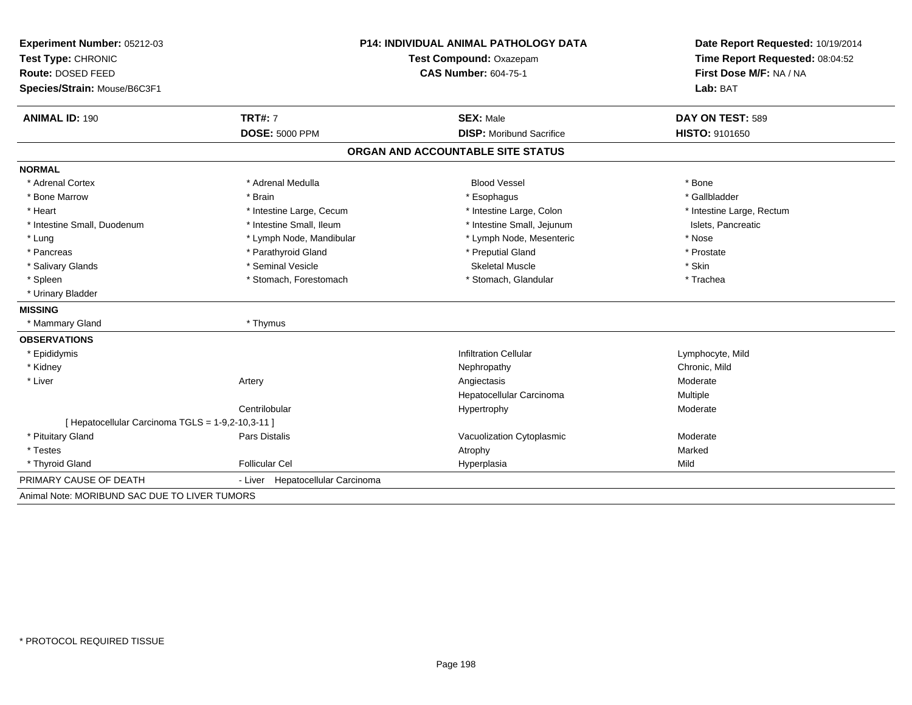**Experiment Number:** 05212-03
**Test Type:** CHRONIC
**Route:** DOSED FEED
**Species/Strain:** Mouse/B6C3F1

**P14: INDIVIDUAL ANIMAL PATHOLOGY DATA**
**Test Compound:** Oxazepam
**CAS Number:** 604-75-1

**Date Report Requested:** 10/19/2014
**Time Report Requested:** 08:04:52
**First Dose M/F:** NA / NA
**Lab:** BAT

| **ANIMAL ID:** 190 | **TRT#:** 7 | **SEX:** Male | **DAY ON TEST:** 589 |
|---|---|---|---|
| | **DOSE:** 5000 PPM | **DISP:** Moribund Sacrifice | **HISTO:** 9101650 |

## ORGAN AND ACCOUNTABLE SITE STATUS

**NORMAL**

| | | | |
|---|---|---|---|
| * Adrenal Cortex | * Adrenal Medulla | Blood Vessel | * Bone |
| * Bone Marrow | * Brain | * Esophagus | * Gallbladder |
| * Heart | * Intestine Large, Cecum | * Intestine Large, Colon | * Intestine Large, Rectum |
| * Intestine Small, Duodenum | * Intestine Small, Ileum | * Intestine Small, Jejunum | Islets, Pancreatic |
| * Lung | * Lymph Node, Mandibular | * Lymph Node, Mesenteric | * Nose |
| * Pancreas | * Parathyroid Gland | * Preputial Gland | * Prostate |
| * Salivary Glands | * Seminal Vesicle | Skeletal Muscle | * Skin |
| * Spleen | * Stomach, Forestomach | * Stomach, Glandular | * Trachea |
| * Urinary Bladder | | | |

**MISSING**

| | |
|---|---|
| * Mammary Gland | * Thymus |

**OBSERVATIONS**

| | | | |
|---|---|---|---|
| * Epididymis | | Infiltration Cellular | Lymphocyte, Mild |
| * Kidney | | Nephropathy | Chronic, Mild |
| * Liver | Artery | Angiectasis | Moderate |
| | | Hepatocellular Carcinoma | Multiple |
| | Centrilobular | Hypertrophy | Moderate |
| [ Hepatocellular Carcinoma TGLS = 1-9,2-10,3-11 ] | | | |
| * Pituitary Gland | Pars Distalis | Vacuolization Cytoplasmic | Moderate |
| * Testes | | Atrophy | Marked |
| * Thyroid Gland | Follicular Cel | Hyperplasia | Mild |

PRIMARY CAUSE OF DEATH - Liver Hepatocellular Carcinoma

Animal Note: MORIBUND SAC DUE TO LIVER TUMORS

* PROTOCOL REQUIRED TISSUE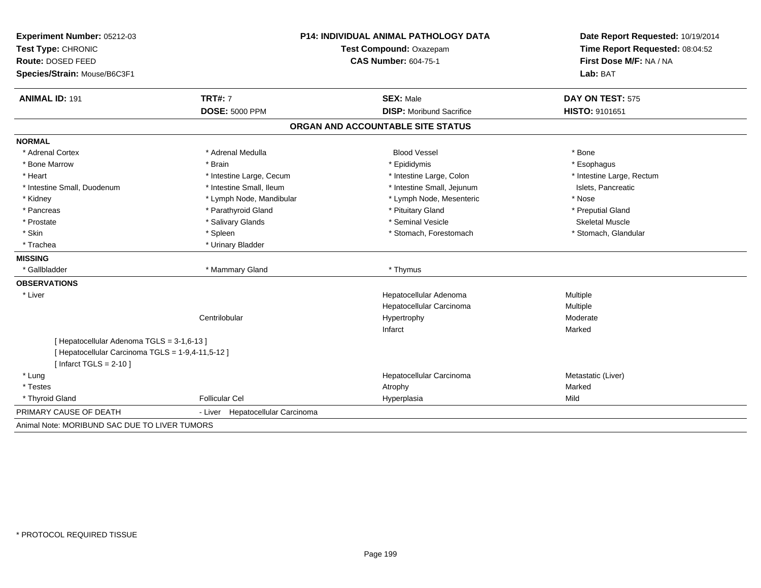**Experiment Number:** 05212-03
**Test Type:** CHRONIC
**Route:** DOSED FEED
**Species/Strain:** Mouse/B6C3F1

**P14: INDIVIDUAL ANIMAL PATHOLOGY DATA**
**Test Compound:** Oxazepam
**CAS Number:** 604-75-1

**Date Report Requested:** 10/19/2014
**Time Report Requested:** 08:04:52
**First Dose M/F:** NA / NA
**Lab:** BAT

| **ANIMAL ID:** 191 | **TRT#:** 7 | **SEX:** Male | **DAY ON TEST:** 575 |
|---|---|---|---|
| | **DOSE:** 5000 PPM | **DISP:** Moribund Sacrifice | **HISTO:** 9101651 |

## ORGAN AND ACCOUNTABLE SITE STATUS

**NORMAL**

| | | | |
|---|---|---|---|
| * Adrenal Cortex | * Adrenal Medulla | Blood Vessel | * Bone |
| * Bone Marrow | * Brain | * Epididymis | * Esophagus |
| * Heart | * Intestine Large, Cecum | * Intestine Large, Colon | * Intestine Large, Rectum |
| * Intestine Small, Duodenum | * Intestine Small, Ileum | * Intestine Small, Jejunum | Islets, Pancreatic |
| * Kidney | * Lymph Node, Mandibular | * Lymph Node, Mesenteric | * Nose |
| * Pancreas | * Parathyroid Gland | * Pituitary Gland | * Preputial Gland |
| * Prostate | * Salivary Glands | * Seminal Vesicle | Skeletal Muscle |
| * Skin | * Spleen | * Stomach, Forestomach | * Stomach, Glandular |
| * Trachea | * Urinary Bladder | | |

**MISSING**

| | | |
|---|---|---|
| * Gallbladder | * Mammary Gland | * Thymus |

**OBSERVATIONS**

| | | | |
|---|---|---|---|
| * Liver | | Hepatocellular Adenoma | Multiple |
| | | Hepatocellular Carcinoma | Multiple |
| | Centrilobular | Hypertrophy | Moderate |
| | | Infarct | Marked |
| [ Hepatocellular Adenoma TGLS = 3-1,6-13 ] | | | |
| [ Hepatocellular Carcinoma TGLS = 1-9,4-11,5-12 ] | | | |
| [ Infarct TGLS = 2-10 ] | | | |
| * Lung | | Hepatocellular Carcinoma | Metastatic (Liver) |
| * Testes | | Atrophy | Marked |
| * Thyroid Gland | Follicular Cel | Hyperplasia | Mild |

PRIMARY CAUSE OF DEATH - Liver Hepatocellular Carcinoma

Animal Note: MORIBUND SAC DUE TO LIVER TUMORS

* PROTOCOL REQUIRED TISSUE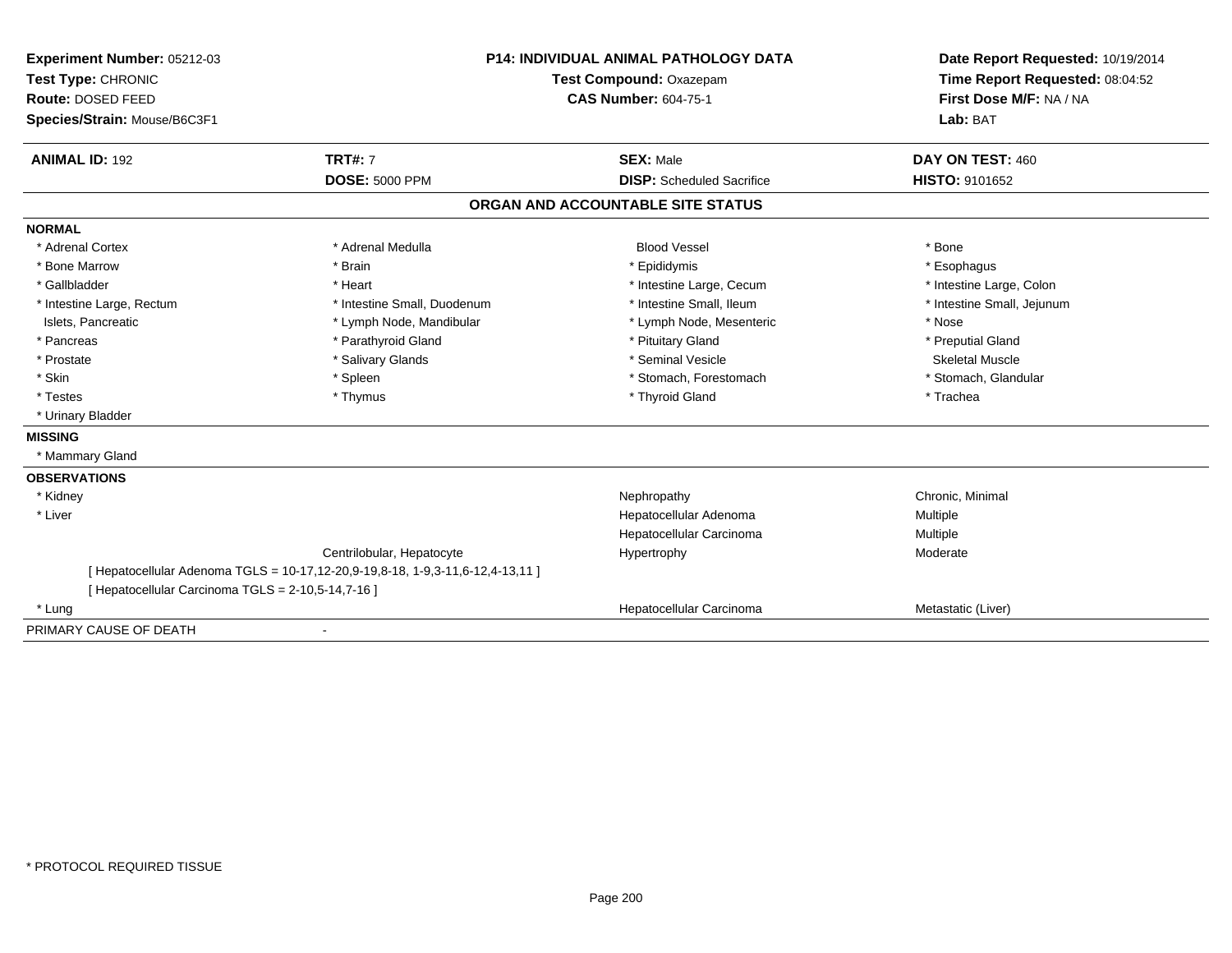**Experiment Number:** 05212-03
**Test Type:** CHRONIC
**Route:** DOSED FEED
**Species/Strain:** Mouse/B6C3F1

**P14: INDIVIDUAL ANIMAL PATHOLOGY DATA**
**Test Compound:** Oxazepam
**CAS Number:** 604-75-1

**Date Report Requested:** 10/19/2014
**Time Report Requested:** 08:04:52
**First Dose M/F:** NA / NA
**Lab:** BAT

| **ANIMAL ID:** 192 | **TRT#:** 7 | **SEX:** Male | **DAY ON TEST:** 460 |
|---|---|---|---|
| | **DOSE:** 5000 PPM | **DISP:** Scheduled Sacrifice | **HISTO:** 9101652 |

## ORGAN AND ACCOUNTABLE SITE STATUS

**NORMAL**

| | | | |
|---|---|---|---|
| * Adrenal Cortex | * Adrenal Medulla | Blood Vessel | * Bone |
| * Bone Marrow | * Brain | * Epididymis | * Esophagus |
| * Gallbladder | * Heart | * Intestine Large, Cecum | * Intestine Large, Colon |
| * Intestine Large, Rectum | * Intestine Small, Duodenum | * Intestine Small, Ileum | * Intestine Small, Jejunum |
| Islets, Pancreatic | * Lymph Node, Mandibular | * Lymph Node, Mesenteric | * Nose |
| * Pancreas | * Parathyroid Gland | * Pituitary Gland | * Preputial Gland |
| * Prostate | * Salivary Glands | * Seminal Vesicle | Skeletal Muscle |
| * Skin | * Spleen | * Stomach, Forestomach | * Stomach, Glandular |
| * Testes | * Thymus | * Thyroid Gland | * Trachea |
| * Urinary Bladder | | | |

**MISSING**

* Mammary Gland

**OBSERVATIONS**

| | | | |
|---|---|---|---|
| * Kidney | | Nephropathy | Chronic, Minimal |
| * Liver | | Hepatocellular Adenoma | Multiple |
| | | Hepatocellular Carcinoma | Multiple |
| | Centrilobular, Hepatocyte | Hypertrophy | Moderate |
| [ Hepatocellular Adenoma TGLS = 10-17,12-20,9-19,8-18, 1-9,3-11,6-12,4-13,11 ] | | | |
| [ Hepatocellular Carcinoma TGLS = 2-10,5-14,7-16 ] | | | |
| * Lung | | Hepatocellular Carcinoma | Metastatic (Liver) |

PRIMARY CAUSE OF DEATH -

* PROTOCOL REQUIRED TISSUE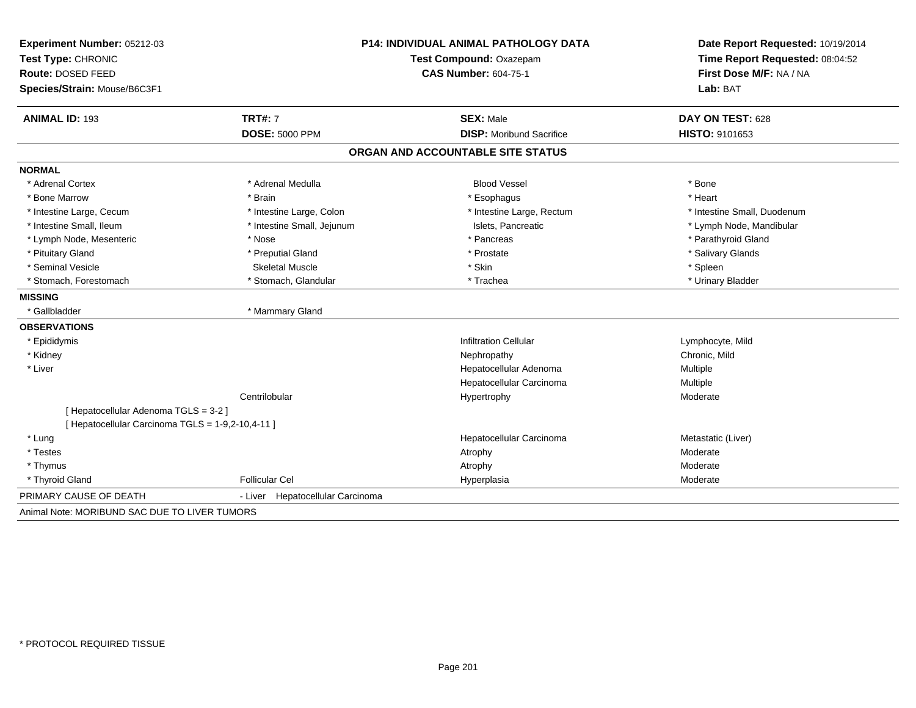**Experiment Number:** 05212-03
**Test Type:** CHRONIC
**Route:** DOSED FEED
**Species/Strain:** Mouse/B6C3F1

**P14: INDIVIDUAL ANIMAL PATHOLOGY DATA**
**Test Compound:** Oxazepam
**CAS Number:** 604-75-1

**Date Report Requested:** 10/19/2014
**Time Report Requested:** 08:04:52
**First Dose M/F:** NA / NA
**Lab:** BAT

| **ANIMAL ID:** 193 | **TRT#:** 7 | **SEX:** Male | **DAY ON TEST:** 628 |
|---|---|---|---|
| | **DOSE:** 5000 PPM | **DISP:** Moribund Sacrifice | **HISTO:** 9101653 |

## ORGAN AND ACCOUNTABLE SITE STATUS

**NORMAL**

| | | | |
|---|---|---|---|
| * Adrenal Cortex | * Adrenal Medulla | Blood Vessel | * Bone |
| * Bone Marrow | * Brain | * Esophagus | * Heart |
| * Intestine Large, Cecum | * Intestine Large, Colon | * Intestine Large, Rectum | * Intestine Small, Duodenum |
| * Intestine Small, Ileum | * Intestine Small, Jejunum | Islets, Pancreatic | * Lymph Node, Mandibular |
| * Lymph Node, Mesenteric | * Nose | * Pancreas | * Parathyroid Gland |
| * Pituitary Gland | * Preputial Gland | * Prostate | * Salivary Glands |
| * Seminal Vesicle | Skeletal Muscle | * Skin | * Spleen |
| * Stomach, Forestomach | * Stomach, Glandular | * Trachea | * Urinary Bladder |

**MISSING**

| | |
|---|---|
| * Gallbladder | * Mammary Gland |

**OBSERVATIONS**

| | | | |
|---|---|---|---|
| * Epididymis | | Infiltration Cellular | Lymphocyte, Mild |
| * Kidney | | Nephropathy | Chronic, Mild |
| * Liver | | Hepatocellular Adenoma | Multiple |
| | | Hepatocellular Carcinoma | Multiple |
| | Centrilobular | Hypertrophy | Moderate |
| [ Hepatocellular Adenoma TGLS = 3-2 ] | | | |
| [ Hepatocellular Carcinoma TGLS = 1-9,2-10,4-11 ] | | | |
| * Lung | | Hepatocellular Carcinoma | Metastatic (Liver) |
| * Testes | | Atrophy | Moderate |
| * Thymus | | Atrophy | Moderate |
| * Thyroid Gland | Follicular Cel | Hyperplasia | Moderate |

PRIMARY CAUSE OF DEATH - Liver Hepatocellular Carcinoma

Animal Note: MORIBUND SAC DUE TO LIVER TUMORS

* PROTOCOL REQUIRED TISSUE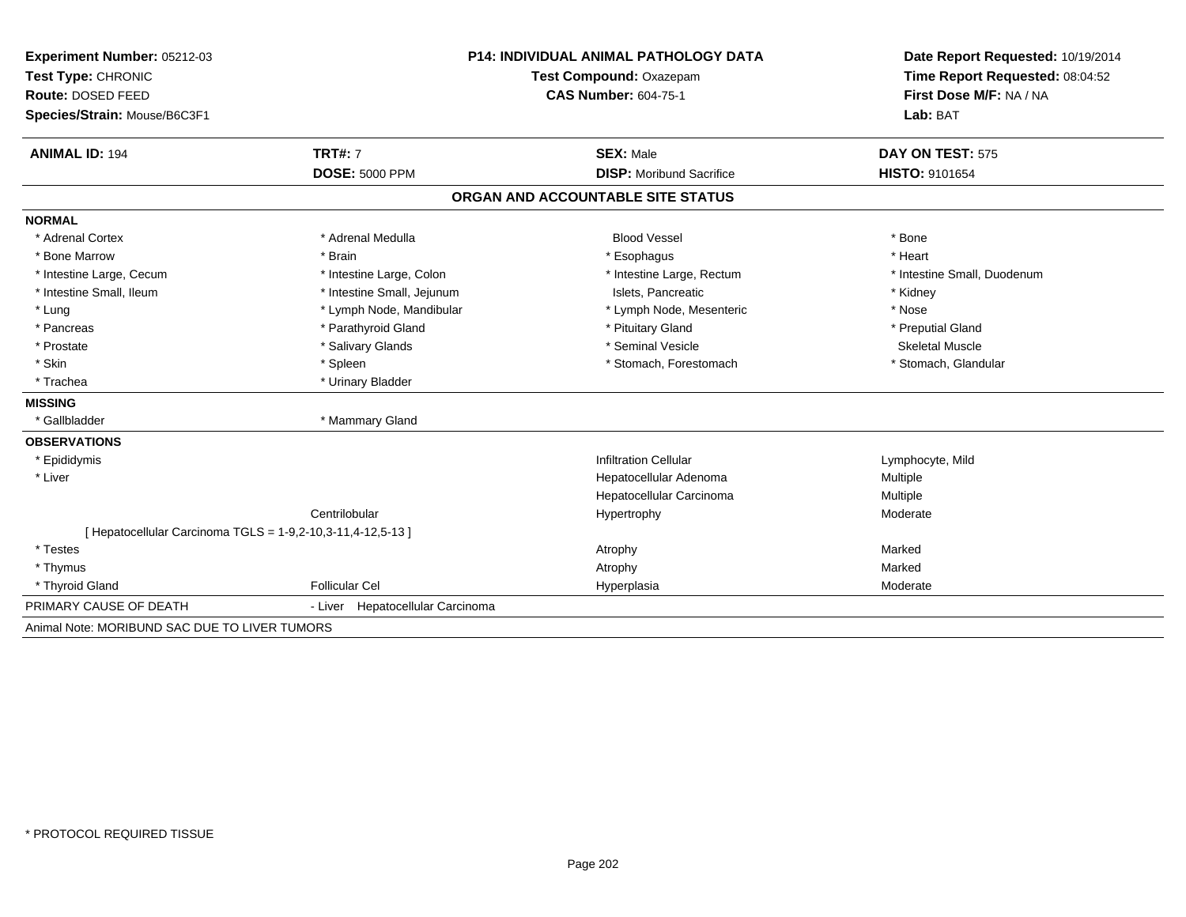**Experiment Number:** 05212-03
**Test Type:** CHRONIC
**Route:** DOSED FEED
**Species/Strain:** Mouse/B6C3F1

**P14: INDIVIDUAL ANIMAL PATHOLOGY DATA**
**Test Compound:** Oxazepam
**CAS Number:** 604-75-1

**Date Report Requested:** 10/19/2014
**Time Report Requested:** 08:04:52
**First Dose M/F:** NA / NA
**Lab:** BAT

| **ANIMAL ID:** 194 | **TRT#:** 7 | **SEX:** Male | **DAY ON TEST:** 575 |
|---|---|---|---|
| | **DOSE:** 5000 PPM | **DISP:** Moribund Sacrifice | **HISTO:** 9101654 |

## ORGAN AND ACCOUNTABLE SITE STATUS

**NORMAL**

| | | | |
|---|---|---|---|
| * Adrenal Cortex | * Adrenal Medulla | Blood Vessel | * Bone |
| * Bone Marrow | * Brain | * Esophagus | * Heart |
| * Intestine Large, Cecum | * Intestine Large, Colon | * Intestine Large, Rectum | * Intestine Small, Duodenum |
| * Intestine Small, Ileum | * Intestine Small, Jejunum | Islets, Pancreatic | * Kidney |
| * Lung | * Lymph Node, Mandibular | * Lymph Node, Mesenteric | * Nose |
| * Pancreas | * Parathyroid Gland | * Pituitary Gland | * Preputial Gland |
| * Prostate | * Salivary Glands | * Seminal Vesicle | Skeletal Muscle |
| * Skin | * Spleen | * Stomach, Forestomach | * Stomach, Glandular |
| * Trachea | * Urinary Bladder | | |

**MISSING**

| | |
|---|---|
| * Gallbladder | * Mammary Gland |

**OBSERVATIONS**

| | | | |
|---|---|---|---|
| * Epididymis | | Infiltration Cellular | Lymphocyte, Mild |
| * Liver | | Hepatocellular Adenoma | Multiple |
| | | Hepatocellular Carcinoma | Multiple |
| | Centrilobular | Hypertrophy | Moderate |
| [ Hepatocellular Carcinoma TGLS = 1-9,2-10,3-11,4-12,5-13 ] | | | |
| * Testes | | Atrophy | Marked |
| * Thymus | | Atrophy | Marked |
| * Thyroid Gland | Follicular Cel | Hyperplasia | Moderate |

PRIMARY CAUSE OF DEATH - Liver Hepatocellular Carcinoma

Animal Note: MORIBUND SAC DUE TO LIVER TUMORS

* PROTOCOL REQUIRED TISSUE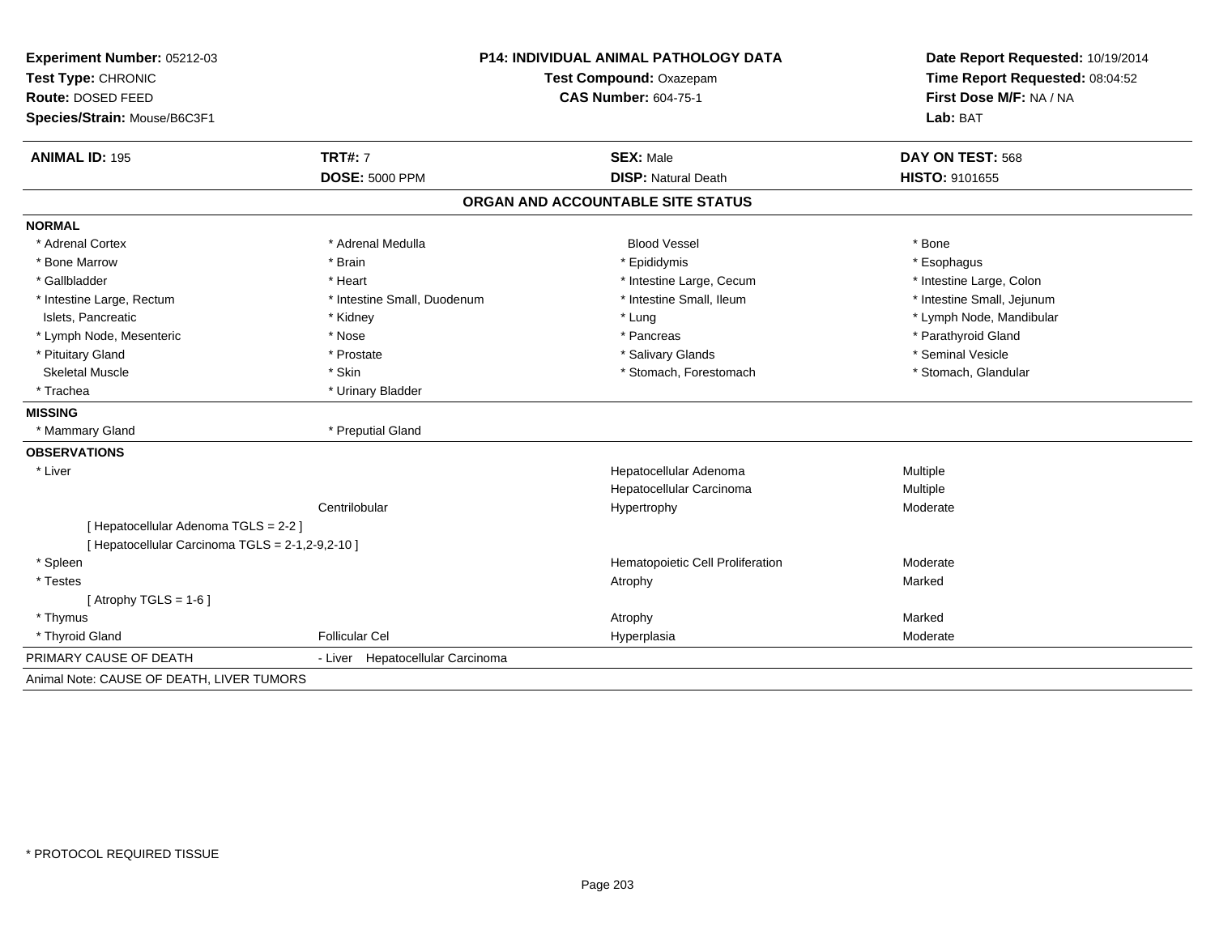**Experiment Number:** 05212-03
**Test Type:** CHRONIC
**Route:** DOSED FEED
**Species/Strain:** Mouse/B6C3F1

**P14: INDIVIDUAL ANIMAL PATHOLOGY DATA**
**Test Compound:** Oxazepam
**CAS Number:** 604-75-1

**Date Report Requested:** 10/19/2014
**Time Report Requested:** 08:04:52
**First Dose M/F:** NA / NA
**Lab:** BAT

| **ANIMAL ID:** 195 | **TRT#:** 7 | **SEX:** Male | **DAY ON TEST:** 568 |
|---|---|---|---|
| | **DOSE:** 5000 PPM | **DISP:** Natural Death | **HISTO:** 9101655 |

## ORGAN AND ACCOUNTABLE SITE STATUS

**NORMAL**

| | | | |
|---|---|---|---|
| * Adrenal Cortex | * Adrenal Medulla | Blood Vessel | * Bone |
| * Bone Marrow | * Brain | * Epididymis | * Esophagus |
| * Gallbladder | * Heart | * Intestine Large, Cecum | * Intestine Large, Colon |
| * Intestine Large, Rectum | * Intestine Small, Duodenum | * Intestine Small, Ileum | * Intestine Small, Jejunum |
| Islets, Pancreatic | * Kidney | * Lung | * Lymph Node, Mandibular |
| * Lymph Node, Mesenteric | * Nose | * Pancreas | * Parathyroid Gland |
| * Pituitary Gland | * Prostate | * Salivary Glands | * Seminal Vesicle |
| Skeletal Muscle | * Skin | * Stomach, Forestomach | * Stomach, Glandular |
| * Trachea | * Urinary Bladder | | |

**MISSING**

| | |
|---|---|
| * Mammary Gland | * Preputial Gland |

**OBSERVATIONS**

| | | | |
|---|---|---|---|
| * Liver | | Hepatocellular Adenoma | Multiple |
| | | Hepatocellular Carcinoma | Multiple |
| | Centrilobular | Hypertrophy | Moderate |
| [ Hepatocellular Adenoma TGLS = 2-2 ] | | | |
| [ Hepatocellular Carcinoma TGLS = 2-1,2-9,2-10 ] | | | |
| * Spleen | | Hematopoietic Cell Proliferation | Moderate |
| * Testes | | Atrophy | Marked |
| [ Atrophy TGLS = 1-6 ] | | | |
| * Thymus | | Atrophy | Marked |
| * Thyroid Gland | Follicular Cel | Hyperplasia | Moderate |

PRIMARY CAUSE OF DEATH - Liver Hepatocellular Carcinoma

Animal Note: CAUSE OF DEATH, LIVER TUMORS

* PROTOCOL REQUIRED TISSUE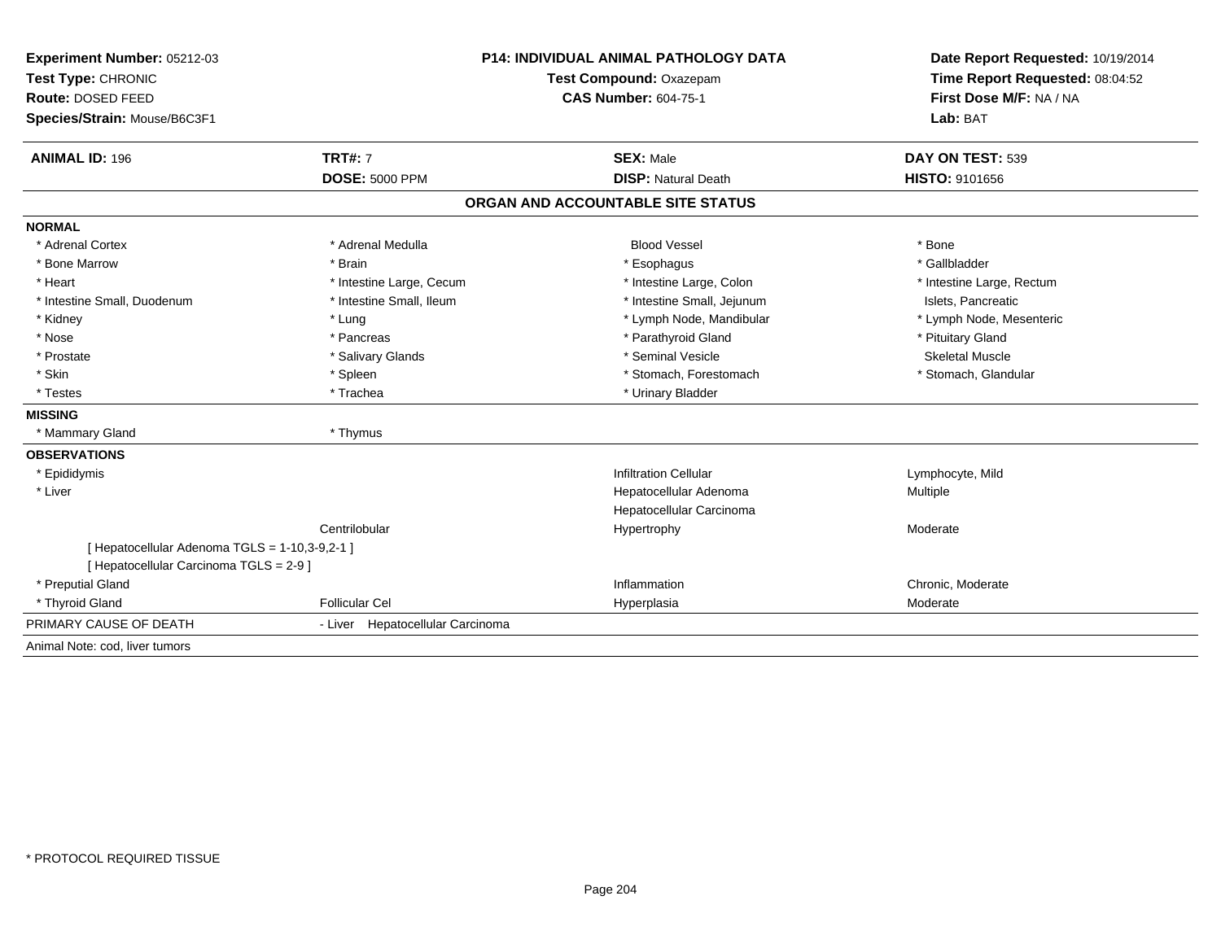**Experiment Number:** 05212-03
**Test Type:** CHRONIC
**Route:** DOSED FEED
**Species/Strain:** Mouse/B6C3F1

**P14: INDIVIDUAL ANIMAL PATHOLOGY DATA**
**Test Compound:** Oxazepam
**CAS Number:** 604-75-1

**Date Report Requested:** 10/19/2014
**Time Report Requested:** 08:04:52
**First Dose M/F:** NA / NA
**Lab:** BAT

| **ANIMAL ID:** 196 | **TRT#:** 7 | **SEX:** Male | **DAY ON TEST:** 539 |
|---|---|---|---|
| | **DOSE:** 5000 PPM | **DISP:** Natural Death | **HISTO:** 9101656 |

## ORGAN AND ACCOUNTABLE SITE STATUS

**NORMAL**

| | | | |
|---|---|---|---|
| * Adrenal Cortex | * Adrenal Medulla | Blood Vessel | * Bone |
| * Bone Marrow | * Brain | * Esophagus | * Gallbladder |
| * Heart | * Intestine Large, Cecum | * Intestine Large, Colon | * Intestine Large, Rectum |
| * Intestine Small, Duodenum | * Intestine Small, Ileum | * Intestine Small, Jejunum | Islets, Pancreatic |
| * Kidney | * Lung | * Lymph Node, Mandibular | * Lymph Node, Mesenteric |
| * Nose | * Pancreas | * Parathyroid Gland | * Pituitary Gland |
| * Prostate | * Salivary Glands | * Seminal Vesicle | Skeletal Muscle |
| * Skin | * Spleen | * Stomach, Forestomach | * Stomach, Glandular |
| * Testes | * Trachea | * Urinary Bladder | |

**MISSING**

| | |
|---|---|
| * Mammary Gland | * Thymus |

**OBSERVATIONS**

| | | | |
|---|---|---|---|
| * Epididymis | | Infiltration Cellular | Lymphocyte, Mild |
| * Liver | | Hepatocellular Adenoma | Multiple |
| | | Hepatocellular Carcinoma | |
| | Centrilobular | Hypertrophy | Moderate |
| [ Hepatocellular Adenoma TGLS = 1-10,3-9,2-1 ] | | | |
| [ Hepatocellular Carcinoma TGLS = 2-9 ] | | | |
| * Preputial Gland | | Inflammation | Chronic, Moderate |
| * Thyroid Gland | Follicular Cel | Hyperplasia | Moderate |

PRIMARY CAUSE OF DEATH - Liver Hepatocellular Carcinoma

Animal Note: cod, liver tumors

* PROTOCOL REQUIRED TISSUE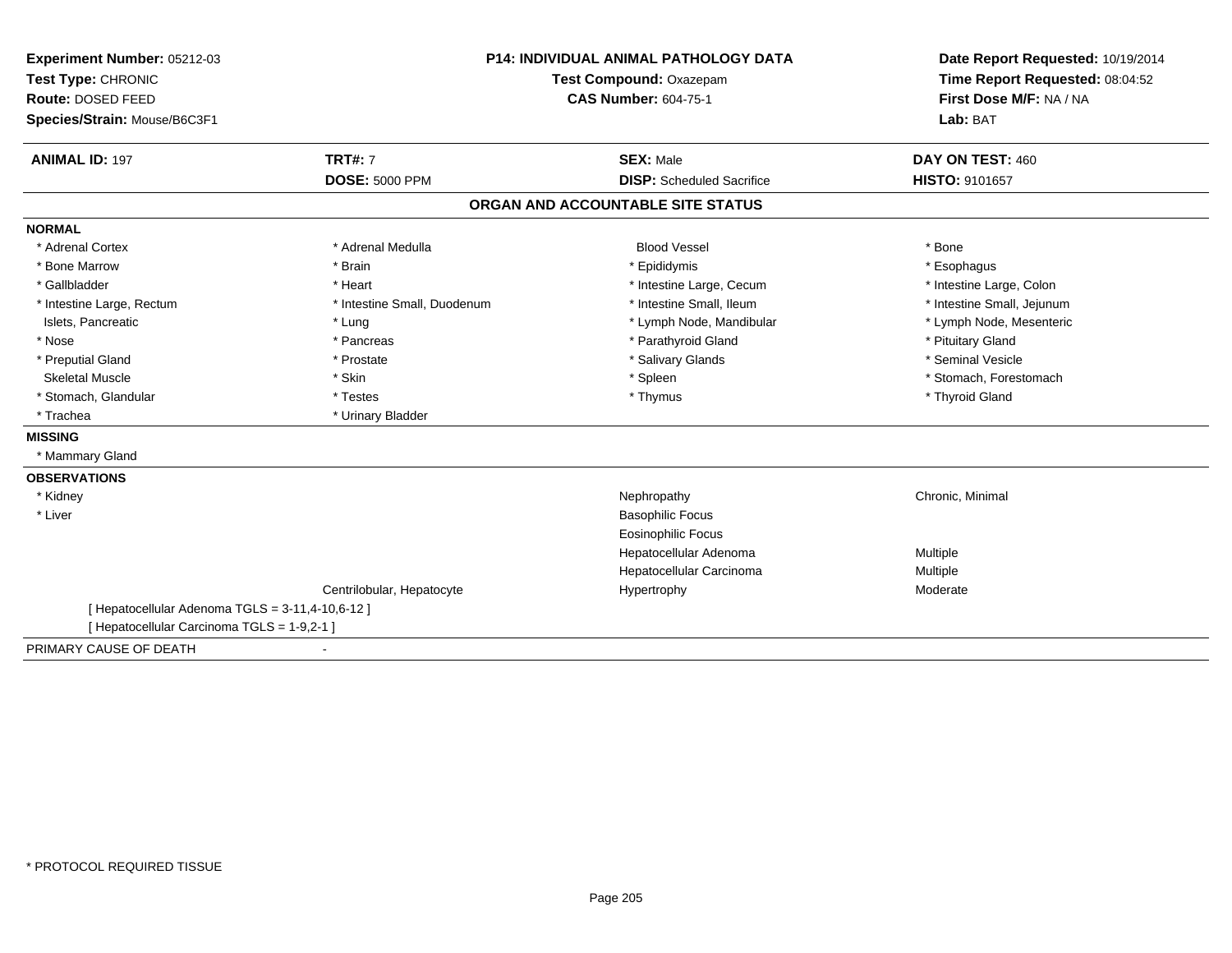**Experiment Number:** 05212-03
**Test Type:** CHRONIC
**Route:** DOSED FEED
**Species/Strain:** Mouse/B6C3F1

**P14: INDIVIDUAL ANIMAL PATHOLOGY DATA**
**Test Compound:** Oxazepam
**CAS Number:** 604-75-1

**Date Report Requested:** 10/19/2014
**Time Report Requested:** 08:04:52
**First Dose M/F:** NA / NA
**Lab:** BAT

| **ANIMAL ID:** 197 | **TRT#:** 7 | **SEX:** Male | **DAY ON TEST:** 460 |
|---|---|---|---|
| | **DOSE:** 5000 PPM | **DISP:** Scheduled Sacrifice | **HISTO:** 9101657 |

## ORGAN AND ACCOUNTABLE SITE STATUS

**NORMAL**

| | | | |
|---|---|---|---|
| * Adrenal Cortex | * Adrenal Medulla | Blood Vessel | * Bone |
| * Bone Marrow | * Brain | * Epididymis | * Esophagus |
| * Gallbladder | * Heart | * Intestine Large, Cecum | * Intestine Large, Colon |
| * Intestine Large, Rectum | * Intestine Small, Duodenum | * Intestine Small, Ileum | * Intestine Small, Jejunum |
| Islets, Pancreatic | * Lung | * Lymph Node, Mandibular | * Lymph Node, Mesenteric |
| * Nose | * Pancreas | * Parathyroid Gland | * Pituitary Gland |
| * Preputial Gland | * Prostate | * Salivary Glands | * Seminal Vesicle |
| Skeletal Muscle | * Skin | * Spleen | * Stomach, Forestomach |
| * Stomach, Glandular | * Testes | * Thymus | * Thyroid Gland |
| * Trachea | * Urinary Bladder | | |

**MISSING**

* Mammary Gland

**OBSERVATIONS**

| | | | |
|---|---|---|---|
| * Kidney | | Nephropathy | Chronic, Minimal |
| * Liver | | Basophilic Focus | |
| | | Eosinophilic Focus | |
| | | Hepatocellular Adenoma | Multiple |
| | | Hepatocellular Carcinoma | Multiple |
| | Centrilobular, Hepatocyte | Hypertrophy | Moderate |

[ Hepatocellular Adenoma TGLS = 3-11,4-10,6-12 ]
[ Hepatocellular Carcinoma TGLS = 1-9,2-1 ]

PRIMARY CAUSE OF DEATH -

* PROTOCOL REQUIRED TISSUE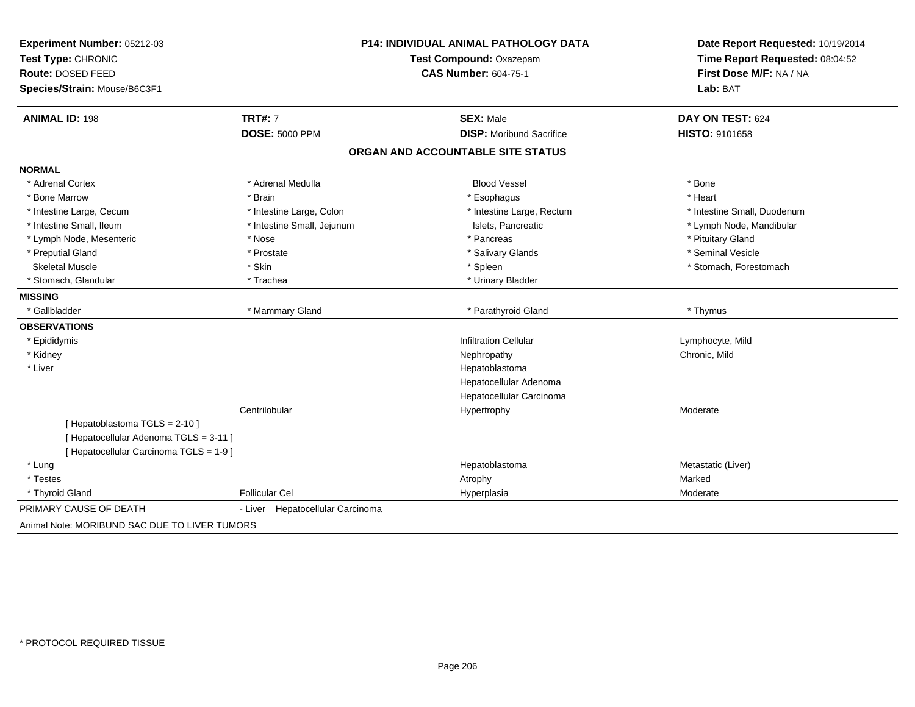**Experiment Number:** 05212-03
**Test Type:** CHRONIC
**Route:** DOSED FEED
**Species/Strain:** Mouse/B6C3F1

**P14: INDIVIDUAL ANIMAL PATHOLOGY DATA**
**Test Compound:** Oxazepam
**CAS Number:** 604-75-1

**Date Report Requested:** 10/19/2014
**Time Report Requested:** 08:04:52
**First Dose M/F:** NA / NA
**Lab:** BAT

| **ANIMAL ID:** 198 | **TRT#:** 7 | **SEX:** Male | **DAY ON TEST:** 624 |
|---|---|---|---|
| | **DOSE:** 5000 PPM | **DISP:** Moribund Sacrifice | **HISTO:** 9101658 |

## ORGAN AND ACCOUNTABLE SITE STATUS

| | | | |
|---|---|---|---|
| **NORMAL** | | | |
| * Adrenal Cortex | * Adrenal Medulla | Blood Vessel | * Bone |
| * Bone Marrow | * Brain | * Esophagus | * Heart |
| * Intestine Large, Cecum | * Intestine Large, Colon | * Intestine Large, Rectum | * Intestine Small, Duodenum |
| * Intestine Small, Ileum | * Intestine Small, Jejunum | Islets, Pancreatic | * Lymph Node, Mandibular |
| * Lymph Node, Mesenteric | * Nose | * Pancreas | * Pituitary Gland |
| * Preputial Gland | * Prostate | * Salivary Glands | * Seminal Vesicle |
| Skeletal Muscle | * Skin | * Spleen | * Stomach, Forestomach |
| * Stomach, Glandular | * Trachea | * Urinary Bladder | |
| **MISSING** | | | |
| * Gallbladder | * Mammary Gland | * Parathyroid Gland | * Thymus |
| **OBSERVATIONS** | | | |
| * Epididymis | | Infiltration Cellular | Lymphocyte, Mild |
| * Kidney | | Nephropathy | Chronic, Mild |
| * Liver | | Hepatoblastoma | |
| | | Hepatocellular Adenoma | |
| | | Hepatocellular Carcinoma | |
| | Centrilobular | Hypertrophy | Moderate |
| [ Hepatoblastoma TGLS = 2-10 ] | | | |
| [ Hepatocellular Adenoma TGLS = 3-11 ] | | | |
| [ Hepatocellular Carcinoma TGLS = 1-9 ] | | | |
| * Lung | | Hepatoblastoma | Metastatic (Liver) |
| * Testes | | Atrophy | Marked |
| * Thyroid Gland | Follicular Cel | Hyperplasia | Moderate |
| PRIMARY CAUSE OF DEATH | - Liver Hepatocellular Carcinoma | | |

Animal Note: MORIBUND SAC DUE TO LIVER TUMORS

* PROTOCOL REQUIRED TISSUE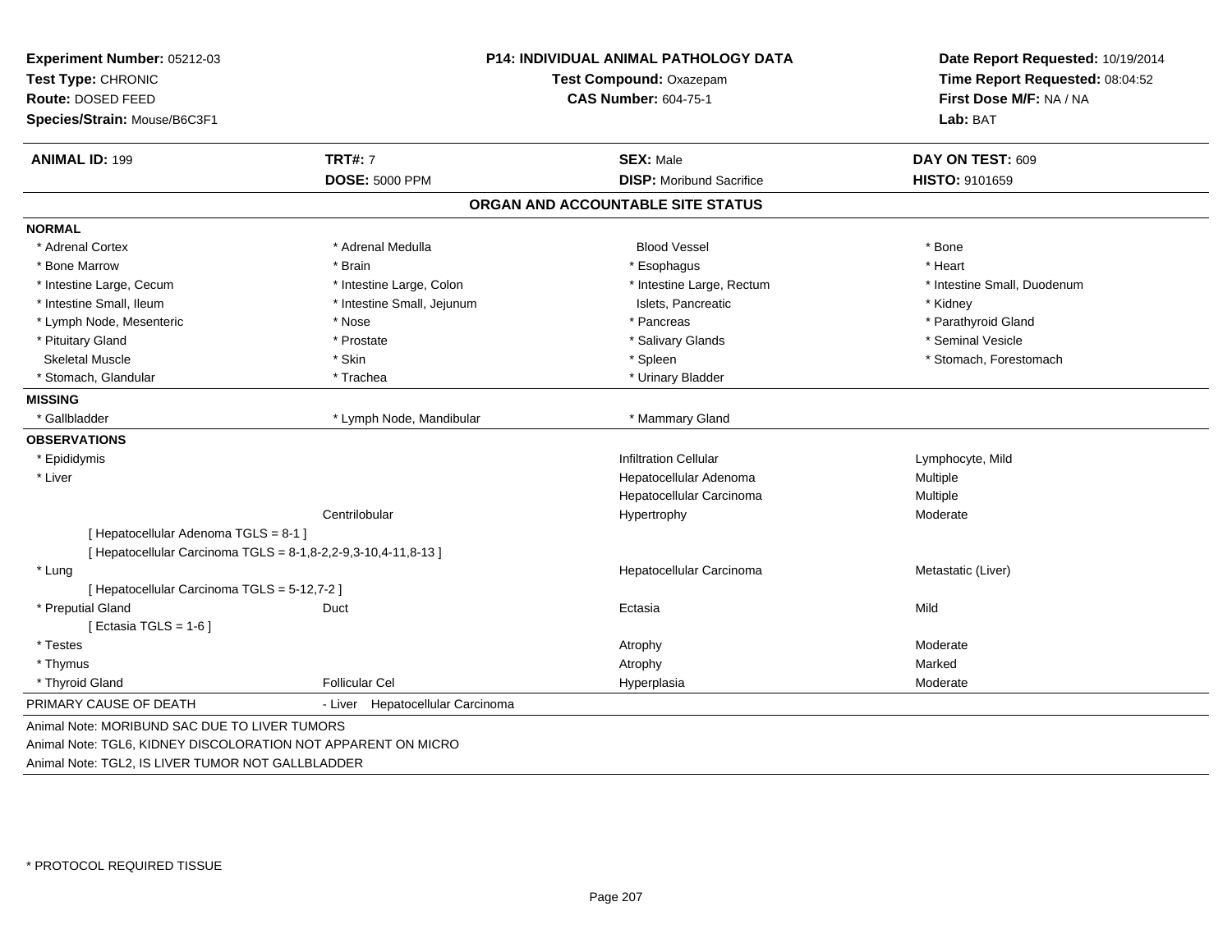**Experiment Number:** 05212-03
**Test Type:** CHRONIC
**Route:** DOSED FEED
**Species/Strain:** Mouse/B6C3F1

**P14: INDIVIDUAL ANIMAL PATHOLOGY DATA**
**Test Compound:** Oxazepam
**CAS Number:** 604-75-1

**Date Report Requested:** 10/19/2014
**Time Report Requested:** 08:04:52
**First Dose M/F:** NA / NA
**Lab:** BAT

| **ANIMAL ID:** 199 | **TRT#:** 7 | **SEX:** Male | **DAY ON TEST:** 609 |
|---|---|---|---|
| | **DOSE:** 5000 PPM | **DISP:** Moribund Sacrifice | **HISTO:** 9101659 |

## ORGAN AND ACCOUNTABLE SITE STATUS

**NORMAL**

| | | | |
|---|---|---|---|
| * Adrenal Cortex | * Adrenal Medulla | Blood Vessel | * Bone |
| * Bone Marrow | * Brain | * Esophagus | * Heart |
| * Intestine Large, Cecum | * Intestine Large, Colon | * Intestine Large, Rectum | * Intestine Small, Duodenum |
| * Intestine Small, Ileum | * Intestine Small, Jejunum | Islets, Pancreatic | * Kidney |
| * Lymph Node, Mesenteric | * Nose | * Pancreas | * Parathyroid Gland |
| * Pituitary Gland | * Prostate | * Salivary Glands | * Seminal Vesicle |
| Skeletal Muscle | * Skin | * Spleen | * Stomach, Forestomach |
| * Stomach, Glandular | * Trachea | * Urinary Bladder | |

**MISSING**

| | | |
|---|---|---|
| * Gallbladder | * Lymph Node, Mandibular | * Mammary Gland |

**OBSERVATIONS**

| | | | |
|---|---|---|---|
| * Epididymis | | Infiltration Cellular | Lymphocyte, Mild |
| * Liver | | Hepatocellular Adenoma | Multiple |
| | | Hepatocellular Carcinoma | Multiple |
| | Centrilobular | Hypertrophy | Moderate |
| [ Hepatocellular Adenoma TGLS = 8-1 ] | | | |
| [ Hepatocellular Carcinoma TGLS = 8-1,8-2,2-9,3-10,4-11,8-13 ] | | | |
| * Lung | | Hepatocellular Carcinoma | Metastatic (Liver) |
| [ Hepatocellular Carcinoma TGLS = 5-12,7-2 ] | | | |
| * Preputial Gland | Duct | Ectasia | Mild |
| [ Ectasia TGLS = 1-6 ] | | | |
| * Testes | | Atrophy | Moderate |
| * Thymus | | Atrophy | Marked |
| * Thyroid Gland | Follicular Cel | Hyperplasia | Moderate |

PRIMARY CAUSE OF DEATH - Liver Hepatocellular Carcinoma

Animal Note: MORIBUND SAC DUE TO LIVER TUMORS
Animal Note: TGL6, KIDNEY DISCOLORATION NOT APPARENT ON MICRO
Animal Note: TGL2, IS LIVER TUMOR NOT GALLBLADDER

* PROTOCOL REQUIRED TISSUE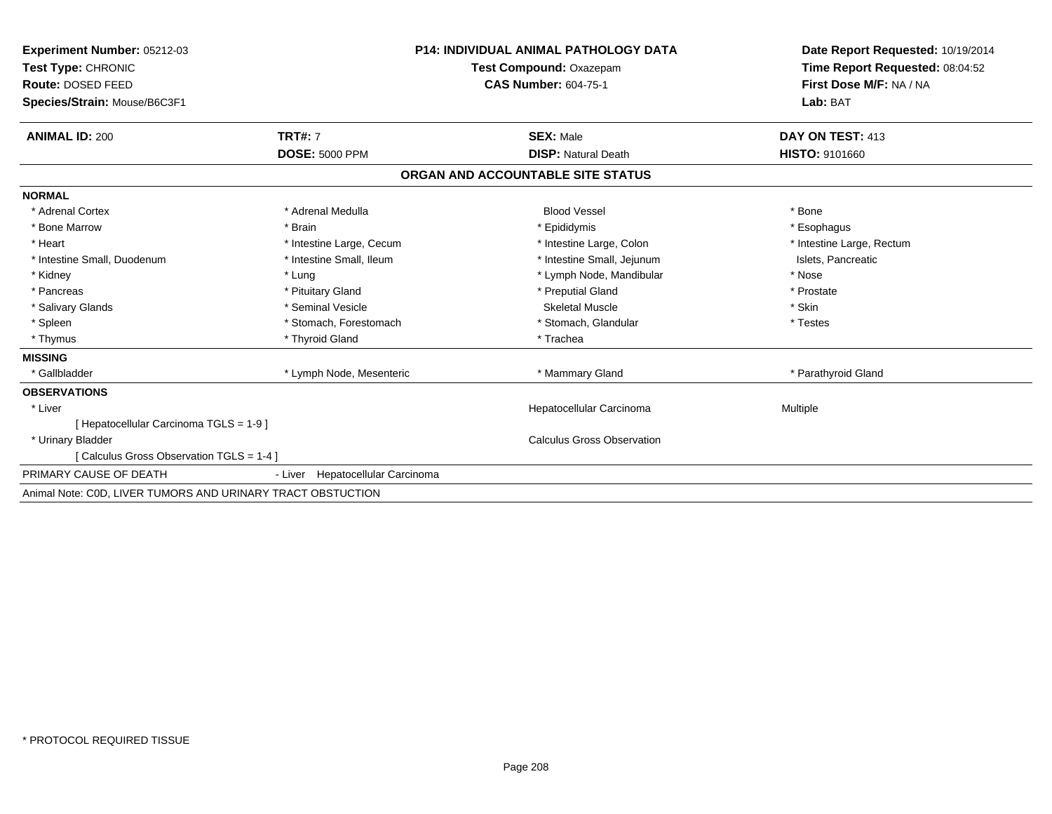**Experiment Number:** 05212-03
**Test Type:** CHRONIC
**Route:** DOSED FEED
**Species/Strain:** Mouse/B6C3F1

**P14: INDIVIDUAL ANIMAL PATHOLOGY DATA**
**Test Compound:** Oxazepam
**CAS Number:** 604-75-1

**Date Report Requested:** 10/19/2014
**Time Report Requested:** 08:04:52
**First Dose M/F:** NA / NA
**Lab:** BAT

| **ANIMAL ID:** 200 | **TRT#:** 7 | **SEX:** Male | **DAY ON TEST:** 413 |
|---|---|---|---|
| | **DOSE:** 5000 PPM | **DISP:** Natural Death | **HISTO:** 9101660 |

## ORGAN AND ACCOUNTABLE SITE STATUS

**NORMAL**

| | | | |
|---|---|---|---|
| * Adrenal Cortex | * Adrenal Medulla | Blood Vessel | * Bone |
| * Bone Marrow | * Brain | * Epididymis | * Esophagus |
| * Heart | * Intestine Large, Cecum | * Intestine Large, Colon | * Intestine Large, Rectum |
| * Intestine Small, Duodenum | * Intestine Small, Ileum | * Intestine Small, Jejunum | Islets, Pancreatic |
| * Kidney | * Lung | * Lymph Node, Mandibular | * Nose |
| * Pancreas | * Pituitary Gland | * Preputial Gland | * Prostate |
| * Salivary Glands | * Seminal Vesicle | Skeletal Muscle | * Skin |
| * Spleen | * Stomach, Forestomach | * Stomach, Glandular | * Testes |
| * Thymus | * Thyroid Gland | * Trachea | |

**MISSING**

| | | | |
|---|---|---|---|
| * Gallbladder | * Lymph Node, Mesenteric | * Mammary Gland | * Parathyroid Gland |

**OBSERVATIONS**

| | | |
|---|---|---|
| * Liver | Hepatocellular Carcinoma | Multiple |
| [ Hepatocellular Carcinoma TGLS = 1-9 ] | | |
| * Urinary Bladder | Calculus Gross Observation | |
| [ Calculus Gross Observation TGLS = 1-4 ] | | |

PRIMARY CAUSE OF DEATH - Liver Hepatocellular Carcinoma

Animal Note: C0D, LIVER TUMORS AND URINARY TRACT OBSTUCTION

* PROTOCOL REQUIRED TISSUE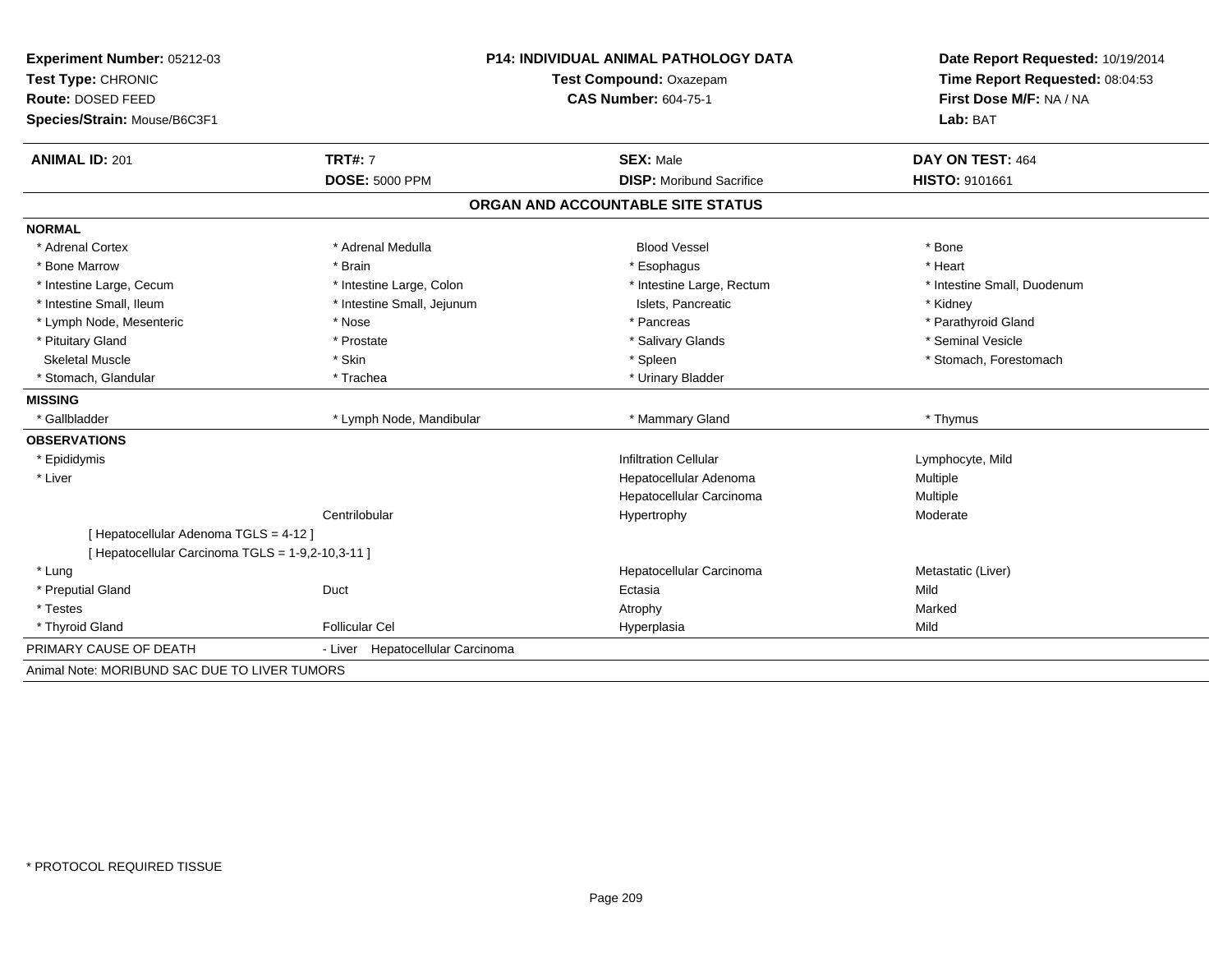**Experiment Number:** 05212-03
**Test Type:** CHRONIC
**Route:** DOSED FEED
**Species/Strain:** Mouse/B6C3F1

**P14: INDIVIDUAL ANIMAL PATHOLOGY DATA**
**Test Compound:** Oxazepam
**CAS Number:** 604-75-1

**Date Report Requested:** 10/19/2014
**Time Report Requested:** 08:04:53
**First Dose M/F:** NA / NA
**Lab:** BAT

| **ANIMAL ID:** 201 | **TRT#:** 7 | **SEX:** Male | **DAY ON TEST:** 464 |
|---|---|---|---|
| | **DOSE:** 5000 PPM | **DISP:** Moribund Sacrifice | **HISTO:** 9101661 |

## ORGAN AND ACCOUNTABLE SITE STATUS

**NORMAL**

| | | | |
|---|---|---|---|
| * Adrenal Cortex | * Adrenal Medulla | Blood Vessel | * Bone |
| * Bone Marrow | * Brain | * Esophagus | * Heart |
| * Intestine Large, Cecum | * Intestine Large, Colon | * Intestine Large, Rectum | * Intestine Small, Duodenum |
| * Intestine Small, Ileum | * Intestine Small, Jejunum | Islets, Pancreatic | * Kidney |
| * Lymph Node, Mesenteric | * Nose | * Pancreas | * Parathyroid Gland |
| * Pituitary Gland | * Prostate | * Salivary Glands | * Seminal Vesicle |
| Skeletal Muscle | * Skin | * Spleen | * Stomach, Forestomach |
| * Stomach, Glandular | * Trachea | * Urinary Bladder | |

**MISSING**

| | | | |
|---|---|---|---|
| * Gallbladder | * Lymph Node, Mandibular | * Mammary Gland | * Thymus |

**OBSERVATIONS**

| | | | |
|---|---|---|---|
| * Epididymis | | Infiltration Cellular | Lymphocyte, Mild |
| * Liver | | Hepatocellular Adenoma | Multiple |
| | | Hepatocellular Carcinoma | Multiple |
| | Centrilobular | Hypertrophy | Moderate |
| [ Hepatocellular Adenoma TGLS = 4-12 ] | | | |
| [ Hepatocellular Carcinoma TGLS = 1-9,2-10,3-11 ] | | | |
| * Lung | | Hepatocellular Carcinoma | Metastatic (Liver) |
| * Preputial Gland | Duct | Ectasia | Mild |
| * Testes | | Atrophy | Marked |
| * Thyroid Gland | Follicular Cel | Hyperplasia | Mild |

PRIMARY CAUSE OF DEATH - Liver Hepatocellular Carcinoma

Animal Note: MORIBUND SAC DUE TO LIVER TUMORS

* PROTOCOL REQUIRED TISSUE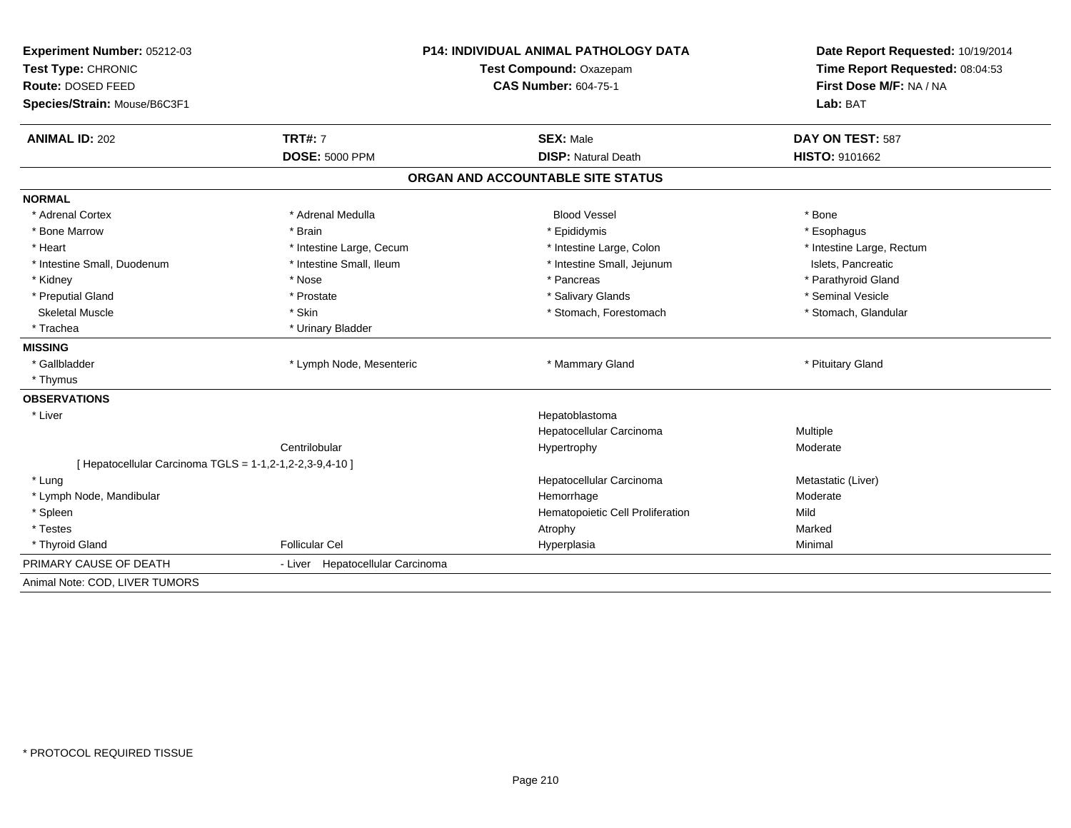**Experiment Number:** 05212-03
**Test Type:** CHRONIC
**Route:** DOSED FEED
**Species/Strain:** Mouse/B6C3F1

**P14: INDIVIDUAL ANIMAL PATHOLOGY DATA**
**Test Compound:** Oxazepam
**CAS Number:** 604-75-1

**Date Report Requested:** 10/19/2014
**Time Report Requested:** 08:04:53
**First Dose M/F:** NA / NA
**Lab:** BAT

| **ANIMAL ID:** 202 | **TRT#:** 7 | **SEX:** Male | **DAY ON TEST:** 587 |
|---|---|---|---|
| | **DOSE:** 5000 PPM | **DISP:** Natural Death | **HISTO:** 9101662 |

## ORGAN AND ACCOUNTABLE SITE STATUS

**NORMAL**

| | | | |
|---|---|---|---|
| * Adrenal Cortex | * Adrenal Medulla | Blood Vessel | * Bone |
| * Bone Marrow | * Brain | * Epididymis | * Esophagus |
| * Heart | * Intestine Large, Cecum | * Intestine Large, Colon | * Intestine Large, Rectum |
| * Intestine Small, Duodenum | * Intestine Small, Ileum | * Intestine Small, Jejunum | Islets, Pancreatic |
| * Kidney | * Nose | * Pancreas | * Parathyroid Gland |
| * Preputial Gland | * Prostate | * Salivary Glands | * Seminal Vesicle |
| Skeletal Muscle | * Skin | * Stomach, Forestomach | * Stomach, Glandular |
| * Trachea | * Urinary Bladder | | |

**MISSING**

| | | | |
|---|---|---|---|
| * Gallbladder | * Lymph Node, Mesenteric | * Mammary Gland | * Pituitary Gland |
| * Thymus | | | |

**OBSERVATIONS**

| | | | |
|---|---|---|---|
| * Liver | | Hepatoblastoma | |
| | | Hepatocellular Carcinoma | Multiple |
| | Centrilobular | Hypertrophy | Moderate |
| [ Hepatocellular Carcinoma TGLS = 1-1,2-1,2-2,3-9,4-10 ] | | | |
| * Lung | | Hepatocellular Carcinoma | Metastatic (Liver) |
| * Lymph Node, Mandibular | | Hemorrhage | Moderate |
| * Spleen | | Hematopoietic Cell Proliferation | Mild |
| * Testes | | Atrophy | Marked |
| * Thyroid Gland | Follicular Cel | Hyperplasia | Minimal |

PRIMARY CAUSE OF DEATH - Liver Hepatocellular Carcinoma

Animal Note: COD, LIVER TUMORS

* PROTOCOL REQUIRED TISSUE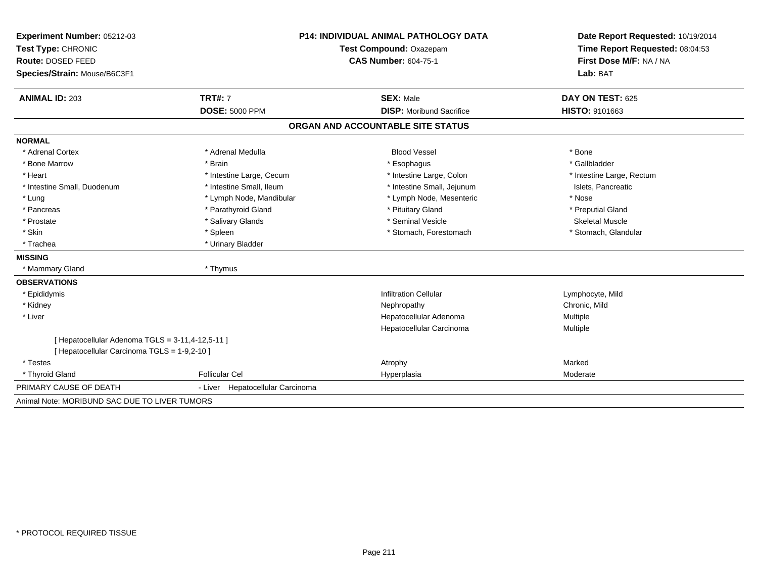**Experiment Number:** 05212-03
**Test Type:** CHRONIC
**Route:** DOSED FEED
**Species/Strain:** Mouse/B6C3F1

**P14: INDIVIDUAL ANIMAL PATHOLOGY DATA**
**Test Compound:** Oxazepam
**CAS Number:** 604-75-1

**Date Report Requested:** 10/19/2014
**Time Report Requested:** 08:04:53
**First Dose M/F:** NA / NA
**Lab:** BAT

| **ANIMAL ID:** 203 | **TRT#:** 7 | **SEX:** Male | **DAY ON TEST:** 625 |
|---|---|---|---|
| | **DOSE:** 5000 PPM | **DISP:** Moribund Sacrifice | **HISTO:** 9101663 |

## ORGAN AND ACCOUNTABLE SITE STATUS

**NORMAL**

| | | | |
|---|---|---|---|
| * Adrenal Cortex | * Adrenal Medulla | Blood Vessel | * Bone |
| * Bone Marrow | * Brain | * Esophagus | * Gallbladder |
| * Heart | * Intestine Large, Cecum | * Intestine Large, Colon | * Intestine Large, Rectum |
| * Intestine Small, Duodenum | * Intestine Small, Ileum | * Intestine Small, Jejunum | Islets, Pancreatic |
| * Lung | * Lymph Node, Mandibular | * Lymph Node, Mesenteric | * Nose |
| * Pancreas | * Parathyroid Gland | * Pituitary Gland | * Preputial Gland |
| * Prostate | * Salivary Glands | * Seminal Vesicle | Skeletal Muscle |
| * Skin | * Spleen | * Stomach, Forestomach | * Stomach, Glandular |
| * Trachea | * Urinary Bladder | | |

**MISSING**

| | |
|---|---|
| * Mammary Gland | * Thymus |

**OBSERVATIONS**

| | | | |
|---|---|---|---|
| * Epididymis | | Infiltration Cellular | Lymphocyte, Mild |
| * Kidney | | Nephropathy | Chronic, Mild |
| * Liver | | Hepatocellular Adenoma | Multiple |
| | | Hepatocellular Carcinoma | Multiple |
| [ Hepatocellular Adenoma TGLS = 3-11,4-12,5-11 ] | | | |
| [ Hepatocellular Carcinoma TGLS = 1-9,2-10 ] | | | |
| * Testes | | Atrophy | Marked |
| * Thyroid Gland | Follicular Cel | Hyperplasia | Moderate |

PRIMARY CAUSE OF DEATH - Liver Hepatocellular Carcinoma

Animal Note: MORIBUND SAC DUE TO LIVER TUMORS

* PROTOCOL REQUIRED TISSUE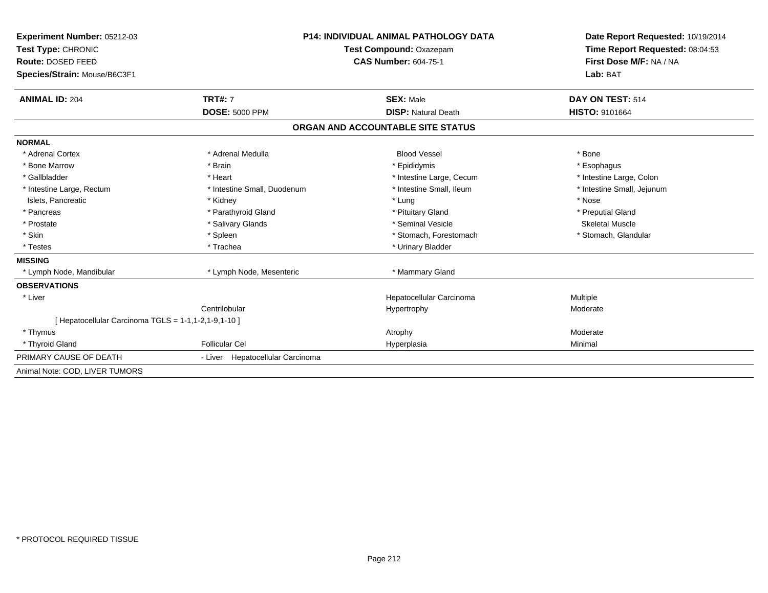**Experiment Number:** 05212-03
**Test Type:** CHRONIC
**Route:** DOSED FEED
**Species/Strain:** Mouse/B6C3F1

**P14: INDIVIDUAL ANIMAL PATHOLOGY DATA**
**Test Compound:** Oxazepam
**CAS Number:** 604-75-1

**Date Report Requested:** 10/19/2014
**Time Report Requested:** 08:04:53
**First Dose M/F:** NA / NA
**Lab:** BAT

| **ANIMAL ID:** 204 | **TRT#:** 7 | **SEX:** Male | **DAY ON TEST:** 514 |
|---|---|---|---|
| | **DOSE:** 5000 PPM | **DISP:** Natural Death | **HISTO:** 9101664 |

## ORGAN AND ACCOUNTABLE SITE STATUS

**NORMAL**

| | | | |
|---|---|---|---|
| * Adrenal Cortex | * Adrenal Medulla | Blood Vessel | * Bone |
| * Bone Marrow | * Brain | * Epididymis | * Esophagus |
| * Gallbladder | * Heart | * Intestine Large, Cecum | * Intestine Large, Colon |
| * Intestine Large, Rectum | * Intestine Small, Duodenum | * Intestine Small, Ileum | * Intestine Small, Jejunum |
| Islets, Pancreatic | * Kidney | * Lung | * Nose |
| * Pancreas | * Parathyroid Gland | * Pituitary Gland | * Preputial Gland |
| * Prostate | * Salivary Glands | * Seminal Vesicle | Skeletal Muscle |
| * Skin | * Spleen | * Stomach, Forestomach | * Stomach, Glandular |
| * Testes | * Trachea | * Urinary Bladder | |

**MISSING**

| | | |
|---|---|---|
| * Lymph Node, Mandibular | * Lymph Node, Mesenteric | * Mammary Gland |

**OBSERVATIONS**

| | | | |
|---|---|---|---|
| * Liver | | Hepatocellular Carcinoma | Multiple |
| | Centrilobular | Hypertrophy | Moderate |
| [ Hepatocellular Carcinoma TGLS = 1-1,1-2,1-9,1-10 ] | | | |
| * Thymus | | Atrophy | Moderate |
| * Thyroid Gland | Follicular Cel | Hyperplasia | Minimal |

PRIMARY CAUSE OF DEATH - Liver Hepatocellular Carcinoma

Animal Note: COD, LIVER TUMORS

* PROTOCOL REQUIRED TISSUE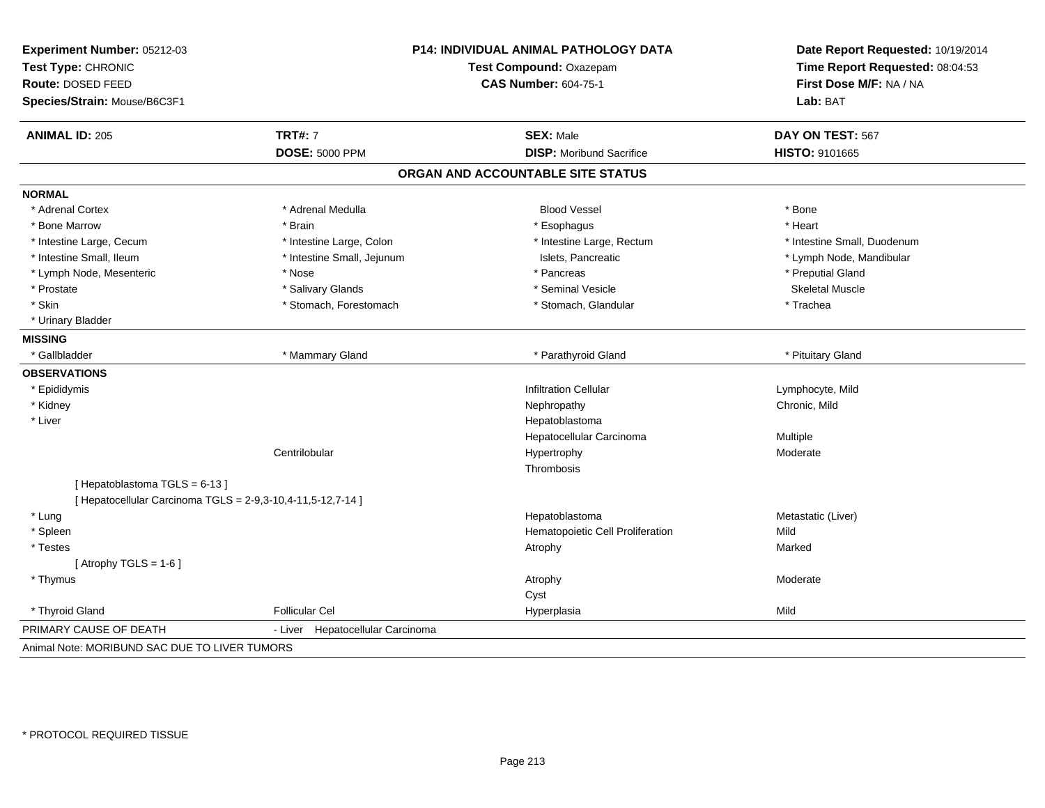**Experiment Number:** 05212-03
**Test Type:** CHRONIC
**Route:** DOSED FEED
**Species/Strain:** Mouse/B6C3F1

**P14: INDIVIDUAL ANIMAL PATHOLOGY DATA**
**Test Compound:** Oxazepam
**CAS Number:** 604-75-1

**Date Report Requested:** 10/19/2014
**Time Report Requested:** 08:04:53
**First Dose M/F:** NA / NA
**Lab:** BAT

| **ANIMAL ID:** 205 | **TRT#:** 7 | **SEX:** Male | **DAY ON TEST:** 567 |
|---|---|---|---|
| | **DOSE:** 5000 PPM | **DISP:** Moribund Sacrifice | **HISTO:** 9101665 |

## ORGAN AND ACCOUNTABLE SITE STATUS

**NORMAL**

| | | | |
|---|---|---|---|
| * Adrenal Cortex | * Adrenal Medulla | Blood Vessel | * Bone |
| * Bone Marrow | * Brain | * Esophagus | * Heart |
| * Intestine Large, Cecum | * Intestine Large, Colon | * Intestine Large, Rectum | * Intestine Small, Duodenum |
| * Intestine Small, Ileum | * Intestine Small, Jejunum | Islets, Pancreatic | * Lymph Node, Mandibular |
| * Lymph Node, Mesenteric | * Nose | * Pancreas | * Preputial Gland |
| * Prostate | * Salivary Glands | * Seminal Vesicle | Skeletal Muscle |
| * Skin | * Stomach, Forestomach | * Stomach, Glandular | * Trachea |
| * Urinary Bladder | | | |

**MISSING**

| | | | |
|---|---|---|---|
| * Gallbladder | * Mammary Gland | * Parathyroid Gland | * Pituitary Gland |

**OBSERVATIONS**

| | | | |
|---|---|---|---|
| * Epididymis | | Infiltration Cellular | Lymphocyte, Mild |
| * Kidney | | Nephropathy | Chronic, Mild |
| * Liver | | Hepatoblastoma | |
| | | Hepatocellular Carcinoma | Multiple |
| | Centrilobular | Hypertrophy | Moderate |
| | | Thrombosis | |
| [ Hepatoblastoma TGLS = 6-13 ] | | | |
| [ Hepatocellular Carcinoma TGLS = 2-9,3-10,4-11,5-12,7-14 ] | | | |
| * Lung | | Hepatoblastoma | Metastatic (Liver) |
| * Spleen | | Hematopoietic Cell Proliferation | Mild |
| * Testes | | Atrophy | Marked |
| [ Atrophy TGLS = 1-6 ] | | | |
| * Thymus | | Atrophy | Moderate |
| | | Cyst | |
| * Thyroid Gland | Follicular Cel | Hyperplasia | Mild |

PRIMARY CAUSE OF DEATH - Liver Hepatocellular Carcinoma

Animal Note: MORIBUND SAC DUE TO LIVER TUMORS

* PROTOCOL REQUIRED TISSUE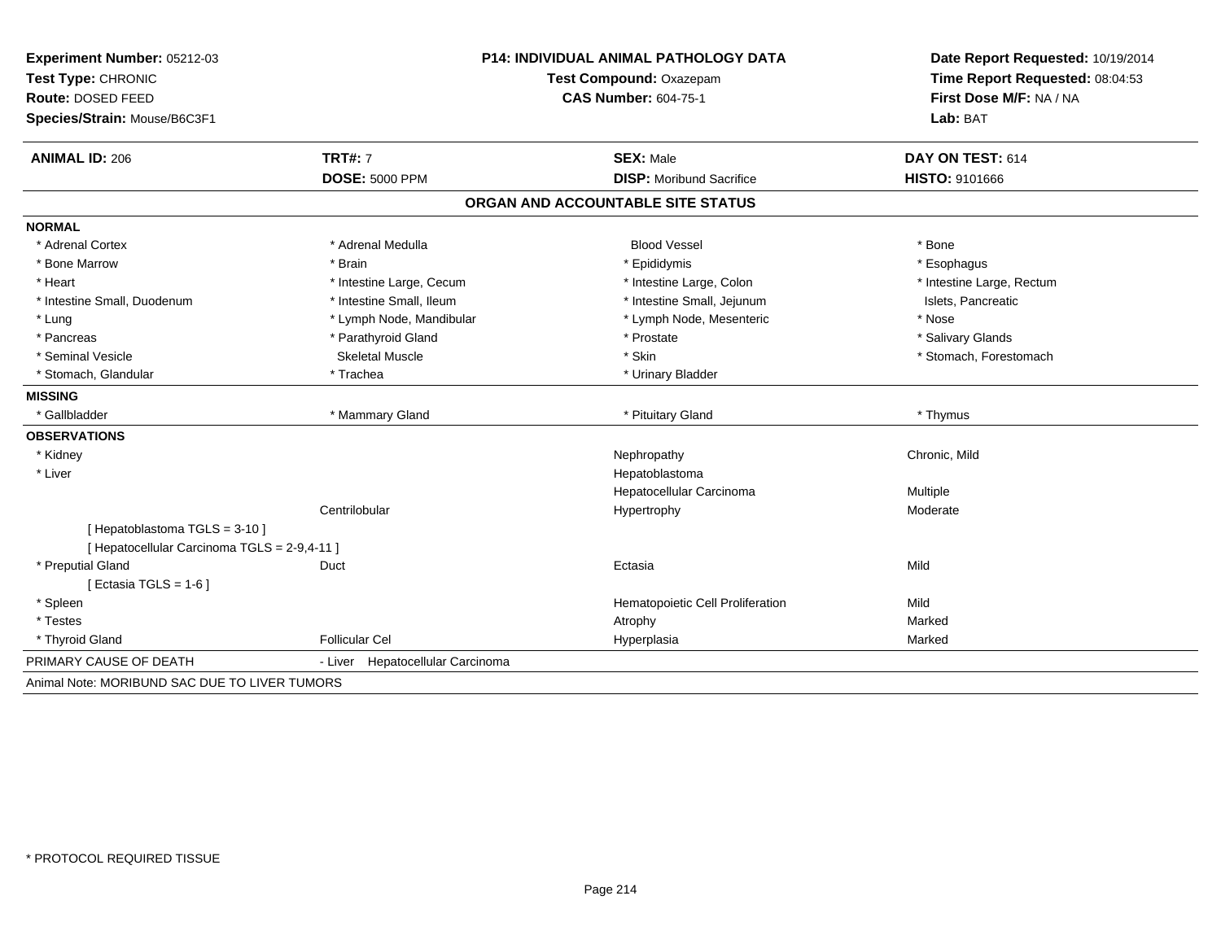**Experiment Number:** 05212-03
**Test Type:** CHRONIC
**Route:** DOSED FEED
**Species/Strain:** Mouse/B6C3F1

**P14: INDIVIDUAL ANIMAL PATHOLOGY DATA**
**Test Compound:** Oxazepam
**CAS Number:** 604-75-1

**Date Report Requested:** 10/19/2014
**Time Report Requested:** 08:04:53
**First Dose M/F:** NA / NA
**Lab:** BAT

| **ANIMAL ID:** 206 | **TRT#:** 7 | **SEX:** Male | **DAY ON TEST:** 614 |
|---|---|---|---|
| | **DOSE:** 5000 PPM | **DISP:** Moribund Sacrifice | **HISTO:** 9101666 |

## ORGAN AND ACCOUNTABLE SITE STATUS

**NORMAL**

| | | | |
|---|---|---|---|
| * Adrenal Cortex | * Adrenal Medulla | Blood Vessel | * Bone |
| * Bone Marrow | * Brain | * Epididymis | * Esophagus |
| * Heart | * Intestine Large, Cecum | * Intestine Large, Colon | * Intestine Large, Rectum |
| * Intestine Small, Duodenum | * Intestine Small, Ileum | * Intestine Small, Jejunum | Islets, Pancreatic |
| * Lung | * Lymph Node, Mandibular | * Lymph Node, Mesenteric | * Nose |
| * Pancreas | * Parathyroid Gland | * Prostate | * Salivary Glands |
| * Seminal Vesicle | Skeletal Muscle | * Skin | * Stomach, Forestomach |
| * Stomach, Glandular | * Trachea | * Urinary Bladder | |

**MISSING**

| | | | |
|---|---|---|---|
| * Gallbladder | * Mammary Gland | * Pituitary Gland | * Thymus |

**OBSERVATIONS**

| | | | |
|---|---|---|---|
| * Kidney | | Nephropathy | Chronic, Mild |
| * Liver | | Hepatoblastoma | |
| | | Hepatocellular Carcinoma | Multiple |
| | Centrilobular | Hypertrophy | Moderate |
| [ Hepatoblastoma TGLS = 3-10 ] | | | |
| [ Hepatocellular Carcinoma TGLS = 2-9,4-11 ] | | | |
| * Preputial Gland | Duct | Ectasia | Mild |
| [ Ectasia TGLS = 1-6 ] | | | |
| * Spleen | | Hematopoietic Cell Proliferation | Mild |
| * Testes | | Atrophy | Marked |
| * Thyroid Gland | Follicular Cel | Hyperplasia | Marked |

PRIMARY CAUSE OF DEATH - Liver Hepatocellular Carcinoma

Animal Note: MORIBUND SAC DUE TO LIVER TUMORS

* PROTOCOL REQUIRED TISSUE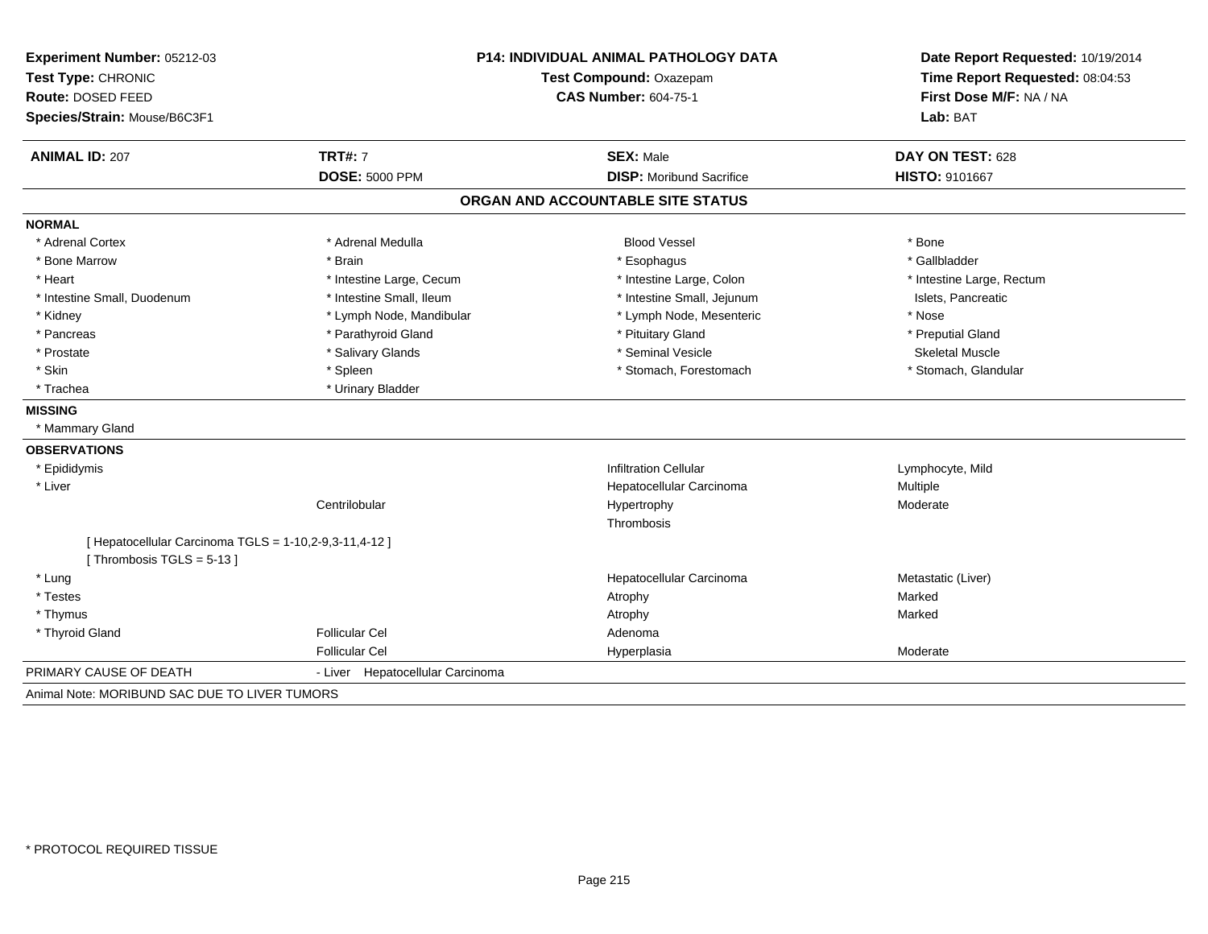**Experiment Number:** 05212-03
**Test Type:** CHRONIC
**Route:** DOSED FEED
**Species/Strain:** Mouse/B6C3F1

**P14: INDIVIDUAL ANIMAL PATHOLOGY DATA**
**Test Compound:** Oxazepam
**CAS Number:** 604-75-1

**Date Report Requested:** 10/19/2014
**Time Report Requested:** 08:04:53
**First Dose M/F:** NA / NA
**Lab:** BAT

| **ANIMAL ID:** 207 | **TRT#:** 7 | **SEX:** Male | **DAY ON TEST:** 628 |
|---|---|---|---|
| | **DOSE:** 5000 PPM | **DISP:** Moribund Sacrifice | **HISTO:** 9101667 |

## ORGAN AND ACCOUNTABLE SITE STATUS

**NORMAL**

| | | | |
|---|---|---|---|
| * Adrenal Cortex | * Adrenal Medulla | Blood Vessel | * Bone |
| * Bone Marrow | * Brain | * Esophagus | * Gallbladder |
| * Heart | * Intestine Large, Cecum | * Intestine Large, Colon | * Intestine Large, Rectum |
| * Intestine Small, Duodenum | * Intestine Small, Ileum | * Intestine Small, Jejunum | Islets, Pancreatic |
| * Kidney | * Lymph Node, Mandibular | * Lymph Node, Mesenteric | * Nose |
| * Pancreas | * Parathyroid Gland | * Pituitary Gland | * Preputial Gland |
| * Prostate | * Salivary Glands | * Seminal Vesicle | Skeletal Muscle |
| * Skin | * Spleen | * Stomach, Forestomach | * Stomach, Glandular |
| * Trachea | * Urinary Bladder | | |

**MISSING**

* Mammary Gland

**OBSERVATIONS**

| | | | |
|---|---|---|---|
| * Epididymis | | Infiltration Cellular | Lymphocyte, Mild |
| * Liver | | Hepatocellular Carcinoma | Multiple |
| | Centrilobular | Hypertrophy | Moderate |
| | | Thrombosis | |
| [ Hepatocellular Carcinoma TGLS = 1-10,2-9,3-11,4-12 ] | | | |
| [ Thrombosis TGLS = 5-13 ] | | | |
| * Lung | | Hepatocellular Carcinoma | Metastatic (Liver) |
| * Testes | | Atrophy | Marked |
| * Thymus | | Atrophy | Marked |
| * Thyroid Gland | Follicular Cel | Adenoma | |
| | Follicular Cel | Hyperplasia | Moderate |

PRIMARY CAUSE OF DEATH - Liver Hepatocellular Carcinoma

Animal Note: MORIBUND SAC DUE TO LIVER TUMORS

* PROTOCOL REQUIRED TISSUE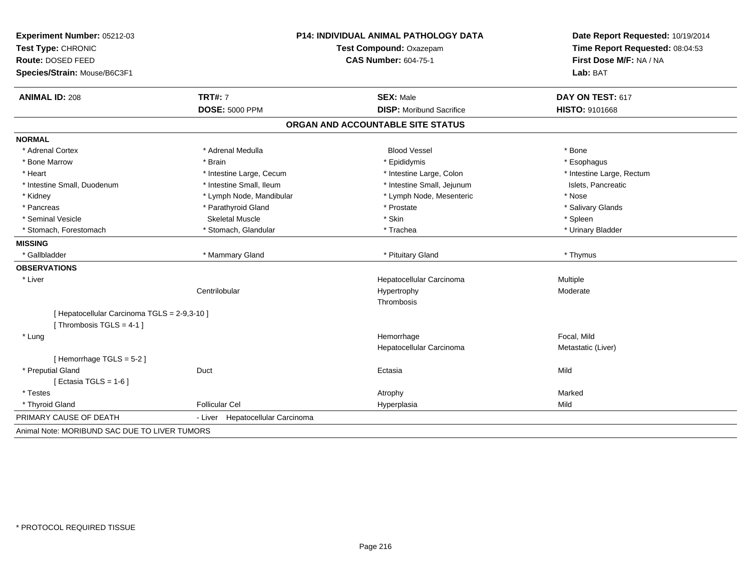**Experiment Number:** 05212-03
**Test Type:** CHRONIC
**Route:** DOSED FEED
**Species/Strain:** Mouse/B6C3F1

**P14: INDIVIDUAL ANIMAL PATHOLOGY DATA**
**Test Compound:** Oxazepam
**CAS Number:** 604-75-1

**Date Report Requested:** 10/19/2014
**Time Report Requested:** 08:04:53
**First Dose M/F:** NA / NA
**Lab:** BAT

| **ANIMAL ID:** 208 | **TRT#:** 7 | **SEX:** Male | **DAY ON TEST:** 617 |
|---|---|---|---|
| | **DOSE:** 5000 PPM | **DISP:** Moribund Sacrifice | **HISTO:** 9101668 |

## ORGAN AND ACCOUNTABLE SITE STATUS

**NORMAL**

| | | | |
|---|---|---|---|
| * Adrenal Cortex | * Adrenal Medulla | Blood Vessel | * Bone |
| * Bone Marrow | * Brain | * Epididymis | * Esophagus |
| * Heart | * Intestine Large, Cecum | * Intestine Large, Colon | * Intestine Large, Rectum |
| * Intestine Small, Duodenum | * Intestine Small, Ileum | * Intestine Small, Jejunum | Islets, Pancreatic |
| * Kidney | * Lymph Node, Mandibular | * Lymph Node, Mesenteric | * Nose |
| * Pancreas | * Parathyroid Gland | * Prostate | * Salivary Glands |
| * Seminal Vesicle | Skeletal Muscle | * Skin | * Spleen |
| * Stomach, Forestomach | * Stomach, Glandular | * Trachea | * Urinary Bladder |

**MISSING**

| | | | |
|---|---|---|---|
| * Gallbladder | * Mammary Gland | * Pituitary Gland | * Thymus |

**OBSERVATIONS**

| | | | |
|---|---|---|---|
| * Liver | | Hepatocellular Carcinoma | Multiple |
| | Centrilobular | Hypertrophy | Moderate |
| | | Thrombosis | |
| [ Hepatocellular Carcinoma TGLS = 2-9,3-10 ] | | | |
| [ Thrombosis TGLS = 4-1 ] | | | |
| * Lung | | Hemorrhage | Focal, Mild |
| | | Hepatocellular Carcinoma | Metastatic (Liver) |
| [ Hemorrhage TGLS = 5-2 ] | | | |
| * Preputial Gland | Duct | Ectasia | Mild |
| [ Ectasia TGLS = 1-6 ] | | | |
| * Testes | | Atrophy | Marked |
| * Thyroid Gland | Follicular Cel | Hyperplasia | Mild |

PRIMARY CAUSE OF DEATH - Liver Hepatocellular Carcinoma

Animal Note: MORIBUND SAC DUE TO LIVER TUMORS

\* PROTOCOL REQUIRED TISSUE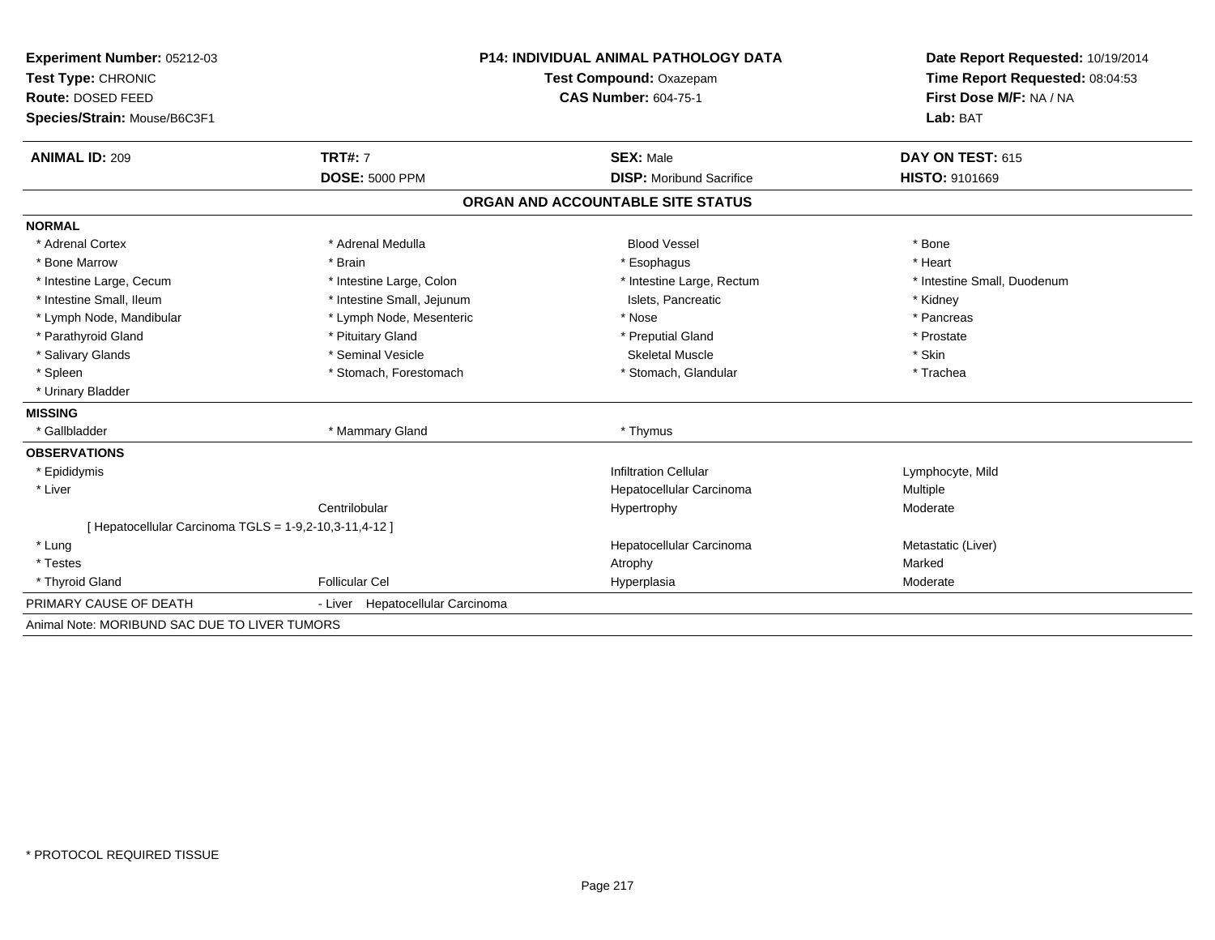**Experiment Number:** 05212-03
**Test Type:** CHRONIC
**Route:** DOSED FEED
**Species/Strain:** Mouse/B6C3F1

**P14: INDIVIDUAL ANIMAL PATHOLOGY DATA**
**Test Compound:** Oxazepam
**CAS Number:** 604-75-1

**Date Report Requested:** 10/19/2014
**Time Report Requested:** 08:04:53
**First Dose M/F:** NA / NA
**Lab:** BAT

| **ANIMAL ID:** 209 | **TRT#:** 7 | **SEX:** Male | **DAY ON TEST:** 615 |
|---|---|---|---|
| | **DOSE:** 5000 PPM | **DISP:** Moribund Sacrifice | **HISTO:** 9101669 |

## ORGAN AND ACCOUNTABLE SITE STATUS

**NORMAL**

| | | | |
|---|---|---|---|
| * Adrenal Cortex | * Adrenal Medulla | Blood Vessel | * Bone |
| * Bone Marrow | * Brain | * Esophagus | * Heart |
| * Intestine Large, Cecum | * Intestine Large, Colon | * Intestine Large, Rectum | * Intestine Small, Duodenum |
| * Intestine Small, Ileum | * Intestine Small, Jejunum | Islets, Pancreatic | * Kidney |
| * Lymph Node, Mandibular | * Lymph Node, Mesenteric | * Nose | * Pancreas |
| * Parathyroid Gland | * Pituitary Gland | * Preputial Gland | * Prostate |
| * Salivary Glands | * Seminal Vesicle | Skeletal Muscle | * Skin |
| * Spleen | * Stomach, Forestomach | * Stomach, Glandular | * Trachea |
| * Urinary Bladder | | | |

**MISSING**

| | | |
|---|---|---|
| * Gallbladder | * Mammary Gland | * Thymus |

**OBSERVATIONS**

| | | | |
|---|---|---|---|
| * Epididymis | | Infiltration Cellular | Lymphocyte, Mild |
| * Liver | | Hepatocellular Carcinoma | Multiple |
| | Centrilobular | Hypertrophy | Moderate |
| [ Hepatocellular Carcinoma TGLS = 1-9,2-10,3-11,4-12 ] | | | |
| * Lung | | Hepatocellular Carcinoma | Metastatic (Liver) |
| * Testes | | Atrophy | Marked |
| * Thyroid Gland | Follicular Cel | Hyperplasia | Moderate |

PRIMARY CAUSE OF DEATH - Liver Hepatocellular Carcinoma

Animal Note: MORIBUND SAC DUE TO LIVER TUMORS

* PROTOCOL REQUIRED TISSUE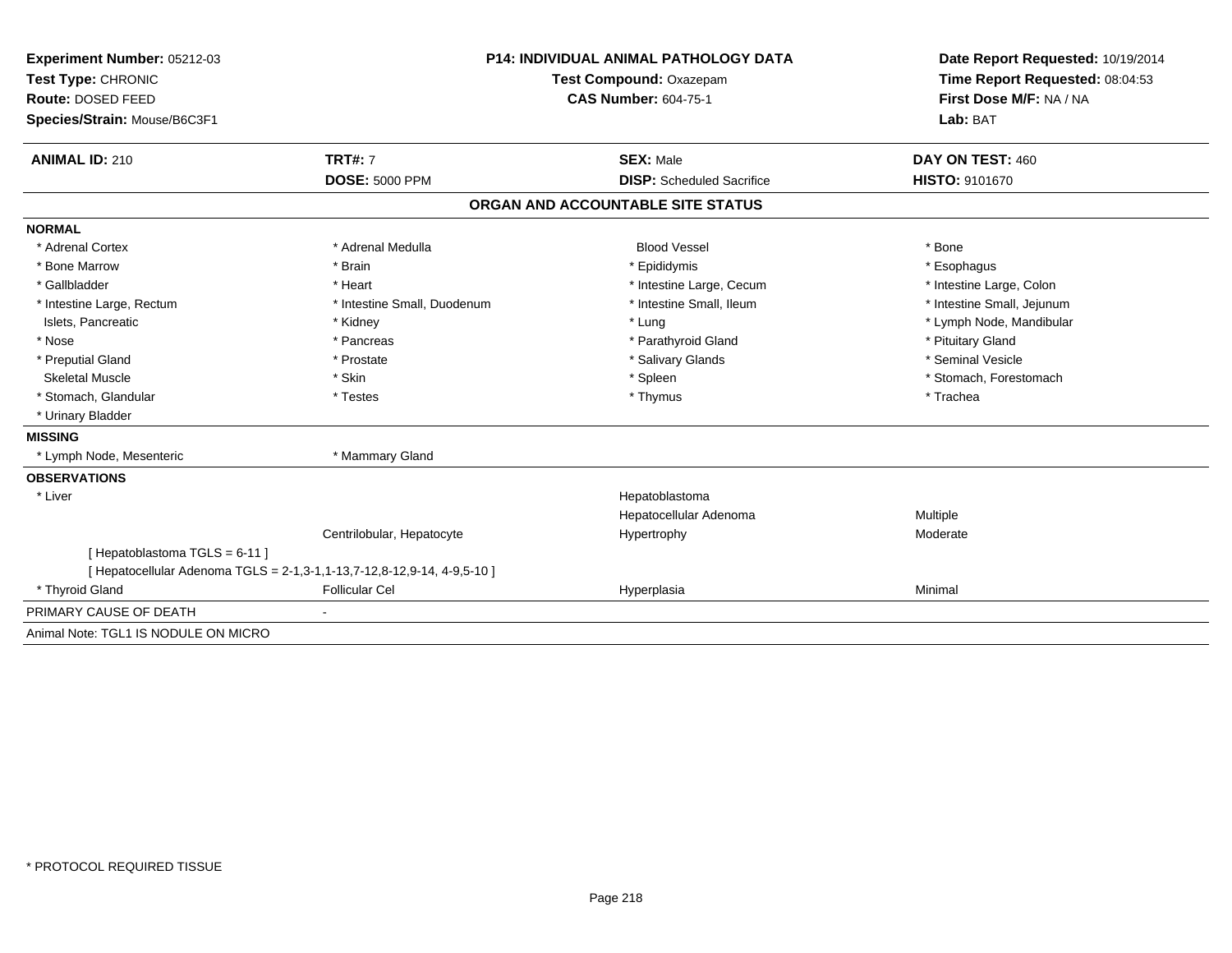**Experiment Number:** 05212-03
**Test Type:** CHRONIC
**Route:** DOSED FEED
**Species/Strain:** Mouse/B6C3F1

**P14: INDIVIDUAL ANIMAL PATHOLOGY DATA**
**Test Compound:** Oxazepam
**CAS Number:** 604-75-1

**Date Report Requested:** 10/19/2014
**Time Report Requested:** 08:04:53
**First Dose M/F:** NA / NA
**Lab:** BAT

| **ANIMAL ID:** 210 | **TRT#:** 7 | **SEX:** Male | **DAY ON TEST:** 460 |
|---|---|---|---|
| | **DOSE:** 5000 PPM | **DISP:** Scheduled Sacrifice | **HISTO:** 9101670 |

## ORGAN AND ACCOUNTABLE SITE STATUS

**NORMAL**

| | | | |
|---|---|---|---|
| * Adrenal Cortex | * Adrenal Medulla | Blood Vessel | * Bone |
| * Bone Marrow | * Brain | * Epididymis | * Esophagus |
| * Gallbladder | * Heart | * Intestine Large, Cecum | * Intestine Large, Colon |
| * Intestine Large, Rectum | * Intestine Small, Duodenum | * Intestine Small, Ileum | * Intestine Small, Jejunum |
| Islets, Pancreatic | * Kidney | * Lung | * Lymph Node, Mandibular |
| * Nose | * Pancreas | * Parathyroid Gland | * Pituitary Gland |
| * Preputial Gland | * Prostate | * Salivary Glands | * Seminal Vesicle |
| Skeletal Muscle | * Skin | * Spleen | * Stomach, Forestomach |
| * Stomach, Glandular | * Testes | * Thymus | * Trachea |
| * Urinary Bladder | | | |

**MISSING**

| | |
|---|---|
| * Lymph Node, Mesenteric | * Mammary Gland |

**OBSERVATIONS**

| | | | |
|---|---|---|---|
| * Liver | | Hepatoblastoma | |
| | | Hepatocellular Adenoma | Multiple |
| | Centrilobular, Hepatocyte | Hypertrophy | Moderate |
| [ Hepatoblastoma TGLS = 6-11 ] | | | |
| [ Hepatocellular Adenoma TGLS = 2-1,3-1,1-13,7-12,8-12,9-14, 4-9,5-10 ] | | | |
| * Thyroid Gland | Follicular Cel | Hyperplasia | Minimal |

PRIMARY CAUSE OF DEATH -

Animal Note: TGL1 IS NODULE ON MICRO

\* PROTOCOL REQUIRED TISSUE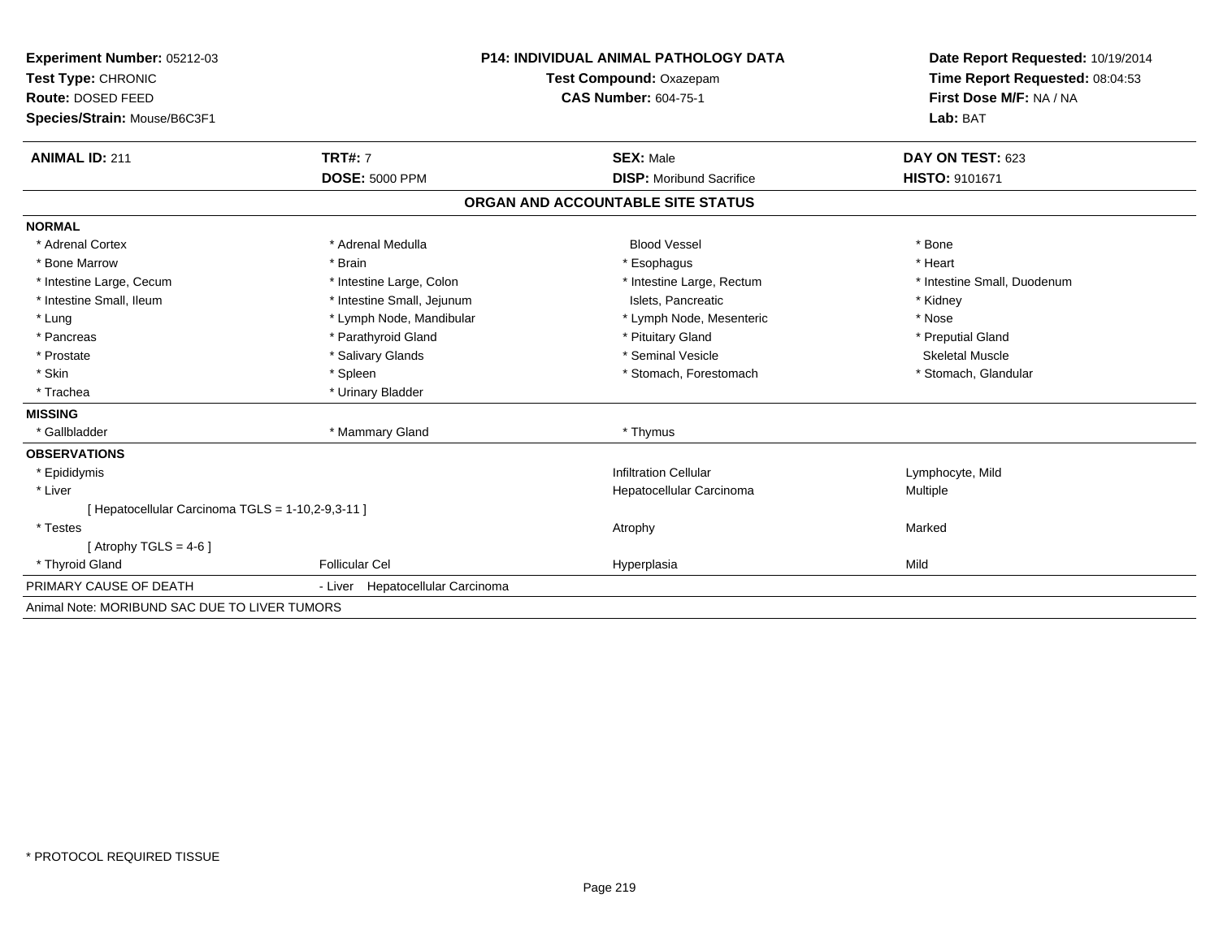**Experiment Number:** 05212-03
**Test Type:** CHRONIC
**Route:** DOSED FEED
**Species/Strain:** Mouse/B6C3F1

**P14: INDIVIDUAL ANIMAL PATHOLOGY DATA**
**Test Compound:** Oxazepam
**CAS Number:** 604-75-1

**Date Report Requested:** 10/19/2014
**Time Report Requested:** 08:04:53
**First Dose M/F:** NA / NA
**Lab:** BAT

| **ANIMAL ID:** 211 | **TRT#:** 7 | **SEX:** Male | **DAY ON TEST:** 623 |
|---|---|---|---|
| | **DOSE:** 5000 PPM | **DISP:** Moribund Sacrifice | **HISTO:** 9101671 |

## ORGAN AND ACCOUNTABLE SITE STATUS

**NORMAL**

| | | | |
|---|---|---|---|
| * Adrenal Cortex | * Adrenal Medulla | Blood Vessel | * Bone |
| * Bone Marrow | * Brain | * Esophagus | * Heart |
| * Intestine Large, Cecum | * Intestine Large, Colon | * Intestine Large, Rectum | * Intestine Small, Duodenum |
| * Intestine Small, Ileum | * Intestine Small, Jejunum | Islets, Pancreatic | * Kidney |
| * Lung | * Lymph Node, Mandibular | * Lymph Node, Mesenteric | * Nose |
| * Pancreas | * Parathyroid Gland | * Pituitary Gland | * Preputial Gland |
| * Prostate | * Salivary Glands | * Seminal Vesicle | Skeletal Muscle |
| * Skin | * Spleen | * Stomach, Forestomach | * Stomach, Glandular |
| * Trachea | * Urinary Bladder | | |

**MISSING**

| | | |
|---|---|---|
| * Gallbladder | * Mammary Gland | * Thymus |

**OBSERVATIONS**

| | | | |
|---|---|---|---|
| * Epididymis | | Infiltration Cellular | Lymphocyte, Mild |
| * Liver | | Hepatocellular Carcinoma | Multiple |
| [ Hepatocellular Carcinoma TGLS = 1-10,2-9,3-11 ] | | | |
| * Testes | | Atrophy | Marked |
| [ Atrophy TGLS = 4-6 ] | | | |
| * Thyroid Gland | Follicular Cel | Hyperplasia | Mild |

PRIMARY CAUSE OF DEATH - Liver Hepatocellular Carcinoma

Animal Note: MORIBUND SAC DUE TO LIVER TUMORS

* PROTOCOL REQUIRED TISSUE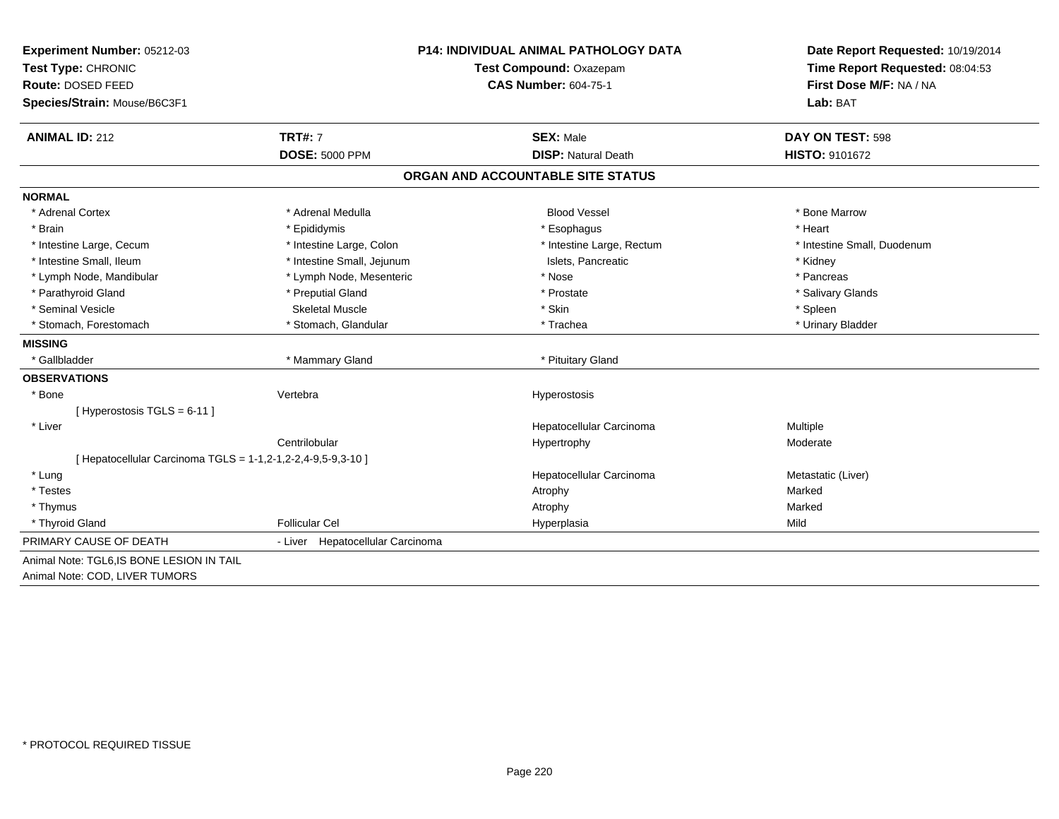**Experiment Number:** 05212-03
**Test Type:** CHRONIC
**Route:** DOSED FEED
**Species/Strain:** Mouse/B6C3F1

**P14: INDIVIDUAL ANIMAL PATHOLOGY DATA**
**Test Compound:** Oxazepam
**CAS Number:** 604-75-1

**Date Report Requested:** 10/19/2014
**Time Report Requested:** 08:04:53
**First Dose M/F:** NA / NA
**Lab:** BAT

| **ANIMAL ID:** 212 | **TRT#:** 7 | **SEX:** Male | **DAY ON TEST:** 598 |
|---|---|---|---|
| | **DOSE:** 5000 PPM | **DISP:** Natural Death | **HISTO:** 9101672 |

## ORGAN AND ACCOUNTABLE SITE STATUS

**NORMAL**

| | | | |
|---|---|---|---|
| * Adrenal Cortex | * Adrenal Medulla | Blood Vessel | * Bone Marrow |
| * Brain | * Epididymis | * Esophagus | * Heart |
| * Intestine Large, Cecum | * Intestine Large, Colon | * Intestine Large, Rectum | * Intestine Small, Duodenum |
| * Intestine Small, Ileum | * Intestine Small, Jejunum | Islets, Pancreatic | * Kidney |
| * Lymph Node, Mandibular | * Lymph Node, Mesenteric | * Nose | * Pancreas |
| * Parathyroid Gland | * Preputial Gland | * Prostate | * Salivary Glands |
| * Seminal Vesicle | Skeletal Muscle | * Skin | * Spleen |
| * Stomach, Forestomach | * Stomach, Glandular | * Trachea | * Urinary Bladder |

**MISSING**

| | | | |
|---|---|---|---|
| * Gallbladder | * Mammary Gland | * Pituitary Gland | |

**OBSERVATIONS**

| | | | |
|---|---|---|---|
| * Bone | Vertebra | Hyperostosis | |
| [ Hyperostosis TGLS = 6-11 ] | | | |
| * Liver | | Hepatocellular Carcinoma | Multiple |
| | Centrilobular | Hypertrophy | Moderate |
| [ Hepatocellular Carcinoma TGLS = 1-1,2-1,2-2,4-9,5-9,3-10 ] | | | |
| * Lung | | Hepatocellular Carcinoma | Metastatic (Liver) |
| * Testes | | Atrophy | Marked |
| * Thymus | | Atrophy | Marked |
| * Thyroid Gland | Follicular Cel | Hyperplasia | Mild |

PRIMARY CAUSE OF DEATH - Liver Hepatocellular Carcinoma

Animal Note: TGL6,IS BONE LESION IN TAIL
Animal Note: COD, LIVER TUMORS

\* PROTOCOL REQUIRED TISSUE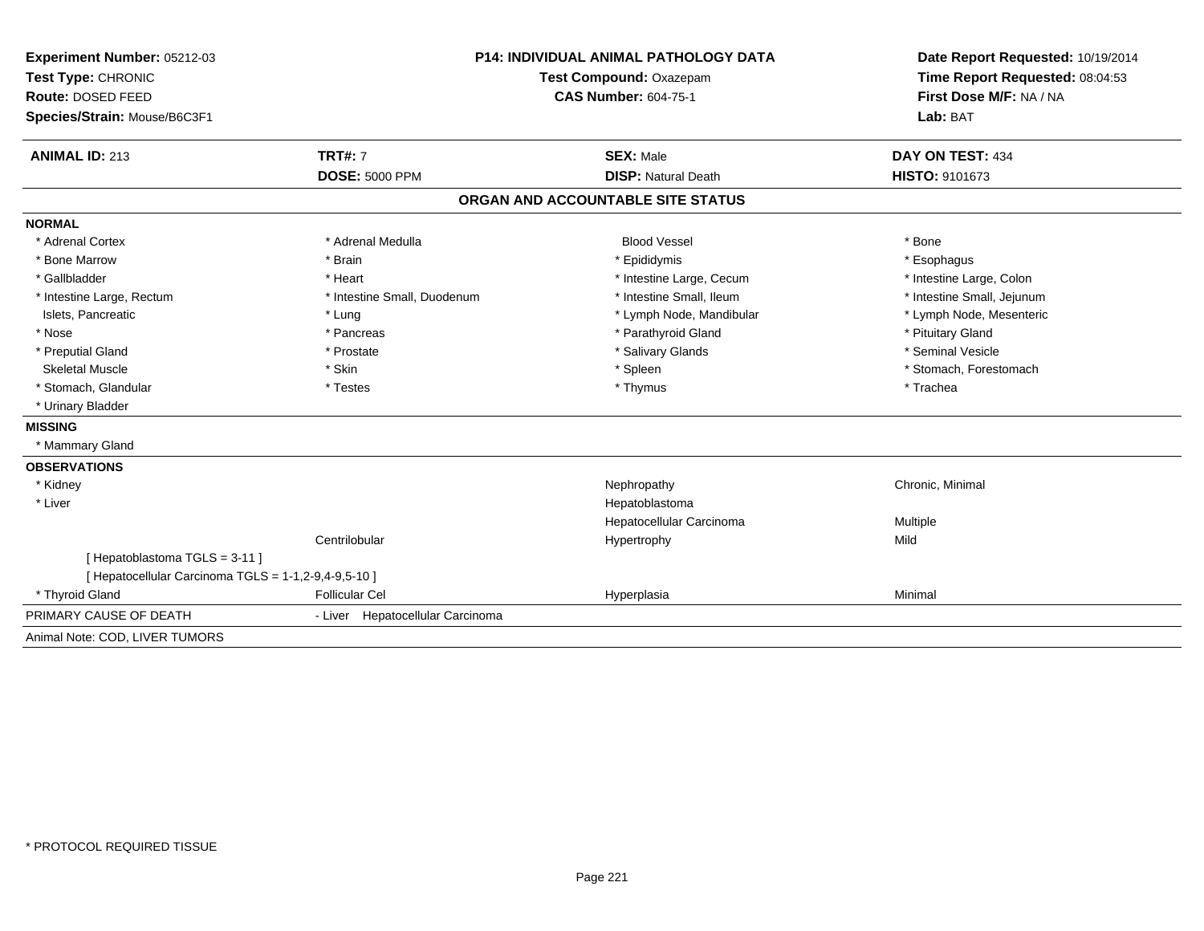**Experiment Number:** 05212-03
**Test Type:** CHRONIC
**Route:** DOSED FEED
**Species/Strain:** Mouse/B6C3F1

**P14: INDIVIDUAL ANIMAL PATHOLOGY DATA**
**Test Compound:** Oxazepam
**CAS Number:** 604-75-1

**Date Report Requested:** 10/19/2014
**Time Report Requested:** 08:04:53
**First Dose M/F:** NA / NA
**Lab:** BAT

| **ANIMAL ID:** 213 | **TRT#:** 7 | **SEX:** Male | **DAY ON TEST:** 434 |
|---|---|---|---|
| | **DOSE:** 5000 PPM | **DISP:** Natural Death | **HISTO:** 9101673 |

## ORGAN AND ACCOUNTABLE SITE STATUS

**NORMAL**

| | | | |
|---|---|---|---|
| * Adrenal Cortex | * Adrenal Medulla | Blood Vessel | * Bone |
| * Bone Marrow | * Brain | * Epididymis | * Esophagus |
| * Gallbladder | * Heart | * Intestine Large, Cecum | * Intestine Large, Colon |
| * Intestine Large, Rectum | * Intestine Small, Duodenum | * Intestine Small, Ileum | * Intestine Small, Jejunum |
| Islets, Pancreatic | * Lung | * Lymph Node, Mandibular | * Lymph Node, Mesenteric |
| * Nose | * Pancreas | * Parathyroid Gland | * Pituitary Gland |
| * Preputial Gland | * Prostate | * Salivary Glands | * Seminal Vesicle |
| Skeletal Muscle | * Skin | * Spleen | * Stomach, Forestomach |
| * Stomach, Glandular | * Testes | * Thymus | * Trachea |
| * Urinary Bladder | | | |

**MISSING**

* Mammary Gland

**OBSERVATIONS**

| | | | |
|---|---|---|---|
| * Kidney | | Nephropathy | Chronic, Minimal |
| * Liver | | Hepatoblastoma | |
| | | Hepatocellular Carcinoma | Multiple |
| | Centrilobular | Hypertrophy | Mild |
| [ Hepatoblastoma TGLS = 3-11 ] | | | |
| [ Hepatocellular Carcinoma TGLS = 1-1,2-9,4-9,5-10 ] | | | |
| * Thyroid Gland | Follicular Cel | Hyperplasia | Minimal |

PRIMARY CAUSE OF DEATH - Liver Hepatocellular Carcinoma

Animal Note: COD, LIVER TUMORS

* PROTOCOL REQUIRED TISSUE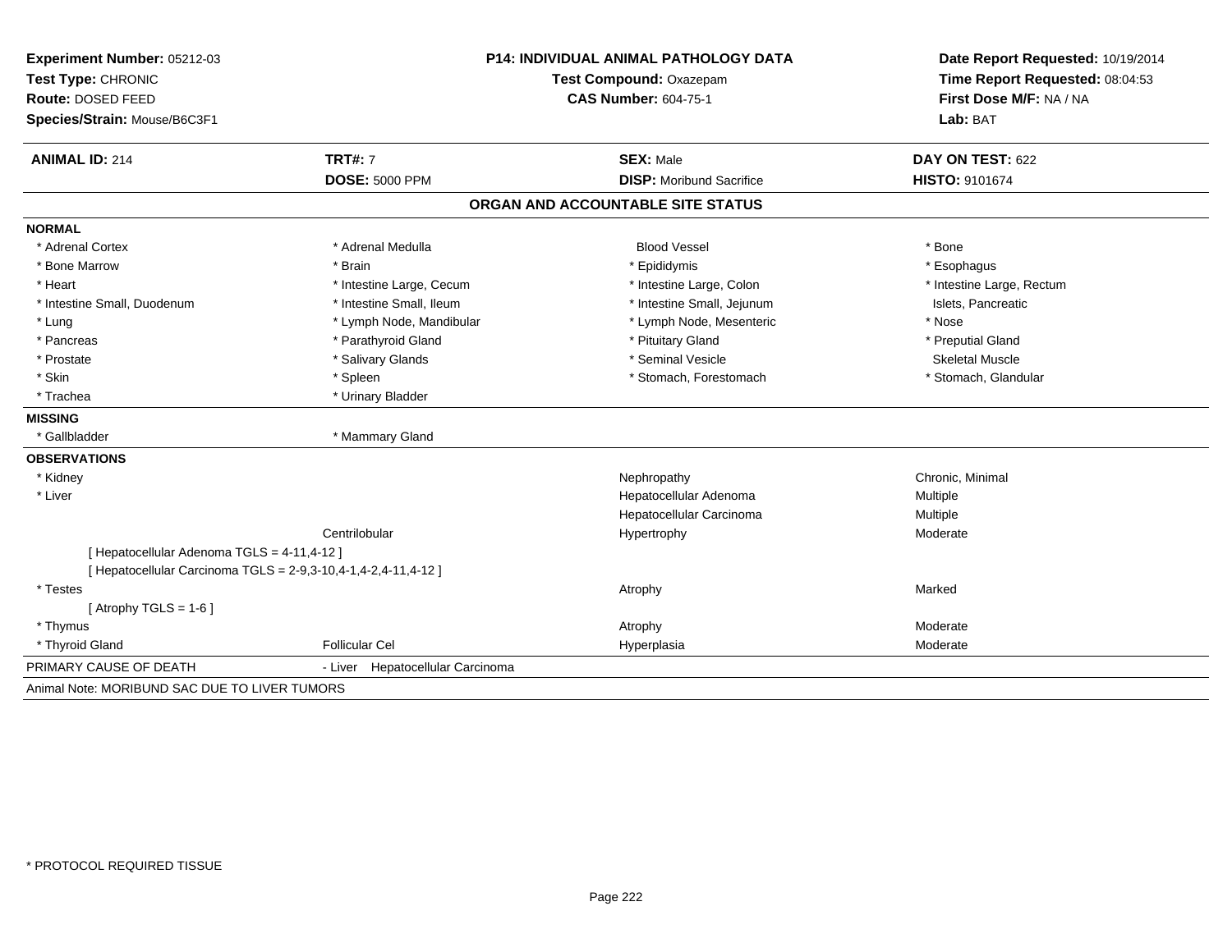**Experiment Number:** 05212-03
**Test Type:** CHRONIC
**Route:** DOSED FEED
**Species/Strain:** Mouse/B6C3F1

**P14: INDIVIDUAL ANIMAL PATHOLOGY DATA**
**Test Compound:** Oxazepam
**CAS Number:** 604-75-1

**Date Report Requested:** 10/19/2014
**Time Report Requested:** 08:04:53
**First Dose M/F:** NA / NA
**Lab:** BAT

| **ANIMAL ID:** 214 | **TRT#:** 7 | **SEX:** Male | **DAY ON TEST:** 622 |
|---|---|---|---|
| | **DOSE:** 5000 PPM | **DISP:** Moribund Sacrifice | **HISTO:** 9101674 |

## ORGAN AND ACCOUNTABLE SITE STATUS

**NORMAL**

| | | | |
|---|---|---|---|
| * Adrenal Cortex | * Adrenal Medulla | Blood Vessel | * Bone |
| * Bone Marrow | * Brain | * Epididymis | * Esophagus |
| * Heart | * Intestine Large, Cecum | * Intestine Large, Colon | * Intestine Large, Rectum |
| * Intestine Small, Duodenum | * Intestine Small, Ileum | * Intestine Small, Jejunum | Islets, Pancreatic |
| * Lung | * Lymph Node, Mandibular | * Lymph Node, Mesenteric | * Nose |
| * Pancreas | * Parathyroid Gland | * Pituitary Gland | * Preputial Gland |
| * Prostate | * Salivary Glands | * Seminal Vesicle | Skeletal Muscle |
| * Skin | * Spleen | * Stomach, Forestomach | * Stomach, Glandular |
| * Trachea | * Urinary Bladder | | |

**MISSING**

| | |
|---|---|
| * Gallbladder | * Mammary Gland |

**OBSERVATIONS**

| | | | |
|---|---|---|---|
| * Kidney | | Nephropathy | Chronic, Minimal |
| * Liver | | Hepatocellular Adenoma | Multiple |
| | | Hepatocellular Carcinoma | Multiple |
| | Centrilobular | Hypertrophy | Moderate |
| [ Hepatocellular Adenoma TGLS = 4-11,4-12 ] | | | |
| [ Hepatocellular Carcinoma TGLS = 2-9,3-10,4-1,4-2,4-11,4-12 ] | | | |
| * Testes | | Atrophy | Marked |
| [ Atrophy TGLS = 1-6 ] | | | |
| * Thymus | | Atrophy | Moderate |
| * Thyroid Gland | Follicular Cel | Hyperplasia | Moderate |

PRIMARY CAUSE OF DEATH - Liver Hepatocellular Carcinoma

Animal Note: MORIBUND SAC DUE TO LIVER TUMORS

\* PROTOCOL REQUIRED TISSUE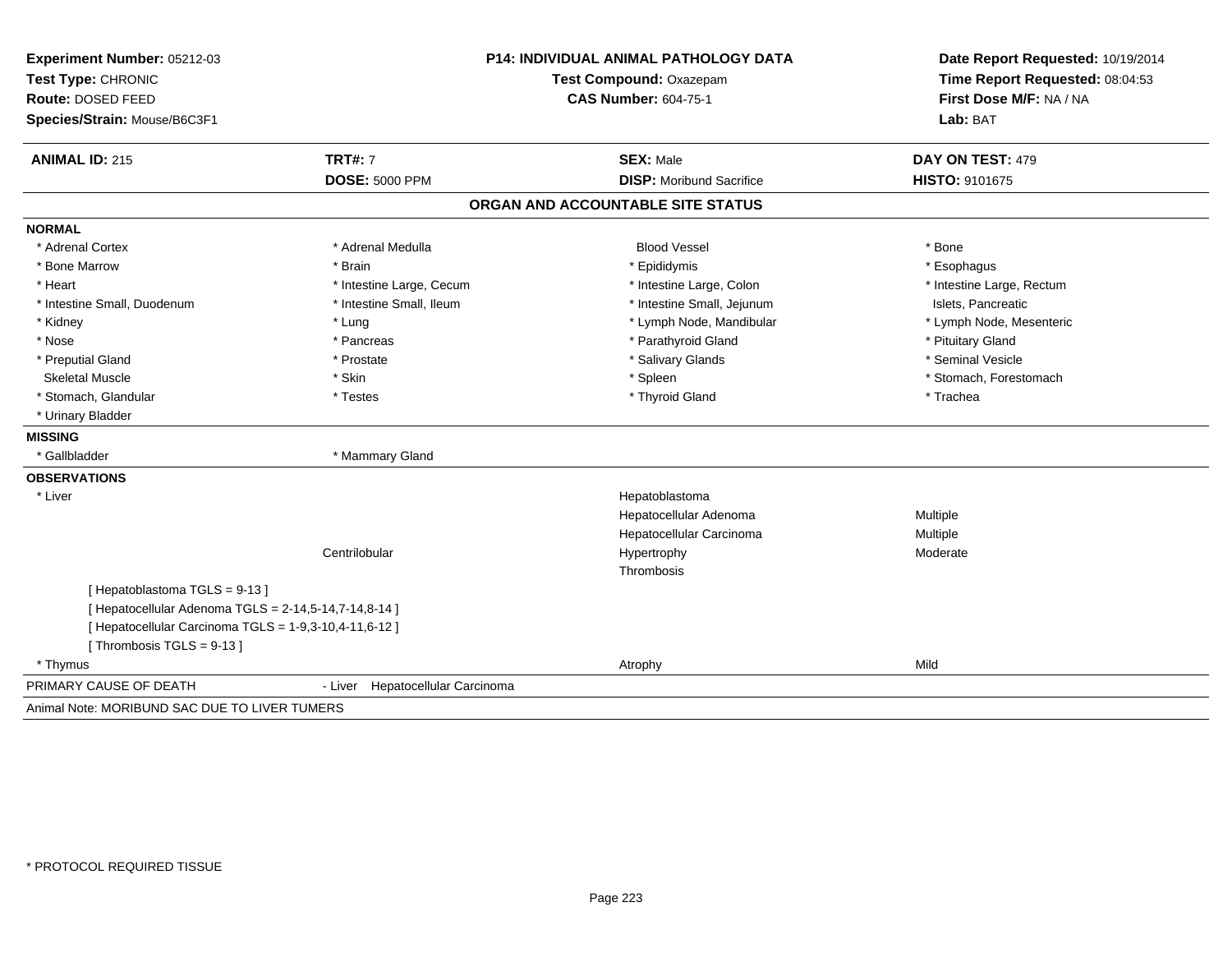**Experiment Number:** 05212-03
**Test Type:** CHRONIC
**Route:** DOSED FEED
**Species/Strain:** Mouse/B6C3F1

**P14: INDIVIDUAL ANIMAL PATHOLOGY DATA**
**Test Compound:** Oxazepam
**CAS Number:** 604-75-1

**Date Report Requested:** 10/19/2014
**Time Report Requested:** 08:04:53
**First Dose M/F:** NA / NA
**Lab:** BAT

| **ANIMAL ID:** 215 | **TRT#:** 7 | **SEX:** Male | **DAY ON TEST:** 479 |
|---|---|---|---|
| | **DOSE:** 5000 PPM | **DISP:** Moribund Sacrifice | **HISTO:** 9101675 |

## ORGAN AND ACCOUNTABLE SITE STATUS

**NORMAL**

| | | | |
|---|---|---|---|
| * Adrenal Cortex | * Adrenal Medulla | Blood Vessel | * Bone |
| * Bone Marrow | * Brain | * Epididymis | * Esophagus |
| * Heart | * Intestine Large, Cecum | * Intestine Large, Colon | * Intestine Large, Rectum |
| * Intestine Small, Duodenum | * Intestine Small, Ileum | * Intestine Small, Jejunum | Islets, Pancreatic |
| * Kidney | * Lung | * Lymph Node, Mandibular | * Lymph Node, Mesenteric |
| * Nose | * Pancreas | * Parathyroid Gland | * Pituitary Gland |
| * Preputial Gland | * Prostate | * Salivary Glands | * Seminal Vesicle |
| Skeletal Muscle | * Skin | * Spleen | * Stomach, Forestomach |
| * Stomach, Glandular | * Testes | * Thyroid Gland | * Trachea |
| * Urinary Bladder | | | |

**MISSING**

| | |
|---|---|
| * Gallbladder | * Mammary Gland |

**OBSERVATIONS**

| | | | |
|---|---|---|---|
| * Liver | | Hepatoblastoma | |
| | | Hepatocellular Adenoma | Multiple |
| | | Hepatocellular Carcinoma | Multiple |
| | Centrilobular | Hypertrophy | Moderate |
| | | Thrombosis | |

[ Hepatoblastoma TGLS = 9-13 ]
[ Hepatocellular Adenoma TGLS = 2-14,5-14,7-14,8-14 ]
[ Hepatocellular Carcinoma TGLS = 1-9,3-10,4-11,6-12 ]
[ Thrombosis TGLS = 9-13 ]

| | | | |
|---|---|---|---|
| * Thymus | | Atrophy | Mild |

PRIMARY CAUSE OF DEATH - Liver Hepatocellular Carcinoma

Animal Note: MORIBUND SAC DUE TO LIVER TUMERS

* PROTOCOL REQUIRED TISSUE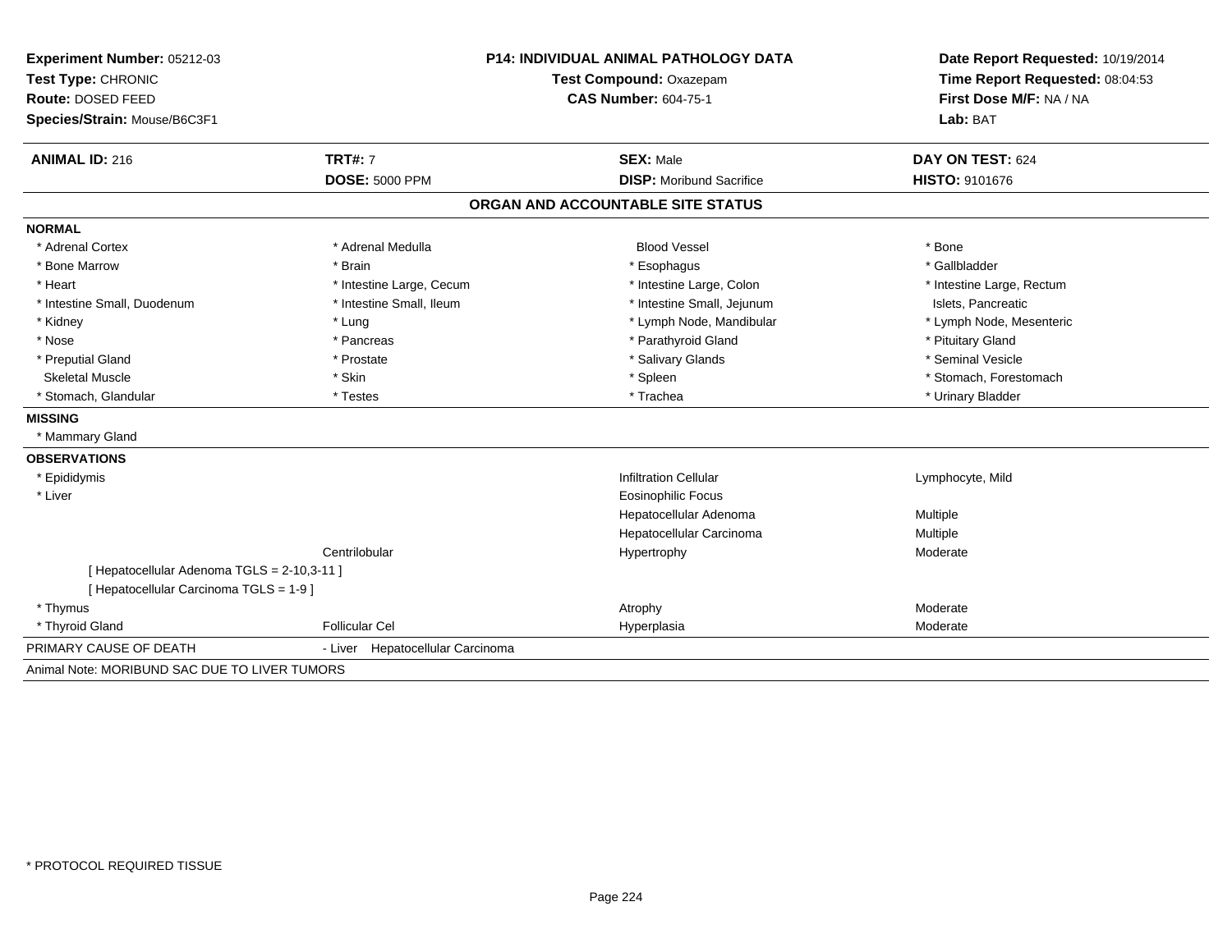**Experiment Number:** 05212-03
**Test Type:** CHRONIC
**Route:** DOSED FEED
**Species/Strain:** Mouse/B6C3F1

**P14: INDIVIDUAL ANIMAL PATHOLOGY DATA**
**Test Compound:** Oxazepam
**CAS Number:** 604-75-1

**Date Report Requested:** 10/19/2014
**Time Report Requested:** 08:04:53
**First Dose M/F:** NA / NA
**Lab:** BAT

| **ANIMAL ID:** 216 | **TRT#:** 7 | **SEX:** Male | **DAY ON TEST:** 624 |
|---|---|---|---|
| | **DOSE:** 5000 PPM | **DISP:** Moribund Sacrifice | **HISTO:** 9101676 |

## ORGAN AND ACCOUNTABLE SITE STATUS

**NORMAL**

| | | | |
|---|---|---|---|
| * Adrenal Cortex | * Adrenal Medulla | Blood Vessel | * Bone |
| * Bone Marrow | * Brain | * Esophagus | * Gallbladder |
| * Heart | * Intestine Large, Cecum | * Intestine Large, Colon | * Intestine Large, Rectum |
| * Intestine Small, Duodenum | * Intestine Small, Ileum | * Intestine Small, Jejunum | Islets, Pancreatic |
| * Kidney | * Lung | * Lymph Node, Mandibular | * Lymph Node, Mesenteric |
| * Nose | * Pancreas | * Parathyroid Gland | * Pituitary Gland |
| * Preputial Gland | * Prostate | * Salivary Glands | * Seminal Vesicle |
| Skeletal Muscle | * Skin | * Spleen | * Stomach, Forestomach |
| * Stomach, Glandular | * Testes | * Trachea | * Urinary Bladder |

**MISSING**

* Mammary Gland

**OBSERVATIONS**

| | | | |
|---|---|---|---|
| * Epididymis | | Infiltration Cellular | Lymphocyte, Mild |
| * Liver | | Eosinophilic Focus | |
| | | Hepatocellular Adenoma | Multiple |
| | | Hepatocellular Carcinoma | Multiple |
| | Centrilobular | Hypertrophy | Moderate |
| [ Hepatocellular Adenoma TGLS = 2-10,3-11 ] | | | |
| [ Hepatocellular Carcinoma TGLS = 1-9 ] | | | |
| * Thymus | | Atrophy | Moderate |
| * Thyroid Gland | Follicular Cel | Hyperplasia | Moderate |

PRIMARY CAUSE OF DEATH - Liver Hepatocellular Carcinoma

Animal Note: MORIBUND SAC DUE TO LIVER TUMORS

* PROTOCOL REQUIRED TISSUE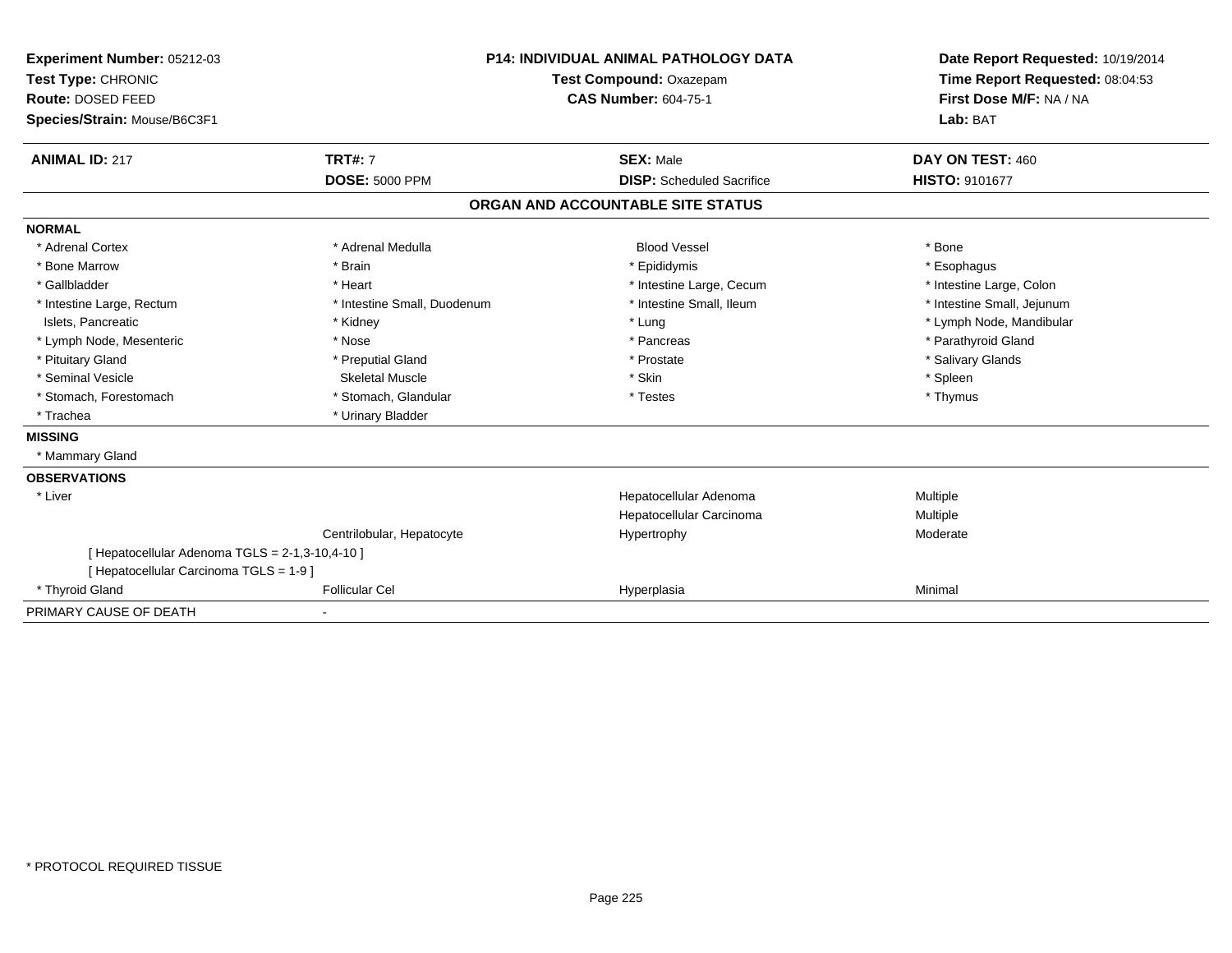**Experiment Number:** 05212-03
**Test Type:** CHRONIC
**Route:** DOSED FEED
**Species/Strain:** Mouse/B6C3F1

**P14: INDIVIDUAL ANIMAL PATHOLOGY DATA**
**Test Compound:** Oxazepam
**CAS Number:** 604-75-1

**Date Report Requested:** 10/19/2014
**Time Report Requested:** 08:04:53
**First Dose M/F:** NA / NA
**Lab:** BAT

| **ANIMAL ID:** 217 | **TRT#:** 7 | **SEX:** Male | **DAY ON TEST:** 460 |
|---|---|---|---|
| | **DOSE:** 5000 PPM | **DISP:** Scheduled Sacrifice | **HISTO:** 9101677 |

## ORGAN AND ACCOUNTABLE SITE STATUS

| | | | |
|---|---|---|---|
| **NORMAL** | | | |
| * Adrenal Cortex | * Adrenal Medulla | Blood Vessel | * Bone |
| * Bone Marrow | * Brain | * Epididymis | * Esophagus |
| * Gallbladder | * Heart | * Intestine Large, Cecum | * Intestine Large, Colon |
| * Intestine Large, Rectum | * Intestine Small, Duodenum | * Intestine Small, Ileum | * Intestine Small, Jejunum |
| Islets, Pancreatic | * Kidney | * Lung | * Lymph Node, Mandibular |
| * Lymph Node, Mesenteric | * Nose | * Pancreas | * Parathyroid Gland |
| * Pituitary Gland | * Preputial Gland | * Prostate | * Salivary Glands |
| * Seminal Vesicle | Skeletal Muscle | * Skin | * Spleen |
| * Stomach, Forestomach | * Stomach, Glandular | * Testes | * Thymus |
| * Trachea | * Urinary Bladder | | |
| **MISSING** | | | |
| * Mammary Gland | | | |
| **OBSERVATIONS** | | | |
| * Liver | | Hepatocellular Adenoma | Multiple |
| | | Hepatocellular Carcinoma | Multiple |
| | Centrilobular, Hepatocyte | Hypertrophy | Moderate |
| [ Hepatocellular Adenoma TGLS = 2-1,3-10,4-10 ] | | | |
| [ Hepatocellular Carcinoma TGLS = 1-9 ] | | | |
| * Thyroid Gland | Follicular Cel | Hyperplasia | Minimal |
| PRIMARY CAUSE OF DEATH | - | | |

* PROTOCOL REQUIRED TISSUE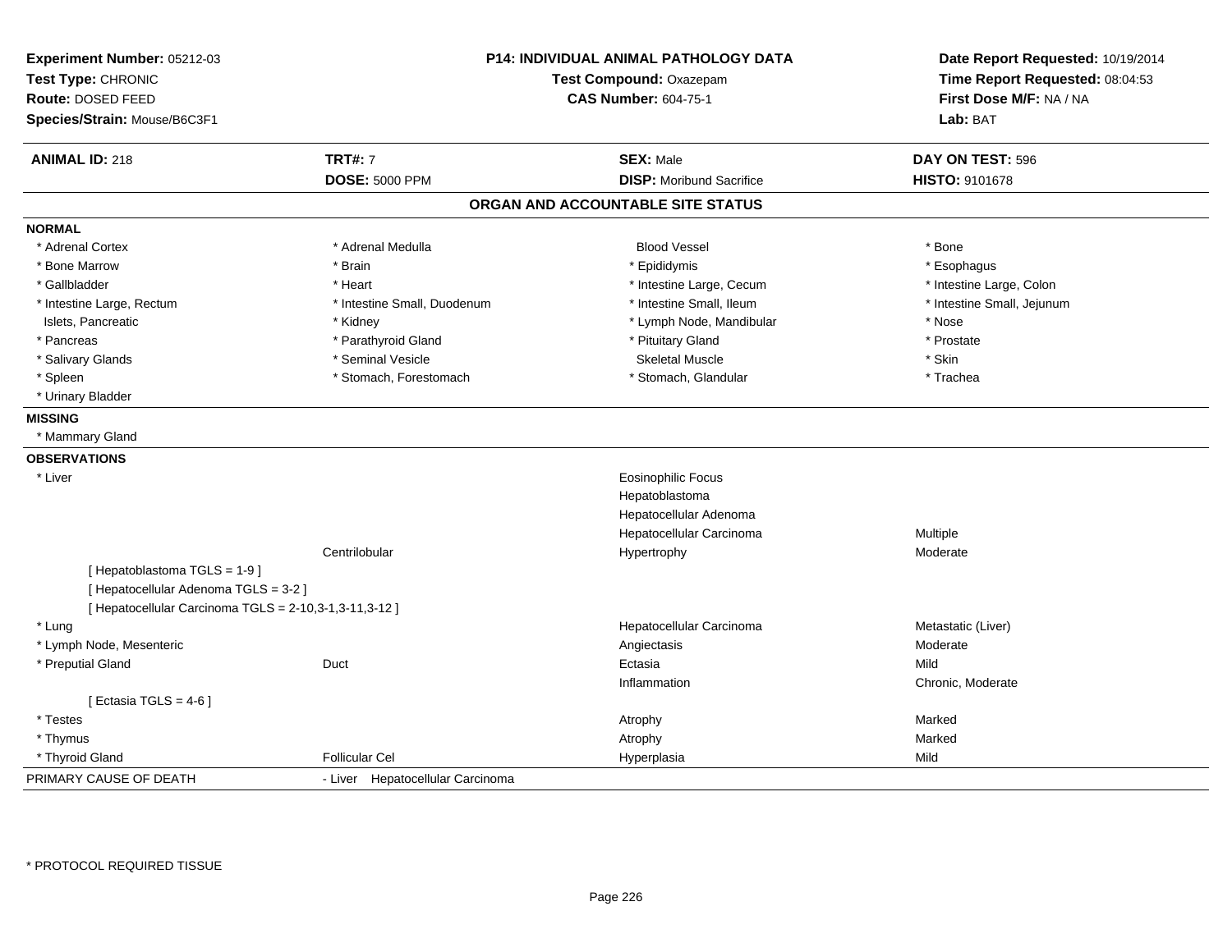**Experiment Number:** 05212-03
**Test Type:** CHRONIC
**Route:** DOSED FEED
**Species/Strain:** Mouse/B6C3F1

**P14: INDIVIDUAL ANIMAL PATHOLOGY DATA**
**Test Compound:** Oxazepam
**CAS Number:** 604-75-1

**Date Report Requested:** 10/19/2014
**Time Report Requested:** 08:04:53
**First Dose M/F:** NA / NA
**Lab:** BAT

| **ANIMAL ID:** 218 | **TRT#:** 7 | **SEX:** Male | **DAY ON TEST:** 596 |
|---|---|---|---|
| | **DOSE:** 5000 PPM | **DISP:** Moribund Sacrifice | **HISTO:** 9101678 |

## ORGAN AND ACCOUNTABLE SITE STATUS

**NORMAL**

| | | | |
|---|---|---|---|
| * Adrenal Cortex | * Adrenal Medulla | Blood Vessel | * Bone |
| * Bone Marrow | * Brain | * Epididymis | * Esophagus |
| * Gallbladder | * Heart | * Intestine Large, Cecum | * Intestine Large, Colon |
| * Intestine Large, Rectum | * Intestine Small, Duodenum | * Intestine Small, Ileum | * Intestine Small, Jejunum |
| Islets, Pancreatic | * Kidney | * Lymph Node, Mandibular | * Nose |
| * Pancreas | * Parathyroid Gland | * Pituitary Gland | * Prostate |
| * Salivary Glands | * Seminal Vesicle | Skeletal Muscle | * Skin |
| * Spleen | * Stomach, Forestomach | * Stomach, Glandular | * Trachea |
| * Urinary Bladder | | | |

**MISSING**

* Mammary Gland

**OBSERVATIONS**

| | | | |
|---|---|---|---|
| * Liver | | Eosinophilic Focus | |
| | | Hepatoblastoma | |
| | | Hepatocellular Adenoma | |
| | | Hepatocellular Carcinoma | Multiple |
| | Centrilobular | Hypertrophy | Moderate |
| [ Hepatoblastoma TGLS = 1-9 ] | | | |
| [ Hepatocellular Adenoma TGLS = 3-2 ] | | | |
| [ Hepatocellular Carcinoma TGLS = 2-10,3-1,3-11,3-12 ] | | | |
| * Lung | | Hepatocellular Carcinoma | Metastatic (Liver) |
| * Lymph Node, Mesenteric | | Angiectasis | Moderate |
| * Preputial Gland | Duct | Ectasia | Mild |
| | | Inflammation | Chronic, Moderate |
| [ Ectasia TGLS = 4-6 ] | | | |
| * Testes | | Atrophy | Marked |
| * Thymus | | Atrophy | Marked |
| * Thyroid Gland | Follicular Cel | Hyperplasia | Mild |

PRIMARY CAUSE OF DEATH - Liver Hepatocellular Carcinoma

* PROTOCOL REQUIRED TISSUE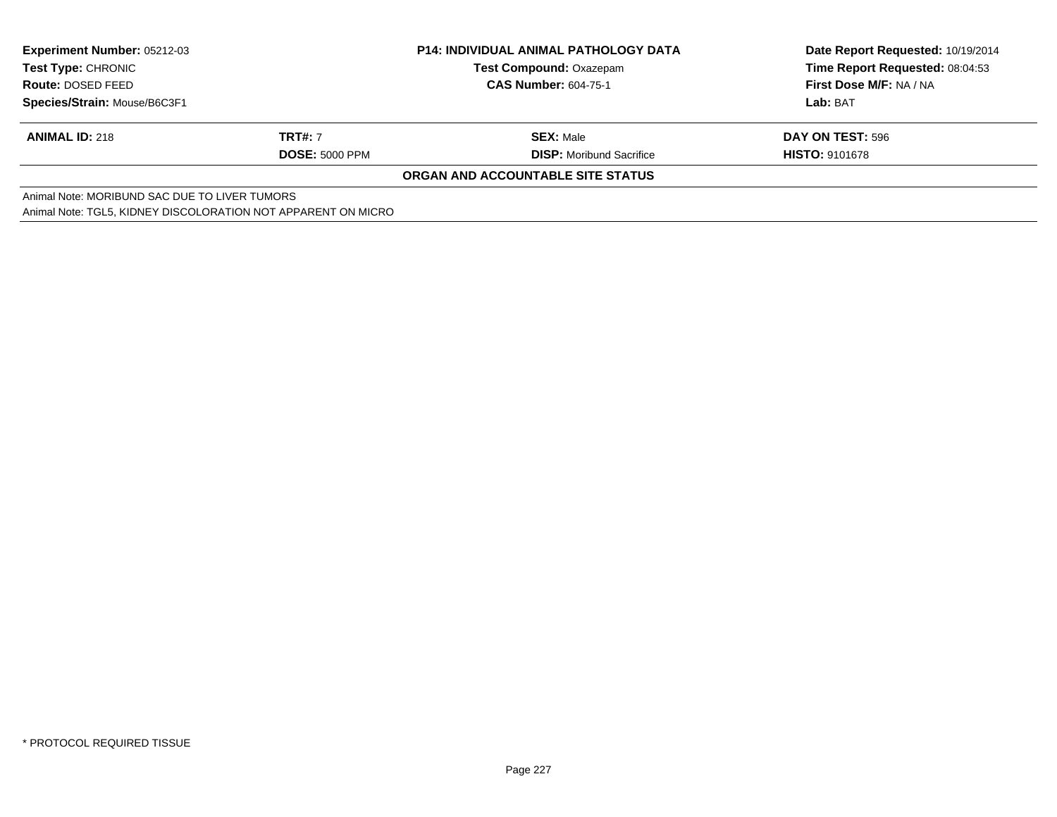| **Experiment Number:** 05212-03 | **P14: INDIVIDUAL ANIMAL PATHOLOGY DATA** | **Date Report Requested:** 10/19/2014 |
|---|---|---|
| **Test Type:** CHRONIC | **Test Compound:** Oxazepam | **Time Report Requested:** 08:04:53 |
| **Route:** DOSED FEED | **CAS Number:** 604-75-1 | **First Dose M/F:** NA / NA |
| **Species/Strain:** Mouse/B6C3F1 | | **Lab:** BAT |

| **ANIMAL ID:** 218 | **TRT#:** 7 | **SEX:** Male | **DAY ON TEST:** 596 |
|---|---|---|---|
| | **DOSE:** 5000 PPM | **DISP:** Moribund Sacrifice | **HISTO:** 9101678 |

**ORGAN AND ACCOUNTABLE SITE STATUS**

Animal Note: MORIBUND SAC DUE TO LIVER TUMORS

Animal Note: TGL5, KIDNEY DISCOLORATION NOT APPARENT ON MICRO

* PROTOCOL REQUIRED TISSUE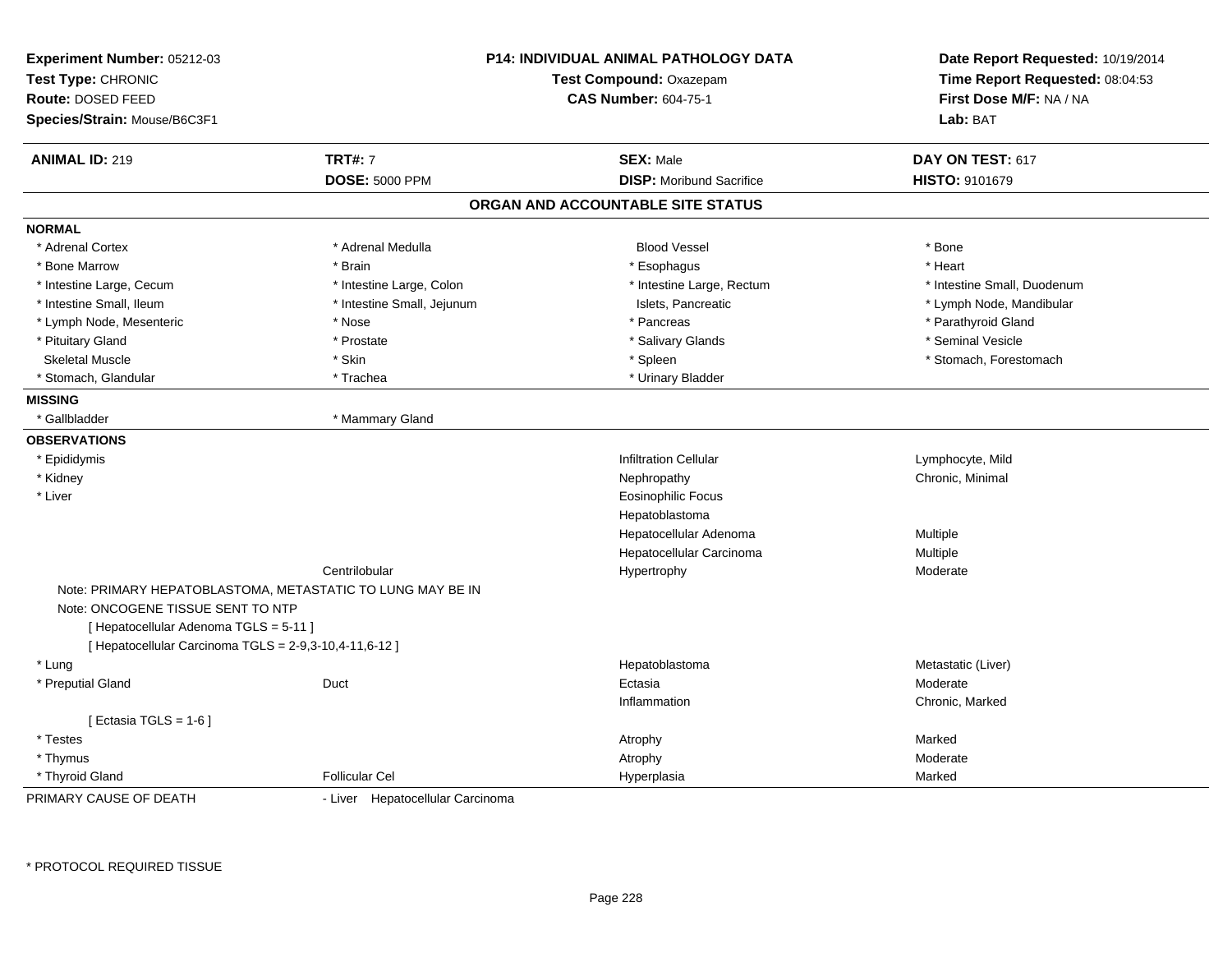**Experiment Number:** 05212-03
**Test Type:** CHRONIC
**Route:** DOSED FEED
**Species/Strain:** Mouse/B6C3F1

**P14: INDIVIDUAL ANIMAL PATHOLOGY DATA**
**Test Compound:** Oxazepam
**CAS Number:** 604-75-1

**Date Report Requested:** 10/19/2014
**Time Report Requested:** 08:04:53
**First Dose M/F:** NA / NA
**Lab:** BAT

| **ANIMAL ID:** 219 | **TRT#:** 7 | **SEX:** Male | **DAY ON TEST:** 617 |
|---|---|---|---|
| | **DOSE:** 5000 PPM | **DISP:** Moribund Sacrifice | **HISTO:** 9101679 |

## ORGAN AND ACCOUNTABLE SITE STATUS

**NORMAL**

| | | | |
|---|---|---|---|
| * Adrenal Cortex | * Adrenal Medulla | Blood Vessel | * Bone |
| * Bone Marrow | * Brain | * Esophagus | * Heart |
| * Intestine Large, Cecum | * Intestine Large, Colon | * Intestine Large, Rectum | * Intestine Small, Duodenum |
| * Intestine Small, Ileum | * Intestine Small, Jejunum | Islets, Pancreatic | * Lymph Node, Mandibular |
| * Lymph Node, Mesenteric | * Nose | * Pancreas | * Parathyroid Gland |
| * Pituitary Gland | * Prostate | * Salivary Glands | * Seminal Vesicle |
| Skeletal Muscle | * Skin | * Spleen | * Stomach, Forestomach |
| * Stomach, Glandular | * Trachea | * Urinary Bladder | |

**MISSING**

| | |
|---|---|
| * Gallbladder | * Mammary Gland |

**OBSERVATIONS**

| | | | |
|---|---|---|---|
| * Epididymis | | Infiltration Cellular | Lymphocyte, Mild |
| * Kidney | | Nephropathy | Chronic, Minimal |
| * Liver | | Eosinophilic Focus | |
| | | Hepatoblastoma | |
| | | Hepatocellular Adenoma | Multiple |
| | | Hepatocellular Carcinoma | Multiple |
| | Centrilobular | Hypertrophy | Moderate |

Note: PRIMARY HEPATOBLASTOMA, METASTATIC TO LUNG MAY BE IN
Note: ONCOGENE TISSUE SENT TO NTP
[ Hepatocellular Adenoma TGLS = 5-11 ]
[ Hepatocellular Carcinoma TGLS = 2-9,3-10,4-11,6-12 ]

| | | | |
|---|---|---|---|
| * Lung | | Hepatoblastoma | Metastatic (Liver) |
| * Preputial Gland | Duct | Ectasia | Moderate |
| | | Inflammation | Chronic, Marked |

[ Ectasia TGLS = 1-6 ]

| | | | |
|---|---|---|---|
| * Testes | | Atrophy | Marked |
| * Thymus | | Atrophy | Moderate |
| * Thyroid Gland | Follicular Cel | Hyperplasia | Marked |

PRIMARY CAUSE OF DEATH - Liver Hepatocellular Carcinoma

\* PROTOCOL REQUIRED TISSUE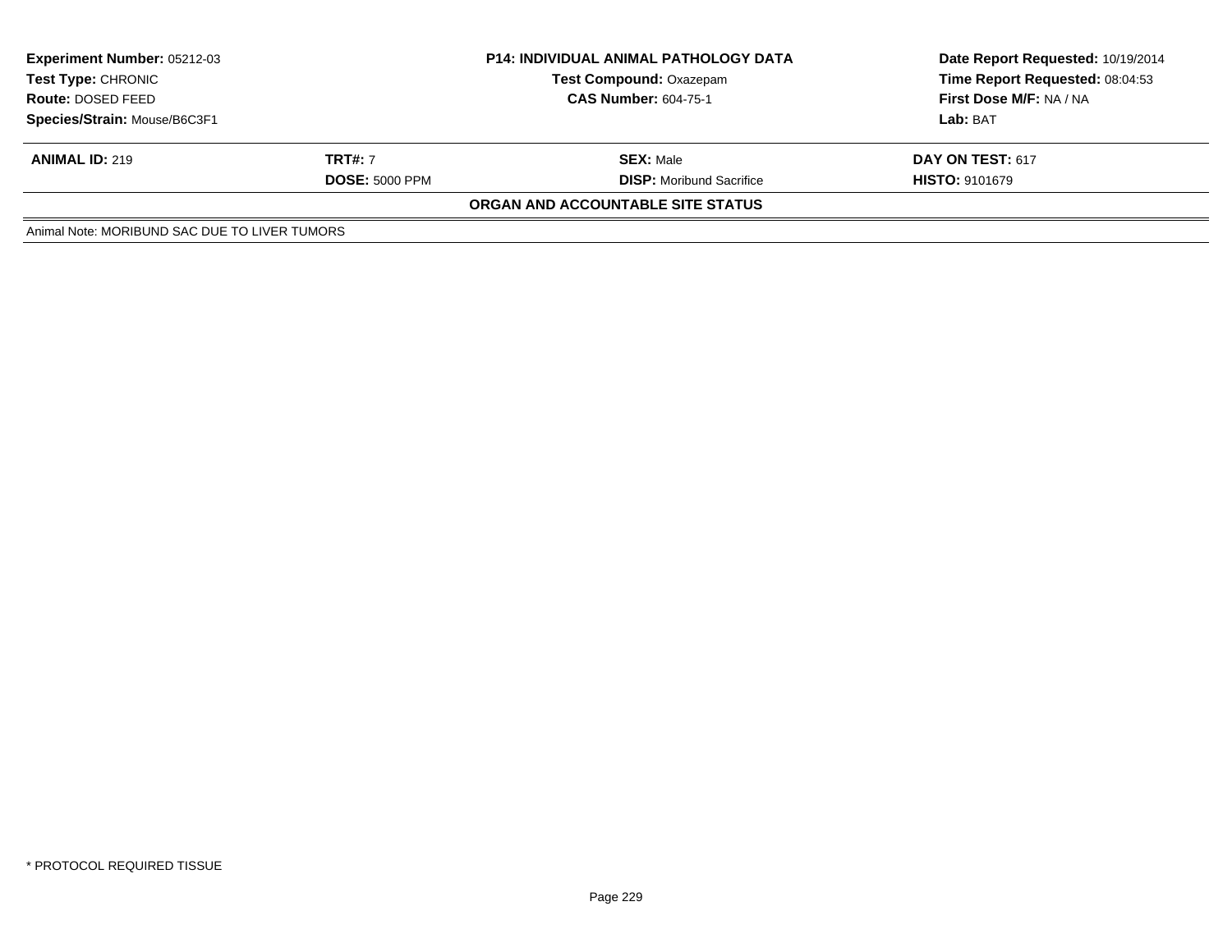| **Experiment Number:** 05212-03 | **P14: INDIVIDUAL ANIMAL PATHOLOGY DATA** | **Date Report Requested:** 10/19/2014 |
|---|---|---|
| **Test Type:** CHRONIC | **Test Compound:** Oxazepam | **Time Report Requested:** 08:04:53 |
| **Route:** DOSED FEED | **CAS Number:** 604-75-1 | **First Dose M/F:** NA / NA |
| **Species/Strain:** Mouse/B6C3F1 | | **Lab:** BAT |

| **ANIMAL ID:** 219 | **TRT#:** 7 | **SEX:** Male | **DAY ON TEST:** 617 |
|---|---|---|---|
| | **DOSE:** 5000 PPM | **DISP:** Moribund Sacrifice | **HISTO:** 9101679 |

**ORGAN AND ACCOUNTABLE SITE STATUS**

Animal Note: MORIBUND SAC DUE TO LIVER TUMORS

\* PROTOCOL REQUIRED TISSUE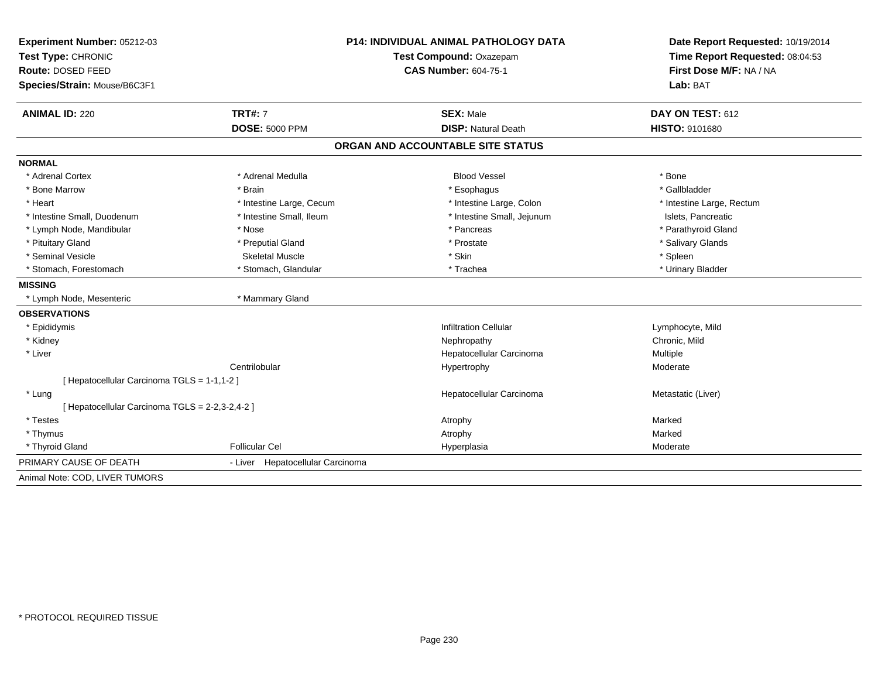**Experiment Number:** 05212-03
**Test Type:** CHRONIC
**Route:** DOSED FEED
**Species/Strain:** Mouse/B6C3F1

**P14: INDIVIDUAL ANIMAL PATHOLOGY DATA**
**Test Compound:** Oxazepam
**CAS Number:** 604-75-1

**Date Report Requested:** 10/19/2014
**Time Report Requested:** 08:04:53
**First Dose M/F:** NA / NA
**Lab:** BAT

| **ANIMAL ID:** 220 | **TRT#:** 7 | **SEX:** Male | **DAY ON TEST:** 612 |
|---|---|---|---|
| | **DOSE:** 5000 PPM | **DISP:** Natural Death | **HISTO:** 9101680 |

## ORGAN AND ACCOUNTABLE SITE STATUS

**NORMAL**

| | | | |
|---|---|---|---|
| * Adrenal Cortex | * Adrenal Medulla | Blood Vessel | * Bone |
| * Bone Marrow | * Brain | * Esophagus | * Gallbladder |
| * Heart | * Intestine Large, Cecum | * Intestine Large, Colon | * Intestine Large, Rectum |
| * Intestine Small, Duodenum | * Intestine Small, Ileum | * Intestine Small, Jejunum | Islets, Pancreatic |
| * Lymph Node, Mandibular | * Nose | * Pancreas | * Parathyroid Gland |
| * Pituitary Gland | * Preputial Gland | * Prostate | * Salivary Glands |
| * Seminal Vesicle | Skeletal Muscle | * Skin | * Spleen |
| * Stomach, Forestomach | * Stomach, Glandular | * Trachea | * Urinary Bladder |

**MISSING**

| | |
|---|---|
| * Lymph Node, Mesenteric | * Mammary Gland |

**OBSERVATIONS**

| | | | |
|---|---|---|---|
| * Epididymis | | Infiltration Cellular | Lymphocyte, Mild |
| * Kidney | | Nephropathy | Chronic, Mild |
| * Liver | | Hepatocellular Carcinoma | Multiple |
| | Centrilobular | Hypertrophy | Moderate |
| [ Hepatocellular Carcinoma TGLS = 1-1,1-2 ] | | | |
| * Lung | | Hepatocellular Carcinoma | Metastatic (Liver) |
| [ Hepatocellular Carcinoma TGLS = 2-2,3-2,4-2 ] | | | |
| * Testes | | Atrophy | Marked |
| * Thymus | | Atrophy | Marked |
| * Thyroid Gland | Follicular Cel | Hyperplasia | Moderate |

PRIMARY CAUSE OF DEATH - Liver Hepatocellular Carcinoma

Animal Note: COD, LIVER TUMORS

* PROTOCOL REQUIRED TISSUE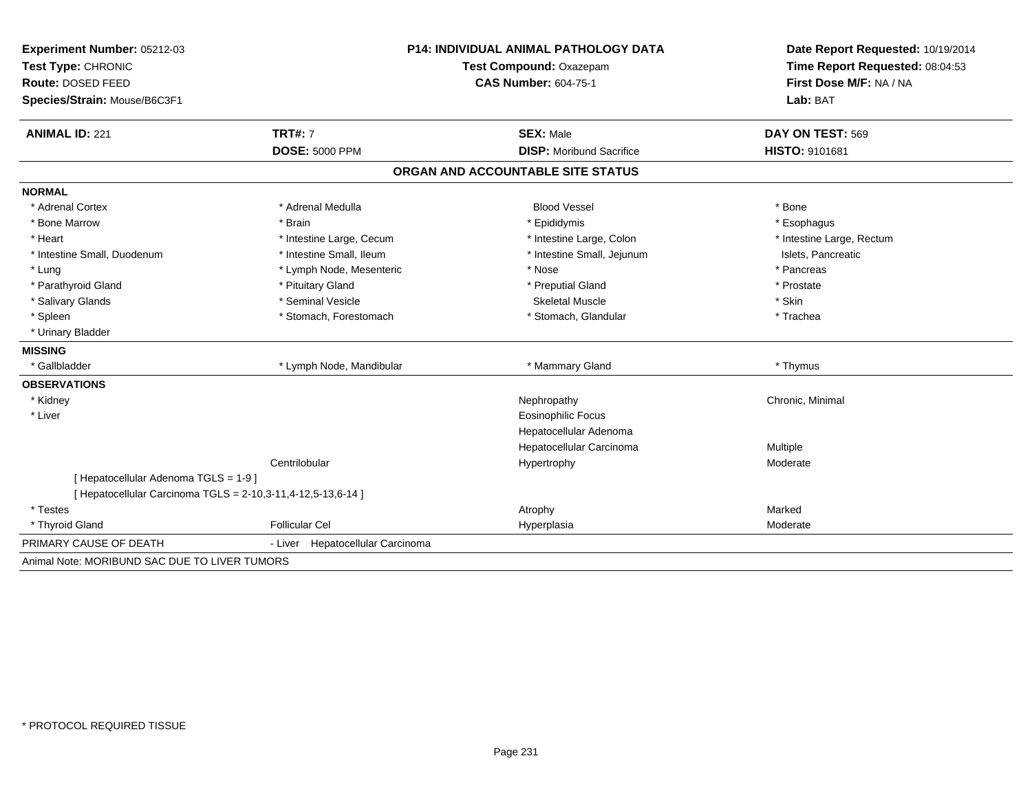**Experiment Number:** 05212-03
**Test Type:** CHRONIC
**Route:** DOSED FEED
**Species/Strain:** Mouse/B6C3F1

**P14: INDIVIDUAL ANIMAL PATHOLOGY DATA**
**Test Compound:** Oxazepam
**CAS Number:** 604-75-1

**Date Report Requested:** 10/19/2014
**Time Report Requested:** 08:04:53
**First Dose M/F:** NA / NA
**Lab:** BAT

| **ANIMAL ID:** 221 | **TRT#:** 7 | **SEX:** Male | **DAY ON TEST:** 569 |
|---|---|---|---|
| | **DOSE:** 5000 PPM | **DISP:** Moribund Sacrifice | **HISTO:** 9101681 |

## ORGAN AND ACCOUNTABLE SITE STATUS

**NORMAL**

| | | | |
|---|---|---|---|
| * Adrenal Cortex | * Adrenal Medulla | Blood Vessel | * Bone |
| * Bone Marrow | * Brain | * Epididymis | * Esophagus |
| * Heart | * Intestine Large, Cecum | * Intestine Large, Colon | * Intestine Large, Rectum |
| * Intestine Small, Duodenum | * Intestine Small, Ileum | * Intestine Small, Jejunum | Islets, Pancreatic |
| * Lung | * Lymph Node, Mesenteric | * Nose | * Pancreas |
| * Parathyroid Gland | * Pituitary Gland | * Preputial Gland | * Prostate |
| * Salivary Glands | * Seminal Vesicle | Skeletal Muscle | * Skin |
| * Spleen | * Stomach, Forestomach | * Stomach, Glandular | * Trachea |
| * Urinary Bladder | | | |

**MISSING**

| | | | |
|---|---|---|---|
| * Gallbladder | * Lymph Node, Mandibular | * Mammary Gland | * Thymus |

**OBSERVATIONS**

| | | | |
|---|---|---|---|
| * Kidney | | Nephropathy | Chronic, Minimal |
| * Liver | | Eosinophilic Focus | |
| | | Hepatocellular Adenoma | |
| | | Hepatocellular Carcinoma | Multiple |
| | Centrilobular | Hypertrophy | Moderate |
| [ Hepatocellular Adenoma TGLS = 1-9 ] | | | |
| [ Hepatocellular Carcinoma TGLS = 2-10,3-11,4-12,5-13,6-14 ] | | | |
| * Testes | | Atrophy | Marked |
| * Thyroid Gland | Follicular Cel | Hyperplasia | Moderate |

PRIMARY CAUSE OF DEATH - Liver Hepatocellular Carcinoma

Animal Note: MORIBUND SAC DUE TO LIVER TUMORS

* PROTOCOL REQUIRED TISSUE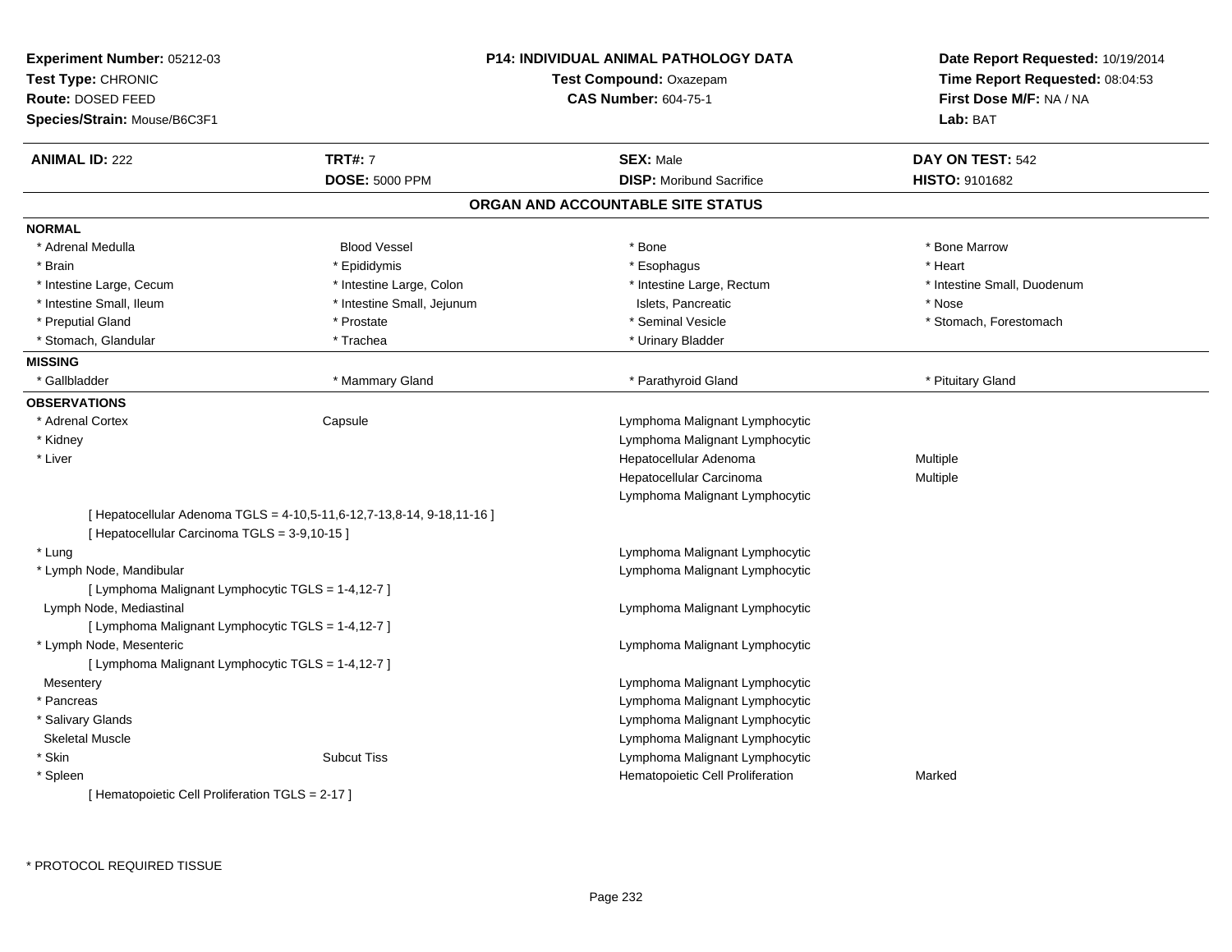**Experiment Number:** 05212-03
**Test Type:** CHRONIC
**Route:** DOSED FEED
**Species/Strain:** Mouse/B6C3F1

**P14: INDIVIDUAL ANIMAL PATHOLOGY DATA**
**Test Compound:** Oxazepam
**CAS Number:** 604-75-1

**Date Report Requested:** 10/19/2014
**Time Report Requested:** 08:04:53
**First Dose M/F:** NA / NA
**Lab:** BAT

| **ANIMAL ID:** 222 | **TRT#:** 7 | **SEX:** Male | **DAY ON TEST:** 542 |
|---|---|---|---|
| | **DOSE:** 5000 PPM | **DISP:** Moribund Sacrifice | **HISTO:** 9101682 |

## ORGAN AND ACCOUNTABLE SITE STATUS

**NORMAL**

| | | | |
|---|---|---|---|
| * Adrenal Medulla | Blood Vessel | * Bone | * Bone Marrow |
| * Brain | * Epididymis | * Esophagus | * Heart |
| * Intestine Large, Cecum | * Intestine Large, Colon | * Intestine Large, Rectum | * Intestine Small, Duodenum |
| * Intestine Small, Ileum | * Intestine Small, Jejunum | Islets, Pancreatic | * Nose |
| * Preputial Gland | * Prostate | * Seminal Vesicle | * Stomach, Forestomach |
| * Stomach, Glandular | * Trachea | * Urinary Bladder | |

**MISSING**

| | | | |
|---|---|---|---|
| * Gallbladder | * Mammary Gland | * Parathyroid Gland | * Pituitary Gland |

**OBSERVATIONS**

| | | | |
|---|---|---|---|
| * Adrenal Cortex | Capsule | Lymphoma Malignant Lymphocytic | |
| * Kidney | | Lymphoma Malignant Lymphocytic | |
| * Liver | | Hepatocellular Adenoma | Multiple |
| | | Hepatocellular Carcinoma | Multiple |
| | | Lymphoma Malignant Lymphocytic | |
| [ Hepatocellular Adenoma TGLS = 4-10,5-11,6-12,7-13,8-14, 9-18,11-16 ] | | | |
| [ Hepatocellular Carcinoma TGLS = 3-9,10-15 ] | | | |
| * Lung | | Lymphoma Malignant Lymphocytic | |
| * Lymph Node, Mandibular | | Lymphoma Malignant Lymphocytic | |
| [ Lymphoma Malignant Lymphocytic TGLS = 1-4,12-7 ] | | | |
| Lymph Node, Mediastinal | | Lymphoma Malignant Lymphocytic | |
| [ Lymphoma Malignant Lymphocytic TGLS = 1-4,12-7 ] | | | |
| * Lymph Node, Mesenteric | | Lymphoma Malignant Lymphocytic | |
| [ Lymphoma Malignant Lymphocytic TGLS = 1-4,12-7 ] | | | |
| Mesentery | | Lymphoma Malignant Lymphocytic | |
| * Pancreas | | Lymphoma Malignant Lymphocytic | |
| * Salivary Glands | | Lymphoma Malignant Lymphocytic | |
| Skeletal Muscle | | Lymphoma Malignant Lymphocytic | |
| * Skin | Subcut Tiss | Lymphoma Malignant Lymphocytic | |
| * Spleen | | Hematopoietic Cell Proliferation | Marked |
| [ Hematopoietic Cell Proliferation TGLS = 2-17 ] | | | |

\* PROTOCOL REQUIRED TISSUE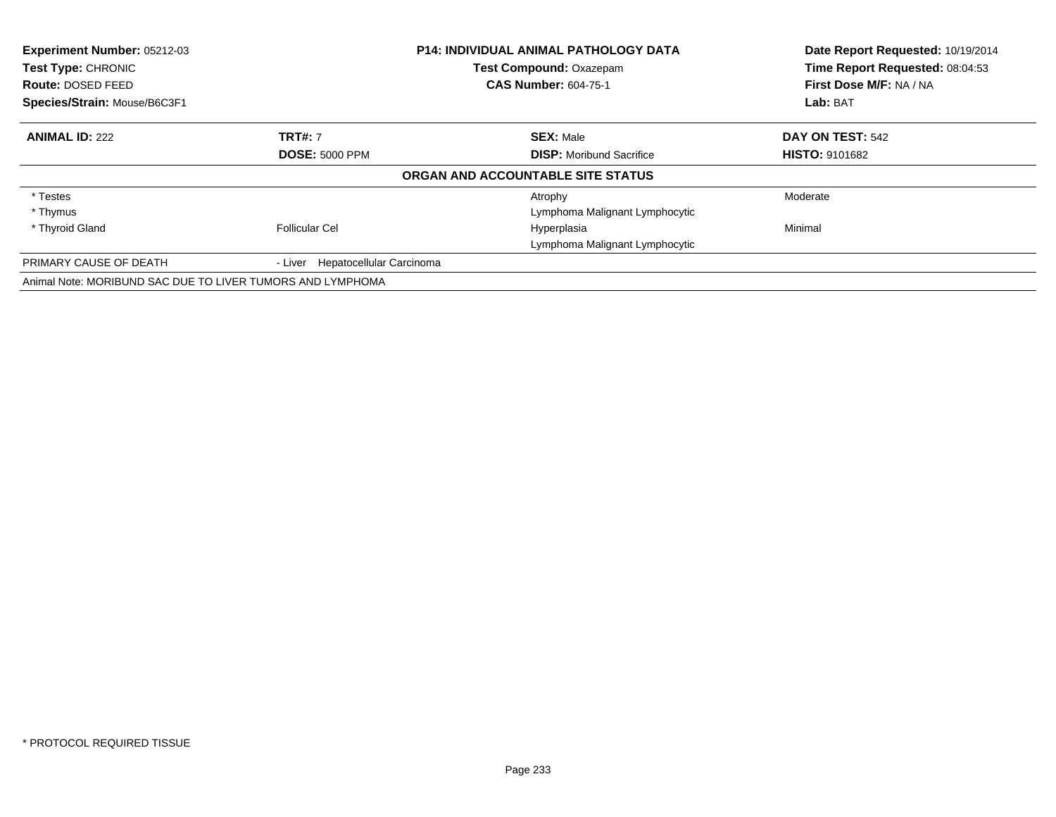| **Experiment Number:** 05212-03 | **P14: INDIVIDUAL ANIMAL PATHOLOGY DATA** | **Date Report Requested:** 10/19/2014 |
|---|---|---|
| **Test Type:** CHRONIC | **Test Compound:** Oxazepam | **Time Report Requested:** 08:04:53 |
| **Route:** DOSED FEED | **CAS Number:** 604-75-1 | **First Dose M/F:** NA / NA |
| **Species/Strain:** Mouse/B6C3F1 | | **Lab:** BAT |

| **ANIMAL ID:** 222 | **TRT#:** 7 | **SEX:** Male | **DAY ON TEST:** 542 |
|---|---|---|---|
| | **DOSE:** 5000 PPM | **DISP:** Moribund Sacrifice | **HISTO:** 9101682 |
| **ORGAN AND ACCOUNTABLE SITE STATUS** | | | |
| * Testes | | Atrophy | Moderate |
| * Thymus | | Lymphoma Malignant Lymphocytic | |
| * Thyroid Gland | Follicular Cel | Hyperplasia | Minimal |
| | | Lymphoma Malignant Lymphocytic | |
| PRIMARY CAUSE OF DEATH | - Liver Hepatocellular Carcinoma | | |
| Animal Note: MORIBUND SAC DUE TO LIVER TUMORS AND LYMPHOMA | | | |

* PROTOCOL REQUIRED TISSUE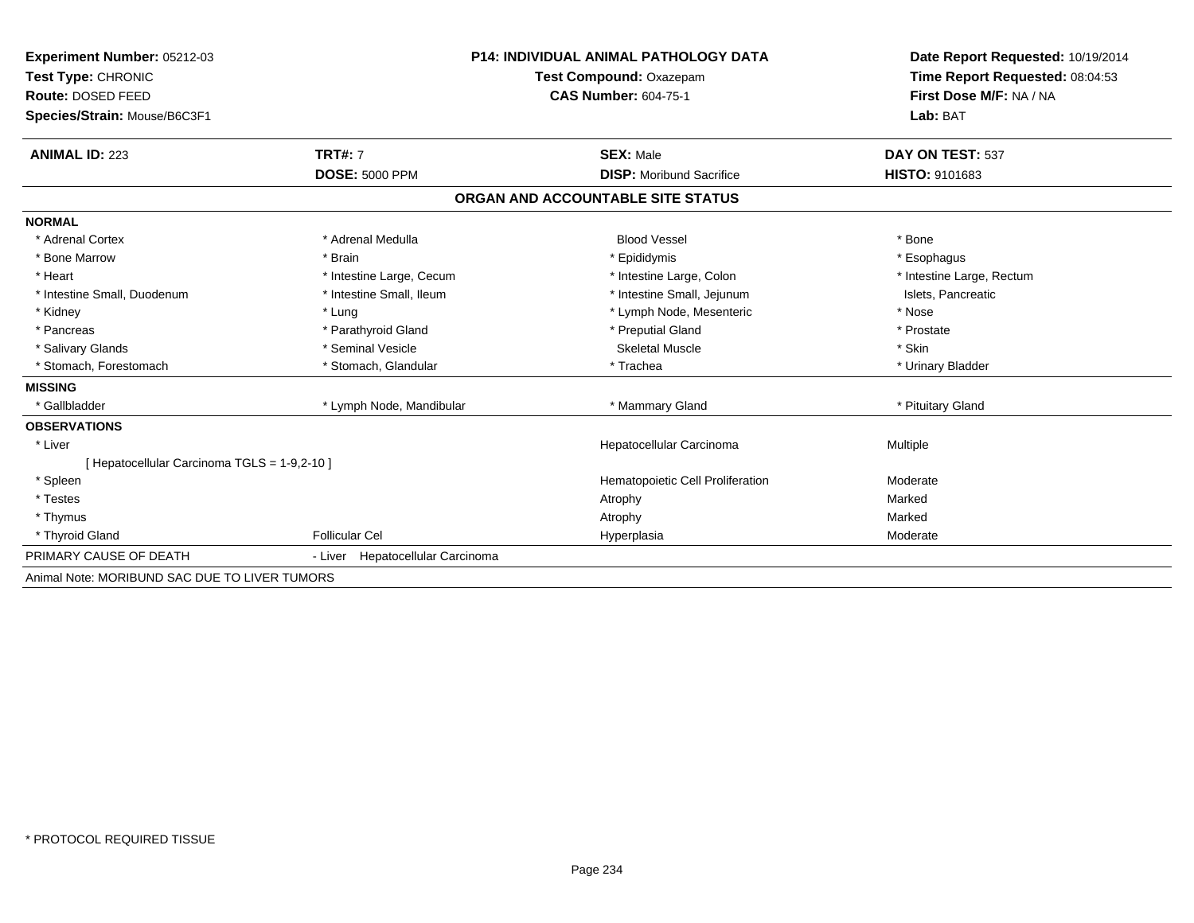**Experiment Number:** 05212-03
**Test Type:** CHRONIC
**Route:** DOSED FEED
**Species/Strain:** Mouse/B6C3F1

**P14: INDIVIDUAL ANIMAL PATHOLOGY DATA**
**Test Compound:** Oxazepam
**CAS Number:** 604-75-1

**Date Report Requested:** 10/19/2014
**Time Report Requested:** 08:04:53
**First Dose M/F:** NA / NA
**Lab:** BAT

| **ANIMAL ID:** 223 | **TRT#:** 7 | **SEX:** Male | **DAY ON TEST:** 537 |
|---|---|---|---|
| | **DOSE:** 5000 PPM | **DISP:** Moribund Sacrifice | **HISTO:** 9101683 |

## ORGAN AND ACCOUNTABLE SITE STATUS

| | | | |
|---|---|---|---|
| **NORMAL** | | | |
| * Adrenal Cortex | * Adrenal Medulla | Blood Vessel | * Bone |
| * Bone Marrow | * Brain | * Epididymis | * Esophagus |
| * Heart | * Intestine Large, Cecum | * Intestine Large, Colon | * Intestine Large, Rectum |
| * Intestine Small, Duodenum | * Intestine Small, Ileum | * Intestine Small, Jejunum | Islets, Pancreatic |
| * Kidney | * Lung | * Lymph Node, Mesenteric | * Nose |
| * Pancreas | * Parathyroid Gland | * Preputial Gland | * Prostate |
| * Salivary Glands | * Seminal Vesicle | Skeletal Muscle | * Skin |
| * Stomach, Forestomach | * Stomach, Glandular | * Trachea | * Urinary Bladder |
| **MISSING** | | | |
| * Gallbladder | * Lymph Node, Mandibular | * Mammary Gland | * Pituitary Gland |
| **OBSERVATIONS** | | | |
| * Liver | | Hepatocellular Carcinoma | Multiple |
| [ Hepatocellular Carcinoma TGLS = 1-9,2-10 ] | | | |
| * Spleen | | Hematopoietic Cell Proliferation | Moderate |
| * Testes | | Atrophy | Marked |
| * Thymus | | Atrophy | Marked |
| * Thyroid Gland | Follicular Cel | Hyperplasia | Moderate |
| PRIMARY CAUSE OF DEATH | - Liver Hepatocellular Carcinoma | | |

Animal Note: MORIBUND SAC DUE TO LIVER TUMORS

* PROTOCOL REQUIRED TISSUE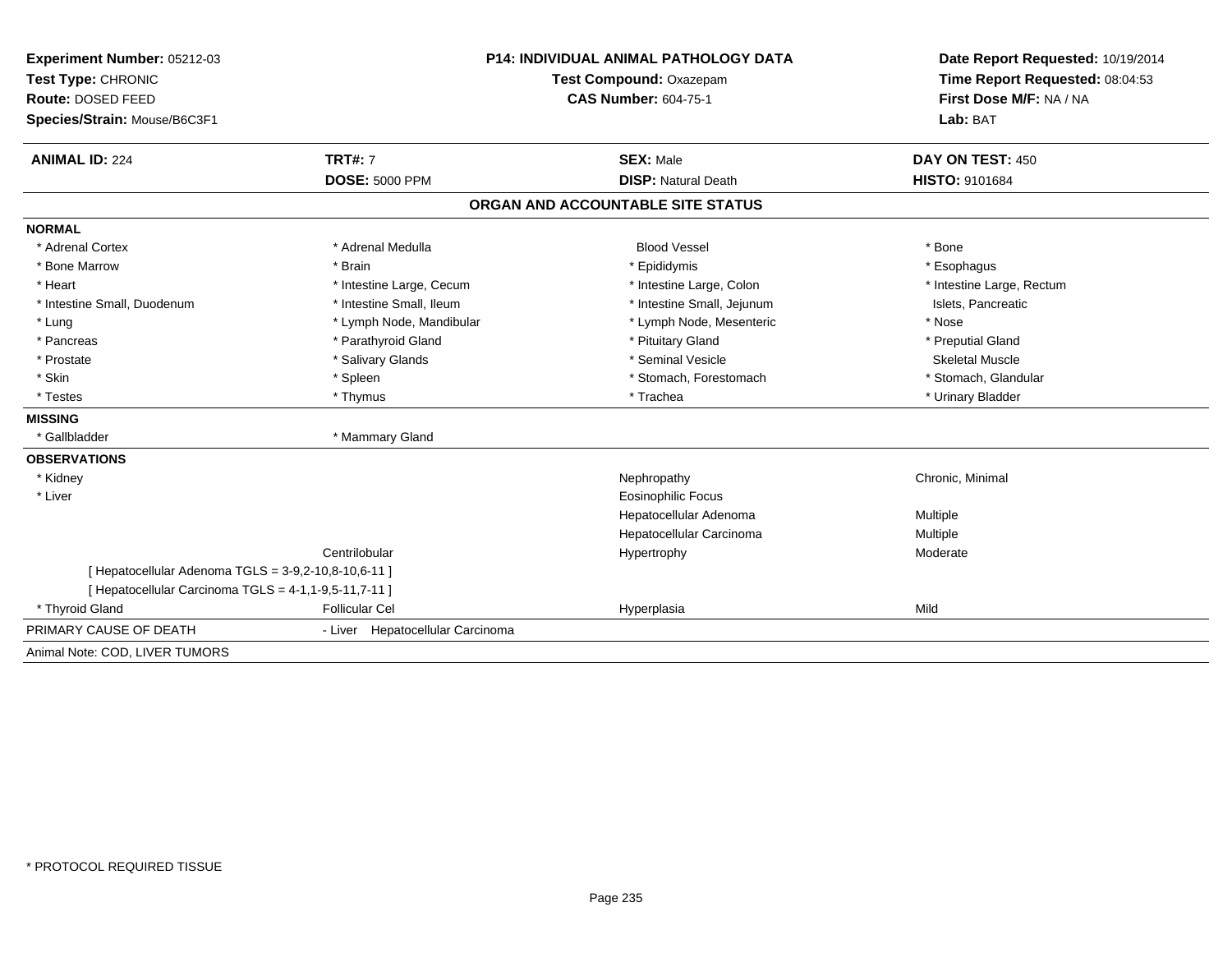**Experiment Number:** 05212-03
**Test Type:** CHRONIC
**Route:** DOSED FEED
**Species/Strain:** Mouse/B6C3F1

**P14: INDIVIDUAL ANIMAL PATHOLOGY DATA**
**Test Compound:** Oxazepam
**CAS Number:** 604-75-1

**Date Report Requested:** 10/19/2014
**Time Report Requested:** 08:04:53
**First Dose M/F:** NA / NA
**Lab:** BAT

| **ANIMAL ID:** 224 | **TRT#:** 7 | **SEX:** Male | **DAY ON TEST:** 450 |
|---|---|---|---|
| | **DOSE:** 5000 PPM | **DISP:** Natural Death | **HISTO:** 9101684 |

## ORGAN AND ACCOUNTABLE SITE STATUS

| | | | |
|---|---|---|---|
| **NORMAL** | | | |
| * Adrenal Cortex | * Adrenal Medulla | Blood Vessel | * Bone |
| * Bone Marrow | * Brain | * Epididymis | * Esophagus |
| * Heart | * Intestine Large, Cecum | * Intestine Large, Colon | * Intestine Large, Rectum |
| * Intestine Small, Duodenum | * Intestine Small, Ileum | * Intestine Small, Jejunum | Islets, Pancreatic |
| * Lung | * Lymph Node, Mandibular | * Lymph Node, Mesenteric | * Nose |
| * Pancreas | * Parathyroid Gland | * Pituitary Gland | * Preputial Gland |
| * Prostate | * Salivary Glands | * Seminal Vesicle | Skeletal Muscle |
| * Skin | * Spleen | * Stomach, Forestomach | * Stomach, Glandular |
| * Testes | * Thymus | * Trachea | * Urinary Bladder |
| **MISSING** | | | |
| * Gallbladder | * Mammary Gland | | |
| **OBSERVATIONS** | | | |
| * Kidney | | Nephropathy | Chronic, Minimal |
| * Liver | | Eosinophilic Focus | |
| | | Hepatocellular Adenoma | Multiple |
| | | Hepatocellular Carcinoma | Multiple |
| | Centrilobular | Hypertrophy | Moderate |
| [ Hepatocellular Adenoma TGLS = 3-9,2-10,8-10,6-11 ] | | | |
| [ Hepatocellular Carcinoma TGLS = 4-1,1-9,5-11,7-11 ] | | | |
| * Thyroid Gland | Follicular Cel | Hyperplasia | Mild |
| PRIMARY CAUSE OF DEATH | - Liver Hepatocellular Carcinoma | | |
| Animal Note: COD, LIVER TUMORS | | | |

\* PROTOCOL REQUIRED TISSUE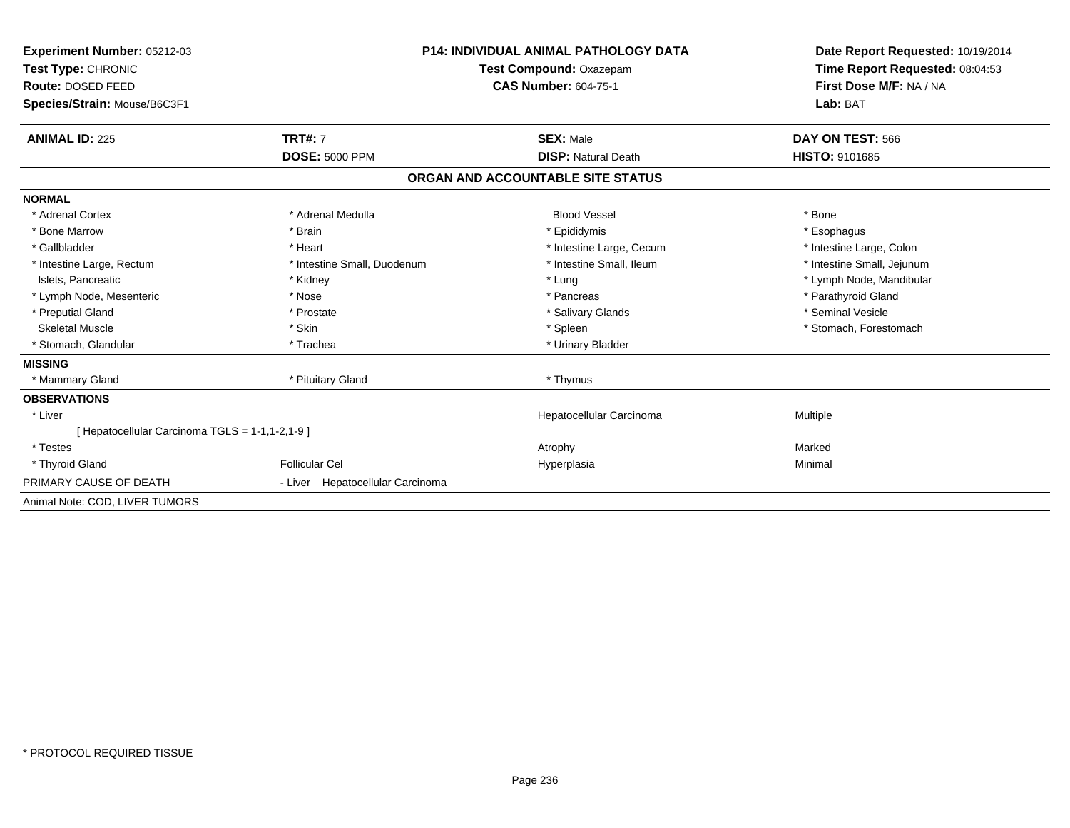**Experiment Number:** 05212-03
**Test Type:** CHRONIC
**Route:** DOSED FEED
**Species/Strain:** Mouse/B6C3F1

**P14: INDIVIDUAL ANIMAL PATHOLOGY DATA**
**Test Compound:** Oxazepam
**CAS Number:** 604-75-1

**Date Report Requested:** 10/19/2014
**Time Report Requested:** 08:04:53
**First Dose M/F:** NA / NA
**Lab:** BAT

| **ANIMAL ID:** 225 | **TRT#:** 7 | **SEX:** Male | **DAY ON TEST:** 566 |
|---|---|---|---|
| | **DOSE:** 5000 PPM | **DISP:** Natural Death | **HISTO:** 9101685 |

## ORGAN AND ACCOUNTABLE SITE STATUS

**NORMAL**

| | | | |
|---|---|---|---|
| * Adrenal Cortex | * Adrenal Medulla | Blood Vessel | * Bone |
| * Bone Marrow | * Brain | * Epididymis | * Esophagus |
| * Gallbladder | * Heart | * Intestine Large, Cecum | * Intestine Large, Colon |
| * Intestine Large, Rectum | * Intestine Small, Duodenum | * Intestine Small, Ileum | * Intestine Small, Jejunum |
| Islets, Pancreatic | * Kidney | * Lung | * Lymph Node, Mandibular |
| * Lymph Node, Mesenteric | * Nose | * Pancreas | * Parathyroid Gland |
| * Preputial Gland | * Prostate | * Salivary Glands | * Seminal Vesicle |
| Skeletal Muscle | * Skin | * Spleen | * Stomach, Forestomach |
| * Stomach, Glandular | * Trachea | * Urinary Bladder | |

**MISSING**

| | | | |
|---|---|---|---|
| * Mammary Gland | * Pituitary Gland | * Thymus | |

**OBSERVATIONS**

| | | | |
|---|---|---|---|
| * Liver | | Hepatocellular Carcinoma | Multiple |
| [ Hepatocellular Carcinoma TGLS = 1-1,1-2,1-9 ] | | | |
| * Testes | | Atrophy | Marked |
| * Thyroid Gland | Follicular Cel | Hyperplasia | Minimal |

PRIMARY CAUSE OF DEATH - Liver Hepatocellular Carcinoma

Animal Note: COD, LIVER TUMORS

* PROTOCOL REQUIRED TISSUE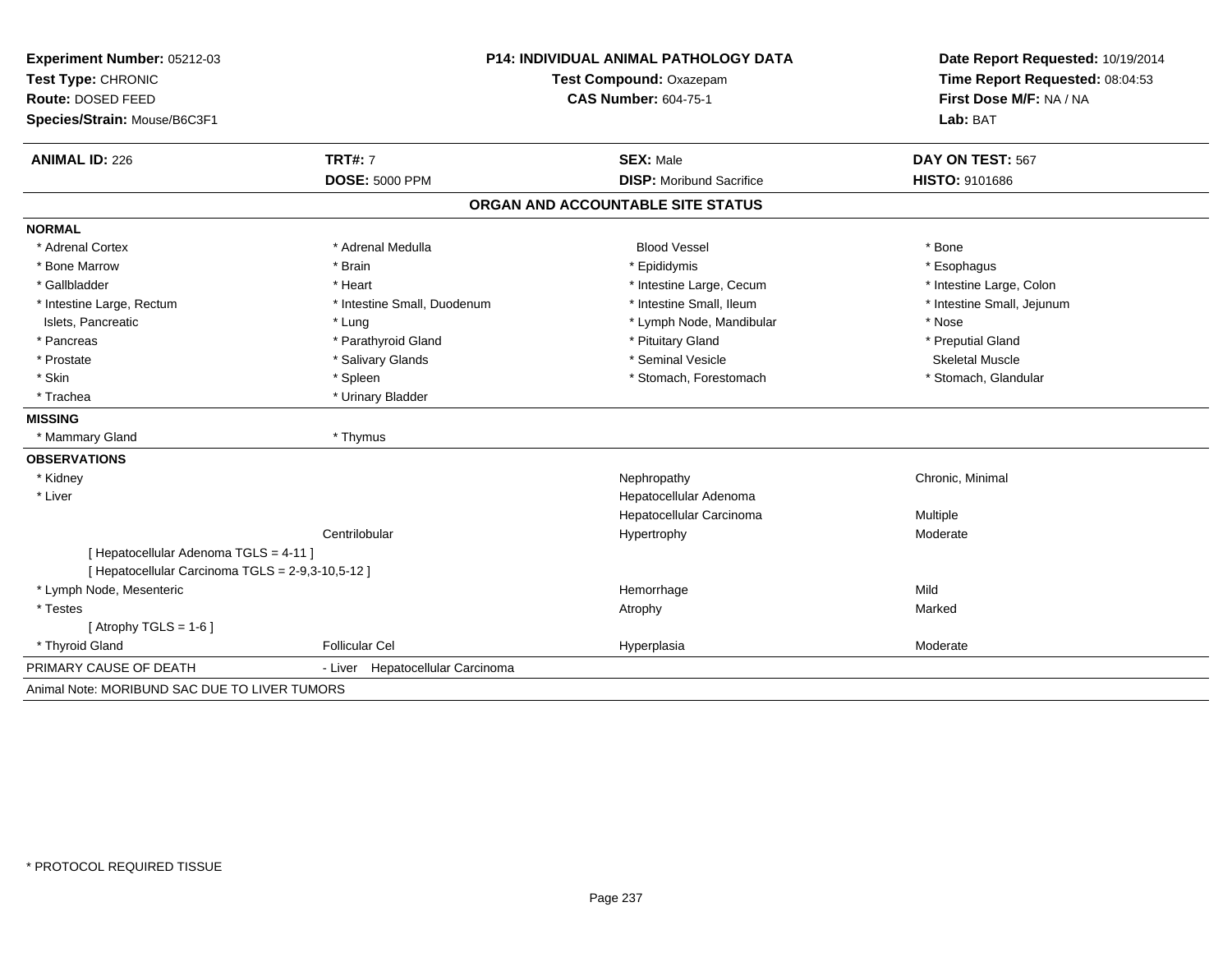**Experiment Number:** 05212-03
**Test Type:** CHRONIC
**Route:** DOSED FEED
**Species/Strain:** Mouse/B6C3F1

**P14: INDIVIDUAL ANIMAL PATHOLOGY DATA**
**Test Compound:** Oxazepam
**CAS Number:** 604-75-1

**Date Report Requested:** 10/19/2014
**Time Report Requested:** 08:04:53
**First Dose M/F:** NA / NA
**Lab:** BAT

| **ANIMAL ID:** 226 | **TRT#:** 7 | **SEX:** Male | **DAY ON TEST:** 567 |
|---|---|---|---|
| | **DOSE:** 5000 PPM | **DISP:** Moribund Sacrifice | **HISTO:** 9101686 |

## ORGAN AND ACCOUNTABLE SITE STATUS

**NORMAL**

| | | | |
|---|---|---|---|
| * Adrenal Cortex | * Adrenal Medulla | Blood Vessel | * Bone |
| * Bone Marrow | * Brain | * Epididymis | * Esophagus |
| * Gallbladder | * Heart | * Intestine Large, Cecum | * Intestine Large, Colon |
| * Intestine Large, Rectum | * Intestine Small, Duodenum | * Intestine Small, Ileum | * Intestine Small, Jejunum |
| Islets, Pancreatic | * Lung | * Lymph Node, Mandibular | * Nose |
| * Pancreas | * Parathyroid Gland | * Pituitary Gland | * Preputial Gland |
| * Prostate | * Salivary Glands | * Seminal Vesicle | Skeletal Muscle |
| * Skin | * Spleen | * Stomach, Forestomach | * Stomach, Glandular |
| * Trachea | * Urinary Bladder | | |

**MISSING**

| | |
|---|---|
| * Mammary Gland | * Thymus |

**OBSERVATIONS**

| | | | |
|---|---|---|---|
| * Kidney | | Nephropathy | Chronic, Minimal |
| * Liver | | Hepatocellular Adenoma | |
| | | Hepatocellular Carcinoma | Multiple |
| | Centrilobular | Hypertrophy | Moderate |
| [ Hepatocellular Adenoma TGLS = 4-11 ] | | | |
| [ Hepatocellular Carcinoma TGLS = 2-9,3-10,5-12 ] | | | |
| * Lymph Node, Mesenteric | | Hemorrhage | Mild |
| * Testes | | Atrophy | Marked |
| [ Atrophy TGLS = 1-6 ] | | | |
| * Thyroid Gland | Follicular Cel | Hyperplasia | Moderate |

PRIMARY CAUSE OF DEATH - Liver Hepatocellular Carcinoma

Animal Note: MORIBUND SAC DUE TO LIVER TUMORS

* PROTOCOL REQUIRED TISSUE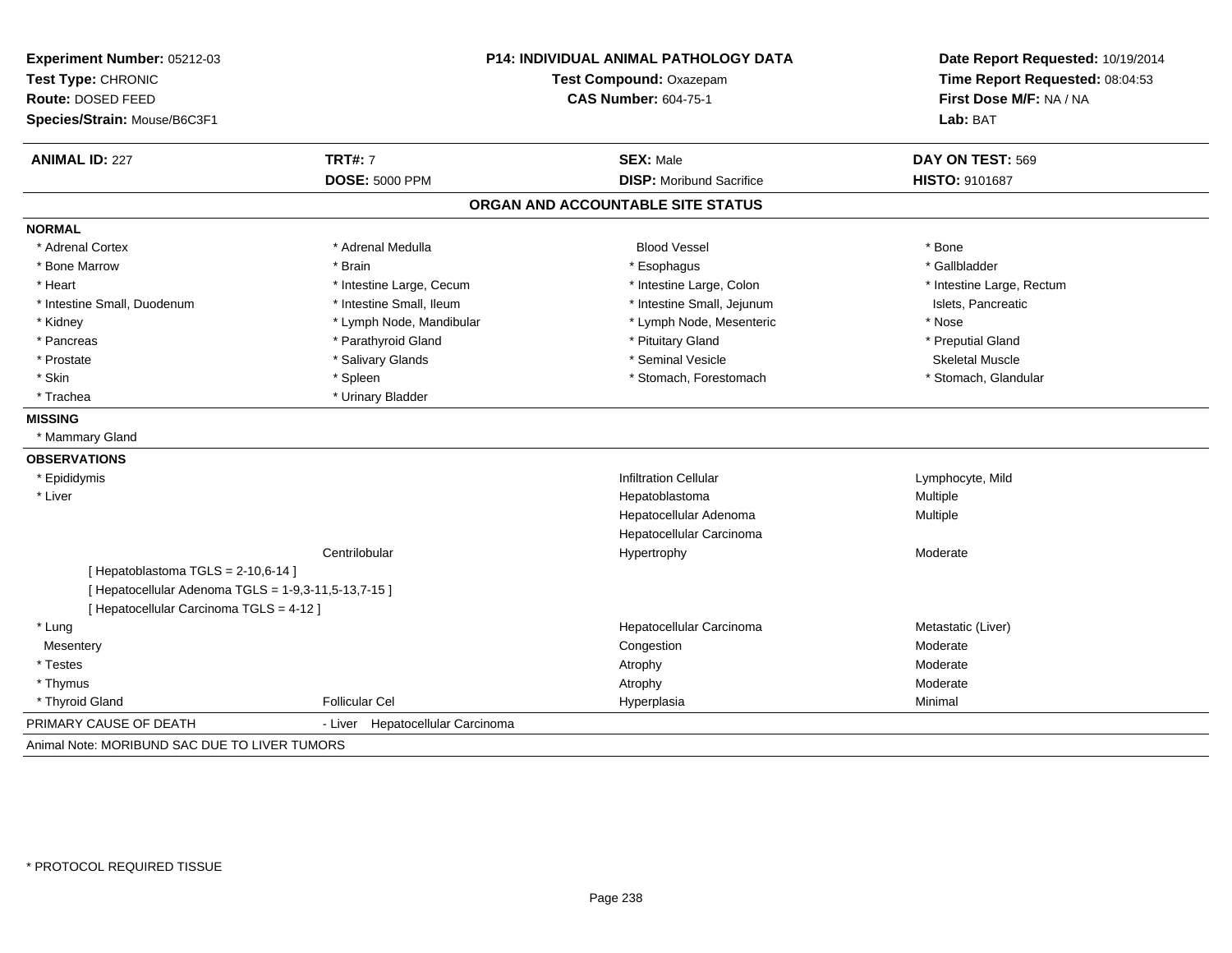**Experiment Number:** 05212-03
**Test Type:** CHRONIC
**Route:** DOSED FEED
**Species/Strain:** Mouse/B6C3F1

**P14: INDIVIDUAL ANIMAL PATHOLOGY DATA**
**Test Compound:** Oxazepam
**CAS Number:** 604-75-1

**Date Report Requested:** 10/19/2014
**Time Report Requested:** 08:04:53
**First Dose M/F:** NA / NA
**Lab:** BAT

| **ANIMAL ID:** 227 | **TRT#:** 7 | **SEX:** Male | **DAY ON TEST:** 569 |
|---|---|---|---|
| | **DOSE:** 5000 PPM | **DISP:** Moribund Sacrifice | **HISTO:** 9101687 |

## ORGAN AND ACCOUNTABLE SITE STATUS

**NORMAL**

| | | | |
|---|---|---|---|
| * Adrenal Cortex | * Adrenal Medulla | Blood Vessel | * Bone |
| * Bone Marrow | * Brain | * Esophagus | * Gallbladder |
| * Heart | * Intestine Large, Cecum | * Intestine Large, Colon | * Intestine Large, Rectum |
| * Intestine Small, Duodenum | * Intestine Small, Ileum | * Intestine Small, Jejunum | Islets, Pancreatic |
| * Kidney | * Lymph Node, Mandibular | * Lymph Node, Mesenteric | * Nose |
| * Pancreas | * Parathyroid Gland | * Pituitary Gland | * Preputial Gland |
| * Prostate | * Salivary Glands | * Seminal Vesicle | Skeletal Muscle |
| * Skin | * Spleen | * Stomach, Forestomach | * Stomach, Glandular |
| * Trachea | * Urinary Bladder | | |

**MISSING**

* Mammary Gland

**OBSERVATIONS**

| | | | |
|---|---|---|---|
| * Epididymis | | Infiltration Cellular | Lymphocyte, Mild |
| * Liver | | Hepatoblastoma | Multiple |
| | | Hepatocellular Adenoma | Multiple |
| | | Hepatocellular Carcinoma | |
| | Centrilobular | Hypertrophy | Moderate |
| [ Hepatoblastoma TGLS = 2-10,6-14 ] | | | |
| [ Hepatocellular Adenoma TGLS = 1-9,3-11,5-13,7-15 ] | | | |
| [ Hepatocellular Carcinoma TGLS = 4-12 ] | | | |
| * Lung | | Hepatocellular Carcinoma | Metastatic (Liver) |
| Mesentery | | Congestion | Moderate |
| * Testes | | Atrophy | Moderate |
| * Thymus | | Atrophy | Moderate |
| * Thyroid Gland | Follicular Cel | Hyperplasia | Minimal |

PRIMARY CAUSE OF DEATH - Liver Hepatocellular Carcinoma

Animal Note: MORIBUND SAC DUE TO LIVER TUMORS

* PROTOCOL REQUIRED TISSUE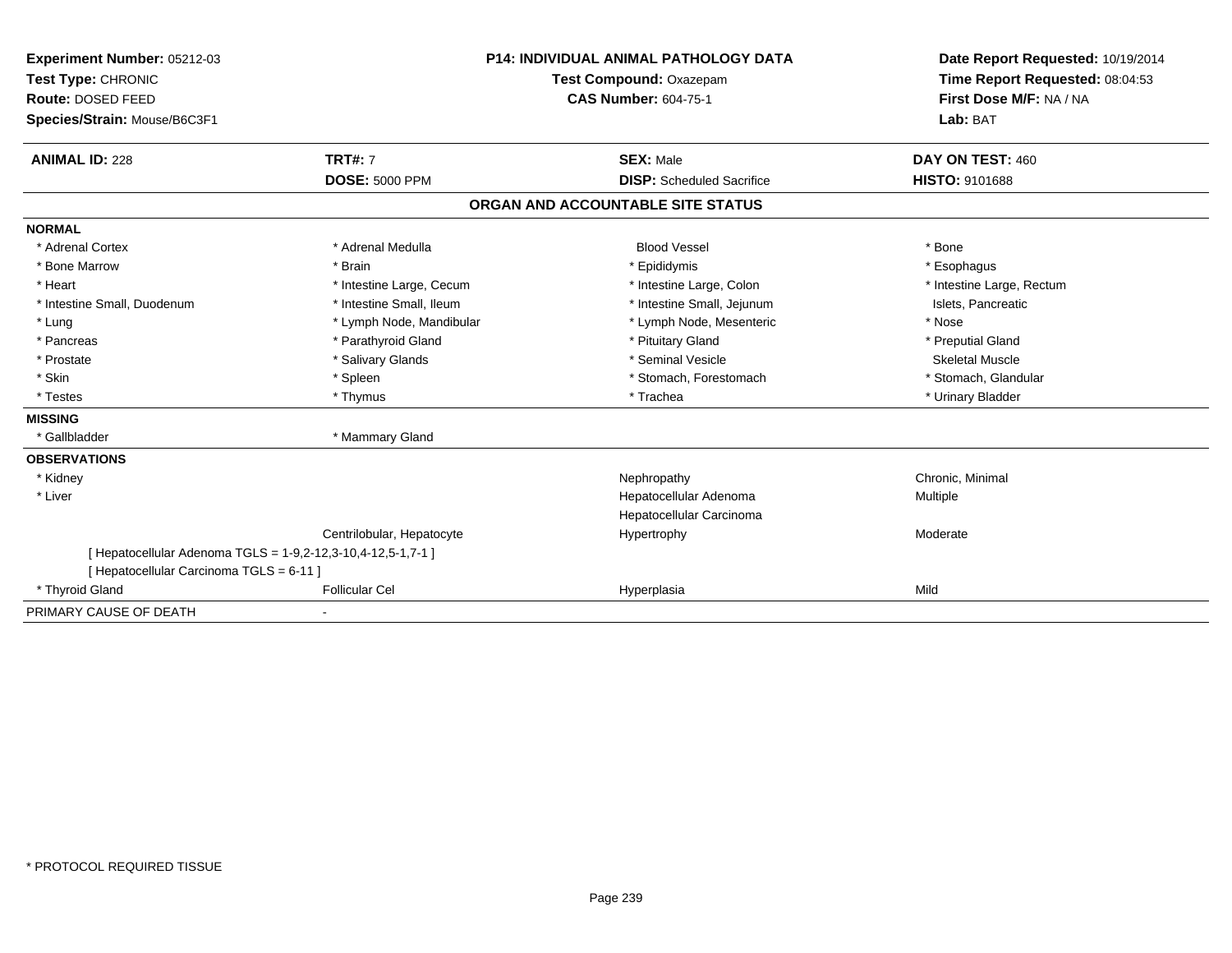**Experiment Number:** 05212-03
**Test Type:** CHRONIC
**Route:** DOSED FEED
**Species/Strain:** Mouse/B6C3F1

**P14: INDIVIDUAL ANIMAL PATHOLOGY DATA**
**Test Compound:** Oxazepam
**CAS Number:** 604-75-1

**Date Report Requested:** 10/19/2014
**Time Report Requested:** 08:04:53
**First Dose M/F:** NA / NA
**Lab:** BAT

| **ANIMAL ID:** 228 | **TRT#:** 7 | **SEX:** Male | **DAY ON TEST:** 460 |
|---|---|---|---|
| | **DOSE:** 5000 PPM | **DISP:** Scheduled Sacrifice | **HISTO:** 9101688 |

## ORGAN AND ACCOUNTABLE SITE STATUS

| | | | |
|---|---|---|---|
| **NORMAL** | | | |
| * Adrenal Cortex | * Adrenal Medulla | Blood Vessel | * Bone |
| * Bone Marrow | * Brain | * Epididymis | * Esophagus |
| * Heart | * Intestine Large, Cecum | * Intestine Large, Colon | * Intestine Large, Rectum |
| * Intestine Small, Duodenum | * Intestine Small, Ileum | * Intestine Small, Jejunum | Islets, Pancreatic |
| * Lung | * Lymph Node, Mandibular | * Lymph Node, Mesenteric | * Nose |
| * Pancreas | * Parathyroid Gland | * Pituitary Gland | * Preputial Gland |
| * Prostate | * Salivary Glands | * Seminal Vesicle | Skeletal Muscle |
| * Skin | * Spleen | * Stomach, Forestomach | * Stomach, Glandular |
| * Testes | * Thymus | * Trachea | * Urinary Bladder |
| **MISSING** | | | |
| * Gallbladder | * Mammary Gland | | |
| **OBSERVATIONS** | | | |
| * Kidney | | Nephropathy | Chronic, Minimal |
| * Liver | | Hepatocellular Adenoma | Multiple |
| | | Hepatocellular Carcinoma | |
| | Centrilobular, Hepatocyte | Hypertrophy | Moderate |
| [ Hepatocellular Adenoma TGLS = 1-9,2-12,3-10,4-12,5-1,7-1 ] | | | |
| [ Hepatocellular Carcinoma TGLS = 6-11 ] | | | |
| * Thyroid Gland | Follicular Cel | Hyperplasia | Mild |
| PRIMARY CAUSE OF DEATH | - | | |

* PROTOCOL REQUIRED TISSUE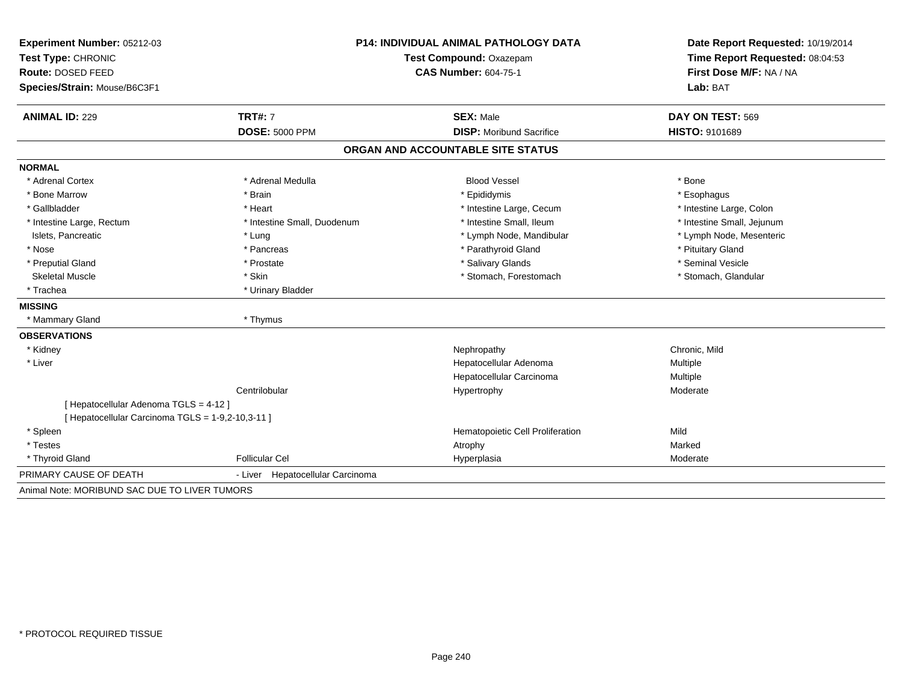**Experiment Number:** 05212-03
**Test Type:** CHRONIC
**Route:** DOSED FEED
**Species/Strain:** Mouse/B6C3F1

**P14: INDIVIDUAL ANIMAL PATHOLOGY DATA**
**Test Compound:** Oxazepam
**CAS Number:** 604-75-1

**Date Report Requested:** 10/19/2014
**Time Report Requested:** 08:04:53
**First Dose M/F:** NA / NA
**Lab:** BAT

| **ANIMAL ID:** 229 | **TRT#:** 7 | **SEX:** Male | **DAY ON TEST:** 569 |
|---|---|---|---|
| | **DOSE:** 5000 PPM | **DISP:** Moribund Sacrifice | **HISTO:** 9101689 |

## ORGAN AND ACCOUNTABLE SITE STATUS

**NORMAL**

| | | | |
|---|---|---|---|
| * Adrenal Cortex | * Adrenal Medulla | Blood Vessel | * Bone |
| * Bone Marrow | * Brain | * Epididymis | * Esophagus |
| * Gallbladder | * Heart | * Intestine Large, Cecum | * Intestine Large, Colon |
| * Intestine Large, Rectum | * Intestine Small, Duodenum | * Intestine Small, Ileum | * Intestine Small, Jejunum |
| Islets, Pancreatic | * Lung | * Lymph Node, Mandibular | * Lymph Node, Mesenteric |
| * Nose | * Pancreas | * Parathyroid Gland | * Pituitary Gland |
| * Preputial Gland | * Prostate | * Salivary Glands | * Seminal Vesicle |
| Skeletal Muscle | * Skin | * Stomach, Forestomach | * Stomach, Glandular |
| * Trachea | * Urinary Bladder | | |

**MISSING**

| | |
|---|---|
| * Mammary Gland | * Thymus |

**OBSERVATIONS**

| | | | |
|---|---|---|---|
| * Kidney | | Nephropathy | Chronic, Mild |
| * Liver | | Hepatocellular Adenoma | Multiple |
| | | Hepatocellular Carcinoma | Multiple |
| | Centrilobular | Hypertrophy | Moderate |
| [ Hepatocellular Adenoma TGLS = 4-12 ] | | | |
| [ Hepatocellular Carcinoma TGLS = 1-9,2-10,3-11 ] | | | |
| * Spleen | | Hematopoietic Cell Proliferation | Mild |
| * Testes | | Atrophy | Marked |
| * Thyroid Gland | Follicular Cel | Hyperplasia | Moderate |

PRIMARY CAUSE OF DEATH - Liver Hepatocellular Carcinoma

Animal Note: MORIBUND SAC DUE TO LIVER TUMORS

* PROTOCOL REQUIRED TISSUE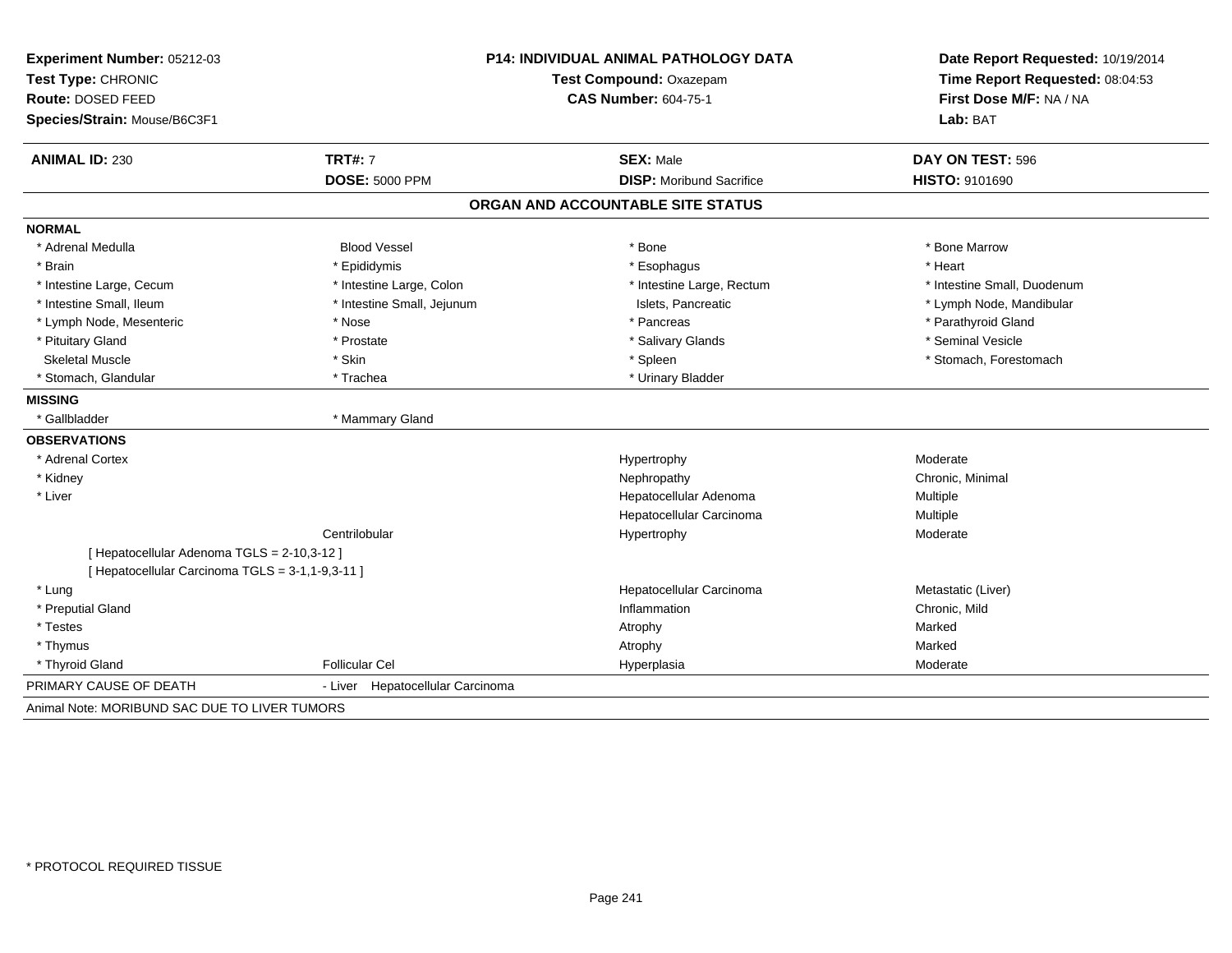**Experiment Number:** 05212-03
**Test Type:** CHRONIC
**Route:** DOSED FEED
**Species/Strain:** Mouse/B6C3F1

**P14: INDIVIDUAL ANIMAL PATHOLOGY DATA**
**Test Compound:** Oxazepam
**CAS Number:** 604-75-1

**Date Report Requested:** 10/19/2014
**Time Report Requested:** 08:04:53
**First Dose M/F:** NA / NA
**Lab:** BAT

| **ANIMAL ID:** 230 | **TRT#:** 7 | **SEX:** Male | **DAY ON TEST:** 596 |
|---|---|---|---|
| | **DOSE:** 5000 PPM | **DISP:** Moribund Sacrifice | **HISTO:** 9101690 |

## ORGAN AND ACCOUNTABLE SITE STATUS

**NORMAL**

| | | | |
|---|---|---|---|
| * Adrenal Medulla | Blood Vessel | * Bone | * Bone Marrow |
| * Brain | * Epididymis | * Esophagus | * Heart |
| * Intestine Large, Cecum | * Intestine Large, Colon | * Intestine Large, Rectum | * Intestine Small, Duodenum |
| * Intestine Small, Ileum | * Intestine Small, Jejunum | Islets, Pancreatic | * Lymph Node, Mandibular |
| * Lymph Node, Mesenteric | * Nose | * Pancreas | * Parathyroid Gland |
| * Pituitary Gland | * Prostate | * Salivary Glands | * Seminal Vesicle |
| Skeletal Muscle | * Skin | * Spleen | * Stomach, Forestomach |
| * Stomach, Glandular | * Trachea | * Urinary Bladder | |

**MISSING**

| | |
|---|---|
| * Gallbladder | * Mammary Gland |

**OBSERVATIONS**

| | | | |
|---|---|---|---|
| * Adrenal Cortex | | Hypertrophy | Moderate |
| * Kidney | | Nephropathy | Chronic, Minimal |
| * Liver | | Hepatocellular Adenoma | Multiple |
| | | Hepatocellular Carcinoma | Multiple |
| | Centrilobular | Hypertrophy | Moderate |
| [ Hepatocellular Adenoma TGLS = 2-10,3-12 ] | | | |
| [ Hepatocellular Carcinoma TGLS = 3-1,1-9,3-11 ] | | | |
| * Lung | | Hepatocellular Carcinoma | Metastatic (Liver) |
| * Preputial Gland | | Inflammation | Chronic, Mild |
| * Testes | | Atrophy | Marked |
| * Thymus | | Atrophy | Marked |
| * Thyroid Gland | Follicular Cel | Hyperplasia | Moderate |

PRIMARY CAUSE OF DEATH - Liver Hepatocellular Carcinoma

Animal Note: MORIBUND SAC DUE TO LIVER TUMORS

* PROTOCOL REQUIRED TISSUE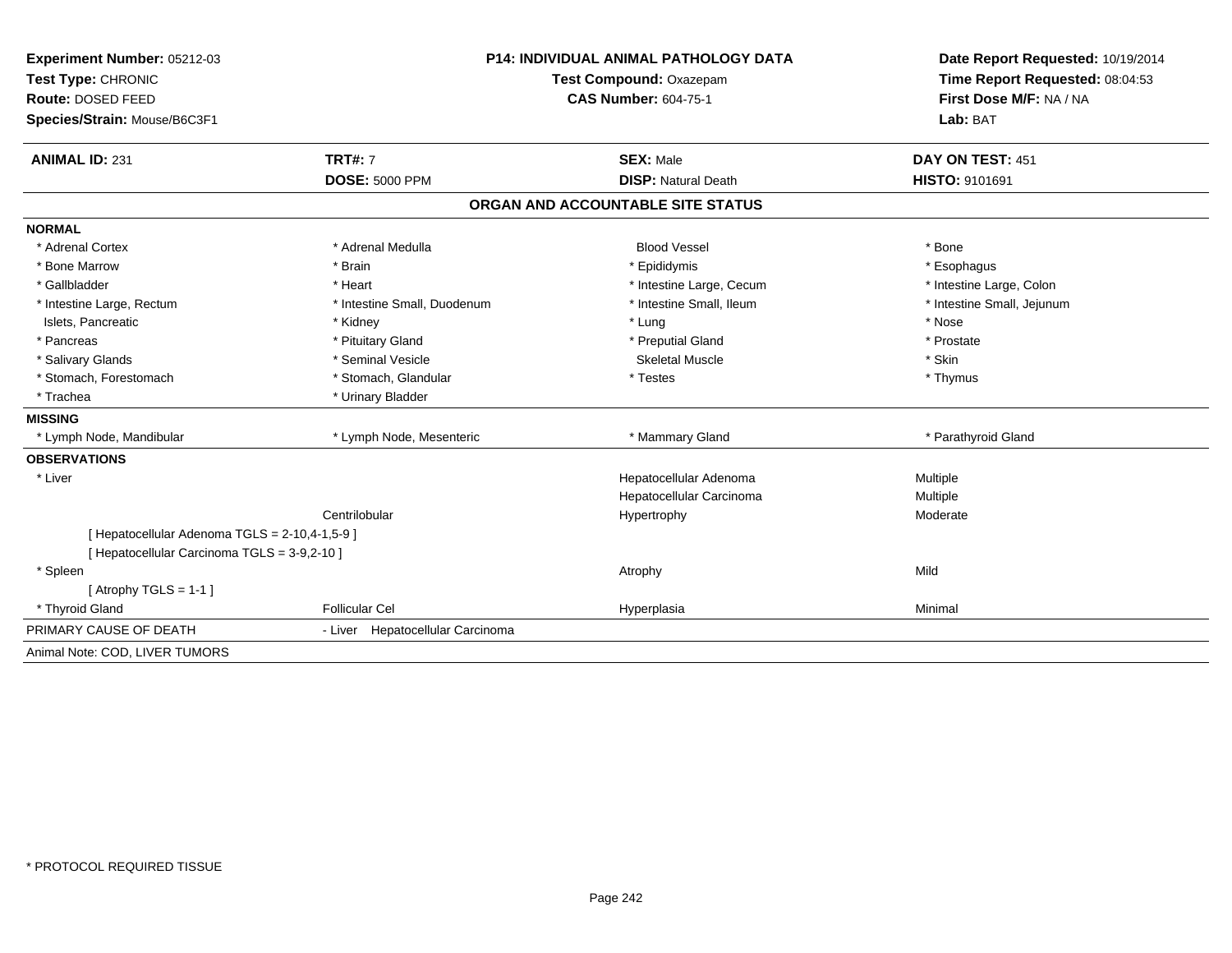**Experiment Number:** 05212-03
**Test Type:** CHRONIC
**Route:** DOSED FEED
**Species/Strain:** Mouse/B6C3F1

**P14: INDIVIDUAL ANIMAL PATHOLOGY DATA**
**Test Compound:** Oxazepam
**CAS Number:** 604-75-1

**Date Report Requested:** 10/19/2014
**Time Report Requested:** 08:04:53
**First Dose M/F:** NA / NA
**Lab:** BAT

| **ANIMAL ID:** 231 | **TRT#:** 7 | **SEX:** Male | **DAY ON TEST:** 451 |
|---|---|---|---|
| | **DOSE:** 5000 PPM | **DISP:** Natural Death | **HISTO:** 9101691 |

## ORGAN AND ACCOUNTABLE SITE STATUS

**NORMAL**

| | | | |
|---|---|---|---|
| * Adrenal Cortex | * Adrenal Medulla | Blood Vessel | * Bone |
| * Bone Marrow | * Brain | * Epididymis | * Esophagus |
| * Gallbladder | * Heart | * Intestine Large, Cecum | * Intestine Large, Colon |
| * Intestine Large, Rectum | * Intestine Small, Duodenum | * Intestine Small, Ileum | * Intestine Small, Jejunum |
| Islets, Pancreatic | * Kidney | * Lung | * Nose |
| * Pancreas | * Pituitary Gland | * Preputial Gland | * Prostate |
| * Salivary Glands | * Seminal Vesicle | Skeletal Muscle | * Skin |
| * Stomach, Forestomach | * Stomach, Glandular | * Testes | * Thymus |
| * Trachea | * Urinary Bladder | | |

**MISSING**

| | | | |
|---|---|---|---|
| * Lymph Node, Mandibular | * Lymph Node, Mesenteric | * Mammary Gland | * Parathyroid Gland |

**OBSERVATIONS**

| | | | |
|---|---|---|---|
| * Liver | | Hepatocellular Adenoma | Multiple |
| | | Hepatocellular Carcinoma | Multiple |
| | Centrilobular | Hypertrophy | Moderate |
| [ Hepatocellular Adenoma TGLS = 2-10,4-1,5-9 ] | | | |
| [ Hepatocellular Carcinoma TGLS = 3-9,2-10 ] | | | |
| * Spleen | | Atrophy | Mild |
| [ Atrophy TGLS = 1-1 ] | | | |
| * Thyroid Gland | Follicular Cel | Hyperplasia | Minimal |

PRIMARY CAUSE OF DEATH - Liver Hepatocellular Carcinoma

Animal Note: COD, LIVER TUMORS

* PROTOCOL REQUIRED TISSUE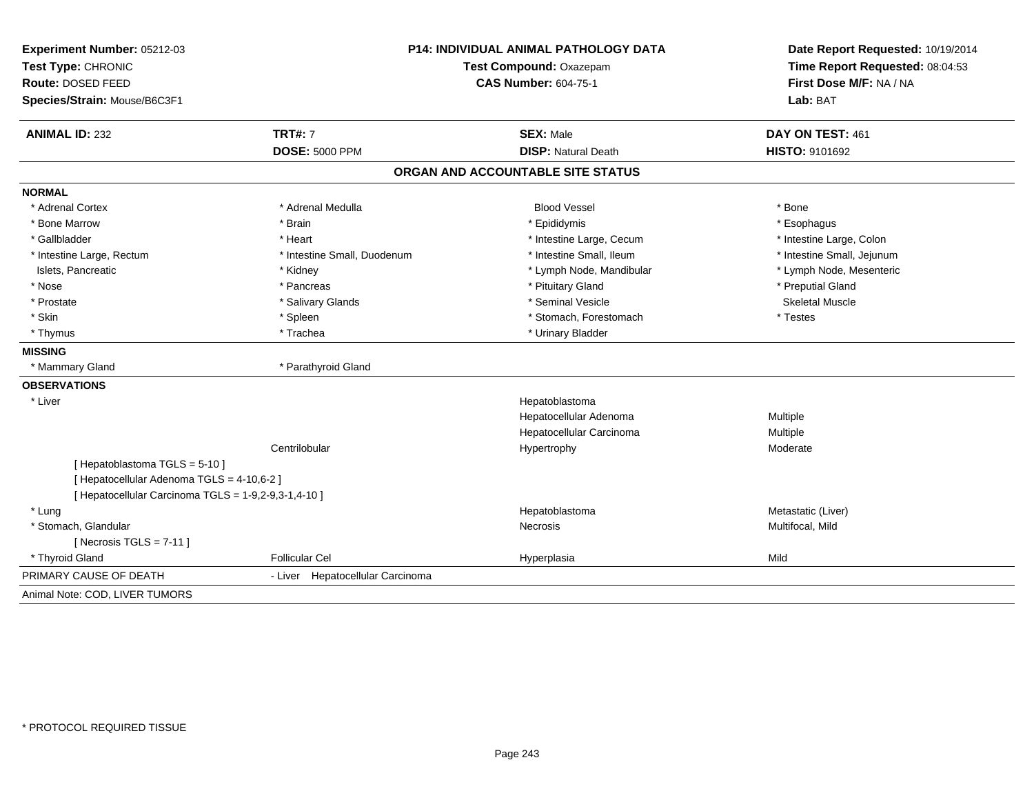**Experiment Number:** 05212-03
**Test Type:** CHRONIC
**Route:** DOSED FEED
**Species/Strain:** Mouse/B6C3F1

**P14: INDIVIDUAL ANIMAL PATHOLOGY DATA**
**Test Compound:** Oxazepam
**CAS Number:** 604-75-1

**Date Report Requested:** 10/19/2014
**Time Report Requested:** 08:04:53
**First Dose M/F:** NA / NA
**Lab:** BAT

| **ANIMAL ID:** 232 | **TRT#:** 7 | **SEX:** Male | **DAY ON TEST:** 461 |
|---|---|---|---|
| | **DOSE:** 5000 PPM | **DISP:** Natural Death | **HISTO:** 9101692 |

## ORGAN AND ACCOUNTABLE SITE STATUS

**NORMAL**

| | | | |
|---|---|---|---|
| * Adrenal Cortex | * Adrenal Medulla | Blood Vessel | * Bone |
| * Bone Marrow | * Brain | * Epididymis | * Esophagus |
| * Gallbladder | * Heart | * Intestine Large, Cecum | * Intestine Large, Colon |
| * Intestine Large, Rectum | * Intestine Small, Duodenum | * Intestine Small, Ileum | * Intestine Small, Jejunum |
| Islets, Pancreatic | * Kidney | * Lymph Node, Mandibular | * Lymph Node, Mesenteric |
| * Nose | * Pancreas | * Pituitary Gland | * Preputial Gland |
| * Prostate | * Salivary Glands | * Seminal Vesicle | Skeletal Muscle |
| * Skin | * Spleen | * Stomach, Forestomach | * Testes |
| * Thymus | * Trachea | * Urinary Bladder | |

**MISSING**

| | |
|---|---|
| * Mammary Gland | * Parathyroid Gland |

**OBSERVATIONS**

| | | | |
|---|---|---|---|
| * Liver | | Hepatoblastoma | |
| | | Hepatocellular Adenoma | Multiple |
| | | Hepatocellular Carcinoma | Multiple |
| | Centrilobular | Hypertrophy | Moderate |
| [ Hepatoblastoma TGLS = 5-10 ] | | | |
| [ Hepatocellular Adenoma TGLS = 4-10,6-2 ] | | | |
| [ Hepatocellular Carcinoma TGLS = 1-9,2-9,3-1,4-10 ] | | | |
| * Lung | | Hepatoblastoma | Metastatic (Liver) |
| * Stomach, Glandular | | Necrosis | Multifocal, Mild |
| [ Necrosis TGLS = 7-11 ] | | | |
| * Thyroid Gland | Follicular Cel | Hyperplasia | Mild |

PRIMARY CAUSE OF DEATH - Liver Hepatocellular Carcinoma

Animal Note: COD, LIVER TUMORS

* PROTOCOL REQUIRED TISSUE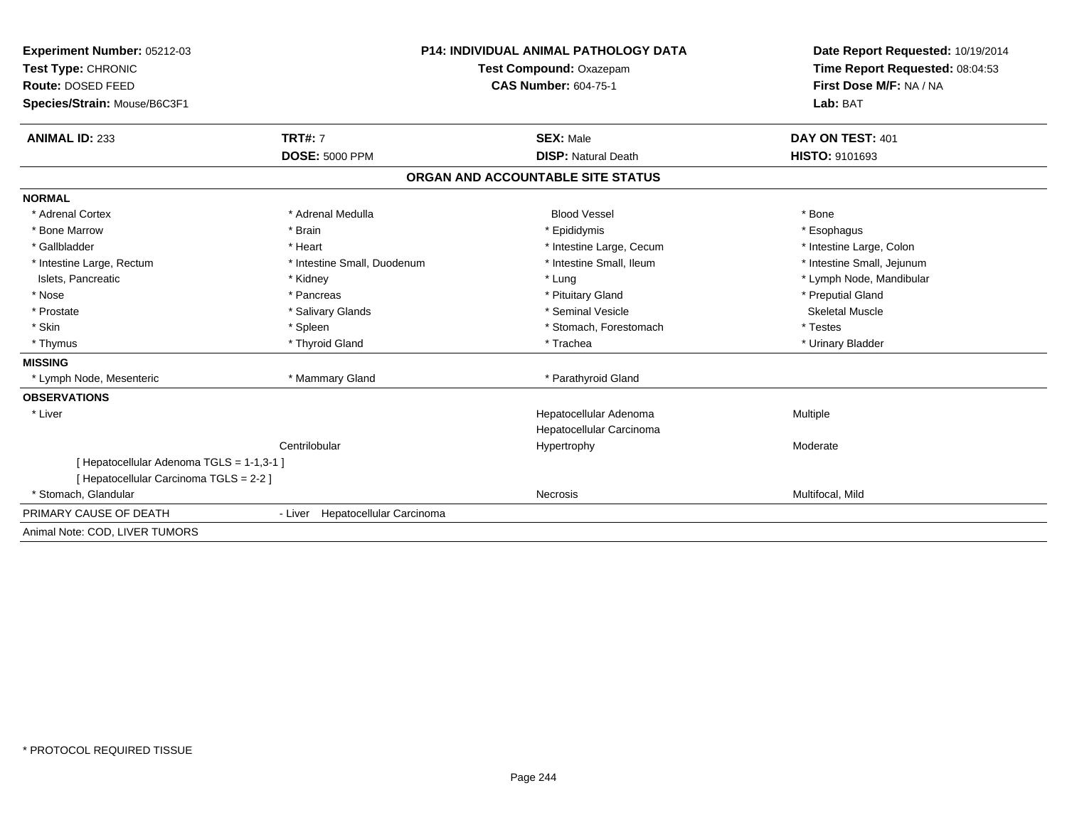**Experiment Number:** 05212-03
**Test Type:** CHRONIC
**Route:** DOSED FEED
**Species/Strain:** Mouse/B6C3F1

**P14: INDIVIDUAL ANIMAL PATHOLOGY DATA**
**Test Compound:** Oxazepam
**CAS Number:** 604-75-1

**Date Report Requested:** 10/19/2014
**Time Report Requested:** 08:04:53
**First Dose M/F:** NA / NA
**Lab:** BAT

| **ANIMAL ID:** 233 | **TRT#:** 7 | **SEX:** Male | **DAY ON TEST:** 401 |
|---|---|---|---|
| | **DOSE:** 5000 PPM | **DISP:** Natural Death | **HISTO:** 9101693 |

## ORGAN AND ACCOUNTABLE SITE STATUS

**NORMAL**

| | | | |
|---|---|---|---|
| * Adrenal Cortex | * Adrenal Medulla | Blood Vessel | * Bone |
| * Bone Marrow | * Brain | * Epididymis | * Esophagus |
| * Gallbladder | * Heart | * Intestine Large, Cecum | * Intestine Large, Colon |
| * Intestine Large, Rectum | * Intestine Small, Duodenum | * Intestine Small, Ileum | * Intestine Small, Jejunum |
| Islets, Pancreatic | * Kidney | * Lung | * Lymph Node, Mandibular |
| * Nose | * Pancreas | * Pituitary Gland | * Preputial Gland |
| * Prostate | * Salivary Glands | * Seminal Vesicle | Skeletal Muscle |
| * Skin | * Spleen | * Stomach, Forestomach | * Testes |
| * Thymus | * Thyroid Gland | * Trachea | * Urinary Bladder |

**MISSING**

| | | | |
|---|---|---|---|
| * Lymph Node, Mesenteric | * Mammary Gland | * Parathyroid Gland | |

**OBSERVATIONS**

| | | | |
|---|---|---|---|
| * Liver | | Hepatocellular Adenoma | Multiple |
| | | Hepatocellular Carcinoma | |
| | Centrilobular | Hypertrophy | Moderate |
| [ Hepatocellular Adenoma TGLS = 1-1,3-1 ] | | | |
| [ Hepatocellular Carcinoma TGLS = 2-2 ] | | | |
| * Stomach, Glandular | | Necrosis | Multifocal, Mild |

PRIMARY CAUSE OF DEATH - Liver Hepatocellular Carcinoma

Animal Note: COD, LIVER TUMORS

* PROTOCOL REQUIRED TISSUE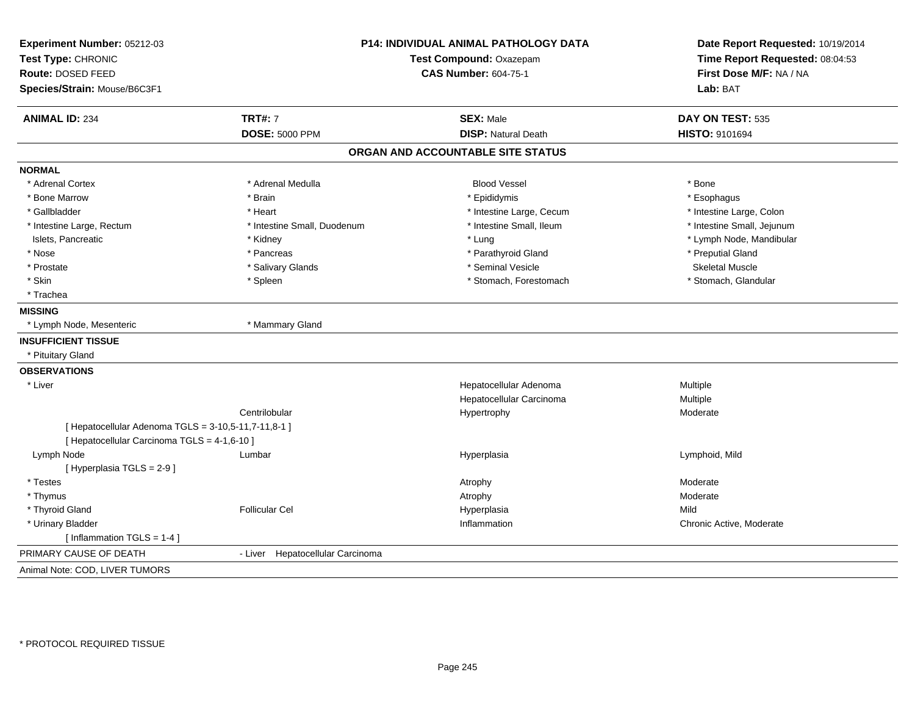**Experiment Number:** 05212-03
**Test Type:** CHRONIC
**Route:** DOSED FEED
**Species/Strain:** Mouse/B6C3F1

**P14: INDIVIDUAL ANIMAL PATHOLOGY DATA**
**Test Compound:** Oxazepam
**CAS Number:** 604-75-1

**Date Report Requested:** 10/19/2014
**Time Report Requested:** 08:04:53
**First Dose M/F:** NA / NA
**Lab:** BAT

| **ANIMAL ID:** 234 | **TRT#:** 7 | **SEX:** Male | **DAY ON TEST:** 535 |
|---|---|---|---|
| | **DOSE:** 5000 PPM | **DISP:** Natural Death | **HISTO:** 9101694 |

## ORGAN AND ACCOUNTABLE SITE STATUS

**NORMAL**

| | | | |
|---|---|---|---|
| * Adrenal Cortex | * Adrenal Medulla | Blood Vessel | * Bone |
| * Bone Marrow | * Brain | * Epididymis | * Esophagus |
| * Gallbladder | * Heart | * Intestine Large, Cecum | * Intestine Large, Colon |
| * Intestine Large, Rectum | * Intestine Small, Duodenum | * Intestine Small, Ileum | * Intestine Small, Jejunum |
| Islets, Pancreatic | * Kidney | * Lung | * Lymph Node, Mandibular |
| * Nose | * Pancreas | * Parathyroid Gland | * Preputial Gland |
| * Prostate | * Salivary Glands | * Seminal Vesicle | Skeletal Muscle |
| * Skin | * Spleen | * Stomach, Forestomach | * Stomach, Glandular |
| * Trachea | | | |

**MISSING**

| | |
|---|---|
| * Lymph Node, Mesenteric | * Mammary Gland |

**INSUFFICIENT TISSUE**

* Pituitary Gland

**OBSERVATIONS**

| | | | |
|---|---|---|---|
| * Liver | | Hepatocellular Adenoma | Multiple |
| | | Hepatocellular Carcinoma | Multiple |
| | Centrilobular | Hypertrophy | Moderate |
| [ Hepatocellular Adenoma TGLS = 3-10,5-11,7-11,8-1 ] | | | |
| [ Hepatocellular Carcinoma TGLS = 4-1,6-10 ] | | | |
| Lymph Node | Lumbar | Hyperplasia | Lymphoid, Mild |
| [ Hyperplasia TGLS = 2-9 ] | | | |
| * Testes | | Atrophy | Moderate |
| * Thymus | | Atrophy | Moderate |
| * Thyroid Gland | Follicular Cel | Hyperplasia | Mild |
| * Urinary Bladder | | Inflammation | Chronic Active, Moderate |
| [ Inflammation TGLS = 1-4 ] | | | |

PRIMARY CAUSE OF DEATH - Liver Hepatocellular Carcinoma

Animal Note: COD, LIVER TUMORS

* PROTOCOL REQUIRED TISSUE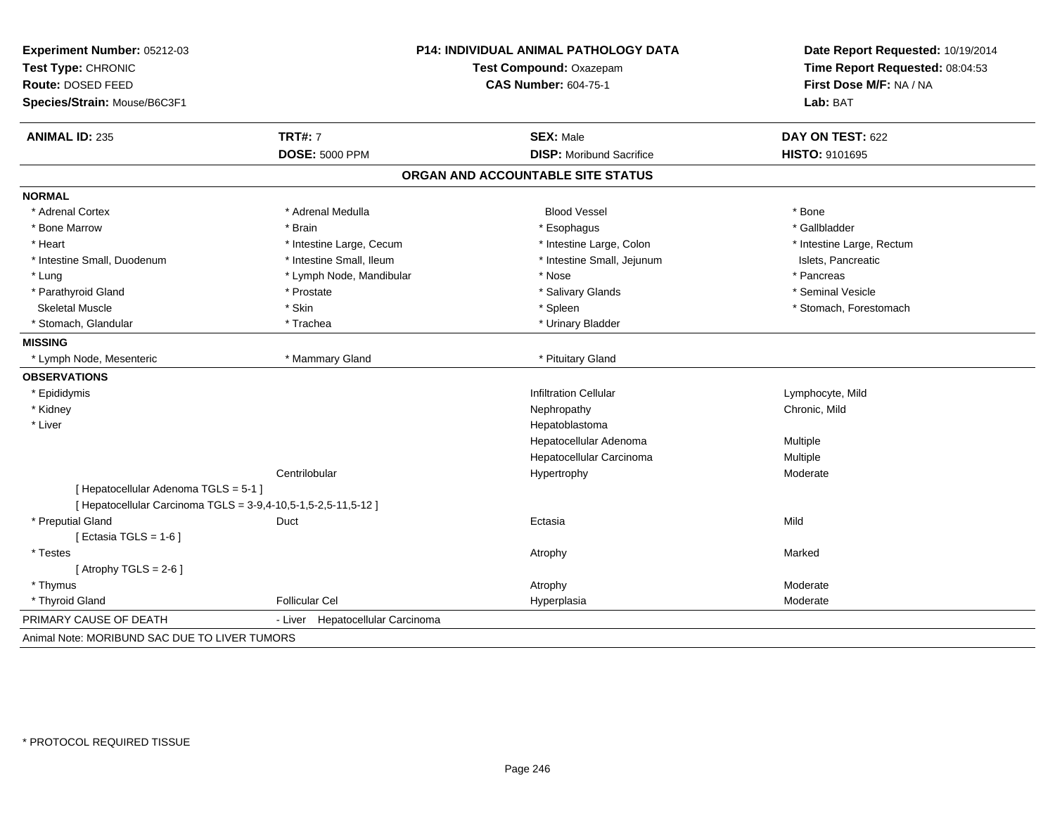**Experiment Number:** 05212-03
**Test Type:** CHRONIC
**Route:** DOSED FEED
**Species/Strain:** Mouse/B6C3F1

**P14: INDIVIDUAL ANIMAL PATHOLOGY DATA**
**Test Compound:** Oxazepam
**CAS Number:** 604-75-1

**Date Report Requested:** 10/19/2014
**Time Report Requested:** 08:04:53
**First Dose M/F:** NA / NA
**Lab:** BAT

| **ANIMAL ID:** 235 | **TRT#:** 7 | **SEX:** Male | **DAY ON TEST:** 622 |
|---|---|---|---|
| | **DOSE:** 5000 PPM | **DISP:** Moribund Sacrifice | **HISTO:** 9101695 |

## ORGAN AND ACCOUNTABLE SITE STATUS

**NORMAL**

| | | | |
|---|---|---|---|
| * Adrenal Cortex | * Adrenal Medulla | Blood Vessel | * Bone |
| * Bone Marrow | * Brain | * Esophagus | * Gallbladder |
| * Heart | * Intestine Large, Cecum | * Intestine Large, Colon | * Intestine Large, Rectum |
| * Intestine Small, Duodenum | * Intestine Small, Ileum | * Intestine Small, Jejunum | Islets, Pancreatic |
| * Lung | * Lymph Node, Mandibular | * Nose | * Pancreas |
| * Parathyroid Gland | * Prostate | * Salivary Glands | * Seminal Vesicle |
| Skeletal Muscle | * Skin | * Spleen | * Stomach, Forestomach |
| * Stomach, Glandular | * Trachea | * Urinary Bladder | |

**MISSING**

| | | |
|---|---|---|
| * Lymph Node, Mesenteric | * Mammary Gland | * Pituitary Gland |

**OBSERVATIONS**

| | | | |
|---|---|---|---|
| * Epididymis | | Infiltration Cellular | Lymphocyte, Mild |
| * Kidney | | Nephropathy | Chronic, Mild |
| * Liver | | Hepatoblastoma | |
| | | Hepatocellular Adenoma | Multiple |
| | | Hepatocellular Carcinoma | Multiple |
| | Centrilobular | Hypertrophy | Moderate |
| [ Hepatocellular Adenoma TGLS = 5-1 ] | | | |
| [ Hepatocellular Carcinoma TGLS = 3-9,4-10,5-1,5-2,5-11,5-12 ] | | | |
| * Preputial Gland | Duct | Ectasia | Mild |
| [ Ectasia TGLS = 1-6 ] | | | |
| * Testes | | Atrophy | Marked |
| [ Atrophy TGLS = 2-6 ] | | | |
| * Thymus | | Atrophy | Moderate |
| * Thyroid Gland | Follicular Cel | Hyperplasia | Moderate |

PRIMARY CAUSE OF DEATH - Liver Hepatocellular Carcinoma

Animal Note: MORIBUND SAC DUE TO LIVER TUMORS

* PROTOCOL REQUIRED TISSUE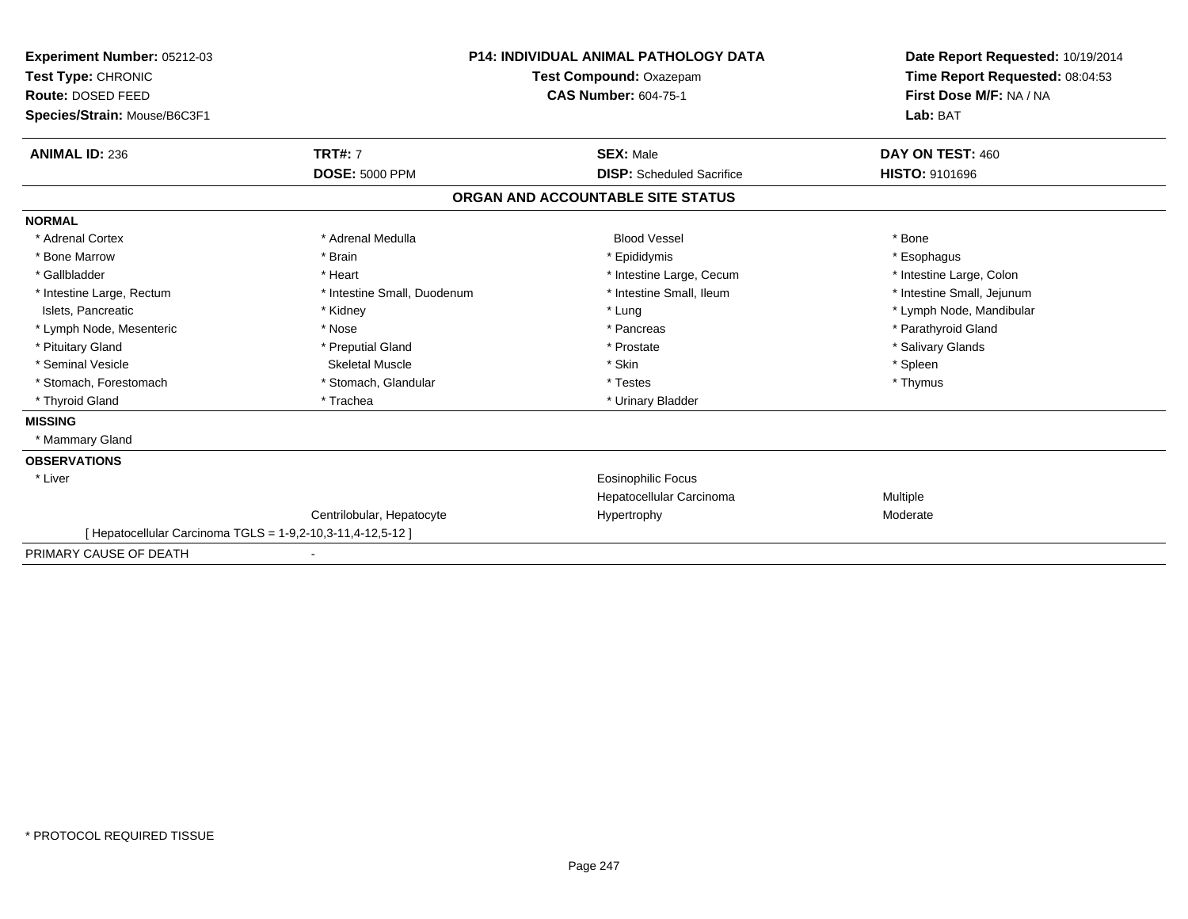**Experiment Number:** 05212-03
**Test Type:** CHRONIC
**Route:** DOSED FEED
**Species/Strain:** Mouse/B6C3F1

**P14: INDIVIDUAL ANIMAL PATHOLOGY DATA**
**Test Compound:** Oxazepam
**CAS Number:** 604-75-1

**Date Report Requested:** 10/19/2014
**Time Report Requested:** 08:04:53
**First Dose M/F:** NA / NA
**Lab:** BAT

| **ANIMAL ID:** 236 | **TRT#:** 7 | **SEX:** Male | **DAY ON TEST:** 460 |
|---|---|---|---|
| | **DOSE:** 5000 PPM | **DISP:** Scheduled Sacrifice | **HISTO:** 9101696 |

**ORGAN AND ACCOUNTABLE SITE STATUS**

**NORMAL**

| | | | |
|---|---|---|---|
| * Adrenal Cortex | * Adrenal Medulla | Blood Vessel | * Bone |
| * Bone Marrow | * Brain | * Epididymis | * Esophagus |
| * Gallbladder | * Heart | * Intestine Large, Cecum | * Intestine Large, Colon |
| * Intestine Large, Rectum | * Intestine Small, Duodenum | * Intestine Small, Ileum | * Intestine Small, Jejunum |
| Islets, Pancreatic | * Kidney | * Lung | * Lymph Node, Mandibular |
| * Lymph Node, Mesenteric | * Nose | * Pancreas | * Parathyroid Gland |
| * Pituitary Gland | * Preputial Gland | * Prostate | * Salivary Glands |
| * Seminal Vesicle | Skeletal Muscle | * Skin | * Spleen |
| * Stomach, Forestomach | * Stomach, Glandular | * Testes | * Thymus |
| * Thyroid Gland | * Trachea | * Urinary Bladder | |

**MISSING**

* Mammary Gland

**OBSERVATIONS**

| | | | |
|---|---|---|---|
| * Liver | | Eosinophilic Focus | |
| | | Hepatocellular Carcinoma | Multiple |
| | Centrilobular, Hepatocyte | Hypertrophy | Moderate |

[ Hepatocellular Carcinoma TGLS = 1-9,2-10,3-11,4-12,5-12 ]

PRIMARY CAUSE OF DEATH -

* PROTOCOL REQUIRED TISSUE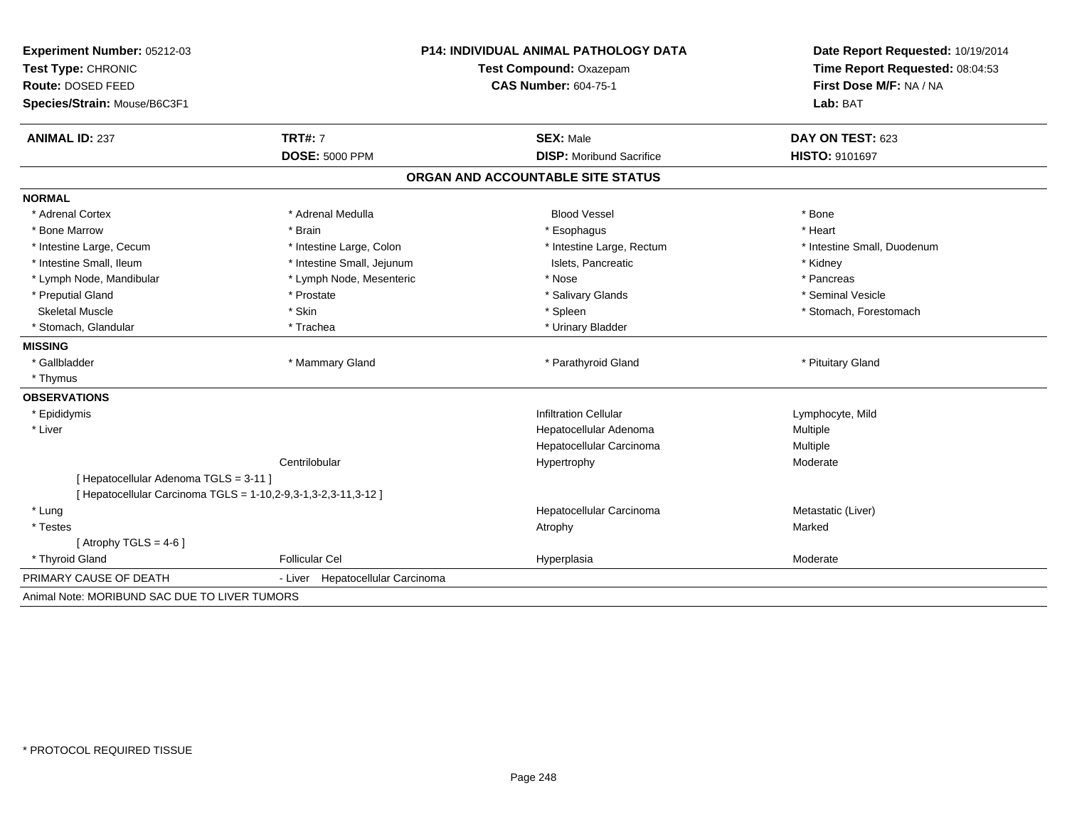**Experiment Number:** 05212-03
**Test Type:** CHRONIC
**Route:** DOSED FEED
**Species/Strain:** Mouse/B6C3F1

**P14: INDIVIDUAL ANIMAL PATHOLOGY DATA**
**Test Compound:** Oxazepam
**CAS Number:** 604-75-1

**Date Report Requested:** 10/19/2014
**Time Report Requested:** 08:04:53
**First Dose M/F:** NA / NA
**Lab:** BAT

| **ANIMAL ID:** 237 | **TRT#:** 7 | **SEX:** Male | **DAY ON TEST:** 623 |
|---|---|---|---|
| | **DOSE:** 5000 PPM | **DISP:** Moribund Sacrifice | **HISTO:** 9101697 |

## ORGAN AND ACCOUNTABLE SITE STATUS

**NORMAL**

| | | | |
|---|---|---|---|
| * Adrenal Cortex | * Adrenal Medulla | Blood Vessel | * Bone |
| * Bone Marrow | * Brain | * Esophagus | * Heart |
| * Intestine Large, Cecum | * Intestine Large, Colon | * Intestine Large, Rectum | * Intestine Small, Duodenum |
| * Intestine Small, Ileum | * Intestine Small, Jejunum | Islets, Pancreatic | * Kidney |
| * Lymph Node, Mandibular | * Lymph Node, Mesenteric | * Nose | * Pancreas |
| * Preputial Gland | * Prostate | * Salivary Glands | * Seminal Vesicle |
| Skeletal Muscle | * Skin | * Spleen | * Stomach, Forestomach |
| * Stomach, Glandular | * Trachea | * Urinary Bladder | |

**MISSING**

| | | | |
|---|---|---|---|
| * Gallbladder | * Mammary Gland | * Parathyroid Gland | * Pituitary Gland |
| * Thymus | | | |

**OBSERVATIONS**

| | | | |
|---|---|---|---|
| * Epididymis | | Infiltration Cellular | Lymphocyte, Mild |
| * Liver | | Hepatocellular Adenoma | Multiple |
| | | Hepatocellular Carcinoma | Multiple |
| | Centrilobular | Hypertrophy | Moderate |
| [ Hepatocellular Adenoma TGLS = 3-11 ] | | | |
| [ Hepatocellular Carcinoma TGLS = 1-10,2-9,3-1,3-2,3-11,3-12 ] | | | |
| * Lung | | Hepatocellular Carcinoma | Metastatic (Liver) |
| * Testes | | Atrophy | Marked |
| [ Atrophy TGLS = 4-6 ] | | | |
| * Thyroid Gland | Follicular Cel | Hyperplasia | Moderate |

PRIMARY CAUSE OF DEATH - Liver Hepatocellular Carcinoma

Animal Note: MORIBUND SAC DUE TO LIVER TUMORS

\* PROTOCOL REQUIRED TISSUE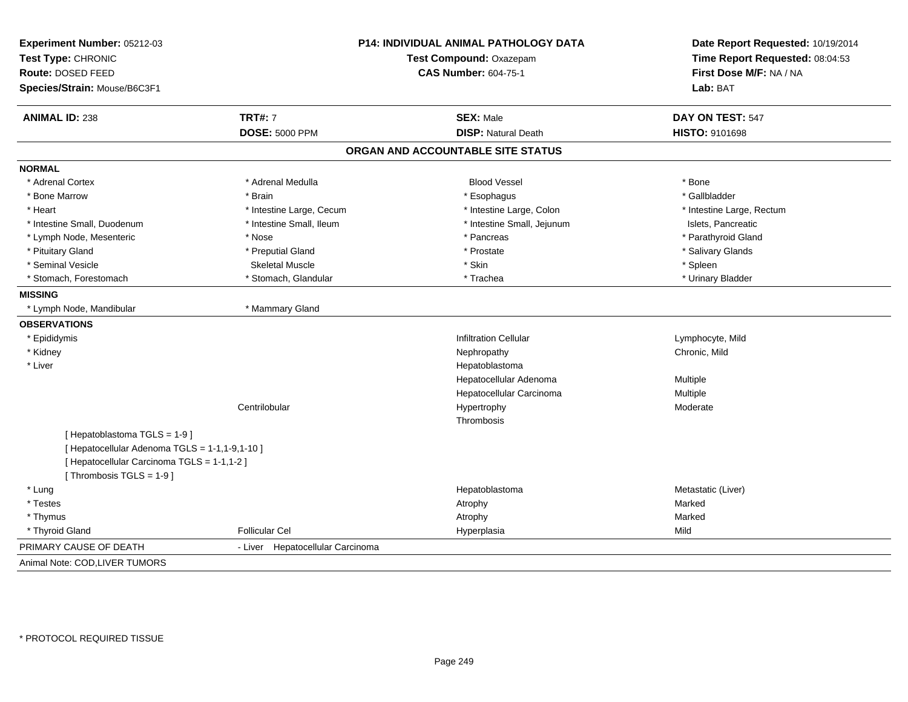**Experiment Number:** 05212-03
**Test Type:** CHRONIC
**Route:** DOSED FEED
**Species/Strain:** Mouse/B6C3F1

**P14: INDIVIDUAL ANIMAL PATHOLOGY DATA**
**Test Compound:** Oxazepam
**CAS Number:** 604-75-1

**Date Report Requested:** 10/19/2014
**Time Report Requested:** 08:04:53
**First Dose M/F:** NA / NA
**Lab:** BAT

| **ANIMAL ID:** 238 | **TRT#:** 7 | **SEX:** Male | **DAY ON TEST:** 547 |
|---|---|---|---|
| | **DOSE:** 5000 PPM | **DISP:** Natural Death | **HISTO:** 9101698 |

## ORGAN AND ACCOUNTABLE SITE STATUS

**NORMAL**

| | | | |
|---|---|---|---|
| * Adrenal Cortex | * Adrenal Medulla | Blood Vessel | * Bone |
| * Bone Marrow | * Brain | * Esophagus | * Gallbladder |
| * Heart | * Intestine Large, Cecum | * Intestine Large, Colon | * Intestine Large, Rectum |
| * Intestine Small, Duodenum | * Intestine Small, Ileum | * Intestine Small, Jejunum | Islets, Pancreatic |
| * Lymph Node, Mesenteric | * Nose | * Pancreas | * Parathyroid Gland |
| * Pituitary Gland | * Preputial Gland | * Prostate | * Salivary Glands |
| * Seminal Vesicle | Skeletal Muscle | * Skin | * Spleen |
| * Stomach, Forestomach | * Stomach, Glandular | * Trachea | * Urinary Bladder |

**MISSING**

* Lymph Node, Mandibular
* Mammary Gland

**OBSERVATIONS**

| | | | |
|---|---|---|---|
| * Epididymis | | Infiltration Cellular | Lymphocyte, Mild |
| * Kidney | | Nephropathy | Chronic, Mild |
| * Liver | | Hepatoblastoma | |
| | | Hepatocellular Adenoma | Multiple |
| | | Hepatocellular Carcinoma | Multiple |
| | Centrilobular | Hypertrophy | Moderate |
| | | Thrombosis | |

[ Hepatoblastoma TGLS = 1-9 ]
[ Hepatocellular Adenoma TGLS = 1-1,1-9,1-10 ]
[ Hepatocellular Carcinoma TGLS = 1-1,1-2 ]
[ Thrombosis TGLS = 1-9 ]

| | | | |
|---|---|---|---|
| * Lung | | Hepatoblastoma | Metastatic (Liver) |
| * Testes | | Atrophy | Marked |
| * Thymus | | Atrophy | Marked |
| * Thyroid Gland | Follicular Cel | Hyperplasia | Mild |

PRIMARY CAUSE OF DEATH - Liver Hepatocellular Carcinoma

Animal Note: COD,LIVER TUMORS

* PROTOCOL REQUIRED TISSUE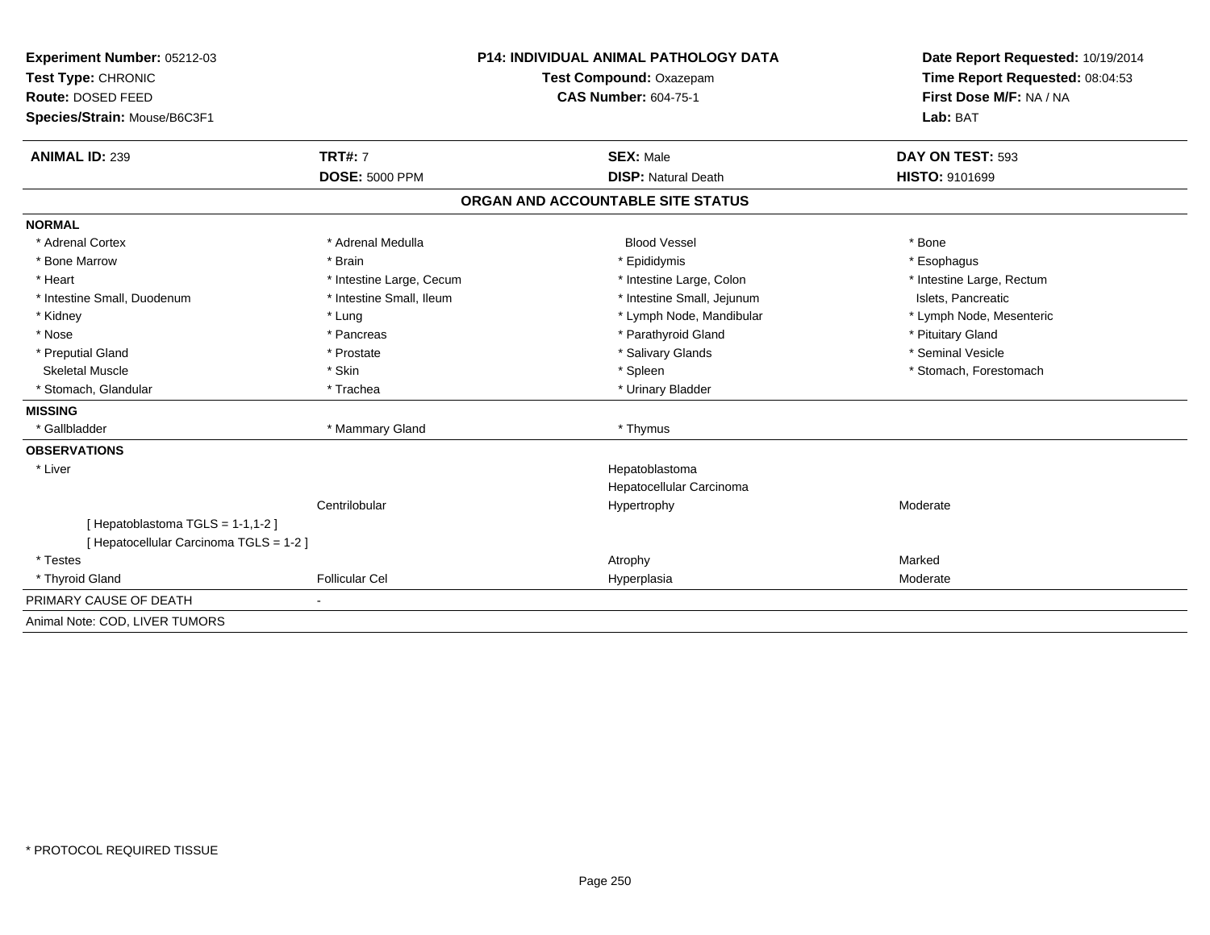**Experiment Number:** 05212-03
**Test Type:** CHRONIC
**Route:** DOSED FEED
**Species/Strain:** Mouse/B6C3F1

**P14: INDIVIDUAL ANIMAL PATHOLOGY DATA**
**Test Compound:** Oxazepam
**CAS Number:** 604-75-1

**Date Report Requested:** 10/19/2014
**Time Report Requested:** 08:04:53
**First Dose M/F:** NA / NA
**Lab:** BAT

| **ANIMAL ID:** 239 | **TRT#:** 7 | **SEX:** Male | **DAY ON TEST:** 593 |
|---|---|---|---|
| | **DOSE:** 5000 PPM | **DISP:** Natural Death | **HISTO:** 9101699 |

## ORGAN AND ACCOUNTABLE SITE STATUS

**NORMAL**

| | | | |
|---|---|---|---|
| * Adrenal Cortex | * Adrenal Medulla | Blood Vessel | * Bone |
| * Bone Marrow | * Brain | * Epididymis | * Esophagus |
| * Heart | * Intestine Large, Cecum | * Intestine Large, Colon | * Intestine Large, Rectum |
| * Intestine Small, Duodenum | * Intestine Small, Ileum | * Intestine Small, Jejunum | Islets, Pancreatic |
| * Kidney | * Lung | * Lymph Node, Mandibular | * Lymph Node, Mesenteric |
| * Nose | * Pancreas | * Parathyroid Gland | * Pituitary Gland |
| * Preputial Gland | * Prostate | * Salivary Glands | * Seminal Vesicle |
| Skeletal Muscle | * Skin | * Spleen | * Stomach, Forestomach |
| * Stomach, Glandular | * Trachea | * Urinary Bladder | |

**MISSING**

| | | | |
|---|---|---|---|
| * Gallbladder | * Mammary Gland | * Thymus | |

**OBSERVATIONS**

| | | | |
|---|---|---|---|
| * Liver | | Hepatoblastoma | |
| | | Hepatocellular Carcinoma | |
| | Centrilobular | Hypertrophy | Moderate |
| [ Hepatoblastoma TGLS = 1-1,1-2 ] | | | |
| [ Hepatocellular Carcinoma TGLS = 1-2 ] | | | |
| * Testes | | Atrophy | Marked |
| * Thyroid Gland | Follicular Cel | Hyperplasia | Moderate |

PRIMARY CAUSE OF DEATH -

Animal Note: COD, LIVER TUMORS

* PROTOCOL REQUIRED TISSUE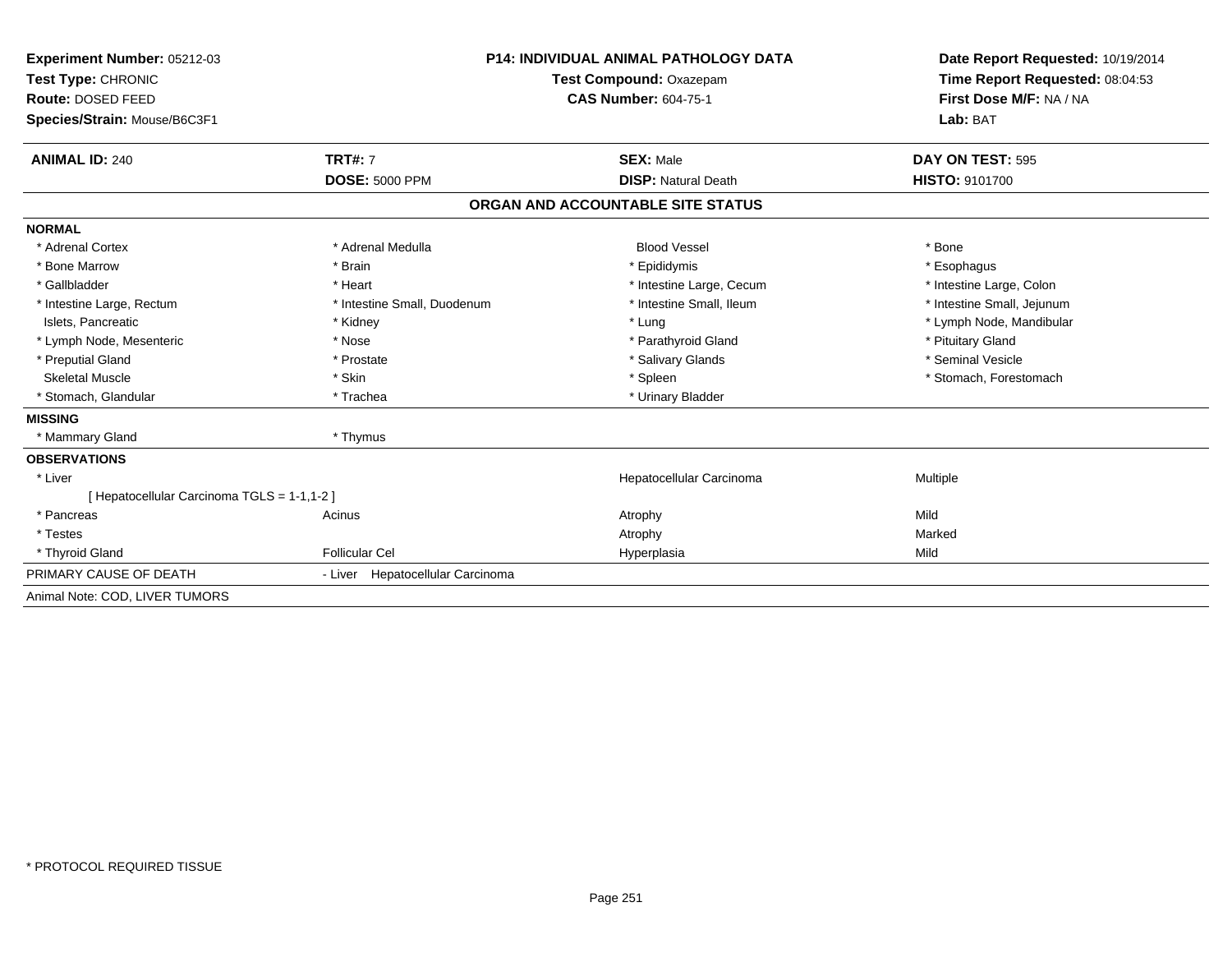**Experiment Number:** 05212-03
**Test Type:** CHRONIC
**Route:** DOSED FEED
**Species/Strain:** Mouse/B6C3F1

**P14: INDIVIDUAL ANIMAL PATHOLOGY DATA**
**Test Compound:** Oxazepam
**CAS Number:** 604-75-1

**Date Report Requested:** 10/19/2014
**Time Report Requested:** 08:04:53
**First Dose M/F:** NA / NA
**Lab:** BAT

| **ANIMAL ID:** 240 | **TRT#:** 7 | **SEX:** Male | **DAY ON TEST:** 595 |
|---|---|---|---|
| | **DOSE:** 5000 PPM | **DISP:** Natural Death | **HISTO:** 9101700 |

## ORGAN AND ACCOUNTABLE SITE STATUS

**NORMAL**

| | | | |
|---|---|---|---|
| * Adrenal Cortex | * Adrenal Medulla | Blood Vessel | * Bone |
| * Bone Marrow | * Brain | * Epididymis | * Esophagus |
| * Gallbladder | * Heart | * Intestine Large, Cecum | * Intestine Large, Colon |
| * Intestine Large, Rectum | * Intestine Small, Duodenum | * Intestine Small, Ileum | * Intestine Small, Jejunum |
| Islets, Pancreatic | * Kidney | * Lung | * Lymph Node, Mandibular |
| * Lymph Node, Mesenteric | * Nose | * Parathyroid Gland | * Pituitary Gland |
| * Preputial Gland | * Prostate | * Salivary Glands | * Seminal Vesicle |
| Skeletal Muscle | * Skin | * Spleen | * Stomach, Forestomach |
| * Stomach, Glandular | * Trachea | * Urinary Bladder | |

**MISSING**

| | |
|---|---|
| * Mammary Gland | * Thymus |

**OBSERVATIONS**

| | | | |
|---|---|---|---|
| * Liver | | Hepatocellular Carcinoma | Multiple |
| [ Hepatocellular Carcinoma TGLS = 1-1,1-2 ] | | | |
| * Pancreas | Acinus | Atrophy | Mild |
| * Testes | | Atrophy | Marked |
| * Thyroid Gland | Follicular Cel | Hyperplasia | Mild |

PRIMARY CAUSE OF DEATH - Liver Hepatocellular Carcinoma

Animal Note: COD, LIVER TUMORS

* PROTOCOL REQUIRED TISSUE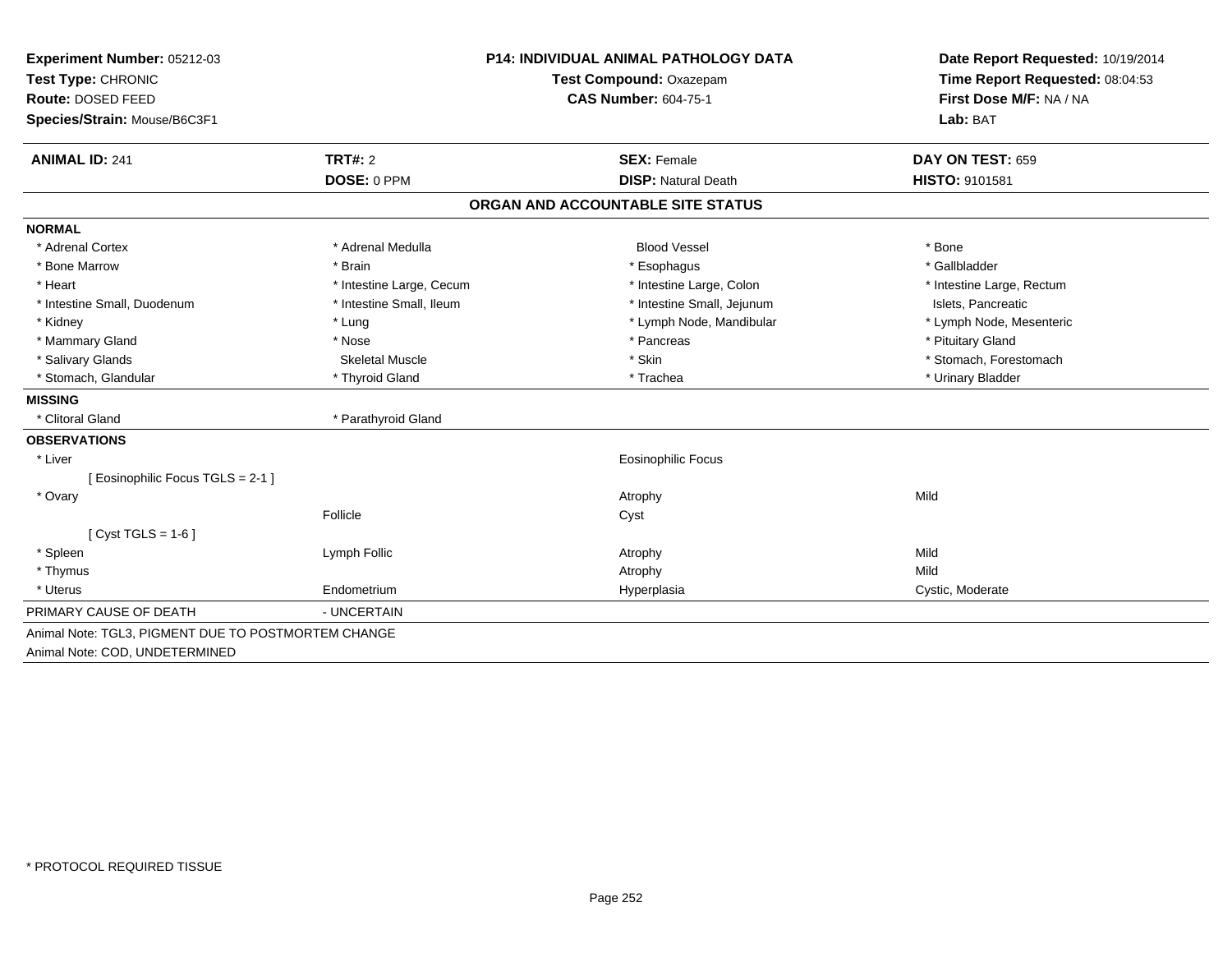**Experiment Number:** 05212-03
**Test Type:** CHRONIC
**Route:** DOSED FEED
**Species/Strain:** Mouse/B6C3F1

**P14: INDIVIDUAL ANIMAL PATHOLOGY DATA**
**Test Compound:** Oxazepam
**CAS Number:** 604-75-1

**Date Report Requested:** 10/19/2014
**Time Report Requested:** 08:04:53
**First Dose M/F:** NA / NA
**Lab:** BAT

| **ANIMAL ID:** 241 | **TRT#:** 2 | **SEX:** Female | **DAY ON TEST:** 659 |
|---|---|---|---|
| | **DOSE:** 0 PPM | **DISP:** Natural Death | **HISTO:** 9101581 |

## ORGAN AND ACCOUNTABLE SITE STATUS

**NORMAL**

| | | | |
|---|---|---|---|
| * Adrenal Cortex | * Adrenal Medulla | Blood Vessel | * Bone |
| * Bone Marrow | * Brain | * Esophagus | * Gallbladder |
| * Heart | * Intestine Large, Cecum | * Intestine Large, Colon | * Intestine Large, Rectum |
| * Intestine Small, Duodenum | * Intestine Small, Ileum | * Intestine Small, Jejunum | Islets, Pancreatic |
| * Kidney | * Lung | * Lymph Node, Mandibular | * Lymph Node, Mesenteric |
| * Mammary Gland | * Nose | * Pancreas | * Pituitary Gland |
| * Salivary Glands | Skeletal Muscle | * Skin | * Stomach, Forestomach |
| * Stomach, Glandular | * Thyroid Gland | * Trachea | * Urinary Bladder |

**MISSING**

| | |
|---|---|
| * Clitoral Gland | * Parathyroid Gland |

**OBSERVATIONS**

| | | | |
|---|---|---|---|
| * Liver | | Eosinophilic Focus | |
| [ Eosinophilic Focus TGLS = 2-1 ] | | | |
| * Ovary | | Atrophy | Mild |
| | Follicle | Cyst | |
| [ Cyst TGLS = 1-6 ] | | | |
| * Spleen | Lymph Follic | Atrophy | Mild |
| * Thymus | | Atrophy | Mild |
| * Uterus | Endometrium | Hyperplasia | Cystic, Moderate |

PRIMARY CAUSE OF DEATH - UNCERTAIN

Animal Note: TGL3, PIGMENT DUE TO POSTMORTEM CHANGE
Animal Note: COD, UNDETERMINED

* PROTOCOL REQUIRED TISSUE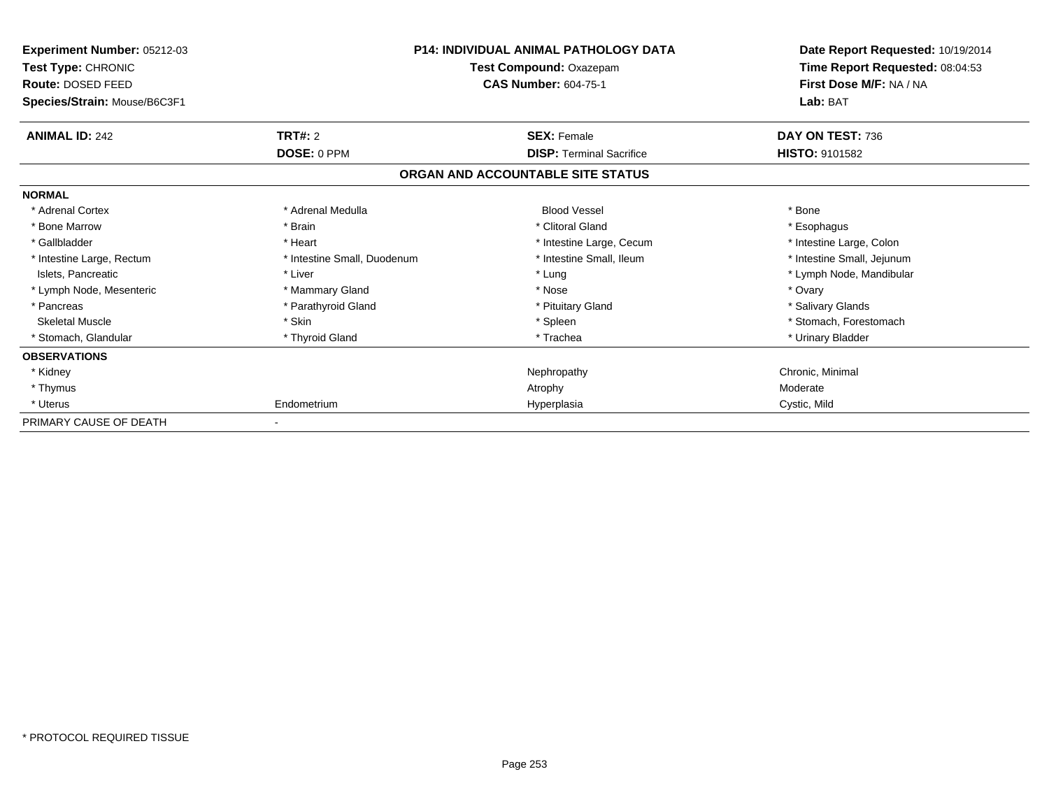**Experiment Number:** 05212-03
**Test Type:** CHRONIC
**Route:** DOSED FEED
**Species/Strain:** Mouse/B6C3F1

**P14: INDIVIDUAL ANIMAL PATHOLOGY DATA**
**Test Compound:** Oxazepam
**CAS Number:** 604-75-1

**Date Report Requested:** 10/19/2014
**Time Report Requested:** 08:04:53
**First Dose M/F:** NA / NA
**Lab:** BAT

| **ANIMAL ID:** 242 | **TRT#:** 2 | **SEX:** Female | **DAY ON TEST:** 736 |
|---|---|---|---|
| | **DOSE:** 0 PPM | **DISP:** Terminal Sacrifice | **HISTO:** 9101582 |

**ORGAN AND ACCOUNTABLE SITE STATUS**

| | | | |
|---|---|---|---|
| **NORMAL** | | | |
| * Adrenal Cortex | * Adrenal Medulla | Blood Vessel | * Bone |
| * Bone Marrow | * Brain | * Clitoral Gland | * Esophagus |
| * Gallbladder | * Heart | * Intestine Large, Cecum | * Intestine Large, Colon |
| * Intestine Large, Rectum | * Intestine Small, Duodenum | * Intestine Small, Ileum | * Intestine Small, Jejunum |
| Islets, Pancreatic | * Liver | * Lung | * Lymph Node, Mandibular |
| * Lymph Node, Mesenteric | * Mammary Gland | * Nose | * Ovary |
| * Pancreas | * Parathyroid Gland | * Pituitary Gland | * Salivary Glands |
| Skeletal Muscle | * Skin | * Spleen | * Stomach, Forestomach |
| * Stomach, Glandular | * Thyroid Gland | * Trachea | * Urinary Bladder |
| **OBSERVATIONS** | | | |
| * Kidney | | Nephropathy | Chronic, Minimal |
| * Thymus | | Atrophy | Moderate |
| * Uterus | Endometrium | Hyperplasia | Cystic, Mild |
| PRIMARY CAUSE OF DEATH | - | | |

* PROTOCOL REQUIRED TISSUE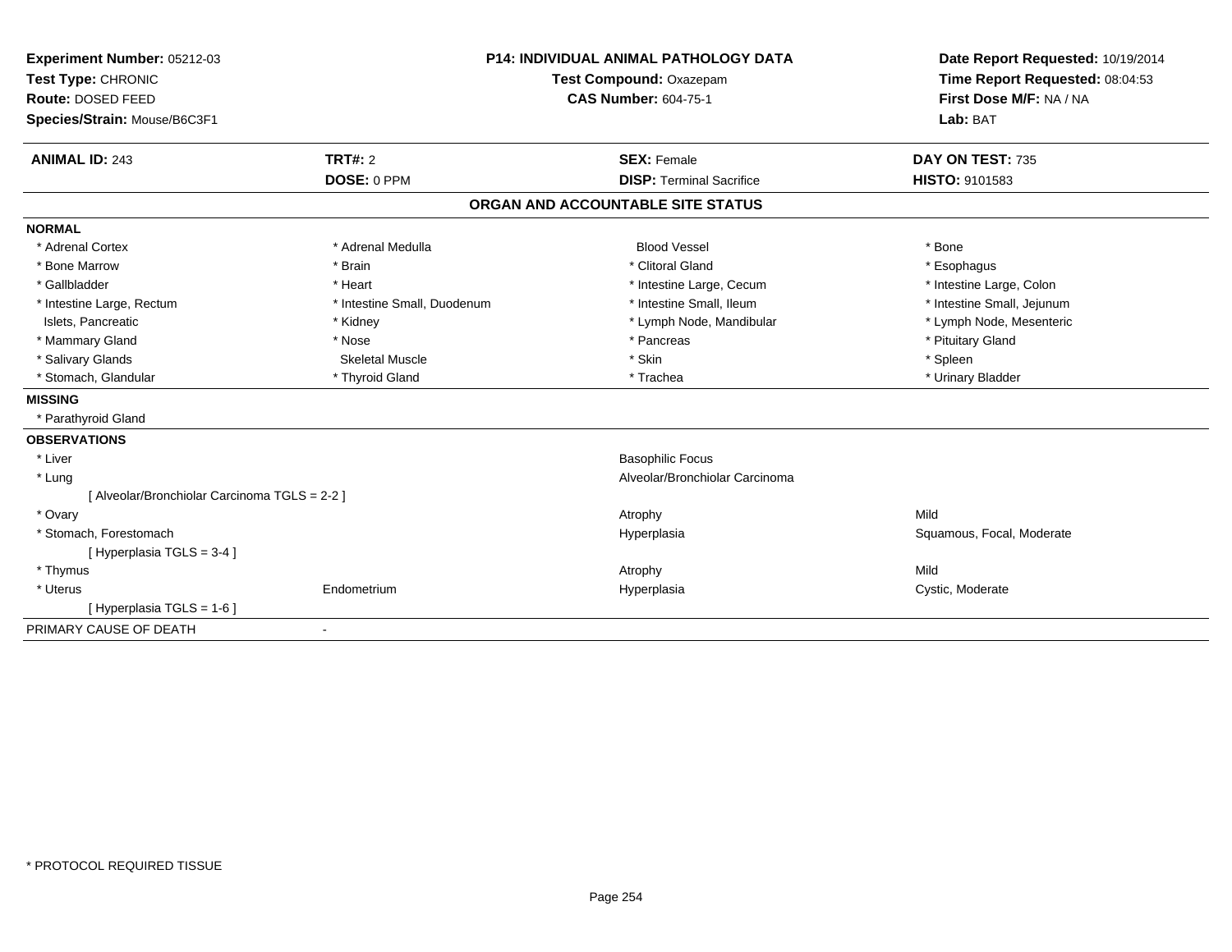**Experiment Number:** 05212-03
**Test Type:** CHRONIC
**Route:** DOSED FEED
**Species/Strain:** Mouse/B6C3F1

**P14: INDIVIDUAL ANIMAL PATHOLOGY DATA**
**Test Compound:** Oxazepam
**CAS Number:** 604-75-1

**Date Report Requested:** 10/19/2014
**Time Report Requested:** 08:04:53
**First Dose M/F:** NA / NA
**Lab:** BAT

| **ANIMAL ID:** 243 | **TRT#:** 2 | **SEX:** Female | **DAY ON TEST:** 735 |
|---|---|---|---|
| | **DOSE:** 0 PPM | **DISP:** Terminal Sacrifice | **HISTO:** 9101583 |

## ORGAN AND ACCOUNTABLE SITE STATUS

**NORMAL**

| | | | |
|---|---|---|---|
| * Adrenal Cortex | * Adrenal Medulla | Blood Vessel | * Bone |
| * Bone Marrow | * Brain | * Clitoral Gland | * Esophagus |
| * Gallbladder | * Heart | * Intestine Large, Cecum | * Intestine Large, Colon |
| * Intestine Large, Rectum | * Intestine Small, Duodenum | * Intestine Small, Ileum | * Intestine Small, Jejunum |
| Islets, Pancreatic | * Kidney | * Lymph Node, Mandibular | * Lymph Node, Mesenteric |
| * Mammary Gland | * Nose | * Pancreas | * Pituitary Gland |
| * Salivary Glands | Skeletal Muscle | * Skin | * Spleen |
| * Stomach, Glandular | * Thyroid Gland | * Trachea | * Urinary Bladder |

**MISSING**

* Parathyroid Gland

**OBSERVATIONS**

| | | | |
|---|---|---|---|
| * Liver | | Basophilic Focus | |
| * Lung | | Alveolar/Bronchiolar Carcinoma | |
| [ Alveolar/Bronchiolar Carcinoma TGLS = 2-2 ] | | | |
| * Ovary | | Atrophy | Mild |
| * Stomach, Forestomach | | Hyperplasia | Squamous, Focal, Moderate |
| [ Hyperplasia TGLS = 3-4 ] | | | |
| * Thymus | | Atrophy | Mild |
| * Uterus | Endometrium | Hyperplasia | Cystic, Moderate |
| [ Hyperplasia TGLS = 1-6 ] | | | |

PRIMARY CAUSE OF DEATH -

* PROTOCOL REQUIRED TISSUE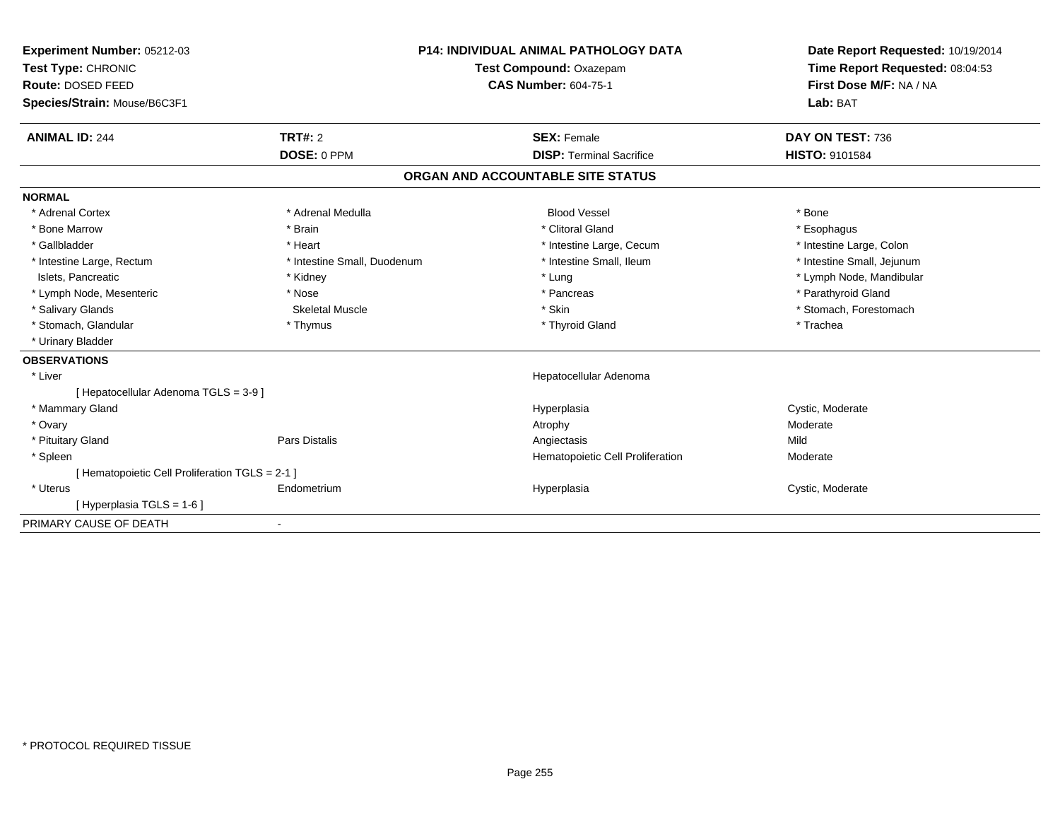**Experiment Number:** 05212-03
**Test Type:** CHRONIC
**Route:** DOSED FEED
**Species/Strain:** Mouse/B6C3F1

**P14: INDIVIDUAL ANIMAL PATHOLOGY DATA**
**Test Compound:** Oxazepam
**CAS Number:** 604-75-1

**Date Report Requested:** 10/19/2014
**Time Report Requested:** 08:04:53
**First Dose M/F:** NA / NA
**Lab:** BAT

| **ANIMAL ID:** 244 | **TRT#:** 2 | **SEX:** Female | **DAY ON TEST:** 736 |
|---|---|---|---|
| | **DOSE:** 0 PPM | **DISP:** Terminal Sacrifice | **HISTO:** 9101584 |

## ORGAN AND ACCOUNTABLE SITE STATUS

**NORMAL**

| | | | |
|---|---|---|---|
| * Adrenal Cortex | * Adrenal Medulla | Blood Vessel | * Bone |
| * Bone Marrow | * Brain | * Clitoral Gland | * Esophagus |
| * Gallbladder | * Heart | * Intestine Large, Cecum | * Intestine Large, Colon |
| * Intestine Large, Rectum | * Intestine Small, Duodenum | * Intestine Small, Ileum | * Intestine Small, Jejunum |
| Islets, Pancreatic | * Kidney | * Lung | * Lymph Node, Mandibular |
| * Lymph Node, Mesenteric | * Nose | * Pancreas | * Parathyroid Gland |
| * Salivary Glands | Skeletal Muscle | * Skin | * Stomach, Forestomach |
| * Stomach, Glandular | * Thymus | * Thyroid Gland | * Trachea |
| * Urinary Bladder | | | |

**OBSERVATIONS**

| | | | |
|---|---|---|---|
| * Liver | | Hepatocellular Adenoma | |
| [ Hepatocellular Adenoma TGLS = 3-9 ] | | | |
| * Mammary Gland | | Hyperplasia | Cystic, Moderate |
| * Ovary | | Atrophy | Moderate |
| * Pituitary Gland | Pars Distalis | Angiectasis | Mild |
| * Spleen | | Hematopoietic Cell Proliferation | Moderate |
| [ Hematopoietic Cell Proliferation TGLS = 2-1 ] | | | |
| * Uterus | Endometrium | Hyperplasia | Cystic, Moderate |
| [ Hyperplasia TGLS = 1-6 ] | | | |

PRIMARY CAUSE OF DEATH -

* PROTOCOL REQUIRED TISSUE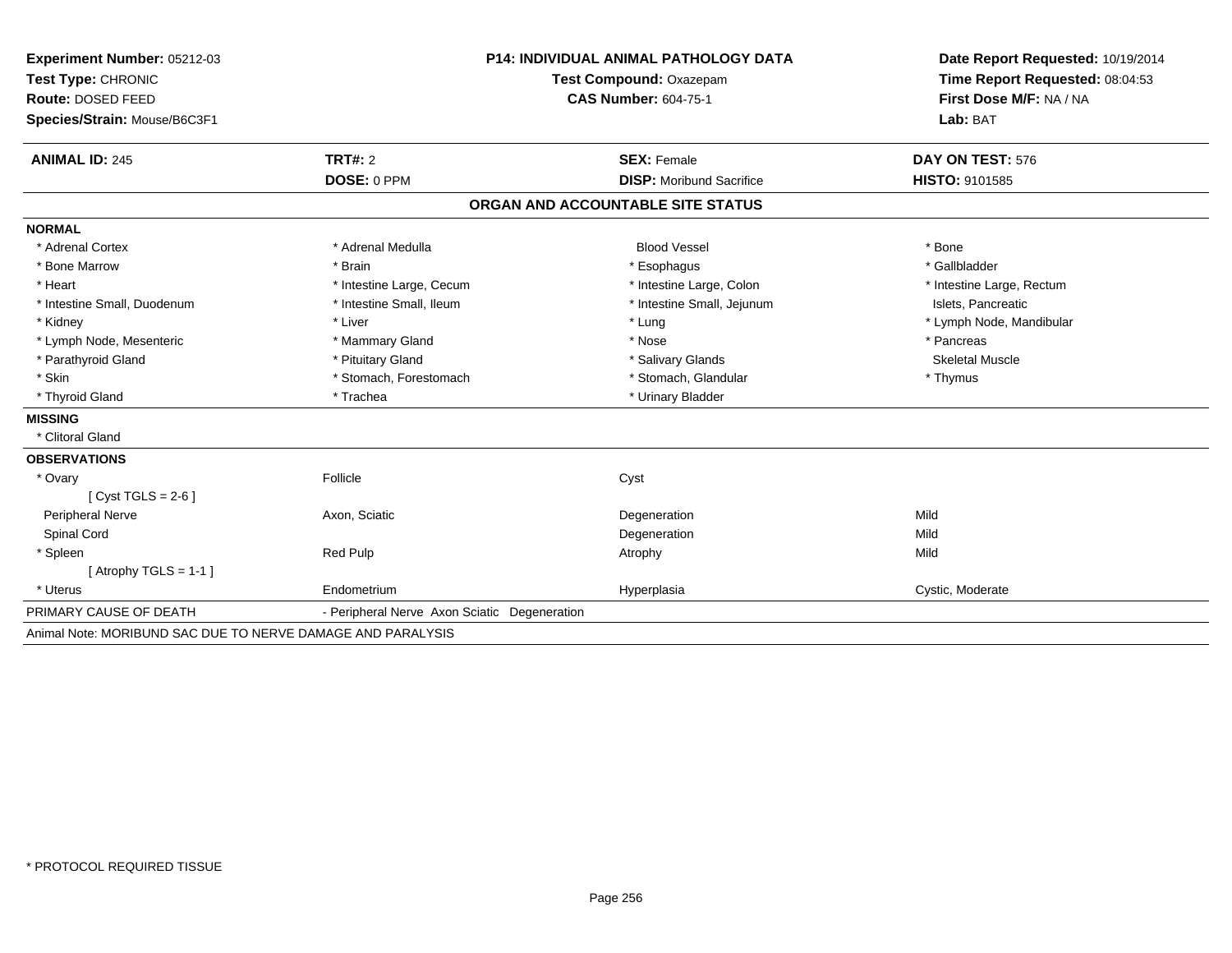**Experiment Number:** 05212-03
**Test Type:** CHRONIC
**Route:** DOSED FEED
**Species/Strain:** Mouse/B6C3F1

**P14: INDIVIDUAL ANIMAL PATHOLOGY DATA**
**Test Compound:** Oxazepam
**CAS Number:** 604-75-1

**Date Report Requested:** 10/19/2014
**Time Report Requested:** 08:04:53
**First Dose M/F:** NA / NA
**Lab:** BAT

| **ANIMAL ID:** 245 | **TRT#:** 2 | **SEX:** Female | **DAY ON TEST:** 576 |
|---|---|---|---|
| | **DOSE:** 0 PPM | **DISP:** Moribund Sacrifice | **HISTO:** 9101585 |

## ORGAN AND ACCOUNTABLE SITE STATUS

**NORMAL**

| | | | |
|---|---|---|---|
| * Adrenal Cortex | * Adrenal Medulla | Blood Vessel | * Bone |
| * Bone Marrow | * Brain | * Esophagus | * Gallbladder |
| * Heart | * Intestine Large, Cecum | * Intestine Large, Colon | * Intestine Large, Rectum |
| * Intestine Small, Duodenum | * Intestine Small, Ileum | * Intestine Small, Jejunum | Islets, Pancreatic |
| * Kidney | * Liver | * Lung | * Lymph Node, Mandibular |
| * Lymph Node, Mesenteric | * Mammary Gland | * Nose | * Pancreas |
| * Parathyroid Gland | * Pituitary Gland | * Salivary Glands | Skeletal Muscle |
| * Skin | * Stomach, Forestomach | * Stomach, Glandular | * Thymus |
| * Thyroid Gland | * Trachea | * Urinary Bladder | |

**MISSING**

* Clitoral Gland

**OBSERVATIONS**

| | | | |
|---|---|---|---|
| * Ovary | Follicle | Cyst | |
| [ Cyst TGLS = 2-6 ] | | | |
| Peripheral Nerve | Axon, Sciatic | Degeneration | Mild |
| Spinal Cord | | Degeneration | Mild |
| * Spleen | Red Pulp | Atrophy | Mild |
| [ Atrophy TGLS = 1-1 ] | | | |
| * Uterus | Endometrium | Hyperplasia | Cystic, Moderate |

PRIMARY CAUSE OF DEATH - Peripheral Nerve Axon Sciatic Degeneration

Animal Note: MORIBUND SAC DUE TO NERVE DAMAGE AND PARALYSIS

* PROTOCOL REQUIRED TISSUE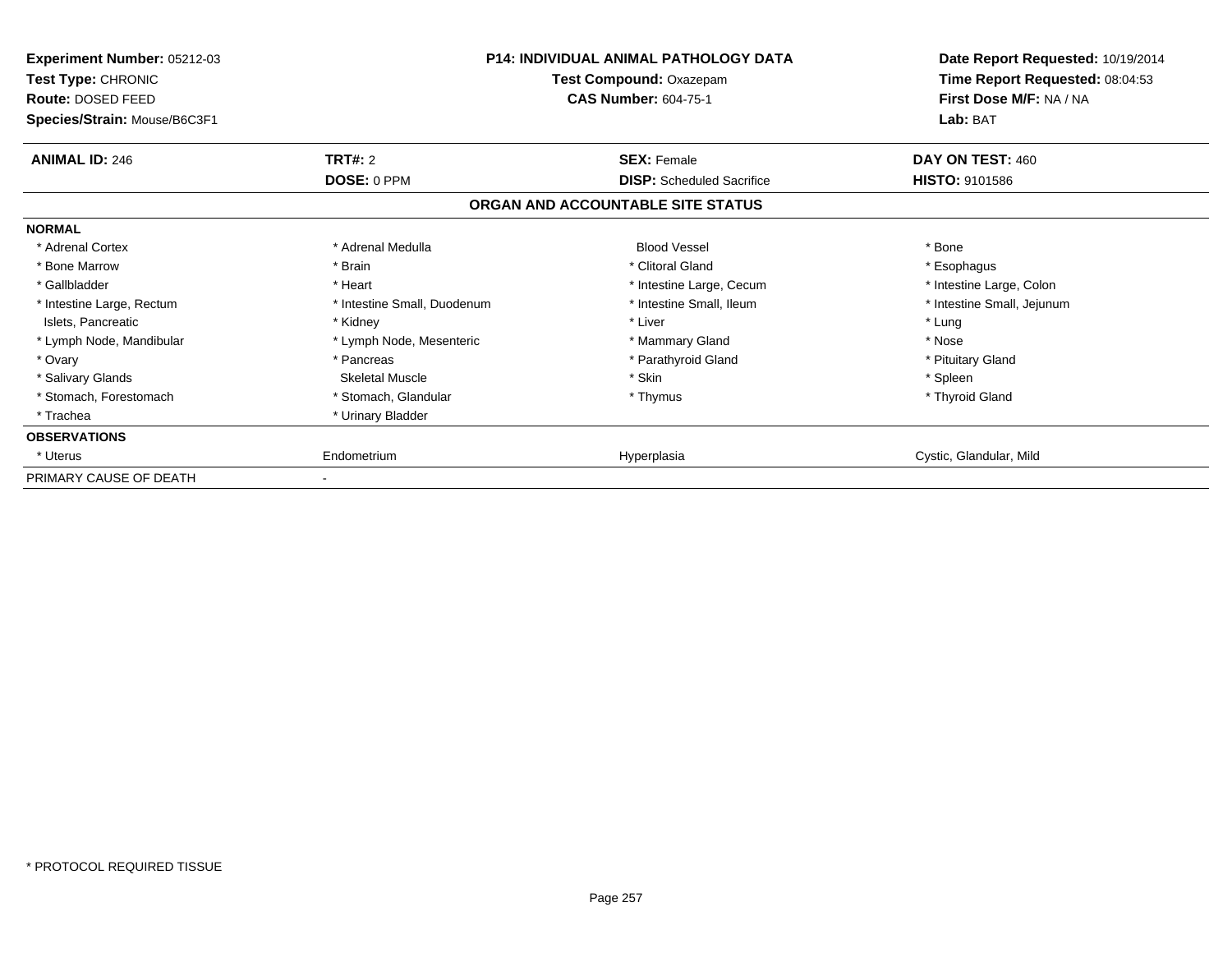**Experiment Number:** 05212-03
**Test Type:** CHRONIC
**Route:** DOSED FEED
**Species/Strain:** Mouse/B6C3F1

**P14: INDIVIDUAL ANIMAL PATHOLOGY DATA**
**Test Compound:** Oxazepam
**CAS Number:** 604-75-1

**Date Report Requested:** 10/19/2014
**Time Report Requested:** 08:04:53
**First Dose M/F:** NA / NA
**Lab:** BAT

| **ANIMAL ID:** 246 | **TRT#:** 2 | **SEX:** Female | **DAY ON TEST:** 460 |
|---|---|---|---|
| | **DOSE:** 0 PPM | **DISP:** Scheduled Sacrifice | **HISTO:** 9101586 |

**ORGAN AND ACCOUNTABLE SITE STATUS**

| | | | |
|---|---|---|---|
| **NORMAL** | | | |
| * Adrenal Cortex | * Adrenal Medulla | Blood Vessel | * Bone |
| * Bone Marrow | * Brain | * Clitoral Gland | * Esophagus |
| * Gallbladder | * Heart | * Intestine Large, Cecum | * Intestine Large, Colon |
| * Intestine Large, Rectum | * Intestine Small, Duodenum | * Intestine Small, Ileum | * Intestine Small, Jejunum |
| Islets, Pancreatic | * Kidney | * Liver | * Lung |
| * Lymph Node, Mandibular | * Lymph Node, Mesenteric | * Mammary Gland | * Nose |
| * Ovary | * Pancreas | * Parathyroid Gland | * Pituitary Gland |
| * Salivary Glands | Skeletal Muscle | * Skin | * Spleen |
| * Stomach, Forestomach | * Stomach, Glandular | * Thymus | * Thyroid Gland |
| * Trachea | * Urinary Bladder | | |
| **OBSERVATIONS** | | | |
| * Uterus | Endometrium | Hyperplasia | Cystic, Glandular, Mild |
| PRIMARY CAUSE OF DEATH | - | | |

* PROTOCOL REQUIRED TISSUE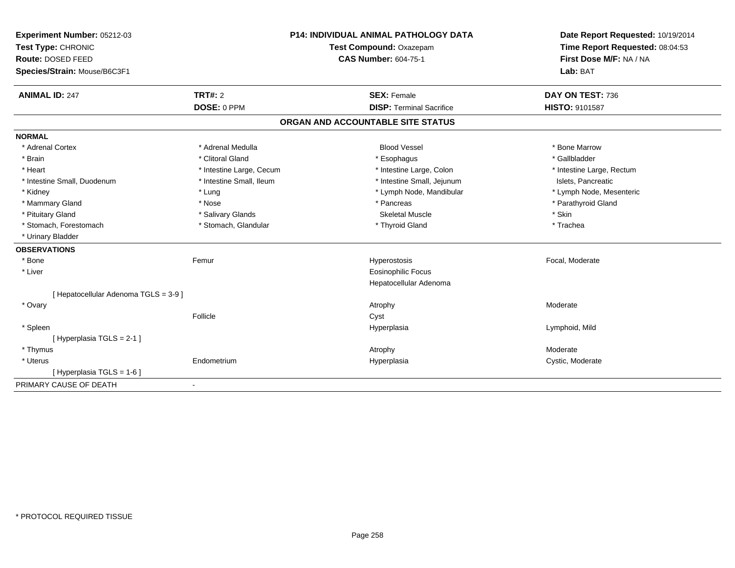**Experiment Number:** 05212-03
**Test Type:** CHRONIC
**Route:** DOSED FEED
**Species/Strain:** Mouse/B6C3F1

**P14: INDIVIDUAL ANIMAL PATHOLOGY DATA**
**Test Compound:** Oxazepam
**CAS Number:** 604-75-1

**Date Report Requested:** 10/19/2014
**Time Report Requested:** 08:04:53
**First Dose M/F:** NA / NA
**Lab:** BAT

| **ANIMAL ID:** 247 | **TRT#:** 2 | **SEX:** Female | **DAY ON TEST:** 736 |
|---|---|---|---|
| | **DOSE:** 0 PPM | **DISP:** Terminal Sacrifice | **HISTO:** 9101587 |

## ORGAN AND ACCOUNTABLE SITE STATUS

**NORMAL**

| | | | |
|---|---|---|---|
| * Adrenal Cortex | * Adrenal Medulla | Blood Vessel | * Bone Marrow |
| * Brain | * Clitoral Gland | * Esophagus | * Gallbladder |
| * Heart | * Intestine Large, Cecum | * Intestine Large, Colon | * Intestine Large, Rectum |
| * Intestine Small, Duodenum | * Intestine Small, Ileum | * Intestine Small, Jejunum | Islets, Pancreatic |
| * Kidney | * Lung | * Lymph Node, Mandibular | * Lymph Node, Mesenteric |
| * Mammary Gland | * Nose | * Pancreas | * Parathyroid Gland |
| * Pituitary Gland | * Salivary Glands | Skeletal Muscle | * Skin |
| * Stomach, Forestomach | * Stomach, Glandular | * Thyroid Gland | * Trachea |
| * Urinary Bladder | | | |

**OBSERVATIONS**

| | | | |
|---|---|---|---|
| * Bone | Femur | Hyperostosis | Focal, Moderate |
| * Liver | | Eosinophilic Focus | |
| | | Hepatocellular Adenoma | |
| [ Hepatocellular Adenoma TGLS = 3-9 ] | | | |
| * Ovary | | Atrophy | Moderate |
| | Follicle | Cyst | |
| * Spleen | | Hyperplasia | Lymphoid, Mild |
| [ Hyperplasia TGLS = 2-1 ] | | | |
| * Thymus | | Atrophy | Moderate |
| * Uterus | Endometrium | Hyperplasia | Cystic, Moderate |
| [ Hyperplasia TGLS = 1-6 ] | | | |

PRIMARY CAUSE OF DEATH -

* PROTOCOL REQUIRED TISSUE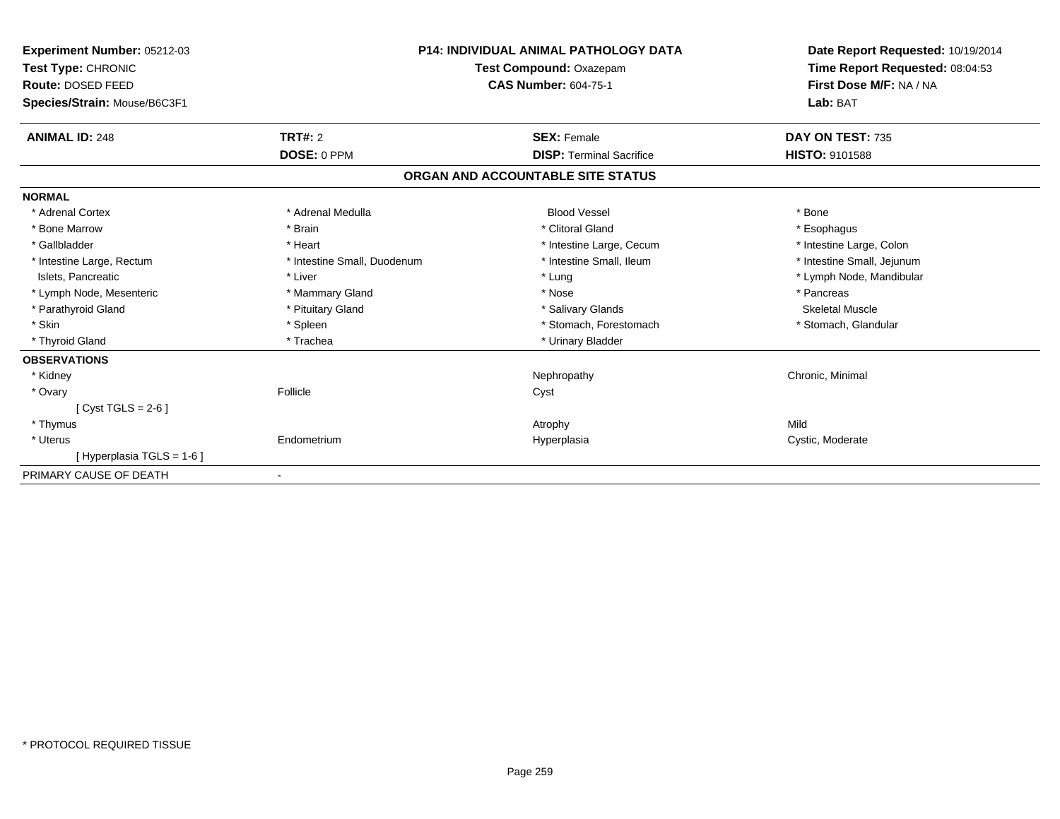**Experiment Number:** 05212-03
**Test Type:** CHRONIC
**Route:** DOSED FEED
**Species/Strain:** Mouse/B6C3F1

**P14: INDIVIDUAL ANIMAL PATHOLOGY DATA**
**Test Compound:** Oxazepam
**CAS Number:** 604-75-1

**Date Report Requested:** 10/19/2014
**Time Report Requested:** 08:04:53
**First Dose M/F:** NA / NA
**Lab:** BAT

| **ANIMAL ID:** 248 | **TRT#:** 2 | **SEX:** Female | **DAY ON TEST:** 735 |
|---|---|---|---|
| | **DOSE:** 0 PPM | **DISP:** Terminal Sacrifice | **HISTO:** 9101588 |

## ORGAN AND ACCOUNTABLE SITE STATUS

**NORMAL**

| | | | |
|---|---|---|---|
| * Adrenal Cortex | * Adrenal Medulla | Blood Vessel | * Bone |
| * Bone Marrow | * Brain | * Clitoral Gland | * Esophagus |
| * Gallbladder | * Heart | * Intestine Large, Cecum | * Intestine Large, Colon |
| * Intestine Large, Rectum | * Intestine Small, Duodenum | * Intestine Small, Ileum | * Intestine Small, Jejunum |
| Islets, Pancreatic | * Liver | * Lung | * Lymph Node, Mandibular |
| * Lymph Node, Mesenteric | * Mammary Gland | * Nose | * Pancreas |
| * Parathyroid Gland | * Pituitary Gland | * Salivary Glands | Skeletal Muscle |
| * Skin | * Spleen | * Stomach, Forestomach | * Stomach, Glandular |
| * Thyroid Gland | * Trachea | * Urinary Bladder | |

**OBSERVATIONS**

| | | | |
|---|---|---|---|
| * Kidney | | Nephropathy | Chronic, Minimal |
| * Ovary | Follicle | Cyst | |
| [ Cyst TGLS = 2-6 ] | | | |
| * Thymus | | Atrophy | Mild |
| * Uterus | Endometrium | Hyperplasia | Cystic, Moderate |
| [ Hyperplasia TGLS = 1-6 ] | | | |

PRIMARY CAUSE OF DEATH -

\* PROTOCOL REQUIRED TISSUE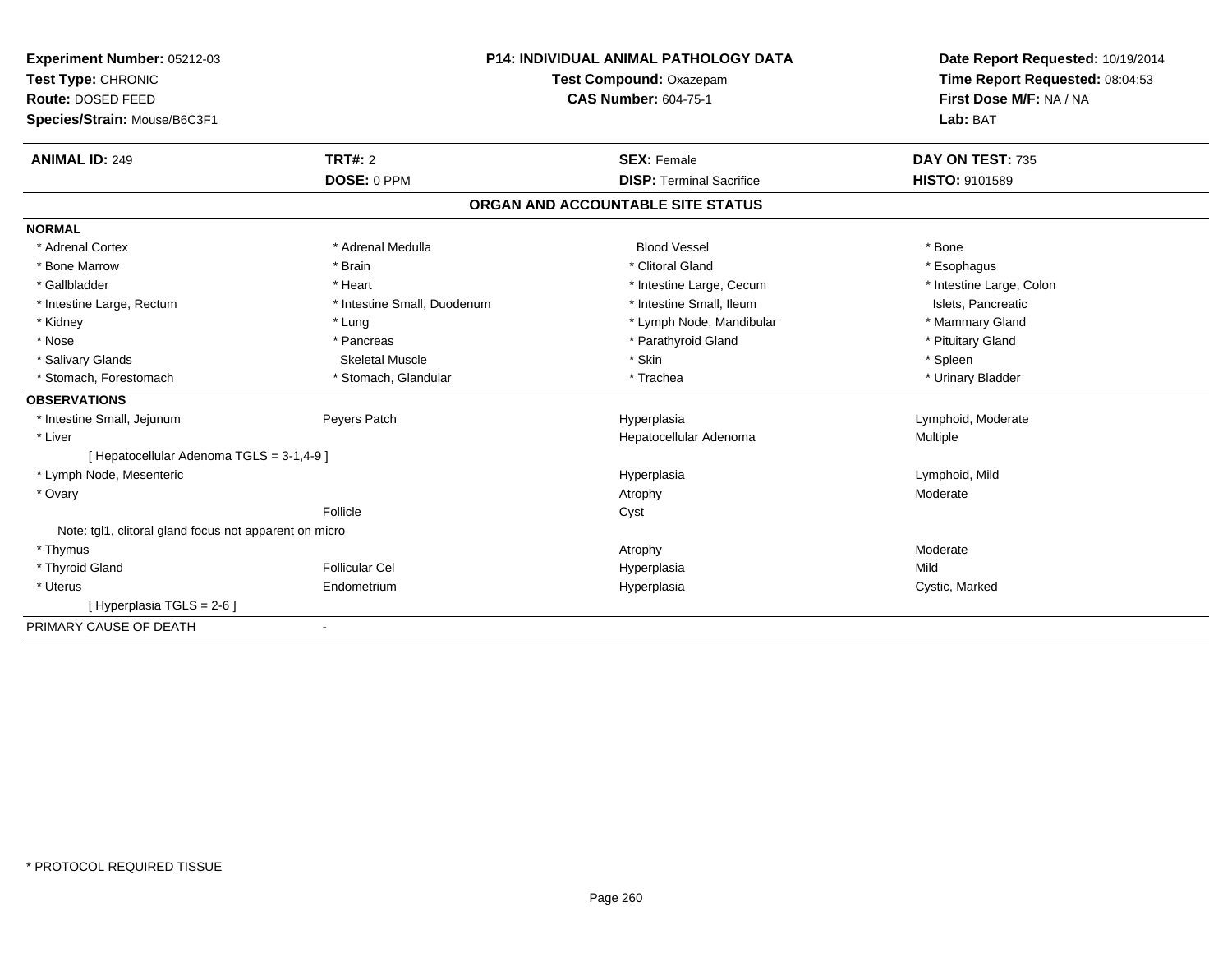**Experiment Number:** 05212-03
**Test Type:** CHRONIC
**Route:** DOSED FEED
**Species/Strain:** Mouse/B6C3F1

**P14: INDIVIDUAL ANIMAL PATHOLOGY DATA**
**Test Compound:** Oxazepam
**CAS Number:** 604-75-1

**Date Report Requested:** 10/19/2014
**Time Report Requested:** 08:04:53
**First Dose M/F:** NA / NA
**Lab:** BAT

| **ANIMAL ID:** 249 | **TRT#:** 2 | **SEX:** Female | **DAY ON TEST:** 735 |
|---|---|---|---|
| | **DOSE:** 0 PPM | **DISP:** Terminal Sacrifice | **HISTO:** 9101589 |

## ORGAN AND ACCOUNTABLE SITE STATUS

**NORMAL**

| | | | |
|---|---|---|---|
| * Adrenal Cortex | * Adrenal Medulla | Blood Vessel | * Bone |
| * Bone Marrow | * Brain | * Clitoral Gland | * Esophagus |
| * Gallbladder | * Heart | * Intestine Large, Cecum | * Intestine Large, Colon |
| * Intestine Large, Rectum | * Intestine Small, Duodenum | * Intestine Small, Ileum | Islets, Pancreatic |
| * Kidney | * Lung | * Lymph Node, Mandibular | * Mammary Gland |
| * Nose | * Pancreas | * Parathyroid Gland | * Pituitary Gland |
| * Salivary Glands | Skeletal Muscle | * Skin | * Spleen |
| * Stomach, Forestomach | * Stomach, Glandular | * Trachea | * Urinary Bladder |

**OBSERVATIONS**

| | | | |
|---|---|---|---|
| * Intestine Small, Jejunum | Peyers Patch | Hyperplasia | Lymphoid, Moderate |
| * Liver | | Hepatocellular Adenoma | Multiple |
| [ Hepatocellular Adenoma TGLS = 3-1,4-9 ] | | | |
| * Lymph Node, Mesenteric | | Hyperplasia | Lymphoid, Mild |
| * Ovary | | Atrophy | Moderate |
| | Follicle | Cyst | |
| Note: tgl1, clitoral gland focus not apparent on micro | | | |
| * Thymus | | Atrophy | Moderate |
| * Thyroid Gland | Follicular Cel | Hyperplasia | Mild |
| * Uterus | Endometrium | Hyperplasia | Cystic, Marked |
| [ Hyperplasia TGLS = 2-6 ] | | | |

PRIMARY CAUSE OF DEATH -

* PROTOCOL REQUIRED TISSUE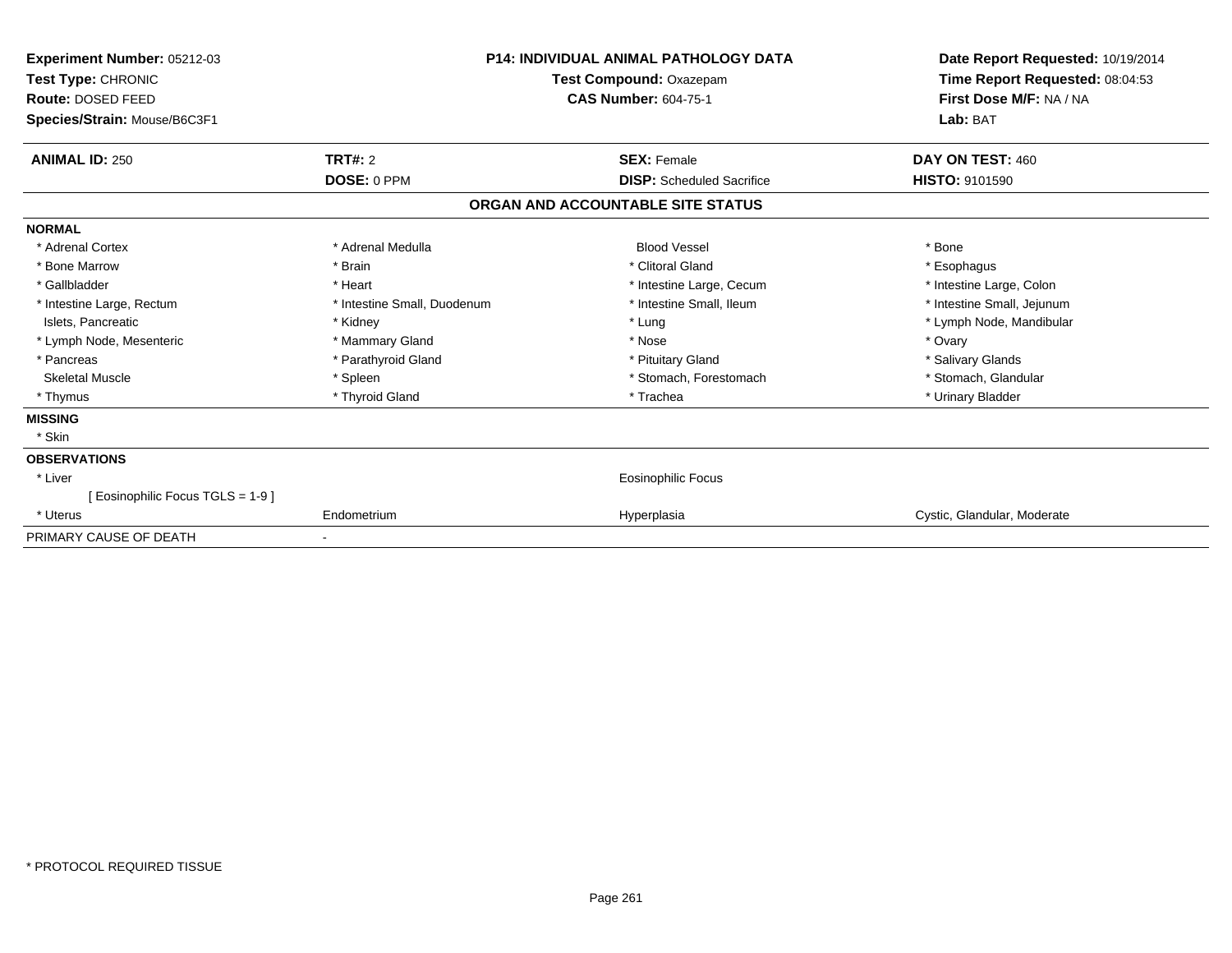**Experiment Number:** 05212-03
**Test Type:** CHRONIC
**Route:** DOSED FEED
**Species/Strain:** Mouse/B6C3F1

**P14: INDIVIDUAL ANIMAL PATHOLOGY DATA**
**Test Compound:** Oxazepam
**CAS Number:** 604-75-1

**Date Report Requested:** 10/19/2014
**Time Report Requested:** 08:04:53
**First Dose M/F:** NA / NA
**Lab:** BAT

| **ANIMAL ID:** 250 | **TRT#:** 2 | **SEX:** Female | **DAY ON TEST:** 460 |
|---|---|---|---|
| | **DOSE:** 0 PPM | **DISP:** Scheduled Sacrifice | **HISTO:** 9101590 |

## ORGAN AND ACCOUNTABLE SITE STATUS

**NORMAL**

| | | | |
|---|---|---|---|
| * Adrenal Cortex | * Adrenal Medulla | Blood Vessel | * Bone |
| * Bone Marrow | * Brain | * Clitoral Gland | * Esophagus |
| * Gallbladder | * Heart | * Intestine Large, Cecum | * Intestine Large, Colon |
| * Intestine Large, Rectum | * Intestine Small, Duodenum | * Intestine Small, Ileum | * Intestine Small, Jejunum |
| Islets, Pancreatic | * Kidney | * Lung | * Lymph Node, Mandibular |
| * Lymph Node, Mesenteric | * Mammary Gland | * Nose | * Ovary |
| * Pancreas | * Parathyroid Gland | * Pituitary Gland | * Salivary Glands |
| Skeletal Muscle | * Spleen | * Stomach, Forestomach | * Stomach, Glandular |
| * Thymus | * Thyroid Gland | * Trachea | * Urinary Bladder |

**MISSING**

* Skin

**OBSERVATIONS**

| | | | |
|---|---|---|---|
| * Liver | | Eosinophilic Focus | |
| [ Eosinophilic Focus TGLS = 1-9 ] | | | |
| * Uterus | Endometrium | Hyperplasia | Cystic, Glandular, Moderate |

PRIMARY CAUSE OF DEATH -

* PROTOCOL REQUIRED TISSUE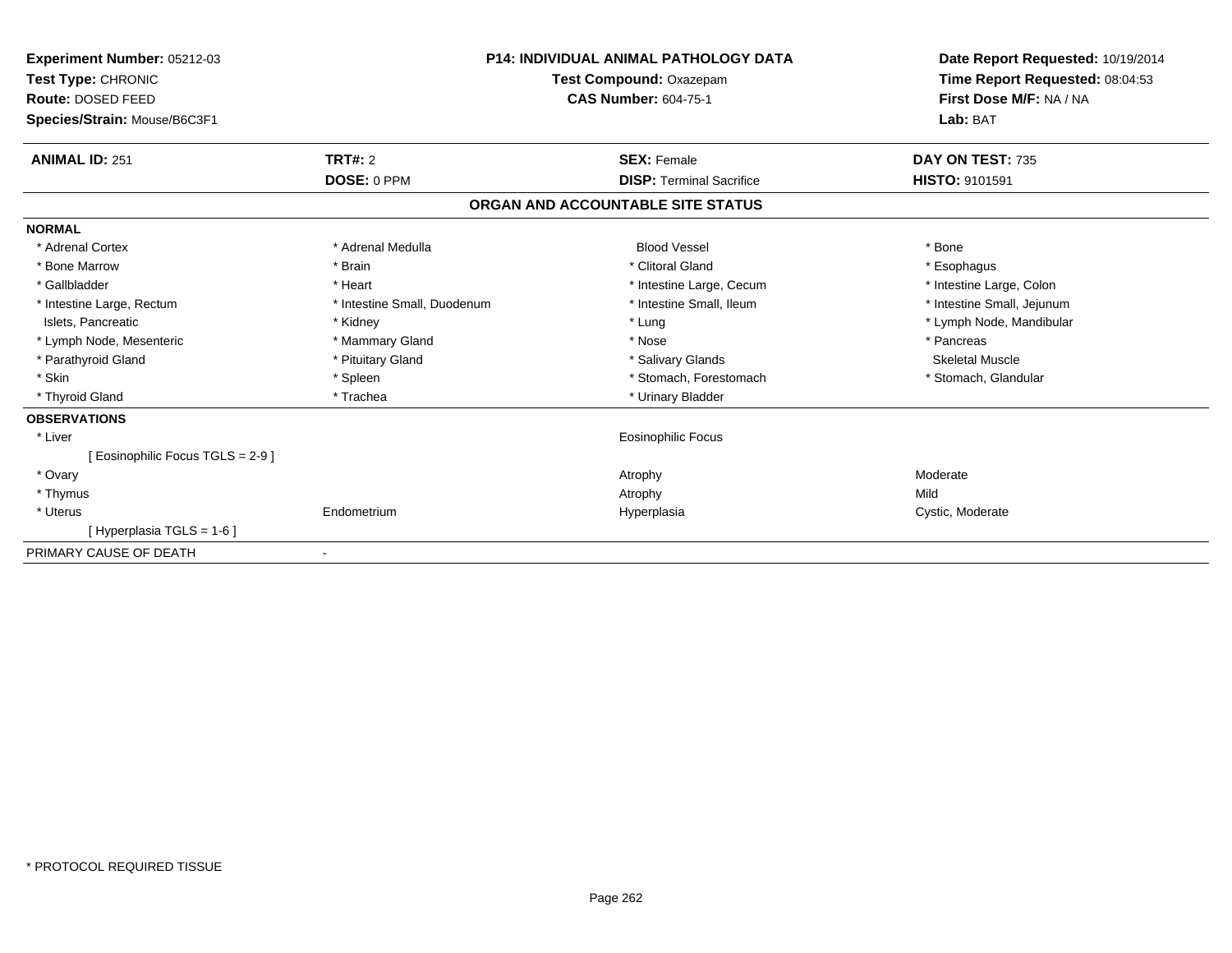**Experiment Number:** 05212-03
**Test Type:** CHRONIC
**Route:** DOSED FEED
**Species/Strain:** Mouse/B6C3F1

**P14: INDIVIDUAL ANIMAL PATHOLOGY DATA**
**Test Compound:** Oxazepam
**CAS Number:** 604-75-1

**Date Report Requested:** 10/19/2014
**Time Report Requested:** 08:04:53
**First Dose M/F:** NA / NA
**Lab:** BAT

| **ANIMAL ID:** 251 | **TRT#:** 2 | **SEX:** Female | **DAY ON TEST:** 735 |
|---|---|---|---|
| | **DOSE:** 0 PPM | **DISP:** Terminal Sacrifice | **HISTO:** 9101591 |

## ORGAN AND ACCOUNTABLE SITE STATUS

**NORMAL**

| | | | |
|---|---|---|---|
| * Adrenal Cortex | * Adrenal Medulla | Blood Vessel | * Bone |
| * Bone Marrow | * Brain | * Clitoral Gland | * Esophagus |
| * Gallbladder | * Heart | * Intestine Large, Cecum | * Intestine Large, Colon |
| * Intestine Large, Rectum | * Intestine Small, Duodenum | * Intestine Small, Ileum | * Intestine Small, Jejunum |
| Islets, Pancreatic | * Kidney | * Lung | * Lymph Node, Mandibular |
| * Lymph Node, Mesenteric | * Mammary Gland | * Nose | * Pancreas |
| * Parathyroid Gland | * Pituitary Gland | * Salivary Glands | Skeletal Muscle |
| * Skin | * Spleen | * Stomach, Forestomach | * Stomach, Glandular |
| * Thyroid Gland | * Trachea | * Urinary Bladder | |

**OBSERVATIONS**

| | | | |
|---|---|---|---|
| * Liver | | Eosinophilic Focus | |
| [ Eosinophilic Focus TGLS = 2-9 ] | | | |
| * Ovary | | Atrophy | Moderate |
| * Thymus | | Atrophy | Mild |
| * Uterus | Endometrium | Hyperplasia | Cystic, Moderate |
| [ Hyperplasia TGLS = 1-6 ] | | | |

PRIMARY CAUSE OF DEATH -

* PROTOCOL REQUIRED TISSUE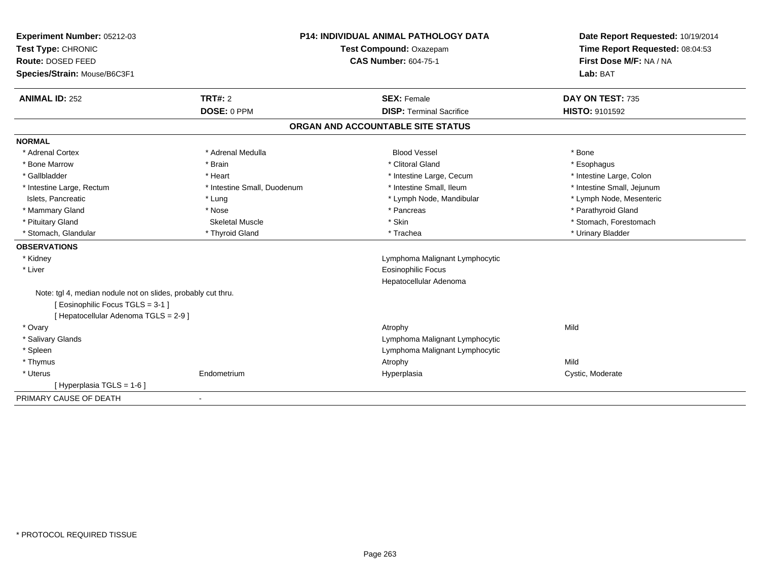**Experiment Number:** 05212-03
**Test Type:** CHRONIC
**Route:** DOSED FEED
**Species/Strain:** Mouse/B6C3F1

**P14: INDIVIDUAL ANIMAL PATHOLOGY DATA**
**Test Compound:** Oxazepam
**CAS Number:** 604-75-1

**Date Report Requested:** 10/19/2014
**Time Report Requested:** 08:04:53
**First Dose M/F:** NA / NA
**Lab:** BAT

| **ANIMAL ID:** 252 | **TRT#:** 2 | **SEX:** Female | **DAY ON TEST:** 735 |
|---|---|---|---|
| | **DOSE:** 0 PPM | **DISP:** Terminal Sacrifice | **HISTO:** 9101592 |

## ORGAN AND ACCOUNTABLE SITE STATUS

**NORMAL**

| | | | |
|---|---|---|---|
| * Adrenal Cortex | * Adrenal Medulla | Blood Vessel | * Bone |
| * Bone Marrow | * Brain | * Clitoral Gland | * Esophagus |
| * Gallbladder | * Heart | * Intestine Large, Cecum | * Intestine Large, Colon |
| * Intestine Large, Rectum | * Intestine Small, Duodenum | * Intestine Small, Ileum | * Intestine Small, Jejunum |
| Islets, Pancreatic | * Lung | * Lymph Node, Mandibular | * Lymph Node, Mesenteric |
| * Mammary Gland | * Nose | * Pancreas | * Parathyroid Gland |
| * Pituitary Gland | Skeletal Muscle | * Skin | * Stomach, Forestomach |
| * Stomach, Glandular | * Thyroid Gland | * Trachea | * Urinary Bladder |

**OBSERVATIONS**

| | | | |
|---|---|---|---|
| * Kidney | | Lymphoma Malignant Lymphocytic | |
| * Liver | | Eosinophilic Focus | |
| | | Hepatocellular Adenoma | |
| Note: tgl 4, median nodule not on slides, probably cut thru. | | | |
| [ Eosinophilic Focus TGLS = 3-1 ] | | | |
| [ Hepatocellular Adenoma TGLS = 2-9 ] | | | |
| * Ovary | | Atrophy | Mild |
| * Salivary Glands | | Lymphoma Malignant Lymphocytic | |
| * Spleen | | Lymphoma Malignant Lymphocytic | |
| * Thymus | | Atrophy | Mild |
| * Uterus | Endometrium | Hyperplasia | Cystic, Moderate |
| [ Hyperplasia TGLS = 1-6 ] | | | |

PRIMARY CAUSE OF DEATH -

* PROTOCOL REQUIRED TISSUE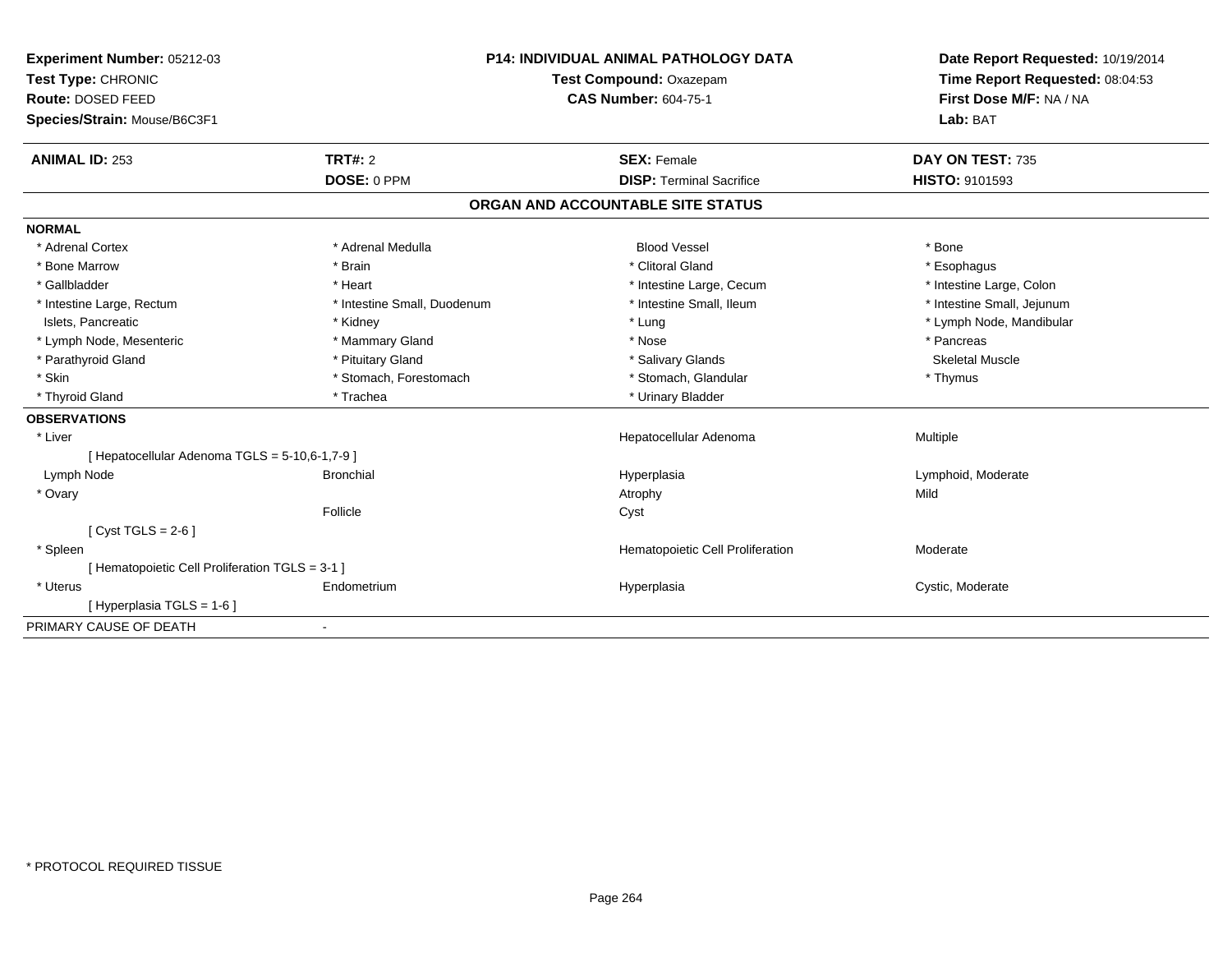**Experiment Number:** 05212-03
**Test Type:** CHRONIC
**Route:** DOSED FEED
**Species/Strain:** Mouse/B6C3F1

**P14: INDIVIDUAL ANIMAL PATHOLOGY DATA**
**Test Compound:** Oxazepam
**CAS Number:** 604-75-1

**Date Report Requested:** 10/19/2014
**Time Report Requested:** 08:04:53
**First Dose M/F:** NA / NA
**Lab:** BAT

| **ANIMAL ID:** 253 | **TRT#:** 2 | **SEX:** Female | **DAY ON TEST:** 735 |
|---|---|---|---|
| | **DOSE:** 0 PPM | **DISP:** Terminal Sacrifice | **HISTO:** 9101593 |

## ORGAN AND ACCOUNTABLE SITE STATUS

**NORMAL**

| | | | |
|---|---|---|---|
| * Adrenal Cortex | * Adrenal Medulla | Blood Vessel | * Bone |
| * Bone Marrow | * Brain | * Clitoral Gland | * Esophagus |
| * Gallbladder | * Heart | * Intestine Large, Cecum | * Intestine Large, Colon |
| * Intestine Large, Rectum | * Intestine Small, Duodenum | * Intestine Small, Ileum | * Intestine Small, Jejunum |
| Islets, Pancreatic | * Kidney | * Lung | * Lymph Node, Mandibular |
| * Lymph Node, Mesenteric | * Mammary Gland | * Nose | * Pancreas |
| * Parathyroid Gland | * Pituitary Gland | * Salivary Glands | Skeletal Muscle |
| * Skin | * Stomach, Forestomach | * Stomach, Glandular | * Thymus |
| * Thyroid Gland | * Trachea | * Urinary Bladder | |

**OBSERVATIONS**

| | | | |
|---|---|---|---|
| * Liver | | Hepatocellular Adenoma | Multiple |
| [ Hepatocellular Adenoma TGLS = 5-10,6-1,7-9 ] | | | |
| Lymph Node | Bronchial | Hyperplasia | Lymphoid, Moderate |
| * Ovary | | Atrophy | Mild |
| | Follicle | Cyst | |
| [ Cyst TGLS = 2-6 ] | | | |
| * Spleen | | Hematopoietic Cell Proliferation | Moderate |
| [ Hematopoietic Cell Proliferation TGLS = 3-1 ] | | | |
| * Uterus | Endometrium | Hyperplasia | Cystic, Moderate |
| [ Hyperplasia TGLS = 1-6 ] | | | |

PRIMARY CAUSE OF DEATH -

* PROTOCOL REQUIRED TISSUE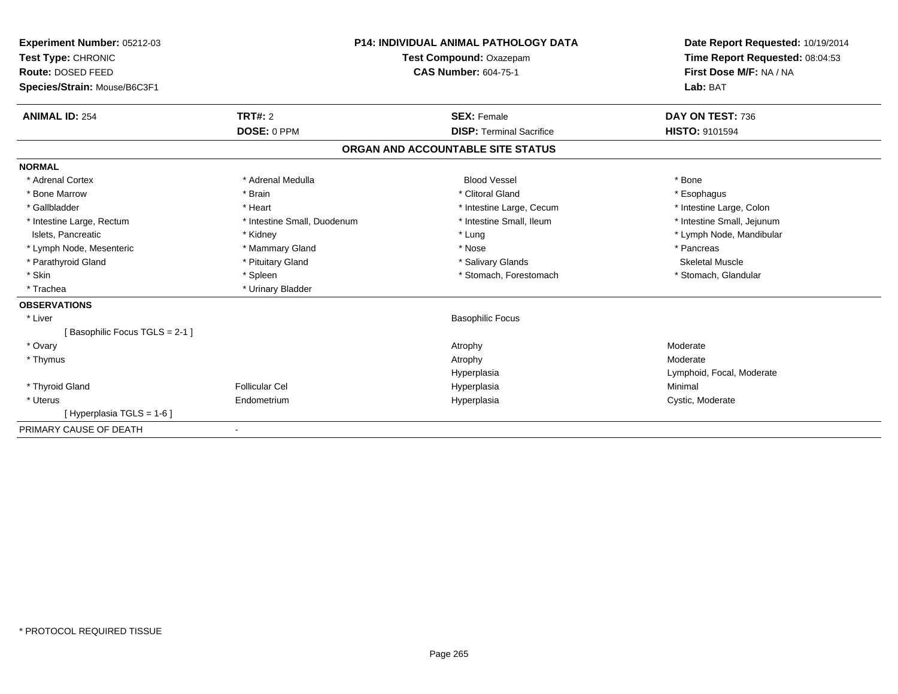**Experiment Number:** 05212-03
**Test Type:** CHRONIC
**Route:** DOSED FEED
**Species/Strain:** Mouse/B6C3F1

**P14: INDIVIDUAL ANIMAL PATHOLOGY DATA**
**Test Compound:** Oxazepam
**CAS Number:** 604-75-1

**Date Report Requested:** 10/19/2014
**Time Report Requested:** 08:04:53
**First Dose M/F:** NA / NA
**Lab:** BAT

| **ANIMAL ID:** 254 | **TRT#:** 2 | **SEX:** Female | **DAY ON TEST:** 736 |
|---|---|---|---|
| | **DOSE:** 0 PPM | **DISP:** Terminal Sacrifice | **HISTO:** 9101594 |

## ORGAN AND ACCOUNTABLE SITE STATUS

**NORMAL**

| | | | |
|---|---|---|---|
| * Adrenal Cortex | * Adrenal Medulla | Blood Vessel | * Bone |
| * Bone Marrow | * Brain | * Clitoral Gland | * Esophagus |
| * Gallbladder | * Heart | * Intestine Large, Cecum | * Intestine Large, Colon |
| * Intestine Large, Rectum | * Intestine Small, Duodenum | * Intestine Small, Ileum | * Intestine Small, Jejunum |
| Islets, Pancreatic | * Kidney | * Lung | * Lymph Node, Mandibular |
| * Lymph Node, Mesenteric | * Mammary Gland | * Nose | * Pancreas |
| * Parathyroid Gland | * Pituitary Gland | * Salivary Glands | Skeletal Muscle |
| * Skin | * Spleen | * Stomach, Forestomach | * Stomach, Glandular |
| * Trachea | * Urinary Bladder | | |

**OBSERVATIONS**

| | | | |
|---|---|---|---|
| * Liver | | Basophilic Focus | |
| [ Basophilic Focus TGLS = 2-1 ] | | | |
| * Ovary | | Atrophy | Moderate |
| * Thymus | | Atrophy | Moderate |
| | | Hyperplasia | Lymphoid, Focal, Moderate |
| * Thyroid Gland | Follicular Cel | Hyperplasia | Minimal |
| * Uterus | Endometrium | Hyperplasia | Cystic, Moderate |
| [ Hyperplasia TGLS = 1-6 ] | | | |

PRIMARY CAUSE OF DEATH -

* PROTOCOL REQUIRED TISSUE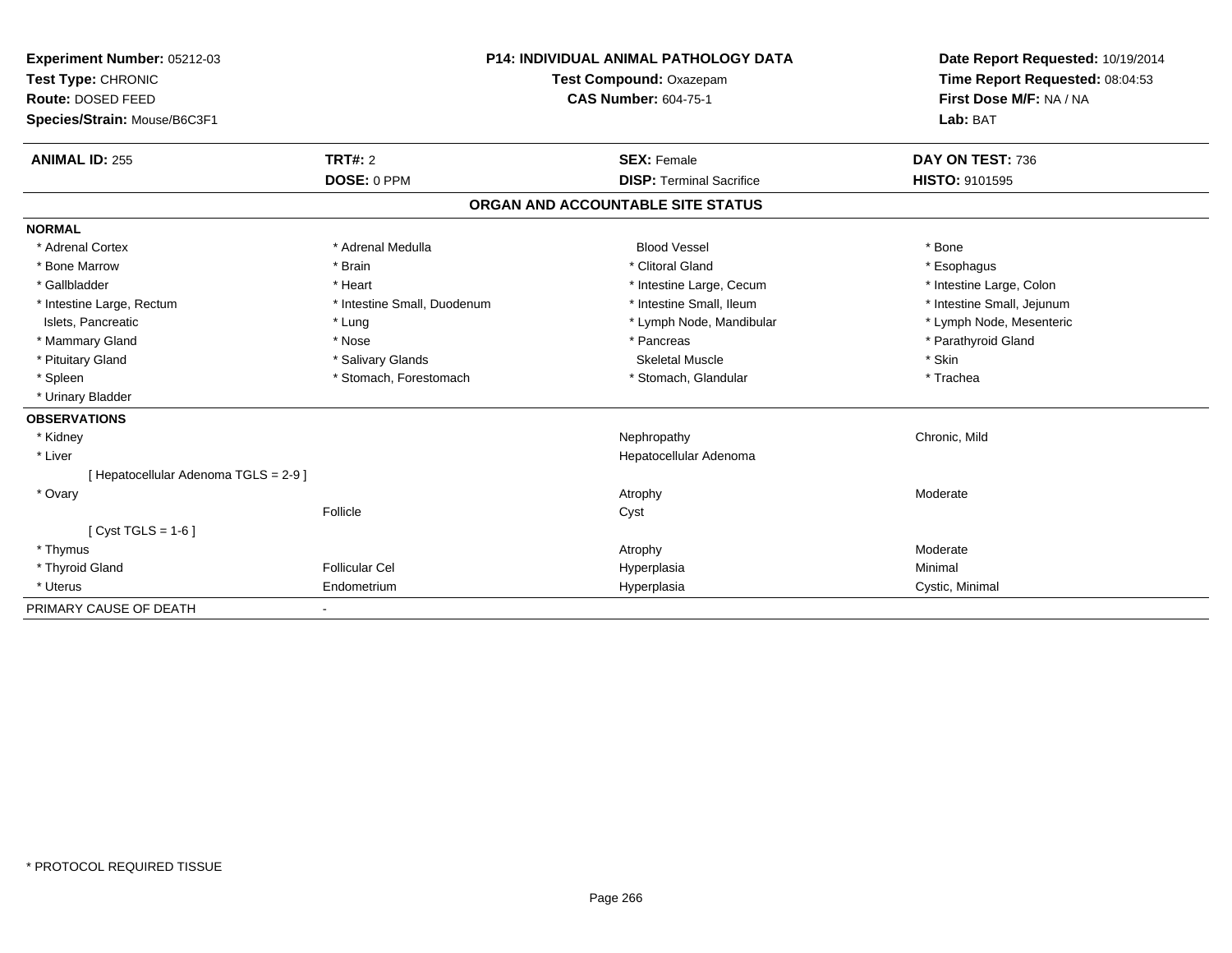**Experiment Number:** 05212-03
**Test Type:** CHRONIC
**Route:** DOSED FEED
**Species/Strain:** Mouse/B6C3F1

**P14: INDIVIDUAL ANIMAL PATHOLOGY DATA**
**Test Compound:** Oxazepam
**CAS Number:** 604-75-1

**Date Report Requested:** 10/19/2014
**Time Report Requested:** 08:04:53
**First Dose M/F:** NA / NA
**Lab:** BAT

| **ANIMAL ID:** 255 | **TRT#:** 2 | **SEX:** Female | **DAY ON TEST:** 736 |
|---|---|---|---|
| | **DOSE:** 0 PPM | **DISP:** Terminal Sacrifice | **HISTO:** 9101595 |

## ORGAN AND ACCOUNTABLE SITE STATUS

| | | | |
|---|---|---|---|
| **NORMAL** | | | |
| * Adrenal Cortex | * Adrenal Medulla | Blood Vessel | * Bone |
| * Bone Marrow | * Brain | * Clitoral Gland | * Esophagus |
| * Gallbladder | * Heart | * Intestine Large, Cecum | * Intestine Large, Colon |
| * Intestine Large, Rectum | * Intestine Small, Duodenum | * Intestine Small, Ileum | * Intestine Small, Jejunum |
| Islets, Pancreatic | * Lung | * Lymph Node, Mandibular | * Lymph Node, Mesenteric |
| * Mammary Gland | * Nose | * Pancreas | * Parathyroid Gland |
| * Pituitary Gland | * Salivary Glands | Skeletal Muscle | * Skin |
| * Spleen | * Stomach, Forestomach | * Stomach, Glandular | * Trachea |
| * Urinary Bladder | | | |
| **OBSERVATIONS** | | | |
| * Kidney | | Nephropathy | Chronic, Mild |
| * Liver | | Hepatocellular Adenoma | |
| [ Hepatocellular Adenoma TGLS = 2-9 ] | | | |
| * Ovary | | Atrophy | Moderate |
| | Follicle | Cyst | |
| [ Cyst TGLS = 1-6 ] | | | |
| * Thymus | | Atrophy | Moderate |
| * Thyroid Gland | Follicular Cel | Hyperplasia | Minimal |
| * Uterus | Endometrium | Hyperplasia | Cystic, Minimal |
| PRIMARY CAUSE OF DEATH | - | | |

* PROTOCOL REQUIRED TISSUE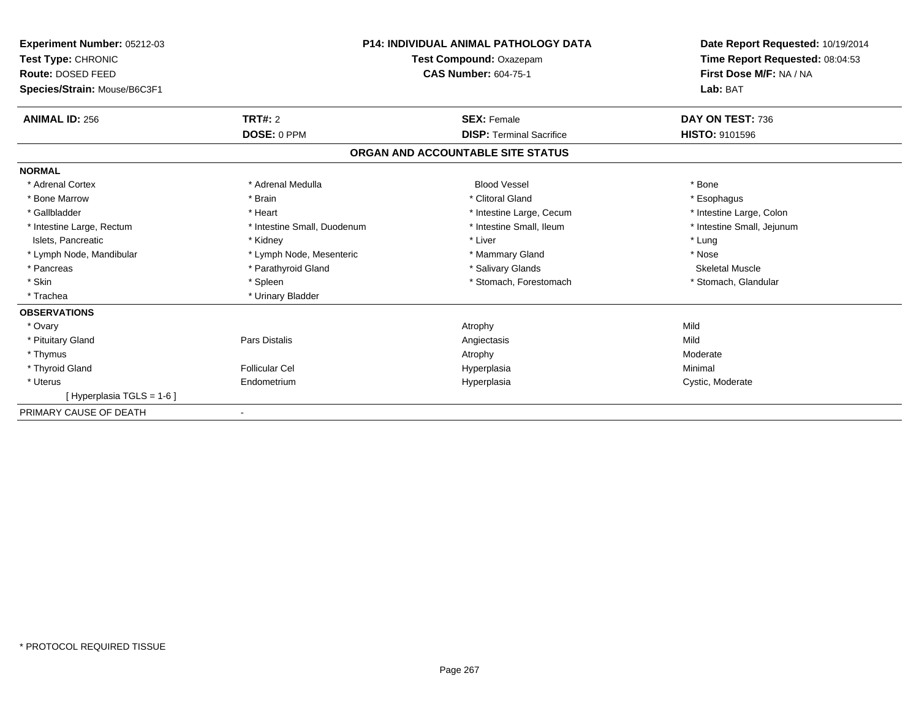**Experiment Number:** 05212-03
**Test Type:** CHRONIC
**Route:** DOSED FEED
**Species/Strain:** Mouse/B6C3F1

**P14: INDIVIDUAL ANIMAL PATHOLOGY DATA**
**Test Compound:** Oxazepam
**CAS Number:** 604-75-1

**Date Report Requested:** 10/19/2014
**Time Report Requested:** 08:04:53
**First Dose M/F:** NA / NA
**Lab:** BAT

| **ANIMAL ID:** 256 | **TRT#:** 2 | **SEX:** Female | **DAY ON TEST:** 736 |
|---|---|---|---|
| | **DOSE:** 0 PPM | **DISP:** Terminal Sacrifice | **HISTO:** 9101596 |

## ORGAN AND ACCOUNTABLE SITE STATUS

**NORMAL**

| | | | |
|---|---|---|---|
| * Adrenal Cortex | * Adrenal Medulla | Blood Vessel | * Bone |
| * Bone Marrow | * Brain | * Clitoral Gland | * Esophagus |
| * Gallbladder | * Heart | * Intestine Large, Cecum | * Intestine Large, Colon |
| * Intestine Large, Rectum | * Intestine Small, Duodenum | * Intestine Small, Ileum | * Intestine Small, Jejunum |
| Islets, Pancreatic | * Kidney | * Liver | * Lung |
| * Lymph Node, Mandibular | * Lymph Node, Mesenteric | * Mammary Gland | * Nose |
| * Pancreas | * Parathyroid Gland | * Salivary Glands | Skeletal Muscle |
| * Skin | * Spleen | * Stomach, Forestomach | * Stomach, Glandular |
| * Trachea | * Urinary Bladder | | |

**OBSERVATIONS**

| | | | |
|---|---|---|---|
| * Ovary | | Atrophy | Mild |
| * Pituitary Gland | Pars Distalis | Angiectasis | Mild |
| * Thymus | | Atrophy | Moderate |
| * Thyroid Gland | Follicular Cel | Hyperplasia | Minimal |
| * Uterus | Endometrium | Hyperplasia | Cystic, Moderate |
| [ Hyperplasia TGLS = 1-6 ] | | | |

PRIMARY CAUSE OF DEATH -

* PROTOCOL REQUIRED TISSUE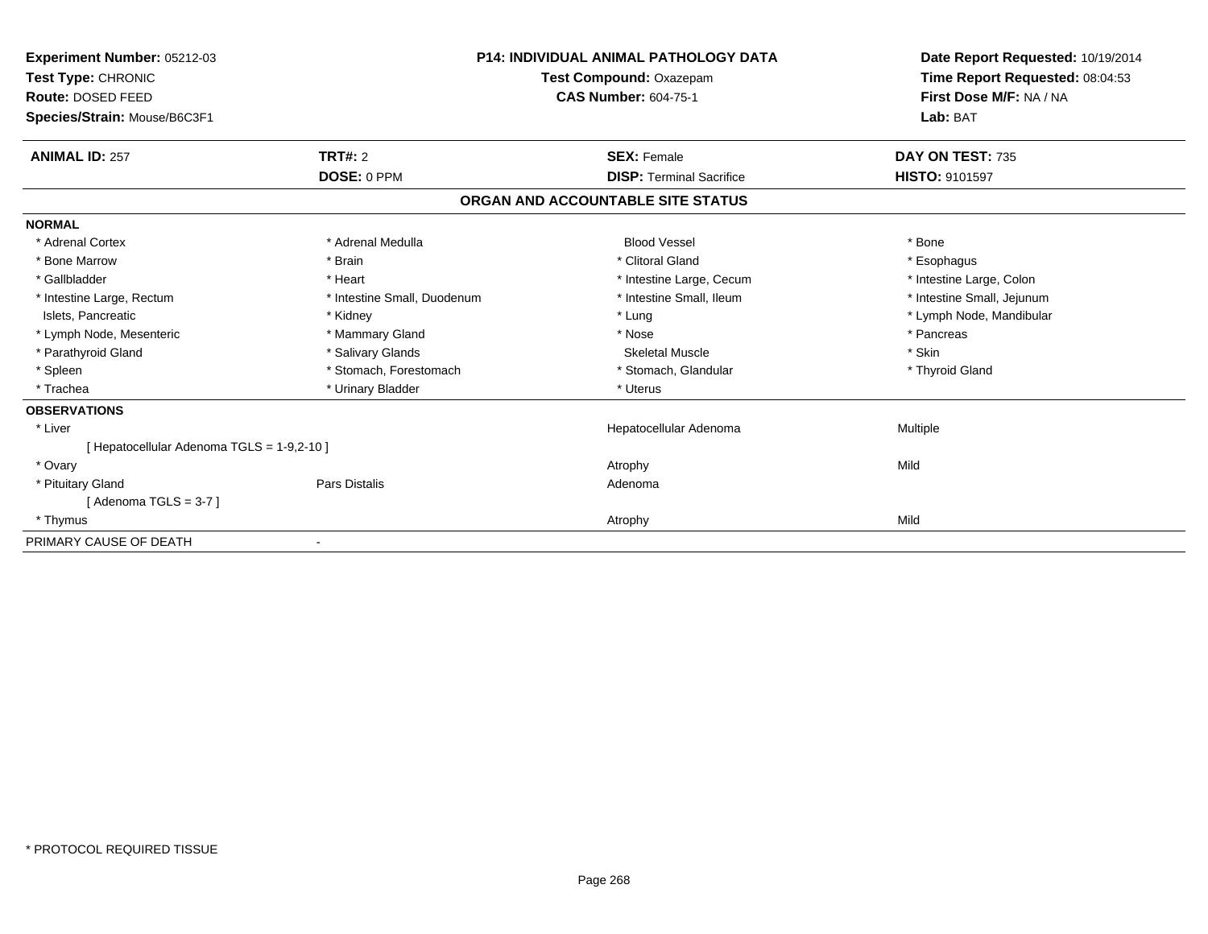**Experiment Number:** 05212-03
**Test Type:** CHRONIC
**Route:** DOSED FEED
**Species/Strain:** Mouse/B6C3F1

**P14: INDIVIDUAL ANIMAL PATHOLOGY DATA**
**Test Compound:** Oxazepam
**CAS Number:** 604-75-1

**Date Report Requested:** 10/19/2014
**Time Report Requested:** 08:04:53
**First Dose M/F:** NA / NA
**Lab:** BAT

| **ANIMAL ID:** 257 | **TRT#:** 2 | **SEX:** Female | **DAY ON TEST:** 735 |
|---|---|---|---|
| | **DOSE:** 0 PPM | **DISP:** Terminal Sacrifice | **HISTO:** 9101597 |

## ORGAN AND ACCOUNTABLE SITE STATUS

**NORMAL**

| | | | |
|---|---|---|---|
| * Adrenal Cortex | * Adrenal Medulla | Blood Vessel | * Bone |
| * Bone Marrow | * Brain | * Clitoral Gland | * Esophagus |
| * Gallbladder | * Heart | * Intestine Large, Cecum | * Intestine Large, Colon |
| * Intestine Large, Rectum | * Intestine Small, Duodenum | * Intestine Small, Ileum | * Intestine Small, Jejunum |
| Islets, Pancreatic | * Kidney | * Lung | * Lymph Node, Mandibular |
| * Lymph Node, Mesenteric | * Mammary Gland | * Nose | * Pancreas |
| * Parathyroid Gland | * Salivary Glands | Skeletal Muscle | * Skin |
| * Spleen | * Stomach, Forestomach | * Stomach, Glandular | * Thyroid Gland |
| * Trachea | * Urinary Bladder | * Uterus | |

**OBSERVATIONS**

| | | | |
|---|---|---|---|
| * Liver | | Hepatocellular Adenoma | Multiple |
| [ Hepatocellular Adenoma TGLS = 1-9,2-10 ] | | | |
| * Ovary | | Atrophy | Mild |
| * Pituitary Gland | Pars Distalis | Adenoma | |
| [ Adenoma TGLS = 3-7 ] | | | |
| * Thymus | | Atrophy | Mild |

PRIMARY CAUSE OF DEATH -

* PROTOCOL REQUIRED TISSUE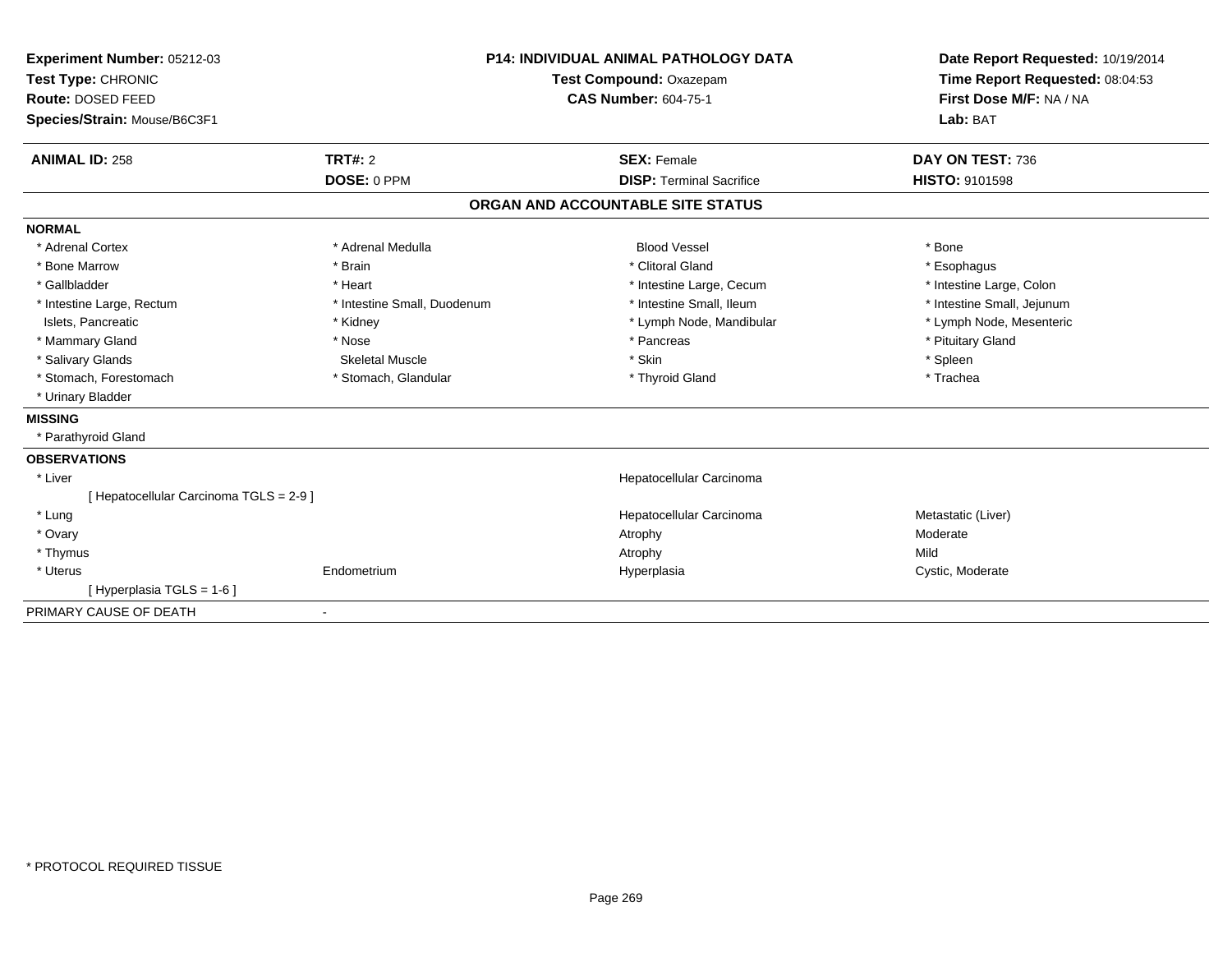**Experiment Number:** 05212-03
**Test Type:** CHRONIC
**Route:** DOSED FEED
**Species/Strain:** Mouse/B6C3F1

**P14: INDIVIDUAL ANIMAL PATHOLOGY DATA**
**Test Compound:** Oxazepam
**CAS Number:** 604-75-1

**Date Report Requested:** 10/19/2014
**Time Report Requested:** 08:04:53
**First Dose M/F:** NA / NA
**Lab:** BAT

| **ANIMAL ID:** 258 | **TRT#:** 2 | **SEX:** Female | **DAY ON TEST:** 736 |
|---|---|---|---|
| | **DOSE:** 0 PPM | **DISP:** Terminal Sacrifice | **HISTO:** 9101598 |

## ORGAN AND ACCOUNTABLE SITE STATUS

**NORMAL**

| | | | |
|---|---|---|---|
| * Adrenal Cortex | * Adrenal Medulla | Blood Vessel | * Bone |
| * Bone Marrow | * Brain | * Clitoral Gland | * Esophagus |
| * Gallbladder | * Heart | * Intestine Large, Cecum | * Intestine Large, Colon |
| * Intestine Large, Rectum | * Intestine Small, Duodenum | * Intestine Small, Ileum | * Intestine Small, Jejunum |
| Islets, Pancreatic | * Kidney | * Lymph Node, Mandibular | * Lymph Node, Mesenteric |
| * Mammary Gland | * Nose | * Pancreas | * Pituitary Gland |
| * Salivary Glands | Skeletal Muscle | * Skin | * Spleen |
| * Stomach, Forestomach | * Stomach, Glandular | * Thyroid Gland | * Trachea |
| * Urinary Bladder | | | |

**MISSING**

* Parathyroid Gland

**OBSERVATIONS**

| | | | |
|---|---|---|---|
| * Liver | | Hepatocellular Carcinoma | |
| [ Hepatocellular Carcinoma TGLS = 2-9 ] | | | |
| * Lung | | Hepatocellular Carcinoma | Metastatic (Liver) |
| * Ovary | | Atrophy | Moderate |
| * Thymus | | Atrophy | Mild |
| * Uterus | Endometrium | Hyperplasia | Cystic, Moderate |
| [ Hyperplasia TGLS = 1-6 ] | | | |

PRIMARY CAUSE OF DEATH -

\* PROTOCOL REQUIRED TISSUE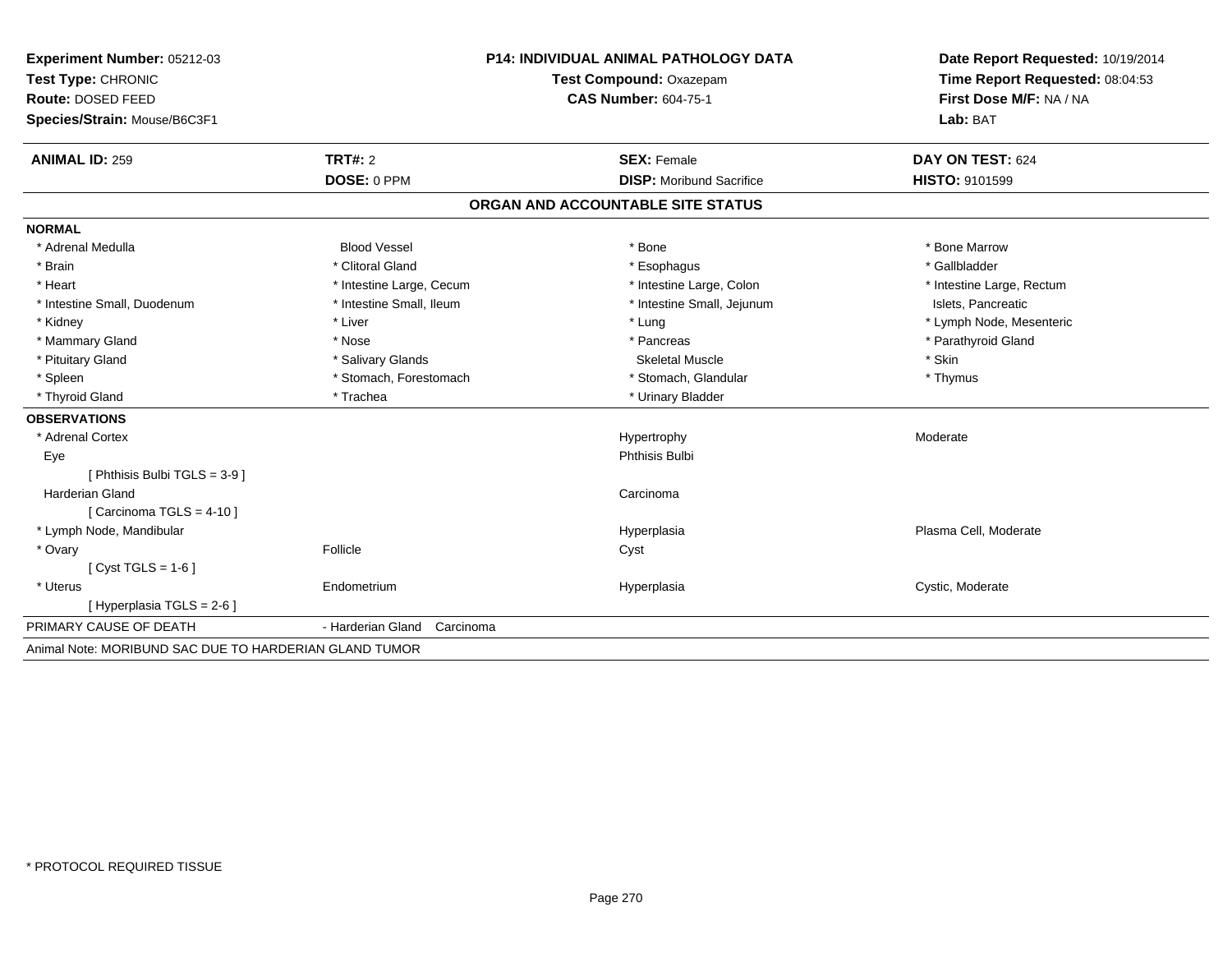**Experiment Number:** 05212-03
**Test Type:** CHRONIC
**Route:** DOSED FEED
**Species/Strain:** Mouse/B6C3F1

**P14: INDIVIDUAL ANIMAL PATHOLOGY DATA**
**Test Compound:** Oxazepam
**CAS Number:** 604-75-1

**Date Report Requested:** 10/19/2014
**Time Report Requested:** 08:04:53
**First Dose M/F:** NA / NA
**Lab:** BAT

| **ANIMAL ID:** 259 | **TRT#:** 2 | **SEX:** Female | **DAY ON TEST:** 624 |
|---|---|---|---|
| | **DOSE:** 0 PPM | **DISP:** Moribund Sacrifice | **HISTO:** 9101599 |

## ORGAN AND ACCOUNTABLE SITE STATUS

**NORMAL**

| | | | |
|---|---|---|---|
| * Adrenal Medulla | Blood Vessel | * Bone | * Bone Marrow |
| * Brain | * Clitoral Gland | * Esophagus | * Gallbladder |
| * Heart | * Intestine Large, Cecum | * Intestine Large, Colon | * Intestine Large, Rectum |
| * Intestine Small, Duodenum | * Intestine Small, Ileum | * Intestine Small, Jejunum | Islets, Pancreatic |
| * Kidney | * Liver | * Lung | * Lymph Node, Mesenteric |
| * Mammary Gland | * Nose | * Pancreas | * Parathyroid Gland |
| * Pituitary Gland | * Salivary Glands | Skeletal Muscle | * Skin |
| * Spleen | * Stomach, Forestomach | * Stomach, Glandular | * Thymus |
| * Thyroid Gland | * Trachea | * Urinary Bladder | |

**OBSERVATIONS**

| | | | |
|---|---|---|---|
| * Adrenal Cortex | | Hypertrophy | Moderate |
| Eye | | Phthisis Bulbi | |
| [ Phthisis Bulbi TGLS = 3-9 ] | | | |
| Harderian Gland | | Carcinoma | |
| [ Carcinoma TGLS = 4-10 ] | | | |
| * Lymph Node, Mandibular | | Hyperplasia | Plasma Cell, Moderate |
| * Ovary | Follicle | Cyst | |
| [ Cyst TGLS = 1-6 ] | | | |
| * Uterus | Endometrium | Hyperplasia | Cystic, Moderate |
| [ Hyperplasia TGLS = 2-6 ] | | | |

PRIMARY CAUSE OF DEATH - Harderian Gland Carcinoma

Animal Note: MORIBUND SAC DUE TO HARDERIAN GLAND TUMOR

* PROTOCOL REQUIRED TISSUE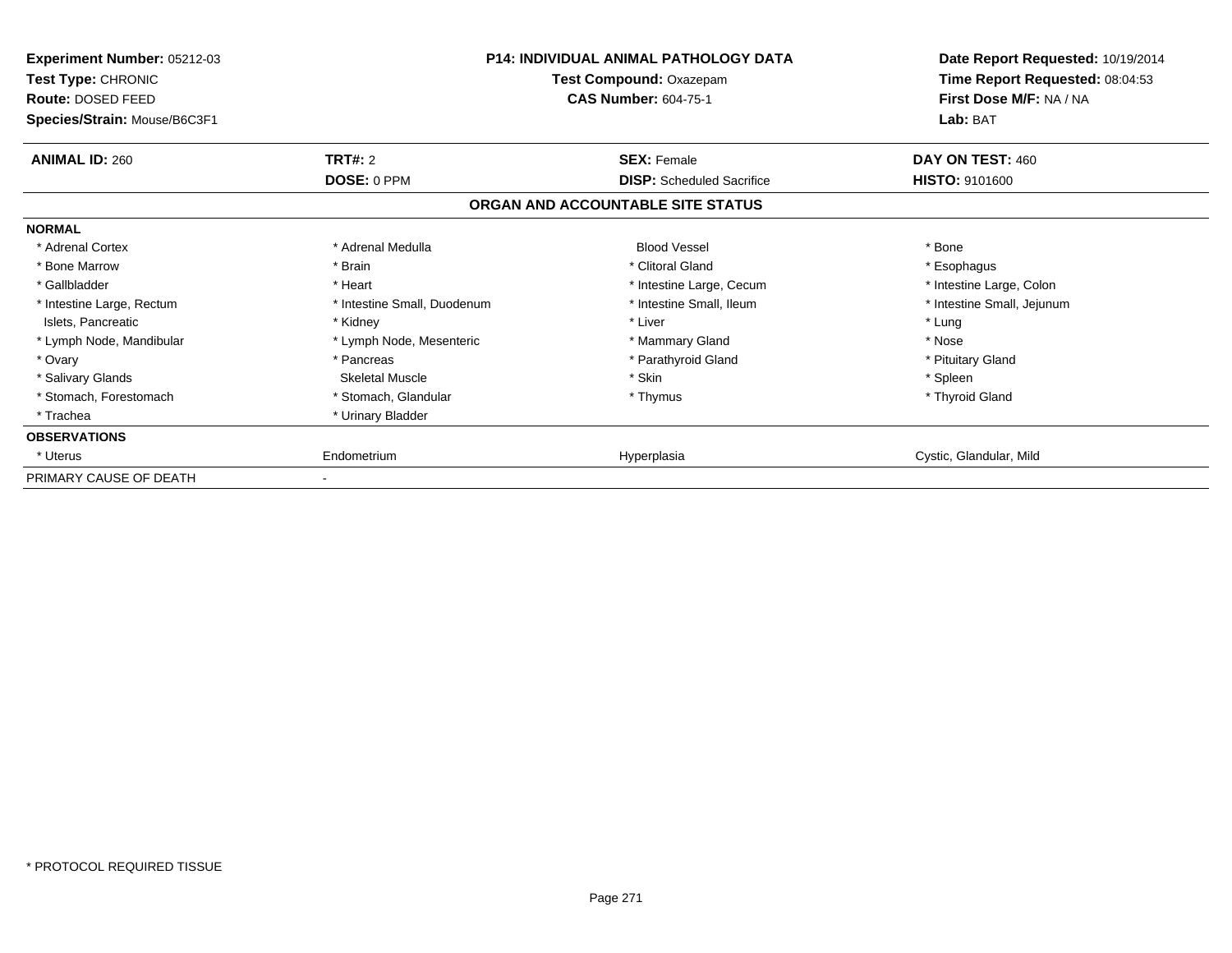**Experiment Number:** 05212-03
**Test Type:** CHRONIC
**Route:** DOSED FEED
**Species/Strain:** Mouse/B6C3F1

**P14: INDIVIDUAL ANIMAL PATHOLOGY DATA**
**Test Compound:** Oxazepam
**CAS Number:** 604-75-1

**Date Report Requested:** 10/19/2014
**Time Report Requested:** 08:04:53
**First Dose M/F:** NA / NA
**Lab:** BAT

| **ANIMAL ID:** 260 | **TRT#:** 2 | **SEX:** Female | **DAY ON TEST:** 460 |
|---|---|---|---|
| | **DOSE:** 0 PPM | **DISP:** Scheduled Sacrifice | **HISTO:** 9101600 |

**ORGAN AND ACCOUNTABLE SITE STATUS**

| | | | |
|---|---|---|---|
| **NORMAL** | | | |
| * Adrenal Cortex | * Adrenal Medulla | Blood Vessel | * Bone |
| * Bone Marrow | * Brain | * Clitoral Gland | * Esophagus |
| * Gallbladder | * Heart | * Intestine Large, Cecum | * Intestine Large, Colon |
| * Intestine Large, Rectum | * Intestine Small, Duodenum | * Intestine Small, Ileum | * Intestine Small, Jejunum |
| Islets, Pancreatic | * Kidney | * Liver | * Lung |
| * Lymph Node, Mandibular | * Lymph Node, Mesenteric | * Mammary Gland | * Nose |
| * Ovary | * Pancreas | * Parathyroid Gland | * Pituitary Gland |
| * Salivary Glands | Skeletal Muscle | * Skin | * Spleen |
| * Stomach, Forestomach | * Stomach, Glandular | * Thymus | * Thyroid Gland |
| * Trachea | * Urinary Bladder | | |
| **OBSERVATIONS** | | | |
| * Uterus | Endometrium | Hyperplasia | Cystic, Glandular, Mild |
| PRIMARY CAUSE OF DEATH | - | | |

\* PROTOCOL REQUIRED TISSUE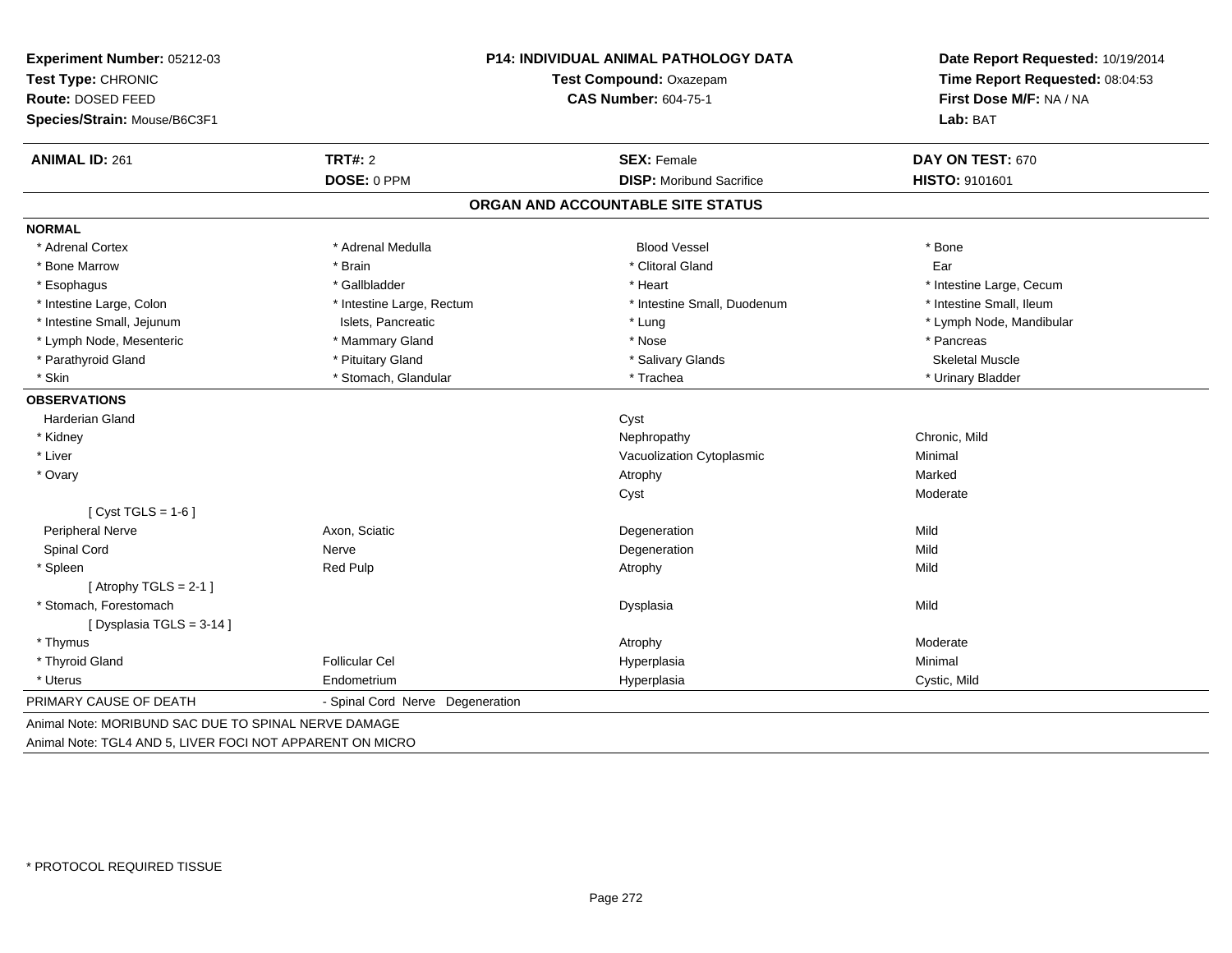**Experiment Number:** 05212-03
**Test Type:** CHRONIC
**Route:** DOSED FEED
**Species/Strain:** Mouse/B6C3F1

**P14: INDIVIDUAL ANIMAL PATHOLOGY DATA**
**Test Compound:** Oxazepam
**CAS Number:** 604-75-1

**Date Report Requested:** 10/19/2014
**Time Report Requested:** 08:04:53
**First Dose M/F:** NA / NA
**Lab:** BAT

| **ANIMAL ID:** 261 | **TRT#:** 2 | **SEX:** Female | **DAY ON TEST:** 670 |
|---|---|---|---|
| | **DOSE:** 0 PPM | **DISP:** Moribund Sacrifice | **HISTO:** 9101601 |

## ORGAN AND ACCOUNTABLE SITE STATUS

**NORMAL**

| | | | |
|---|---|---|---|
| * Adrenal Cortex | * Adrenal Medulla | Blood Vessel | * Bone |
| * Bone Marrow | * Brain | * Clitoral Gland | Ear |
| * Esophagus | * Gallbladder | * Heart | * Intestine Large, Cecum |
| * Intestine Large, Colon | * Intestine Large, Rectum | * Intestine Small, Duodenum | * Intestine Small, Ileum |
| * Intestine Small, Jejunum | Islets, Pancreatic | * Lung | * Lymph Node, Mandibular |
| * Lymph Node, Mesenteric | * Mammary Gland | * Nose | * Pancreas |
| * Parathyroid Gland | * Pituitary Gland | * Salivary Glands | Skeletal Muscle |
| * Skin | * Stomach, Glandular | * Trachea | * Urinary Bladder |

**OBSERVATIONS**

| | | | |
|---|---|---|---|
| Harderian Gland | | Cyst | |
| * Kidney | | Nephropathy | Chronic, Mild |
| * Liver | | Vacuolization Cytoplasmic | Minimal |
| * Ovary | | Atrophy | Marked |
| | | Cyst | Moderate |
| [ Cyst TGLS = 1-6 ] | | | |
| Peripheral Nerve | Axon, Sciatic | Degeneration | Mild |
| Spinal Cord | Nerve | Degeneration | Mild |
| * Spleen | Red Pulp | Atrophy | Mild |
| [ Atrophy TGLS = 2-1 ] | | | |
| * Stomach, Forestomach | | Dysplasia | Mild |
| [ Dysplasia TGLS = 3-14 ] | | | |
| * Thymus | | Atrophy | Moderate |
| * Thyroid Gland | Follicular Cel | Hyperplasia | Minimal |
| * Uterus | Endometrium | Hyperplasia | Cystic, Mild |

PRIMARY CAUSE OF DEATH - Spinal Cord Nerve Degeneration

Animal Note: MORIBUND SAC DUE TO SPINAL NERVE DAMAGE

Animal Note: TGL4 AND 5, LIVER FOCI NOT APPARENT ON MICRO

* PROTOCOL REQUIRED TISSUE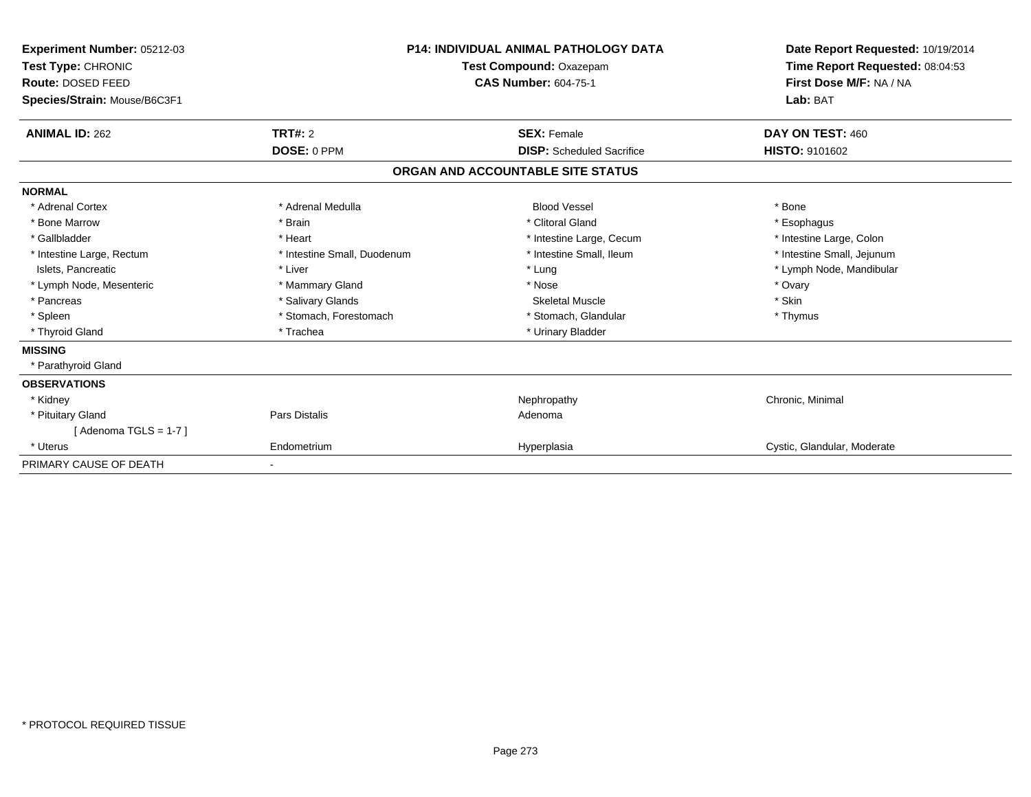**Experiment Number:** 05212-03
**Test Type:** CHRONIC
**Route:** DOSED FEED
**Species/Strain:** Mouse/B6C3F1

**P14: INDIVIDUAL ANIMAL PATHOLOGY DATA**
**Test Compound:** Oxazepam
**CAS Number:** 604-75-1

**Date Report Requested:** 10/19/2014
**Time Report Requested:** 08:04:53
**First Dose M/F:** NA / NA
**Lab:** BAT

| **ANIMAL ID:** 262 | **TRT#:** 2 | **SEX:** Female | **DAY ON TEST:** 460 |
|---|---|---|---|
| | **DOSE:** 0 PPM | **DISP:** Scheduled Sacrifice | **HISTO:** 9101602 |

**ORGAN AND ACCOUNTABLE SITE STATUS**

| | | | |
|---|---|---|---|
| **NORMAL** | | | |
| * Adrenal Cortex | * Adrenal Medulla | Blood Vessel | * Bone |
| * Bone Marrow | * Brain | * Clitoral Gland | * Esophagus |
| * Gallbladder | * Heart | * Intestine Large, Cecum | * Intestine Large, Colon |
| * Intestine Large, Rectum | * Intestine Small, Duodenum | * Intestine Small, Ileum | * Intestine Small, Jejunum |
| Islets, Pancreatic | * Liver | * Lung | * Lymph Node, Mandibular |
| * Lymph Node, Mesenteric | * Mammary Gland | * Nose | * Ovary |
| * Pancreas | * Salivary Glands | Skeletal Muscle | * Skin |
| * Spleen | * Stomach, Forestomach | * Stomach, Glandular | * Thymus |
| * Thyroid Gland | * Trachea | * Urinary Bladder | |
| **MISSING** | | | |
| * Parathyroid Gland | | | |
| **OBSERVATIONS** | | | |
| * Kidney | | Nephropathy | Chronic, Minimal |
| * Pituitary Gland | Pars Distalis | Adenoma | |
| [ Adenoma TGLS = 1-7 ] | | | |
| * Uterus | Endometrium | Hyperplasia | Cystic, Glandular, Moderate |
| PRIMARY CAUSE OF DEATH | - | | |

* PROTOCOL REQUIRED TISSUE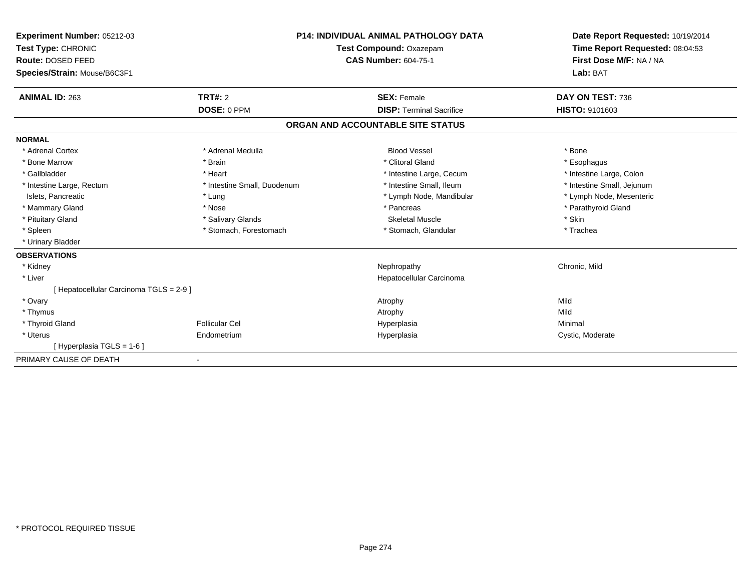**Experiment Number:** 05212-03
**Test Type:** CHRONIC
**Route:** DOSED FEED
**Species/Strain:** Mouse/B6C3F1

**P14: INDIVIDUAL ANIMAL PATHOLOGY DATA**
**Test Compound:** Oxazepam
**CAS Number:** 604-75-1

**Date Report Requested:** 10/19/2014
**Time Report Requested:** 08:04:53
**First Dose M/F:** NA / NA
**Lab:** BAT

| **ANIMAL ID:** 263 | **TRT#:** 2 | **SEX:** Female | **DAY ON TEST:** 736 |
|---|---|---|---|
| | **DOSE:** 0 PPM | **DISP:** Terminal Sacrifice | **HISTO:** 9101603 |

## ORGAN AND ACCOUNTABLE SITE STATUS

**NORMAL**

| | | | |
|---|---|---|---|
| * Adrenal Cortex | * Adrenal Medulla | Blood Vessel | * Bone |
| * Bone Marrow | * Brain | * Clitoral Gland | * Esophagus |
| * Gallbladder | * Heart | * Intestine Large, Cecum | * Intestine Large, Colon |
| * Intestine Large, Rectum | * Intestine Small, Duodenum | * Intestine Small, Ileum | * Intestine Small, Jejunum |
| Islets, Pancreatic | * Lung | * Lymph Node, Mandibular | * Lymph Node, Mesenteric |
| * Mammary Gland | * Nose | * Pancreas | * Parathyroid Gland |
| * Pituitary Gland | * Salivary Glands | Skeletal Muscle | * Skin |
| * Spleen | * Stomach, Forestomach | * Stomach, Glandular | * Trachea |
| * Urinary Bladder | | | |

**OBSERVATIONS**

| | | | |
|---|---|---|---|
| * Kidney | | Nephropathy | Chronic, Mild |
| * Liver | | Hepatocellular Carcinoma | |
| [ Hepatocellular Carcinoma TGLS = 2-9 ] | | | |
| * Ovary | | Atrophy | Mild |
| * Thymus | | Atrophy | Mild |
| * Thyroid Gland | Follicular Cel | Hyperplasia | Minimal |
| * Uterus | Endometrium | Hyperplasia | Cystic, Moderate |
| [ Hyperplasia TGLS = 1-6 ] | | | |

PRIMARY CAUSE OF DEATH -

* PROTOCOL REQUIRED TISSUE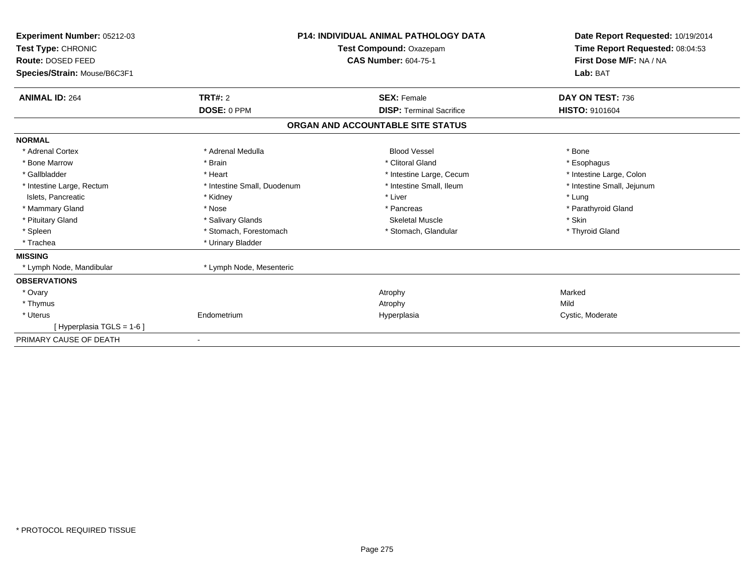**Experiment Number:** 05212-03
**Test Type:** CHRONIC
**Route:** DOSED FEED
**Species/Strain:** Mouse/B6C3F1

**P14: INDIVIDUAL ANIMAL PATHOLOGY DATA**
**Test Compound:** Oxazepam
**CAS Number:** 604-75-1

**Date Report Requested:** 10/19/2014
**Time Report Requested:** 08:04:53
**First Dose M/F:** NA / NA
**Lab:** BAT

| **ANIMAL ID:** 264 | **TRT#:** 2 | **SEX:** Female | **DAY ON TEST:** 736 |
|---|---|---|---|
| | **DOSE:** 0 PPM | **DISP:** Terminal Sacrifice | **HISTO:** 9101604 |

## ORGAN AND ACCOUNTABLE SITE STATUS

| | | | |
|---|---|---|---|
| **NORMAL** | | | |
| * Adrenal Cortex | * Adrenal Medulla | Blood Vessel | * Bone |
| * Bone Marrow | * Brain | * Clitoral Gland | * Esophagus |
| * Gallbladder | * Heart | * Intestine Large, Cecum | * Intestine Large, Colon |
| * Intestine Large, Rectum | * Intestine Small, Duodenum | * Intestine Small, Ileum | * Intestine Small, Jejunum |
| Islets, Pancreatic | * Kidney | * Liver | * Lung |
| * Mammary Gland | * Nose | * Pancreas | * Parathyroid Gland |
| * Pituitary Gland | * Salivary Glands | Skeletal Muscle | * Skin |
| * Spleen | * Stomach, Forestomach | * Stomach, Glandular | * Thyroid Gland |
| * Trachea | * Urinary Bladder | | |
| **MISSING** | | | |
| * Lymph Node, Mandibular | * Lymph Node, Mesenteric | | |
| **OBSERVATIONS** | | | |
| * Ovary | | Atrophy | Marked |
| * Thymus | | Atrophy | Mild |
| * Uterus | Endometrium | Hyperplasia | Cystic, Moderate |
| [ Hyperplasia TGLS = 1-6 ] | | | |
| PRIMARY CAUSE OF DEATH | - | | |

* PROTOCOL REQUIRED TISSUE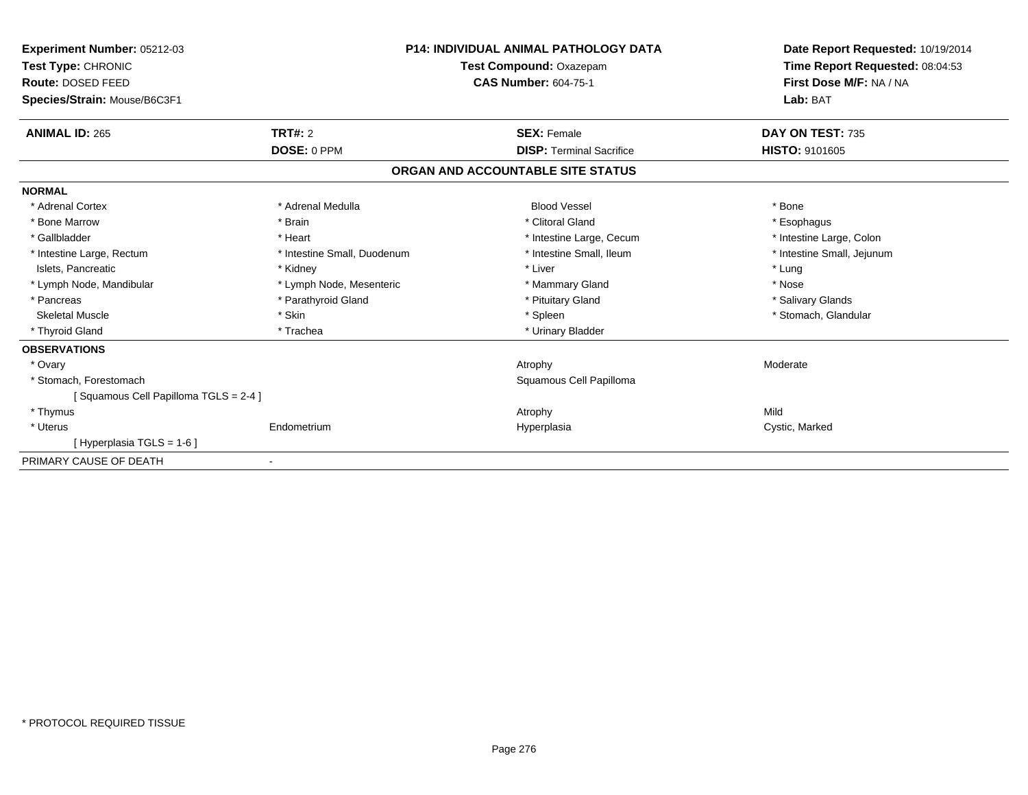| **Experiment Number:** 05212-03 | **P14: INDIVIDUAL ANIMAL PATHOLOGY DATA** | **Date Report Requested:** 10/19/2014 |
|---|---|---|
| **Test Type:** CHRONIC | **Test Compound:** Oxazepam | **Time Report Requested:** 08:04:53 |
| **Route:** DOSED FEED | **CAS Number:** 604-75-1 | **First Dose M/F:** NA / NA |
| **Species/Strain:** Mouse/B6C3F1 | | **Lab:** BAT |

| **ANIMAL ID:** 265 | **TRT#:** 2 | **SEX:** Female | **DAY ON TEST:** 735 |
|---|---|---|---|
| | **DOSE:** 0 PPM | **DISP:** Terminal Sacrifice | **HISTO:** 9101605 |

**ORGAN AND ACCOUNTABLE SITE STATUS**

**NORMAL**

| | | | |
|---|---|---|---|
| * Adrenal Cortex | * Adrenal Medulla | Blood Vessel | * Bone |
| * Bone Marrow | * Brain | * Clitoral Gland | * Esophagus |
| * Gallbladder | * Heart | * Intestine Large, Cecum | * Intestine Large, Colon |
| * Intestine Large, Rectum | * Intestine Small, Duodenum | * Intestine Small, Ileum | * Intestine Small, Jejunum |
| Islets, Pancreatic | * Kidney | * Liver | * Lung |
| * Lymph Node, Mandibular | * Lymph Node, Mesenteric | * Mammary Gland | * Nose |
| * Pancreas | * Parathyroid Gland | * Pituitary Gland | * Salivary Glands |
| Skeletal Muscle | * Skin | * Spleen | * Stomach, Glandular |
| * Thyroid Gland | * Trachea | * Urinary Bladder | |

**OBSERVATIONS**

| | | | |
|---|---|---|---|
| * Ovary | | Atrophy | Moderate |
| * Stomach, Forestomach | | Squamous Cell Papilloma | |
| [ Squamous Cell Papilloma TGLS = 2-4 ] | | | |
| * Thymus | | Atrophy | Mild |
| * Uterus | Endometrium | Hyperplasia | Cystic, Marked |
| [ Hyperplasia TGLS = 1-6 ] | | | |

PRIMARY CAUSE OF DEATH -

* PROTOCOL REQUIRED TISSUE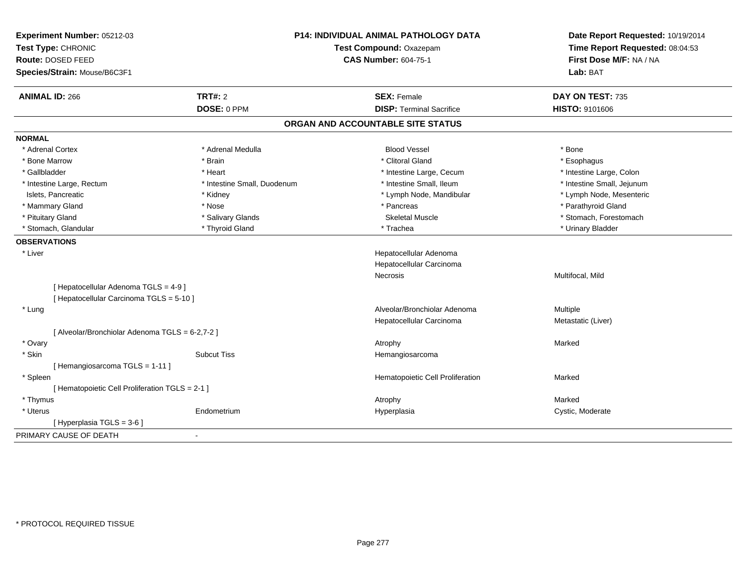**Experiment Number:** 05212-03
**Test Type:** CHRONIC
**Route:** DOSED FEED
**Species/Strain:** Mouse/B6C3F1

**P14: INDIVIDUAL ANIMAL PATHOLOGY DATA**
**Test Compound:** Oxazepam
**CAS Number:** 604-75-1

**Date Report Requested:** 10/19/2014
**Time Report Requested:** 08:04:53
**First Dose M/F:** NA / NA
**Lab:** BAT

| **ANIMAL ID:** 266 | **TRT#:** 2 | **SEX:** Female | **DAY ON TEST:** 735 |
|---|---|---|---|
| | **DOSE:** 0 PPM | **DISP:** Terminal Sacrifice | **HISTO:** 9101606 |

## ORGAN AND ACCOUNTABLE SITE STATUS

**NORMAL**

| | | | |
|---|---|---|---|
| * Adrenal Cortex | * Adrenal Medulla | Blood Vessel | * Bone |
| * Bone Marrow | * Brain | * Clitoral Gland | * Esophagus |
| * Gallbladder | * Heart | * Intestine Large, Cecum | * Intestine Large, Colon |
| * Intestine Large, Rectum | * Intestine Small, Duodenum | * Intestine Small, Ileum | * Intestine Small, Jejunum |
| Islets, Pancreatic | * Kidney | * Lymph Node, Mandibular | * Lymph Node, Mesenteric |
| * Mammary Gland | * Nose | * Pancreas | * Parathyroid Gland |
| * Pituitary Gland | * Salivary Glands | Skeletal Muscle | * Stomach, Forestomach |
| * Stomach, Glandular | * Thyroid Gland | * Trachea | * Urinary Bladder |

**OBSERVATIONS**

| | | | |
|---|---|---|---|
| * Liver | | Hepatocellular Adenoma | |
| | | Hepatocellular Carcinoma | |
| | | Necrosis | Multifocal, Mild |
| [ Hepatocellular Adenoma TGLS = 4-9 ] | | | |
| [ Hepatocellular Carcinoma TGLS = 5-10 ] | | | |
| * Lung | | Alveolar/Bronchiolar Adenoma | Multiple |
| | | Hepatocellular Carcinoma | Metastatic (Liver) |
| [ Alveolar/Bronchiolar Adenoma TGLS = 6-2,7-2 ] | | | |
| * Ovary | | Atrophy | Marked |
| * Skin | Subcut Tiss | Hemangiosarcoma | |
| [ Hemangiosarcoma TGLS = 1-11 ] | | | |
| * Spleen | | Hematopoietic Cell Proliferation | Marked |
| [ Hematopoietic Cell Proliferation TGLS = 2-1 ] | | | |
| * Thymus | | Atrophy | Marked |
| * Uterus | Endometrium | Hyperplasia | Cystic, Moderate |
| [ Hyperplasia TGLS = 3-6 ] | | | |

PRIMARY CAUSE OF DEATH -

\* PROTOCOL REQUIRED TISSUE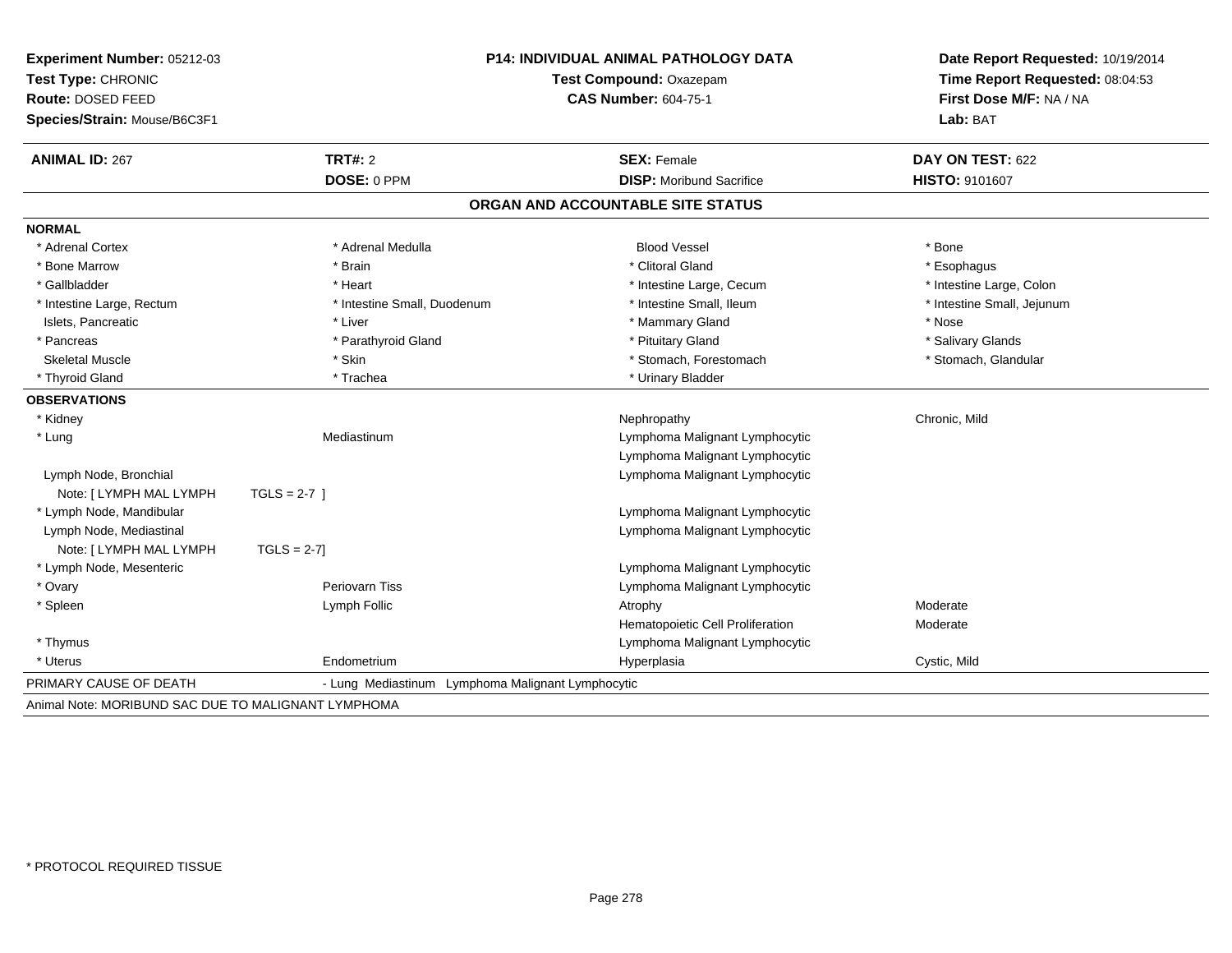**Experiment Number:** 05212-03
**Test Type:** CHRONIC
**Route:** DOSED FEED
**Species/Strain:** Mouse/B6C3F1

**P14: INDIVIDUAL ANIMAL PATHOLOGY DATA**
**Test Compound:** Oxazepam
**CAS Number:** 604-75-1

**Date Report Requested:** 10/19/2014
**Time Report Requested:** 08:04:53
**First Dose M/F:** NA / NA
**Lab:** BAT

| **ANIMAL ID:** 267 | **TRT#:** 2 | **SEX:** Female | **DAY ON TEST:** 622 |
|---|---|---|---|
| | **DOSE:** 0 PPM | **DISP:** Moribund Sacrifice | **HISTO:** 9101607 |

## ORGAN AND ACCOUNTABLE SITE STATUS

**NORMAL**

| | | | |
|---|---|---|---|
| * Adrenal Cortex | * Adrenal Medulla | Blood Vessel | * Bone |
| * Bone Marrow | * Brain | * Clitoral Gland | * Esophagus |
| * Gallbladder | * Heart | * Intestine Large, Cecum | * Intestine Large, Colon |
| * Intestine Large, Rectum | * Intestine Small, Duodenum | * Intestine Small, Ileum | * Intestine Small, Jejunum |
| Islets, Pancreatic | * Liver | * Mammary Gland | * Nose |
| * Pancreas | * Parathyroid Gland | * Pituitary Gland | * Salivary Glands |
| Skeletal Muscle | * Skin | * Stomach, Forestomach | * Stomach, Glandular |
| * Thyroid Gland | * Trachea | * Urinary Bladder | |

**OBSERVATIONS**

| | | | |
|---|---|---|---|
| * Kidney | | Nephropathy | Chronic, Mild |
| * Lung | Mediastinum | Lymphoma Malignant Lymphocytic | |
| | | Lymphoma Malignant Lymphocytic | |
| Lymph Node, Bronchial | | Lymphoma Malignant Lymphocytic | |
| Note: [ LYMPH MAL LYMPH TGLS = 2-7 ] | | | |
| * Lymph Node, Mandibular | | Lymphoma Malignant Lymphocytic | |
| Lymph Node, Mediastinal | | Lymphoma Malignant Lymphocytic | |
| Note: [ LYMPH MAL LYMPH TGLS = 2-7] | | | |
| * Lymph Node, Mesenteric | | Lymphoma Malignant Lymphocytic | |
| * Ovary | Periovarn Tiss | Lymphoma Malignant Lymphocytic | |
| * Spleen | Lymph Follic | Atrophy | Moderate |
| | | Hematopoietic Cell Proliferation | Moderate |
| * Thymus | | Lymphoma Malignant Lymphocytic | |
| * Uterus | Endometrium | Hyperplasia | Cystic, Mild |

PRIMARY CAUSE OF DEATH - Lung Mediastinum Lymphoma Malignant Lymphocytic

Animal Note: MORIBUND SAC DUE TO MALIGNANT LYMPHOMA

* PROTOCOL REQUIRED TISSUE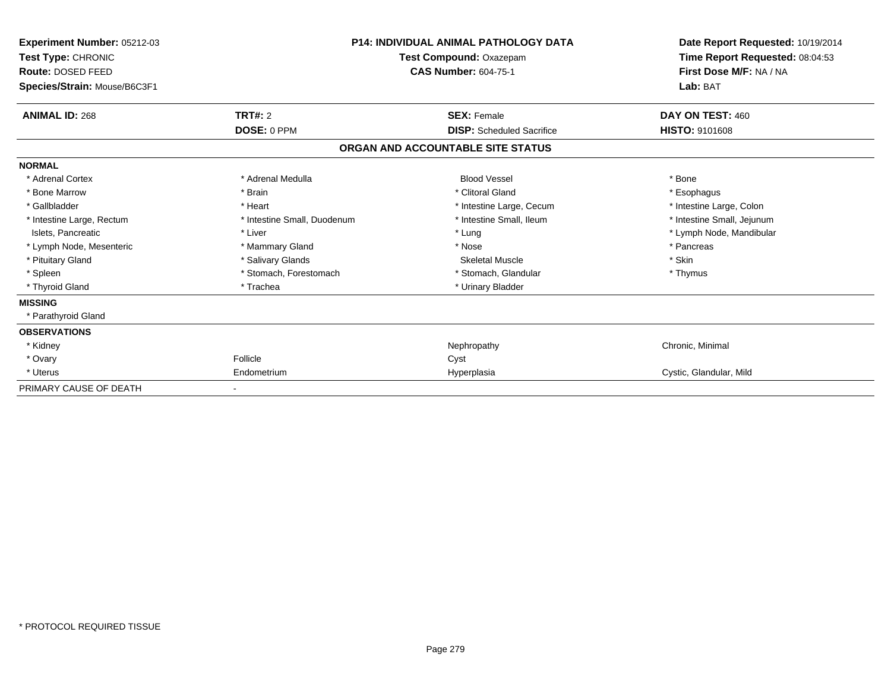| **Experiment Number:** 05212-03 | **P14: INDIVIDUAL ANIMAL PATHOLOGY DATA** | **Date Report Requested:** 10/19/2014 |
|---|---|---|
| **Test Type:** CHRONIC | **Test Compound:** Oxazepam | **Time Report Requested:** 08:04:53 |
| **Route:** DOSED FEED | **CAS Number:** 604-75-1 | **First Dose M/F:** NA / NA |
| **Species/Strain:** Mouse/B6C3F1 | | **Lab:** BAT |

| **ANIMAL ID:** 268 | **TRT#:** 2 | **SEX:** Female | **DAY ON TEST:** 460 |
|---|---|---|---|
| | **DOSE:** 0 PPM | **DISP:** Scheduled Sacrifice | **HISTO:** 9101608 |

**ORGAN AND ACCOUNTABLE SITE STATUS**

| | | | |
|---|---|---|---|
| **NORMAL** | | | |
| * Adrenal Cortex | * Adrenal Medulla | Blood Vessel | * Bone |
| * Bone Marrow | * Brain | * Clitoral Gland | * Esophagus |
| * Gallbladder | * Heart | * Intestine Large, Cecum | * Intestine Large, Colon |
| * Intestine Large, Rectum | * Intestine Small, Duodenum | * Intestine Small, Ileum | * Intestine Small, Jejunum |
| Islets, Pancreatic | * Liver | * Lung | * Lymph Node, Mandibular |
| * Lymph Node, Mesenteric | * Mammary Gland | * Nose | * Pancreas |
| * Pituitary Gland | * Salivary Glands | Skeletal Muscle | * Skin |
| * Spleen | * Stomach, Forestomach | * Stomach, Glandular | * Thymus |
| * Thyroid Gland | * Trachea | * Urinary Bladder | |
| **MISSING** | | | |
| * Parathyroid Gland | | | |
| **OBSERVATIONS** | | | |
| * Kidney | | Nephropathy | Chronic, Minimal |
| * Ovary | Follicle | Cyst | |
| * Uterus | Endometrium | Hyperplasia | Cystic, Glandular, Mild |
| PRIMARY CAUSE OF DEATH | - | | |

* PROTOCOL REQUIRED TISSUE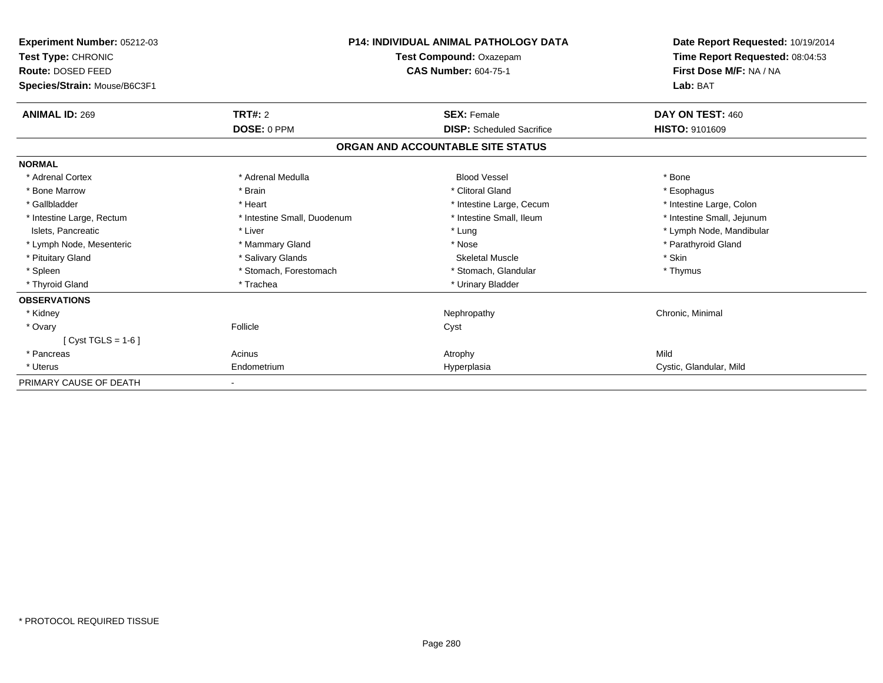**Experiment Number:** 05212-03
**Test Type:** CHRONIC
**Route:** DOSED FEED
**Species/Strain:** Mouse/B6C3F1

**P14: INDIVIDUAL ANIMAL PATHOLOGY DATA**
**Test Compound:** Oxazepam
**CAS Number:** 604-75-1

**Date Report Requested:** 10/19/2014
**Time Report Requested:** 08:04:53
**First Dose M/F:** NA / NA
**Lab:** BAT

| **ANIMAL ID:** 269 | **TRT#:** 2 | **SEX:** Female | **DAY ON TEST:** 460 |
|---|---|---|---|
| | **DOSE:** 0 PPM | **DISP:** Scheduled Sacrifice | **HISTO:** 9101609 |

## ORGAN AND ACCOUNTABLE SITE STATUS

| | | | |
|---|---|---|---|
| **NORMAL** | | | |
| * Adrenal Cortex | * Adrenal Medulla | Blood Vessel | * Bone |
| * Bone Marrow | * Brain | * Clitoral Gland | * Esophagus |
| * Gallbladder | * Heart | * Intestine Large, Cecum | * Intestine Large, Colon |
| * Intestine Large, Rectum | * Intestine Small, Duodenum | * Intestine Small, Ileum | * Intestine Small, Jejunum |
| Islets, Pancreatic | * Liver | * Lung | * Lymph Node, Mandibular |
| * Lymph Node, Mesenteric | * Mammary Gland | * Nose | * Parathyroid Gland |
| * Pituitary Gland | * Salivary Glands | Skeletal Muscle | * Skin |
| * Spleen | * Stomach, Forestomach | * Stomach, Glandular | * Thymus |
| * Thyroid Gland | * Trachea | * Urinary Bladder | |
| **OBSERVATIONS** | | | |
| * Kidney | | Nephropathy | Chronic, Minimal |
| * Ovary | Follicle | Cyst | |
| [ Cyst TGLS = 1-6 ] | | | |
| * Pancreas | Acinus | Atrophy | Mild |
| * Uterus | Endometrium | Hyperplasia | Cystic, Glandular, Mild |
| PRIMARY CAUSE OF DEATH | - | | |

\* PROTOCOL REQUIRED TISSUE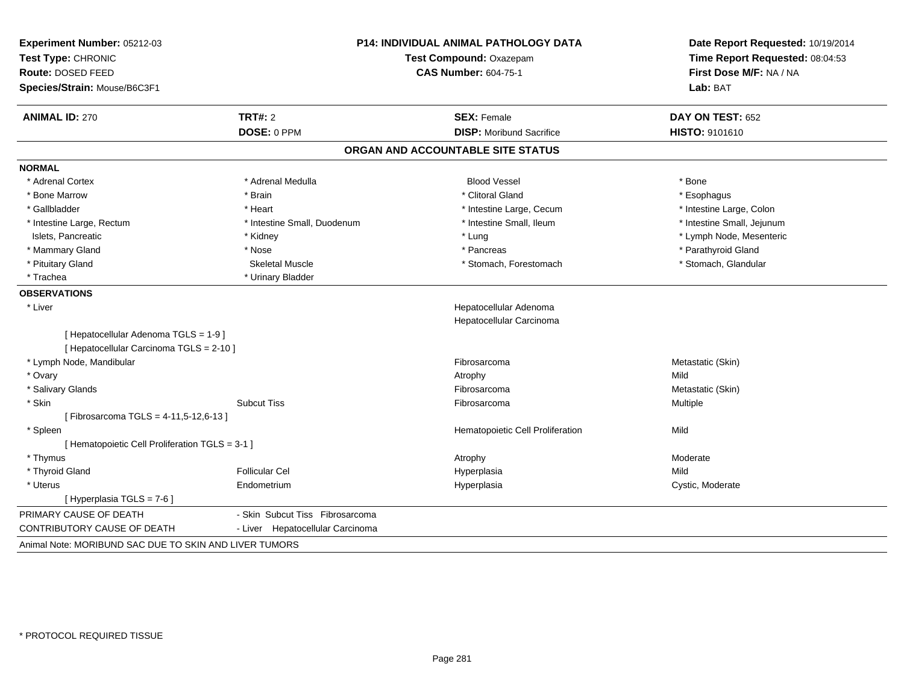| **Experiment Number:** 05212-03 | **P14: INDIVIDUAL ANIMAL PATHOLOGY DATA** | **Date Report Requested:** 10/19/2014 |
|---|---|---|
| **Test Type:** CHRONIC | **Test Compound:** Oxazepam | **Time Report Requested:** 08:04:53 |
| **Route:** DOSED FEED | **CAS Number:** 604-75-1 | **First Dose M/F:** NA / NA |
| **Species/Strain:** Mouse/B6C3F1 | | **Lab:** BAT |

| **ANIMAL ID:** 270 | **TRT#:** 2 | **SEX:** Female | **DAY ON TEST:** 652 |
|---|---|---|---|
| | **DOSE:** 0 PPM | **DISP:** Moribund Sacrifice | **HISTO:** 9101610 |

## ORGAN AND ACCOUNTABLE SITE STATUS

**NORMAL**

| | | | |
|---|---|---|---|
| * Adrenal Cortex | * Adrenal Medulla | Blood Vessel | * Bone |
| * Bone Marrow | * Brain | * Clitoral Gland | * Esophagus |
| * Gallbladder | * Heart | * Intestine Large, Cecum | * Intestine Large, Colon |
| * Intestine Large, Rectum | * Intestine Small, Duodenum | * Intestine Small, Ileum | * Intestine Small, Jejunum |
| Islets, Pancreatic | * Kidney | * Lung | * Lymph Node, Mesenteric |
| * Mammary Gland | * Nose | * Pancreas | * Parathyroid Gland |
| * Pituitary Gland | Skeletal Muscle | * Stomach, Forestomach | * Stomach, Glandular |
| * Trachea | * Urinary Bladder | | |

**OBSERVATIONS**

| | | | |
|---|---|---|---|
| * Liver | | Hepatocellular Adenoma | |
| | | Hepatocellular Carcinoma | |
| [ Hepatocellular Adenoma TGLS = 1-9 ] | | | |
| [ Hepatocellular Carcinoma TGLS = 2-10 ] | | | |
| * Lymph Node, Mandibular | | Fibrosarcoma | Metastatic (Skin) |
| * Ovary | | Atrophy | Mild |
| * Salivary Glands | | Fibrosarcoma | Metastatic (Skin) |
| * Skin | Subcut Tiss | Fibrosarcoma | Multiple |
| [ Fibrosarcoma TGLS = 4-11,5-12,6-13 ] | | | |
| * Spleen | | Hematopoietic Cell Proliferation | Mild |
| [ Hematopoietic Cell Proliferation TGLS = 3-1 ] | | | |
| * Thymus | | Atrophy | Moderate |
| * Thyroid Gland | Follicular Cel | Hyperplasia | Mild |
| * Uterus | Endometrium | Hyperplasia | Cystic, Moderate |
| [ Hyperplasia TGLS = 7-6 ] | | | |

| | |
|---|---|
| PRIMARY CAUSE OF DEATH | - Skin Subcut Tiss Fibrosarcoma |
| CONTRIBUTORY CAUSE OF DEATH | - Liver Hepatocellular Carcinoma |

Animal Note: MORIBUND SAC DUE TO SKIN AND LIVER TUMORS

* PROTOCOL REQUIRED TISSUE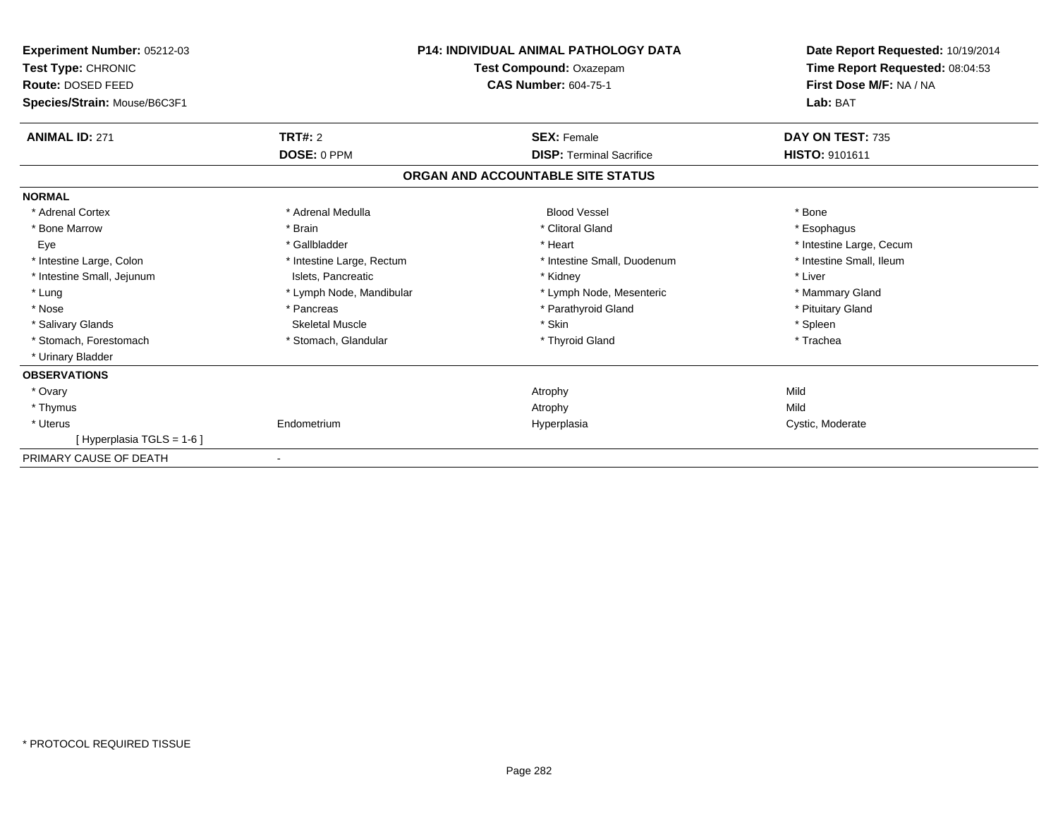| **Experiment Number:** 05212-03 | **P14: INDIVIDUAL ANIMAL PATHOLOGY DATA** | **Date Report Requested:** 10/19/2014 |
|---|---|---|
| **Test Type:** CHRONIC | **Test Compound:** Oxazepam | **Time Report Requested:** 08:04:53 |
| **Route:** DOSED FEED | **CAS Number:** 604-75-1 | **First Dose M/F:** NA / NA |
| **Species/Strain:** Mouse/B6C3F1 | | **Lab:** BAT |

| **ANIMAL ID:** 271 | **TRT#:** 2 | **SEX:** Female | **DAY ON TEST:** 735 |
|---|---|---|---|
| | **DOSE:** 0 PPM | **DISP:** Terminal Sacrifice | **HISTO:** 9101611 |

**ORGAN AND ACCOUNTABLE SITE STATUS**

| | | | |
|---|---|---|---|
| **NORMAL** | | | |
| * Adrenal Cortex | * Adrenal Medulla | Blood Vessel | * Bone |
| * Bone Marrow | * Brain | * Clitoral Gland | * Esophagus |
| Eye | * Gallbladder | * Heart | * Intestine Large, Cecum |
| * Intestine Large, Colon | * Intestine Large, Rectum | * Intestine Small, Duodenum | * Intestine Small, Ileum |
| * Intestine Small, Jejunum | Islets, Pancreatic | * Kidney | * Liver |
| * Lung | * Lymph Node, Mandibular | * Lymph Node, Mesenteric | * Mammary Gland |
| * Nose | * Pancreas | * Parathyroid Gland | * Pituitary Gland |
| * Salivary Glands | Skeletal Muscle | * Skin | * Spleen |
| * Stomach, Forestomach | * Stomach, Glandular | * Thyroid Gland | * Trachea |
| * Urinary Bladder | | | |
| **OBSERVATIONS** | | | |
| * Ovary | | Atrophy | Mild |
| * Thymus | | Atrophy | Mild |
| * Uterus | Endometrium | Hyperplasia | Cystic, Moderate |
| [ Hyperplasia TGLS = 1-6 ] | | | |
| PRIMARY CAUSE OF DEATH | - | | |

* PROTOCOL REQUIRED TISSUE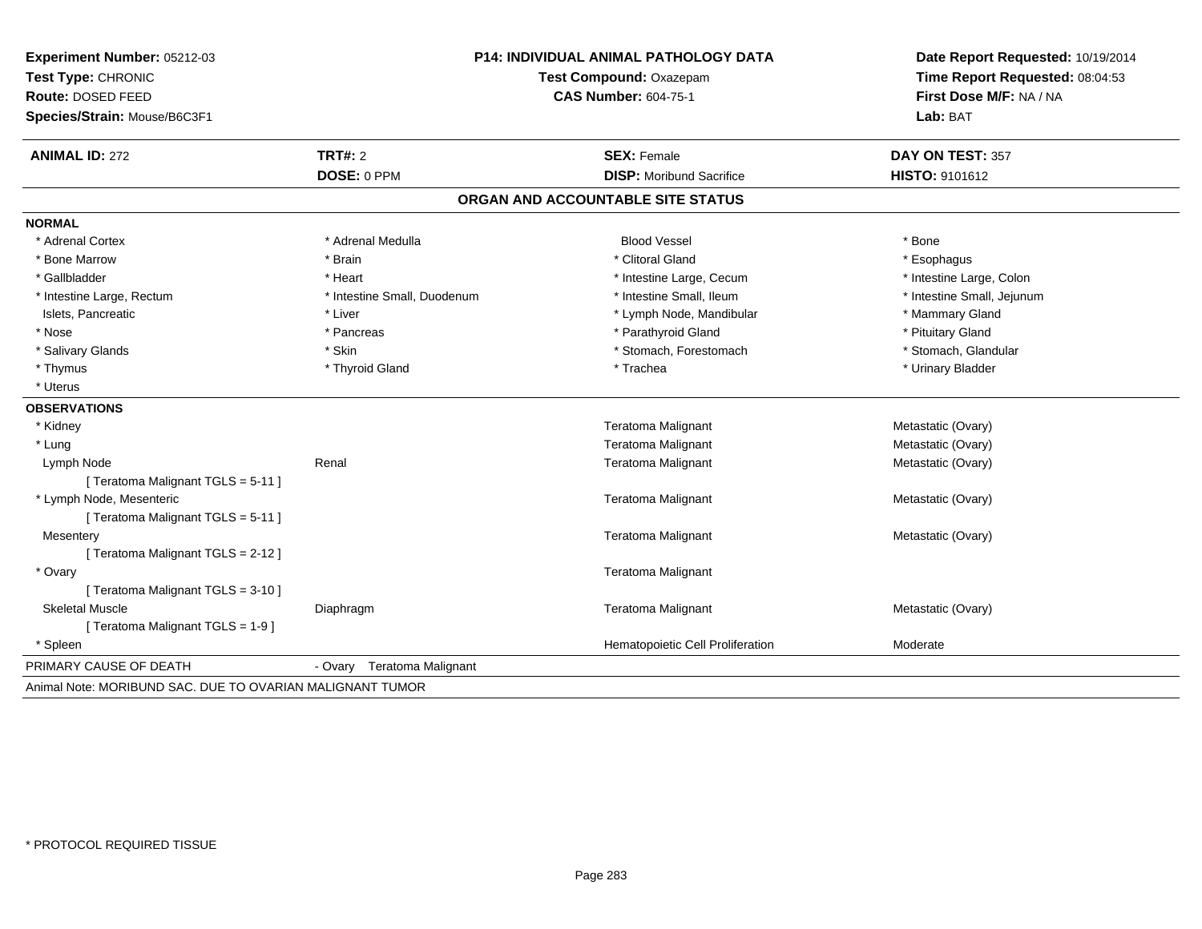**Experiment Number:** 05212-03
**Test Type:** CHRONIC
**Route:** DOSED FEED
**Species/Strain:** Mouse/B6C3F1

**P14: INDIVIDUAL ANIMAL PATHOLOGY DATA**
**Test Compound:** Oxazepam
**CAS Number:** 604-75-1

**Date Report Requested:** 10/19/2014
**Time Report Requested:** 08:04:53
**First Dose M/F:** NA / NA
**Lab:** BAT

| **ANIMAL ID:** 272 | **TRT#:** 2 | **SEX:** Female | **DAY ON TEST:** 357 |
|---|---|---|---|
| | **DOSE:** 0 PPM | **DISP:** Moribund Sacrifice | **HISTO:** 9101612 |

## ORGAN AND ACCOUNTABLE SITE STATUS

**NORMAL**

| | | | |
|---|---|---|---|
| * Adrenal Cortex | * Adrenal Medulla | Blood Vessel | * Bone |
| * Bone Marrow | * Brain | * Clitoral Gland | * Esophagus |
| * Gallbladder | * Heart | * Intestine Large, Cecum | * Intestine Large, Colon |
| * Intestine Large, Rectum | * Intestine Small, Duodenum | * Intestine Small, Ileum | * Intestine Small, Jejunum |
| Islets, Pancreatic | * Liver | * Lymph Node, Mandibular | * Mammary Gland |
| * Nose | * Pancreas | * Parathyroid Gland | * Pituitary Gland |
| * Salivary Glands | * Skin | * Stomach, Forestomach | * Stomach, Glandular |
| * Thymus | * Thyroid Gland | * Trachea | * Urinary Bladder |
| * Uterus | | | |

**OBSERVATIONS**

| | | | |
|---|---|---|---|
| * Kidney | | Teratoma Malignant | Metastatic (Ovary) |
| * Lung | | Teratoma Malignant | Metastatic (Ovary) |
| Lymph Node | Renal | Teratoma Malignant | Metastatic (Ovary) |
| [ Teratoma Malignant TGLS = 5-11 ] | | | |
| * Lymph Node, Mesenteric | | Teratoma Malignant | Metastatic (Ovary) |
| [ Teratoma Malignant TGLS = 5-11 ] | | | |
| Mesentery | | Teratoma Malignant | Metastatic (Ovary) |
| [ Teratoma Malignant TGLS = 2-12 ] | | | |
| * Ovary | | Teratoma Malignant | |
| [ Teratoma Malignant TGLS = 3-10 ] | | | |
| Skeletal Muscle | Diaphragm | Teratoma Malignant | Metastatic (Ovary) |
| [ Teratoma Malignant TGLS = 1-9 ] | | | |
| * Spleen | | Hematopoietic Cell Proliferation | Moderate |

PRIMARY CAUSE OF DEATH - Ovary Teratoma Malignant

Animal Note: MORIBUND SAC. DUE TO OVARIAN MALIGNANT TUMOR

* PROTOCOL REQUIRED TISSUE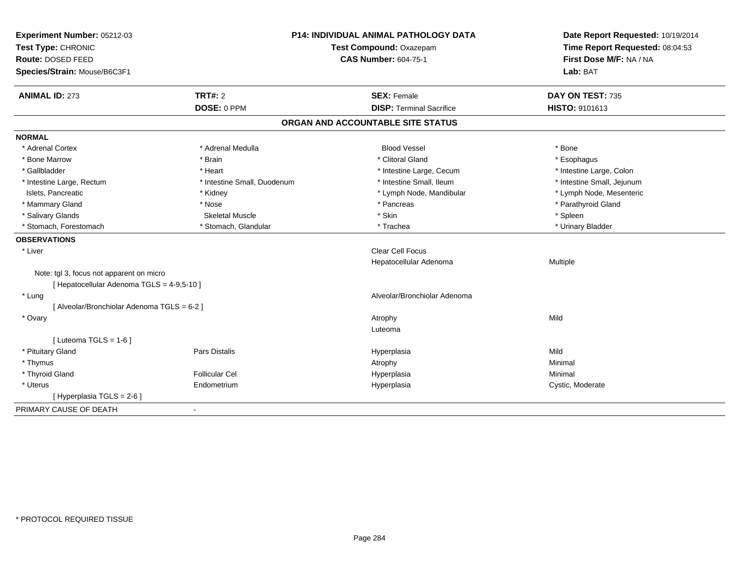**Experiment Number:** 05212-03
**Test Type:** CHRONIC
**Route:** DOSED FEED
**Species/Strain:** Mouse/B6C3F1

**P14: INDIVIDUAL ANIMAL PATHOLOGY DATA**
**Test Compound:** Oxazepam
**CAS Number:** 604-75-1

**Date Report Requested:** 10/19/2014
**Time Report Requested:** 08:04:53
**First Dose M/F:** NA / NA
**Lab:** BAT

| **ANIMAL ID:** 273 | **TRT#:** 2 | **SEX:** Female | **DAY ON TEST:** 735 |
|---|---|---|---|
| | **DOSE:** 0 PPM | **DISP:** Terminal Sacrifice | **HISTO:** 9101613 |

## ORGAN AND ACCOUNTABLE SITE STATUS

**NORMAL**

| | | | |
|---|---|---|---|
| * Adrenal Cortex | * Adrenal Medulla | Blood Vessel | * Bone |
| * Bone Marrow | * Brain | * Clitoral Gland | * Esophagus |
| * Gallbladder | * Heart | * Intestine Large, Cecum | * Intestine Large, Colon |
| * Intestine Large, Rectum | * Intestine Small, Duodenum | * Intestine Small, Ileum | * Intestine Small, Jejunum |
| Islets, Pancreatic | * Kidney | * Lymph Node, Mandibular | * Lymph Node, Mesenteric |
| * Mammary Gland | * Nose | * Pancreas | * Parathyroid Gland |
| * Salivary Glands | Skeletal Muscle | * Skin | * Spleen |
| * Stomach, Forestomach | * Stomach, Glandular | * Trachea | * Urinary Bladder |

**OBSERVATIONS**

| | | | |
|---|---|---|---|
| * Liver | | Clear Cell Focus | |
| | | Hepatocellular Adenoma | Multiple |
| Note: tgl 3, focus not apparent on micro | | | |
| [ Hepatocellular Adenoma TGLS = 4-9,5-10 ] | | | |
| * Lung | | Alveolar/Bronchiolar Adenoma | |
| [ Alveolar/Bronchiolar Adenoma TGLS = 6-2 ] | | | |
| * Ovary | | Atrophy | Mild |
| | | Luteoma | |
| [ Luteoma TGLS = 1-6 ] | | | |
| * Pituitary Gland | Pars Distalis | Hyperplasia | Mild |
| * Thymus | | Atrophy | Minimal |
| * Thyroid Gland | Follicular Cel | Hyperplasia | Minimal |
| * Uterus | Endometrium | Hyperplasia | Cystic, Moderate |
| [ Hyperplasia TGLS = 2-6 ] | | | |

PRIMARY CAUSE OF DEATH -

* PROTOCOL REQUIRED TISSUE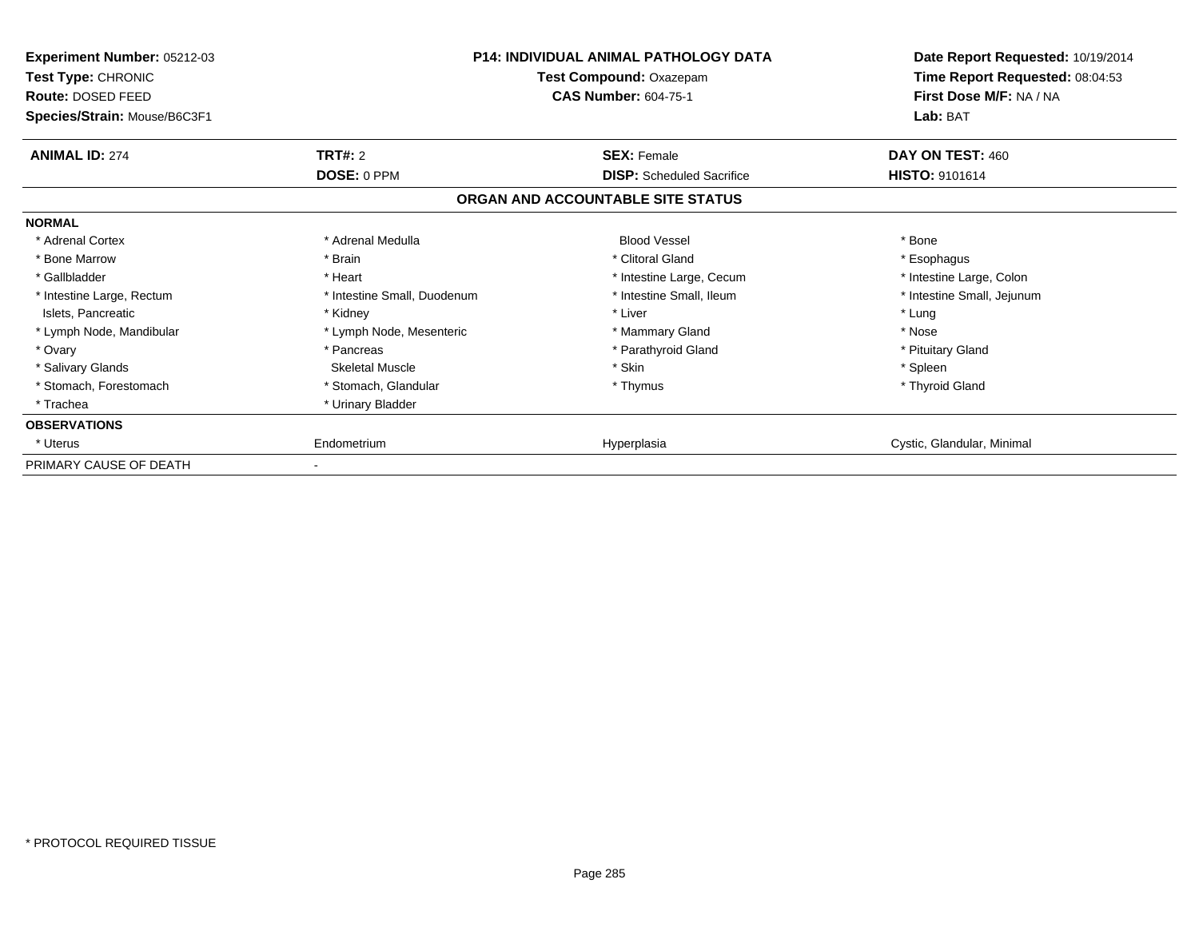**Experiment Number:** 05212-03
**Test Type:** CHRONIC
**Route:** DOSED FEED
**Species/Strain:** Mouse/B6C3F1

**P14: INDIVIDUAL ANIMAL PATHOLOGY DATA**
**Test Compound:** Oxazepam
**CAS Number:** 604-75-1

**Date Report Requested:** 10/19/2014
**Time Report Requested:** 08:04:53
**First Dose M/F:** NA / NA
**Lab:** BAT

| **ANIMAL ID:** 274 | **TRT#:** 2 | **SEX:** Female | **DAY ON TEST:** 460 |
|---|---|---|---|
| | **DOSE:** 0 PPM | **DISP:** Scheduled Sacrifice | **HISTO:** 9101614 |

**ORGAN AND ACCOUNTABLE SITE STATUS**

| | | | |
|---|---|---|---|
| **NORMAL** | | | |
| * Adrenal Cortex | * Adrenal Medulla | Blood Vessel | * Bone |
| * Bone Marrow | * Brain | * Clitoral Gland | * Esophagus |
| * Gallbladder | * Heart | * Intestine Large, Cecum | * Intestine Large, Colon |
| * Intestine Large, Rectum | * Intestine Small, Duodenum | * Intestine Small, Ileum | * Intestine Small, Jejunum |
| Islets, Pancreatic | * Kidney | * Liver | * Lung |
| * Lymph Node, Mandibular | * Lymph Node, Mesenteric | * Mammary Gland | * Nose |
| * Ovary | * Pancreas | * Parathyroid Gland | * Pituitary Gland |
| * Salivary Glands | Skeletal Muscle | * Skin | * Spleen |
| * Stomach, Forestomach | * Stomach, Glandular | * Thymus | * Thyroid Gland |
| * Trachea | * Urinary Bladder | | |
| **OBSERVATIONS** | | | |
| * Uterus | Endometrium | Hyperplasia | Cystic, Glandular, Minimal |
| PRIMARY CAUSE OF DEATH | - | | |

\* PROTOCOL REQUIRED TISSUE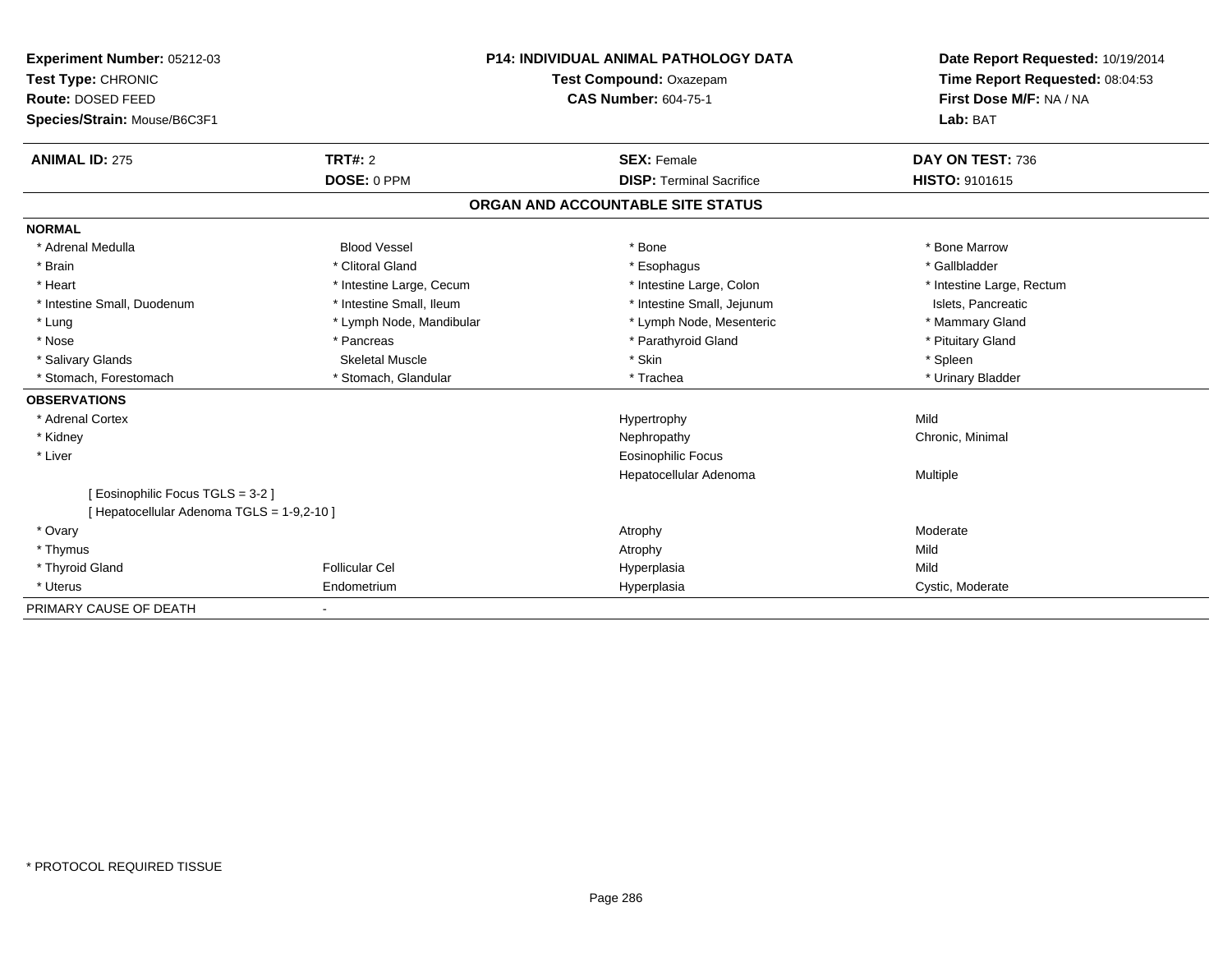**Experiment Number:** 05212-03
**Test Type:** CHRONIC
**Route:** DOSED FEED
**Species/Strain:** Mouse/B6C3F1

**P14: INDIVIDUAL ANIMAL PATHOLOGY DATA**
**Test Compound:** Oxazepam
**CAS Number:** 604-75-1

**Date Report Requested:** 10/19/2014
**Time Report Requested:** 08:04:53
**First Dose M/F:** NA / NA
**Lab:** BAT

| **ANIMAL ID:** 275 | **TRT#:** 2 | **SEX:** Female | **DAY ON TEST:** 736 |
|---|---|---|---|
| | **DOSE:** 0 PPM | **DISP:** Terminal Sacrifice | **HISTO:** 9101615 |

## ORGAN AND ACCOUNTABLE SITE STATUS

**NORMAL**

| | | | |
|---|---|---|---|
| * Adrenal Medulla | Blood Vessel | * Bone | * Bone Marrow |
| * Brain | * Clitoral Gland | * Esophagus | * Gallbladder |
| * Heart | * Intestine Large, Cecum | * Intestine Large, Colon | * Intestine Large, Rectum |
| * Intestine Small, Duodenum | * Intestine Small, Ileum | * Intestine Small, Jejunum | Islets, Pancreatic |
| * Lung | * Lymph Node, Mandibular | * Lymph Node, Mesenteric | * Mammary Gland |
| * Nose | * Pancreas | * Parathyroid Gland | * Pituitary Gland |
| * Salivary Glands | Skeletal Muscle | * Skin | * Spleen |
| * Stomach, Forestomach | * Stomach, Glandular | * Trachea | * Urinary Bladder |

**OBSERVATIONS**

| | | | |
|---|---|---|---|
| * Adrenal Cortex | | Hypertrophy | Mild |
| * Kidney | | Nephropathy | Chronic, Minimal |
| * Liver | | Eosinophilic Focus | |
| | | Hepatocellular Adenoma | Multiple |
| [ Eosinophilic Focus TGLS = 3-2 ] | | | |
| [ Hepatocellular Adenoma TGLS = 1-9,2-10 ] | | | |
| * Ovary | | Atrophy | Moderate |
| * Thymus | | Atrophy | Mild |
| * Thyroid Gland | Follicular Cel | Hyperplasia | Mild |
| * Uterus | Endometrium | Hyperplasia | Cystic, Moderate |

PRIMARY CAUSE OF DEATH -

\* PROTOCOL REQUIRED TISSUE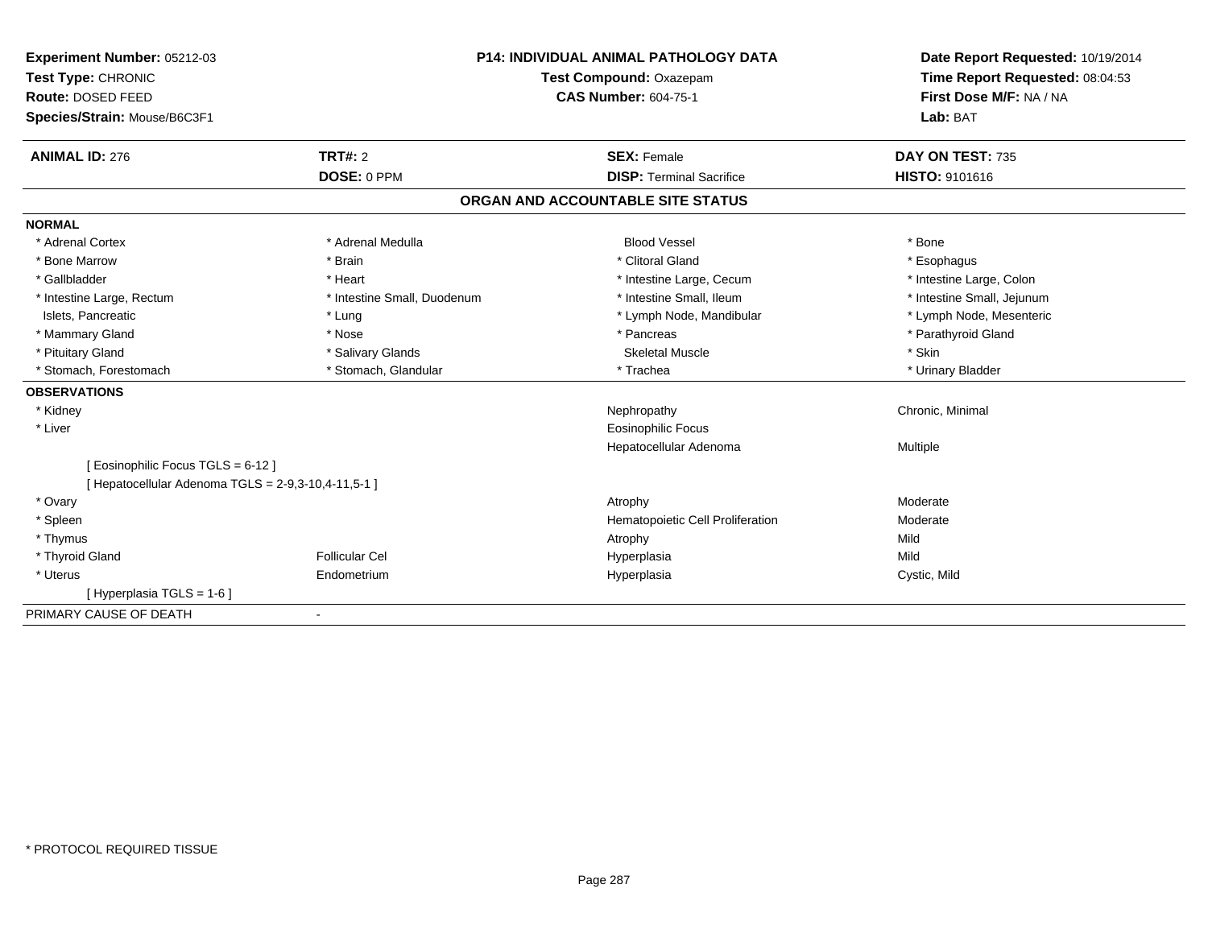**Experiment Number:** 05212-03
**Test Type:** CHRONIC
**Route:** DOSED FEED
**Species/Strain:** Mouse/B6C3F1

**P14: INDIVIDUAL ANIMAL PATHOLOGY DATA**
**Test Compound:** Oxazepam
**CAS Number:** 604-75-1

**Date Report Requested:** 10/19/2014
**Time Report Requested:** 08:04:53
**First Dose M/F:** NA / NA
**Lab:** BAT

| **ANIMAL ID:** 276 | **TRT#:** 2 | **SEX:** Female | **DAY ON TEST:** 735 |
|---|---|---|---|
| | **DOSE:** 0 PPM | **DISP:** Terminal Sacrifice | **HISTO:** 9101616 |

## ORGAN AND ACCOUNTABLE SITE STATUS

**NORMAL**

| | | | |
|---|---|---|---|
| * Adrenal Cortex | * Adrenal Medulla | Blood Vessel | * Bone |
| * Bone Marrow | * Brain | * Clitoral Gland | * Esophagus |
| * Gallbladder | * Heart | * Intestine Large, Cecum | * Intestine Large, Colon |
| * Intestine Large, Rectum | * Intestine Small, Duodenum | * Intestine Small, Ileum | * Intestine Small, Jejunum |
| Islets, Pancreatic | * Lung | * Lymph Node, Mandibular | * Lymph Node, Mesenteric |
| * Mammary Gland | * Nose | * Pancreas | * Parathyroid Gland |
| * Pituitary Gland | * Salivary Glands | Skeletal Muscle | * Skin |
| * Stomach, Forestomach | * Stomach, Glandular | * Trachea | * Urinary Bladder |

**OBSERVATIONS**

| | | | |
|---|---|---|---|
| * Kidney | | Nephropathy | Chronic, Minimal |
| * Liver | | Eosinophilic Focus | |
| | | Hepatocellular Adenoma | Multiple |
| [ Eosinophilic Focus TGLS = 6-12 ] | | | |
| [ Hepatocellular Adenoma TGLS = 2-9,3-10,4-11,5-1 ] | | | |
| * Ovary | | Atrophy | Moderate |
| * Spleen | | Hematopoietic Cell Proliferation | Moderate |
| * Thymus | | Atrophy | Mild |
| * Thyroid Gland | Follicular Cel | Hyperplasia | Mild |
| * Uterus | Endometrium | Hyperplasia | Cystic, Mild |
| [ Hyperplasia TGLS = 1-6 ] | | | |

PRIMARY CAUSE OF DEATH -

* PROTOCOL REQUIRED TISSUE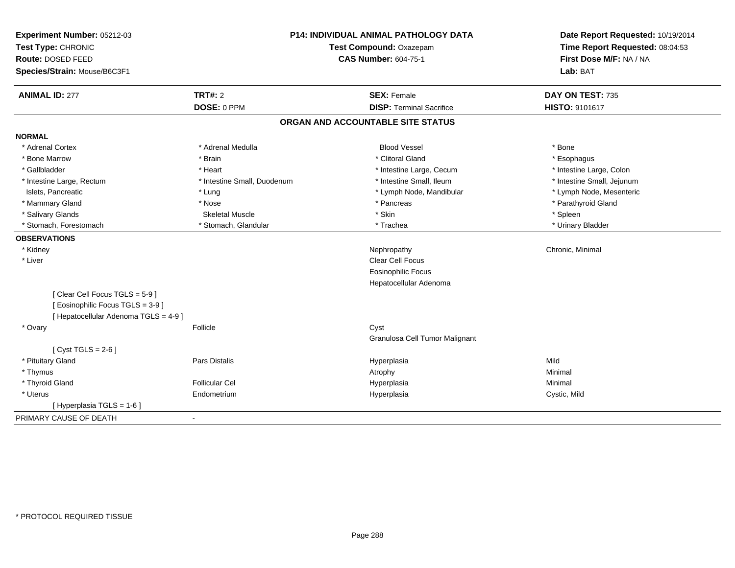**Experiment Number:** 05212-03
**Test Type:** CHRONIC
**Route:** DOSED FEED
**Species/Strain:** Mouse/B6C3F1

**P14: INDIVIDUAL ANIMAL PATHOLOGY DATA**
**Test Compound:** Oxazepam
**CAS Number:** 604-75-1

**Date Report Requested:** 10/19/2014
**Time Report Requested:** 08:04:53
**First Dose M/F:** NA / NA
**Lab:** BAT

| **ANIMAL ID:** 277 | **TRT#:** 2 | **SEX:** Female | **DAY ON TEST:** 735 |
|---|---|---|---|
| | **DOSE:** 0 PPM | **DISP:** Terminal Sacrifice | **HISTO:** 9101617 |

## ORGAN AND ACCOUNTABLE SITE STATUS

**NORMAL**

| | | | |
|---|---|---|---|
| * Adrenal Cortex | * Adrenal Medulla | Blood Vessel | * Bone |
| * Bone Marrow | * Brain | * Clitoral Gland | * Esophagus |
| * Gallbladder | * Heart | * Intestine Large, Cecum | * Intestine Large, Colon |
| * Intestine Large, Rectum | * Intestine Small, Duodenum | * Intestine Small, Ileum | * Intestine Small, Jejunum |
| Islets, Pancreatic | * Lung | * Lymph Node, Mandibular | * Lymph Node, Mesenteric |
| * Mammary Gland | * Nose | * Pancreas | * Parathyroid Gland |
| * Salivary Glands | Skeletal Muscle | * Skin | * Spleen |
| * Stomach, Forestomach | * Stomach, Glandular | * Trachea | * Urinary Bladder |

**OBSERVATIONS**

| | | | |
|---|---|---|---|
| * Kidney | | Nephropathy | Chronic, Minimal |
| * Liver | | Clear Cell Focus | |
| | | Eosinophilic Focus | |
| | | Hepatocellular Adenoma | |
| [ Clear Cell Focus TGLS = 5-9 ] | | | |
| [ Eosinophilic Focus TGLS = 3-9 ] | | | |
| [ Hepatocellular Adenoma TGLS = 4-9 ] | | | |
| * Ovary | Follicle | Cyst | |
| | | Granulosa Cell Tumor Malignant | |
| [ Cyst TGLS = 2-6 ] | | | |
| * Pituitary Gland | Pars Distalis | Hyperplasia | Mild |
| * Thymus | | Atrophy | Minimal |
| * Thyroid Gland | Follicular Cel | Hyperplasia | Minimal |
| * Uterus | Endometrium | Hyperplasia | Cystic, Mild |
| [ Hyperplasia TGLS = 1-6 ] | | | |

PRIMARY CAUSE OF DEATH -

* PROTOCOL REQUIRED TISSUE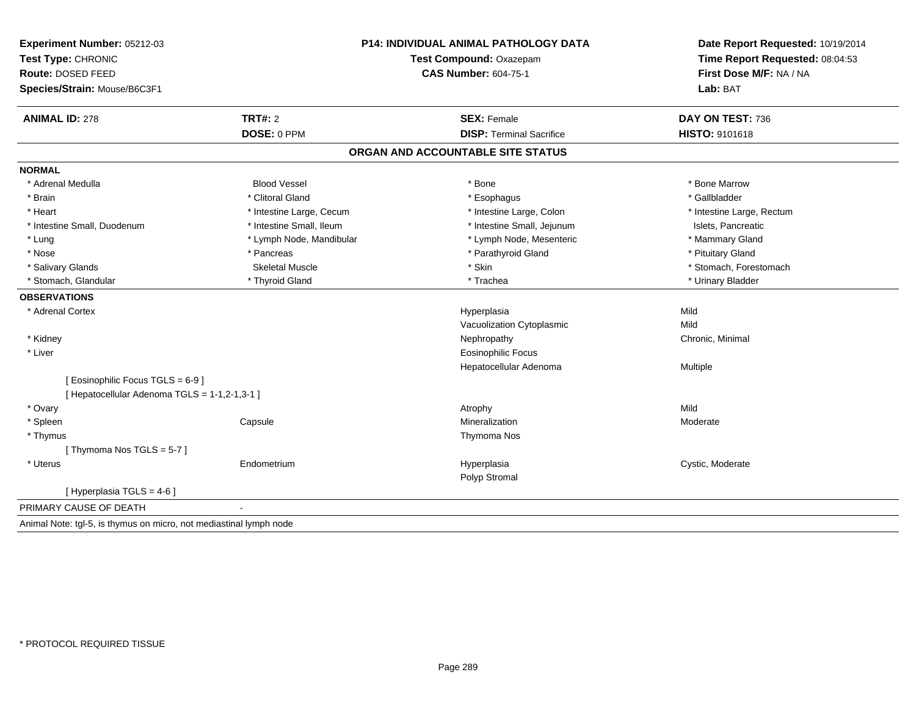**Experiment Number:** 05212-03
**Test Type:** CHRONIC
**Route:** DOSED FEED
**Species/Strain:** Mouse/B6C3F1

**P14: INDIVIDUAL ANIMAL PATHOLOGY DATA**
**Test Compound:** Oxazepam
**CAS Number:** 604-75-1

**Date Report Requested:** 10/19/2014
**Time Report Requested:** 08:04:53
**First Dose M/F:** NA / NA
**Lab:** BAT

| **ANIMAL ID:** 278 | **TRT#:** 2 | **SEX:** Female | **DAY ON TEST:** 736 |
|---|---|---|---|
| | **DOSE:** 0 PPM | **DISP:** Terminal Sacrifice | **HISTO:** 9101618 |

## ORGAN AND ACCOUNTABLE SITE STATUS

**NORMAL**

| | | | |
|---|---|---|---|
| * Adrenal Medulla | Blood Vessel | * Bone | * Bone Marrow |
| * Brain | * Clitoral Gland | * Esophagus | * Gallbladder |
| * Heart | * Intestine Large, Cecum | * Intestine Large, Colon | * Intestine Large, Rectum |
| * Intestine Small, Duodenum | * Intestine Small, Ileum | * Intestine Small, Jejunum | Islets, Pancreatic |
| * Lung | * Lymph Node, Mandibular | * Lymph Node, Mesenteric | * Mammary Gland |
| * Nose | * Pancreas | * Parathyroid Gland | * Pituitary Gland |
| * Salivary Glands | Skeletal Muscle | * Skin | * Stomach, Forestomach |
| * Stomach, Glandular | * Thyroid Gland | * Trachea | * Urinary Bladder |

**OBSERVATIONS**

| | | | |
|---|---|---|---|
| * Adrenal Cortex | | Hyperplasia | Mild |
| | | Vacuolization Cytoplasmic | Mild |
| * Kidney | | Nephropathy | Chronic, Minimal |
| * Liver | | Eosinophilic Focus | |
| | | Hepatocellular Adenoma | Multiple |
| [ Eosinophilic Focus TGLS = 6-9 ] | | | |
| [ Hepatocellular Adenoma TGLS = 1-1,2-1,3-1 ] | | | |
| * Ovary | | Atrophy | Mild |
| * Spleen | Capsule | Mineralization | Moderate |
| * Thymus | | Thymoma Nos | |
| [ Thymoma Nos TGLS = 5-7 ] | | | |
| * Uterus | Endometrium | Hyperplasia | Cystic, Moderate |
| | | Polyp Stromal | |
| [ Hyperplasia TGLS = 4-6 ] | | | |

PRIMARY CAUSE OF DEATH -

Animal Note: tgl-5, is thymus on micro, not mediastinal lymph node

* PROTOCOL REQUIRED TISSUE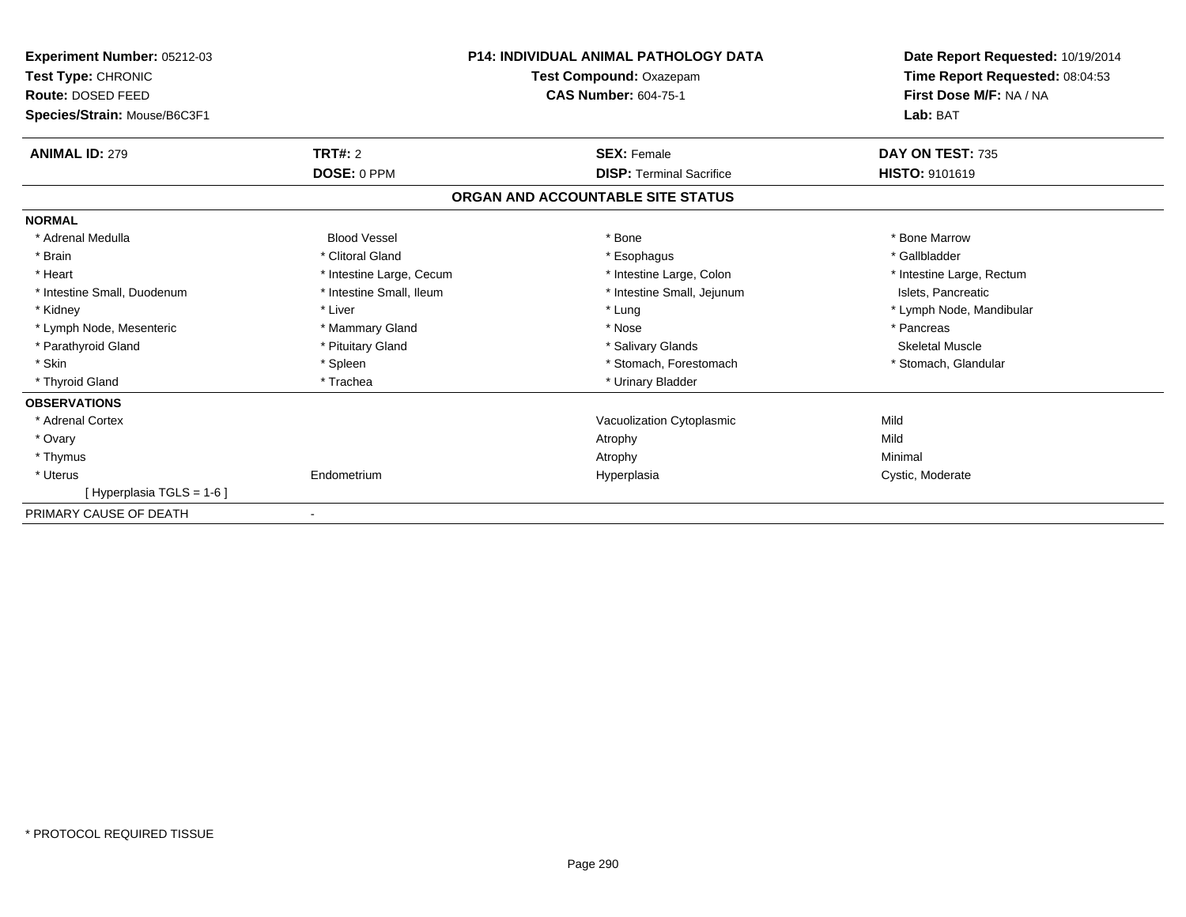**Experiment Number:** 05212-03
**Test Type:** CHRONIC
**Route:** DOSED FEED
**Species/Strain:** Mouse/B6C3F1

**P14: INDIVIDUAL ANIMAL PATHOLOGY DATA**
**Test Compound:** Oxazepam
**CAS Number:** 604-75-1

**Date Report Requested:** 10/19/2014
**Time Report Requested:** 08:04:53
**First Dose M/F:** NA / NA
**Lab:** BAT

| **ANIMAL ID:** 279 | **TRT#:** 2 | **SEX:** Female | **DAY ON TEST:** 735 |
|---|---|---|---|
| | **DOSE:** 0 PPM | **DISP:** Terminal Sacrifice | **HISTO:** 9101619 |

## ORGAN AND ACCOUNTABLE SITE STATUS

| | | | |
|---|---|---|---|
| **NORMAL** | | | |
| * Adrenal Medulla | Blood Vessel | * Bone | * Bone Marrow |
| * Brain | * Clitoral Gland | * Esophagus | * Gallbladder |
| * Heart | * Intestine Large, Cecum | * Intestine Large, Colon | * Intestine Large, Rectum |
| * Intestine Small, Duodenum | * Intestine Small, Ileum | * Intestine Small, Jejunum | Islets, Pancreatic |
| * Kidney | * Liver | * Lung | * Lymph Node, Mandibular |
| * Lymph Node, Mesenteric | * Mammary Gland | * Nose | * Pancreas |
| * Parathyroid Gland | * Pituitary Gland | * Salivary Glands | Skeletal Muscle |
| * Skin | * Spleen | * Stomach, Forestomach | * Stomach, Glandular |
| * Thyroid Gland | * Trachea | * Urinary Bladder | |
| **OBSERVATIONS** | | | |
| * Adrenal Cortex | | Vacuolization Cytoplasmic | Mild |
| * Ovary | | Atrophy | Mild |
| * Thymus | | Atrophy | Minimal |
| * Uterus | Endometrium | Hyperplasia | Cystic, Moderate |
| [ Hyperplasia TGLS = 1-6 ] | | | |
| PRIMARY CAUSE OF DEATH | - | | |

* PROTOCOL REQUIRED TISSUE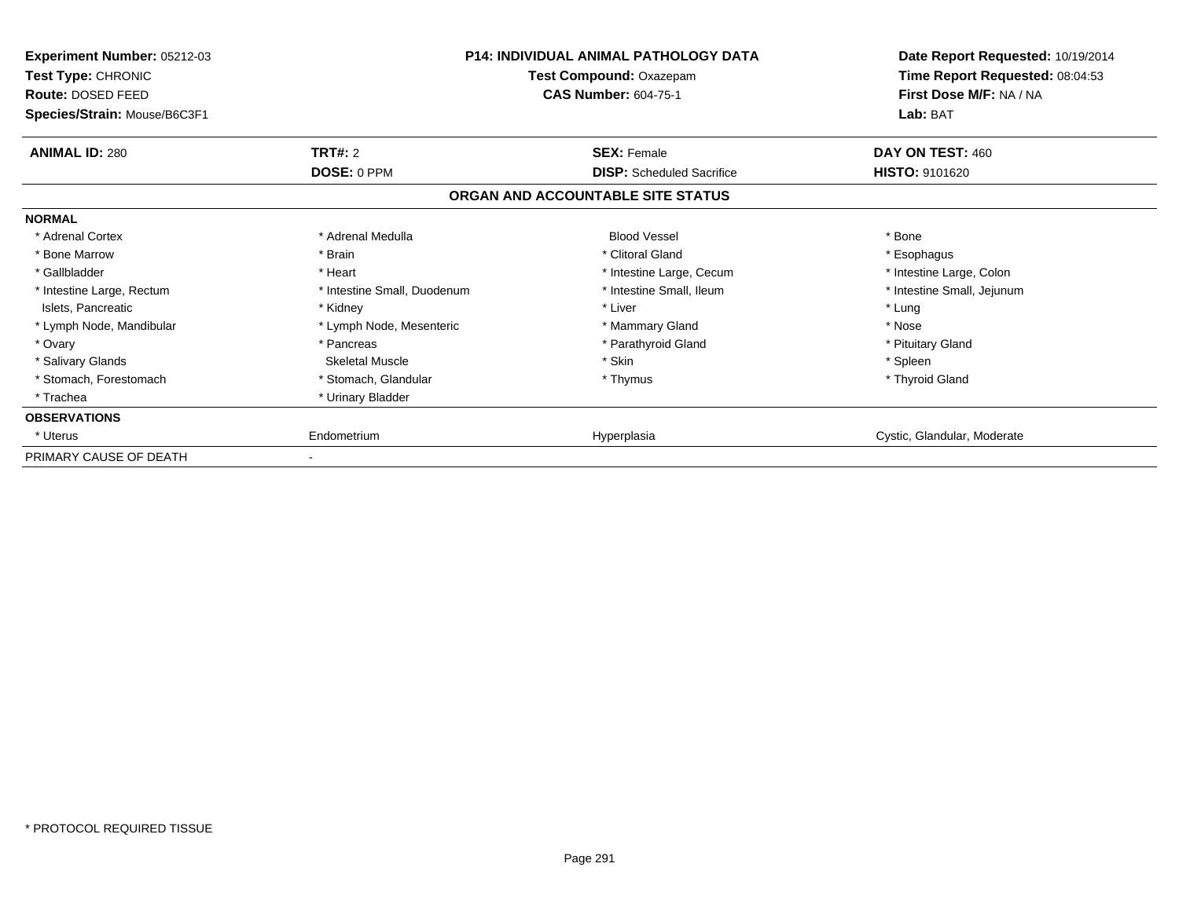**Experiment Number:** 05212-03
**Test Type:** CHRONIC
**Route:** DOSED FEED
**Species/Strain:** Mouse/B6C3F1

**P14: INDIVIDUAL ANIMAL PATHOLOGY DATA**
**Test Compound:** Oxazepam
**CAS Number:** 604-75-1

**Date Report Requested:** 10/19/2014
**Time Report Requested:** 08:04:53
**First Dose M/F:** NA / NA
**Lab:** BAT

| **ANIMAL ID:** 280 | **TRT#:** 2 | **SEX:** Female | **DAY ON TEST:** 460 |
|---|---|---|---|
| | **DOSE:** 0 PPM | **DISP:** Scheduled Sacrifice | **HISTO:** 9101620 |

**ORGAN AND ACCOUNTABLE SITE STATUS**

| | | | |
|---|---|---|---|
| **NORMAL** | | | |
| * Adrenal Cortex | * Adrenal Medulla | Blood Vessel | * Bone |
| * Bone Marrow | * Brain | * Clitoral Gland | * Esophagus |
| * Gallbladder | * Heart | * Intestine Large, Cecum | * Intestine Large, Colon |
| * Intestine Large, Rectum | * Intestine Small, Duodenum | * Intestine Small, Ileum | * Intestine Small, Jejunum |
| Islets, Pancreatic | * Kidney | * Liver | * Lung |
| * Lymph Node, Mandibular | * Lymph Node, Mesenteric | * Mammary Gland | * Nose |
| * Ovary | * Pancreas | * Parathyroid Gland | * Pituitary Gland |
| * Salivary Glands | Skeletal Muscle | * Skin | * Spleen |
| * Stomach, Forestomach | * Stomach, Glandular | * Thymus | * Thyroid Gland |
| * Trachea | * Urinary Bladder | | |
| **OBSERVATIONS** | | | |
| * Uterus | Endometrium | Hyperplasia | Cystic, Glandular, Moderate |
| PRIMARY CAUSE OF DEATH | - | | |

* PROTOCOL REQUIRED TISSUE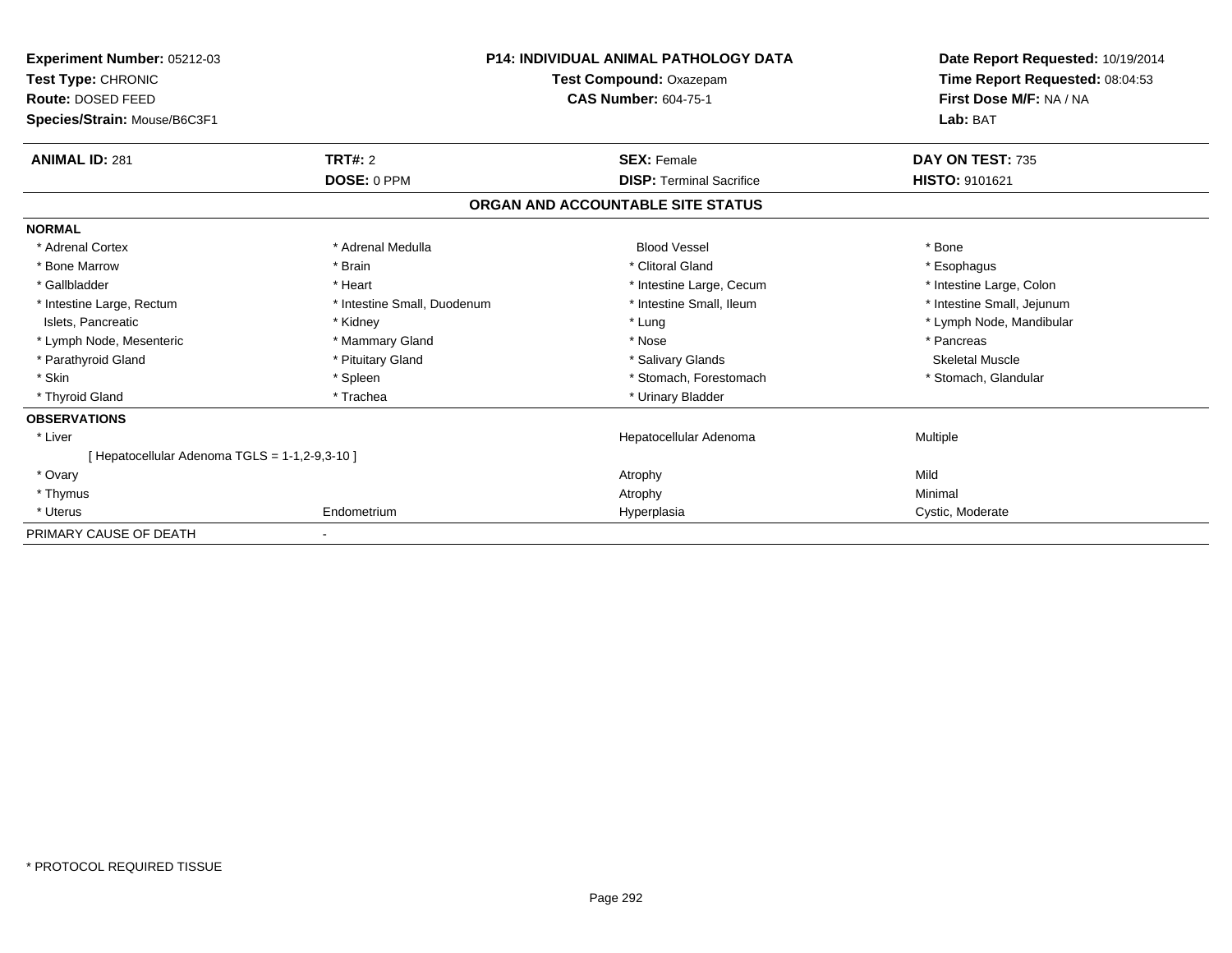**Experiment Number:** 05212-03
**Test Type:** CHRONIC
**Route:** DOSED FEED
**Species/Strain:** Mouse/B6C3F1

**P14: INDIVIDUAL ANIMAL PATHOLOGY DATA**
**Test Compound:** Oxazepam
**CAS Number:** 604-75-1

**Date Report Requested:** 10/19/2014
**Time Report Requested:** 08:04:53
**First Dose M/F:** NA / NA
**Lab:** BAT

| **ANIMAL ID:** 281 | **TRT#:** 2 | **SEX:** Female | **DAY ON TEST:** 735 |
|---|---|---|---|
| | **DOSE:** 0 PPM | **DISP:** Terminal Sacrifice | **HISTO:** 9101621 |

## ORGAN AND ACCOUNTABLE SITE STATUS

| | | | |
|---|---|---|---|
| **NORMAL** | | | |
| * Adrenal Cortex | * Adrenal Medulla | Blood Vessel | * Bone |
| * Bone Marrow | * Brain | * Clitoral Gland | * Esophagus |
| * Gallbladder | * Heart | * Intestine Large, Cecum | * Intestine Large, Colon |
| * Intestine Large, Rectum | * Intestine Small, Duodenum | * Intestine Small, Ileum | * Intestine Small, Jejunum |
| Islets, Pancreatic | * Kidney | * Lung | * Lymph Node, Mandibular |
| * Lymph Node, Mesenteric | * Mammary Gland | * Nose | * Pancreas |
| * Parathyroid Gland | * Pituitary Gland | * Salivary Glands | Skeletal Muscle |
| * Skin | * Spleen | * Stomach, Forestomach | * Stomach, Glandular |
| * Thyroid Gland | * Trachea | * Urinary Bladder | |
| **OBSERVATIONS** | | | |
| * Liver | | Hepatocellular Adenoma | Multiple |
| [ Hepatocellular Adenoma TGLS = 1-1,2-9,3-10 ] | | | |
| * Ovary | | Atrophy | Mild |
| * Thymus | | Atrophy | Minimal |
| * Uterus | Endometrium | Hyperplasia | Cystic, Moderate |
| PRIMARY CAUSE OF DEATH | - | | |

* PROTOCOL REQUIRED TISSUE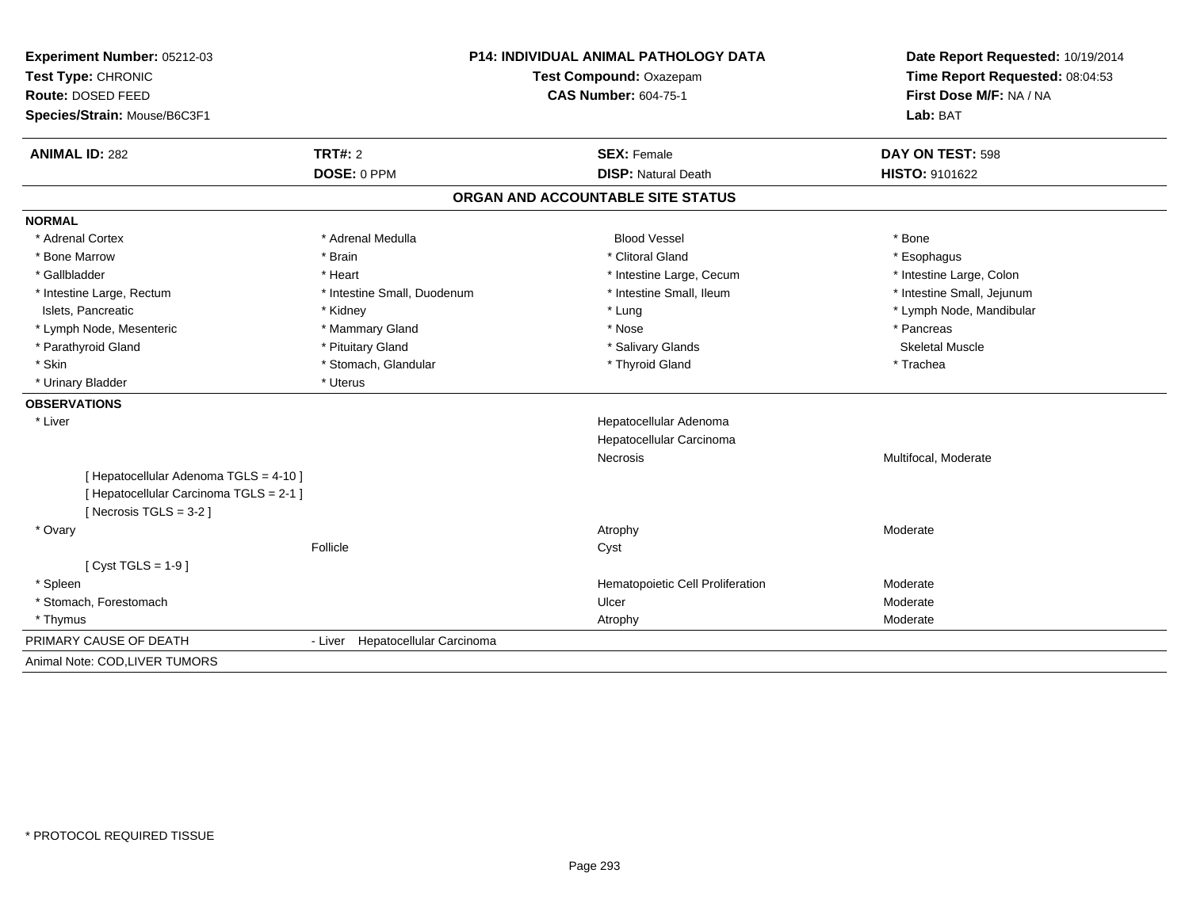**Experiment Number:** 05212-03
**Test Type:** CHRONIC
**Route:** DOSED FEED
**Species/Strain:** Mouse/B6C3F1

**P14: INDIVIDUAL ANIMAL PATHOLOGY DATA**
**Test Compound:** Oxazepam
**CAS Number:** 604-75-1

**Date Report Requested:** 10/19/2014
**Time Report Requested:** 08:04:53
**First Dose M/F:** NA / NA
**Lab:** BAT

| **ANIMAL ID:** 282 | **TRT#:** 2 | **SEX:** Female | **DAY ON TEST:** 598 |
|---|---|---|---|
| | **DOSE:** 0 PPM | **DISP:** Natural Death | **HISTO:** 9101622 |

## ORGAN AND ACCOUNTABLE SITE STATUS

### NORMAL

| | | | |
|---|---|---|---|
| * Adrenal Cortex | * Adrenal Medulla | Blood Vessel | * Bone |
| * Bone Marrow | * Brain | * Clitoral Gland | * Esophagus |
| * Gallbladder | * Heart | * Intestine Large, Cecum | * Intestine Large, Colon |
| * Intestine Large, Rectum | * Intestine Small, Duodenum | * Intestine Small, Ileum | * Intestine Small, Jejunum |
| Islets, Pancreatic | * Kidney | * Lung | * Lymph Node, Mandibular |
| * Lymph Node, Mesenteric | * Mammary Gland | * Nose | * Pancreas |
| * Parathyroid Gland | * Pituitary Gland | * Salivary Glands | Skeletal Muscle |
| * Skin | * Stomach, Glandular | * Thyroid Gland | * Trachea |
| * Urinary Bladder | * Uterus | | |

### OBSERVATIONS

| | | | |
|---|---|---|---|
| * Liver | | Hepatocellular Adenoma | |
| | | Hepatocellular Carcinoma | |
| | | Necrosis | Multifocal, Moderate |
| [ Hepatocellular Adenoma TGLS = 4-10 ] | | | |
| [ Hepatocellular Carcinoma TGLS = 2-1 ] | | | |
| [ Necrosis TGLS = 3-2 ] | | | |
| * Ovary | | Atrophy | Moderate |
| | Follicle | Cyst | |
| [ Cyst TGLS = 1-9 ] | | | |
| * Spleen | | Hematopoietic Cell Proliferation | Moderate |
| * Stomach, Forestomach | | Ulcer | Moderate |
| * Thymus | | Atrophy | Moderate |

PRIMARY CAUSE OF DEATH - Liver Hepatocellular Carcinoma

Animal Note: COD,LIVER TUMORS

* PROTOCOL REQUIRED TISSUE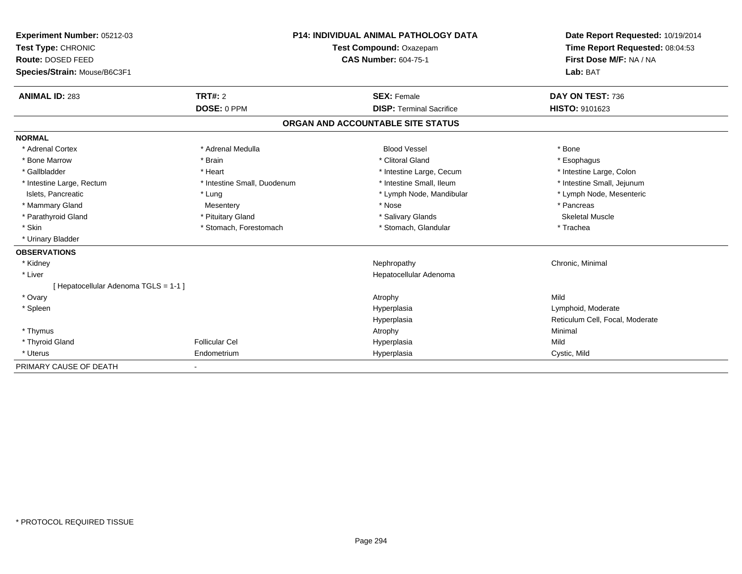**Experiment Number:** 05212-03
**Test Type:** CHRONIC
**Route:** DOSED FEED
**Species/Strain:** Mouse/B6C3F1

**P14: INDIVIDUAL ANIMAL PATHOLOGY DATA**
**Test Compound:** Oxazepam
**CAS Number:** 604-75-1

**Date Report Requested:** 10/19/2014
**Time Report Requested:** 08:04:53
**First Dose M/F:** NA / NA
**Lab:** BAT

| **ANIMAL ID:** 283 | **TRT#:** 2 | **SEX:** Female | **DAY ON TEST:** 736 |
|---|---|---|---|
| | **DOSE:** 0 PPM | **DISP:** Terminal Sacrifice | **HISTO:** 9101623 |

## ORGAN AND ACCOUNTABLE SITE STATUS

**NORMAL**

| | | | |
|---|---|---|---|
| * Adrenal Cortex | * Adrenal Medulla | Blood Vessel | * Bone |
| * Bone Marrow | * Brain | * Clitoral Gland | * Esophagus |
| * Gallbladder | * Heart | * Intestine Large, Cecum | * Intestine Large, Colon |
| * Intestine Large, Rectum | * Intestine Small, Duodenum | * Intestine Small, Ileum | * Intestine Small, Jejunum |
| Islets, Pancreatic | * Lung | * Lymph Node, Mandibular | * Lymph Node, Mesenteric |
| * Mammary Gland | Mesentery | * Nose | * Pancreas |
| * Parathyroid Gland | * Pituitary Gland | * Salivary Glands | Skeletal Muscle |
| * Skin | * Stomach, Forestomach | * Stomach, Glandular | * Trachea |
| * Urinary Bladder | | | |

**OBSERVATIONS**

| | | | |
|---|---|---|---|
| * Kidney | | Nephropathy | Chronic, Minimal |
| * Liver | | Hepatocellular Adenoma | |
| [ Hepatocellular Adenoma TGLS = 1-1 ] | | | |
| * Ovary | | Atrophy | Mild |
| * Spleen | | Hyperplasia | Lymphoid, Moderate |
| | | Hyperplasia | Reticulum Cell, Focal, Moderate |
| * Thymus | | Atrophy | Minimal |
| * Thyroid Gland | Follicular Cel | Hyperplasia | Mild |
| * Uterus | Endometrium | Hyperplasia | Cystic, Mild |

PRIMARY CAUSE OF DEATH -

* PROTOCOL REQUIRED TISSUE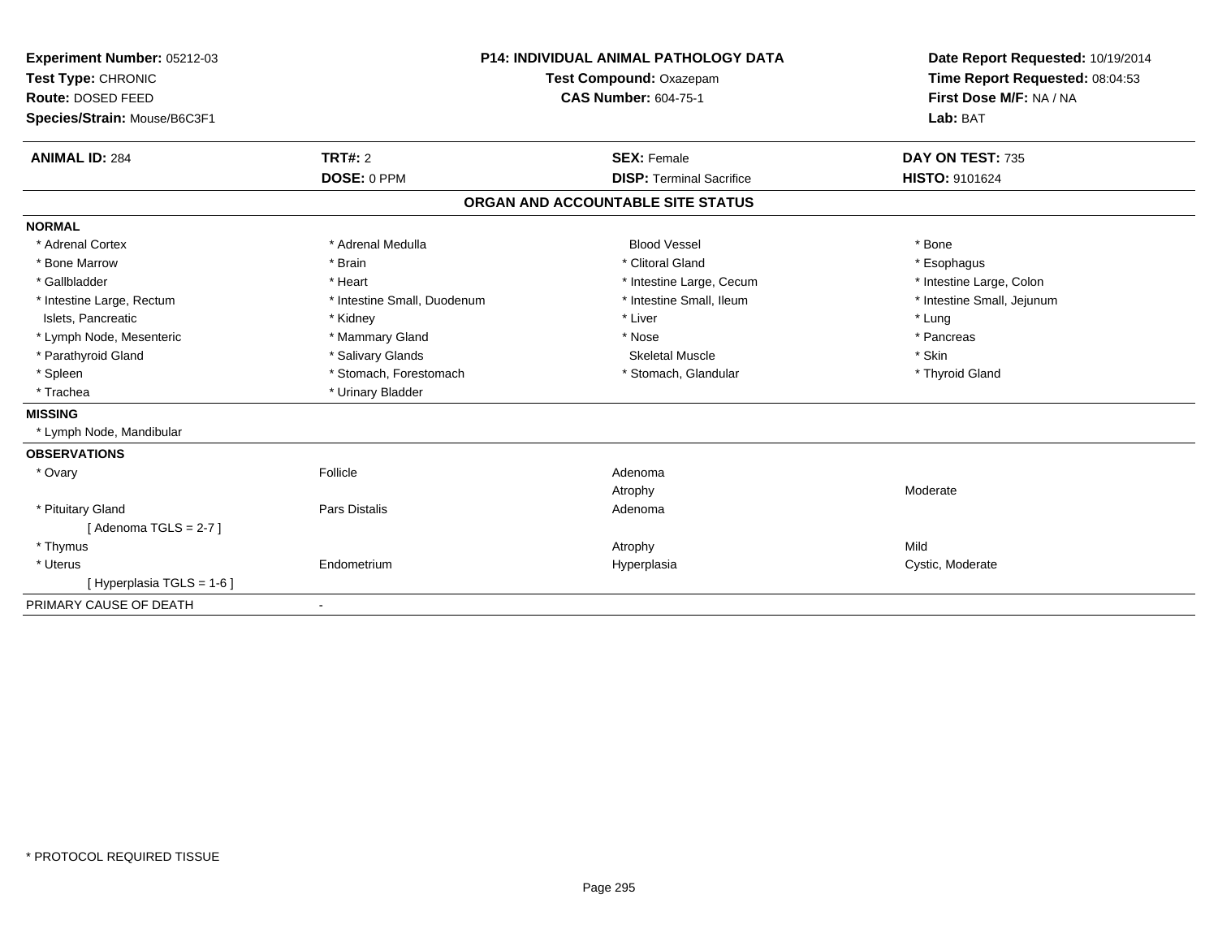**Experiment Number:** 05212-03
**Test Type:** CHRONIC
**Route:** DOSED FEED
**Species/Strain:** Mouse/B6C3F1

**P14: INDIVIDUAL ANIMAL PATHOLOGY DATA**
**Test Compound:** Oxazepam
**CAS Number:** 604-75-1

**Date Report Requested:** 10/19/2014
**Time Report Requested:** 08:04:53
**First Dose M/F:** NA / NA
**Lab:** BAT

| **ANIMAL ID:** 284 | **TRT#:** 2 | **SEX:** Female | **DAY ON TEST:** 735 |
|---|---|---|---|
| | **DOSE:** 0 PPM | **DISP:** Terminal Sacrifice | **HISTO:** 9101624 |

## ORGAN AND ACCOUNTABLE SITE STATUS

**NORMAL**

| | | | |
|---|---|---|---|
| * Adrenal Cortex | * Adrenal Medulla | Blood Vessel | * Bone |
| * Bone Marrow | * Brain | * Clitoral Gland | * Esophagus |
| * Gallbladder | * Heart | * Intestine Large, Cecum | * Intestine Large, Colon |
| * Intestine Large, Rectum | * Intestine Small, Duodenum | * Intestine Small, Ileum | * Intestine Small, Jejunum |
| Islets, Pancreatic | * Kidney | * Liver | * Lung |
| * Lymph Node, Mesenteric | * Mammary Gland | * Nose | * Pancreas |
| * Parathyroid Gland | * Salivary Glands | Skeletal Muscle | * Skin |
| * Spleen | * Stomach, Forestomach | * Stomach, Glandular | * Thyroid Gland |
| * Trachea | * Urinary Bladder | | |

**MISSING**

* Lymph Node, Mandibular

**OBSERVATIONS**

| | | | |
|---|---|---|---|
| * Ovary | Follicle | Adenoma | |
| | | Atrophy | Moderate |
| * Pituitary Gland | Pars Distalis | Adenoma | |
| [ Adenoma TGLS = 2-7 ] | | | |
| * Thymus | | Atrophy | Mild |
| * Uterus | Endometrium | Hyperplasia | Cystic, Moderate |
| [ Hyperplasia TGLS = 1-6 ] | | | |

PRIMARY CAUSE OF DEATH -

* PROTOCOL REQUIRED TISSUE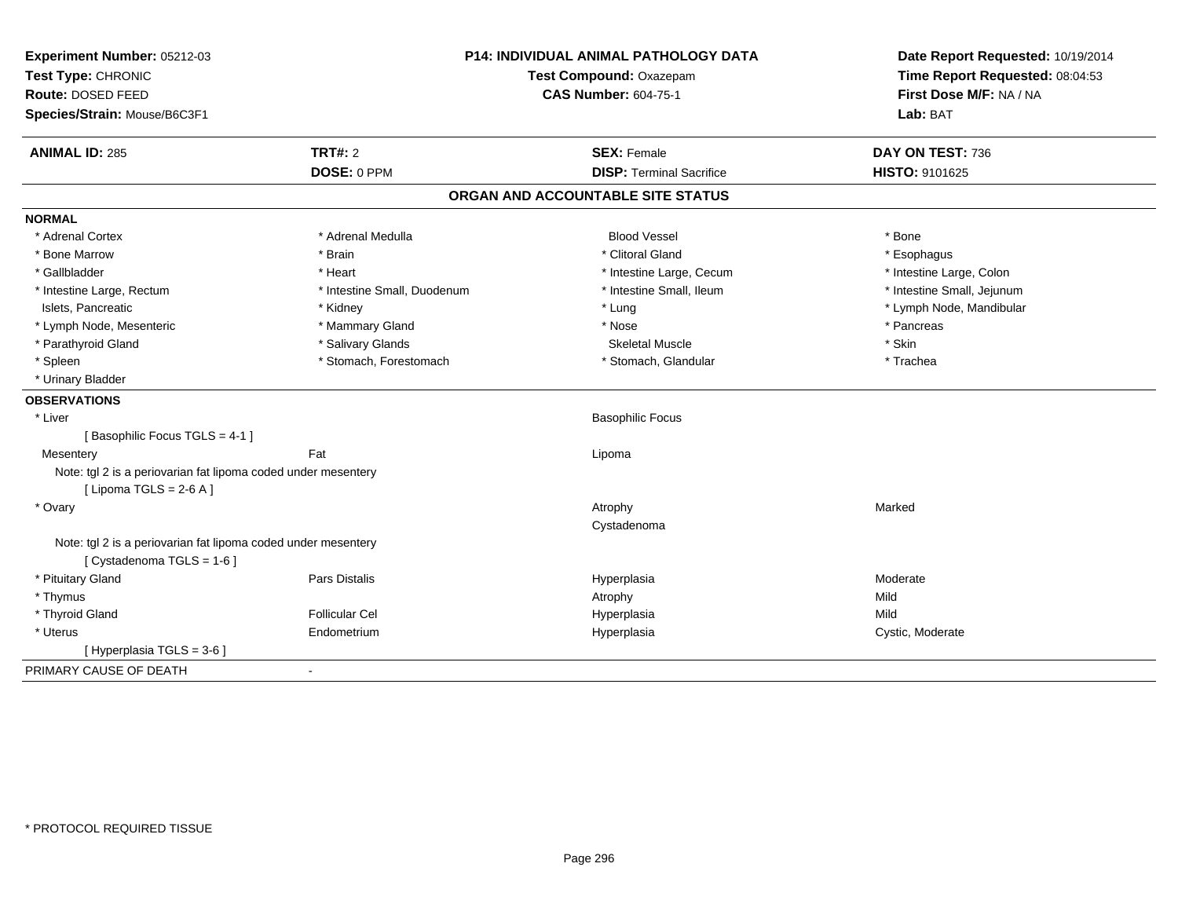**Experiment Number:** 05212-03
**Test Type:** CHRONIC
**Route:** DOSED FEED
**Species/Strain:** Mouse/B6C3F1

**P14: INDIVIDUAL ANIMAL PATHOLOGY DATA**
**Test Compound:** Oxazepam
**CAS Number:** 604-75-1

**Date Report Requested:** 10/19/2014
**Time Report Requested:** 08:04:53
**First Dose M/F:** NA / NA
**Lab:** BAT

| **ANIMAL ID:** 285 | **TRT#:** 2 | **SEX:** Female | **DAY ON TEST:** 736 |
|---|---|---|---|
| | **DOSE:** 0 PPM | **DISP:** Terminal Sacrifice | **HISTO:** 9101625 |

## ORGAN AND ACCOUNTABLE SITE STATUS

**NORMAL**

| | | | |
|---|---|---|---|
| * Adrenal Cortex | * Adrenal Medulla | Blood Vessel | * Bone |
| * Bone Marrow | * Brain | * Clitoral Gland | * Esophagus |
| * Gallbladder | * Heart | * Intestine Large, Cecum | * Intestine Large, Colon |
| * Intestine Large, Rectum | * Intestine Small, Duodenum | * Intestine Small, Ileum | * Intestine Small, Jejunum |
| Islets, Pancreatic | * Kidney | * Lung | * Lymph Node, Mandibular |
| * Lymph Node, Mesenteric | * Mammary Gland | * Nose | * Pancreas |
| * Parathyroid Gland | * Salivary Glands | Skeletal Muscle | * Skin |
| * Spleen | * Stomach, Forestomach | * Stomach, Glandular | * Trachea |
| * Urinary Bladder | | | |

**OBSERVATIONS**

| | | | |
|---|---|---|---|
| * Liver | | Basophilic Focus | |
| [ Basophilic Focus TGLS = 4-1 ] | | | |
| Mesentery | Fat | Lipoma | |
| Note: tgl 2 is a periovarian fat lipoma coded under mesentery | | | |
| [ Lipoma TGLS = 2-6 A ] | | | |
| * Ovary | | Atrophy | Marked |
| | | Cystadenoma | |
| Note: tgl 2 is a periovarian fat lipoma coded under mesentery | | | |
| [ Cystadenoma TGLS = 1-6 ] | | | |
| * Pituitary Gland | Pars Distalis | Hyperplasia | Moderate |
| * Thymus | | Atrophy | Mild |
| * Thyroid Gland | Follicular Cel | Hyperplasia | Mild |
| * Uterus | Endometrium | Hyperplasia | Cystic, Moderate |
| [ Hyperplasia TGLS = 3-6 ] | | | |

PRIMARY CAUSE OF DEATH -

* PROTOCOL REQUIRED TISSUE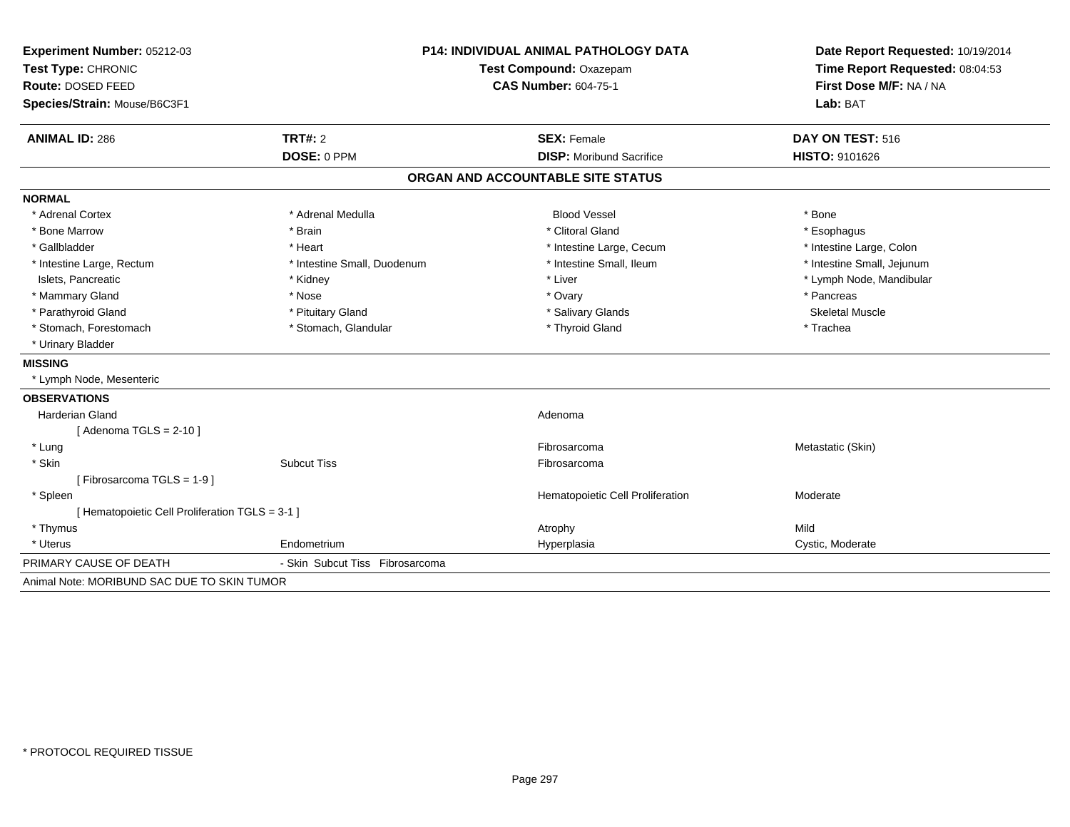**Experiment Number:** 05212-03
**Test Type:** CHRONIC
**Route:** DOSED FEED
**Species/Strain:** Mouse/B6C3F1

**P14: INDIVIDUAL ANIMAL PATHOLOGY DATA**
**Test Compound:** Oxazepam
**CAS Number:** 604-75-1

**Date Report Requested:** 10/19/2014
**Time Report Requested:** 08:04:53
**First Dose M/F:** NA / NA
**Lab:** BAT

| **ANIMAL ID:** 286 | **TRT#:** 2 | **SEX:** Female | **DAY ON TEST:** 516 |
|---|---|---|---|
| | **DOSE:** 0 PPM | **DISP:** Moribund Sacrifice | **HISTO:** 9101626 |

## ORGAN AND ACCOUNTABLE SITE STATUS

**NORMAL**

| | | | |
|---|---|---|---|
| * Adrenal Cortex | * Adrenal Medulla | Blood Vessel | * Bone |
| * Bone Marrow | * Brain | * Clitoral Gland | * Esophagus |
| * Gallbladder | * Heart | * Intestine Large, Cecum | * Intestine Large, Colon |
| * Intestine Large, Rectum | * Intestine Small, Duodenum | * Intestine Small, Ileum | * Intestine Small, Jejunum |
| Islets, Pancreatic | * Kidney | * Liver | * Lymph Node, Mandibular |
| * Mammary Gland | * Nose | * Ovary | * Pancreas |
| * Parathyroid Gland | * Pituitary Gland | * Salivary Glands | Skeletal Muscle |
| * Stomach, Forestomach | * Stomach, Glandular | * Thyroid Gland | * Trachea |
| * Urinary Bladder | | | |

**MISSING**

* Lymph Node, Mesenteric

**OBSERVATIONS**

| | | | |
|---|---|---|---|
| Harderian Gland | | Adenoma | |
| [ Adenoma TGLS = 2-10 ] | | | |
| * Lung | | Fibrosarcoma | Metastatic (Skin) |
| * Skin | Subcut Tiss | Fibrosarcoma | |
| [ Fibrosarcoma TGLS = 1-9 ] | | | |
| * Spleen | | Hematopoietic Cell Proliferation | Moderate |
| [ Hematopoietic Cell Proliferation TGLS = 3-1 ] | | | |
| * Thymus | | Atrophy | Mild |
| * Uterus | Endometrium | Hyperplasia | Cystic, Moderate |

PRIMARY CAUSE OF DEATH - Skin Subcut Tiss Fibrosarcoma

Animal Note: MORIBUND SAC DUE TO SKIN TUMOR

* PROTOCOL REQUIRED TISSUE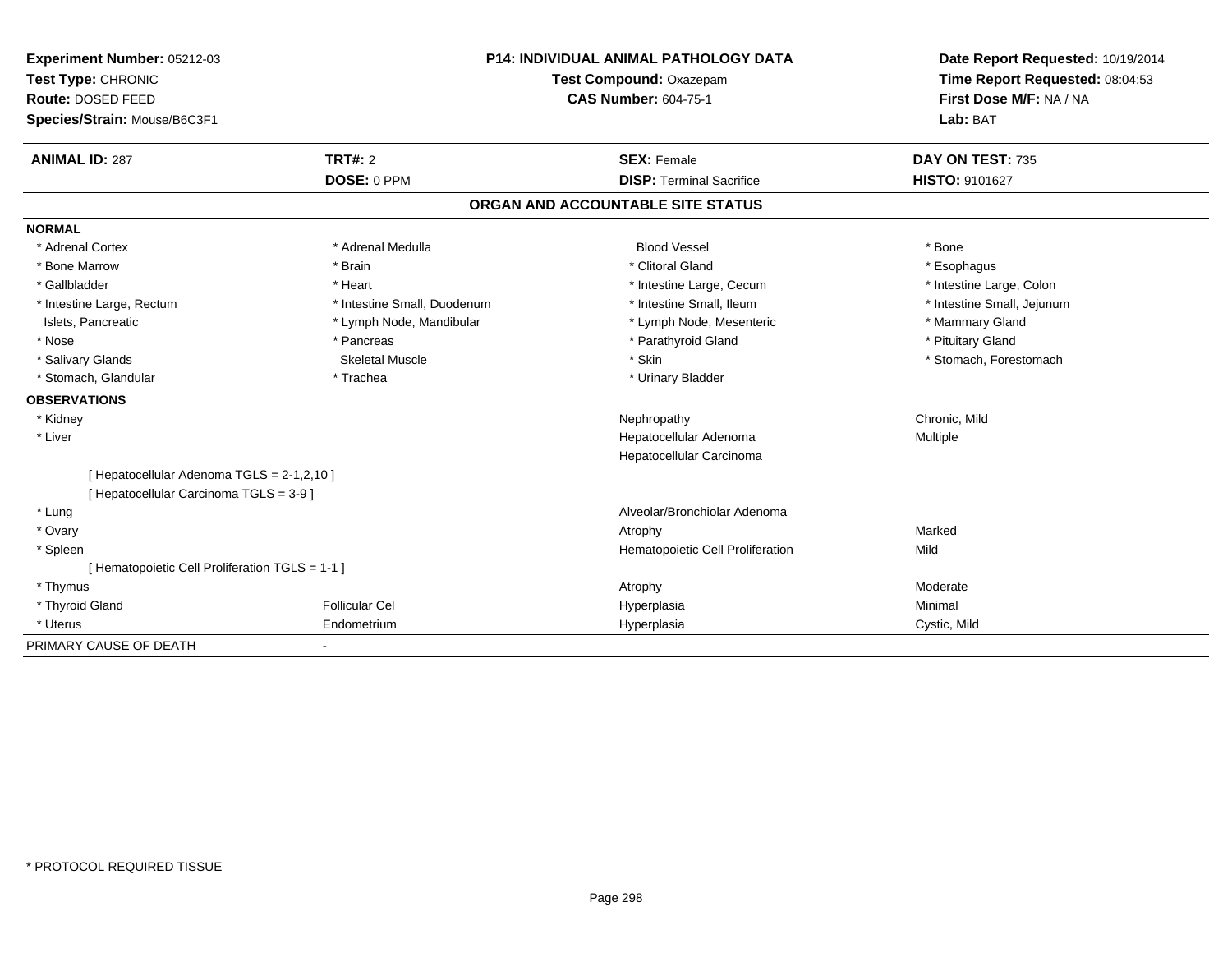**Experiment Number:** 05212-03
**Test Type:** CHRONIC
**Route:** DOSED FEED
**Species/Strain:** Mouse/B6C3F1

**P14: INDIVIDUAL ANIMAL PATHOLOGY DATA**
**Test Compound:** Oxazepam
**CAS Number:** 604-75-1

**Date Report Requested:** 10/19/2014
**Time Report Requested:** 08:04:53
**First Dose M/F:** NA / NA
**Lab:** BAT

| **ANIMAL ID:** 287 | **TRT#:** 2 | **SEX:** Female | **DAY ON TEST:** 735 |
|---|---|---|---|
| | **DOSE:** 0 PPM | **DISP:** Terminal Sacrifice | **HISTO:** 9101627 |

**ORGAN AND ACCOUNTABLE SITE STATUS**

**NORMAL**

| | | | |
|---|---|---|---|
| * Adrenal Cortex | * Adrenal Medulla | Blood Vessel | * Bone |
| * Bone Marrow | * Brain | * Clitoral Gland | * Esophagus |
| * Gallbladder | * Heart | * Intestine Large, Cecum | * Intestine Large, Colon |
| * Intestine Large, Rectum | * Intestine Small, Duodenum | * Intestine Small, Ileum | * Intestine Small, Jejunum |
| Islets, Pancreatic | * Lymph Node, Mandibular | * Lymph Node, Mesenteric | * Mammary Gland |
| * Nose | * Pancreas | * Parathyroid Gland | * Pituitary Gland |
| * Salivary Glands | Skeletal Muscle | * Skin | * Stomach, Forestomach |
| * Stomach, Glandular | * Trachea | * Urinary Bladder | |

**OBSERVATIONS**

| | | | |
|---|---|---|---|
| * Kidney | | Nephropathy | Chronic, Mild |
| * Liver | | Hepatocellular Adenoma | Multiple |
| | | Hepatocellular Carcinoma | |
| [ Hepatocellular Adenoma TGLS = 2-1,2,10 ] | | | |
| [ Hepatocellular Carcinoma TGLS = 3-9 ] | | | |
| * Lung | | Alveolar/Bronchiolar Adenoma | |
| * Ovary | | Atrophy | Marked |
| * Spleen | | Hematopoietic Cell Proliferation | Mild |
| [ Hematopoietic Cell Proliferation TGLS = 1-1 ] | | | |
| * Thymus | | Atrophy | Moderate |
| * Thyroid Gland | Follicular Cel | Hyperplasia | Minimal |
| * Uterus | Endometrium | Hyperplasia | Cystic, Mild |

PRIMARY CAUSE OF DEATH -

* PROTOCOL REQUIRED TISSUE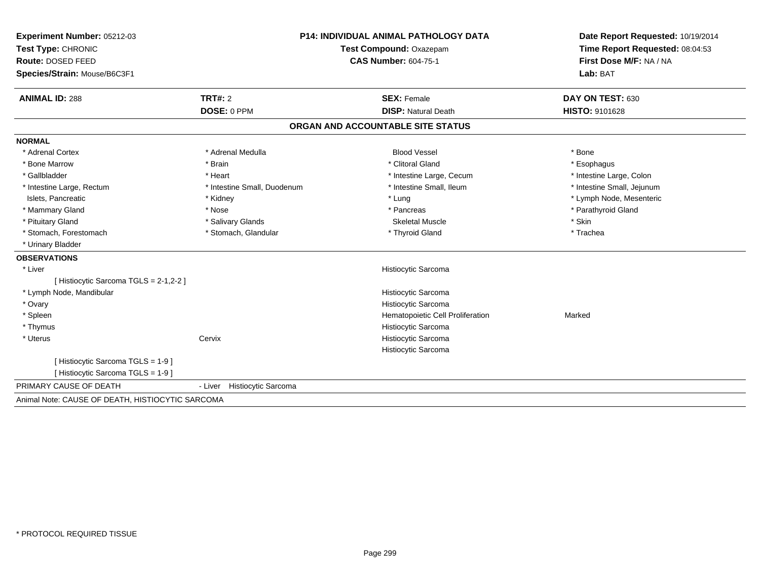**Experiment Number:** 05212-03
**Test Type:** CHRONIC
**Route:** DOSED FEED
**Species/Strain:** Mouse/B6C3F1

**P14: INDIVIDUAL ANIMAL PATHOLOGY DATA**
**Test Compound:** Oxazepam
**CAS Number:** 604-75-1

**Date Report Requested:** 10/19/2014
**Time Report Requested:** 08:04:53
**First Dose M/F:** NA / NA
**Lab:** BAT

| **ANIMAL ID:** 288 | **TRT#:** 2 | **SEX:** Female | **DAY ON TEST:** 630 |
|---|---|---|---|
| | **DOSE:** 0 PPM | **DISP:** Natural Death | **HISTO:** 9101628 |

## ORGAN AND ACCOUNTABLE SITE STATUS

**NORMAL**

| | | | |
|---|---|---|---|
| * Adrenal Cortex | * Adrenal Medulla | Blood Vessel | * Bone |
| * Bone Marrow | * Brain | * Clitoral Gland | * Esophagus |
| * Gallbladder | * Heart | * Intestine Large, Cecum | * Intestine Large, Colon |
| * Intestine Large, Rectum | * Intestine Small, Duodenum | * Intestine Small, Ileum | * Intestine Small, Jejunum |
| Islets, Pancreatic | * Kidney | * Lung | * Lymph Node, Mesenteric |
| * Mammary Gland | * Nose | * Pancreas | * Parathyroid Gland |
| * Pituitary Gland | * Salivary Glands | Skeletal Muscle | * Skin |
| * Stomach, Forestomach | * Stomach, Glandular | * Thyroid Gland | * Trachea |
| * Urinary Bladder | | | |

**OBSERVATIONS**

| | | | |
|---|---|---|---|
| * Liver | | Histiocytic Sarcoma | |
| [ Histiocytic Sarcoma TGLS = 2-1,2-2 ] | | | |
| * Lymph Node, Mandibular | | Histiocytic Sarcoma | |
| * Ovary | | Histiocytic Sarcoma | |
| * Spleen | | Hematopoietic Cell Proliferation | Marked |
| * Thymus | | Histiocytic Sarcoma | |
| * Uterus | Cervix | Histiocytic Sarcoma | |
| | | Histiocytic Sarcoma | |
| [ Histiocytic Sarcoma TGLS = 1-9 ] | | | |
| [ Histiocytic Sarcoma TGLS = 1-9 ] | | | |

PRIMARY CAUSE OF DEATH - Liver Histiocytic Sarcoma

Animal Note: CAUSE OF DEATH, HISTIOCYTIC SARCOMA

* PROTOCOL REQUIRED TISSUE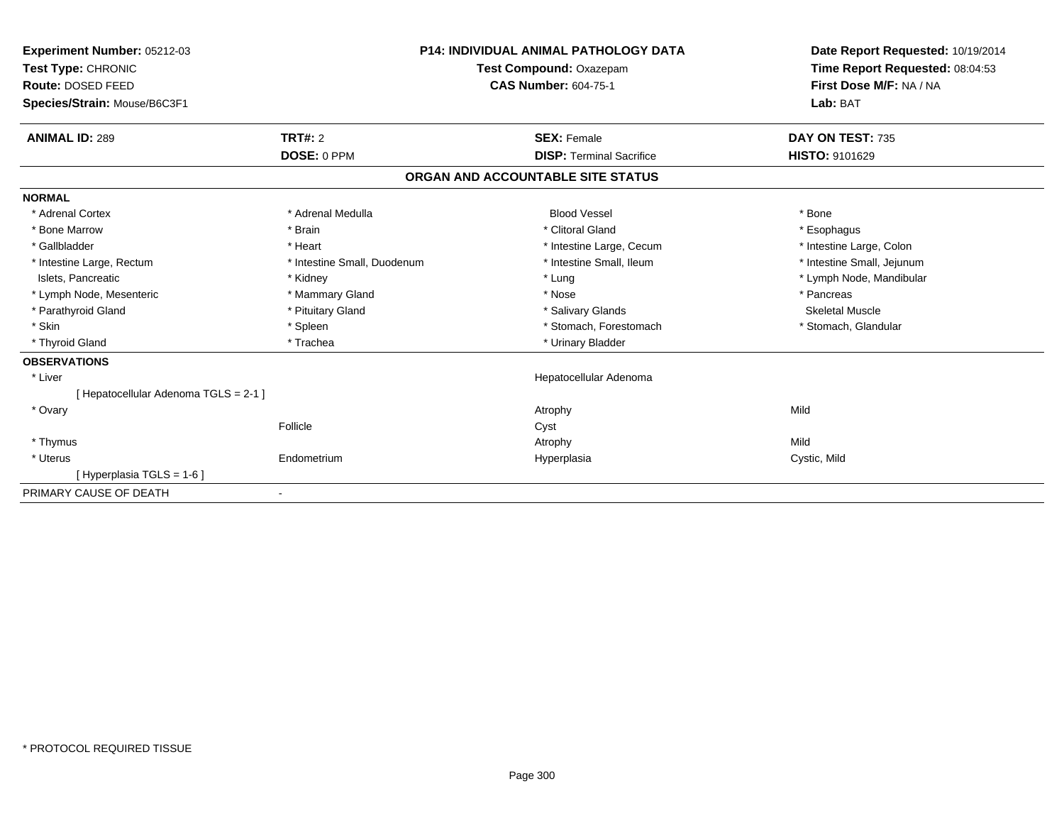**Experiment Number:** 05212-03
**Test Type:** CHRONIC
**Route:** DOSED FEED
**Species/Strain:** Mouse/B6C3F1

**P14: INDIVIDUAL ANIMAL PATHOLOGY DATA**
**Test Compound:** Oxazepam
**CAS Number:** 604-75-1

**Date Report Requested:** 10/19/2014
**Time Report Requested:** 08:04:53
**First Dose M/F:** NA / NA
**Lab:** BAT

| **ANIMAL ID:** 289 | **TRT#:** 2 | **SEX:** Female | **DAY ON TEST:** 735 |
|---|---|---|---|
| | **DOSE:** 0 PPM | **DISP:** Terminal Sacrifice | **HISTO:** 9101629 |

**ORGAN AND ACCOUNTABLE SITE STATUS**

**NORMAL**

| | | | |
|---|---|---|---|
| * Adrenal Cortex | * Adrenal Medulla | Blood Vessel | * Bone |
| * Bone Marrow | * Brain | * Clitoral Gland | * Esophagus |
| * Gallbladder | * Heart | * Intestine Large, Cecum | * Intestine Large, Colon |
| * Intestine Large, Rectum | * Intestine Small, Duodenum | * Intestine Small, Ileum | * Intestine Small, Jejunum |
| Islets, Pancreatic | * Kidney | * Lung | * Lymph Node, Mandibular |
| * Lymph Node, Mesenteric | * Mammary Gland | * Nose | * Pancreas |
| * Parathyroid Gland | * Pituitary Gland | * Salivary Glands | Skeletal Muscle |
| * Skin | * Spleen | * Stomach, Forestomach | * Stomach, Glandular |
| * Thyroid Gland | * Trachea | * Urinary Bladder | |

**OBSERVATIONS**

| | | | |
|---|---|---|---|
| * Liver | | Hepatocellular Adenoma | |
| [ Hepatocellular Adenoma TGLS = 2-1 ] | | | |
| * Ovary | | Atrophy | Mild |
| | Follicle | Cyst | |
| * Thymus | | Atrophy | Mild |
| * Uterus | Endometrium | Hyperplasia | Cystic, Mild |
| [ Hyperplasia TGLS = 1-6 ] | | | |

PRIMARY CAUSE OF DEATH -

* PROTOCOL REQUIRED TISSUE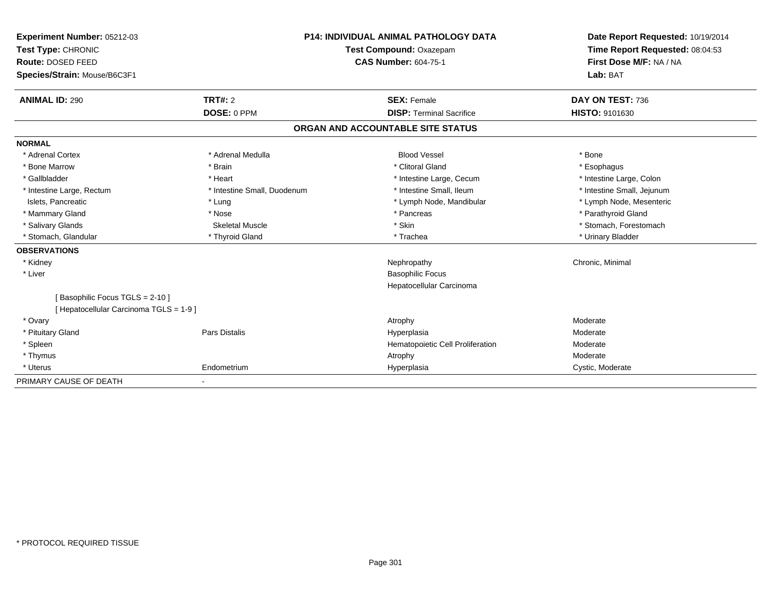**Experiment Number:** 05212-03
**Test Type:** CHRONIC
**Route:** DOSED FEED
**Species/Strain:** Mouse/B6C3F1

**P14: INDIVIDUAL ANIMAL PATHOLOGY DATA**
**Test Compound:** Oxazepam
**CAS Number:** 604-75-1

**Date Report Requested:** 10/19/2014
**Time Report Requested:** 08:04:53
**First Dose M/F:** NA / NA
**Lab:** BAT

| **ANIMAL ID:** 290 | **TRT#:** 2 | **SEX:** Female | **DAY ON TEST:** 736 |
|---|---|---|---|
| | **DOSE:** 0 PPM | **DISP:** Terminal Sacrifice | **HISTO:** 9101630 |

## ORGAN AND ACCOUNTABLE SITE STATUS

**NORMAL**

| | | | |
|---|---|---|---|
| * Adrenal Cortex | * Adrenal Medulla | Blood Vessel | * Bone |
| * Bone Marrow | * Brain | * Clitoral Gland | * Esophagus |
| * Gallbladder | * Heart | * Intestine Large, Cecum | * Intestine Large, Colon |
| * Intestine Large, Rectum | * Intestine Small, Duodenum | * Intestine Small, Ileum | * Intestine Small, Jejunum |
| Islets, Pancreatic | * Lung | * Lymph Node, Mandibular | * Lymph Node, Mesenteric |
| * Mammary Gland | * Nose | * Pancreas | * Parathyroid Gland |
| * Salivary Glands | Skeletal Muscle | * Skin | * Stomach, Forestomach |
| * Stomach, Glandular | * Thyroid Gland | * Trachea | * Urinary Bladder |

**OBSERVATIONS**

| | | | |
|---|---|---|---|
| * Kidney | | Nephropathy | Chronic, Minimal |
| * Liver | | Basophilic Focus | |
| | | Hepatocellular Carcinoma | |
| [ Basophilic Focus TGLS = 2-10 ] | | | |
| [ Hepatocellular Carcinoma TGLS = 1-9 ] | | | |
| * Ovary | | Atrophy | Moderate |
| * Pituitary Gland | Pars Distalis | Hyperplasia | Moderate |
| * Spleen | | Hematopoietic Cell Proliferation | Moderate |
| * Thymus | | Atrophy | Moderate |
| * Uterus | Endometrium | Hyperplasia | Cystic, Moderate |

PRIMARY CAUSE OF DEATH -

* PROTOCOL REQUIRED TISSUE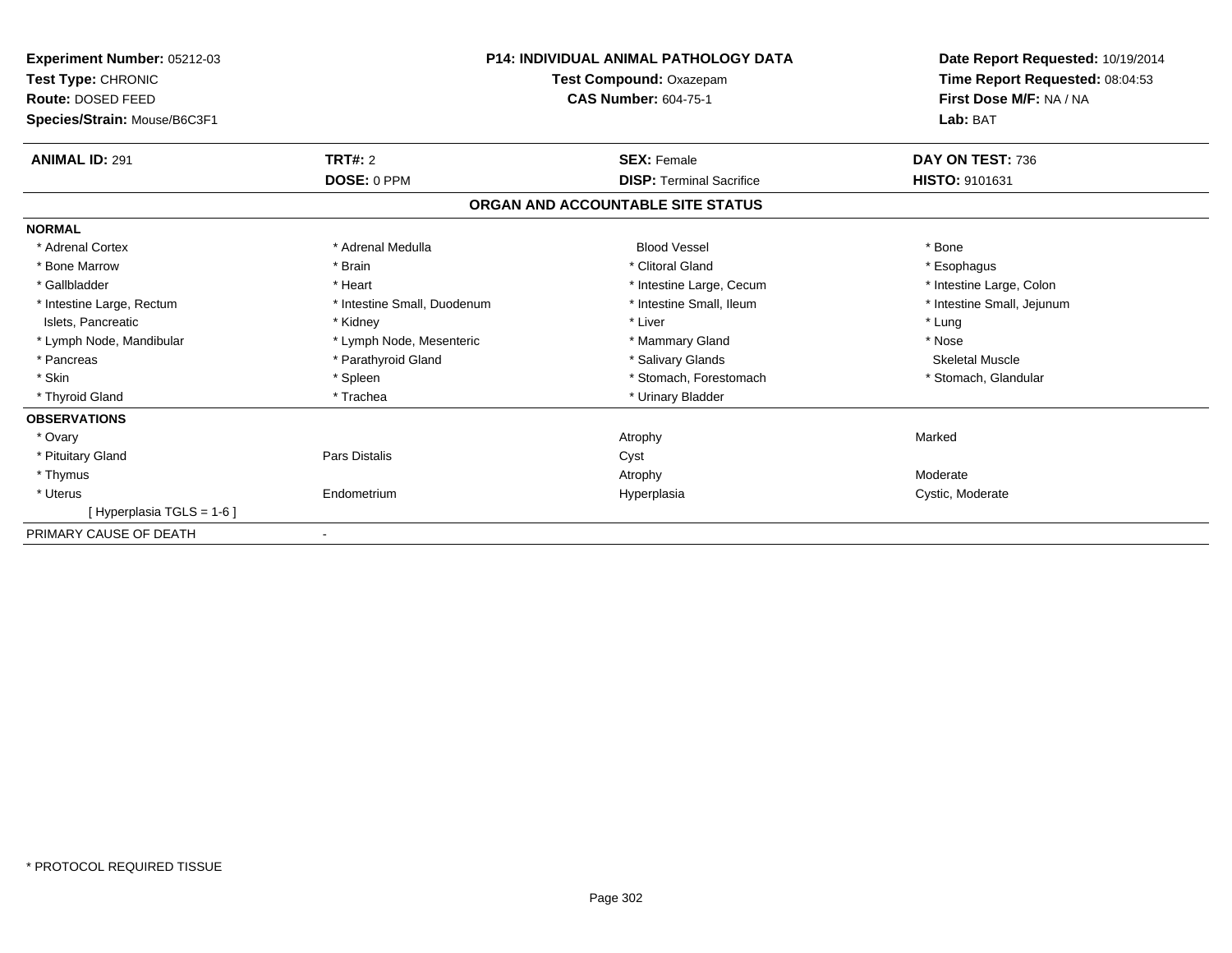**Experiment Number:** 05212-03
**Test Type:** CHRONIC
**Route:** DOSED FEED
**Species/Strain:** Mouse/B6C3F1

**P14: INDIVIDUAL ANIMAL PATHOLOGY DATA**
**Test Compound:** Oxazepam
**CAS Number:** 604-75-1

**Date Report Requested:** 10/19/2014
**Time Report Requested:** 08:04:53
**First Dose M/F:** NA / NA
**Lab:** BAT

| **ANIMAL ID:** 291 | **TRT#:** 2 | **SEX:** Female | **DAY ON TEST:** 736 |
|---|---|---|---|
| | **DOSE:** 0 PPM | **DISP:** Terminal Sacrifice | **HISTO:** 9101631 |

## ORGAN AND ACCOUNTABLE SITE STATUS

**NORMAL**

| | | | |
|---|---|---|---|
| * Adrenal Cortex | * Adrenal Medulla | Blood Vessel | * Bone |
| * Bone Marrow | * Brain | * Clitoral Gland | * Esophagus |
| * Gallbladder | * Heart | * Intestine Large, Cecum | * Intestine Large, Colon |
| * Intestine Large, Rectum | * Intestine Small, Duodenum | * Intestine Small, Ileum | * Intestine Small, Jejunum |
| Islets, Pancreatic | * Kidney | * Liver | * Lung |
| * Lymph Node, Mandibular | * Lymph Node, Mesenteric | * Mammary Gland | * Nose |
| * Pancreas | * Parathyroid Gland | * Salivary Glands | Skeletal Muscle |
| * Skin | * Spleen | * Stomach, Forestomach | * Stomach, Glandular |
| * Thyroid Gland | * Trachea | * Urinary Bladder | |

**OBSERVATIONS**

| | | | |
|---|---|---|---|
| * Ovary | | Atrophy | Marked |
| * Pituitary Gland | Pars Distalis | Cyst | |
| * Thymus | | Atrophy | Moderate |
| * Uterus | Endometrium | Hyperplasia | Cystic, Moderate |
| [ Hyperplasia TGLS = 1-6 ] | | | |

PRIMARY CAUSE OF DEATH -

* PROTOCOL REQUIRED TISSUE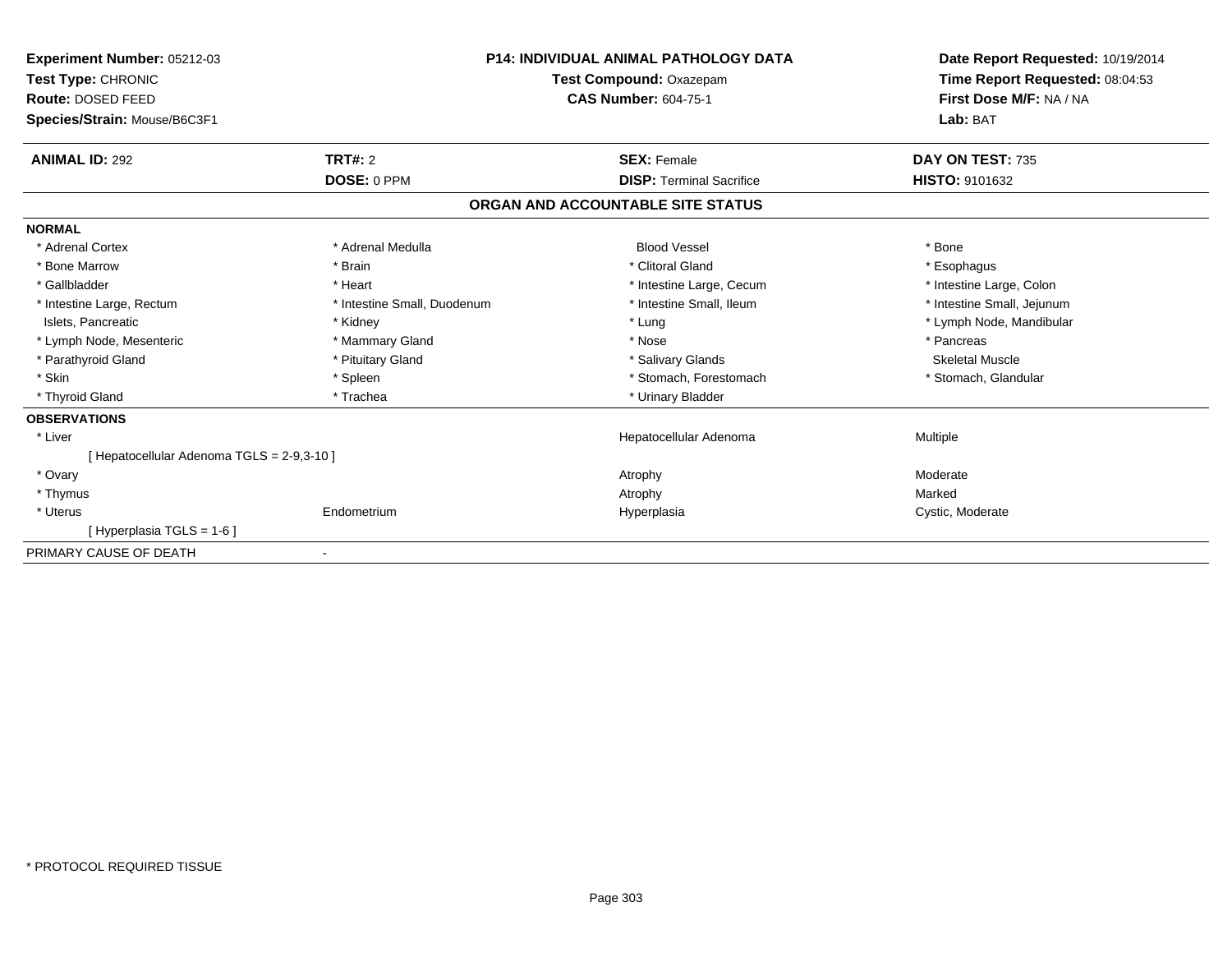**Experiment Number:** 05212-03
**Test Type:** CHRONIC
**Route:** DOSED FEED
**Species/Strain:** Mouse/B6C3F1

**P14: INDIVIDUAL ANIMAL PATHOLOGY DATA**
**Test Compound:** Oxazepam
**CAS Number:** 604-75-1

**Date Report Requested:** 10/19/2014
**Time Report Requested:** 08:04:53
**First Dose M/F:** NA / NA
**Lab:** BAT

| **ANIMAL ID:** 292 | **TRT#:** 2 | **SEX:** Female | **DAY ON TEST:** 735 |
|---|---|---|---|
| | **DOSE:** 0 PPM | **DISP:** Terminal Sacrifice | **HISTO:** 9101632 |

## ORGAN AND ACCOUNTABLE SITE STATUS

**NORMAL**

| | | | |
|---|---|---|---|
| * Adrenal Cortex | * Adrenal Medulla | Blood Vessel | * Bone |
| * Bone Marrow | * Brain | * Clitoral Gland | * Esophagus |
| * Gallbladder | * Heart | * Intestine Large, Cecum | * Intestine Large, Colon |
| * Intestine Large, Rectum | * Intestine Small, Duodenum | * Intestine Small, Ileum | * Intestine Small, Jejunum |
| Islets, Pancreatic | * Kidney | * Lung | * Lymph Node, Mandibular |
| * Lymph Node, Mesenteric | * Mammary Gland | * Nose | * Pancreas |
| * Parathyroid Gland | * Pituitary Gland | * Salivary Glands | Skeletal Muscle |
| * Skin | * Spleen | * Stomach, Forestomach | * Stomach, Glandular |
| * Thyroid Gland | * Trachea | * Urinary Bladder | |

**OBSERVATIONS**

| | | | |
|---|---|---|---|
| * Liver | | Hepatocellular Adenoma | Multiple |
| [ Hepatocellular Adenoma TGLS = 2-9,3-10 ] | | | |
| * Ovary | | Atrophy | Moderate |
| * Thymus | | Atrophy | Marked |
| * Uterus | Endometrium | Hyperplasia | Cystic, Moderate |
| [ Hyperplasia TGLS = 1-6 ] | | | |

PRIMARY CAUSE OF DEATH -

* PROTOCOL REQUIRED TISSUE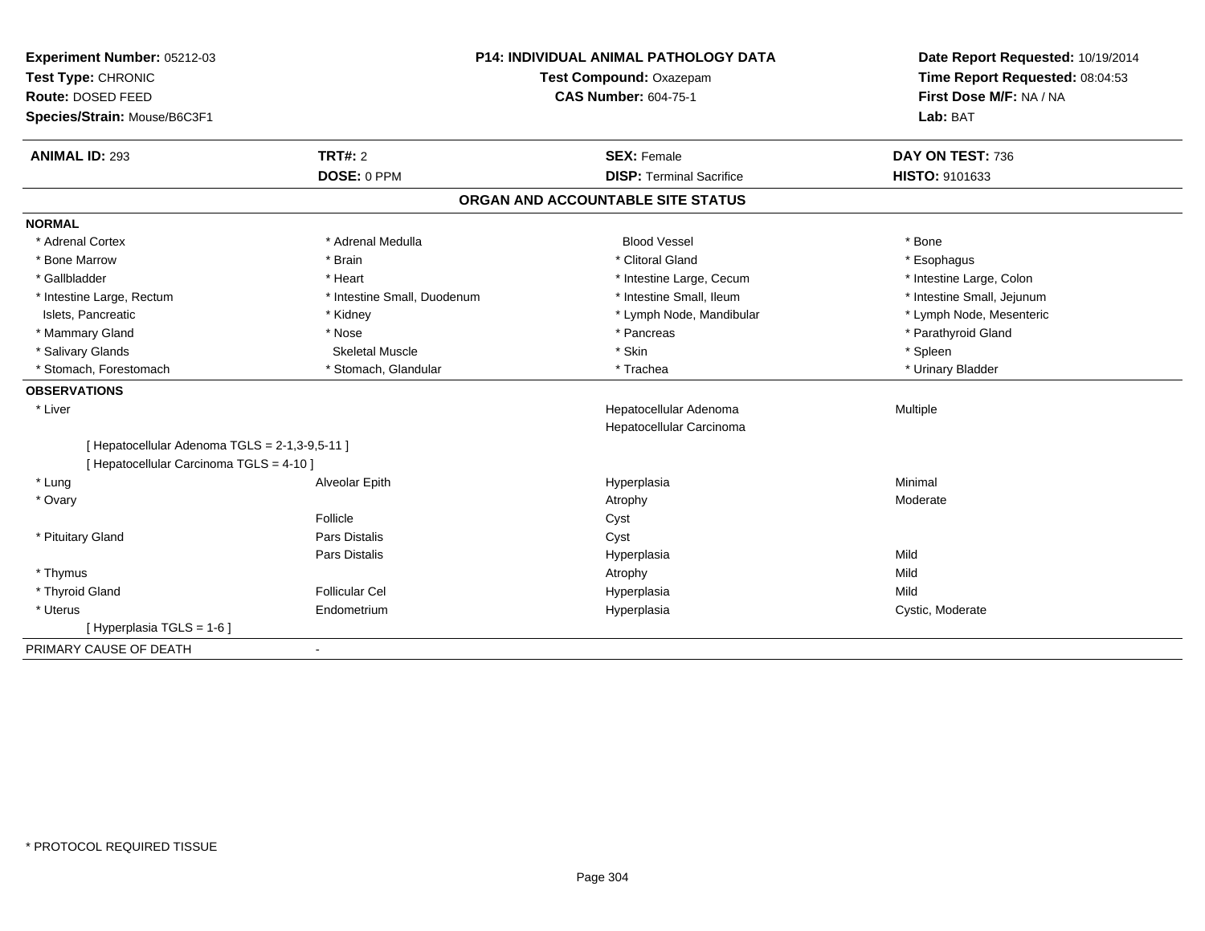**Experiment Number:** 05212-03
**Test Type:** CHRONIC
**Route:** DOSED FEED
**Species/Strain:** Mouse/B6C3F1

**P14: INDIVIDUAL ANIMAL PATHOLOGY DATA**
**Test Compound:** Oxazepam
**CAS Number:** 604-75-1

**Date Report Requested:** 10/19/2014
**Time Report Requested:** 08:04:53
**First Dose M/F:** NA / NA
**Lab:** BAT

| **ANIMAL ID:** 293 | **TRT#:** 2 | **SEX:** Female | **DAY ON TEST:** 736 |
|---|---|---|---|
| | **DOSE:** 0 PPM | **DISP:** Terminal Sacrifice | **HISTO:** 9101633 |

## ORGAN AND ACCOUNTABLE SITE STATUS

**NORMAL**

| | | | |
|---|---|---|---|
| * Adrenal Cortex | * Adrenal Medulla | Blood Vessel | * Bone |
| * Bone Marrow | * Brain | * Clitoral Gland | * Esophagus |
| * Gallbladder | * Heart | * Intestine Large, Cecum | * Intestine Large, Colon |
| * Intestine Large, Rectum | * Intestine Small, Duodenum | * Intestine Small, Ileum | * Intestine Small, Jejunum |
| Islets, Pancreatic | * Kidney | * Lymph Node, Mandibular | * Lymph Node, Mesenteric |
| * Mammary Gland | * Nose | * Pancreas | * Parathyroid Gland |
| * Salivary Glands | Skeletal Muscle | * Skin | * Spleen |
| * Stomach, Forestomach | * Stomach, Glandular | * Trachea | * Urinary Bladder |

**OBSERVATIONS**

| | | | |
|---|---|---|---|
| * Liver | | Hepatocellular Adenoma | Multiple |
| | | Hepatocellular Carcinoma | |
| [ Hepatocellular Adenoma TGLS = 2-1,3-9,5-11 ] | | | |
| [ Hepatocellular Carcinoma TGLS = 4-10 ] | | | |
| * Lung | Alveolar Epith | Hyperplasia | Minimal |
| * Ovary | | Atrophy | Moderate |
| | Follicle | Cyst | |
| * Pituitary Gland | Pars Distalis | Cyst | |
| | Pars Distalis | Hyperplasia | Mild |
| * Thymus | | Atrophy | Mild |
| * Thyroid Gland | Follicular Cel | Hyperplasia | Mild |
| * Uterus | Endometrium | Hyperplasia | Cystic, Moderate |
| [ Hyperplasia TGLS = 1-6 ] | | | |

PRIMARY CAUSE OF DEATH -

* PROTOCOL REQUIRED TISSUE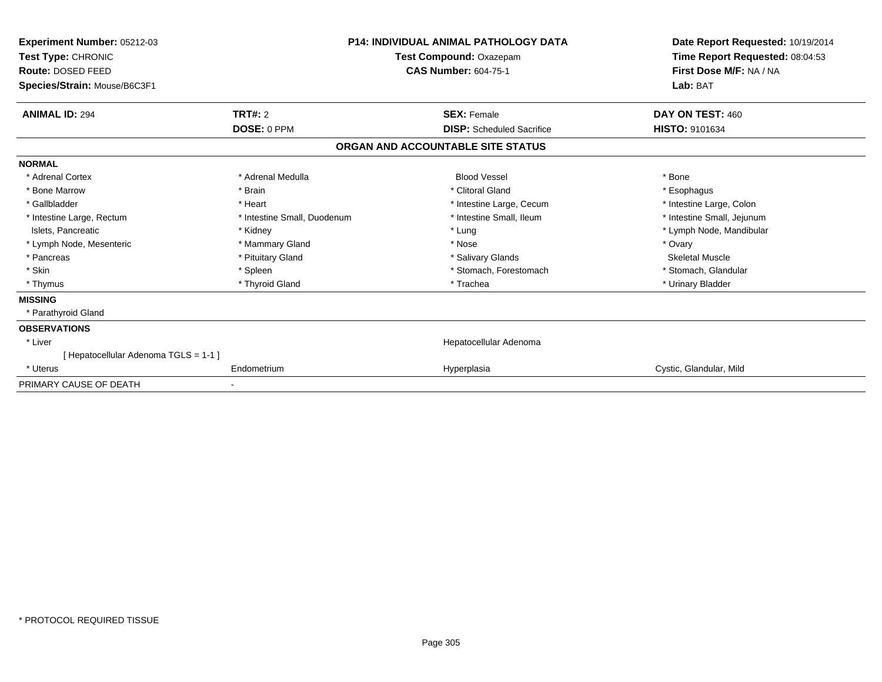**Experiment Number:** 05212-03
**Test Type:** CHRONIC
**Route:** DOSED FEED
**Species/Strain:** Mouse/B6C3F1

**P14: INDIVIDUAL ANIMAL PATHOLOGY DATA**
**Test Compound:** Oxazepam
**CAS Number:** 604-75-1

**Date Report Requested:** 10/19/2014
**Time Report Requested:** 08:04:53
**First Dose M/F:** NA / NA
**Lab:** BAT

| **ANIMAL ID:** 294 | **TRT#:** 2 | **SEX:** Female | **DAY ON TEST:** 460 |
|---|---|---|---|
| | **DOSE:** 0 PPM | **DISP:** Scheduled Sacrifice | **HISTO:** 9101634 |

## ORGAN AND ACCOUNTABLE SITE STATUS

| | | | |
|---|---|---|---|
| **NORMAL** | | | |
| * Adrenal Cortex | * Adrenal Medulla | Blood Vessel | * Bone |
| * Bone Marrow | * Brain | * Clitoral Gland | * Esophagus |
| * Gallbladder | * Heart | * Intestine Large, Cecum | * Intestine Large, Colon |
| * Intestine Large, Rectum | * Intestine Small, Duodenum | * Intestine Small, Ileum | * Intestine Small, Jejunum |
| Islets, Pancreatic | * Kidney | * Lung | * Lymph Node, Mandibular |
| * Lymph Node, Mesenteric | * Mammary Gland | * Nose | * Ovary |
| * Pancreas | * Pituitary Gland | * Salivary Glands | Skeletal Muscle |
| * Skin | * Spleen | * Stomach, Forestomach | * Stomach, Glandular |
| * Thymus | * Thyroid Gland | * Trachea | * Urinary Bladder |
| **MISSING** | | | |
| * Parathyroid Gland | | | |
| **OBSERVATIONS** | | | |
| * Liver | | Hepatocellular Adenoma | |
| [ Hepatocellular Adenoma TGLS = 1-1 ] | | | |
| * Uterus | Endometrium | Hyperplasia | Cystic, Glandular, Mild |
| PRIMARY CAUSE OF DEATH | - | | |

* PROTOCOL REQUIRED TISSUE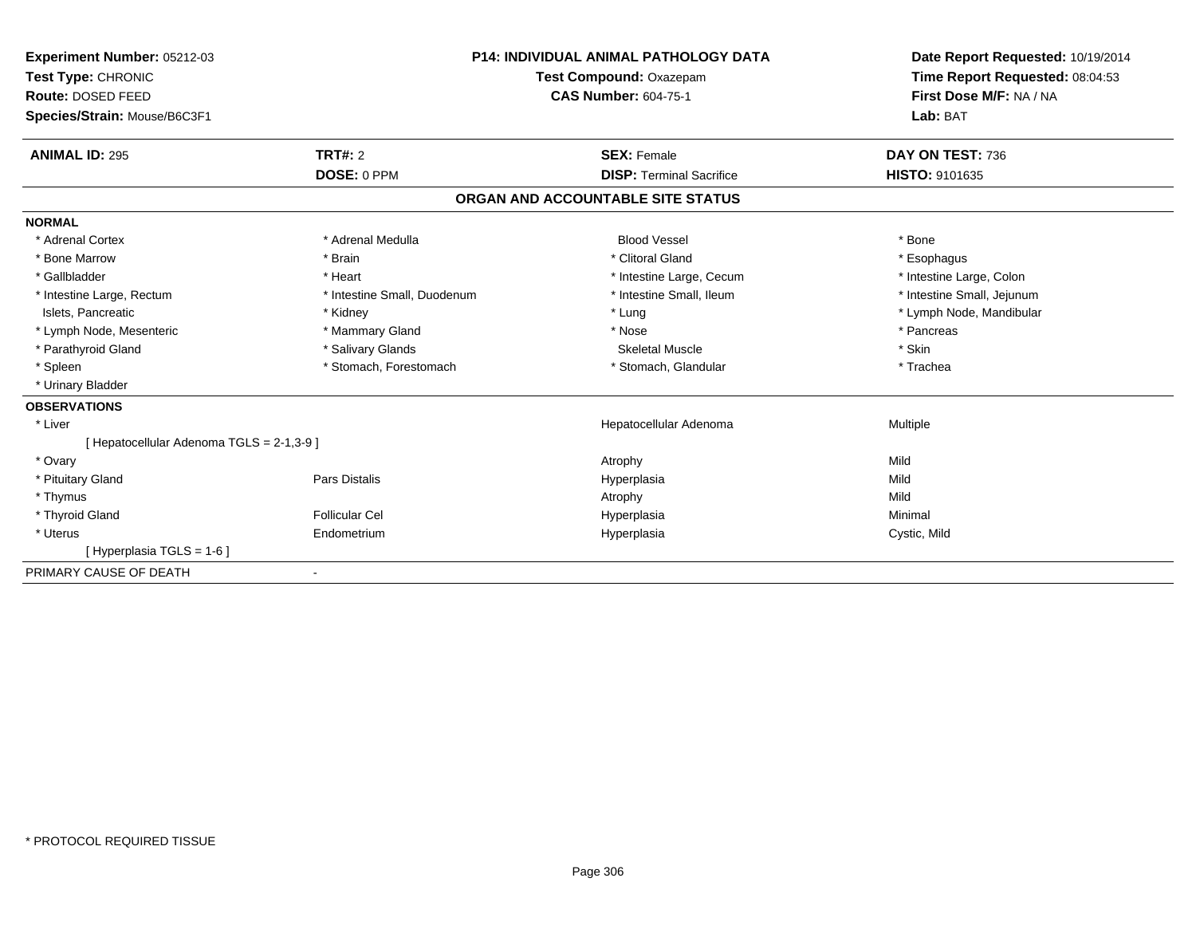**Experiment Number:** 05212-03
**Test Type:** CHRONIC
**Route:** DOSED FEED
**Species/Strain:** Mouse/B6C3F1

**P14: INDIVIDUAL ANIMAL PATHOLOGY DATA**
**Test Compound:** Oxazepam
**CAS Number:** 604-75-1

**Date Report Requested:** 10/19/2014
**Time Report Requested:** 08:04:53
**First Dose M/F:** NA / NA
**Lab:** BAT

| **ANIMAL ID:** 295 | **TRT#:** 2 | **SEX:** Female | **DAY ON TEST:** 736 |
|---|---|---|---|
| | **DOSE:** 0 PPM | **DISP:** Terminal Sacrifice | **HISTO:** 9101635 |

## ORGAN AND ACCOUNTABLE SITE STATUS

**NORMAL**

| | | | |
|---|---|---|---|
| * Adrenal Cortex | * Adrenal Medulla | Blood Vessel | * Bone |
| * Bone Marrow | * Brain | * Clitoral Gland | * Esophagus |
| * Gallbladder | * Heart | * Intestine Large, Cecum | * Intestine Large, Colon |
| * Intestine Large, Rectum | * Intestine Small, Duodenum | * Intestine Small, Ileum | * Intestine Small, Jejunum |
| Islets, Pancreatic | * Kidney | * Lung | * Lymph Node, Mandibular |
| * Lymph Node, Mesenteric | * Mammary Gland | * Nose | * Pancreas |
| * Parathyroid Gland | * Salivary Glands | Skeletal Muscle | * Skin |
| * Spleen | * Stomach, Forestomach | * Stomach, Glandular | * Trachea |
| * Urinary Bladder | | | |

**OBSERVATIONS**

| | | | |
|---|---|---|---|
| * Liver | | Hepatocellular Adenoma | Multiple |
| [ Hepatocellular Adenoma TGLS = 2-1,3-9 ] | | | |
| * Ovary | | Atrophy | Mild |
| * Pituitary Gland | Pars Distalis | Hyperplasia | Mild |
| * Thymus | | Atrophy | Mild |
| * Thyroid Gland | Follicular Cel | Hyperplasia | Minimal |
| * Uterus | Endometrium | Hyperplasia | Cystic, Mild |
| [ Hyperplasia TGLS = 1-6 ] | | | |

PRIMARY CAUSE OF DEATH -

* PROTOCOL REQUIRED TISSUE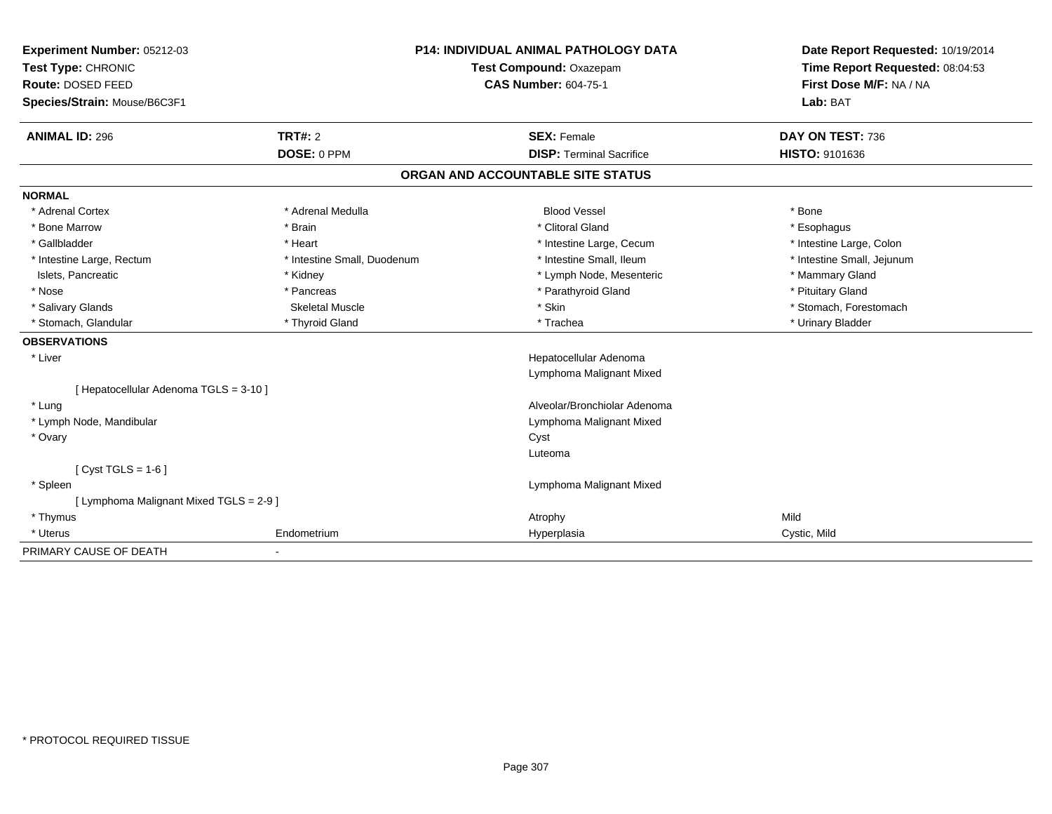**Experiment Number:** 05212-03
**Test Type:** CHRONIC
**Route:** DOSED FEED
**Species/Strain:** Mouse/B6C3F1

**P14: INDIVIDUAL ANIMAL PATHOLOGY DATA**
**Test Compound:** Oxazepam
**CAS Number:** 604-75-1

**Date Report Requested:** 10/19/2014
**Time Report Requested:** 08:04:53
**First Dose M/F:** NA / NA
**Lab:** BAT

| **ANIMAL ID:** 296 | **TRT#:** 2 | **SEX:** Female | **DAY ON TEST:** 736 |
|---|---|---|---|
| | **DOSE:** 0 PPM | **DISP:** Terminal Sacrifice | **HISTO:** 9101636 |

## ORGAN AND ACCOUNTABLE SITE STATUS

**NORMAL**

| | | | |
|---|---|---|---|
| * Adrenal Cortex | * Adrenal Medulla | Blood Vessel | * Bone |
| * Bone Marrow | * Brain | * Clitoral Gland | * Esophagus |
| * Gallbladder | * Heart | * Intestine Large, Cecum | * Intestine Large, Colon |
| * Intestine Large, Rectum | * Intestine Small, Duodenum | * Intestine Small, Ileum | * Intestine Small, Jejunum |
| Islets, Pancreatic | * Kidney | * Lymph Node, Mesenteric | * Mammary Gland |
| * Nose | * Pancreas | * Parathyroid Gland | * Pituitary Gland |
| * Salivary Glands | Skeletal Muscle | * Skin | * Stomach, Forestomach |
| * Stomach, Glandular | * Thyroid Gland | * Trachea | * Urinary Bladder |

**OBSERVATIONS**

| | | | |
|---|---|---|---|
| * Liver | | Hepatocellular Adenoma | |
| | | Lymphoma Malignant Mixed | |
| [ Hepatocellular Adenoma TGLS = 3-10 ] | | | |
| * Lung | | Alveolar/Bronchiolar Adenoma | |
| * Lymph Node, Mandibular | | Lymphoma Malignant Mixed | |
| * Ovary | | Cyst | |
| | | Luteoma | |
| [ Cyst TGLS = 1-6 ] | | | |
| * Spleen | | Lymphoma Malignant Mixed | |
| [ Lymphoma Malignant Mixed TGLS = 2-9 ] | | | |
| * Thymus | | Atrophy | Mild |
| * Uterus | Endometrium | Hyperplasia | Cystic, Mild |

PRIMARY CAUSE OF DEATH -

* PROTOCOL REQUIRED TISSUE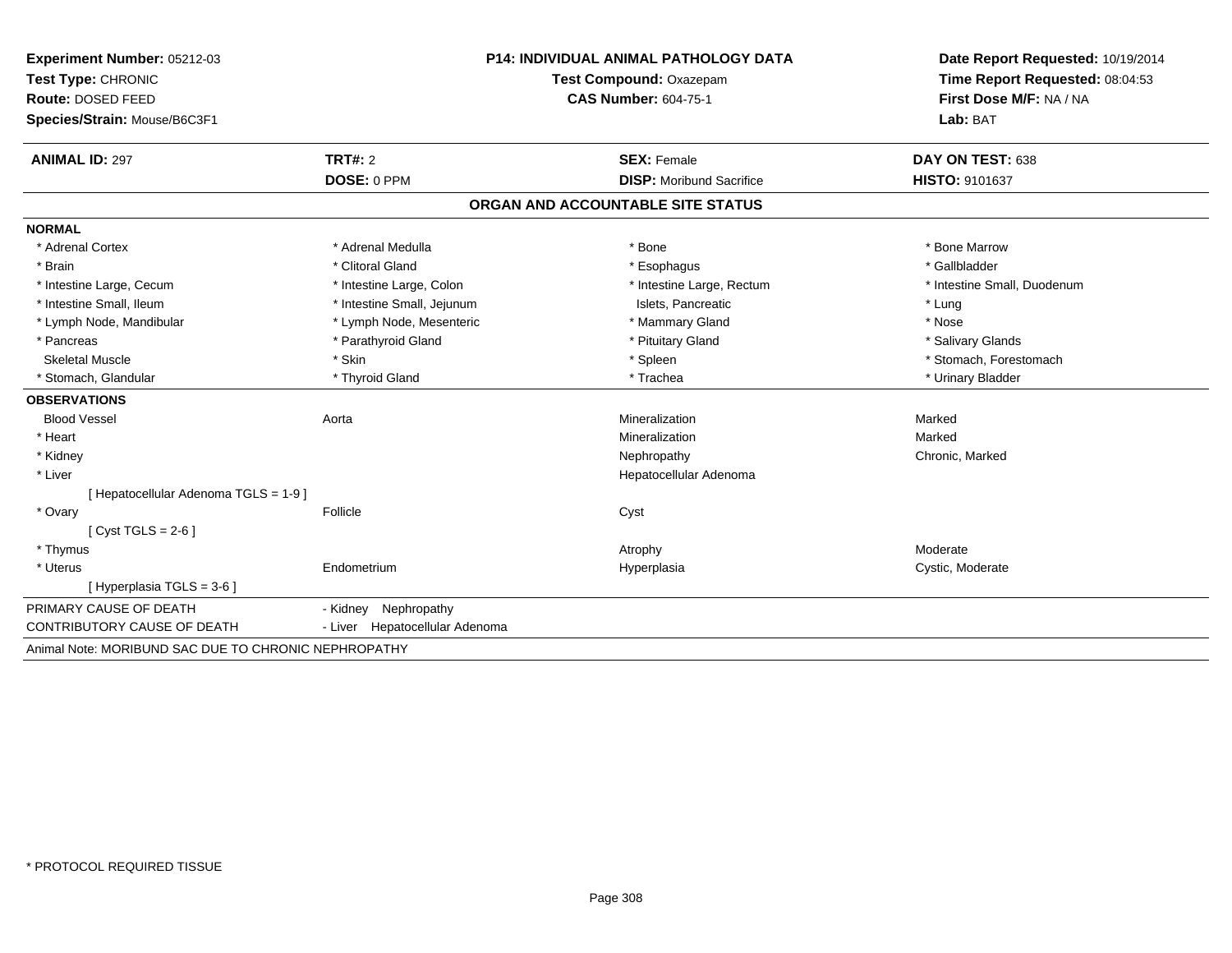**Experiment Number:** 05212-03
**Test Type:** CHRONIC
**Route:** DOSED FEED
**Species/Strain:** Mouse/B6C3F1

**P14: INDIVIDUAL ANIMAL PATHOLOGY DATA**
**Test Compound:** Oxazepam
**CAS Number:** 604-75-1

**Date Report Requested:** 10/19/2014
**Time Report Requested:** 08:04:53
**First Dose M/F:** NA / NA
**Lab:** BAT

| **ANIMAL ID:** 297 | **TRT#:** 2 | **SEX:** Female | **DAY ON TEST:** 638 |
|---|---|---|---|
| | **DOSE:** 0 PPM | **DISP:** Moribund Sacrifice | **HISTO:** 9101637 |

## ORGAN AND ACCOUNTABLE SITE STATUS

**NORMAL**

| | | | |
|---|---|---|---|
| * Adrenal Cortex | * Adrenal Medulla | * Bone | * Bone Marrow |
| * Brain | * Clitoral Gland | * Esophagus | * Gallbladder |
| * Intestine Large, Cecum | * Intestine Large, Colon | * Intestine Large, Rectum | * Intestine Small, Duodenum |
| * Intestine Small, Ileum | * Intestine Small, Jejunum | Islets, Pancreatic | * Lung |
| * Lymph Node, Mandibular | * Lymph Node, Mesenteric | * Mammary Gland | * Nose |
| * Pancreas | * Parathyroid Gland | * Pituitary Gland | * Salivary Glands |
| Skeletal Muscle | * Skin | * Spleen | * Stomach, Forestomach |
| * Stomach, Glandular | * Thyroid Gland | * Trachea | * Urinary Bladder |

**OBSERVATIONS**

| | | | |
|---|---|---|---|
| Blood Vessel | Aorta | Mineralization | Marked |
| * Heart | | Mineralization | Marked |
| * Kidney | | Nephropathy | Chronic, Marked |
| * Liver | | Hepatocellular Adenoma | |
| [ Hepatocellular Adenoma TGLS = 1-9 ] | | | |
| * Ovary | Follicle | Cyst | |
| [ Cyst TGLS = 2-6 ] | | | |
| * Thymus | | Atrophy | Moderate |
| * Uterus | Endometrium | Hyperplasia | Cystic, Moderate |
| [ Hyperplasia TGLS = 3-6 ] | | | |

| | |
|---|---|
| PRIMARY CAUSE OF DEATH | - Kidney Nephropathy |
| CONTRIBUTORY CAUSE OF DEATH | - Liver Hepatocellular Adenoma |

Animal Note: MORIBUND SAC DUE TO CHRONIC NEPHROPATHY

* PROTOCOL REQUIRED TISSUE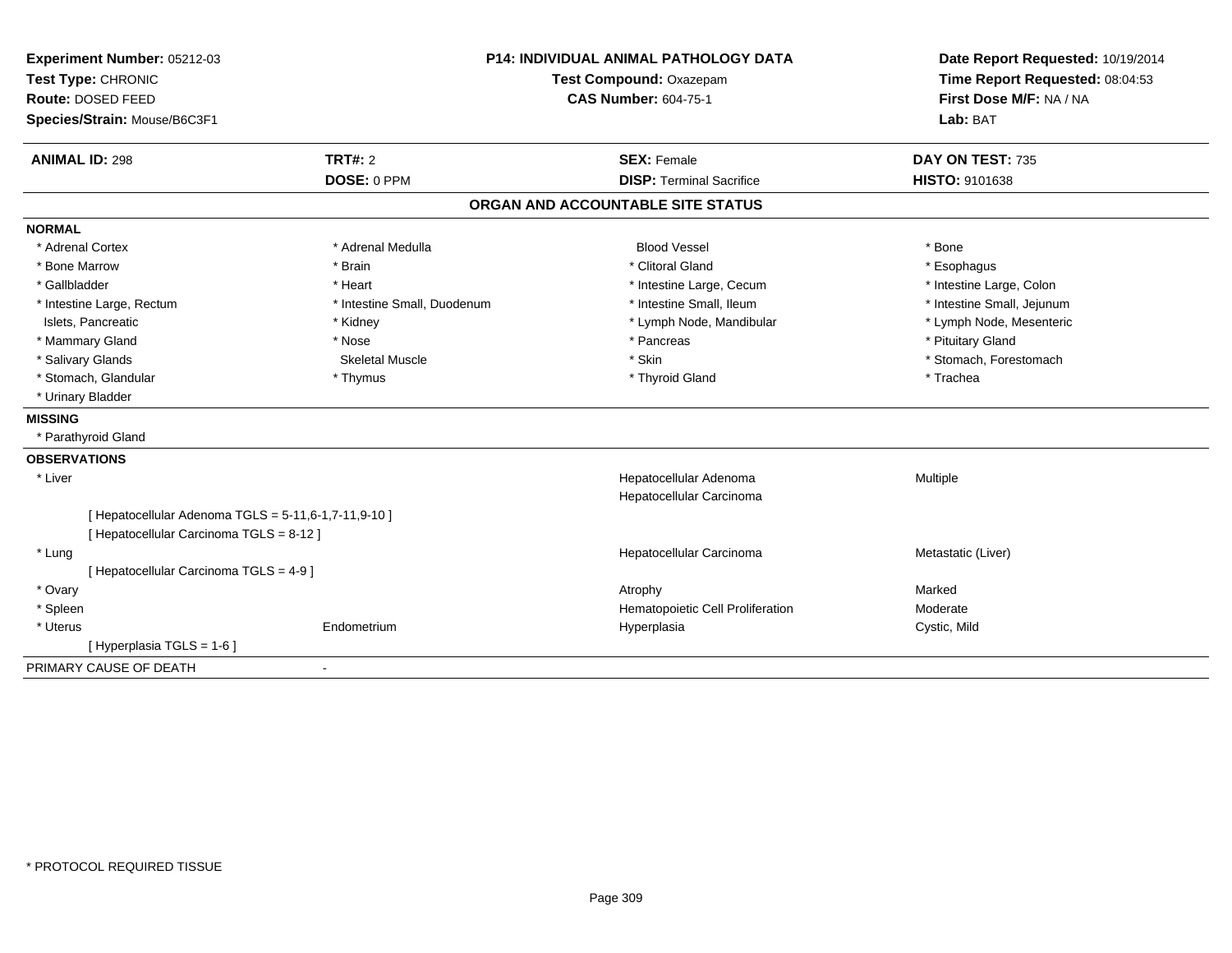**Experiment Number:** 05212-03
**Test Type:** CHRONIC
**Route:** DOSED FEED
**Species/Strain:** Mouse/B6C3F1

**P14: INDIVIDUAL ANIMAL PATHOLOGY DATA**
**Test Compound:** Oxazepam
**CAS Number:** 604-75-1

**Date Report Requested:** 10/19/2014
**Time Report Requested:** 08:04:53
**First Dose M/F:** NA / NA
**Lab:** BAT

| **ANIMAL ID:** 298 | **TRT#:** 2 | **SEX:** Female | **DAY ON TEST:** 735 |
|---|---|---|---|
| | **DOSE:** 0 PPM | **DISP:** Terminal Sacrifice | **HISTO:** 9101638 |

## ORGAN AND ACCOUNTABLE SITE STATUS

**NORMAL**

| | | | |
|---|---|---|---|
| * Adrenal Cortex | * Adrenal Medulla | Blood Vessel | * Bone |
| * Bone Marrow | * Brain | * Clitoral Gland | * Esophagus |
| * Gallbladder | * Heart | * Intestine Large, Cecum | * Intestine Large, Colon |
| * Intestine Large, Rectum | * Intestine Small, Duodenum | * Intestine Small, Ileum | * Intestine Small, Jejunum |
| Islets, Pancreatic | * Kidney | * Lymph Node, Mandibular | * Lymph Node, Mesenteric |
| * Mammary Gland | * Nose | * Pancreas | * Pituitary Gland |
| * Salivary Glands | Skeletal Muscle | * Skin | * Stomach, Forestomach |
| * Stomach, Glandular | * Thymus | * Thyroid Gland | * Trachea |
| * Urinary Bladder | | | |

**MISSING**

* Parathyroid Gland

**OBSERVATIONS**

| | | | |
|---|---|---|---|
| * Liver | | Hepatocellular Adenoma | Multiple |
| | | Hepatocellular Carcinoma | |
| [ Hepatocellular Adenoma TGLS = 5-11,6-1,7-11,9-10 ] | | | |
| [ Hepatocellular Carcinoma TGLS = 8-12 ] | | | |
| * Lung | | Hepatocellular Carcinoma | Metastatic (Liver) |
| [ Hepatocellular Carcinoma TGLS = 4-9 ] | | | |
| * Ovary | | Atrophy | Marked |
| * Spleen | | Hematopoietic Cell Proliferation | Moderate |
| * Uterus | Endometrium | Hyperplasia | Cystic, Mild |
| [ Hyperplasia TGLS = 1-6 ] | | | |

PRIMARY CAUSE OF DEATH -

* PROTOCOL REQUIRED TISSUE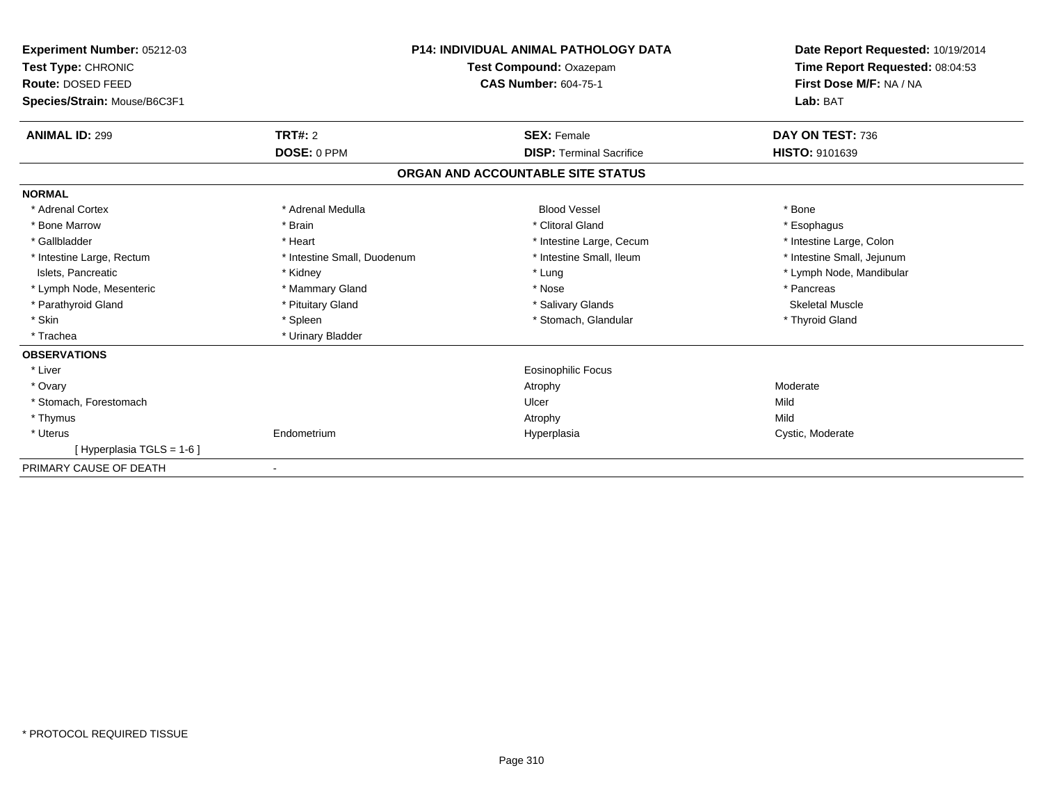**Experiment Number:** 05212-03
**Test Type:** CHRONIC
**Route:** DOSED FEED
**Species/Strain:** Mouse/B6C3F1

**P14: INDIVIDUAL ANIMAL PATHOLOGY DATA**
**Test Compound:** Oxazepam
**CAS Number:** 604-75-1

**Date Report Requested:** 10/19/2014
**Time Report Requested:** 08:04:53
**First Dose M/F:** NA / NA
**Lab:** BAT

| **ANIMAL ID:** 299 | **TRT#:** 2 | **SEX:** Female | **DAY ON TEST:** 736 |
|---|---|---|---|
| | **DOSE:** 0 PPM | **DISP:** Terminal Sacrifice | **HISTO:** 9101639 |

## ORGAN AND ACCOUNTABLE SITE STATUS

**NORMAL**

| | | | |
|---|---|---|---|
| * Adrenal Cortex | * Adrenal Medulla | Blood Vessel | * Bone |
| * Bone Marrow | * Brain | * Clitoral Gland | * Esophagus |
| * Gallbladder | * Heart | * Intestine Large, Cecum | * Intestine Large, Colon |
| * Intestine Large, Rectum | * Intestine Small, Duodenum | * Intestine Small, Ileum | * Intestine Small, Jejunum |
| Islets, Pancreatic | * Kidney | * Lung | * Lymph Node, Mandibular |
| * Lymph Node, Mesenteric | * Mammary Gland | * Nose | * Pancreas |
| * Parathyroid Gland | * Pituitary Gland | * Salivary Glands | Skeletal Muscle |
| * Skin | * Spleen | * Stomach, Glandular | * Thyroid Gland |
| * Trachea | * Urinary Bladder | | |

**OBSERVATIONS**

| | | | |
|---|---|---|---|
| * Liver | | Eosinophilic Focus | |
| * Ovary | | Atrophy | Moderate |
| * Stomach, Forestomach | | Ulcer | Mild |
| * Thymus | | Atrophy | Mild |
| * Uterus | Endometrium | Hyperplasia | Cystic, Moderate |
| [ Hyperplasia TGLS = 1-6 ] | | | |

PRIMARY CAUSE OF DEATH -

\* PROTOCOL REQUIRED TISSUE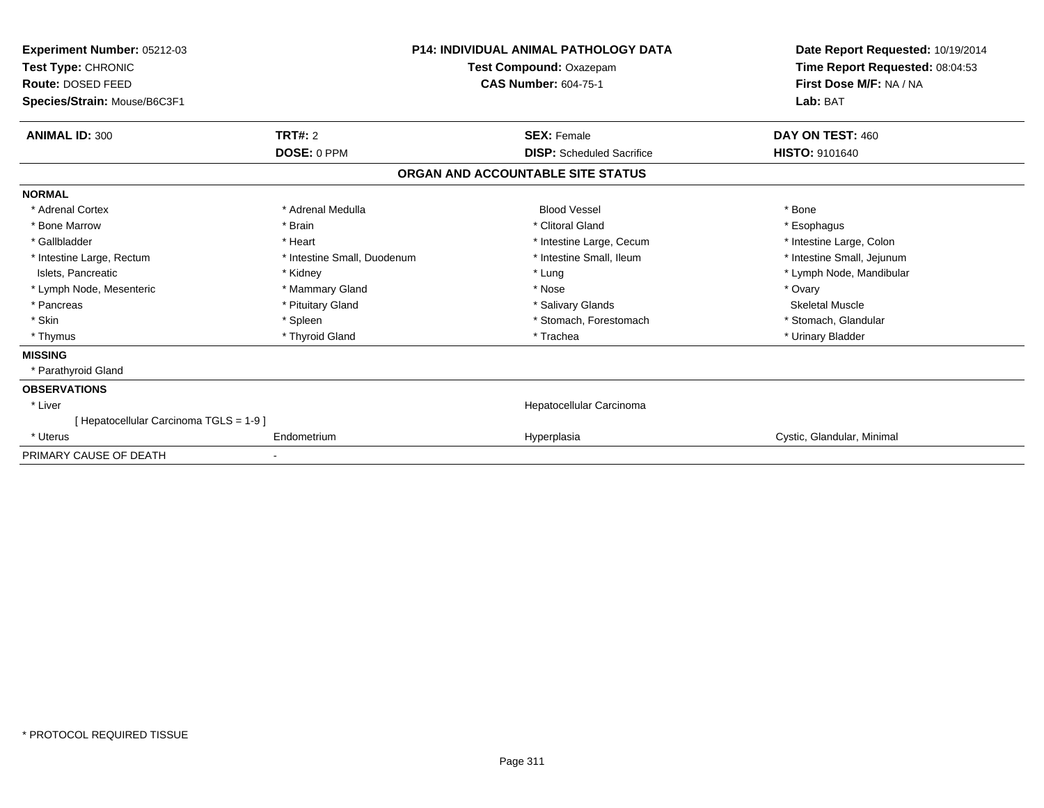**Experiment Number:** 05212-03
**Test Type:** CHRONIC
**Route:** DOSED FEED
**Species/Strain:** Mouse/B6C3F1

**P14: INDIVIDUAL ANIMAL PATHOLOGY DATA**
**Test Compound:** Oxazepam
**CAS Number:** 604-75-1

**Date Report Requested:** 10/19/2014
**Time Report Requested:** 08:04:53
**First Dose M/F:** NA / NA
**Lab:** BAT

| **ANIMAL ID:** 300 | **TRT#:** 2 | **SEX:** Female | **DAY ON TEST:** 460 |
|---|---|---|---|
| | **DOSE:** 0 PPM | **DISP:** Scheduled Sacrifice | **HISTO:** 9101640 |

## ORGAN AND ACCOUNTABLE SITE STATUS

**NORMAL**

| | | | |
|---|---|---|---|
| * Adrenal Cortex | * Adrenal Medulla | Blood Vessel | * Bone |
| * Bone Marrow | * Brain | * Clitoral Gland | * Esophagus |
| * Gallbladder | * Heart | * Intestine Large, Cecum | * Intestine Large, Colon |
| * Intestine Large, Rectum | * Intestine Small, Duodenum | * Intestine Small, Ileum | * Intestine Small, Jejunum |
| Islets, Pancreatic | * Kidney | * Lung | * Lymph Node, Mandibular |
| * Lymph Node, Mesenteric | * Mammary Gland | * Nose | * Ovary |
| * Pancreas | * Pituitary Gland | * Salivary Glands | Skeletal Muscle |
| * Skin | * Spleen | * Stomach, Forestomach | * Stomach, Glandular |
| * Thymus | * Thyroid Gland | * Trachea | * Urinary Bladder |

**MISSING**

* Parathyroid Gland

**OBSERVATIONS**

| | | | |
|---|---|---|---|
| * Liver | | Hepatocellular Carcinoma | |
| [ Hepatocellular Carcinoma TGLS = 1-9 ] | | | |
| * Uterus | Endometrium | Hyperplasia | Cystic, Glandular, Minimal |

PRIMARY CAUSE OF DEATH -

* PROTOCOL REQUIRED TISSUE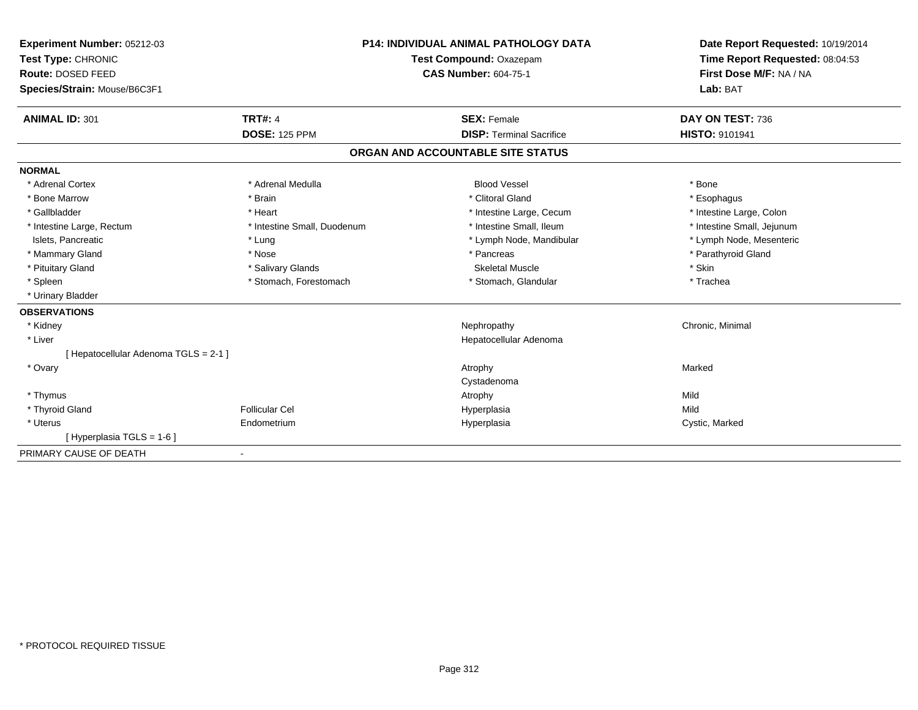**Experiment Number:** 05212-03
**Test Type:** CHRONIC
**Route:** DOSED FEED
**Species/Strain:** Mouse/B6C3F1

**P14: INDIVIDUAL ANIMAL PATHOLOGY DATA**
**Test Compound:** Oxazepam
**CAS Number:** 604-75-1

**Date Report Requested:** 10/19/2014
**Time Report Requested:** 08:04:53
**First Dose M/F:** NA / NA
**Lab:** BAT

| **ANIMAL ID:** 301 | **TRT#:** 4 | **SEX:** Female | **DAY ON TEST:** 736 |
|---|---|---|---|
| | **DOSE:** 125 PPM | **DISP:** Terminal Sacrifice | **HISTO:** 9101941 |

## ORGAN AND ACCOUNTABLE SITE STATUS

**NORMAL**

| | | | |
|---|---|---|---|
| * Adrenal Cortex | * Adrenal Medulla | Blood Vessel | * Bone |
| * Bone Marrow | * Brain | * Clitoral Gland | * Esophagus |
| * Gallbladder | * Heart | * Intestine Large, Cecum | * Intestine Large, Colon |
| * Intestine Large, Rectum | * Intestine Small, Duodenum | * Intestine Small, Ileum | * Intestine Small, Jejunum |
| Islets, Pancreatic | * Lung | * Lymph Node, Mandibular | * Lymph Node, Mesenteric |
| * Mammary Gland | * Nose | * Pancreas | * Parathyroid Gland |
| * Pituitary Gland | * Salivary Glands | Skeletal Muscle | * Skin |
| * Spleen | * Stomach, Forestomach | * Stomach, Glandular | * Trachea |
| * Urinary Bladder | | | |

**OBSERVATIONS**

| | | | |
|---|---|---|---|
| * Kidney | | Nephropathy | Chronic, Minimal |
| * Liver | | Hepatocellular Adenoma | |
| [ Hepatocellular Adenoma TGLS = 2-1 ] | | | |
| * Ovary | | Atrophy | Marked |
| | | Cystadenoma | |
| * Thymus | | Atrophy | Mild |
| * Thyroid Gland | Follicular Cel | Hyperplasia | Mild |
| * Uterus | Endometrium | Hyperplasia | Cystic, Marked |
| [ Hyperplasia TGLS = 1-6 ] | | | |

PRIMARY CAUSE OF DEATH -

* PROTOCOL REQUIRED TISSUE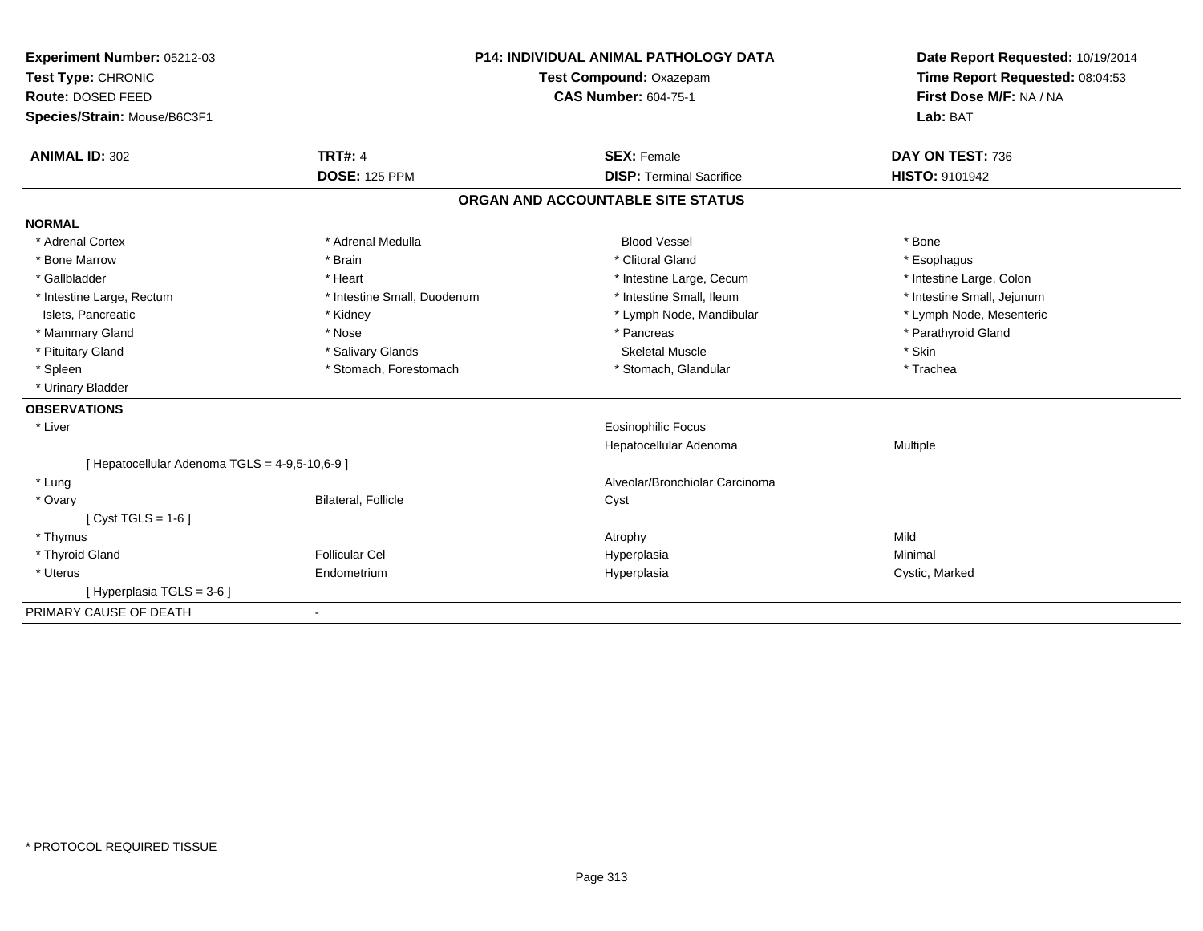**Experiment Number:** 05212-03
**Test Type:** CHRONIC
**Route:** DOSED FEED
**Species/Strain:** Mouse/B6C3F1

**P14: INDIVIDUAL ANIMAL PATHOLOGY DATA**
**Test Compound:** Oxazepam
**CAS Number:** 604-75-1

**Date Report Requested:** 10/19/2014
**Time Report Requested:** 08:04:53
**First Dose M/F:** NA / NA
**Lab:** BAT

| **ANIMAL ID:** 302 | **TRT#:** 4 | **SEX:** Female | **DAY ON TEST:** 736 |
|---|---|---|---|
| | **DOSE:** 125 PPM | **DISP:** Terminal Sacrifice | **HISTO:** 9101942 |

## ORGAN AND ACCOUNTABLE SITE STATUS

**NORMAL**

| | | | |
|---|---|---|---|
| * Adrenal Cortex | * Adrenal Medulla | Blood Vessel | * Bone |
| * Bone Marrow | * Brain | * Clitoral Gland | * Esophagus |
| * Gallbladder | * Heart | * Intestine Large, Cecum | * Intestine Large, Colon |
| * Intestine Large, Rectum | * Intestine Small, Duodenum | * Intestine Small, Ileum | * Intestine Small, Jejunum |
| Islets, Pancreatic | * Kidney | * Lymph Node, Mandibular | * Lymph Node, Mesenteric |
| * Mammary Gland | * Nose | * Pancreas | * Parathyroid Gland |
| * Pituitary Gland | * Salivary Glands | Skeletal Muscle | * Skin |
| * Spleen | * Stomach, Forestomach | * Stomach, Glandular | * Trachea |
| * Urinary Bladder | | | |

**OBSERVATIONS**

| | | | |
|---|---|---|---|
| * Liver | | Eosinophilic Focus | |
| | | Hepatocellular Adenoma | Multiple |
| [ Hepatocellular Adenoma TGLS = 4-9,5-10,6-9 ] | | | |
| * Lung | | Alveolar/Bronchiolar Carcinoma | |
| * Ovary | Bilateral, Follicle | Cyst | |
| [ Cyst TGLS = 1-6 ] | | | |
| * Thymus | | Atrophy | Mild |
| * Thyroid Gland | Follicular Cel | Hyperplasia | Minimal |
| * Uterus | Endometrium | Hyperplasia | Cystic, Marked |
| [ Hyperplasia TGLS = 3-6 ] | | | |

PRIMARY CAUSE OF DEATH -

\* PROTOCOL REQUIRED TISSUE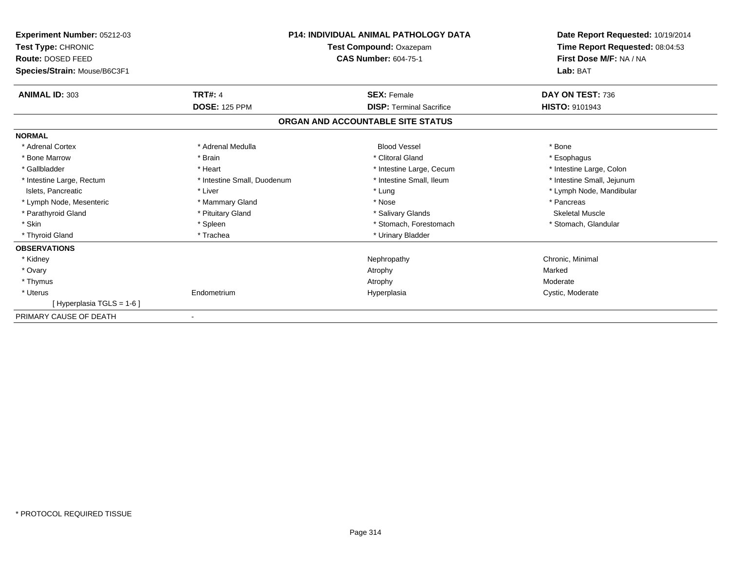**Experiment Number:** 05212-03
**Test Type:** CHRONIC
**Route:** DOSED FEED
**Species/Strain:** Mouse/B6C3F1

**P14: INDIVIDUAL ANIMAL PATHOLOGY DATA**
**Test Compound:** Oxazepam
**CAS Number:** 604-75-1

**Date Report Requested:** 10/19/2014
**Time Report Requested:** 08:04:53
**First Dose M/F:** NA / NA
**Lab:** BAT

| **ANIMAL ID:** 303 | **TRT#:** 4 | **SEX:** Female | **DAY ON TEST:** 736 |
|---|---|---|---|
| | **DOSE:** 125 PPM | **DISP:** Terminal Sacrifice | **HISTO:** 9101943 |

## ORGAN AND ACCOUNTABLE SITE STATUS

**NORMAL**

| | | | |
|---|---|---|---|
| * Adrenal Cortex | * Adrenal Medulla | Blood Vessel | * Bone |
| * Bone Marrow | * Brain | * Clitoral Gland | * Esophagus |
| * Gallbladder | * Heart | * Intestine Large, Cecum | * Intestine Large, Colon |
| * Intestine Large, Rectum | * Intestine Small, Duodenum | * Intestine Small, Ileum | * Intestine Small, Jejunum |
| Islets, Pancreatic | * Liver | * Lung | * Lymph Node, Mandibular |
| * Lymph Node, Mesenteric | * Mammary Gland | * Nose | * Pancreas |
| * Parathyroid Gland | * Pituitary Gland | * Salivary Glands | Skeletal Muscle |
| * Skin | * Spleen | * Stomach, Forestomach | * Stomach, Glandular |
| * Thyroid Gland | * Trachea | * Urinary Bladder | |

**OBSERVATIONS**

| | | | |
|---|---|---|---|
| * Kidney | | Nephropathy | Chronic, Minimal |
| * Ovary | | Atrophy | Marked |
| * Thymus | | Atrophy | Moderate |
| * Uterus | Endometrium | Hyperplasia | Cystic, Moderate |
| [ Hyperplasia TGLS = 1-6 ] | | | |

PRIMARY CAUSE OF DEATH -

* PROTOCOL REQUIRED TISSUE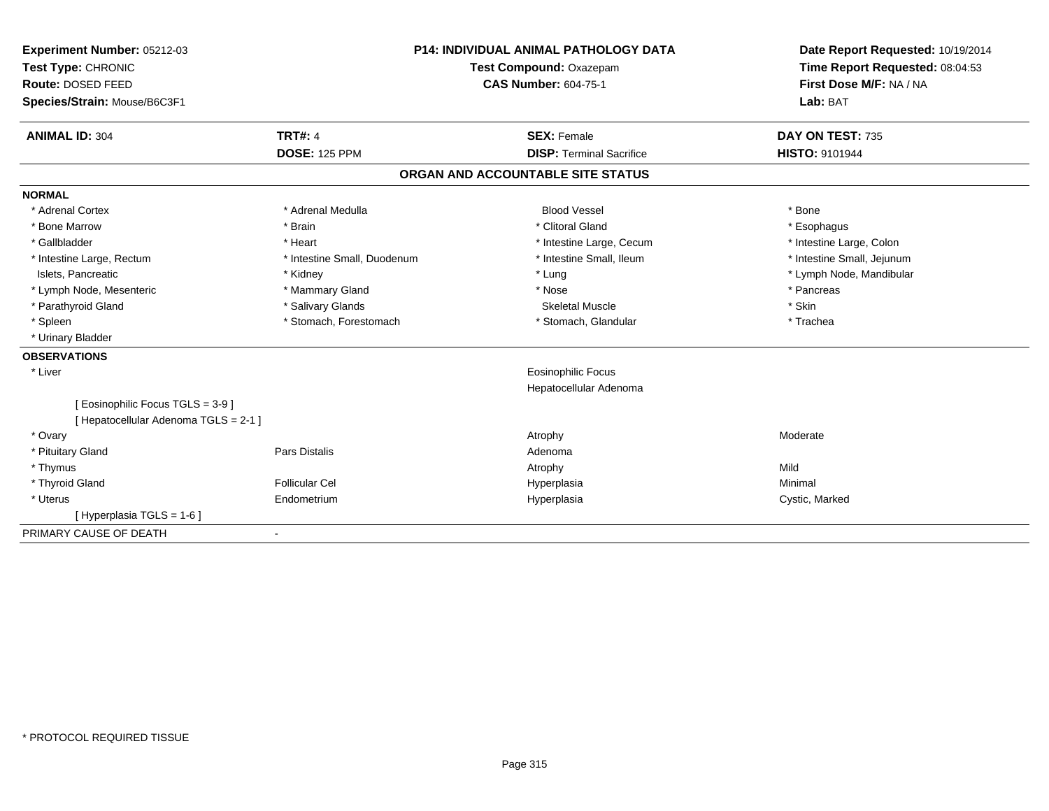**Experiment Number:** 05212-03
**Test Type:** CHRONIC
**Route:** DOSED FEED
**Species/Strain:** Mouse/B6C3F1

**P14: INDIVIDUAL ANIMAL PATHOLOGY DATA**
**Test Compound:** Oxazepam
**CAS Number:** 604-75-1

**Date Report Requested:** 10/19/2014
**Time Report Requested:** 08:04:53
**First Dose M/F:** NA / NA
**Lab:** BAT

| **ANIMAL ID:** 304 | **TRT#:** 4 | **SEX:** Female | **DAY ON TEST:** 735 |
|---|---|---|---|
| | **DOSE:** 125 PPM | **DISP:** Terminal Sacrifice | **HISTO:** 9101944 |

## ORGAN AND ACCOUNTABLE SITE STATUS

**NORMAL**

| | | | |
|---|---|---|---|
| * Adrenal Cortex | * Adrenal Medulla | Blood Vessel | * Bone |
| * Bone Marrow | * Brain | * Clitoral Gland | * Esophagus |
| * Gallbladder | * Heart | * Intestine Large, Cecum | * Intestine Large, Colon |
| * Intestine Large, Rectum | * Intestine Small, Duodenum | * Intestine Small, Ileum | * Intestine Small, Jejunum |
| Islets, Pancreatic | * Kidney | * Lung | * Lymph Node, Mandibular |
| * Lymph Node, Mesenteric | * Mammary Gland | * Nose | * Pancreas |
| * Parathyroid Gland | * Salivary Glands | Skeletal Muscle | * Skin |
| * Spleen | * Stomach, Forestomach | * Stomach, Glandular | * Trachea |
| * Urinary Bladder | | | |

**OBSERVATIONS**

| | | | |
|---|---|---|---|
| * Liver | | Eosinophilic Focus | |
| | | Hepatocellular Adenoma | |
| [ Eosinophilic Focus TGLS = 3-9 ] | | | |
| [ Hepatocellular Adenoma TGLS = 2-1 ] | | | |
| * Ovary | | Atrophy | Moderate |
| * Pituitary Gland | Pars Distalis | Adenoma | |
| * Thymus | | Atrophy | Mild |
| * Thyroid Gland | Follicular Cel | Hyperplasia | Minimal |
| * Uterus | Endometrium | Hyperplasia | Cystic, Marked |
| [ Hyperplasia TGLS = 1-6 ] | | | |

PRIMARY CAUSE OF DEATH -

* PROTOCOL REQUIRED TISSUE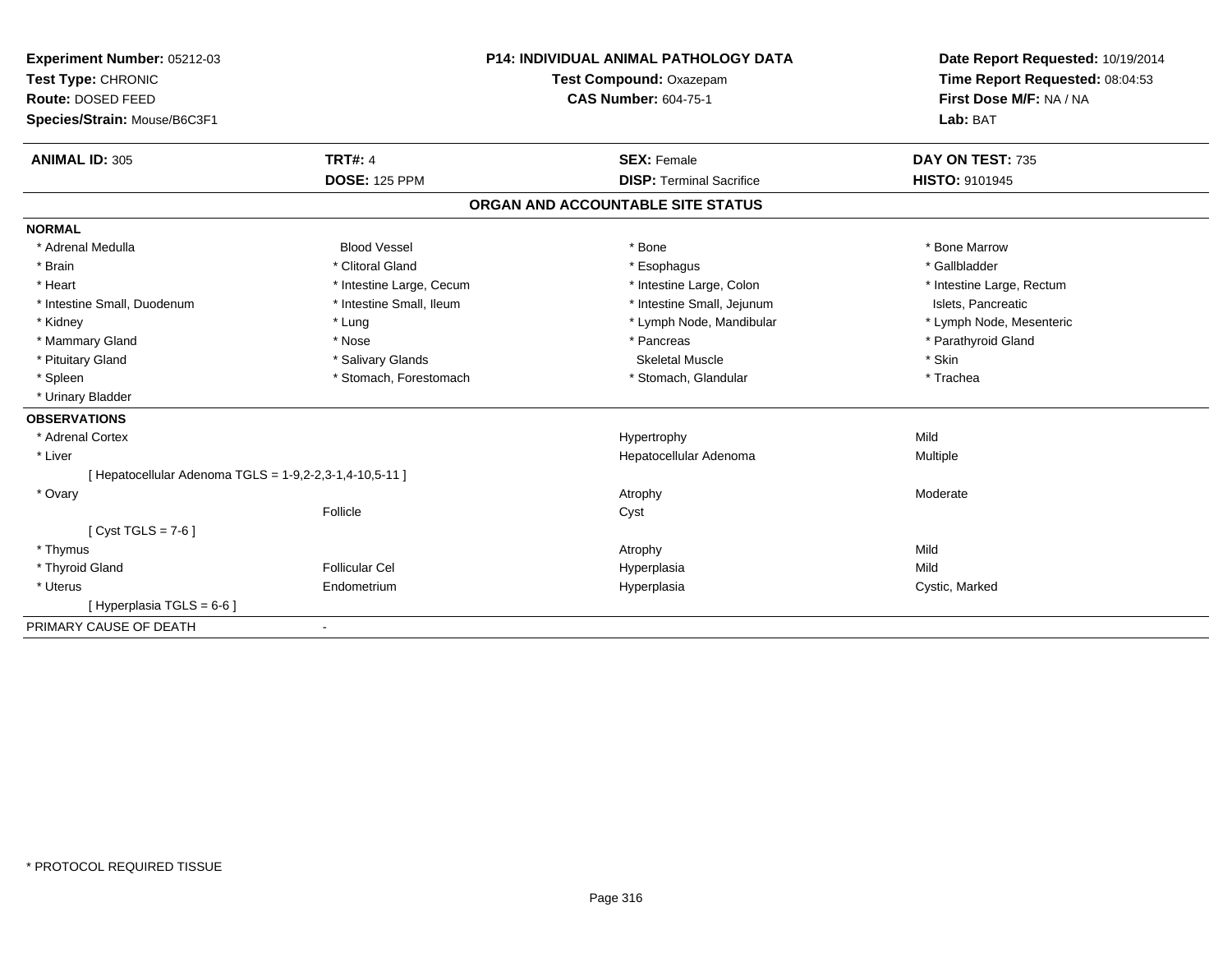**Experiment Number:** 05212-03
**Test Type:** CHRONIC
**Route:** DOSED FEED
**Species/Strain:** Mouse/B6C3F1

**P14: INDIVIDUAL ANIMAL PATHOLOGY DATA**
**Test Compound:** Oxazepam
**CAS Number:** 604-75-1

**Date Report Requested:** 10/19/2014
**Time Report Requested:** 08:04:53
**First Dose M/F:** NA / NA
**Lab:** BAT

| **ANIMAL ID:** 305 | **TRT#:** 4 | **SEX:** Female | **DAY ON TEST:** 735 |
|---|---|---|---|
| | **DOSE:** 125 PPM | **DISP:** Terminal Sacrifice | **HISTO:** 9101945 |

## ORGAN AND ACCOUNTABLE SITE STATUS

**NORMAL**

| | | | |
|---|---|---|---|
| * Adrenal Medulla | Blood Vessel | * Bone | * Bone Marrow |
| * Brain | * Clitoral Gland | * Esophagus | * Gallbladder |
| * Heart | * Intestine Large, Cecum | * Intestine Large, Colon | * Intestine Large, Rectum |
| * Intestine Small, Duodenum | * Intestine Small, Ileum | * Intestine Small, Jejunum | Islets, Pancreatic |
| * Kidney | * Lung | * Lymph Node, Mandibular | * Lymph Node, Mesenteric |
| * Mammary Gland | * Nose | * Pancreas | * Parathyroid Gland |
| * Pituitary Gland | * Salivary Glands | Skeletal Muscle | * Skin |
| * Spleen | * Stomach, Forestomach | * Stomach, Glandular | * Trachea |
| * Urinary Bladder | | | |

**OBSERVATIONS**

| | | | |
|---|---|---|---|
| * Adrenal Cortex | | Hypertrophy | Mild |
| * Liver | | Hepatocellular Adenoma | Multiple |
| [ Hepatocellular Adenoma TGLS = 1-9,2-2,3-1,4-10,5-11 ] | | | |
| * Ovary | | Atrophy | Moderate |
| | Follicle | Cyst | |
| [ Cyst TGLS = 7-6 ] | | | |
| * Thymus | | Atrophy | Mild |
| * Thyroid Gland | Follicular Cel | Hyperplasia | Mild |
| * Uterus | Endometrium | Hyperplasia | Cystic, Marked |
| [ Hyperplasia TGLS = 6-6 ] | | | |

PRIMARY CAUSE OF DEATH -

* PROTOCOL REQUIRED TISSUE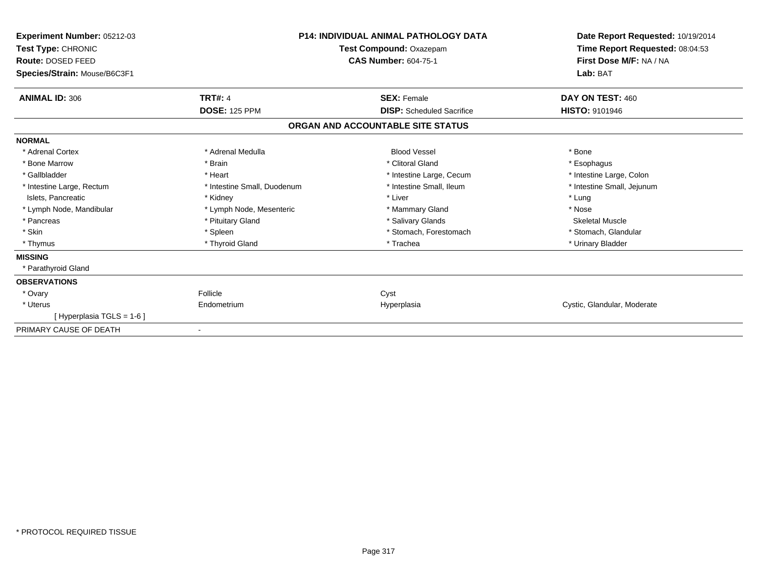**Experiment Number:** 05212-03
**Test Type:** CHRONIC
**Route:** DOSED FEED
**Species/Strain:** Mouse/B6C3F1

**P14: INDIVIDUAL ANIMAL PATHOLOGY DATA**
**Test Compound:** Oxazepam
**CAS Number:** 604-75-1

**Date Report Requested:** 10/19/2014
**Time Report Requested:** 08:04:53
**First Dose M/F:** NA / NA
**Lab:** BAT

| **ANIMAL ID:** 306 | **TRT#:** 4 | **SEX:** Female | **DAY ON TEST:** 460 |
|---|---|---|---|
| | **DOSE:** 125 PPM | **DISP:** Scheduled Sacrifice | **HISTO:** 9101946 |

## ORGAN AND ACCOUNTABLE SITE STATUS

**NORMAL**

| | | | |
|---|---|---|---|
| * Adrenal Cortex | * Adrenal Medulla | Blood Vessel | * Bone |
| * Bone Marrow | * Brain | * Clitoral Gland | * Esophagus |
| * Gallbladder | * Heart | * Intestine Large, Cecum | * Intestine Large, Colon |
| * Intestine Large, Rectum | * Intestine Small, Duodenum | * Intestine Small, Ileum | * Intestine Small, Jejunum |
| Islets, Pancreatic | * Kidney | * Liver | * Lung |
| * Lymph Node, Mandibular | * Lymph Node, Mesenteric | * Mammary Gland | * Nose |
| * Pancreas | * Pituitary Gland | * Salivary Glands | Skeletal Muscle |
| * Skin | * Spleen | * Stomach, Forestomach | * Stomach, Glandular |
| * Thymus | * Thyroid Gland | * Trachea | * Urinary Bladder |

**MISSING**

* Parathyroid Gland

**OBSERVATIONS**

| | | | |
|---|---|---|---|
| * Ovary | Follicle | Cyst | |
| * Uterus | Endometrium | Hyperplasia | Cystic, Glandular, Moderate |
| [ Hyperplasia TGLS = 1-6 ] | | | |

PRIMARY CAUSE OF DEATH -

* PROTOCOL REQUIRED TISSUE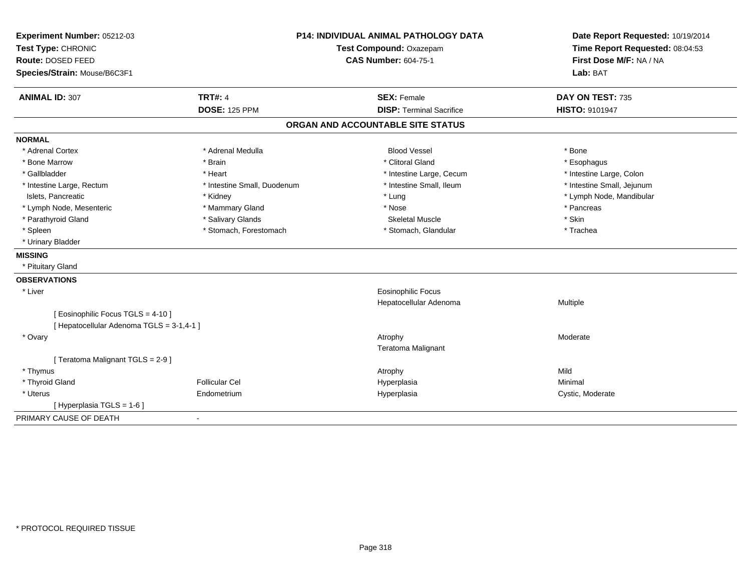**Experiment Number:** 05212-03
**Test Type:** CHRONIC
**Route:** DOSED FEED
**Species/Strain:** Mouse/B6C3F1

**P14: INDIVIDUAL ANIMAL PATHOLOGY DATA**
**Test Compound:** Oxazepam
**CAS Number:** 604-75-1

**Date Report Requested:** 10/19/2014
**Time Report Requested:** 08:04:53
**First Dose M/F:** NA / NA
**Lab:** BAT

| **ANIMAL ID:** 307 | **TRT#:** 4 | **SEX:** Female | **DAY ON TEST:** 735 |
|---|---|---|---|
| | **DOSE:** 125 PPM | **DISP:** Terminal Sacrifice | **HISTO:** 9101947 |

## ORGAN AND ACCOUNTABLE SITE STATUS

**NORMAL**

| | | | |
|---|---|---|---|
| * Adrenal Cortex | * Adrenal Medulla | Blood Vessel | * Bone |
| * Bone Marrow | * Brain | * Clitoral Gland | * Esophagus |
| * Gallbladder | * Heart | * Intestine Large, Cecum | * Intestine Large, Colon |
| * Intestine Large, Rectum | * Intestine Small, Duodenum | * Intestine Small, Ileum | * Intestine Small, Jejunum |
| Islets, Pancreatic | * Kidney | * Lung | * Lymph Node, Mandibular |
| * Lymph Node, Mesenteric | * Mammary Gland | * Nose | * Pancreas |
| * Parathyroid Gland | * Salivary Glands | Skeletal Muscle | * Skin |
| * Spleen | * Stomach, Forestomach | * Stomach, Glandular | * Trachea |
| * Urinary Bladder | | | |

**MISSING**

* Pituitary Gland

**OBSERVATIONS**

| | | | |
|---|---|---|---|
| * Liver | | Eosinophilic Focus | |
| | | Hepatocellular Adenoma | Multiple |
| [ Eosinophilic Focus TGLS = 4-10 ] | | | |
| [ Hepatocellular Adenoma TGLS = 3-1,4-1 ] | | | |
| * Ovary | | Atrophy | Moderate |
| | | Teratoma Malignant | |
| [ Teratoma Malignant TGLS = 2-9 ] | | | |
| * Thymus | | Atrophy | Mild |
| * Thyroid Gland | Follicular Cel | Hyperplasia | Minimal |
| * Uterus | Endometrium | Hyperplasia | Cystic, Moderate |
| [ Hyperplasia TGLS = 1-6 ] | | | |

PRIMARY CAUSE OF DEATH -

* PROTOCOL REQUIRED TISSUE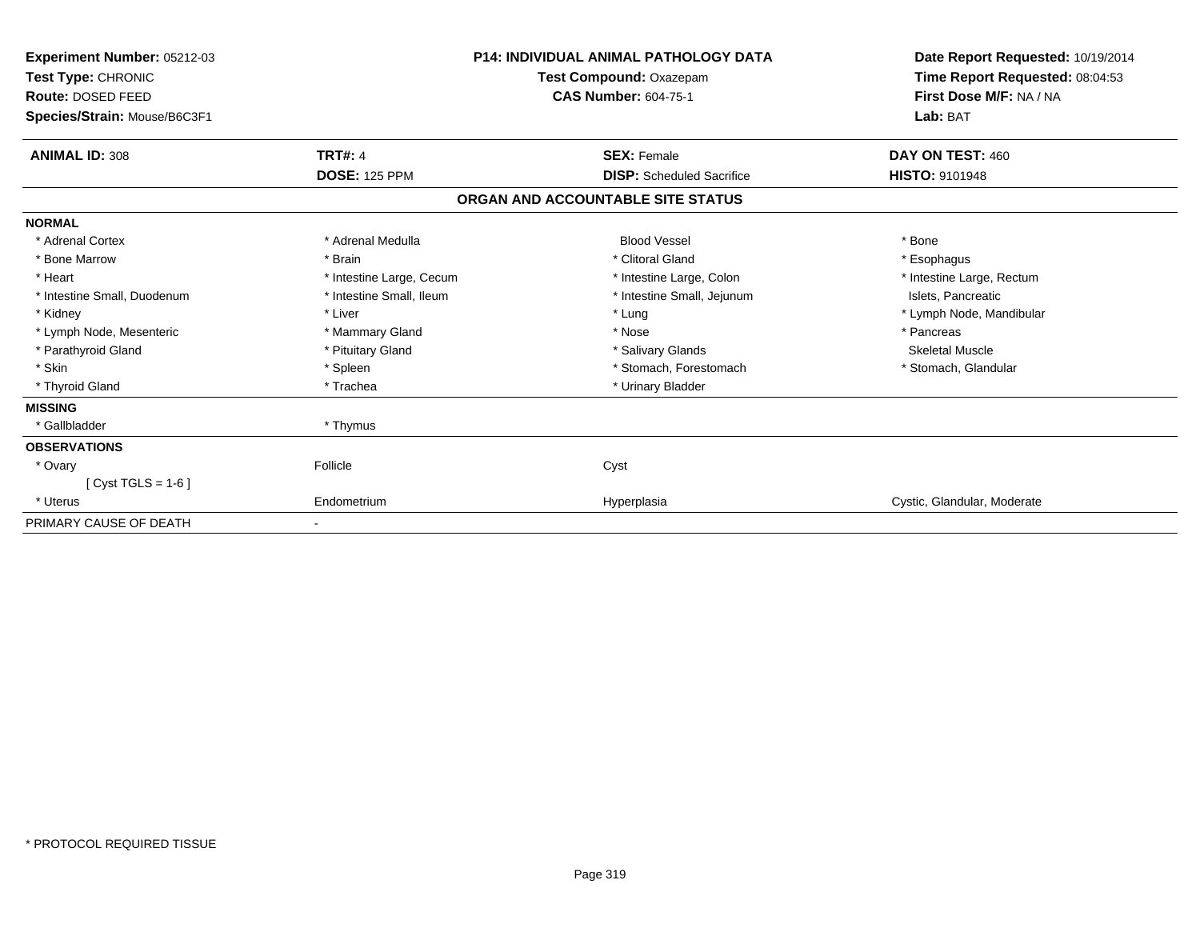**Experiment Number:** 05212-03
**Test Type:** CHRONIC
**Route:** DOSED FEED
**Species/Strain:** Mouse/B6C3F1

**P14: INDIVIDUAL ANIMAL PATHOLOGY DATA**
**Test Compound:** Oxazepam
**CAS Number:** 604-75-1

**Date Report Requested:** 10/19/2014
**Time Report Requested:** 08:04:53
**First Dose M/F:** NA / NA
**Lab:** BAT

| **ANIMAL ID:** 308 | **TRT#:** 4 | **SEX:** Female | **DAY ON TEST:** 460 |
|---|---|---|---|
| | **DOSE:** 125 PPM | **DISP:** Scheduled Sacrifice | **HISTO:** 9101948 |

## ORGAN AND ACCOUNTABLE SITE STATUS

| | | | |
|---|---|---|---|
| **NORMAL** | | | |
| * Adrenal Cortex | * Adrenal Medulla | Blood Vessel | * Bone |
| * Bone Marrow | * Brain | * Clitoral Gland | * Esophagus |
| * Heart | * Intestine Large, Cecum | * Intestine Large, Colon | * Intestine Large, Rectum |
| * Intestine Small, Duodenum | * Intestine Small, Ileum | * Intestine Small, Jejunum | Islets, Pancreatic |
| * Kidney | * Liver | * Lung | * Lymph Node, Mandibular |
| * Lymph Node, Mesenteric | * Mammary Gland | * Nose | * Pancreas |
| * Parathyroid Gland | * Pituitary Gland | * Salivary Glands | Skeletal Muscle |
| * Skin | * Spleen | * Stomach, Forestomach | * Stomach, Glandular |
| * Thyroid Gland | * Trachea | * Urinary Bladder | |
| **MISSING** | | | |
| * Gallbladder | * Thymus | | |
| **OBSERVATIONS** | | | |
| * Ovary | Follicle | Cyst | |
| [ Cyst TGLS = 1-6 ] | | | |
| * Uterus | Endometrium | Hyperplasia | Cystic, Glandular, Moderate |
| PRIMARY CAUSE OF DEATH | - | | |

* PROTOCOL REQUIRED TISSUE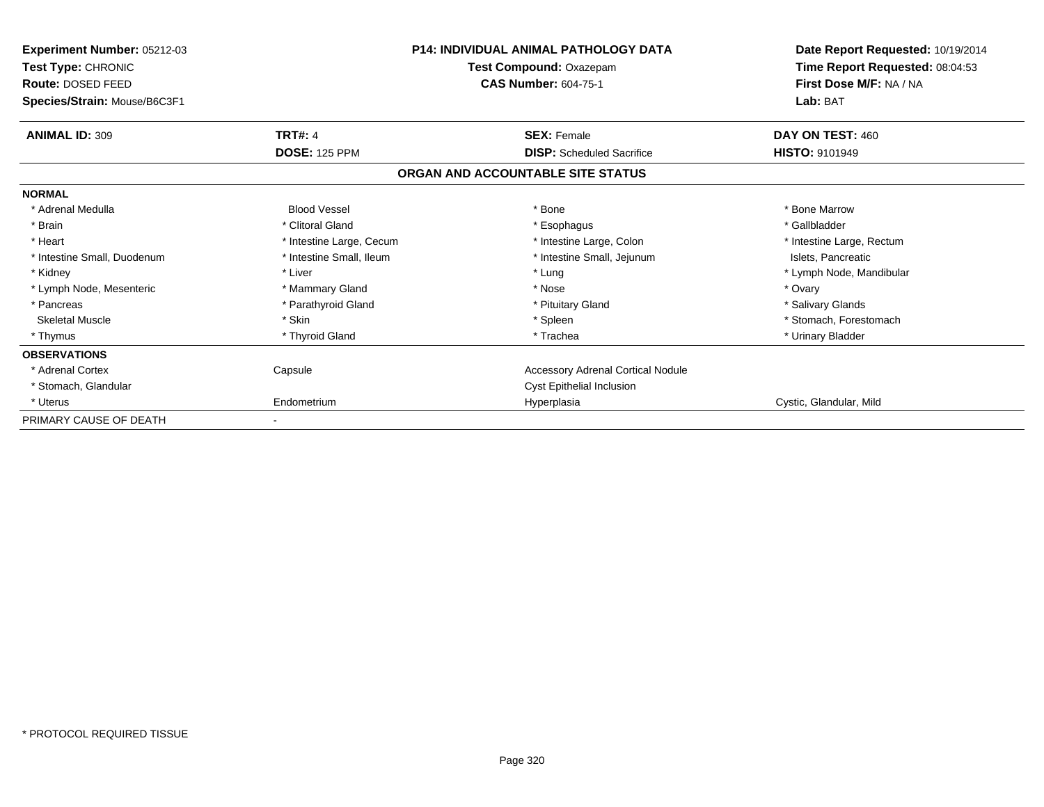**Experiment Number:** 05212-03
**Test Type:** CHRONIC
**Route:** DOSED FEED
**Species/Strain:** Mouse/B6C3F1

**P14: INDIVIDUAL ANIMAL PATHOLOGY DATA**
**Test Compound:** Oxazepam
**CAS Number:** 604-75-1

**Date Report Requested:** 10/19/2014
**Time Report Requested:** 08:04:53
**First Dose M/F:** NA / NA
**Lab:** BAT

| **ANIMAL ID:** 309 | **TRT#:** 4 | **SEX:** Female | **DAY ON TEST:** 460 |
|---|---|---|---|
| | **DOSE:** 125 PPM | **DISP:** Scheduled Sacrifice | **HISTO:** 9101949 |

## ORGAN AND ACCOUNTABLE SITE STATUS

| | | | |
|---|---|---|---|
| **NORMAL** | | | |
| * Adrenal Medulla | Blood Vessel | * Bone | * Bone Marrow |
| * Brain | * Clitoral Gland | * Esophagus | * Gallbladder |
| * Heart | * Intestine Large, Cecum | * Intestine Large, Colon | * Intestine Large, Rectum |
| * Intestine Small, Duodenum | * Intestine Small, Ileum | * Intestine Small, Jejunum | Islets, Pancreatic |
| * Kidney | * Liver | * Lung | * Lymph Node, Mandibular |
| * Lymph Node, Mesenteric | * Mammary Gland | * Nose | * Ovary |
| * Pancreas | * Parathyroid Gland | * Pituitary Gland | * Salivary Glands |
| Skeletal Muscle | * Skin | * Spleen | * Stomach, Forestomach |
| * Thymus | * Thyroid Gland | * Trachea | * Urinary Bladder |
| **OBSERVATIONS** | | | |
| * Adrenal Cortex | Capsule | Accessory Adrenal Cortical Nodule | |
| * Stomach, Glandular | | Cyst Epithelial Inclusion | |
| * Uterus | Endometrium | Hyperplasia | Cystic, Glandular, Mild |
| PRIMARY CAUSE OF DEATH | - | | |

* PROTOCOL REQUIRED TISSUE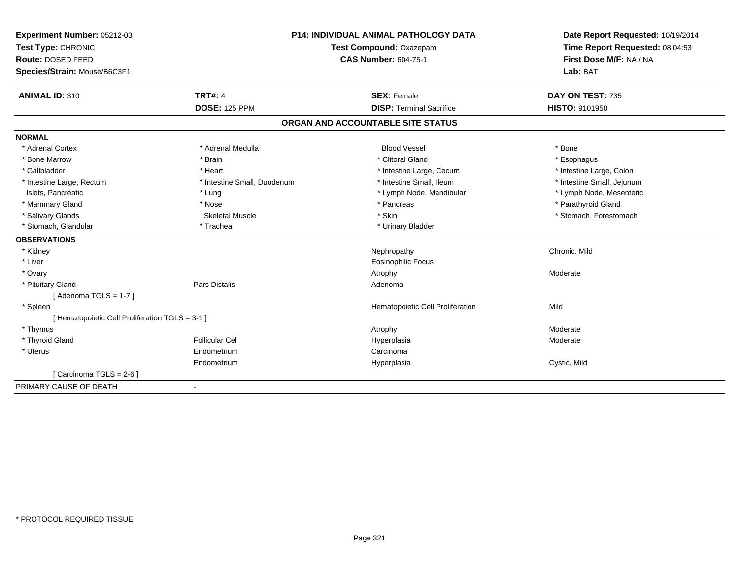**Experiment Number:** 05212-03
**Test Type:** CHRONIC
**Route:** DOSED FEED
**Species/Strain:** Mouse/B6C3F1

**P14: INDIVIDUAL ANIMAL PATHOLOGY DATA**
**Test Compound:** Oxazepam
**CAS Number:** 604-75-1

**Date Report Requested:** 10/19/2014
**Time Report Requested:** 08:04:53
**First Dose M/F:** NA / NA
**Lab:** BAT

| **ANIMAL ID:** 310 | **TRT#:** 4 | **SEX:** Female | **DAY ON TEST:** 735 |
|---|---|---|---|
| | **DOSE:** 125 PPM | **DISP:** Terminal Sacrifice | **HISTO:** 9101950 |

## ORGAN AND ACCOUNTABLE SITE STATUS

**NORMAL**

| | | | |
|---|---|---|---|
| * Adrenal Cortex | * Adrenal Medulla | Blood Vessel | * Bone |
| * Bone Marrow | * Brain | * Clitoral Gland | * Esophagus |
| * Gallbladder | * Heart | * Intestine Large, Cecum | * Intestine Large, Colon |
| * Intestine Large, Rectum | * Intestine Small, Duodenum | * Intestine Small, Ileum | * Intestine Small, Jejunum |
| Islets, Pancreatic | * Lung | * Lymph Node, Mandibular | * Lymph Node, Mesenteric |
| * Mammary Gland | * Nose | * Pancreas | * Parathyroid Gland |
| * Salivary Glands | Skeletal Muscle | * Skin | * Stomach, Forestomach |
| * Stomach, Glandular | * Trachea | * Urinary Bladder | |

**OBSERVATIONS**

| | | | |
|---|---|---|---|
| * Kidney | | Nephropathy | Chronic, Mild |
| * Liver | | Eosinophilic Focus | |
| * Ovary | | Atrophy | Moderate |
| * Pituitary Gland | Pars Distalis | Adenoma | |
| [ Adenoma TGLS = 1-7 ] | | | |
| * Spleen | | Hematopoietic Cell Proliferation | Mild |
| [ Hematopoietic Cell Proliferation TGLS = 3-1 ] | | | |
| * Thymus | | Atrophy | Moderate |
| * Thyroid Gland | Follicular Cel | Hyperplasia | Moderate |
| * Uterus | Endometrium | Carcinoma | |
| | Endometrium | Hyperplasia | Cystic, Mild |
| [ Carcinoma TGLS = 2-6 ] | | | |

PRIMARY CAUSE OF DEATH -

* PROTOCOL REQUIRED TISSUE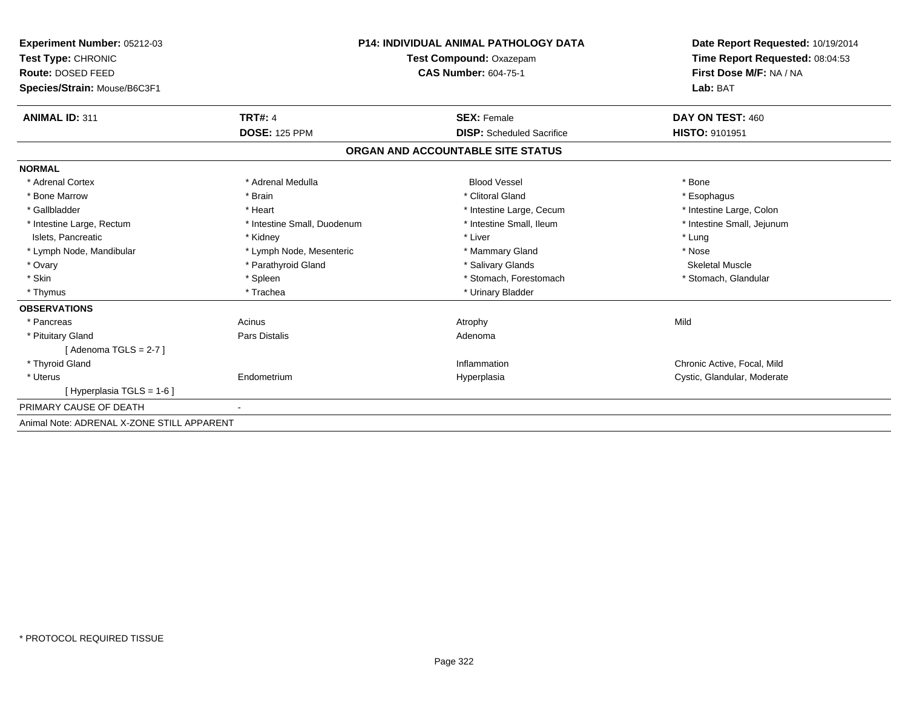**Experiment Number:** 05212-03
**Test Type:** CHRONIC
**Route:** DOSED FEED
**Species/Strain:** Mouse/B6C3F1

**P14: INDIVIDUAL ANIMAL PATHOLOGY DATA**
**Test Compound:** Oxazepam
**CAS Number:** 604-75-1

**Date Report Requested:** 10/19/2014
**Time Report Requested:** 08:04:53
**First Dose M/F:** NA / NA
**Lab:** BAT

| **ANIMAL ID:** 311 | **TRT#:** 4 | **SEX:** Female | **DAY ON TEST:** 460 |
|---|---|---|---|
| | **DOSE:** 125 PPM | **DISP:** Scheduled Sacrifice | **HISTO:** 9101951 |

## ORGAN AND ACCOUNTABLE SITE STATUS

**NORMAL**

| | | | |
|---|---|---|---|
| * Adrenal Cortex | * Adrenal Medulla | Blood Vessel | * Bone |
| * Bone Marrow | * Brain | * Clitoral Gland | * Esophagus |
| * Gallbladder | * Heart | * Intestine Large, Cecum | * Intestine Large, Colon |
| * Intestine Large, Rectum | * Intestine Small, Duodenum | * Intestine Small, Ileum | * Intestine Small, Jejunum |
| Islets, Pancreatic | * Kidney | * Liver | * Lung |
| * Lymph Node, Mandibular | * Lymph Node, Mesenteric | * Mammary Gland | * Nose |
| * Ovary | * Parathyroid Gland | * Salivary Glands | Skeletal Muscle |
| * Skin | * Spleen | * Stomach, Forestomach | * Stomach, Glandular |
| * Thymus | * Trachea | * Urinary Bladder | |

**OBSERVATIONS**

| | | | |
|---|---|---|---|
| * Pancreas | Acinus | Atrophy | Mild |
| * Pituitary Gland | Pars Distalis | Adenoma | |
| [ Adenoma TGLS = 2-7 ] | | | |
| * Thyroid Gland | | Inflammation | Chronic Active, Focal, Mild |
| * Uterus | Endometrium | Hyperplasia | Cystic, Glandular, Moderate |
| [ Hyperplasia TGLS = 1-6 ] | | | |

PRIMARY CAUSE OF DEATH -

Animal Note: ADRENAL X-ZONE STILL APPARENT

* PROTOCOL REQUIRED TISSUE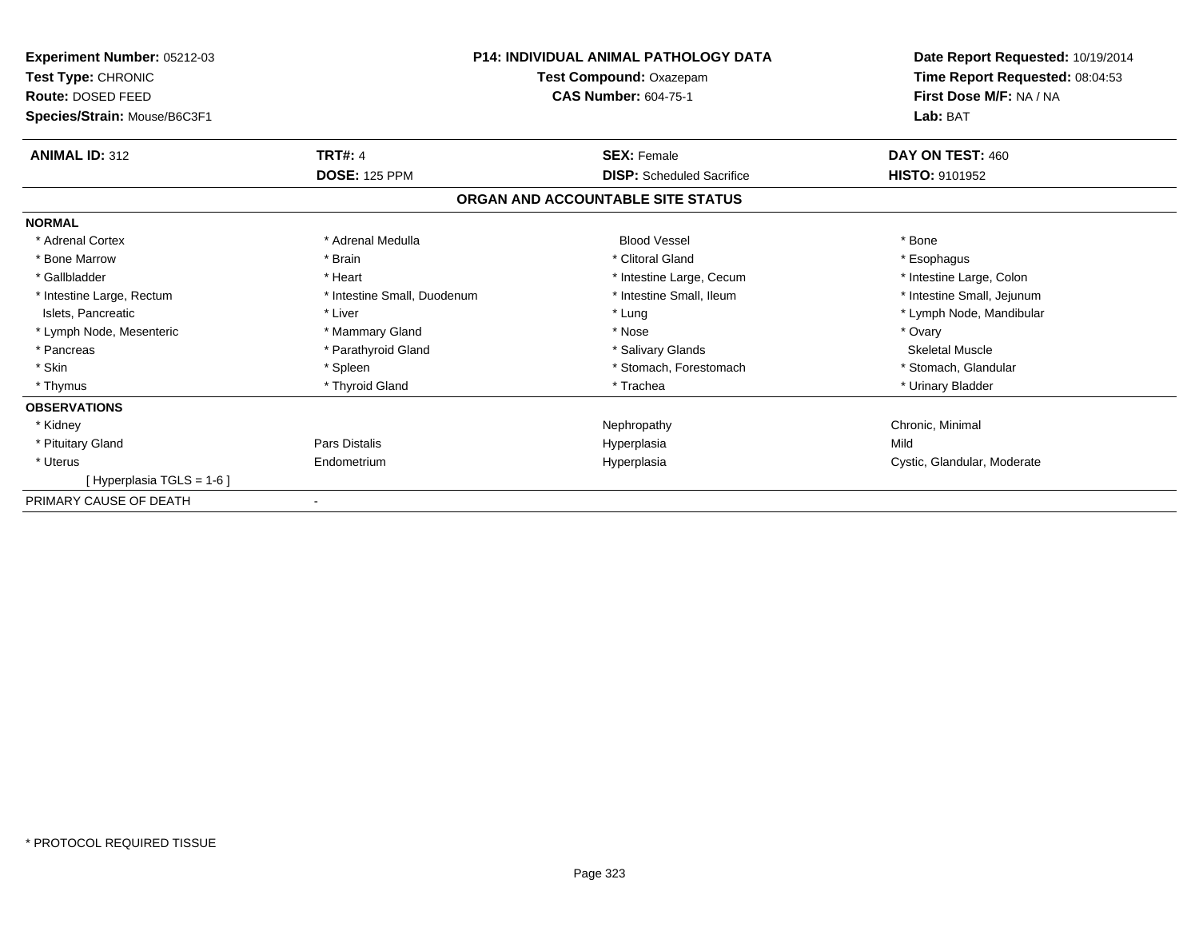**Experiment Number:** 05212-03
**Test Type:** CHRONIC
**Route:** DOSED FEED
**Species/Strain:** Mouse/B6C3F1

**P14: INDIVIDUAL ANIMAL PATHOLOGY DATA**
**Test Compound:** Oxazepam
**CAS Number:** 604-75-1

**Date Report Requested:** 10/19/2014
**Time Report Requested:** 08:04:53
**First Dose M/F:** NA / NA
**Lab:** BAT

| **ANIMAL ID:** 312 | **TRT#:** 4 | **SEX:** Female | **DAY ON TEST:** 460 |
|---|---|---|---|
| | **DOSE:** 125 PPM | **DISP:** Scheduled Sacrifice | **HISTO:** 9101952 |

**ORGAN AND ACCOUNTABLE SITE STATUS**

| | | | |
|---|---|---|---|
| **NORMAL** | | | |
| * Adrenal Cortex | * Adrenal Medulla | Blood Vessel | * Bone |
| * Bone Marrow | * Brain | * Clitoral Gland | * Esophagus |
| * Gallbladder | * Heart | * Intestine Large, Cecum | * Intestine Large, Colon |
| * Intestine Large, Rectum | * Intestine Small, Duodenum | * Intestine Small, Ileum | * Intestine Small, Jejunum |
| Islets, Pancreatic | * Liver | * Lung | * Lymph Node, Mandibular |
| * Lymph Node, Mesenteric | * Mammary Gland | * Nose | * Ovary |
| * Pancreas | * Parathyroid Gland | * Salivary Glands | Skeletal Muscle |
| * Skin | * Spleen | * Stomach, Forestomach | * Stomach, Glandular |
| * Thymus | * Thyroid Gland | * Trachea | * Urinary Bladder |
| **OBSERVATIONS** | | | |
| * Kidney | | Nephropathy | Chronic, Minimal |
| * Pituitary Gland | Pars Distalis | Hyperplasia | Mild |
| * Uterus | Endometrium | Hyperplasia | Cystic, Glandular, Moderate |
| [ Hyperplasia TGLS = 1-6 ] | | | |
| PRIMARY CAUSE OF DEATH | - | | |

\* PROTOCOL REQUIRED TISSUE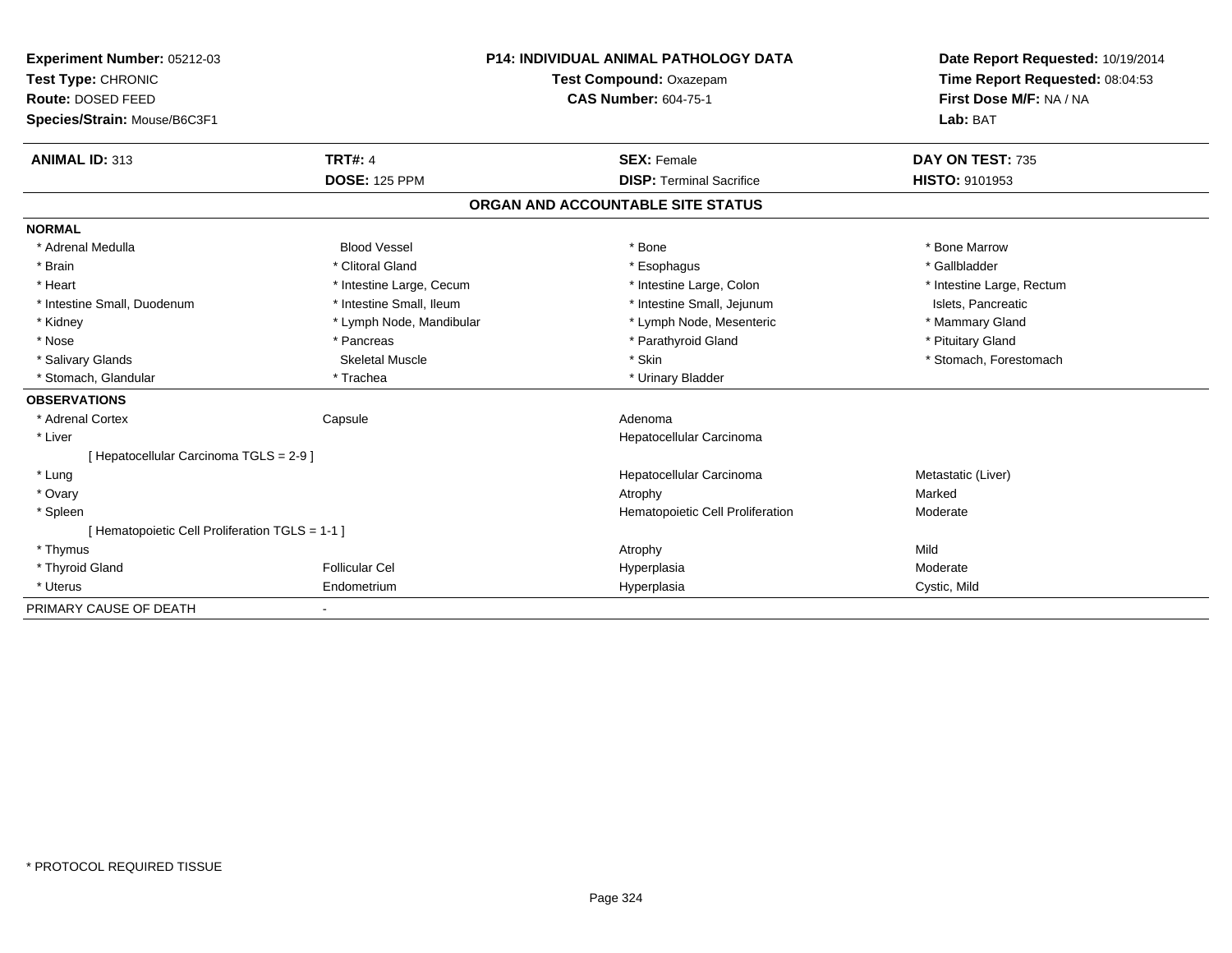**Experiment Number:** 05212-03
**Test Type:** CHRONIC
**Route:** DOSED FEED
**Species/Strain:** Mouse/B6C3F1

**P14: INDIVIDUAL ANIMAL PATHOLOGY DATA**
**Test Compound:** Oxazepam
**CAS Number:** 604-75-1

**Date Report Requested:** 10/19/2014
**Time Report Requested:** 08:04:53
**First Dose M/F:** NA / NA
**Lab:** BAT

| **ANIMAL ID:** 313 | **TRT#:** 4 | **SEX:** Female | **DAY ON TEST:** 735 |
|---|---|---|---|
| | **DOSE:** 125 PPM | **DISP:** Terminal Sacrifice | **HISTO:** 9101953 |

## ORGAN AND ACCOUNTABLE SITE STATUS

**NORMAL**

| | | | |
|---|---|---|---|
| * Adrenal Medulla | Blood Vessel | * Bone | * Bone Marrow |
| * Brain | * Clitoral Gland | * Esophagus | * Gallbladder |
| * Heart | * Intestine Large, Cecum | * Intestine Large, Colon | * Intestine Large, Rectum |
| * Intestine Small, Duodenum | * Intestine Small, Ileum | * Intestine Small, Jejunum | Islets, Pancreatic |
| * Kidney | * Lymph Node, Mandibular | * Lymph Node, Mesenteric | * Mammary Gland |
| * Nose | * Pancreas | * Parathyroid Gland | * Pituitary Gland |
| * Salivary Glands | Skeletal Muscle | * Skin | * Stomach, Forestomach |
| * Stomach, Glandular | * Trachea | * Urinary Bladder | |

**OBSERVATIONS**

| | | | |
|---|---|---|---|
| * Adrenal Cortex | Capsule | Adenoma | |
| * Liver | | Hepatocellular Carcinoma | |
| [ Hepatocellular Carcinoma TGLS = 2-9 ] | | | |
| * Lung | | Hepatocellular Carcinoma | Metastatic (Liver) |
| * Ovary | | Atrophy | Marked |
| * Spleen | | Hematopoietic Cell Proliferation | Moderate |
| [ Hematopoietic Cell Proliferation TGLS = 1-1 ] | | | |
| * Thymus | | Atrophy | Mild |
| * Thyroid Gland | Follicular Cel | Hyperplasia | Moderate |
| * Uterus | Endometrium | Hyperplasia | Cystic, Mild |

PRIMARY CAUSE OF DEATH -

* PROTOCOL REQUIRED TISSUE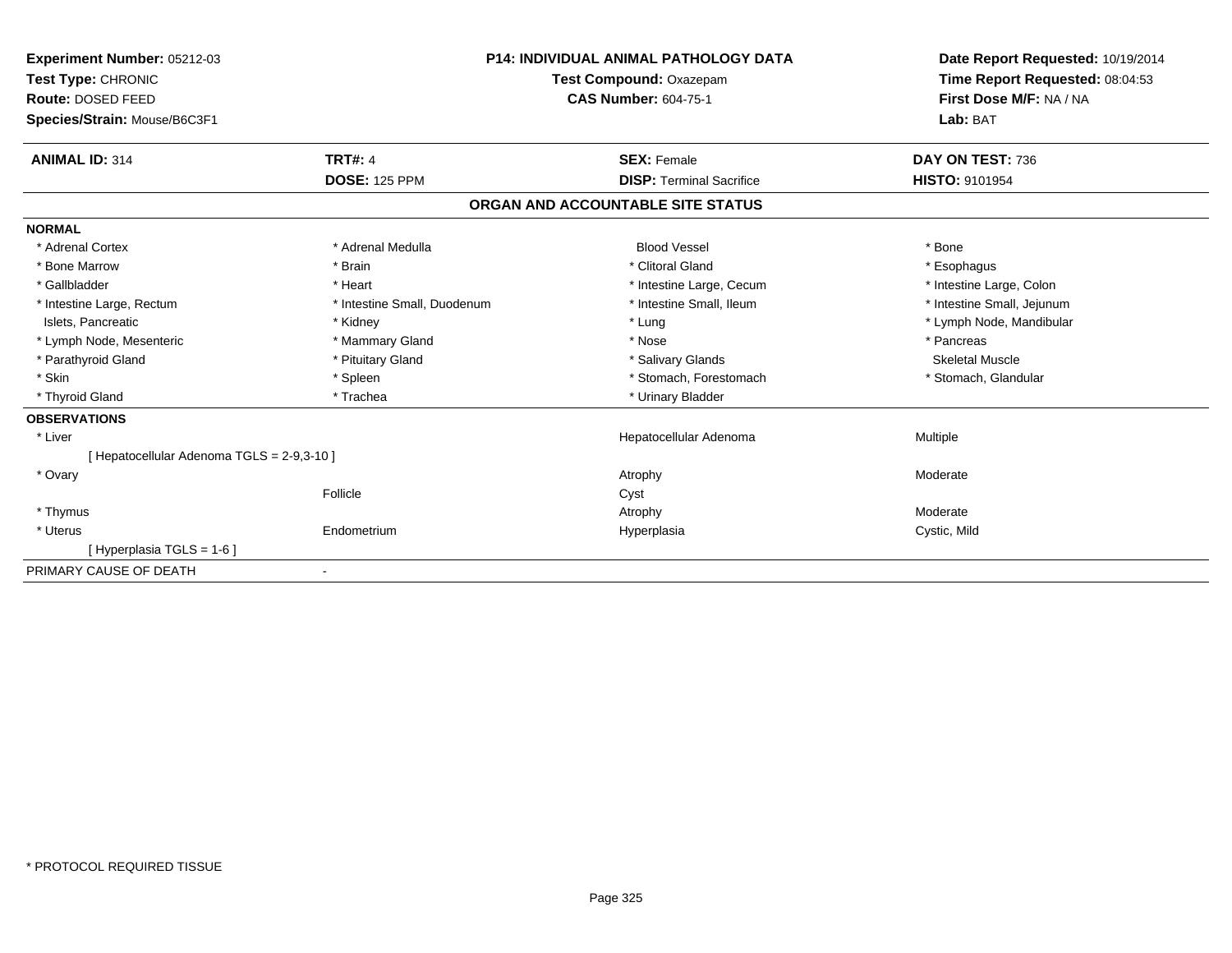**Experiment Number:** 05212-03
**Test Type:** CHRONIC
**Route:** DOSED FEED
**Species/Strain:** Mouse/B6C3F1

**P14: INDIVIDUAL ANIMAL PATHOLOGY DATA**
**Test Compound:** Oxazepam
**CAS Number:** 604-75-1

**Date Report Requested:** 10/19/2014
**Time Report Requested:** 08:04:53
**First Dose M/F:** NA / NA
**Lab:** BAT

| **ANIMAL ID:** 314 | **TRT#:** 4 | **SEX:** Female | **DAY ON TEST:** 736 |
|---|---|---|---|
| | **DOSE:** 125 PPM | **DISP:** Terminal Sacrifice | **HISTO:** 9101954 |

## ORGAN AND ACCOUNTABLE SITE STATUS

**NORMAL**

| | | | |
|---|---|---|---|
| * Adrenal Cortex | * Adrenal Medulla | Blood Vessel | * Bone |
| * Bone Marrow | * Brain | * Clitoral Gland | * Esophagus |
| * Gallbladder | * Heart | * Intestine Large, Cecum | * Intestine Large, Colon |
| * Intestine Large, Rectum | * Intestine Small, Duodenum | * Intestine Small, Ileum | * Intestine Small, Jejunum |
| Islets, Pancreatic | * Kidney | * Lung | * Lymph Node, Mandibular |
| * Lymph Node, Mesenteric | * Mammary Gland | * Nose | * Pancreas |
| * Parathyroid Gland | * Pituitary Gland | * Salivary Glands | Skeletal Muscle |
| * Skin | * Spleen | * Stomach, Forestomach | * Stomach, Glandular |
| * Thyroid Gland | * Trachea | * Urinary Bladder | |

**OBSERVATIONS**

| | | | |
|---|---|---|---|
| * Liver | | Hepatocellular Adenoma | Multiple |
| [ Hepatocellular Adenoma TGLS = 2-9,3-10 ] | | | |
| * Ovary | | Atrophy | Moderate |
| | Follicle | Cyst | |
| * Thymus | | Atrophy | Moderate |
| * Uterus | Endometrium | Hyperplasia | Cystic, Mild |
| [ Hyperplasia TGLS = 1-6 ] | | | |

PRIMARY CAUSE OF DEATH -

* PROTOCOL REQUIRED TISSUE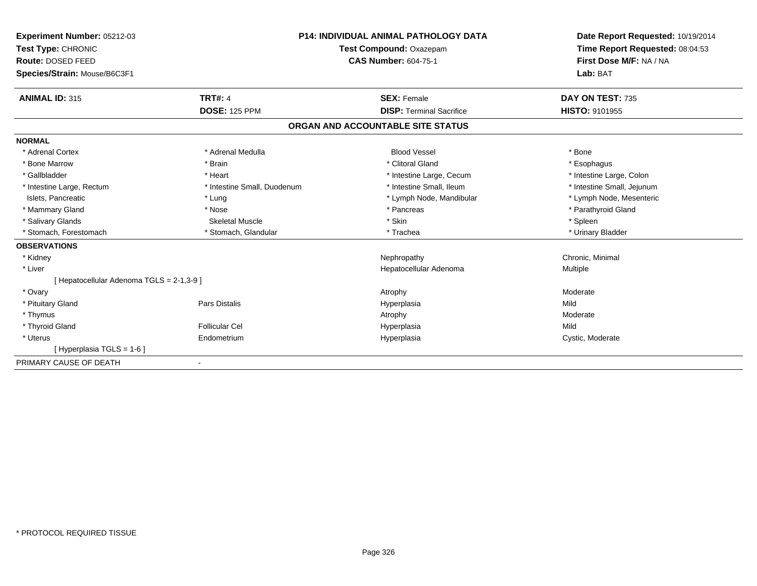**Experiment Number:** 05212-03
**Test Type:** CHRONIC
**Route:** DOSED FEED
**Species/Strain:** Mouse/B6C3F1

**P14: INDIVIDUAL ANIMAL PATHOLOGY DATA**
**Test Compound:** Oxazepam
**CAS Number:** 604-75-1

**Date Report Requested:** 10/19/2014
**Time Report Requested:** 08:04:53
**First Dose M/F:** NA / NA
**Lab:** BAT

| **ANIMAL ID:** 315 | **TRT#:** 4 | **SEX:** Female | **DAY ON TEST:** 735 |
|---|---|---|---|
| | **DOSE:** 125 PPM | **DISP:** Terminal Sacrifice | **HISTO:** 9101955 |

## ORGAN AND ACCOUNTABLE SITE STATUS

**NORMAL**

| | | | |
|---|---|---|---|
| * Adrenal Cortex | * Adrenal Medulla | Blood Vessel | * Bone |
| * Bone Marrow | * Brain | * Clitoral Gland | * Esophagus |
| * Gallbladder | * Heart | * Intestine Large, Cecum | * Intestine Large, Colon |
| * Intestine Large, Rectum | * Intestine Small, Duodenum | * Intestine Small, Ileum | * Intestine Small, Jejunum |
| Islets, Pancreatic | * Lung | * Lymph Node, Mandibular | * Lymph Node, Mesenteric |
| * Mammary Gland | * Nose | * Pancreas | * Parathyroid Gland |
| * Salivary Glands | Skeletal Muscle | * Skin | * Spleen |
| * Stomach, Forestomach | * Stomach, Glandular | * Trachea | * Urinary Bladder |

**OBSERVATIONS**

| | | | |
|---|---|---|---|
| * Kidney | | Nephropathy | Chronic, Minimal |
| * Liver | | Hepatocellular Adenoma | Multiple |
| [ Hepatocellular Adenoma TGLS = 2-1,3-9 ] | | | |
| * Ovary | | Atrophy | Moderate |
| * Pituitary Gland | Pars Distalis | Hyperplasia | Mild |
| * Thymus | | Atrophy | Moderate |
| * Thyroid Gland | Follicular Cel | Hyperplasia | Mild |
| * Uterus | Endometrium | Hyperplasia | Cystic, Moderate |
| [ Hyperplasia TGLS = 1-6 ] | | | |

PRIMARY CAUSE OF DEATH -

* PROTOCOL REQUIRED TISSUE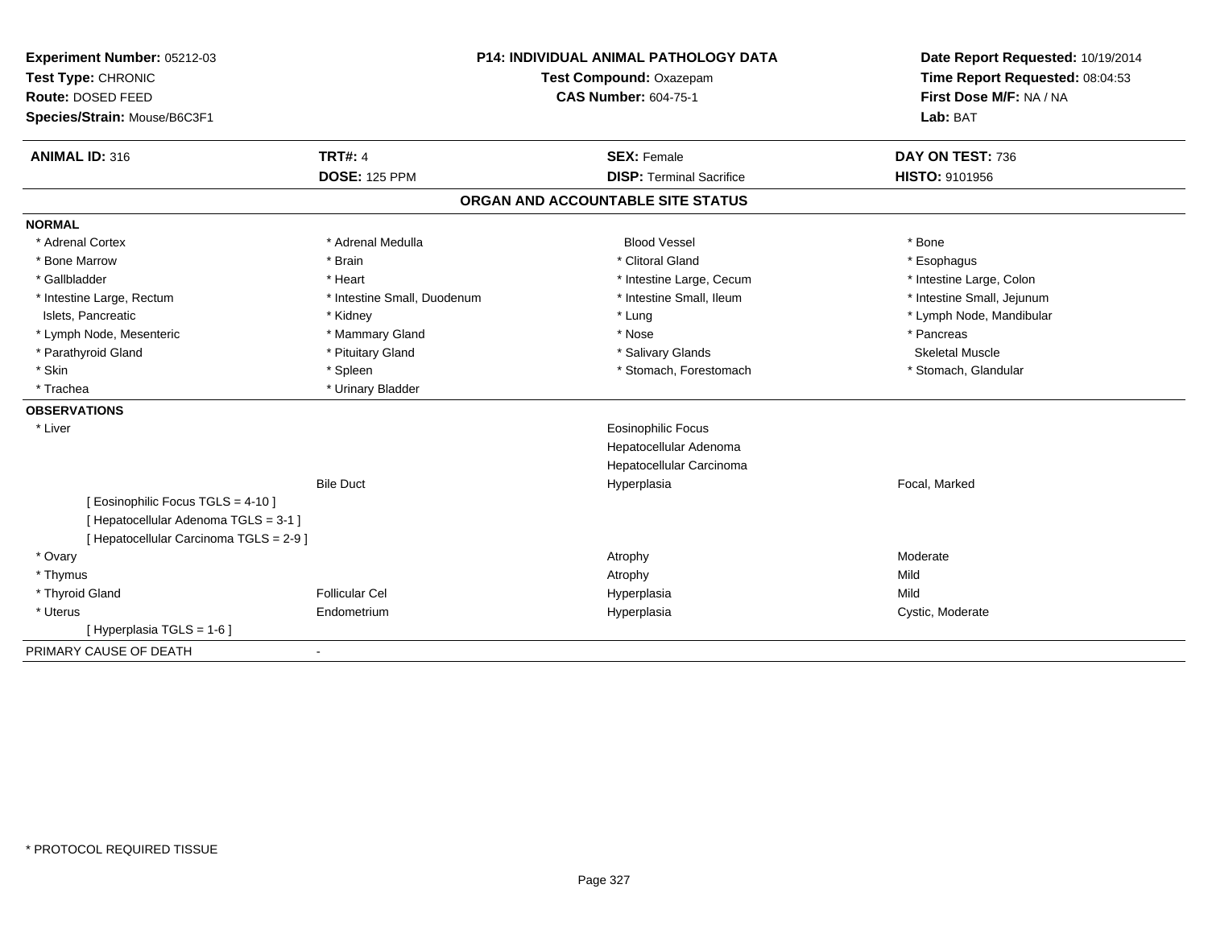**Experiment Number:** 05212-03
**Test Type:** CHRONIC
**Route:** DOSED FEED
**Species/Strain:** Mouse/B6C3F1

**P14: INDIVIDUAL ANIMAL PATHOLOGY DATA**
**Test Compound:** Oxazepam
**CAS Number:** 604-75-1

**Date Report Requested:** 10/19/2014
**Time Report Requested:** 08:04:53
**First Dose M/F:** NA / NA
**Lab:** BAT

| **ANIMAL ID:** 316 | **TRT#:** 4 | **SEX:** Female | **DAY ON TEST:** 736 |
|---|---|---|---|
| | **DOSE:** 125 PPM | **DISP:** Terminal Sacrifice | **HISTO:** 9101956 |

## ORGAN AND ACCOUNTABLE SITE STATUS

**NORMAL**

| | | | |
|---|---|---|---|
| * Adrenal Cortex | * Adrenal Medulla | Blood Vessel | * Bone |
| * Bone Marrow | * Brain | * Clitoral Gland | * Esophagus |
| * Gallbladder | * Heart | * Intestine Large, Cecum | * Intestine Large, Colon |
| * Intestine Large, Rectum | * Intestine Small, Duodenum | * Intestine Small, Ileum | * Intestine Small, Jejunum |
| Islets, Pancreatic | * Kidney | * Lung | * Lymph Node, Mandibular |
| * Lymph Node, Mesenteric | * Mammary Gland | * Nose | * Pancreas |
| * Parathyroid Gland | * Pituitary Gland | * Salivary Glands | Skeletal Muscle |
| * Skin | * Spleen | * Stomach, Forestomach | * Stomach, Glandular |
| * Trachea | * Urinary Bladder | | |

**OBSERVATIONS**

| | | | |
|---|---|---|---|
| * Liver | | Eosinophilic Focus | |
| | | Hepatocellular Adenoma | |
| | | Hepatocellular Carcinoma | |
| | Bile Duct | Hyperplasia | Focal, Marked |
| [ Eosinophilic Focus TGLS = 4-10 ] | | | |
| [ Hepatocellular Adenoma TGLS = 3-1 ] | | | |
| [ Hepatocellular Carcinoma TGLS = 2-9 ] | | | |
| * Ovary | | Atrophy | Moderate |
| * Thymus | | Atrophy | Mild |
| * Thyroid Gland | Follicular Cel | Hyperplasia | Mild |
| * Uterus | Endometrium | Hyperplasia | Cystic, Moderate |
| [ Hyperplasia TGLS = 1-6 ] | | | |

PRIMARY CAUSE OF DEATH -

* PROTOCOL REQUIRED TISSUE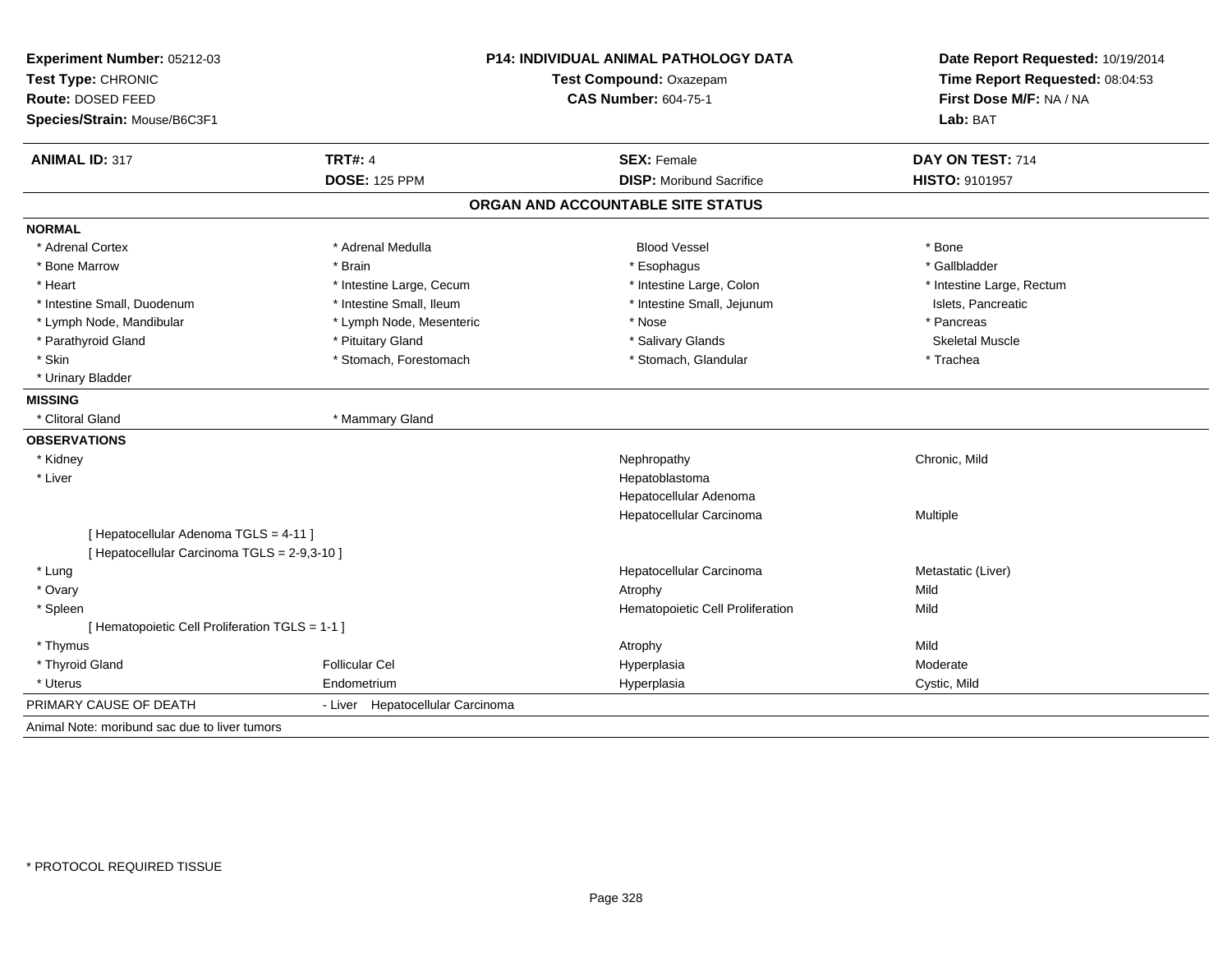**Experiment Number:** 05212-03
**Test Type:** CHRONIC
**Route:** DOSED FEED
**Species/Strain:** Mouse/B6C3F1

**P14: INDIVIDUAL ANIMAL PATHOLOGY DATA**
**Test Compound:** Oxazepam
**CAS Number:** 604-75-1

**Date Report Requested:** 10/19/2014
**Time Report Requested:** 08:04:53
**First Dose M/F:** NA / NA
**Lab:** BAT

| **ANIMAL ID:** 317 | **TRT#:** 4 | **SEX:** Female | **DAY ON TEST:** 714 |
|---|---|---|---|
| | **DOSE:** 125 PPM | **DISP:** Moribund Sacrifice | **HISTO:** 9101957 |

## ORGAN AND ACCOUNTABLE SITE STATUS

**NORMAL**

| | | | |
|---|---|---|---|
| * Adrenal Cortex | * Adrenal Medulla | Blood Vessel | * Bone |
| * Bone Marrow | * Brain | * Esophagus | * Gallbladder |
| * Heart | * Intestine Large, Cecum | * Intestine Large, Colon | * Intestine Large, Rectum |
| * Intestine Small, Duodenum | * Intestine Small, Ileum | * Intestine Small, Jejunum | Islets, Pancreatic |
| * Lymph Node, Mandibular | * Lymph Node, Mesenteric | * Nose | * Pancreas |
| * Parathyroid Gland | * Pituitary Gland | * Salivary Glands | Skeletal Muscle |
| * Skin | * Stomach, Forestomach | * Stomach, Glandular | * Trachea |
| * Urinary Bladder | | | |

**MISSING**

| | |
|---|---|
| * Clitoral Gland | * Mammary Gland |

**OBSERVATIONS**

| | | | |
|---|---|---|---|
| * Kidney | | Nephropathy | Chronic, Mild |
| * Liver | | Hepatoblastoma | |
| | | Hepatocellular Adenoma | |
| | | Hepatocellular Carcinoma | Multiple |
| [ Hepatocellular Adenoma TGLS = 4-11 ] | | | |
| [ Hepatocellular Carcinoma TGLS = 2-9,3-10 ] | | | |
| * Lung | | Hepatocellular Carcinoma | Metastatic (Liver) |
| * Ovary | | Atrophy | Mild |
| * Spleen | | Hematopoietic Cell Proliferation | Mild |
| [ Hematopoietic Cell Proliferation TGLS = 1-1 ] | | | |
| * Thymus | | Atrophy | Mild |
| * Thyroid Gland | Follicular Cel | Hyperplasia | Moderate |
| * Uterus | Endometrium | Hyperplasia | Cystic, Mild |

PRIMARY CAUSE OF DEATH - Liver Hepatocellular Carcinoma

Animal Note: moribund sac due to liver tumors

* PROTOCOL REQUIRED TISSUE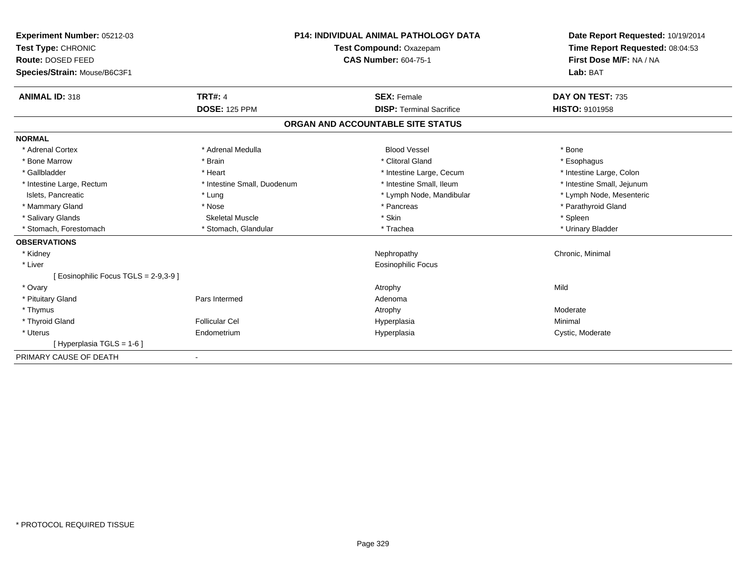**Experiment Number:** 05212-03
**Test Type:** CHRONIC
**Route:** DOSED FEED
**Species/Strain:** Mouse/B6C3F1

**P14: INDIVIDUAL ANIMAL PATHOLOGY DATA**
**Test Compound:** Oxazepam
**CAS Number:** 604-75-1

**Date Report Requested:** 10/19/2014
**Time Report Requested:** 08:04:53
**First Dose M/F:** NA / NA
**Lab:** BAT

| **ANIMAL ID:** 318 | **TRT#:** 4 | **SEX:** Female | **DAY ON TEST:** 735 |
|---|---|---|---|
| | **DOSE:** 125 PPM | **DISP:** Terminal Sacrifice | **HISTO:** 9101958 |

## ORGAN AND ACCOUNTABLE SITE STATUS

| | | | |
|---|---|---|---|
| **NORMAL** | | | |
| * Adrenal Cortex | * Adrenal Medulla | Blood Vessel | * Bone |
| * Bone Marrow | * Brain | * Clitoral Gland | * Esophagus |
| * Gallbladder | * Heart | * Intestine Large, Cecum | * Intestine Large, Colon |
| * Intestine Large, Rectum | * Intestine Small, Duodenum | * Intestine Small, Ileum | * Intestine Small, Jejunum |
| Islets, Pancreatic | * Lung | * Lymph Node, Mandibular | * Lymph Node, Mesenteric |
| * Mammary Gland | * Nose | * Pancreas | * Parathyroid Gland |
| * Salivary Glands | Skeletal Muscle | * Skin | * Spleen |
| * Stomach, Forestomach | * Stomach, Glandular | * Trachea | * Urinary Bladder |
| **OBSERVATIONS** | | | |
| * Kidney | | Nephropathy | Chronic, Minimal |
| * Liver | | Eosinophilic Focus | |
| [ Eosinophilic Focus TGLS = 2-9,3-9 ] | | | |
| * Ovary | | Atrophy | Mild |
| * Pituitary Gland | Pars Intermed | Adenoma | |
| * Thymus | | Atrophy | Moderate |
| * Thyroid Gland | Follicular Cel | Hyperplasia | Minimal |
| * Uterus | Endometrium | Hyperplasia | Cystic, Moderate |
| [ Hyperplasia TGLS = 1-6 ] | | | |
| PRIMARY CAUSE OF DEATH | - | | |

* PROTOCOL REQUIRED TISSUE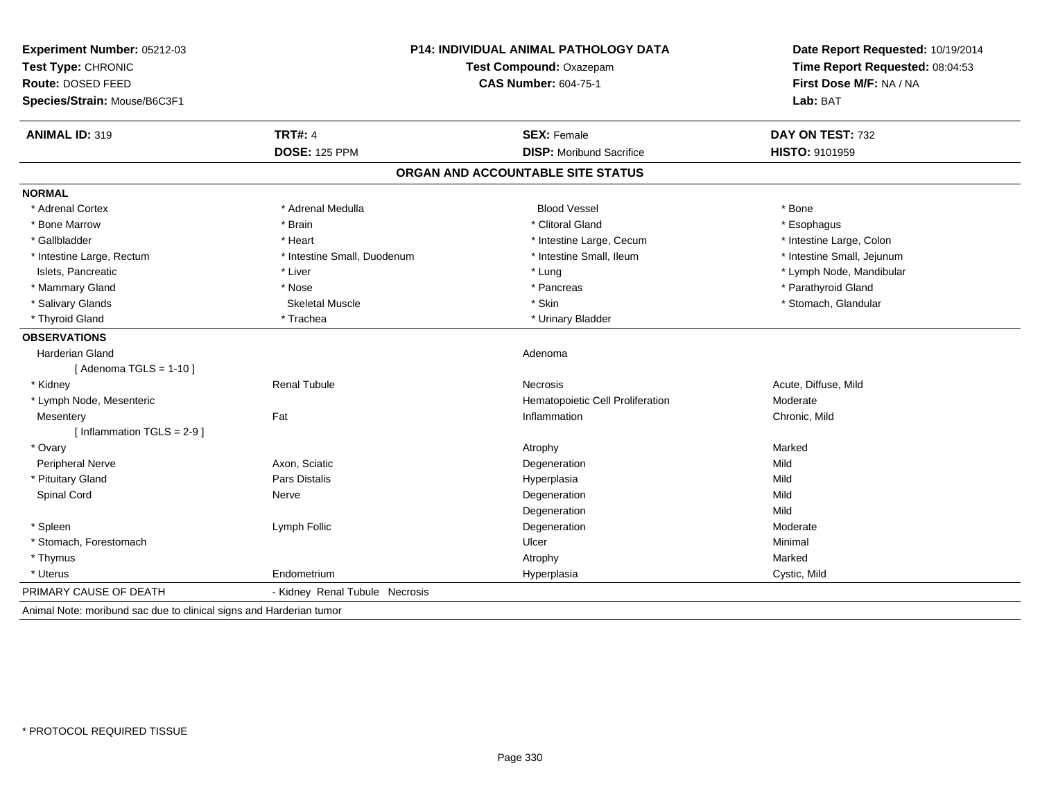**Experiment Number:** 05212-03
**Test Type:** CHRONIC
**Route:** DOSED FEED
**Species/Strain:** Mouse/B6C3F1

**P14: INDIVIDUAL ANIMAL PATHOLOGY DATA**
**Test Compound:** Oxazepam
**CAS Number:** 604-75-1

**Date Report Requested:** 10/19/2014
**Time Report Requested:** 08:04:53
**First Dose M/F:** NA / NA
**Lab:** BAT

| **ANIMAL ID:** 319 | **TRT#:** 4 | **SEX:** Female | **DAY ON TEST:** 732 |
|---|---|---|---|
| | **DOSE:** 125 PPM | **DISP:** Moribund Sacrifice | **HISTO:** 9101959 |

## ORGAN AND ACCOUNTABLE SITE STATUS

**NORMAL**

| | | | |
|---|---|---|---|
| * Adrenal Cortex | * Adrenal Medulla | Blood Vessel | * Bone |
| * Bone Marrow | * Brain | * Clitoral Gland | * Esophagus |
| * Gallbladder | * Heart | * Intestine Large, Cecum | * Intestine Large, Colon |
| * Intestine Large, Rectum | * Intestine Small, Duodenum | * Intestine Small, Ileum | * Intestine Small, Jejunum |
| Islets, Pancreatic | * Liver | * Lung | * Lymph Node, Mandibular |
| * Mammary Gland | * Nose | * Pancreas | * Parathyroid Gland |
| * Salivary Glands | Skeletal Muscle | * Skin | * Stomach, Glandular |
| * Thyroid Gland | * Trachea | * Urinary Bladder | |

**OBSERVATIONS**

| | | | |
|---|---|---|---|
| Harderian Gland | | Adenoma | |
| [ Adenoma TGLS = 1-10 ] | | | |
| * Kidney | Renal Tubule | Necrosis | Acute, Diffuse, Mild |
| * Lymph Node, Mesenteric | | Hematopoietic Cell Proliferation | Moderate |
| Mesentery | Fat | Inflammation | Chronic, Mild |
| [ Inflammation TGLS = 2-9 ] | | | |
| * Ovary | | Atrophy | Marked |
| Peripheral Nerve | Axon, Sciatic | Degeneration | Mild |
| * Pituitary Gland | Pars Distalis | Hyperplasia | Mild |
| Spinal Cord | Nerve | Degeneration | Mild |
| | | Degeneration | Mild |
| * Spleen | Lymph Follic | Degeneration | Moderate |
| * Stomach, Forestomach | | Ulcer | Minimal |
| * Thymus | | Atrophy | Marked |
| * Uterus | Endometrium | Hyperplasia | Cystic, Mild |

PRIMARY CAUSE OF DEATH - Kidney Renal Tubule Necrosis

Animal Note: moribund sac due to clinical signs and Harderian tumor

* PROTOCOL REQUIRED TISSUE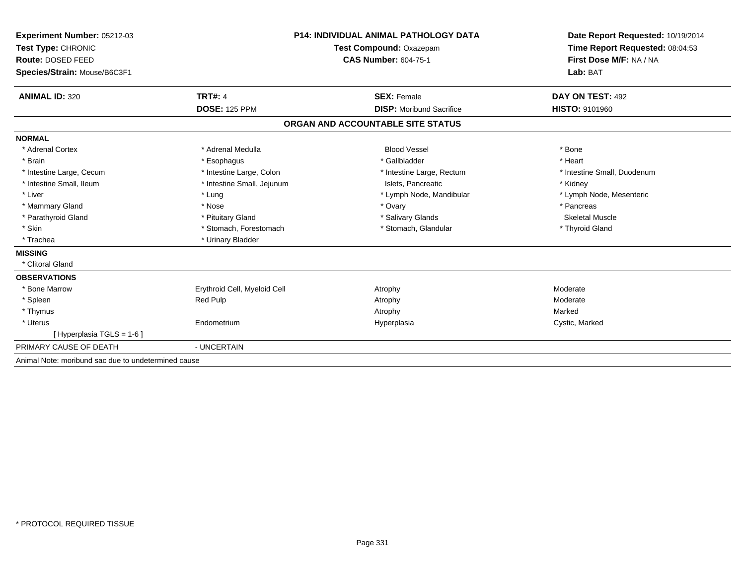**Experiment Number:** 05212-03
**Test Type:** CHRONIC
**Route:** DOSED FEED
**Species/Strain:** Mouse/B6C3F1

**P14: INDIVIDUAL ANIMAL PATHOLOGY DATA**
**Test Compound:** Oxazepam
**CAS Number:** 604-75-1

**Date Report Requested:** 10/19/2014
**Time Report Requested:** 08:04:53
**First Dose M/F:** NA / NA
**Lab:** BAT

| **ANIMAL ID:** 320 | **TRT#:** 4 | **SEX:** Female | **DAY ON TEST:** 492 |
|---|---|---|---|
| | **DOSE:** 125 PPM | **DISP:** Moribund Sacrifice | **HISTO:** 9101960 |

## ORGAN AND ACCOUNTABLE SITE STATUS

**NORMAL**

| | | | |
|---|---|---|---|
| * Adrenal Cortex | * Adrenal Medulla | Blood Vessel | * Bone |
| * Brain | * Esophagus | * Gallbladder | * Heart |
| * Intestine Large, Cecum | * Intestine Large, Colon | * Intestine Large, Rectum | * Intestine Small, Duodenum |
| * Intestine Small, Ileum | * Intestine Small, Jejunum | Islets, Pancreatic | * Kidney |
| * Liver | * Lung | * Lymph Node, Mandibular | * Lymph Node, Mesenteric |
| * Mammary Gland | * Nose | * Ovary | * Pancreas |
| * Parathyroid Gland | * Pituitary Gland | * Salivary Glands | Skeletal Muscle |
| * Skin | * Stomach, Forestomach | * Stomach, Glandular | * Thyroid Gland |
| * Trachea | * Urinary Bladder | | |

**MISSING**

* Clitoral Gland

**OBSERVATIONS**

| | | | |
|---|---|---|---|
| * Bone Marrow | Erythroid Cell, Myeloid Cell | Atrophy | Moderate |
| * Spleen | Red Pulp | Atrophy | Moderate |
| * Thymus | | Atrophy | Marked |
| * Uterus | Endometrium | Hyperplasia | Cystic, Marked |
| [ Hyperplasia TGLS = 1-6 ] | | | |

PRIMARY CAUSE OF DEATH - UNCERTAIN

Animal Note: moribund sac due to undetermined cause

* PROTOCOL REQUIRED TISSUE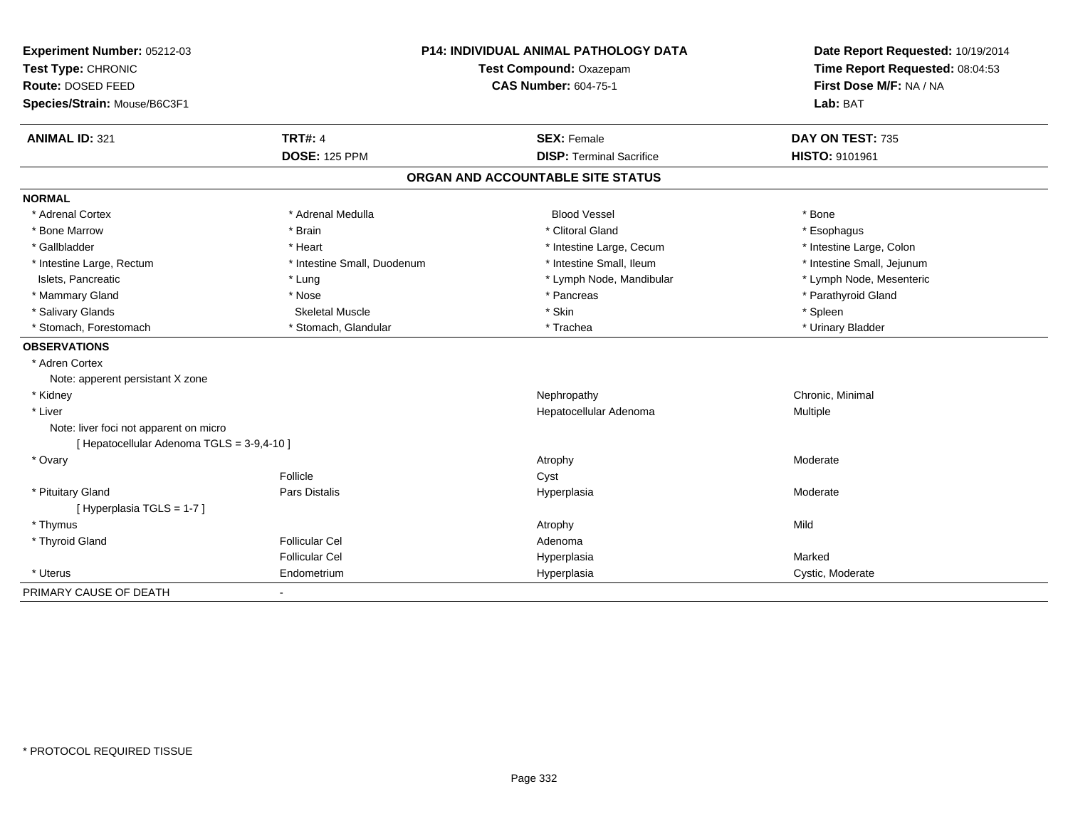**Experiment Number:** 05212-03
**Test Type:** CHRONIC
**Route:** DOSED FEED
**Species/Strain:** Mouse/B6C3F1

**P14: INDIVIDUAL ANIMAL PATHOLOGY DATA**
**Test Compound:** Oxazepam
**CAS Number:** 604-75-1

**Date Report Requested:** 10/19/2014
**Time Report Requested:** 08:04:53
**First Dose M/F:** NA / NA
**Lab:** BAT

| **ANIMAL ID:** 321 | **TRT#:** 4 | **SEX:** Female | **DAY ON TEST:** 735 |
|---|---|---|---|
| | **DOSE:** 125 PPM | **DISP:** Terminal Sacrifice | **HISTO:** 9101961 |

## ORGAN AND ACCOUNTABLE SITE STATUS

**NORMAL**

| | | | |
|---|---|---|---|
| * Adrenal Cortex | * Adrenal Medulla | Blood Vessel | * Bone |
| * Bone Marrow | * Brain | * Clitoral Gland | * Esophagus |
| * Gallbladder | * Heart | * Intestine Large, Cecum | * Intestine Large, Colon |
| * Intestine Large, Rectum | * Intestine Small, Duodenum | * Intestine Small, Ileum | * Intestine Small, Jejunum |
| Islets, Pancreatic | * Lung | * Lymph Node, Mandibular | * Lymph Node, Mesenteric |
| * Mammary Gland | * Nose | * Pancreas | * Parathyroid Gland |
| * Salivary Glands | Skeletal Muscle | * Skin | * Spleen |
| * Stomach, Forestomach | * Stomach, Glandular | * Trachea | * Urinary Bladder |

**OBSERVATIONS**

| | | | |
|---|---|---|---|
| * Adren Cortex | | | |
| Note: apperent persistant X zone | | | |
| * Kidney | | Nephropathy | Chronic, Minimal |
| * Liver | | Hepatocellular Adenoma | Multiple |
| Note: liver foci not apparent on micro | | | |
| [ Hepatocellular Adenoma TGLS = 3-9,4-10 ] | | | |
| * Ovary | | Atrophy | Moderate |
| | Follicle | Cyst | |
| * Pituitary Gland | Pars Distalis | Hyperplasia | Moderate |
| [ Hyperplasia TGLS = 1-7 ] | | | |
| * Thymus | | Atrophy | Mild |
| * Thyroid Gland | Follicular Cel | Adenoma | |
| | Follicular Cel | Hyperplasia | Marked |
| * Uterus | Endometrium | Hyperplasia | Cystic, Moderate |

PRIMARY CAUSE OF DEATH -

\* PROTOCOL REQUIRED TISSUE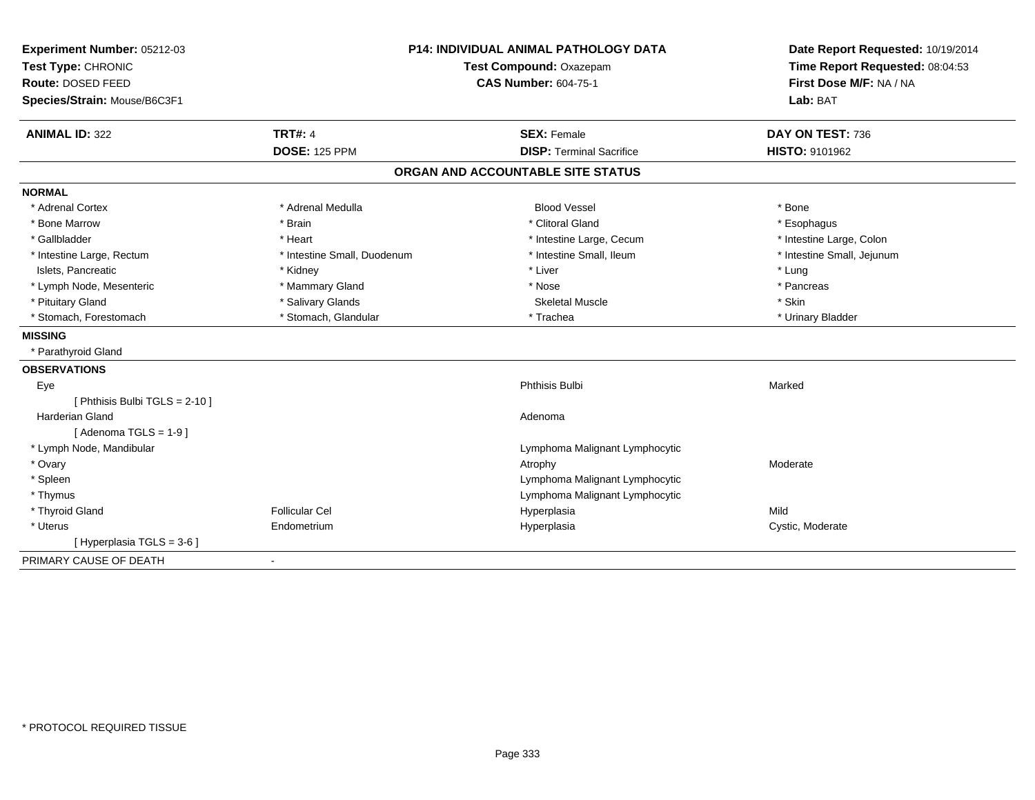**Experiment Number:** 05212-03
**Test Type:** CHRONIC
**Route:** DOSED FEED
**Species/Strain:** Mouse/B6C3F1

**P14: INDIVIDUAL ANIMAL PATHOLOGY DATA**
**Test Compound:** Oxazepam
**CAS Number:** 604-75-1

**Date Report Requested:** 10/19/2014
**Time Report Requested:** 08:04:53
**First Dose M/F:** NA / NA
**Lab:** BAT

| **ANIMAL ID:** 322 | **TRT#:** 4 | **SEX:** Female | **DAY ON TEST:** 736 |
|---|---|---|---|
| | **DOSE:** 125 PPM | **DISP:** Terminal Sacrifice | **HISTO:** 9101962 |

## ORGAN AND ACCOUNTABLE SITE STATUS

**NORMAL**

| | | | |
|---|---|---|---|
| * Adrenal Cortex | * Adrenal Medulla | Blood Vessel | * Bone |
| * Bone Marrow | * Brain | * Clitoral Gland | * Esophagus |
| * Gallbladder | * Heart | * Intestine Large, Cecum | * Intestine Large, Colon |
| * Intestine Large, Rectum | * Intestine Small, Duodenum | * Intestine Small, Ileum | * Intestine Small, Jejunum |
| Islets, Pancreatic | * Kidney | * Liver | * Lung |
| * Lymph Node, Mesenteric | * Mammary Gland | * Nose | * Pancreas |
| * Pituitary Gland | * Salivary Glands | Skeletal Muscle | * Skin |
| * Stomach, Forestomach | * Stomach, Glandular | * Trachea | * Urinary Bladder |

**MISSING**

* Parathyroid Gland

**OBSERVATIONS**

| | | | |
|---|---|---|---|
| Eye | | Phthisis Bulbi | Marked |
| [ Phthisis Bulbi TGLS = 2-10 ] | | | |
| Harderian Gland | | Adenoma | |
| [ Adenoma TGLS = 1-9 ] | | | |
| * Lymph Node, Mandibular | | Lymphoma Malignant Lymphocytic | |
| * Ovary | | Atrophy | Moderate |
| * Spleen | | Lymphoma Malignant Lymphocytic | |
| * Thymus | | Lymphoma Malignant Lymphocytic | |
| * Thyroid Gland | Follicular Cel | Hyperplasia | Mild |
| * Uterus | Endometrium | Hyperplasia | Cystic, Moderate |
| [ Hyperplasia TGLS = 3-6 ] | | | |

PRIMARY CAUSE OF DEATH -

* PROTOCOL REQUIRED TISSUE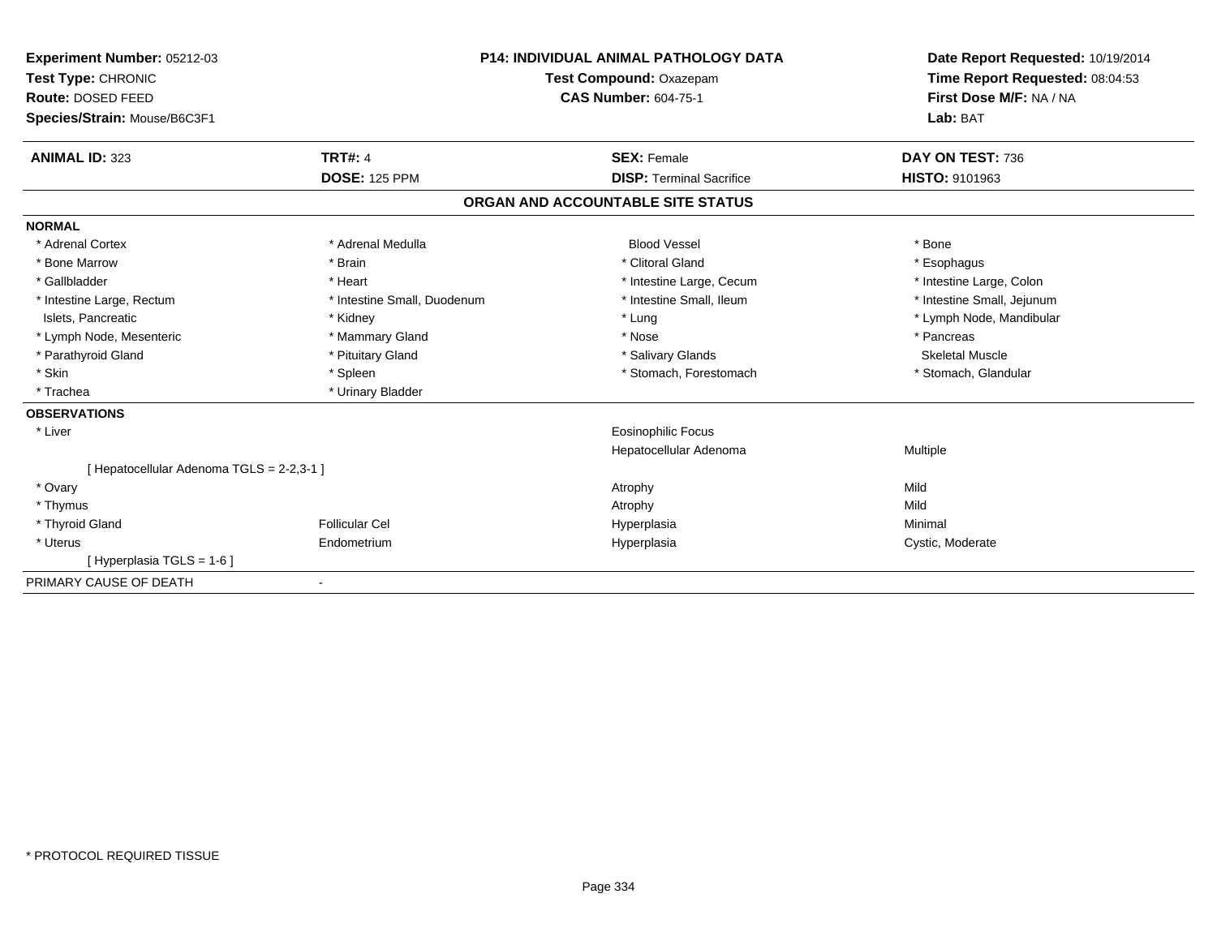| Experiment Number: 05212-03 | P14: INDIVIDUAL ANIMAL PATHOLOGY DATA | Date Report Requested: 10/19/2014 |
|---|---|---|
| Test Type: CHRONIC | Test Compound: Oxazepam | Time Report Requested: 08:04:53 |
| Route: DOSED FEED | CAS Number: 604-75-1 | First Dose M/F: NA / NA |
| Species/Strain: Mouse/B6C3F1 | | Lab: BAT |

| ANIMAL ID: 323 | TRT#: 4 | SEX: Female | DAY ON TEST: 736 |
|---|---|---|---|
| | DOSE: 125 PPM | DISP: Terminal Sacrifice | HISTO: 9101963 |

## ORGAN AND ACCOUNTABLE SITE STATUS

**NORMAL**

| | | | |
|---|---|---|---|
| * Adrenal Cortex | * Adrenal Medulla | Blood Vessel | * Bone |
| * Bone Marrow | * Brain | * Clitoral Gland | * Esophagus |
| * Gallbladder | * Heart | * Intestine Large, Cecum | * Intestine Large, Colon |
| * Intestine Large, Rectum | * Intestine Small, Duodenum | * Intestine Small, Ileum | * Intestine Small, Jejunum |
| Islets, Pancreatic | * Kidney | * Lung | * Lymph Node, Mandibular |
| * Lymph Node, Mesenteric | * Mammary Gland | * Nose | * Pancreas |
| * Parathyroid Gland | * Pituitary Gland | * Salivary Glands | Skeletal Muscle |
| * Skin | * Spleen | * Stomach, Forestomach | * Stomach, Glandular |
| * Trachea | * Urinary Bladder | | |

**OBSERVATIONS**

| | | | |
|---|---|---|---|
| * Liver | | Eosinophilic Focus | |
| | | Hepatocellular Adenoma | Multiple |
| [ Hepatocellular Adenoma TGLS = 2-2,3-1 ] | | | |
| * Ovary | | Atrophy | Mild |
| * Thymus | | Atrophy | Mild |
| * Thyroid Gland | Follicular Cel | Hyperplasia | Minimal |
| * Uterus | Endometrium | Hyperplasia | Cystic, Moderate |
| [ Hyperplasia TGLS = 1-6 ] | | | |

PRIMARY CAUSE OF DEATH -

* PROTOCOL REQUIRED TISSUE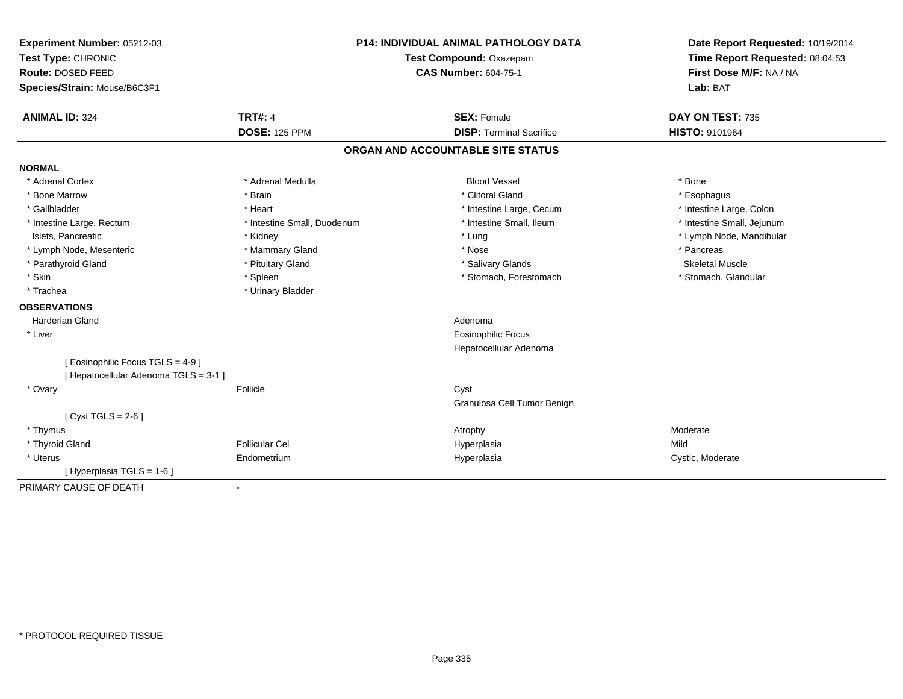**Experiment Number:** 05212-03
**Test Type:** CHRONIC
**Route:** DOSED FEED
**Species/Strain:** Mouse/B6C3F1

**P14: INDIVIDUAL ANIMAL PATHOLOGY DATA**
**Test Compound:** Oxazepam
**CAS Number:** 604-75-1

**Date Report Requested:** 10/19/2014
**Time Report Requested:** 08:04:53
**First Dose M/F:** NA / NA
**Lab:** BAT

| **ANIMAL ID:** 324 | **TRT#:** 4 | **SEX:** Female | **DAY ON TEST:** 735 |
|---|---|---|---|
| | **DOSE:** 125 PPM | **DISP:** Terminal Sacrifice | **HISTO:** 9101964 |

## ORGAN AND ACCOUNTABLE SITE STATUS

**NORMAL**

| | | | |
|---|---|---|---|
| * Adrenal Cortex | * Adrenal Medulla | Blood Vessel | * Bone |
| * Bone Marrow | * Brain | * Clitoral Gland | * Esophagus |
| * Gallbladder | * Heart | * Intestine Large, Cecum | * Intestine Large, Colon |
| * Intestine Large, Rectum | * Intestine Small, Duodenum | * Intestine Small, Ileum | * Intestine Small, Jejunum |
| Islets, Pancreatic | * Kidney | * Lung | * Lymph Node, Mandibular |
| * Lymph Node, Mesenteric | * Mammary Gland | * Nose | * Pancreas |
| * Parathyroid Gland | * Pituitary Gland | * Salivary Glands | Skeletal Muscle |
| * Skin | * Spleen | * Stomach, Forestomach | * Stomach, Glandular |
| * Trachea | * Urinary Bladder | | |

**OBSERVATIONS**

| | | | |
|---|---|---|---|
| Harderian Gland | | Adenoma | |
| * Liver | | Eosinophilic Focus | |
| | | Hepatocellular Adenoma | |
| [ Eosinophilic Focus TGLS = 4-9 ] | | | |
| [ Hepatocellular Adenoma TGLS = 3-1 ] | | | |
| * Ovary | Follicle | Cyst | |
| | | Granulosa Cell Tumor Benign | |
| [ Cyst TGLS = 2-6 ] | | | |
| * Thymus | | Atrophy | Moderate |
| * Thyroid Gland | Follicular Cel | Hyperplasia | Mild |
| * Uterus | Endometrium | Hyperplasia | Cystic, Moderate |
| [ Hyperplasia TGLS = 1-6 ] | | | |

PRIMARY CAUSE OF DEATH -

* PROTOCOL REQUIRED TISSUE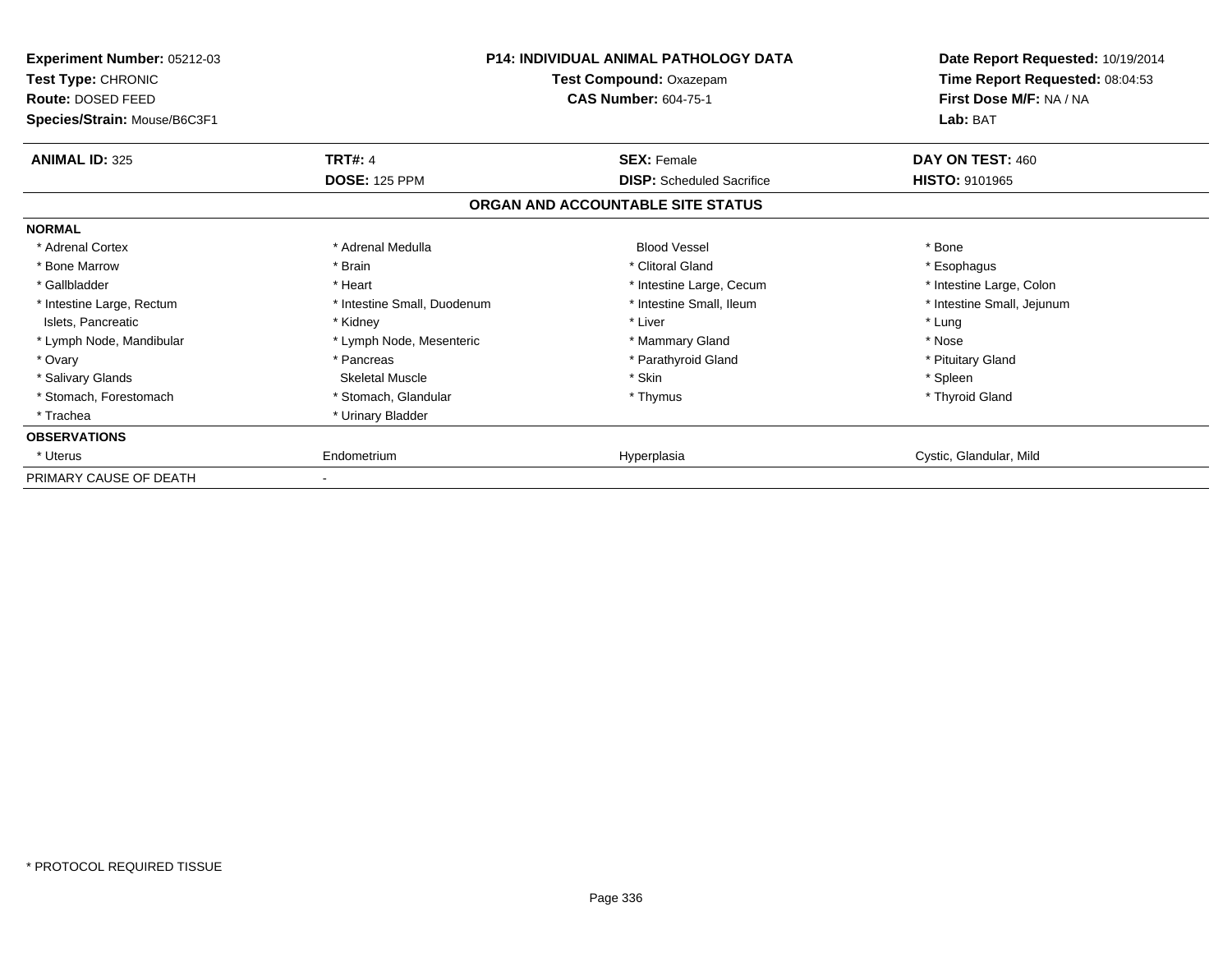**Experiment Number:** 05212-03
**Test Type:** CHRONIC
**Route:** DOSED FEED
**Species/Strain:** Mouse/B6C3F1

**P14: INDIVIDUAL ANIMAL PATHOLOGY DATA**
**Test Compound:** Oxazepam
**CAS Number:** 604-75-1

**Date Report Requested:** 10/19/2014
**Time Report Requested:** 08:04:53
**First Dose M/F:** NA / NA
**Lab:** BAT

| **ANIMAL ID:** 325 | **TRT#:** 4 | **SEX:** Female | **DAY ON TEST:** 460 |
|---|---|---|---|
| | **DOSE:** 125 PPM | **DISP:** Scheduled Sacrifice | **HISTO:** 9101965 |

## ORGAN AND ACCOUNTABLE SITE STATUS

| **NORMAL** | | | |
|---|---|---|---|
| * Adrenal Cortex | * Adrenal Medulla | Blood Vessel | * Bone |
| * Bone Marrow | * Brain | * Clitoral Gland | * Esophagus |
| * Gallbladder | * Heart | * Intestine Large, Cecum | * Intestine Large, Colon |
| * Intestine Large, Rectum | * Intestine Small, Duodenum | * Intestine Small, Ileum | * Intestine Small, Jejunum |
| Islets, Pancreatic | * Kidney | * Liver | * Lung |
| * Lymph Node, Mandibular | * Lymph Node, Mesenteric | * Mammary Gland | * Nose |
| * Ovary | * Pancreas | * Parathyroid Gland | * Pituitary Gland |
| * Salivary Glands | Skeletal Muscle | * Skin | * Spleen |
| * Stomach, Forestomach | * Stomach, Glandular | * Thymus | * Thyroid Gland |
| * Trachea | * Urinary Bladder | | |
| **OBSERVATIONS** | | | |
| * Uterus | Endometrium | Hyperplasia | Cystic, Glandular, Mild |
| PRIMARY CAUSE OF DEATH | - | | |

* PROTOCOL REQUIRED TISSUE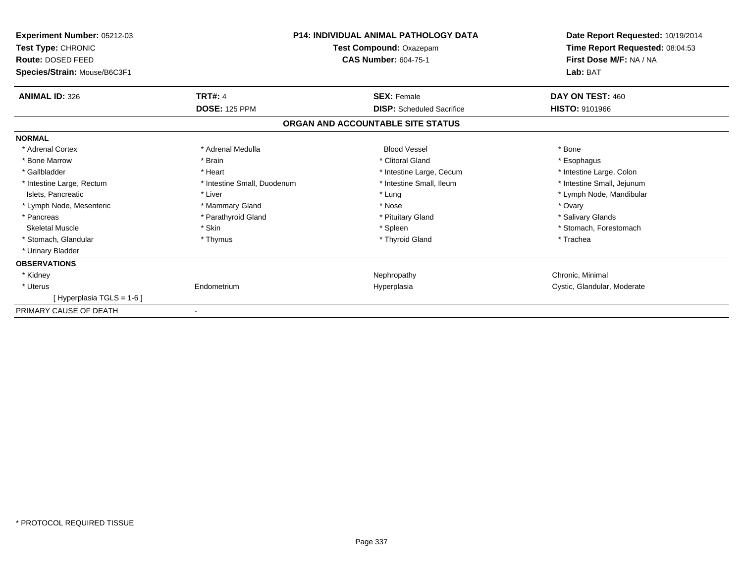**Experiment Number:** 05212-03
**Test Type:** CHRONIC
**Route:** DOSED FEED
**Species/Strain:** Mouse/B6C3F1

**P14: INDIVIDUAL ANIMAL PATHOLOGY DATA**
**Test Compound:** Oxazepam
**CAS Number:** 604-75-1

**Date Report Requested:** 10/19/2014
**Time Report Requested:** 08:04:53
**First Dose M/F:** NA / NA
**Lab:** BAT

| **ANIMAL ID:** 326 | **TRT#:** 4 | **SEX:** Female | **DAY ON TEST:** 460 |
|---|---|---|---|
| | **DOSE:** 125 PPM | **DISP:** Scheduled Sacrifice | **HISTO:** 9101966 |

## ORGAN AND ACCOUNTABLE SITE STATUS

**NORMAL**

| | | | |
|---|---|---|---|
| * Adrenal Cortex | * Adrenal Medulla | Blood Vessel | * Bone |
| * Bone Marrow | * Brain | * Clitoral Gland | * Esophagus |
| * Gallbladder | * Heart | * Intestine Large, Cecum | * Intestine Large, Colon |
| * Intestine Large, Rectum | * Intestine Small, Duodenum | * Intestine Small, Ileum | * Intestine Small, Jejunum |
| Islets, Pancreatic | * Liver | * Lung | * Lymph Node, Mandibular |
| * Lymph Node, Mesenteric | * Mammary Gland | * Nose | * Ovary |
| * Pancreas | * Parathyroid Gland | * Pituitary Gland | * Salivary Glands |
| Skeletal Muscle | * Skin | * Spleen | * Stomach, Forestomach |
| * Stomach, Glandular | * Thymus | * Thyroid Gland | * Trachea |
| * Urinary Bladder | | | |

**OBSERVATIONS**

| | | | |
|---|---|---|---|
| * Kidney | | Nephropathy | Chronic, Minimal |
| * Uterus | Endometrium | Hyperplasia | Cystic, Glandular, Moderate |
| [ Hyperplasia TGLS = 1-6 ] | | | |

PRIMARY CAUSE OF DEATH -

\* PROTOCOL REQUIRED TISSUE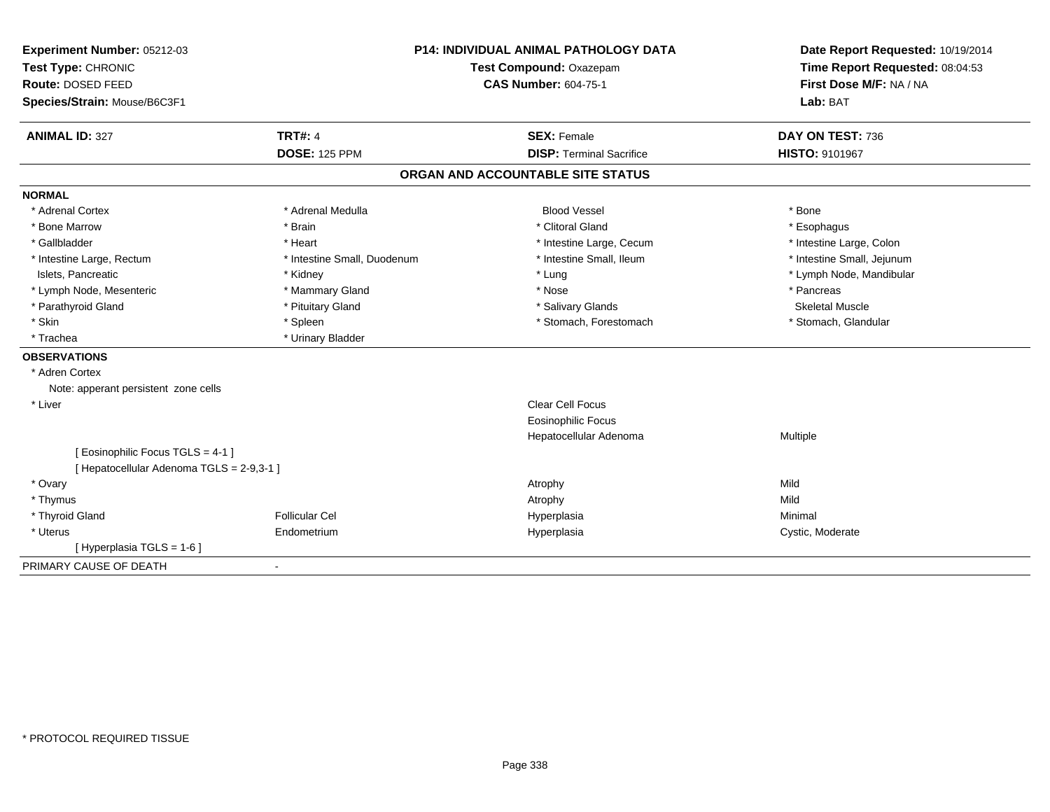**Experiment Number:** 05212-03
**Test Type:** CHRONIC
**Route:** DOSED FEED
**Species/Strain:** Mouse/B6C3F1

**P14: INDIVIDUAL ANIMAL PATHOLOGY DATA**
**Test Compound:** Oxazepam
**CAS Number:** 604-75-1

**Date Report Requested:** 10/19/2014
**Time Report Requested:** 08:04:53
**First Dose M/F:** NA / NA
**Lab:** BAT

| **ANIMAL ID:** 327 | **TRT#:** 4 | **SEX:** Female | **DAY ON TEST:** 736 |
|---|---|---|---|
| | **DOSE:** 125 PPM | **DISP:** Terminal Sacrifice | **HISTO:** 9101967 |

## ORGAN AND ACCOUNTABLE SITE STATUS

**NORMAL**

| | | | |
|---|---|---|---|
| * Adrenal Cortex | * Adrenal Medulla | Blood Vessel | * Bone |
| * Bone Marrow | * Brain | * Clitoral Gland | * Esophagus |
| * Gallbladder | * Heart | * Intestine Large, Cecum | * Intestine Large, Colon |
| * Intestine Large, Rectum | * Intestine Small, Duodenum | * Intestine Small, Ileum | * Intestine Small, Jejunum |
| Islets, Pancreatic | * Kidney | * Lung | * Lymph Node, Mandibular |
| * Lymph Node, Mesenteric | * Mammary Gland | * Nose | * Pancreas |
| * Parathyroid Gland | * Pituitary Gland | * Salivary Glands | Skeletal Muscle |
| * Skin | * Spleen | * Stomach, Forestomach | * Stomach, Glandular |
| * Trachea | * Urinary Bladder | | |

**OBSERVATIONS**

| | | | |
|---|---|---|---|
| * Adren Cortex | | | |
| Note: apperant persistent zone cells | | | |
| * Liver | | Clear Cell Focus | |
| | | Eosinophilic Focus | |
| | | Hepatocellular Adenoma | Multiple |
| [ Eosinophilic Focus TGLS = 4-1 ] | | | |
| [ Hepatocellular Adenoma TGLS = 2-9,3-1 ] | | | |
| * Ovary | | Atrophy | Mild |
| * Thymus | | Atrophy | Mild |
| * Thyroid Gland | Follicular Cel | Hyperplasia | Minimal |
| * Uterus | Endometrium | Hyperplasia | Cystic, Moderate |
| [ Hyperplasia TGLS = 1-6 ] | | | |

PRIMARY CAUSE OF DEATH -

* PROTOCOL REQUIRED TISSUE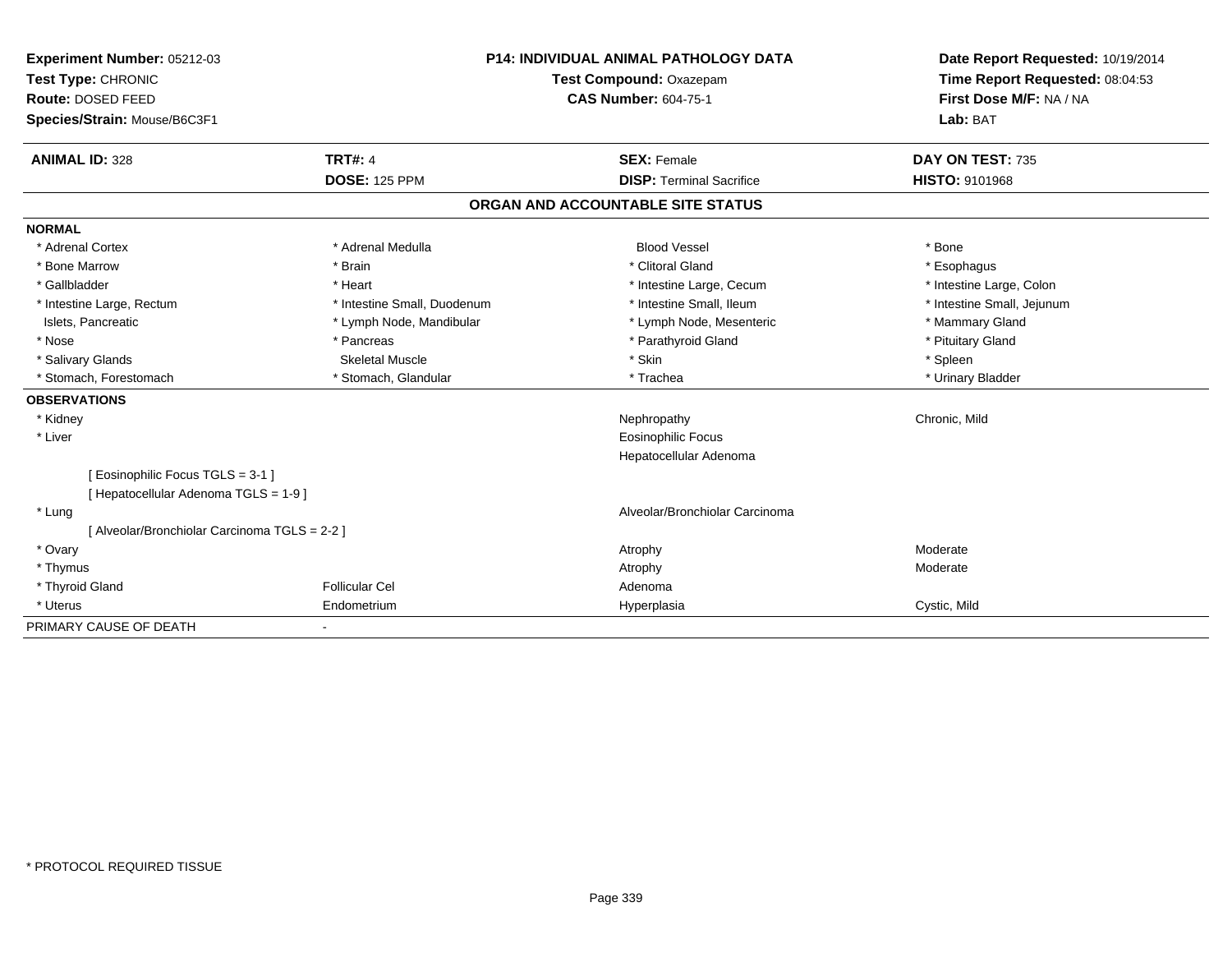**Experiment Number:** 05212-03
**Test Type:** CHRONIC
**Route:** DOSED FEED
**Species/Strain:** Mouse/B6C3F1

**P14: INDIVIDUAL ANIMAL PATHOLOGY DATA**
**Test Compound:** Oxazepam
**CAS Number:** 604-75-1

**Date Report Requested:** 10/19/2014
**Time Report Requested:** 08:04:53
**First Dose M/F:** NA / NA
**Lab:** BAT

| **ANIMAL ID:** 328 | **TRT#:** 4 | **SEX:** Female | **DAY ON TEST:** 735 |
|---|---|---|---|
| | **DOSE:** 125 PPM | **DISP:** Terminal Sacrifice | **HISTO:** 9101968 |

## ORGAN AND ACCOUNTABLE SITE STATUS

**NORMAL**

| | | | |
|---|---|---|---|
| * Adrenal Cortex | * Adrenal Medulla | Blood Vessel | * Bone |
| * Bone Marrow | * Brain | * Clitoral Gland | * Esophagus |
| * Gallbladder | * Heart | * Intestine Large, Cecum | * Intestine Large, Colon |
| * Intestine Large, Rectum | * Intestine Small, Duodenum | * Intestine Small, Ileum | * Intestine Small, Jejunum |
| Islets, Pancreatic | * Lymph Node, Mandibular | * Lymph Node, Mesenteric | * Mammary Gland |
| * Nose | * Pancreas | * Parathyroid Gland | * Pituitary Gland |
| * Salivary Glands | Skeletal Muscle | * Skin | * Spleen |
| * Stomach, Forestomach | * Stomach, Glandular | * Trachea | * Urinary Bladder |

**OBSERVATIONS**

| | | | |
|---|---|---|---|
| * Kidney | | Nephropathy | Chronic, Mild |
| * Liver | | Eosinophilic Focus | |
| | | Hepatocellular Adenoma | |
| [ Eosinophilic Focus TGLS = 3-1 ] | | | |
| [ Hepatocellular Adenoma TGLS = 1-9 ] | | | |
| * Lung | | Alveolar/Bronchiolar Carcinoma | |
| [ Alveolar/Bronchiolar Carcinoma TGLS = 2-2 ] | | | |
| * Ovary | | Atrophy | Moderate |
| * Thymus | | Atrophy | Moderate |
| * Thyroid Gland | Follicular Cel | Adenoma | |
| * Uterus | Endometrium | Hyperplasia | Cystic, Mild |

PRIMARY CAUSE OF DEATH -

* PROTOCOL REQUIRED TISSUE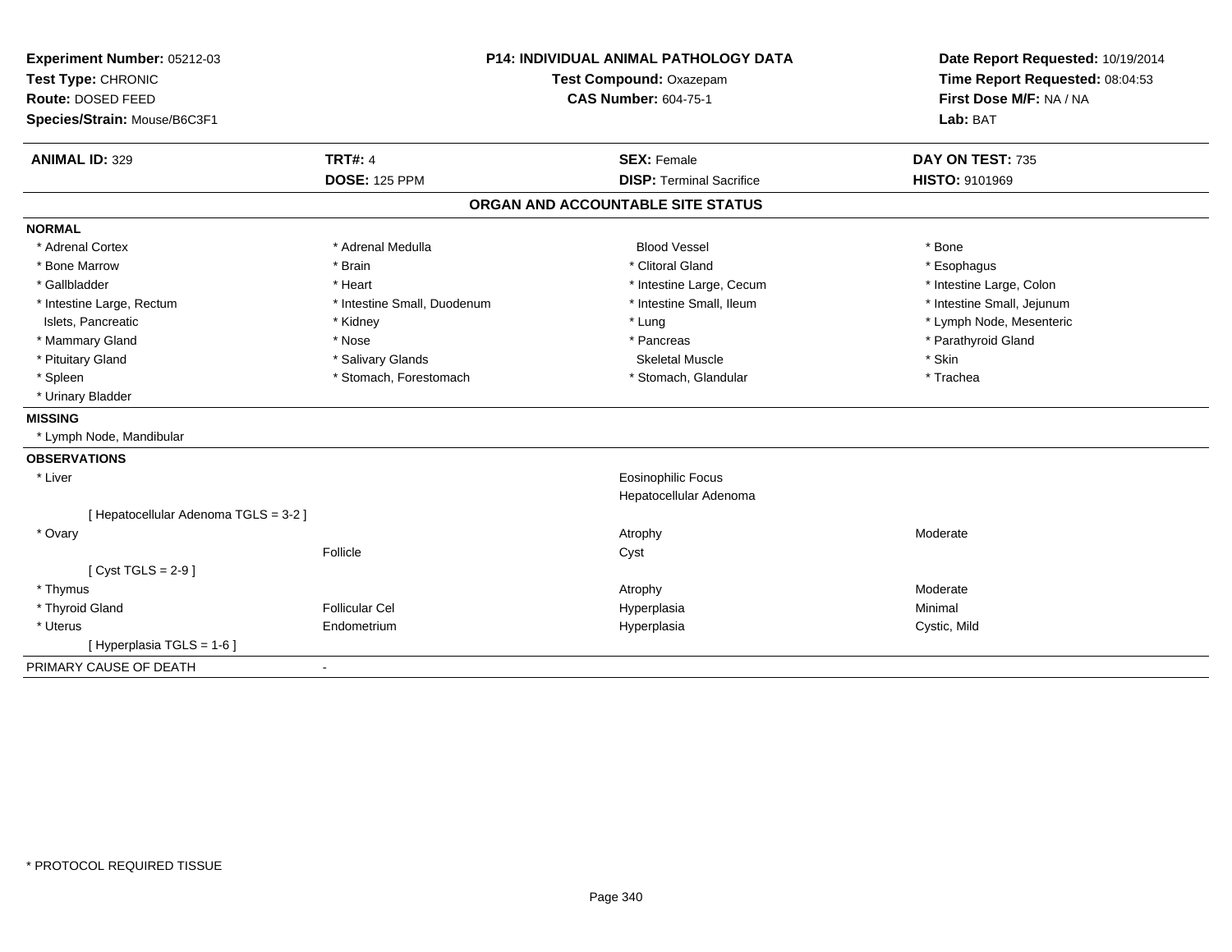**Experiment Number:** 05212-03
**Test Type:** CHRONIC
**Route:** DOSED FEED
**Species/Strain:** Mouse/B6C3F1

**P14: INDIVIDUAL ANIMAL PATHOLOGY DATA**
**Test Compound:** Oxazepam
**CAS Number:** 604-75-1

**Date Report Requested:** 10/19/2014
**Time Report Requested:** 08:04:53
**First Dose M/F:** NA / NA
**Lab:** BAT

| **ANIMAL ID:** 329 | **TRT#:** 4 | **SEX:** Female | **DAY ON TEST:** 735 |
|---|---|---|---|
| | **DOSE:** 125 PPM | **DISP:** Terminal Sacrifice | **HISTO:** 9101969 |

## ORGAN AND ACCOUNTABLE SITE STATUS

**NORMAL**

| | | | |
|---|---|---|---|
| * Adrenal Cortex | * Adrenal Medulla | Blood Vessel | * Bone |
| * Bone Marrow | * Brain | * Clitoral Gland | * Esophagus |
| * Gallbladder | * Heart | * Intestine Large, Cecum | * Intestine Large, Colon |
| * Intestine Large, Rectum | * Intestine Small, Duodenum | * Intestine Small, Ileum | * Intestine Small, Jejunum |
| Islets, Pancreatic | * Kidney | * Lung | * Lymph Node, Mesenteric |
| * Mammary Gland | * Nose | * Pancreas | * Parathyroid Gland |
| * Pituitary Gland | * Salivary Glands | Skeletal Muscle | * Skin |
| * Spleen | * Stomach, Forestomach | * Stomach, Glandular | * Trachea |
| * Urinary Bladder | | | |

**MISSING**

* Lymph Node, Mandibular

**OBSERVATIONS**

| | | | |
|---|---|---|---|
| * Liver | | Eosinophilic Focus | |
| | | Hepatocellular Adenoma | |
| [ Hepatocellular Adenoma TGLS = 3-2 ] | | | |
| * Ovary | | Atrophy | Moderate |
| | Follicle | Cyst | |
| [ Cyst TGLS = 2-9 ] | | | |
| * Thymus | | Atrophy | Moderate |
| * Thyroid Gland | Follicular Cel | Hyperplasia | Minimal |
| * Uterus | Endometrium | Hyperplasia | Cystic, Mild |
| [ Hyperplasia TGLS = 1-6 ] | | | |

PRIMARY CAUSE OF DEATH -

* PROTOCOL REQUIRED TISSUE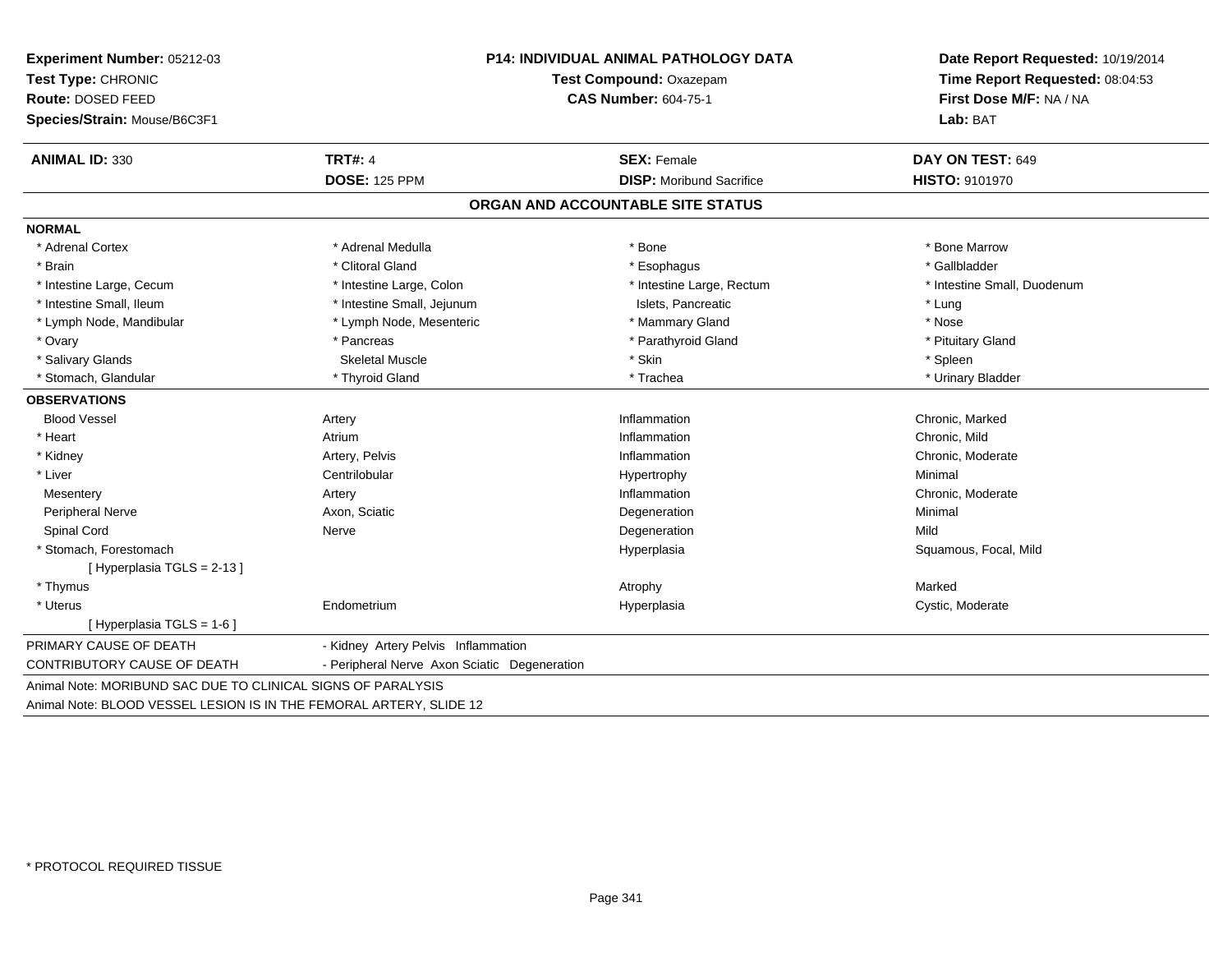**Experiment Number:** 05212-03
**Test Type:** CHRONIC
**Route:** DOSED FEED
**Species/Strain:** Mouse/B6C3F1

**P14: INDIVIDUAL ANIMAL PATHOLOGY DATA**
**Test Compound:** Oxazepam
**CAS Number:** 604-75-1

**Date Report Requested:** 10/19/2014
**Time Report Requested:** 08:04:53
**First Dose M/F:** NA / NA
**Lab:** BAT

| **ANIMAL ID:** 330 | **TRT#:** 4 | **SEX:** Female | **DAY ON TEST:** 649 |
|---|---|---|---|
| | **DOSE:** 125 PPM | **DISP:** Moribund Sacrifice | **HISTO:** 9101970 |

## ORGAN AND ACCOUNTABLE SITE STATUS

**NORMAL**

| | | | |
|---|---|---|---|
| * Adrenal Cortex | * Adrenal Medulla | * Bone | * Bone Marrow |
| * Brain | * Clitoral Gland | * Esophagus | * Gallbladder |
| * Intestine Large, Cecum | * Intestine Large, Colon | * Intestine Large, Rectum | * Intestine Small, Duodenum |
| * Intestine Small, Ileum | * Intestine Small, Jejunum | Islets, Pancreatic | * Lung |
| * Lymph Node, Mandibular | * Lymph Node, Mesenteric | * Mammary Gland | * Nose |
| * Ovary | * Pancreas | * Parathyroid Gland | * Pituitary Gland |
| * Salivary Glands | Skeletal Muscle | * Skin | * Spleen |
| * Stomach, Glandular | * Thyroid Gland | * Trachea | * Urinary Bladder |

**OBSERVATIONS**

| | | | |
|---|---|---|---|
| Blood Vessel | Artery | Inflammation | Chronic, Marked |
| * Heart | Atrium | Inflammation | Chronic, Mild |
| * Kidney | Artery, Pelvis | Inflammation | Chronic, Moderate |
| * Liver | Centrilobular | Hypertrophy | Minimal |
| Mesentery | Artery | Inflammation | Chronic, Moderate |
| Peripheral Nerve | Axon, Sciatic | Degeneration | Minimal |
| Spinal Cord | Nerve | Degeneration | Mild |
| * Stomach, Forestomach | | Hyperplasia | Squamous, Focal, Mild |
| [ Hyperplasia TGLS = 2-13 ] | | | |
| * Thymus | | Atrophy | Marked |
| * Uterus | Endometrium | Hyperplasia | Cystic, Moderate |
| [ Hyperplasia TGLS = 1-6 ] | | | |

PRIMARY CAUSE OF DEATH - Kidney Artery Pelvis Inflammation

CONTRIBUTORY CAUSE OF DEATH - Peripheral Nerve Axon Sciatic Degeneration

Animal Note: MORIBUND SAC DUE TO CLINICAL SIGNS OF PARALYSIS

Animal Note: BLOOD VESSEL LESION IS IN THE FEMORAL ARTERY, SLIDE 12

* PROTOCOL REQUIRED TISSUE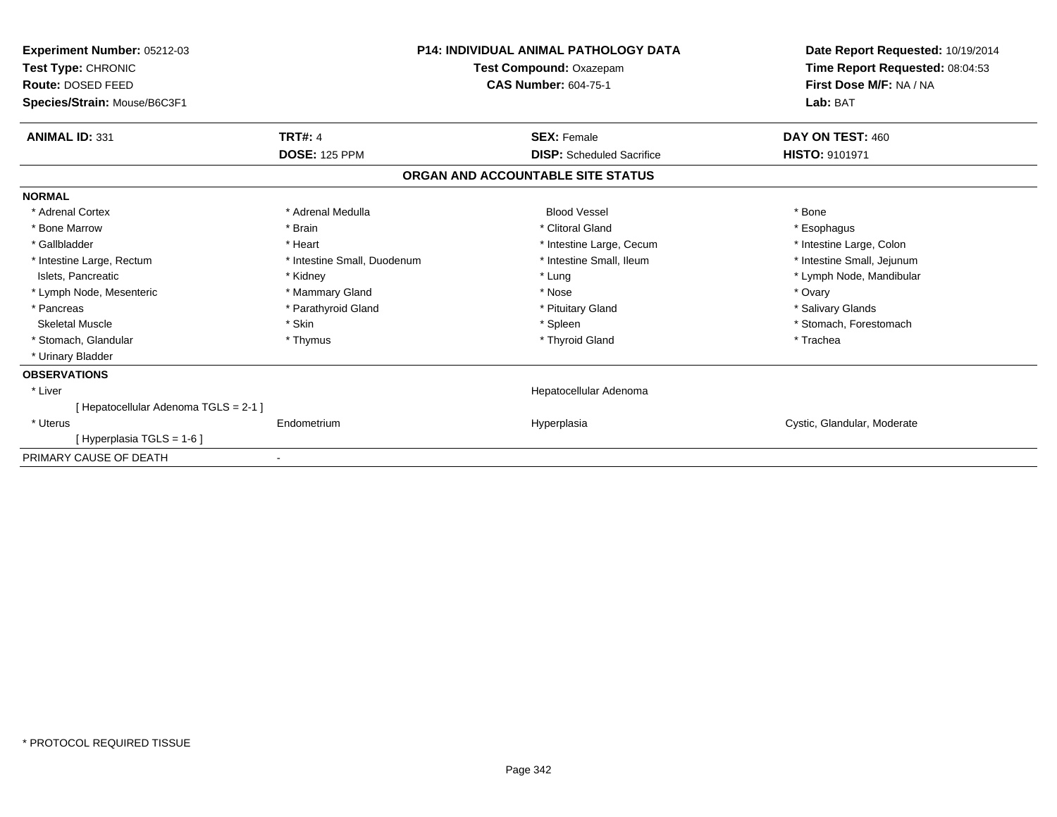**Experiment Number:** 05212-03
**Test Type:** CHRONIC
**Route:** DOSED FEED
**Species/Strain:** Mouse/B6C3F1

**P14: INDIVIDUAL ANIMAL PATHOLOGY DATA**
**Test Compound:** Oxazepam
**CAS Number:** 604-75-1

**Date Report Requested:** 10/19/2014
**Time Report Requested:** 08:04:53
**First Dose M/F:** NA / NA
**Lab:** BAT

| **ANIMAL ID:** 331 | **TRT#:** 4 | **SEX:** Female | **DAY ON TEST:** 460 |
|---|---|---|---|
| | **DOSE:** 125 PPM | **DISP:** Scheduled Sacrifice | **HISTO:** 9101971 |

## ORGAN AND ACCOUNTABLE SITE STATUS

**NORMAL**

| | | | |
|---|---|---|---|
| * Adrenal Cortex | * Adrenal Medulla | Blood Vessel | * Bone |
| * Bone Marrow | * Brain | * Clitoral Gland | * Esophagus |
| * Gallbladder | * Heart | * Intestine Large, Cecum | * Intestine Large, Colon |
| * Intestine Large, Rectum | * Intestine Small, Duodenum | * Intestine Small, Ileum | * Intestine Small, Jejunum |
| Islets, Pancreatic | * Kidney | * Lung | * Lymph Node, Mandibular |
| * Lymph Node, Mesenteric | * Mammary Gland | * Nose | * Ovary |
| * Pancreas | * Parathyroid Gland | * Pituitary Gland | * Salivary Glands |
| Skeletal Muscle | * Skin | * Spleen | * Stomach, Forestomach |
| * Stomach, Glandular | * Thymus | * Thyroid Gland | * Trachea |
| * Urinary Bladder | | | |

**OBSERVATIONS**

| | | | |
|---|---|---|---|
| * Liver | | Hepatocellular Adenoma | |
| [ Hepatocellular Adenoma TGLS = 2-1 ] | | | |
| * Uterus | Endometrium | Hyperplasia | Cystic, Glandular, Moderate |
| [ Hyperplasia TGLS = 1-6 ] | | | |

PRIMARY CAUSE OF DEATH -

\* PROTOCOL REQUIRED TISSUE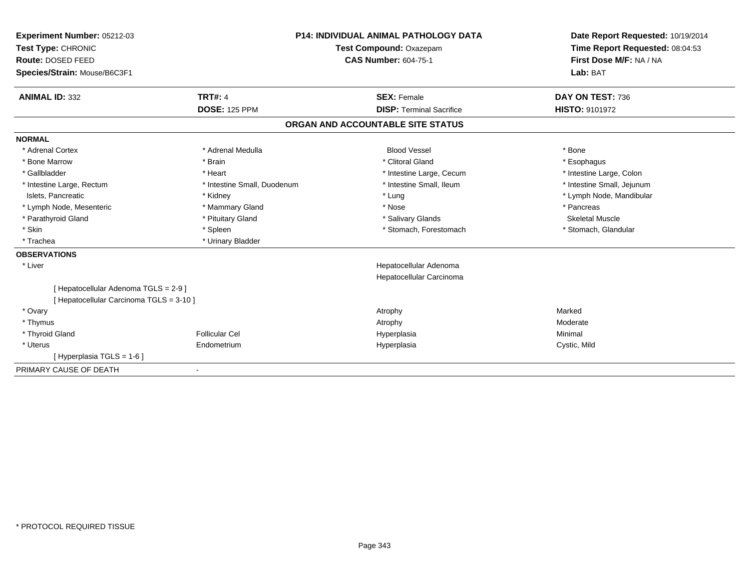**Experiment Number:** 05212-03
**Test Type:** CHRONIC
**Route:** DOSED FEED
**Species/Strain:** Mouse/B6C3F1

**P14: INDIVIDUAL ANIMAL PATHOLOGY DATA**
**Test Compound:** Oxazepam
**CAS Number:** 604-75-1

**Date Report Requested:** 10/19/2014
**Time Report Requested:** 08:04:53
**First Dose M/F:** NA / NA
**Lab:** BAT

| **ANIMAL ID:** 332 | **TRT#:** 4 | **SEX:** Female | **DAY ON TEST:** 736 |
|---|---|---|---|
| | **DOSE:** 125 PPM | **DISP:** Terminal Sacrifice | **HISTO:** 9101972 |

## ORGAN AND ACCOUNTABLE SITE STATUS

**NORMAL**

| | | | |
|---|---|---|---|
| * Adrenal Cortex | * Adrenal Medulla | Blood Vessel | * Bone |
| * Bone Marrow | * Brain | * Clitoral Gland | * Esophagus |
| * Gallbladder | * Heart | * Intestine Large, Cecum | * Intestine Large, Colon |
| * Intestine Large, Rectum | * Intestine Small, Duodenum | * Intestine Small, Ileum | * Intestine Small, Jejunum |
| Islets, Pancreatic | * Kidney | * Lung | * Lymph Node, Mandibular |
| * Lymph Node, Mesenteric | * Mammary Gland | * Nose | * Pancreas |
| * Parathyroid Gland | * Pituitary Gland | * Salivary Glands | Skeletal Muscle |
| * Skin | * Spleen | * Stomach, Forestomach | * Stomach, Glandular |
| * Trachea | * Urinary Bladder | | |

**OBSERVATIONS**

| | | | |
|---|---|---|---|
| * Liver | | Hepatocellular Adenoma | |
| | | Hepatocellular Carcinoma | |
| [ Hepatocellular Adenoma TGLS = 2-9 ] | | | |
| [ Hepatocellular Carcinoma TGLS = 3-10 ] | | | |
| * Ovary | | Atrophy | Marked |
| * Thymus | | Atrophy | Moderate |
| * Thyroid Gland | Follicular Cel | Hyperplasia | Minimal |
| * Uterus | Endometrium | Hyperplasia | Cystic, Mild |
| [ Hyperplasia TGLS = 1-6 ] | | | |

PRIMARY CAUSE OF DEATH -

* PROTOCOL REQUIRED TISSUE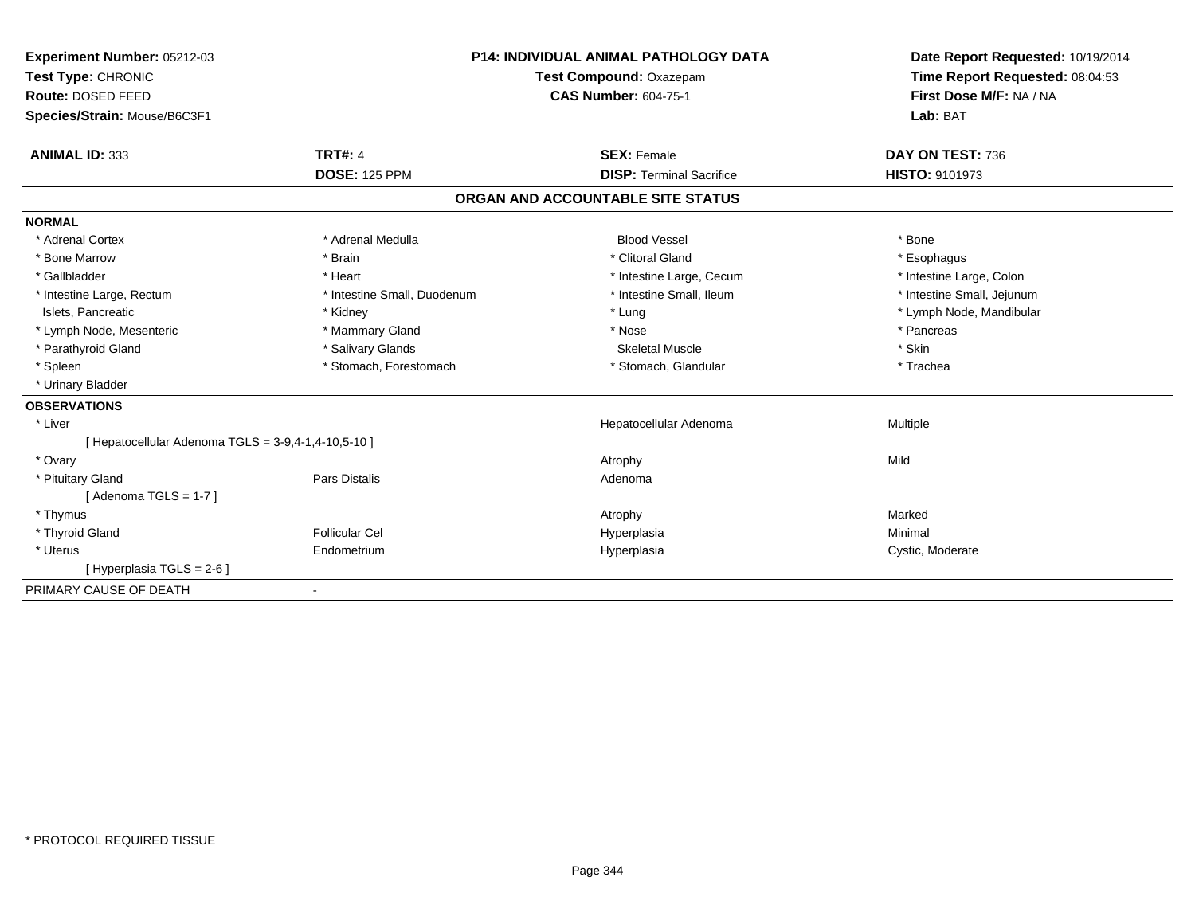**Experiment Number:** 05212-03
**Test Type:** CHRONIC
**Route:** DOSED FEED
**Species/Strain:** Mouse/B6C3F1

**P14: INDIVIDUAL ANIMAL PATHOLOGY DATA**
**Test Compound:** Oxazepam
**CAS Number:** 604-75-1

**Date Report Requested:** 10/19/2014
**Time Report Requested:** 08:04:53
**First Dose M/F:** NA / NA
**Lab:** BAT

| **ANIMAL ID:** 333 | **TRT#:** 4 | **SEX:** Female | **DAY ON TEST:** 736 |
|---|---|---|---|
| | **DOSE:** 125 PPM | **DISP:** Terminal Sacrifice | **HISTO:** 9101973 |

## ORGAN AND ACCOUNTABLE SITE STATUS

**NORMAL**

| | | | |
|---|---|---|---|
| * Adrenal Cortex | * Adrenal Medulla | Blood Vessel | * Bone |
| * Bone Marrow | * Brain | * Clitoral Gland | * Esophagus |
| * Gallbladder | * Heart | * Intestine Large, Cecum | * Intestine Large, Colon |
| * Intestine Large, Rectum | * Intestine Small, Duodenum | * Intestine Small, Ileum | * Intestine Small, Jejunum |
| Islets, Pancreatic | * Kidney | * Lung | * Lymph Node, Mandibular |
| * Lymph Node, Mesenteric | * Mammary Gland | * Nose | * Pancreas |
| * Parathyroid Gland | * Salivary Glands | Skeletal Muscle | * Skin |
| * Spleen | * Stomach, Forestomach | * Stomach, Glandular | * Trachea |
| * Urinary Bladder | | | |

**OBSERVATIONS**

| | | | |
|---|---|---|---|
| * Liver | | Hepatocellular Adenoma | Multiple |
| [ Hepatocellular Adenoma TGLS = 3-9,4-1,4-10,5-10 ] | | | |
| * Ovary | | Atrophy | Mild |
| * Pituitary Gland | Pars Distalis | Adenoma | |
| [ Adenoma TGLS = 1-7 ] | | | |
| * Thymus | | Atrophy | Marked |
| * Thyroid Gland | Follicular Cel | Hyperplasia | Minimal |
| * Uterus | Endometrium | Hyperplasia | Cystic, Moderate |
| [ Hyperplasia TGLS = 2-6 ] | | | |

PRIMARY CAUSE OF DEATH -

* PROTOCOL REQUIRED TISSUE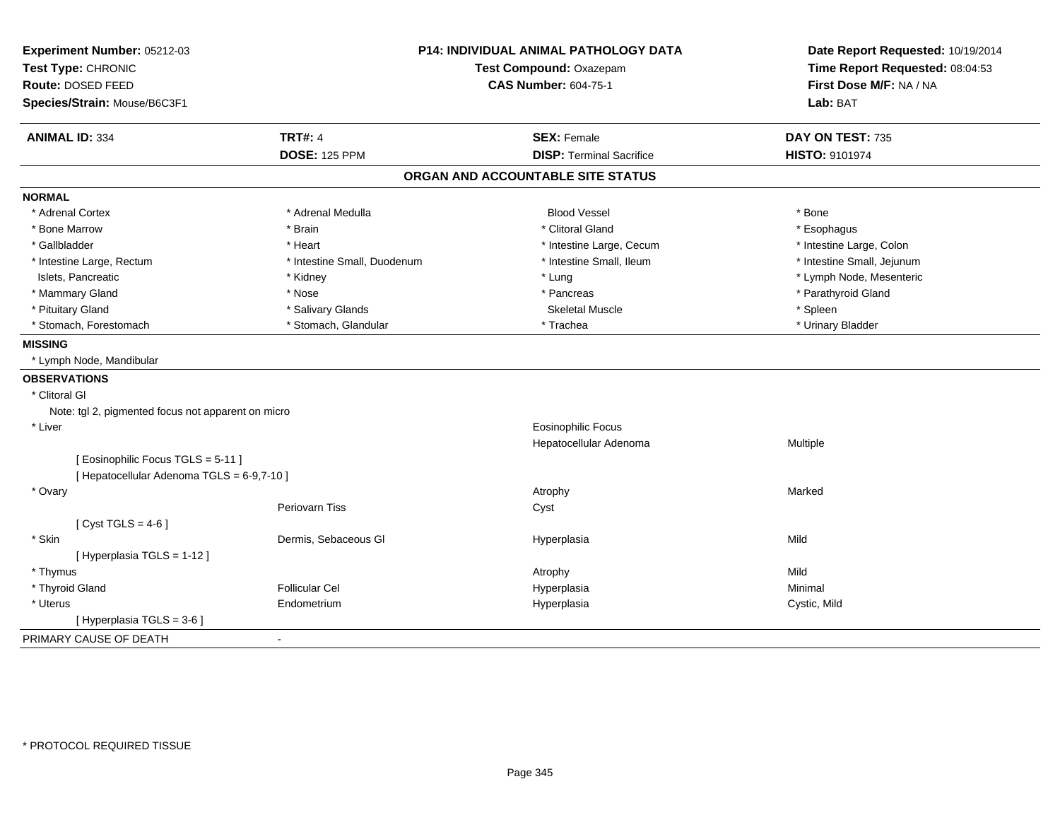**Experiment Number:** 05212-03
**Test Type:** CHRONIC
**Route:** DOSED FEED
**Species/Strain:** Mouse/B6C3F1

**P14: INDIVIDUAL ANIMAL PATHOLOGY DATA**
**Test Compound:** Oxazepam
**CAS Number:** 604-75-1

**Date Report Requested:** 10/19/2014
**Time Report Requested:** 08:04:53
**First Dose M/F:** NA / NA
**Lab:** BAT

| **ANIMAL ID:** 334 | **TRT#:** 4 | **SEX:** Female | **DAY ON TEST:** 735 |
|---|---|---|---|
| | **DOSE:** 125 PPM | **DISP:** Terminal Sacrifice | **HISTO:** 9101974 |

## ORGAN AND ACCOUNTABLE SITE STATUS

**NORMAL**

| | | | |
|---|---|---|---|
| * Adrenal Cortex | * Adrenal Medulla | Blood Vessel | * Bone |
| * Bone Marrow | * Brain | * Clitoral Gland | * Esophagus |
| * Gallbladder | * Heart | * Intestine Large, Cecum | * Intestine Large, Colon |
| * Intestine Large, Rectum | * Intestine Small, Duodenum | * Intestine Small, Ileum | * Intestine Small, Jejunum |
| Islets, Pancreatic | * Kidney | * Lung | * Lymph Node, Mesenteric |
| * Mammary Gland | * Nose | * Pancreas | * Parathyroid Gland |
| * Pituitary Gland | * Salivary Glands | Skeletal Muscle | * Spleen |
| * Stomach, Forestomach | * Stomach, Glandular | * Trachea | * Urinary Bladder |

**MISSING**

* Lymph Node, Mandibular

**OBSERVATIONS**

| | | | |
|---|---|---|---|
| * Clitoral Gl | | | |
| Note: tgl 2, pigmented focus not apparent on micro | | | |
| * Liver | | Eosinophilic Focus | |
| | | Hepatocellular Adenoma | Multiple |
| [ Eosinophilic Focus TGLS = 5-11 ] | | | |
| [ Hepatocellular Adenoma TGLS = 6-9,7-10 ] | | | |
| * Ovary | | Atrophy | Marked |
| | Periovarn Tiss | Cyst | |
| [ Cyst TGLS = 4-6 ] | | | |
| * Skin | Dermis, Sebaceous Gl | Hyperplasia | Mild |
| [ Hyperplasia TGLS = 1-12 ] | | | |
| * Thymus | | Atrophy | Mild |
| * Thyroid Gland | Follicular Cel | Hyperplasia | Minimal |
| * Uterus | Endometrium | Hyperplasia | Cystic, Mild |
| [ Hyperplasia TGLS = 3-6 ] | | | |

PRIMARY CAUSE OF DEATH -

\* PROTOCOL REQUIRED TISSUE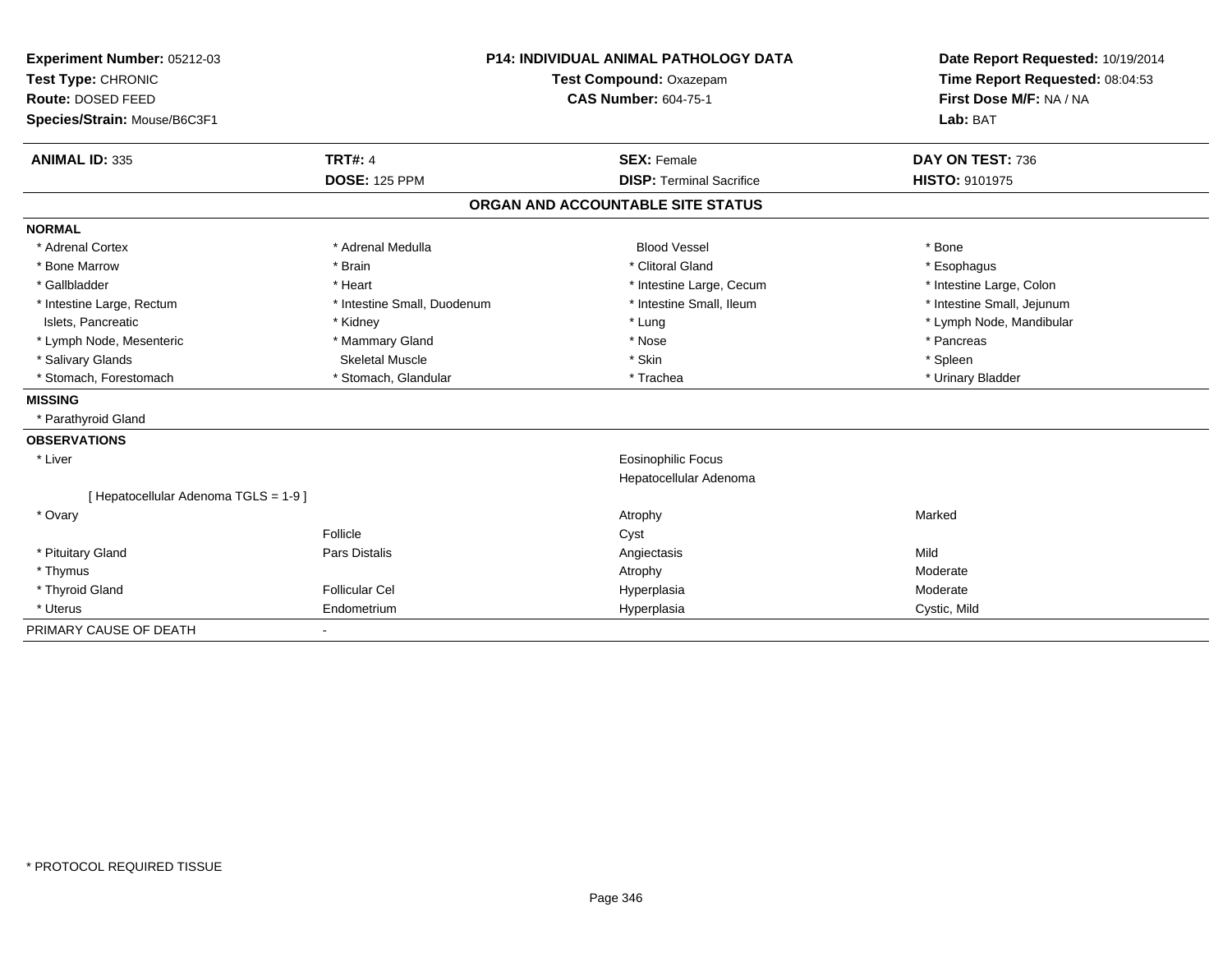**Experiment Number:** 05212-03
**Test Type:** CHRONIC
**Route:** DOSED FEED
**Species/Strain:** Mouse/B6C3F1

**P14: INDIVIDUAL ANIMAL PATHOLOGY DATA**
**Test Compound:** Oxazepam
**CAS Number:** 604-75-1

**Date Report Requested:** 10/19/2014
**Time Report Requested:** 08:04:53
**First Dose M/F:** NA / NA
**Lab:** BAT

| **ANIMAL ID:** 335 | **TRT#:** 4 | **SEX:** Female | **DAY ON TEST:** 736 |
|---|---|---|---|
| | **DOSE:** 125 PPM | **DISP:** Terminal Sacrifice | **HISTO:** 9101975 |

## ORGAN AND ACCOUNTABLE SITE STATUS

**NORMAL**

| | | | |
|---|---|---|---|
| * Adrenal Cortex | * Adrenal Medulla | Blood Vessel | * Bone |
| * Bone Marrow | * Brain | * Clitoral Gland | * Esophagus |
| * Gallbladder | * Heart | * Intestine Large, Cecum | * Intestine Large, Colon |
| * Intestine Large, Rectum | * Intestine Small, Duodenum | * Intestine Small, Ileum | * Intestine Small, Jejunum |
| Islets, Pancreatic | * Kidney | * Lung | * Lymph Node, Mandibular |
| * Lymph Node, Mesenteric | * Mammary Gland | * Nose | * Pancreas |
| * Salivary Glands | Skeletal Muscle | * Skin | * Spleen |
| * Stomach, Forestomach | * Stomach, Glandular | * Trachea | * Urinary Bladder |

**MISSING**

* Parathyroid Gland

**OBSERVATIONS**

| | | | |
|---|---|---|---|
| * Liver | | Eosinophilic Focus | |
| | | Hepatocellular Adenoma | |
| [ Hepatocellular Adenoma TGLS = 1-9 ] | | | |
| * Ovary | | Atrophy | Marked |
| | Follicle | Cyst | |
| * Pituitary Gland | Pars Distalis | Angiectasis | Mild |
| * Thymus | | Atrophy | Moderate |
| * Thyroid Gland | Follicular Cel | Hyperplasia | Moderate |
| * Uterus | Endometrium | Hyperplasia | Cystic, Mild |

PRIMARY CAUSE OF DEATH -

* PROTOCOL REQUIRED TISSUE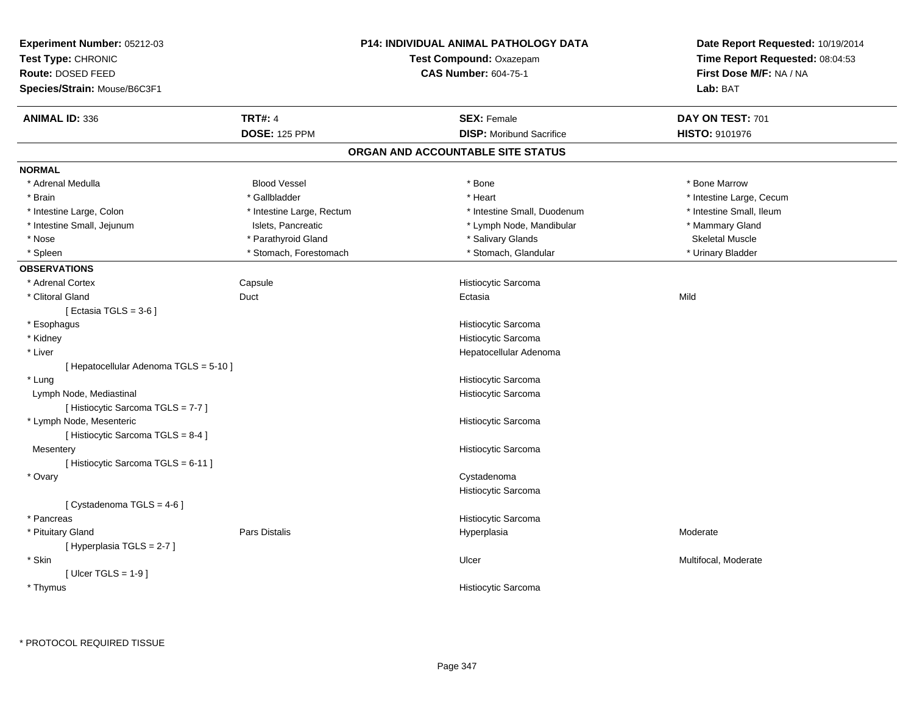**Experiment Number:** 05212-03
**Test Type:** CHRONIC
**Route:** DOSED FEED
**Species/Strain:** Mouse/B6C3F1

**P14: INDIVIDUAL ANIMAL PATHOLOGY DATA**
**Test Compound:** Oxazepam
**CAS Number:** 604-75-1

**Date Report Requested:** 10/19/2014
**Time Report Requested:** 08:04:53
**First Dose M/F:** NA / NA
**Lab:** BAT

| **ANIMAL ID:** 336 | **TRT#:** 4 | **SEX:** Female | **DAY ON TEST:** 701 |
|---|---|---|---|
| | **DOSE:** 125 PPM | **DISP:** Moribund Sacrifice | **HISTO:** 9101976 |

## ORGAN AND ACCOUNTABLE SITE STATUS

**NORMAL**

| | | | |
|---|---|---|---|
| * Adrenal Medulla | Blood Vessel | * Bone | * Bone Marrow |
| * Brain | * Gallbladder | * Heart | * Intestine Large, Cecum |
| * Intestine Large, Colon | * Intestine Large, Rectum | * Intestine Small, Duodenum | * Intestine Small, Ileum |
| * Intestine Small, Jejunum | Islets, Pancreatic | * Lymph Node, Mandibular | * Mammary Gland |
| * Nose | * Parathyroid Gland | * Salivary Glands | Skeletal Muscle |
| * Spleen | * Stomach, Forestomach | * Stomach, Glandular | * Urinary Bladder |

**OBSERVATIONS**

| | | | |
|---|---|---|---|
| * Adrenal Cortex | Capsule | Histiocytic Sarcoma | |
| * Clitoral Gland | Duct | Ectasia | Mild |
| [ Ectasia TGLS = 3-6 ] | | | |
| * Esophagus | | Histiocytic Sarcoma | |
| * Kidney | | Histiocytic Sarcoma | |
| * Liver | | Hepatocellular Adenoma | |
| [ Hepatocellular Adenoma TGLS = 5-10 ] | | | |
| * Lung | | Histiocytic Sarcoma | |
| Lymph Node, Mediastinal | | Histiocytic Sarcoma | |
| [ Histiocytic Sarcoma TGLS = 7-7 ] | | | |
| * Lymph Node, Mesenteric | | Histiocytic Sarcoma | |
| [ Histiocytic Sarcoma TGLS = 8-4 ] | | | |
| Mesentery | | Histiocytic Sarcoma | |
| [ Histiocytic Sarcoma TGLS = 6-11 ] | | | |
| * Ovary | | Cystadenoma | |
| | | Histiocytic Sarcoma | |
| [ Cystadenoma TGLS = 4-6 ] | | | |
| * Pancreas | | Histiocytic Sarcoma | |
| * Pituitary Gland | Pars Distalis | Hyperplasia | Moderate |
| [ Hyperplasia TGLS = 2-7 ] | | | |
| * Skin | | Ulcer | Multifocal, Moderate |
| [ Ulcer TGLS = 1-9 ] | | | |
| * Thymus | | Histiocytic Sarcoma | |

\* PROTOCOL REQUIRED TISSUE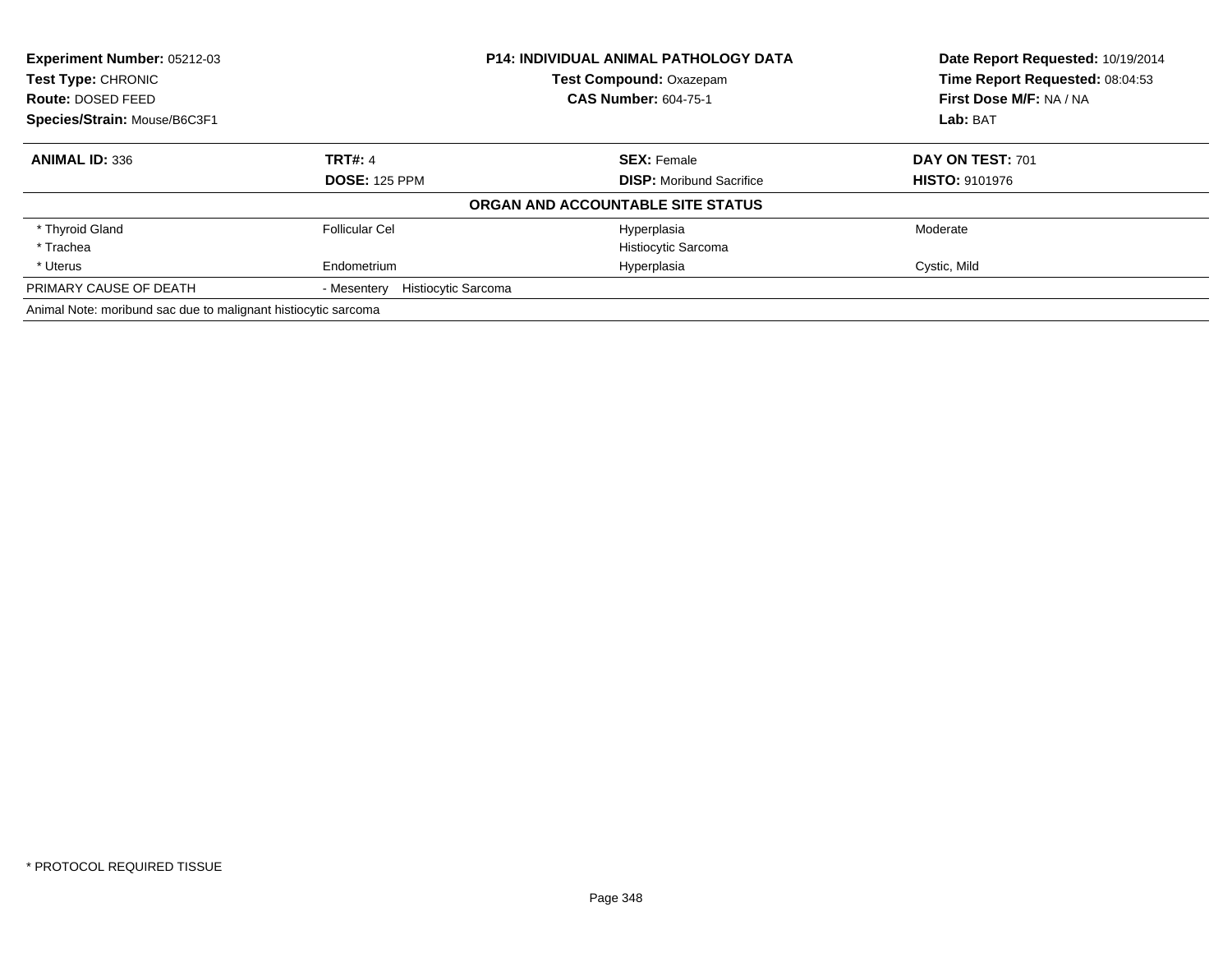**Experiment Number:** 05212-03
**Test Type:** CHRONIC
**Route:** DOSED FEED
**Species/Strain:** Mouse/B6C3F1

**P14: INDIVIDUAL ANIMAL PATHOLOGY DATA**
**Test Compound:** Oxazepam
**CAS Number:** 604-75-1

**Date Report Requested:** 10/19/2014
**Time Report Requested:** 08:04:53
**First Dose M/F:** NA / NA
**Lab:** BAT

| **ANIMAL ID:** 336 | **TRT#:** 4 | **SEX:** Female | **DAY ON TEST:** 701 |
|---|---|---|---|
| | **DOSE:** 125 PPM | **DISP:** Moribund Sacrifice | **HISTO:** 9101976 |

**ORGAN AND ACCOUNTABLE SITE STATUS**

| | | | |
|---|---|---|---|
| * Thyroid Gland | Follicular Cel | Hyperplasia | Moderate |
| * Trachea | | Histiocytic Sarcoma | |
| * Uterus | Endometrium | Hyperplasia | Cystic, Mild |
| PRIMARY CAUSE OF DEATH | - Mesentery Histiocytic Sarcoma | | |

Animal Note: moribund sac due to malignant histiocytic sarcoma

* PROTOCOL REQUIRED TISSUE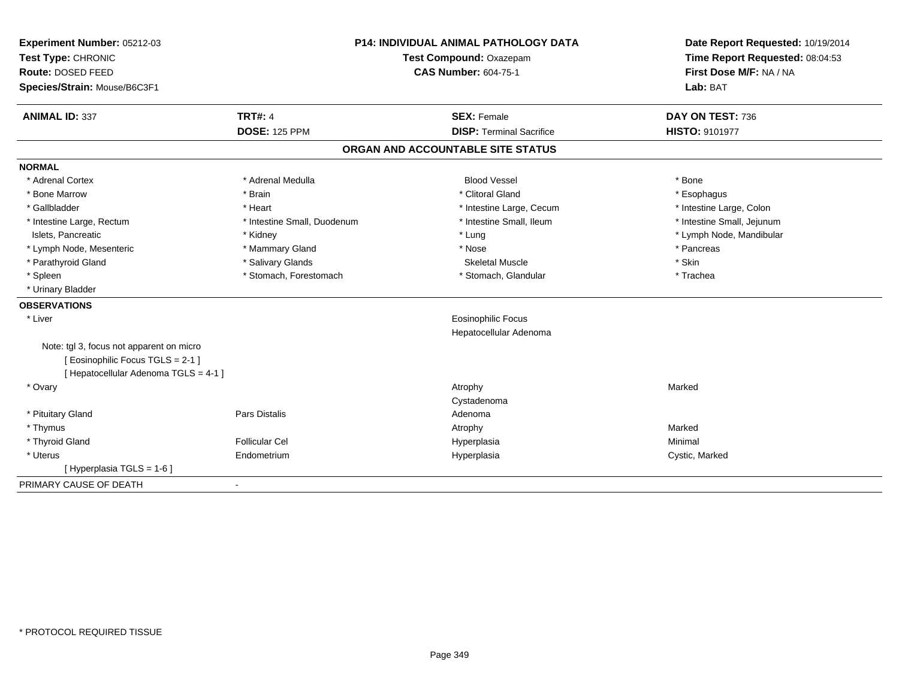**Experiment Number:** 05212-03
**Test Type:** CHRONIC
**Route:** DOSED FEED
**Species/Strain:** Mouse/B6C3F1

**P14: INDIVIDUAL ANIMAL PATHOLOGY DATA**
**Test Compound:** Oxazepam
**CAS Number:** 604-75-1

**Date Report Requested:** 10/19/2014
**Time Report Requested:** 08:04:53
**First Dose M/F:** NA / NA
**Lab:** BAT

| **ANIMAL ID:** 337 | **TRT#:** 4 | **SEX:** Female | **DAY ON TEST:** 736 |
|---|---|---|---|
| | **DOSE:** 125 PPM | **DISP:** Terminal Sacrifice | **HISTO:** 9101977 |

## ORGAN AND ACCOUNTABLE SITE STATUS

**NORMAL**

| | | | |
|---|---|---|---|
| * Adrenal Cortex | * Adrenal Medulla | Blood Vessel | * Bone |
| * Bone Marrow | * Brain | * Clitoral Gland | * Esophagus |
| * Gallbladder | * Heart | * Intestine Large, Cecum | * Intestine Large, Colon |
| * Intestine Large, Rectum | * Intestine Small, Duodenum | * Intestine Small, Ileum | * Intestine Small, Jejunum |
| Islets, Pancreatic | * Kidney | * Lung | * Lymph Node, Mandibular |
| * Lymph Node, Mesenteric | * Mammary Gland | * Nose | * Pancreas |
| * Parathyroid Gland | * Salivary Glands | Skeletal Muscle | * Skin |
| * Spleen | * Stomach, Forestomach | * Stomach, Glandular | * Trachea |
| * Urinary Bladder | | | |

**OBSERVATIONS**

| | | | |
|---|---|---|---|
| * Liver | | Eosinophilic Focus | |
| | | Hepatocellular Adenoma | |
| Note: tgl 3, focus not apparent on micro | | | |
| [ Eosinophilic Focus TGLS = 2-1 ] | | | |
| [ Hepatocellular Adenoma TGLS = 4-1 ] | | | |
| * Ovary | | Atrophy | Marked |
| | | Cystadenoma | |
| * Pituitary Gland | Pars Distalis | Adenoma | |
| * Thymus | | Atrophy | Marked |
| * Thyroid Gland | Follicular Cel | Hyperplasia | Minimal |
| * Uterus | Endometrium | Hyperplasia | Cystic, Marked |
| [ Hyperplasia TGLS = 1-6 ] | | | |

PRIMARY CAUSE OF DEATH -

* PROTOCOL REQUIRED TISSUE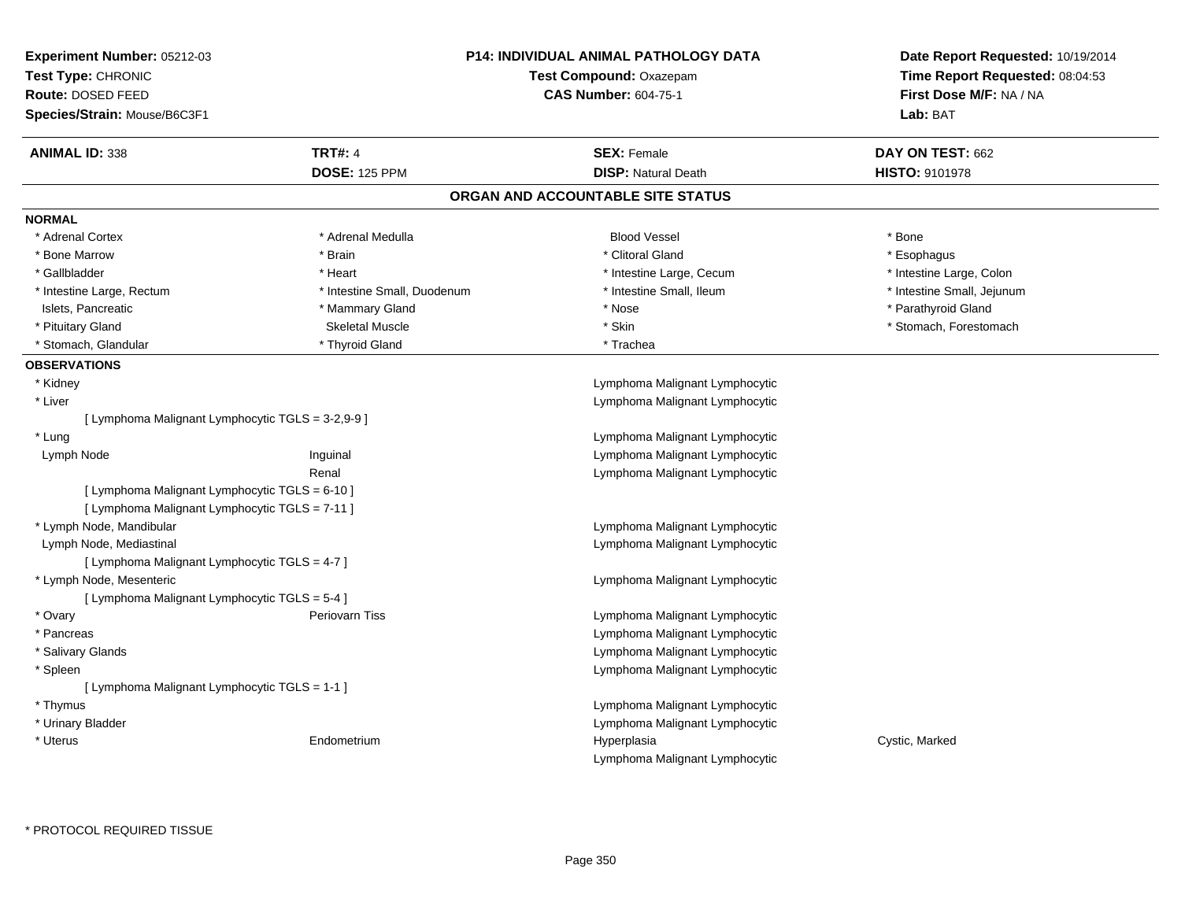**Experiment Number:** 05212-03
**Test Type:** CHRONIC
**Route:** DOSED FEED
**Species/Strain:** Mouse/B6C3F1

**P14: INDIVIDUAL ANIMAL PATHOLOGY DATA**
**Test Compound:** Oxazepam
**CAS Number:** 604-75-1

**Date Report Requested:** 10/19/2014
**Time Report Requested:** 08:04:53
**First Dose M/F:** NA / NA
**Lab:** BAT

| **ANIMAL ID:** 338 | **TRT#:** 4 | **SEX:** Female | **DAY ON TEST:** 662 |
|---|---|---|---|
| | **DOSE:** 125 PPM | **DISP:** Natural Death | **HISTO:** 9101978 |

## ORGAN AND ACCOUNTABLE SITE STATUS

**NORMAL**

| | | | |
|---|---|---|---|
| * Adrenal Cortex | * Adrenal Medulla | Blood Vessel | * Bone |
| * Bone Marrow | * Brain | * Clitoral Gland | * Esophagus |
| * Gallbladder | * Heart | * Intestine Large, Cecum | * Intestine Large, Colon |
| * Intestine Large, Rectum | * Intestine Small, Duodenum | * Intestine Small, Ileum | * Intestine Small, Jejunum |
| Islets, Pancreatic | * Mammary Gland | * Nose | * Parathyroid Gland |
| * Pituitary Gland | Skeletal Muscle | * Skin | * Stomach, Forestomach |
| * Stomach, Glandular | * Thyroid Gland | * Trachea | |

**OBSERVATIONS**

| | | | |
|---|---|---|---|
| * Kidney | | Lymphoma Malignant Lymphocytic | |
| * Liver | | Lymphoma Malignant Lymphocytic | |
| [ Lymphoma Malignant Lymphocytic TGLS = 3-2,9-9 ] | | | |
| * Lung | | Lymphoma Malignant Lymphocytic | |
| Lymph Node | Inguinal | Lymphoma Malignant Lymphocytic | |
| | Renal | Lymphoma Malignant Lymphocytic | |
| [ Lymphoma Malignant Lymphocytic TGLS = 6-10 ] | | | |
| [ Lymphoma Malignant Lymphocytic TGLS = 7-11 ] | | | |
| * Lymph Node, Mandibular | | Lymphoma Malignant Lymphocytic | |
| Lymph Node, Mediastinal | | Lymphoma Malignant Lymphocytic | |
| [ Lymphoma Malignant Lymphocytic TGLS = 4-7 ] | | | |
| * Lymph Node, Mesenteric | | Lymphoma Malignant Lymphocytic | |
| [ Lymphoma Malignant Lymphocytic TGLS = 5-4 ] | | | |
| * Ovary | Periovarn Tiss | Lymphoma Malignant Lymphocytic | |
| * Pancreas | | Lymphoma Malignant Lymphocytic | |
| * Salivary Glands | | Lymphoma Malignant Lymphocytic | |
| * Spleen | | Lymphoma Malignant Lymphocytic | |
| [ Lymphoma Malignant Lymphocytic TGLS = 1-1 ] | | | |
| * Thymus | | Lymphoma Malignant Lymphocytic | |
| * Urinary Bladder | | Lymphoma Malignant Lymphocytic | |
| * Uterus | Endometrium | Hyperplasia | Cystic, Marked |
| | | Lymphoma Malignant Lymphocytic | |

* PROTOCOL REQUIRED TISSUE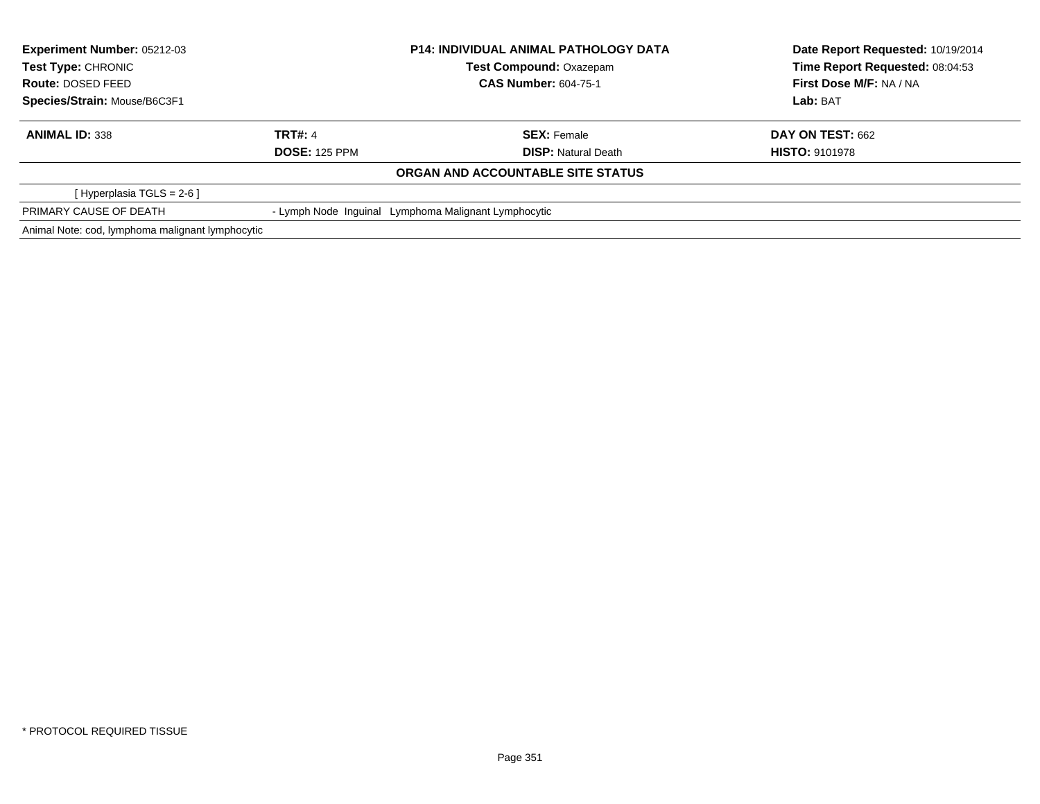| Experiment Number: 05212-03 | P14: INDIVIDUAL ANIMAL PATHOLOGY DATA | Date Report Requested: 10/19/2014 |
|---|---|---|
| Test Type: CHRONIC | Test Compound: Oxazepam | Time Report Requested: 08:04:53 |
| Route: DOSED FEED | CAS Number: 604-75-1 | First Dose M/F: NA / NA |
| Species/Strain: Mouse/B6C3F1 | | Lab: BAT |

| ANIMAL ID: 338 | TRT#: 4 | SEX: Female | DAY ON TEST: 662 |
|---|---|---|---|
| | DOSE: 125 PPM | DISP: Natural Death | HISTO: 9101978 |

**ORGAN AND ACCOUNTABLE SITE STATUS**

[ Hyperplasia TGLS = 2-6 ]

| PRIMARY CAUSE OF DEATH | - Lymph Node Inguinal Lymphoma Malignant Lymphocytic |
|---|---|

Animal Note: cod, lymphoma malignant lymphocytic

* PROTOCOL REQUIRED TISSUE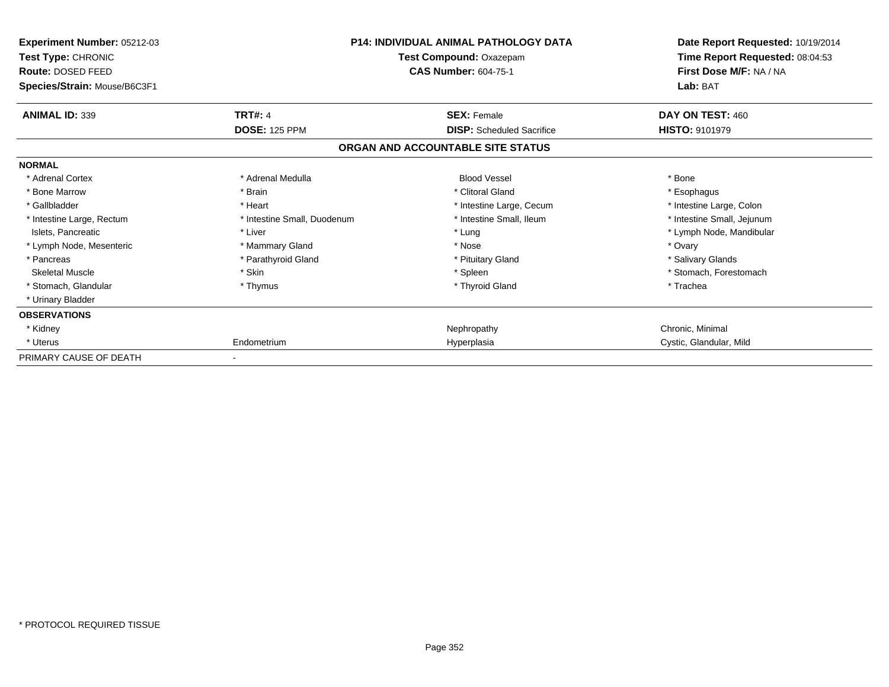**Experiment Number:** 05212-03
**Test Type:** CHRONIC
**Route:** DOSED FEED
**Species/Strain:** Mouse/B6C3F1

**P14: INDIVIDUAL ANIMAL PATHOLOGY DATA**
**Test Compound:** Oxazepam
**CAS Number:** 604-75-1

**Date Report Requested:** 10/19/2014
**Time Report Requested:** 08:04:53
**First Dose M/F:** NA / NA
**Lab:** BAT

| **ANIMAL ID:** 339 | **TRT#:** 4 | **SEX:** Female | **DAY ON TEST:** 460 |
|---|---|---|---|
| | **DOSE:** 125 PPM | **DISP:** Scheduled Sacrifice | **HISTO:** 9101979 |

**ORGAN AND ACCOUNTABLE SITE STATUS**

| | | | |
|---|---|---|---|
| **NORMAL** | | | |
| * Adrenal Cortex | * Adrenal Medulla | Blood Vessel | * Bone |
| * Bone Marrow | * Brain | * Clitoral Gland | * Esophagus |
| * Gallbladder | * Heart | * Intestine Large, Cecum | * Intestine Large, Colon |
| * Intestine Large, Rectum | * Intestine Small, Duodenum | * Intestine Small, Ileum | * Intestine Small, Jejunum |
| Islets, Pancreatic | * Liver | * Lung | * Lymph Node, Mandibular |
| * Lymph Node, Mesenteric | * Mammary Gland | * Nose | * Ovary |
| * Pancreas | * Parathyroid Gland | * Pituitary Gland | * Salivary Glands |
| Skeletal Muscle | * Skin | * Spleen | * Stomach, Forestomach |
| * Stomach, Glandular | * Thymus | * Thyroid Gland | * Trachea |
| * Urinary Bladder | | | |
| **OBSERVATIONS** | | | |
| * Kidney | | Nephropathy | Chronic, Minimal |
| * Uterus | Endometrium | Hyperplasia | Cystic, Glandular, Mild |
| PRIMARY CAUSE OF DEATH | - | | |

\* PROTOCOL REQUIRED TISSUE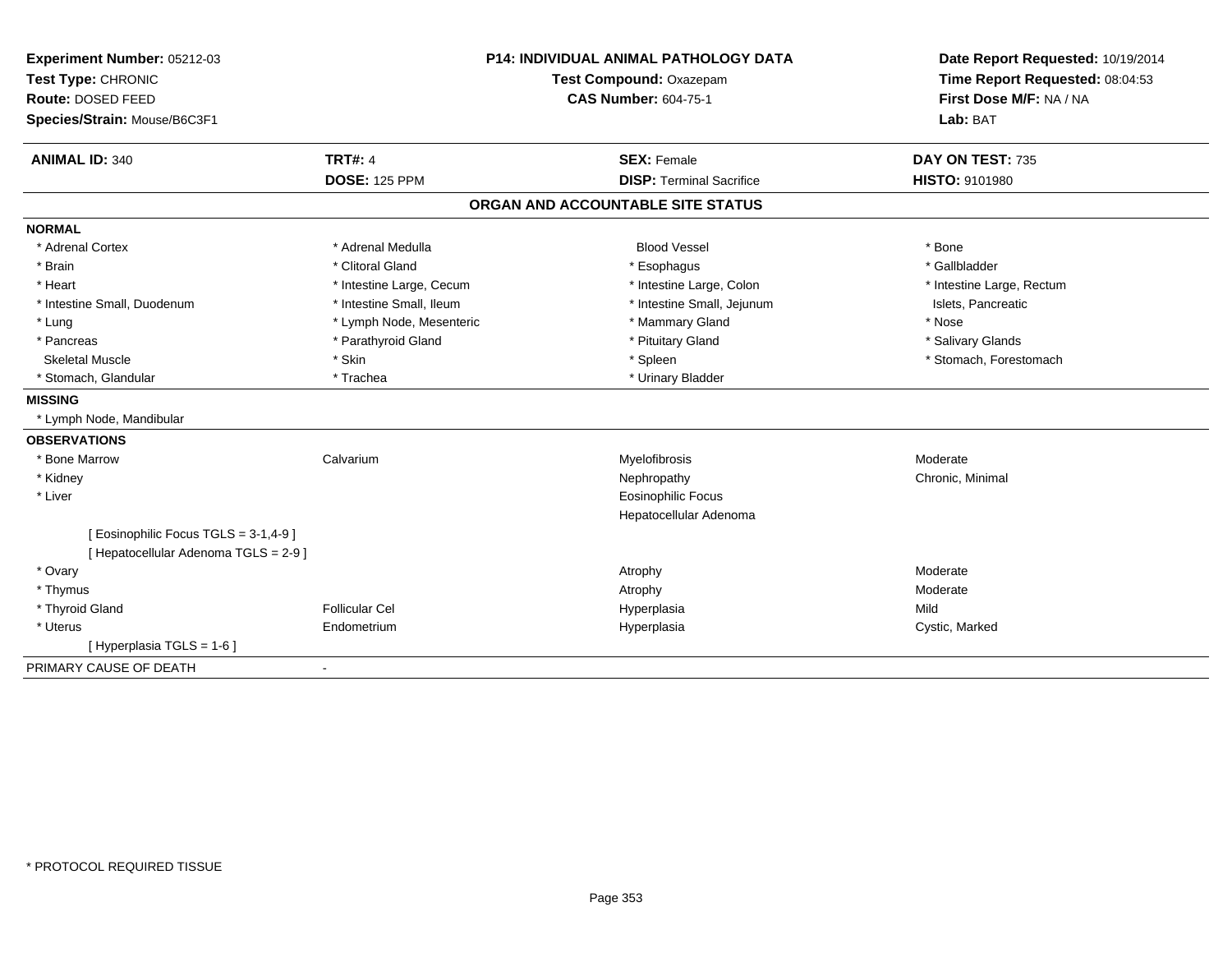**Experiment Number:** 05212-03
**Test Type:** CHRONIC
**Route:** DOSED FEED
**Species/Strain:** Mouse/B6C3F1

**P14: INDIVIDUAL ANIMAL PATHOLOGY DATA**
**Test Compound:** Oxazepam
**CAS Number:** 604-75-1

**Date Report Requested:** 10/19/2014
**Time Report Requested:** 08:04:53
**First Dose M/F:** NA / NA
**Lab:** BAT

| **ANIMAL ID:** 340 | **TRT#:** 4 | **SEX:** Female | **DAY ON TEST:** 735 |
|---|---|---|---|
| | **DOSE:** 125 PPM | **DISP:** Terminal Sacrifice | **HISTO:** 9101980 |

## ORGAN AND ACCOUNTABLE SITE STATUS

**NORMAL**

| | | | |
|---|---|---|---|
| * Adrenal Cortex | * Adrenal Medulla | Blood Vessel | * Bone |
| * Brain | * Clitoral Gland | * Esophagus | * Gallbladder |
| * Heart | * Intestine Large, Cecum | * Intestine Large, Colon | * Intestine Large, Rectum |
| * Intestine Small, Duodenum | * Intestine Small, Ileum | * Intestine Small, Jejunum | Islets, Pancreatic |
| * Lung | * Lymph Node, Mesenteric | * Mammary Gland | * Nose |
| * Pancreas | * Parathyroid Gland | * Pituitary Gland | * Salivary Glands |
| Skeletal Muscle | * Skin | * Spleen | * Stomach, Forestomach |
| * Stomach, Glandular | * Trachea | * Urinary Bladder | |

**MISSING**

* Lymph Node, Mandibular

**OBSERVATIONS**

| | | | |
|---|---|---|---|
| * Bone Marrow | Calvarium | Myelofibrosis | Moderate |
| * Kidney | | Nephropathy | Chronic, Minimal |
| * Liver | | Eosinophilic Focus | |
| | | Hepatocellular Adenoma | |
| [ Eosinophilic Focus TGLS = 3-1,4-9 ] | | | |
| [ Hepatocellular Adenoma TGLS = 2-9 ] | | | |
| * Ovary | | Atrophy | Moderate |
| * Thymus | | Atrophy | Moderate |
| * Thyroid Gland | Follicular Cel | Hyperplasia | Mild |
| * Uterus | Endometrium | Hyperplasia | Cystic, Marked |
| [ Hyperplasia TGLS = 1-6 ] | | | |

PRIMARY CAUSE OF DEATH -

* PROTOCOL REQUIRED TISSUE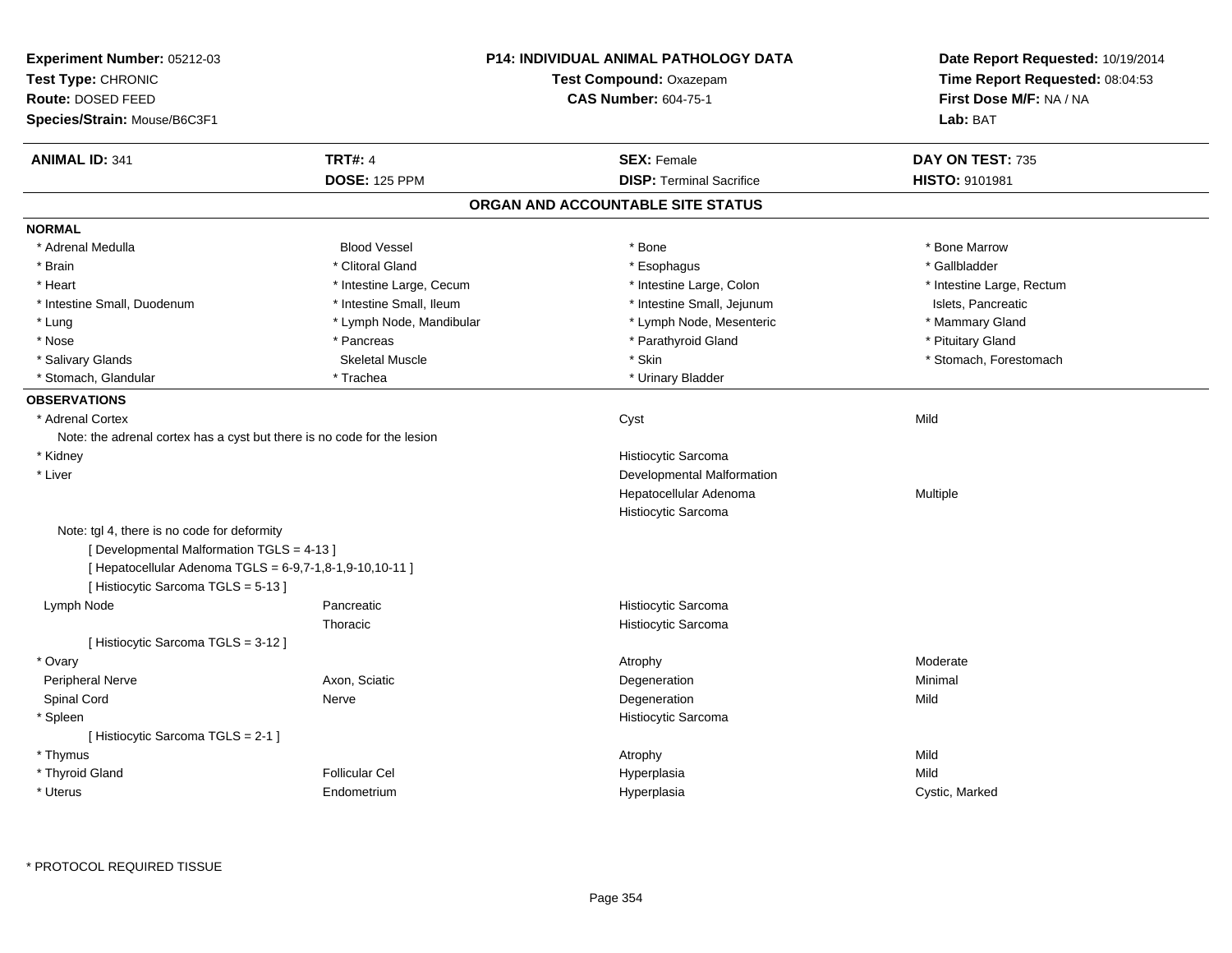**Experiment Number:** 05212-03
**Test Type:** CHRONIC
**Route:** DOSED FEED
**Species/Strain:** Mouse/B6C3F1

**P14: INDIVIDUAL ANIMAL PATHOLOGY DATA**
**Test Compound:** Oxazepam
**CAS Number:** 604-75-1

**Date Report Requested:** 10/19/2014
**Time Report Requested:** 08:04:53
**First Dose M/F:** NA / NA
**Lab:** BAT

| **ANIMAL ID:** 341 | **TRT#:** 4 | **SEX:** Female | **DAY ON TEST:** 735 |
|---|---|---|---|
| | **DOSE:** 125 PPM | **DISP:** Terminal Sacrifice | **HISTO:** 9101981 |

## ORGAN AND ACCOUNTABLE SITE STATUS

**NORMAL**

| | | | |
|---|---|---|---|
| * Adrenal Medulla | Blood Vessel | * Bone | * Bone Marrow |
| * Brain | * Clitoral Gland | * Esophagus | * Gallbladder |
| * Heart | * Intestine Large, Cecum | * Intestine Large, Colon | * Intestine Large, Rectum |
| * Intestine Small, Duodenum | * Intestine Small, Ileum | * Intestine Small, Jejunum | Islets, Pancreatic |
| * Lung | * Lymph Node, Mandibular | * Lymph Node, Mesenteric | * Mammary Gland |
| * Nose | * Pancreas | * Parathyroid Gland | * Pituitary Gland |
| * Salivary Glands | Skeletal Muscle | * Skin | * Stomach, Forestomach |
| * Stomach, Glandular | * Trachea | * Urinary Bladder | |

**OBSERVATIONS**

| | | | |
|---|---|---|---|
| * Adrenal Cortex | | Cyst | Mild |
| Note: the adrenal cortex has a cyst but there is no code for the lesion | | | |
| * Kidney | | Histiocytic Sarcoma | |
| * Liver | | Developmental Malformation | |
| | | Hepatocellular Adenoma | Multiple |
| | | Histiocytic Sarcoma | |
| Note: tgl 4, there is no code for deformity | | | |
| [ Developmental Malformation TGLS = 4-13 ] | | | |
| [ Hepatocellular Adenoma TGLS = 6-9,7-1,8-1,9-10,10-11 ] | | | |
| [ Histiocytic Sarcoma TGLS = 5-13 ] | | | |
| Lymph Node | Pancreatic | Histiocytic Sarcoma | |
| | Thoracic | Histiocytic Sarcoma | |
| [ Histiocytic Sarcoma TGLS = 3-12 ] | | | |
| * Ovary | | Atrophy | Moderate |
| Peripheral Nerve | Axon, Sciatic | Degeneration | Minimal |
| Spinal Cord | Nerve | Degeneration | Mild |
| * Spleen | | Histiocytic Sarcoma | |
| [ Histiocytic Sarcoma TGLS = 2-1 ] | | | |
| * Thymus | | Atrophy | Mild |
| * Thyroid Gland | Follicular Cel | Hyperplasia | Mild |
| * Uterus | Endometrium | Hyperplasia | Cystic, Marked |

* PROTOCOL REQUIRED TISSUE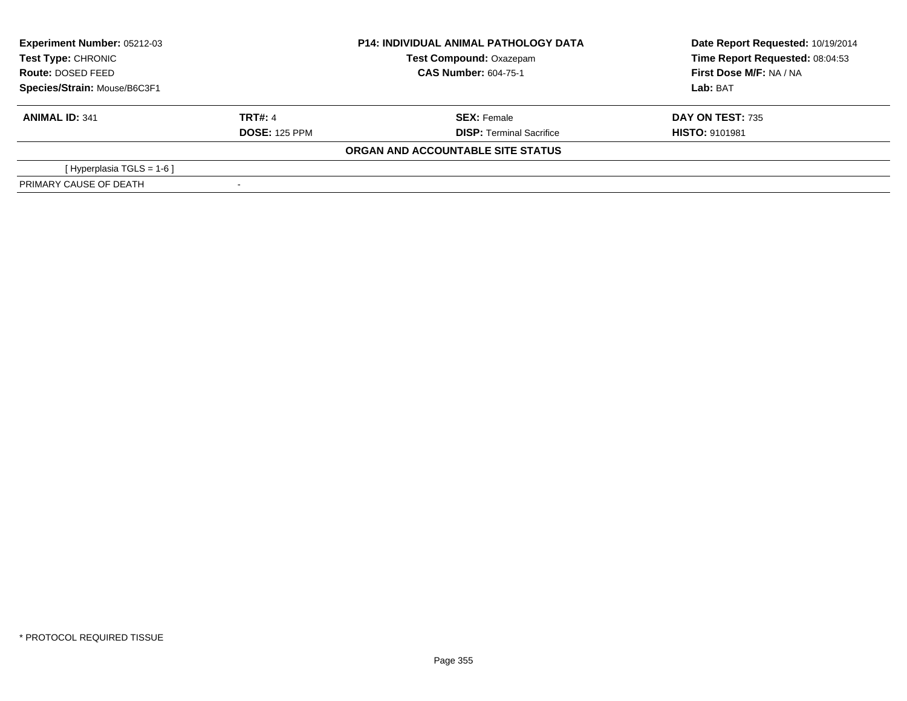| **Experiment Number:** 05212-03 | **P14: INDIVIDUAL ANIMAL PATHOLOGY DATA** | **Date Report Requested:** 10/19/2014 |
|---|---|---|
| **Test Type:** CHRONIC | **Test Compound:** Oxazepam | **Time Report Requested:** 08:04:53 |
| **Route:** DOSED FEED | **CAS Number:** 604-75-1 | **First Dose M/F:** NA / NA |
| **Species/Strain:** Mouse/B6C3F1 | | **Lab:** BAT |

| **ANIMAL ID:** 341 | **TRT#:** 4 | **SEX:** Female | **DAY ON TEST:** 735 |
|---|---|---|---|
| | **DOSE:** 125 PPM | **DISP:** Terminal Sacrifice | **HISTO:** 9101981 |

**ORGAN AND ACCOUNTABLE SITE STATUS**

| | |
|---|---|
| [ Hyperplasia TGLS = 1-6 ] | |
| PRIMARY CAUSE OF DEATH | - |

\* PROTOCOL REQUIRED TISSUE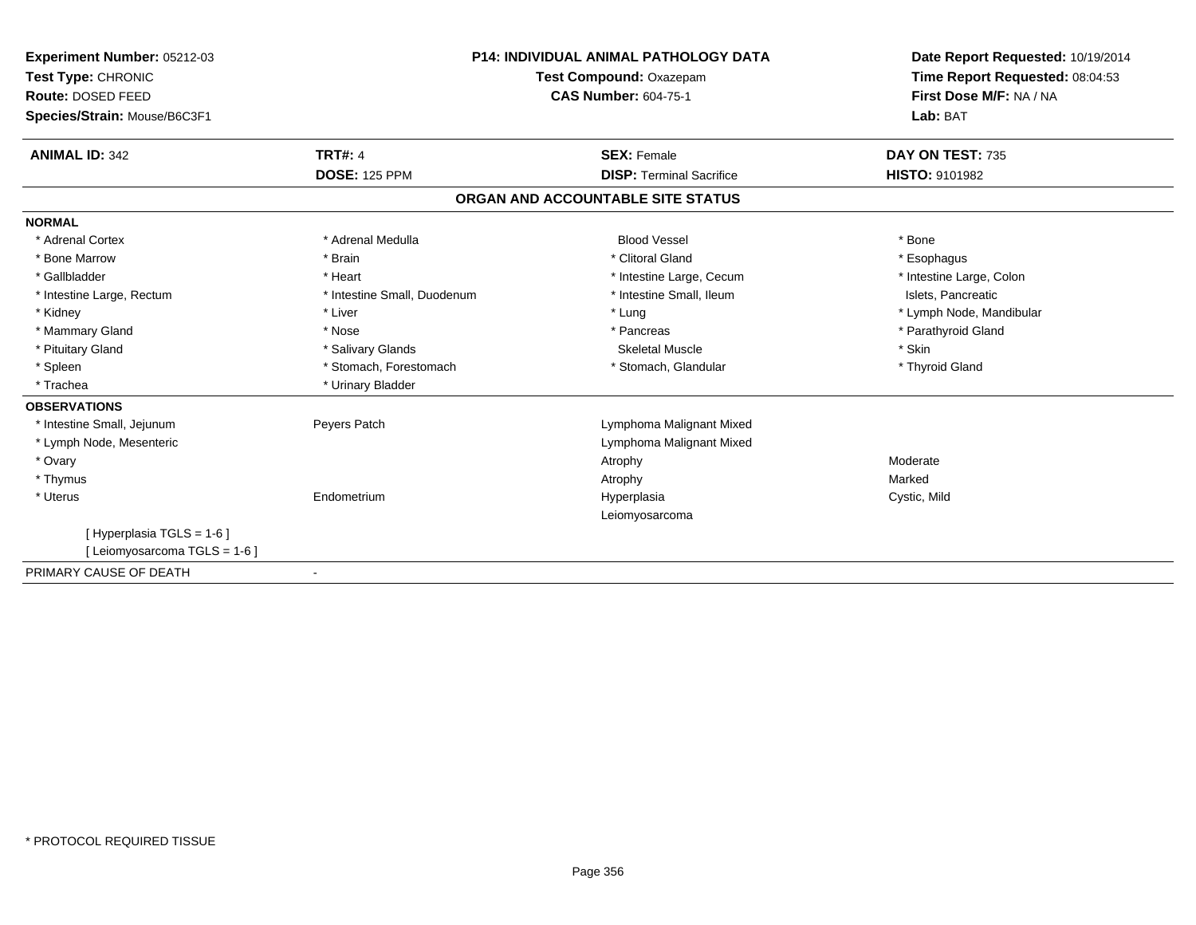**Experiment Number:** 05212-03
**Test Type:** CHRONIC
**Route:** DOSED FEED
**Species/Strain:** Mouse/B6C3F1

**P14: INDIVIDUAL ANIMAL PATHOLOGY DATA**
**Test Compound:** Oxazepam
**CAS Number:** 604-75-1

**Date Report Requested:** 10/19/2014
**Time Report Requested:** 08:04:53
**First Dose M/F:** NA / NA
**Lab:** BAT

| **ANIMAL ID:** 342 | **TRT#:** 4 | **SEX:** Female | **DAY ON TEST:** 735 |
|---|---|---|---|
| | **DOSE:** 125 PPM | **DISP:** Terminal Sacrifice | **HISTO:** 9101982 |

## ORGAN AND ACCOUNTABLE SITE STATUS

**NORMAL**

| | | | |
|---|---|---|---|
| * Adrenal Cortex | * Adrenal Medulla | Blood Vessel | * Bone |
| * Bone Marrow | * Brain | * Clitoral Gland | * Esophagus |
| * Gallbladder | * Heart | * Intestine Large, Cecum | * Intestine Large, Colon |
| * Intestine Large, Rectum | * Intestine Small, Duodenum | * Intestine Small, Ileum | Islets, Pancreatic |
| * Kidney | * Liver | * Lung | * Lymph Node, Mandibular |
| * Mammary Gland | * Nose | * Pancreas | * Parathyroid Gland |
| * Pituitary Gland | * Salivary Glands | Skeletal Muscle | * Skin |
| * Spleen | * Stomach, Forestomach | * Stomach, Glandular | * Thyroid Gland |
| * Trachea | * Urinary Bladder | | |

**OBSERVATIONS**

| | | | |
|---|---|---|---|
| * Intestine Small, Jejunum | Peyers Patch | Lymphoma Malignant Mixed | |
| * Lymph Node, Mesenteric | | Lymphoma Malignant Mixed | |
| * Ovary | | Atrophy | Moderate |
| * Thymus | | Atrophy | Marked |
| * Uterus | Endometrium | Hyperplasia | Cystic, Mild |
| | | Leiomyosarcoma | |

[ Hyperplasia TGLS = 1-6 ]
[ Leiomyosarcoma TGLS = 1-6 ]

PRIMARY CAUSE OF DEATH -

* PROTOCOL REQUIRED TISSUE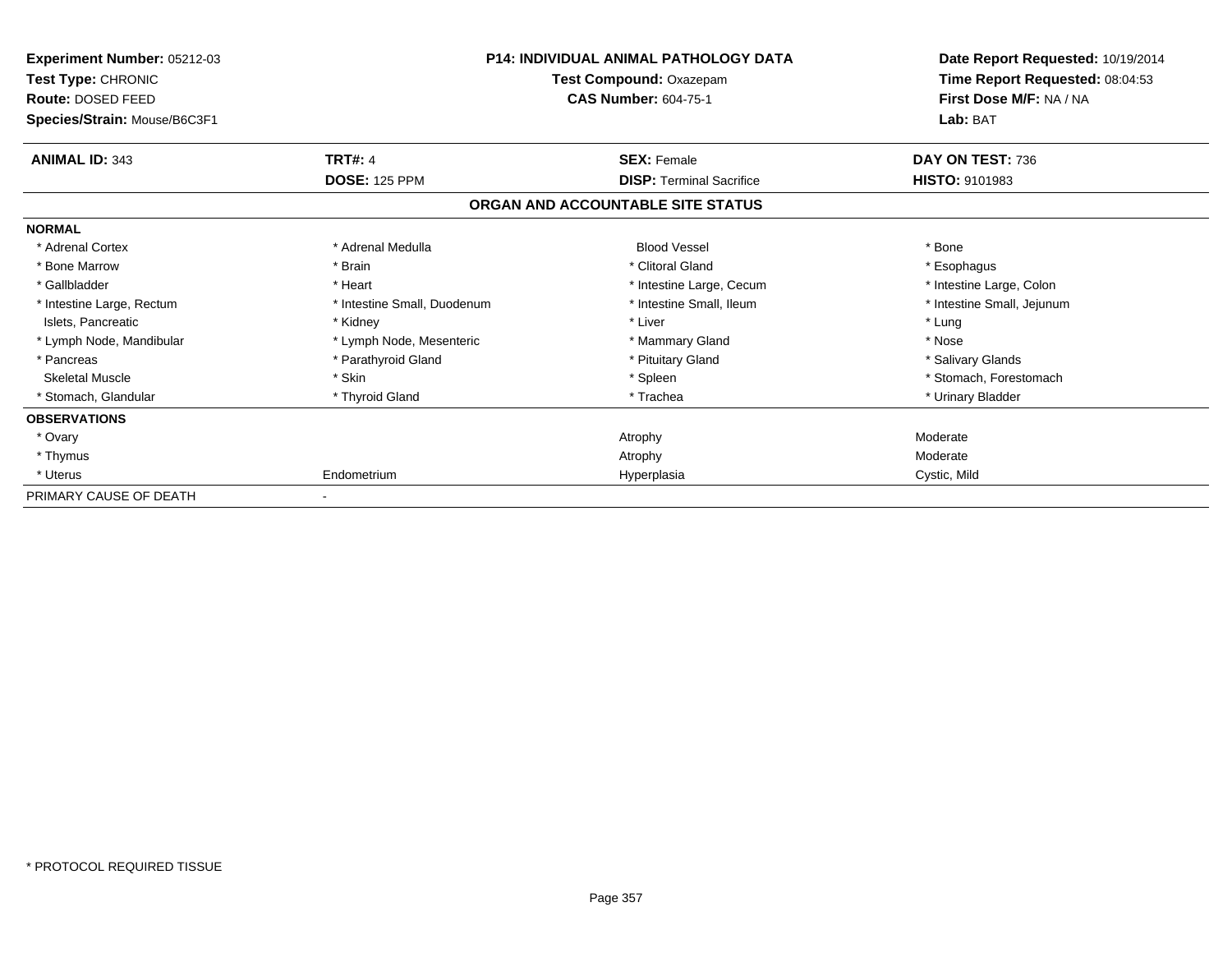**Experiment Number:** 05212-03
**Test Type:** CHRONIC
**Route:** DOSED FEED
**Species/Strain:** Mouse/B6C3F1

**P14: INDIVIDUAL ANIMAL PATHOLOGY DATA**
**Test Compound:** Oxazepam
**CAS Number:** 604-75-1

**Date Report Requested:** 10/19/2014
**Time Report Requested:** 08:04:53
**First Dose M/F:** NA / NA
**Lab:** BAT

| **ANIMAL ID:** 343 | **TRT#:** 4 | **SEX:** Female | **DAY ON TEST:** 736 |
|---|---|---|---|
| | **DOSE:** 125 PPM | **DISP:** Terminal Sacrifice | **HISTO:** 9101983 |

## ORGAN AND ACCOUNTABLE SITE STATUS

| | | | |
|---|---|---|---|
| **NORMAL** | | | |
| * Adrenal Cortex | * Adrenal Medulla | Blood Vessel | * Bone |
| * Bone Marrow | * Brain | * Clitoral Gland | * Esophagus |
| * Gallbladder | * Heart | * Intestine Large, Cecum | * Intestine Large, Colon |
| * Intestine Large, Rectum | * Intestine Small, Duodenum | * Intestine Small, Ileum | * Intestine Small, Jejunum |
| Islets, Pancreatic | * Kidney | * Liver | * Lung |
| * Lymph Node, Mandibular | * Lymph Node, Mesenteric | * Mammary Gland | * Nose |
| * Pancreas | * Parathyroid Gland | * Pituitary Gland | * Salivary Glands |
| Skeletal Muscle | * Skin | * Spleen | * Stomach, Forestomach |
| * Stomach, Glandular | * Thyroid Gland | * Trachea | * Urinary Bladder |
| **OBSERVATIONS** | | | |
| * Ovary | | Atrophy | Moderate |
| * Thymus | | Atrophy | Moderate |
| * Uterus | Endometrium | Hyperplasia | Cystic, Mild |
| PRIMARY CAUSE OF DEATH | - | | |

* PROTOCOL REQUIRED TISSUE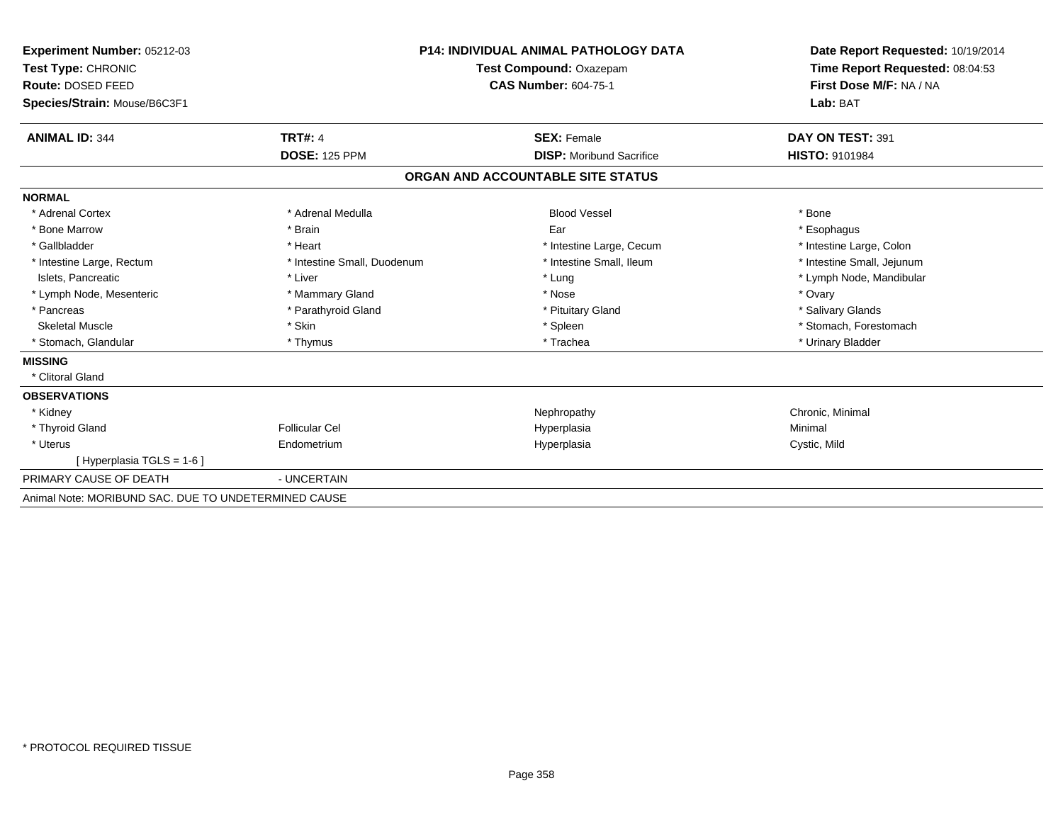| Experiment Number: 05212-03 | P14: INDIVIDUAL ANIMAL PATHOLOGY DATA | Date Report Requested: 10/19/2014 |
|---|---|---|
| Test Type: CHRONIC | Test Compound: Oxazepam | Time Report Requested: 08:04:53 |
| Route: DOSED FEED | CAS Number: 604-75-1 | First Dose M/F: NA / NA |
| Species/Strain: Mouse/B6C3F1 | | Lab: BAT |

| ANIMAL ID: 344 | TRT#: 4 | SEX: Female | DAY ON TEST: 391 |
|---|---|---|---|
| | DOSE: 125 PPM | DISP: Moribund Sacrifice | HISTO: 9101984 |

## ORGAN AND ACCOUNTABLE SITE STATUS

**NORMAL**

| | | | |
|---|---|---|---|
| * Adrenal Cortex | * Adrenal Medulla | Blood Vessel | * Bone |
| * Bone Marrow | * Brain | Ear | * Esophagus |
| * Gallbladder | * Heart | * Intestine Large, Cecum | * Intestine Large, Colon |
| * Intestine Large, Rectum | * Intestine Small, Duodenum | * Intestine Small, Ileum | * Intestine Small, Jejunum |
| Islets, Pancreatic | * Liver | * Lung | * Lymph Node, Mandibular |
| * Lymph Node, Mesenteric | * Mammary Gland | * Nose | * Ovary |
| * Pancreas | * Parathyroid Gland | * Pituitary Gland | * Salivary Glands |
| Skeletal Muscle | * Skin | * Spleen | * Stomach, Forestomach |
| * Stomach, Glandular | * Thymus | * Trachea | * Urinary Bladder |

**MISSING**

* Clitoral Gland

**OBSERVATIONS**

| | | | |
|---|---|---|---|
| * Kidney | | Nephropathy | Chronic, Minimal |
| * Thyroid Gland | Follicular Cel | Hyperplasia | Minimal |
| * Uterus | Endometrium | Hyperplasia | Cystic, Mild |
| [ Hyperplasia TGLS = 1-6 ] | | | |

PRIMARY CAUSE OF DEATH - UNCERTAIN

Animal Note: MORIBUND SAC. DUE TO UNDETERMINED CAUSE

* PROTOCOL REQUIRED TISSUE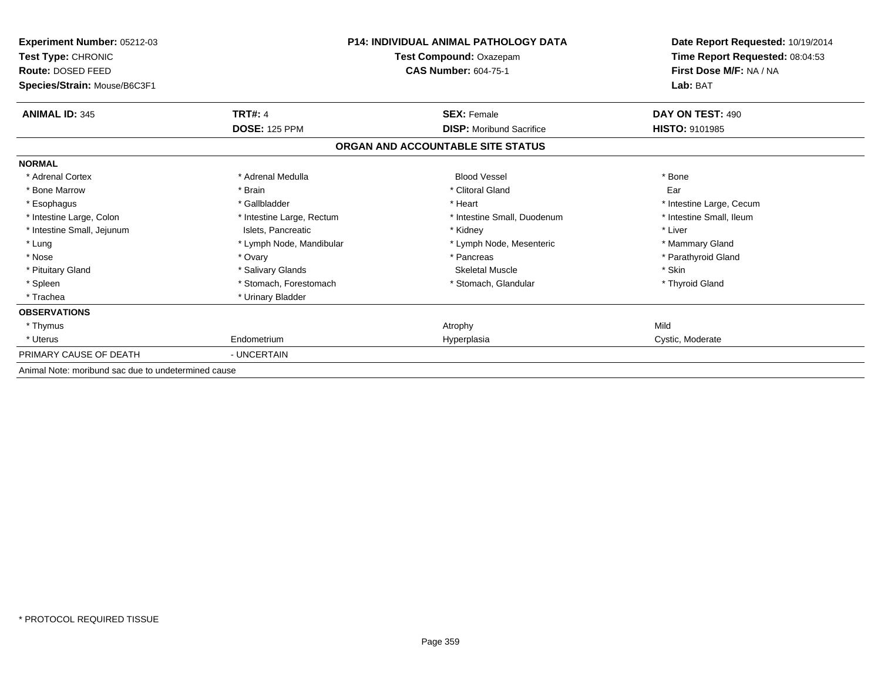**Experiment Number:** 05212-03
**Test Type:** CHRONIC
**Route:** DOSED FEED
**Species/Strain:** Mouse/B6C3F1

**P14: INDIVIDUAL ANIMAL PATHOLOGY DATA**
**Test Compound:** Oxazepam
**CAS Number:** 604-75-1

**Date Report Requested:** 10/19/2014
**Time Report Requested:** 08:04:53
**First Dose M/F:** NA / NA
**Lab:** BAT

| **ANIMAL ID:** 345 | **TRT#:** 4 | **SEX:** Female | **DAY ON TEST:** 490 |
|---|---|---|---|
| | **DOSE:** 125 PPM | **DISP:** Moribund Sacrifice | **HISTO:** 9101985 |

## ORGAN AND ACCOUNTABLE SITE STATUS

| | | | |
|---|---|---|---|
| **NORMAL** | | | |
| * Adrenal Cortex | * Adrenal Medulla | Blood Vessel | * Bone |
| * Bone Marrow | * Brain | * Clitoral Gland | Ear |
| * Esophagus | * Gallbladder | * Heart | * Intestine Large, Cecum |
| * Intestine Large, Colon | * Intestine Large, Rectum | * Intestine Small, Duodenum | * Intestine Small, Ileum |
| * Intestine Small, Jejunum | Islets, Pancreatic | * Kidney | * Liver |
| * Lung | * Lymph Node, Mandibular | * Lymph Node, Mesenteric | * Mammary Gland |
| * Nose | * Ovary | * Pancreas | * Parathyroid Gland |
| * Pituitary Gland | * Salivary Glands | Skeletal Muscle | * Skin |
| * Spleen | * Stomach, Forestomach | * Stomach, Glandular | * Thyroid Gland |
| * Trachea | * Urinary Bladder | | |
| **OBSERVATIONS** | | | |
| * Thymus | | Atrophy | Mild |
| * Uterus | Endometrium | Hyperplasia | Cystic, Moderate |
| PRIMARY CAUSE OF DEATH | - UNCERTAIN | | |

Animal Note: moribund sac due to undetermined cause

\* PROTOCOL REQUIRED TISSUE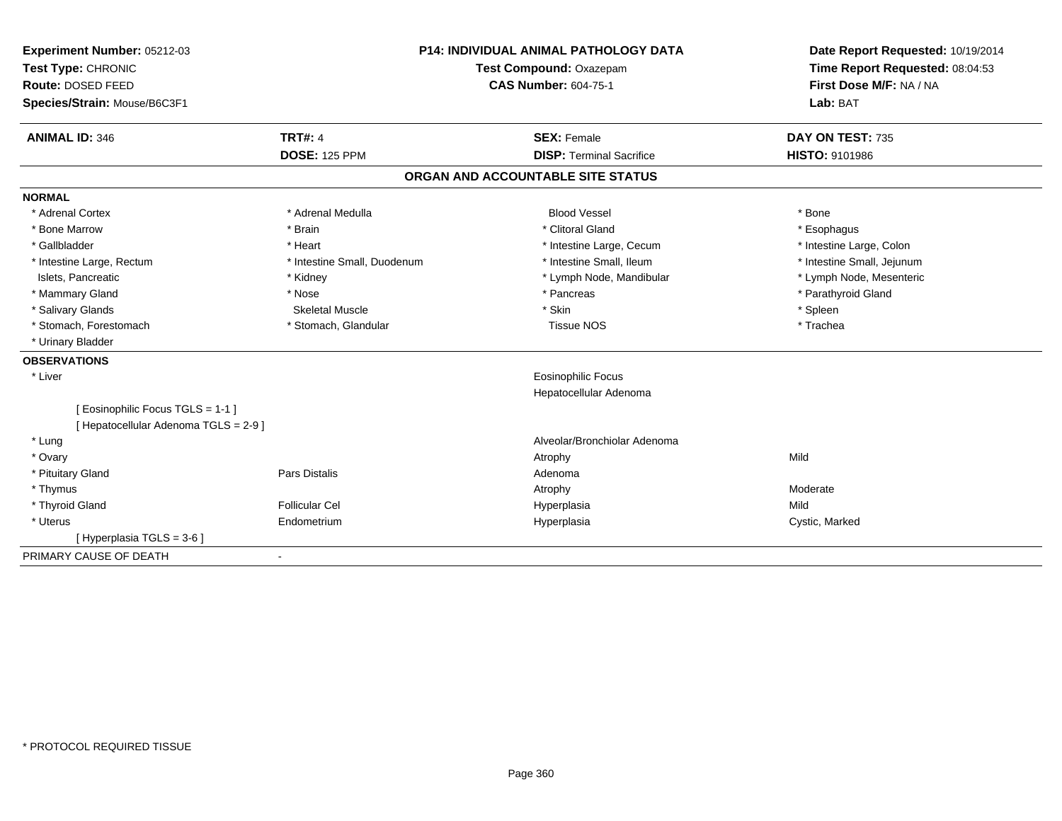**Experiment Number:** 05212-03
**Test Type:** CHRONIC
**Route:** DOSED FEED
**Species/Strain:** Mouse/B6C3F1

**P14: INDIVIDUAL ANIMAL PATHOLOGY DATA**
**Test Compound:** Oxazepam
**CAS Number:** 604-75-1

**Date Report Requested:** 10/19/2014
**Time Report Requested:** 08:04:53
**First Dose M/F:** NA / NA
**Lab:** BAT

| **ANIMAL ID:** 346 | **TRT#:** 4 | **SEX:** Female | **DAY ON TEST:** 735 |
|---|---|---|---|
| | **DOSE:** 125 PPM | **DISP:** Terminal Sacrifice | **HISTO:** 9101986 |

## ORGAN AND ACCOUNTABLE SITE STATUS

**NORMAL**

| | | | |
|---|---|---|---|
| * Adrenal Cortex | * Adrenal Medulla | Blood Vessel | * Bone |
| * Bone Marrow | * Brain | * Clitoral Gland | * Esophagus |
| * Gallbladder | * Heart | * Intestine Large, Cecum | * Intestine Large, Colon |
| * Intestine Large, Rectum | * Intestine Small, Duodenum | * Intestine Small, Ileum | * Intestine Small, Jejunum |
| Islets, Pancreatic | * Kidney | * Lymph Node, Mandibular | * Lymph Node, Mesenteric |
| * Mammary Gland | * Nose | * Pancreas | * Parathyroid Gland |
| * Salivary Glands | Skeletal Muscle | * Skin | * Spleen |
| * Stomach, Forestomach | * Stomach, Glandular | Tissue NOS | * Trachea |
| * Urinary Bladder | | | |

**OBSERVATIONS**

| | | | |
|---|---|---|---|
| * Liver | | Eosinophilic Focus | |
| | | Hepatocellular Adenoma | |
| [ Eosinophilic Focus TGLS = 1-1 ] | | | |
| [ Hepatocellular Adenoma TGLS = 2-9 ] | | | |
| * Lung | | Alveolar/Bronchiolar Adenoma | |
| * Ovary | | Atrophy | Mild |
| * Pituitary Gland | Pars Distalis | Adenoma | |
| * Thymus | | Atrophy | Moderate |
| * Thyroid Gland | Follicular Cel | Hyperplasia | Mild |
| * Uterus | Endometrium | Hyperplasia | Cystic, Marked |
| [ Hyperplasia TGLS = 3-6 ] | | | |

PRIMARY CAUSE OF DEATH -

\* PROTOCOL REQUIRED TISSUE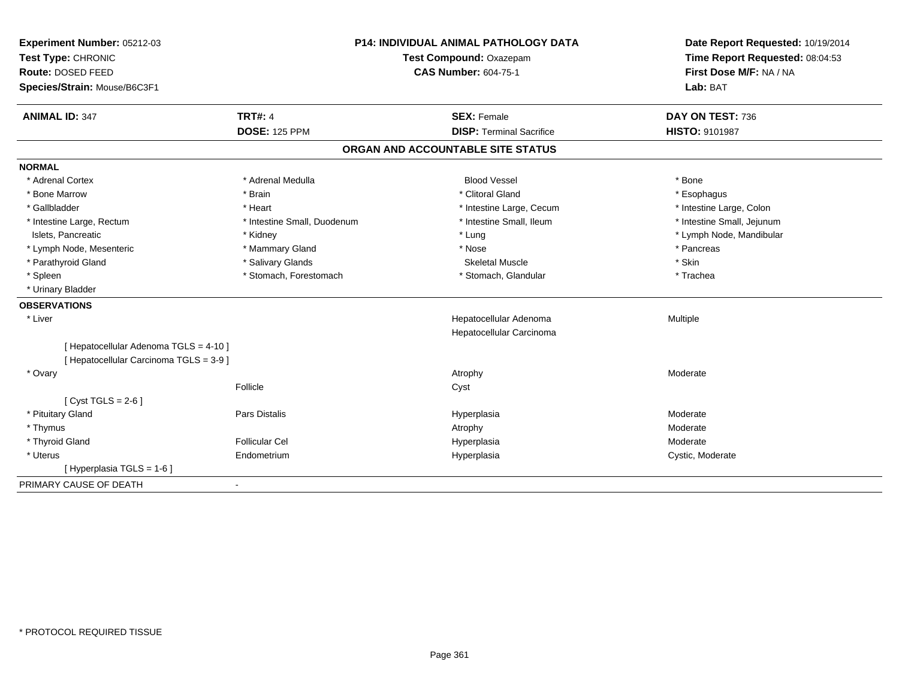**Experiment Number:** 05212-03
**Test Type:** CHRONIC
**Route:** DOSED FEED
**Species/Strain:** Mouse/B6C3F1

**P14: INDIVIDUAL ANIMAL PATHOLOGY DATA**
**Test Compound:** Oxazepam
**CAS Number:** 604-75-1

**Date Report Requested:** 10/19/2014
**Time Report Requested:** 08:04:53
**First Dose M/F:** NA / NA
**Lab:** BAT

| **ANIMAL ID:** 347 | **TRT#:** 4 | **SEX:** Female | **DAY ON TEST:** 736 |
|---|---|---|---|
| | **DOSE:** 125 PPM | **DISP:** Terminal Sacrifice | **HISTO:** 9101987 |

## ORGAN AND ACCOUNTABLE SITE STATUS

**NORMAL**

| | | | |
|---|---|---|---|
| * Adrenal Cortex | * Adrenal Medulla | Blood Vessel | * Bone |
| * Bone Marrow | * Brain | * Clitoral Gland | * Esophagus |
| * Gallbladder | * Heart | * Intestine Large, Cecum | * Intestine Large, Colon |
| * Intestine Large, Rectum | * Intestine Small, Duodenum | * Intestine Small, Ileum | * Intestine Small, Jejunum |
| Islets, Pancreatic | * Kidney | * Lung | * Lymph Node, Mandibular |
| * Lymph Node, Mesenteric | * Mammary Gland | * Nose | * Pancreas |
| * Parathyroid Gland | * Salivary Glands | Skeletal Muscle | * Skin |
| * Spleen | * Stomach, Forestomach | * Stomach, Glandular | * Trachea |
| * Urinary Bladder | | | |

**OBSERVATIONS**

| | | | |
|---|---|---|---|
| * Liver | | Hepatocellular Adenoma | Multiple |
| | | Hepatocellular Carcinoma | |
| [ Hepatocellular Adenoma TGLS = 4-10 ] | | | |
| [ Hepatocellular Carcinoma TGLS = 3-9 ] | | | |
| * Ovary | | Atrophy | Moderate |
| | Follicle | Cyst | |
| [ Cyst TGLS = 2-6 ] | | | |
| * Pituitary Gland | Pars Distalis | Hyperplasia | Moderate |
| * Thymus | | Atrophy | Moderate |
| * Thyroid Gland | Follicular Cel | Hyperplasia | Moderate |
| * Uterus | Endometrium | Hyperplasia | Cystic, Moderate |
| [ Hyperplasia TGLS = 1-6 ] | | | |

PRIMARY CAUSE OF DEATH -

\* PROTOCOL REQUIRED TISSUE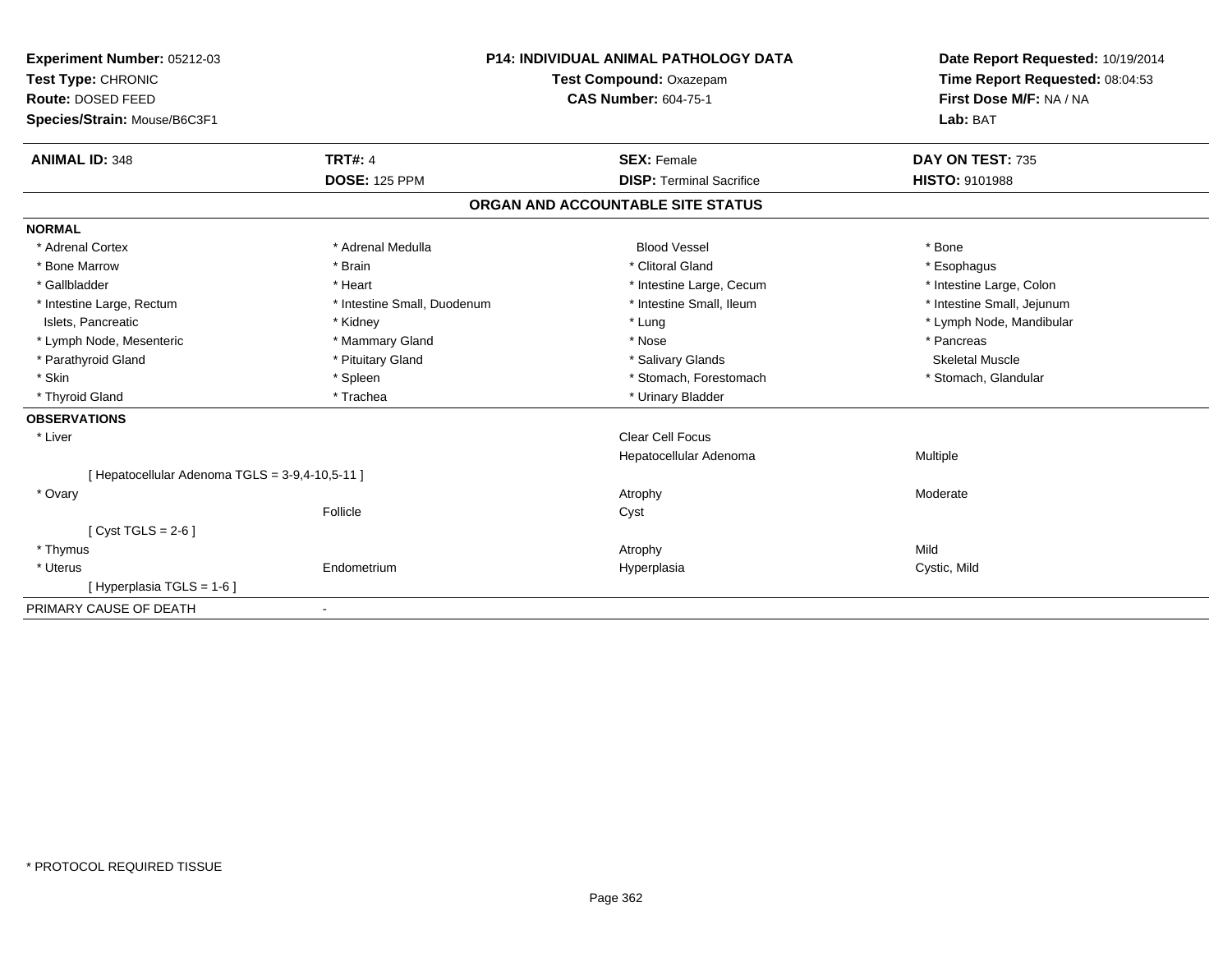**Experiment Number:** 05212-03
**Test Type:** CHRONIC
**Route:** DOSED FEED
**Species/Strain:** Mouse/B6C3F1

**P14: INDIVIDUAL ANIMAL PATHOLOGY DATA**
**Test Compound:** Oxazepam
**CAS Number:** 604-75-1

**Date Report Requested:** 10/19/2014
**Time Report Requested:** 08:04:53
**First Dose M/F:** NA / NA
**Lab:** BAT

| **ANIMAL ID:** 348 | **TRT#:** 4 | **SEX:** Female | **DAY ON TEST:** 735 |
|---|---|---|---|
| | **DOSE:** 125 PPM | **DISP:** Terminal Sacrifice | **HISTO:** 9101988 |

## ORGAN AND ACCOUNTABLE SITE STATUS

**NORMAL**

| | | | |
|---|---|---|---|
| * Adrenal Cortex | * Adrenal Medulla | Blood Vessel | * Bone |
| * Bone Marrow | * Brain | * Clitoral Gland | * Esophagus |
| * Gallbladder | * Heart | * Intestine Large, Cecum | * Intestine Large, Colon |
| * Intestine Large, Rectum | * Intestine Small, Duodenum | * Intestine Small, Ileum | * Intestine Small, Jejunum |
| Islets, Pancreatic | * Kidney | * Lung | * Lymph Node, Mandibular |
| * Lymph Node, Mesenteric | * Mammary Gland | * Nose | * Pancreas |
| * Parathyroid Gland | * Pituitary Gland | * Salivary Glands | Skeletal Muscle |
| * Skin | * Spleen | * Stomach, Forestomach | * Stomach, Glandular |
| * Thyroid Gland | * Trachea | * Urinary Bladder | |

**OBSERVATIONS**

| | | | |
|---|---|---|---|
| * Liver | | Clear Cell Focus | |
| | | Hepatocellular Adenoma | Multiple |
| [ Hepatocellular Adenoma TGLS = 3-9,4-10,5-11 ] | | | |
| * Ovary | | Atrophy | Moderate |
| | Follicle | Cyst | |
| [ Cyst TGLS = 2-6 ] | | | |
| * Thymus | | Atrophy | Mild |
| * Uterus | Endometrium | Hyperplasia | Cystic, Mild |
| [ Hyperplasia TGLS = 1-6 ] | | | |

PRIMARY CAUSE OF DEATH -

* PROTOCOL REQUIRED TISSUE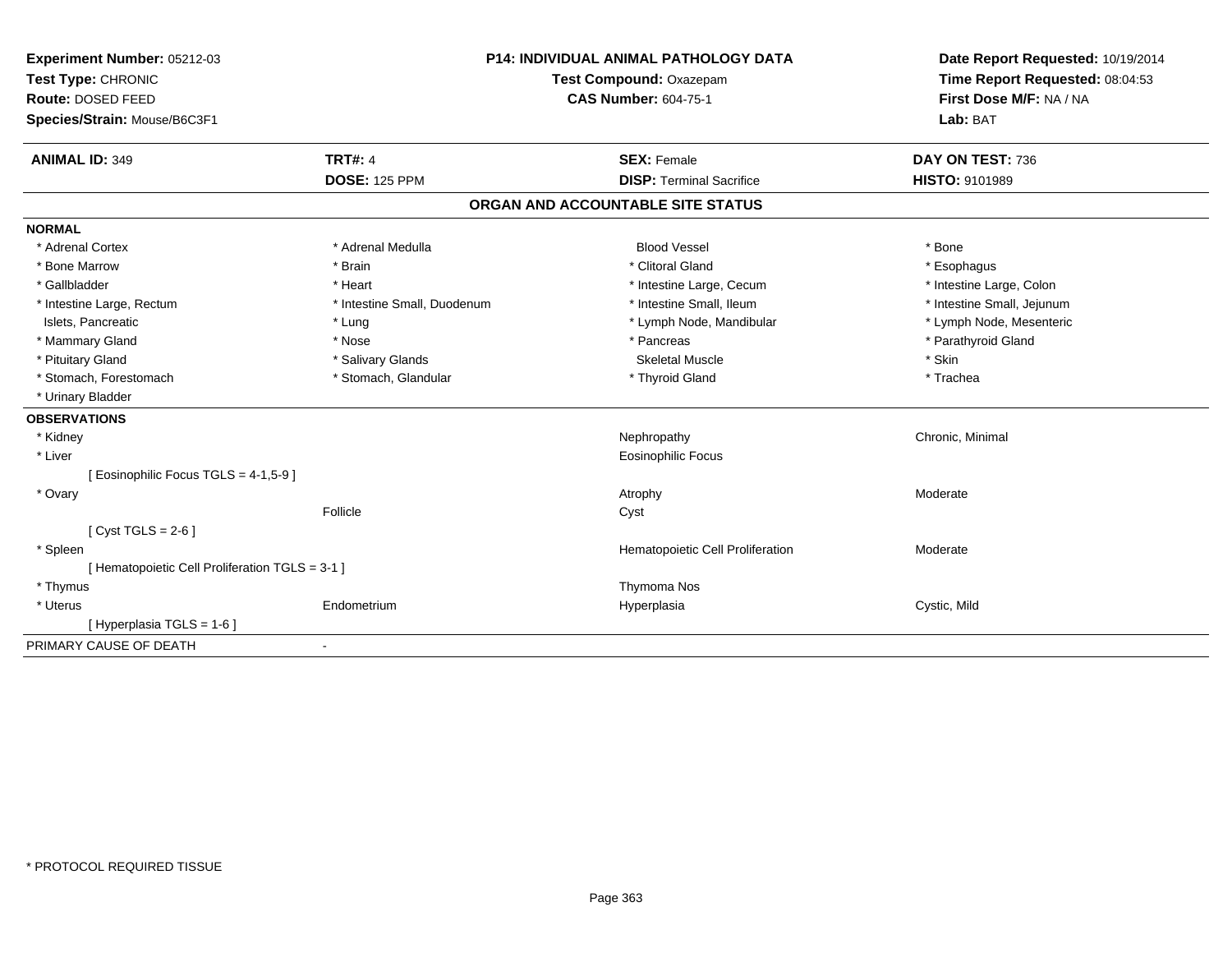**Experiment Number:** 05212-03
**Test Type:** CHRONIC
**Route:** DOSED FEED
**Species/Strain:** Mouse/B6C3F1

**P14: INDIVIDUAL ANIMAL PATHOLOGY DATA**
**Test Compound:** Oxazepam
**CAS Number:** 604-75-1

**Date Report Requested:** 10/19/2014
**Time Report Requested:** 08:04:53
**First Dose M/F:** NA / NA
**Lab:** BAT

| **ANIMAL ID:** 349 | **TRT#:** 4 | **SEX:** Female | **DAY ON TEST:** 736 |
|---|---|---|---|
| | **DOSE:** 125 PPM | **DISP:** Terminal Sacrifice | **HISTO:** 9101989 |

## ORGAN AND ACCOUNTABLE SITE STATUS

**NORMAL**

| | | | |
|---|---|---|---|
| * Adrenal Cortex | * Adrenal Medulla | Blood Vessel | * Bone |
| * Bone Marrow | * Brain | * Clitoral Gland | * Esophagus |
| * Gallbladder | * Heart | * Intestine Large, Cecum | * Intestine Large, Colon |
| * Intestine Large, Rectum | * Intestine Small, Duodenum | * Intestine Small, Ileum | * Intestine Small, Jejunum |
| Islets, Pancreatic | * Lung | * Lymph Node, Mandibular | * Lymph Node, Mesenteric |
| * Mammary Gland | * Nose | * Pancreas | * Parathyroid Gland |
| * Pituitary Gland | * Salivary Glands | Skeletal Muscle | * Skin |
| * Stomach, Forestomach | * Stomach, Glandular | * Thyroid Gland | * Trachea |
| * Urinary Bladder | | | |

**OBSERVATIONS**

| | | | |
|---|---|---|---|
| * Kidney | | Nephropathy | Chronic, Minimal |
| * Liver | | Eosinophilic Focus | |
| [ Eosinophilic Focus TGLS = 4-1,5-9 ] | | | |
| * Ovary | | Atrophy | Moderate |
| | Follicle | Cyst | |
| [ Cyst TGLS = 2-6 ] | | | |
| * Spleen | | Hematopoietic Cell Proliferation | Moderate |
| [ Hematopoietic Cell Proliferation TGLS = 3-1 ] | | | |
| * Thymus | | Thymoma Nos | |
| * Uterus | Endometrium | Hyperplasia | Cystic, Mild |
| [ Hyperplasia TGLS = 1-6 ] | | | |

PRIMARY CAUSE OF DEATH -

* PROTOCOL REQUIRED TISSUE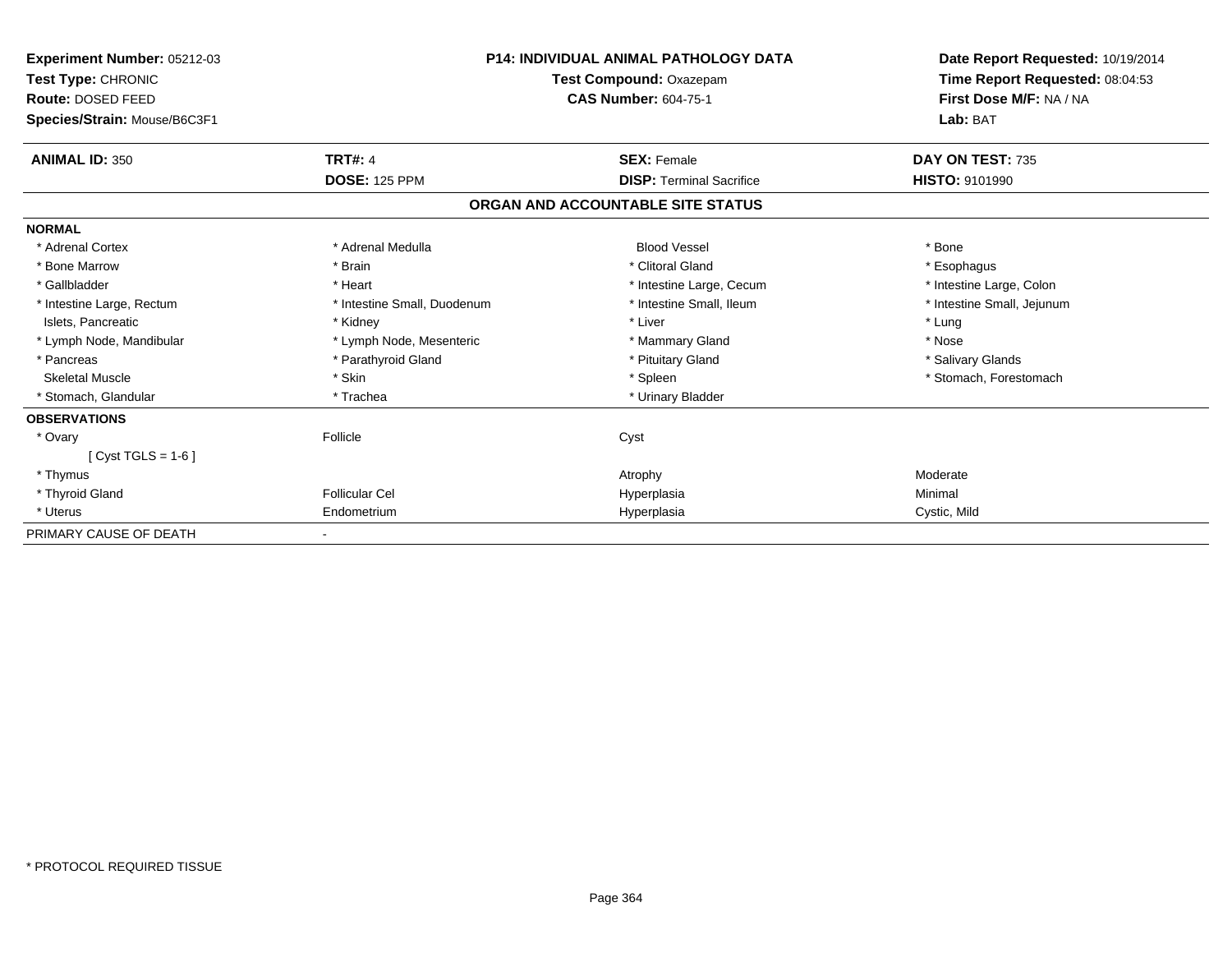**Experiment Number:** 05212-03
**Test Type:** CHRONIC
**Route:** DOSED FEED
**Species/Strain:** Mouse/B6C3F1

**P14: INDIVIDUAL ANIMAL PATHOLOGY DATA**
**Test Compound:** Oxazepam
**CAS Number:** 604-75-1

**Date Report Requested:** 10/19/2014
**Time Report Requested:** 08:04:53
**First Dose M/F:** NA / NA
**Lab:** BAT

| **ANIMAL ID:** 350 | **TRT#:** 4 | **SEX:** Female | **DAY ON TEST:** 735 |
|---|---|---|---|
| | **DOSE:** 125 PPM | **DISP:** Terminal Sacrifice | **HISTO:** 9101990 |

**ORGAN AND ACCOUNTABLE SITE STATUS**

**NORMAL**

| | | | |
|---|---|---|---|
| * Adrenal Cortex | * Adrenal Medulla | Blood Vessel | * Bone |
| * Bone Marrow | * Brain | * Clitoral Gland | * Esophagus |
| * Gallbladder | * Heart | * Intestine Large, Cecum | * Intestine Large, Colon |
| * Intestine Large, Rectum | * Intestine Small, Duodenum | * Intestine Small, Ileum | * Intestine Small, Jejunum |
| Islets, Pancreatic | * Kidney | * Liver | * Lung |
| * Lymph Node, Mandibular | * Lymph Node, Mesenteric | * Mammary Gland | * Nose |
| * Pancreas | * Parathyroid Gland | * Pituitary Gland | * Salivary Glands |
| Skeletal Muscle | * Skin | * Spleen | * Stomach, Forestomach |
| * Stomach, Glandular | * Trachea | * Urinary Bladder | |

**OBSERVATIONS**

| | | | |
|---|---|---|---|
| * Ovary | Follicle | Cyst | |
| [ Cyst TGLS = 1-6 ] | | | |
| * Thymus | | Atrophy | Moderate |
| * Thyroid Gland | Follicular Cel | Hyperplasia | Minimal |
| * Uterus | Endometrium | Hyperplasia | Cystic, Mild |

PRIMARY CAUSE OF DEATH -

* PROTOCOL REQUIRED TISSUE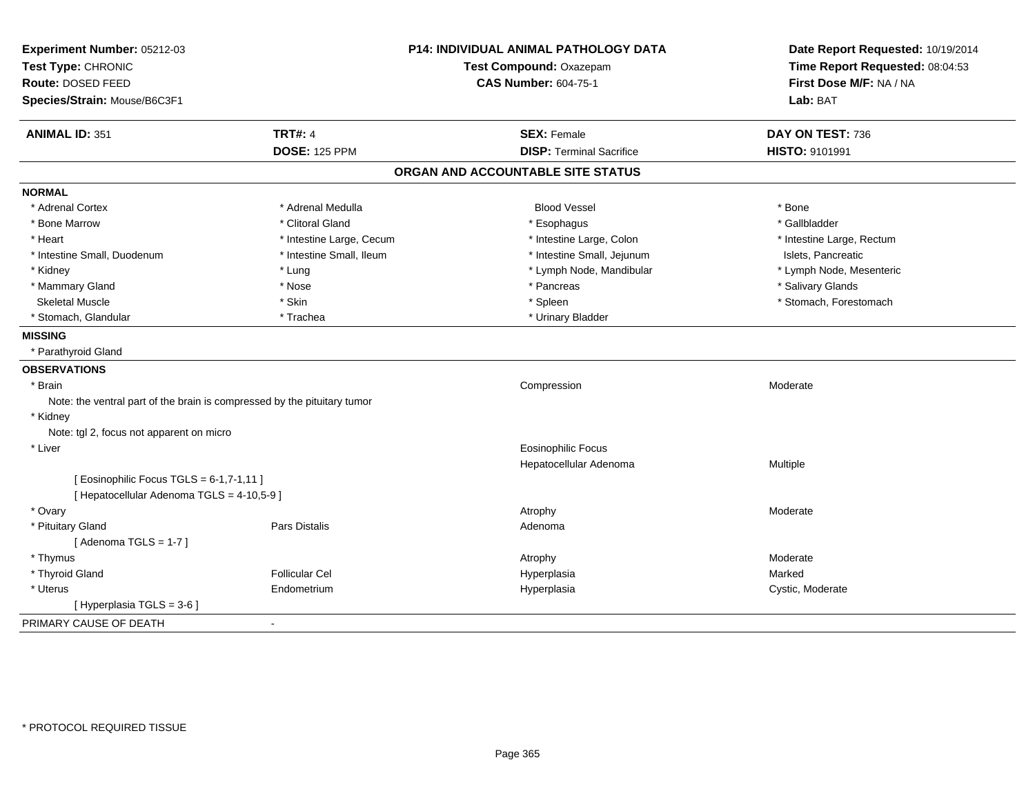**Experiment Number:** 05212-03
**Test Type:** CHRONIC
**Route:** DOSED FEED
**Species/Strain:** Mouse/B6C3F1

**P14: INDIVIDUAL ANIMAL PATHOLOGY DATA**
**Test Compound:** Oxazepam
**CAS Number:** 604-75-1

**Date Report Requested:** 10/19/2014
**Time Report Requested:** 08:04:53
**First Dose M/F:** NA / NA
**Lab:** BAT

| **ANIMAL ID:** 351 | **TRT#:** 4 | **SEX:** Female | **DAY ON TEST:** 736 |
|---|---|---|---|
| | **DOSE:** 125 PPM | **DISP:** Terminal Sacrifice | **HISTO:** 9101991 |

## ORGAN AND ACCOUNTABLE SITE STATUS

**NORMAL**

| | | | |
|---|---|---|---|
| * Adrenal Cortex | * Adrenal Medulla | Blood Vessel | * Bone |
| * Bone Marrow | * Clitoral Gland | * Esophagus | * Gallbladder |
| * Heart | * Intestine Large, Cecum | * Intestine Large, Colon | * Intestine Large, Rectum |
| * Intestine Small, Duodenum | * Intestine Small, Ileum | * Intestine Small, Jejunum | Islets, Pancreatic |
| * Kidney | * Lung | * Lymph Node, Mandibular | * Lymph Node, Mesenteric |
| * Mammary Gland | * Nose | * Pancreas | * Salivary Glands |
| Skeletal Muscle | * Skin | * Spleen | * Stomach, Forestomach |
| * Stomach, Glandular | * Trachea | * Urinary Bladder | |

**MISSING**

* Parathyroid Gland

**OBSERVATIONS**

| | | | |
|---|---|---|---|
| * Brain | | Compression | Moderate |
| Note: the ventral part of the brain is compressed by the pituitary tumor | | | |
| * Kidney | | | |
| Note: tgl 2, focus not apparent on micro | | | |
| * Liver | | Eosinophilic Focus | |
| | | Hepatocellular Adenoma | Multiple |
| [ Eosinophilic Focus TGLS = 6-1,7-1,11 ] | | | |
| [ Hepatocellular Adenoma TGLS = 4-10,5-9 ] | | | |
| * Ovary | | Atrophy | Moderate |
| * Pituitary Gland | Pars Distalis | Adenoma | |
| [ Adenoma TGLS = 1-7 ] | | | |
| * Thymus | | Atrophy | Moderate |
| * Thyroid Gland | Follicular Cel | Hyperplasia | Marked |
| * Uterus | Endometrium | Hyperplasia | Cystic, Moderate |
| [ Hyperplasia TGLS = 3-6 ] | | | |

PRIMARY CAUSE OF DEATH -

\* PROTOCOL REQUIRED TISSUE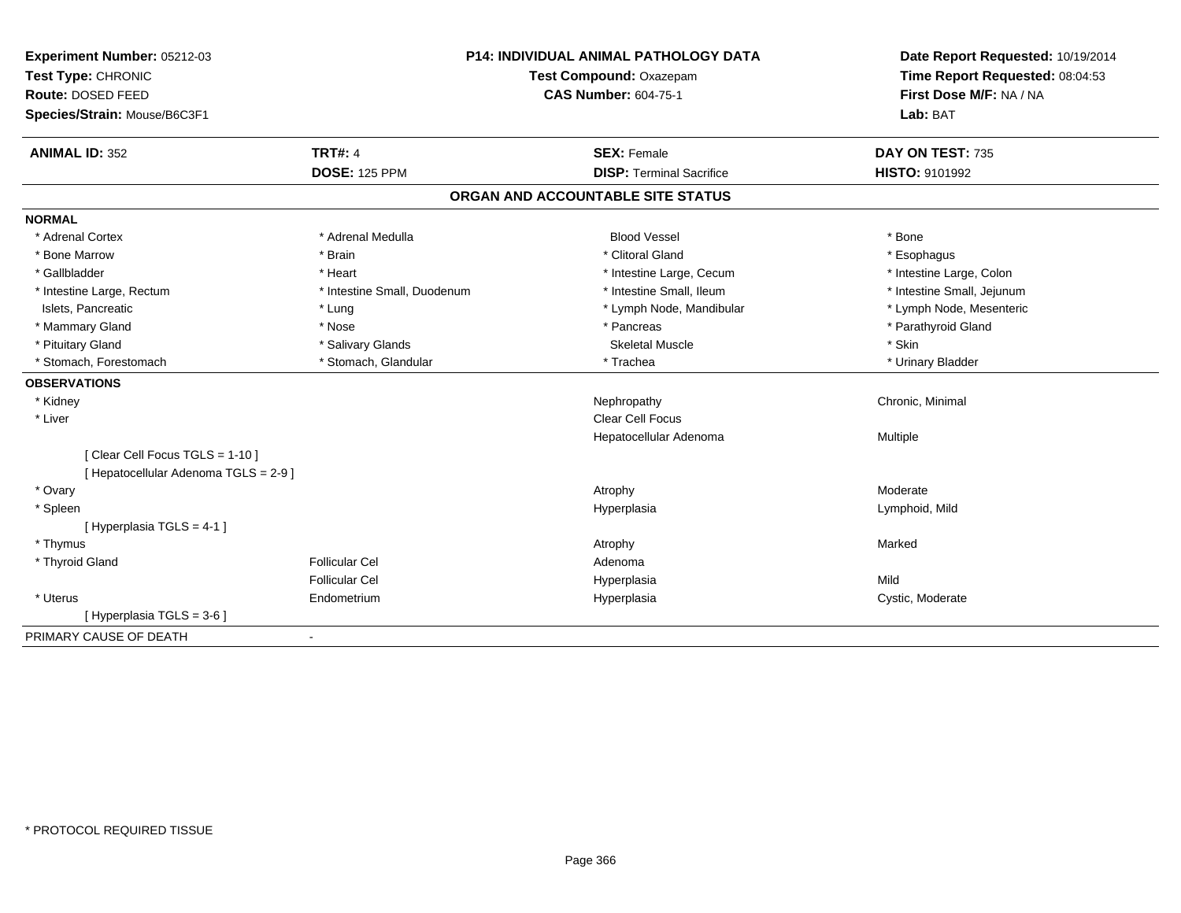**Experiment Number:** 05212-03
**Test Type:** CHRONIC
**Route:** DOSED FEED
**Species/Strain:** Mouse/B6C3F1

**P14: INDIVIDUAL ANIMAL PATHOLOGY DATA**
**Test Compound:** Oxazepam
**CAS Number:** 604-75-1

**Date Report Requested:** 10/19/2014
**Time Report Requested:** 08:04:53
**First Dose M/F:** NA / NA
**Lab:** BAT

| **ANIMAL ID:** 352 | **TRT#:** 4 | **SEX:** Female | **DAY ON TEST:** 735 |
|---|---|---|---|
| | **DOSE:** 125 PPM | **DISP:** Terminal Sacrifice | **HISTO:** 9101992 |

## ORGAN AND ACCOUNTABLE SITE STATUS

**NORMAL**

| | | | |
|---|---|---|---|
| * Adrenal Cortex | * Adrenal Medulla | Blood Vessel | * Bone |
| * Bone Marrow | * Brain | * Clitoral Gland | * Esophagus |
| * Gallbladder | * Heart | * Intestine Large, Cecum | * Intestine Large, Colon |
| * Intestine Large, Rectum | * Intestine Small, Duodenum | * Intestine Small, Ileum | * Intestine Small, Jejunum |
| Islets, Pancreatic | * Lung | * Lymph Node, Mandibular | * Lymph Node, Mesenteric |
| * Mammary Gland | * Nose | * Pancreas | * Parathyroid Gland |
| * Pituitary Gland | * Salivary Glands | Skeletal Muscle | * Skin |
| * Stomach, Forestomach | * Stomach, Glandular | * Trachea | * Urinary Bladder |

**OBSERVATIONS**

| | | | |
|---|---|---|---|
| * Kidney | | Nephropathy | Chronic, Minimal |
| * Liver | | Clear Cell Focus | |
| | | Hepatocellular Adenoma | Multiple |
| [ Clear Cell Focus TGLS = 1-10 ] | | | |
| [ Hepatocellular Adenoma TGLS = 2-9 ] | | | |
| * Ovary | | Atrophy | Moderate |
| * Spleen | | Hyperplasia | Lymphoid, Mild |
| [ Hyperplasia TGLS = 4-1 ] | | | |
| * Thymus | | Atrophy | Marked |
| * Thyroid Gland | Follicular Cel | Adenoma | |
| | Follicular Cel | Hyperplasia | Mild |
| * Uterus | Endometrium | Hyperplasia | Cystic, Moderate |
| [ Hyperplasia TGLS = 3-6 ] | | | |

PRIMARY CAUSE OF DEATH -

* PROTOCOL REQUIRED TISSUE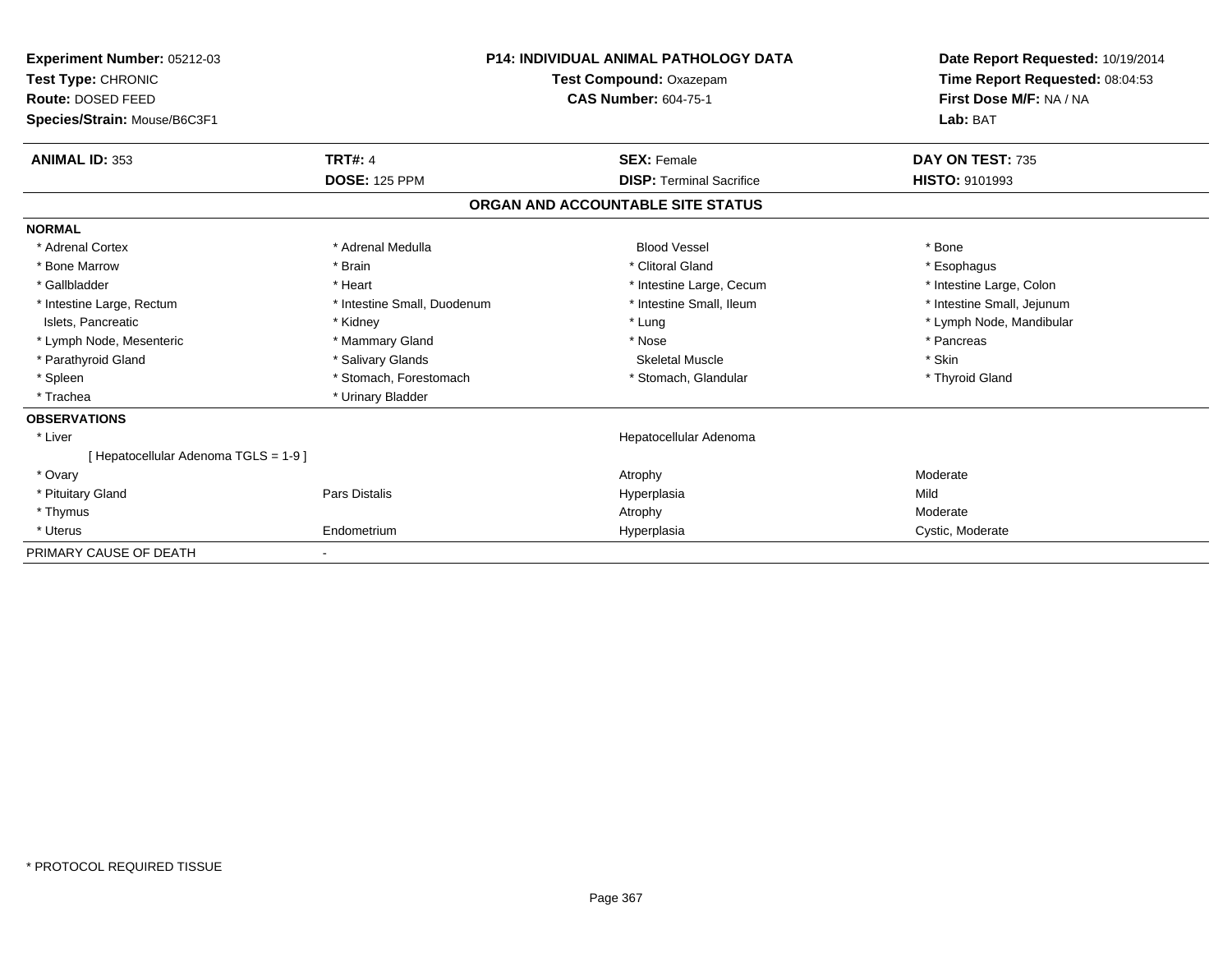**Experiment Number:** 05212-03
**Test Type:** CHRONIC
**Route:** DOSED FEED
**Species/Strain:** Mouse/B6C3F1

**P14: INDIVIDUAL ANIMAL PATHOLOGY DATA**
**Test Compound:** Oxazepam
**CAS Number:** 604-75-1

**Date Report Requested:** 10/19/2014
**Time Report Requested:** 08:04:53
**First Dose M/F:** NA / NA
**Lab:** BAT

| **ANIMAL ID:** 353 | **TRT#:** 4 | **SEX:** Female | **DAY ON TEST:** 735 |
|---|---|---|---|
| | **DOSE:** 125 PPM | **DISP:** Terminal Sacrifice | **HISTO:** 9101993 |

## ORGAN AND ACCOUNTABLE SITE STATUS

**NORMAL**

| | | | |
|---|---|---|---|
| * Adrenal Cortex | * Adrenal Medulla | Blood Vessel | * Bone |
| * Bone Marrow | * Brain | * Clitoral Gland | * Esophagus |
| * Gallbladder | * Heart | * Intestine Large, Cecum | * Intestine Large, Colon |
| * Intestine Large, Rectum | * Intestine Small, Duodenum | * Intestine Small, Ileum | * Intestine Small, Jejunum |
| Islets, Pancreatic | * Kidney | * Lung | * Lymph Node, Mandibular |
| * Lymph Node, Mesenteric | * Mammary Gland | * Nose | * Pancreas |
| * Parathyroid Gland | * Salivary Glands | Skeletal Muscle | * Skin |
| * Spleen | * Stomach, Forestomach | * Stomach, Glandular | * Thyroid Gland |
| * Trachea | * Urinary Bladder | | |

**OBSERVATIONS**

| | | | |
|---|---|---|---|
| * Liver | | Hepatocellular Adenoma | |
| [ Hepatocellular Adenoma TGLS = 1-9 ] | | | |
| * Ovary | | Atrophy | Moderate |
| * Pituitary Gland | Pars Distalis | Hyperplasia | Mild |
| * Thymus | | Atrophy | Moderate |
| * Uterus | Endometrium | Hyperplasia | Cystic, Moderate |

PRIMARY CAUSE OF DEATH -

* PROTOCOL REQUIRED TISSUE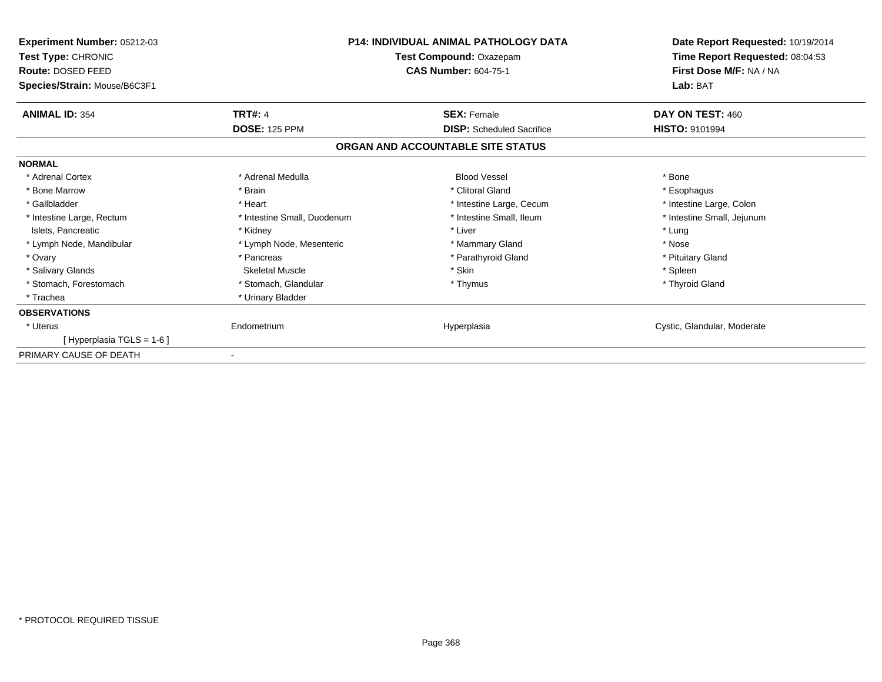**Experiment Number:** 05212-03
**Test Type:** CHRONIC
**Route:** DOSED FEED
**Species/Strain:** Mouse/B6C3F1

**P14: INDIVIDUAL ANIMAL PATHOLOGY DATA**
**Test Compound:** Oxazepam
**CAS Number:** 604-75-1

**Date Report Requested:** 10/19/2014
**Time Report Requested:** 08:04:53
**First Dose M/F:** NA / NA
**Lab:** BAT

| **ANIMAL ID:** 354 | **TRT#:** 4 | **SEX:** Female | **DAY ON TEST:** 460 |
|---|---|---|---|
| | **DOSE:** 125 PPM | **DISP:** Scheduled Sacrifice | **HISTO:** 9101994 |

**ORGAN AND ACCOUNTABLE SITE STATUS**

| | | | |
|---|---|---|---|
| **NORMAL** | | | |
| * Adrenal Cortex | * Adrenal Medulla | Blood Vessel | * Bone |
| * Bone Marrow | * Brain | * Clitoral Gland | * Esophagus |
| * Gallbladder | * Heart | * Intestine Large, Cecum | * Intestine Large, Colon |
| * Intestine Large, Rectum | * Intestine Small, Duodenum | * Intestine Small, Ileum | * Intestine Small, Jejunum |
| Islets, Pancreatic | * Kidney | * Liver | * Lung |
| * Lymph Node, Mandibular | * Lymph Node, Mesenteric | * Mammary Gland | * Nose |
| * Ovary | * Pancreas | * Parathyroid Gland | * Pituitary Gland |
| * Salivary Glands | Skeletal Muscle | * Skin | * Spleen |
| * Stomach, Forestomach | * Stomach, Glandular | * Thymus | * Thyroid Gland |
| * Trachea | * Urinary Bladder | | |
| **OBSERVATIONS** | | | |
| * Uterus | Endometrium | Hyperplasia | Cystic, Glandular, Moderate |
| [ Hyperplasia TGLS = 1-6 ] | | | |
| PRIMARY CAUSE OF DEATH | - | | |

\* PROTOCOL REQUIRED TISSUE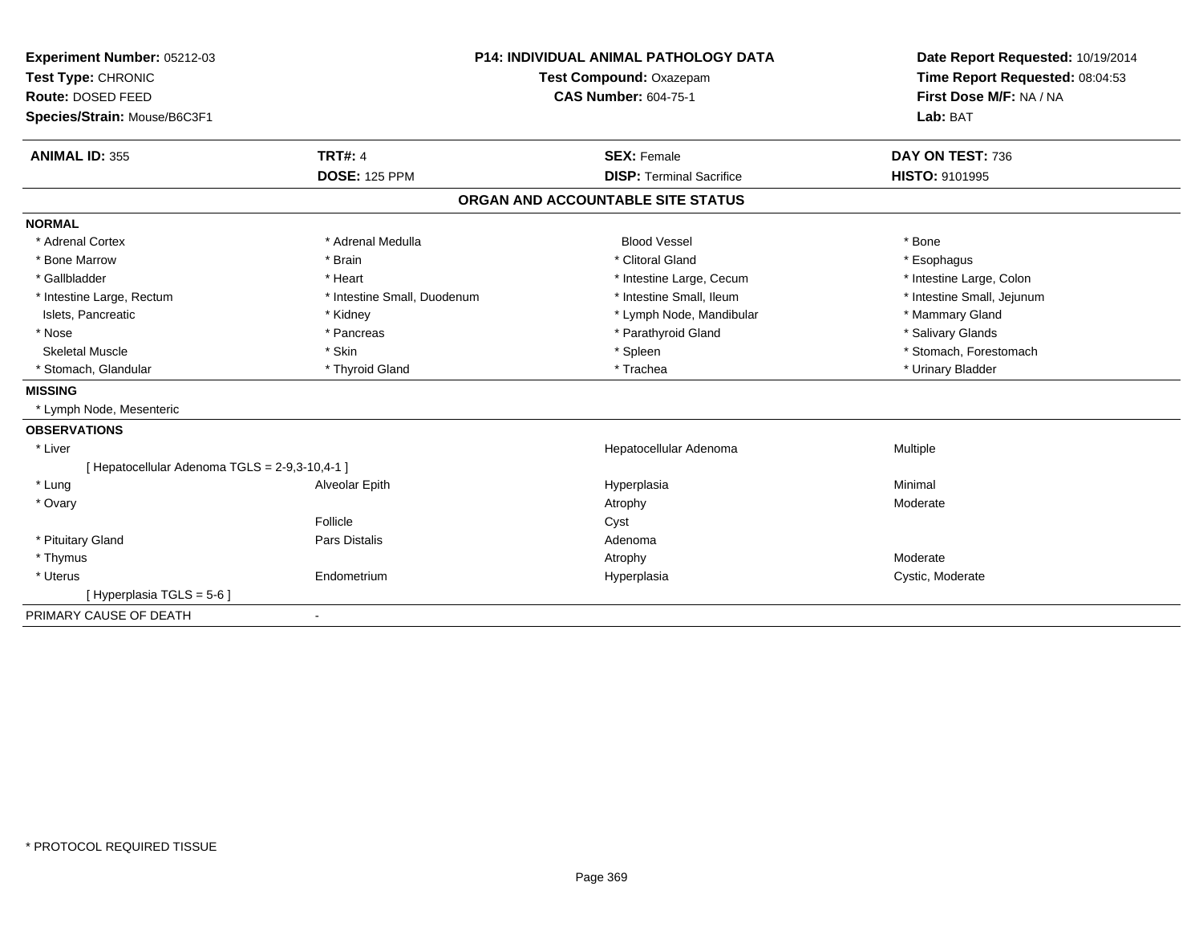**Experiment Number:** 05212-03
**Test Type:** CHRONIC
**Route:** DOSED FEED
**Species/Strain:** Mouse/B6C3F1

**P14: INDIVIDUAL ANIMAL PATHOLOGY DATA**
**Test Compound:** Oxazepam
**CAS Number:** 604-75-1

**Date Report Requested:** 10/19/2014
**Time Report Requested:** 08:04:53
**First Dose M/F:** NA / NA
**Lab:** BAT

| **ANIMAL ID:** 355 | **TRT#:** 4 | **SEX:** Female | **DAY ON TEST:** 736 |
|---|---|---|---|
| | **DOSE:** 125 PPM | **DISP:** Terminal Sacrifice | **HISTO:** 9101995 |

## ORGAN AND ACCOUNTABLE SITE STATUS

**NORMAL**

| | | | |
|---|---|---|---|
| * Adrenal Cortex | * Adrenal Medulla | Blood Vessel | * Bone |
| * Bone Marrow | * Brain | * Clitoral Gland | * Esophagus |
| * Gallbladder | * Heart | * Intestine Large, Cecum | * Intestine Large, Colon |
| * Intestine Large, Rectum | * Intestine Small, Duodenum | * Intestine Small, Ileum | * Intestine Small, Jejunum |
| Islets, Pancreatic | * Kidney | * Lymph Node, Mandibular | * Mammary Gland |
| * Nose | * Pancreas | * Parathyroid Gland | * Salivary Glands |
| Skeletal Muscle | * Skin | * Spleen | * Stomach, Forestomach |
| * Stomach, Glandular | * Thyroid Gland | * Trachea | * Urinary Bladder |

**MISSING**

* Lymph Node, Mesenteric

**OBSERVATIONS**

| | | | |
|---|---|---|---|
| * Liver | | Hepatocellular Adenoma | Multiple |
| [ Hepatocellular Adenoma TGLS = 2-9,3-10,4-1 ] | | | |
| * Lung | Alveolar Epith | Hyperplasia | Minimal |
| * Ovary | | Atrophy | Moderate |
| | Follicle | Cyst | |
| * Pituitary Gland | Pars Distalis | Adenoma | |
| * Thymus | | Atrophy | Moderate |
| * Uterus | Endometrium | Hyperplasia | Cystic, Moderate |
| [ Hyperplasia TGLS = 5-6 ] | | | |

PRIMARY CAUSE OF DEATH -

* PROTOCOL REQUIRED TISSUE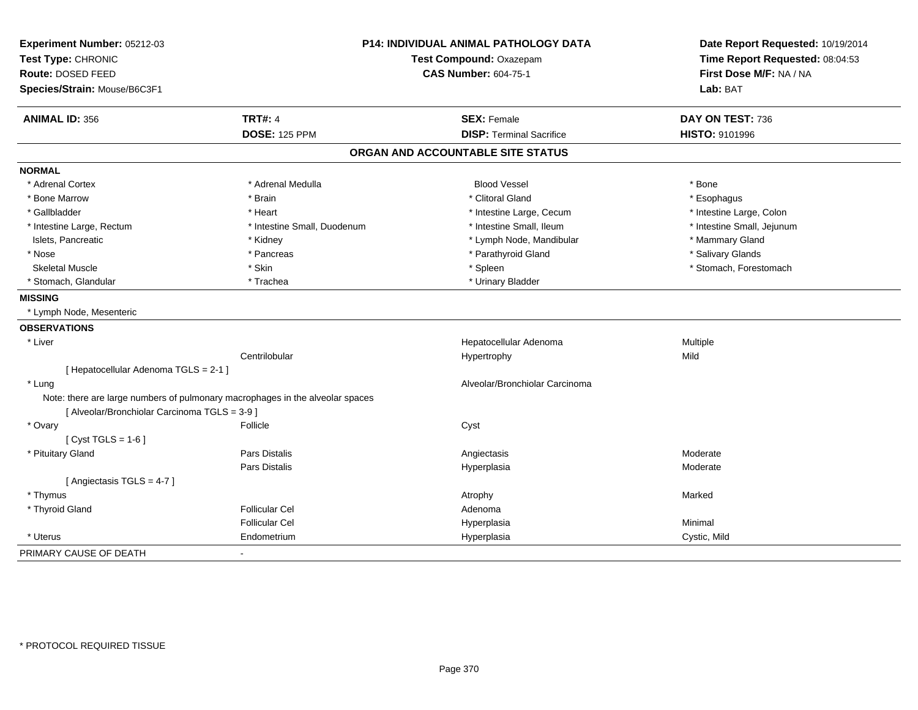**Experiment Number:** 05212-03
**Test Type:** CHRONIC
**Route:** DOSED FEED
**Species/Strain:** Mouse/B6C3F1

**P14: INDIVIDUAL ANIMAL PATHOLOGY DATA**
**Test Compound:** Oxazepam
**CAS Number:** 604-75-1

**Date Report Requested:** 10/19/2014
**Time Report Requested:** 08:04:53
**First Dose M/F:** NA / NA
**Lab:** BAT

| **ANIMAL ID:** 356 | **TRT#:** 4 | **SEX:** Female | **DAY ON TEST:** 736 |
|---|---|---|---|
| | **DOSE:** 125 PPM | **DISP:** Terminal Sacrifice | **HISTO:** 9101996 |

## ORGAN AND ACCOUNTABLE SITE STATUS

**NORMAL**

| | | | |
|---|---|---|---|
| * Adrenal Cortex | * Adrenal Medulla | Blood Vessel | * Bone |
| * Bone Marrow | * Brain | * Clitoral Gland | * Esophagus |
| * Gallbladder | * Heart | * Intestine Large, Cecum | * Intestine Large, Colon |
| * Intestine Large, Rectum | * Intestine Small, Duodenum | * Intestine Small, Ileum | * Intestine Small, Jejunum |
| Islets, Pancreatic | * Kidney | * Lymph Node, Mandibular | * Mammary Gland |
| * Nose | * Pancreas | * Parathyroid Gland | * Salivary Glands |
| Skeletal Muscle | * Skin | * Spleen | * Stomach, Forestomach |
| * Stomach, Glandular | * Trachea | * Urinary Bladder | |

**MISSING**

* Lymph Node, Mesenteric

**OBSERVATIONS**

| | | | |
|---|---|---|---|
| * Liver | | Hepatocellular Adenoma | Multiple |
| | Centrilobular | Hypertrophy | Mild |
| [ Hepatocellular Adenoma TGLS = 2-1 ] | | | |
| * Lung | | Alveolar/Bronchiolar Carcinoma | |
| Note: there are large numbers of pulmonary macrophages in the alveolar spaces | | | |
| [ Alveolar/Bronchiolar Carcinoma TGLS = 3-9 ] | | | |
| * Ovary | Follicle | Cyst | |
| [ Cyst TGLS = 1-6 ] | | | |
| * Pituitary Gland | Pars Distalis | Angiectasis | Moderate |
| | Pars Distalis | Hyperplasia | Moderate |
| [ Angiectasis TGLS = 4-7 ] | | | |
| * Thymus | | Atrophy | Marked |
| * Thyroid Gland | Follicular Cel | Adenoma | |
| | Follicular Cel | Hyperplasia | Minimal |
| * Uterus | Endometrium | Hyperplasia | Cystic, Mild |

PRIMARY CAUSE OF DEATH -

\* PROTOCOL REQUIRED TISSUE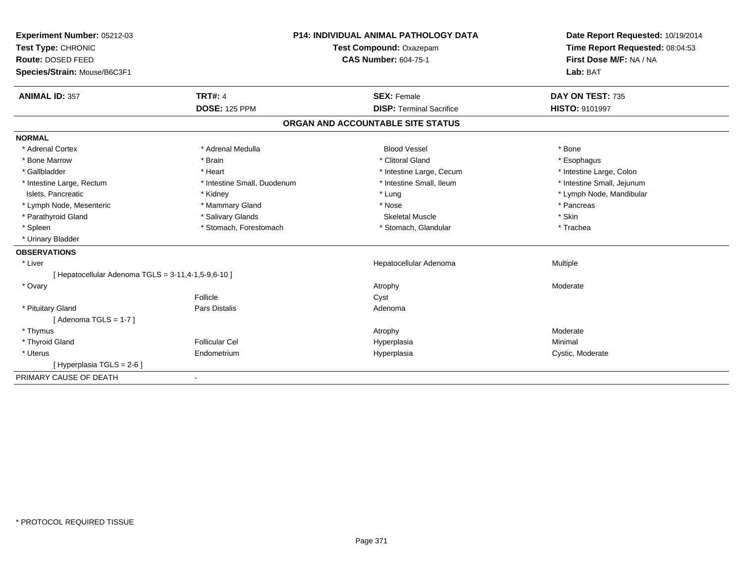**Experiment Number:** 05212-03
**Test Type:** CHRONIC
**Route:** DOSED FEED
**Species/Strain:** Mouse/B6C3F1

**P14: INDIVIDUAL ANIMAL PATHOLOGY DATA**
**Test Compound:** Oxazepam
**CAS Number:** 604-75-1

**Date Report Requested:** 10/19/2014
**Time Report Requested:** 08:04:53
**First Dose M/F:** NA / NA
**Lab:** BAT

| **ANIMAL ID:** 357 | **TRT#:** 4 | **SEX:** Female | **DAY ON TEST:** 735 |
|---|---|---|---|
| | **DOSE:** 125 PPM | **DISP:** Terminal Sacrifice | **HISTO:** 9101997 |

## ORGAN AND ACCOUNTABLE SITE STATUS

**NORMAL**

| | | | |
|---|---|---|---|
| * Adrenal Cortex | * Adrenal Medulla | Blood Vessel | * Bone |
| * Bone Marrow | * Brain | * Clitoral Gland | * Esophagus |
| * Gallbladder | * Heart | * Intestine Large, Cecum | * Intestine Large, Colon |
| * Intestine Large, Rectum | * Intestine Small, Duodenum | * Intestine Small, Ileum | * Intestine Small, Jejunum |
| Islets, Pancreatic | * Kidney | * Lung | * Lymph Node, Mandibular |
| * Lymph Node, Mesenteric | * Mammary Gland | * Nose | * Pancreas |
| * Parathyroid Gland | * Salivary Glands | Skeletal Muscle | * Skin |
| * Spleen | * Stomach, Forestomach | * Stomach, Glandular | * Trachea |
| * Urinary Bladder | | | |

**OBSERVATIONS**

| | | | |
|---|---|---|---|
| * Liver | | Hepatocellular Adenoma | Multiple |
| [ Hepatocellular Adenoma TGLS = 3-11,4-1,5-9,6-10 ] | | | |
| * Ovary | | Atrophy | Moderate |
| | Follicle | Cyst | |
| * Pituitary Gland | Pars Distalis | Adenoma | |
| [ Adenoma TGLS = 1-7 ] | | | |
| * Thymus | | Atrophy | Moderate |
| * Thyroid Gland | Follicular Cel | Hyperplasia | Minimal |
| * Uterus | Endometrium | Hyperplasia | Cystic, Moderate |
| [ Hyperplasia TGLS = 2-6 ] | | | |

PRIMARY CAUSE OF DEATH -

* PROTOCOL REQUIRED TISSUE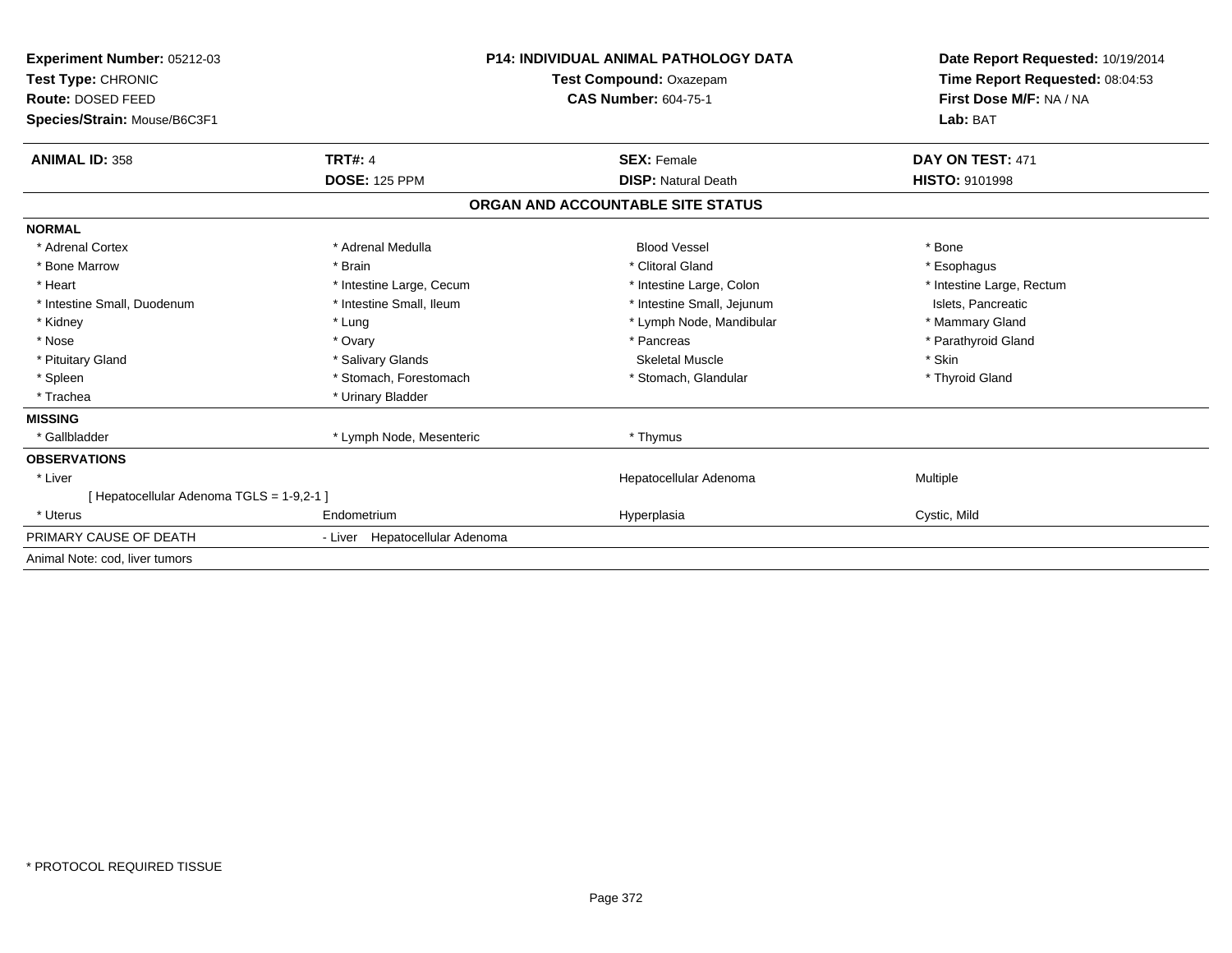**Experiment Number:** 05212-03
**Test Type:** CHRONIC
**Route:** DOSED FEED
**Species/Strain:** Mouse/B6C3F1

**P14: INDIVIDUAL ANIMAL PATHOLOGY DATA**
**Test Compound:** Oxazepam
**CAS Number:** 604-75-1

**Date Report Requested:** 10/19/2014
**Time Report Requested:** 08:04:53
**First Dose M/F:** NA / NA
**Lab:** BAT

| **ANIMAL ID:** 358 | **TRT#:** 4 | **SEX:** Female | **DAY ON TEST:** 471 |
|---|---|---|---|
| | **DOSE:** 125 PPM | **DISP:** Natural Death | **HISTO:** 9101998 |

## ORGAN AND ACCOUNTABLE SITE STATUS

**NORMAL**

| | | | |
|---|---|---|---|
| * Adrenal Cortex | * Adrenal Medulla | Blood Vessel | * Bone |
| * Bone Marrow | * Brain | * Clitoral Gland | * Esophagus |
| * Heart | * Intestine Large, Cecum | * Intestine Large, Colon | * Intestine Large, Rectum |
| * Intestine Small, Duodenum | * Intestine Small, Ileum | * Intestine Small, Jejunum | Islets, Pancreatic |
| * Kidney | * Lung | * Lymph Node, Mandibular | * Mammary Gland |
| * Nose | * Ovary | * Pancreas | * Parathyroid Gland |
| * Pituitary Gland | * Salivary Glands | Skeletal Muscle | * Skin |
| * Spleen | * Stomach, Forestomach | * Stomach, Glandular | * Thyroid Gland |
| * Trachea | * Urinary Bladder | | |

**MISSING**

| | | | |
|---|---|---|---|
| * Gallbladder | * Lymph Node, Mesenteric | * Thymus | |

**OBSERVATIONS**

| | | | |
|---|---|---|---|
| * Liver | | Hepatocellular Adenoma | Multiple |
| [ Hepatocellular Adenoma TGLS = 1-9,2-1 ] | | | |
| * Uterus | Endometrium | Hyperplasia | Cystic, Mild |

PRIMARY CAUSE OF DEATH - Liver Hepatocellular Adenoma

Animal Note: cod, liver tumors

\* PROTOCOL REQUIRED TISSUE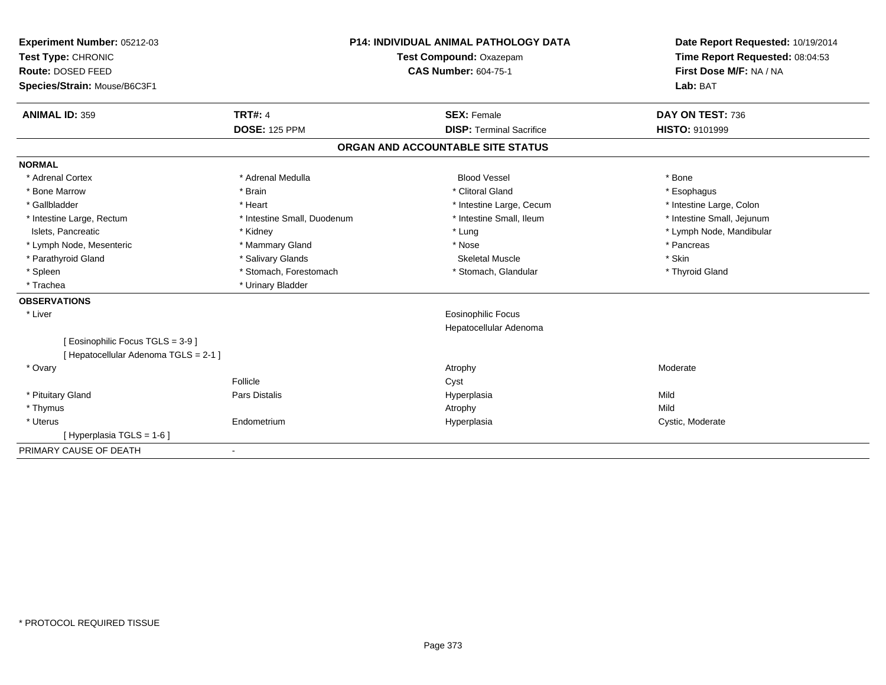**Experiment Number:** 05212-03
**Test Type:** CHRONIC
**Route:** DOSED FEED
**Species/Strain:** Mouse/B6C3F1

**P14: INDIVIDUAL ANIMAL PATHOLOGY DATA**
**Test Compound:** Oxazepam
**CAS Number:** 604-75-1

**Date Report Requested:** 10/19/2014
**Time Report Requested:** 08:04:53
**First Dose M/F:** NA / NA
**Lab:** BAT

| **ANIMAL ID:** 359 | **TRT#:** 4 | **SEX:** Female | **DAY ON TEST:** 736 |
|---|---|---|---|
| | **DOSE:** 125 PPM | **DISP:** Terminal Sacrifice | **HISTO:** 9101999 |

## ORGAN AND ACCOUNTABLE SITE STATUS

**NORMAL**

| | | | |
|---|---|---|---|
| * Adrenal Cortex | * Adrenal Medulla | Blood Vessel | * Bone |
| * Bone Marrow | * Brain | * Clitoral Gland | * Esophagus |
| * Gallbladder | * Heart | * Intestine Large, Cecum | * Intestine Large, Colon |
| * Intestine Large, Rectum | * Intestine Small, Duodenum | * Intestine Small, Ileum | * Intestine Small, Jejunum |
| Islets, Pancreatic | * Kidney | * Lung | * Lymph Node, Mandibular |
| * Lymph Node, Mesenteric | * Mammary Gland | * Nose | * Pancreas |
| * Parathyroid Gland | * Salivary Glands | Skeletal Muscle | * Skin |
| * Spleen | * Stomach, Forestomach | * Stomach, Glandular | * Thyroid Gland |
| * Trachea | * Urinary Bladder | | |

**OBSERVATIONS**

| | | | |
|---|---|---|---|
| * Liver | | Eosinophilic Focus | |
| | | Hepatocellular Adenoma | |
| [ Eosinophilic Focus TGLS = 3-9 ] | | | |
| [ Hepatocellular Adenoma TGLS = 2-1 ] | | | |
| * Ovary | | Atrophy | Moderate |
| | Follicle | Cyst | |
| * Pituitary Gland | Pars Distalis | Hyperplasia | Mild |
| * Thymus | | Atrophy | Mild |
| * Uterus | Endometrium | Hyperplasia | Cystic, Moderate |
| [ Hyperplasia TGLS = 1-6 ] | | | |

PRIMARY CAUSE OF DEATH -

* PROTOCOL REQUIRED TISSUE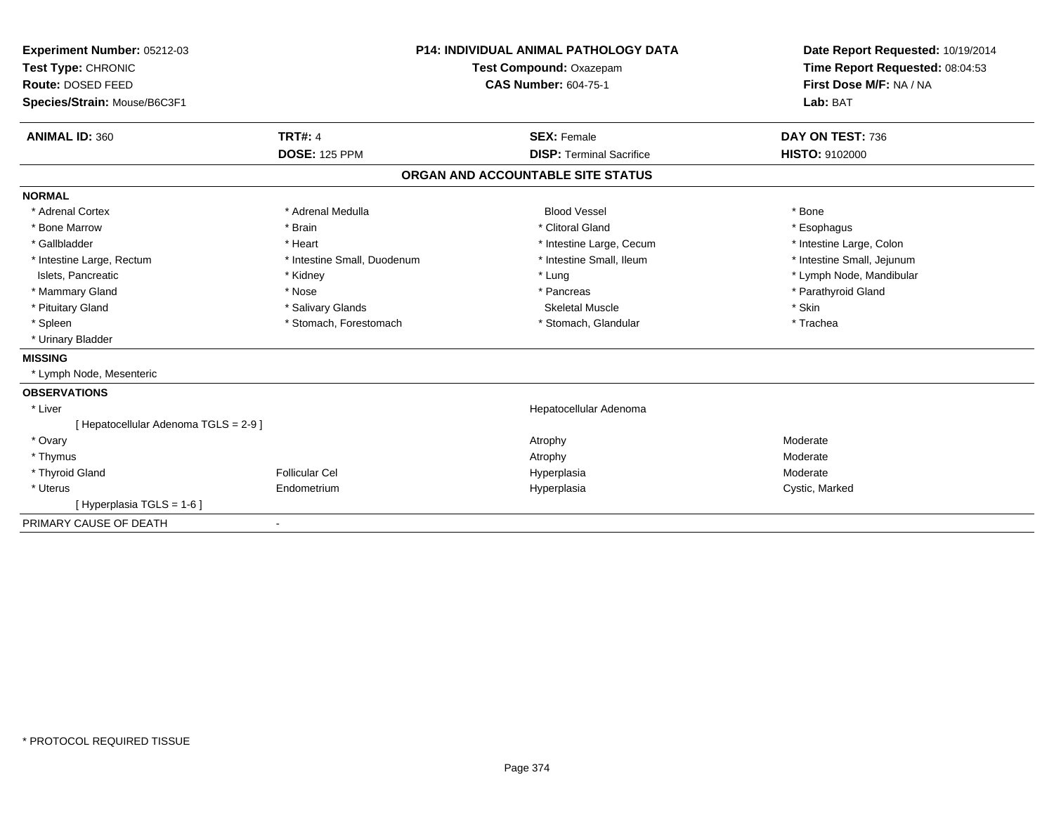**Experiment Number:** 05212-03
**Test Type:** CHRONIC
**Route:** DOSED FEED
**Species/Strain:** Mouse/B6C3F1

**P14: INDIVIDUAL ANIMAL PATHOLOGY DATA**
**Test Compound:** Oxazepam
**CAS Number:** 604-75-1

**Date Report Requested:** 10/19/2014
**Time Report Requested:** 08:04:53
**First Dose M/F:** NA / NA
**Lab:** BAT

| **ANIMAL ID:** 360 | **TRT#:** 4 | **SEX:** Female | **DAY ON TEST:** 736 |
|---|---|---|---|
| | **DOSE:** 125 PPM | **DISP:** Terminal Sacrifice | **HISTO:** 9102000 |

## ORGAN AND ACCOUNTABLE SITE STATUS

**NORMAL**

| | | | |
|---|---|---|---|
| * Adrenal Cortex | * Adrenal Medulla | Blood Vessel | * Bone |
| * Bone Marrow | * Brain | * Clitoral Gland | * Esophagus |
| * Gallbladder | * Heart | * Intestine Large, Cecum | * Intestine Large, Colon |
| * Intestine Large, Rectum | * Intestine Small, Duodenum | * Intestine Small, Ileum | * Intestine Small, Jejunum |
| Islets, Pancreatic | * Kidney | * Lung | * Lymph Node, Mandibular |
| * Mammary Gland | * Nose | * Pancreas | * Parathyroid Gland |
| * Pituitary Gland | * Salivary Glands | Skeletal Muscle | * Skin |
| * Spleen | * Stomach, Forestomach | * Stomach, Glandular | * Trachea |
| * Urinary Bladder | | | |

**MISSING**

* Lymph Node, Mesenteric

**OBSERVATIONS**

| | | | |
|---|---|---|---|
| * Liver | | Hepatocellular Adenoma | |
| [ Hepatocellular Adenoma TGLS = 2-9 ] | | | |
| * Ovary | | Atrophy | Moderate |
| * Thymus | | Atrophy | Moderate |
| * Thyroid Gland | Follicular Cel | Hyperplasia | Moderate |
| * Uterus | Endometrium | Hyperplasia | Cystic, Marked |
| [ Hyperplasia TGLS = 1-6 ] | | | |

PRIMARY CAUSE OF DEATH -

* PROTOCOL REQUIRED TISSUE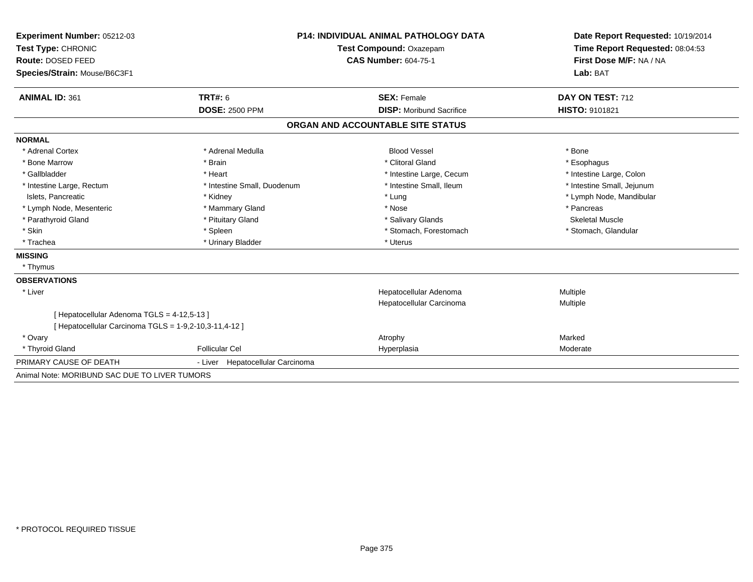**Experiment Number:** 05212-03
**Test Type:** CHRONIC
**Route:** DOSED FEED
**Species/Strain:** Mouse/B6C3F1

**P14: INDIVIDUAL ANIMAL PATHOLOGY DATA**
**Test Compound:** Oxazepam
**CAS Number:** 604-75-1

**Date Report Requested:** 10/19/2014
**Time Report Requested:** 08:04:53
**First Dose M/F:** NA / NA
**Lab:** BAT

| **ANIMAL ID:** 361 | **TRT#:** 6 | **SEX:** Female | **DAY ON TEST:** 712 |
|---|---|---|---|
| | **DOSE:** 2500 PPM | **DISP:** Moribund Sacrifice | **HISTO:** 9101821 |

## ORGAN AND ACCOUNTABLE SITE STATUS

**NORMAL**

| | | | |
|---|---|---|---|
| * Adrenal Cortex | * Adrenal Medulla | Blood Vessel | * Bone |
| * Bone Marrow | * Brain | * Clitoral Gland | * Esophagus |
| * Gallbladder | * Heart | * Intestine Large, Cecum | * Intestine Large, Colon |
| * Intestine Large, Rectum | * Intestine Small, Duodenum | * Intestine Small, Ileum | * Intestine Small, Jejunum |
| Islets, Pancreatic | * Kidney | * Lung | * Lymph Node, Mandibular |
| * Lymph Node, Mesenteric | * Mammary Gland | * Nose | * Pancreas |
| * Parathyroid Gland | * Pituitary Gland | * Salivary Glands | Skeletal Muscle |
| * Skin | * Spleen | * Stomach, Forestomach | * Stomach, Glandular |
| * Trachea | * Urinary Bladder | * Uterus | |

**MISSING**

* Thymus

**OBSERVATIONS**

| | | | |
|---|---|---|---|
| * Liver | | Hepatocellular Adenoma | Multiple |
| | | Hepatocellular Carcinoma | Multiple |
| [ Hepatocellular Adenoma TGLS = 4-12,5-13 ] | | | |
| [ Hepatocellular Carcinoma TGLS = 1-9,2-10,3-11,4-12 ] | | | |
| * Ovary | | Atrophy | Marked |
| * Thyroid Gland | Follicular Cel | Hyperplasia | Moderate |

PRIMARY CAUSE OF DEATH - Liver Hepatocellular Carcinoma

Animal Note: MORIBUND SAC DUE TO LIVER TUMORS

* PROTOCOL REQUIRED TISSUE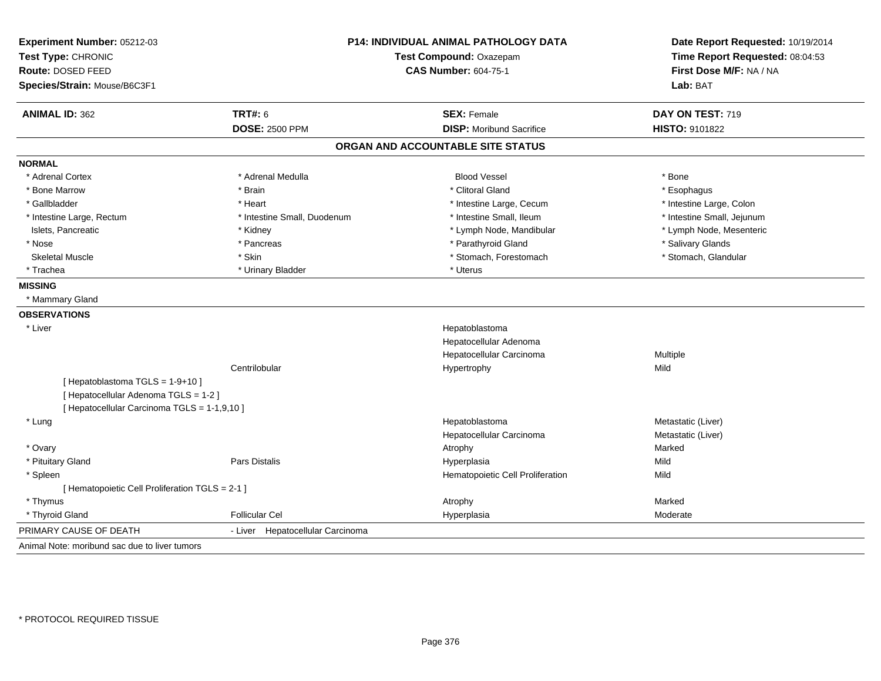**Experiment Number:** 05212-03
**Test Type:** CHRONIC
**Route:** DOSED FEED
**Species/Strain:** Mouse/B6C3F1

**P14: INDIVIDUAL ANIMAL PATHOLOGY DATA**
**Test Compound:** Oxazepam
**CAS Number:** 604-75-1

**Date Report Requested:** 10/19/2014
**Time Report Requested:** 08:04:53
**First Dose M/F:** NA / NA
**Lab:** BAT

| **ANIMAL ID:** 362 | **TRT#:** 6 | **SEX:** Female | **DAY ON TEST:** 719 |
|---|---|---|---|
| | **DOSE:** 2500 PPM | **DISP:** Moribund Sacrifice | **HISTO:** 9101822 |

## ORGAN AND ACCOUNTABLE SITE STATUS

**NORMAL**

| | | | |
|---|---|---|---|
| * Adrenal Cortex | * Adrenal Medulla | Blood Vessel | * Bone |
| * Bone Marrow | * Brain | * Clitoral Gland | * Esophagus |
| * Gallbladder | * Heart | * Intestine Large, Cecum | * Intestine Large, Colon |
| * Intestine Large, Rectum | * Intestine Small, Duodenum | * Intestine Small, Ileum | * Intestine Small, Jejunum |
| Islets, Pancreatic | * Kidney | * Lymph Node, Mandibular | * Lymph Node, Mesenteric |
| * Nose | * Pancreas | * Parathyroid Gland | * Salivary Glands |
| Skeletal Muscle | * Skin | * Stomach, Forestomach | * Stomach, Glandular |
| * Trachea | * Urinary Bladder | * Uterus | |

**MISSING**

* Mammary Gland

**OBSERVATIONS**

| | | | |
|---|---|---|---|
| * Liver | | Hepatoblastoma | |
| | | Hepatocellular Adenoma | |
| | | Hepatocellular Carcinoma | Multiple |
| | Centrilobular | Hypertrophy | Mild |
| [ Hepatoblastoma TGLS = 1-9+10 ] | | | |
| [ Hepatocellular Adenoma TGLS = 1-2 ] | | | |
| [ Hepatocellular Carcinoma TGLS = 1-1,9,10 ] | | | |
| * Lung | | Hepatoblastoma | Metastatic (Liver) |
| | | Hepatocellular Carcinoma | Metastatic (Liver) |
| * Ovary | | Atrophy | Marked |
| * Pituitary Gland | Pars Distalis | Hyperplasia | Mild |
| * Spleen | | Hematopoietic Cell Proliferation | Mild |
| [ Hematopoietic Cell Proliferation TGLS = 2-1 ] | | | |
| * Thymus | | Atrophy | Marked |
| * Thyroid Gland | Follicular Cel | Hyperplasia | Moderate |

PRIMARY CAUSE OF DEATH - Liver Hepatocellular Carcinoma

Animal Note: moribund sac due to liver tumors

* PROTOCOL REQUIRED TISSUE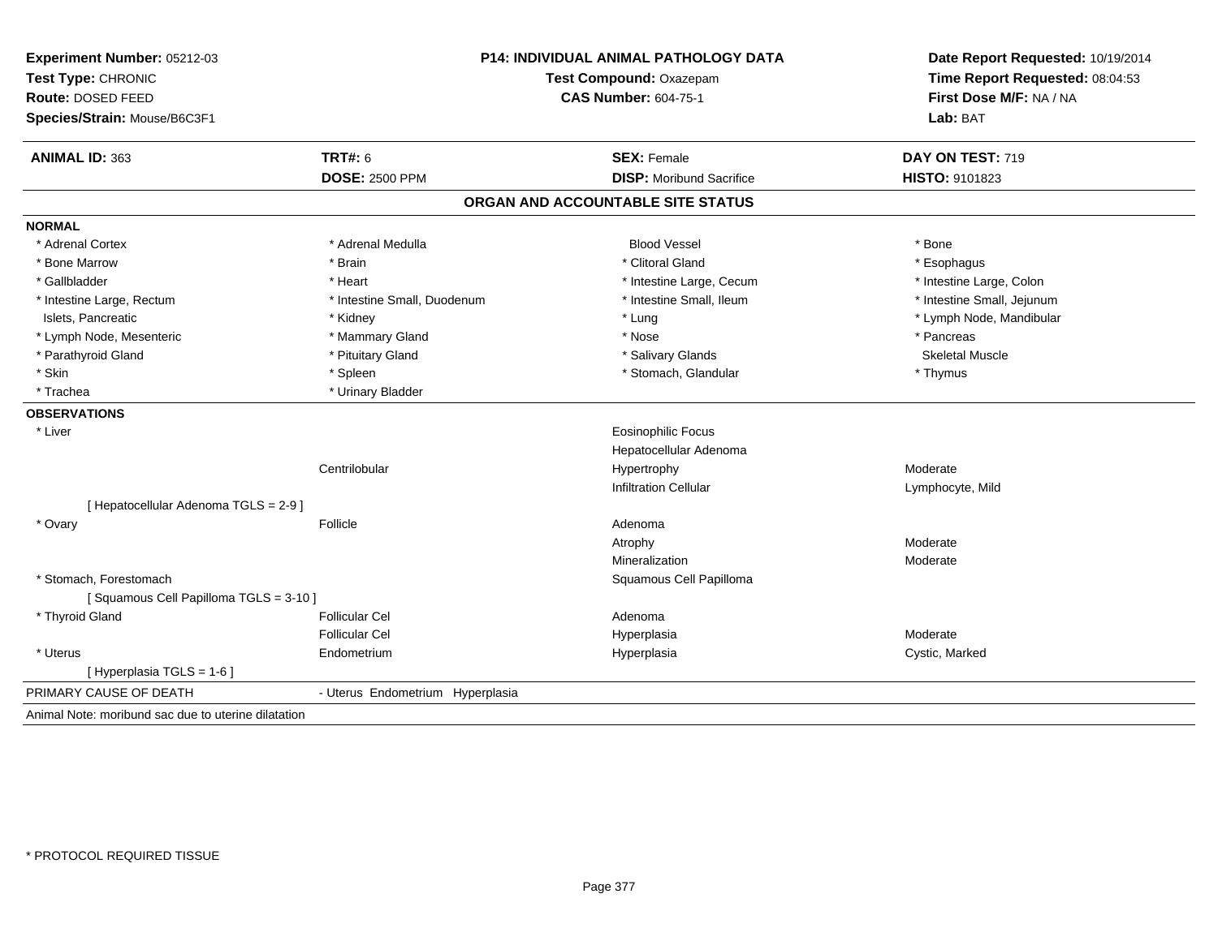**Experiment Number:** 05212-03
**Test Type:** CHRONIC
**Route:** DOSED FEED
**Species/Strain:** Mouse/B6C3F1

**P14: INDIVIDUAL ANIMAL PATHOLOGY DATA**
**Test Compound:** Oxazepam
**CAS Number:** 604-75-1

**Date Report Requested:** 10/19/2014
**Time Report Requested:** 08:04:53
**First Dose M/F:** NA / NA
**Lab:** BAT

| **ANIMAL ID:** 363 | **TRT#:** 6 | **SEX:** Female | **DAY ON TEST:** 719 |
|---|---|---|---|
| | **DOSE:** 2500 PPM | **DISP:** Moribund Sacrifice | **HISTO:** 9101823 |

## ORGAN AND ACCOUNTABLE SITE STATUS

**NORMAL**

| | | | |
|---|---|---|---|
| * Adrenal Cortex | * Adrenal Medulla | Blood Vessel | * Bone |
| * Bone Marrow | * Brain | * Clitoral Gland | * Esophagus |
| * Gallbladder | * Heart | * Intestine Large, Cecum | * Intestine Large, Colon |
| * Intestine Large, Rectum | * Intestine Small, Duodenum | * Intestine Small, Ileum | * Intestine Small, Jejunum |
| Islets, Pancreatic | * Kidney | * Lung | * Lymph Node, Mandibular |
| * Lymph Node, Mesenteric | * Mammary Gland | * Nose | * Pancreas |
| * Parathyroid Gland | * Pituitary Gland | * Salivary Glands | Skeletal Muscle |
| * Skin | * Spleen | * Stomach, Glandular | * Thymus |
| * Trachea | * Urinary Bladder | | |

**OBSERVATIONS**

| | | | |
|---|---|---|---|
| * Liver | | Eosinophilic Focus | |
| | | Hepatocellular Adenoma | |
| | Centrilobular | Hypertrophy | Moderate |
| | | Infiltration Cellular | Lymphocyte, Mild |
| [ Hepatocellular Adenoma TGLS = 2-9 ] | | | |
| * Ovary | Follicle | Adenoma | |
| | | Atrophy | Moderate |
| | | Mineralization | Moderate |
| * Stomach, Forestomach | | Squamous Cell Papilloma | |
| [ Squamous Cell Papilloma TGLS = 3-10 ] | | | |
| * Thyroid Gland | Follicular Cel | Adenoma | |
| | Follicular Cel | Hyperplasia | Moderate |
| * Uterus | Endometrium | Hyperplasia | Cystic, Marked |
| [ Hyperplasia TGLS = 1-6 ] | | | |

PRIMARY CAUSE OF DEATH - Uterus Endometrium Hyperplasia

Animal Note: moribund sac due to uterine dilatation

* PROTOCOL REQUIRED TISSUE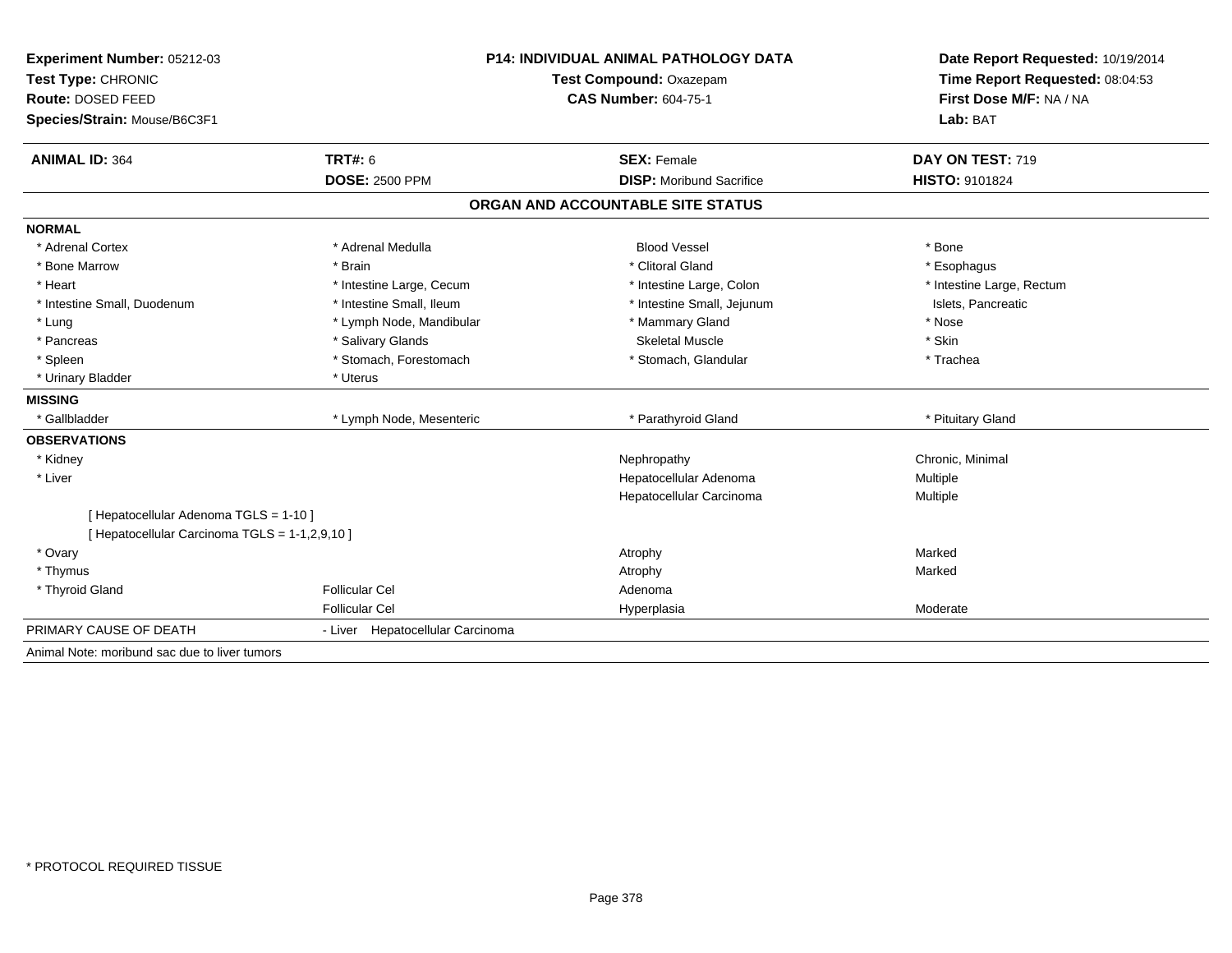**Experiment Number:** 05212-03
**Test Type:** CHRONIC
**Route:** DOSED FEED
**Species/Strain:** Mouse/B6C3F1

**P14: INDIVIDUAL ANIMAL PATHOLOGY DATA**
**Test Compound:** Oxazepam
**CAS Number:** 604-75-1

**Date Report Requested:** 10/19/2014
**Time Report Requested:** 08:04:53
**First Dose M/F:** NA / NA
**Lab:** BAT

| **ANIMAL ID:** 364 | **TRT#:** 6 | **SEX:** Female | **DAY ON TEST:** 719 |
|---|---|---|---|
| | **DOSE:** 2500 PPM | **DISP:** Moribund Sacrifice | **HISTO:** 9101824 |

## ORGAN AND ACCOUNTABLE SITE STATUS

**NORMAL**

| | | | |
|---|---|---|---|
| * Adrenal Cortex | * Adrenal Medulla | Blood Vessel | * Bone |
| * Bone Marrow | * Brain | * Clitoral Gland | * Esophagus |
| * Heart | * Intestine Large, Cecum | * Intestine Large, Colon | * Intestine Large, Rectum |
| * Intestine Small, Duodenum | * Intestine Small, Ileum | * Intestine Small, Jejunum | Islets, Pancreatic |
| * Lung | * Lymph Node, Mandibular | * Mammary Gland | * Nose |
| * Pancreas | * Salivary Glands | Skeletal Muscle | * Skin |
| * Spleen | * Stomach, Forestomach | * Stomach, Glandular | * Trachea |
| * Urinary Bladder | * Uterus | | |

**MISSING**

| | | | |
|---|---|---|---|
| * Gallbladder | * Lymph Node, Mesenteric | * Parathyroid Gland | * Pituitary Gland |

**OBSERVATIONS**

| | | | |
|---|---|---|---|
| * Kidney | | Nephropathy | Chronic, Minimal |
| * Liver | | Hepatocellular Adenoma | Multiple |
| | | Hepatocellular Carcinoma | Multiple |
| [ Hepatocellular Adenoma TGLS = 1-10 ] | | | |
| [ Hepatocellular Carcinoma TGLS = 1-1,2,9,10 ] | | | |
| * Ovary | | Atrophy | Marked |
| * Thymus | | Atrophy | Marked |
| * Thyroid Gland | Follicular Cel | Adenoma | |
| | Follicular Cel | Hyperplasia | Moderate |

PRIMARY CAUSE OF DEATH - Liver Hepatocellular Carcinoma

Animal Note: moribund sac due to liver tumors

* PROTOCOL REQUIRED TISSUE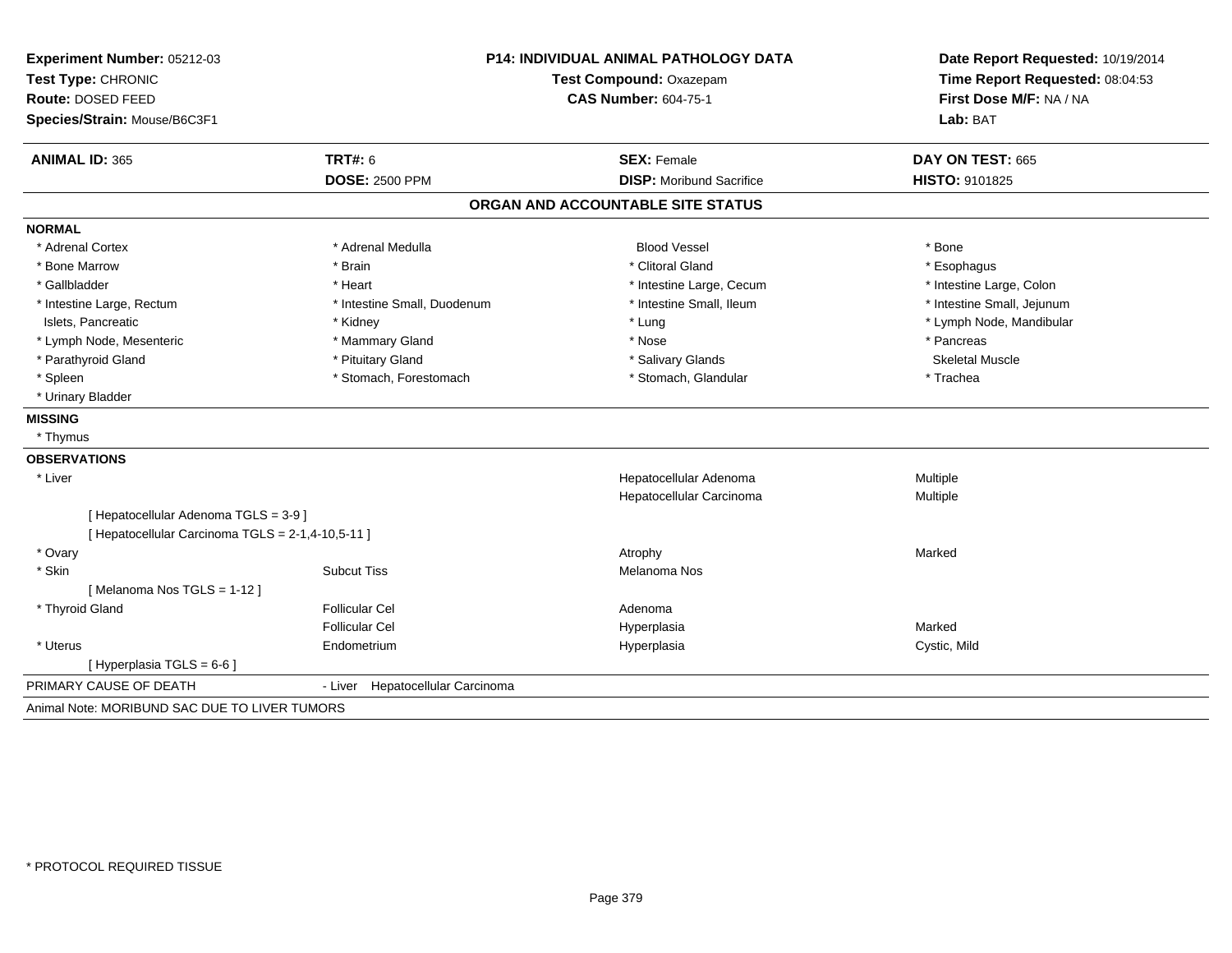**Experiment Number:** 05212-03
**Test Type:** CHRONIC
**Route:** DOSED FEED
**Species/Strain:** Mouse/B6C3F1

**P14: INDIVIDUAL ANIMAL PATHOLOGY DATA**
**Test Compound:** Oxazepam
**CAS Number:** 604-75-1

**Date Report Requested:** 10/19/2014
**Time Report Requested:** 08:04:53
**First Dose M/F:** NA / NA
**Lab:** BAT

| **ANIMAL ID:** 365 | **TRT#:** 6 | **SEX:** Female | **DAY ON TEST:** 665 |
|---|---|---|---|
| | **DOSE:** 2500 PPM | **DISP:** Moribund Sacrifice | **HISTO:** 9101825 |

## ORGAN AND ACCOUNTABLE SITE STATUS

### NORMAL

| | | | |
|---|---|---|---|
| * Adrenal Cortex | * Adrenal Medulla | Blood Vessel | * Bone |
| * Bone Marrow | * Brain | * Clitoral Gland | * Esophagus |
| * Gallbladder | * Heart | * Intestine Large, Cecum | * Intestine Large, Colon |
| * Intestine Large, Rectum | * Intestine Small, Duodenum | * Intestine Small, Ileum | * Intestine Small, Jejunum |
| Islets, Pancreatic | * Kidney | * Lung | * Lymph Node, Mandibular |
| * Lymph Node, Mesenteric | * Mammary Gland | * Nose | * Pancreas |
| * Parathyroid Gland | * Pituitary Gland | * Salivary Glands | Skeletal Muscle |
| * Spleen | * Stomach, Forestomach | * Stomach, Glandular | * Trachea |
| * Urinary Bladder | | | |

### MISSING

* Thymus

### OBSERVATIONS

| | | | |
|---|---|---|---|
| * Liver | | Hepatocellular Adenoma | Multiple |
| | | Hepatocellular Carcinoma | Multiple |
| [ Hepatocellular Adenoma TGLS = 3-9 ] | | | |
| [ Hepatocellular Carcinoma TGLS = 2-1,4-10,5-11 ] | | | |
| * Ovary | | Atrophy | Marked |
| * Skin | Subcut Tiss | Melanoma Nos | |
| [ Melanoma Nos TGLS = 1-12 ] | | | |
| * Thyroid Gland | Follicular Cel | Adenoma | |
| | Follicular Cel | Hyperplasia | Marked |
| * Uterus | Endometrium | Hyperplasia | Cystic, Mild |
| [ Hyperplasia TGLS = 6-6 ] | | | |

PRIMARY CAUSE OF DEATH - Liver Hepatocellular Carcinoma

Animal Note: MORIBUND SAC DUE TO LIVER TUMORS

* PROTOCOL REQUIRED TISSUE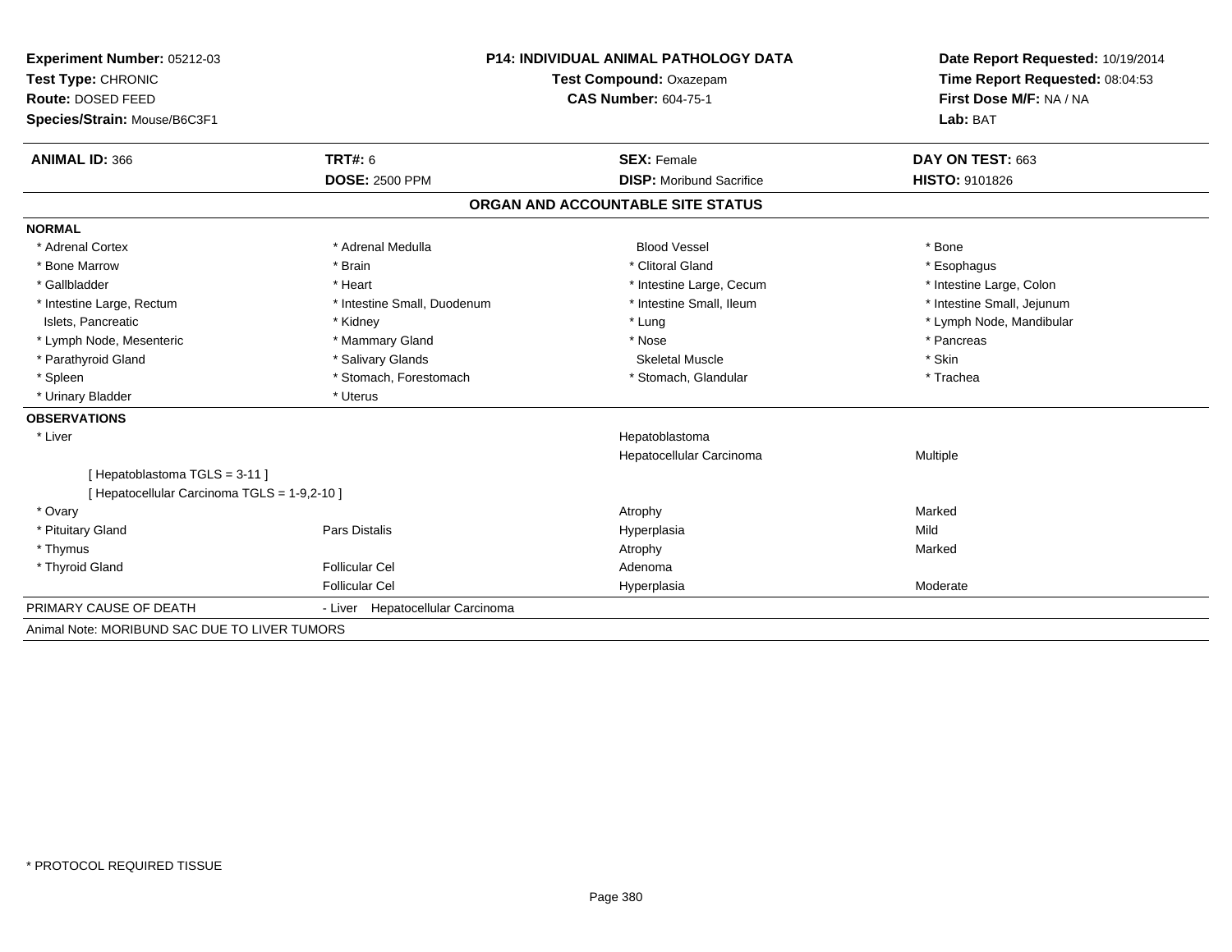**Experiment Number:** 05212-03
**Test Type:** CHRONIC
**Route:** DOSED FEED
**Species/Strain:** Mouse/B6C3F1

**P14: INDIVIDUAL ANIMAL PATHOLOGY DATA**
**Test Compound:** Oxazepam
**CAS Number:** 604-75-1

**Date Report Requested:** 10/19/2014
**Time Report Requested:** 08:04:53
**First Dose M/F:** NA / NA
**Lab:** BAT

| **ANIMAL ID:** 366 | **TRT#:** 6 | **SEX:** Female | **DAY ON TEST:** 663 |
|---|---|---|---|
| | **DOSE:** 2500 PPM | **DISP:** Moribund Sacrifice | **HISTO:** 9101826 |

## ORGAN AND ACCOUNTABLE SITE STATUS

**NORMAL**

| | | | |
|---|---|---|---|
| * Adrenal Cortex | * Adrenal Medulla | Blood Vessel | * Bone |
| * Bone Marrow | * Brain | * Clitoral Gland | * Esophagus |
| * Gallbladder | * Heart | * Intestine Large, Cecum | * Intestine Large, Colon |
| * Intestine Large, Rectum | * Intestine Small, Duodenum | * Intestine Small, Ileum | * Intestine Small, Jejunum |
| Islets, Pancreatic | * Kidney | * Lung | * Lymph Node, Mandibular |
| * Lymph Node, Mesenteric | * Mammary Gland | * Nose | * Pancreas |
| * Parathyroid Gland | * Salivary Glands | Skeletal Muscle | * Skin |
| * Spleen | * Stomach, Forestomach | * Stomach, Glandular | * Trachea |
| * Urinary Bladder | * Uterus | | |

**OBSERVATIONS**

| | | | |
|---|---|---|---|
| * Liver | | Hepatoblastoma | |
| | | Hepatocellular Carcinoma | Multiple |
| [ Hepatoblastoma TGLS = 3-11 ] | | | |
| [ Hepatocellular Carcinoma TGLS = 1-9,2-10 ] | | | |
| * Ovary | | Atrophy | Marked |
| * Pituitary Gland | Pars Distalis | Hyperplasia | Mild |
| * Thymus | | Atrophy | Marked |
| * Thyroid Gland | Follicular Cel | Adenoma | |
| | Follicular Cel | Hyperplasia | Moderate |

PRIMARY CAUSE OF DEATH - Liver Hepatocellular Carcinoma

Animal Note: MORIBUND SAC DUE TO LIVER TUMORS

* PROTOCOL REQUIRED TISSUE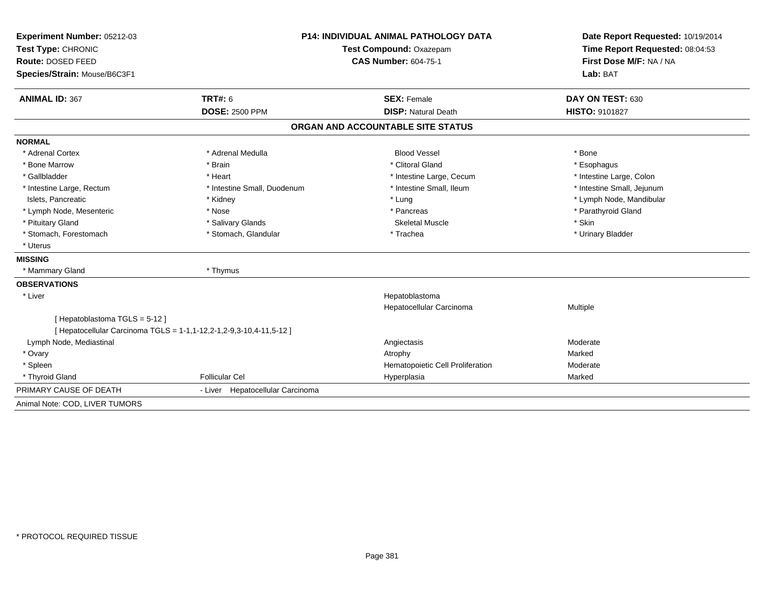**Experiment Number:** 05212-03
**Test Type:** CHRONIC
**Route:** DOSED FEED
**Species/Strain:** Mouse/B6C3F1

**P14: INDIVIDUAL ANIMAL PATHOLOGY DATA**
**Test Compound:** Oxazepam
**CAS Number:** 604-75-1

**Date Report Requested:** 10/19/2014
**Time Report Requested:** 08:04:53
**First Dose M/F:** NA / NA
**Lab:** BAT

| **ANIMAL ID:** 367 | **TRT#:** 6 | **SEX:** Female | **DAY ON TEST:** 630 |
|---|---|---|---|
| | **DOSE:** 2500 PPM | **DISP:** Natural Death | **HISTO:** 9101827 |

## ORGAN AND ACCOUNTABLE SITE STATUS

**NORMAL**

| | | | |
|---|---|---|---|
| * Adrenal Cortex | * Adrenal Medulla | Blood Vessel | * Bone |
| * Bone Marrow | * Brain | * Clitoral Gland | * Esophagus |
| * Gallbladder | * Heart | * Intestine Large, Cecum | * Intestine Large, Colon |
| * Intestine Large, Rectum | * Intestine Small, Duodenum | * Intestine Small, Ileum | * Intestine Small, Jejunum |
| Islets, Pancreatic | * Kidney | * Lung | * Lymph Node, Mandibular |
| * Lymph Node, Mesenteric | * Nose | * Pancreas | * Parathyroid Gland |
| * Pituitary Gland | * Salivary Glands | Skeletal Muscle | * Skin |
| * Stomach, Forestomach | * Stomach, Glandular | * Trachea | * Urinary Bladder |
| * Uterus | | | |

**MISSING**

| | |
|---|---|
| * Mammary Gland | * Thymus |

**OBSERVATIONS**

| | | | |
|---|---|---|---|
| * Liver | | Hepatoblastoma | |
| | | Hepatocellular Carcinoma | Multiple |
| [ Hepatoblastoma TGLS = 5-12 ] | | | |
| [ Hepatocellular Carcinoma TGLS = 1-1,1-12,2-1,2-9,3-10,4-11,5-12 ] | | | |
| Lymph Node, Mediastinal | | Angiectasis | Moderate |
| * Ovary | | Atrophy | Marked |
| * Spleen | | Hematopoietic Cell Proliferation | Moderate |
| * Thyroid Gland | Follicular Cel | Hyperplasia | Marked |

PRIMARY CAUSE OF DEATH - Liver Hepatocellular Carcinoma

Animal Note: COD, LIVER TUMORS

* PROTOCOL REQUIRED TISSUE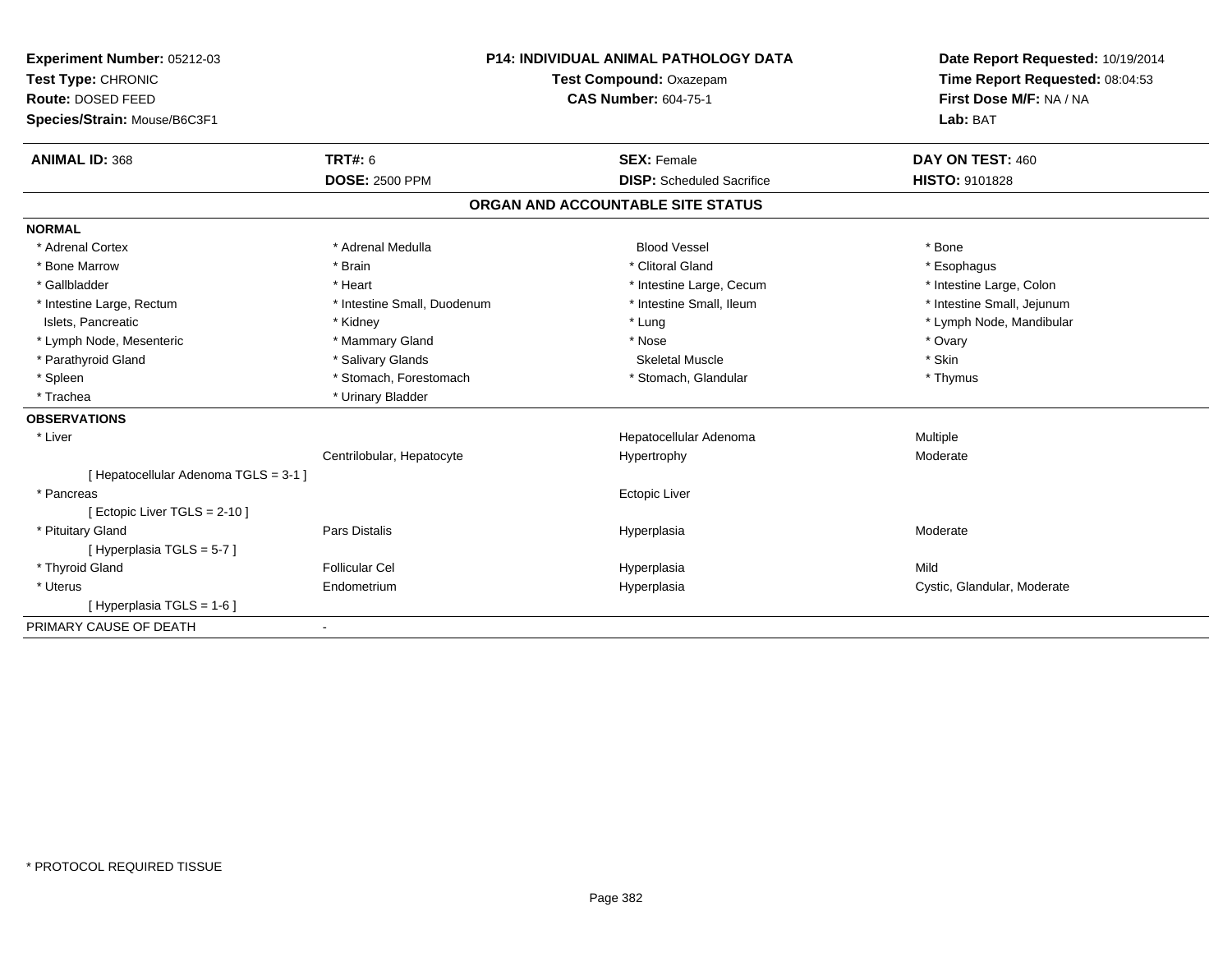**Experiment Number:** 05212-03
**Test Type:** CHRONIC
**Route:** DOSED FEED
**Species/Strain:** Mouse/B6C3F1

**P14: INDIVIDUAL ANIMAL PATHOLOGY DATA**
**Test Compound:** Oxazepam
**CAS Number:** 604-75-1

**Date Report Requested:** 10/19/2014
**Time Report Requested:** 08:04:53
**First Dose M/F:** NA / NA
**Lab:** BAT

| **ANIMAL ID:** 368 | **TRT#:** 6 | **SEX:** Female | **DAY ON TEST:** 460 |
|---|---|---|---|
| | **DOSE:** 2500 PPM | **DISP:** Scheduled Sacrifice | **HISTO:** 9101828 |

## ORGAN AND ACCOUNTABLE SITE STATUS

**NORMAL**

| | | | |
|---|---|---|---|
| * Adrenal Cortex | * Adrenal Medulla | Blood Vessel | * Bone |
| * Bone Marrow | * Brain | * Clitoral Gland | * Esophagus |
| * Gallbladder | * Heart | * Intestine Large, Cecum | * Intestine Large, Colon |
| * Intestine Large, Rectum | * Intestine Small, Duodenum | * Intestine Small, Ileum | * Intestine Small, Jejunum |
| Islets, Pancreatic | * Kidney | * Lung | * Lymph Node, Mandibular |
| * Lymph Node, Mesenteric | * Mammary Gland | * Nose | * Ovary |
| * Parathyroid Gland | * Salivary Glands | Skeletal Muscle | * Skin |
| * Spleen | * Stomach, Forestomach | * Stomach, Glandular | * Thymus |
| * Trachea | * Urinary Bladder | | |

**OBSERVATIONS**

| | | | |
|---|---|---|---|
| * Liver | | Hepatocellular Adenoma | Multiple |
| | Centrilobular, Hepatocyte | Hypertrophy | Moderate |
| [ Hepatocellular Adenoma TGLS = 3-1 ] | | | |
| * Pancreas | | Ectopic Liver | |
| [ Ectopic Liver TGLS = 2-10 ] | | | |
| * Pituitary Gland | Pars Distalis | Hyperplasia | Moderate |
| [ Hyperplasia TGLS = 5-7 ] | | | |
| * Thyroid Gland | Follicular Cel | Hyperplasia | Mild |
| * Uterus | Endometrium | Hyperplasia | Cystic, Glandular, Moderate |
| [ Hyperplasia TGLS = 1-6 ] | | | |

PRIMARY CAUSE OF DEATH -

* PROTOCOL REQUIRED TISSUE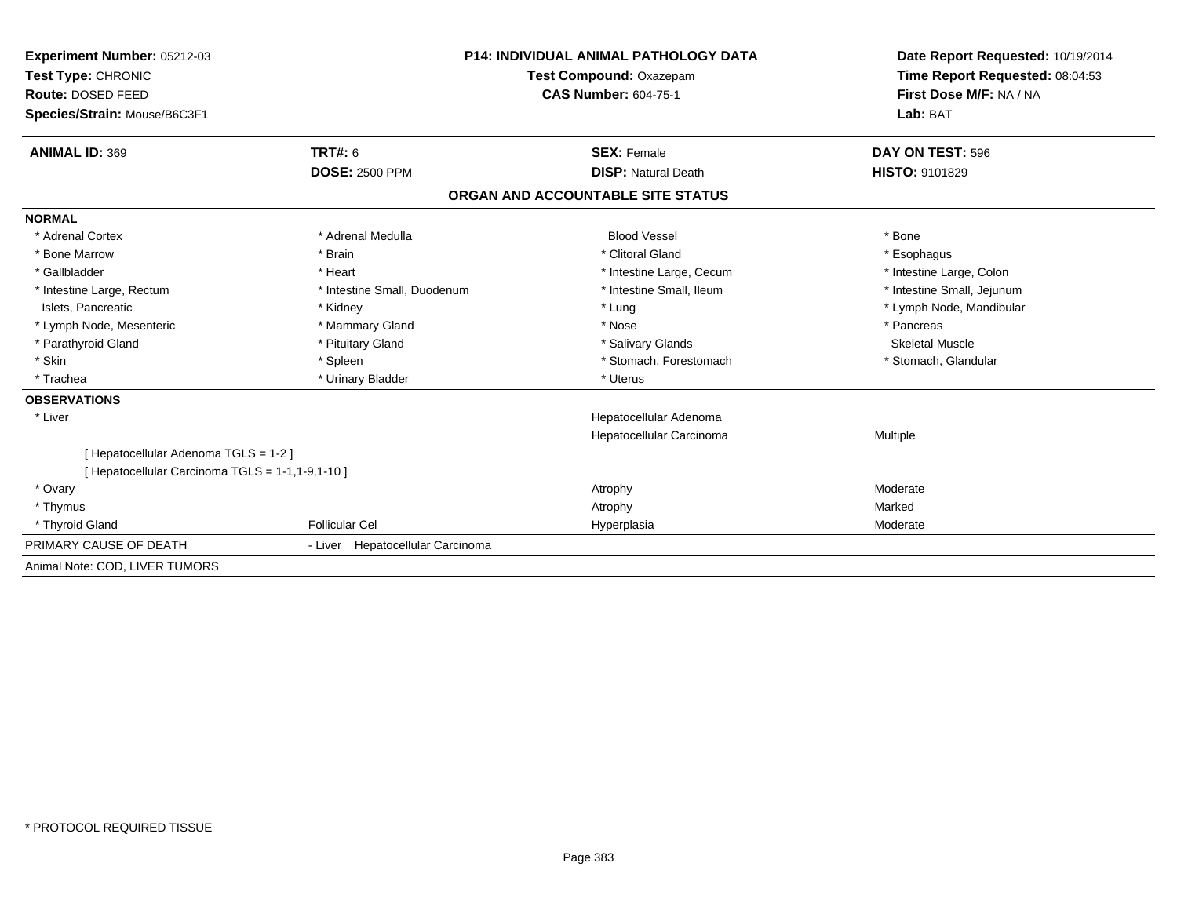**Experiment Number:** 05212-03
**Test Type:** CHRONIC
**Route:** DOSED FEED
**Species/Strain:** Mouse/B6C3F1

**P14: INDIVIDUAL ANIMAL PATHOLOGY DATA**
**Test Compound:** Oxazepam
**CAS Number:** 604-75-1

**Date Report Requested:** 10/19/2014
**Time Report Requested:** 08:04:53
**First Dose M/F:** NA / NA
**Lab:** BAT

| **ANIMAL ID:** 369 | **TRT#:** 6 | **SEX:** Female | **DAY ON TEST:** 596 |
|---|---|---|---|
| | **DOSE:** 2500 PPM | **DISP:** Natural Death | **HISTO:** 9101829 |

## ORGAN AND ACCOUNTABLE SITE STATUS

**NORMAL**

| | | | |
|---|---|---|---|
| * Adrenal Cortex | * Adrenal Medulla | Blood Vessel | * Bone |
| * Bone Marrow | * Brain | * Clitoral Gland | * Esophagus |
| * Gallbladder | * Heart | * Intestine Large, Cecum | * Intestine Large, Colon |
| * Intestine Large, Rectum | * Intestine Small, Duodenum | * Intestine Small, Ileum | * Intestine Small, Jejunum |
| Islets, Pancreatic | * Kidney | * Lung | * Lymph Node, Mandibular |
| * Lymph Node, Mesenteric | * Mammary Gland | * Nose | * Pancreas |
| * Parathyroid Gland | * Pituitary Gland | * Salivary Glands | Skeletal Muscle |
| * Skin | * Spleen | * Stomach, Forestomach | * Stomach, Glandular |
| * Trachea | * Urinary Bladder | * Uterus | |

**OBSERVATIONS**

| | | | |
|---|---|---|---|
| * Liver | | Hepatocellular Adenoma | |
| | | Hepatocellular Carcinoma | Multiple |
| [ Hepatocellular Adenoma TGLS = 1-2 ] | | | |
| [ Hepatocellular Carcinoma TGLS = 1-1,1-9,1-10 ] | | | |
| * Ovary | | Atrophy | Moderate |
| * Thymus | | Atrophy | Marked |
| * Thyroid Gland | Follicular Cel | Hyperplasia | Moderate |

PRIMARY CAUSE OF DEATH - Liver Hepatocellular Carcinoma

Animal Note: COD, LIVER TUMORS

* PROTOCOL REQUIRED TISSUE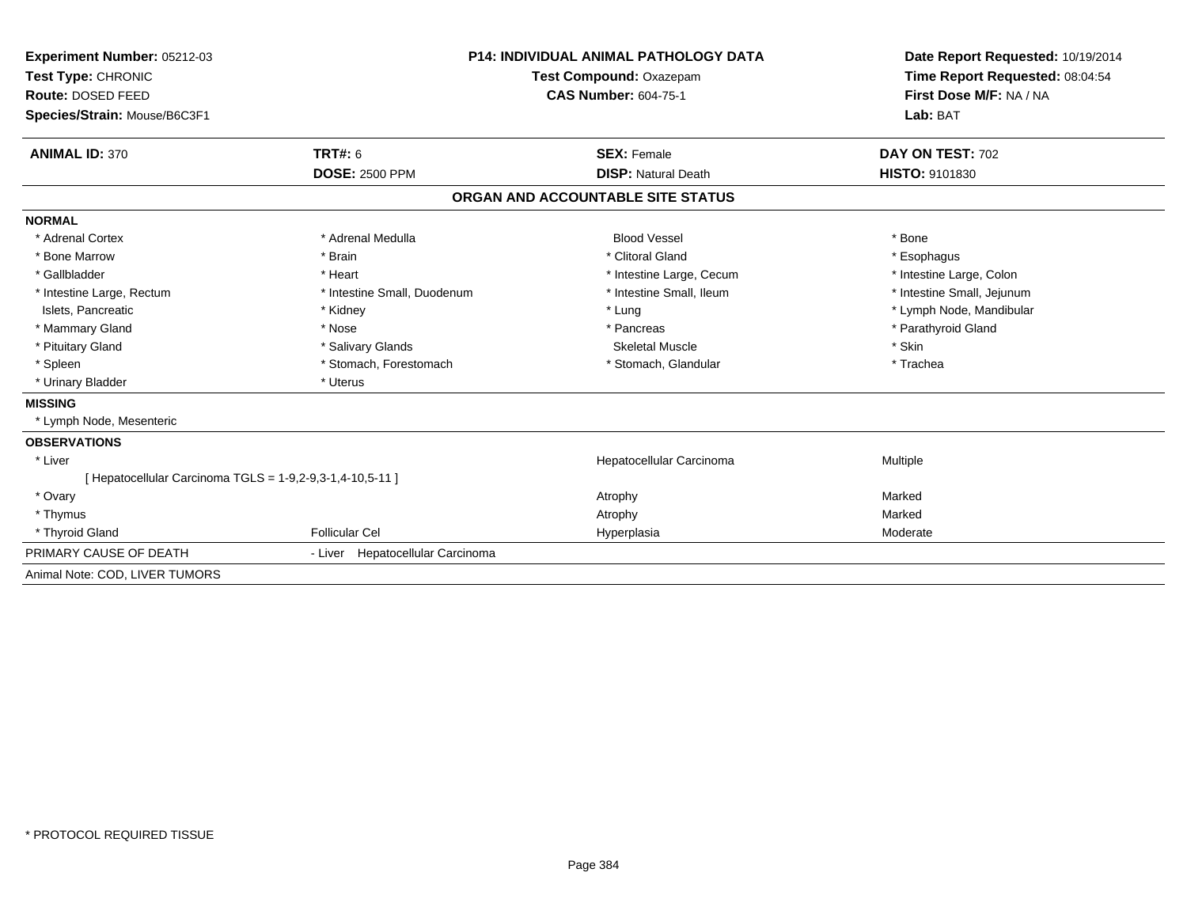**Experiment Number:** 05212-03
**Test Type:** CHRONIC
**Route:** DOSED FEED
**Species/Strain:** Mouse/B6C3F1

**P14: INDIVIDUAL ANIMAL PATHOLOGY DATA**
**Test Compound:** Oxazepam
**CAS Number:** 604-75-1

**Date Report Requested:** 10/19/2014
**Time Report Requested:** 08:04:54
**First Dose M/F:** NA / NA
**Lab:** BAT

| **ANIMAL ID:** 370 | **TRT#:** 6 | **SEX:** Female | **DAY ON TEST:** 702 |
|---|---|---|---|
| | **DOSE:** 2500 PPM | **DISP:** Natural Death | **HISTO:** 9101830 |

## ORGAN AND ACCOUNTABLE SITE STATUS

**NORMAL**

| | | | |
|---|---|---|---|
| * Adrenal Cortex | * Adrenal Medulla | Blood Vessel | * Bone |
| * Bone Marrow | * Brain | * Clitoral Gland | * Esophagus |
| * Gallbladder | * Heart | * Intestine Large, Cecum | * Intestine Large, Colon |
| * Intestine Large, Rectum | * Intestine Small, Duodenum | * Intestine Small, Ileum | * Intestine Small, Jejunum |
| Islets, Pancreatic | * Kidney | * Lung | * Lymph Node, Mandibular |
| * Mammary Gland | * Nose | * Pancreas | * Parathyroid Gland |
| * Pituitary Gland | * Salivary Glands | Skeletal Muscle | * Skin |
| * Spleen | * Stomach, Forestomach | * Stomach, Glandular | * Trachea |
| * Urinary Bladder | * Uterus | | |

**MISSING**

* Lymph Node, Mesenteric

**OBSERVATIONS**

| | | | |
|---|---|---|---|
| * Liver | | Hepatocellular Carcinoma | Multiple |
| [ Hepatocellular Carcinoma TGLS = 1-9,2-9,3-1,4-10,5-11 ] | | | |
| * Ovary | | Atrophy | Marked |
| * Thymus | | Atrophy | Marked |
| * Thyroid Gland | Follicular Cel | Hyperplasia | Moderate |

PRIMARY CAUSE OF DEATH - Liver Hepatocellular Carcinoma

Animal Note: COD, LIVER TUMORS

* PROTOCOL REQUIRED TISSUE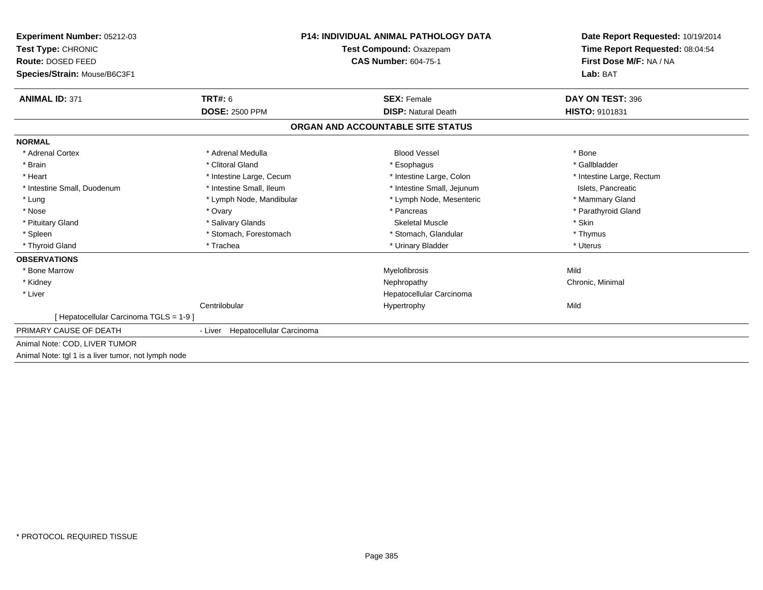**Experiment Number:** 05212-03
**Test Type:** CHRONIC
**Route:** DOSED FEED
**Species/Strain:** Mouse/B6C3F1

**P14: INDIVIDUAL ANIMAL PATHOLOGY DATA**
**Test Compound:** Oxazepam
**CAS Number:** 604-75-1

**Date Report Requested:** 10/19/2014
**Time Report Requested:** 08:04:54
**First Dose M/F:** NA / NA
**Lab:** BAT

| **ANIMAL ID:** 371 | **TRT#:** 6 | **SEX:** Female | **DAY ON TEST:** 396 |
|---|---|---|---|
| | **DOSE:** 2500 PPM | **DISP:** Natural Death | **HISTO:** 9101831 |

## ORGAN AND ACCOUNTABLE SITE STATUS

**NORMAL**

| | | | |
|---|---|---|---|
| * Adrenal Cortex | * Adrenal Medulla | Blood Vessel | * Bone |
| * Brain | * Clitoral Gland | * Esophagus | * Gallbladder |
| * Heart | * Intestine Large, Cecum | * Intestine Large, Colon | * Intestine Large, Rectum |
| * Intestine Small, Duodenum | * Intestine Small, Ileum | * Intestine Small, Jejunum | Islets, Pancreatic |
| * Lung | * Lymph Node, Mandibular | * Lymph Node, Mesenteric | * Mammary Gland |
| * Nose | * Ovary | * Pancreas | * Parathyroid Gland |
| * Pituitary Gland | * Salivary Glands | Skeletal Muscle | * Skin |
| * Spleen | * Stomach, Forestomach | * Stomach, Glandular | * Thymus |
| * Thyroid Gland | * Trachea | * Urinary Bladder | * Uterus |

**OBSERVATIONS**

| | | | |
|---|---|---|---|
| * Bone Marrow | | Myelofibrosis | Mild |
| * Kidney | | Nephropathy | Chronic, Minimal |
| * Liver | | Hepatocellular Carcinoma | |
| | Centrilobular | Hypertrophy | Mild |
| [ Hepatocellular Carcinoma TGLS = 1-9 ] | | | |

PRIMARY CAUSE OF DEATH - Liver Hepatocellular Carcinoma

Animal Note: COD, LIVER TUMOR

Animal Note: tgl 1 is a liver tumor, not lymph node

* PROTOCOL REQUIRED TISSUE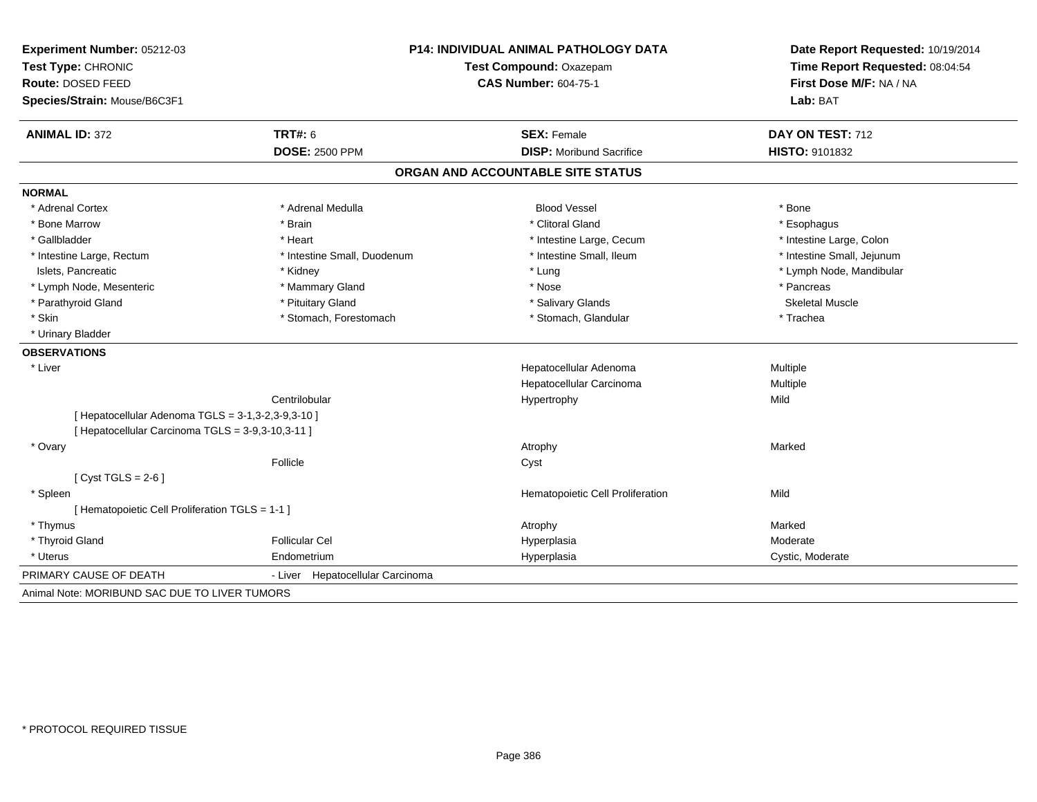**Experiment Number:** 05212-03
**Test Type:** CHRONIC
**Route:** DOSED FEED
**Species/Strain:** Mouse/B6C3F1

**P14: INDIVIDUAL ANIMAL PATHOLOGY DATA**
**Test Compound:** Oxazepam
**CAS Number:** 604-75-1

**Date Report Requested:** 10/19/2014
**Time Report Requested:** 08:04:54
**First Dose M/F:** NA / NA
**Lab:** BAT

| **ANIMAL ID:** 372 | **TRT#:** 6 | **SEX:** Female | **DAY ON TEST:** 712 |
|---|---|---|---|
| | **DOSE:** 2500 PPM | **DISP:** Moribund Sacrifice | **HISTO:** 9101832 |

## ORGAN AND ACCOUNTABLE SITE STATUS

### NORMAL

| | | | |
|---|---|---|---|
| * Adrenal Cortex | * Adrenal Medulla | Blood Vessel | * Bone |
| * Bone Marrow | * Brain | * Clitoral Gland | * Esophagus |
| * Gallbladder | * Heart | * Intestine Large, Cecum | * Intestine Large, Colon |
| * Intestine Large, Rectum | * Intestine Small, Duodenum | * Intestine Small, Ileum | * Intestine Small, Jejunum |
| Islets, Pancreatic | * Kidney | * Lung | * Lymph Node, Mandibular |
| * Lymph Node, Mesenteric | * Mammary Gland | * Nose | * Pancreas |
| * Parathyroid Gland | * Pituitary Gland | * Salivary Glands | Skeletal Muscle |
| * Skin | * Stomach, Forestomach | * Stomach, Glandular | * Trachea |
| * Urinary Bladder | | | |

### OBSERVATIONS

| | | | |
|---|---|---|---|
| * Liver | | Hepatocellular Adenoma | Multiple |
| | | Hepatocellular Carcinoma | Multiple |
| | Centrilobular | Hypertrophy | Mild |
| [ Hepatocellular Adenoma TGLS = 3-1,3-2,3-9,3-10 ] | | | |
| [ Hepatocellular Carcinoma TGLS = 3-9,3-10,3-11 ] | | | |
| * Ovary | | Atrophy | Marked |
| | Follicle | Cyst | |
| [ Cyst TGLS = 2-6 ] | | | |
| * Spleen | | Hematopoietic Cell Proliferation | Mild |
| [ Hematopoietic Cell Proliferation TGLS = 1-1 ] | | | |
| * Thymus | | Atrophy | Marked |
| * Thyroid Gland | Follicular Cel | Hyperplasia | Moderate |
| * Uterus | Endometrium | Hyperplasia | Cystic, Moderate |

PRIMARY CAUSE OF DEATH - Liver Hepatocellular Carcinoma

Animal Note: MORIBUND SAC DUE TO LIVER TUMORS

\* PROTOCOL REQUIRED TISSUE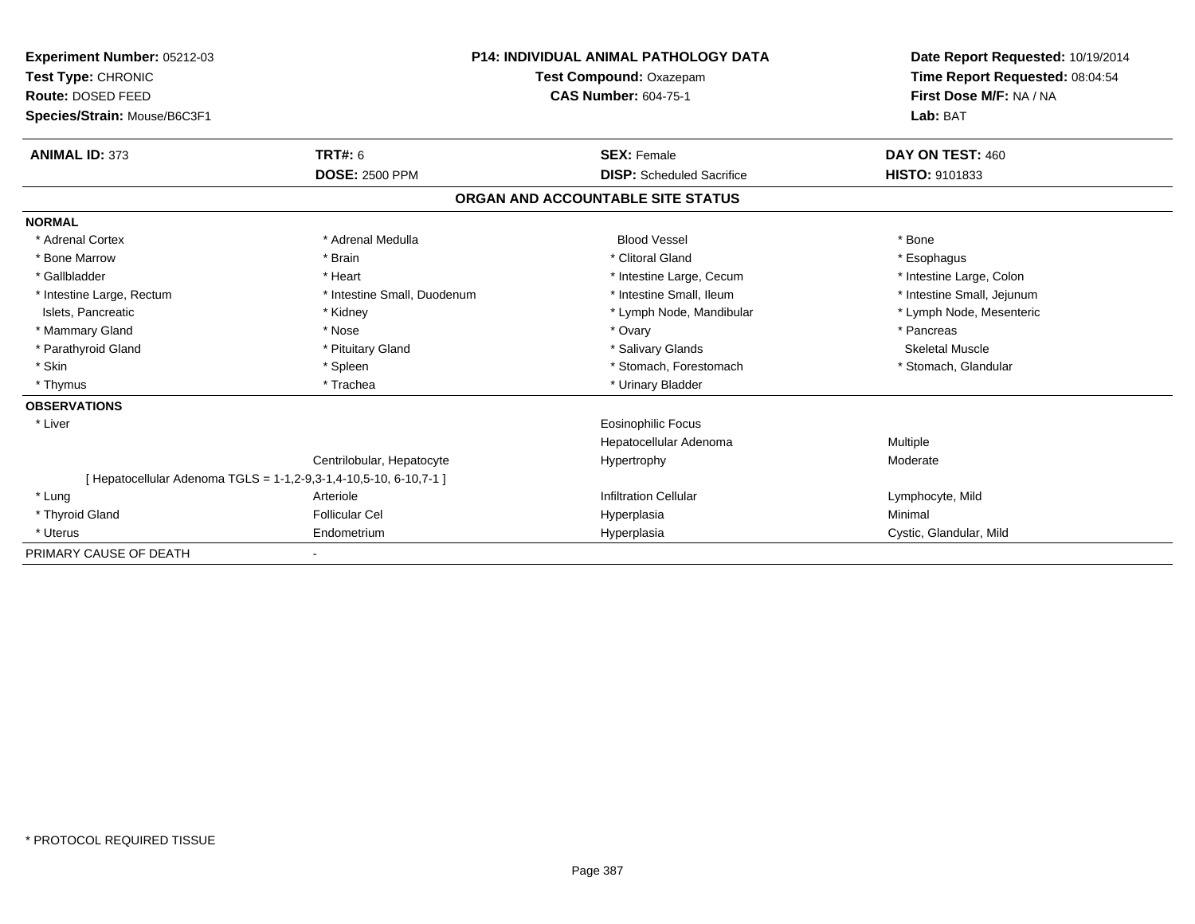**Experiment Number:** 05212-03
**Test Type:** CHRONIC
**Route:** DOSED FEED
**Species/Strain:** Mouse/B6C3F1

**P14: INDIVIDUAL ANIMAL PATHOLOGY DATA**
**Test Compound:** Oxazepam
**CAS Number:** 604-75-1

**Date Report Requested:** 10/19/2014
**Time Report Requested:** 08:04:54
**First Dose M/F:** NA / NA
**Lab:** BAT

| **ANIMAL ID:** 373 | **TRT#:** 6 | **SEX:** Female | **DAY ON TEST:** 460 |
|---|---|---|---|
| | **DOSE:** 2500 PPM | **DISP:** Scheduled Sacrifice | **HISTO:** 9101833 |

## ORGAN AND ACCOUNTABLE SITE STATUS

**NORMAL**

| | | | |
|---|---|---|---|
| * Adrenal Cortex | * Adrenal Medulla | Blood Vessel | * Bone |
| * Bone Marrow | * Brain | * Clitoral Gland | * Esophagus |
| * Gallbladder | * Heart | * Intestine Large, Cecum | * Intestine Large, Colon |
| * Intestine Large, Rectum | * Intestine Small, Duodenum | * Intestine Small, Ileum | * Intestine Small, Jejunum |
| Islets, Pancreatic | * Kidney | * Lymph Node, Mandibular | * Lymph Node, Mesenteric |
| * Mammary Gland | * Nose | * Ovary | * Pancreas |
| * Parathyroid Gland | * Pituitary Gland | * Salivary Glands | Skeletal Muscle |
| * Skin | * Spleen | * Stomach, Forestomach | * Stomach, Glandular |
| * Thymus | * Trachea | * Urinary Bladder | |

**OBSERVATIONS**

| | | | |
|---|---|---|---|
| * Liver | | Eosinophilic Focus | |
| | | Hepatocellular Adenoma | Multiple |
| | Centrilobular, Hepatocyte | Hypertrophy | Moderate |
| [ Hepatocellular Adenoma TGLS = 1-1,2-9,3-1,4-10,5-10, 6-10,7-1 ] | | | |
| * Lung | Arteriole | Infiltration Cellular | Lymphocyte, Mild |
| * Thyroid Gland | Follicular Cel | Hyperplasia | Minimal |
| * Uterus | Endometrium | Hyperplasia | Cystic, Glandular, Mild |

PRIMARY CAUSE OF DEATH -

* PROTOCOL REQUIRED TISSUE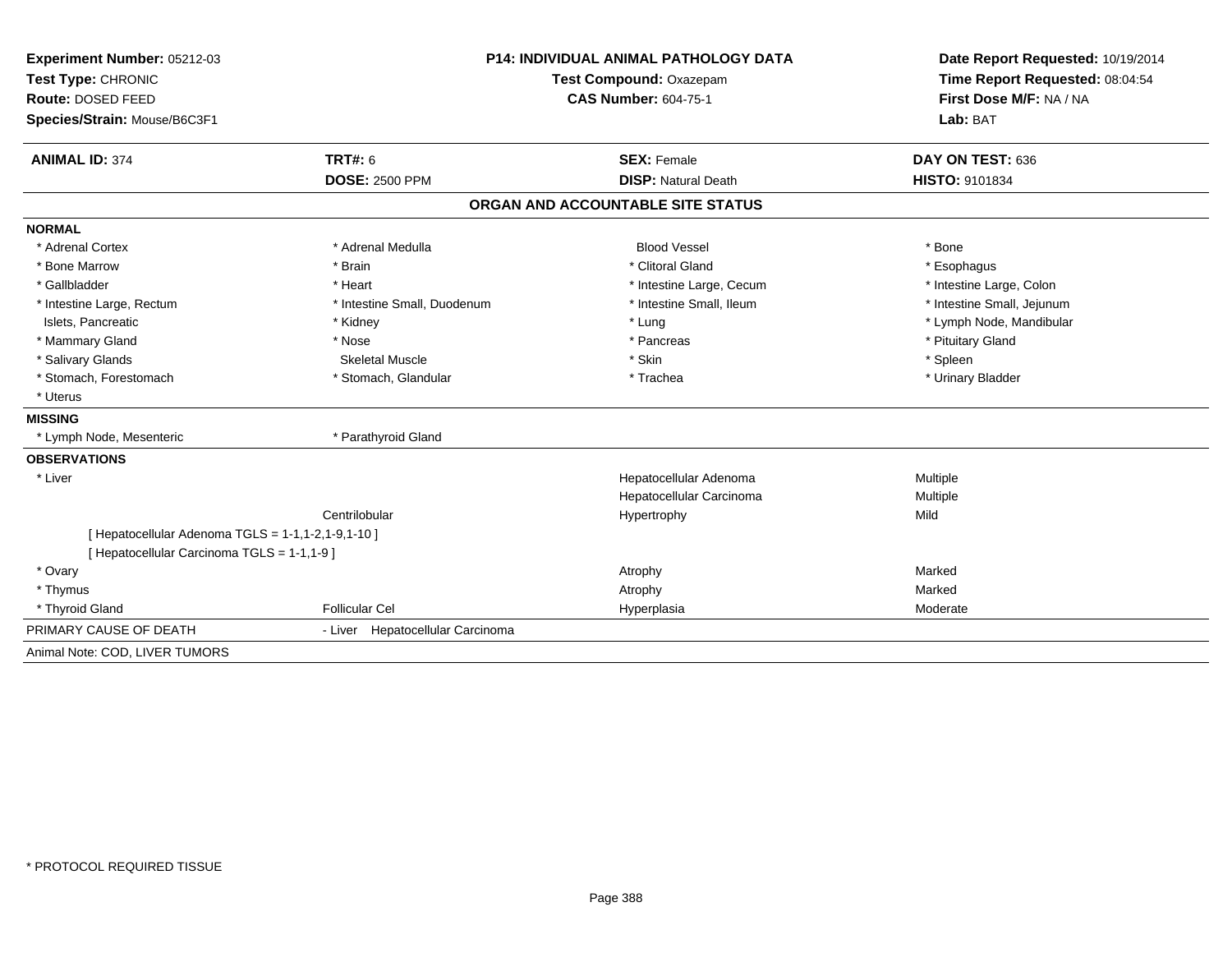**Experiment Number:** 05212-03
**Test Type:** CHRONIC
**Route:** DOSED FEED
**Species/Strain:** Mouse/B6C3F1

**P14: INDIVIDUAL ANIMAL PATHOLOGY DATA**
**Test Compound:** Oxazepam
**CAS Number:** 604-75-1

**Date Report Requested:** 10/19/2014
**Time Report Requested:** 08:04:54
**First Dose M/F:** NA / NA
**Lab:** BAT

| **ANIMAL ID:** 374 | **TRT#:** 6 | **SEX:** Female | **DAY ON TEST:** 636 |
|---|---|---|---|
| | **DOSE:** 2500 PPM | **DISP:** Natural Death | **HISTO:** 9101834 |

## ORGAN AND ACCOUNTABLE SITE STATUS

**NORMAL**

| | | | |
|---|---|---|---|
| * Adrenal Cortex | * Adrenal Medulla | Blood Vessel | * Bone |
| * Bone Marrow | * Brain | * Clitoral Gland | * Esophagus |
| * Gallbladder | * Heart | * Intestine Large, Cecum | * Intestine Large, Colon |
| * Intestine Large, Rectum | * Intestine Small, Duodenum | * Intestine Small, Ileum | * Intestine Small, Jejunum |
| Islets, Pancreatic | * Kidney | * Lung | * Lymph Node, Mandibular |
| * Mammary Gland | * Nose | * Pancreas | * Pituitary Gland |
| * Salivary Glands | Skeletal Muscle | * Skin | * Spleen |
| * Stomach, Forestomach | * Stomach, Glandular | * Trachea | * Urinary Bladder |
| * Uterus | | | |

**MISSING**

| | |
|---|---|
| * Lymph Node, Mesenteric | * Parathyroid Gland |

**OBSERVATIONS**

| | | | |
|---|---|---|---|
| * Liver | | Hepatocellular Adenoma | Multiple |
| | | Hepatocellular Carcinoma | Multiple |
| | Centrilobular | Hypertrophy | Mild |
| [ Hepatocellular Adenoma TGLS = 1-1,1-2,1-9,1-10 ] | | | |
| [ Hepatocellular Carcinoma TGLS = 1-1,1-9 ] | | | |
| * Ovary | | Atrophy | Marked |
| * Thymus | | Atrophy | Marked |
| * Thyroid Gland | Follicular Cel | Hyperplasia | Moderate |

PRIMARY CAUSE OF DEATH - Liver Hepatocellular Carcinoma

Animal Note: COD, LIVER TUMORS

* PROTOCOL REQUIRED TISSUE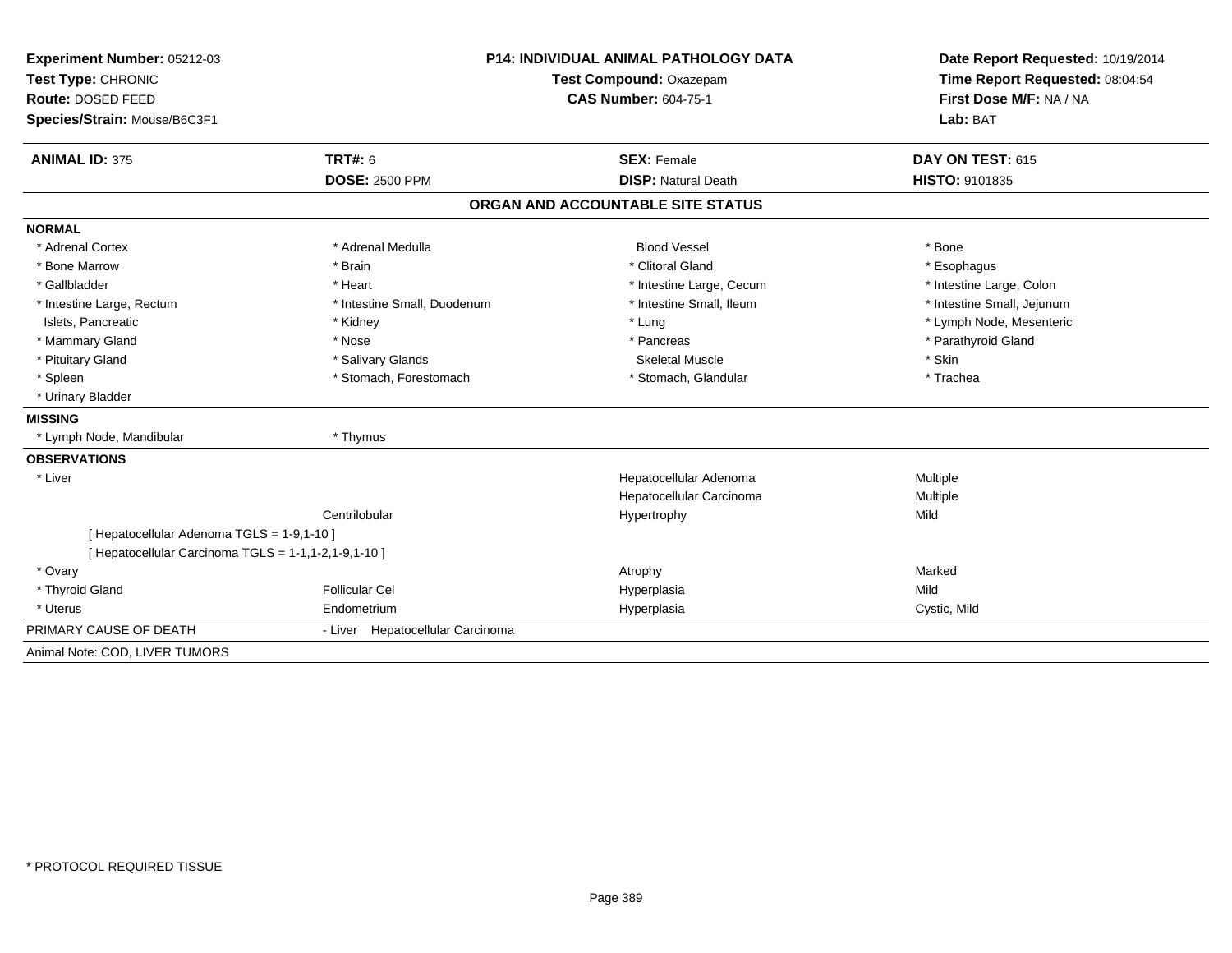**Experiment Number:** 05212-03
**Test Type:** CHRONIC
**Route:** DOSED FEED
**Species/Strain:** Mouse/B6C3F1

**P14: INDIVIDUAL ANIMAL PATHOLOGY DATA**
**Test Compound:** Oxazepam
**CAS Number:** 604-75-1

**Date Report Requested:** 10/19/2014
**Time Report Requested:** 08:04:54
**First Dose M/F:** NA / NA
**Lab:** BAT

| **ANIMAL ID:** 375 | **TRT#:** 6 | **SEX:** Female | **DAY ON TEST:** 615 |
|---|---|---|---|
| | **DOSE:** 2500 PPM | **DISP:** Natural Death | **HISTO:** 9101835 |

## ORGAN AND ACCOUNTABLE SITE STATUS

**NORMAL**

| | | | |
|---|---|---|---|
| * Adrenal Cortex | * Adrenal Medulla | Blood Vessel | * Bone |
| * Bone Marrow | * Brain | * Clitoral Gland | * Esophagus |
| * Gallbladder | * Heart | * Intestine Large, Cecum | * Intestine Large, Colon |
| * Intestine Large, Rectum | * Intestine Small, Duodenum | * Intestine Small, Ileum | * Intestine Small, Jejunum |
| Islets, Pancreatic | * Kidney | * Lung | * Lymph Node, Mesenteric |
| * Mammary Gland | * Nose | * Pancreas | * Parathyroid Gland |
| * Pituitary Gland | * Salivary Glands | Skeletal Muscle | * Skin |
| * Spleen | * Stomach, Forestomach | * Stomach, Glandular | * Trachea |
| * Urinary Bladder | | | |

**MISSING**

| | |
|---|---|
| * Lymph Node, Mandibular | * Thymus |

**OBSERVATIONS**

| | | | |
|---|---|---|---|
| * Liver | | Hepatocellular Adenoma | Multiple |
| | | Hepatocellular Carcinoma | Multiple |
| | Centrilobular | Hypertrophy | Mild |
| [ Hepatocellular Adenoma TGLS = 1-9,1-10 ] | | | |
| [ Hepatocellular Carcinoma TGLS = 1-1,1-2,1-9,1-10 ] | | | |
| * Ovary | | Atrophy | Marked |
| * Thyroid Gland | Follicular Cel | Hyperplasia | Mild |
| * Uterus | Endometrium | Hyperplasia | Cystic, Mild |

PRIMARY CAUSE OF DEATH - Liver Hepatocellular Carcinoma

Animal Note: COD, LIVER TUMORS

* PROTOCOL REQUIRED TISSUE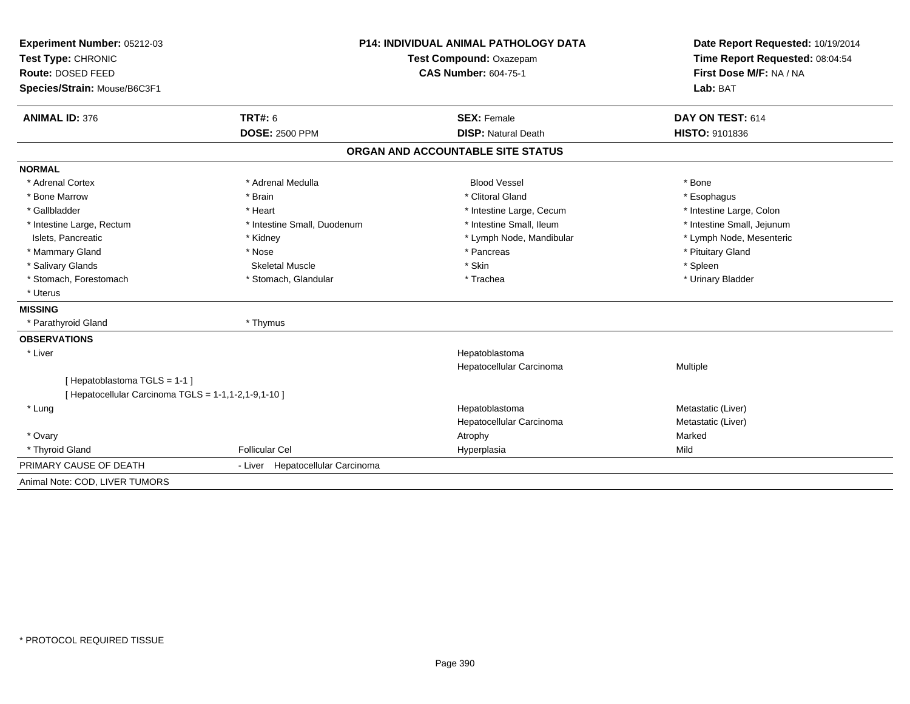**Experiment Number:** 05212-03
**Test Type:** CHRONIC
**Route:** DOSED FEED
**Species/Strain:** Mouse/B6C3F1

**P14: INDIVIDUAL ANIMAL PATHOLOGY DATA**
**Test Compound:** Oxazepam
**CAS Number:** 604-75-1

**Date Report Requested:** 10/19/2014
**Time Report Requested:** 08:04:54
**First Dose M/F:** NA / NA
**Lab:** BAT

| **ANIMAL ID:** 376 | **TRT#:** 6 | **SEX:** Female | **DAY ON TEST:** 614 |
|---|---|---|---|
| | **DOSE:** 2500 PPM | **DISP:** Natural Death | **HISTO:** 9101836 |

## ORGAN AND ACCOUNTABLE SITE STATUS

**NORMAL**

| | | | |
|---|---|---|---|
| * Adrenal Cortex | * Adrenal Medulla | Blood Vessel | * Bone |
| * Bone Marrow | * Brain | * Clitoral Gland | * Esophagus |
| * Gallbladder | * Heart | * Intestine Large, Cecum | * Intestine Large, Colon |
| * Intestine Large, Rectum | * Intestine Small, Duodenum | * Intestine Small, Ileum | * Intestine Small, Jejunum |
| Islets, Pancreatic | * Kidney | * Lymph Node, Mandibular | * Lymph Node, Mesenteric |
| * Mammary Gland | * Nose | * Pancreas | * Pituitary Gland |
| * Salivary Glands | Skeletal Muscle | * Skin | * Spleen |
| * Stomach, Forestomach | * Stomach, Glandular | * Trachea | * Urinary Bladder |
| * Uterus | | | |

**MISSING**

| | |
|---|---|
| * Parathyroid Gland | * Thymus |

**OBSERVATIONS**

| | | | |
|---|---|---|---|
| * Liver | | Hepatoblastoma | |
| | | Hepatocellular Carcinoma | Multiple |
| [ Hepatoblastoma TGLS = 1-1 ] | | | |
| [ Hepatocellular Carcinoma TGLS = 1-1,1-2,1-9,1-10 ] | | | |
| * Lung | | Hepatoblastoma | Metastatic (Liver) |
| | | Hepatocellular Carcinoma | Metastatic (Liver) |
| * Ovary | | Atrophy | Marked |
| * Thyroid Gland | Follicular Cel | Hyperplasia | Mild |

PRIMARY CAUSE OF DEATH - Liver Hepatocellular Carcinoma

Animal Note: COD, LIVER TUMORS

* PROTOCOL REQUIRED TISSUE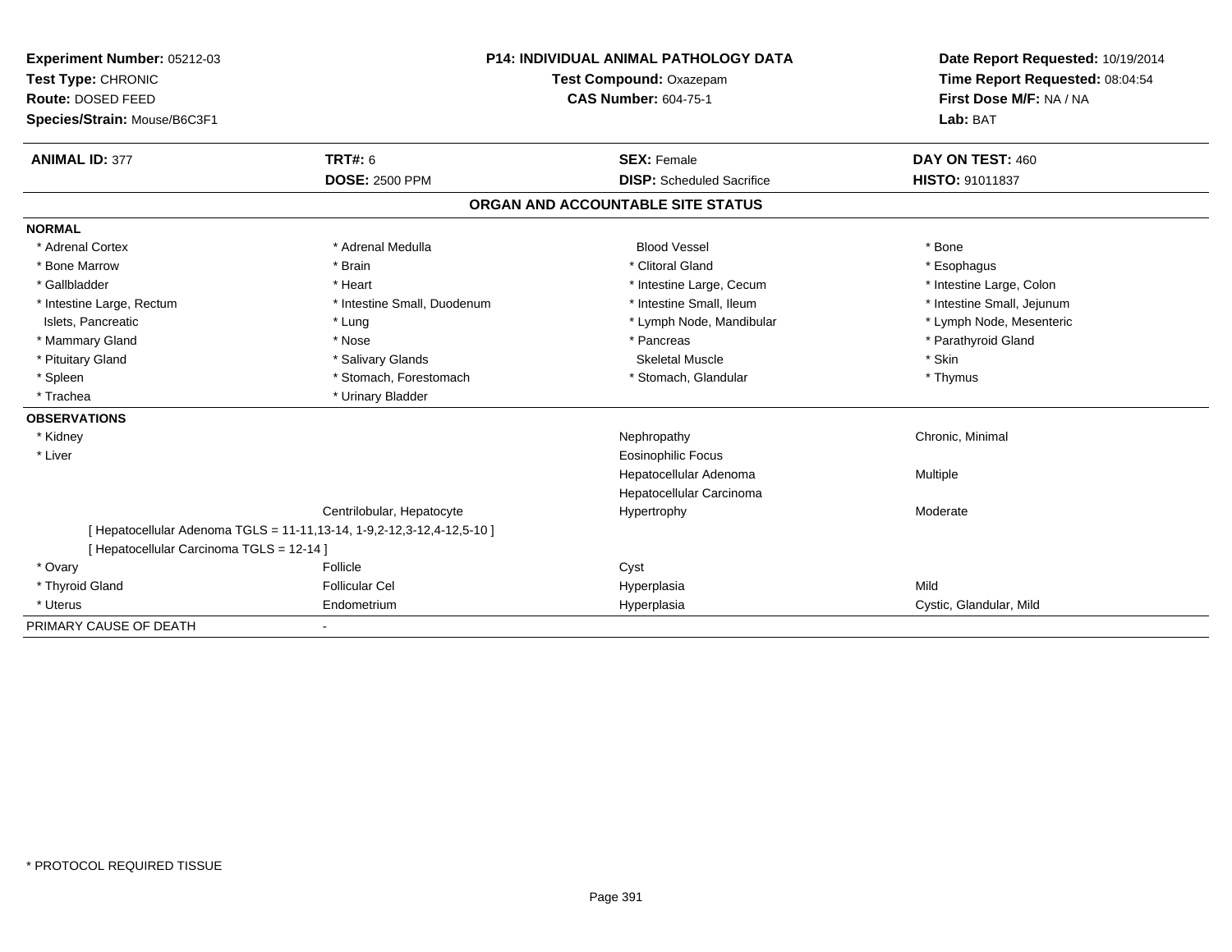**Experiment Number:** 05212-03
**Test Type:** CHRONIC
**Route:** DOSED FEED
**Species/Strain:** Mouse/B6C3F1

**P14: INDIVIDUAL ANIMAL PATHOLOGY DATA**
**Test Compound:** Oxazepam
**CAS Number:** 604-75-1

**Date Report Requested:** 10/19/2014
**Time Report Requested:** 08:04:54
**First Dose M/F:** NA / NA
**Lab:** BAT

| **ANIMAL ID:** 377 | **TRT#:** 6 | **SEX:** Female | **DAY ON TEST:** 460 |
|---|---|---|---|
| | **DOSE:** 2500 PPM | **DISP:** Scheduled Sacrifice | **HISTO:** 91011837 |

## ORGAN AND ACCOUNTABLE SITE STATUS

| | | | |
|---|---|---|---|
| **NORMAL** | | | |
| * Adrenal Cortex | * Adrenal Medulla | Blood Vessel | * Bone |
| * Bone Marrow | * Brain | * Clitoral Gland | * Esophagus |
| * Gallbladder | * Heart | * Intestine Large, Cecum | * Intestine Large, Colon |
| * Intestine Large, Rectum | * Intestine Small, Duodenum | * Intestine Small, Ileum | * Intestine Small, Jejunum |
| Islets, Pancreatic | * Lung | * Lymph Node, Mandibular | * Lymph Node, Mesenteric |
| * Mammary Gland | * Nose | * Pancreas | * Parathyroid Gland |
| * Pituitary Gland | * Salivary Glands | Skeletal Muscle | * Skin |
| * Spleen | * Stomach, Forestomach | * Stomach, Glandular | * Thymus |
| * Trachea | * Urinary Bladder | | |
| **OBSERVATIONS** | | | |
| * Kidney | | Nephropathy | Chronic, Minimal |
| * Liver | | Eosinophilic Focus | |
| | | Hepatocellular Adenoma | Multiple |
| | | Hepatocellular Carcinoma | |
| | Centrilobular, Hepatocyte | Hypertrophy | Moderate |
| [ Hepatocellular Adenoma TGLS = 11-11,13-14, 1-9,2-12,3-12,4-12,5-10 ] | | | |
| [ Hepatocellular Carcinoma TGLS = 12-14 ] | | | |
| * Ovary | Follicle | Cyst | |
| * Thyroid Gland | Follicular Cel | Hyperplasia | Mild |
| * Uterus | Endometrium | Hyperplasia | Cystic, Glandular, Mild |
| PRIMARY CAUSE OF DEATH | - | | |

\* PROTOCOL REQUIRED TISSUE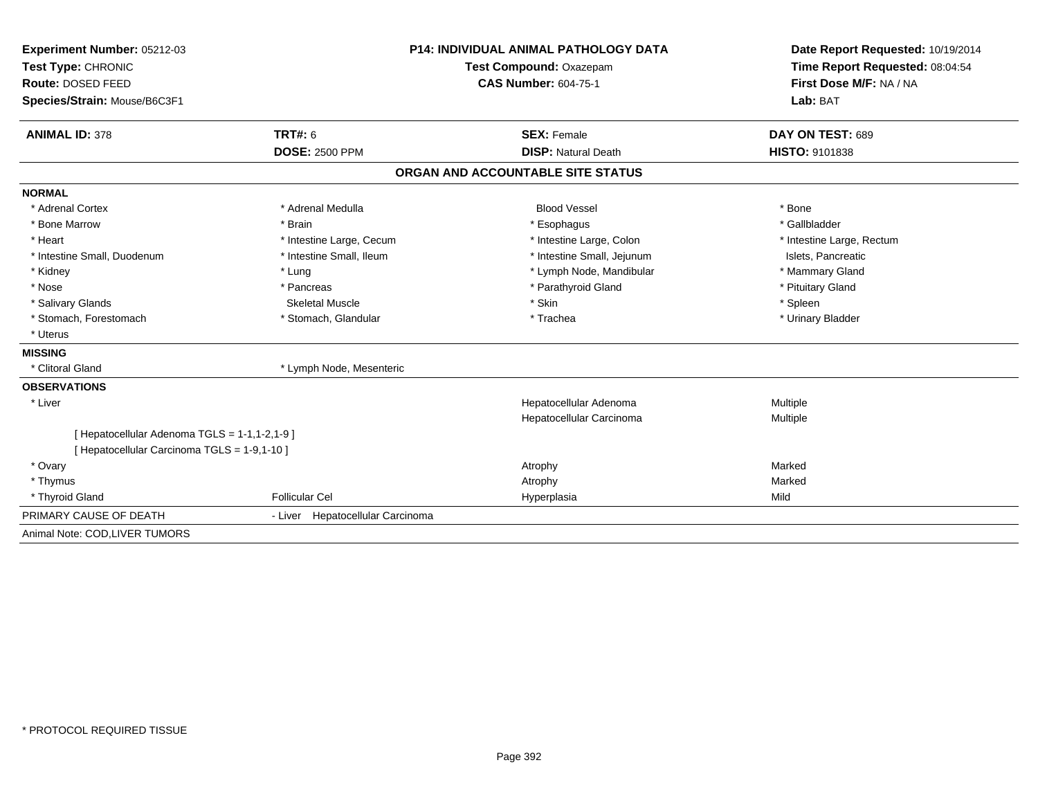**Experiment Number:** 05212-03
**Test Type:** CHRONIC
**Route:** DOSED FEED
**Species/Strain:** Mouse/B6C3F1

**P14: INDIVIDUAL ANIMAL PATHOLOGY DATA**
**Test Compound:** Oxazepam
**CAS Number:** 604-75-1

**Date Report Requested:** 10/19/2014
**Time Report Requested:** 08:04:54
**First Dose M/F:** NA / NA
**Lab:** BAT

| **ANIMAL ID:** 378 | **TRT#:** 6 | **SEX:** Female | **DAY ON TEST:** 689 |
|---|---|---|---|
| | **DOSE:** 2500 PPM | **DISP:** Natural Death | **HISTO:** 9101838 |

## ORGAN AND ACCOUNTABLE SITE STATUS

**NORMAL**

| | | | |
|---|---|---|---|
| * Adrenal Cortex | * Adrenal Medulla | Blood Vessel | * Bone |
| * Bone Marrow | * Brain | * Esophagus | * Gallbladder |
| * Heart | * Intestine Large, Cecum | * Intestine Large, Colon | * Intestine Large, Rectum |
| * Intestine Small, Duodenum | * Intestine Small, Ileum | * Intestine Small, Jejunum | Islets, Pancreatic |
| * Kidney | * Lung | * Lymph Node, Mandibular | * Mammary Gland |
| * Nose | * Pancreas | * Parathyroid Gland | * Pituitary Gland |
| * Salivary Glands | Skeletal Muscle | * Skin | * Spleen |
| * Stomach, Forestomach | * Stomach, Glandular | * Trachea | * Urinary Bladder |
| * Uterus | | | |

**MISSING**

| | |
|---|---|
| * Clitoral Gland | * Lymph Node, Mesenteric |

**OBSERVATIONS**

| | | | |
|---|---|---|---|
| * Liver | | Hepatocellular Adenoma | Multiple |
| | | Hepatocellular Carcinoma | Multiple |
| [ Hepatocellular Adenoma TGLS = 1-1,1-2,1-9 ] | | | |
| [ Hepatocellular Carcinoma TGLS = 1-9,1-10 ] | | | |
| * Ovary | | Atrophy | Marked |
| * Thymus | | Atrophy | Marked |
| * Thyroid Gland | Follicular Cel | Hyperplasia | Mild |

PRIMARY CAUSE OF DEATH - Liver Hepatocellular Carcinoma

Animal Note: COD,LIVER TUMORS

* PROTOCOL REQUIRED TISSUE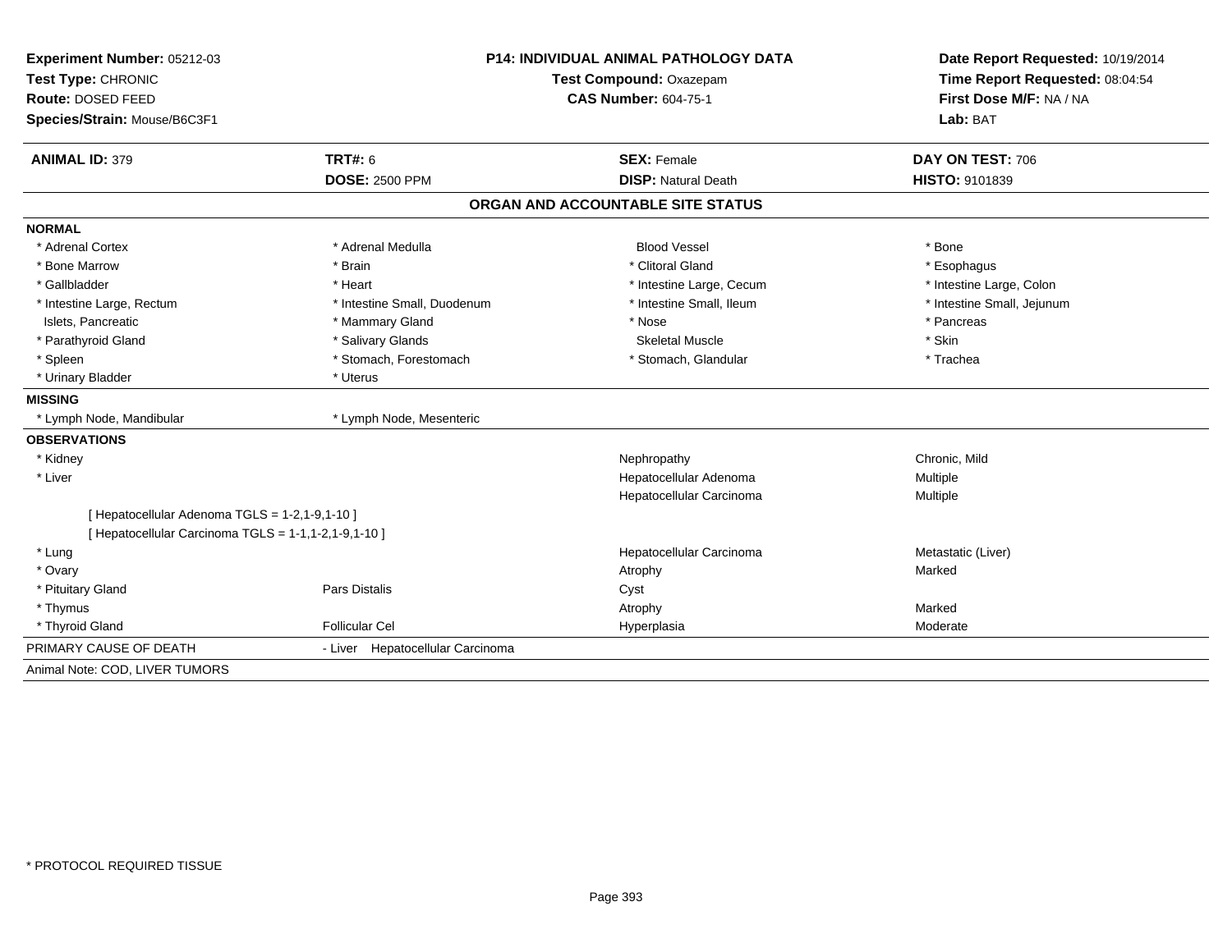**Experiment Number:** 05212-03
**Test Type:** CHRONIC
**Route:** DOSED FEED
**Species/Strain:** Mouse/B6C3F1

**P14: INDIVIDUAL ANIMAL PATHOLOGY DATA**
**Test Compound:** Oxazepam
**CAS Number:** 604-75-1

**Date Report Requested:** 10/19/2014
**Time Report Requested:** 08:04:54
**First Dose M/F:** NA / NA
**Lab:** BAT

| **ANIMAL ID:** 379 | **TRT#:** 6 | **SEX:** Female | **DAY ON TEST:** 706 |
|---|---|---|---|
| | **DOSE:** 2500 PPM | **DISP:** Natural Death | **HISTO:** 9101839 |

## ORGAN AND ACCOUNTABLE SITE STATUS

**NORMAL**

| | | | |
|---|---|---|---|
| * Adrenal Cortex | * Adrenal Medulla | Blood Vessel | * Bone |
| * Bone Marrow | * Brain | * Clitoral Gland | * Esophagus |
| * Gallbladder | * Heart | * Intestine Large, Cecum | * Intestine Large, Colon |
| * Intestine Large, Rectum | * Intestine Small, Duodenum | * Intestine Small, Ileum | * Intestine Small, Jejunum |
| Islets, Pancreatic | * Mammary Gland | * Nose | * Pancreas |
| * Parathyroid Gland | * Salivary Glands | Skeletal Muscle | * Skin |
| * Spleen | * Stomach, Forestomach | * Stomach, Glandular | * Trachea |
| * Urinary Bladder | * Uterus | | |

**MISSING**

| | |
|---|---|
| * Lymph Node, Mandibular | * Lymph Node, Mesenteric |

**OBSERVATIONS**

| | | | |
|---|---|---|---|
| * Kidney | | Nephropathy | Chronic, Mild |
| * Liver | | Hepatocellular Adenoma | Multiple |
| | | Hepatocellular Carcinoma | Multiple |
| [ Hepatocellular Adenoma TGLS = 1-2,1-9,1-10 ] | | | |
| [ Hepatocellular Carcinoma TGLS = 1-1,1-2,1-9,1-10 ] | | | |
| * Lung | | Hepatocellular Carcinoma | Metastatic (Liver) |
| * Ovary | | Atrophy | Marked |
| * Pituitary Gland | Pars Distalis | Cyst | |
| * Thymus | | Atrophy | Marked |
| * Thyroid Gland | Follicular Cel | Hyperplasia | Moderate |

PRIMARY CAUSE OF DEATH - Liver Hepatocellular Carcinoma

Animal Note: COD, LIVER TUMORS

\* PROTOCOL REQUIRED TISSUE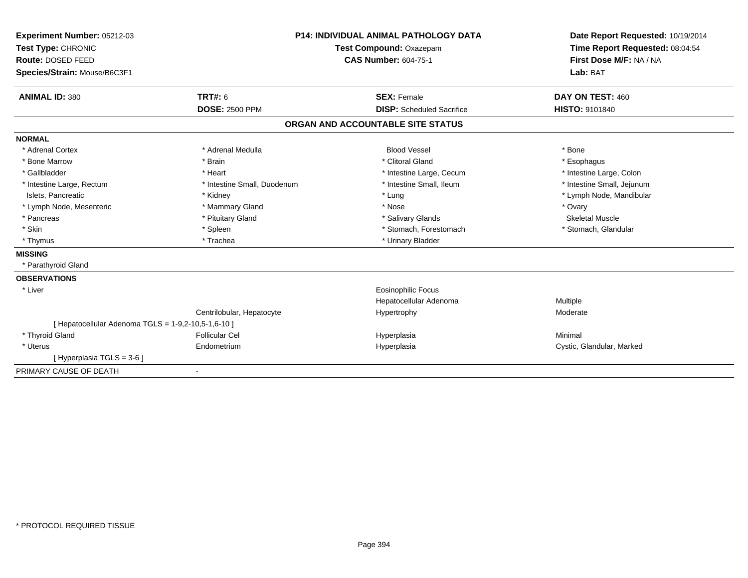**Experiment Number:** 05212-03
**Test Type:** CHRONIC
**Route:** DOSED FEED
**Species/Strain:** Mouse/B6C3F1

**P14: INDIVIDUAL ANIMAL PATHOLOGY DATA**
**Test Compound:** Oxazepam
**CAS Number:** 604-75-1

**Date Report Requested:** 10/19/2014
**Time Report Requested:** 08:04:54
**First Dose M/F:** NA / NA
**Lab:** BAT

| **ANIMAL ID:** 380 | **TRT#:** 6 | **SEX:** Female | **DAY ON TEST:** 460 |
|---|---|---|---|
| | **DOSE:** 2500 PPM | **DISP:** Scheduled Sacrifice | **HISTO:** 9101840 |

## ORGAN AND ACCOUNTABLE SITE STATUS

**NORMAL**

| | | | |
|---|---|---|---|
| * Adrenal Cortex | * Adrenal Medulla | Blood Vessel | * Bone |
| * Bone Marrow | * Brain | * Clitoral Gland | * Esophagus |
| * Gallbladder | * Heart | * Intestine Large, Cecum | * Intestine Large, Colon |
| * Intestine Large, Rectum | * Intestine Small, Duodenum | * Intestine Small, Ileum | * Intestine Small, Jejunum |
| Islets, Pancreatic | * Kidney | * Lung | * Lymph Node, Mandibular |
| * Lymph Node, Mesenteric | * Mammary Gland | * Nose | * Ovary |
| * Pancreas | * Pituitary Gland | * Salivary Glands | Skeletal Muscle |
| * Skin | * Spleen | * Stomach, Forestomach | * Stomach, Glandular |
| * Thymus | * Trachea | * Urinary Bladder | |

**MISSING**

* Parathyroid Gland

**OBSERVATIONS**

| | | | |
|---|---|---|---|
| * Liver | | Eosinophilic Focus | |
| | | Hepatocellular Adenoma | Multiple |
| | Centrilobular, Hepatocyte | Hypertrophy | Moderate |
| [ Hepatocellular Adenoma TGLS = 1-9,2-10,5-1,6-10 ] | | | |
| * Thyroid Gland | Follicular Cel | Hyperplasia | Minimal |
| * Uterus | Endometrium | Hyperplasia | Cystic, Glandular, Marked |
| [ Hyperplasia TGLS = 3-6 ] | | | |

PRIMARY CAUSE OF DEATH -

* PROTOCOL REQUIRED TISSUE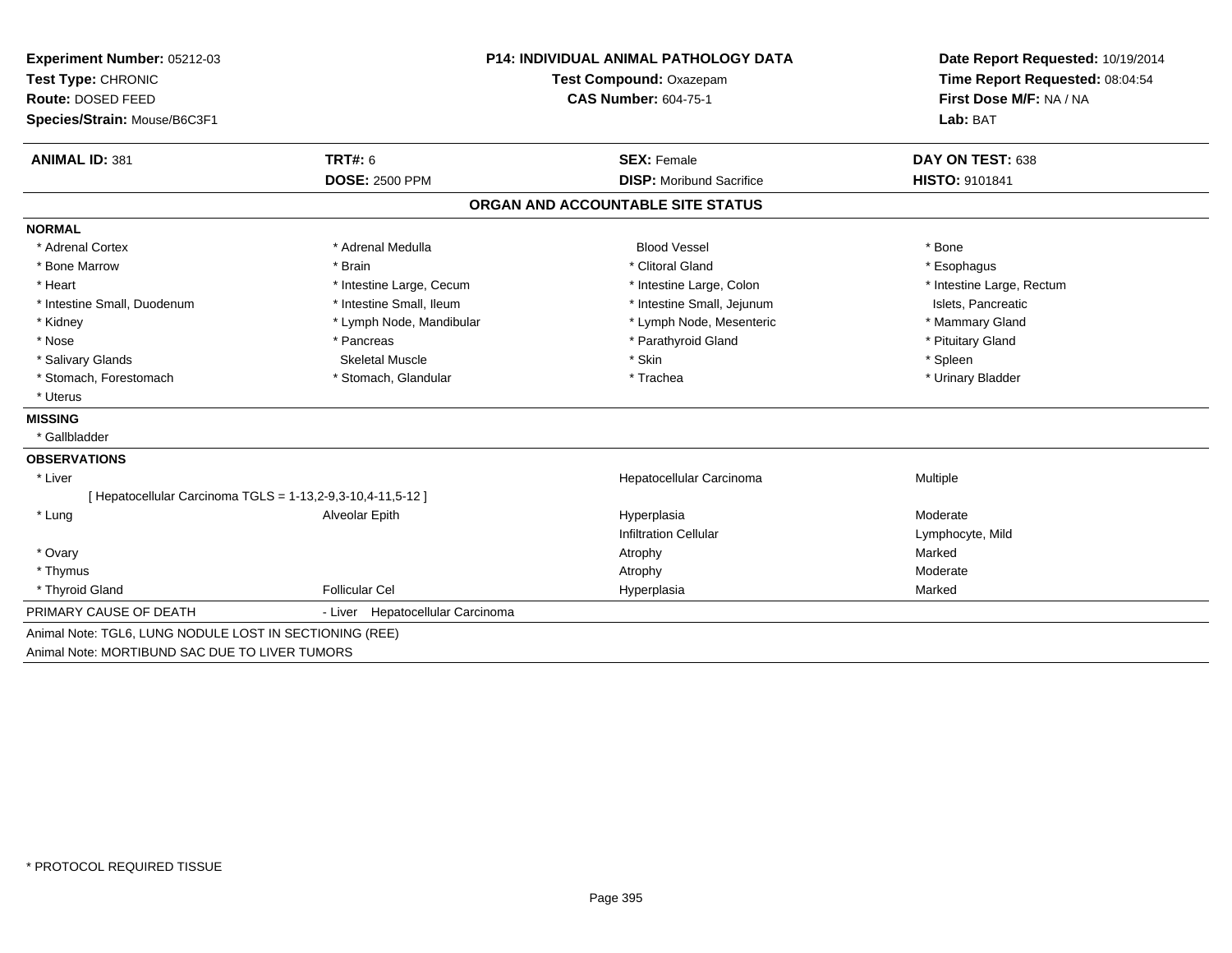**Experiment Number:** 05212-03
**Test Type:** CHRONIC
**Route:** DOSED FEED
**Species/Strain:** Mouse/B6C3F1

**P14: INDIVIDUAL ANIMAL PATHOLOGY DATA**
**Test Compound:** Oxazepam
**CAS Number:** 604-75-1

**Date Report Requested:** 10/19/2014
**Time Report Requested:** 08:04:54
**First Dose M/F:** NA / NA
**Lab:** BAT

| **ANIMAL ID:** 381 | **TRT#:** 6 | **SEX:** Female | **DAY ON TEST:** 638 |
|---|---|---|---|
| | **DOSE:** 2500 PPM | **DISP:** Moribund Sacrifice | **HISTO:** 9101841 |

## ORGAN AND ACCOUNTABLE SITE STATUS

**NORMAL**

| | | | |
|---|---|---|---|
| * Adrenal Cortex | * Adrenal Medulla | Blood Vessel | * Bone |
| * Bone Marrow | * Brain | * Clitoral Gland | * Esophagus |
| * Heart | * Intestine Large, Cecum | * Intestine Large, Colon | * Intestine Large, Rectum |
| * Intestine Small, Duodenum | * Intestine Small, Ileum | * Intestine Small, Jejunum | Islets, Pancreatic |
| * Kidney | * Lymph Node, Mandibular | * Lymph Node, Mesenteric | * Mammary Gland |
| * Nose | * Pancreas | * Parathyroid Gland | * Pituitary Gland |
| * Salivary Glands | Skeletal Muscle | * Skin | * Spleen |
| * Stomach, Forestomach | * Stomach, Glandular | * Trachea | * Urinary Bladder |
| * Uterus | | | |

**MISSING**

* Gallbladder

**OBSERVATIONS**

| | | | |
|---|---|---|---|
| * Liver | | Hepatocellular Carcinoma | Multiple |
| [ Hepatocellular Carcinoma TGLS = 1-13,2-9,3-10,4-11,5-12 ] | | | |
| * Lung | Alveolar Epith | Hyperplasia | Moderate |
| | | Infiltration Cellular | Lymphocyte, Mild |
| * Ovary | | Atrophy | Marked |
| * Thymus | | Atrophy | Moderate |
| * Thyroid Gland | Follicular Cel | Hyperplasia | Marked |

PRIMARY CAUSE OF DEATH - Liver Hepatocellular Carcinoma

Animal Note: TGL6, LUNG NODULE LOST IN SECTIONING (REE)
Animal Note: MORTIBUND SAC DUE TO LIVER TUMORS

* PROTOCOL REQUIRED TISSUE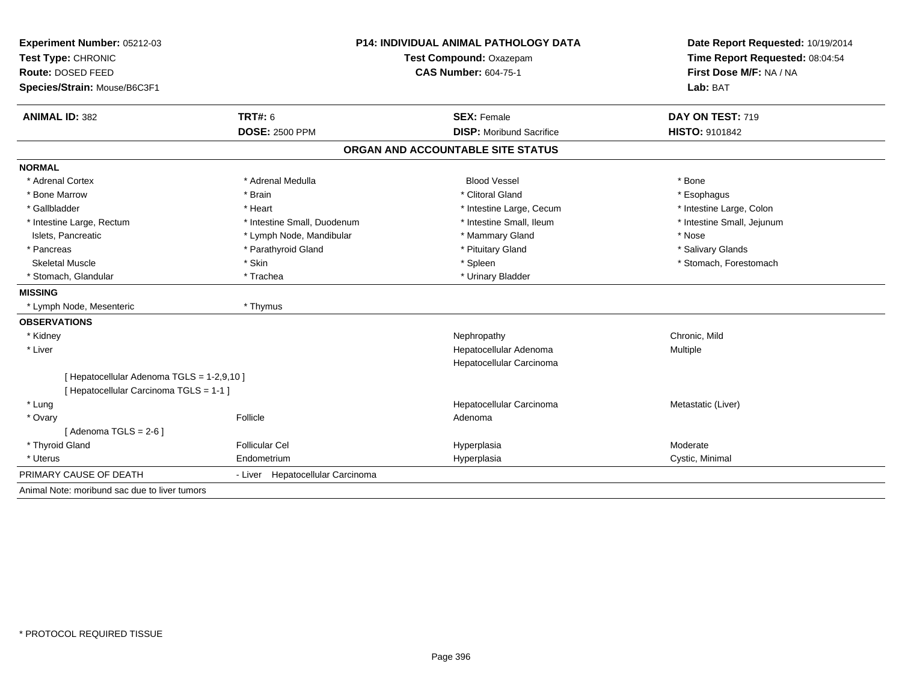**Experiment Number:** 05212-03
**Test Type:** CHRONIC
**Route:** DOSED FEED
**Species/Strain:** Mouse/B6C3F1

**P14: INDIVIDUAL ANIMAL PATHOLOGY DATA**
**Test Compound:** Oxazepam
**CAS Number:** 604-75-1

**Date Report Requested:** 10/19/2014
**Time Report Requested:** 08:04:54
**First Dose M/F:** NA / NA
**Lab:** BAT

| **ANIMAL ID:** 382 | **TRT#:** 6 | **SEX:** Female | **DAY ON TEST:** 719 |
|---|---|---|---|
| | **DOSE:** 2500 PPM | **DISP:** Moribund Sacrifice | **HISTO:** 9101842 |

## ORGAN AND ACCOUNTABLE SITE STATUS

**NORMAL**

| | | | |
|---|---|---|---|
| * Adrenal Cortex | * Adrenal Medulla | Blood Vessel | * Bone |
| * Bone Marrow | * Brain | * Clitoral Gland | * Esophagus |
| * Gallbladder | * Heart | * Intestine Large, Cecum | * Intestine Large, Colon |
| * Intestine Large, Rectum | * Intestine Small, Duodenum | * Intestine Small, Ileum | * Intestine Small, Jejunum |
| Islets, Pancreatic | * Lymph Node, Mandibular | * Mammary Gland | * Nose |
| * Pancreas | * Parathyroid Gland | * Pituitary Gland | * Salivary Glands |
| Skeletal Muscle | * Skin | * Spleen | * Stomach, Forestomach |
| * Stomach, Glandular | * Trachea | * Urinary Bladder | |

**MISSING**

| | |
|---|---|
| * Lymph Node, Mesenteric | * Thymus |

**OBSERVATIONS**

| | | | |
|---|---|---|---|
| * Kidney | | Nephropathy | Chronic, Mild |
| * Liver | | Hepatocellular Adenoma | Multiple |
| | | Hepatocellular Carcinoma | |
| [ Hepatocellular Adenoma TGLS = 1-2,9,10 ] | | | |
| [ Hepatocellular Carcinoma TGLS = 1-1 ] | | | |
| * Lung | | Hepatocellular Carcinoma | Metastatic (Liver) |
| * Ovary | Follicle | Adenoma | |
| [ Adenoma TGLS = 2-6 ] | | | |
| * Thyroid Gland | Follicular Cel | Hyperplasia | Moderate |
| * Uterus | Endometrium | Hyperplasia | Cystic, Minimal |

PRIMARY CAUSE OF DEATH - Liver Hepatocellular Carcinoma

Animal Note: moribund sac due to liver tumors

* PROTOCOL REQUIRED TISSUE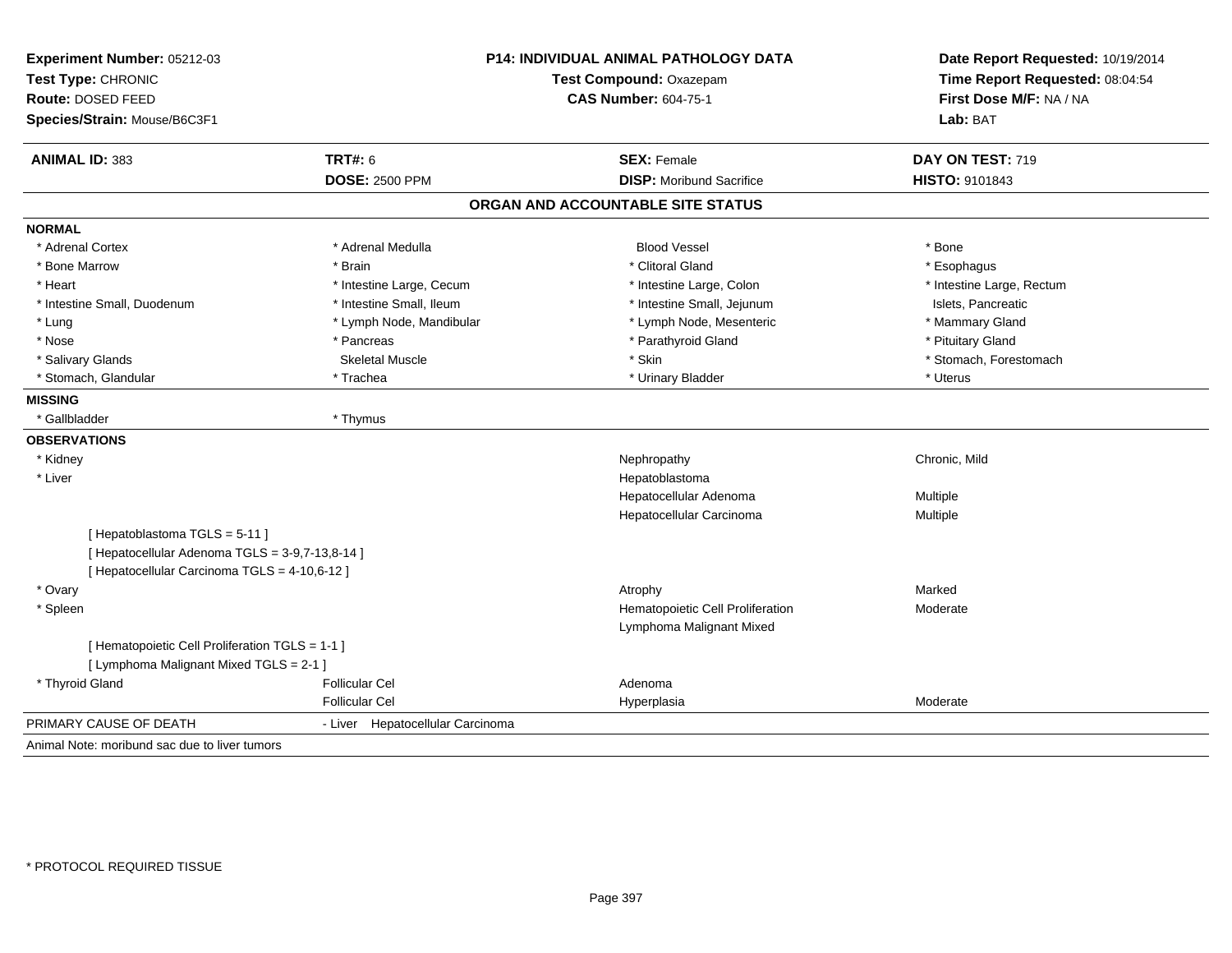**Experiment Number:** 05212-03
**Test Type:** CHRONIC
**Route:** DOSED FEED
**Species/Strain:** Mouse/B6C3F1

**P14: INDIVIDUAL ANIMAL PATHOLOGY DATA**
**Test Compound:** Oxazepam
**CAS Number:** 604-75-1

**Date Report Requested:** 10/19/2014
**Time Report Requested:** 08:04:54
**First Dose M/F:** NA / NA
**Lab:** BAT

| **ANIMAL ID:** 383 | **TRT#:** 6 | **SEX:** Female | **DAY ON TEST:** 719 |
|---|---|---|---|
| | **DOSE:** 2500 PPM | **DISP:** Moribund Sacrifice | **HISTO:** 9101843 |

## ORGAN AND ACCOUNTABLE SITE STATUS

**NORMAL**

| | | | |
|---|---|---|---|
| * Adrenal Cortex | * Adrenal Medulla | Blood Vessel | * Bone |
| * Bone Marrow | * Brain | * Clitoral Gland | * Esophagus |
| * Heart | * Intestine Large, Cecum | * Intestine Large, Colon | * Intestine Large, Rectum |
| * Intestine Small, Duodenum | * Intestine Small, Ileum | * Intestine Small, Jejunum | Islets, Pancreatic |
| * Lung | * Lymph Node, Mandibular | * Lymph Node, Mesenteric | * Mammary Gland |
| * Nose | * Pancreas | * Parathyroid Gland | * Pituitary Gland |
| * Salivary Glands | Skeletal Muscle | * Skin | * Stomach, Forestomach |
| * Stomach, Glandular | * Trachea | * Urinary Bladder | * Uterus |

**MISSING**

| | |
|---|---|
| * Gallbladder | * Thymus |

**OBSERVATIONS**

| | | | |
|---|---|---|---|
| * Kidney | | Nephropathy | Chronic, Mild |
| * Liver | | Hepatoblastoma | |
| | | Hepatocellular Adenoma | Multiple |
| | | Hepatocellular Carcinoma | Multiple |
| [ Hepatoblastoma TGLS = 5-11 ] | | | |
| [ Hepatocellular Adenoma TGLS = 3-9,7-13,8-14 ] | | | |
| [ Hepatocellular Carcinoma TGLS = 4-10,6-12 ] | | | |
| * Ovary | | Atrophy | Marked |
| * Spleen | | Hematopoietic Cell Proliferation | Moderate |
| | | Lymphoma Malignant Mixed | |
| [ Hematopoietic Cell Proliferation TGLS = 1-1 ] | | | |
| [ Lymphoma Malignant Mixed TGLS = 2-1 ] | | | |
| * Thyroid Gland | Follicular Cel | Adenoma | |
| | Follicular Cel | Hyperplasia | Moderate |

PRIMARY CAUSE OF DEATH - Liver Hepatocellular Carcinoma

Animal Note: moribund sac due to liver tumors

* PROTOCOL REQUIRED TISSUE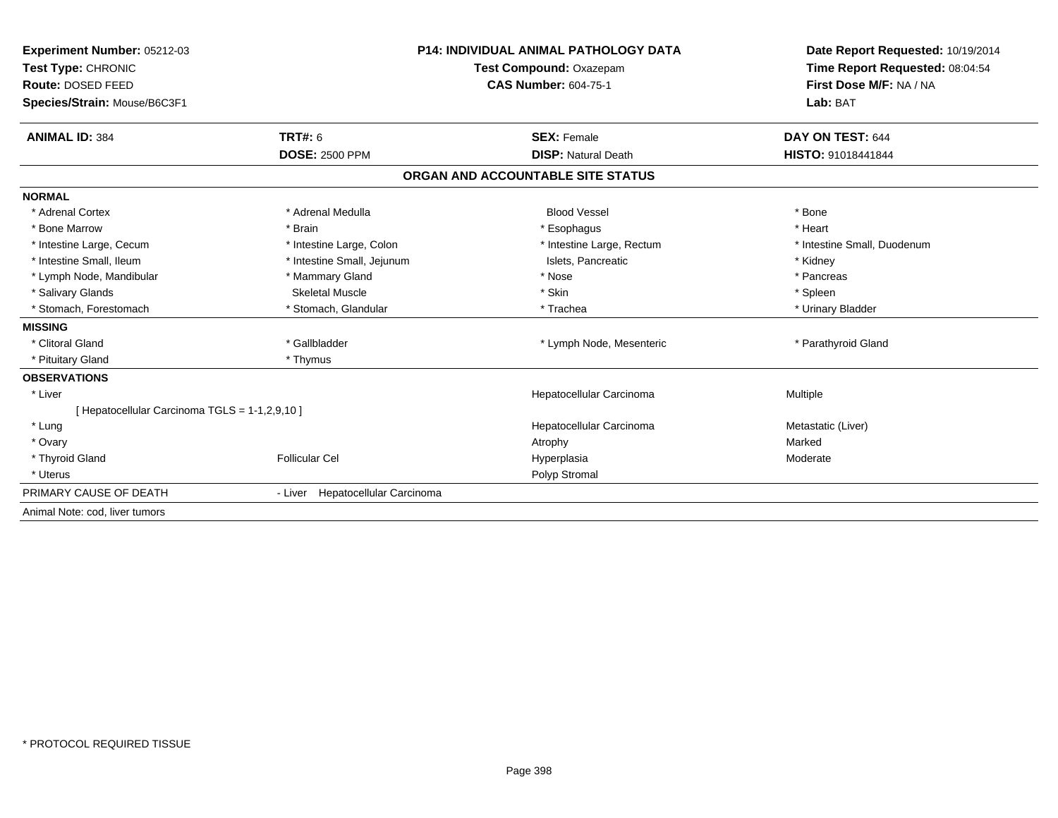**Experiment Number:** 05212-03
**Test Type:** CHRONIC
**Route:** DOSED FEED
**Species/Strain:** Mouse/B6C3F1

**P14: INDIVIDUAL ANIMAL PATHOLOGY DATA**
**Test Compound:** Oxazepam
**CAS Number:** 604-75-1

**Date Report Requested:** 10/19/2014
**Time Report Requested:** 08:04:54
**First Dose M/F:** NA / NA
**Lab:** BAT

| **ANIMAL ID:** 384 | **TRT#:** 6 | **SEX:** Female | **DAY ON TEST:** 644 |
|---|---|---|---|
| | **DOSE:** 2500 PPM | **DISP:** Natural Death | **HISTO:** 91018441844 |

## ORGAN AND ACCOUNTABLE SITE STATUS

**NORMAL**

| | | | |
|---|---|---|---|
| * Adrenal Cortex | * Adrenal Medulla | Blood Vessel | * Bone |
| * Bone Marrow | * Brain | * Esophagus | * Heart |
| * Intestine Large, Cecum | * Intestine Large, Colon | * Intestine Large, Rectum | * Intestine Small, Duodenum |
| * Intestine Small, Ileum | * Intestine Small, Jejunum | Islets, Pancreatic | * Kidney |
| * Lymph Node, Mandibular | * Mammary Gland | * Nose | * Pancreas |
| * Salivary Glands | Skeletal Muscle | * Skin | * Spleen |
| * Stomach, Forestomach | * Stomach, Glandular | * Trachea | * Urinary Bladder |

**MISSING**

| | | | |
|---|---|---|---|
| * Clitoral Gland | * Gallbladder | * Lymph Node, Mesenteric | * Parathyroid Gland |
| * Pituitary Gland | * Thymus | | |

**OBSERVATIONS**

| | | | |
|---|---|---|---|
| * Liver | | Hepatocellular Carcinoma | Multiple |
| [ Hepatocellular Carcinoma TGLS = 1-1,2,9,10 ] | | | |
| * Lung | | Hepatocellular Carcinoma | Metastatic (Liver) |
| * Ovary | | Atrophy | Marked |
| * Thyroid Gland | Follicular Cel | Hyperplasia | Moderate |
| * Uterus | | Polyp Stromal | |

PRIMARY CAUSE OF DEATH - Liver Hepatocellular Carcinoma

Animal Note: cod, liver tumors

* PROTOCOL REQUIRED TISSUE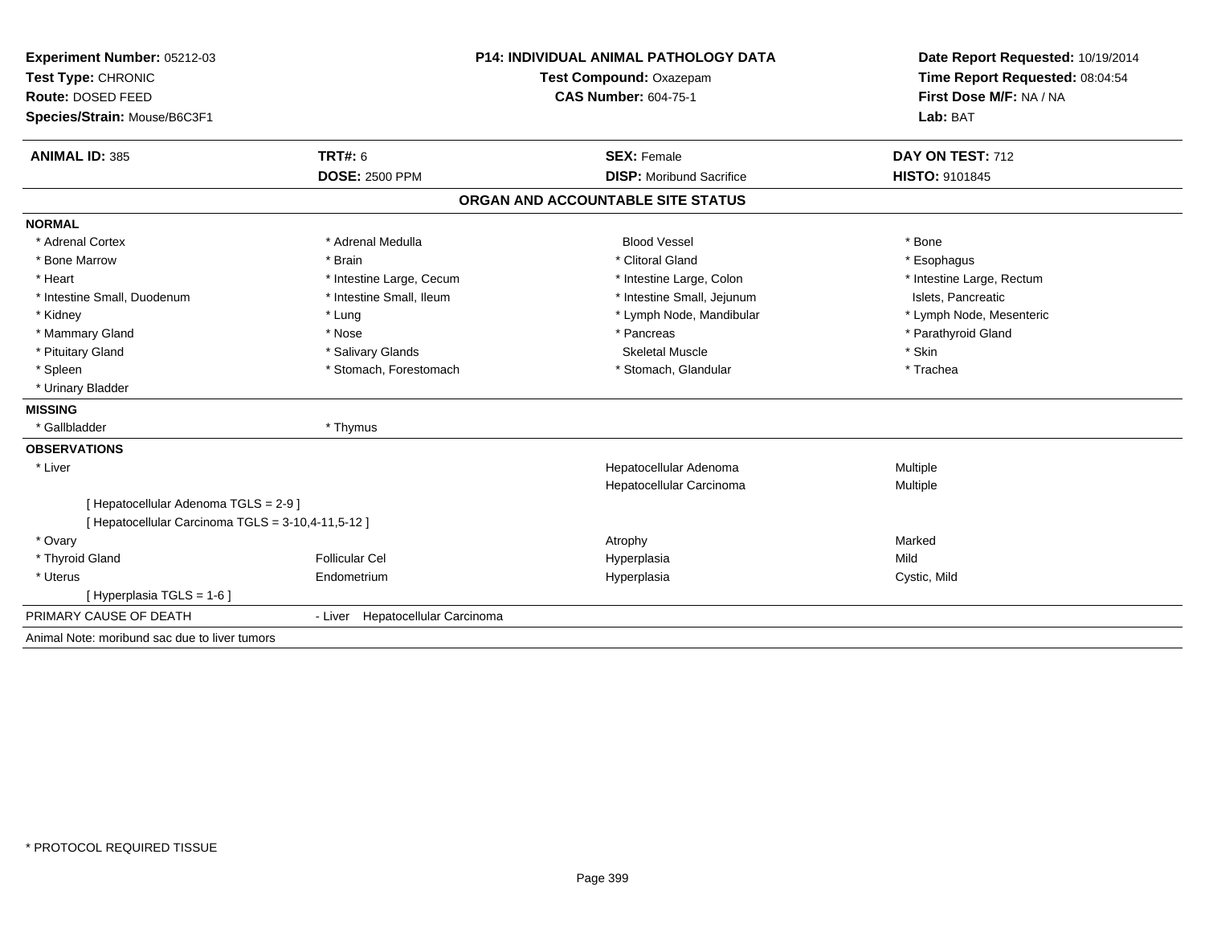**Experiment Number:** 05212-03
**Test Type:** CHRONIC
**Route:** DOSED FEED
**Species/Strain:** Mouse/B6C3F1

**P14: INDIVIDUAL ANIMAL PATHOLOGY DATA**
**Test Compound:** Oxazepam
**CAS Number:** 604-75-1

**Date Report Requested:** 10/19/2014
**Time Report Requested:** 08:04:54
**First Dose M/F:** NA / NA
**Lab:** BAT

| **ANIMAL ID:** 385 | **TRT#:** 6 | **SEX:** Female | **DAY ON TEST:** 712 |
|---|---|---|---|
| | **DOSE:** 2500 PPM | **DISP:** Moribund Sacrifice | **HISTO:** 9101845 |

## ORGAN AND ACCOUNTABLE SITE STATUS

**NORMAL**

| | | | |
|---|---|---|---|
| * Adrenal Cortex | * Adrenal Medulla | Blood Vessel | * Bone |
| * Bone Marrow | * Brain | * Clitoral Gland | * Esophagus |
| * Heart | * Intestine Large, Cecum | * Intestine Large, Colon | * Intestine Large, Rectum |
| * Intestine Small, Duodenum | * Intestine Small, Ileum | * Intestine Small, Jejunum | Islets, Pancreatic |
| * Kidney | * Lung | * Lymph Node, Mandibular | * Lymph Node, Mesenteric |
| * Mammary Gland | * Nose | * Pancreas | * Parathyroid Gland |
| * Pituitary Gland | * Salivary Glands | Skeletal Muscle | * Skin |
| * Spleen | * Stomach, Forestomach | * Stomach, Glandular | * Trachea |
| * Urinary Bladder | | | |

**MISSING**

| | |
|---|---|
| * Gallbladder | * Thymus |

**OBSERVATIONS**

| | | | |
|---|---|---|---|
| * Liver | | Hepatocellular Adenoma | Multiple |
| | | Hepatocellular Carcinoma | Multiple |
| [ Hepatocellular Adenoma TGLS = 2-9 ] | | | |
| [ Hepatocellular Carcinoma TGLS = 3-10,4-11,5-12 ] | | | |
| * Ovary | | Atrophy | Marked |
| * Thyroid Gland | Follicular Cel | Hyperplasia | Mild |
| * Uterus | Endometrium | Hyperplasia | Cystic, Mild |
| [ Hyperplasia TGLS = 1-6 ] | | | |

PRIMARY CAUSE OF DEATH - Liver Hepatocellular Carcinoma

Animal Note: moribund sac due to liver tumors

* PROTOCOL REQUIRED TISSUE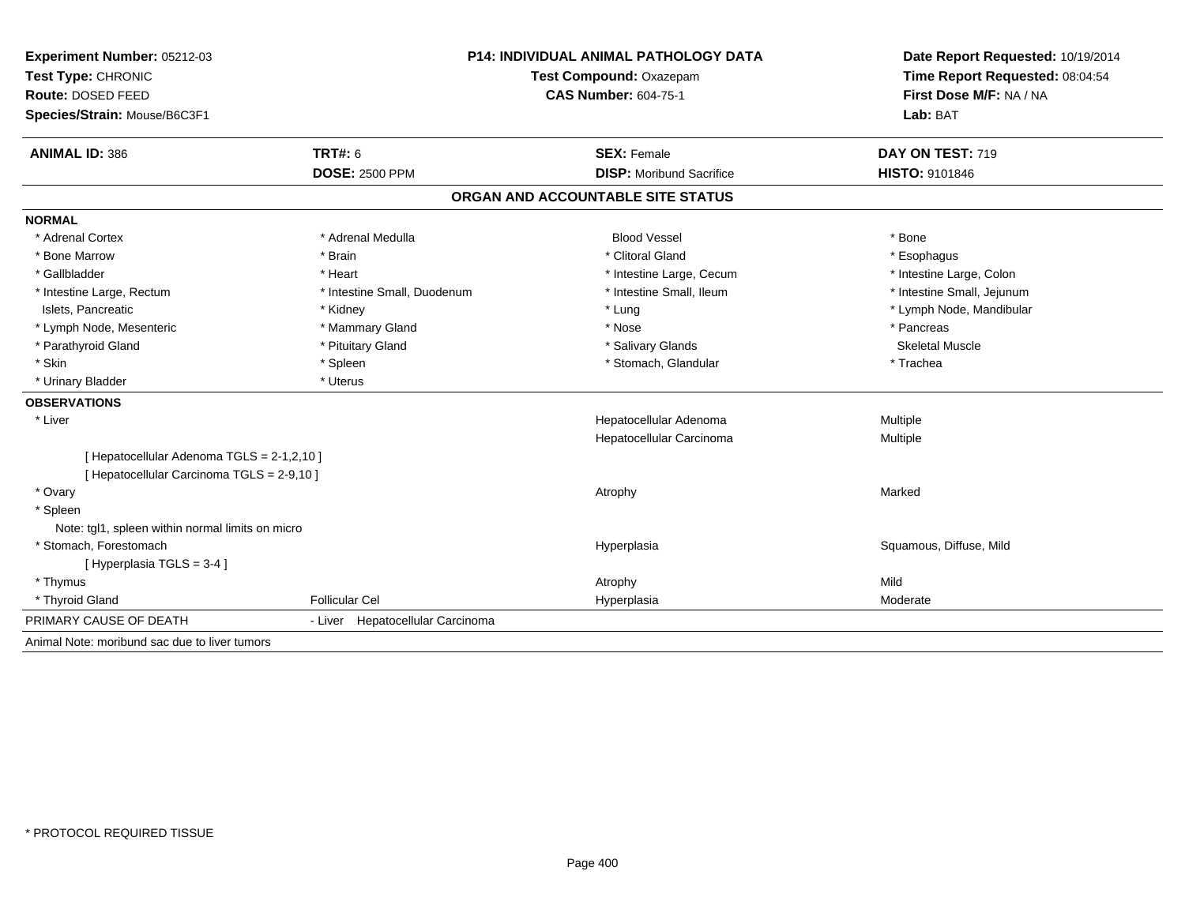**Experiment Number:** 05212-03
**Test Type:** CHRONIC
**Route:** DOSED FEED
**Species/Strain:** Mouse/B6C3F1

**P14: INDIVIDUAL ANIMAL PATHOLOGY DATA**
**Test Compound:** Oxazepam
**CAS Number:** 604-75-1

**Date Report Requested:** 10/19/2014
**Time Report Requested:** 08:04:54
**First Dose M/F:** NA / NA
**Lab:** BAT

| **ANIMAL ID:** 386 | **TRT#:** 6 | **SEX:** Female | **DAY ON TEST:** 719 |
|---|---|---|---|
| | **DOSE:** 2500 PPM | **DISP:** Moribund Sacrifice | **HISTO:** 9101846 |

## ORGAN AND ACCOUNTABLE SITE STATUS

**NORMAL**

| | | | |
|---|---|---|---|
| * Adrenal Cortex | * Adrenal Medulla | Blood Vessel | * Bone |
| * Bone Marrow | * Brain | * Clitoral Gland | * Esophagus |
| * Gallbladder | * Heart | * Intestine Large, Cecum | * Intestine Large, Colon |
| * Intestine Large, Rectum | * Intestine Small, Duodenum | * Intestine Small, Ileum | * Intestine Small, Jejunum |
| Islets, Pancreatic | * Kidney | * Lung | * Lymph Node, Mandibular |
| * Lymph Node, Mesenteric | * Mammary Gland | * Nose | * Pancreas |
| * Parathyroid Gland | * Pituitary Gland | * Salivary Glands | Skeletal Muscle |
| * Skin | * Spleen | * Stomach, Glandular | * Trachea |
| * Urinary Bladder | * Uterus | | |

**OBSERVATIONS**

| | | | |
|---|---|---|---|
| * Liver | | Hepatocellular Adenoma | Multiple |
| | | Hepatocellular Carcinoma | Multiple |
| [ Hepatocellular Adenoma TGLS = 2-1,2,10 ] | | | |
| [ Hepatocellular Carcinoma TGLS = 2-9,10 ] | | | |
| * Ovary | | Atrophy | Marked |
| * Spleen | | | |
| Note: tgl1, spleen within normal limits on micro | | | |
| * Stomach, Forestomach | | Hyperplasia | Squamous, Diffuse, Mild |
| [ Hyperplasia TGLS = 3-4 ] | | | |
| * Thymus | | Atrophy | Mild |
| * Thyroid Gland | Follicular Cel | Hyperplasia | Moderate |

PRIMARY CAUSE OF DEATH - Liver Hepatocellular Carcinoma

Animal Note: moribund sac due to liver tumors

* PROTOCOL REQUIRED TISSUE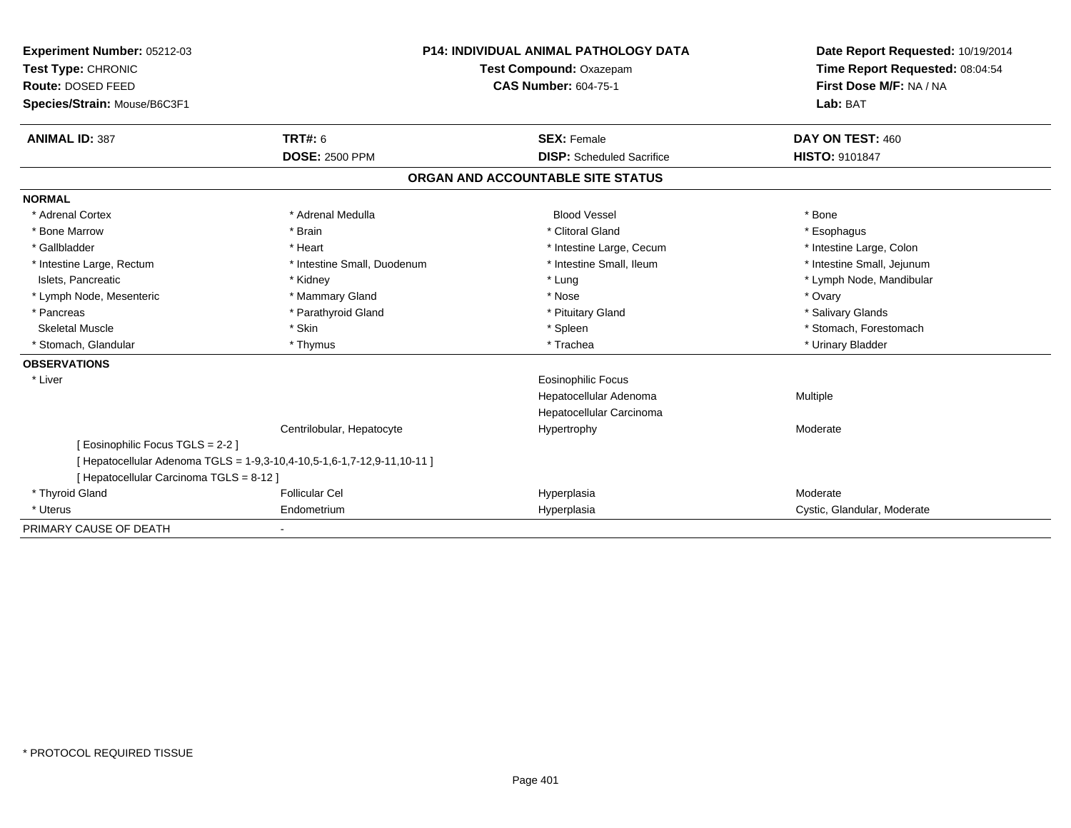**Experiment Number:** 05212-03
**Test Type:** CHRONIC
**Route:** DOSED FEED
**Species/Strain:** Mouse/B6C3F1

**P14: INDIVIDUAL ANIMAL PATHOLOGY DATA**
**Test Compound:** Oxazepam
**CAS Number:** 604-75-1

**Date Report Requested:** 10/19/2014
**Time Report Requested:** 08:04:54
**First Dose M/F:** NA / NA
**Lab:** BAT

| **ANIMAL ID:** 387 | **TRT#:** 6 | **SEX:** Female | **DAY ON TEST:** 460 |
|---|---|---|---|
| | **DOSE:** 2500 PPM | **DISP:** Scheduled Sacrifice | **HISTO:** 9101847 |

## ORGAN AND ACCOUNTABLE SITE STATUS

**NORMAL**

| | | | |
|---|---|---|---|
| * Adrenal Cortex | * Adrenal Medulla | Blood Vessel | * Bone |
| * Bone Marrow | * Brain | * Clitoral Gland | * Esophagus |
| * Gallbladder | * Heart | * Intestine Large, Cecum | * Intestine Large, Colon |
| * Intestine Large, Rectum | * Intestine Small, Duodenum | * Intestine Small, Ileum | * Intestine Small, Jejunum |
| Islets, Pancreatic | * Kidney | * Lung | * Lymph Node, Mandibular |
| * Lymph Node, Mesenteric | * Mammary Gland | * Nose | * Ovary |
| * Pancreas | * Parathyroid Gland | * Pituitary Gland | * Salivary Glands |
| Skeletal Muscle | * Skin | * Spleen | * Stomach, Forestomach |
| * Stomach, Glandular | * Thymus | * Trachea | * Urinary Bladder |

**OBSERVATIONS**

| | | | |
|---|---|---|---|
| * Liver | | Eosinophilic Focus | |
| | | Hepatocellular Adenoma | Multiple |
| | | Hepatocellular Carcinoma | |
| | Centrilobular, Hepatocyte | Hypertrophy | Moderate |
| [ Eosinophilic Focus TGLS = 2-2 ] | | | |
| [ Hepatocellular Adenoma TGLS = 1-9,3-10,4-10,5-1,6-1,7-12,9-11,10-11 ] | | | |
| [ Hepatocellular Carcinoma TGLS = 8-12 ] | | | |
| * Thyroid Gland | Follicular Cel | Hyperplasia | Moderate |
| * Uterus | Endometrium | Hyperplasia | Cystic, Glandular, Moderate |

PRIMARY CAUSE OF DEATH -

* PROTOCOL REQUIRED TISSUE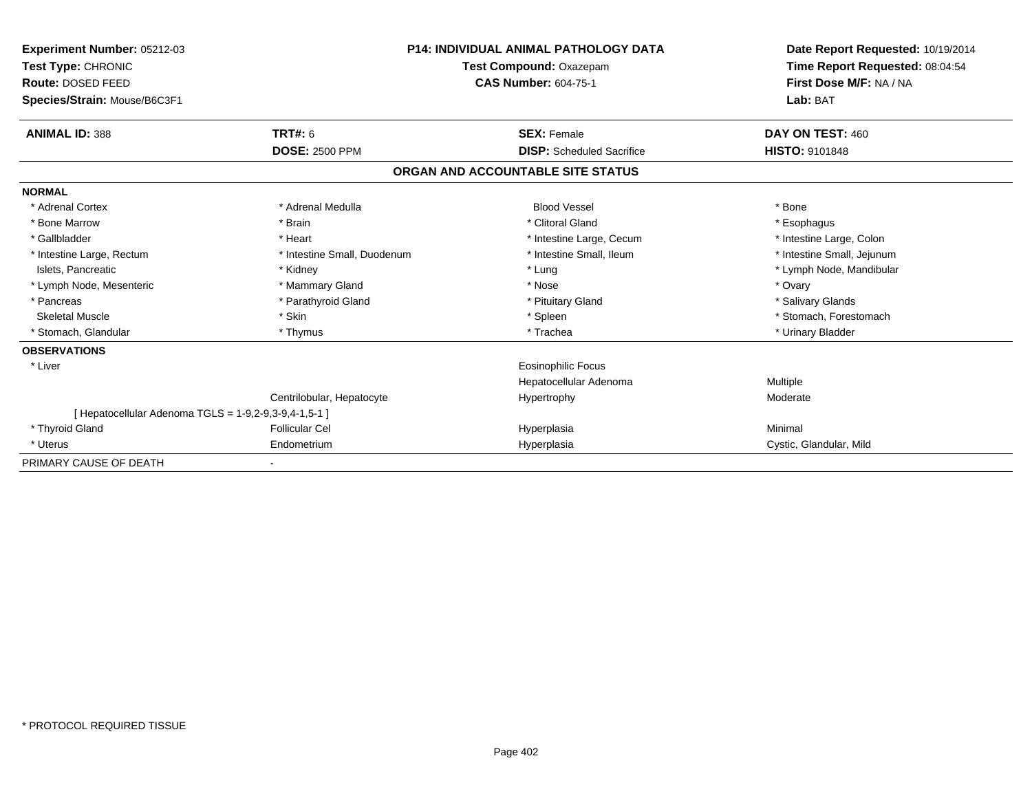**Experiment Number:** 05212-03
**Test Type:** CHRONIC
**Route:** DOSED FEED
**Species/Strain:** Mouse/B6C3F1

**P14: INDIVIDUAL ANIMAL PATHOLOGY DATA**
**Test Compound:** Oxazepam
**CAS Number:** 604-75-1

**Date Report Requested:** 10/19/2014
**Time Report Requested:** 08:04:54
**First Dose M/F:** NA / NA
**Lab:** BAT

| **ANIMAL ID:** 388 | **TRT#:** 6 | **SEX:** Female | **DAY ON TEST:** 460 |
|---|---|---|---|
| | **DOSE:** 2500 PPM | **DISP:** Scheduled Sacrifice | **HISTO:** 9101848 |

## ORGAN AND ACCOUNTABLE SITE STATUS

| | | | |
|---|---|---|---|
| **NORMAL** | | | |
| * Adrenal Cortex | * Adrenal Medulla | Blood Vessel | * Bone |
| * Bone Marrow | * Brain | * Clitoral Gland | * Esophagus |
| * Gallbladder | * Heart | * Intestine Large, Cecum | * Intestine Large, Colon |
| * Intestine Large, Rectum | * Intestine Small, Duodenum | * Intestine Small, Ileum | * Intestine Small, Jejunum |
| Islets, Pancreatic | * Kidney | * Lung | * Lymph Node, Mandibular |
| * Lymph Node, Mesenteric | * Mammary Gland | * Nose | * Ovary |
| * Pancreas | * Parathyroid Gland | * Pituitary Gland | * Salivary Glands |
| Skeletal Muscle | * Skin | * Spleen | * Stomach, Forestomach |
| * Stomach, Glandular | * Thymus | * Trachea | * Urinary Bladder |
| **OBSERVATIONS** | | | |
| * Liver | | Eosinophilic Focus | |
| | | Hepatocellular Adenoma | Multiple |
| | Centrilobular, Hepatocyte | Hypertrophy | Moderate |
| [ Hepatocellular Adenoma TGLS = 1-9,2-9,3-9,4-1,5-1 ] | | | |
| * Thyroid Gland | Follicular Cel | Hyperplasia | Minimal |
| * Uterus | Endometrium | Hyperplasia | Cystic, Glandular, Mild |
| PRIMARY CAUSE OF DEATH | - | | |

* PROTOCOL REQUIRED TISSUE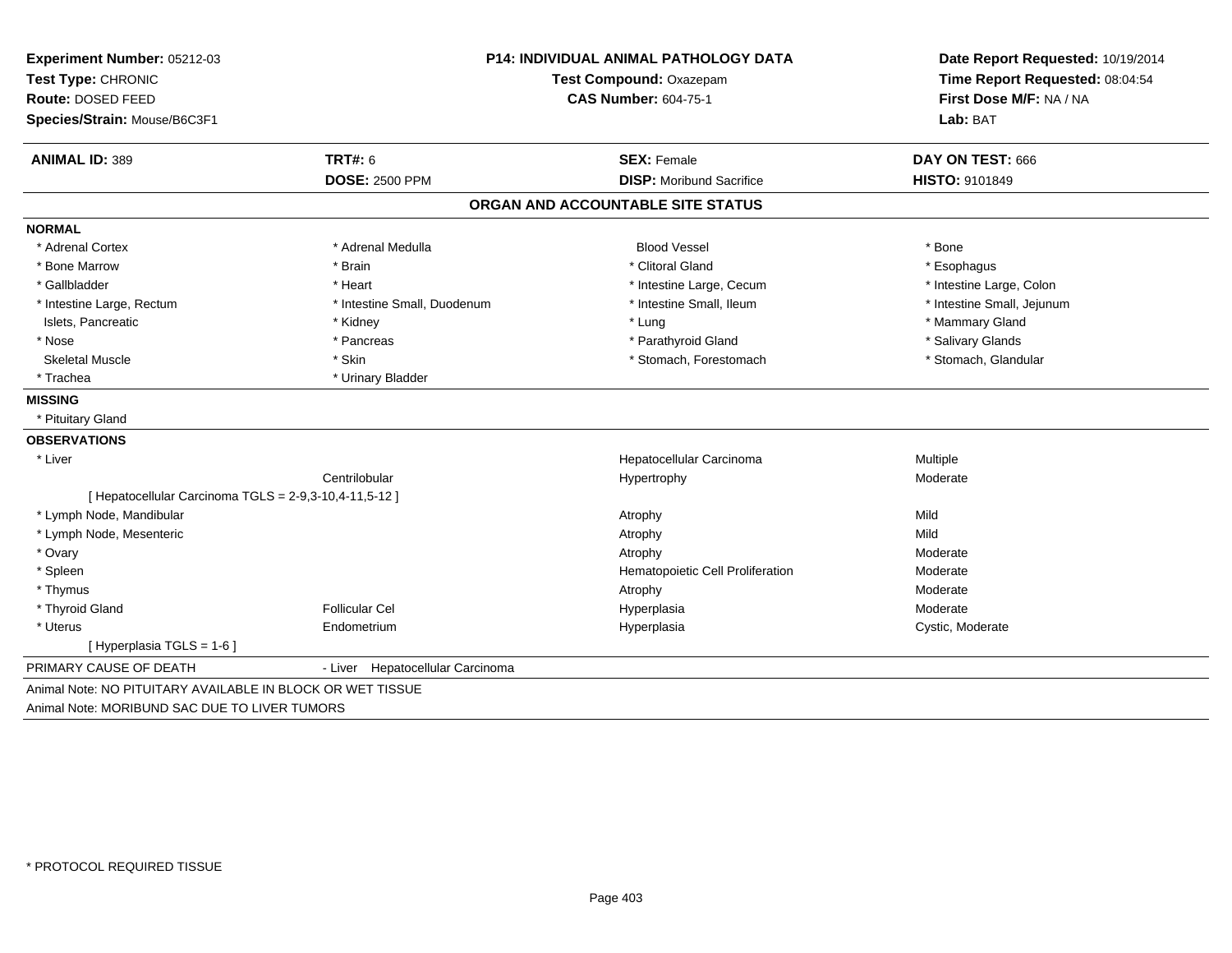**Experiment Number:** 05212-03
**Test Type:** CHRONIC
**Route:** DOSED FEED
**Species/Strain:** Mouse/B6C3F1

**P14: INDIVIDUAL ANIMAL PATHOLOGY DATA**
**Test Compound:** Oxazepam
**CAS Number:** 604-75-1

**Date Report Requested:** 10/19/2014
**Time Report Requested:** 08:04:54
**First Dose M/F:** NA / NA
**Lab:** BAT

| **ANIMAL ID:** 389 | **TRT#:** 6 | **SEX:** Female | **DAY ON TEST:** 666 |
|---|---|---|---|
| | **DOSE:** 2500 PPM | **DISP:** Moribund Sacrifice | **HISTO:** 9101849 |

## ORGAN AND ACCOUNTABLE SITE STATUS

**NORMAL**

| | | | |
|---|---|---|---|
| * Adrenal Cortex | * Adrenal Medulla | Blood Vessel | * Bone |
| * Bone Marrow | * Brain | * Clitoral Gland | * Esophagus |
| * Gallbladder | * Heart | * Intestine Large, Cecum | * Intestine Large, Colon |
| * Intestine Large, Rectum | * Intestine Small, Duodenum | * Intestine Small, Ileum | * Intestine Small, Jejunum |
| Islets, Pancreatic | * Kidney | * Lung | * Mammary Gland |
| * Nose | * Pancreas | * Parathyroid Gland | * Salivary Glands |
| Skeletal Muscle | * Skin | * Stomach, Forestomach | * Stomach, Glandular |
| * Trachea | * Urinary Bladder | | |

**MISSING**

* Pituitary Gland

**OBSERVATIONS**

| | | | |
|---|---|---|---|
| * Liver | | Hepatocellular Carcinoma | Multiple |
| | Centrilobular | Hypertrophy | Moderate |
| [ Hepatocellular Carcinoma TGLS = 2-9,3-10,4-11,5-12 ] | | | |
| * Lymph Node, Mandibular | | Atrophy | Mild |
| * Lymph Node, Mesenteric | | Atrophy | Mild |
| * Ovary | | Atrophy | Moderate |
| * Spleen | | Hematopoietic Cell Proliferation | Moderate |
| * Thymus | | Atrophy | Moderate |
| * Thyroid Gland | Follicular Cel | Hyperplasia | Moderate |
| * Uterus | Endometrium | Hyperplasia | Cystic, Moderate |
| [ Hyperplasia TGLS = 1-6 ] | | | |

PRIMARY CAUSE OF DEATH - Liver Hepatocellular Carcinoma

Animal Note: NO PITUITARY AVAILABLE IN BLOCK OR WET TISSUE

Animal Note: MORIBUND SAC DUE TO LIVER TUMORS

* PROTOCOL REQUIRED TISSUE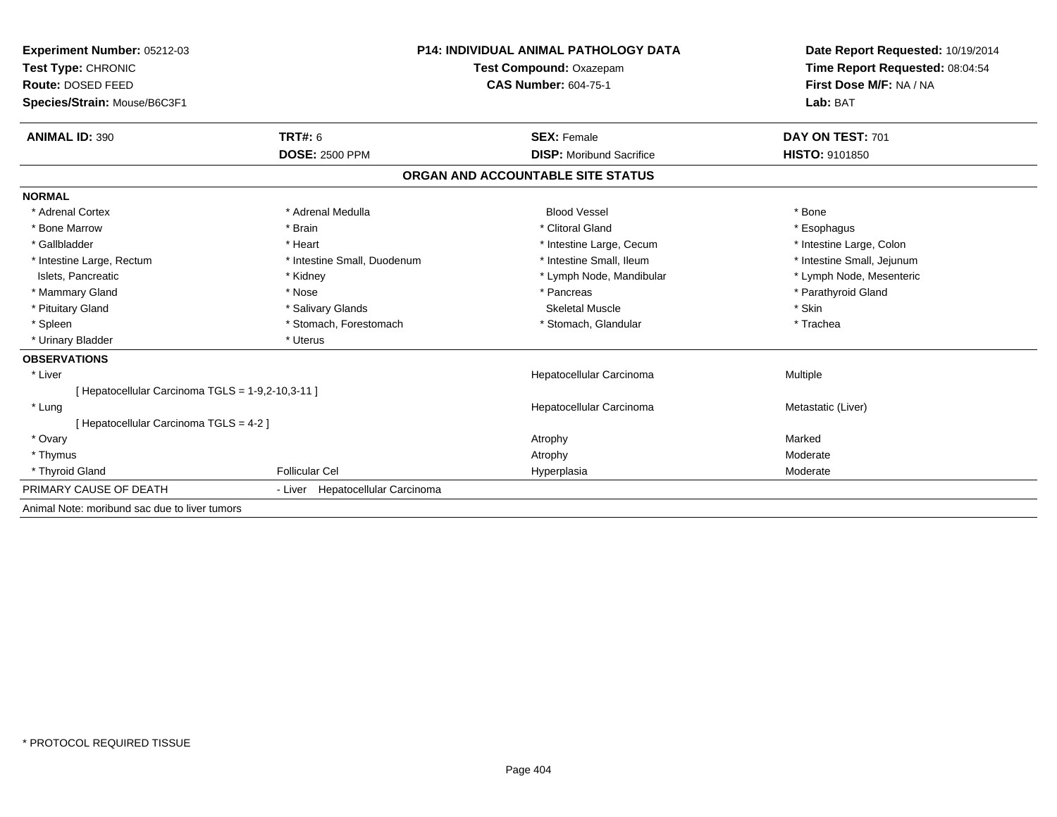**Experiment Number:** 05212-03
**Test Type:** CHRONIC
**Route:** DOSED FEED
**Species/Strain:** Mouse/B6C3F1

**P14: INDIVIDUAL ANIMAL PATHOLOGY DATA**
**Test Compound:** Oxazepam
**CAS Number:** 604-75-1

**Date Report Requested:** 10/19/2014
**Time Report Requested:** 08:04:54
**First Dose M/F:** NA / NA
**Lab:** BAT

| **ANIMAL ID:** 390 | **TRT#:** 6 | **SEX:** Female | **DAY ON TEST:** 701 |
|---|---|---|---|
| | **DOSE:** 2500 PPM | **DISP:** Moribund Sacrifice | **HISTO:** 9101850 |

## ORGAN AND ACCOUNTABLE SITE STATUS

**NORMAL**

| | | | |
|---|---|---|---|
| * Adrenal Cortex | * Adrenal Medulla | Blood Vessel | * Bone |
| * Bone Marrow | * Brain | * Clitoral Gland | * Esophagus |
| * Gallbladder | * Heart | * Intestine Large, Cecum | * Intestine Large, Colon |
| * Intestine Large, Rectum | * Intestine Small, Duodenum | * Intestine Small, Ileum | * Intestine Small, Jejunum |
| Islets, Pancreatic | * Kidney | * Lymph Node, Mandibular | * Lymph Node, Mesenteric |
| * Mammary Gland | * Nose | * Pancreas | * Parathyroid Gland |
| * Pituitary Gland | * Salivary Glands | Skeletal Muscle | * Skin |
| * Spleen | * Stomach, Forestomach | * Stomach, Glandular | * Trachea |
| * Urinary Bladder | * Uterus | | |

**OBSERVATIONS**

| | | | |
|---|---|---|---|
| * Liver | | Hepatocellular Carcinoma | Multiple |
| [ Hepatocellular Carcinoma TGLS = 1-9,2-10,3-11 ] | | | |
| * Lung | | Hepatocellular Carcinoma | Metastatic (Liver) |
| [ Hepatocellular Carcinoma TGLS = 4-2 ] | | | |
| * Ovary | | Atrophy | Marked |
| * Thymus | | Atrophy | Moderate |
| * Thyroid Gland | Follicular Cel | Hyperplasia | Moderate |

PRIMARY CAUSE OF DEATH - Liver Hepatocellular Carcinoma

Animal Note: moribund sac due to liver tumors

\* PROTOCOL REQUIRED TISSUE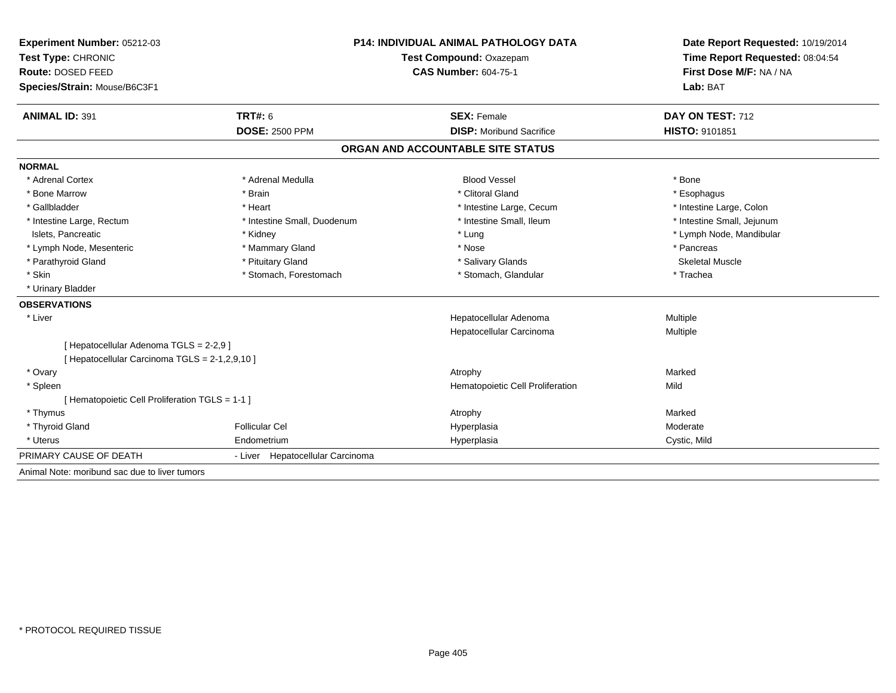**Experiment Number:** 05212-03
**Test Type:** CHRONIC
**Route:** DOSED FEED
**Species/Strain:** Mouse/B6C3F1

**P14: INDIVIDUAL ANIMAL PATHOLOGY DATA**
**Test Compound:** Oxazepam
**CAS Number:** 604-75-1

**Date Report Requested:** 10/19/2014
**Time Report Requested:** 08:04:54
**First Dose M/F:** NA / NA
**Lab:** BAT

| **ANIMAL ID:** 391 | **TRT#:** 6 | **SEX:** Female | **DAY ON TEST:** 712 |
|---|---|---|---|
| | **DOSE:** 2500 PPM | **DISP:** Moribund Sacrifice | **HISTO:** 9101851 |

## ORGAN AND ACCOUNTABLE SITE STATUS

**NORMAL**

| | | | |
|---|---|---|---|
| * Adrenal Cortex | * Adrenal Medulla | Blood Vessel | * Bone |
| * Bone Marrow | * Brain | * Clitoral Gland | * Esophagus |
| * Gallbladder | * Heart | * Intestine Large, Cecum | * Intestine Large, Colon |
| * Intestine Large, Rectum | * Intestine Small, Duodenum | * Intestine Small, Ileum | * Intestine Small, Jejunum |
| Islets, Pancreatic | * Kidney | * Lung | * Lymph Node, Mandibular |
| * Lymph Node, Mesenteric | * Mammary Gland | * Nose | * Pancreas |
| * Parathyroid Gland | * Pituitary Gland | * Salivary Glands | Skeletal Muscle |
| * Skin | * Stomach, Forestomach | * Stomach, Glandular | * Trachea |
| * Urinary Bladder | | | |

**OBSERVATIONS**

| | | | |
|---|---|---|---|
| * Liver | | Hepatocellular Adenoma | Multiple |
| | | Hepatocellular Carcinoma | Multiple |
| [ Hepatocellular Adenoma TGLS = 2-2,9 ] | | | |
| [ Hepatocellular Carcinoma TGLS = 2-1,2,9,10 ] | | | |
| * Ovary | | Atrophy | Marked |
| * Spleen | | Hematopoietic Cell Proliferation | Mild |
| [ Hematopoietic Cell Proliferation TGLS = 1-1 ] | | | |
| * Thymus | | Atrophy | Marked |
| * Thyroid Gland | Follicular Cel | Hyperplasia | Moderate |
| * Uterus | Endometrium | Hyperplasia | Cystic, Mild |

PRIMARY CAUSE OF DEATH - Liver Hepatocellular Carcinoma

Animal Note: moribund sac due to liver tumors

* PROTOCOL REQUIRED TISSUE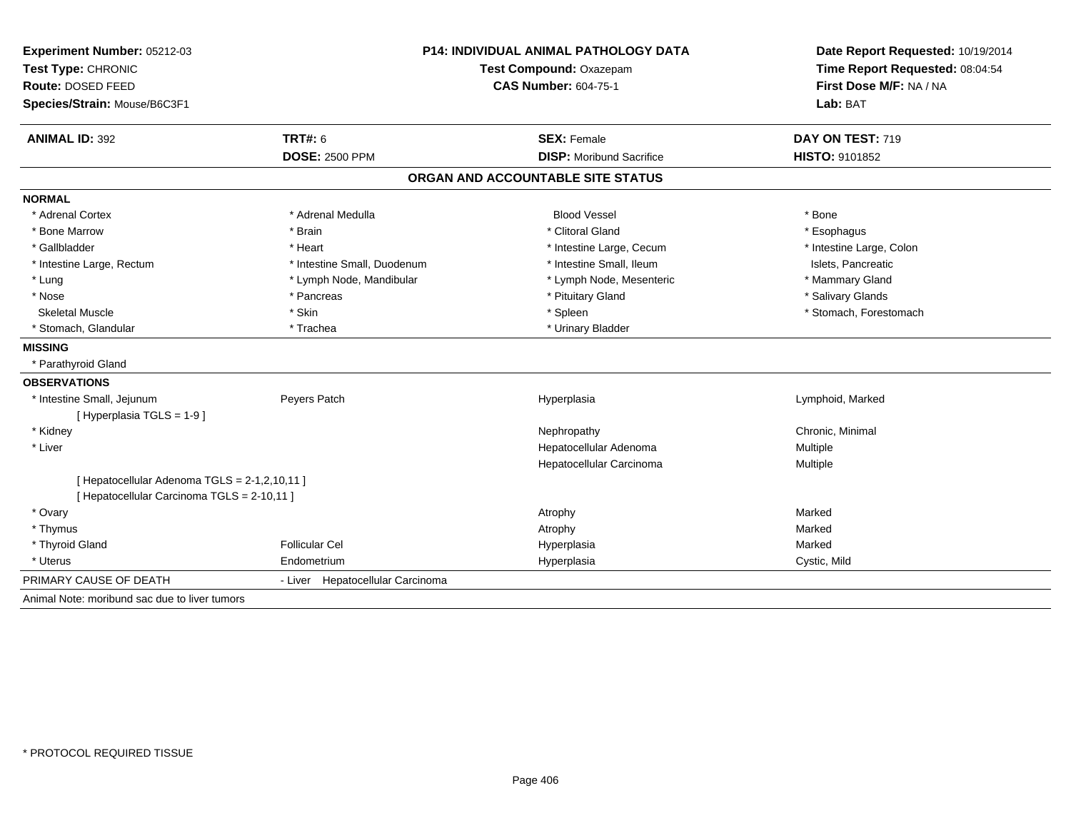**Experiment Number:** 05212-03
**Test Type:** CHRONIC
**Route:** DOSED FEED
**Species/Strain:** Mouse/B6C3F1

**P14: INDIVIDUAL ANIMAL PATHOLOGY DATA**
**Test Compound:** Oxazepam
**CAS Number:** 604-75-1

**Date Report Requested:** 10/19/2014
**Time Report Requested:** 08:04:54
**First Dose M/F:** NA / NA
**Lab:** BAT

| **ANIMAL ID:** 392 | **TRT#:** 6 | **SEX:** Female | **DAY ON TEST:** 719 |
|---|---|---|---|
| | **DOSE:** 2500 PPM | **DISP:** Moribund Sacrifice | **HISTO:** 9101852 |

## ORGAN AND ACCOUNTABLE SITE STATUS

**NORMAL**

| | | | |
|---|---|---|---|
| * Adrenal Cortex | * Adrenal Medulla | Blood Vessel | * Bone |
| * Bone Marrow | * Brain | * Clitoral Gland | * Esophagus |
| * Gallbladder | * Heart | * Intestine Large, Cecum | * Intestine Large, Colon |
| * Intestine Large, Rectum | * Intestine Small, Duodenum | * Intestine Small, Ileum | Islets, Pancreatic |
| * Lung | * Lymph Node, Mandibular | * Lymph Node, Mesenteric | * Mammary Gland |
| * Nose | * Pancreas | * Pituitary Gland | * Salivary Glands |
| Skeletal Muscle | * Skin | * Spleen | * Stomach, Forestomach |
| * Stomach, Glandular | * Trachea | * Urinary Bladder | |

**MISSING**

* Parathyroid Gland

**OBSERVATIONS**

| | | | |
|---|---|---|---|
| * Intestine Small, Jejunum | Peyers Patch | Hyperplasia | Lymphoid, Marked |
| [ Hyperplasia TGLS = 1-9 ] | | | |
| * Kidney | | Nephropathy | Chronic, Minimal |
| * Liver | | Hepatocellular Adenoma | Multiple |
| | | Hepatocellular Carcinoma | Multiple |
| [ Hepatocellular Adenoma TGLS = 2-1,2,10,11 ] | | | |
| [ Hepatocellular Carcinoma TGLS = 2-10,11 ] | | | |
| * Ovary | | Atrophy | Marked |
| * Thymus | | Atrophy | Marked |
| * Thyroid Gland | Follicular Cel | Hyperplasia | Marked |
| * Uterus | Endometrium | Hyperplasia | Cystic, Mild |

PRIMARY CAUSE OF DEATH - Liver Hepatocellular Carcinoma

Animal Note: moribund sac due to liver tumors

* PROTOCOL REQUIRED TISSUE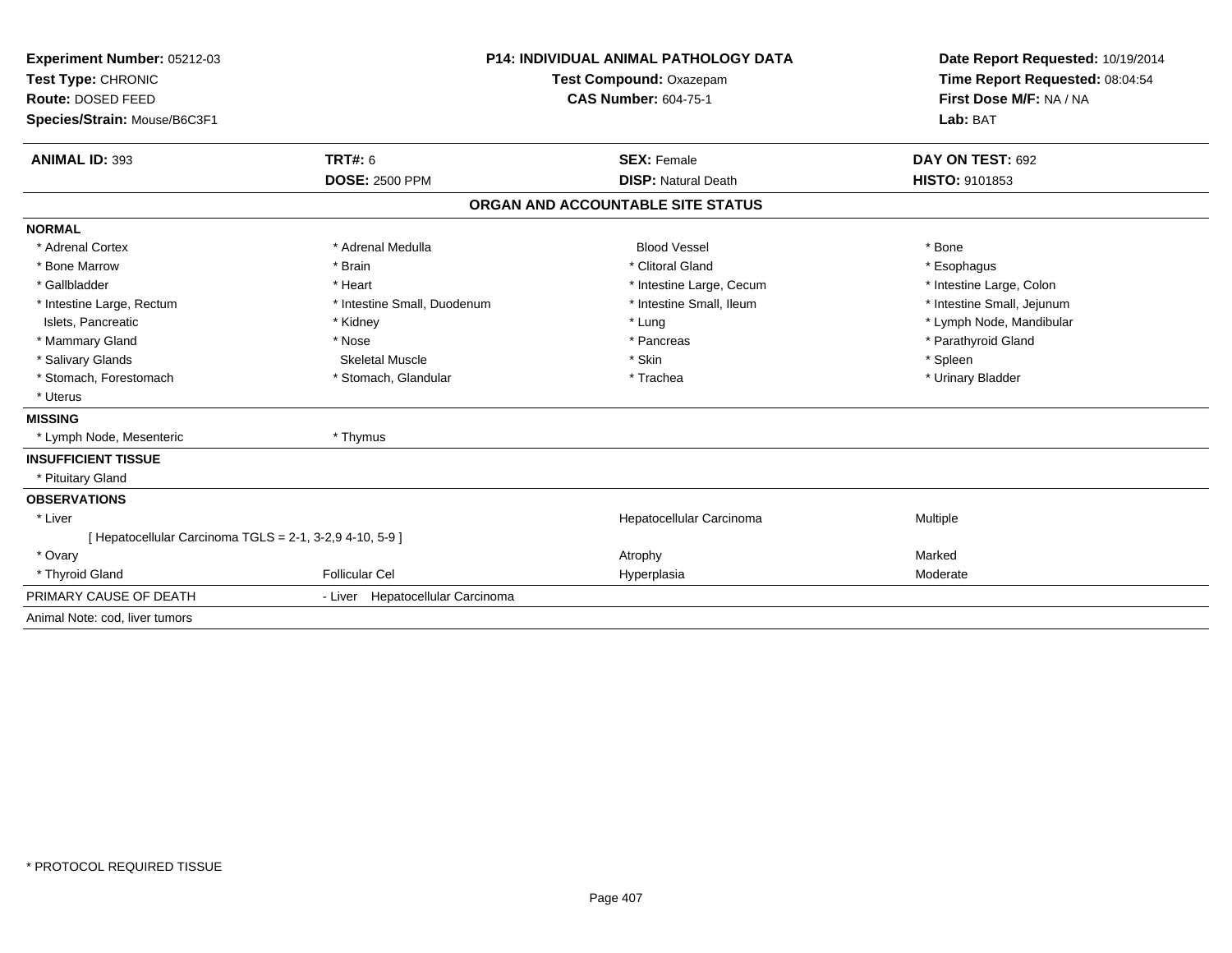**Experiment Number:** 05212-03
**Test Type:** CHRONIC
**Route:** DOSED FEED
**Species/Strain:** Mouse/B6C3F1

**P14: INDIVIDUAL ANIMAL PATHOLOGY DATA**
**Test Compound:** Oxazepam
**CAS Number:** 604-75-1

**Date Report Requested:** 10/19/2014
**Time Report Requested:** 08:04:54
**First Dose M/F:** NA / NA
**Lab:** BAT

| **ANIMAL ID:** 393 | **TRT#:** 6 | **SEX:** Female | **DAY ON TEST:** 692 |
|---|---|---|---|
| | **DOSE:** 2500 PPM | **DISP:** Natural Death | **HISTO:** 9101853 |

## ORGAN AND ACCOUNTABLE SITE STATUS

**NORMAL**

| | | | |
|---|---|---|---|
| * Adrenal Cortex | * Adrenal Medulla | Blood Vessel | * Bone |
| * Bone Marrow | * Brain | * Clitoral Gland | * Esophagus |
| * Gallbladder | * Heart | * Intestine Large, Cecum | * Intestine Large, Colon |
| * Intestine Large, Rectum | * Intestine Small, Duodenum | * Intestine Small, Ileum | * Intestine Small, Jejunum |
| Islets, Pancreatic | * Kidney | * Lung | * Lymph Node, Mandibular |
| * Mammary Gland | * Nose | * Pancreas | * Parathyroid Gland |
| * Salivary Glands | Skeletal Muscle | * Skin | * Spleen |
| * Stomach, Forestomach | * Stomach, Glandular | * Trachea | * Urinary Bladder |
| * Uterus | | | |

**MISSING**

| | |
|---|---|
| * Lymph Node, Mesenteric | * Thymus |

**INSUFFICIENT TISSUE**

* Pituitary Gland

**OBSERVATIONS**

| | | | |
|---|---|---|---|
| * Liver | | Hepatocellular Carcinoma | Multiple |
| [ Hepatocellular Carcinoma TGLS = 2-1, 3-2,9 4-10, 5-9 ] | | | |
| * Ovary | | Atrophy | Marked |
| * Thyroid Gland | Follicular Cel | Hyperplasia | Moderate |

PRIMARY CAUSE OF DEATH - Liver Hepatocellular Carcinoma

Animal Note: cod, liver tumors

\* PROTOCOL REQUIRED TISSUE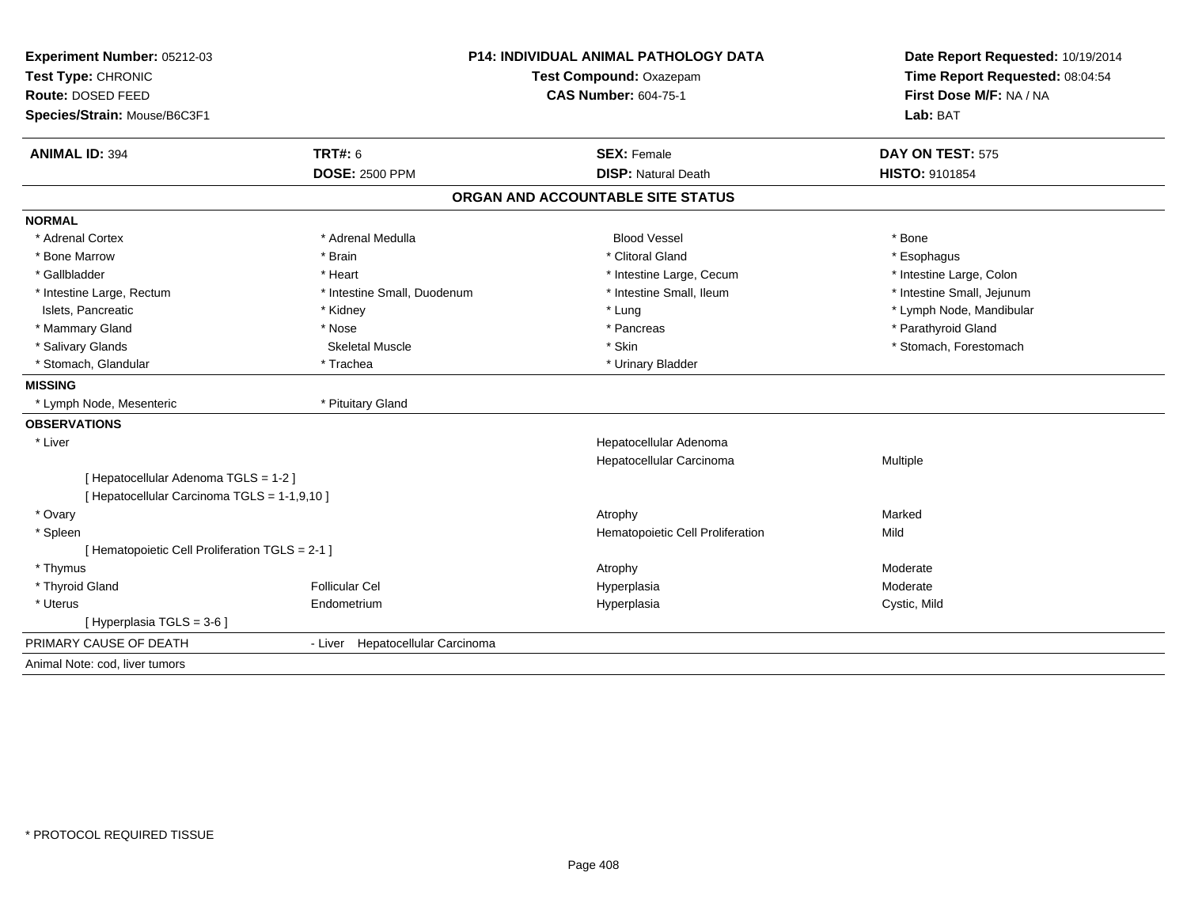**Experiment Number:** 05212-03
**Test Type:** CHRONIC
**Route:** DOSED FEED
**Species/Strain:** Mouse/B6C3F1

**P14: INDIVIDUAL ANIMAL PATHOLOGY DATA**
**Test Compound:** Oxazepam
**CAS Number:** 604-75-1

**Date Report Requested:** 10/19/2014
**Time Report Requested:** 08:04:54
**First Dose M/F:** NA / NA
**Lab:** BAT

| **ANIMAL ID:** 394 | **TRT#:** 6 | **SEX:** Female | **DAY ON TEST:** 575 |
|---|---|---|---|
| | **DOSE:** 2500 PPM | **DISP:** Natural Death | **HISTO:** 9101854 |

## ORGAN AND ACCOUNTABLE SITE STATUS

**NORMAL**

| | | | |
|---|---|---|---|
| * Adrenal Cortex | * Adrenal Medulla | Blood Vessel | * Bone |
| * Bone Marrow | * Brain | * Clitoral Gland | * Esophagus |
| * Gallbladder | * Heart | * Intestine Large, Cecum | * Intestine Large, Colon |
| * Intestine Large, Rectum | * Intestine Small, Duodenum | * Intestine Small, Ileum | * Intestine Small, Jejunum |
| Islets, Pancreatic | * Kidney | * Lung | * Lymph Node, Mandibular |
| * Mammary Gland | * Nose | * Pancreas | * Parathyroid Gland |
| * Salivary Glands | Skeletal Muscle | * Skin | * Stomach, Forestomach |
| * Stomach, Glandular | * Trachea | * Urinary Bladder | |

**MISSING**

| | |
|---|---|
| * Lymph Node, Mesenteric | * Pituitary Gland |

**OBSERVATIONS**

| | | | |
|---|---|---|---|
| * Liver | | Hepatocellular Adenoma | |
| | | Hepatocellular Carcinoma | Multiple |
| [ Hepatocellular Adenoma TGLS = 1-2 ] | | | |
| [ Hepatocellular Carcinoma TGLS = 1-1,9,10 ] | | | |
| * Ovary | | Atrophy | Marked |
| * Spleen | | Hematopoietic Cell Proliferation | Mild |
| [ Hematopoietic Cell Proliferation TGLS = 2-1 ] | | | |
| * Thymus | | Atrophy | Moderate |
| * Thyroid Gland | Follicular Cel | Hyperplasia | Moderate |
| * Uterus | Endometrium | Hyperplasia | Cystic, Mild |
| [ Hyperplasia TGLS = 3-6 ] | | | |

PRIMARY CAUSE OF DEATH - Liver Hepatocellular Carcinoma

Animal Note: cod, liver tumors

* PROTOCOL REQUIRED TISSUE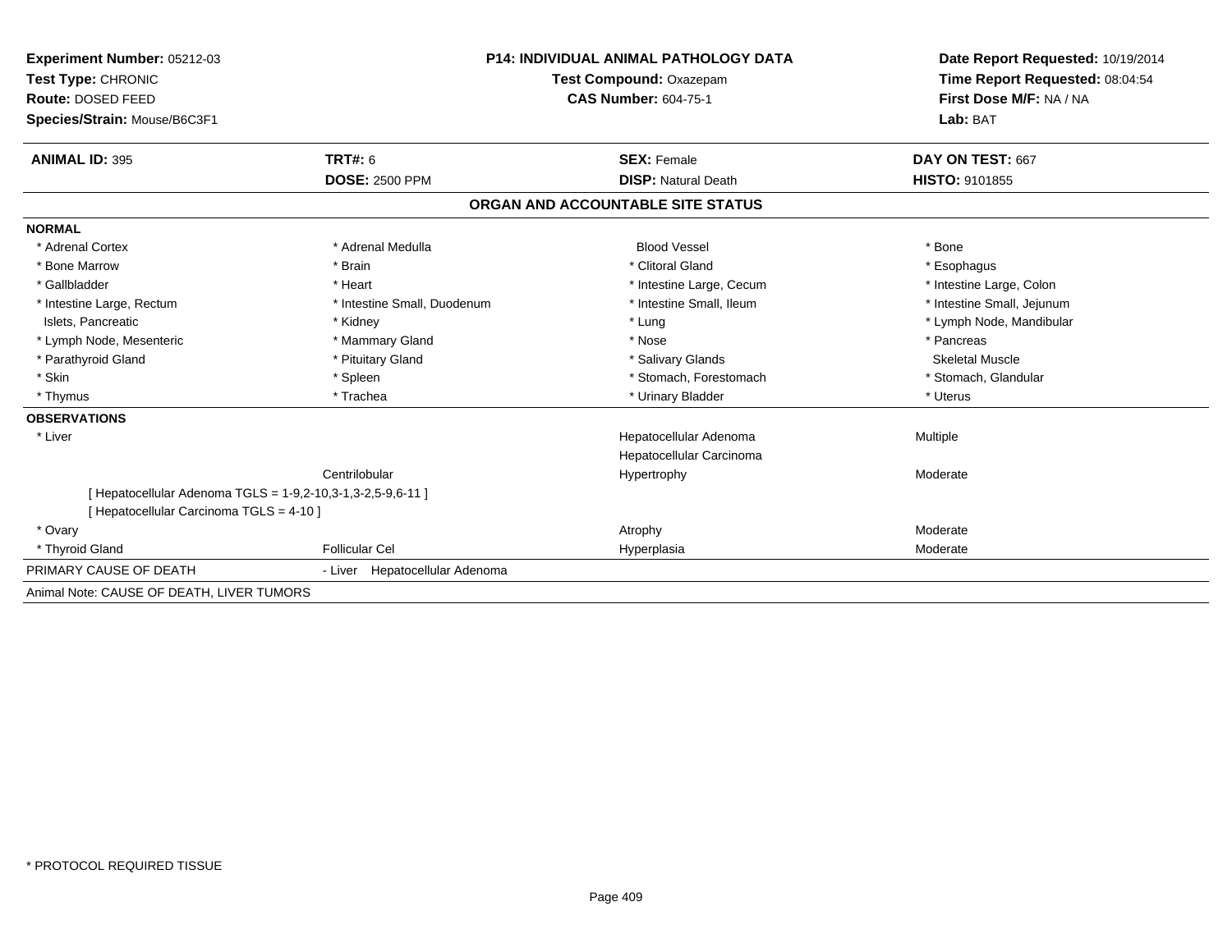**Experiment Number:** 05212-03
**Test Type:** CHRONIC
**Route:** DOSED FEED
**Species/Strain:** Mouse/B6C3F1

**P14: INDIVIDUAL ANIMAL PATHOLOGY DATA**
**Test Compound:** Oxazepam
**CAS Number:** 604-75-1

**Date Report Requested:** 10/19/2014
**Time Report Requested:** 08:04:54
**First Dose M/F:** NA / NA
**Lab:** BAT

| **ANIMAL ID:** 395 | **TRT#:** 6 | **SEX:** Female | **DAY ON TEST:** 667 |
|---|---|---|---|
| | **DOSE:** 2500 PPM | **DISP:** Natural Death | **HISTO:** 9101855 |

## ORGAN AND ACCOUNTABLE SITE STATUS

**NORMAL**

| | | | |
|---|---|---|---|
| * Adrenal Cortex | * Adrenal Medulla | Blood Vessel | * Bone |
| * Bone Marrow | * Brain | * Clitoral Gland | * Esophagus |
| * Gallbladder | * Heart | * Intestine Large, Cecum | * Intestine Large, Colon |
| * Intestine Large, Rectum | * Intestine Small, Duodenum | * Intestine Small, Ileum | * Intestine Small, Jejunum |
| Islets, Pancreatic | * Kidney | * Lung | * Lymph Node, Mandibular |
| * Lymph Node, Mesenteric | * Mammary Gland | * Nose | * Pancreas |
| * Parathyroid Gland | * Pituitary Gland | * Salivary Glands | Skeletal Muscle |
| * Skin | * Spleen | * Stomach, Forestomach | * Stomach, Glandular |
| * Thymus | * Trachea | * Urinary Bladder | * Uterus |

**OBSERVATIONS**

| | | | |
|---|---|---|---|
| * Liver | | Hepatocellular Adenoma | Multiple |
| | | Hepatocellular Carcinoma | |
| | Centrilobular | Hypertrophy | Moderate |

[ Hepatocellular Adenoma TGLS = 1-9,2-10,3-1,3-2,5-9,6-11 ]
[ Hepatocellular Carcinoma TGLS = 4-10 ]

| | | | |
|---|---|---|---|
| * Ovary | | Atrophy | Moderate |
| * Thyroid Gland | Follicular Cel | Hyperplasia | Moderate |

PRIMARY CAUSE OF DEATH - Liver Hepatocellular Adenoma

Animal Note: CAUSE OF DEATH, LIVER TUMORS

* PROTOCOL REQUIRED TISSUE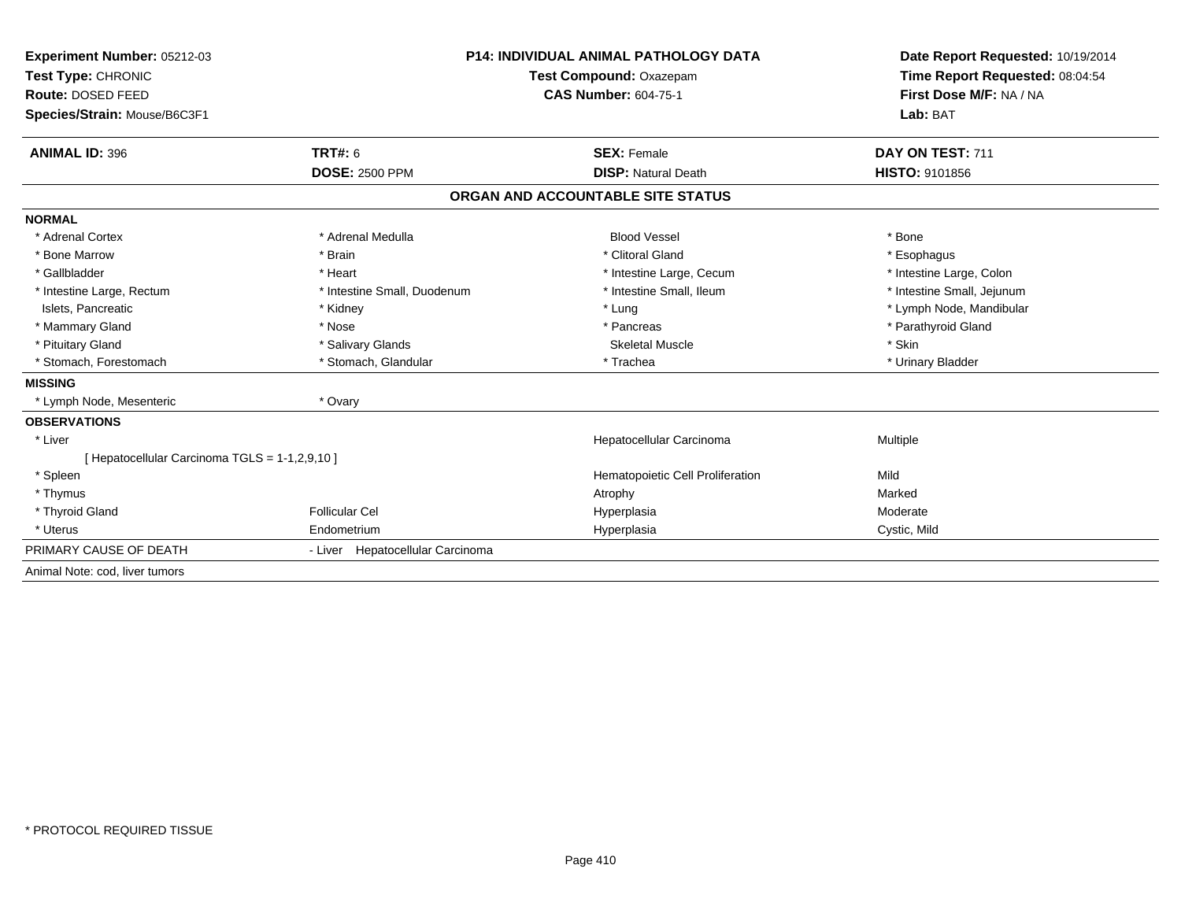**Experiment Number:** 05212-03
**Test Type:** CHRONIC
**Route:** DOSED FEED
**Species/Strain:** Mouse/B6C3F1

**P14: INDIVIDUAL ANIMAL PATHOLOGY DATA**
**Test Compound:** Oxazepam
**CAS Number:** 604-75-1

**Date Report Requested:** 10/19/2014
**Time Report Requested:** 08:04:54
**First Dose M/F:** NA / NA
**Lab:** BAT

| **ANIMAL ID:** 396 | **TRT#:** 6 | **SEX:** Female | **DAY ON TEST:** 711 |
|---|---|---|---|
| | **DOSE:** 2500 PPM | **DISP:** Natural Death | **HISTO:** 9101856 |

## ORGAN AND ACCOUNTABLE SITE STATUS

| | | | |
|---|---|---|---|
| **NORMAL** | | | |
| * Adrenal Cortex | * Adrenal Medulla | Blood Vessel | * Bone |
| * Bone Marrow | * Brain | * Clitoral Gland | * Esophagus |
| * Gallbladder | * Heart | * Intestine Large, Cecum | * Intestine Large, Colon |
| * Intestine Large, Rectum | * Intestine Small, Duodenum | * Intestine Small, Ileum | * Intestine Small, Jejunum |
| Islets, Pancreatic | * Kidney | * Lung | * Lymph Node, Mandibular |
| * Mammary Gland | * Nose | * Pancreas | * Parathyroid Gland |
| * Pituitary Gland | * Salivary Glands | Skeletal Muscle | * Skin |
| * Stomach, Forestomach | * Stomach, Glandular | * Trachea | * Urinary Bladder |
| **MISSING** | | | |
| * Lymph Node, Mesenteric | * Ovary | | |
| **OBSERVATIONS** | | | |
| * Liver | | Hepatocellular Carcinoma | Multiple |
| [ Hepatocellular Carcinoma TGLS = 1-1,2,9,10 ] | | | |
| * Spleen | | Hematopoietic Cell Proliferation | Mild |
| * Thymus | | Atrophy | Marked |
| * Thyroid Gland | Follicular Cel | Hyperplasia | Moderate |
| * Uterus | Endometrium | Hyperplasia | Cystic, Mild |
| PRIMARY CAUSE OF DEATH | - Liver Hepatocellular Carcinoma | | |

Animal Note: cod, liver tumors

* PROTOCOL REQUIRED TISSUE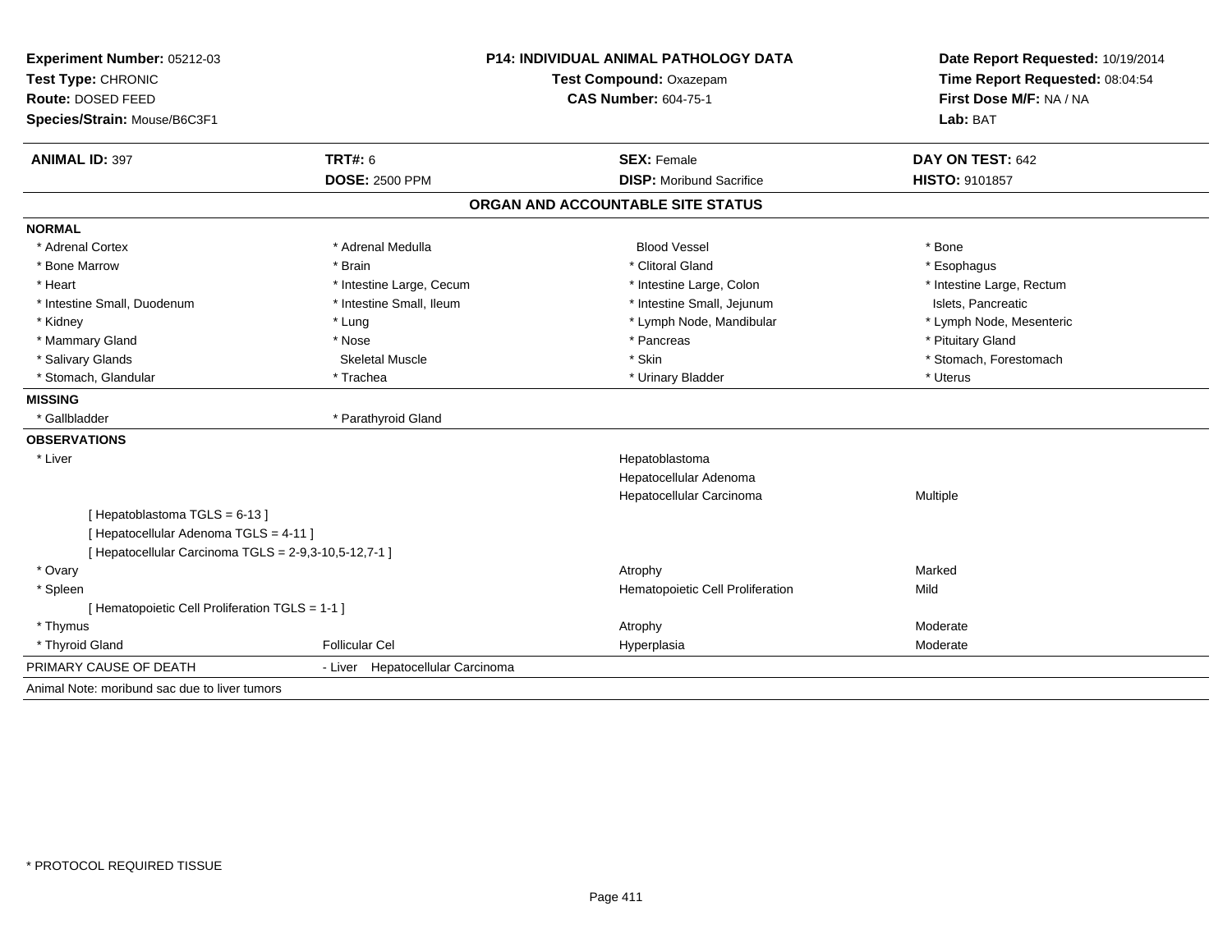**Experiment Number:** 05212-03
**Test Type:** CHRONIC
**Route:** DOSED FEED
**Species/Strain:** Mouse/B6C3F1

**P14: INDIVIDUAL ANIMAL PATHOLOGY DATA**
**Test Compound:** Oxazepam
**CAS Number:** 604-75-1

**Date Report Requested:** 10/19/2014
**Time Report Requested:** 08:04:54
**First Dose M/F:** NA / NA
**Lab:** BAT

| **ANIMAL ID:** 397 | **TRT#:** 6 | **SEX:** Female | **DAY ON TEST:** 642 |
|---|---|---|---|
| | **DOSE:** 2500 PPM | **DISP:** Moribund Sacrifice | **HISTO:** 9101857 |

## ORGAN AND ACCOUNTABLE SITE STATUS

**NORMAL**

| | | | |
|---|---|---|---|
| * Adrenal Cortex | * Adrenal Medulla | Blood Vessel | * Bone |
| * Bone Marrow | * Brain | * Clitoral Gland | * Esophagus |
| * Heart | * Intestine Large, Cecum | * Intestine Large, Colon | * Intestine Large, Rectum |
| * Intestine Small, Duodenum | * Intestine Small, Ileum | * Intestine Small, Jejunum | Islets, Pancreatic |
| * Kidney | * Lung | * Lymph Node, Mandibular | * Lymph Node, Mesenteric |
| * Mammary Gland | * Nose | * Pancreas | * Pituitary Gland |
| * Salivary Glands | Skeletal Muscle | * Skin | * Stomach, Forestomach |
| * Stomach, Glandular | * Trachea | * Urinary Bladder | * Uterus |

**MISSING**

* Gallbladder
* Parathyroid Gland

**OBSERVATIONS**

| | | | |
|---|---|---|---|
| * Liver | | Hepatoblastoma | |
| | | Hepatocellular Adenoma | |
| | | Hepatocellular Carcinoma | Multiple |
| [ Hepatoblastoma TGLS = 6-13 ] | | | |
| [ Hepatocellular Adenoma TGLS = 4-11 ] | | | |
| [ Hepatocellular Carcinoma TGLS = 2-9,3-10,5-12,7-1 ] | | | |
| * Ovary | | Atrophy | Marked |
| * Spleen | | Hematopoietic Cell Proliferation | Mild |
| [ Hematopoietic Cell Proliferation TGLS = 1-1 ] | | | |
| * Thymus | | Atrophy | Moderate |
| * Thyroid Gland | Follicular Cel | Hyperplasia | Moderate |

PRIMARY CAUSE OF DEATH - Liver Hepatocellular Carcinoma

Animal Note: moribund sac due to liver tumors

* PROTOCOL REQUIRED TISSUE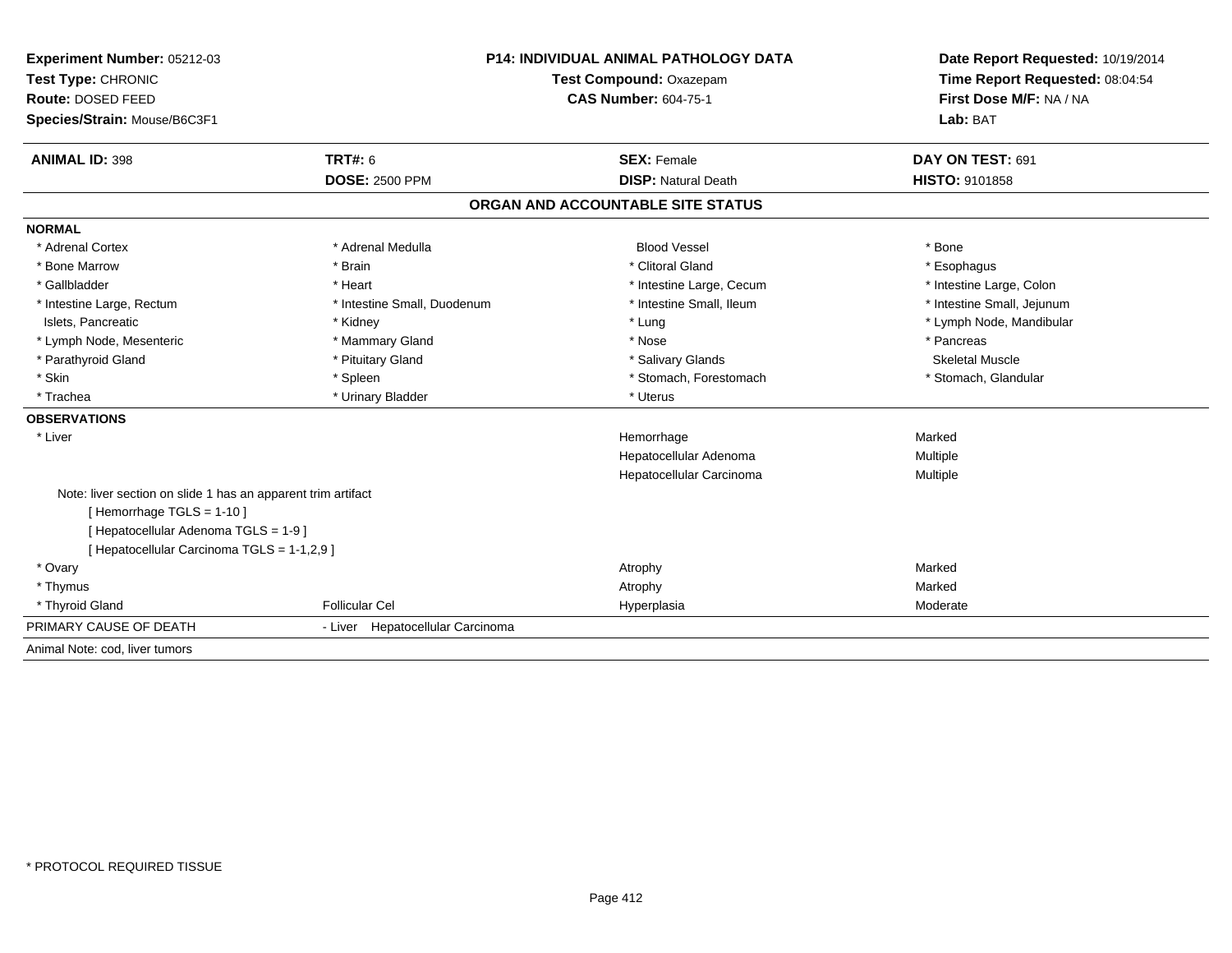**Experiment Number:** 05212-03
**Test Type:** CHRONIC
**Route:** DOSED FEED
**Species/Strain:** Mouse/B6C3F1

**P14: INDIVIDUAL ANIMAL PATHOLOGY DATA**
**Test Compound:** Oxazepam
**CAS Number:** 604-75-1

**Date Report Requested:** 10/19/2014
**Time Report Requested:** 08:04:54
**First Dose M/F:** NA / NA
**Lab:** BAT

| **ANIMAL ID:** 398 | **TRT#:** 6 | **SEX:** Female | **DAY ON TEST:** 691 |
|---|---|---|---|
| | **DOSE:** 2500 PPM | **DISP:** Natural Death | **HISTO:** 9101858 |

## ORGAN AND ACCOUNTABLE SITE STATUS

**NORMAL**

| | | | |
|---|---|---|---|
| * Adrenal Cortex | * Adrenal Medulla | Blood Vessel | * Bone |
| * Bone Marrow | * Brain | * Clitoral Gland | * Esophagus |
| * Gallbladder | * Heart | * Intestine Large, Cecum | * Intestine Large, Colon |
| * Intestine Large, Rectum | * Intestine Small, Duodenum | * Intestine Small, Ileum | * Intestine Small, Jejunum |
| Islets, Pancreatic | * Kidney | * Lung | * Lymph Node, Mandibular |
| * Lymph Node, Mesenteric | * Mammary Gland | * Nose | * Pancreas |
| * Parathyroid Gland | * Pituitary Gland | * Salivary Glands | Skeletal Muscle |
| * Skin | * Spleen | * Stomach, Forestomach | * Stomach, Glandular |
| * Trachea | * Urinary Bladder | * Uterus | |

**OBSERVATIONS**

| | | | |
|---|---|---|---|
| * Liver | | Hemorrhage | Marked |
| | | Hepatocellular Adenoma | Multiple |
| | | Hepatocellular Carcinoma | Multiple |

Note: liver section on slide 1 has an apparent trim artifact
[ Hemorrhage TGLS = 1-10 ]
[ Hepatocellular Adenoma TGLS = 1-9 ]
[ Hepatocellular Carcinoma TGLS = 1-1,2,9 ]

| | | | |
|---|---|---|---|
| * Ovary | | Atrophy | Marked |
| * Thymus | | Atrophy | Marked |
| * Thyroid Gland | Follicular Cel | Hyperplasia | Moderate |

PRIMARY CAUSE OF DEATH - Liver Hepatocellular Carcinoma

Animal Note: cod, liver tumors

* PROTOCOL REQUIRED TISSUE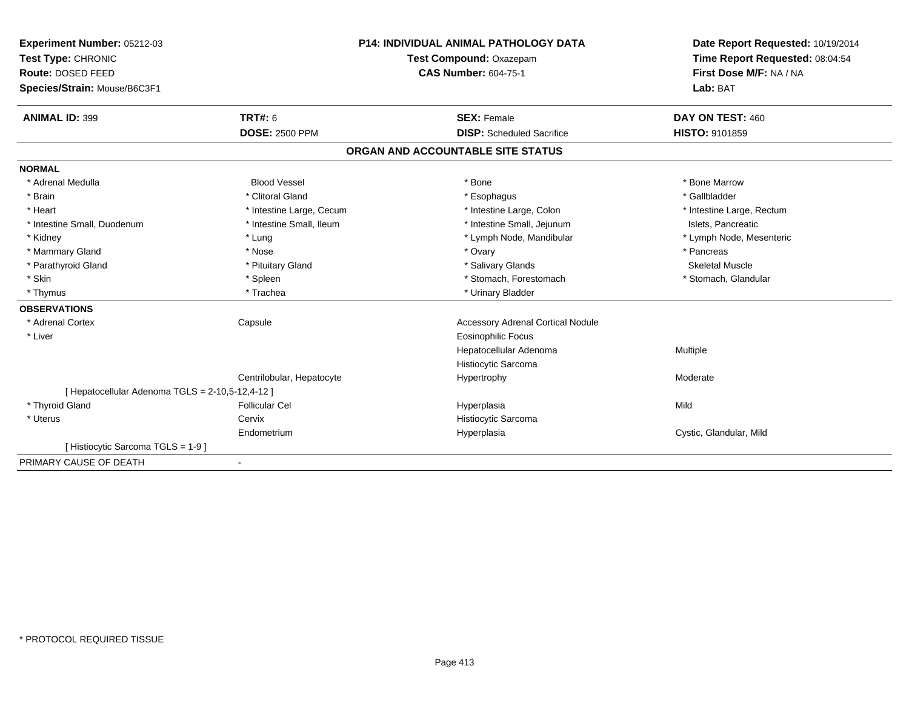| **Experiment Number:** 05212-03 | **P14: INDIVIDUAL ANIMAL PATHOLOGY DATA** | **Date Report Requested:** 10/19/2014 |
|---|---|---|
| **Test Type:** CHRONIC | **Test Compound:** Oxazepam | **Time Report Requested:** 08:04:54 |
| **Route:** DOSED FEED | **CAS Number:** 604-75-1 | **First Dose M/F:** NA / NA |
| **Species/Strain:** Mouse/B6C3F1 | | **Lab:** BAT |

| **ANIMAL ID:** 399 | **TRT#:** 6 | **SEX:** Female | **DAY ON TEST:** 460 |
|---|---|---|---|
| | **DOSE:** 2500 PPM | **DISP:** Scheduled Sacrifice | **HISTO:** 9101859 |

## ORGAN AND ACCOUNTABLE SITE STATUS

| | | | |
|---|---|---|---|
| **NORMAL** | | | |
| * Adrenal Medulla | Blood Vessel | * Bone | * Bone Marrow |
| * Brain | * Clitoral Gland | * Esophagus | * Gallbladder |
| * Heart | * Intestine Large, Cecum | * Intestine Large, Colon | * Intestine Large, Rectum |
| * Intestine Small, Duodenum | * Intestine Small, Ileum | * Intestine Small, Jejunum | Islets, Pancreatic |
| * Kidney | * Lung | * Lymph Node, Mandibular | * Lymph Node, Mesenteric |
| * Mammary Gland | * Nose | * Ovary | * Pancreas |
| * Parathyroid Gland | * Pituitary Gland | * Salivary Glands | Skeletal Muscle |
| * Skin | * Spleen | * Stomach, Forestomach | * Stomach, Glandular |
| * Thymus | * Trachea | * Urinary Bladder | |
| **OBSERVATIONS** | | | |
| * Adrenal Cortex | Capsule | Accessory Adrenal Cortical Nodule | |
| * Liver | | Eosinophilic Focus | |
| | | Hepatocellular Adenoma | Multiple |
| | | Histiocytic Sarcoma | |
| | Centrilobular, Hepatocyte | Hypertrophy | Moderate |
| [ Hepatocellular Adenoma TGLS = 2-10,5-12,4-12 ] | | | |
| * Thyroid Gland | Follicular Cel | Hyperplasia | Mild |
| * Uterus | Cervix | Histiocytic Sarcoma | |
| | Endometrium | Hyperplasia | Cystic, Glandular, Mild |
| [ Histiocytic Sarcoma TGLS = 1-9 ] | | | |
| PRIMARY CAUSE OF DEATH | - | | |

* PROTOCOL REQUIRED TISSUE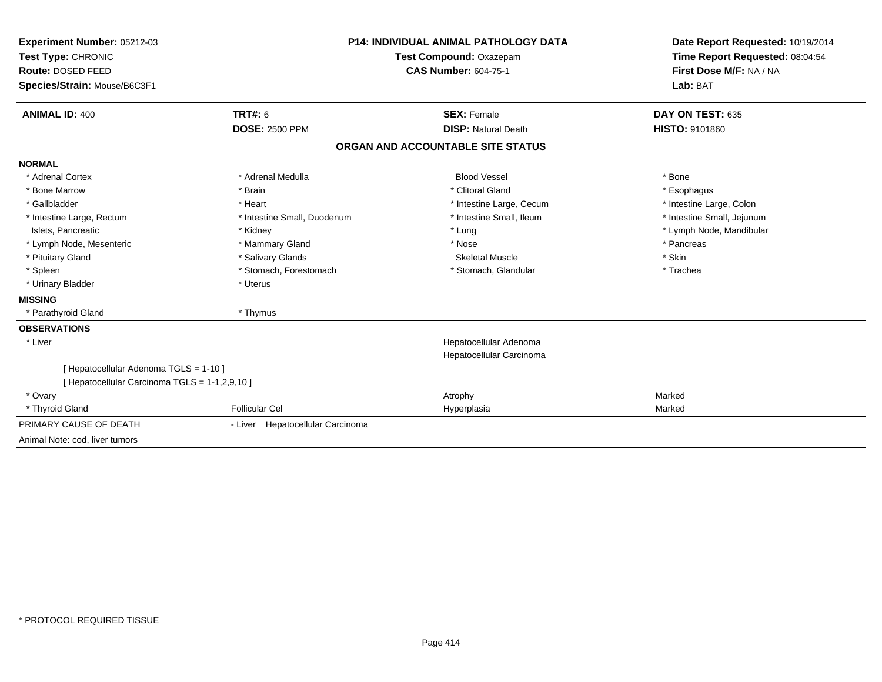**Experiment Number:** 05212-03
**Test Type:** CHRONIC
**Route:** DOSED FEED
**Species/Strain:** Mouse/B6C3F1

**P14: INDIVIDUAL ANIMAL PATHOLOGY DATA**
**Test Compound:** Oxazepam
**CAS Number:** 604-75-1

**Date Report Requested:** 10/19/2014
**Time Report Requested:** 08:04:54
**First Dose M/F:** NA / NA
**Lab:** BAT

| **ANIMAL ID:** 400 | **TRT#:** 6 | **SEX:** Female | **DAY ON TEST:** 635 |
|---|---|---|---|
| | **DOSE:** 2500 PPM | **DISP:** Natural Death | **HISTO:** 9101860 |

## ORGAN AND ACCOUNTABLE SITE STATUS

**NORMAL**

| | | | |
|---|---|---|---|
| * Adrenal Cortex | * Adrenal Medulla | Blood Vessel | * Bone |
| * Bone Marrow | * Brain | * Clitoral Gland | * Esophagus |
| * Gallbladder | * Heart | * Intestine Large, Cecum | * Intestine Large, Colon |
| * Intestine Large, Rectum | * Intestine Small, Duodenum | * Intestine Small, Ileum | * Intestine Small, Jejunum |
| Islets, Pancreatic | * Kidney | * Lung | * Lymph Node, Mandibular |
| * Lymph Node, Mesenteric | * Mammary Gland | * Nose | * Pancreas |
| * Pituitary Gland | * Salivary Glands | Skeletal Muscle | * Skin |
| * Spleen | * Stomach, Forestomach | * Stomach, Glandular | * Trachea |
| * Urinary Bladder | * Uterus | | |

**MISSING**

| | |
|---|---|
| * Parathyroid Gland | * Thymus |

**OBSERVATIONS**

| | | | |
|---|---|---|---|
| * Liver | | Hepatocellular Adenoma | |
| | | Hepatocellular Carcinoma | |
| [ Hepatocellular Adenoma TGLS = 1-10 ] | | | |
| [ Hepatocellular Carcinoma TGLS = 1-1,2,9,10 ] | | | |
| * Ovary | | Atrophy | Marked |
| * Thyroid Gland | Follicular Cel | Hyperplasia | Marked |

PRIMARY CAUSE OF DEATH - Liver Hepatocellular Carcinoma

Animal Note: cod, liver tumors

* PROTOCOL REQUIRED TISSUE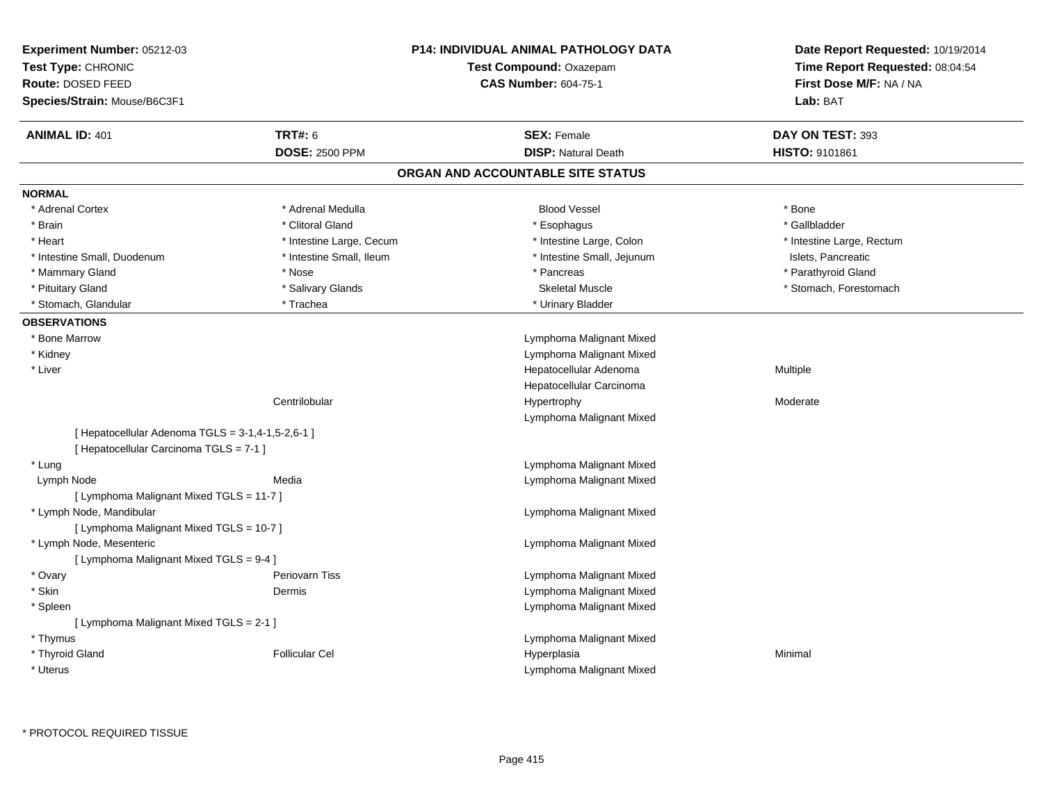**Experiment Number:** 05212-03
**Test Type:** CHRONIC
**Route:** DOSED FEED
**Species/Strain:** Mouse/B6C3F1

**P14: INDIVIDUAL ANIMAL PATHOLOGY DATA**
**Test Compound:** Oxazepam
**CAS Number:** 604-75-1

**Date Report Requested:** 10/19/2014
**Time Report Requested:** 08:04:54
**First Dose M/F:** NA / NA
**Lab:** BAT

| **ANIMAL ID:** 401 | **TRT#:** 6 | **SEX:** Female | **DAY ON TEST:** 393 |
|---|---|---|---|
| | **DOSE:** 2500 PPM | **DISP:** Natural Death | **HISTO:** 9101861 |

## ORGAN AND ACCOUNTABLE SITE STATUS

**NORMAL**

| | | | |
|---|---|---|---|
| * Adrenal Cortex | * Adrenal Medulla | Blood Vessel | * Bone |
| * Brain | * Clitoral Gland | * Esophagus | * Gallbladder |
| * Heart | * Intestine Large, Cecum | * Intestine Large, Colon | * Intestine Large, Rectum |
| * Intestine Small, Duodenum | * Intestine Small, Ileum | * Intestine Small, Jejunum | Islets, Pancreatic |
| * Mammary Gland | * Nose | * Pancreas | * Parathyroid Gland |
| * Pituitary Gland | * Salivary Glands | Skeletal Muscle | * Stomach, Forestomach |
| * Stomach, Glandular | * Trachea | * Urinary Bladder | |

**OBSERVATIONS**

| | | | |
|---|---|---|---|
| * Bone Marrow | | Lymphoma Malignant Mixed | |
| * Kidney | | Lymphoma Malignant Mixed | |
| * Liver | | Hepatocellular Adenoma | Multiple |
| | | Hepatocellular Carcinoma | |
| | Centrilobular | Hypertrophy | Moderate |
| | | Lymphoma Malignant Mixed | |
| [ Hepatocellular Adenoma TGLS = 3-1,4-1,5-2,6-1 ] | | | |
| [ Hepatocellular Carcinoma TGLS = 7-1 ] | | | |
| * Lung | | Lymphoma Malignant Mixed | |
| Lymph Node | Media | Lymphoma Malignant Mixed | |
| [ Lymphoma Malignant Mixed TGLS = 11-7 ] | | | |
| * Lymph Node, Mandibular | | Lymphoma Malignant Mixed | |
| [ Lymphoma Malignant Mixed TGLS = 10-7 ] | | | |
| * Lymph Node, Mesenteric | | Lymphoma Malignant Mixed | |
| [ Lymphoma Malignant Mixed TGLS = 9-4 ] | | | |
| * Ovary | Periovarn Tiss | Lymphoma Malignant Mixed | |
| * Skin | Dermis | Lymphoma Malignant Mixed | |
| * Spleen | | Lymphoma Malignant Mixed | |
| [ Lymphoma Malignant Mixed TGLS = 2-1 ] | | | |
| * Thymus | | Lymphoma Malignant Mixed | |
| * Thyroid Gland | Follicular Cel | Hyperplasia | Minimal |
| * Uterus | | Lymphoma Malignant Mixed | |

\* PROTOCOL REQUIRED TISSUE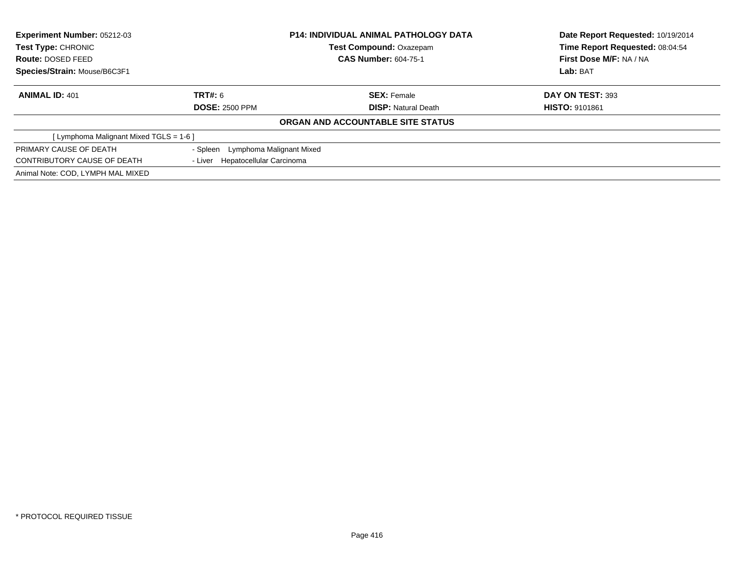| **Experiment Number:** 05212-03 | **P14: INDIVIDUAL ANIMAL PATHOLOGY DATA** | **Date Report Requested:** 10/19/2014 |
|---|---|---|
| **Test Type:** CHRONIC | **Test Compound:** Oxazepam | **Time Report Requested:** 08:04:54 |
| **Route:** DOSED FEED | **CAS Number:** 604-75-1 | **First Dose M/F:** NA / NA |
| **Species/Strain:** Mouse/B6C3F1 | | **Lab:** BAT |

| **ANIMAL ID:** 401 | **TRT#:** 6 | **SEX:** Female | **DAY ON TEST:** 393 |
|---|---|---|---|
| | **DOSE:** 2500 PPM | **DISP:** Natural Death | **HISTO:** 9101861 |

**ORGAN AND ACCOUNTABLE SITE STATUS**

[ Lymphoma Malignant Mixed TGLS = 1-6 ]

| | |
|---|---|
| PRIMARY CAUSE OF DEATH | - Spleen Lymphoma Malignant Mixed |
| CONTRIBUTORY CAUSE OF DEATH | - Liver Hepatocellular Carcinoma |

Animal Note: COD, LYMPH MAL MIXED

* PROTOCOL REQUIRED TISSUE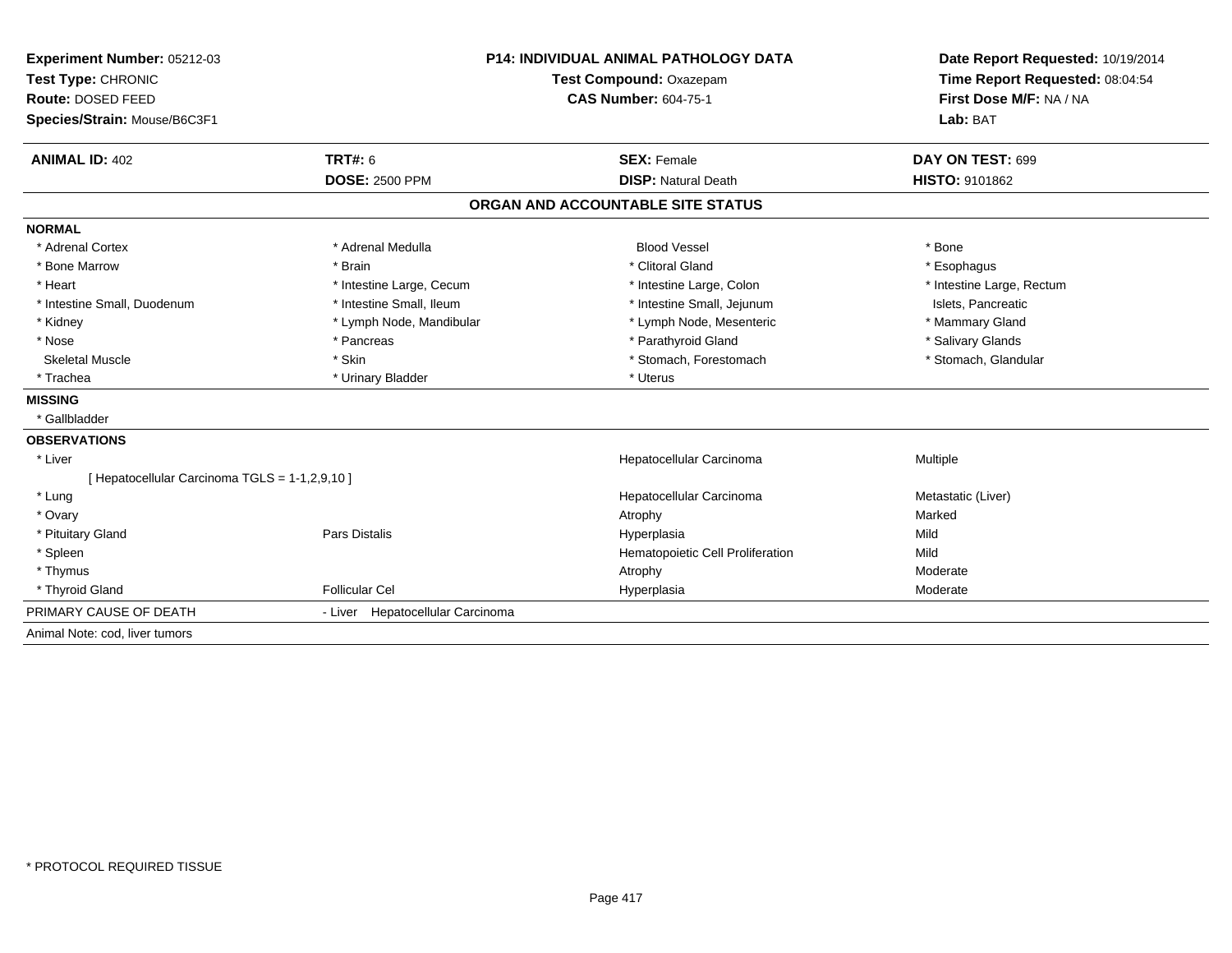**Experiment Number:** 05212-03
**Test Type:** CHRONIC
**Route:** DOSED FEED
**Species/Strain:** Mouse/B6C3F1

**P14: INDIVIDUAL ANIMAL PATHOLOGY DATA**
**Test Compound:** Oxazepam
**CAS Number:** 604-75-1

**Date Report Requested:** 10/19/2014
**Time Report Requested:** 08:04:54
**First Dose M/F:** NA / NA
**Lab:** BAT

| **ANIMAL ID:** 402 | **TRT#:** 6 | **SEX:** Female | **DAY ON TEST:** 699 |
|---|---|---|---|
| | **DOSE:** 2500 PPM | **DISP:** Natural Death | **HISTO:** 9101862 |

## ORGAN AND ACCOUNTABLE SITE STATUS

**NORMAL**

| | | | |
|---|---|---|---|
| * Adrenal Cortex | * Adrenal Medulla | Blood Vessel | * Bone |
| * Bone Marrow | * Brain | * Clitoral Gland | * Esophagus |
| * Heart | * Intestine Large, Cecum | * Intestine Large, Colon | * Intestine Large, Rectum |
| * Intestine Small, Duodenum | * Intestine Small, Ileum | * Intestine Small, Jejunum | Islets, Pancreatic |
| * Kidney | * Lymph Node, Mandibular | * Lymph Node, Mesenteric | * Mammary Gland |
| * Nose | * Pancreas | * Parathyroid Gland | * Salivary Glands |
| Skeletal Muscle | * Skin | * Stomach, Forestomach | * Stomach, Glandular |
| * Trachea | * Urinary Bladder | * Uterus | |

**MISSING**

* Gallbladder

**OBSERVATIONS**

| | | | |
|---|---|---|---|
| * Liver | | Hepatocellular Carcinoma | Multiple |
| [ Hepatocellular Carcinoma TGLS = 1-1,2,9,10 ] | | | |
| * Lung | | Hepatocellular Carcinoma | Metastatic (Liver) |
| * Ovary | | Atrophy | Marked |
| * Pituitary Gland | Pars Distalis | Hyperplasia | Mild |
| * Spleen | | Hematopoietic Cell Proliferation | Mild |
| * Thymus | | Atrophy | Moderate |
| * Thyroid Gland | Follicular Cel | Hyperplasia | Moderate |

PRIMARY CAUSE OF DEATH - Liver Hepatocellular Carcinoma

Animal Note: cod, liver tumors

* PROTOCOL REQUIRED TISSUE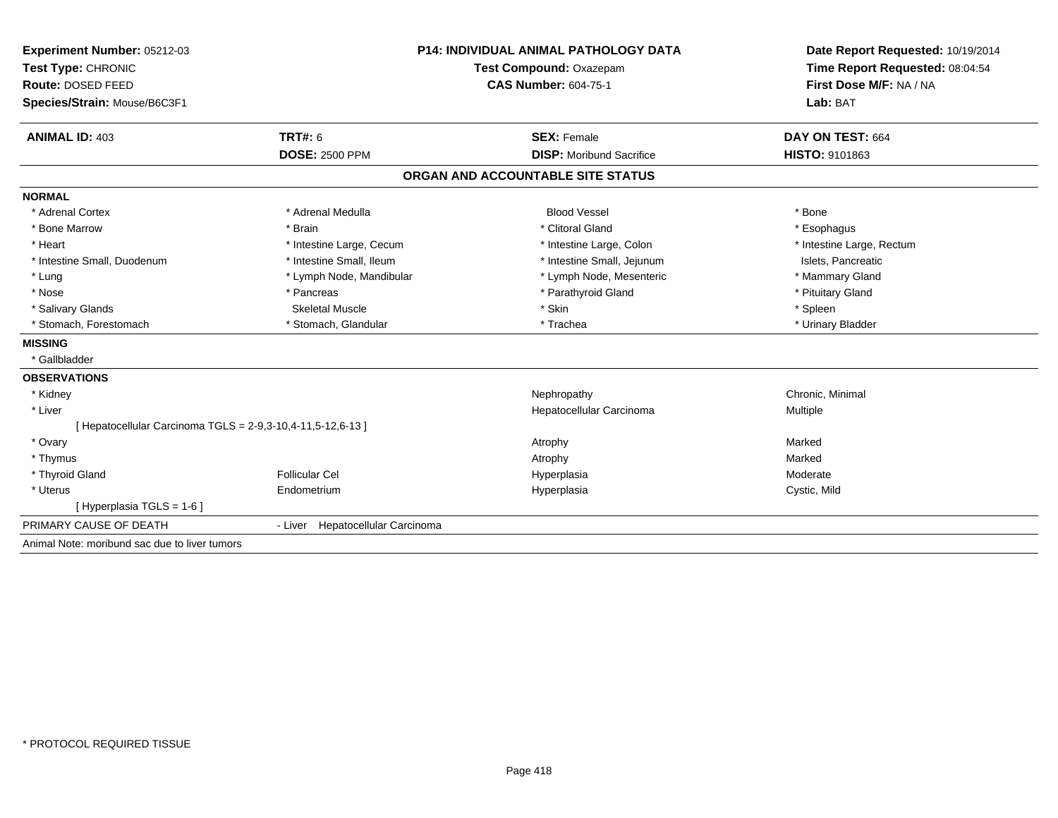**Experiment Number:** 05212-03
**Test Type:** CHRONIC
**Route:** DOSED FEED
**Species/Strain:** Mouse/B6C3F1

**P14: INDIVIDUAL ANIMAL PATHOLOGY DATA**
**Test Compound:** Oxazepam
**CAS Number:** 604-75-1

**Date Report Requested:** 10/19/2014
**Time Report Requested:** 08:04:54
**First Dose M/F:** NA / NA
**Lab:** BAT

| **ANIMAL ID:** 403 | **TRT#:** 6 | **SEX:** Female | **DAY ON TEST:** 664 |
|---|---|---|---|
| | **DOSE:** 2500 PPM | **DISP:** Moribund Sacrifice | **HISTO:** 9101863 |

## ORGAN AND ACCOUNTABLE SITE STATUS

**NORMAL**

| | | | |
|---|---|---|---|
| * Adrenal Cortex | * Adrenal Medulla | Blood Vessel | * Bone |
| * Bone Marrow | * Brain | * Clitoral Gland | * Esophagus |
| * Heart | * Intestine Large, Cecum | * Intestine Large, Colon | * Intestine Large, Rectum |
| * Intestine Small, Duodenum | * Intestine Small, Ileum | * Intestine Small, Jejunum | Islets, Pancreatic |
| * Lung | * Lymph Node, Mandibular | * Lymph Node, Mesenteric | * Mammary Gland |
| * Nose | * Pancreas | * Parathyroid Gland | * Pituitary Gland |
| * Salivary Glands | Skeletal Muscle | * Skin | * Spleen |
| * Stomach, Forestomach | * Stomach, Glandular | * Trachea | * Urinary Bladder |

**MISSING**

* Gallbladder

**OBSERVATIONS**

| | | | |
|---|---|---|---|
| * Kidney | | Nephropathy | Chronic, Minimal |
| * Liver | | Hepatocellular Carcinoma | Multiple |
| [ Hepatocellular Carcinoma TGLS = 2-9,3-10,4-11,5-12,6-13 ] | | | |
| * Ovary | | Atrophy | Marked |
| * Thymus | | Atrophy | Marked |
| * Thyroid Gland | Follicular Cel | Hyperplasia | Moderate |
| * Uterus | Endometrium | Hyperplasia | Cystic, Mild |
| [ Hyperplasia TGLS = 1-6 ] | | | |

PRIMARY CAUSE OF DEATH - Liver Hepatocellular Carcinoma

Animal Note: moribund sac due to liver tumors

* PROTOCOL REQUIRED TISSUE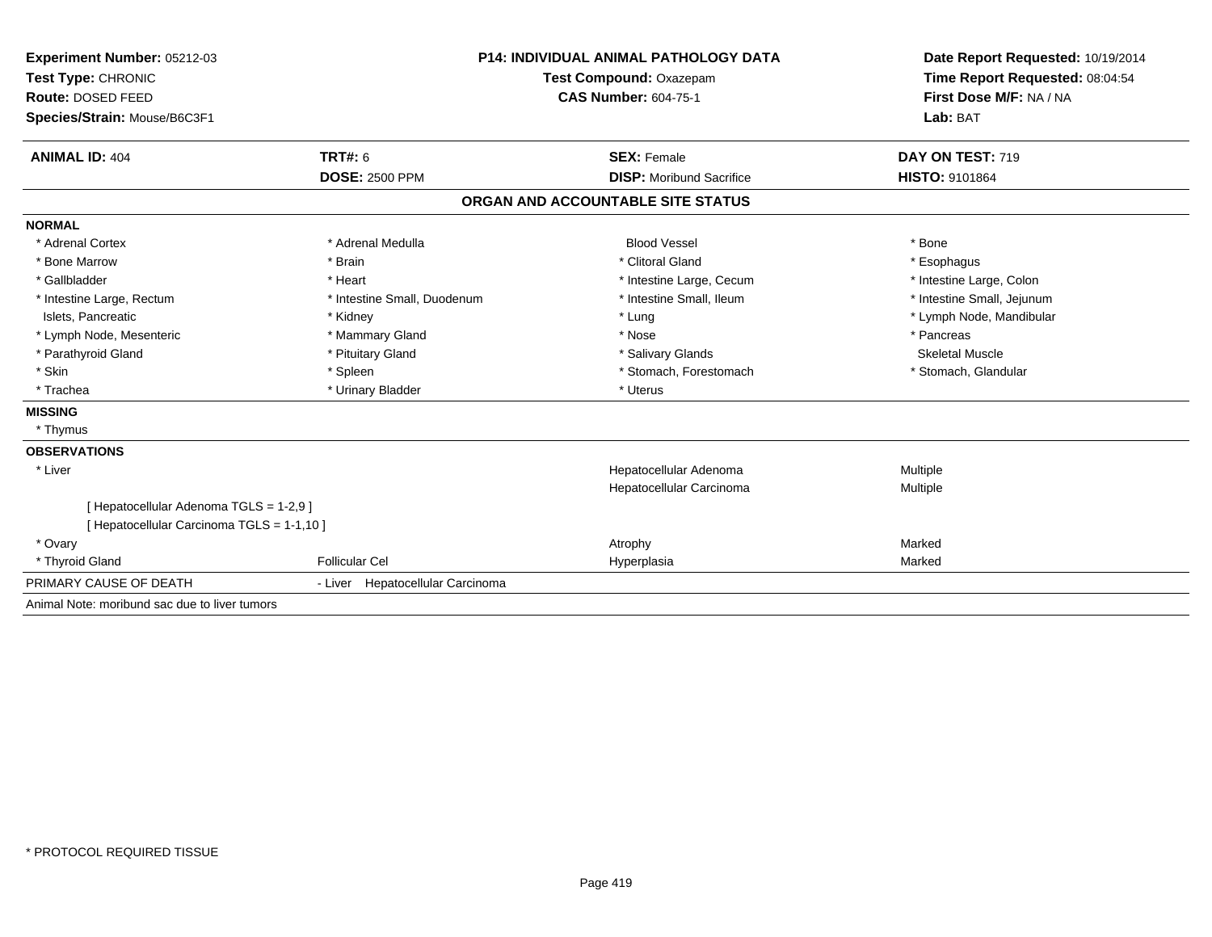**Experiment Number:** 05212-03
**Test Type:** CHRONIC
**Route:** DOSED FEED
**Species/Strain:** Mouse/B6C3F1

**P14: INDIVIDUAL ANIMAL PATHOLOGY DATA**
**Test Compound:** Oxazepam
**CAS Number:** 604-75-1

**Date Report Requested:** 10/19/2014
**Time Report Requested:** 08:04:54
**First Dose M/F:** NA / NA
**Lab:** BAT

| **ANIMAL ID:** 404 | **TRT#:** 6 | **SEX:** Female | **DAY ON TEST:** 719 |
|---|---|---|---|
| | **DOSE:** 2500 PPM | **DISP:** Moribund Sacrifice | **HISTO:** 9101864 |

## ORGAN AND ACCOUNTABLE SITE STATUS

**NORMAL**

| | | | |
|---|---|---|---|
| * Adrenal Cortex | * Adrenal Medulla | Blood Vessel | * Bone |
| * Bone Marrow | * Brain | * Clitoral Gland | * Esophagus |
| * Gallbladder | * Heart | * Intestine Large, Cecum | * Intestine Large, Colon |
| * Intestine Large, Rectum | * Intestine Small, Duodenum | * Intestine Small, Ileum | * Intestine Small, Jejunum |
| Islets, Pancreatic | * Kidney | * Lung | * Lymph Node, Mandibular |
| * Lymph Node, Mesenteric | * Mammary Gland | * Nose | * Pancreas |
| * Parathyroid Gland | * Pituitary Gland | * Salivary Glands | Skeletal Muscle |
| * Skin | * Spleen | * Stomach, Forestomach | * Stomach, Glandular |
| * Trachea | * Urinary Bladder | * Uterus | |

**MISSING**

* Thymus

**OBSERVATIONS**

| | | | |
|---|---|---|---|
| * Liver | | Hepatocellular Adenoma | Multiple |
| | | Hepatocellular Carcinoma | Multiple |
| [ Hepatocellular Adenoma TGLS = 1-2,9 ] | | | |
| [ Hepatocellular Carcinoma TGLS = 1-1,10 ] | | | |
| * Ovary | | Atrophy | Marked |
| * Thyroid Gland | Follicular Cel | Hyperplasia | Marked |

PRIMARY CAUSE OF DEATH - Liver Hepatocellular Carcinoma

Animal Note: moribund sac due to liver tumors

* PROTOCOL REQUIRED TISSUE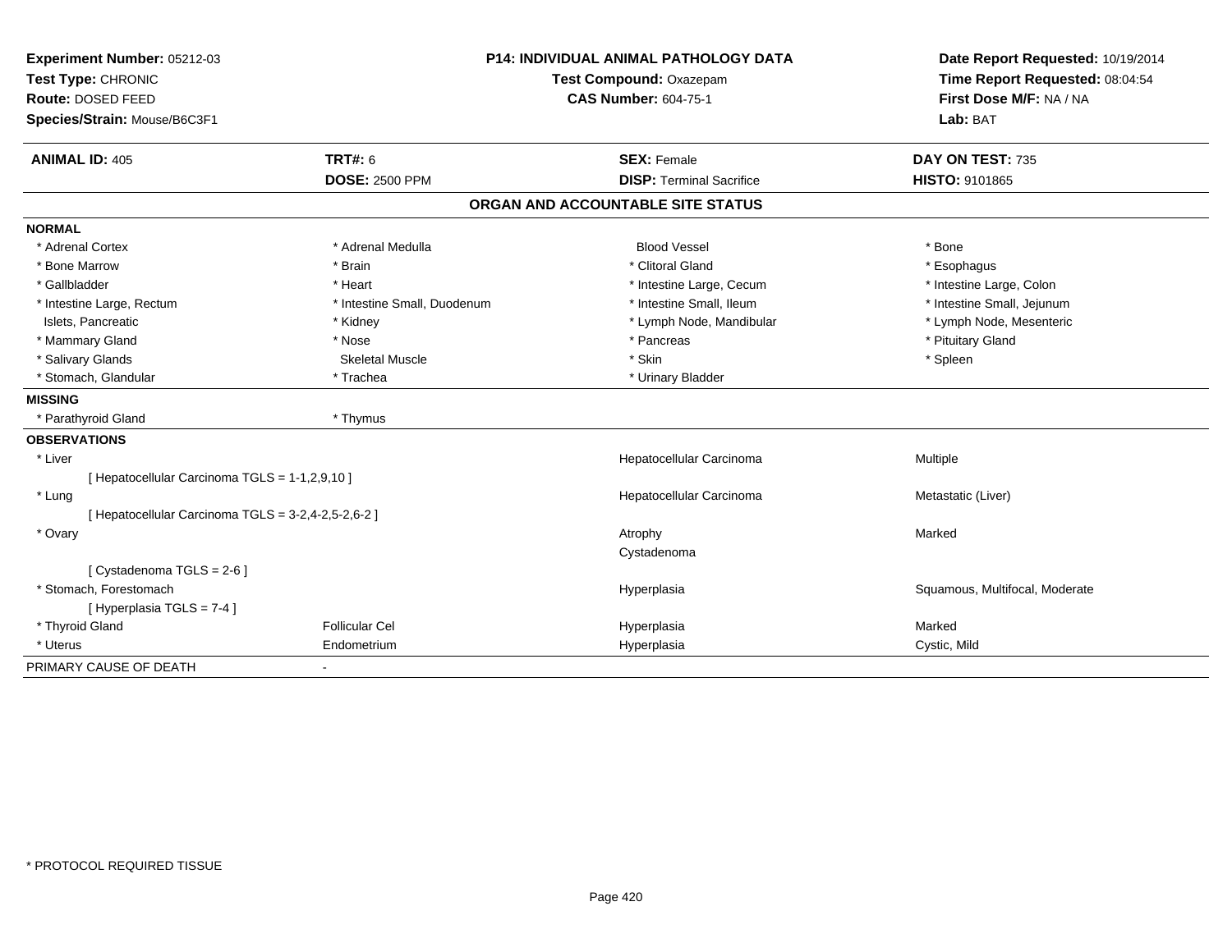**Experiment Number:** 05212-03
**Test Type:** CHRONIC
**Route:** DOSED FEED
**Species/Strain:** Mouse/B6C3F1

**P14: INDIVIDUAL ANIMAL PATHOLOGY DATA**
**Test Compound:** Oxazepam
**CAS Number:** 604-75-1

**Date Report Requested:** 10/19/2014
**Time Report Requested:** 08:04:54
**First Dose M/F:** NA / NA
**Lab:** BAT

| **ANIMAL ID:** 405 | **TRT#:** 6 | **SEX:** Female | **DAY ON TEST:** 735 |
|---|---|---|---|
| | **DOSE:** 2500 PPM | **DISP:** Terminal Sacrifice | **HISTO:** 9101865 |

## ORGAN AND ACCOUNTABLE SITE STATUS

**NORMAL**

| | | | |
|---|---|---|---|
| * Adrenal Cortex | * Adrenal Medulla | Blood Vessel | * Bone |
| * Bone Marrow | * Brain | * Clitoral Gland | * Esophagus |
| * Gallbladder | * Heart | * Intestine Large, Cecum | * Intestine Large, Colon |
| * Intestine Large, Rectum | * Intestine Small, Duodenum | * Intestine Small, Ileum | * Intestine Small, Jejunum |
| Islets, Pancreatic | * Kidney | * Lymph Node, Mandibular | * Lymph Node, Mesenteric |
| * Mammary Gland | * Nose | * Pancreas | * Pituitary Gland |
| * Salivary Glands | Skeletal Muscle | * Skin | * Spleen |
| * Stomach, Glandular | * Trachea | * Urinary Bladder | |

**MISSING**

| | |
|---|---|
| * Parathyroid Gland | * Thymus |

**OBSERVATIONS**

| | | | |
|---|---|---|---|
| * Liver | | Hepatocellular Carcinoma | Multiple |
| [ Hepatocellular Carcinoma TGLS = 1-1,2,9,10 ] | | | |
| * Lung | | Hepatocellular Carcinoma | Metastatic (Liver) |
| [ Hepatocellular Carcinoma TGLS = 3-2,4-2,5-2,6-2 ] | | | |
| * Ovary | | Atrophy | Marked |
| | | Cystadenoma | |
| [ Cystadenoma TGLS = 2-6 ] | | | |
| * Stomach, Forestomach | | Hyperplasia | Squamous, Multifocal, Moderate |
| [ Hyperplasia TGLS = 7-4 ] | | | |
| * Thyroid Gland | Follicular Cel | Hyperplasia | Marked |
| * Uterus | Endometrium | Hyperplasia | Cystic, Mild |

PRIMARY CAUSE OF DEATH -

* PROTOCOL REQUIRED TISSUE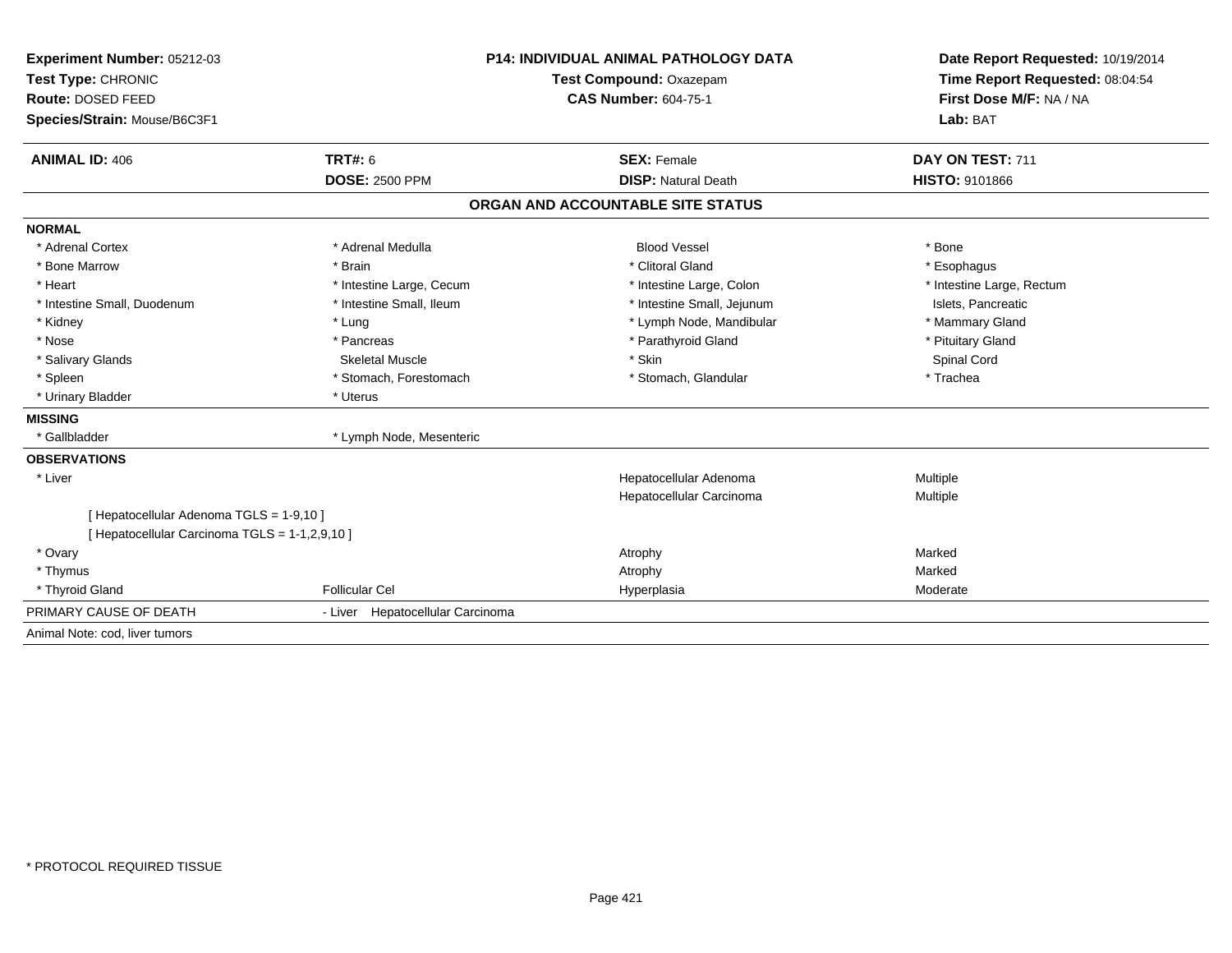**Experiment Number:** 05212-03
**Test Type:** CHRONIC
**Route:** DOSED FEED
**Species/Strain:** Mouse/B6C3F1

**P14: INDIVIDUAL ANIMAL PATHOLOGY DATA**
**Test Compound:** Oxazepam
**CAS Number:** 604-75-1

**Date Report Requested:** 10/19/2014
**Time Report Requested:** 08:04:54
**First Dose M/F:** NA / NA
**Lab:** BAT

| **ANIMAL ID:** 406 | **TRT#:** 6 | **SEX:** Female | **DAY ON TEST:** 711 |
|---|---|---|---|
| | **DOSE:** 2500 PPM | **DISP:** Natural Death | **HISTO:** 9101866 |

## ORGAN AND ACCOUNTABLE SITE STATUS

**NORMAL**

| | | | |
|---|---|---|---|
| * Adrenal Cortex | * Adrenal Medulla | Blood Vessel | * Bone |
| * Bone Marrow | * Brain | * Clitoral Gland | * Esophagus |
| * Heart | * Intestine Large, Cecum | * Intestine Large, Colon | * Intestine Large, Rectum |
| * Intestine Small, Duodenum | * Intestine Small, Ileum | * Intestine Small, Jejunum | Islets, Pancreatic |
| * Kidney | * Lung | * Lymph Node, Mandibular | * Mammary Gland |
| * Nose | * Pancreas | * Parathyroid Gland | * Pituitary Gland |
| * Salivary Glands | Skeletal Muscle | * Skin | Spinal Cord |
| * Spleen | * Stomach, Forestomach | * Stomach, Glandular | * Trachea |
| * Urinary Bladder | * Uterus | | |

**MISSING**

| | |
|---|---|
| * Gallbladder | * Lymph Node, Mesenteric |

**OBSERVATIONS**

| | | | |
|---|---|---|---|
| * Liver | | Hepatocellular Adenoma | Multiple |
| | | Hepatocellular Carcinoma | Multiple |
| [ Hepatocellular Adenoma TGLS = 1-9,10 ] | | | |
| [ Hepatocellular Carcinoma TGLS = 1-1,2,9,10 ] | | | |
| * Ovary | | Atrophy | Marked |
| * Thymus | | Atrophy | Marked |
| * Thyroid Gland | Follicular Cel | Hyperplasia | Moderate |

PRIMARY CAUSE OF DEATH - Liver Hepatocellular Carcinoma

Animal Note: cod, liver tumors

* PROTOCOL REQUIRED TISSUE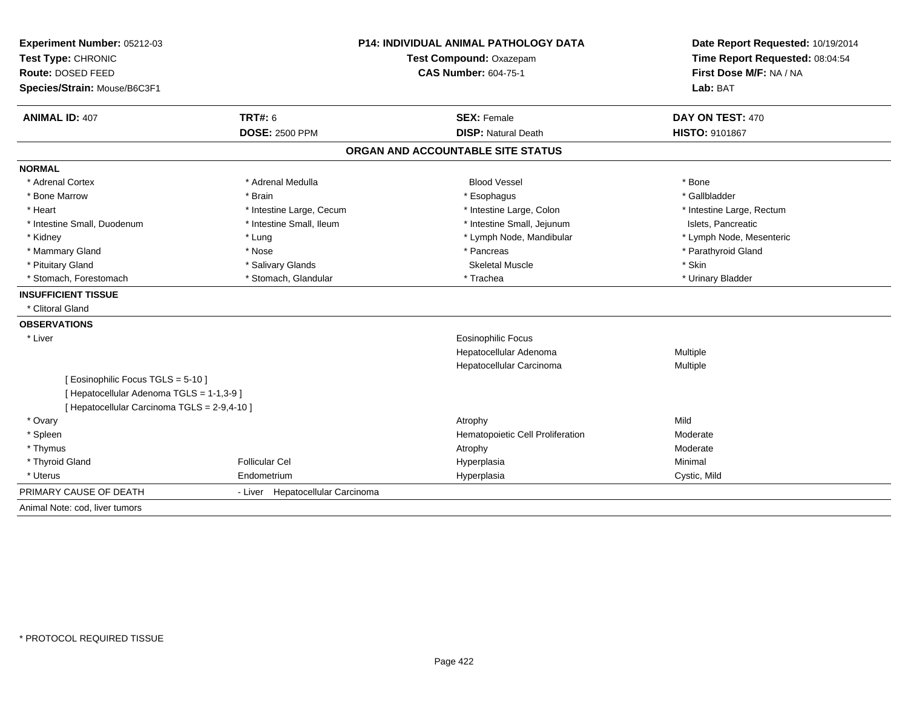**Experiment Number:** 05212-03
**Test Type:** CHRONIC
**Route:** DOSED FEED
**Species/Strain:** Mouse/B6C3F1

**P14: INDIVIDUAL ANIMAL PATHOLOGY DATA**
**Test Compound:** Oxazepam
**CAS Number:** 604-75-1

**Date Report Requested:** 10/19/2014
**Time Report Requested:** 08:04:54
**First Dose M/F:** NA / NA
**Lab:** BAT

| **ANIMAL ID:** 407 | **TRT#:** 6 | **SEX:** Female | **DAY ON TEST:** 470 |
|---|---|---|---|
| | **DOSE:** 2500 PPM | **DISP:** Natural Death | **HISTO:** 9101867 |

## ORGAN AND ACCOUNTABLE SITE STATUS

**NORMAL**

| | | | |
|---|---|---|---|
| * Adrenal Cortex | * Adrenal Medulla | Blood Vessel | * Bone |
| * Bone Marrow | * Brain | * Esophagus | * Gallbladder |
| * Heart | * Intestine Large, Cecum | * Intestine Large, Colon | * Intestine Large, Rectum |
| * Intestine Small, Duodenum | * Intestine Small, Ileum | * Intestine Small, Jejunum | Islets, Pancreatic |
| * Kidney | * Lung | * Lymph Node, Mandibular | * Lymph Node, Mesenteric |
| * Mammary Gland | * Nose | * Pancreas | * Parathyroid Gland |
| * Pituitary Gland | * Salivary Glands | Skeletal Muscle | * Skin |
| * Stomach, Forestomach | * Stomach, Glandular | * Trachea | * Urinary Bladder |

**INSUFFICIENT TISSUE**

* Clitoral Gland

**OBSERVATIONS**

| | | | |
|---|---|---|---|
| * Liver | | Eosinophilic Focus | |
| | | Hepatocellular Adenoma | Multiple |
| | | Hepatocellular Carcinoma | Multiple |
| [ Eosinophilic Focus TGLS = 5-10 ] | | | |
| [ Hepatocellular Adenoma TGLS = 1-1,3-9 ] | | | |
| [ Hepatocellular Carcinoma TGLS = 2-9,4-10 ] | | | |
| * Ovary | | Atrophy | Mild |
| * Spleen | | Hematopoietic Cell Proliferation | Moderate |
| * Thymus | | Atrophy | Moderate |
| * Thyroid Gland | Follicular Cel | Hyperplasia | Minimal |
| * Uterus | Endometrium | Hyperplasia | Cystic, Mild |

PRIMARY CAUSE OF DEATH - Liver Hepatocellular Carcinoma

Animal Note: cod, liver tumors

* PROTOCOL REQUIRED TISSUE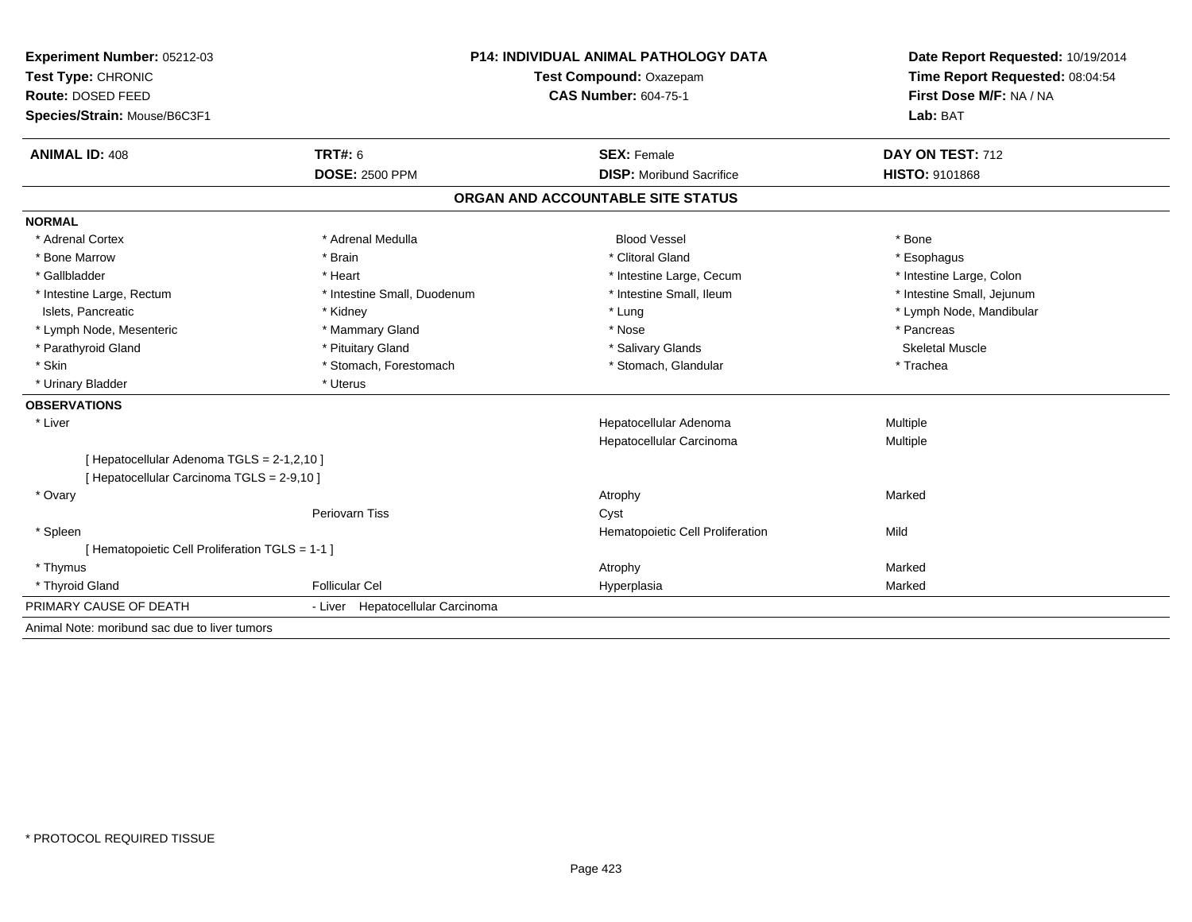**Experiment Number:** 05212-03
**Test Type:** CHRONIC
**Route:** DOSED FEED
**Species/Strain:** Mouse/B6C3F1

**P14: INDIVIDUAL ANIMAL PATHOLOGY DATA**
**Test Compound:** Oxazepam
**CAS Number:** 604-75-1

**Date Report Requested:** 10/19/2014
**Time Report Requested:** 08:04:54
**First Dose M/F:** NA / NA
**Lab:** BAT

| **ANIMAL ID:** 408 | **TRT#:** 6 | **SEX:** Female | **DAY ON TEST:** 712 |
|---|---|---|---|
| | **DOSE:** 2500 PPM | **DISP:** Moribund Sacrifice | **HISTO:** 9101868 |

## ORGAN AND ACCOUNTABLE SITE STATUS

**NORMAL**

| | | | |
|---|---|---|---|
| * Adrenal Cortex | * Adrenal Medulla | Blood Vessel | * Bone |
| * Bone Marrow | * Brain | * Clitoral Gland | * Esophagus |
| * Gallbladder | * Heart | * Intestine Large, Cecum | * Intestine Large, Colon |
| * Intestine Large, Rectum | * Intestine Small, Duodenum | * Intestine Small, Ileum | * Intestine Small, Jejunum |
| Islets, Pancreatic | * Kidney | * Lung | * Lymph Node, Mandibular |
| * Lymph Node, Mesenteric | * Mammary Gland | * Nose | * Pancreas |
| * Parathyroid Gland | * Pituitary Gland | * Salivary Glands | Skeletal Muscle |
| * Skin | * Stomach, Forestomach | * Stomach, Glandular | * Trachea |
| * Urinary Bladder | * Uterus | | |

**OBSERVATIONS**

| | | | |
|---|---|---|---|
| * Liver | | Hepatocellular Adenoma | Multiple |
| | | Hepatocellular Carcinoma | Multiple |
| [ Hepatocellular Adenoma TGLS = 2-1,2,10 ] | | | |
| [ Hepatocellular Carcinoma TGLS = 2-9,10 ] | | | |
| * Ovary | | Atrophy | Marked |
| | Periovarn Tiss | Cyst | |
| * Spleen | | Hematopoietic Cell Proliferation | Mild |
| [ Hematopoietic Cell Proliferation TGLS = 1-1 ] | | | |
| * Thymus | | Atrophy | Marked |
| * Thyroid Gland | Follicular Cel | Hyperplasia | Marked |

PRIMARY CAUSE OF DEATH - Liver Hepatocellular Carcinoma

Animal Note: moribund sac due to liver tumors

* PROTOCOL REQUIRED TISSUE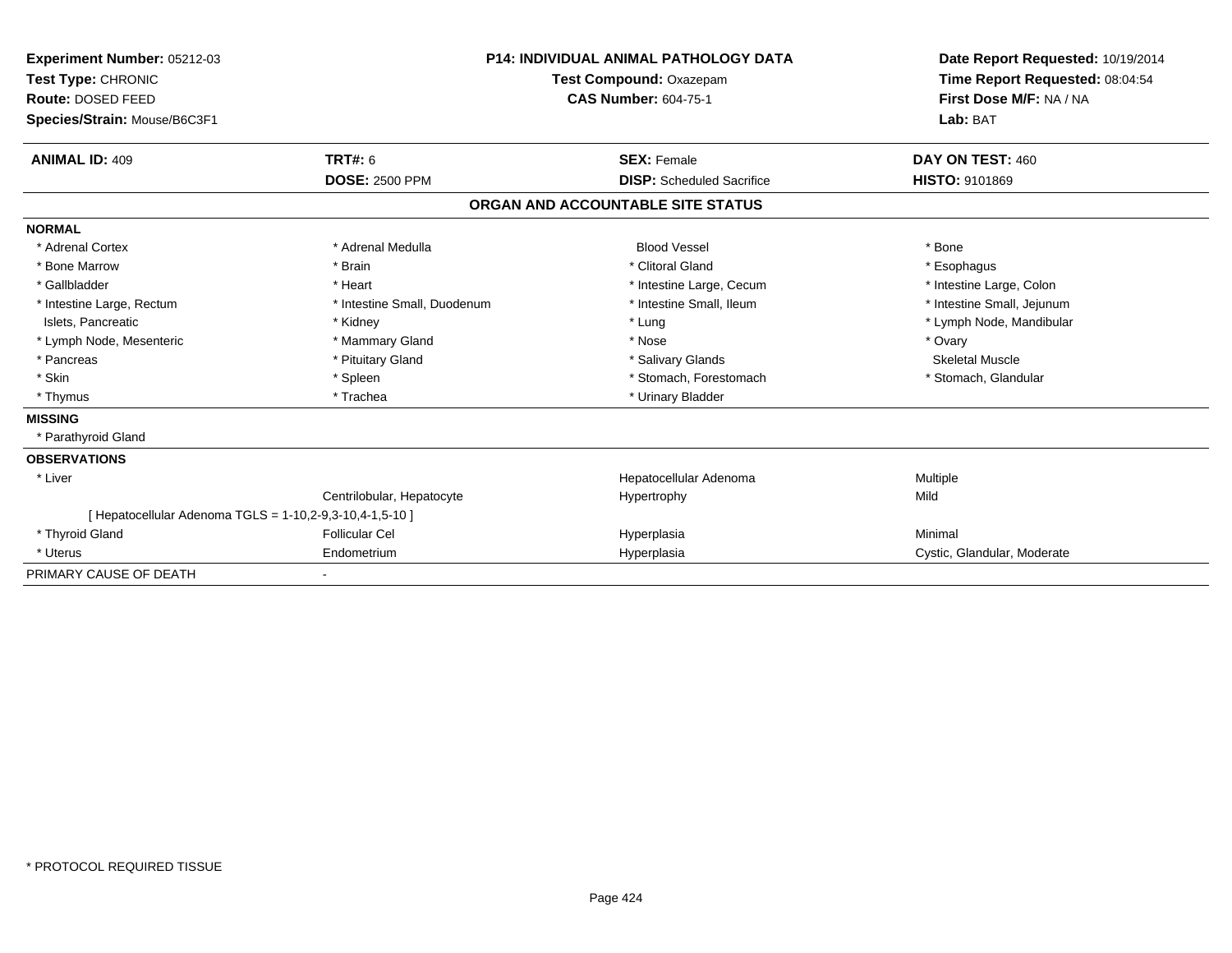**Experiment Number:** 05212-03
**Test Type:** CHRONIC
**Route:** DOSED FEED
**Species/Strain:** Mouse/B6C3F1

**P14: INDIVIDUAL ANIMAL PATHOLOGY DATA**
**Test Compound:** Oxazepam
**CAS Number:** 604-75-1

**Date Report Requested:** 10/19/2014
**Time Report Requested:** 08:04:54
**First Dose M/F:** NA / NA
**Lab:** BAT

| **ANIMAL ID:** 409 | **TRT#:** 6 | **SEX:** Female | **DAY ON TEST:** 460 |
|---|---|---|---|
| | **DOSE:** 2500 PPM | **DISP:** Scheduled Sacrifice | **HISTO:** 9101869 |

## ORGAN AND ACCOUNTABLE SITE STATUS

**NORMAL**

| | | | |
|---|---|---|---|
| * Adrenal Cortex | * Adrenal Medulla | Blood Vessel | * Bone |
| * Bone Marrow | * Brain | * Clitoral Gland | * Esophagus |
| * Gallbladder | * Heart | * Intestine Large, Cecum | * Intestine Large, Colon |
| * Intestine Large, Rectum | * Intestine Small, Duodenum | * Intestine Small, Ileum | * Intestine Small, Jejunum |
| Islets, Pancreatic | * Kidney | * Lung | * Lymph Node, Mandibular |
| * Lymph Node, Mesenteric | * Mammary Gland | * Nose | * Ovary |
| * Pancreas | * Pituitary Gland | * Salivary Glands | Skeletal Muscle |
| * Skin | * Spleen | * Stomach, Forestomach | * Stomach, Glandular |
| * Thymus | * Trachea | * Urinary Bladder | |

**MISSING**

* Parathyroid Gland

**OBSERVATIONS**

| | | | |
|---|---|---|---|
| * Liver | | Hepatocellular Adenoma | Multiple |
| | Centrilobular, Hepatocyte | Hypertrophy | Mild |
| [ Hepatocellular Adenoma TGLS = 1-10,2-9,3-10,4-1,5-10 ] | | | |
| * Thyroid Gland | Follicular Cel | Hyperplasia | Minimal |
| * Uterus | Endometrium | Hyperplasia | Cystic, Glandular, Moderate |

PRIMARY CAUSE OF DEATH -

* PROTOCOL REQUIRED TISSUE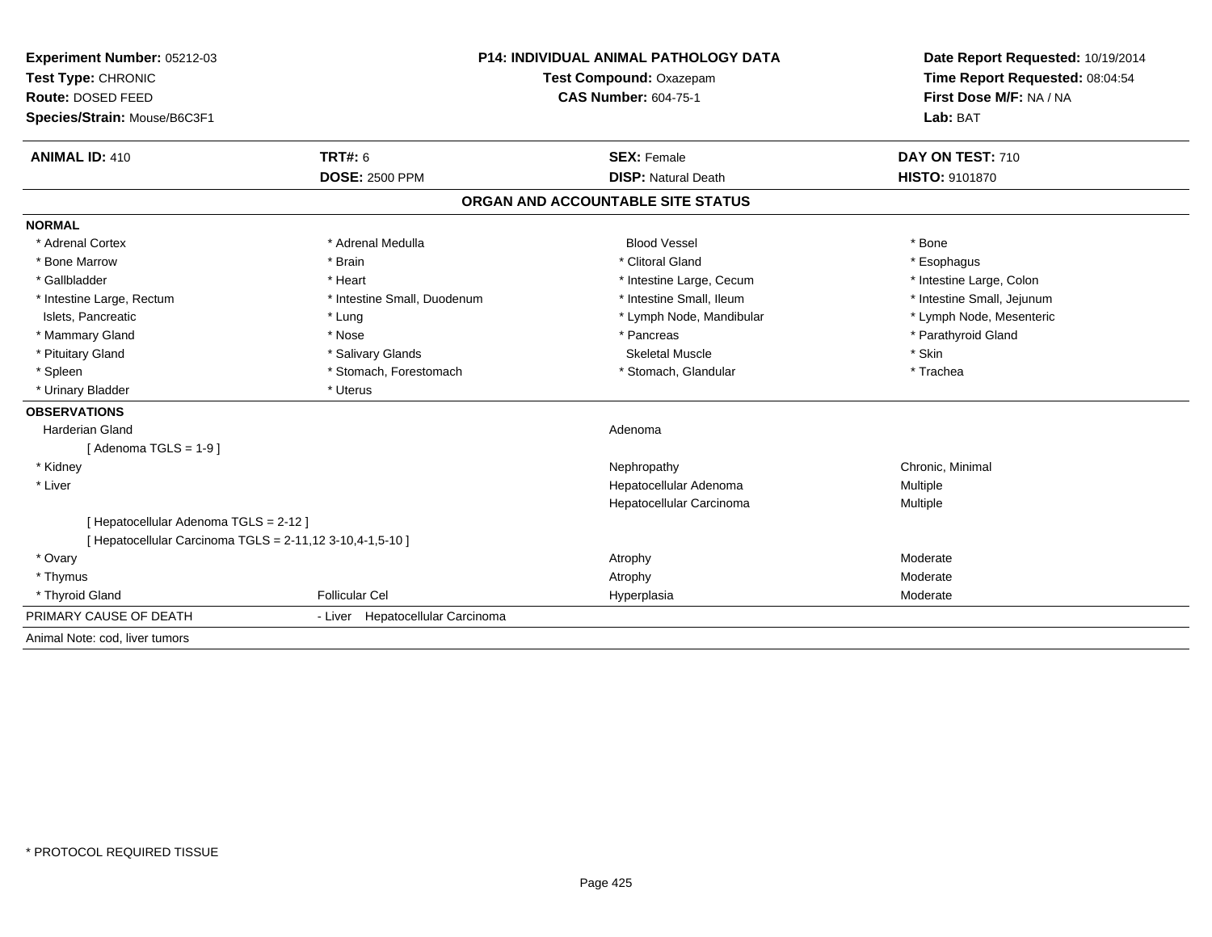**Experiment Number:** 05212-03
**Test Type:** CHRONIC
**Route:** DOSED FEED
**Species/Strain:** Mouse/B6C3F1

**P14: INDIVIDUAL ANIMAL PATHOLOGY DATA**
**Test Compound:** Oxazepam
**CAS Number:** 604-75-1

**Date Report Requested:** 10/19/2014
**Time Report Requested:** 08:04:54
**First Dose M/F:** NA / NA
**Lab:** BAT

| **ANIMAL ID:** 410 | **TRT#:** 6 | **SEX:** Female | **DAY ON TEST:** 710 |
|---|---|---|---|
| | **DOSE:** 2500 PPM | **DISP:** Natural Death | **HISTO:** 9101870 |

## ORGAN AND ACCOUNTABLE SITE STATUS

**NORMAL**

| | | | |
|---|---|---|---|
| * Adrenal Cortex | * Adrenal Medulla | Blood Vessel | * Bone |
| * Bone Marrow | * Brain | * Clitoral Gland | * Esophagus |
| * Gallbladder | * Heart | * Intestine Large, Cecum | * Intestine Large, Colon |
| * Intestine Large, Rectum | * Intestine Small, Duodenum | * Intestine Small, Ileum | * Intestine Small, Jejunum |
| Islets, Pancreatic | * Lung | * Lymph Node, Mandibular | * Lymph Node, Mesenteric |
| * Mammary Gland | * Nose | * Pancreas | * Parathyroid Gland |
| * Pituitary Gland | * Salivary Glands | Skeletal Muscle | * Skin |
| * Spleen | * Stomach, Forestomach | * Stomach, Glandular | * Trachea |
| * Urinary Bladder | * Uterus | | |

**OBSERVATIONS**

| | | | |
|---|---|---|---|
| Harderian Gland | | Adenoma | |
| [ Adenoma TGLS = 1-9 ] | | | |
| * Kidney | | Nephropathy | Chronic, Minimal |
| * Liver | | Hepatocellular Adenoma | Multiple |
| | | Hepatocellular Carcinoma | Multiple |
| [ Hepatocellular Adenoma TGLS = 2-12 ] | | | |
| [ Hepatocellular Carcinoma TGLS = 2-11,12 3-10,4-1,5-10 ] | | | |
| * Ovary | | Atrophy | Moderate |
| * Thymus | | Atrophy | Moderate |
| * Thyroid Gland | Follicular Cel | Hyperplasia | Moderate |

PRIMARY CAUSE OF DEATH - Liver Hepatocellular Carcinoma

Animal Note: cod, liver tumors

\* PROTOCOL REQUIRED TISSUE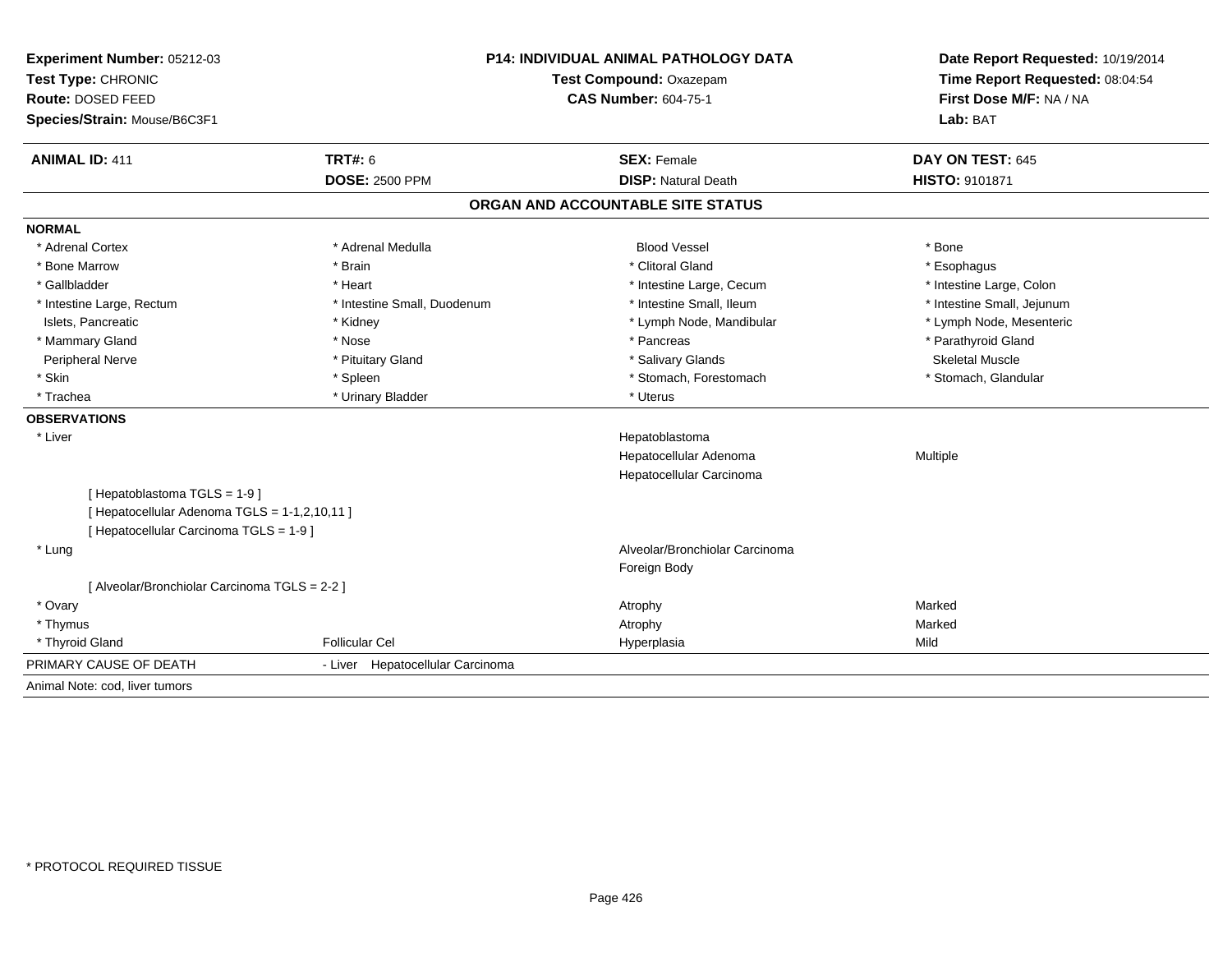**Experiment Number:** 05212-03
**Test Type:** CHRONIC
**Route:** DOSED FEED
**Species/Strain:** Mouse/B6C3F1

**P14: INDIVIDUAL ANIMAL PATHOLOGY DATA**
**Test Compound:** Oxazepam
**CAS Number:** 604-75-1

**Date Report Requested:** 10/19/2014
**Time Report Requested:** 08:04:54
**First Dose M/F:** NA / NA
**Lab:** BAT

| **ANIMAL ID:** 411 | **TRT#:** 6 | **SEX:** Female | **DAY ON TEST:** 645 |
|---|---|---|---|
| | **DOSE:** 2500 PPM | **DISP:** Natural Death | **HISTO:** 9101871 |

## ORGAN AND ACCOUNTABLE SITE STATUS

**NORMAL**

| | | | |
|---|---|---|---|
| * Adrenal Cortex | * Adrenal Medulla | Blood Vessel | * Bone |
| * Bone Marrow | * Brain | * Clitoral Gland | * Esophagus |
| * Gallbladder | * Heart | * Intestine Large, Cecum | * Intestine Large, Colon |
| * Intestine Large, Rectum | * Intestine Small, Duodenum | * Intestine Small, Ileum | * Intestine Small, Jejunum |
| Islets, Pancreatic | * Kidney | * Lymph Node, Mandibular | * Lymph Node, Mesenteric |
| * Mammary Gland | * Nose | * Pancreas | * Parathyroid Gland |
| Peripheral Nerve | * Pituitary Gland | * Salivary Glands | Skeletal Muscle |
| * Skin | * Spleen | * Stomach, Forestomach | * Stomach, Glandular |
| * Trachea | * Urinary Bladder | * Uterus | |

**OBSERVATIONS**

| | | | |
|---|---|---|---|
| * Liver | | Hepatoblastoma | |
| | | Hepatocellular Adenoma | Multiple |
| | | Hepatocellular Carcinoma | |
| [ Hepatoblastoma TGLS = 1-9 ] | | | |
| [ Hepatocellular Adenoma TGLS = 1-1,2,10,11 ] | | | |
| [ Hepatocellular Carcinoma TGLS = 1-9 ] | | | |
| * Lung | | Alveolar/Bronchiolar Carcinoma | |
| | | Foreign Body | |
| [ Alveolar/Bronchiolar Carcinoma TGLS = 2-2 ] | | | |
| * Ovary | | Atrophy | Marked |
| * Thymus | | Atrophy | Marked |
| * Thyroid Gland | Follicular Cel | Hyperplasia | Mild |

PRIMARY CAUSE OF DEATH - Liver Hepatocellular Carcinoma

Animal Note: cod, liver tumors

\* PROTOCOL REQUIRED TISSUE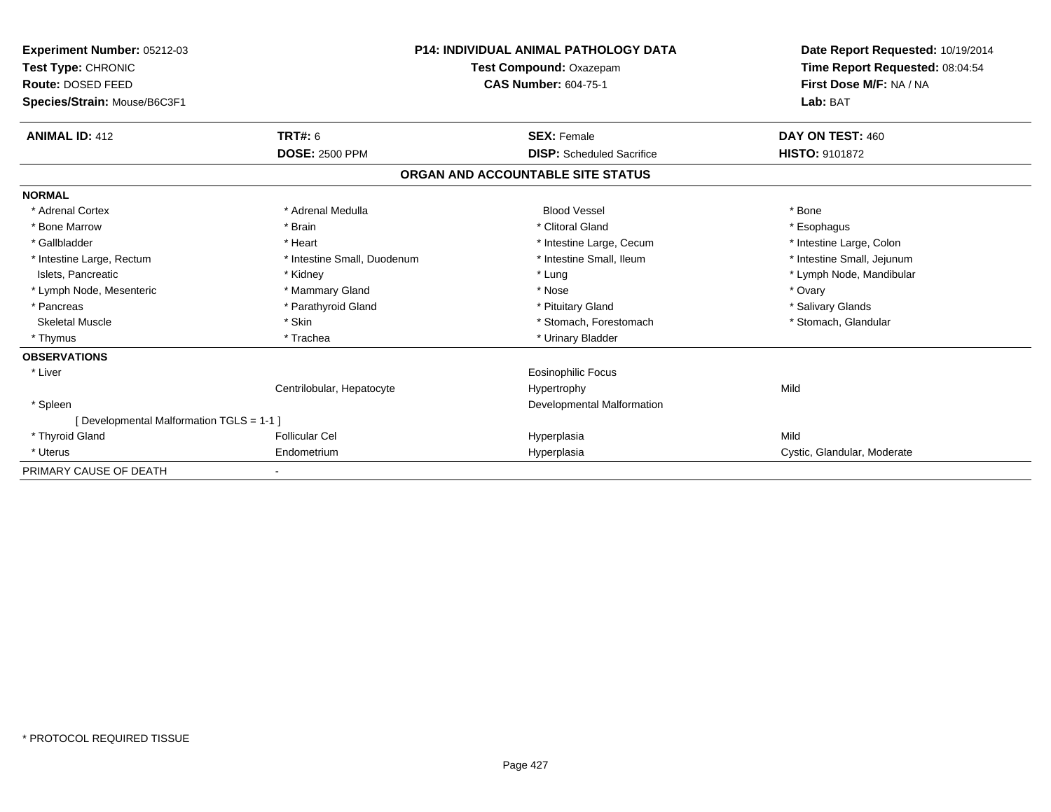**Experiment Number:** 05212-03
**Test Type:** CHRONIC
**Route:** DOSED FEED
**Species/Strain:** Mouse/B6C3F1

**P14: INDIVIDUAL ANIMAL PATHOLOGY DATA**
**Test Compound:** Oxazepam
**CAS Number:** 604-75-1

**Date Report Requested:** 10/19/2014
**Time Report Requested:** 08:04:54
**First Dose M/F:** NA / NA
**Lab:** BAT

| **ANIMAL ID:** 412 | **TRT#:** 6 | **SEX:** Female | **DAY ON TEST:** 460 |
|---|---|---|---|
| | **DOSE:** 2500 PPM | **DISP:** Scheduled Sacrifice | **HISTO:** 9101872 |

## ORGAN AND ACCOUNTABLE SITE STATUS

**NORMAL**

| | | | |
|---|---|---|---|
| * Adrenal Cortex | * Adrenal Medulla | Blood Vessel | * Bone |
| * Bone Marrow | * Brain | * Clitoral Gland | * Esophagus |
| * Gallbladder | * Heart | * Intestine Large, Cecum | * Intestine Large, Colon |
| * Intestine Large, Rectum | * Intestine Small, Duodenum | * Intestine Small, Ileum | * Intestine Small, Jejunum |
| Islets, Pancreatic | * Kidney | * Lung | * Lymph Node, Mandibular |
| * Lymph Node, Mesenteric | * Mammary Gland | * Nose | * Ovary |
| * Pancreas | * Parathyroid Gland | * Pituitary Gland | * Salivary Glands |
| Skeletal Muscle | * Skin | * Stomach, Forestomach | * Stomach, Glandular |
| * Thymus | * Trachea | * Urinary Bladder | |

**OBSERVATIONS**

| | | | |
|---|---|---|---|
| * Liver | | Eosinophilic Focus | |
| | Centrilobular, Hepatocyte | Hypertrophy | Mild |
| * Spleen | | Developmental Malformation | |
| [ Developmental Malformation TGLS = 1-1 ] | | | |
| * Thyroid Gland | Follicular Cel | Hyperplasia | Mild |
| * Uterus | Endometrium | Hyperplasia | Cystic, Glandular, Moderate |

PRIMARY CAUSE OF DEATH -

* PROTOCOL REQUIRED TISSUE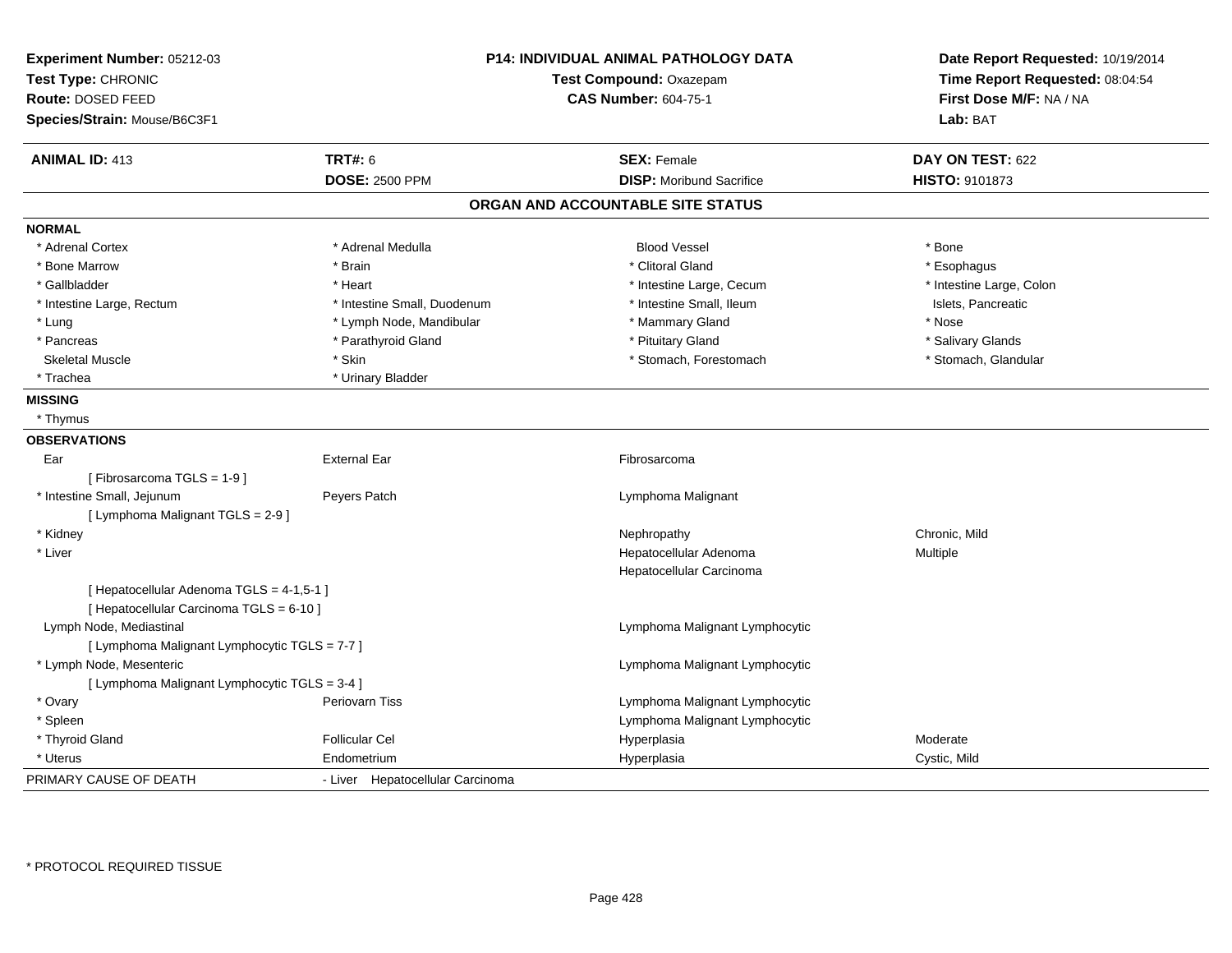**Experiment Number:** 05212-03
**Test Type:** CHRONIC
**Route:** DOSED FEED
**Species/Strain:** Mouse/B6C3F1

**P14: INDIVIDUAL ANIMAL PATHOLOGY DATA**
**Test Compound:** Oxazepam
**CAS Number:** 604-75-1

**Date Report Requested:** 10/19/2014
**Time Report Requested:** 08:04:54
**First Dose M/F:** NA / NA
**Lab:** BAT

| **ANIMAL ID:** 413 | **TRT#:** 6 | **SEX:** Female | **DAY ON TEST:** 622 |
|---|---|---|---|
| | **DOSE:** 2500 PPM | **DISP:** Moribund Sacrifice | **HISTO:** 9101873 |

## ORGAN AND ACCOUNTABLE SITE STATUS

**NORMAL**

| | | | |
|---|---|---|---|
| * Adrenal Cortex | * Adrenal Medulla | Blood Vessel | * Bone |
| * Bone Marrow | * Brain | * Clitoral Gland | * Esophagus |
| * Gallbladder | * Heart | * Intestine Large, Cecum | * Intestine Large, Colon |
| * Intestine Large, Rectum | * Intestine Small, Duodenum | * Intestine Small, Ileum | Islets, Pancreatic |
| * Lung | * Lymph Node, Mandibular | * Mammary Gland | * Nose |
| * Pancreas | * Parathyroid Gland | * Pituitary Gland | * Salivary Glands |
| Skeletal Muscle | * Skin | * Stomach, Forestomach | * Stomach, Glandular |
| * Trachea | * Urinary Bladder | | |

**MISSING**

* Thymus

**OBSERVATIONS**

| | | | |
|---|---|---|---|
| Ear | External Ear | Fibrosarcoma | |
| [ Fibrosarcoma TGLS = 1-9 ] | | | |
| * Intestine Small, Jejunum | Peyers Patch | Lymphoma Malignant | |
| [ Lymphoma Malignant TGLS = 2-9 ] | | | |
| * Kidney | | Nephropathy | Chronic, Mild |
| * Liver | | Hepatocellular Adenoma | Multiple |
| | | Hepatocellular Carcinoma | |
| [ Hepatocellular Adenoma TGLS = 4-1,5-1 ] | | | |
| [ Hepatocellular Carcinoma TGLS = 6-10 ] | | | |
| Lymph Node, Mediastinal | | Lymphoma Malignant Lymphocytic | |
| [ Lymphoma Malignant Lymphocytic TGLS = 7-7 ] | | | |
| * Lymph Node, Mesenteric | | Lymphoma Malignant Lymphocytic | |
| [ Lymphoma Malignant Lymphocytic TGLS = 3-4 ] | | | |
| * Ovary | Periovarn Tiss | Lymphoma Malignant Lymphocytic | |
| * Spleen | | Lymphoma Malignant Lymphocytic | |
| * Thyroid Gland | Follicular Cel | Hyperplasia | Moderate |
| * Uterus | Endometrium | Hyperplasia | Cystic, Mild |

PRIMARY CAUSE OF DEATH - Liver Hepatocellular Carcinoma

\* PROTOCOL REQUIRED TISSUE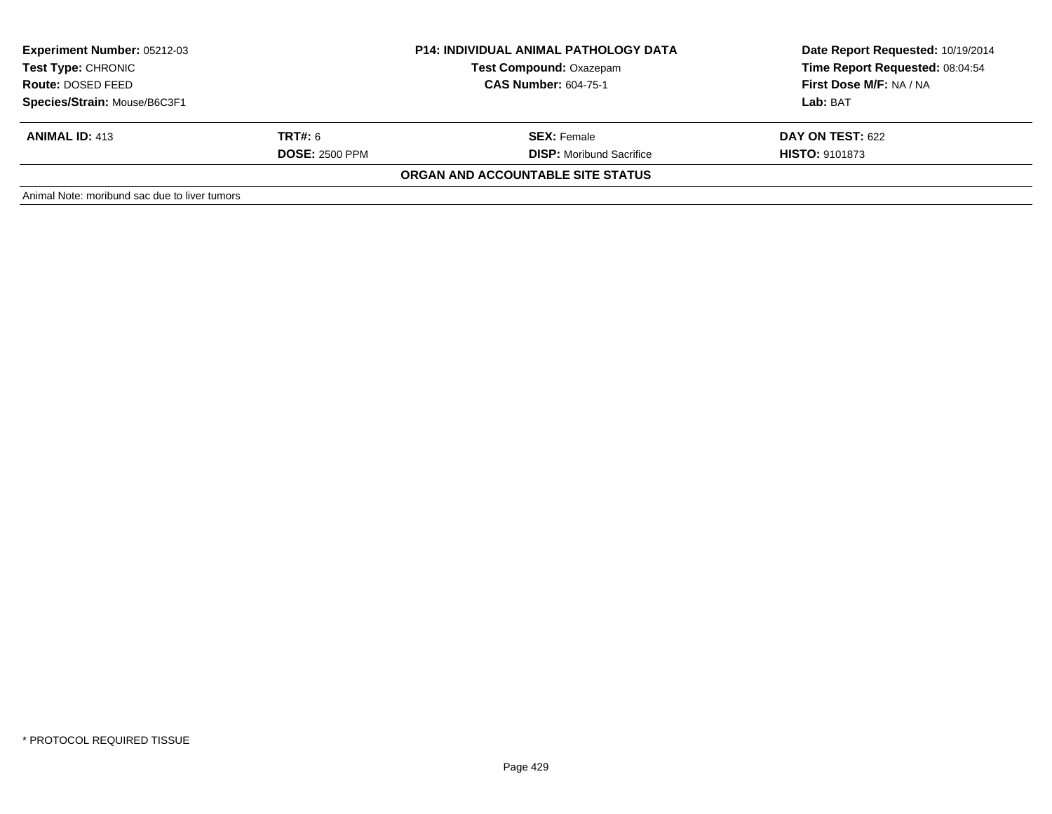**Experiment Number:** 05212-03
**Test Type:** CHRONIC
**Route:** DOSED FEED
**Species/Strain:** Mouse/B6C3F1

**P14: INDIVIDUAL ANIMAL PATHOLOGY DATA**
**Test Compound:** Oxazepam
**CAS Number:** 604-75-1

**Date Report Requested:** 10/19/2014
**Time Report Requested:** 08:04:54
**First Dose M/F:** NA / NA
**Lab:** BAT

| **ANIMAL ID:** 413 | **TRT#:** 6 | **SEX:** Female | **DAY ON TEST:** 622 |
|---|---|---|---|
| | **DOSE:** 2500 PPM | **DISP:** Moribund Sacrifice | **HISTO:** 9101873 |

**ORGAN AND ACCOUNTABLE SITE STATUS**

Animal Note: moribund sac due to liver tumors

* PROTOCOL REQUIRED TISSUE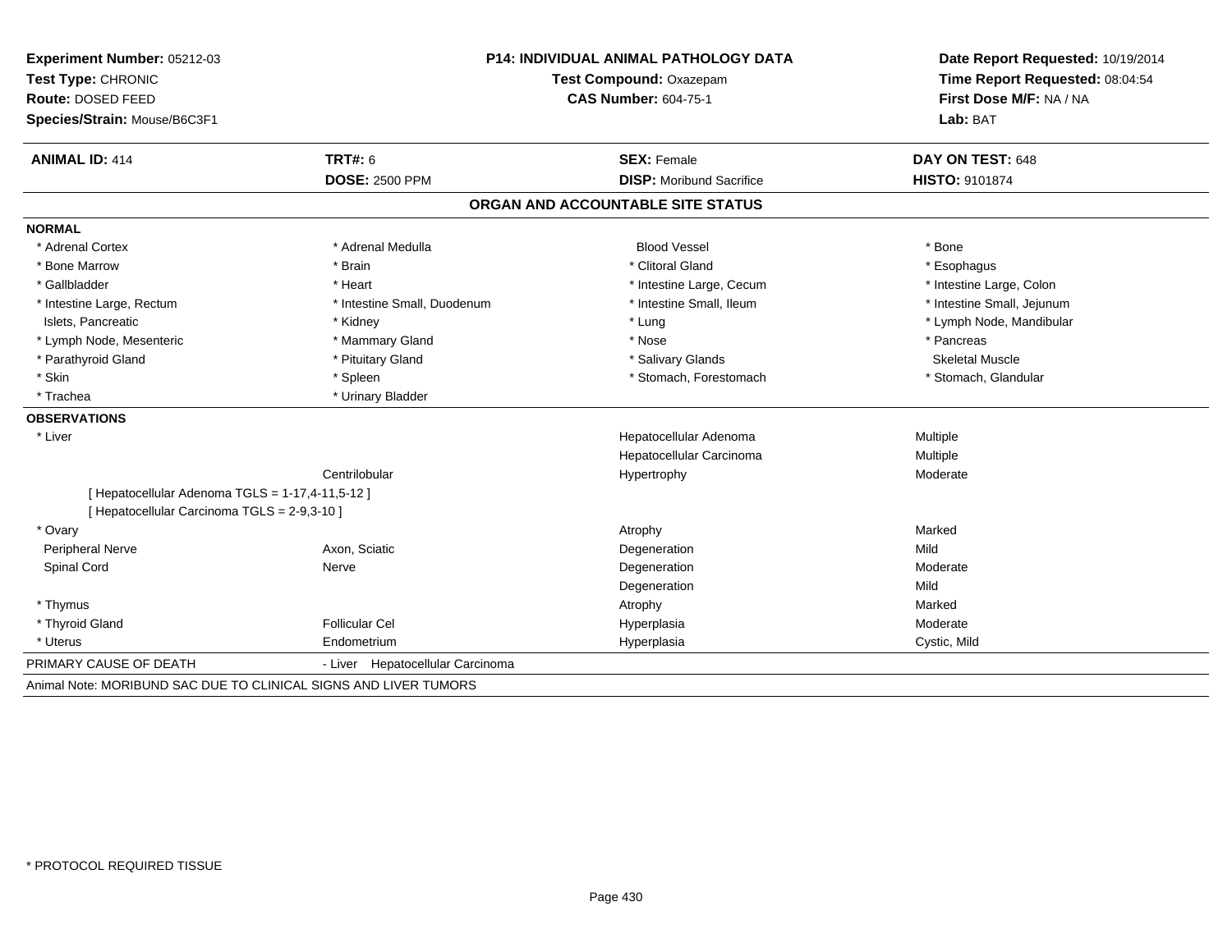**Experiment Number:** 05212-03
**Test Type:** CHRONIC
**Route:** DOSED FEED
**Species/Strain:** Mouse/B6C3F1

**P14: INDIVIDUAL ANIMAL PATHOLOGY DATA**
**Test Compound:** Oxazepam
**CAS Number:** 604-75-1

**Date Report Requested:** 10/19/2014
**Time Report Requested:** 08:04:54
**First Dose M/F:** NA / NA
**Lab:** BAT

| **ANIMAL ID:** 414 | **TRT#:** 6 | **SEX:** Female | **DAY ON TEST:** 648 |
|---|---|---|---|
| | **DOSE:** 2500 PPM | **DISP:** Moribund Sacrifice | **HISTO:** 9101874 |

## ORGAN AND ACCOUNTABLE SITE STATUS

**NORMAL**

| | | | |
|---|---|---|---|
| * Adrenal Cortex | * Adrenal Medulla | Blood Vessel | * Bone |
| * Bone Marrow | * Brain | * Clitoral Gland | * Esophagus |
| * Gallbladder | * Heart | * Intestine Large, Cecum | * Intestine Large, Colon |
| * Intestine Large, Rectum | * Intestine Small, Duodenum | * Intestine Small, Ileum | * Intestine Small, Jejunum |
| Islets, Pancreatic | * Kidney | * Lung | * Lymph Node, Mandibular |
| * Lymph Node, Mesenteric | * Mammary Gland | * Nose | * Pancreas |
| * Parathyroid Gland | * Pituitary Gland | * Salivary Glands | Skeletal Muscle |
| * Skin | * Spleen | * Stomach, Forestomach | * Stomach, Glandular |
| * Trachea | * Urinary Bladder | | |

**OBSERVATIONS**

| | | | |
|---|---|---|---|
| * Liver | | Hepatocellular Adenoma | Multiple |
| | | Hepatocellular Carcinoma | Multiple |
| | Centrilobular | Hypertrophy | Moderate |
| [ Hepatocellular Adenoma TGLS = 1-17,4-11,5-12 ] | | | |
| [ Hepatocellular Carcinoma TGLS = 2-9,3-10 ] | | | |
| * Ovary | | Atrophy | Marked |
| Peripheral Nerve | Axon, Sciatic | Degeneration | Mild |
| Spinal Cord | Nerve | Degeneration | Moderate |
| | | Degeneration | Mild |
| * Thymus | | Atrophy | Marked |
| * Thyroid Gland | Follicular Cel | Hyperplasia | Moderate |
| * Uterus | Endometrium | Hyperplasia | Cystic, Mild |

PRIMARY CAUSE OF DEATH - Liver Hepatocellular Carcinoma

Animal Note: MORIBUND SAC DUE TO CLINICAL SIGNS AND LIVER TUMORS

* PROTOCOL REQUIRED TISSUE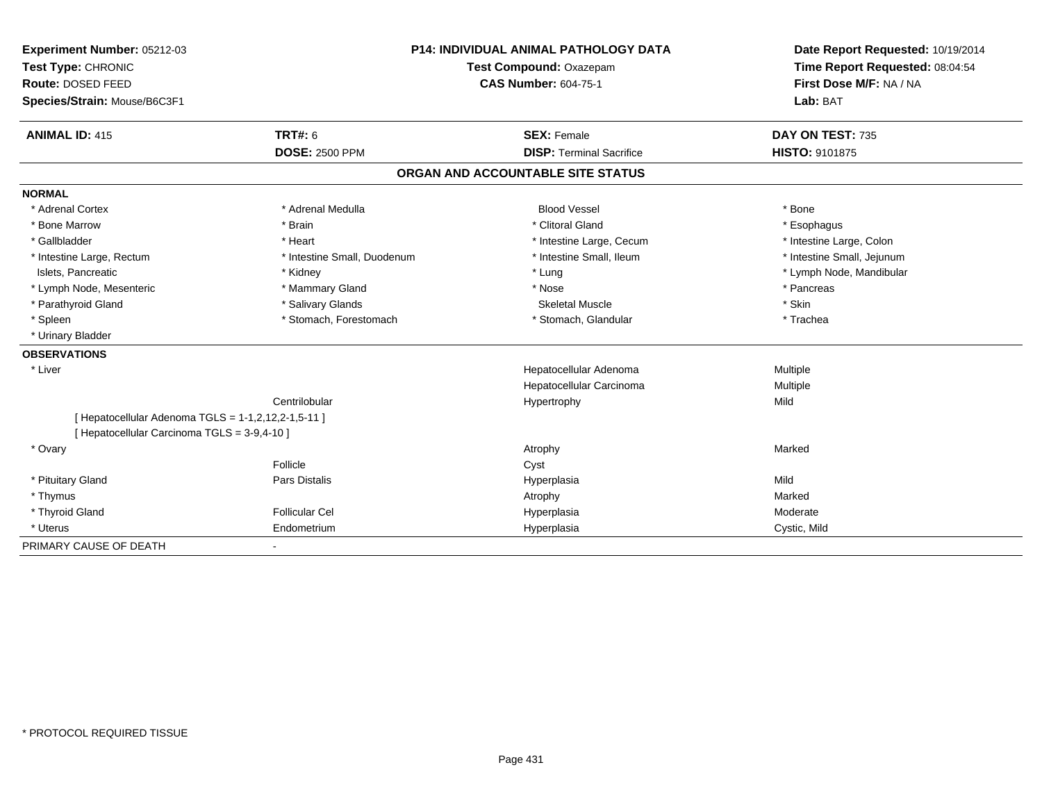**Experiment Number:** 05212-03
**Test Type:** CHRONIC
**Route:** DOSED FEED
**Species/Strain:** Mouse/B6C3F1

**P14: INDIVIDUAL ANIMAL PATHOLOGY DATA**
**Test Compound:** Oxazepam
**CAS Number:** 604-75-1

**Date Report Requested:** 10/19/2014
**Time Report Requested:** 08:04:54
**First Dose M/F:** NA / NA
**Lab:** BAT

| **ANIMAL ID:** 415 | **TRT#:** 6 | **SEX:** Female | **DAY ON TEST:** 735 |
|---|---|---|---|
| | **DOSE:** 2500 PPM | **DISP:** Terminal Sacrifice | **HISTO:** 9101875 |

## ORGAN AND ACCOUNTABLE SITE STATUS

**NORMAL**

| | | | |
|---|---|---|---|
| * Adrenal Cortex | * Adrenal Medulla | Blood Vessel | * Bone |
| * Bone Marrow | * Brain | * Clitoral Gland | * Esophagus |
| * Gallbladder | * Heart | * Intestine Large, Cecum | * Intestine Large, Colon |
| * Intestine Large, Rectum | * Intestine Small, Duodenum | * Intestine Small, Ileum | * Intestine Small, Jejunum |
| Islets, Pancreatic | * Kidney | * Lung | * Lymph Node, Mandibular |
| * Lymph Node, Mesenteric | * Mammary Gland | * Nose | * Pancreas |
| * Parathyroid Gland | * Salivary Glands | Skeletal Muscle | * Skin |
| * Spleen | * Stomach, Forestomach | * Stomach, Glandular | * Trachea |
| * Urinary Bladder | | | |

**OBSERVATIONS**

| | | | |
|---|---|---|---|
| * Liver | | Hepatocellular Adenoma | Multiple |
| | | Hepatocellular Carcinoma | Multiple |
| | Centrilobular | Hypertrophy | Mild |
| [ Hepatocellular Adenoma TGLS = 1-1,2,12,2-1,5-11 ] | | | |
| [ Hepatocellular Carcinoma TGLS = 3-9,4-10 ] | | | |
| * Ovary | | Atrophy | Marked |
| | Follicle | Cyst | |
| * Pituitary Gland | Pars Distalis | Hyperplasia | Mild |
| * Thymus | | Atrophy | Marked |
| * Thyroid Gland | Follicular Cel | Hyperplasia | Moderate |
| * Uterus | Endometrium | Hyperplasia | Cystic, Mild |

PRIMARY CAUSE OF DEATH -

\* PROTOCOL REQUIRED TISSUE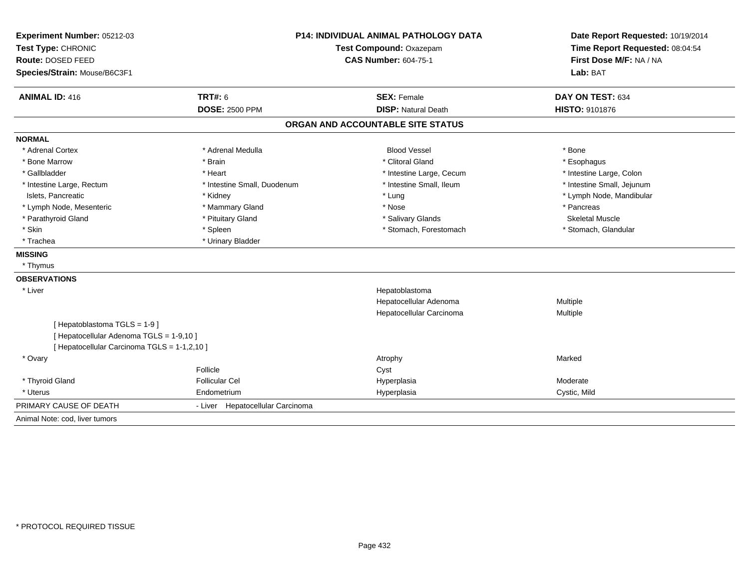**Experiment Number:** 05212-03
**Test Type:** CHRONIC
**Route:** DOSED FEED
**Species/Strain:** Mouse/B6C3F1

**P14: INDIVIDUAL ANIMAL PATHOLOGY DATA**
**Test Compound:** Oxazepam
**CAS Number:** 604-75-1

**Date Report Requested:** 10/19/2014
**Time Report Requested:** 08:04:54
**First Dose M/F:** NA / NA
**Lab:** BAT

| **ANIMAL ID:** 416 | **TRT#:** 6 | **SEX:** Female | **DAY ON TEST:** 634 |
|---|---|---|---|
| | **DOSE:** 2500 PPM | **DISP:** Natural Death | **HISTO:** 9101876 |

## ORGAN AND ACCOUNTABLE SITE STATUS

**NORMAL**

| | | | |
|---|---|---|---|
| * Adrenal Cortex | * Adrenal Medulla | Blood Vessel | * Bone |
| * Bone Marrow | * Brain | * Clitoral Gland | * Esophagus |
| * Gallbladder | * Heart | * Intestine Large, Cecum | * Intestine Large, Colon |
| * Intestine Large, Rectum | * Intestine Small, Duodenum | * Intestine Small, Ileum | * Intestine Small, Jejunum |
| Islets, Pancreatic | * Kidney | * Lung | * Lymph Node, Mandibular |
| * Lymph Node, Mesenteric | * Mammary Gland | * Nose | * Pancreas |
| * Parathyroid Gland | * Pituitary Gland | * Salivary Glands | Skeletal Muscle |
| * Skin | * Spleen | * Stomach, Forestomach | * Stomach, Glandular |
| * Trachea | * Urinary Bladder | | |

**MISSING**

* Thymus

**OBSERVATIONS**

| | | | |
|---|---|---|---|
| * Liver | | Hepatoblastoma | |
| | | Hepatocellular Adenoma | Multiple |
| | | Hepatocellular Carcinoma | Multiple |
| [ Hepatoblastoma TGLS = 1-9 ] | | | |
| [ Hepatocellular Adenoma TGLS = 1-9,10 ] | | | |
| [ Hepatocellular Carcinoma TGLS = 1-1,2,10 ] | | | |
| * Ovary | | Atrophy | Marked |
| | Follicle | Cyst | |
| * Thyroid Gland | Follicular Cel | Hyperplasia | Moderate |
| * Uterus | Endometrium | Hyperplasia | Cystic, Mild |

PRIMARY CAUSE OF DEATH - Liver Hepatocellular Carcinoma

Animal Note: cod, liver tumors

* PROTOCOL REQUIRED TISSUE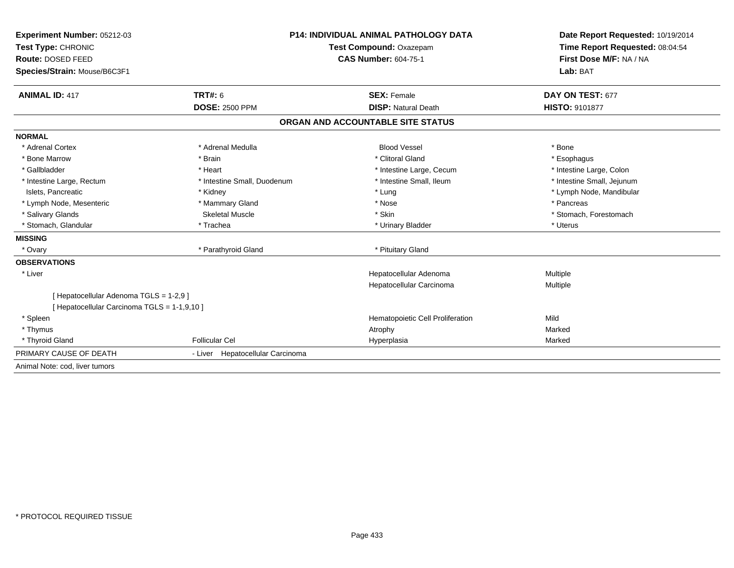**Experiment Number:** 05212-03
**Test Type:** CHRONIC
**Route:** DOSED FEED
**Species/Strain:** Mouse/B6C3F1

**P14: INDIVIDUAL ANIMAL PATHOLOGY DATA**
**Test Compound:** Oxazepam
**CAS Number:** 604-75-1

**Date Report Requested:** 10/19/2014
**Time Report Requested:** 08:04:54
**First Dose M/F:** NA / NA
**Lab:** BAT

| **ANIMAL ID:** 417 | **TRT#:** 6 | **SEX:** Female | **DAY ON TEST:** 677 |
|---|---|---|---|
| | **DOSE:** 2500 PPM | **DISP:** Natural Death | **HISTO:** 9101877 |

## ORGAN AND ACCOUNTABLE SITE STATUS

**NORMAL**

| | | | |
|---|---|---|---|
| * Adrenal Cortex | * Adrenal Medulla | Blood Vessel | * Bone |
| * Bone Marrow | * Brain | * Clitoral Gland | * Esophagus |
| * Gallbladder | * Heart | * Intestine Large, Cecum | * Intestine Large, Colon |
| * Intestine Large, Rectum | * Intestine Small, Duodenum | * Intestine Small, Ileum | * Intestine Small, Jejunum |
| Islets, Pancreatic | * Kidney | * Lung | * Lymph Node, Mandibular |
| * Lymph Node, Mesenteric | * Mammary Gland | * Nose | * Pancreas |
| * Salivary Glands | Skeletal Muscle | * Skin | * Stomach, Forestomach |
| * Stomach, Glandular | * Trachea | * Urinary Bladder | * Uterus |

**MISSING**

| | | | |
|---|---|---|---|
| * Ovary | * Parathyroid Gland | * Pituitary Gland | |

**OBSERVATIONS**

| | | | |
|---|---|---|---|
| * Liver | | Hepatocellular Adenoma | Multiple |
| | | Hepatocellular Carcinoma | Multiple |
| [ Hepatocellular Adenoma TGLS = 1-2,9 ] | | | |
| [ Hepatocellular Carcinoma TGLS = 1-1,9,10 ] | | | |
| * Spleen | | Hematopoietic Cell Proliferation | Mild |
| * Thymus | | Atrophy | Marked |
| * Thyroid Gland | Follicular Cel | Hyperplasia | Marked |

PRIMARY CAUSE OF DEATH - Liver Hepatocellular Carcinoma

Animal Note: cod, liver tumors

* PROTOCOL REQUIRED TISSUE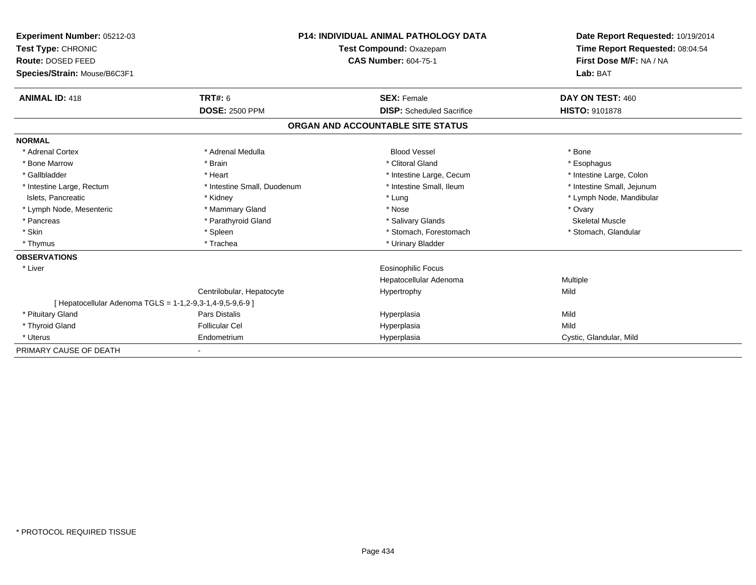**Experiment Number:** 05212-03
**Test Type:** CHRONIC
**Route:** DOSED FEED
**Species/Strain:** Mouse/B6C3F1

**P14: INDIVIDUAL ANIMAL PATHOLOGY DATA**
**Test Compound:** Oxazepam
**CAS Number:** 604-75-1

**Date Report Requested:** 10/19/2014
**Time Report Requested:** 08:04:54
**First Dose M/F:** NA / NA
**Lab:** BAT

| **ANIMAL ID:** 418 | **TRT#:** 6 | **SEX:** Female | **DAY ON TEST:** 460 |
|---|---|---|---|
| | **DOSE:** 2500 PPM | **DISP:** Scheduled Sacrifice | **HISTO:** 9101878 |

## ORGAN AND ACCOUNTABLE SITE STATUS

**NORMAL**

| | | | |
|---|---|---|---|
| * Adrenal Cortex | * Adrenal Medulla | Blood Vessel | * Bone |
| * Bone Marrow | * Brain | * Clitoral Gland | * Esophagus |
| * Gallbladder | * Heart | * Intestine Large, Cecum | * Intestine Large, Colon |
| * Intestine Large, Rectum | * Intestine Small, Duodenum | * Intestine Small, Ileum | * Intestine Small, Jejunum |
| Islets, Pancreatic | * Kidney | * Lung | * Lymph Node, Mandibular |
| * Lymph Node, Mesenteric | * Mammary Gland | * Nose | * Ovary |
| * Pancreas | * Parathyroid Gland | * Salivary Glands | Skeletal Muscle |
| * Skin | * Spleen | * Stomach, Forestomach | * Stomach, Glandular |
| * Thymus | * Trachea | * Urinary Bladder | |

**OBSERVATIONS**

| | | | |
|---|---|---|---|
| * Liver | | Eosinophilic Focus | |
| | | Hepatocellular Adenoma | Multiple |
| | Centrilobular, Hepatocyte | Hypertrophy | Mild |
| [ Hepatocellular Adenoma TGLS = 1-1,2-9,3-1,4-9,5-9,6-9 ] | | | |
| * Pituitary Gland | Pars Distalis | Hyperplasia | Mild |
| * Thyroid Gland | Follicular Cel | Hyperplasia | Mild |
| * Uterus | Endometrium | Hyperplasia | Cystic, Glandular, Mild |

PRIMARY CAUSE OF DEATH -

\* PROTOCOL REQUIRED TISSUE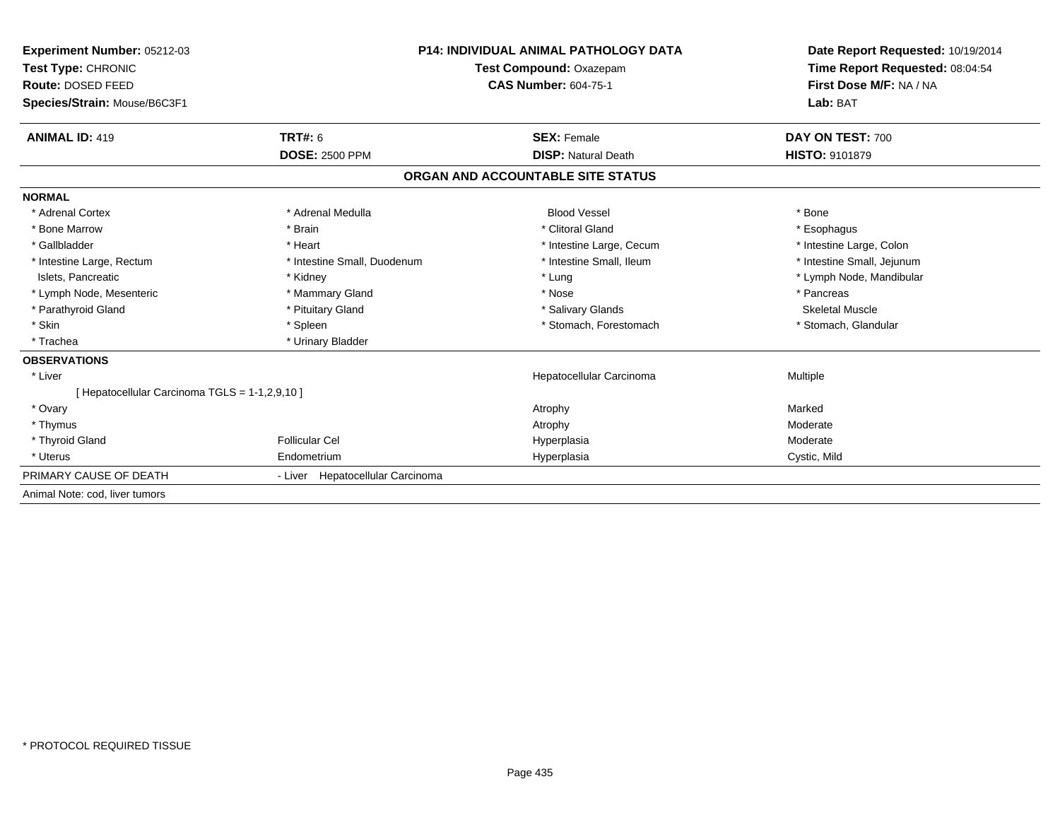**Experiment Number:** 05212-03
**Test Type:** CHRONIC
**Route:** DOSED FEED
**Species/Strain:** Mouse/B6C3F1

**P14: INDIVIDUAL ANIMAL PATHOLOGY DATA**
**Test Compound:** Oxazepam
**CAS Number:** 604-75-1

**Date Report Requested:** 10/19/2014
**Time Report Requested:** 08:04:54
**First Dose M/F:** NA / NA
**Lab:** BAT

| **ANIMAL ID:** 419 | **TRT#:** 6 | **SEX:** Female | **DAY ON TEST:** 700 |
|---|---|---|---|
| | **DOSE:** 2500 PPM | **DISP:** Natural Death | **HISTO:** 9101879 |

## ORGAN AND ACCOUNTABLE SITE STATUS

**NORMAL**

| | | | |
|---|---|---|---|
| * Adrenal Cortex | * Adrenal Medulla | Blood Vessel | * Bone |
| * Bone Marrow | * Brain | * Clitoral Gland | * Esophagus |
| * Gallbladder | * Heart | * Intestine Large, Cecum | * Intestine Large, Colon |
| * Intestine Large, Rectum | * Intestine Small, Duodenum | * Intestine Small, Ileum | * Intestine Small, Jejunum |
| Islets, Pancreatic | * Kidney | * Lung | * Lymph Node, Mandibular |
| * Lymph Node, Mesenteric | * Mammary Gland | * Nose | * Pancreas |
| * Parathyroid Gland | * Pituitary Gland | * Salivary Glands | Skeletal Muscle |
| * Skin | * Spleen | * Stomach, Forestomach | * Stomach, Glandular |
| * Trachea | * Urinary Bladder | | |

**OBSERVATIONS**

| | | | |
|---|---|---|---|
| * Liver | | Hepatocellular Carcinoma | Multiple |
| [ Hepatocellular Carcinoma TGLS = 1-1,2,9,10 ] | | | |
| * Ovary | | Atrophy | Marked |
| * Thymus | | Atrophy | Moderate |
| * Thyroid Gland | Follicular Cel | Hyperplasia | Moderate |
| * Uterus | Endometrium | Hyperplasia | Cystic, Mild |

PRIMARY CAUSE OF DEATH - Liver Hepatocellular Carcinoma

Animal Note: cod, liver tumors

* PROTOCOL REQUIRED TISSUE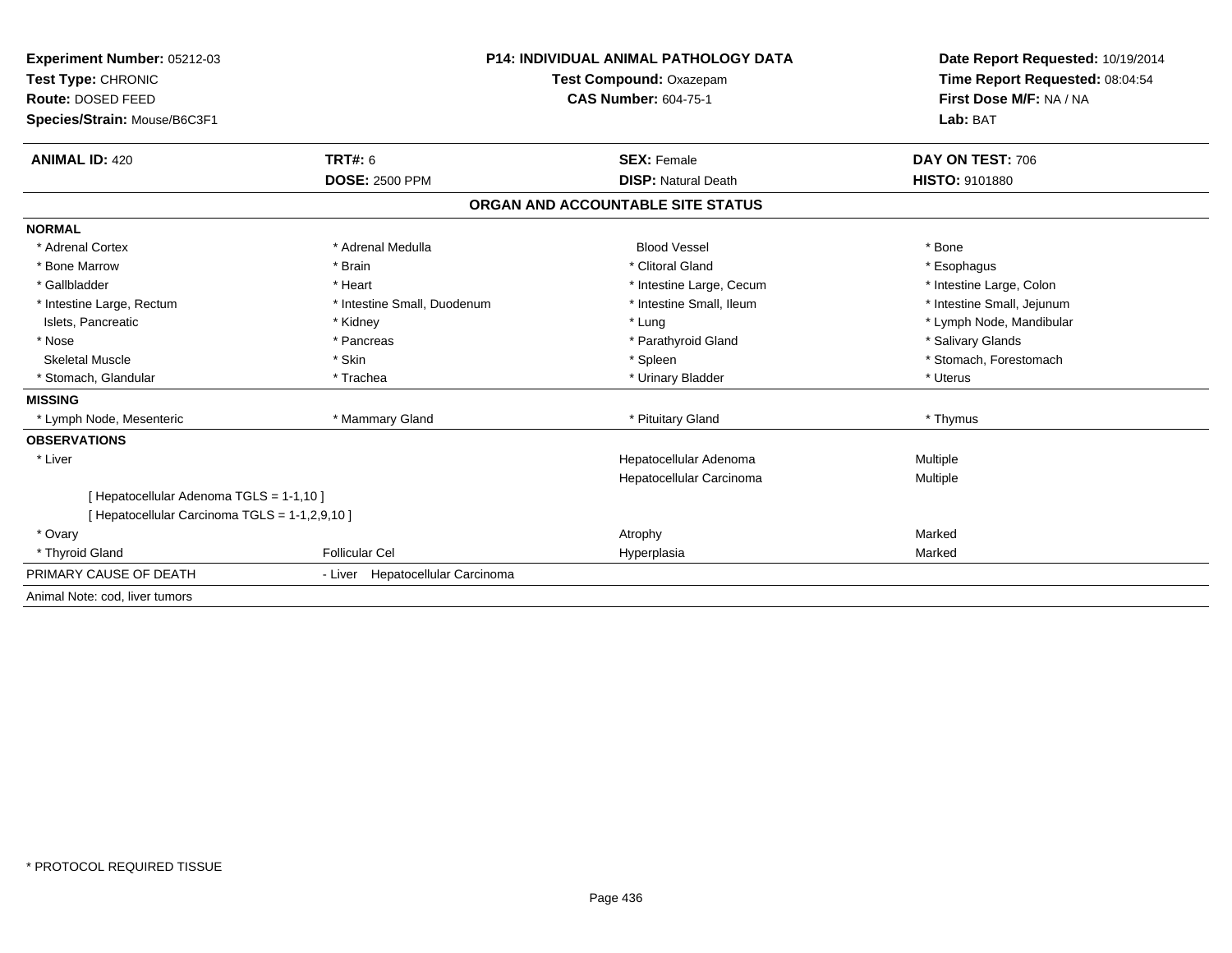**Experiment Number:** 05212-03
**Test Type:** CHRONIC
**Route:** DOSED FEED
**Species/Strain:** Mouse/B6C3F1

**P14: INDIVIDUAL ANIMAL PATHOLOGY DATA**
**Test Compound:** Oxazepam
**CAS Number:** 604-75-1

**Date Report Requested:** 10/19/2014
**Time Report Requested:** 08:04:54
**First Dose M/F:** NA / NA
**Lab:** BAT

| **ANIMAL ID:** 420 | **TRT#:** 6 | **SEX:** Female | **DAY ON TEST:** 706 |
|---|---|---|---|
| | **DOSE:** 2500 PPM | **DISP:** Natural Death | **HISTO:** 9101880 |

## ORGAN AND ACCOUNTABLE SITE STATUS

**NORMAL**

| | | | |
|---|---|---|---|
| * Adrenal Cortex | * Adrenal Medulla | Blood Vessel | * Bone |
| * Bone Marrow | * Brain | * Clitoral Gland | * Esophagus |
| * Gallbladder | * Heart | * Intestine Large, Cecum | * Intestine Large, Colon |
| * Intestine Large, Rectum | * Intestine Small, Duodenum | * Intestine Small, Ileum | * Intestine Small, Jejunum |
| Islets, Pancreatic | * Kidney | * Lung | * Lymph Node, Mandibular |
| * Nose | * Pancreas | * Parathyroid Gland | * Salivary Glands |
| Skeletal Muscle | * Skin | * Spleen | * Stomach, Forestomach |
| * Stomach, Glandular | * Trachea | * Urinary Bladder | * Uterus |

**MISSING**

| | | | |
|---|---|---|---|
| * Lymph Node, Mesenteric | * Mammary Gland | * Pituitary Gland | * Thymus |

**OBSERVATIONS**

| | | | |
|---|---|---|---|
| * Liver | | Hepatocellular Adenoma | Multiple |
| | | Hepatocellular Carcinoma | Multiple |
| [ Hepatocellular Adenoma TGLS = 1-1,10 ] | | | |
| [ Hepatocellular Carcinoma TGLS = 1-1,2,9,10 ] | | | |
| * Ovary | | Atrophy | Marked |
| * Thyroid Gland | Follicular Cel | Hyperplasia | Marked |

PRIMARY CAUSE OF DEATH - Liver Hepatocellular Carcinoma

Animal Note: cod, liver tumors

* PROTOCOL REQUIRED TISSUE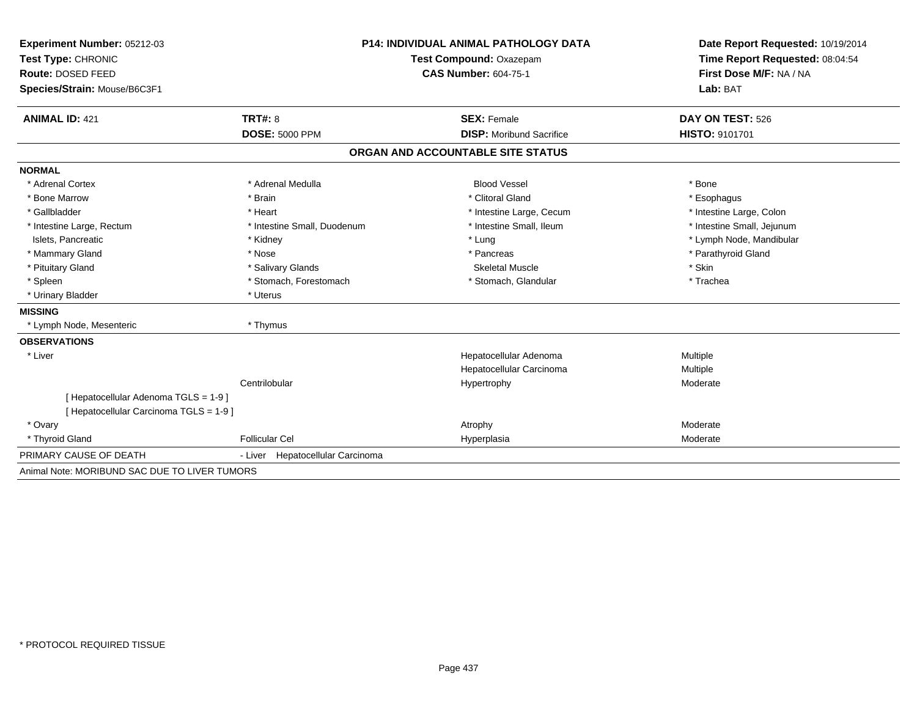**Experiment Number:** 05212-03
**Test Type:** CHRONIC
**Route:** DOSED FEED
**Species/Strain:** Mouse/B6C3F1

**P14: INDIVIDUAL ANIMAL PATHOLOGY DATA**
**Test Compound:** Oxazepam
**CAS Number:** 604-75-1

**Date Report Requested:** 10/19/2014
**Time Report Requested:** 08:04:54
**First Dose M/F:** NA / NA
**Lab:** BAT

| **ANIMAL ID:** 421 | **TRT#:** 8 | **SEX:** Female | **DAY ON TEST:** 526 |
|---|---|---|---|
| | **DOSE:** 5000 PPM | **DISP:** Moribund Sacrifice | **HISTO:** 9101701 |

## ORGAN AND ACCOUNTABLE SITE STATUS

**NORMAL**

| | | | |
|---|---|---|---|
| * Adrenal Cortex | * Adrenal Medulla | Blood Vessel | * Bone |
| * Bone Marrow | * Brain | * Clitoral Gland | * Esophagus |
| * Gallbladder | * Heart | * Intestine Large, Cecum | * Intestine Large, Colon |
| * Intestine Large, Rectum | * Intestine Small, Duodenum | * Intestine Small, Ileum | * Intestine Small, Jejunum |
| Islets, Pancreatic | * Kidney | * Lung | * Lymph Node, Mandibular |
| * Mammary Gland | * Nose | * Pancreas | * Parathyroid Gland |
| * Pituitary Gland | * Salivary Glands | Skeletal Muscle | * Skin |
| * Spleen | * Stomach, Forestomach | * Stomach, Glandular | * Trachea |
| * Urinary Bladder | * Uterus | | |

**MISSING**

| | |
|---|---|
| * Lymph Node, Mesenteric | * Thymus |

**OBSERVATIONS**

| | | | |
|---|---|---|---|
| * Liver | | Hepatocellular Adenoma | Multiple |
| | | Hepatocellular Carcinoma | Multiple |
| | Centrilobular | Hypertrophy | Moderate |
| [ Hepatocellular Adenoma TGLS = 1-9 ] | | | |
| [ Hepatocellular Carcinoma TGLS = 1-9 ] | | | |
| * Ovary | | Atrophy | Moderate |
| * Thyroid Gland | Follicular Cel | Hyperplasia | Moderate |

PRIMARY CAUSE OF DEATH - Liver Hepatocellular Carcinoma

Animal Note: MORIBUND SAC DUE TO LIVER TUMORS

* PROTOCOL REQUIRED TISSUE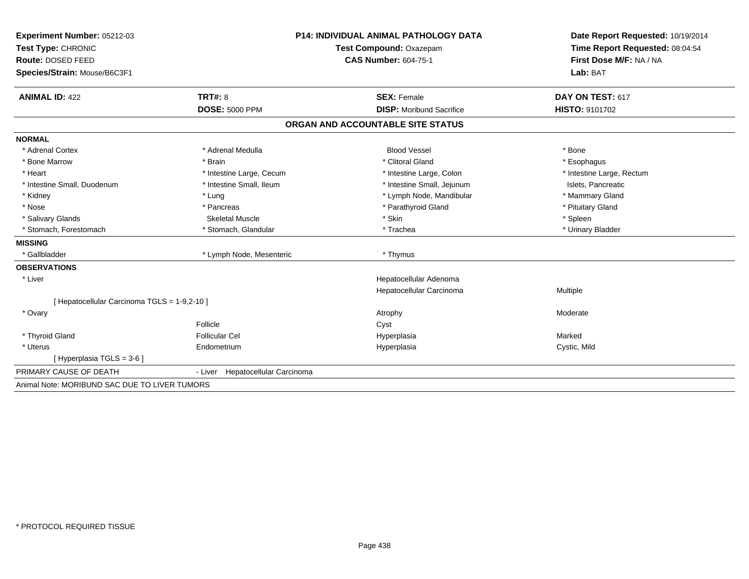**Experiment Number:** 05212-03
**Test Type:** CHRONIC
**Route:** DOSED FEED
**Species/Strain:** Mouse/B6C3F1

**P14: INDIVIDUAL ANIMAL PATHOLOGY DATA**
**Test Compound:** Oxazepam
**CAS Number:** 604-75-1

**Date Report Requested:** 10/19/2014
**Time Report Requested:** 08:04:54
**First Dose M/F:** NA / NA
**Lab:** BAT

| **ANIMAL ID:** 422 | **TRT#:** 8 | **SEX:** Female | **DAY ON TEST:** 617 |
|---|---|---|---|
| | **DOSE:** 5000 PPM | **DISP:** Moribund Sacrifice | **HISTO:** 9101702 |

## ORGAN AND ACCOUNTABLE SITE STATUS

**NORMAL**

| | | | |
|---|---|---|---|
| * Adrenal Cortex | * Adrenal Medulla | Blood Vessel | * Bone |
| * Bone Marrow | * Brain | * Clitoral Gland | * Esophagus |
| * Heart | * Intestine Large, Cecum | * Intestine Large, Colon | * Intestine Large, Rectum |
| * Intestine Small, Duodenum | * Intestine Small, Ileum | * Intestine Small, Jejunum | Islets, Pancreatic |
| * Kidney | * Lung | * Lymph Node, Mandibular | * Mammary Gland |
| * Nose | * Pancreas | * Parathyroid Gland | * Pituitary Gland |
| * Salivary Glands | Skeletal Muscle | * Skin | * Spleen |
| * Stomach, Forestomach | * Stomach, Glandular | * Trachea | * Urinary Bladder |

**MISSING**

| | | |
|---|---|---|
| * Gallbladder | * Lymph Node, Mesenteric | * Thymus |

**OBSERVATIONS**

| | | | |
|---|---|---|---|
| * Liver | | Hepatocellular Adenoma | |
| | | Hepatocellular Carcinoma | Multiple |
| [ Hepatocellular Carcinoma TGLS = 1-9,2-10 ] | | | |
| * Ovary | | Atrophy | Moderate |
| | Follicle | Cyst | |
| * Thyroid Gland | Follicular Cel | Hyperplasia | Marked |
| * Uterus | Endometrium | Hyperplasia | Cystic, Mild |
| [ Hyperplasia TGLS = 3-6 ] | | | |

PRIMARY CAUSE OF DEATH - Liver Hepatocellular Carcinoma

Animal Note: MORIBUND SAC DUE TO LIVER TUMORS

* PROTOCOL REQUIRED TISSUE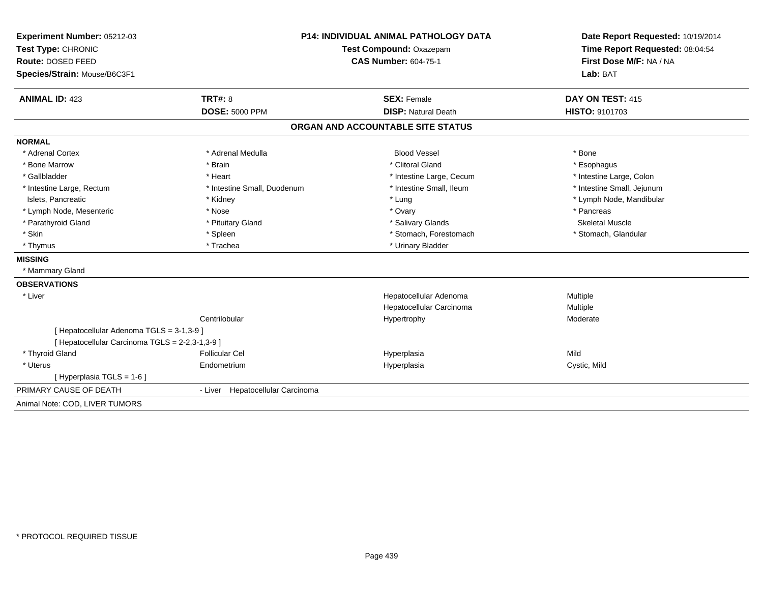**Experiment Number:** 05212-03
**Test Type:** CHRONIC
**Route:** DOSED FEED
**Species/Strain:** Mouse/B6C3F1

**P14: INDIVIDUAL ANIMAL PATHOLOGY DATA**
**Test Compound:** Oxazepam
**CAS Number:** 604-75-1

**Date Report Requested:** 10/19/2014
**Time Report Requested:** 08:04:54
**First Dose M/F:** NA / NA
**Lab:** BAT

| **ANIMAL ID:** 423 | **TRT#:** 8 | **SEX:** Female | **DAY ON TEST:** 415 |
|---|---|---|---|
| | **DOSE:** 5000 PPM | **DISP:** Natural Death | **HISTO:** 9101703 |

## ORGAN AND ACCOUNTABLE SITE STATUS

**NORMAL**

| | | | |
|---|---|---|---|
| * Adrenal Cortex | * Adrenal Medulla | Blood Vessel | * Bone |
| * Bone Marrow | * Brain | * Clitoral Gland | * Esophagus |
| * Gallbladder | * Heart | * Intestine Large, Cecum | * Intestine Large, Colon |
| * Intestine Large, Rectum | * Intestine Small, Duodenum | * Intestine Small, Ileum | * Intestine Small, Jejunum |
| Islets, Pancreatic | * Kidney | * Lung | * Lymph Node, Mandibular |
| * Lymph Node, Mesenteric | * Nose | * Ovary | * Pancreas |
| * Parathyroid Gland | * Pituitary Gland | * Salivary Glands | Skeletal Muscle |
| * Skin | * Spleen | * Stomach, Forestomach | * Stomach, Glandular |
| * Thymus | * Trachea | * Urinary Bladder | |

**MISSING**

* Mammary Gland

**OBSERVATIONS**

| | | | |
|---|---|---|---|
| * Liver | | Hepatocellular Adenoma | Multiple |
| | | Hepatocellular Carcinoma | Multiple |
| | Centrilobular | Hypertrophy | Moderate |
| [ Hepatocellular Adenoma TGLS = 3-1,3-9 ] | | | |
| [ Hepatocellular Carcinoma TGLS = 2-2,3-1,3-9 ] | | | |
| * Thyroid Gland | Follicular Cel | Hyperplasia | Mild |
| * Uterus | Endometrium | Hyperplasia | Cystic, Mild |
| [ Hyperplasia TGLS = 1-6 ] | | | |

PRIMARY CAUSE OF DEATH - Liver Hepatocellular Carcinoma

Animal Note: COD, LIVER TUMORS

* PROTOCOL REQUIRED TISSUE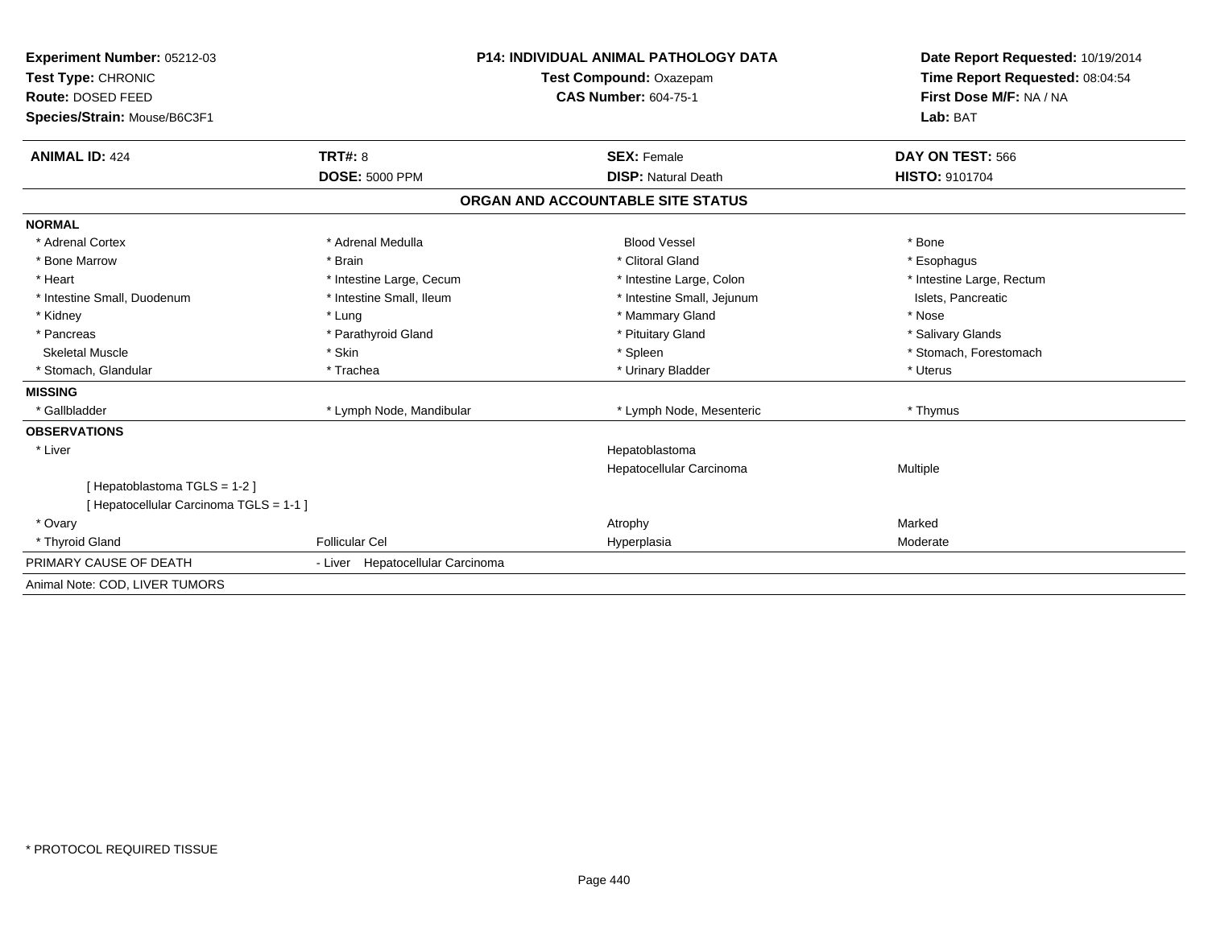**Experiment Number:** 05212-03
**Test Type:** CHRONIC
**Route:** DOSED FEED
**Species/Strain:** Mouse/B6C3F1

**P14: INDIVIDUAL ANIMAL PATHOLOGY DATA**
**Test Compound:** Oxazepam
**CAS Number:** 604-75-1

**Date Report Requested:** 10/19/2014
**Time Report Requested:** 08:04:54
**First Dose M/F:** NA / NA
**Lab:** BAT

| **ANIMAL ID:** 424 | **TRT#:** 8 | **SEX:** Female | **DAY ON TEST:** 566 |
|---|---|---|---|
| | **DOSE:** 5000 PPM | **DISP:** Natural Death | **HISTO:** 9101704 |

**ORGAN AND ACCOUNTABLE SITE STATUS**

| | | | |
|---|---|---|---|
| **NORMAL** | | | |
| * Adrenal Cortex | * Adrenal Medulla | Blood Vessel | * Bone |
| * Bone Marrow | * Brain | * Clitoral Gland | * Esophagus |
| * Heart | * Intestine Large, Cecum | * Intestine Large, Colon | * Intestine Large, Rectum |
| * Intestine Small, Duodenum | * Intestine Small, Ileum | * Intestine Small, Jejunum | Islets, Pancreatic |
| * Kidney | * Lung | * Mammary Gland | * Nose |
| * Pancreas | * Parathyroid Gland | * Pituitary Gland | * Salivary Glands |
| Skeletal Muscle | * Skin | * Spleen | * Stomach, Forestomach |
| * Stomach, Glandular | * Trachea | * Urinary Bladder | * Uterus |
| **MISSING** | | | |
| * Gallbladder | * Lymph Node, Mandibular | * Lymph Node, Mesenteric | * Thymus |
| **OBSERVATIONS** | | | |
| * Liver | | Hepatoblastoma | |
| | | Hepatocellular Carcinoma | Multiple |
| [ Hepatoblastoma TGLS = 1-2 ] | | | |
| [ Hepatocellular Carcinoma TGLS = 1-1 ] | | | |
| * Ovary | | Atrophy | Marked |
| * Thyroid Gland | Follicular Cel | Hyperplasia | Moderate |
| PRIMARY CAUSE OF DEATH | - Liver Hepatocellular Carcinoma | | |

Animal Note: COD, LIVER TUMORS

* PROTOCOL REQUIRED TISSUE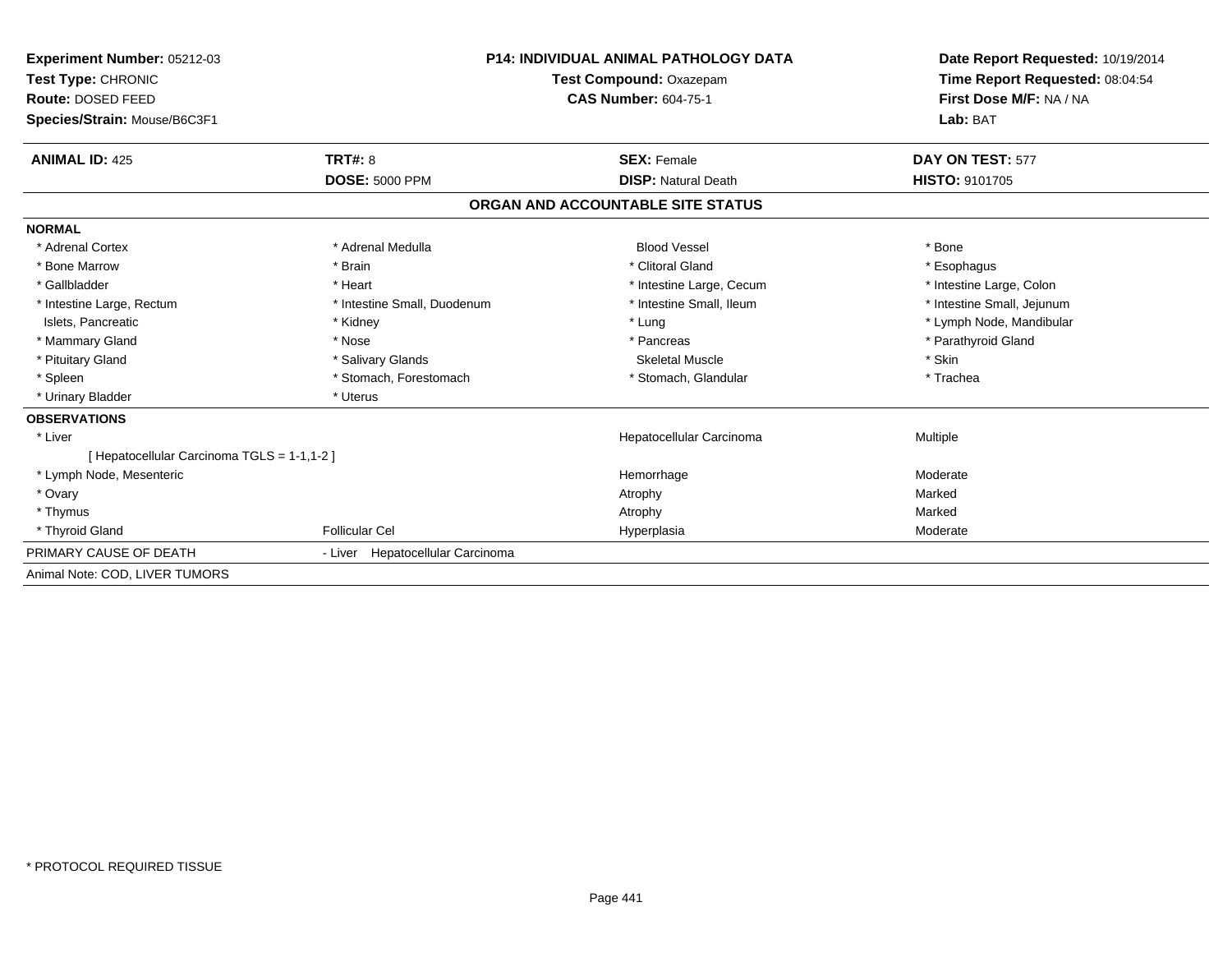**Experiment Number:** 05212-03
**Test Type:** CHRONIC
**Route:** DOSED FEED
**Species/Strain:** Mouse/B6C3F1

**P14: INDIVIDUAL ANIMAL PATHOLOGY DATA**
**Test Compound:** Oxazepam
**CAS Number:** 604-75-1

**Date Report Requested:** 10/19/2014
**Time Report Requested:** 08:04:54
**First Dose M/F:** NA / NA
**Lab:** BAT

| **ANIMAL ID:** 425 | **TRT#:** 8 | **SEX:** Female | **DAY ON TEST:** 577 |
|---|---|---|---|
| | **DOSE:** 5000 PPM | **DISP:** Natural Death | **HISTO:** 9101705 |

## ORGAN AND ACCOUNTABLE SITE STATUS

**NORMAL**

| | | | |
|---|---|---|---|
| * Adrenal Cortex | * Adrenal Medulla | Blood Vessel | * Bone |
| * Bone Marrow | * Brain | * Clitoral Gland | * Esophagus |
| * Gallbladder | * Heart | * Intestine Large, Cecum | * Intestine Large, Colon |
| * Intestine Large, Rectum | * Intestine Small, Duodenum | * Intestine Small, Ileum | * Intestine Small, Jejunum |
| Islets, Pancreatic | * Kidney | * Lung | * Lymph Node, Mandibular |
| * Mammary Gland | * Nose | * Pancreas | * Parathyroid Gland |
| * Pituitary Gland | * Salivary Glands | Skeletal Muscle | * Skin |
| * Spleen | * Stomach, Forestomach | * Stomach, Glandular | * Trachea |
| * Urinary Bladder | * Uterus | | |

**OBSERVATIONS**

| | | | |
|---|---|---|---|
| * Liver | | Hepatocellular Carcinoma | Multiple |
| [ Hepatocellular Carcinoma TGLS = 1-1,1-2 ] | | | |
| * Lymph Node, Mesenteric | | Hemorrhage | Moderate |
| * Ovary | | Atrophy | Marked |
| * Thymus | | Atrophy | Marked |
| * Thyroid Gland | Follicular Cel | Hyperplasia | Moderate |

PRIMARY CAUSE OF DEATH - Liver Hepatocellular Carcinoma

Animal Note: COD, LIVER TUMORS

* PROTOCOL REQUIRED TISSUE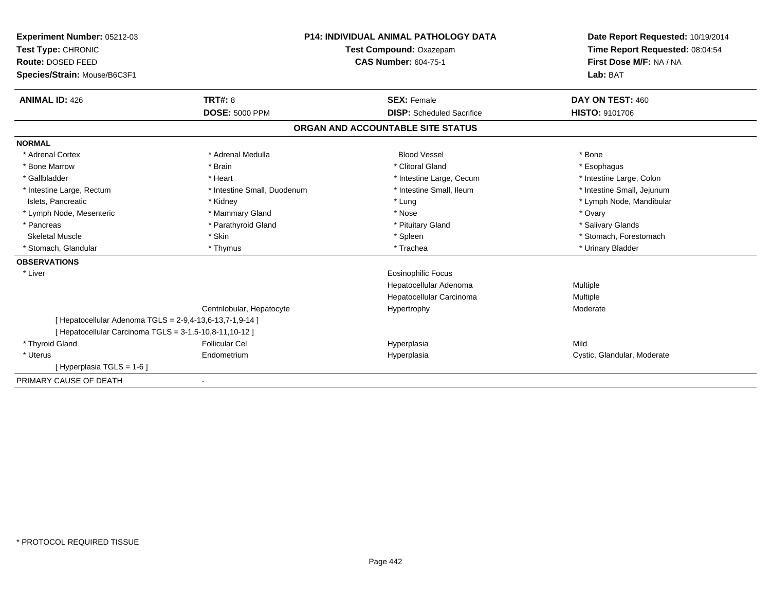**Experiment Number:** 05212-03
**Test Type:** CHRONIC
**Route:** DOSED FEED
**Species/Strain:** Mouse/B6C3F1

**P14: INDIVIDUAL ANIMAL PATHOLOGY DATA**
**Test Compound:** Oxazepam
**CAS Number:** 604-75-1

**Date Report Requested:** 10/19/2014
**Time Report Requested:** 08:04:54
**First Dose M/F:** NA / NA
**Lab:** BAT

| **ANIMAL ID:** 426 | **TRT#:** 8 | **SEX:** Female | **DAY ON TEST:** 460 |
|---|---|---|---|
| | **DOSE:** 5000 PPM | **DISP:** Scheduled Sacrifice | **HISTO:** 9101706 |

## ORGAN AND ACCOUNTABLE SITE STATUS

**NORMAL**

| | | | |
|---|---|---|---|
| * Adrenal Cortex | * Adrenal Medulla | Blood Vessel | * Bone |
| * Bone Marrow | * Brain | * Clitoral Gland | * Esophagus |
| * Gallbladder | * Heart | * Intestine Large, Cecum | * Intestine Large, Colon |
| * Intestine Large, Rectum | * Intestine Small, Duodenum | * Intestine Small, Ileum | * Intestine Small, Jejunum |
| Islets, Pancreatic | * Kidney | * Lung | * Lymph Node, Mandibular |
| * Lymph Node, Mesenteric | * Mammary Gland | * Nose | * Ovary |
| * Pancreas | * Parathyroid Gland | * Pituitary Gland | * Salivary Glands |
| Skeletal Muscle | * Skin | * Spleen | * Stomach, Forestomach |
| * Stomach, Glandular | * Thymus | * Trachea | * Urinary Bladder |

**OBSERVATIONS**

| | | | |
|---|---|---|---|
| * Liver | | Eosinophilic Focus | |
| | | Hepatocellular Adenoma | Multiple |
| | | Hepatocellular Carcinoma | Multiple |
| | Centrilobular, Hepatocyte | Hypertrophy | Moderate |
| [ Hepatocellular Adenoma TGLS = 2-9,4-13,6-13,7-1,9-14 ] | | | |
| [ Hepatocellular Carcinoma TGLS = 3-1,5-10,8-11,10-12 ] | | | |
| * Thyroid Gland | Follicular Cel | Hyperplasia | Mild |
| * Uterus | Endometrium | Hyperplasia | Cystic, Glandular, Moderate |
| [ Hyperplasia TGLS = 1-6 ] | | | |

PRIMARY CAUSE OF DEATH -

* PROTOCOL REQUIRED TISSUE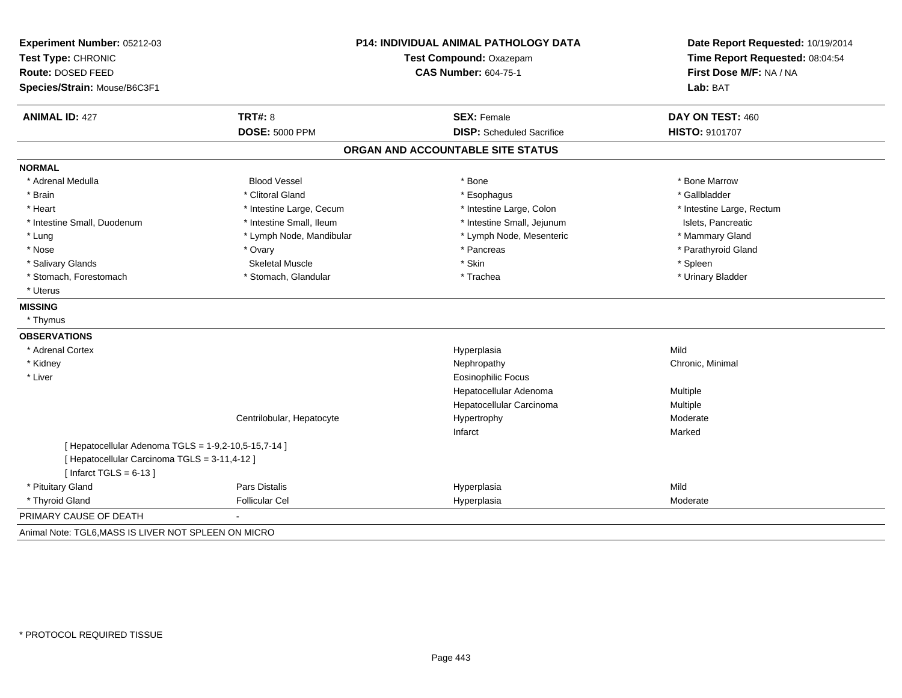**Experiment Number:** 05212-03
**Test Type:** CHRONIC
**Route:** DOSED FEED
**Species/Strain:** Mouse/B6C3F1

**P14: INDIVIDUAL ANIMAL PATHOLOGY DATA**
**Test Compound:** Oxazepam
**CAS Number:** 604-75-1

**Date Report Requested:** 10/19/2014
**Time Report Requested:** 08:04:54
**First Dose M/F:** NA / NA
**Lab:** BAT

| **ANIMAL ID:** 427 | **TRT#:** 8 | **SEX:** Female | **DAY ON TEST:** 460 |
|---|---|---|---|
| | **DOSE:** 5000 PPM | **DISP:** Scheduled Sacrifice | **HISTO:** 9101707 |

## ORGAN AND ACCOUNTABLE SITE STATUS

**NORMAL**

| | | | |
|---|---|---|---|
| * Adrenal Medulla | Blood Vessel | * Bone | * Bone Marrow |
| * Brain | * Clitoral Gland | * Esophagus | * Gallbladder |
| * Heart | * Intestine Large, Cecum | * Intestine Large, Colon | * Intestine Large, Rectum |
| * Intestine Small, Duodenum | * Intestine Small, Ileum | * Intestine Small, Jejunum | Islets, Pancreatic |
| * Lung | * Lymph Node, Mandibular | * Lymph Node, Mesenteric | * Mammary Gland |
| * Nose | * Ovary | * Pancreas | * Parathyroid Gland |
| * Salivary Glands | Skeletal Muscle | * Skin | * Spleen |
| * Stomach, Forestomach | * Stomach, Glandular | * Trachea | * Urinary Bladder |
| * Uterus | | | |

**MISSING**

* Thymus

**OBSERVATIONS**

| | | | |
|---|---|---|---|
| * Adrenal Cortex | | Hyperplasia | Mild |
| * Kidney | | Nephropathy | Chronic, Minimal |
| * Liver | | Eosinophilic Focus | |
| | | Hepatocellular Adenoma | Multiple |
| | | Hepatocellular Carcinoma | Multiple |
| | Centrilobular, Hepatocyte | Hypertrophy | Moderate |
| | | Infarct | Marked |
| [ Hepatocellular Adenoma TGLS = 1-9,2-10,5-15,7-14 ] | | | |
| [ Hepatocellular Carcinoma TGLS = 3-11,4-12 ] | | | |
| [ Infarct TGLS = 6-13 ] | | | |
| * Pituitary Gland | Pars Distalis | Hyperplasia | Mild |
| * Thyroid Gland | Follicular Cel | Hyperplasia | Moderate |

PRIMARY CAUSE OF DEATH -

Animal Note: TGL6,MASS IS LIVER NOT SPLEEN ON MICRO

* PROTOCOL REQUIRED TISSUE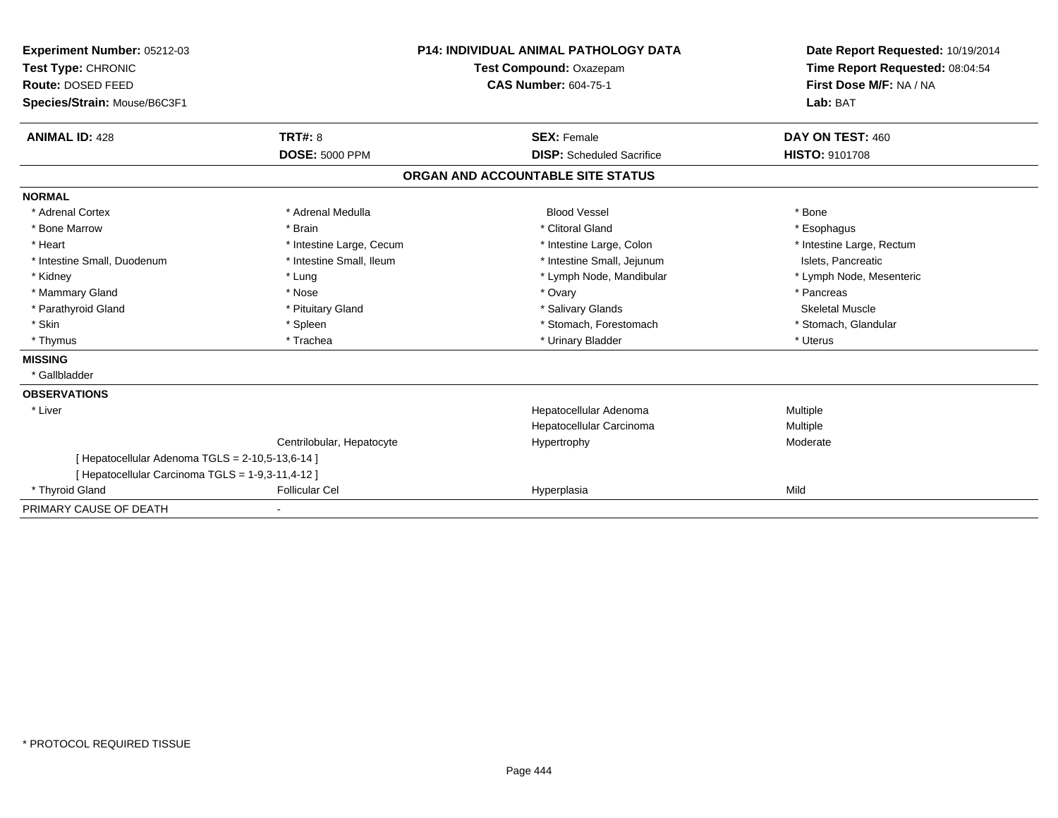**Experiment Number:** 05212-03
**Test Type:** CHRONIC
**Route:** DOSED FEED
**Species/Strain:** Mouse/B6C3F1

**P14: INDIVIDUAL ANIMAL PATHOLOGY DATA**
**Test Compound:** Oxazepam
**CAS Number:** 604-75-1

**Date Report Requested:** 10/19/2014
**Time Report Requested:** 08:04:54
**First Dose M/F:** NA / NA
**Lab:** BAT

| **ANIMAL ID:** 428 | **TRT#:** 8 | **SEX:** Female | **DAY ON TEST:** 460 |
|---|---|---|---|
| | **DOSE:** 5000 PPM | **DISP:** Scheduled Sacrifice | **HISTO:** 9101708 |

## ORGAN AND ACCOUNTABLE SITE STATUS

| | | | |
|---|---|---|---|
| **NORMAL** | | | |
| * Adrenal Cortex | * Adrenal Medulla | Blood Vessel | * Bone |
| * Bone Marrow | * Brain | * Clitoral Gland | * Esophagus |
| * Heart | * Intestine Large, Cecum | * Intestine Large, Colon | * Intestine Large, Rectum |
| * Intestine Small, Duodenum | * Intestine Small, Ileum | * Intestine Small, Jejunum | Islets, Pancreatic |
| * Kidney | * Lung | * Lymph Node, Mandibular | * Lymph Node, Mesenteric |
| * Mammary Gland | * Nose | * Ovary | * Pancreas |
| * Parathyroid Gland | * Pituitary Gland | * Salivary Glands | Skeletal Muscle |
| * Skin | * Spleen | * Stomach, Forestomach | * Stomach, Glandular |
| * Thymus | * Trachea | * Urinary Bladder | * Uterus |
| **MISSING** | | | |
| * Gallbladder | | | |
| **OBSERVATIONS** | | | |
| * Liver | | Hepatocellular Adenoma | Multiple |
| | | Hepatocellular Carcinoma | Multiple |
| | Centrilobular, Hepatocyte | Hypertrophy | Moderate |
| [ Hepatocellular Adenoma TGLS = 2-10,5-13,6-14 ] | | | |
| [ Hepatocellular Carcinoma TGLS = 1-9,3-11,4-12 ] | | | |
| * Thyroid Gland | Follicular Cel | Hyperplasia | Mild |
| PRIMARY CAUSE OF DEATH | - | | |

* PROTOCOL REQUIRED TISSUE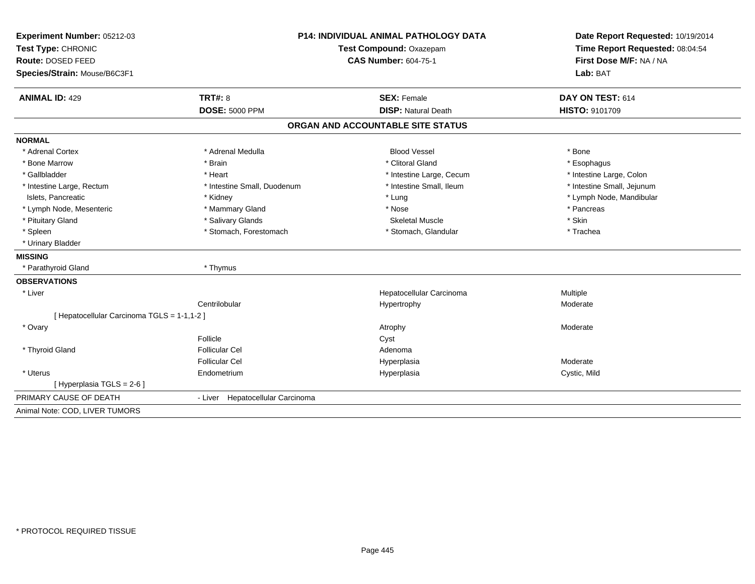**Experiment Number:** 05212-03
**Test Type:** CHRONIC
**Route:** DOSED FEED
**Species/Strain:** Mouse/B6C3F1

**P14: INDIVIDUAL ANIMAL PATHOLOGY DATA**
**Test Compound:** Oxazepam
**CAS Number:** 604-75-1

**Date Report Requested:** 10/19/2014
**Time Report Requested:** 08:04:54
**First Dose M/F:** NA / NA
**Lab:** BAT

| **ANIMAL ID:** 429 | **TRT#:** 8 | **SEX:** Female | **DAY ON TEST:** 614 |
|---|---|---|---|
| | **DOSE:** 5000 PPM | **DISP:** Natural Death | **HISTO:** 9101709 |

## ORGAN AND ACCOUNTABLE SITE STATUS

**NORMAL**

| | | | |
|---|---|---|---|
| * Adrenal Cortex | * Adrenal Medulla | Blood Vessel | * Bone |
| * Bone Marrow | * Brain | * Clitoral Gland | * Esophagus |
| * Gallbladder | * Heart | * Intestine Large, Cecum | * Intestine Large, Colon |
| * Intestine Large, Rectum | * Intestine Small, Duodenum | * Intestine Small, Ileum | * Intestine Small, Jejunum |
| Islets, Pancreatic | * Kidney | * Lung | * Lymph Node, Mandibular |
| * Lymph Node, Mesenteric | * Mammary Gland | * Nose | * Pancreas |
| * Pituitary Gland | * Salivary Glands | Skeletal Muscle | * Skin |
| * Spleen | * Stomach, Forestomach | * Stomach, Glandular | * Trachea |
| * Urinary Bladder | | | |

**MISSING**

| | |
|---|---|
| * Parathyroid Gland | * Thymus |

**OBSERVATIONS**

| | | | |
|---|---|---|---|
| * Liver | | Hepatocellular Carcinoma | Multiple |
| | Centrilobular | Hypertrophy | Moderate |
| [ Hepatocellular Carcinoma TGLS = 1-1,1-2 ] | | | |
| * Ovary | | Atrophy | Moderate |
| | Follicle | Cyst | |
| * Thyroid Gland | Follicular Cel | Adenoma | |
| | Follicular Cel | Hyperplasia | Moderate |
| * Uterus | Endometrium | Hyperplasia | Cystic, Mild |
| [ Hyperplasia TGLS = 2-6 ] | | | |

PRIMARY CAUSE OF DEATH - Liver Hepatocellular Carcinoma

Animal Note: COD, LIVER TUMORS

* PROTOCOL REQUIRED TISSUE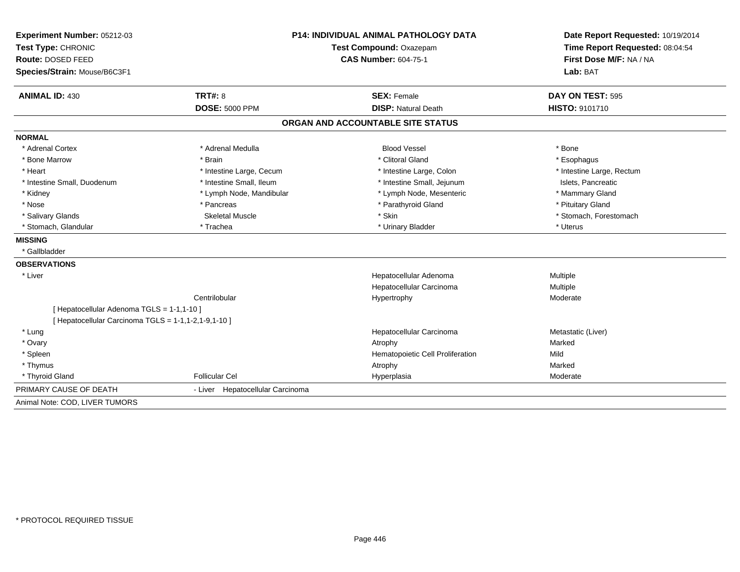**Experiment Number:** 05212-03
**Test Type:** CHRONIC
**Route:** DOSED FEED
**Species/Strain:** Mouse/B6C3F1

**P14: INDIVIDUAL ANIMAL PATHOLOGY DATA**
**Test Compound:** Oxazepam
**CAS Number:** 604-75-1

**Date Report Requested:** 10/19/2014
**Time Report Requested:** 08:04:54
**First Dose M/F:** NA / NA
**Lab:** BAT

| **ANIMAL ID:** 430 | **TRT#:** 8 | **SEX:** Female | **DAY ON TEST:** 595 |
|---|---|---|---|
| | **DOSE:** 5000 PPM | **DISP:** Natural Death | **HISTO:** 9101710 |

## ORGAN AND ACCOUNTABLE SITE STATUS

**NORMAL**

| | | | |
|---|---|---|---|
| * Adrenal Cortex | * Adrenal Medulla | Blood Vessel | * Bone |
| * Bone Marrow | * Brain | * Clitoral Gland | * Esophagus |
| * Heart | * Intestine Large, Cecum | * Intestine Large, Colon | * Intestine Large, Rectum |
| * Intestine Small, Duodenum | * Intestine Small, Ileum | * Intestine Small, Jejunum | Islets, Pancreatic |
| * Kidney | * Lymph Node, Mandibular | * Lymph Node, Mesenteric | * Mammary Gland |
| * Nose | * Pancreas | * Parathyroid Gland | * Pituitary Gland |
| * Salivary Glands | Skeletal Muscle | * Skin | * Stomach, Forestomach |
| * Stomach, Glandular | * Trachea | * Urinary Bladder | * Uterus |

**MISSING**

* Gallbladder

**OBSERVATIONS**

| | | | |
|---|---|---|---|
| * Liver | | Hepatocellular Adenoma | Multiple |
| | | Hepatocellular Carcinoma | Multiple |
| | Centrilobular | Hypertrophy | Moderate |
| [ Hepatocellular Adenoma TGLS = 1-1,1-10 ] | | | |
| [ Hepatocellular Carcinoma TGLS = 1-1,1-2,1-9,1-10 ] | | | |
| * Lung | | Hepatocellular Carcinoma | Metastatic (Liver) |
| * Ovary | | Atrophy | Marked |
| * Spleen | | Hematopoietic Cell Proliferation | Mild |
| * Thymus | | Atrophy | Marked |
| * Thyroid Gland | Follicular Cel | Hyperplasia | Moderate |

PRIMARY CAUSE OF DEATH - Liver Hepatocellular Carcinoma

Animal Note: COD, LIVER TUMORS

\* PROTOCOL REQUIRED TISSUE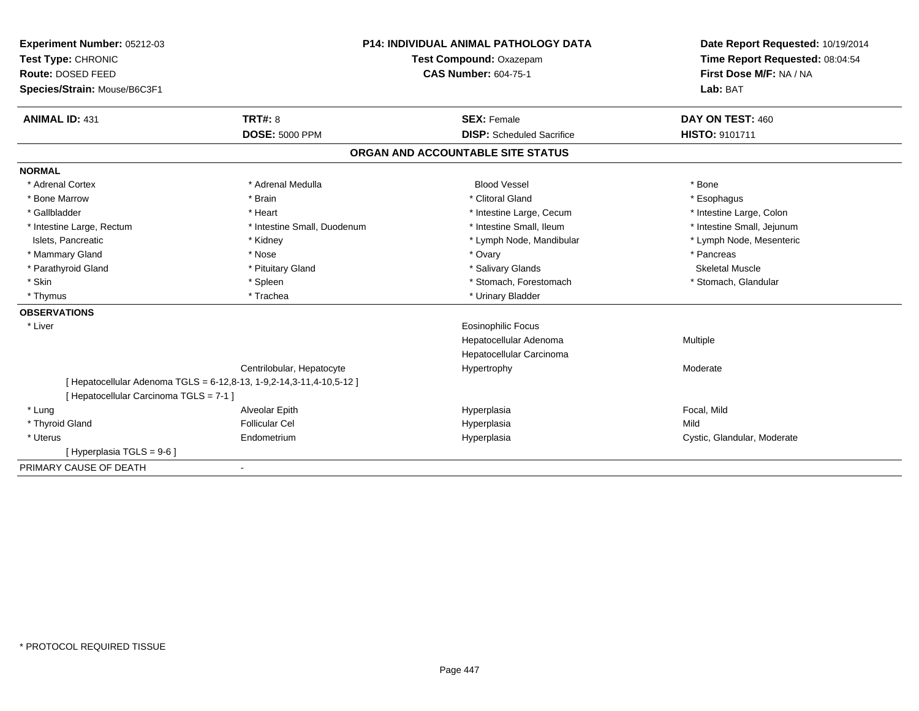**Experiment Number:** 05212-03
**Test Type:** CHRONIC
**Route:** DOSED FEED
**Species/Strain:** Mouse/B6C3F1

**P14: INDIVIDUAL ANIMAL PATHOLOGY DATA**
**Test Compound:** Oxazepam
**CAS Number:** 604-75-1

**Date Report Requested:** 10/19/2014
**Time Report Requested:** 08:04:54
**First Dose M/F:** NA / NA
**Lab:** BAT

| **ANIMAL ID:** 431 | **TRT#:** 8 | **SEX:** Female | **DAY ON TEST:** 460 |
|---|---|---|---|
| | **DOSE:** 5000 PPM | **DISP:** Scheduled Sacrifice | **HISTO:** 9101711 |

## ORGAN AND ACCOUNTABLE SITE STATUS

**NORMAL**

| | | | |
|---|---|---|---|
| * Adrenal Cortex | * Adrenal Medulla | Blood Vessel | * Bone |
| * Bone Marrow | * Brain | * Clitoral Gland | * Esophagus |
| * Gallbladder | * Heart | * Intestine Large, Cecum | * Intestine Large, Colon |
| * Intestine Large, Rectum | * Intestine Small, Duodenum | * Intestine Small, Ileum | * Intestine Small, Jejunum |
| Islets, Pancreatic | * Kidney | * Lymph Node, Mandibular | * Lymph Node, Mesenteric |
| * Mammary Gland | * Nose | * Ovary | * Pancreas |
| * Parathyroid Gland | * Pituitary Gland | * Salivary Glands | Skeletal Muscle |
| * Skin | * Spleen | * Stomach, Forestomach | * Stomach, Glandular |
| * Thymus | * Trachea | * Urinary Bladder | |

**OBSERVATIONS**

| | | | |
|---|---|---|---|
| * Liver | | Eosinophilic Focus | |
| | | Hepatocellular Adenoma | Multiple |
| | | Hepatocellular Carcinoma | |
| | Centrilobular, Hepatocyte | Hypertrophy | Moderate |
| [ Hepatocellular Adenoma TGLS = 6-12,8-13, 1-9,2-14,3-11,4-10,5-12 ] | | | |
| [ Hepatocellular Carcinoma TGLS = 7-1 ] | | | |
| * Lung | Alveolar Epith | Hyperplasia | Focal, Mild |
| * Thyroid Gland | Follicular Cel | Hyperplasia | Mild |
| * Uterus | Endometrium | Hyperplasia | Cystic, Glandular, Moderate |
| [ Hyperplasia TGLS = 9-6 ] | | | |

PRIMARY CAUSE OF DEATH -

* PROTOCOL REQUIRED TISSUE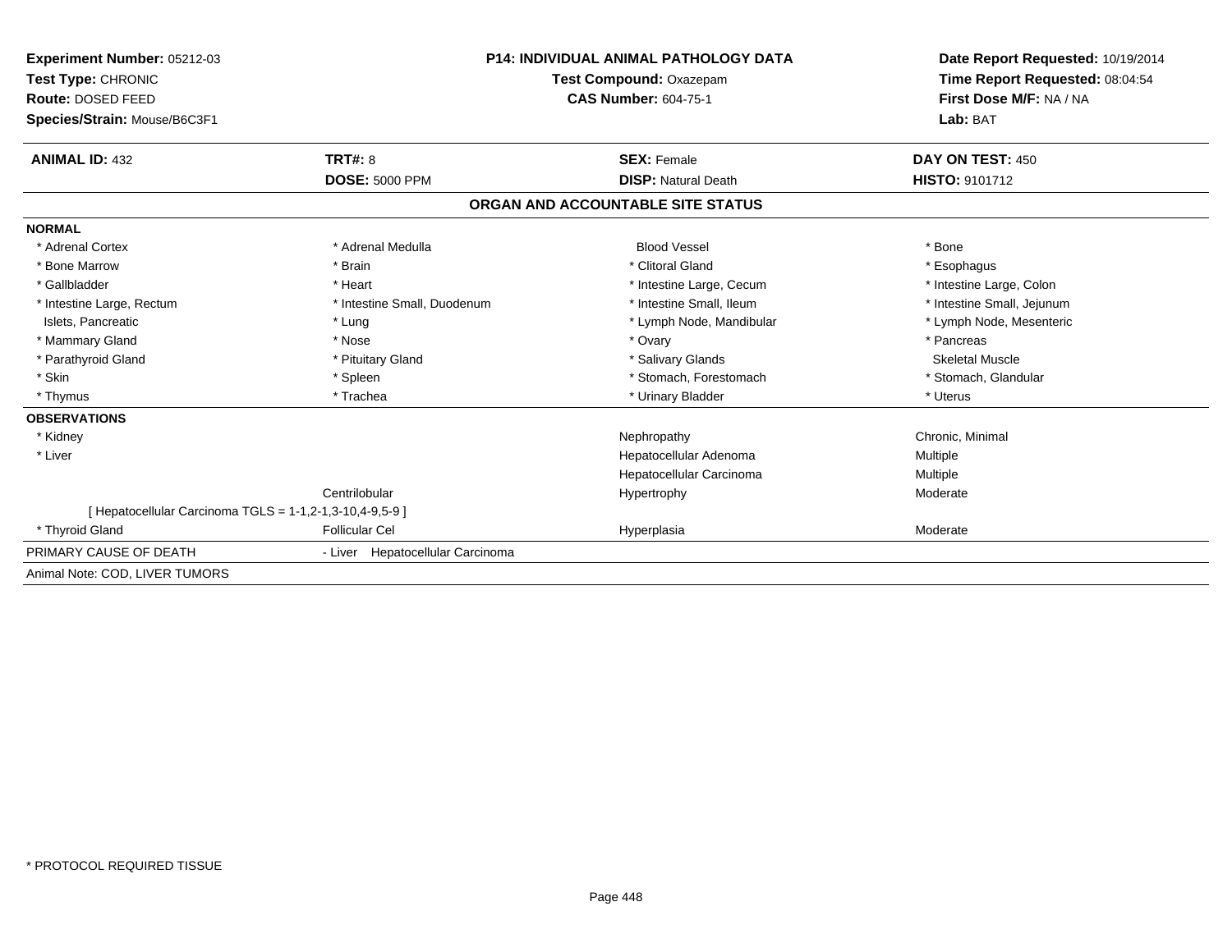**Experiment Number:** 05212-03
**Test Type:** CHRONIC
**Route:** DOSED FEED
**Species/Strain:** Mouse/B6C3F1

**P14: INDIVIDUAL ANIMAL PATHOLOGY DATA**
**Test Compound:** Oxazepam
**CAS Number:** 604-75-1

**Date Report Requested:** 10/19/2014
**Time Report Requested:** 08:04:54
**First Dose M/F:** NA / NA
**Lab:** BAT

| **ANIMAL ID:** 432 | **TRT#:** 8 | **SEX:** Female | **DAY ON TEST:** 450 |
|---|---|---|---|
| | **DOSE:** 5000 PPM | **DISP:** Natural Death | **HISTO:** 9101712 |

## ORGAN AND ACCOUNTABLE SITE STATUS

**NORMAL**

| | | | |
|---|---|---|---|
| * Adrenal Cortex | * Adrenal Medulla | Blood Vessel | * Bone |
| * Bone Marrow | * Brain | * Clitoral Gland | * Esophagus |
| * Gallbladder | * Heart | * Intestine Large, Cecum | * Intestine Large, Colon |
| * Intestine Large, Rectum | * Intestine Small, Duodenum | * Intestine Small, Ileum | * Intestine Small, Jejunum |
| Islets, Pancreatic | * Lung | * Lymph Node, Mandibular | * Lymph Node, Mesenteric |
| * Mammary Gland | * Nose | * Ovary | * Pancreas |
| * Parathyroid Gland | * Pituitary Gland | * Salivary Glands | Skeletal Muscle |
| * Skin | * Spleen | * Stomach, Forestomach | * Stomach, Glandular |
| * Thymus | * Trachea | * Urinary Bladder | * Uterus |

**OBSERVATIONS**

| | | | |
|---|---|---|---|
| * Kidney | | Nephropathy | Chronic, Minimal |
| * Liver | | Hepatocellular Adenoma | Multiple |
| | | Hepatocellular Carcinoma | Multiple |
| | Centrilobular | Hypertrophy | Moderate |
| [ Hepatocellular Carcinoma TGLS = 1-1,2-1,3-10,4-9,5-9 ] | | | |
| * Thyroid Gland | Follicular Cel | Hyperplasia | Moderate |

PRIMARY CAUSE OF DEATH - Liver Hepatocellular Carcinoma

Animal Note: COD, LIVER TUMORS

* PROTOCOL REQUIRED TISSUE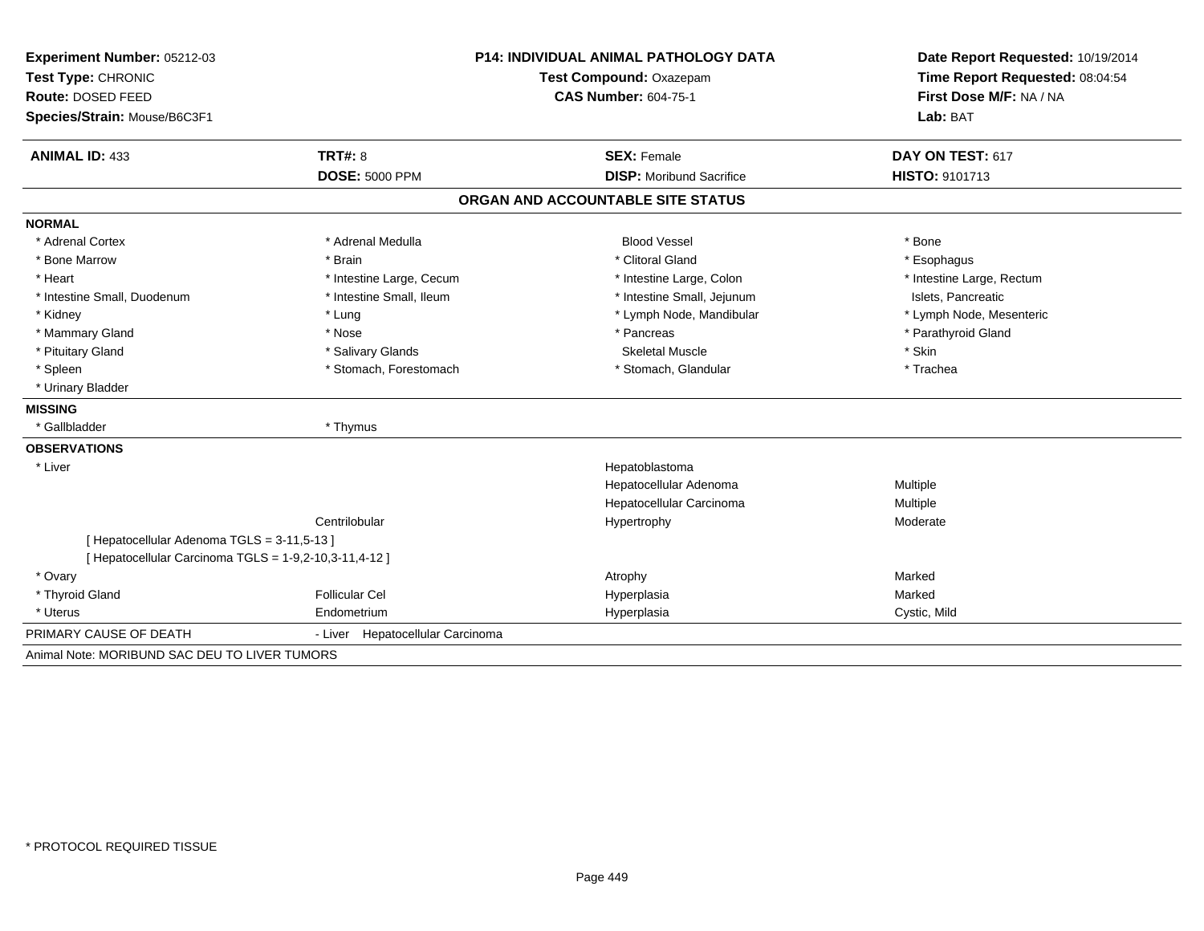**Experiment Number:** 05212-03
**Test Type:** CHRONIC
**Route:** DOSED FEED
**Species/Strain:** Mouse/B6C3F1

**P14: INDIVIDUAL ANIMAL PATHOLOGY DATA**
**Test Compound:** Oxazepam
**CAS Number:** 604-75-1

**Date Report Requested:** 10/19/2014
**Time Report Requested:** 08:04:54
**First Dose M/F:** NA / NA
**Lab:** BAT

| **ANIMAL ID:** 433 | **TRT#:** 8 | **SEX:** Female | **DAY ON TEST:** 617 |
|---|---|---|---|
| | **DOSE:** 5000 PPM | **DISP:** Moribund Sacrifice | **HISTO:** 9101713 |

## ORGAN AND ACCOUNTABLE SITE STATUS

**NORMAL**

| | | | |
|---|---|---|---|
| * Adrenal Cortex | * Adrenal Medulla | Blood Vessel | * Bone |
| * Bone Marrow | * Brain | * Clitoral Gland | * Esophagus |
| * Heart | * Intestine Large, Cecum | * Intestine Large, Colon | * Intestine Large, Rectum |
| * Intestine Small, Duodenum | * Intestine Small, Ileum | * Intestine Small, Jejunum | Islets, Pancreatic |
| * Kidney | * Lung | * Lymph Node, Mandibular | * Lymph Node, Mesenteric |
| * Mammary Gland | * Nose | * Pancreas | * Parathyroid Gland |
| * Pituitary Gland | * Salivary Glands | Skeletal Muscle | * Skin |
| * Spleen | * Stomach, Forestomach | * Stomach, Glandular | * Trachea |
| * Urinary Bladder | | | |

**MISSING**

| | |
|---|---|
| * Gallbladder | * Thymus |

**OBSERVATIONS**

| | | | |
|---|---|---|---|
| * Liver | | Hepatoblastoma | |
| | | Hepatocellular Adenoma | Multiple |
| | | Hepatocellular Carcinoma | Multiple |
| | Centrilobular | Hypertrophy | Moderate |
| [ Hepatocellular Adenoma TGLS = 3-11,5-13 ] | | | |
| [ Hepatocellular Carcinoma TGLS = 1-9,2-10,3-11,4-12 ] | | | |
| * Ovary | | Atrophy | Marked |
| * Thyroid Gland | Follicular Cel | Hyperplasia | Marked |
| * Uterus | Endometrium | Hyperplasia | Cystic, Mild |

PRIMARY CAUSE OF DEATH - Liver Hepatocellular Carcinoma

Animal Note: MORIBUND SAC DEU TO LIVER TUMORS

* PROTOCOL REQUIRED TISSUE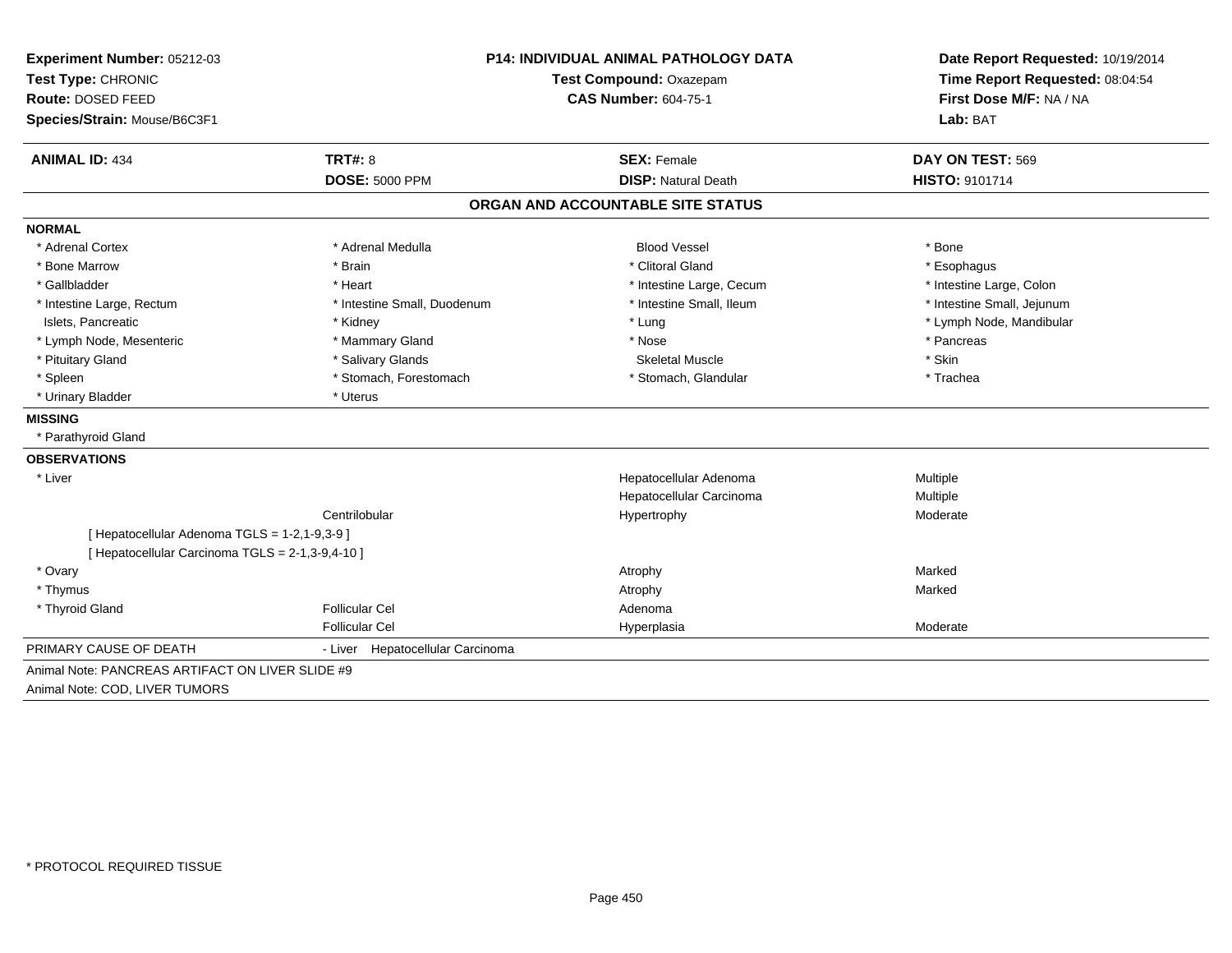**Experiment Number:** 05212-03
**Test Type:** CHRONIC
**Route:** DOSED FEED
**Species/Strain:** Mouse/B6C3F1

**P14: INDIVIDUAL ANIMAL PATHOLOGY DATA**
**Test Compound:** Oxazepam
**CAS Number:** 604-75-1

**Date Report Requested:** 10/19/2014
**Time Report Requested:** 08:04:54
**First Dose M/F:** NA / NA
**Lab:** BAT

| **ANIMAL ID:** 434 | **TRT#:** 8 | **SEX:** Female | **DAY ON TEST:** 569 |
|---|---|---|---|
| | **DOSE:** 5000 PPM | **DISP:** Natural Death | **HISTO:** 9101714 |

## ORGAN AND ACCOUNTABLE SITE STATUS

**NORMAL**

| | | | |
|---|---|---|---|
| * Adrenal Cortex | * Adrenal Medulla | Blood Vessel | * Bone |
| * Bone Marrow | * Brain | * Clitoral Gland | * Esophagus |
| * Gallbladder | * Heart | * Intestine Large, Cecum | * Intestine Large, Colon |
| * Intestine Large, Rectum | * Intestine Small, Duodenum | * Intestine Small, Ileum | * Intestine Small, Jejunum |
| Islets, Pancreatic | * Kidney | * Lung | * Lymph Node, Mandibular |
| * Lymph Node, Mesenteric | * Mammary Gland | * Nose | * Pancreas |
| * Pituitary Gland | * Salivary Glands | Skeletal Muscle | * Skin |
| * Spleen | * Stomach, Forestomach | * Stomach, Glandular | * Trachea |
| * Urinary Bladder | * Uterus | | |

**MISSING**

* Parathyroid Gland

**OBSERVATIONS**

| | | | |
|---|---|---|---|
| * Liver | | Hepatocellular Adenoma | Multiple |
| | | Hepatocellular Carcinoma | Multiple |
| | Centrilobular | Hypertrophy | Moderate |
| [ Hepatocellular Adenoma TGLS = 1-2,1-9,3-9 ] | | | |
| [ Hepatocellular Carcinoma TGLS = 2-1,3-9,4-10 ] | | | |
| * Ovary | | Atrophy | Marked |
| * Thymus | | Atrophy | Marked |
| * Thyroid Gland | Follicular Cel | Adenoma | |
| | Follicular Cel | Hyperplasia | Moderate |

PRIMARY CAUSE OF DEATH - Liver Hepatocellular Carcinoma

Animal Note: PANCREAS ARTIFACT ON LIVER SLIDE #9
Animal Note: COD, LIVER TUMORS

* PROTOCOL REQUIRED TISSUE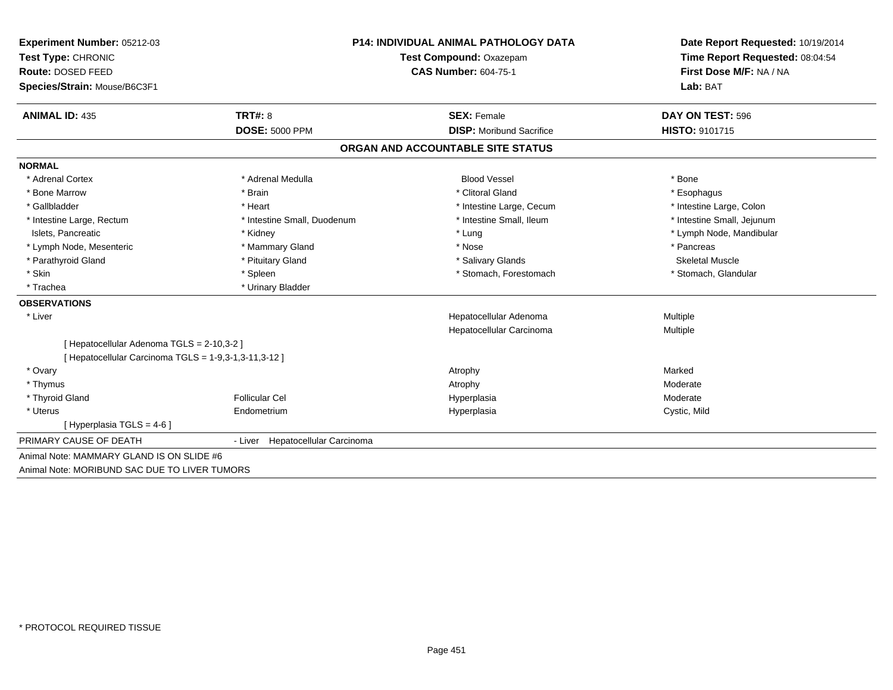**Experiment Number:** 05212-03
**Test Type:** CHRONIC
**Route:** DOSED FEED
**Species/Strain:** Mouse/B6C3F1

**P14: INDIVIDUAL ANIMAL PATHOLOGY DATA**
**Test Compound:** Oxazepam
**CAS Number:** 604-75-1

**Date Report Requested:** 10/19/2014
**Time Report Requested:** 08:04:54
**First Dose M/F:** NA / NA
**Lab:** BAT

| **ANIMAL ID:** 435 | **TRT#:** 8 | **SEX:** Female | **DAY ON TEST:** 596 |
|---|---|---|---|
| | **DOSE:** 5000 PPM | **DISP:** Moribund Sacrifice | **HISTO:** 9101715 |

## ORGAN AND ACCOUNTABLE SITE STATUS

**NORMAL**

| | | | |
|---|---|---|---|
| * Adrenal Cortex | * Adrenal Medulla | Blood Vessel | * Bone |
| * Bone Marrow | * Brain | * Clitoral Gland | * Esophagus |
| * Gallbladder | * Heart | * Intestine Large, Cecum | * Intestine Large, Colon |
| * Intestine Large, Rectum | * Intestine Small, Duodenum | * Intestine Small, Ileum | * Intestine Small, Jejunum |
| Islets, Pancreatic | * Kidney | * Lung | * Lymph Node, Mandibular |
| * Lymph Node, Mesenteric | * Mammary Gland | * Nose | * Pancreas |
| * Parathyroid Gland | * Pituitary Gland | * Salivary Glands | Skeletal Muscle |
| * Skin | * Spleen | * Stomach, Forestomach | * Stomach, Glandular |
| * Trachea | * Urinary Bladder | | |

**OBSERVATIONS**

| | | | |
|---|---|---|---|
| * Liver | | Hepatocellular Adenoma | Multiple |
| | | Hepatocellular Carcinoma | Multiple |
| [ Hepatocellular Adenoma TGLS = 2-10,3-2 ] | | | |
| [ Hepatocellular Carcinoma TGLS = 1-9,3-1,3-11,3-12 ] | | | |
| * Ovary | | Atrophy | Marked |
| * Thymus | | Atrophy | Moderate |
| * Thyroid Gland | Follicular Cel | Hyperplasia | Moderate |
| * Uterus | Endometrium | Hyperplasia | Cystic, Mild |
| [ Hyperplasia TGLS = 4-6 ] | | | |

PRIMARY CAUSE OF DEATH - Liver Hepatocellular Carcinoma

Animal Note: MAMMARY GLAND IS ON SLIDE #6

Animal Note: MORIBUND SAC DUE TO LIVER TUMORS

* PROTOCOL REQUIRED TISSUE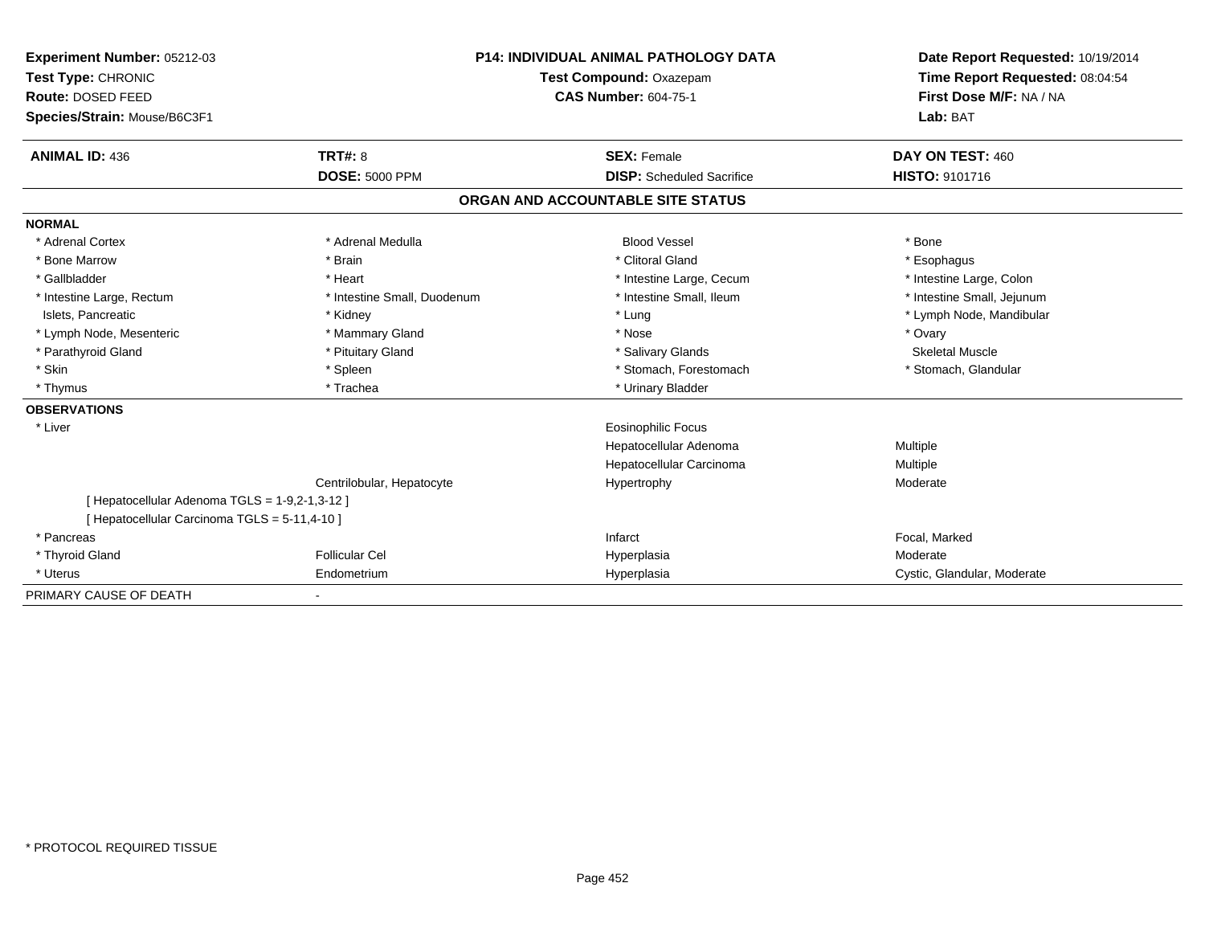**Experiment Number:** 05212-03
**Test Type:** CHRONIC
**Route:** DOSED FEED
**Species/Strain:** Mouse/B6C3F1

**P14: INDIVIDUAL ANIMAL PATHOLOGY DATA**
**Test Compound:** Oxazepam
**CAS Number:** 604-75-1

**Date Report Requested:** 10/19/2014
**Time Report Requested:** 08:04:54
**First Dose M/F:** NA / NA
**Lab:** BAT

| **ANIMAL ID:** 436 | **TRT#:** 8 | **SEX:** Female | **DAY ON TEST:** 460 |
|---|---|---|---|
| | **DOSE:** 5000 PPM | **DISP:** Scheduled Sacrifice | **HISTO:** 9101716 |

## ORGAN AND ACCOUNTABLE SITE STATUS

**NORMAL**

| | | | |
|---|---|---|---|
| * Adrenal Cortex | * Adrenal Medulla | Blood Vessel | * Bone |
| * Bone Marrow | * Brain | * Clitoral Gland | * Esophagus |
| * Gallbladder | * Heart | * Intestine Large, Cecum | * Intestine Large, Colon |
| * Intestine Large, Rectum | * Intestine Small, Duodenum | * Intestine Small, Ileum | * Intestine Small, Jejunum |
| Islets, Pancreatic | * Kidney | * Lung | * Lymph Node, Mandibular |
| * Lymph Node, Mesenteric | * Mammary Gland | * Nose | * Ovary |
| * Parathyroid Gland | * Pituitary Gland | * Salivary Glands | Skeletal Muscle |
| * Skin | * Spleen | * Stomach, Forestomach | * Stomach, Glandular |
| * Thymus | * Trachea | * Urinary Bladder | |

**OBSERVATIONS**

| | | | |
|---|---|---|---|
| * Liver | | Eosinophilic Focus | |
| | | Hepatocellular Adenoma | Multiple |
| | | Hepatocellular Carcinoma | Multiple |
| | Centrilobular, Hepatocyte | Hypertrophy | Moderate |
| [ Hepatocellular Adenoma TGLS = 1-9,2-1,3-12 ] | | | |
| [ Hepatocellular Carcinoma TGLS = 5-11,4-10 ] | | | |
| * Pancreas | | Infarct | Focal, Marked |
| * Thyroid Gland | Follicular Cel | Hyperplasia | Moderate |
| * Uterus | Endometrium | Hyperplasia | Cystic, Glandular, Moderate |

PRIMARY CAUSE OF DEATH -

* PROTOCOL REQUIRED TISSUE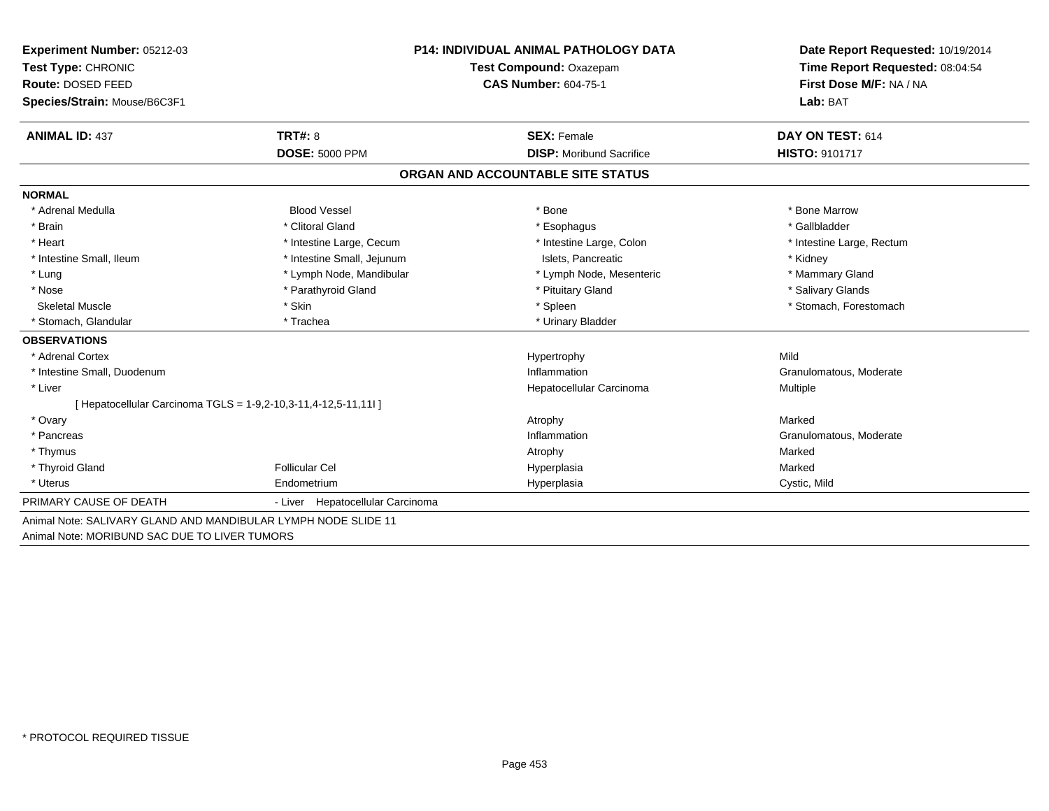**Experiment Number:** 05212-03
**Test Type:** CHRONIC
**Route:** DOSED FEED
**Species/Strain:** Mouse/B6C3F1

**P14: INDIVIDUAL ANIMAL PATHOLOGY DATA**
**Test Compound:** Oxazepam
**CAS Number:** 604-75-1

**Date Report Requested:** 10/19/2014
**Time Report Requested:** 08:04:54
**First Dose M/F:** NA / NA
**Lab:** BAT

| **ANIMAL ID:** 437 | **TRT#:** 8 | **SEX:** Female | **DAY ON TEST:** 614 |
|---|---|---|---|
| | **DOSE:** 5000 PPM | **DISP:** Moribund Sacrifice | **HISTO:** 9101717 |

## ORGAN AND ACCOUNTABLE SITE STATUS

**NORMAL**

| | | | |
|---|---|---|---|
| * Adrenal Medulla | Blood Vessel | * Bone | * Bone Marrow |
| * Brain | * Clitoral Gland | * Esophagus | * Gallbladder |
| * Heart | * Intestine Large, Cecum | * Intestine Large, Colon | * Intestine Large, Rectum |
| * Intestine Small, Ileum | * Intestine Small, Jejunum | Islets, Pancreatic | * Kidney |
| * Lung | * Lymph Node, Mandibular | * Lymph Node, Mesenteric | * Mammary Gland |
| * Nose | * Parathyroid Gland | * Pituitary Gland | * Salivary Glands |
| Skeletal Muscle | * Skin | * Spleen | * Stomach, Forestomach |
| * Stomach, Glandular | * Trachea | * Urinary Bladder | |

**OBSERVATIONS**

| | | | |
|---|---|---|---|
| * Adrenal Cortex | | Hypertrophy | Mild |
| * Intestine Small, Duodenum | | Inflammation | Granulomatous, Moderate |
| * Liver | | Hepatocellular Carcinoma | Multiple |
| [ Hepatocellular Carcinoma TGLS = 1-9,2-10,3-11,4-12,5-11,11I ] | | | |
| * Ovary | | Atrophy | Marked |
| * Pancreas | | Inflammation | Granulomatous, Moderate |
| * Thymus | | Atrophy | Marked |
| * Thyroid Gland | Follicular Cel | Hyperplasia | Marked |
| * Uterus | Endometrium | Hyperplasia | Cystic, Mild |

PRIMARY CAUSE OF DEATH - Liver Hepatocellular Carcinoma

Animal Note: SALIVARY GLAND AND MANDIBULAR LYMPH NODE SLIDE 11
Animal Note: MORIBUND SAC DUE TO LIVER TUMORS

* PROTOCOL REQUIRED TISSUE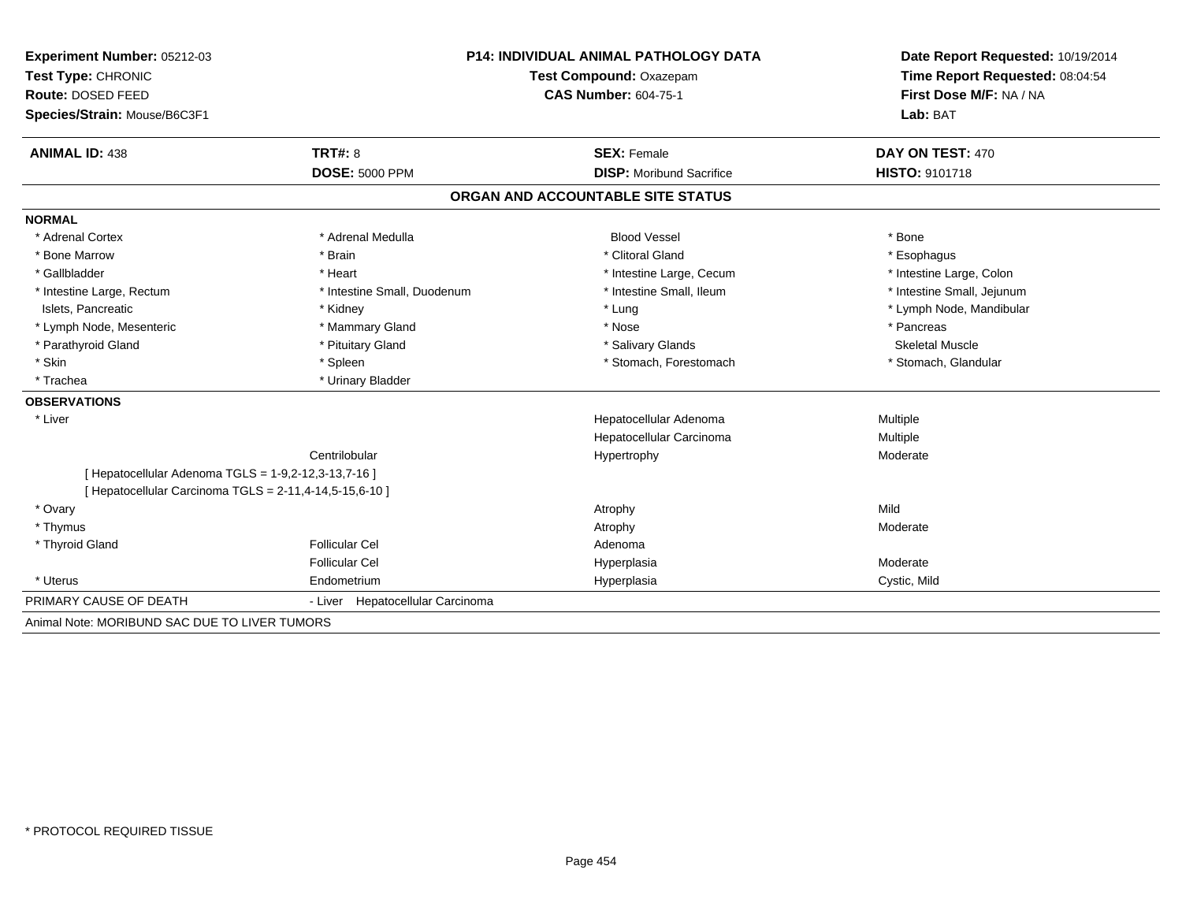**Experiment Number:** 05212-03
**Test Type:** CHRONIC
**Route:** DOSED FEED
**Species/Strain:** Mouse/B6C3F1

**P14: INDIVIDUAL ANIMAL PATHOLOGY DATA**
**Test Compound:** Oxazepam
**CAS Number:** 604-75-1

**Date Report Requested:** 10/19/2014
**Time Report Requested:** 08:04:54
**First Dose M/F:** NA / NA
**Lab:** BAT

| **ANIMAL ID:** 438 | **TRT#:** 8 | **SEX:** Female | **DAY ON TEST:** 470 |
|---|---|---|---|
| | **DOSE:** 5000 PPM | **DISP:** Moribund Sacrifice | **HISTO:** 9101718 |

## ORGAN AND ACCOUNTABLE SITE STATUS

**NORMAL**

| | | | |
|---|---|---|---|
| * Adrenal Cortex | * Adrenal Medulla | Blood Vessel | * Bone |
| * Bone Marrow | * Brain | * Clitoral Gland | * Esophagus |
| * Gallbladder | * Heart | * Intestine Large, Cecum | * Intestine Large, Colon |
| * Intestine Large, Rectum | * Intestine Small, Duodenum | * Intestine Small, Ileum | * Intestine Small, Jejunum |
| Islets, Pancreatic | * Kidney | * Lung | * Lymph Node, Mandibular |
| * Lymph Node, Mesenteric | * Mammary Gland | * Nose | * Pancreas |
| * Parathyroid Gland | * Pituitary Gland | * Salivary Glands | Skeletal Muscle |
| * Skin | * Spleen | * Stomach, Forestomach | * Stomach, Glandular |
| * Trachea | * Urinary Bladder | | |

**OBSERVATIONS**

| | | | |
|---|---|---|---|
| * Liver | | Hepatocellular Adenoma | Multiple |
| | | Hepatocellular Carcinoma | Multiple |
| | Centrilobular | Hypertrophy | Moderate |
| [ Hepatocellular Adenoma TGLS = 1-9,2-12,3-13,7-16 ] | | | |
| [ Hepatocellular Carcinoma TGLS = 2-11,4-14,5-15,6-10 ] | | | |
| * Ovary | | Atrophy | Mild |
| * Thymus | | Atrophy | Moderate |
| * Thyroid Gland | Follicular Cel | Adenoma | |
| | Follicular Cel | Hyperplasia | Moderate |
| * Uterus | Endometrium | Hyperplasia | Cystic, Mild |

PRIMARY CAUSE OF DEATH - Liver Hepatocellular Carcinoma

Animal Note: MORIBUND SAC DUE TO LIVER TUMORS

* PROTOCOL REQUIRED TISSUE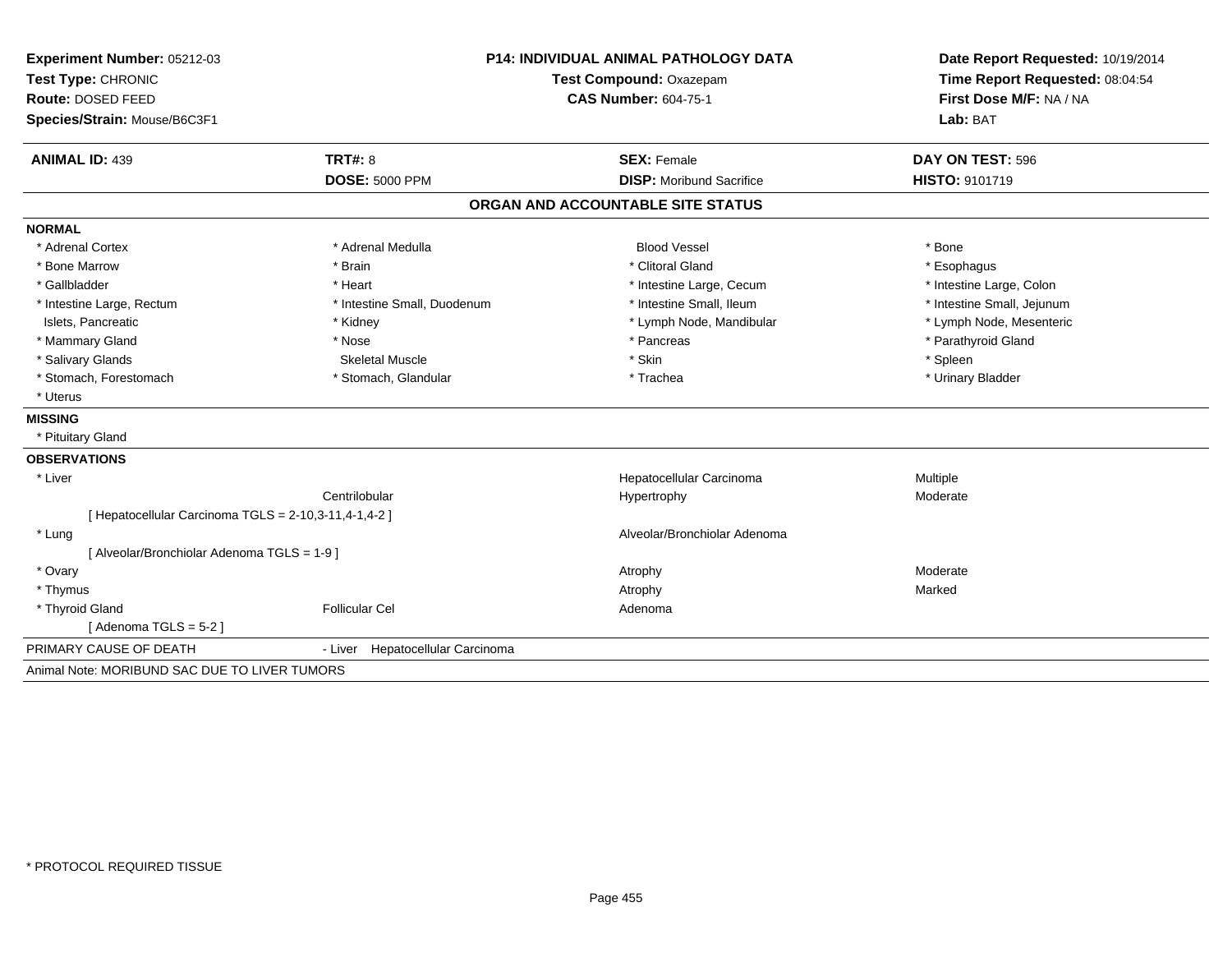**Experiment Number:** 05212-03
**Test Type:** CHRONIC
**Route:** DOSED FEED
**Species/Strain:** Mouse/B6C3F1

**P14: INDIVIDUAL ANIMAL PATHOLOGY DATA**
**Test Compound:** Oxazepam
**CAS Number:** 604-75-1

**Date Report Requested:** 10/19/2014
**Time Report Requested:** 08:04:54
**First Dose M/F:** NA / NA
**Lab:** BAT

| **ANIMAL ID:** 439 | **TRT#:** 8 | **SEX:** Female | **DAY ON TEST:** 596 |
|---|---|---|---|
| | **DOSE:** 5000 PPM | **DISP:** Moribund Sacrifice | **HISTO:** 9101719 |

## ORGAN AND ACCOUNTABLE SITE STATUS

**NORMAL**

| | | | |
|---|---|---|---|
| * Adrenal Cortex | * Adrenal Medulla | Blood Vessel | * Bone |
| * Bone Marrow | * Brain | * Clitoral Gland | * Esophagus |
| * Gallbladder | * Heart | * Intestine Large, Cecum | * Intestine Large, Colon |
| * Intestine Large, Rectum | * Intestine Small, Duodenum | * Intestine Small, Ileum | * Intestine Small, Jejunum |
| Islets, Pancreatic | * Kidney | * Lymph Node, Mandibular | * Lymph Node, Mesenteric |
| * Mammary Gland | * Nose | * Pancreas | * Parathyroid Gland |
| * Salivary Glands | Skeletal Muscle | * Skin | * Spleen |
| * Stomach, Forestomach | * Stomach, Glandular | * Trachea | * Urinary Bladder |
| * Uterus | | | |

**MISSING**

* Pituitary Gland

**OBSERVATIONS**

| | | | |
|---|---|---|---|
| * Liver | | Hepatocellular Carcinoma | Multiple |
| | Centrilobular | Hypertrophy | Moderate |
| [ Hepatocellular Carcinoma TGLS = 2-10,3-11,4-1,4-2 ] | | | |
| * Lung | | Alveolar/Bronchiolar Adenoma | |
| [ Alveolar/Bronchiolar Adenoma TGLS = 1-9 ] | | | |
| * Ovary | | Atrophy | Moderate |
| * Thymus | | Atrophy | Marked |
| * Thyroid Gland | Follicular Cel | Adenoma | |
| [ Adenoma TGLS = 5-2 ] | | | |

PRIMARY CAUSE OF DEATH - Liver Hepatocellular Carcinoma

Animal Note: MORIBUND SAC DUE TO LIVER TUMORS

* PROTOCOL REQUIRED TISSUE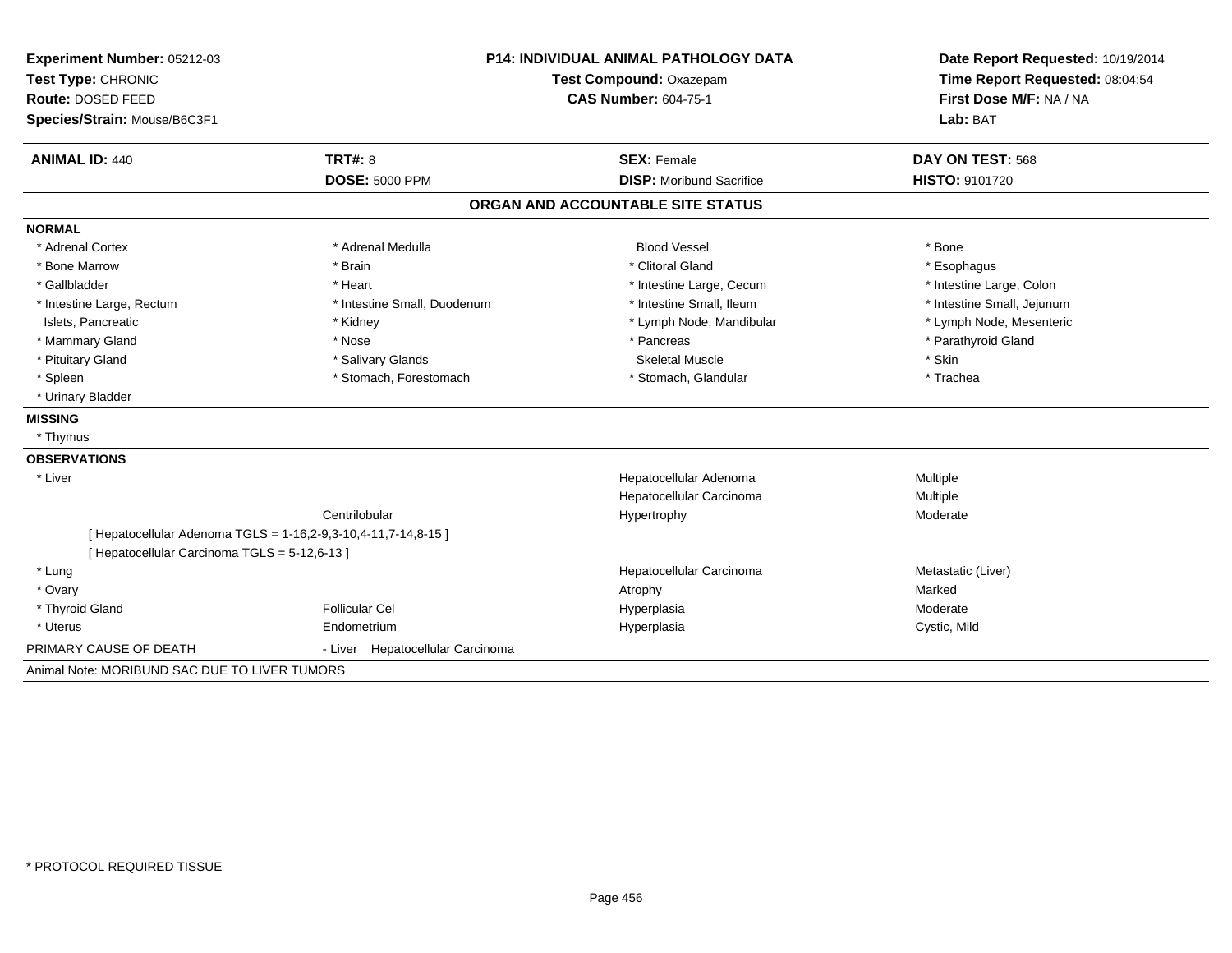**Experiment Number:** 05212-03
**Test Type:** CHRONIC
**Route:** DOSED FEED
**Species/Strain:** Mouse/B6C3F1

**P14: INDIVIDUAL ANIMAL PATHOLOGY DATA**
**Test Compound:** Oxazepam
**CAS Number:** 604-75-1

**Date Report Requested:** 10/19/2014
**Time Report Requested:** 08:04:54
**First Dose M/F:** NA / NA
**Lab:** BAT

| **ANIMAL ID:** 440 | **TRT#:** 8 | **SEX:** Female | **DAY ON TEST:** 568 |
|---|---|---|---|
| | **DOSE:** 5000 PPM | **DISP:** Moribund Sacrifice | **HISTO:** 9101720 |

## ORGAN AND ACCOUNTABLE SITE STATUS

**NORMAL**

| | | | |
|---|---|---|---|
| * Adrenal Cortex | * Adrenal Medulla | Blood Vessel | * Bone |
| * Bone Marrow | * Brain | * Clitoral Gland | * Esophagus |
| * Gallbladder | * Heart | * Intestine Large, Cecum | * Intestine Large, Colon |
| * Intestine Large, Rectum | * Intestine Small, Duodenum | * Intestine Small, Ileum | * Intestine Small, Jejunum |
| Islets, Pancreatic | * Kidney | * Lymph Node, Mandibular | * Lymph Node, Mesenteric |
| * Mammary Gland | * Nose | * Pancreas | * Parathyroid Gland |
| * Pituitary Gland | * Salivary Glands | Skeletal Muscle | * Skin |
| * Spleen | * Stomach, Forestomach | * Stomach, Glandular | * Trachea |
| * Urinary Bladder | | | |

**MISSING**

* Thymus

**OBSERVATIONS**

| | | | |
|---|---|---|---|
| * Liver | | Hepatocellular Adenoma | Multiple |
| | | Hepatocellular Carcinoma | Multiple |
| | Centrilobular | Hypertrophy | Moderate |
| [ Hepatocellular Adenoma TGLS = 1-16,2-9,3-10,4-11,7-14,8-15 ] | | | |
| [ Hepatocellular Carcinoma TGLS = 5-12,6-13 ] | | | |
| * Lung | | Hepatocellular Carcinoma | Metastatic (Liver) |
| * Ovary | | Atrophy | Marked |
| * Thyroid Gland | Follicular Cel | Hyperplasia | Moderate |
| * Uterus | Endometrium | Hyperplasia | Cystic, Mild |

PRIMARY CAUSE OF DEATH - Liver Hepatocellular Carcinoma

Animal Note: MORIBUND SAC DUE TO LIVER TUMORS

* PROTOCOL REQUIRED TISSUE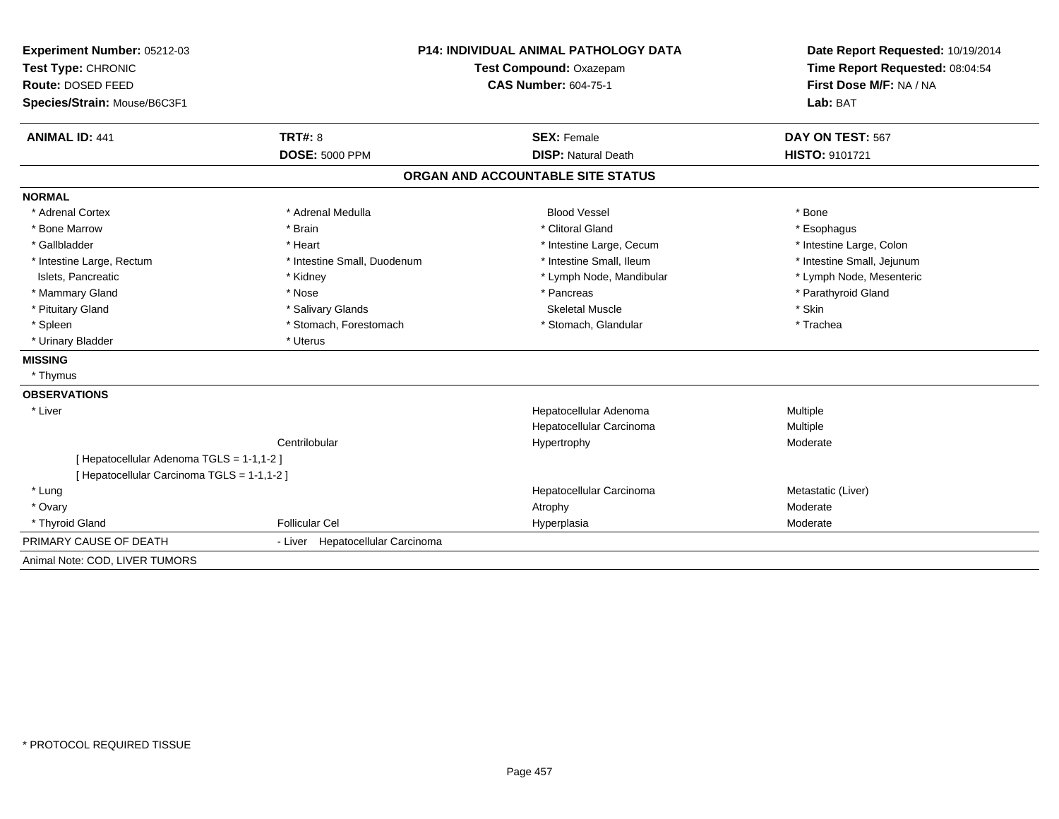**Experiment Number:** 05212-03
**Test Type:** CHRONIC
**Route:** DOSED FEED
**Species/Strain:** Mouse/B6C3F1

**P14: INDIVIDUAL ANIMAL PATHOLOGY DATA**
**Test Compound:** Oxazepam
**CAS Number:** 604-75-1

**Date Report Requested:** 10/19/2014
**Time Report Requested:** 08:04:54
**First Dose M/F:** NA / NA
**Lab:** BAT

| **ANIMAL ID:** 441 | **TRT#:** 8 | **SEX:** Female | **DAY ON TEST:** 567 |
|---|---|---|---|
| | **DOSE:** 5000 PPM | **DISP:** Natural Death | **HISTO:** 9101721 |

## ORGAN AND ACCOUNTABLE SITE STATUS

**NORMAL**

| | | | |
|---|---|---|---|
| * Adrenal Cortex | * Adrenal Medulla | Blood Vessel | * Bone |
| * Bone Marrow | * Brain | * Clitoral Gland | * Esophagus |
| * Gallbladder | * Heart | * Intestine Large, Cecum | * Intestine Large, Colon |
| * Intestine Large, Rectum | * Intestine Small, Duodenum | * Intestine Small, Ileum | * Intestine Small, Jejunum |
| Islets, Pancreatic | * Kidney | * Lymph Node, Mandibular | * Lymph Node, Mesenteric |
| * Mammary Gland | * Nose | * Pancreas | * Parathyroid Gland |
| * Pituitary Gland | * Salivary Glands | Skeletal Muscle | * Skin |
| * Spleen | * Stomach, Forestomach | * Stomach, Glandular | * Trachea |
| * Urinary Bladder | * Uterus | | |

**MISSING**

* Thymus

**OBSERVATIONS**

| | | | |
|---|---|---|---|
| * Liver | | Hepatocellular Adenoma | Multiple |
| | | Hepatocellular Carcinoma | Multiple |
| | Centrilobular | Hypertrophy | Moderate |
| [ Hepatocellular Adenoma TGLS = 1-1,1-2 ] | | | |
| [ Hepatocellular Carcinoma TGLS = 1-1,1-2 ] | | | |
| * Lung | | Hepatocellular Carcinoma | Metastatic (Liver) |
| * Ovary | | Atrophy | Moderate |
| * Thyroid Gland | Follicular Cel | Hyperplasia | Moderate |

PRIMARY CAUSE OF DEATH - Liver Hepatocellular Carcinoma

Animal Note: COD, LIVER TUMORS

* PROTOCOL REQUIRED TISSUE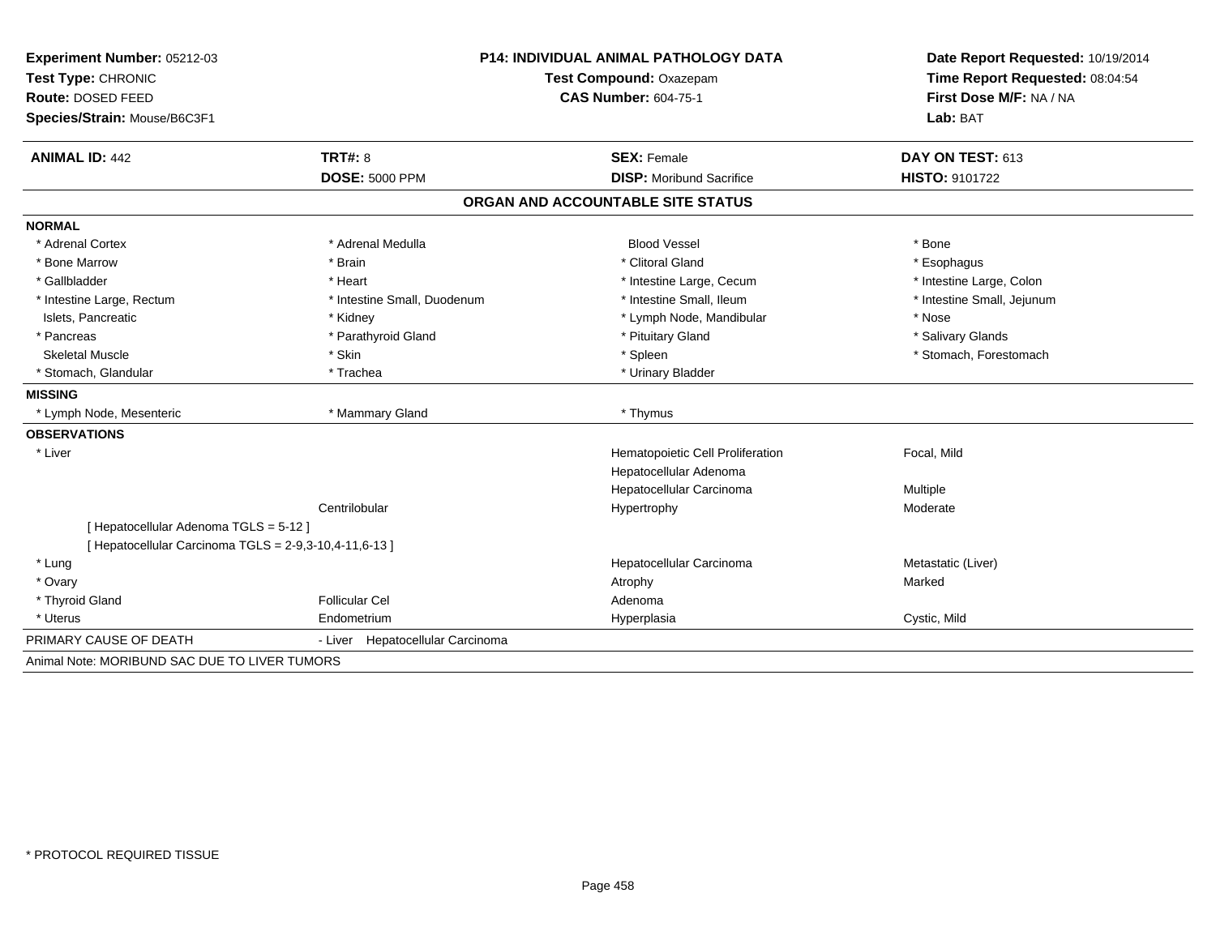**Experiment Number:** 05212-03
**Test Type:** CHRONIC
**Route:** DOSED FEED
**Species/Strain:** Mouse/B6C3F1

**P14: INDIVIDUAL ANIMAL PATHOLOGY DATA**
**Test Compound:** Oxazepam
**CAS Number:** 604-75-1

**Date Report Requested:** 10/19/2014
**Time Report Requested:** 08:04:54
**First Dose M/F:** NA / NA
**Lab:** BAT

| **ANIMAL ID:** 442 | **TRT#:** 8 | **SEX:** Female | **DAY ON TEST:** 613 |
|---|---|---|---|
| | **DOSE:** 5000 PPM | **DISP:** Moribund Sacrifice | **HISTO:** 9101722 |

## ORGAN AND ACCOUNTABLE SITE STATUS

**NORMAL**

| | | | |
|---|---|---|---|
| * Adrenal Cortex | * Adrenal Medulla | Blood Vessel | * Bone |
| * Bone Marrow | * Brain | * Clitoral Gland | * Esophagus |
| * Gallbladder | * Heart | * Intestine Large, Cecum | * Intestine Large, Colon |
| * Intestine Large, Rectum | * Intestine Small, Duodenum | * Intestine Small, Ileum | * Intestine Small, Jejunum |
| Islets, Pancreatic | * Kidney | * Lymph Node, Mandibular | * Nose |
| * Pancreas | * Parathyroid Gland | * Pituitary Gland | * Salivary Glands |
| Skeletal Muscle | * Skin | * Spleen | * Stomach, Forestomach |
| * Stomach, Glandular | * Trachea | * Urinary Bladder | |

**MISSING**

| | | |
|---|---|---|
| * Lymph Node, Mesenteric | * Mammary Gland | * Thymus |

**OBSERVATIONS**

| | | | |
|---|---|---|---|
| * Liver | | Hematopoietic Cell Proliferation | Focal, Mild |
| | | Hepatocellular Adenoma | |
| | | Hepatocellular Carcinoma | Multiple |
| | Centrilobular | Hypertrophy | Moderate |
| [ Hepatocellular Adenoma TGLS = 5-12 ] | | | |
| [ Hepatocellular Carcinoma TGLS = 2-9,3-10,4-11,6-13 ] | | | |
| * Lung | | Hepatocellular Carcinoma | Metastatic (Liver) |
| * Ovary | | Atrophy | Marked |
| * Thyroid Gland | Follicular Cel | Adenoma | |
| * Uterus | Endometrium | Hyperplasia | Cystic, Mild |

PRIMARY CAUSE OF DEATH - Liver Hepatocellular Carcinoma

Animal Note: MORIBUND SAC DUE TO LIVER TUMORS

* PROTOCOL REQUIRED TISSUE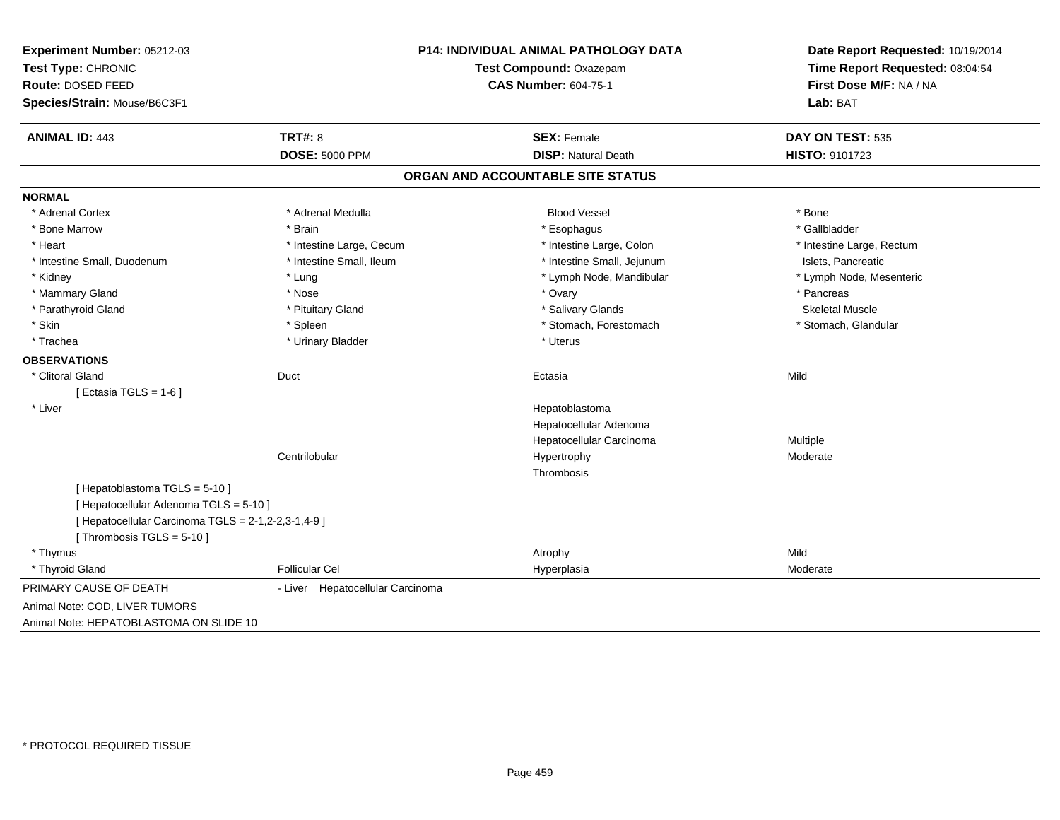**Experiment Number:** 05212-03
**Test Type:** CHRONIC
**Route:** DOSED FEED
**Species/Strain:** Mouse/B6C3F1

**P14: INDIVIDUAL ANIMAL PATHOLOGY DATA**
**Test Compound:** Oxazepam
**CAS Number:** 604-75-1

**Date Report Requested:** 10/19/2014
**Time Report Requested:** 08:04:54
**First Dose M/F:** NA / NA
**Lab:** BAT

| **ANIMAL ID:** 443 | **TRT#:** 8 | **SEX:** Female | **DAY ON TEST:** 535 |
|---|---|---|---|
| | **DOSE:** 5000 PPM | **DISP:** Natural Death | **HISTO:** 9101723 |

## ORGAN AND ACCOUNTABLE SITE STATUS

**NORMAL**

| | | | |
|---|---|---|---|
| * Adrenal Cortex | * Adrenal Medulla | Blood Vessel | * Bone |
| * Bone Marrow | * Brain | * Esophagus | * Gallbladder |
| * Heart | * Intestine Large, Cecum | * Intestine Large, Colon | * Intestine Large, Rectum |
| * Intestine Small, Duodenum | * Intestine Small, Ileum | * Intestine Small, Jejunum | Islets, Pancreatic |
| * Kidney | * Lung | * Lymph Node, Mandibular | * Lymph Node, Mesenteric |
| * Mammary Gland | * Nose | * Ovary | * Pancreas |
| * Parathyroid Gland | * Pituitary Gland | * Salivary Glands | Skeletal Muscle |
| * Skin | * Spleen | * Stomach, Forestomach | * Stomach, Glandular |
| * Trachea | * Urinary Bladder | * Uterus | |

**OBSERVATIONS**

| | | | |
|---|---|---|---|
| * Clitoral Gland | Duct | Ectasia | Mild |
| [ Ectasia TGLS = 1-6 ] | | | |
| * Liver | | Hepatoblastoma | |
| | | Hepatocellular Adenoma | |
| | | Hepatocellular Carcinoma | Multiple |
| | Centrilobular | Hypertrophy | Moderate |
| | | Thrombosis | |
| [ Hepatoblastoma TGLS = 5-10 ] | | | |
| [ Hepatocellular Adenoma TGLS = 5-10 ] | | | |
| [ Hepatocellular Carcinoma TGLS = 2-1,2-2,3-1,4-9 ] | | | |
| [ Thrombosis TGLS = 5-10 ] | | | |
| * Thymus | | Atrophy | Mild |
| * Thyroid Gland | Follicular Cel | Hyperplasia | Moderate |

PRIMARY CAUSE OF DEATH - Liver Hepatocellular Carcinoma

Animal Note: COD, LIVER TUMORS
Animal Note: HEPATOBLASTOMA ON SLIDE 10

\* PROTOCOL REQUIRED TISSUE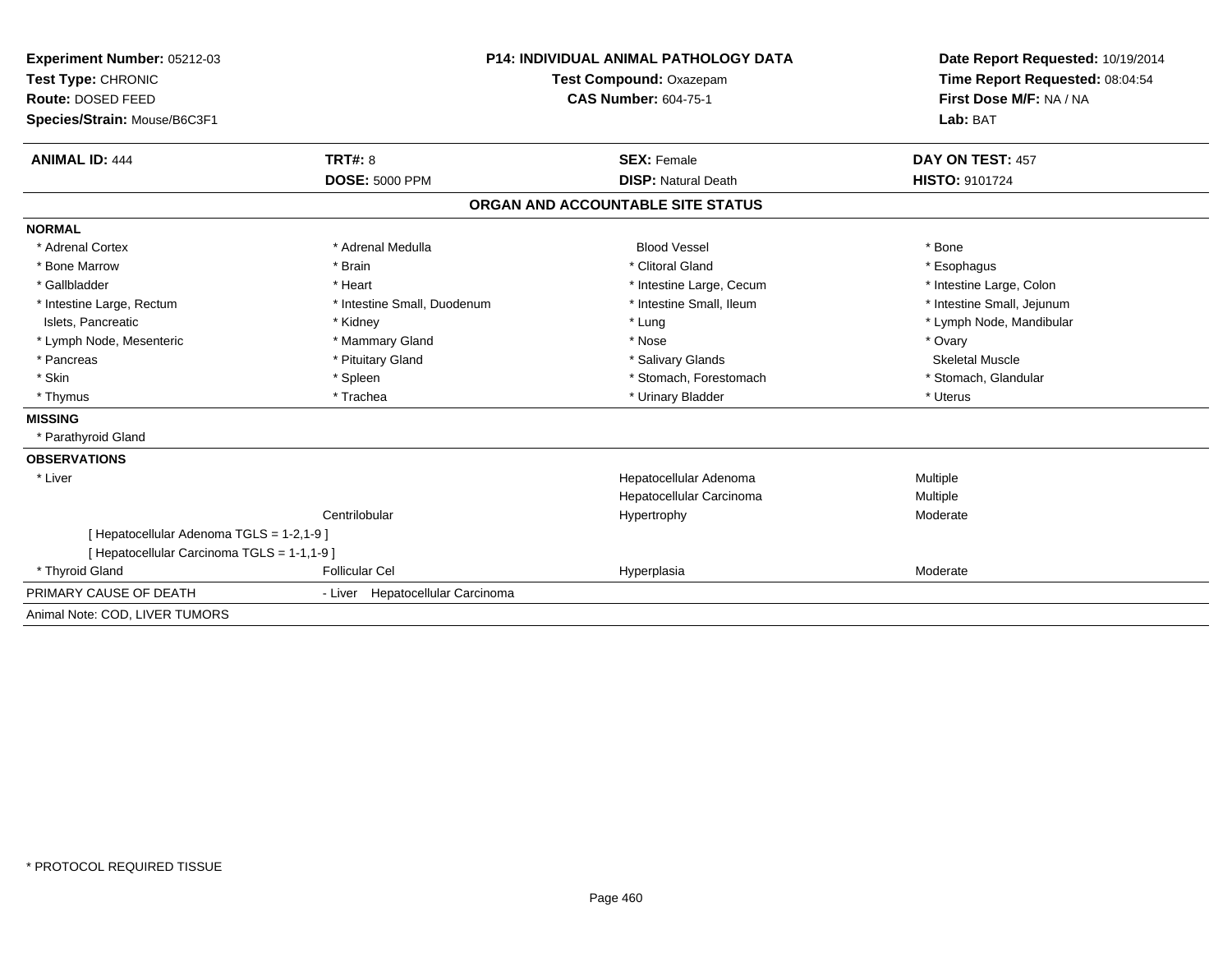**Experiment Number:** 05212-03
**Test Type:** CHRONIC
**Route:** DOSED FEED
**Species/Strain:** Mouse/B6C3F1

**P14: INDIVIDUAL ANIMAL PATHOLOGY DATA**
**Test Compound:** Oxazepam
**CAS Number:** 604-75-1

**Date Report Requested:** 10/19/2014
**Time Report Requested:** 08:04:54
**First Dose M/F:** NA / NA
**Lab:** BAT

| **ANIMAL ID:** 444 | **TRT#:** 8 | **SEX:** Female | **DAY ON TEST:** 457 |
|---|---|---|---|
| | **DOSE:** 5000 PPM | **DISP:** Natural Death | **HISTO:** 9101724 |

## ORGAN AND ACCOUNTABLE SITE STATUS

**NORMAL**

| | | | |
|---|---|---|---|
| * Adrenal Cortex | * Adrenal Medulla | Blood Vessel | * Bone |
| * Bone Marrow | * Brain | * Clitoral Gland | * Esophagus |
| * Gallbladder | * Heart | * Intestine Large, Cecum | * Intestine Large, Colon |
| * Intestine Large, Rectum | * Intestine Small, Duodenum | * Intestine Small, Ileum | * Intestine Small, Jejunum |
| Islets, Pancreatic | * Kidney | * Lung | * Lymph Node, Mandibular |
| * Lymph Node, Mesenteric | * Mammary Gland | * Nose | * Ovary |
| * Pancreas | * Pituitary Gland | * Salivary Glands | Skeletal Muscle |
| * Skin | * Spleen | * Stomach, Forestomach | * Stomach, Glandular |
| * Thymus | * Trachea | * Urinary Bladder | * Uterus |

**MISSING**

* Parathyroid Gland

**OBSERVATIONS**

| | | | |
|---|---|---|---|
| * Liver | | Hepatocellular Adenoma | Multiple |
| | | Hepatocellular Carcinoma | Multiple |
| | Centrilobular | Hypertrophy | Moderate |
| [ Hepatocellular Adenoma TGLS = 1-2,1-9 ] | | | |
| [ Hepatocellular Carcinoma TGLS = 1-1,1-9 ] | | | |
| * Thyroid Gland | Follicular Cel | Hyperplasia | Moderate |

PRIMARY CAUSE OF DEATH - Liver Hepatocellular Carcinoma

Animal Note: COD, LIVER TUMORS

* PROTOCOL REQUIRED TISSUE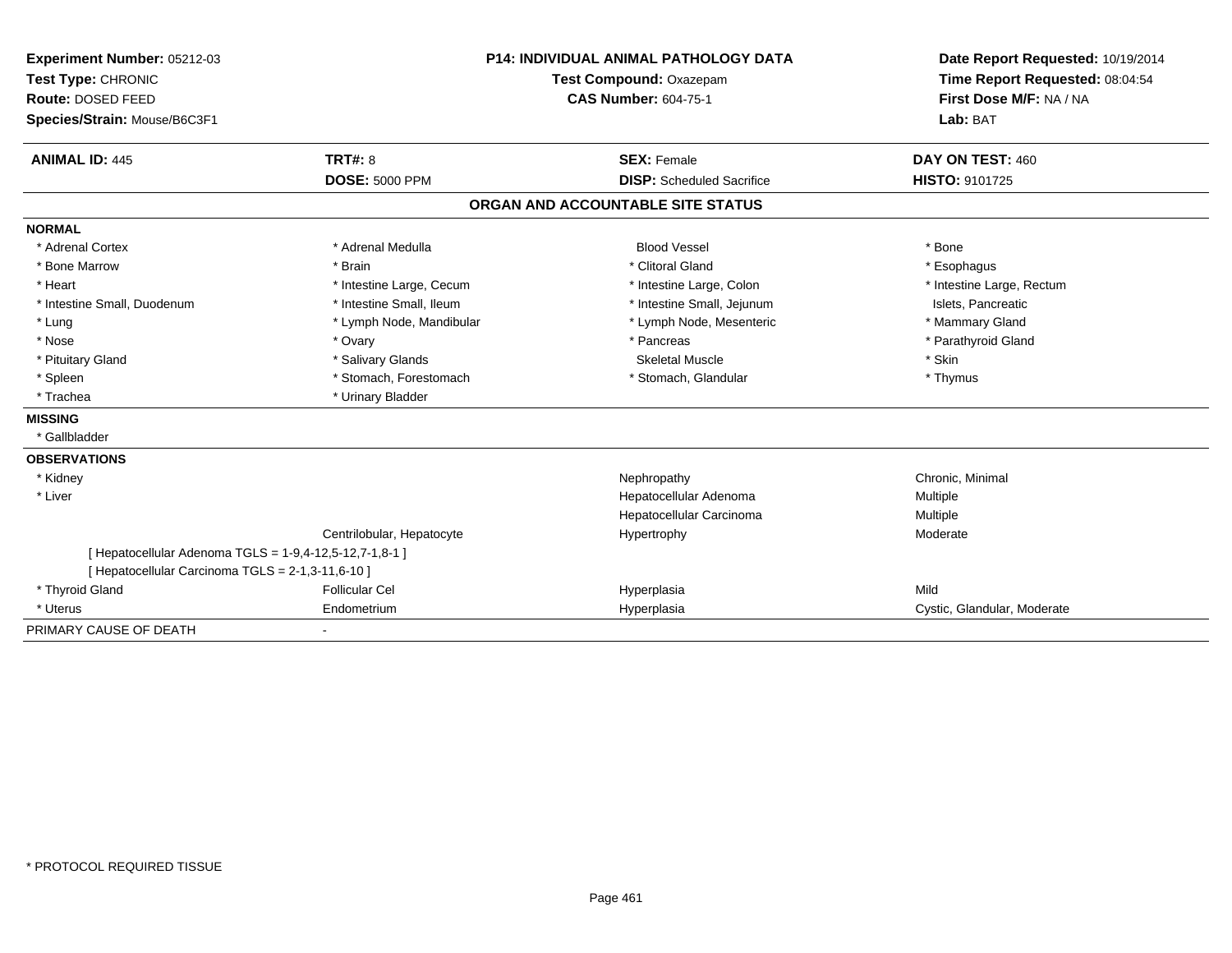**Experiment Number:** 05212-03
**Test Type:** CHRONIC
**Route:** DOSED FEED
**Species/Strain:** Mouse/B6C3F1

**P14: INDIVIDUAL ANIMAL PATHOLOGY DATA**
**Test Compound:** Oxazepam
**CAS Number:** 604-75-1

**Date Report Requested:** 10/19/2014
**Time Report Requested:** 08:04:54
**First Dose M/F:** NA / NA
**Lab:** BAT

| **ANIMAL ID:** 445 | **TRT#:** 8 | **SEX:** Female | **DAY ON TEST:** 460 |
|---|---|---|---|
| | **DOSE:** 5000 PPM | **DISP:** Scheduled Sacrifice | **HISTO:** 9101725 |

## ORGAN AND ACCOUNTABLE SITE STATUS

**NORMAL**

| | | | |
|---|---|---|---|
| * Adrenal Cortex | * Adrenal Medulla | Blood Vessel | * Bone |
| * Bone Marrow | * Brain | * Clitoral Gland | * Esophagus |
| * Heart | * Intestine Large, Cecum | * Intestine Large, Colon | * Intestine Large, Rectum |
| * Intestine Small, Duodenum | * Intestine Small, Ileum | * Intestine Small, Jejunum | Islets, Pancreatic |
| * Lung | * Lymph Node, Mandibular | * Lymph Node, Mesenteric | * Mammary Gland |
| * Nose | * Ovary | * Pancreas | * Parathyroid Gland |
| * Pituitary Gland | * Salivary Glands | Skeletal Muscle | * Skin |
| * Spleen | * Stomach, Forestomach | * Stomach, Glandular | * Thymus |
| * Trachea | * Urinary Bladder | | |

**MISSING**

* Gallbladder

**OBSERVATIONS**

| | | | |
|---|---|---|---|
| * Kidney | | Nephropathy | Chronic, Minimal |
| * Liver | | Hepatocellular Adenoma | Multiple |
| | | Hepatocellular Carcinoma | Multiple |
| | Centrilobular, Hepatocyte | Hypertrophy | Moderate |
| [ Hepatocellular Adenoma TGLS = 1-9,4-12,5-12,7-1,8-1 ] | | | |
| [ Hepatocellular Carcinoma TGLS = 2-1,3-11,6-10 ] | | | |
| * Thyroid Gland | Follicular Cel | Hyperplasia | Mild |
| * Uterus | Endometrium | Hyperplasia | Cystic, Glandular, Moderate |

PRIMARY CAUSE OF DEATH -

* PROTOCOL REQUIRED TISSUE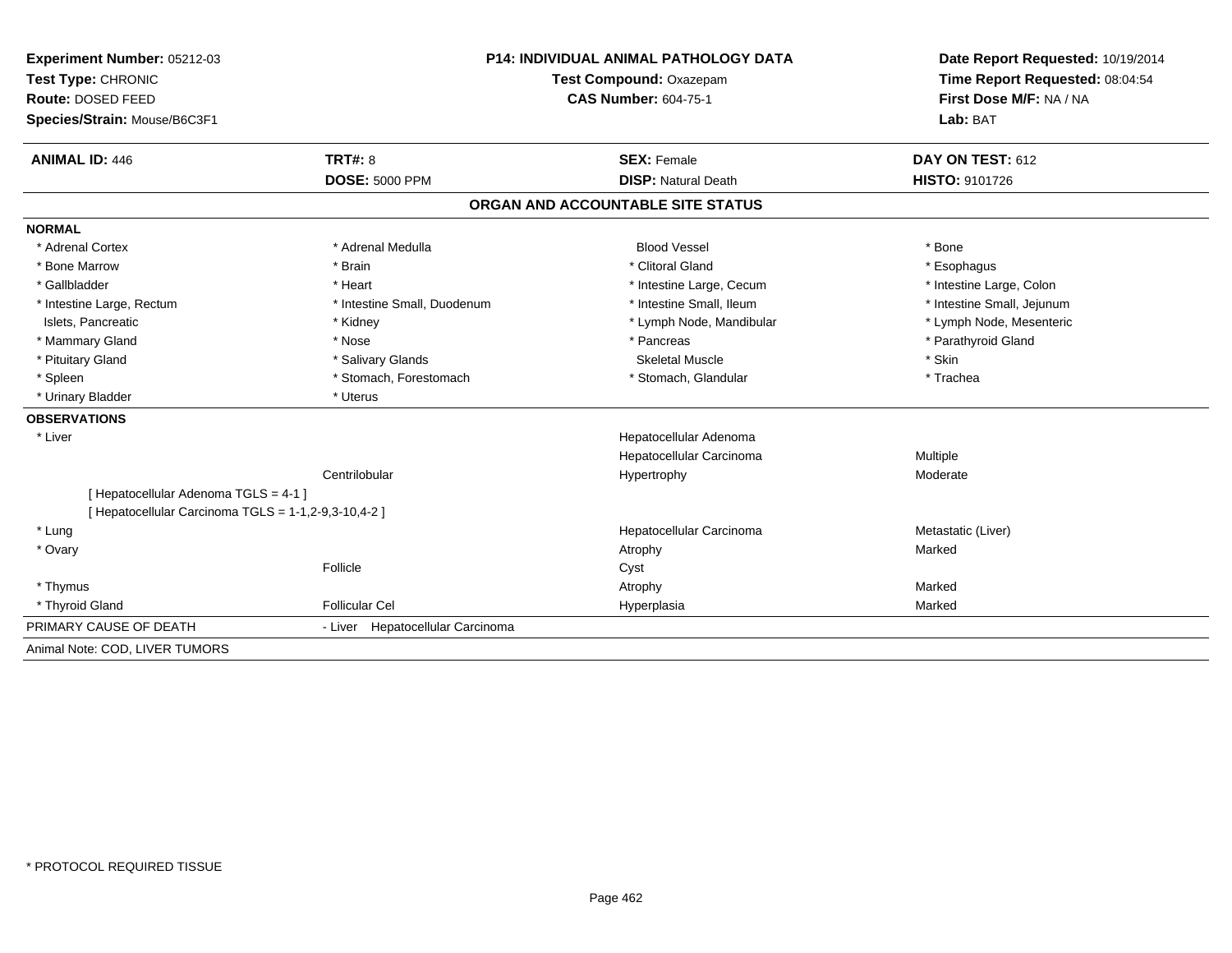**Experiment Number:** 05212-03
**Test Type:** CHRONIC
**Route:** DOSED FEED
**Species/Strain:** Mouse/B6C3F1

**P14: INDIVIDUAL ANIMAL PATHOLOGY DATA**
**Test Compound:** Oxazepam
**CAS Number:** 604-75-1

**Date Report Requested:** 10/19/2014
**Time Report Requested:** 08:04:54
**First Dose M/F:** NA / NA
**Lab:** BAT

| **ANIMAL ID:** 446 | **TRT#:** 8 | **SEX:** Female | **DAY ON TEST:** 612 |
|---|---|---|---|
| | **DOSE:** 5000 PPM | **DISP:** Natural Death | **HISTO:** 9101726 |

## ORGAN AND ACCOUNTABLE SITE STATUS

**NORMAL**

| | | | |
|---|---|---|---|
| * Adrenal Cortex | * Adrenal Medulla | Blood Vessel | * Bone |
| * Bone Marrow | * Brain | * Clitoral Gland | * Esophagus |
| * Gallbladder | * Heart | * Intestine Large, Cecum | * Intestine Large, Colon |
| * Intestine Large, Rectum | * Intestine Small, Duodenum | * Intestine Small, Ileum | * Intestine Small, Jejunum |
| Islets, Pancreatic | * Kidney | * Lymph Node, Mandibular | * Lymph Node, Mesenteric |
| * Mammary Gland | * Nose | * Pancreas | * Parathyroid Gland |
| * Pituitary Gland | * Salivary Glands | Skeletal Muscle | * Skin |
| * Spleen | * Stomach, Forestomach | * Stomach, Glandular | * Trachea |
| * Urinary Bladder | * Uterus | | |

**OBSERVATIONS**

| | | | |
|---|---|---|---|
| * Liver | | Hepatocellular Adenoma | |
| | | Hepatocellular Carcinoma | Multiple |
| | Centrilobular | Hypertrophy | Moderate |
| [ Hepatocellular Adenoma TGLS = 4-1 ] | | | |
| [ Hepatocellular Carcinoma TGLS = 1-1,2-9,3-10,4-2 ] | | | |
| * Lung | | Hepatocellular Carcinoma | Metastatic (Liver) |
| * Ovary | | Atrophy | Marked |
| | Follicle | Cyst | |
| * Thymus | | Atrophy | Marked |
| * Thyroid Gland | Follicular Cel | Hyperplasia | Marked |

PRIMARY CAUSE OF DEATH - Liver Hepatocellular Carcinoma

Animal Note: COD, LIVER TUMORS

* PROTOCOL REQUIRED TISSUE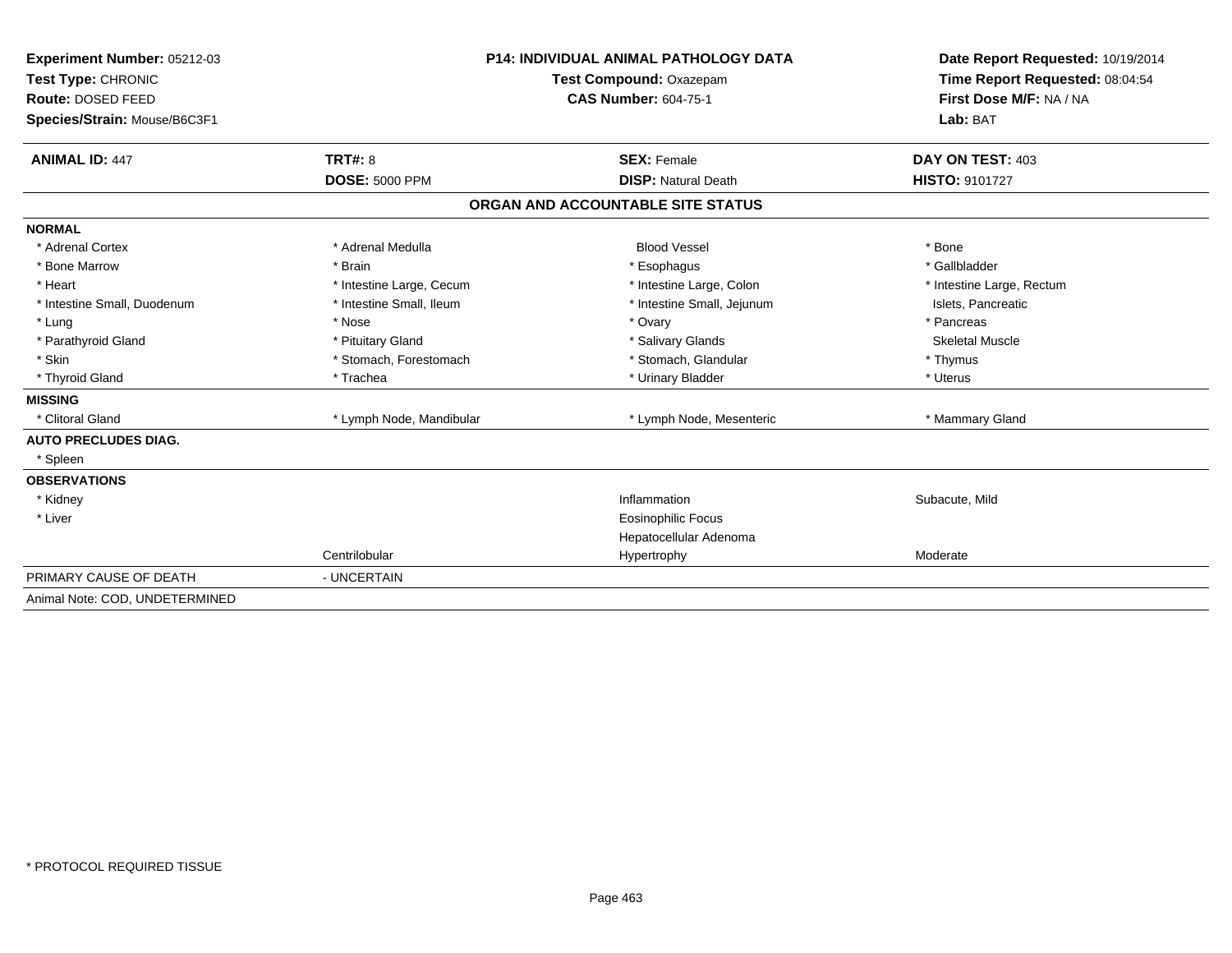**Experiment Number:** 05212-03
**Test Type:** CHRONIC
**Route:** DOSED FEED
**Species/Strain:** Mouse/B6C3F1

**P14: INDIVIDUAL ANIMAL PATHOLOGY DATA**
**Test Compound:** Oxazepam
**CAS Number:** 604-75-1

**Date Report Requested:** 10/19/2014
**Time Report Requested:** 08:04:54
**First Dose M/F:** NA / NA
**Lab:** BAT

| **ANIMAL ID:** 447 | **TRT#:** 8 | **SEX:** Female | **DAY ON TEST:** 403 |
|---|---|---|---|
| | **DOSE:** 5000 PPM | **DISP:** Natural Death | **HISTO:** 9101727 |

## ORGAN AND ACCOUNTABLE SITE STATUS

| | | | |
|---|---|---|---|
| **NORMAL** | | | |
| * Adrenal Cortex | * Adrenal Medulla | Blood Vessel | * Bone |
| * Bone Marrow | * Brain | * Esophagus | * Gallbladder |
| * Heart | * Intestine Large, Cecum | * Intestine Large, Colon | * Intestine Large, Rectum |
| * Intestine Small, Duodenum | * Intestine Small, Ileum | * Intestine Small, Jejunum | Islets, Pancreatic |
| * Lung | * Nose | * Ovary | * Pancreas |
| * Parathyroid Gland | * Pituitary Gland | * Salivary Glands | Skeletal Muscle |
| * Skin | * Stomach, Forestomach | * Stomach, Glandular | * Thymus |
| * Thyroid Gland | * Trachea | * Urinary Bladder | * Uterus |
| **MISSING** | | | |
| * Clitoral Gland | * Lymph Node, Mandibular | * Lymph Node, Mesenteric | * Mammary Gland |
| **AUTO PRECLUDES DIAG.** | | | |
| * Spleen | | | |
| **OBSERVATIONS** | | | |
| * Kidney | | Inflammation | Subacute, Mild |
| * Liver | | Eosinophilic Focus | |
| | | Hepatocellular Adenoma | |
| | Centrilobular | Hypertrophy | Moderate |
| PRIMARY CAUSE OF DEATH | - UNCERTAIN | | |
| Animal Note: COD, UNDETERMINED | | | |

* PROTOCOL REQUIRED TISSUE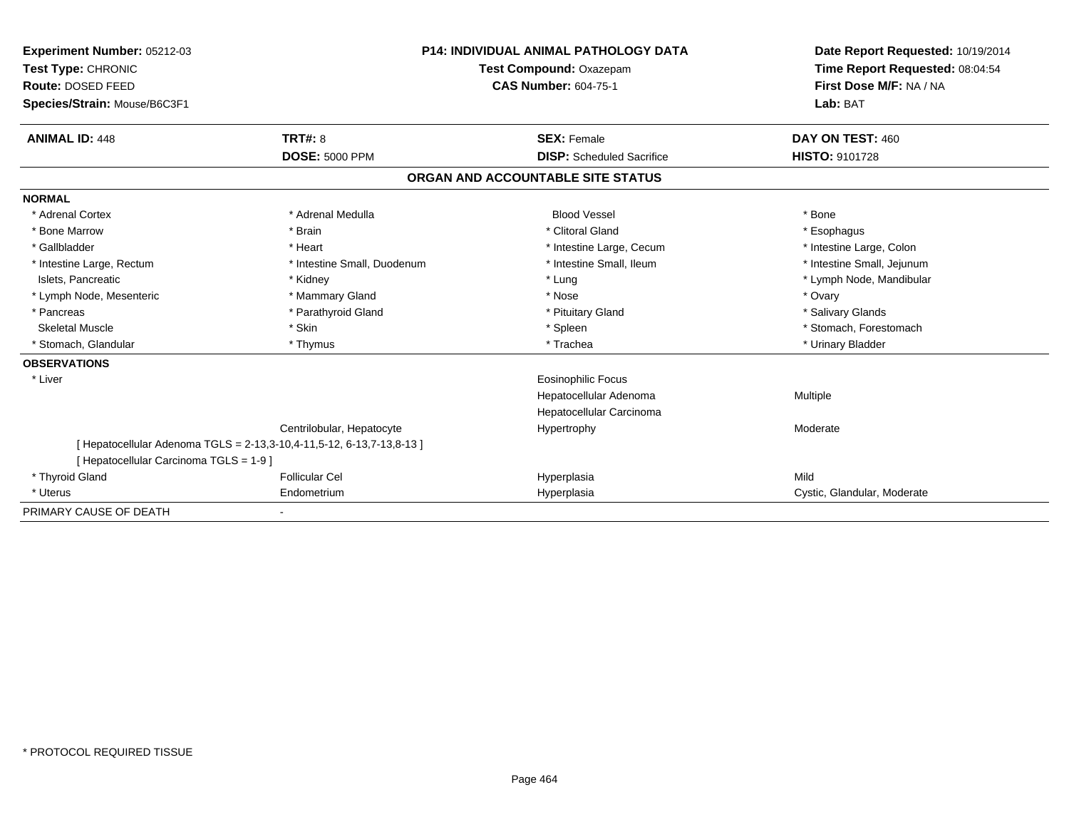**Experiment Number:** 05212-03
**Test Type:** CHRONIC
**Route:** DOSED FEED
**Species/Strain:** Mouse/B6C3F1

**P14: INDIVIDUAL ANIMAL PATHOLOGY DATA**
**Test Compound:** Oxazepam
**CAS Number:** 604-75-1

**Date Report Requested:** 10/19/2014
**Time Report Requested:** 08:04:54
**First Dose M/F:** NA / NA
**Lab:** BAT

| **ANIMAL ID:** 448 | **TRT#:** 8 | **SEX:** Female | **DAY ON TEST:** 460 |
|---|---|---|---|
| | **DOSE:** 5000 PPM | **DISP:** Scheduled Sacrifice | **HISTO:** 9101728 |

## ORGAN AND ACCOUNTABLE SITE STATUS

**NORMAL**

| | | | |
|---|---|---|---|
| * Adrenal Cortex | * Adrenal Medulla | Blood Vessel | * Bone |
| * Bone Marrow | * Brain | * Clitoral Gland | * Esophagus |
| * Gallbladder | * Heart | * Intestine Large, Cecum | * Intestine Large, Colon |
| * Intestine Large, Rectum | * Intestine Small, Duodenum | * Intestine Small, Ileum | * Intestine Small, Jejunum |
| Islets, Pancreatic | * Kidney | * Lung | * Lymph Node, Mandibular |
| * Lymph Node, Mesenteric | * Mammary Gland | * Nose | * Ovary |
| * Pancreas | * Parathyroid Gland | * Pituitary Gland | * Salivary Glands |
| Skeletal Muscle | * Skin | * Spleen | * Stomach, Forestomach |
| * Stomach, Glandular | * Thymus | * Trachea | * Urinary Bladder |

**OBSERVATIONS**

| | | | |
|---|---|---|---|
| * Liver | | Eosinophilic Focus | |
| | | Hepatocellular Adenoma | Multiple |
| | | Hepatocellular Carcinoma | |
| | Centrilobular, Hepatocyte | Hypertrophy | Moderate |
| [ Hepatocellular Adenoma TGLS = 2-13,3-10,4-11,5-12, 6-13,7-13,8-13 ] | | | |
| [ Hepatocellular Carcinoma TGLS = 1-9 ] | | | |
| * Thyroid Gland | Follicular Cel | Hyperplasia | Mild |
| * Uterus | Endometrium | Hyperplasia | Cystic, Glandular, Moderate |

PRIMARY CAUSE OF DEATH -

* PROTOCOL REQUIRED TISSUE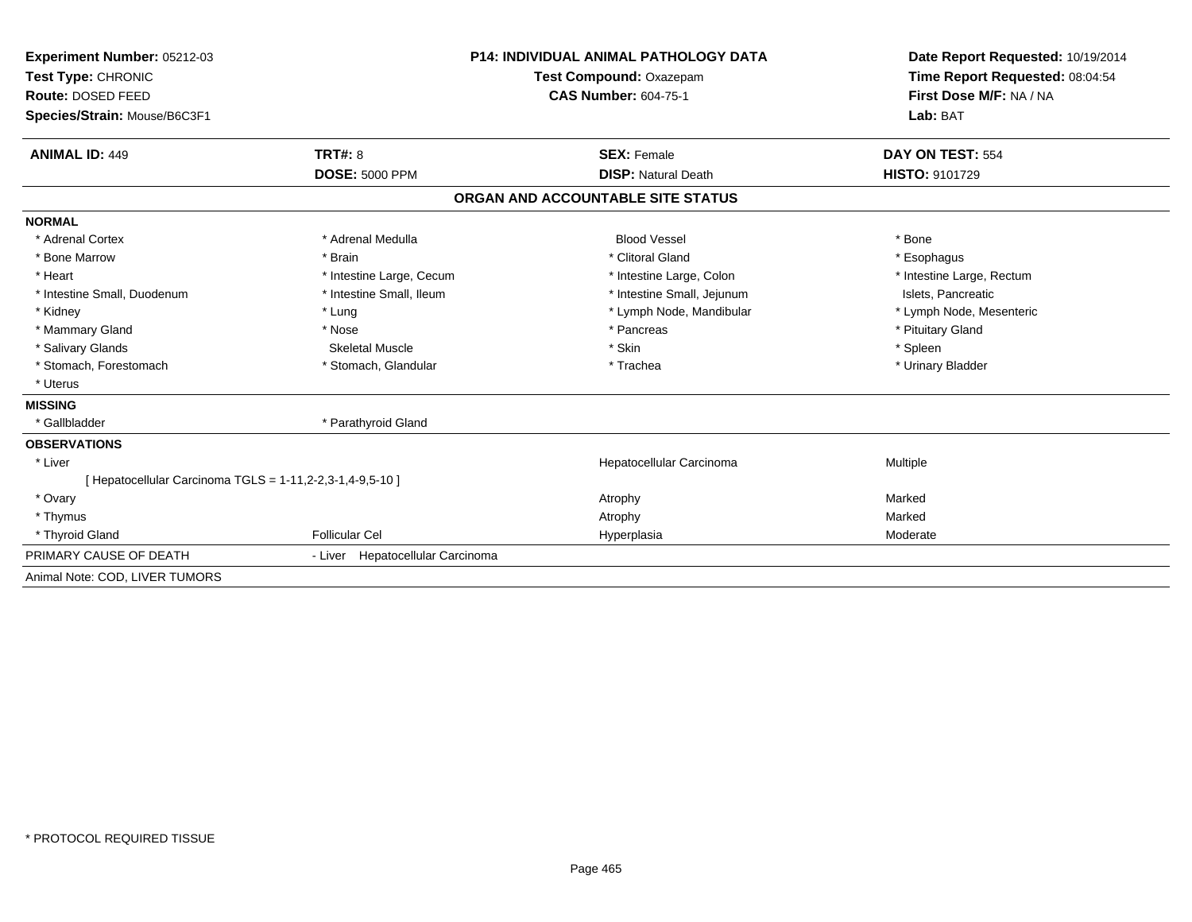**Experiment Number:** 05212-03
**Test Type:** CHRONIC
**Route:** DOSED FEED
**Species/Strain:** Mouse/B6C3F1

**P14: INDIVIDUAL ANIMAL PATHOLOGY DATA**
**Test Compound:** Oxazepam
**CAS Number:** 604-75-1

**Date Report Requested:** 10/19/2014
**Time Report Requested:** 08:04:54
**First Dose M/F:** NA / NA
**Lab:** BAT

| **ANIMAL ID:** 449 | **TRT#:** 8 | **SEX:** Female | **DAY ON TEST:** 554 |
|---|---|---|---|
| | **DOSE:** 5000 PPM | **DISP:** Natural Death | **HISTO:** 9101729 |

## ORGAN AND ACCOUNTABLE SITE STATUS

**NORMAL**

| | | | |
|---|---|---|---|
| * Adrenal Cortex | * Adrenal Medulla | Blood Vessel | * Bone |
| * Bone Marrow | * Brain | * Clitoral Gland | * Esophagus |
| * Heart | * Intestine Large, Cecum | * Intestine Large, Colon | * Intestine Large, Rectum |
| * Intestine Small, Duodenum | * Intestine Small, Ileum | * Intestine Small, Jejunum | Islets, Pancreatic |
| * Kidney | * Lung | * Lymph Node, Mandibular | * Lymph Node, Mesenteric |
| * Mammary Gland | * Nose | * Pancreas | * Pituitary Gland |
| * Salivary Glands | Skeletal Muscle | * Skin | * Spleen |
| * Stomach, Forestomach | * Stomach, Glandular | * Trachea | * Urinary Bladder |
| * Uterus | | | |

**MISSING**

| | |
|---|---|
| * Gallbladder | * Parathyroid Gland |

**OBSERVATIONS**

| | | | |
|---|---|---|---|
| * Liver | | Hepatocellular Carcinoma | Multiple |
| [ Hepatocellular Carcinoma TGLS = 1-11,2-2,3-1,4-9,5-10 ] | | | |
| * Ovary | | Atrophy | Marked |
| * Thymus | | Atrophy | Marked |
| * Thyroid Gland | Follicular Cel | Hyperplasia | Moderate |

PRIMARY CAUSE OF DEATH - Liver Hepatocellular Carcinoma

Animal Note: COD, LIVER TUMORS

* PROTOCOL REQUIRED TISSUE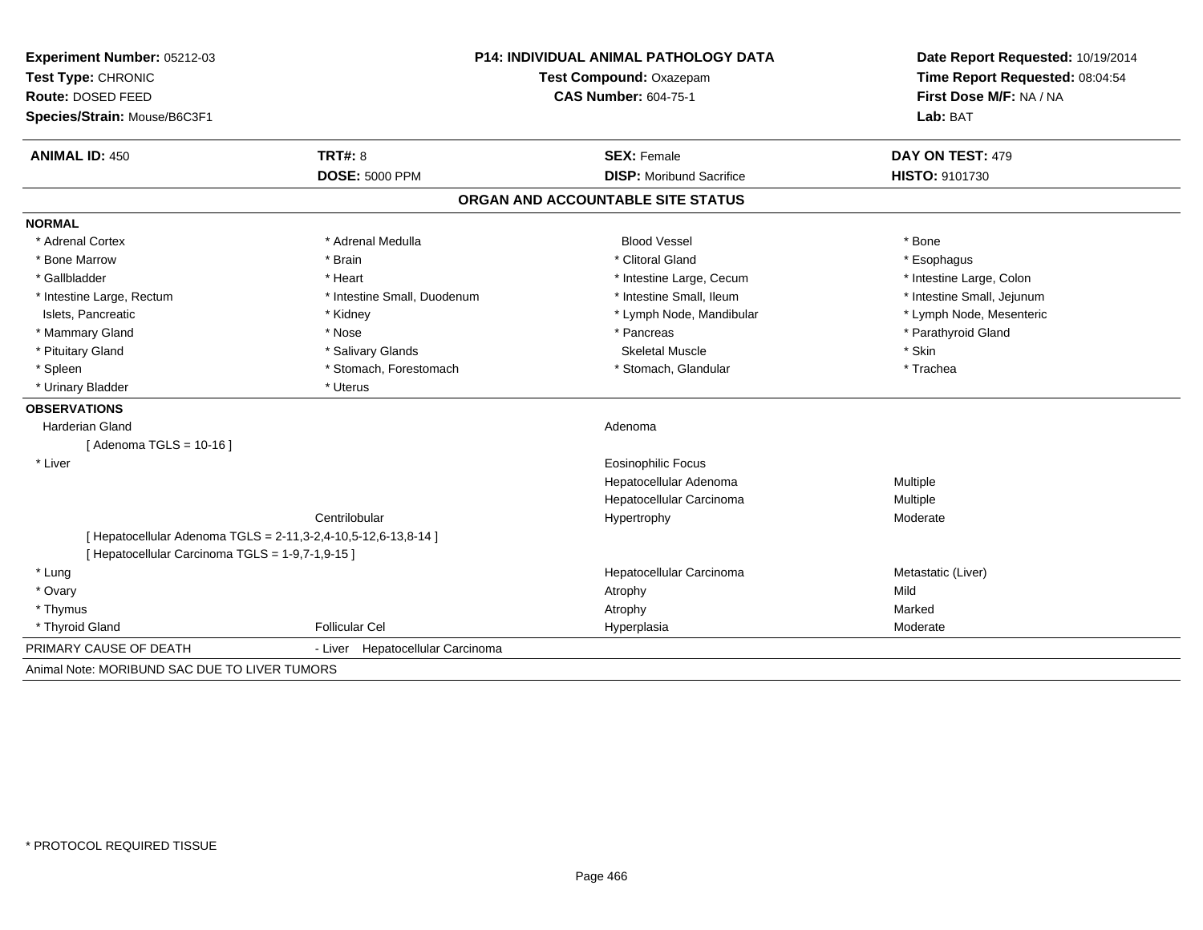**Experiment Number:** 05212-03
**Test Type:** CHRONIC
**Route:** DOSED FEED
**Species/Strain:** Mouse/B6C3F1

**P14: INDIVIDUAL ANIMAL PATHOLOGY DATA**
**Test Compound:** Oxazepam
**CAS Number:** 604-75-1

**Date Report Requested:** 10/19/2014
**Time Report Requested:** 08:04:54
**First Dose M/F:** NA / NA
**Lab:** BAT

| **ANIMAL ID:** 450 | **TRT#:** 8 | **SEX:** Female | **DAY ON TEST:** 479 |
|---|---|---|---|
| | **DOSE:** 5000 PPM | **DISP:** Moribund Sacrifice | **HISTO:** 9101730 |

## ORGAN AND ACCOUNTABLE SITE STATUS

**NORMAL**

| | | | |
|---|---|---|---|
| * Adrenal Cortex | * Adrenal Medulla | Blood Vessel | * Bone |
| * Bone Marrow | * Brain | * Clitoral Gland | * Esophagus |
| * Gallbladder | * Heart | * Intestine Large, Cecum | * Intestine Large, Colon |
| * Intestine Large, Rectum | * Intestine Small, Duodenum | * Intestine Small, Ileum | * Intestine Small, Jejunum |
| Islets, Pancreatic | * Kidney | * Lymph Node, Mandibular | * Lymph Node, Mesenteric |
| * Mammary Gland | * Nose | * Pancreas | * Parathyroid Gland |
| * Pituitary Gland | * Salivary Glands | Skeletal Muscle | * Skin |
| * Spleen | * Stomach, Forestomach | * Stomach, Glandular | * Trachea |
| * Urinary Bladder | * Uterus | | |

**OBSERVATIONS**

| | | | |
|---|---|---|---|
| Harderian Gland | | Adenoma | |
| [ Adenoma TGLS = 10-16 ] | | | |
| * Liver | | Eosinophilic Focus | |
| | | Hepatocellular Adenoma | Multiple |
| | | Hepatocellular Carcinoma | Multiple |
| | Centrilobular | Hypertrophy | Moderate |
| [ Hepatocellular Adenoma TGLS = 2-11,3-2,4-10,5-12,6-13,8-14 ] | | | |
| [ Hepatocellular Carcinoma TGLS = 1-9,7-1,9-15 ] | | | |
| * Lung | | Hepatocellular Carcinoma | Metastatic (Liver) |
| * Ovary | | Atrophy | Mild |
| * Thymus | | Atrophy | Marked |
| * Thyroid Gland | Follicular Cel | Hyperplasia | Moderate |

PRIMARY CAUSE OF DEATH - Liver Hepatocellular Carcinoma

Animal Note: MORIBUND SAC DUE TO LIVER TUMORS

\* PROTOCOL REQUIRED TISSUE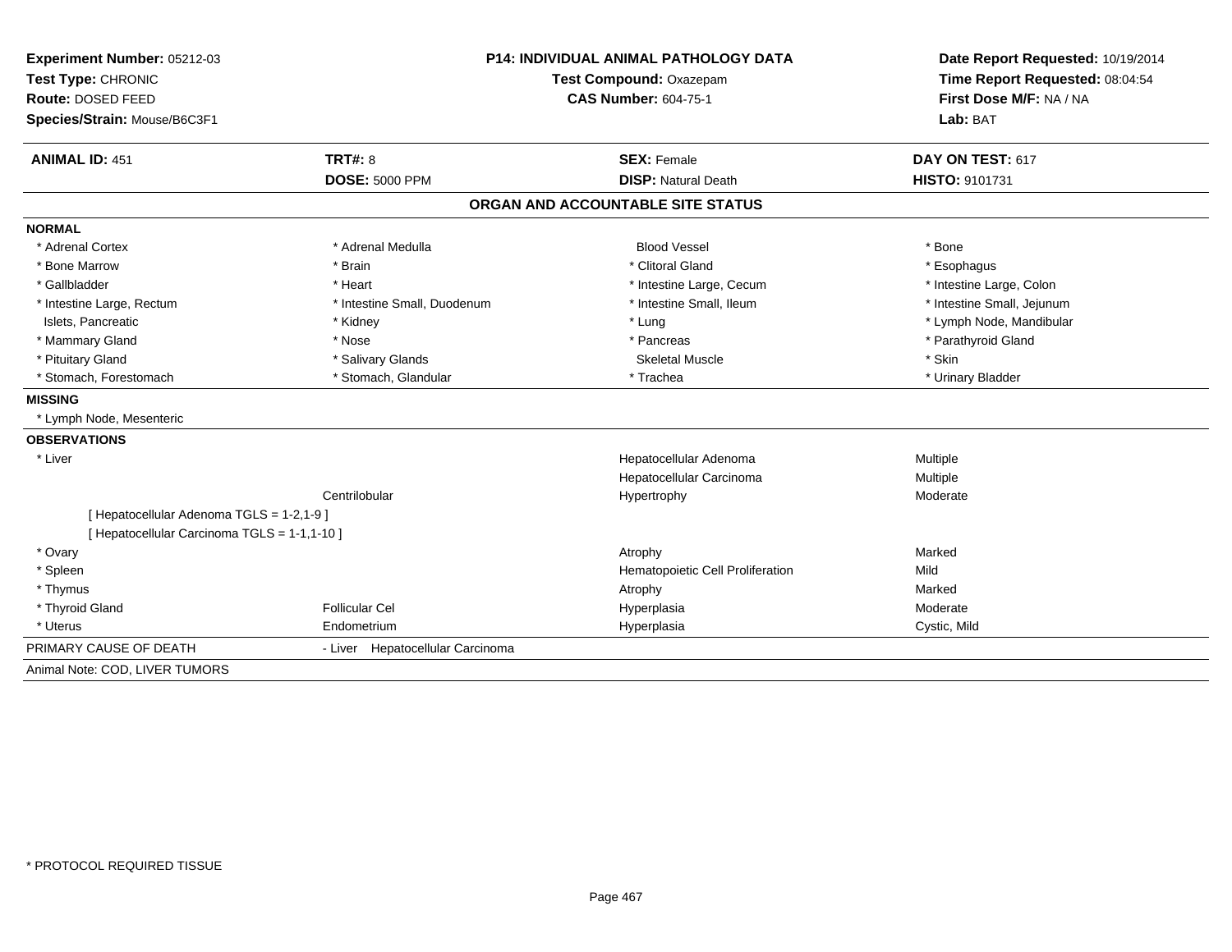**Experiment Number:** 05212-03
**Test Type:** CHRONIC
**Route:** DOSED FEED
**Species/Strain:** Mouse/B6C3F1

**P14: INDIVIDUAL ANIMAL PATHOLOGY DATA**
**Test Compound:** Oxazepam
**CAS Number:** 604-75-1

**Date Report Requested:** 10/19/2014
**Time Report Requested:** 08:04:54
**First Dose M/F:** NA / NA
**Lab:** BAT

| **ANIMAL ID:** 451 | **TRT#:** 8 | **SEX:** Female | **DAY ON TEST:** 617 |
|---|---|---|---|
| | **DOSE:** 5000 PPM | **DISP:** Natural Death | **HISTO:** 9101731 |

## ORGAN AND ACCOUNTABLE SITE STATUS

**NORMAL**

| | | | |
|---|---|---|---|
| * Adrenal Cortex | * Adrenal Medulla | Blood Vessel | * Bone |
| * Bone Marrow | * Brain | * Clitoral Gland | * Esophagus |
| * Gallbladder | * Heart | * Intestine Large, Cecum | * Intestine Large, Colon |
| * Intestine Large, Rectum | * Intestine Small, Duodenum | * Intestine Small, Ileum | * Intestine Small, Jejunum |
| Islets, Pancreatic | * Kidney | * Lung | * Lymph Node, Mandibular |
| * Mammary Gland | * Nose | * Pancreas | * Parathyroid Gland |
| * Pituitary Gland | * Salivary Glands | Skeletal Muscle | * Skin |
| * Stomach, Forestomach | * Stomach, Glandular | * Trachea | * Urinary Bladder |

**MISSING**

* Lymph Node, Mesenteric

**OBSERVATIONS**

| | | | |
|---|---|---|---|
| * Liver | | Hepatocellular Adenoma | Multiple |
| | | Hepatocellular Carcinoma | Multiple |
| | Centrilobular | Hypertrophy | Moderate |
| [ Hepatocellular Adenoma TGLS = 1-2,1-9 ] | | | |
| [ Hepatocellular Carcinoma TGLS = 1-1,1-10 ] | | | |
| * Ovary | | Atrophy | Marked |
| * Spleen | | Hematopoietic Cell Proliferation | Mild |
| * Thymus | | Atrophy | Marked |
| * Thyroid Gland | Follicular Cel | Hyperplasia | Moderate |
| * Uterus | Endometrium | Hyperplasia | Cystic, Mild |

PRIMARY CAUSE OF DEATH - Liver Hepatocellular Carcinoma

Animal Note: COD, LIVER TUMORS

* PROTOCOL REQUIRED TISSUE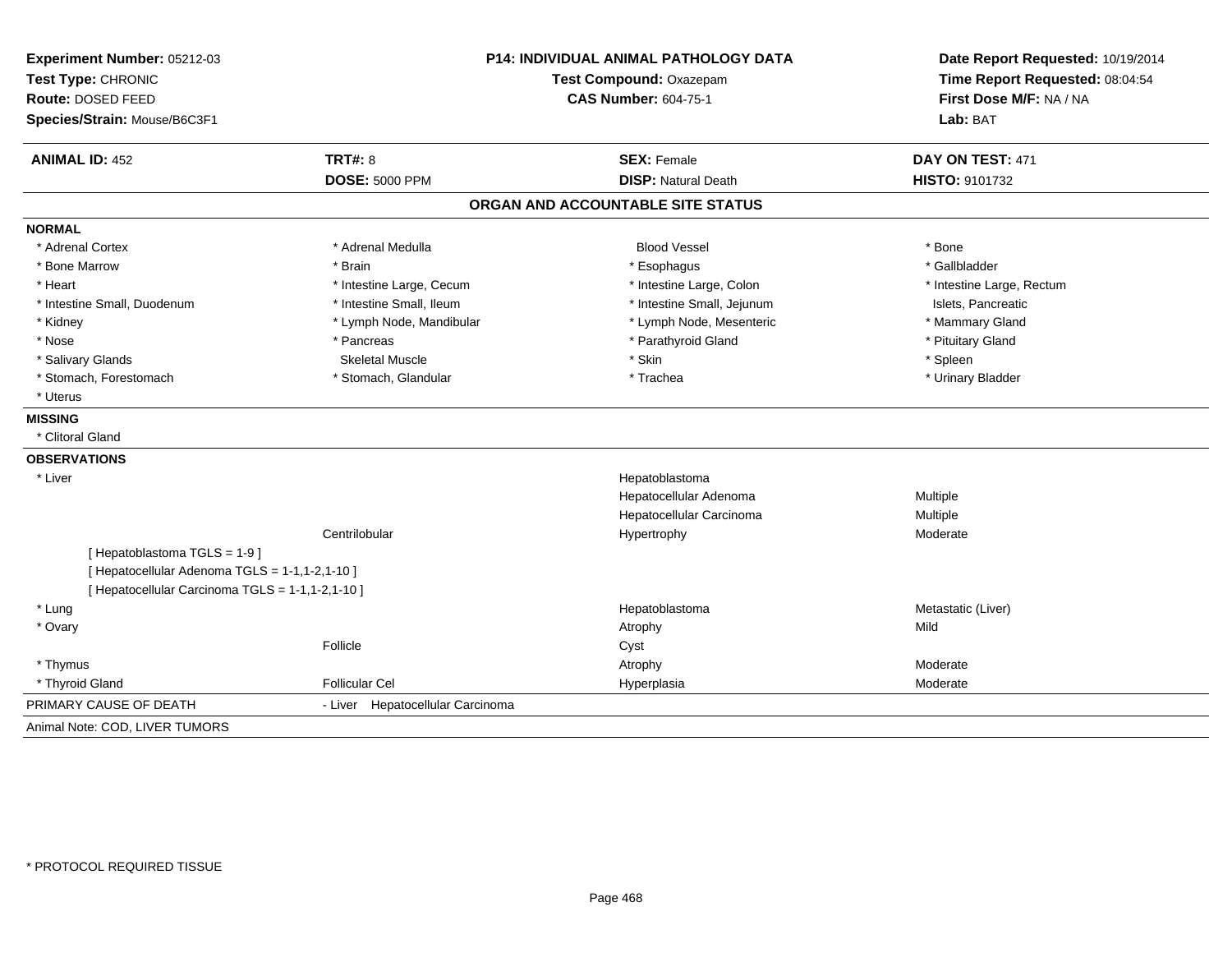**Experiment Number:** 05212-03
**Test Type:** CHRONIC
**Route:** DOSED FEED
**Species/Strain:** Mouse/B6C3F1

**P14: INDIVIDUAL ANIMAL PATHOLOGY DATA**
**Test Compound:** Oxazepam
**CAS Number:** 604-75-1

**Date Report Requested:** 10/19/2014
**Time Report Requested:** 08:04:54
**First Dose M/F:** NA / NA
**Lab:** BAT

| **ANIMAL ID:** 452 | **TRT#:** 8 | **SEX:** Female | **DAY ON TEST:** 471 |
|---|---|---|---|
| | **DOSE:** 5000 PPM | **DISP:** Natural Death | **HISTO:** 9101732 |

## ORGAN AND ACCOUNTABLE SITE STATUS

**NORMAL**

| | | | |
|---|---|---|---|
| * Adrenal Cortex | * Adrenal Medulla | Blood Vessel | * Bone |
| * Bone Marrow | * Brain | * Esophagus | * Gallbladder |
| * Heart | * Intestine Large, Cecum | * Intestine Large, Colon | * Intestine Large, Rectum |
| * Intestine Small, Duodenum | * Intestine Small, Ileum | * Intestine Small, Jejunum | Islets, Pancreatic |
| * Kidney | * Lymph Node, Mandibular | * Lymph Node, Mesenteric | * Mammary Gland |
| * Nose | * Pancreas | * Parathyroid Gland | * Pituitary Gland |
| * Salivary Glands | Skeletal Muscle | * Skin | * Spleen |
| * Stomach, Forestomach | * Stomach, Glandular | * Trachea | * Urinary Bladder |
| * Uterus | | | |

**MISSING**

* Clitoral Gland

**OBSERVATIONS**

| | | | |
|---|---|---|---|
| * Liver | | Hepatoblastoma | |
| | | Hepatocellular Adenoma | Multiple |
| | | Hepatocellular Carcinoma | Multiple |
| | Centrilobular | Hypertrophy | Moderate |
| [ Hepatoblastoma TGLS = 1-9 ] | | | |
| [ Hepatocellular Adenoma TGLS = 1-1,1-2,1-10 ] | | | |
| [ Hepatocellular Carcinoma TGLS = 1-1,1-2,1-10 ] | | | |
| * Lung | | Hepatoblastoma | Metastatic (Liver) |
| * Ovary | | Atrophy | Mild |
| | Follicle | Cyst | |
| * Thymus | | Atrophy | Moderate |
| * Thyroid Gland | Follicular Cel | Hyperplasia | Moderate |

PRIMARY CAUSE OF DEATH - Liver Hepatocellular Carcinoma

Animal Note: COD, LIVER TUMORS

* PROTOCOL REQUIRED TISSUE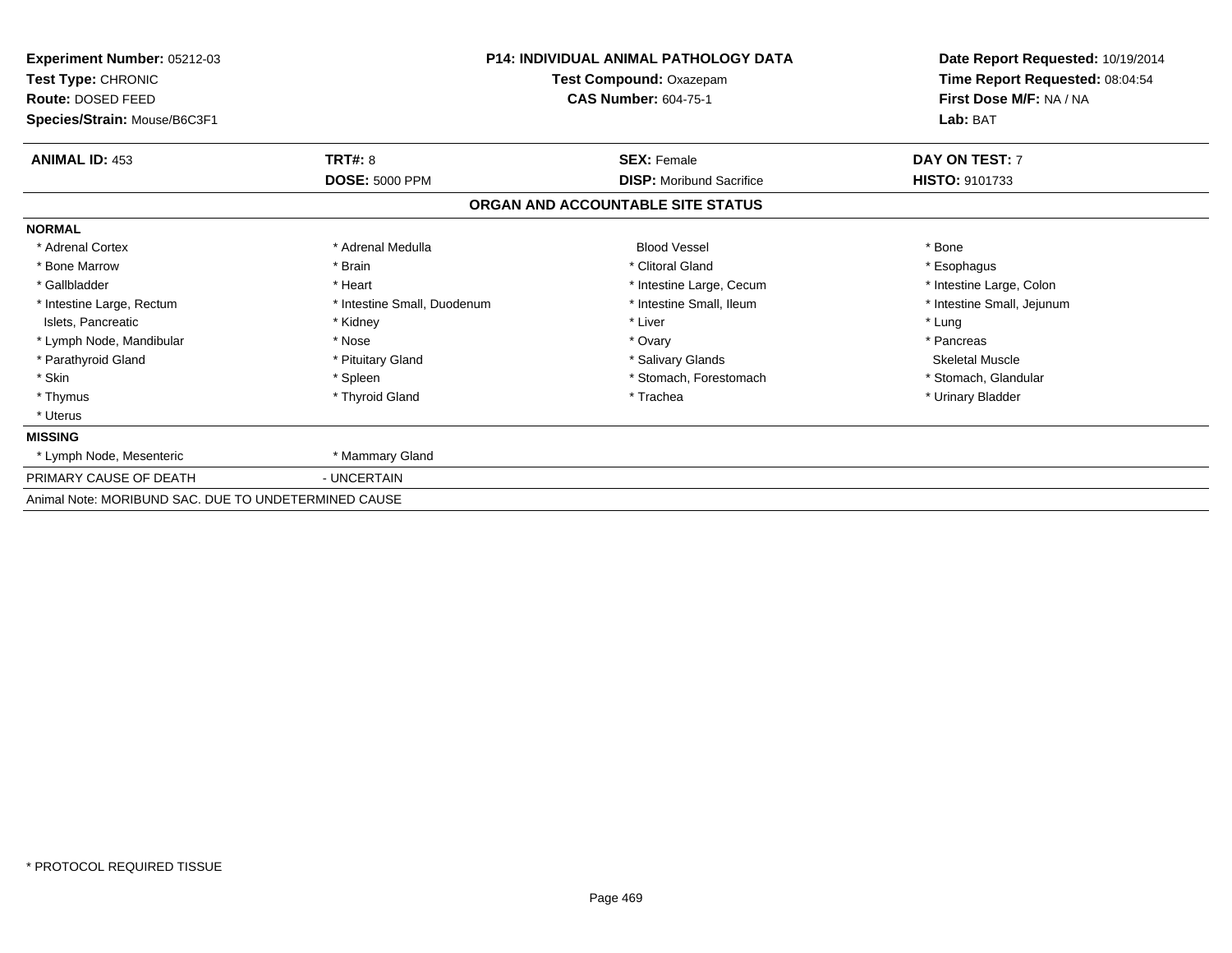**Experiment Number:** 05212-03
**Test Type:** CHRONIC
**Route:** DOSED FEED
**Species/Strain:** Mouse/B6C3F1

**P14: INDIVIDUAL ANIMAL PATHOLOGY DATA**
**Test Compound:** Oxazepam
**CAS Number:** 604-75-1

**Date Report Requested:** 10/19/2014
**Time Report Requested:** 08:04:54
**First Dose M/F:** NA / NA
**Lab:** BAT

| **ANIMAL ID:** 453 | **TRT#:** 8 | **SEX:** Female | **DAY ON TEST:** 7 |
|---|---|---|---|
| | **DOSE:** 5000 PPM | **DISP:** Moribund Sacrifice | **HISTO:** 9101733 |

**ORGAN AND ACCOUNTABLE SITE STATUS**

| | | | |
|---|---|---|---|
| **NORMAL** | | | |
| * Adrenal Cortex | * Adrenal Medulla | Blood Vessel | * Bone |
| * Bone Marrow | * Brain | * Clitoral Gland | * Esophagus |
| * Gallbladder | * Heart | * Intestine Large, Cecum | * Intestine Large, Colon |
| * Intestine Large, Rectum | * Intestine Small, Duodenum | * Intestine Small, Ileum | * Intestine Small, Jejunum |
| Islets, Pancreatic | * Kidney | * Liver | * Lung |
| * Lymph Node, Mandibular | * Nose | * Ovary | * Pancreas |
| * Parathyroid Gland | * Pituitary Gland | * Salivary Glands | Skeletal Muscle |
| * Skin | * Spleen | * Stomach, Forestomach | * Stomach, Glandular |
| * Thymus | * Thyroid Gland | * Trachea | * Urinary Bladder |
| * Uterus | | | |
| **MISSING** | | | |
| * Lymph Node, Mesenteric | * Mammary Gland | | |
| PRIMARY CAUSE OF DEATH | - UNCERTAIN | | |

Animal Note: MORIBUND SAC. DUE TO UNDETERMINED CAUSE

* PROTOCOL REQUIRED TISSUE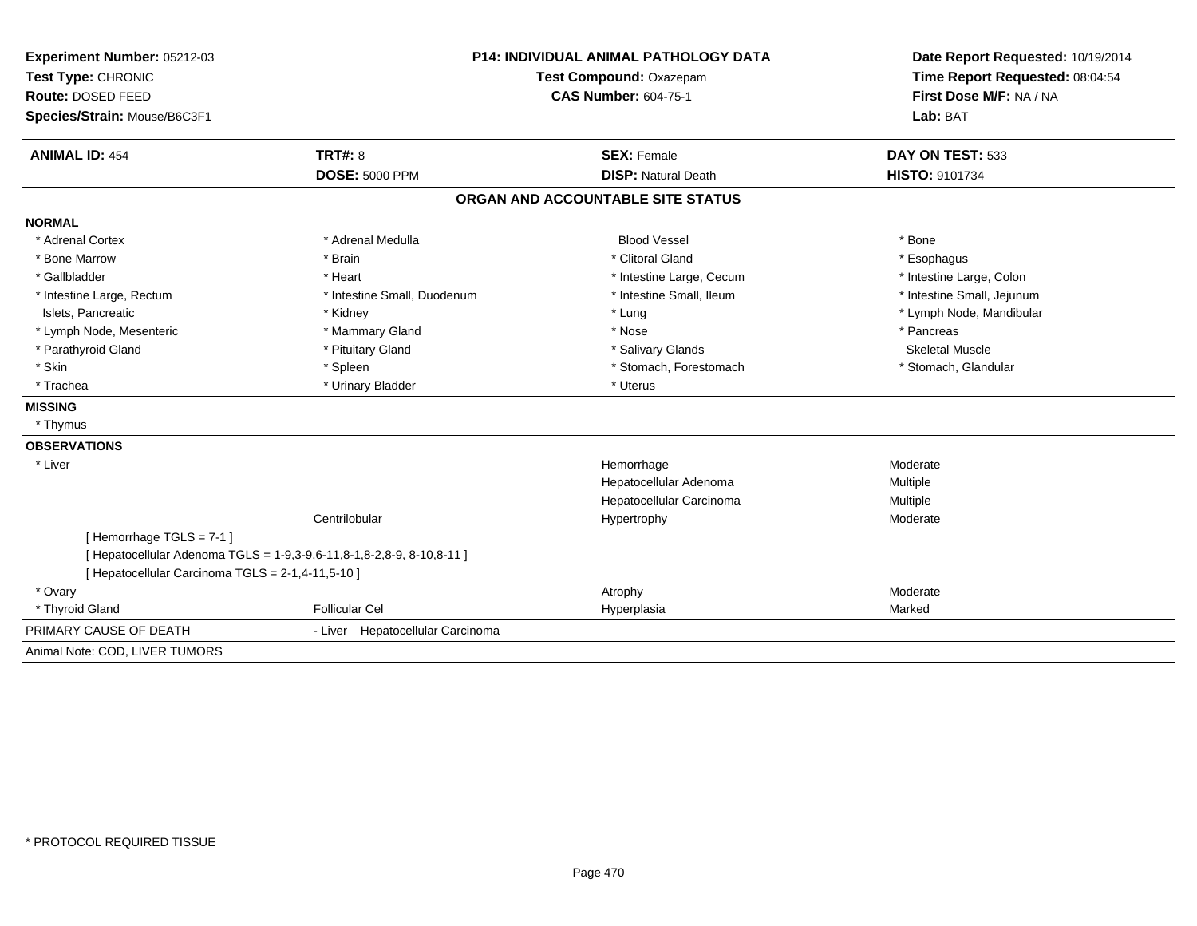**Experiment Number:** 05212-03
**Test Type:** CHRONIC
**Route:** DOSED FEED
**Species/Strain:** Mouse/B6C3F1

**P14: INDIVIDUAL ANIMAL PATHOLOGY DATA**
**Test Compound:** Oxazepam
**CAS Number:** 604-75-1

**Date Report Requested:** 10/19/2014
**Time Report Requested:** 08:04:54
**First Dose M/F:** NA / NA
**Lab:** BAT

| **ANIMAL ID:** 454 | **TRT#:** 8 | **SEX:** Female | **DAY ON TEST:** 533 |
|---|---|---|---|
| | **DOSE:** 5000 PPM | **DISP:** Natural Death | **HISTO:** 9101734 |

## ORGAN AND ACCOUNTABLE SITE STATUS

**NORMAL**

| | | | |
|---|---|---|---|
| * Adrenal Cortex | * Adrenal Medulla | Blood Vessel | * Bone |
| * Bone Marrow | * Brain | * Clitoral Gland | * Esophagus |
| * Gallbladder | * Heart | * Intestine Large, Cecum | * Intestine Large, Colon |
| * Intestine Large, Rectum | * Intestine Small, Duodenum | * Intestine Small, Ileum | * Intestine Small, Jejunum |
| Islets, Pancreatic | * Kidney | * Lung | * Lymph Node, Mandibular |
| * Lymph Node, Mesenteric | * Mammary Gland | * Nose | * Pancreas |
| * Parathyroid Gland | * Pituitary Gland | * Salivary Glands | Skeletal Muscle |
| * Skin | * Spleen | * Stomach, Forestomach | * Stomach, Glandular |
| * Trachea | * Urinary Bladder | * Uterus | |

**MISSING**

* Thymus

**OBSERVATIONS**

| | | | |
|---|---|---|---|
| * Liver | | Hemorrhage | Moderate |
| | | Hepatocellular Adenoma | Multiple |
| | | Hepatocellular Carcinoma | Multiple |
| | Centrilobular | Hypertrophy | Moderate |

[ Hemorrhage TGLS = 7-1 ]
[ Hepatocellular Adenoma TGLS = 1-9,3-9,6-11,8-1,8-2,8-9, 8-10,8-11 ]
[ Hepatocellular Carcinoma TGLS = 2-1,4-11,5-10 ]

| | | | |
|---|---|---|---|
| * Ovary | | Atrophy | Moderate |
| * Thyroid Gland | Follicular Cel | Hyperplasia | Marked |

PRIMARY CAUSE OF DEATH - Liver Hepatocellular Carcinoma

Animal Note: COD, LIVER TUMORS

* PROTOCOL REQUIRED TISSUE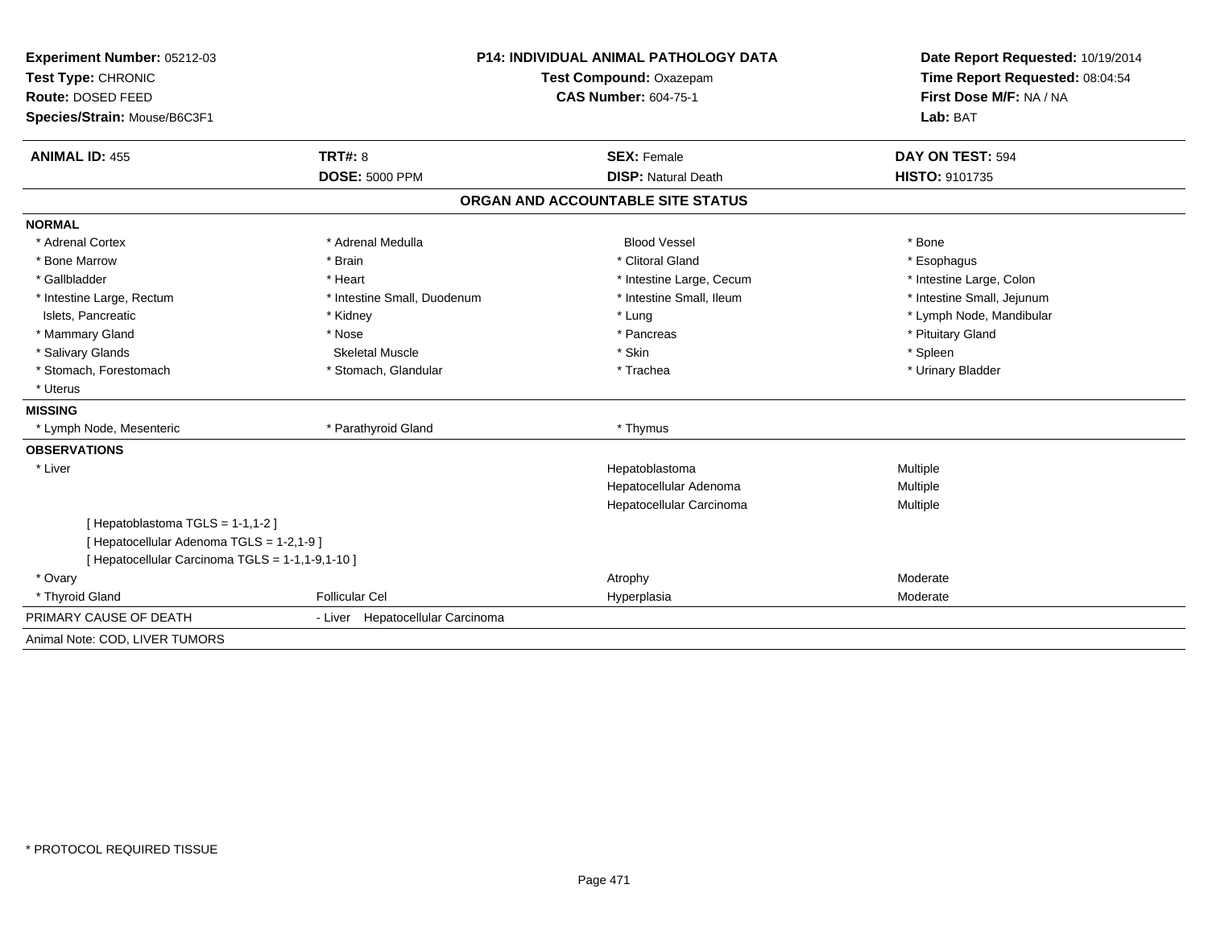**Experiment Number:** 05212-03
**Test Type:** CHRONIC
**Route:** DOSED FEED
**Species/Strain:** Mouse/B6C3F1

**P14: INDIVIDUAL ANIMAL PATHOLOGY DATA**
**Test Compound:** Oxazepam
**CAS Number:** 604-75-1

**Date Report Requested:** 10/19/2014
**Time Report Requested:** 08:04:54
**First Dose M/F:** NA / NA
**Lab:** BAT

| **ANIMAL ID:** 455 | **TRT#:** 8 | **SEX:** Female | **DAY ON TEST:** 594 |
|---|---|---|---|
| | **DOSE:** 5000 PPM | **DISP:** Natural Death | **HISTO:** 9101735 |

## ORGAN AND ACCOUNTABLE SITE STATUS

**NORMAL**

| | | | |
|---|---|---|---|
| * Adrenal Cortex | * Adrenal Medulla | Blood Vessel | * Bone |
| * Bone Marrow | * Brain | * Clitoral Gland | * Esophagus |
| * Gallbladder | * Heart | * Intestine Large, Cecum | * Intestine Large, Colon |
| * Intestine Large, Rectum | * Intestine Small, Duodenum | * Intestine Small, Ileum | * Intestine Small, Jejunum |
| Islets, Pancreatic | * Kidney | * Lung | * Lymph Node, Mandibular |
| * Mammary Gland | * Nose | * Pancreas | * Pituitary Gland |
| * Salivary Glands | Skeletal Muscle | * Skin | * Spleen |
| * Stomach, Forestomach | * Stomach, Glandular | * Trachea | * Urinary Bladder |
| * Uterus | | | |

**MISSING**

| | | |
|---|---|---|
| * Lymph Node, Mesenteric | * Parathyroid Gland | * Thymus |

**OBSERVATIONS**

| | | | |
|---|---|---|---|
| * Liver | | Hepatoblastoma | Multiple |
| | | Hepatocellular Adenoma | Multiple |
| | | Hepatocellular Carcinoma | Multiple |

[ Hepatoblastoma TGLS = 1-1,1-2 ]
[ Hepatocellular Adenoma TGLS = 1-2,1-9 ]
[ Hepatocellular Carcinoma TGLS = 1-1,1-9,1-10 ]

| | | | |
|---|---|---|---|
| * Ovary | | Atrophy | Moderate |
| * Thyroid Gland | Follicular Cel | Hyperplasia | Moderate |

PRIMARY CAUSE OF DEATH - Liver Hepatocellular Carcinoma

Animal Note: COD, LIVER TUMORS

* PROTOCOL REQUIRED TISSUE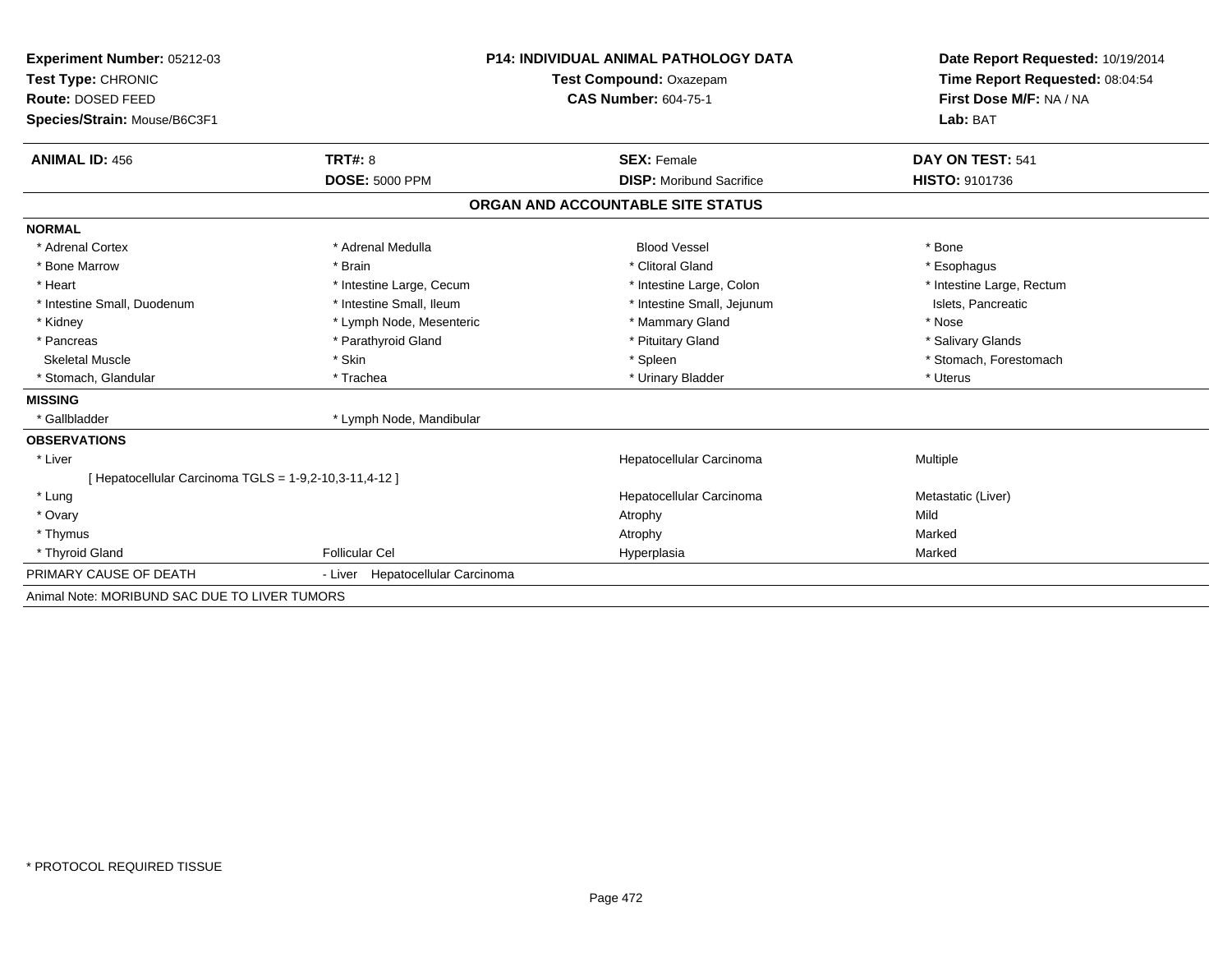**Experiment Number:** 05212-03
**Test Type:** CHRONIC
**Route:** DOSED FEED
**Species/Strain:** Mouse/B6C3F1

**P14: INDIVIDUAL ANIMAL PATHOLOGY DATA**
**Test Compound:** Oxazepam
**CAS Number:** 604-75-1

**Date Report Requested:** 10/19/2014
**Time Report Requested:** 08:04:54
**First Dose M/F:** NA / NA
**Lab:** BAT

| **ANIMAL ID:** 456 | **TRT#:** 8 | **SEX:** Female | **DAY ON TEST:** 541 |
|---|---|---|---|
| | **DOSE:** 5000 PPM | **DISP:** Moribund Sacrifice | **HISTO:** 9101736 |

## ORGAN AND ACCOUNTABLE SITE STATUS

**NORMAL**

| | | | |
|---|---|---|---|
| * Adrenal Cortex | * Adrenal Medulla | Blood Vessel | * Bone |
| * Bone Marrow | * Brain | * Clitoral Gland | * Esophagus |
| * Heart | * Intestine Large, Cecum | * Intestine Large, Colon | * Intestine Large, Rectum |
| * Intestine Small, Duodenum | * Intestine Small, Ileum | * Intestine Small, Jejunum | Islets, Pancreatic |
| * Kidney | * Lymph Node, Mesenteric | * Mammary Gland | * Nose |
| * Pancreas | * Parathyroid Gland | * Pituitary Gland | * Salivary Glands |
| Skeletal Muscle | * Skin | * Spleen | * Stomach, Forestomach |
| * Stomach, Glandular | * Trachea | * Urinary Bladder | * Uterus |

**MISSING**

| | |
|---|---|
| * Gallbladder | * Lymph Node, Mandibular |

**OBSERVATIONS**

| | | | |
|---|---|---|---|
| * Liver | | Hepatocellular Carcinoma | Multiple |
| [ Hepatocellular Carcinoma TGLS = 1-9,2-10,3-11,4-12 ] | | | |
| * Lung | | Hepatocellular Carcinoma | Metastatic (Liver) |
| * Ovary | | Atrophy | Mild |
| * Thymus | | Atrophy | Marked |
| * Thyroid Gland | Follicular Cel | Hyperplasia | Marked |

PRIMARY CAUSE OF DEATH - Liver Hepatocellular Carcinoma

Animal Note: MORIBUND SAC DUE TO LIVER TUMORS

* PROTOCOL REQUIRED TISSUE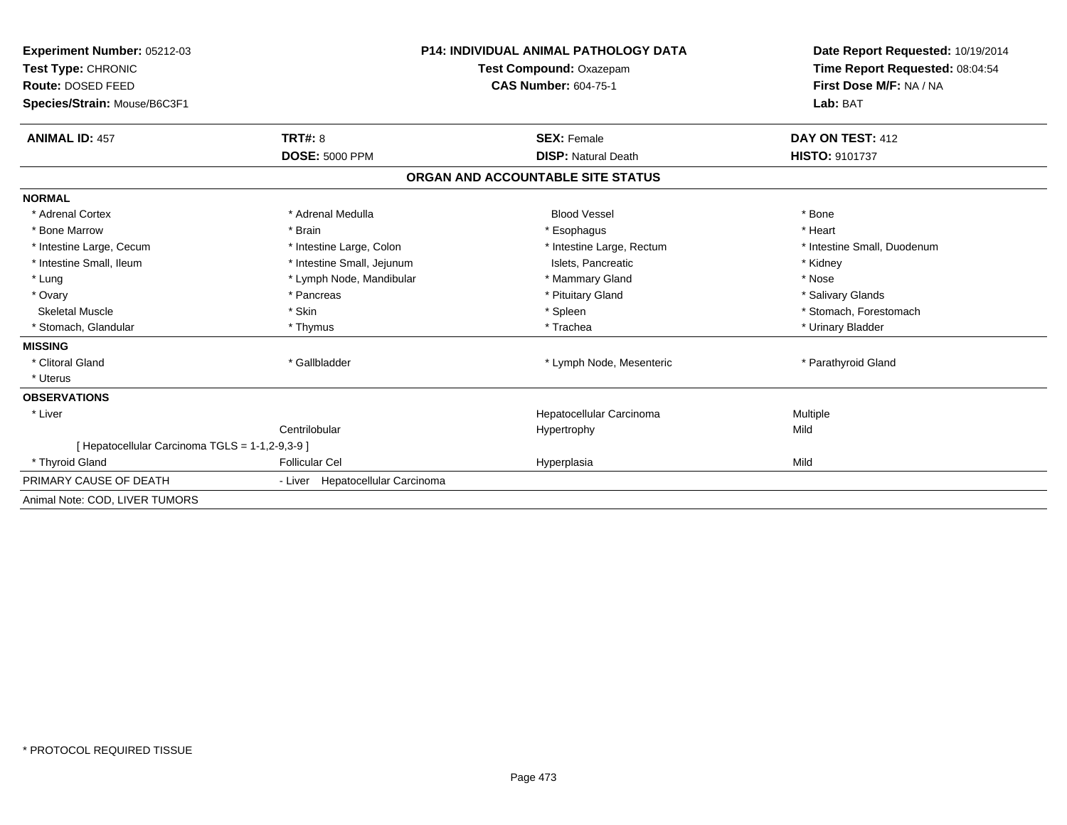**Experiment Number:** 05212-03
**Test Type:** CHRONIC
**Route:** DOSED FEED
**Species/Strain:** Mouse/B6C3F1

**P14: INDIVIDUAL ANIMAL PATHOLOGY DATA**
**Test Compound:** Oxazepam
**CAS Number:** 604-75-1

**Date Report Requested:** 10/19/2014
**Time Report Requested:** 08:04:54
**First Dose M/F:** NA / NA
**Lab:** BAT

| **ANIMAL ID:** 457 | **TRT#:** 8 | **SEX:** Female | **DAY ON TEST:** 412 |
|---|---|---|---|
| | **DOSE:** 5000 PPM | **DISP:** Natural Death | **HISTO:** 9101737 |

## ORGAN AND ACCOUNTABLE SITE STATUS

**NORMAL**

| | | | |
|---|---|---|---|
| * Adrenal Cortex | * Adrenal Medulla | Blood Vessel | * Bone |
| * Bone Marrow | * Brain | * Esophagus | * Heart |
| * Intestine Large, Cecum | * Intestine Large, Colon | * Intestine Large, Rectum | * Intestine Small, Duodenum |
| * Intestine Small, Ileum | * Intestine Small, Jejunum | Islets, Pancreatic | * Kidney |
| * Lung | * Lymph Node, Mandibular | * Mammary Gland | * Nose |
| * Ovary | * Pancreas | * Pituitary Gland | * Salivary Glands |
| Skeletal Muscle | * Skin | * Spleen | * Stomach, Forestomach |
| * Stomach, Glandular | * Thymus | * Trachea | * Urinary Bladder |

**MISSING**

| | | | |
|---|---|---|---|
| * Clitoral Gland | * Gallbladder | * Lymph Node, Mesenteric | * Parathyroid Gland |
| * Uterus | | | |

**OBSERVATIONS**

| | | | |
|---|---|---|---|
| * Liver | | Hepatocellular Carcinoma | Multiple |
| | Centrilobular | Hypertrophy | Mild |
| [ Hepatocellular Carcinoma TGLS = 1-1,2-9,3-9 ] | | | |
| * Thyroid Gland | Follicular Cel | Hyperplasia | Mild |

PRIMARY CAUSE OF DEATH - Liver Hepatocellular Carcinoma

Animal Note: COD, LIVER TUMORS

* PROTOCOL REQUIRED TISSUE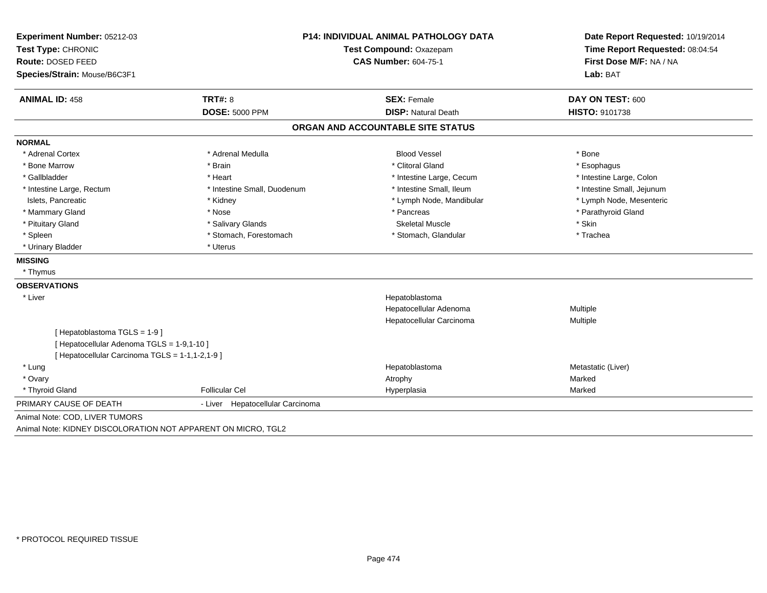**Experiment Number:** 05212-03
**Test Type:** CHRONIC
**Route:** DOSED FEED
**Species/Strain:** Mouse/B6C3F1

**P14: INDIVIDUAL ANIMAL PATHOLOGY DATA**
**Test Compound:** Oxazepam
**CAS Number:** 604-75-1

**Date Report Requested:** 10/19/2014
**Time Report Requested:** 08:04:54
**First Dose M/F:** NA / NA
**Lab:** BAT

| **ANIMAL ID:** 458 | **TRT#:** 8 | **SEX:** Female | **DAY ON TEST:** 600 |
|---|---|---|---|
| | **DOSE:** 5000 PPM | **DISP:** Natural Death | **HISTO:** 9101738 |

## ORGAN AND ACCOUNTABLE SITE STATUS

**NORMAL**

| | | | |
|---|---|---|---|
| * Adrenal Cortex | * Adrenal Medulla | Blood Vessel | * Bone |
| * Bone Marrow | * Brain | * Clitoral Gland | * Esophagus |
| * Gallbladder | * Heart | * Intestine Large, Cecum | * Intestine Large, Colon |
| * Intestine Large, Rectum | * Intestine Small, Duodenum | * Intestine Small, Ileum | * Intestine Small, Jejunum |
| Islets, Pancreatic | * Kidney | * Lymph Node, Mandibular | * Lymph Node, Mesenteric |
| * Mammary Gland | * Nose | * Pancreas | * Parathyroid Gland |
| * Pituitary Gland | * Salivary Glands | Skeletal Muscle | * Skin |
| * Spleen | * Stomach, Forestomach | * Stomach, Glandular | * Trachea |
| * Urinary Bladder | * Uterus | | |

**MISSING**

* Thymus

**OBSERVATIONS**

| | | | |
|---|---|---|---|
| * Liver | | Hepatoblastoma | |
| | | Hepatocellular Adenoma | Multiple |
| | | Hepatocellular Carcinoma | Multiple |
| [ Hepatoblastoma TGLS = 1-9 ] | | | |
| [ Hepatocellular Adenoma TGLS = 1-9,1-10 ] | | | |
| [ Hepatocellular Carcinoma TGLS = 1-1,1-2,1-9 ] | | | |
| * Lung | | Hepatoblastoma | Metastatic (Liver) |
| * Ovary | | Atrophy | Marked |
| * Thyroid Gland | Follicular Cel | Hyperplasia | Marked |

PRIMARY CAUSE OF DEATH - Liver Hepatocellular Carcinoma

Animal Note: COD, LIVER TUMORS

Animal Note: KIDNEY DISCOLORATION NOT APPARENT ON MICRO, TGL2

* PROTOCOL REQUIRED TISSUE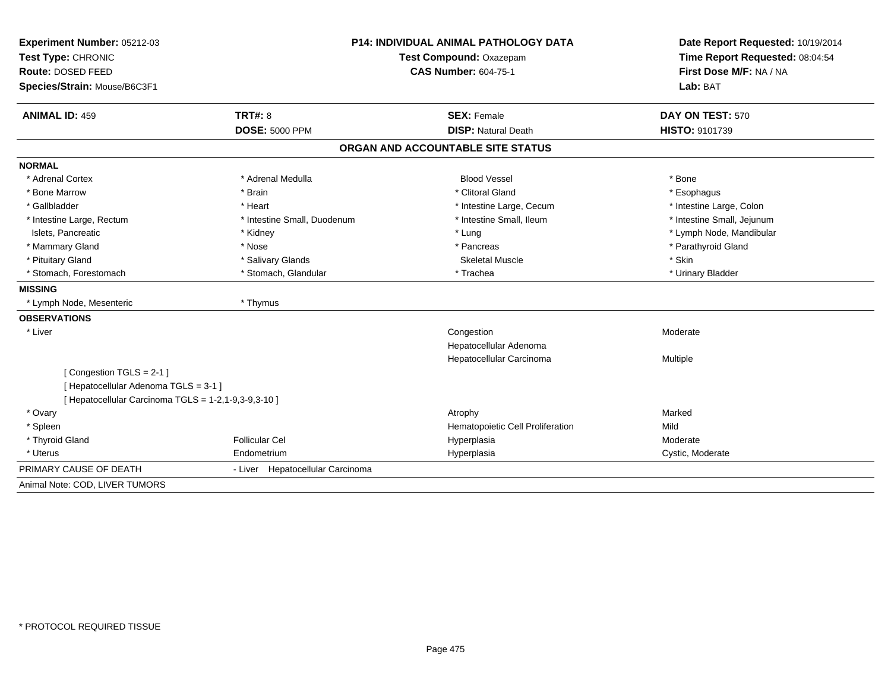**Experiment Number:** 05212-03
**Test Type:** CHRONIC
**Route:** DOSED FEED
**Species/Strain:** Mouse/B6C3F1

**P14: INDIVIDUAL ANIMAL PATHOLOGY DATA**
**Test Compound:** Oxazepam
**CAS Number:** 604-75-1

**Date Report Requested:** 10/19/2014
**Time Report Requested:** 08:04:54
**First Dose M/F:** NA / NA
**Lab:** BAT

| **ANIMAL ID:** 459 | **TRT#:** 8 | **SEX:** Female | **DAY ON TEST:** 570 |
|---|---|---|---|
| | **DOSE:** 5000 PPM | **DISP:** Natural Death | **HISTO:** 9101739 |

## ORGAN AND ACCOUNTABLE SITE STATUS

**NORMAL**

| | | | |
|---|---|---|---|
| * Adrenal Cortex | * Adrenal Medulla | Blood Vessel | * Bone |
| * Bone Marrow | * Brain | * Clitoral Gland | * Esophagus |
| * Gallbladder | * Heart | * Intestine Large, Cecum | * Intestine Large, Colon |
| * Intestine Large, Rectum | * Intestine Small, Duodenum | * Intestine Small, Ileum | * Intestine Small, Jejunum |
| Islets, Pancreatic | * Kidney | * Lung | * Lymph Node, Mandibular |
| * Mammary Gland | * Nose | * Pancreas | * Parathyroid Gland |
| * Pituitary Gland | * Salivary Glands | Skeletal Muscle | * Skin |
| * Stomach, Forestomach | * Stomach, Glandular | * Trachea | * Urinary Bladder |

**MISSING**

| | |
|---|---|
| * Lymph Node, Mesenteric | * Thymus |

**OBSERVATIONS**

| | | | |
|---|---|---|---|
| * Liver | | Congestion | Moderate |
| | | Hepatocellular Adenoma | |
| | | Hepatocellular Carcinoma | Multiple |
| [ Congestion TGLS = 2-1 ] | | | |
| [ Hepatocellular Adenoma TGLS = 3-1 ] | | | |
| [ Hepatocellular Carcinoma TGLS = 1-2,1-9,3-9,3-10 ] | | | |
| * Ovary | | Atrophy | Marked |
| * Spleen | | Hematopoietic Cell Proliferation | Mild |
| * Thyroid Gland | Follicular Cel | Hyperplasia | Moderate |
| * Uterus | Endometrium | Hyperplasia | Cystic, Moderate |

PRIMARY CAUSE OF DEATH - Liver Hepatocellular Carcinoma

Animal Note: COD, LIVER TUMORS

\* PROTOCOL REQUIRED TISSUE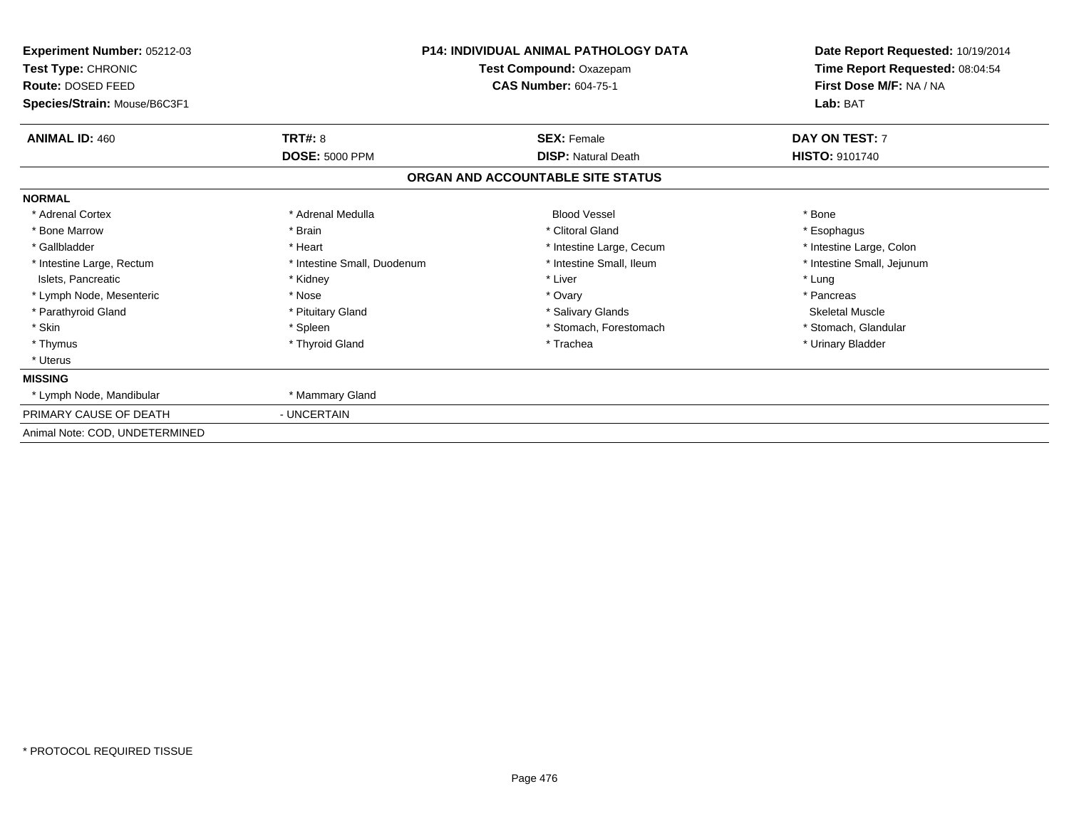| **Experiment Number:** 05212-03 | **P14: INDIVIDUAL ANIMAL PATHOLOGY DATA** | **Date Report Requested:** 10/19/2014 |
|---|---|---|
| **Test Type:** CHRONIC | **Test Compound:** Oxazepam | **Time Report Requested:** 08:04:54 |
| **Route:** DOSED FEED | **CAS Number:** 604-75-1 | **First Dose M/F:** NA / NA |
| **Species/Strain:** Mouse/B6C3F1 | | **Lab:** BAT |

| **ANIMAL ID:** 460 | **TRT#:** 8 | **SEX:** Female | **DAY ON TEST:** 7 |
|---|---|---|---|
| | **DOSE:** 5000 PPM | **DISP:** Natural Death | **HISTO:** 9101740 |

**ORGAN AND ACCOUNTABLE SITE STATUS**

**NORMAL**

| | | | |
|---|---|---|---|
| * Adrenal Cortex | * Adrenal Medulla | Blood Vessel | * Bone |
| * Bone Marrow | * Brain | * Clitoral Gland | * Esophagus |
| * Gallbladder | * Heart | * Intestine Large, Cecum | * Intestine Large, Colon |
| * Intestine Large, Rectum | * Intestine Small, Duodenum | * Intestine Small, Ileum | * Intestine Small, Jejunum |
| Islets, Pancreatic | * Kidney | * Liver | * Lung |
| * Lymph Node, Mesenteric | * Nose | * Ovary | * Pancreas |
| * Parathyroid Gland | * Pituitary Gland | * Salivary Glands | Skeletal Muscle |
| * Skin | * Spleen | * Stomach, Forestomach | * Stomach, Glandular |
| * Thymus | * Thyroid Gland | * Trachea | * Urinary Bladder |
| * Uterus | | | |

**MISSING**

| | |
|---|---|
| * Lymph Node, Mandibular | * Mammary Gland |

PRIMARY CAUSE OF DEATH - UNCERTAIN

Animal Note: COD, UNDETERMINED

\* PROTOCOL REQUIRED TISSUE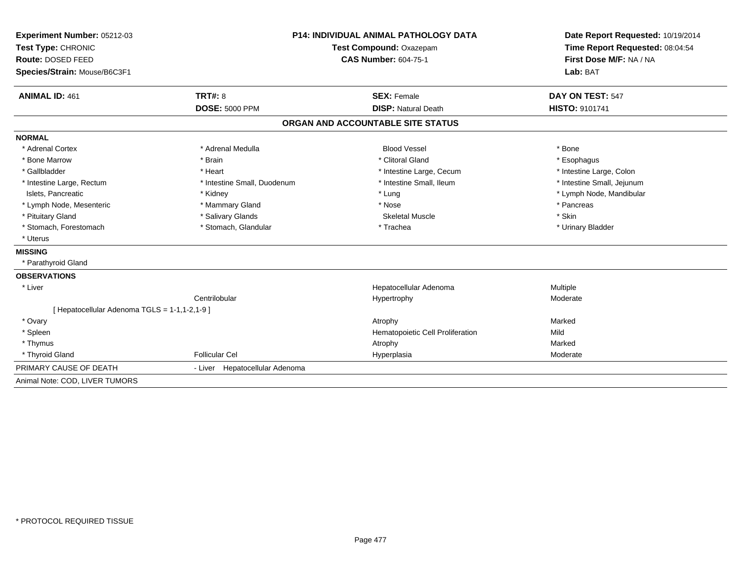**Experiment Number:** 05212-03
**Test Type:** CHRONIC
**Route:** DOSED FEED
**Species/Strain:** Mouse/B6C3F1

**P14: INDIVIDUAL ANIMAL PATHOLOGY DATA**
**Test Compound:** Oxazepam
**CAS Number:** 604-75-1

**Date Report Requested:** 10/19/2014
**Time Report Requested:** 08:04:54
**First Dose M/F:** NA / NA
**Lab:** BAT

| **ANIMAL ID:** 461 | **TRT#:** 8 | **SEX:** Female | **DAY ON TEST:** 547 |
|---|---|---|---|
| | **DOSE:** 5000 PPM | **DISP:** Natural Death | **HISTO:** 9101741 |

## ORGAN AND ACCOUNTABLE SITE STATUS

**NORMAL**

| | | | |
|---|---|---|---|
| * Adrenal Cortex | * Adrenal Medulla | Blood Vessel | * Bone |
| * Bone Marrow | * Brain | * Clitoral Gland | * Esophagus |
| * Gallbladder | * Heart | * Intestine Large, Cecum | * Intestine Large, Colon |
| * Intestine Large, Rectum | * Intestine Small, Duodenum | * Intestine Small, Ileum | * Intestine Small, Jejunum |
| Islets, Pancreatic | * Kidney | * Lung | * Lymph Node, Mandibular |
| * Lymph Node, Mesenteric | * Mammary Gland | * Nose | * Pancreas |
| * Pituitary Gland | * Salivary Glands | Skeletal Muscle | * Skin |
| * Stomach, Forestomach | * Stomach, Glandular | * Trachea | * Urinary Bladder |
| * Uterus | | | |

**MISSING**

* Parathyroid Gland

**OBSERVATIONS**

| | | | |
|---|---|---|---|
| * Liver | | Hepatocellular Adenoma | Multiple |
| | Centrilobular | Hypertrophy | Moderate |
| [ Hepatocellular Adenoma TGLS = 1-1,1-2,1-9 ] | | | |
| * Ovary | | Atrophy | Marked |
| * Spleen | | Hematopoietic Cell Proliferation | Mild |
| * Thymus | | Atrophy | Marked |
| * Thyroid Gland | Follicular Cel | Hyperplasia | Moderate |

PRIMARY CAUSE OF DEATH - Liver Hepatocellular Adenoma

Animal Note: COD, LIVER TUMORS

\* PROTOCOL REQUIRED TISSUE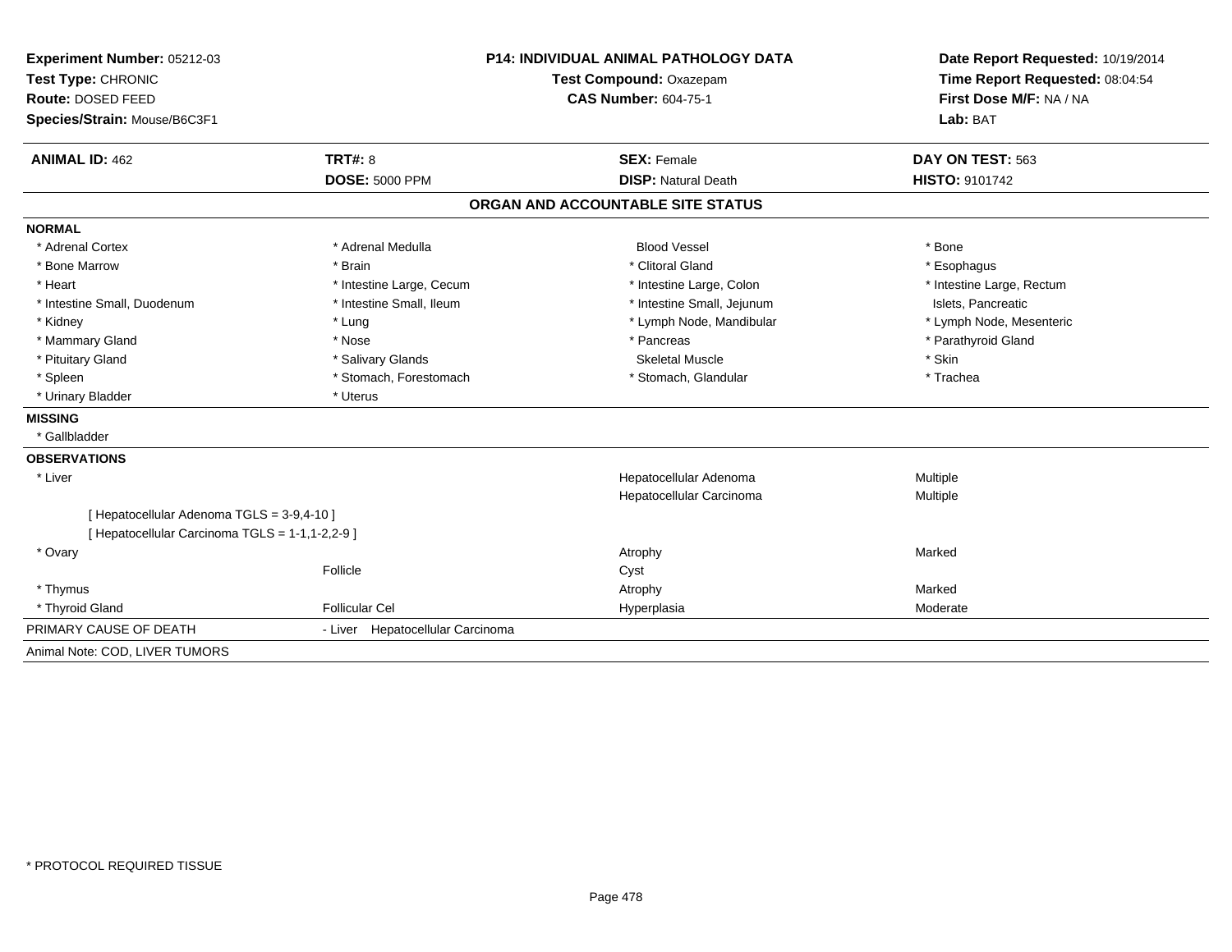**Experiment Number:** 05212-03
**Test Type:** CHRONIC
**Route:** DOSED FEED
**Species/Strain:** Mouse/B6C3F1

**P14: INDIVIDUAL ANIMAL PATHOLOGY DATA**
**Test Compound:** Oxazepam
**CAS Number:** 604-75-1

**Date Report Requested:** 10/19/2014
**Time Report Requested:** 08:04:54
**First Dose M/F:** NA / NA
**Lab:** BAT

| **ANIMAL ID:** 462 | **TRT#:** 8 | **SEX:** Female | **DAY ON TEST:** 563 |
|---|---|---|---|
| | **DOSE:** 5000 PPM | **DISP:** Natural Death | **HISTO:** 9101742 |

## ORGAN AND ACCOUNTABLE SITE STATUS

**NORMAL**

| | | | |
|---|---|---|---|
| * Adrenal Cortex | * Adrenal Medulla | Blood Vessel | * Bone |
| * Bone Marrow | * Brain | * Clitoral Gland | * Esophagus |
| * Heart | * Intestine Large, Cecum | * Intestine Large, Colon | * Intestine Large, Rectum |
| * Intestine Small, Duodenum | * Intestine Small, Ileum | * Intestine Small, Jejunum | Islets, Pancreatic |
| * Kidney | * Lung | * Lymph Node, Mandibular | * Lymph Node, Mesenteric |
| * Mammary Gland | * Nose | * Pancreas | * Parathyroid Gland |
| * Pituitary Gland | * Salivary Glands | Skeletal Muscle | * Skin |
| * Spleen | * Stomach, Forestomach | * Stomach, Glandular | * Trachea |
| * Urinary Bladder | * Uterus | | |

**MISSING**

* Gallbladder

**OBSERVATIONS**

| | | | |
|---|---|---|---|
| * Liver | | Hepatocellular Adenoma | Multiple |
| | | Hepatocellular Carcinoma | Multiple |
| [ Hepatocellular Adenoma TGLS = 3-9,4-10 ] | | | |
| [ Hepatocellular Carcinoma TGLS = 1-1,1-2,2-9 ] | | | |
| * Ovary | | Atrophy | Marked |
| | Follicle | Cyst | |
| * Thymus | | Atrophy | Marked |
| * Thyroid Gland | Follicular Cel | Hyperplasia | Moderate |

PRIMARY CAUSE OF DEATH - Liver Hepatocellular Carcinoma

Animal Note: COD, LIVER TUMORS

* PROTOCOL REQUIRED TISSUE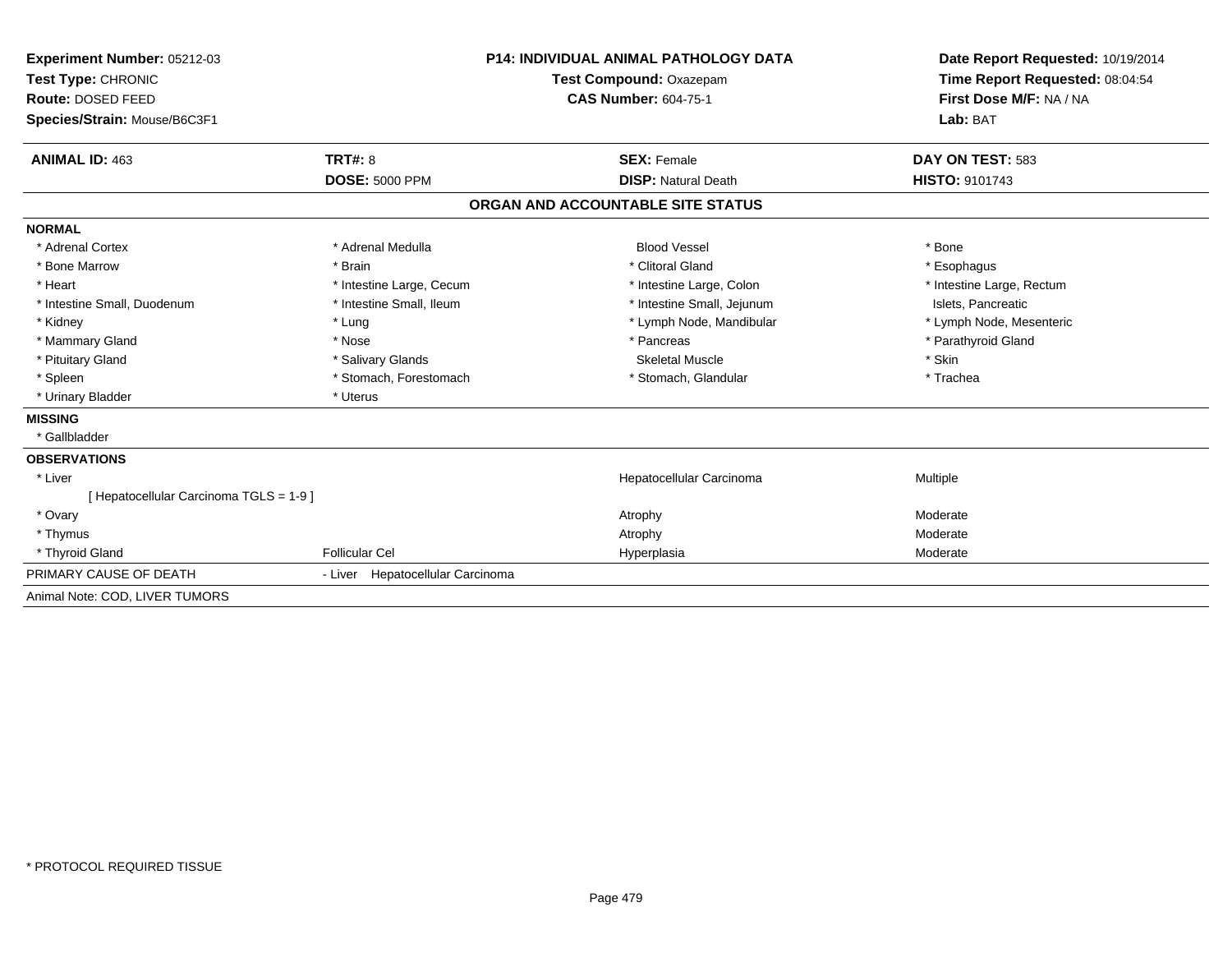**Experiment Number:** 05212-03
**Test Type:** CHRONIC
**Route:** DOSED FEED
**Species/Strain:** Mouse/B6C3F1

**P14: INDIVIDUAL ANIMAL PATHOLOGY DATA**
**Test Compound:** Oxazepam
**CAS Number:** 604-75-1

**Date Report Requested:** 10/19/2014
**Time Report Requested:** 08:04:54
**First Dose M/F:** NA / NA
**Lab:** BAT

| **ANIMAL ID:** 463 | **TRT#:** 8 | **SEX:** Female | **DAY ON TEST:** 583 |
|---|---|---|---|
| | **DOSE:** 5000 PPM | **DISP:** Natural Death | **HISTO:** 9101743 |

## ORGAN AND ACCOUNTABLE SITE STATUS

**NORMAL**

| | | | |
|---|---|---|---|
| * Adrenal Cortex | * Adrenal Medulla | Blood Vessel | * Bone |
| * Bone Marrow | * Brain | * Clitoral Gland | * Esophagus |
| * Heart | * Intestine Large, Cecum | * Intestine Large, Colon | * Intestine Large, Rectum |
| * Intestine Small, Duodenum | * Intestine Small, Ileum | * Intestine Small, Jejunum | Islets, Pancreatic |
| * Kidney | * Lung | * Lymph Node, Mandibular | * Lymph Node, Mesenteric |
| * Mammary Gland | * Nose | * Pancreas | * Parathyroid Gland |
| * Pituitary Gland | * Salivary Glands | Skeletal Muscle | * Skin |
| * Spleen | * Stomach, Forestomach | * Stomach, Glandular | * Trachea |
| * Urinary Bladder | * Uterus | | |

**MISSING**

* Gallbladder

**OBSERVATIONS**

| | | | |
|---|---|---|---|
| * Liver | | Hepatocellular Carcinoma | Multiple |
| [ Hepatocellular Carcinoma TGLS = 1-9 ] | | | |
| * Ovary | | Atrophy | Moderate |
| * Thymus | | Atrophy | Moderate |
| * Thyroid Gland | Follicular Cel | Hyperplasia | Moderate |

PRIMARY CAUSE OF DEATH - Liver Hepatocellular Carcinoma

Animal Note: COD, LIVER TUMORS

* PROTOCOL REQUIRED TISSUE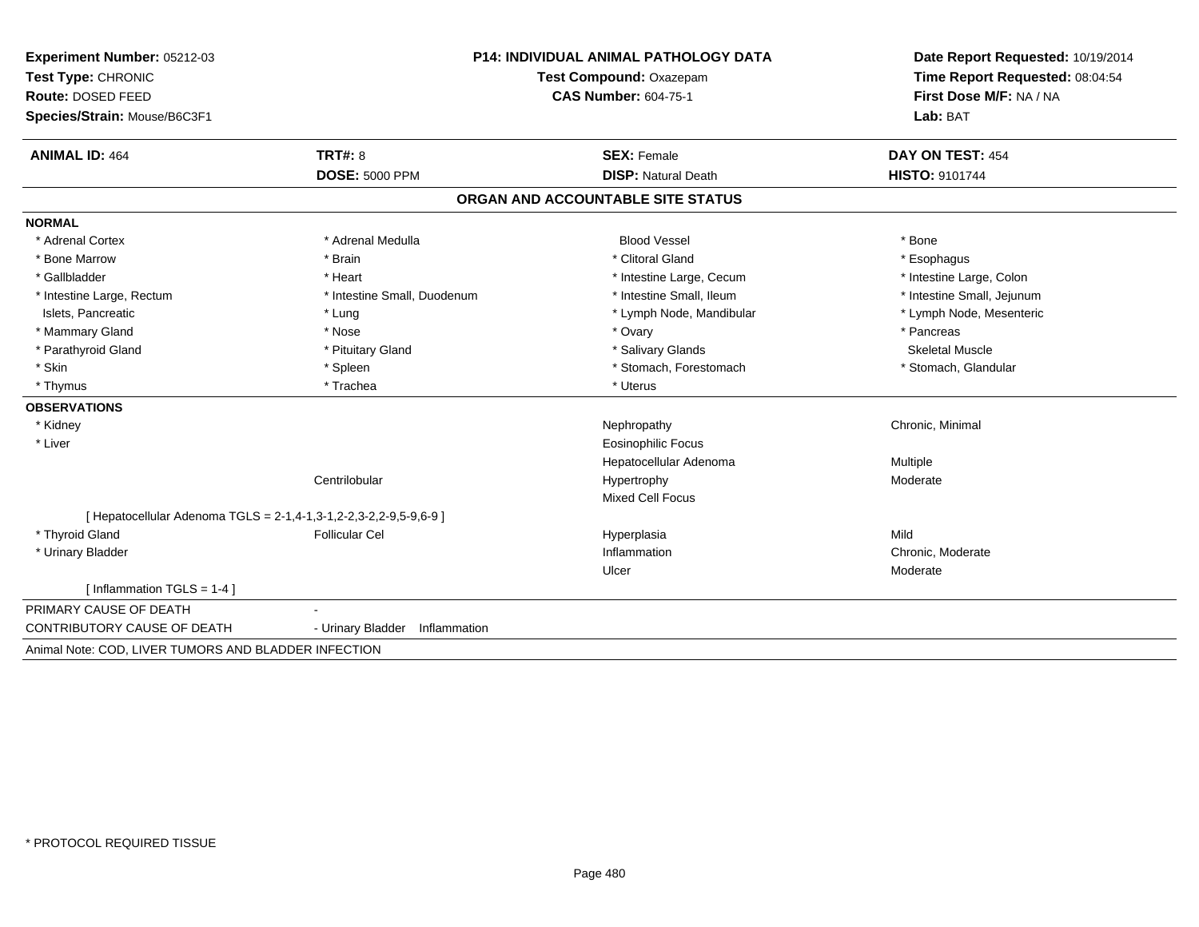**Experiment Number:** 05212-03
**Test Type:** CHRONIC
**Route:** DOSED FEED
**Species/Strain:** Mouse/B6C3F1

**P14: INDIVIDUAL ANIMAL PATHOLOGY DATA**
**Test Compound:** Oxazepam
**CAS Number:** 604-75-1

**Date Report Requested:** 10/19/2014
**Time Report Requested:** 08:04:54
**First Dose M/F:** NA / NA
**Lab:** BAT

| **ANIMAL ID:** 464 | **TRT#:** 8 | **SEX:** Female | **DAY ON TEST:** 454 |
|---|---|---|---|
| | **DOSE:** 5000 PPM | **DISP:** Natural Death | **HISTO:** 9101744 |

## ORGAN AND ACCOUNTABLE SITE STATUS

**NORMAL**

| | | | |
|---|---|---|---|
| * Adrenal Cortex | * Adrenal Medulla | Blood Vessel | * Bone |
| * Bone Marrow | * Brain | * Clitoral Gland | * Esophagus |
| * Gallbladder | * Heart | * Intestine Large, Cecum | * Intestine Large, Colon |
| * Intestine Large, Rectum | * Intestine Small, Duodenum | * Intestine Small, Ileum | * Intestine Small, Jejunum |
| Islets, Pancreatic | * Lung | * Lymph Node, Mandibular | * Lymph Node, Mesenteric |
| * Mammary Gland | * Nose | * Ovary | * Pancreas |
| * Parathyroid Gland | * Pituitary Gland | * Salivary Glands | Skeletal Muscle |
| * Skin | * Spleen | * Stomach, Forestomach | * Stomach, Glandular |
| * Thymus | * Trachea | * Uterus | |

**OBSERVATIONS**

| | | | |
|---|---|---|---|
| * Kidney | | Nephropathy | Chronic, Minimal |
| * Liver | | Eosinophilic Focus | |
| | | Hepatocellular Adenoma | Multiple |
| | Centrilobular | Hypertrophy | Moderate |
| | | Mixed Cell Focus | |
| [ Hepatocellular Adenoma TGLS = 2-1,4-1,3-1,2-2,3-2,2-9,5-9,6-9 ] | | | |
| * Thyroid Gland | Follicular Cel | Hyperplasia | Mild |
| * Urinary Bladder | | Inflammation | Chronic, Moderate |
| | | Ulcer | Moderate |
| [ Inflammation TGLS = 1-4 ] | | | |

| | |
|---|---|
| PRIMARY CAUSE OF DEATH | - |
| CONTRIBUTORY CAUSE OF DEATH | - Urinary Bladder Inflammation |

Animal Note: COD, LIVER TUMORS AND BLADDER INFECTION

* PROTOCOL REQUIRED TISSUE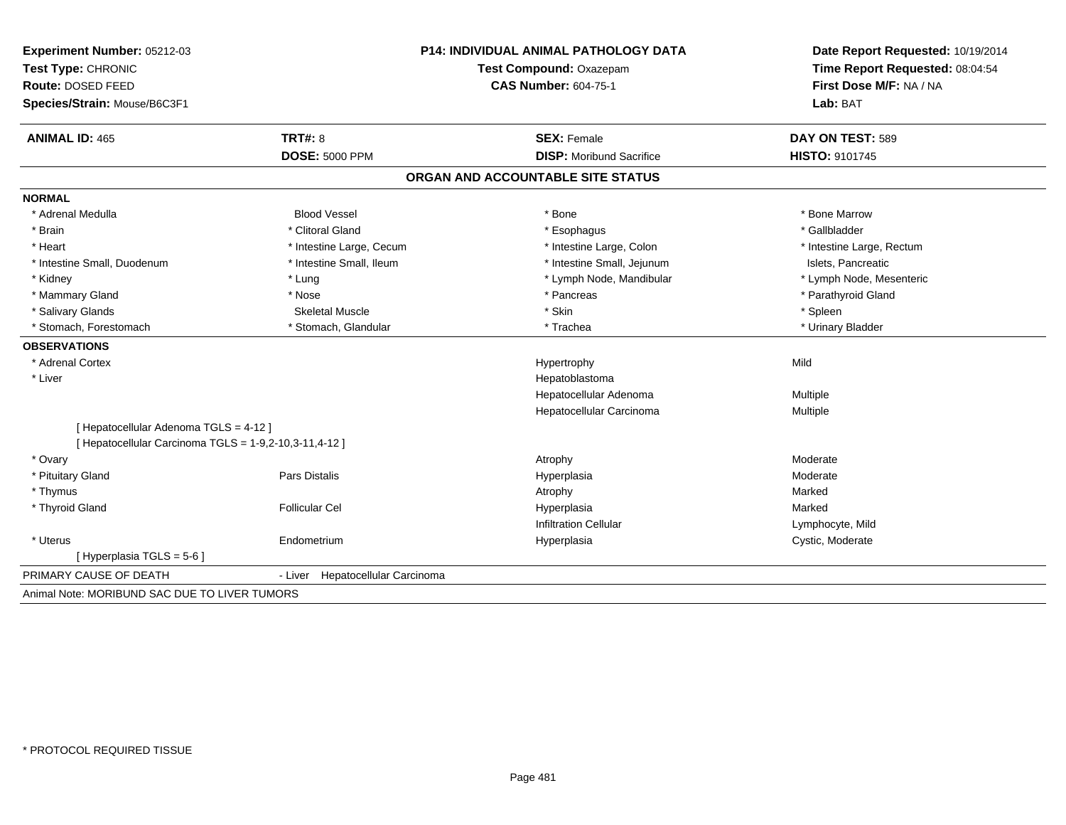**Experiment Number:** 05212-03
**Test Type:** CHRONIC
**Route:** DOSED FEED
**Species/Strain:** Mouse/B6C3F1

**P14: INDIVIDUAL ANIMAL PATHOLOGY DATA**
**Test Compound:** Oxazepam
**CAS Number:** 604-75-1

**Date Report Requested:** 10/19/2014
**Time Report Requested:** 08:04:54
**First Dose M/F:** NA / NA
**Lab:** BAT

| **ANIMAL ID:** 465 | **TRT#:** 8 | **SEX:** Female | **DAY ON TEST:** 589 |
|---|---|---|---|
| | **DOSE:** 5000 PPM | **DISP:** Moribund Sacrifice | **HISTO:** 9101745 |

## ORGAN AND ACCOUNTABLE SITE STATUS

**NORMAL**

| | | | |
|---|---|---|---|
| * Adrenal Medulla | Blood Vessel | * Bone | * Bone Marrow |
| * Brain | * Clitoral Gland | * Esophagus | * Gallbladder |
| * Heart | * Intestine Large, Cecum | * Intestine Large, Colon | * Intestine Large, Rectum |
| * Intestine Small, Duodenum | * Intestine Small, Ileum | * Intestine Small, Jejunum | Islets, Pancreatic |
| * Kidney | * Lung | * Lymph Node, Mandibular | * Lymph Node, Mesenteric |
| * Mammary Gland | * Nose | * Pancreas | * Parathyroid Gland |
| * Salivary Glands | Skeletal Muscle | * Skin | * Spleen |
| * Stomach, Forestomach | * Stomach, Glandular | * Trachea | * Urinary Bladder |

**OBSERVATIONS**

| | | | |
|---|---|---|---|
| * Adrenal Cortex | | Hypertrophy | Mild |
| * Liver | | Hepatoblastoma | |
| | | Hepatocellular Adenoma | Multiple |
| | | Hepatocellular Carcinoma | Multiple |
| [ Hepatocellular Adenoma TGLS = 4-12 ] | | | |
| [ Hepatocellular Carcinoma TGLS = 1-9,2-10,3-11,4-12 ] | | | |
| * Ovary | | Atrophy | Moderate |
| * Pituitary Gland | Pars Distalis | Hyperplasia | Moderate |
| * Thymus | | Atrophy | Marked |
| * Thyroid Gland | Follicular Cel | Hyperplasia | Marked |
| | | Infiltration Cellular | Lymphocyte, Mild |
| * Uterus | Endometrium | Hyperplasia | Cystic, Moderate |
| [ Hyperplasia TGLS = 5-6 ] | | | |

PRIMARY CAUSE OF DEATH - Liver Hepatocellular Carcinoma

Animal Note: MORIBUND SAC DUE TO LIVER TUMORS

* PROTOCOL REQUIRED TISSUE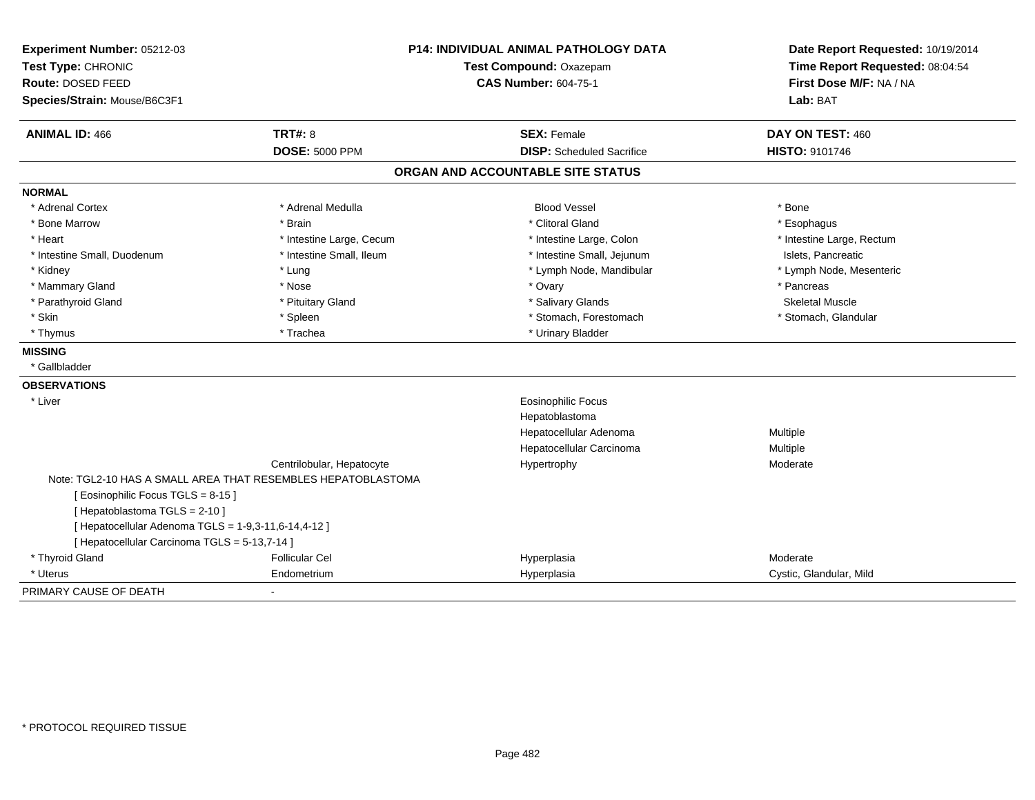**Experiment Number:** 05212-03
**Test Type:** CHRONIC
**Route:** DOSED FEED
**Species/Strain:** Mouse/B6C3F1

**P14: INDIVIDUAL ANIMAL PATHOLOGY DATA**
**Test Compound:** Oxazepam
**CAS Number:** 604-75-1

**Date Report Requested:** 10/19/2014
**Time Report Requested:** 08:04:54
**First Dose M/F:** NA / NA
**Lab:** BAT

| **ANIMAL ID:** 466 | **TRT#:** 8 | **SEX:** Female | **DAY ON TEST:** 460 |
|---|---|---|---|
| | **DOSE:** 5000 PPM | **DISP:** Scheduled Sacrifice | **HISTO:** 9101746 |

## ORGAN AND ACCOUNTABLE SITE STATUS

**NORMAL**

| | | | |
|---|---|---|---|
| * Adrenal Cortex | * Adrenal Medulla | Blood Vessel | * Bone |
| * Bone Marrow | * Brain | * Clitoral Gland | * Esophagus |
| * Heart | * Intestine Large, Cecum | * Intestine Large, Colon | * Intestine Large, Rectum |
| * Intestine Small, Duodenum | * Intestine Small, Ileum | * Intestine Small, Jejunum | Islets, Pancreatic |
| * Kidney | * Lung | * Lymph Node, Mandibular | * Lymph Node, Mesenteric |
| * Mammary Gland | * Nose | * Ovary | * Pancreas |
| * Parathyroid Gland | * Pituitary Gland | * Salivary Glands | Skeletal Muscle |
| * Skin | * Spleen | * Stomach, Forestomach | * Stomach, Glandular |
| * Thymus | * Trachea | * Urinary Bladder | |

**MISSING**

* Gallbladder

**OBSERVATIONS**

| | | | |
|---|---|---|---|
| * Liver | | Eosinophilic Focus | |
| | | Hepatoblastoma | |
| | | Hepatocellular Adenoma | Multiple |
| | | Hepatocellular Carcinoma | Multiple |
| | Centrilobular, Hepatocyte | Hypertrophy | Moderate |

Note: TGL2-10 HAS A SMALL AREA THAT RESEMBLES HEPATOBLASTOMA

[ Eosinophilic Focus TGLS = 8-15 ]
[ Hepatoblastoma TGLS = 2-10 ]
[ Hepatocellular Adenoma TGLS = 1-9,3-11,6-14,4-12 ]
[ Hepatocellular Carcinoma TGLS = 5-13,7-14 ]

| | | | |
|---|---|---|---|
| * Thyroid Gland | Follicular Cel | Hyperplasia | Moderate |
| * Uterus | Endometrium | Hyperplasia | Cystic, Glandular, Mild |

PRIMARY CAUSE OF DEATH -

* PROTOCOL REQUIRED TISSUE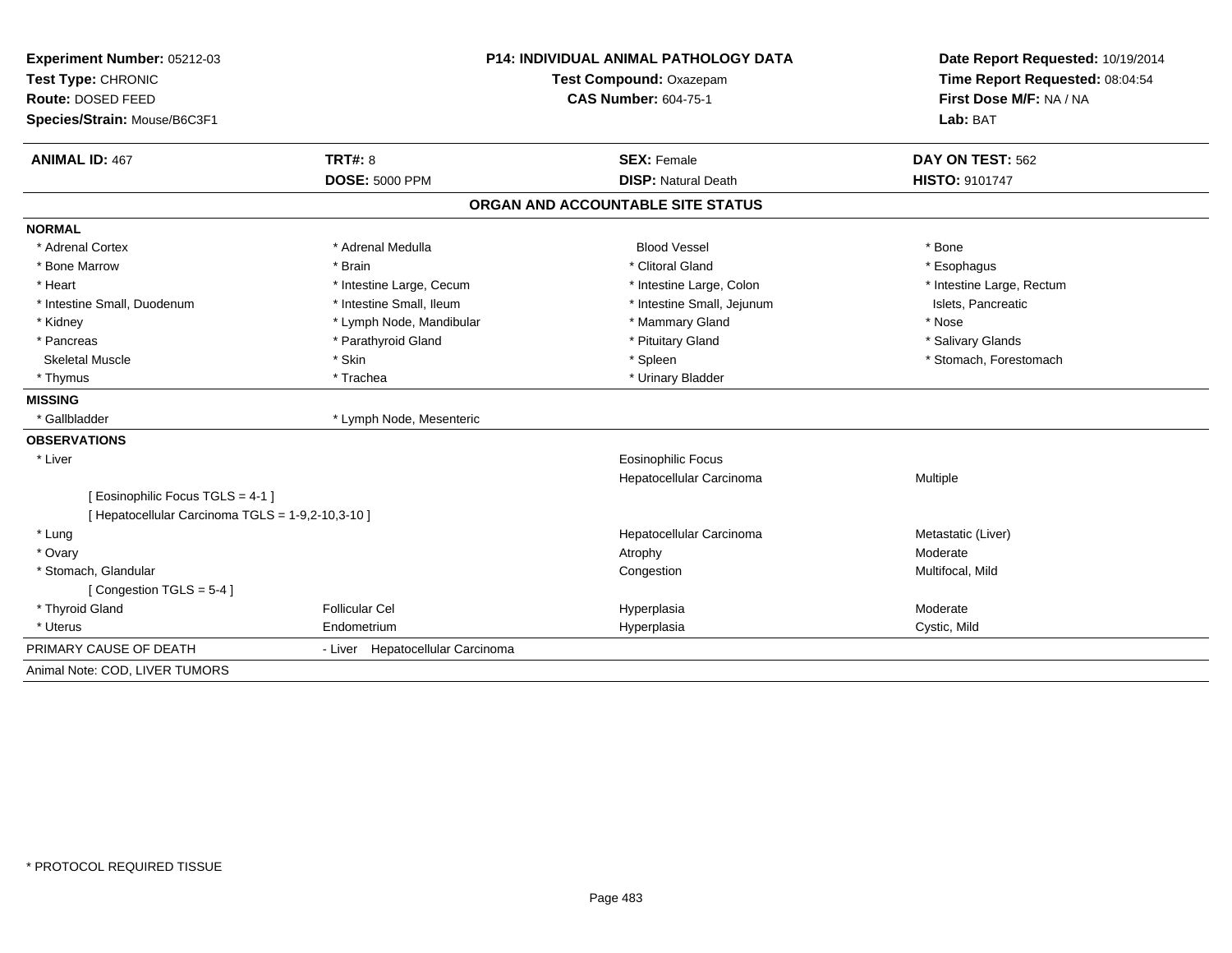**Experiment Number:** 05212-03
**Test Type:** CHRONIC
**Route:** DOSED FEED
**Species/Strain:** Mouse/B6C3F1

**P14: INDIVIDUAL ANIMAL PATHOLOGY DATA**
**Test Compound:** Oxazepam
**CAS Number:** 604-75-1

**Date Report Requested:** 10/19/2014
**Time Report Requested:** 08:04:54
**First Dose M/F:** NA / NA
**Lab:** BAT

| **ANIMAL ID:** 467 | **TRT#:** 8 | **SEX:** Female | **DAY ON TEST:** 562 |
|---|---|---|---|
| | **DOSE:** 5000 PPM | **DISP:** Natural Death | **HISTO:** 9101747 |

## ORGAN AND ACCOUNTABLE SITE STATUS

**NORMAL**

| | | | |
|---|---|---|---|
| * Adrenal Cortex | * Adrenal Medulla | Blood Vessel | * Bone |
| * Bone Marrow | * Brain | * Clitoral Gland | * Esophagus |
| * Heart | * Intestine Large, Cecum | * Intestine Large, Colon | * Intestine Large, Rectum |
| * Intestine Small, Duodenum | * Intestine Small, Ileum | * Intestine Small, Jejunum | Islets, Pancreatic |
| * Kidney | * Lymph Node, Mandibular | * Mammary Gland | * Nose |
| * Pancreas | * Parathyroid Gland | * Pituitary Gland | * Salivary Glands |
| Skeletal Muscle | * Skin | * Spleen | * Stomach, Forestomach |
| * Thymus | * Trachea | * Urinary Bladder | |

**MISSING**

| | |
|---|---|
| * Gallbladder | * Lymph Node, Mesenteric |

**OBSERVATIONS**

| | | | |
|---|---|---|---|
| * Liver | | Eosinophilic Focus | |
| | | Hepatocellular Carcinoma | Multiple |
| [ Eosinophilic Focus TGLS = 4-1 ] | | | |
| [ Hepatocellular Carcinoma TGLS = 1-9,2-10,3-10 ] | | | |
| * Lung | | Hepatocellular Carcinoma | Metastatic (Liver) |
| * Ovary | | Atrophy | Moderate |
| * Stomach, Glandular | | Congestion | Multifocal, Mild |
| [ Congestion TGLS = 5-4 ] | | | |
| * Thyroid Gland | Follicular Cel | Hyperplasia | Moderate |
| * Uterus | Endometrium | Hyperplasia | Cystic, Mild |

PRIMARY CAUSE OF DEATH - Liver Hepatocellular Carcinoma

Animal Note: COD, LIVER TUMORS

\* PROTOCOL REQUIRED TISSUE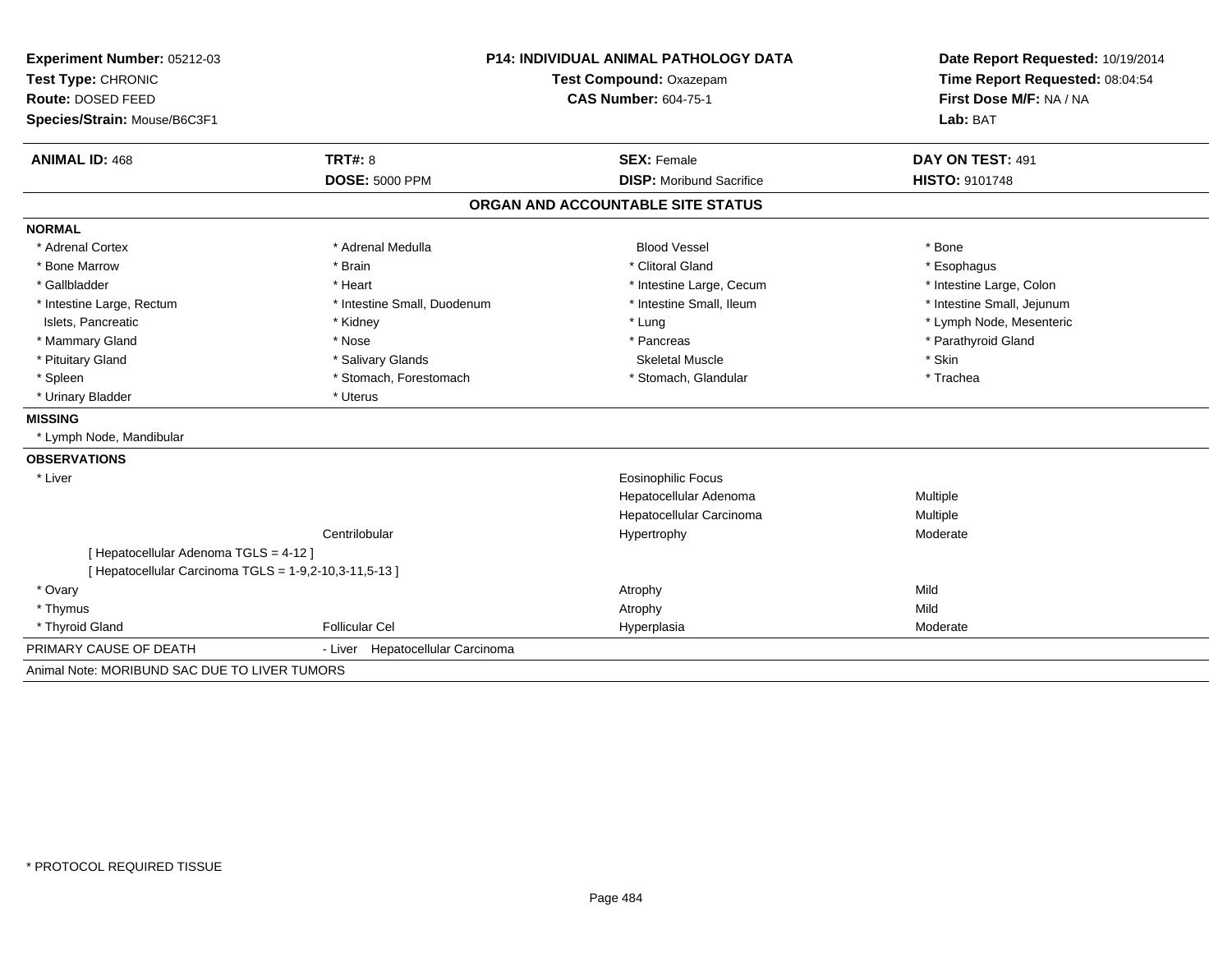**Experiment Number:** 05212-03
**Test Type:** CHRONIC
**Route:** DOSED FEED
**Species/Strain:** Mouse/B6C3F1

**P14: INDIVIDUAL ANIMAL PATHOLOGY DATA**
**Test Compound:** Oxazepam
**CAS Number:** 604-75-1

**Date Report Requested:** 10/19/2014
**Time Report Requested:** 08:04:54
**First Dose M/F:** NA / NA
**Lab:** BAT

| **ANIMAL ID:** 468 | **TRT#:** 8 | **SEX:** Female | **DAY ON TEST:** 491 |
|---|---|---|---|
| | **DOSE:** 5000 PPM | **DISP:** Moribund Sacrifice | **HISTO:** 9101748 |

## ORGAN AND ACCOUNTABLE SITE STATUS

**NORMAL**

| | | | |
|---|---|---|---|
| * Adrenal Cortex | * Adrenal Medulla | Blood Vessel | * Bone |
| * Bone Marrow | * Brain | * Clitoral Gland | * Esophagus |
| * Gallbladder | * Heart | * Intestine Large, Cecum | * Intestine Large, Colon |
| * Intestine Large, Rectum | * Intestine Small, Duodenum | * Intestine Small, Ileum | * Intestine Small, Jejunum |
| Islets, Pancreatic | * Kidney | * Lung | * Lymph Node, Mesenteric |
| * Mammary Gland | * Nose | * Pancreas | * Parathyroid Gland |
| * Pituitary Gland | * Salivary Glands | Skeletal Muscle | * Skin |
| * Spleen | * Stomach, Forestomach | * Stomach, Glandular | * Trachea |
| * Urinary Bladder | * Uterus | | |

**MISSING**

* Lymph Node, Mandibular

**OBSERVATIONS**

| | | | |
|---|---|---|---|
| * Liver | | Eosinophilic Focus | |
| | | Hepatocellular Adenoma | Multiple |
| | | Hepatocellular Carcinoma | Multiple |
| | Centrilobular | Hypertrophy | Moderate |
| [ Hepatocellular Adenoma TGLS = 4-12 ] | | | |
| [ Hepatocellular Carcinoma TGLS = 1-9,2-10,3-11,5-13 ] | | | |
| * Ovary | | Atrophy | Mild |
| * Thymus | | Atrophy | Mild |
| * Thyroid Gland | Follicular Cel | Hyperplasia | Moderate |

PRIMARY CAUSE OF DEATH - Liver Hepatocellular Carcinoma

Animal Note: MORIBUND SAC DUE TO LIVER TUMORS

* PROTOCOL REQUIRED TISSUE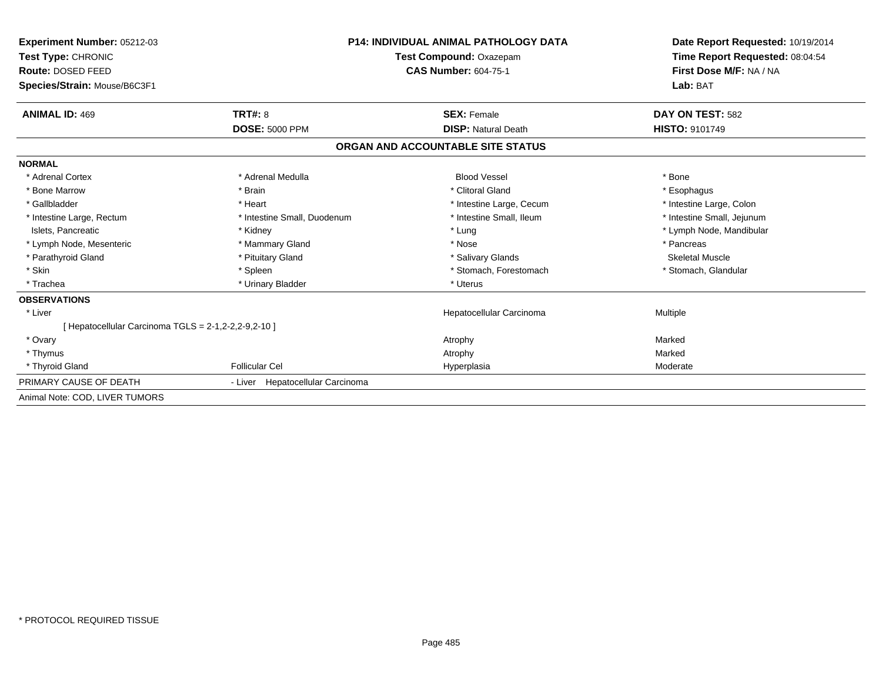**Experiment Number:** 05212-03
**Test Type:** CHRONIC
**Route:** DOSED FEED
**Species/Strain:** Mouse/B6C3F1

**P14: INDIVIDUAL ANIMAL PATHOLOGY DATA**
**Test Compound:** Oxazepam
**CAS Number:** 604-75-1

**Date Report Requested:** 10/19/2014
**Time Report Requested:** 08:04:54
**First Dose M/F:** NA / NA
**Lab:** BAT

| **ANIMAL ID:** 469 | **TRT#:** 8 | **SEX:** Female | **DAY ON TEST:** 582 |
|---|---|---|---|
| | **DOSE:** 5000 PPM | **DISP:** Natural Death | **HISTO:** 9101749 |

## ORGAN AND ACCOUNTABLE SITE STATUS

**NORMAL**

| | | | |
|---|---|---|---|
| * Adrenal Cortex | * Adrenal Medulla | Blood Vessel | * Bone |
| * Bone Marrow | * Brain | * Clitoral Gland | * Esophagus |
| * Gallbladder | * Heart | * Intestine Large, Cecum | * Intestine Large, Colon |
| * Intestine Large, Rectum | * Intestine Small, Duodenum | * Intestine Small, Ileum | * Intestine Small, Jejunum |
| Islets, Pancreatic | * Kidney | * Lung | * Lymph Node, Mandibular |
| * Lymph Node, Mesenteric | * Mammary Gland | * Nose | * Pancreas |
| * Parathyroid Gland | * Pituitary Gland | * Salivary Glands | Skeletal Muscle |
| * Skin | * Spleen | * Stomach, Forestomach | * Stomach, Glandular |
| * Trachea | * Urinary Bladder | * Uterus | |

**OBSERVATIONS**

| | | | |
|---|---|---|---|
| * Liver | | Hepatocellular Carcinoma | Multiple |
| [ Hepatocellular Carcinoma TGLS = 2-1,2-2,2-9,2-10 ] | | | |
| * Ovary | | Atrophy | Marked |
| * Thymus | | Atrophy | Marked |
| * Thyroid Gland | Follicular Cel | Hyperplasia | Moderate |

PRIMARY CAUSE OF DEATH - Liver Hepatocellular Carcinoma

Animal Note: COD, LIVER TUMORS

* PROTOCOL REQUIRED TISSUE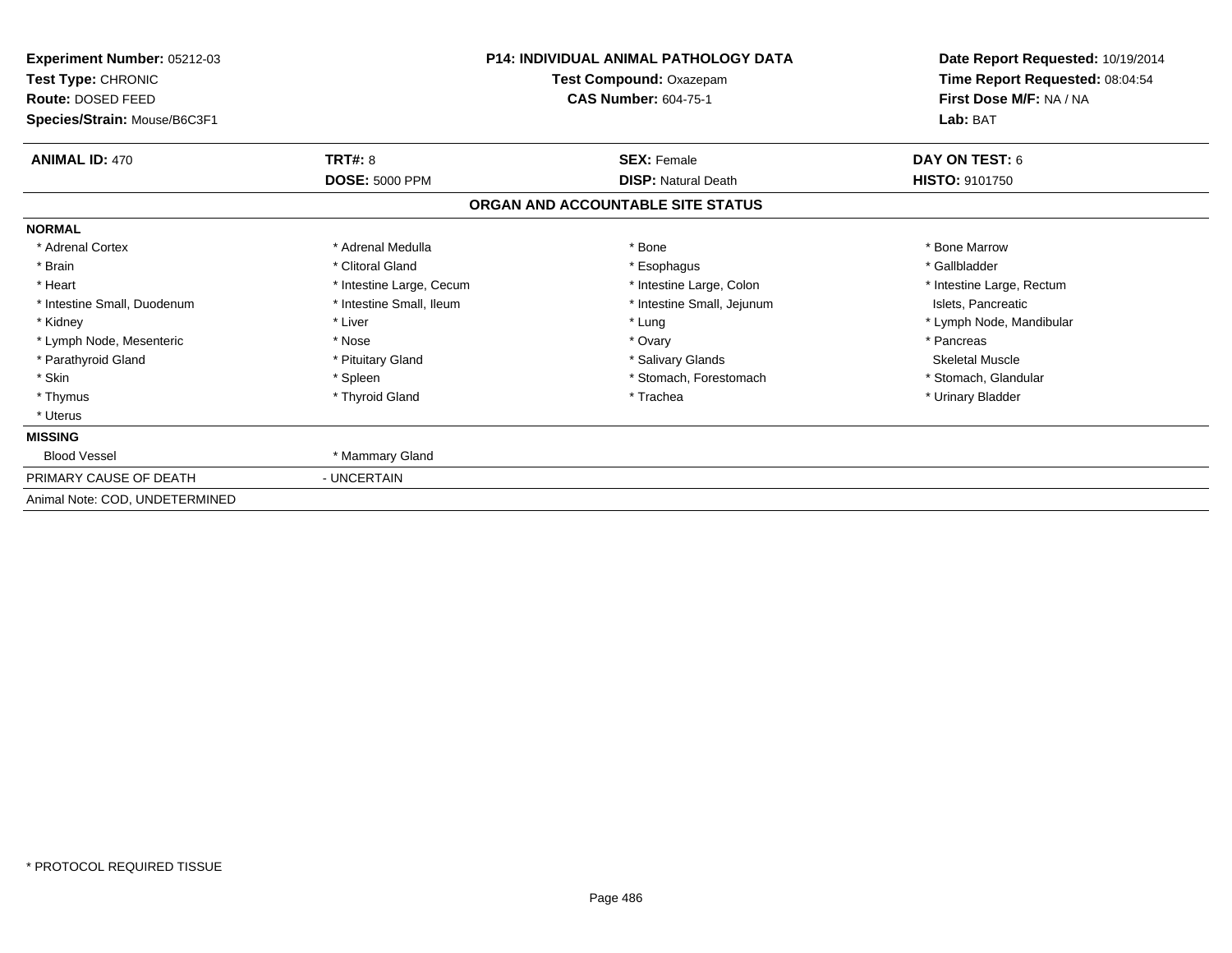**Experiment Number:** 05212-03
**Test Type:** CHRONIC
**Route:** DOSED FEED
**Species/Strain:** Mouse/B6C3F1

**P14: INDIVIDUAL ANIMAL PATHOLOGY DATA**
**Test Compound:** Oxazepam
**CAS Number:** 604-75-1

**Date Report Requested:** 10/19/2014
**Time Report Requested:** 08:04:54
**First Dose M/F:** NA / NA
**Lab:** BAT

| **ANIMAL ID:** 470 | **TRT#:** 8 | **SEX:** Female | **DAY ON TEST:** 6 |
|---|---|---|---|
| | **DOSE:** 5000 PPM | **DISP:** Natural Death | **HISTO:** 9101750 |

## ORGAN AND ACCOUNTABLE SITE STATUS

| | | | |
|---|---|---|---|
| **NORMAL** | | | |
| * Adrenal Cortex | * Adrenal Medulla | * Bone | * Bone Marrow |
| * Brain | * Clitoral Gland | * Esophagus | * Gallbladder |
| * Heart | * Intestine Large, Cecum | * Intestine Large, Colon | * Intestine Large, Rectum |
| * Intestine Small, Duodenum | * Intestine Small, Ileum | * Intestine Small, Jejunum | Islets, Pancreatic |
| * Kidney | * Liver | * Lung | * Lymph Node, Mandibular |
| * Lymph Node, Mesenteric | * Nose | * Ovary | * Pancreas |
| * Parathyroid Gland | * Pituitary Gland | * Salivary Glands | Skeletal Muscle |
| * Skin | * Spleen | * Stomach, Forestomach | * Stomach, Glandular |
| * Thymus | * Thyroid Gland | * Trachea | * Urinary Bladder |
| * Uterus | | | |
| **MISSING** | | | |
| Blood Vessel | * Mammary Gland | | |
| PRIMARY CAUSE OF DEATH | - UNCERTAIN | | |
| Animal Note: COD, UNDETERMINED | | | |

* PROTOCOL REQUIRED TISSUE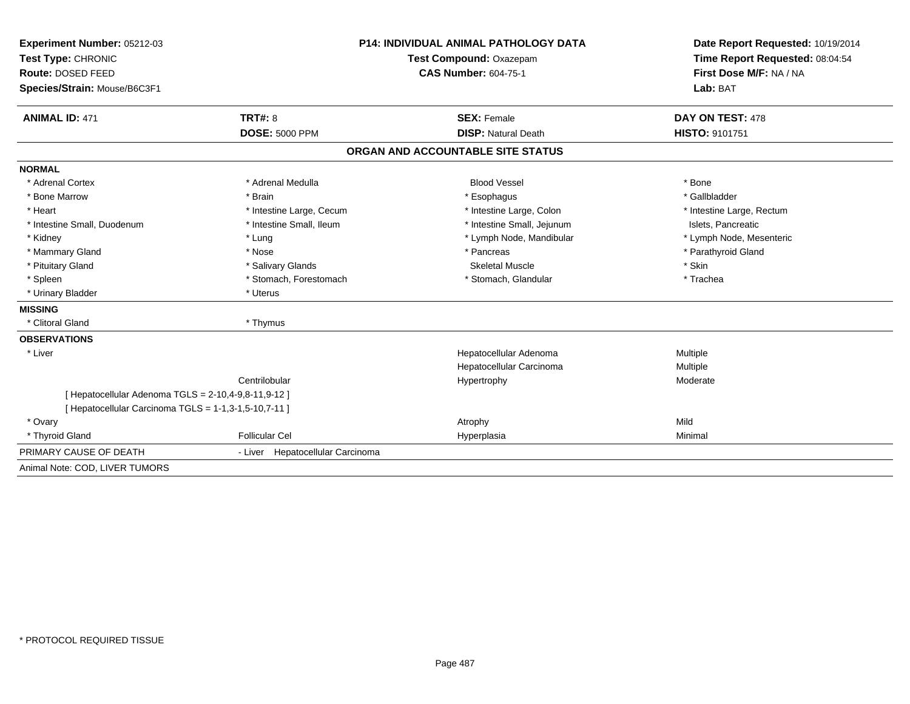**Experiment Number:** 05212-03
**Test Type:** CHRONIC
**Route:** DOSED FEED
**Species/Strain:** Mouse/B6C3F1

**P14: INDIVIDUAL ANIMAL PATHOLOGY DATA**
**Test Compound:** Oxazepam
**CAS Number:** 604-75-1

**Date Report Requested:** 10/19/2014
**Time Report Requested:** 08:04:54
**First Dose M/F:** NA / NA
**Lab:** BAT

| **ANIMAL ID:** 471 | **TRT#:** 8 | **SEX:** Female | **DAY ON TEST:** 478 |
|---|---|---|---|
| | **DOSE:** 5000 PPM | **DISP:** Natural Death | **HISTO:** 9101751 |

## ORGAN AND ACCOUNTABLE SITE STATUS

**NORMAL**

| | | | |
|---|---|---|---|
| * Adrenal Cortex | * Adrenal Medulla | Blood Vessel | * Bone |
| * Bone Marrow | * Brain | * Esophagus | * Gallbladder |
| * Heart | * Intestine Large, Cecum | * Intestine Large, Colon | * Intestine Large, Rectum |
| * Intestine Small, Duodenum | * Intestine Small, Ileum | * Intestine Small, Jejunum | Islets, Pancreatic |
| * Kidney | * Lung | * Lymph Node, Mandibular | * Lymph Node, Mesenteric |
| * Mammary Gland | * Nose | * Pancreas | * Parathyroid Gland |
| * Pituitary Gland | * Salivary Glands | Skeletal Muscle | * Skin |
| * Spleen | * Stomach, Forestomach | * Stomach, Glandular | * Trachea |
| * Urinary Bladder | * Uterus | | |

**MISSING**

| | |
|---|---|
| * Clitoral Gland | * Thymus |

**OBSERVATIONS**

| | | | |
|---|---|---|---|
| * Liver | | Hepatocellular Adenoma | Multiple |
| | | Hepatocellular Carcinoma | Multiple |
| | Centrilobular | Hypertrophy | Moderate |
| [ Hepatocellular Adenoma TGLS = 2-10,4-9,8-11,9-12 ] | | | |
| [ Hepatocellular Carcinoma TGLS = 1-1,3-1,5-10,7-11 ] | | | |
| * Ovary | | Atrophy | Mild |
| * Thyroid Gland | Follicular Cel | Hyperplasia | Minimal |

PRIMARY CAUSE OF DEATH - Liver Hepatocellular Carcinoma

Animal Note: COD, LIVER TUMORS

* PROTOCOL REQUIRED TISSUE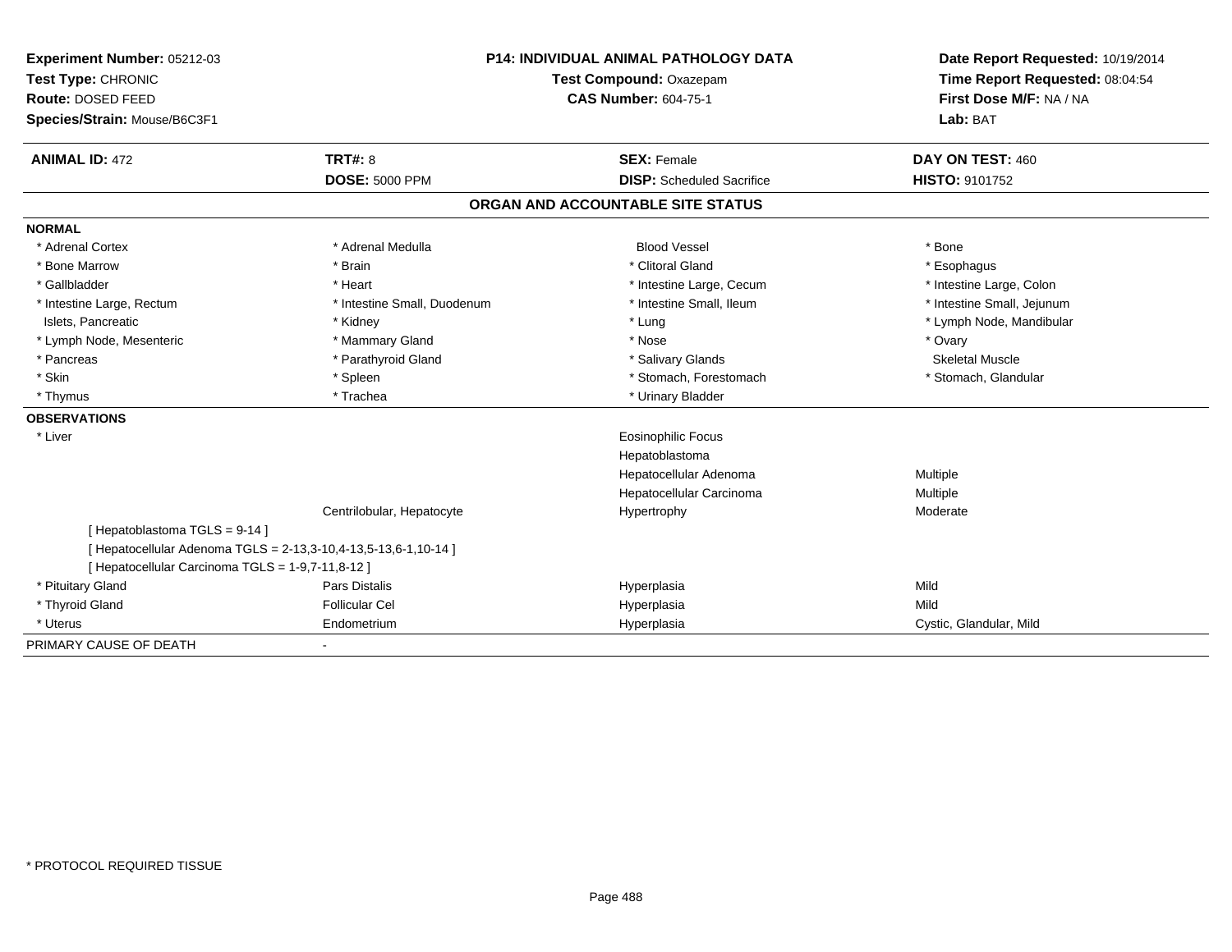**Experiment Number:** 05212-03
**Test Type:** CHRONIC
**Route:** DOSED FEED
**Species/Strain:** Mouse/B6C3F1

**P14: INDIVIDUAL ANIMAL PATHOLOGY DATA**
**Test Compound:** Oxazepam
**CAS Number:** 604-75-1

**Date Report Requested:** 10/19/2014
**Time Report Requested:** 08:04:54
**First Dose M/F:** NA / NA
**Lab:** BAT

| **ANIMAL ID:** 472 | **TRT#:** 8 | **SEX:** Female | **DAY ON TEST:** 460 |
|---|---|---|---|
| | **DOSE:** 5000 PPM | **DISP:** Scheduled Sacrifice | **HISTO:** 9101752 |

## ORGAN AND ACCOUNTABLE SITE STATUS

**NORMAL**

| | | | |
|---|---|---|---|
| * Adrenal Cortex | * Adrenal Medulla | Blood Vessel | * Bone |
| * Bone Marrow | * Brain | * Clitoral Gland | * Esophagus |
| * Gallbladder | * Heart | * Intestine Large, Cecum | * Intestine Large, Colon |
| * Intestine Large, Rectum | * Intestine Small, Duodenum | * Intestine Small, Ileum | * Intestine Small, Jejunum |
| Islets, Pancreatic | * Kidney | * Lung | * Lymph Node, Mandibular |
| * Lymph Node, Mesenteric | * Mammary Gland | * Nose | * Ovary |
| * Pancreas | * Parathyroid Gland | * Salivary Glands | Skeletal Muscle |
| * Skin | * Spleen | * Stomach, Forestomach | * Stomach, Glandular |
| * Thymus | * Trachea | * Urinary Bladder | |

**OBSERVATIONS**

| | | | |
|---|---|---|---|
| * Liver | | Eosinophilic Focus | |
| | | Hepatoblastoma | |
| | | Hepatocellular Adenoma | Multiple |
| | | Hepatocellular Carcinoma | Multiple |
| | Centrilobular, Hepatocyte | Hypertrophy | Moderate |
| [ Hepatoblastoma TGLS = 9-14 ] | | | |
| [ Hepatocellular Adenoma TGLS = 2-13,3-10,4-13,5-13,6-1,10-14 ] | | | |
| [ Hepatocellular Carcinoma TGLS = 1-9,7-11,8-12 ] | | | |
| * Pituitary Gland | Pars Distalis | Hyperplasia | Mild |
| * Thyroid Gland | Follicular Cel | Hyperplasia | Mild |
| * Uterus | Endometrium | Hyperplasia | Cystic, Glandular, Mild |

PRIMARY CAUSE OF DEATH -

\* PROTOCOL REQUIRED TISSUE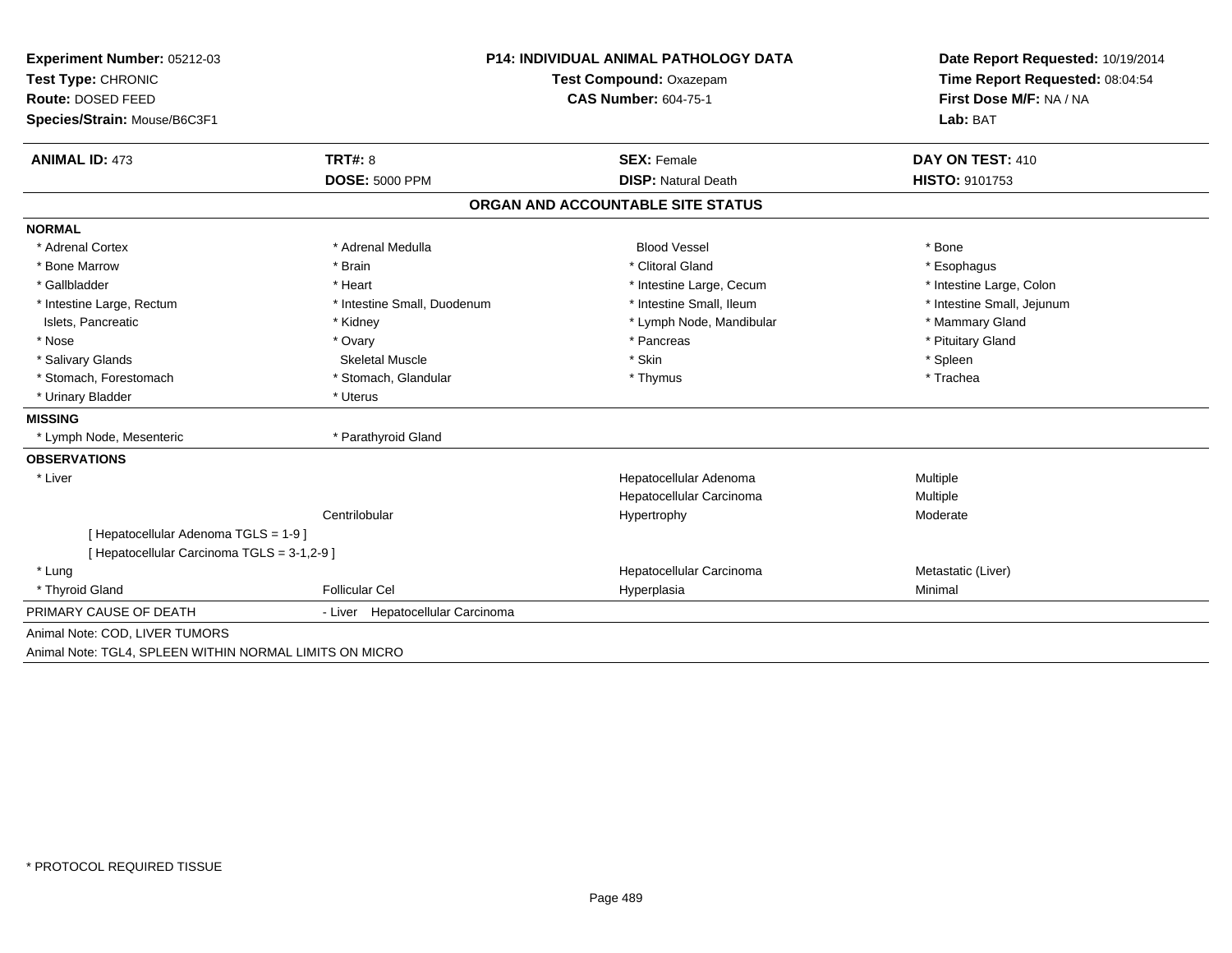**Experiment Number:** 05212-03
**Test Type:** CHRONIC
**Route:** DOSED FEED
**Species/Strain:** Mouse/B6C3F1

**P14: INDIVIDUAL ANIMAL PATHOLOGY DATA**
**Test Compound:** Oxazepam
**CAS Number:** 604-75-1

**Date Report Requested:** 10/19/2014
**Time Report Requested:** 08:04:54
**First Dose M/F:** NA / NA
**Lab:** BAT

| **ANIMAL ID:** 473 | **TRT#:** 8 | **SEX:** Female | **DAY ON TEST:** 410 |
|---|---|---|---|
| | **DOSE:** 5000 PPM | **DISP:** Natural Death | **HISTO:** 9101753 |

## ORGAN AND ACCOUNTABLE SITE STATUS

**NORMAL**

| | | | |
|---|---|---|---|
| * Adrenal Cortex | * Adrenal Medulla | Blood Vessel | * Bone |
| * Bone Marrow | * Brain | * Clitoral Gland | * Esophagus |
| * Gallbladder | * Heart | * Intestine Large, Cecum | * Intestine Large, Colon |
| * Intestine Large, Rectum | * Intestine Small, Duodenum | * Intestine Small, Ileum | * Intestine Small, Jejunum |
| Islets, Pancreatic | * Kidney | * Lymph Node, Mandibular | * Mammary Gland |
| * Nose | * Ovary | * Pancreas | * Pituitary Gland |
| * Salivary Glands | Skeletal Muscle | * Skin | * Spleen |
| * Stomach, Forestomach | * Stomach, Glandular | * Thymus | * Trachea |
| * Urinary Bladder | * Uterus | | |

**MISSING**

| | |
|---|---|
| * Lymph Node, Mesenteric | * Parathyroid Gland |

**OBSERVATIONS**

| | | | |
|---|---|---|---|
| * Liver | | Hepatocellular Adenoma | Multiple |
| | | Hepatocellular Carcinoma | Multiple |
| | Centrilobular | Hypertrophy | Moderate |
| [ Hepatocellular Adenoma TGLS = 1-9 ] | | | |
| [ Hepatocellular Carcinoma TGLS = 3-1,2-9 ] | | | |
| * Lung | | Hepatocellular Carcinoma | Metastatic (Liver) |
| * Thyroid Gland | Follicular Cel | Hyperplasia | Minimal |

PRIMARY CAUSE OF DEATH - Liver Hepatocellular Carcinoma

Animal Note: COD, LIVER TUMORS

Animal Note: TGL4, SPLEEN WITHIN NORMAL LIMITS ON MICRO

* PROTOCOL REQUIRED TISSUE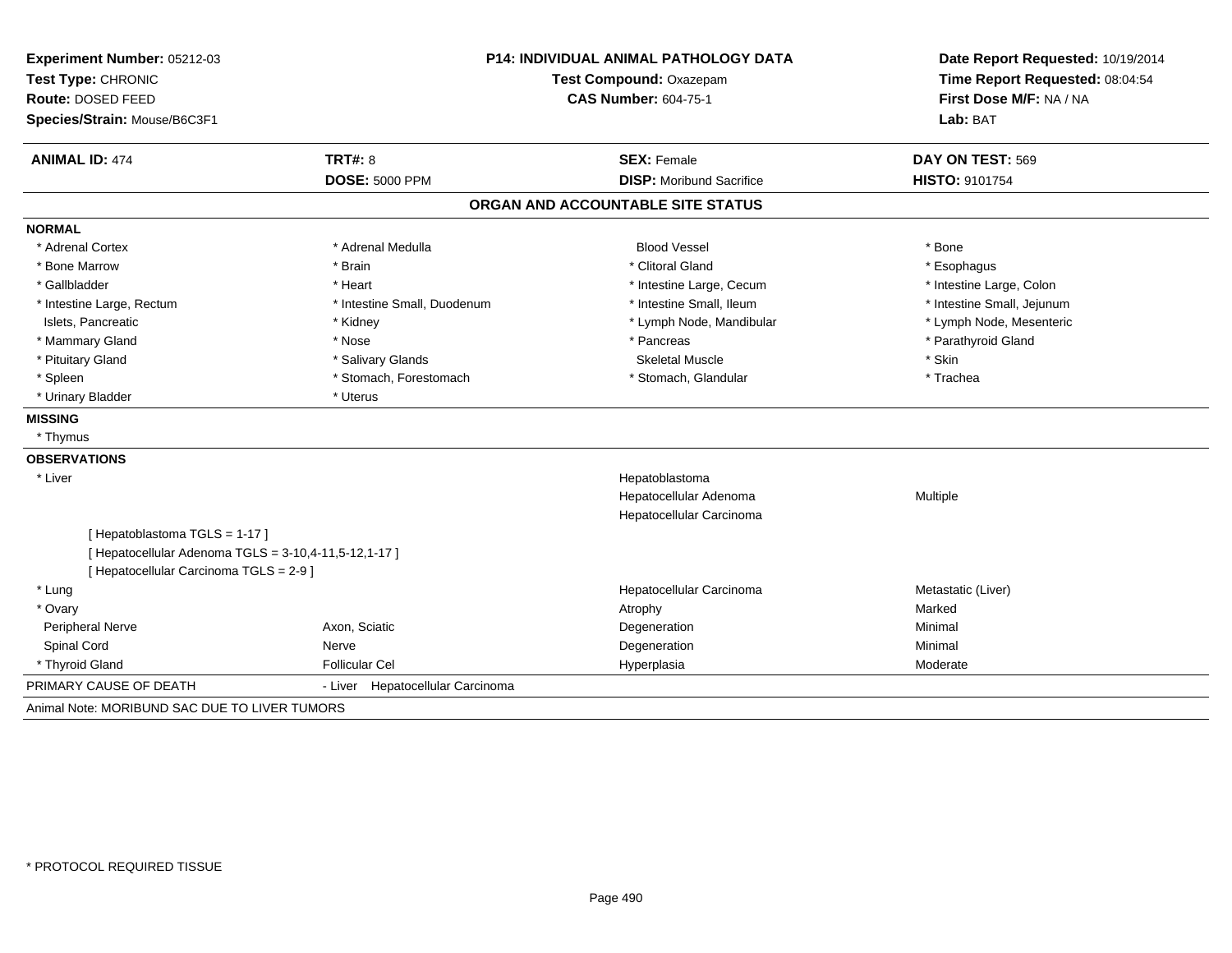**Experiment Number:** 05212-03
**Test Type:** CHRONIC
**Route:** DOSED FEED
**Species/Strain:** Mouse/B6C3F1

**P14: INDIVIDUAL ANIMAL PATHOLOGY DATA**
**Test Compound:** Oxazepam
**CAS Number:** 604-75-1

**Date Report Requested:** 10/19/2014
**Time Report Requested:** 08:04:54
**First Dose M/F:** NA / NA
**Lab:** BAT

| **ANIMAL ID:** 474 | **TRT#:** 8 | **SEX:** Female | **DAY ON TEST:** 569 |
|---|---|---|---|
| | **DOSE:** 5000 PPM | **DISP:** Moribund Sacrifice | **HISTO:** 9101754 |

## ORGAN AND ACCOUNTABLE SITE STATUS

**NORMAL**

| | | | |
|---|---|---|---|
| * Adrenal Cortex | * Adrenal Medulla | Blood Vessel | * Bone |
| * Bone Marrow | * Brain | * Clitoral Gland | * Esophagus |
| * Gallbladder | * Heart | * Intestine Large, Cecum | * Intestine Large, Colon |
| * Intestine Large, Rectum | * Intestine Small, Duodenum | * Intestine Small, Ileum | * Intestine Small, Jejunum |
| Islets, Pancreatic | * Kidney | * Lymph Node, Mandibular | * Lymph Node, Mesenteric |
| * Mammary Gland | * Nose | * Pancreas | * Parathyroid Gland |
| * Pituitary Gland | * Salivary Glands | Skeletal Muscle | * Skin |
| * Spleen | * Stomach, Forestomach | * Stomach, Glandular | * Trachea |
| * Urinary Bladder | * Uterus | | |

**MISSING**

* Thymus

**OBSERVATIONS**

| | | | |
|---|---|---|---|
| * Liver | | Hepatoblastoma | |
| | | Hepatocellular Adenoma | Multiple |
| | | Hepatocellular Carcinoma | |
| [ Hepatoblastoma TGLS = 1-17 ] | | | |
| [ Hepatocellular Adenoma TGLS = 3-10,4-11,5-12,1-17 ] | | | |
| [ Hepatocellular Carcinoma TGLS = 2-9 ] | | | |
| * Lung | | Hepatocellular Carcinoma | Metastatic (Liver) |
| * Ovary | | Atrophy | Marked |
| Peripheral Nerve | Axon, Sciatic | Degeneration | Minimal |
| Spinal Cord | Nerve | Degeneration | Minimal |
| * Thyroid Gland | Follicular Cel | Hyperplasia | Moderate |

PRIMARY CAUSE OF DEATH - Liver Hepatocellular Carcinoma

Animal Note: MORIBUND SAC DUE TO LIVER TUMORS

* PROTOCOL REQUIRED TISSUE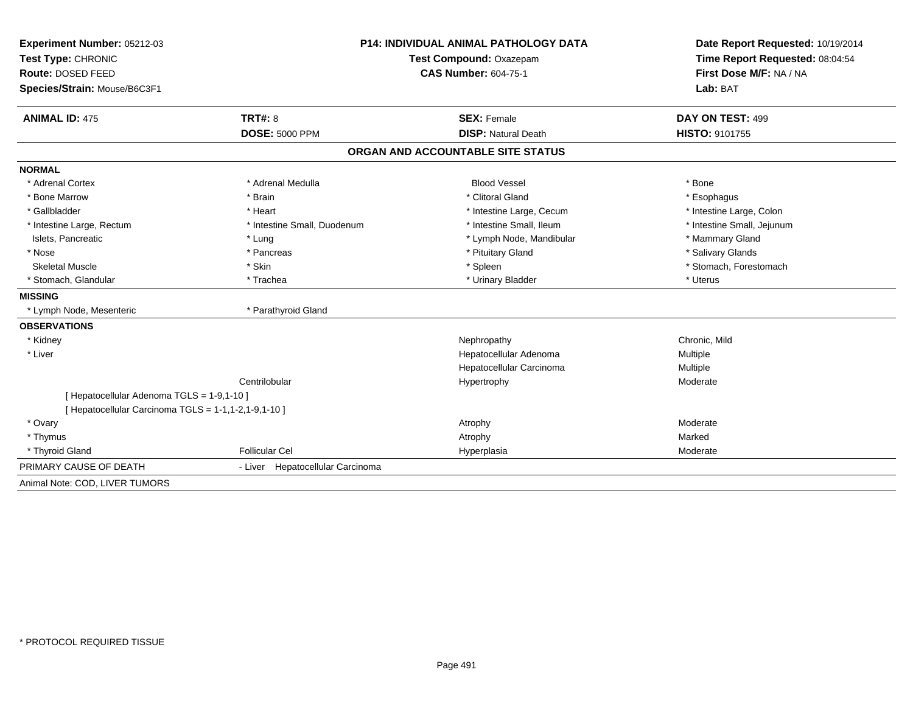**Experiment Number:** 05212-03
**Test Type:** CHRONIC
**Route:** DOSED FEED
**Species/Strain:** Mouse/B6C3F1

**P14: INDIVIDUAL ANIMAL PATHOLOGY DATA**
**Test Compound:** Oxazepam
**CAS Number:** 604-75-1

**Date Report Requested:** 10/19/2014
**Time Report Requested:** 08:04:54
**First Dose M/F:** NA / NA
**Lab:** BAT

| **ANIMAL ID:** 475 | **TRT#:** 8 | **SEX:** Female | **DAY ON TEST:** 499 |
|---|---|---|---|
| | **DOSE:** 5000 PPM | **DISP:** Natural Death | **HISTO:** 9101755 |

## ORGAN AND ACCOUNTABLE SITE STATUS

**NORMAL**

| | | | |
|---|---|---|---|
| * Adrenal Cortex | * Adrenal Medulla | Blood Vessel | * Bone |
| * Bone Marrow | * Brain | * Clitoral Gland | * Esophagus |
| * Gallbladder | * Heart | * Intestine Large, Cecum | * Intestine Large, Colon |
| * Intestine Large, Rectum | * Intestine Small, Duodenum | * Intestine Small, Ileum | * Intestine Small, Jejunum |
| Islets, Pancreatic | * Lung | * Lymph Node, Mandibular | * Mammary Gland |
| * Nose | * Pancreas | * Pituitary Gland | * Salivary Glands |
| Skeletal Muscle | * Skin | * Spleen | * Stomach, Forestomach |
| * Stomach, Glandular | * Trachea | * Urinary Bladder | * Uterus |

**MISSING**

* Lymph Node, Mesenteric
* Parathyroid Gland

**OBSERVATIONS**

| | | | |
|---|---|---|---|
| * Kidney | | Nephropathy | Chronic, Mild |
| * Liver | | Hepatocellular Adenoma | Multiple |
| | | Hepatocellular Carcinoma | Multiple |
| | Centrilobular | Hypertrophy | Moderate |
| [ Hepatocellular Adenoma TGLS = 1-9,1-10 ] | | | |
| [ Hepatocellular Carcinoma TGLS = 1-1,1-2,1-9,1-10 ] | | | |
| * Ovary | | Atrophy | Moderate |
| * Thymus | | Atrophy | Marked |
| * Thyroid Gland | Follicular Cel | Hyperplasia | Moderate |

PRIMARY CAUSE OF DEATH - Liver Hepatocellular Carcinoma

Animal Note: COD, LIVER TUMORS

\* PROTOCOL REQUIRED TISSUE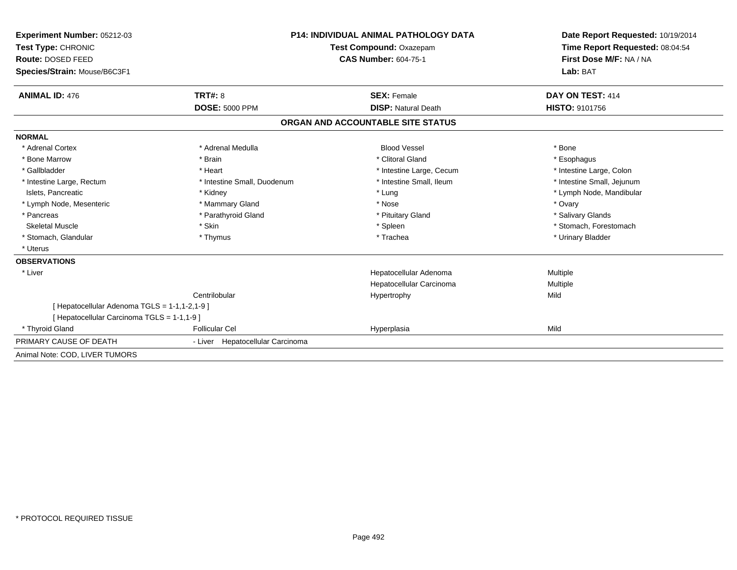**Experiment Number:** 05212-03
**Test Type:** CHRONIC
**Route:** DOSED FEED
**Species/Strain:** Mouse/B6C3F1

**P14: INDIVIDUAL ANIMAL PATHOLOGY DATA**
**Test Compound:** Oxazepam
**CAS Number:** 604-75-1

**Date Report Requested:** 10/19/2014
**Time Report Requested:** 08:04:54
**First Dose M/F:** NA / NA
**Lab:** BAT

| **ANIMAL ID:** 476 | **TRT#:** 8 | **SEX:** Female | **DAY ON TEST:** 414 |
|---|---|---|---|
| | **DOSE:** 5000 PPM | **DISP:** Natural Death | **HISTO:** 9101756 |

## ORGAN AND ACCOUNTABLE SITE STATUS

**NORMAL**

| | | | |
|---|---|---|---|
| * Adrenal Cortex | * Adrenal Medulla | Blood Vessel | * Bone |
| * Bone Marrow | * Brain | * Clitoral Gland | * Esophagus |
| * Gallbladder | * Heart | * Intestine Large, Cecum | * Intestine Large, Colon |
| * Intestine Large, Rectum | * Intestine Small, Duodenum | * Intestine Small, Ileum | * Intestine Small, Jejunum |
| Islets, Pancreatic | * Kidney | * Lung | * Lymph Node, Mandibular |
| * Lymph Node, Mesenteric | * Mammary Gland | * Nose | * Ovary |
| * Pancreas | * Parathyroid Gland | * Pituitary Gland | * Salivary Glands |
| Skeletal Muscle | * Skin | * Spleen | * Stomach, Forestomach |
| * Stomach, Glandular | * Thymus | * Trachea | * Urinary Bladder |
| * Uterus | | | |

**OBSERVATIONS**

| | | | |
|---|---|---|---|
| * Liver | | Hepatocellular Adenoma | Multiple |
| | | Hepatocellular Carcinoma | Multiple |
| | Centrilobular | Hypertrophy | Mild |
| [ Hepatocellular Adenoma TGLS = 1-1,1-2,1-9 ] | | | |
| [ Hepatocellular Carcinoma TGLS = 1-1,1-9 ] | | | |
| * Thyroid Gland | Follicular Cel | Hyperplasia | Mild |

PRIMARY CAUSE OF DEATH - Liver Hepatocellular Carcinoma

Animal Note: COD, LIVER TUMORS

* PROTOCOL REQUIRED TISSUE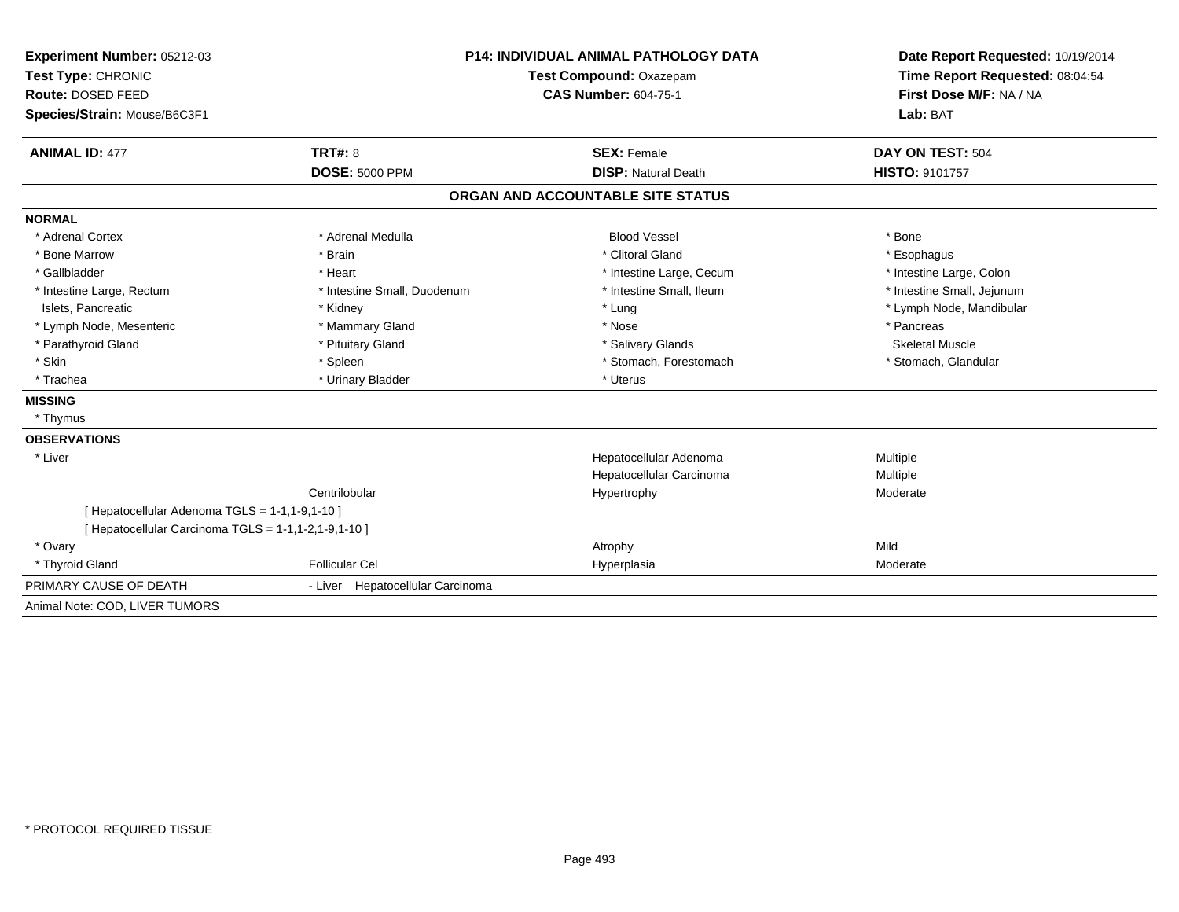**Experiment Number:** 05212-03
**Test Type:** CHRONIC
**Route:** DOSED FEED
**Species/Strain:** Mouse/B6C3F1

**P14: INDIVIDUAL ANIMAL PATHOLOGY DATA**
**Test Compound:** Oxazepam
**CAS Number:** 604-75-1

**Date Report Requested:** 10/19/2014
**Time Report Requested:** 08:04:54
**First Dose M/F:** NA / NA
**Lab:** BAT

| **ANIMAL ID:** 477 | **TRT#:** 8 | **SEX:** Female | **DAY ON TEST:** 504 |
|---|---|---|---|
| | **DOSE:** 5000 PPM | **DISP:** Natural Death | **HISTO:** 9101757 |

## ORGAN AND ACCOUNTABLE SITE STATUS

**NORMAL**

| | | | |
|---|---|---|---|
| * Adrenal Cortex | * Adrenal Medulla | Blood Vessel | * Bone |
| * Bone Marrow | * Brain | * Clitoral Gland | * Esophagus |
| * Gallbladder | * Heart | * Intestine Large, Cecum | * Intestine Large, Colon |
| * Intestine Large, Rectum | * Intestine Small, Duodenum | * Intestine Small, Ileum | * Intestine Small, Jejunum |
| Islets, Pancreatic | * Kidney | * Lung | * Lymph Node, Mandibular |
| * Lymph Node, Mesenteric | * Mammary Gland | * Nose | * Pancreas |
| * Parathyroid Gland | * Pituitary Gland | * Salivary Glands | Skeletal Muscle |
| * Skin | * Spleen | * Stomach, Forestomach | * Stomach, Glandular |
| * Trachea | * Urinary Bladder | * Uterus | |

**MISSING**

* Thymus

**OBSERVATIONS**

| | | | |
|---|---|---|---|
| * Liver | | Hepatocellular Adenoma | Multiple |
| | | Hepatocellular Carcinoma | Multiple |
| | Centrilobular | Hypertrophy | Moderate |
| [ Hepatocellular Adenoma TGLS = 1-1,1-9,1-10 ] | | | |
| [ Hepatocellular Carcinoma TGLS = 1-1,1-2,1-9,1-10 ] | | | |
| * Ovary | | Atrophy | Mild |
| * Thyroid Gland | Follicular Cel | Hyperplasia | Moderate |

PRIMARY CAUSE OF DEATH - Liver Hepatocellular Carcinoma

Animal Note: COD, LIVER TUMORS

* PROTOCOL REQUIRED TISSUE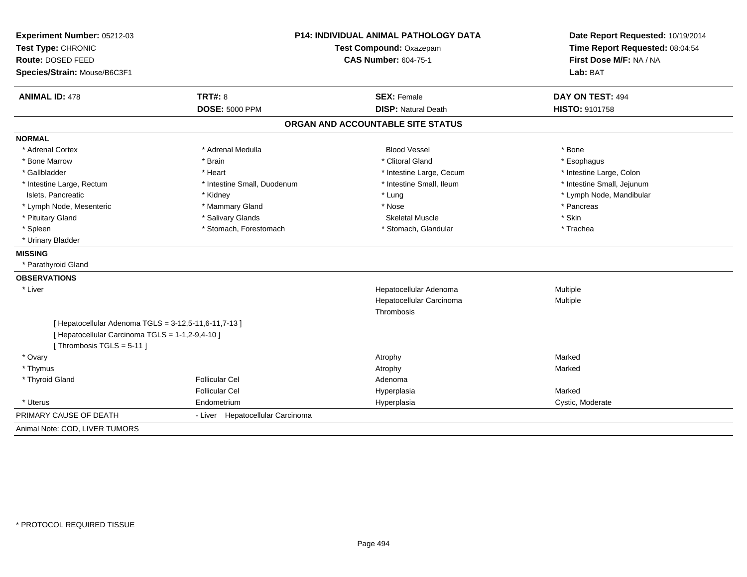**Experiment Number:** 05212-03
**Test Type:** CHRONIC
**Route:** DOSED FEED
**Species/Strain:** Mouse/B6C3F1

**P14: INDIVIDUAL ANIMAL PATHOLOGY DATA**
**Test Compound:** Oxazepam
**CAS Number:** 604-75-1

**Date Report Requested:** 10/19/2014
**Time Report Requested:** 08:04:54
**First Dose M/F:** NA / NA
**Lab:** BAT

| **ANIMAL ID:** 478 | **TRT#:** 8 | **SEX:** Female | **DAY ON TEST:** 494 |
|---|---|---|---|
| | **DOSE:** 5000 PPM | **DISP:** Natural Death | **HISTO:** 9101758 |

## ORGAN AND ACCOUNTABLE SITE STATUS

**NORMAL**

| | | | |
|---|---|---|---|
| * Adrenal Cortex | * Adrenal Medulla | Blood Vessel | * Bone |
| * Bone Marrow | * Brain | * Clitoral Gland | * Esophagus |
| * Gallbladder | * Heart | * Intestine Large, Cecum | * Intestine Large, Colon |
| * Intestine Large, Rectum | * Intestine Small, Duodenum | * Intestine Small, Ileum | * Intestine Small, Jejunum |
| Islets, Pancreatic | * Kidney | * Lung | * Lymph Node, Mandibular |
| * Lymph Node, Mesenteric | * Mammary Gland | * Nose | * Pancreas |
| * Pituitary Gland | * Salivary Glands | Skeletal Muscle | * Skin |
| * Spleen | * Stomach, Forestomach | * Stomach, Glandular | * Trachea |
| * Urinary Bladder | | | |

**MISSING**

* Parathyroid Gland

**OBSERVATIONS**

| | | | |
|---|---|---|---|
| * Liver | | Hepatocellular Adenoma | Multiple |
| | | Hepatocellular Carcinoma | Multiple |
| | | Thrombosis | |

[ Hepatocellular Adenoma TGLS = 3-12,5-11,6-11,7-13 ]
[ Hepatocellular Carcinoma TGLS = 1-1,2-9,4-10 ]
[ Thrombosis TGLS = 5-11 ]

| | | | |
|---|---|---|---|
| * Ovary | | Atrophy | Marked |
| * Thymus | | Atrophy | Marked |
| * Thyroid Gland | Follicular Cel | Adenoma | |
| | Follicular Cel | Hyperplasia | Marked |
| * Uterus | Endometrium | Hyperplasia | Cystic, Moderate |

PRIMARY CAUSE OF DEATH - Liver Hepatocellular Carcinoma

Animal Note: COD, LIVER TUMORS

* PROTOCOL REQUIRED TISSUE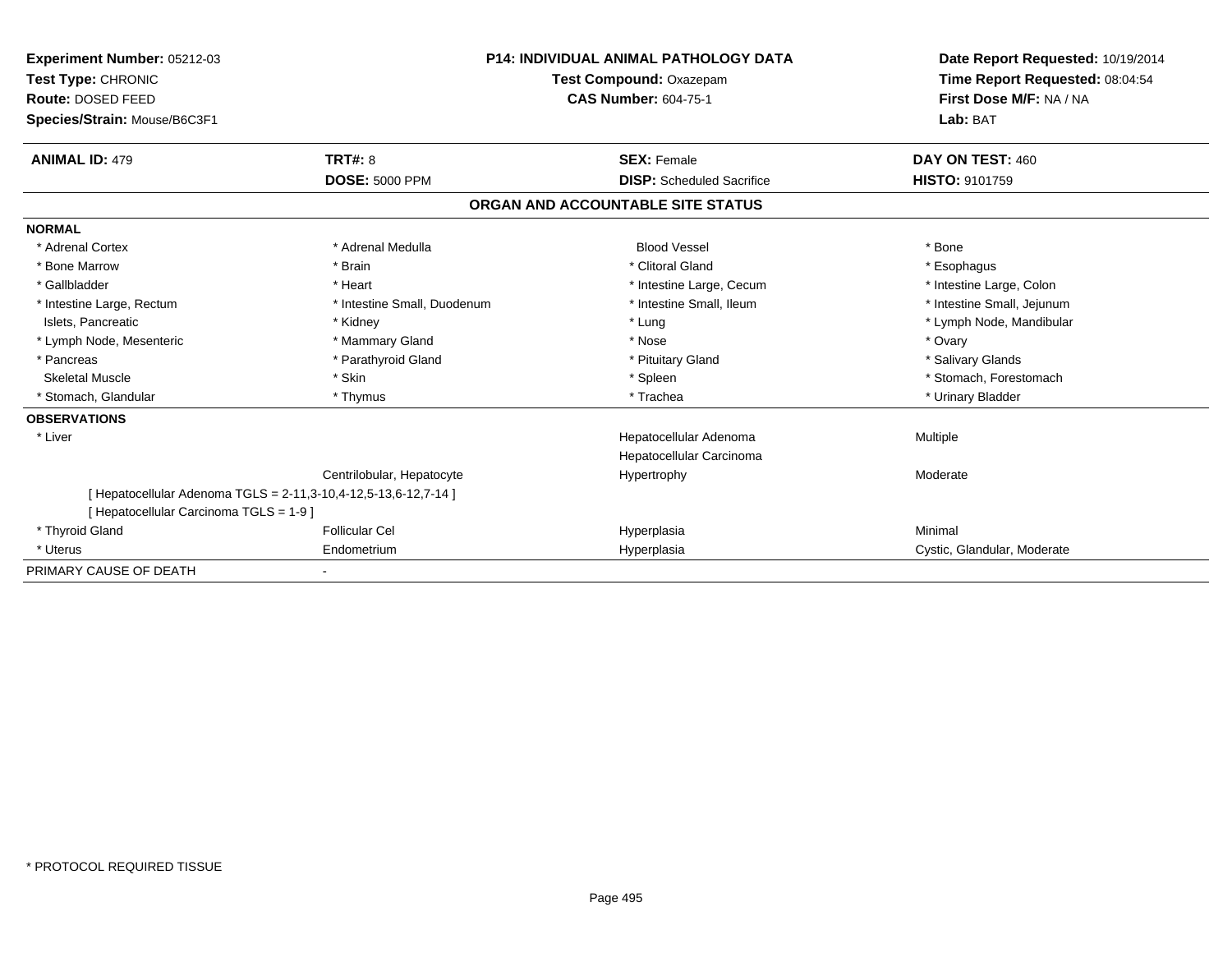**Experiment Number:** 05212-03
**Test Type:** CHRONIC
**Route:** DOSED FEED
**Species/Strain:** Mouse/B6C3F1

**P14: INDIVIDUAL ANIMAL PATHOLOGY DATA**
**Test Compound:** Oxazepam
**CAS Number:** 604-75-1

**Date Report Requested:** 10/19/2014
**Time Report Requested:** 08:04:54
**First Dose M/F:** NA / NA
**Lab:** BAT

| **ANIMAL ID:** 479 | **TRT#:** 8 | **SEX:** Female | **DAY ON TEST:** 460 |
|---|---|---|---|
| | **DOSE:** 5000 PPM | **DISP:** Scheduled Sacrifice | **HISTO:** 9101759 |

## ORGAN AND ACCOUNTABLE SITE STATUS

**NORMAL**

| | | | |
|---|---|---|---|
| * Adrenal Cortex | * Adrenal Medulla | Blood Vessel | * Bone |
| * Bone Marrow | * Brain | * Clitoral Gland | * Esophagus |
| * Gallbladder | * Heart | * Intestine Large, Cecum | * Intestine Large, Colon |
| * Intestine Large, Rectum | * Intestine Small, Duodenum | * Intestine Small, Ileum | * Intestine Small, Jejunum |
| Islets, Pancreatic | * Kidney | * Lung | * Lymph Node, Mandibular |
| * Lymph Node, Mesenteric | * Mammary Gland | * Nose | * Ovary |
| * Pancreas | * Parathyroid Gland | * Pituitary Gland | * Salivary Glands |
| Skeletal Muscle | * Skin | * Spleen | * Stomach, Forestomach |
| * Stomach, Glandular | * Thymus | * Trachea | * Urinary Bladder |

**OBSERVATIONS**

| | | | |
|---|---|---|---|
| * Liver | | Hepatocellular Adenoma | Multiple |
| | | Hepatocellular Carcinoma | |
| | Centrilobular, Hepatocyte | Hypertrophy | Moderate |
| [ Hepatocellular Adenoma TGLS = 2-11,3-10,4-12,5-13,6-12,7-14 ] | | | |
| [ Hepatocellular Carcinoma TGLS = 1-9 ] | | | |
| * Thyroid Gland | Follicular Cel | Hyperplasia | Minimal |
| * Uterus | Endometrium | Hyperplasia | Cystic, Glandular, Moderate |

PRIMARY CAUSE OF DEATH -

\* PROTOCOL REQUIRED TISSUE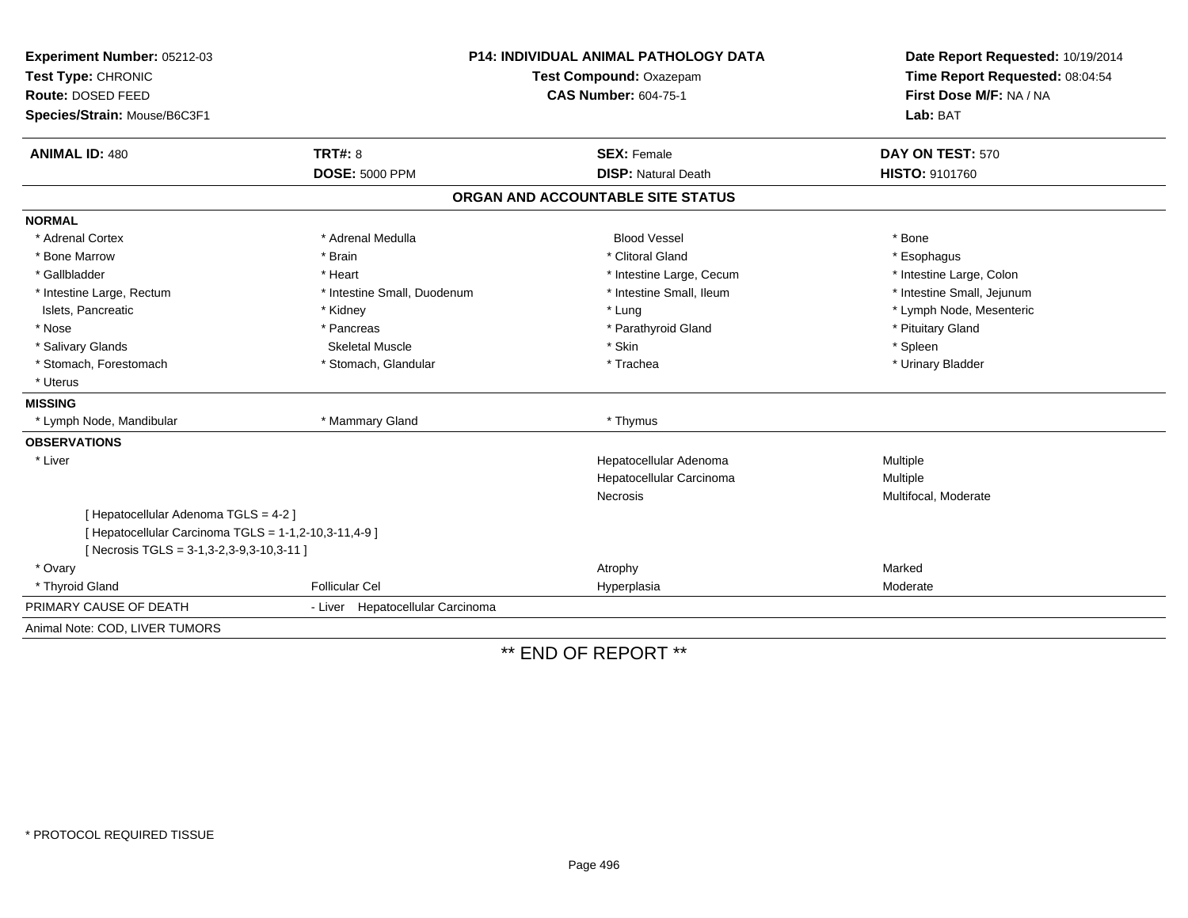**Experiment Number:** 05212-03
**Test Type:** CHRONIC
**Route:** DOSED FEED
**Species/Strain:** Mouse/B6C3F1

**P14: INDIVIDUAL ANIMAL PATHOLOGY DATA**
**Test Compound:** Oxazepam
**CAS Number:** 604-75-1

**Date Report Requested:** 10/19/2014
**Time Report Requested:** 08:04:54
**First Dose M/F:** NA / NA
**Lab:** BAT

| | | | |
|---|---|---|---|
| **ANIMAL ID:** 480 | **TRT#:** 8 | **SEX:** Female | **DAY ON TEST:** 570 |
| | **DOSE:** 5000 PPM | **DISP:** Natural Death | **HISTO:** 9101760 |

## ORGAN AND ACCOUNTABLE SITE STATUS

**NORMAL**

| | | | |
|---|---|---|---|
| * Adrenal Cortex | * Adrenal Medulla | Blood Vessel | * Bone |
| * Bone Marrow | * Brain | * Clitoral Gland | * Esophagus |
| * Gallbladder | * Heart | * Intestine Large, Cecum | * Intestine Large, Colon |
| * Intestine Large, Rectum | * Intestine Small, Duodenum | * Intestine Small, Ileum | * Intestine Small, Jejunum |
| Islets, Pancreatic | * Kidney | * Lung | * Lymph Node, Mesenteric |
| * Nose | * Pancreas | * Parathyroid Gland | * Pituitary Gland |
| * Salivary Glands | Skeletal Muscle | * Skin | * Spleen |
| * Stomach, Forestomach | * Stomach, Glandular | * Trachea | * Urinary Bladder |
| * Uterus | | | |

**MISSING**

| | | |
|---|---|---|
| * Lymph Node, Mandibular | * Mammary Gland | * Thymus |

**OBSERVATIONS**

| | | | |
|---|---|---|---|
| * Liver | | Hepatocellular Adenoma | Multiple |
| | | Hepatocellular Carcinoma | Multiple |
| | | Necrosis | Multifocal, Moderate |

[ Hepatocellular Adenoma TGLS = 4-2 ]
[ Hepatocellular Carcinoma TGLS = 1-1,2-10,3-11,4-9 ]
[ Necrosis TGLS = 3-1,3-2,3-9,3-10,3-11 ]

| | | | |
|---|---|---|---|
| * Ovary | | Atrophy | Marked |
| * Thyroid Gland | Follicular Cel | Hyperplasia | Moderate |

PRIMARY CAUSE OF DEATH - Liver Hepatocellular Carcinoma

Animal Note: COD, LIVER TUMORS

** END OF REPORT **

* PROTOCOL REQUIRED TISSUE